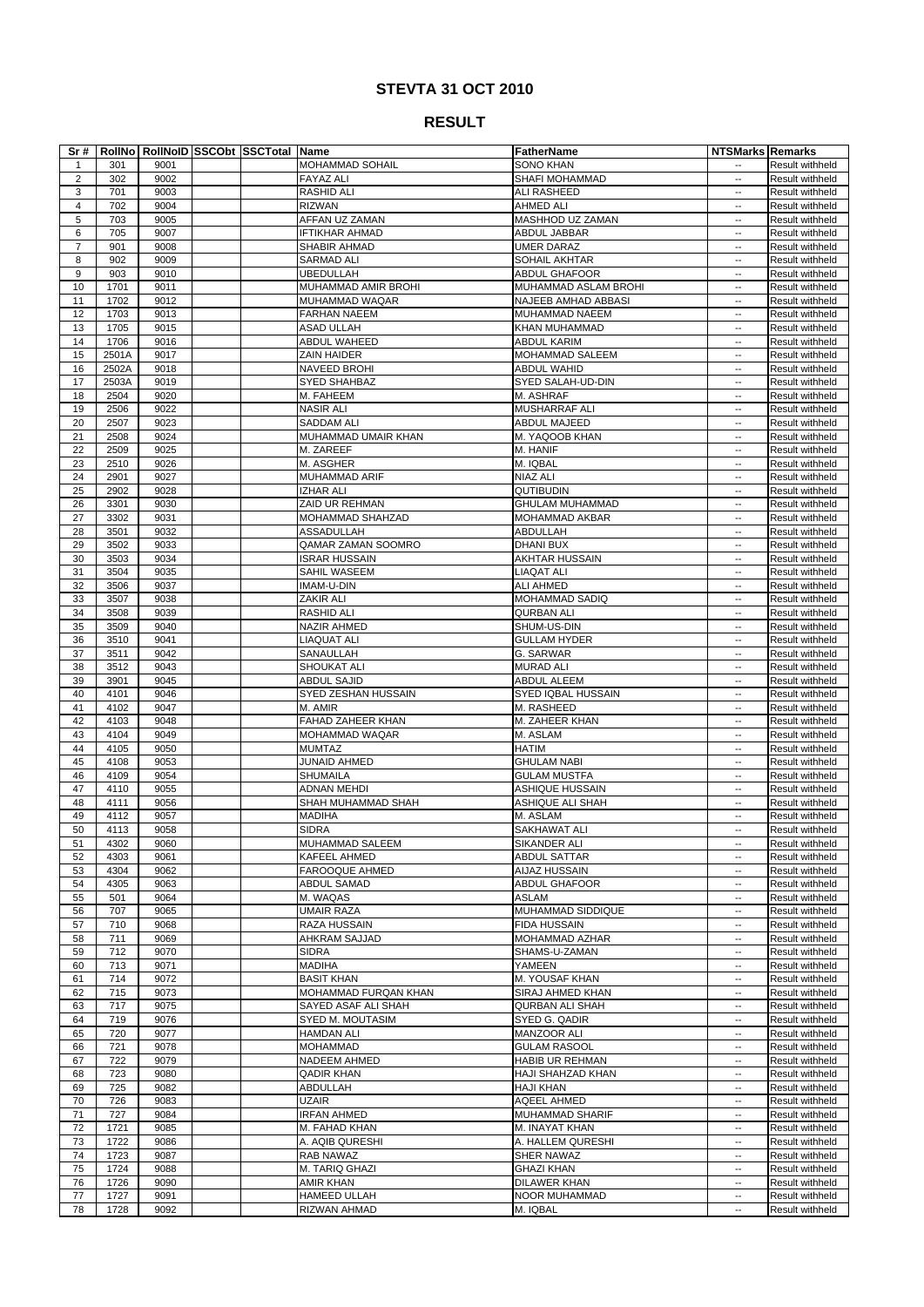# STEVTA 31 OCT 2010

## RESULT

| Sr # | RollNo | RollNoID | SSCObt | SSCTotal | Name | FatherName | NTSMarks | Remarks |
|---|---|---|---|---|---|---|---|---|
| 1 | 301 | 9001 | | | MOHAMMAD SOHAIL | SONO KHAN | -- | Result withheld |
| 2 | 302 | 9002 | | | FAYAZ ALI | SHAFI MOHAMMAD | -- | Result withheld |
| 3 | 701 | 9003 | | | RASHID ALI | ALI RASHEED | -- | Result withheld |
| 4 | 702 | 9004 | | | RIZWAN | AHMED ALI | -- | Result withheld |
| 5 | 703 | 9005 | | | AFFAN UZ ZAMAN | MASHHOD UZ ZAMAN | -- | Result withheld |
| 6 | 705 | 9007 | | | IFTIKHAR AHMAD | ABDUL JABBAR | -- | Result withheld |
| 7 | 901 | 9008 | | | SHABIR AHMAD | UMER DARAZ | -- | Result withheld |
| 8 | 902 | 9009 | | | SARMAD ALI | SOHAIL AKHTAR | -- | Result withheld |
| 9 | 903 | 9010 | | | UBEDULLAH | ABDUL GHAFOOR | -- | Result withheld |
| 10 | 1701 | 9011 | | | MUHAMMAD AMIR BROHI | MUHAMMAD ASLAM BROHI | -- | Result withheld |
| 11 | 1702 | 9012 | | | MUHAMMAD WAQAR | NAJEEB AMHAD ABBASI | -- | Result withheld |
| 12 | 1703 | 9013 | | | FARHAN NAEEM | MUHAMMAD NAEEM | -- | Result withheld |
| 13 | 1705 | 9015 | | | ASAD ULLAH | KHAN MUHAMMAD | -- | Result withheld |
| 14 | 1706 | 9016 | | | ABDUL WAHEED | ABDUL KARIM | -- | Result withheld |
| 15 | 2501A | 9017 | | | ZAIN HAIDER | MOHAMMAD SALEEM | -- | Result withheld |
| 16 | 2502A | 9018 | | | NAVEED BROHI | ABDUL WAHID | -- | Result withheld |
| 17 | 2503A | 9019 | | | SYED SHAHBAZ | SYED SALAH-UD-DIN | -- | Result withheld |
| 18 | 2504 | 9020 | | | M. FAHEEM | M. ASHRAF | -- | Result withheld |
| 19 | 2506 | 9022 | | | NASIR ALI | MUSHARRAF ALI | -- | Result withheld |
| 20 | 2507 | 9023 | | | SADDAM ALI | ABDUL MAJEED | -- | Result withheld |
| 21 | 2508 | 9024 | | | MUHAMMAD UMAIR KHAN | M. YAQOOB KHAN | -- | Result withheld |
| 22 | 2509 | 9025 | | | M. ZAREEF | M. HANIF | -- | Result withheld |
| 23 | 2510 | 9026 | | | M. ASGHER | M. IQBAL | -- | Result withheld |
| 24 | 2901 | 9027 | | | MUHAMMAD ARIF | NIAZ ALI | -- | Result withheld |
| 25 | 2902 | 9028 | | | IZHAR ALI | QUTIBUDIN | -- | Result withheld |
| 26 | 3301 | 9030 | | | ZAID UR REHMAN | GHULAM MUHAMMAD | -- | Result withheld |
| 27 | 3302 | 9031 | | | MOHAMMAD SHAHZAD | MOHAMMAD AKBAR | -- | Result withheld |
| 28 | 3501 | 9032 | | | ASSADULLAH | ABDULLAH | -- | Result withheld |
| 29 | 3502 | 9033 | | | QAMAR ZAMAN SOOMRO | DHANI BUX | -- | Result withheld |
| 30 | 3503 | 9034 | | | ISRAR HUSSAIN | AKHTAR HUSSAIN | -- | Result withheld |
| 31 | 3504 | 9035 | | | SAHIL WASEEM | LIAQAT ALI | -- | Result withheld |
| 32 | 3506 | 9037 | | | IMAM-U-DIN | ALI AHMED | -- | Result withheld |
| 33 | 3507 | 9038 | | | ZAKIR ALI | MOHAMMAD SADIQ | -- | Result withheld |
| 34 | 3508 | 9039 | | | RASHID ALI | QURBAN ALI | -- | Result withheld |
| 35 | 3509 | 9040 | | | NAZIR AHMED | SHUM-US-DIN | -- | Result withheld |
| 36 | 3510 | 9041 | | | LIAQUAT ALI | GULLAM HYDER | -- | Result withheld |
| 37 | 3511 | 9042 | | | SANAULLAH | G. SARWAR | -- | Result withheld |
| 38 | 3512 | 9043 | | | SHOUKAT ALI | MURAD ALI | -- | Result withheld |
| 39 | 3901 | 9045 | | | ABDUL SAJID | ABDUL ALEEM | -- | Result withheld |
| 40 | 4101 | 9046 | | | SYED ZESHAN HUSSAIN | SYED IQBAL HUSSAIN | -- | Result withheld |
| 41 | 4102 | 9047 | | | M. AMIR | M. RASHEED | -- | Result withheld |
| 42 | 4103 | 9048 | | | FAHAD ZAHEER KHAN | M. ZAHEER KHAN | -- | Result withheld |
| 43 | 4104 | 9049 | | | MOHAMMAD WAQAR | M. ASLAM | -- | Result withheld |
| 44 | 4105 | 9050 | | | MUMTAZ | HATIM | -- | Result withheld |
| 45 | 4108 | 9053 | | | JUNAID AHMED | GHULAM NABI | -- | Result withheld |
| 46 | 4109 | 9054 | | | SHUMAILA | GULAM MUSTFA | -- | Result withheld |
| 47 | 4110 | 9055 | | | ADNAN MEHDI | ASHIQUE HUSSAIN | -- | Result withheld |
| 48 | 4111 | 9056 | | | SHAH MUHAMMAD SHAH | ASHIQUE ALI SHAH | -- | Result withheld |
| 49 | 4112 | 9057 | | | MADIHA | M. ASLAM | -- | Result withheld |
| 50 | 4113 | 9058 | | | SIDRA | SAKHAWAT ALI | -- | Result withheld |
| 51 | 4302 | 9060 | | | MUHAMMAD SALEEM | SIKANDER ALI | -- | Result withheld |
| 52 | 4303 | 9061 | | | KAFEEL AHMED | ABDUL SATTAR | -- | Result withheld |
| 53 | 4304 | 9062 | | | FAROOQUE AHMED | AIJAZ HUSSAIN | -- | Result withheld |
| 54 | 4305 | 9063 | | | ABDUL SAMAD | ABDUL GHAFOOR | -- | Result withheld |
| 55 | 501 | 9064 | | | M. WAQAS | ASLAM | -- | Result withheld |
| 56 | 707 | 9065 | | | UMAIR RAZA | MUHAMMAD SIDDIQUE | -- | Result withheld |
| 57 | 710 | 9068 | | | RAZA HUSSAIN | FIDA HUSSAIN | -- | Result withheld |
| 58 | 711 | 9069 | | | AHKRAM SAJJAD | MOHAMMAD AZHAR | -- | Result withheld |
| 59 | 712 | 9070 | | | SIDRA | SHAMS-U-ZAMAN | -- | Result withheld |
| 60 | 713 | 9071 | | | MADIHA | YAMEEN | -- | Result withheld |
| 61 | 714 | 9072 | | | BASIT KHAN | M. YOUSAF KHAN | -- | Result withheld |
| 62 | 715 | 9073 | | | MOHAMMAD FURQAN KHAN | SIRAJ AHMED KHAN | -- | Result withheld |
| 63 | 717 | 9075 | | | SAYED ASAF ALI SHAH | QURBAN ALI SHAH | -- | Result withheld |
| 64 | 719 | 9076 | | | SYED M. MOUTASIM | SYED G. QADIR | -- | Result withheld |
| 65 | 720 | 9077 | | | HAMDAN ALI | MANZOOR ALI | -- | Result withheld |
| 66 | 721 | 9078 | | | MOHAMMAD | GULAM RASOOL | -- | Result withheld |
| 67 | 722 | 9079 | | | NADEEM AHMED | HABIB UR REHMAN | -- | Result withheld |
| 68 | 723 | 9080 | | | QADIR KHAN | HAJI SHAHZAD KHAN | -- | Result withheld |
| 69 | 725 | 9082 | | | ABDULLAH | HAJI KHAN | -- | Result withheld |
| 70 | 726 | 9083 | | | UZAIR | AQEEL AHMED | -- | Result withheld |
| 71 | 727 | 9084 | | | IRFAN AHMED | MUHAMMAD SHARIF | -- | Result withheld |
| 72 | 1721 | 9085 | | | M. FAHAD KHAN | M. INAYAT KHAN | -- | Result withheld |
| 73 | 1722 | 9086 | | | A. AQIB QURESHI | A. HALLEM QURESHI | -- | Result withheld |
| 74 | 1723 | 9087 | | | RAB NAWAZ | SHER NAWAZ | -- | Result withheld |
| 75 | 1724 | 9088 | | | M. TARIQ GHAZI | GHAZI KHAN | -- | Result withheld |
| 76 | 1726 | 9090 | | | AMIR KHAN | DILAWER KHAN | -- | Result withheld |
| 77 | 1727 | 9091 | | | HAMEED ULLAH | NOOR MUHAMMAD | -- | Result withheld |
| 78 | 1728 | 9092 | | | RIZWAN AHMAD | M. IQBAL | -- | Result withheld |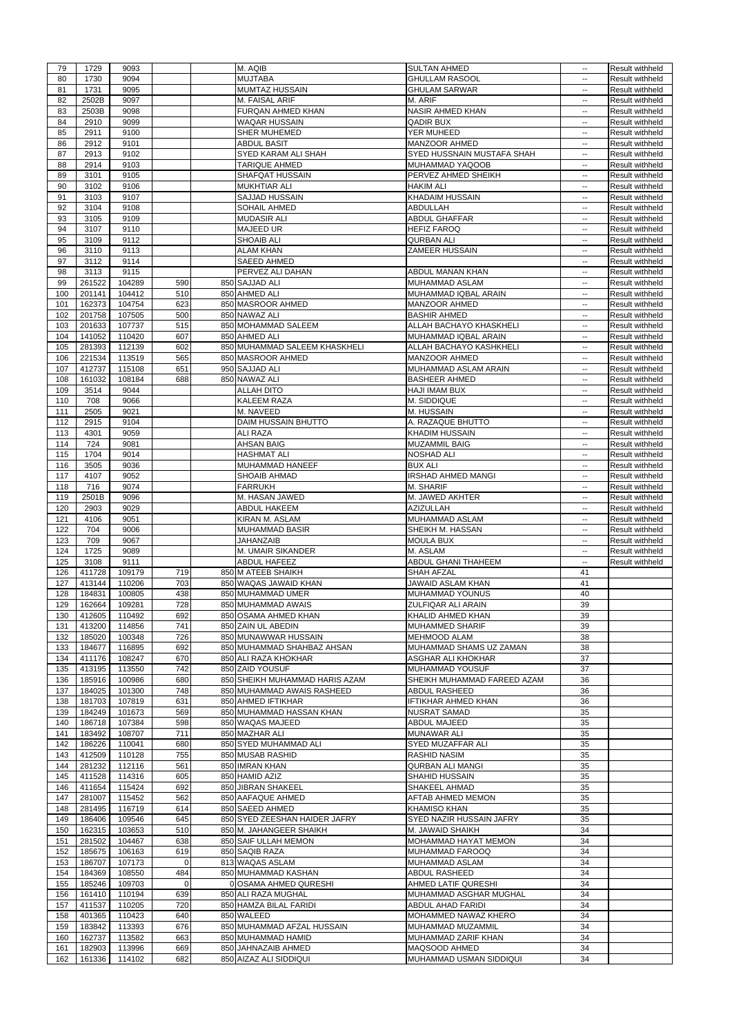| | | | | | | | | |
|---|---|---|---|---|---|---|---|---|
| 79 | 1729 | 9093 | | | M. AQIB | SULTAN AHMED | -- | Result withheld |
| 80 | 1730 | 9094 | | | MUJTABA | GHULAM RASOOL | -- | Result withheld |
| 81 | 1731 | 9095 | | | MUMTAZ HUSSAIN | GHULAM SARWAR | -- | Result withheld |
| 82 | 2502B | 9097 | | | M. FAISAL ARIF | M. ARIF | -- | Result withheld |
| 83 | 2503B | 9098 | | | FURQAN AHMED KHAN | NASIR AHMED KHAN | -- | Result withheld |
| 84 | 2910 | 9099 | | | WAQAR HUSSAIN | QADIR BUX | -- | Result withheld |
| 85 | 2911 | 9100 | | | SHER MUHEMED | YER MUHEED | -- | Result withheld |
| 86 | 2912 | 9101 | | | ABDUL BASIT | MANZOOR AHMED | -- | Result withheld |
| 87 | 2913 | 9102 | | | SYED KARAM ALI SHAH | SYED HUSSNAIN MUSTAFA SHAH | -- | Result withheld |
| 88 | 2914 | 9103 | | | TARIQUE AHMED | MUHAMMAD YAQOOB | -- | Result withheld |
| 89 | 3101 | 9105 | | | SHAFQAT HUSSAIN | PERVEZ AHMED SHEIKH | -- | Result withheld |
| 90 | 3102 | 9106 | | | MUKHTIAR ALI | HAKIM ALI | -- | Result withheld |
| 91 | 3103 | 9107 | | | SAJJAD HUSSAIN | KHADAIM HUSSAIN | -- | Result withheld |
| 92 | 3104 | 9108 | | | SOHAIL AHMED | ABDULLAH | -- | Result withheld |
| 93 | 3105 | 9109 | | | MUDASIR ALI | ABDUL GHAFFAR | -- | Result withheld |
| 94 | 3107 | 9110 | | | MAJEED UR | HEFIZ FAROQ | -- | Result withheld |
| 95 | 3109 | 9112 | | | SHOAIB ALI | QURBAN ALI | -- | Result withheld |
| 96 | 3110 | 9113 | | | ALAM KHAN | ZAMEER HUSSAIN | -- | Result withheld |
| 97 | 3112 | 9114 | | | SAEED AHMED | | -- | Result withheld |
| 98 | 3113 | 9115 | | | PERVEZ ALI DAHAN | ABDUL MANAN KHAN | -- | Result withheld |
| 99 | 261522 | 104289 | 590 | 850 | SAJJAD ALI | MUHAMMAD ASLAM | -- | Result withheld |
| 100 | 201141 | 104412 | 510 | 850 | AHMED ALI | MUHAMMAD IQBAL ARAIN | -- | Result withheld |
| 101 | 162373 | 104754 | 623 | 850 | MASROOR AHMED | MANZOOR AHMED | -- | Result withheld |
| 102 | 201758 | 107505 | 500 | 850 | NAWAZ ALI | BASHIR AHMED | -- | Result withheld |
| 103 | 201633 | 107737 | 515 | 850 | MOHAMMAD SALEEM | ALLAH BACHAYO KHASKHELI | -- | Result withheld |
| 104 | 141052 | 110420 | 607 | 850 | AHMED ALI | MUHAMMAD IQBAL ARAIN | -- | Result withheld |
| 105 | 281393 | 112139 | 602 | 850 | MUHAMMAD SALEEM KHASKHELI | ALLAH BACHAYO KASHKHELI | -- | Result withheld |
| 106 | 221534 | 113519 | 565 | 850 | MASROOR AHMED | MANZOOR AHMED | -- | Result withheld |
| 107 | 412737 | 115108 | 651 | 950 | SAJJAD ALI | MUHAMMAD ASLAM ARAIN | -- | Result withheld |
| 108 | 161032 | 108184 | 688 | 850 | NAWAZ ALI | BASHEER AHMED | -- | Result withheld |
| 109 | 3514 | 9044 | | | ALLAH DITO | HAJI IMAM BUX | -- | Result withheld |
| 110 | 708 | 9066 | | | KALEEM RAZA | M. SIDDIQUE | -- | Result withheld |
| 111 | 2505 | 9021 | | | M. NAVEED | M. HUSSAIN | -- | Result withheld |
| 112 | 2915 | 9104 | | | DAIM HUSSAIN BHUTTO | A. RAZAQUE BHUTTO | -- | Result withheld |
| 113 | 4301 | 9059 | | | ALI RAZA | KHADIM HUSSAIN | -- | Result withheld |
| 114 | 724 | 9081 | | | AHSAN BAIG | MUZAMMIL BAIG | -- | Result withheld |
| 115 | 1704 | 9014 | | | HASHMAT ALI | NOSHAD ALI | -- | Result withheld |
| 116 | 3505 | 9036 | | | MUHAMMAD HANEEF | BUX ALI | -- | Result withheld |
| 117 | 4107 | 9052 | | | SHOAIB AHMAD | IRSHAD AHMED MANGI | -- | Result withheld |
| 118 | 716 | 9074 | | | FARRUKH | M. SHARIF | -- | Result withheld |
| 119 | 2501B | 9096 | | | M. HASAN JAWED | M. JAWED AKHTER | -- | Result withheld |
| 120 | 2903 | 9029 | | | ABDUL HAKEEM | AZIZULLAH | -- | Result withheld |
| 121 | 4106 | 9051 | | | KIRAN M. ASLAM | MUHAMMAD ASLAM | -- | Result withheld |
| 122 | 704 | 9006 | | | MUHAMMAD BASIR | SHEIKH M. HASSAN | -- | Result withheld |
| 123 | 709 | 9067 | | | JAHANZAIB | MOULA BUX | -- | Result withheld |
| 124 | 1725 | 9089 | | | M. UMAIR SIKANDER | M. ASLAM | -- | Result withheld |
| 125 | 3108 | 9111 | | | ABDUL HAFEEZ | ABDUL GHANI THAHEEM | -- | Result withheld |
| 126 | 411728 | 109179 | 719 | 850 | M ATEEB SHAIKH | SHAH AFZAL | 41 | |
| 127 | 413144 | 110206 | 703 | 850 | WAQAS JAWAID KHAN | JAWAID ASLAM KHAN | 41 | |
| 128 | 184831 | 100805 | 438 | 850 | MUHAMMAD UMER | MUHAMMAD YOUNUS | 40 | |
| 129 | 162664 | 109281 | 728 | 850 | MUHAMMAD AWAIS | ZULFIQAR ALI ARAIN | 39 | |
| 130 | 412605 | 110492 | 692 | 850 | OSAMA AHMED KHAN | KHALID AHMED KHAN | 39 | |
| 131 | 413200 | 114856 | 741 | 850 | ZAIN UL ABEDIN | MUHAMMED SHARIF | 39 | |
| 132 | 185020 | 100348 | 726 | 850 | MUNAWWAR HUSSAIN | MEHMOOD ALAM | 38 | |
| 133 | 184677 | 116895 | 692 | 850 | MUHAMMAD SHAHBAZ AHSAN | MUHAMMAD SHAMS UZ ZAMAN | 38 | |
| 134 | 411176 | 108247 | 670 | 850 | ALI RAZA KHOKHAR | ASGHAR ALI KHOKHAR | 37 | |
| 135 | 413195 | 113550 | 742 | 850 | ZAID YOUSUF | MUHAMMAD YOUSUF | 37 | |
| 136 | 185916 | 100986 | 680 | 850 | SHEIKH MUHAMMAD HARIS AZAM | SHEIKH MUHAMMAD FAREED AZAM | 36 | |
| 137 | 184025 | 101300 | 748 | 850 | MUHAMMAD AWAIS RASHEED | ABDUL RASHEED | 36 | |
| 138 | 181703 | 107819 | 631 | 850 | AHMED IFTIKHAR | IFTIKHAR AHMED KHAN | 36 | |
| 139 | 184249 | 101673 | 569 | 850 | MUHAMMAD HASSAN KHAN | NUSRAT SAMAD | 35 | |
| 140 | 186718 | 107384 | 598 | 850 | WAQAS MAJEED | ABDUL MAJEED | 35 | |
| 141 | 183492 | 108707 | 711 | 850 | MAZHAR ALI | MUNAWAR ALI | 35 | |
| 142 | 186226 | 110041 | 680 | 850 | SYED MUHAMMAD ALI | SYED MUZAFFAR ALI | 35 | |
| 143 | 412509 | 110128 | 755 | 850 | MUSAB RASHID | RASHID NASIM | 35 | |
| 144 | 281232 | 112116 | 561 | 850 | IMRAN KHAN | QURBAN ALI MANGI | 35 | |
| 145 | 411528 | 114316 | 605 | 850 | HAMID AZIZ | SHAHID HUSSAIN | 35 | |
| 146 | 411654 | 115424 | 692 | 850 | JIBRAN SHAKEEL | SHAKEEL AHMAD | 35 | |
| 147 | 281007 | 115452 | 562 | 850 | AAFAQUE AHMED | AFTAB AHMED MEMON | 35 | |
| 148 | 281495 | 116719 | 614 | 850 | SAEED AHMED | KHAMISO KHAN | 35 | |
| 149 | 186406 | 109546 | 645 | 850 | SYED ZEESHAN HAIDER JAFRY | SYED NAZIR HUSSAIN JAFRY | 35 | |
| 150 | 162315 | 103653 | 510 | 850 | M. JAHANGEER SHAIKH | M. JAWAID SHAIKH | 34 | |
| 151 | 281502 | 104467 | 638 | 850 | SAIF ULLAH MEMON | MOHAMMAD HAYAT MEMON | 34 | |
| 152 | 185675 | 106163 | 619 | 850 | SAQIB RAZA | MUHAMMAD FAROOQ | 34 | |
| 153 | 186707 | 107173 | 0 | 813 | WAQAS ASLAM | MUHAMMAD ASLAM | 34 | |
| 154 | 184369 | 108550 | 484 | 850 | MUHAMMAD KASHAN | ABDUL RASHEED | 34 | |
| 155 | 185246 | 109703 | 0 | 0 | OSAMA AHMED QURESHI | AHMED LATIF QURESHI | 34 | |
| 156 | 161410 | 110194 | 639 | 850 | ALI RAZA MUGHAL | MUHAMMAD ASGHAR MUGHAL | 34 | |
| 157 | 411537 | 110205 | 720 | 850 | HAMZA BILAL FARIDI | ABDUL AHAD FARIDI | 34 | |
| 158 | 401365 | 110423 | 640 | 850 | WALEED | MOHAMMED NAWAZ KHERO | 34 | |
| 159 | 183842 | 113393 | 676 | 850 | MUHAMMAD AFZAL HUSSAIN | MUHAMMAD MUZAMMIL | 34 | |
| 160 | 162737 | 113582 | 663 | 850 | MUHAMMAD HAMID | MUHAMMAD ZARIF KHAN | 34 | |
| 161 | 182903 | 113996 | 669 | 850 | JAHNAZAIB AHMED | MAQSOOD AHMED | 34 | |
| 162 | 161336 | 114102 | 682 | 850 | AIZAZ ALI SIDDIQUI | MUHAMMAD USMAN SIDDIQUI | 34 | |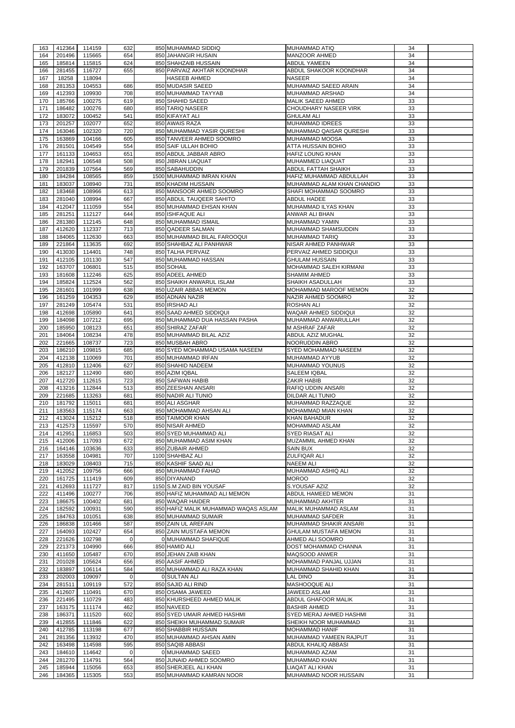| | | | | | | | | |
|---|---|---|---|---|---|---|---|---|
| 163 | 412364 | 114159 | 632 | 850 | MUHAMMAD SIDDIQ | MUHAMMAD ATIQ | 34 | |
| 164 | 201496 | 115665 | 654 | 850 | JAHANGIR HUSAIN | MANZOOR AHMED | 34 | |
| 165 | 185814 | 115815 | 624 | 850 | SHAHZAIB HUSSAIN | ABDUL YAMEEN | 34 | |
| 166 | 281455 | 116727 | 655 | 850 | PARVAIZ AKHTAR KOONDHAR | ABDUL SHAKOOR KOONDHAR | 34 | |
| 167 | 18258 | 118094 | | | HASEEB AHMED | NASEER | 34 | |
| 168 | 281353 | 104553 | 686 | 850 | MUDASIR SAEED | MUHAMMAD SAEED ARAIN | 34 | |
| 169 | 412393 | 109930 | 708 | 850 | MUHAMMAD TAYYAB | MUHAMMAD ARSHAD | 34 | |
| 170 | 185766 | 100275 | 619 | 850 | SHAHID SAEED | MALIK SAEED AHMED | 33 | |
| 171 | 186482 | 100276 | 680 | 850 | TARIQ NASEER | CHOUDHARY NASEER VIRK | 33 | |
| 172 | 183072 | 100452 | 541 | 850 | KIFAYAT ALI | GHULAM ALI | 33 | |
| 173 | 201257 | 102077 | 652 | 850 | AWAIS RAZA | MUHAMMAD IDREES | 33 | |
| 174 | 163046 | 102320 | 720 | 850 | MUHAMMAD YASIR QURESHI | MUHAMMAD QAISAR QURESHI | 33 | |
| 175 | 163869 | 104166 | 605 | 850 | TANVEER AHMED SOOMRO | MUHAMMAD MOOSA | 33 | |
| 176 | 281501 | 104549 | 554 | 850 | SAIF ULLAH BOHIO | ATTA HUSSAIN BOHIO | 33 | |
| 177 | 161133 | 104653 | 651 | 850 | ABDUL JABBAR ABRO | HAFIZ LOUNG KHAN | 33 | |
| 178 | 182941 | 106548 | 508 | 850 | JIBRAN LIAQUAT | MUHAMMED LIAQUAT | 33 | |
| 179 | 201839 | 107564 | 569 | 850 | SABAHUDDIN | ABDUL FATTAH SHAIKH | 33 | |
| 180 | 184284 | 108565 | 859 | 1500 | MUHAMMAD IMRAN KHAN | HAFIZ MUHAMMAD ABDULLAH | 33 | |
| 181 | 183037 | 108940 | 731 | 850 | KHADIM HUSSAIN | MUHAMMAD ALAM KHAN CHANDIO | 33 | |
| 182 | 183468 | 108966 | 613 | 850 | MANSOOR AHMED SOOMRO | SHAFI MOHAMMAD SOOMRO | 33 | |
| 183 | 281040 | 108994 | 667 | 850 | ABDUL TAUQEER SAHITO | ABDUL HADEE | 33 | |
| 184 | 412047 | 111059 | 554 | 850 | MUHAMMAD EHSAN KHAN | MUHAMMAD ILYAS KHAN | 33 | |
| 185 | 281251 | 112127 | 644 | 850 | ISHFAQUE ALI | ANWAR ALI BHAN | 33 | |
| 186 | 281380 | 112145 | 648 | 850 | MUHAMMAD ISMAIL | MUHAMMAD YAMIN | 33 | |
| 187 | 412620 | 112337 | 713 | 850 | QADEER SALMAN | MUHAMMAD SHAMSUDDIN | 33 | |
| 188 | 184065 | 112630 | 663 | 850 | MUHAMMAD BILAL FAROOQUI | MUHAMMAD TARIQ | 33 | |
| 189 | 221864 | 113635 | 692 | 850 | SHAHBAZ ALI PANHWAR | NISAR AHMED PANHWAR | 33 | |
| 190 | 413030 | 114401 | 748 | 850 | TALHA PERVAIZ | PERVAIZ AHMED SIDDIQUI | 33 | |
| 191 | 412105 | 101130 | 547 | 850 | MUHAMMAD HASSAN | GHULAM HUSSAIN | 33 | |
| 192 | 163707 | 106801 | 515 | 850 | SOHAIL | MOHAMMAD SALEH KIRMANI | 33 | |
| 193 | 181608 | 112246 | 625 | 850 | ADEEL AHMED | SHAMIM AHMED | 33 | |
| 194 | 185824 | 112524 | 562 | 850 | SHAIKH ANWARUL ISLAM | SHAIKH ASADULLAH | 33 | |
| 195 | 281601 | 101999 | 638 | 850 | UZAIR ABBAS MEMON | MOHAMMAD MAROOF MEMON | 32 | |
| 196 | 161259 | 104353 | 629 | 850 | ADNAN NAZIR | NAZIR AHMED SOOMRO | 32 | |
| 197 | 281249 | 105474 | 531 | 850 | IRSHAD ALI | ROSHAN ALI | 32 | |
| 198 | 412698 | 105890 | 641 | 850 | SAAD AHMED SIDDIQUI | WAQAR AHMED SIDDIQUI | 32 | |
| 199 | 184098 | 107212 | 695 | 850 | MUHAMMAD DUA HASSAN PASHA | MUHAMMAD ANWARULLAH | 32 | |
| 200 | 185950 | 108123 | 651 | 850 | SHIRAZ ZAFAR` | M ASHRAF ZAFAR | 32 | |
| 201 | 184064 | 108234 | 478 | 850 | MUHAMMAD BILAL AZIZ | ABDUL AZIZ MUGHAL | 32 | |
| 202 | 221665 | 108737 | 723 | 850 | MUSBAH ABRO | NOORUDDIN ABRO | 32 | |
| 203 | 186210 | 109815 | 685 | 850 | SYED MOHAMMAD USAMA NASEEM | SYED MOHAMMAD NASEEM | 32 | |
| 204 | 412138 | 110069 | 701 | 850 | MUHAMMAD IRFAN | MUHAMMAD AYYUB | 32 | |
| 205 | 412810 | 112406 | 627 | 850 | SHAHID NADEEM | MUHAMMAD YOUNUS | 32 | |
| 206 | 182127 | 112490 | 680 | 850 | AZIM IQBAL | SALEEM IQBAL | 32 | |
| 207 | 412720 | 112615 | 723 | 850 | SAFWAN HABIB | ZAKIR HABIB | 32 | |
| 208 | 413216 | 112844 | 513 | 850 | ZEESHAN ANSARI | RAFIQ UDDIN ANSARI | 32 | |
| 209 | 221685 | 113263 | 681 | 850 | NADIR ALI TUNIO | DILDAR ALI TUNIO | 32 | |
| 210 | 181792 | 115011 | 681 | 850 | ALI ASGHAR | MUHAMMAD RAZZAQUE | 32 | |
| 211 | 183563 | 115174 | 663 | 850 | MOHAMMAD AHSAN ALI | MOHAMMAD MIAN KHAN | 32 | |
| 212 | 413024 | 115212 | 518 | 850 | TAIMOOR KHAN | KHAN BAHADUR | 32 | |
| 213 | 412573 | 115597 | 570 | 850 | NISAR AHMED | MOHAMMAD ASLAM | 32 | |
| 214 | 412951 | 116853 | 503 | 850 | SYED MUHAMMAD ALI | SYED RIASAT ALI | 32 | |
| 215 | 412006 | 117093 | 672 | 850 | MUHAMMAD ASIM KHAN | MUZAMMIL AHMED KHAN | 32 | |
| 216 | 164146 | 103636 | 633 | 850 | ZUBAIR AHMED | SAIN BUX | 32 | |
| 217 | 163558 | 104981 | 707 | 1100 | SHAHBAZ ALI | ZULFIQAR ALI | 32 | |
| 218 | 183029 | 108403 | 715 | 850 | KASHIF SAAD ALI | NAEEM ALI | 32 | |
| 219 | 412052 | 109756 | 666 | 850 | MUHAMMAD FAHAD | MUHAMMAD ASHIQ ALI | 32 | |
| 220 | 161725 | 111419 | 609 | 850 | DIYANAND | MOROO | 32 | |
| 221 | 412693 | 111727 | 817 | 1150 | S.M ZAID BIN YOUSAF | S.YOUSAF AZIZ | 32 | |
| 222 | 411496 | 100277 | 706 | 850 | HAFIZ MUHAMMAD ALI MEMON | ABDUL HAMEED MEMON | 31 | |
| 223 | 186675 | 100402 | 681 | 850 | WAQAR HAIDER | MUHAMMAD AKHTER | 31 | |
| 224 | 182592 | 100931 | 590 | 850 | HAFIZ MALIK MUHAMMAD WAQAS ASLAM | MALIK MUHAMMAD ASLAM | 31 | |
| 225 | 184763 | 101051 | 638 | 850 | MUHAMMAD SUMAIR | MUHAMMAD SAFDER | 31 | |
| 226 | 186838 | 101466 | 587 | 850 | ZAIN UL AREFAIN | MUHAMMAD SHAKIR ANSARI | 31 | |
| 227 | 164093 | 102427 | 654 | 850 | ZAIN MUSTAFA MEMON | GHULAM MUSTAFA MEMON | 31 | |
| 228 | 221626 | 102798 | 0 | 0 | MUHAMMAD SHAFIQUE | AHMED ALI SOOMRO | 31 | |
| 229 | 221373 | 104990 | 666 | 850 | HAMID ALI | DOST MOHAMMAD CHANNA | 31 | |
| 230 | 411650 | 105487 | 670 | 850 | JEHAN ZAIB KHAN | MAQSOOD ANWER | 31 | |
| 231 | 201028 | 105624 | 656 | 850 | AASIF AHMED | MOHAMMAD PANJAL UJJAN | 31 | |
| 232 | 183897 | 106114 | 584 | 850 | MUHAMMAD ALI RAZA KHAN | MUHAMMAD SHAHID KHAN | 31 | |
| 233 | 202003 | 109097 | 0 | 0 | SULTAN ALI | LAL DINO | 31 | |
| 234 | 281511 | 109119 | 572 | 850 | SAJID ALI RIND | MASHOOQUE ALI | 31 | |
| 235 | 412607 | 110491 | 670 | 850 | OSAMA JAWEED | JAWEED ASLAM | 31 | |
| 236 | 221495 | 110729 | 483 | 850 | KHURSHEED AHMED MALIK | ABDUL GHAFOOR MALIK | 31 | |
| 237 | 163175 | 111174 | 462 | 850 | NAVEED | BASHIR AHMED | 31 | |
| 238 | 186371 | 111520 | 602 | 850 | SYED UMAIR AHMED HASHMI | SYED MERAJ AHMED HASHMI | 31 | |
| 239 | 412855 | 111846 | 622 | 850 | SHEIKH MUHAMMAD SUMAIR | SHEIKH NOOR MUHAMMAD | 31 | |
| 240 | 412785 | 113198 | 677 | 850 | SHABBIR HUSSAIN | MOHAMMAD HANIF | 31 | |
| 241 | 281356 | 113932 | 470 | 850 | MUHAMMAD AHSAN AMIN | MUHAMMAD YAMEEN RAJPUT | 31 | |
| 242 | 163498 | 114598 | 595 | 850 | SAQIB ABBASI | ABDUL KHALIQ ABBASI | 31 | |
| 243 | 184610 | 114642 | 0 | 0 | MUHAMMAD SAEED | MUHAMMAD AZAM | 31 | |
| 244 | 281270 | 114791 | 564 | 850 | JUNAID AHMED SOOMRO | MUHAMMAD KHAN | 31 | |
| 245 | 185944 | 115056 | 653 | 850 | SHERJEEL ALI KHAN | LIAQAT ALI KHAN | 31 | |
| 246 | 184365 | 115305 | 553 | 850 | MUHAMMAD KAMRAN NOOR | MUHAMMAD NOOR HUSSAIN | 31 | |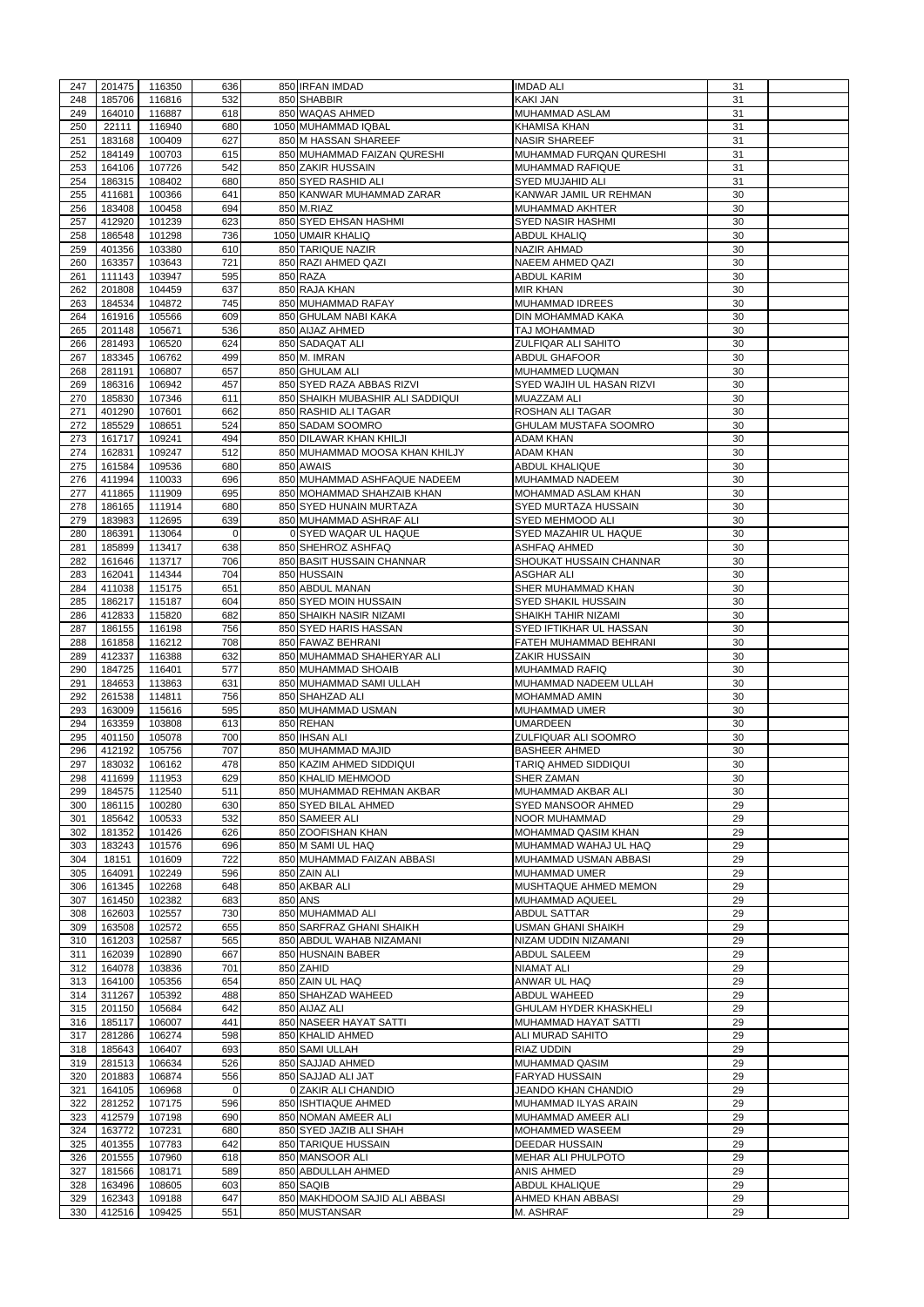| | | | | | | | | |
|---|---|---|---|---|---|---|---|---|
| 247 | 201475 | 116350 | 636 | 850 | IRFAN IMDAD | IMDAD ALI | 31 | |
| 248 | 185706 | 116816 | 532 | 850 | SHABBIR | KAKI JAN | 31 | |
| 249 | 164010 | 116887 | 618 | 850 | WAQAS AHMED | MUHAMMAD ASLAM | 31 | |
| 250 | 22111 | 116940 | 680 | 1050 | MUHAMMAD IQBAL | KHAMISA KHAN | 31 | |
| 251 | 183168 | 100409 | 627 | 850 | M HASSAN SHAREEF | NASIR SHAREEF | 31 | |
| 252 | 184149 | 100703 | 615 | 850 | MUHAMMAD FAIZAN QURESHI | MUHAMMAD FURQAN QURESHI | 31 | |
| 253 | 164106 | 107726 | 542 | 850 | ZAKIR HUSSAIN | MUHAMMAD RAFIQUE | 31 | |
| 254 | 186315 | 108402 | 680 | 850 | SYED RASHID ALI | SYED MUJAHID ALI | 31 | |
| 255 | 411681 | 100366 | 641 | 850 | KANWAR MUHAMMAD ZARAR | KANWAR JAMIL UR REHMAN | 30 | |
| 256 | 183408 | 100458 | 694 | 850 | M.RIAZ | MUHAMMAD AKHTER | 30 | |
| 257 | 412920 | 101239 | 623 | 850 | SYED EHSAN HASHMI | SYED NASIR HASHMI | 30 | |
| 258 | 186548 | 101298 | 736 | 1050 | UMAIR KHALIQ | ABDUL KHALIQ | 30 | |
| 259 | 401356 | 103380 | 610 | 850 | TARIQUE NAZIR | NAZIR AHMAD | 30 | |
| 260 | 163357 | 103643 | 721 | 850 | RAZI AHMED QAZI | NAEEM AHMED QAZI | 30 | |
| 261 | 111143 | 103947 | 595 | 850 | RAZA | ABDUL KARIM | 30 | |
| 262 | 201808 | 104459 | 637 | 850 | RAJA KHAN | MIR KHAN | 30 | |
| 263 | 184534 | 104872 | 745 | 850 | MUHAMMAD RAFAY | MUHAMMAD IDREES | 30 | |
| 264 | 161916 | 105566 | 609 | 850 | GHULAM NABI KAKA | DIN MOHAMMAD KAKA | 30 | |
| 265 | 201148 | 105671 | 536 | 850 | AIJAZ AHMED | TAJ MOHAMMAD | 30 | |
| 266 | 281493 | 106520 | 624 | 850 | SADAQAT ALI | ZULFIQAR ALI SAHITO | 30 | |
| 267 | 183345 | 106762 | 499 | 850 | M. IMRAN | ABDUL GHAFOOR | 30 | |
| 268 | 281191 | 106807 | 657 | 850 | GHULAM ALI | MUHAMMED LUQMAN | 30 | |
| 269 | 186316 | 106942 | 457 | 850 | SYED RAZA ABBAS RIZVI | SYED WAJIH UL HASAN RIZVI | 30 | |
| 270 | 185830 | 107346 | 611 | 850 | SHAIKH MUBASHIR ALI SADDIQUI | MUAZZAM ALI | 30 | |
| 271 | 401290 | 107601 | 662 | 850 | RASHID ALI TAGAR | ROSHAN ALI TAGAR | 30 | |
| 272 | 185529 | 108651 | 524 | 850 | SADAM SOOMRO | GHULAM MUSTAFA SOOMRO | 30 | |
| 273 | 161717 | 109241 | 494 | 850 | DILAWAR KHAN KHILJI | ADAM KHAN | 30 | |
| 274 | 162831 | 109247 | 512 | 850 | MUHAMMAD MOOSA KHAN KHILJY | ADAM KHAN | 30 | |
| 275 | 161584 | 109536 | 680 | 850 | AWAIS | ABDUL KHALIQUE | 30 | |
| 276 | 411994 | 110033 | 696 | 850 | MUHAMMAD ASHFAQUE NADEEM | MUHAMMAD NADEEM | 30 | |
| 277 | 411865 | 111909 | 695 | 850 | MOHAMMAD SHAHZAIB KHAN | MOHAMMAD ASLAM KHAN | 30 | |
| 278 | 186165 | 111914 | 680 | 850 | SYED HUNAIN MURTAZA | SYED MURTAZA HUSSAIN | 30 | |
| 279 | 183983 | 112695 | 639 | 850 | MUHAMMAD ASHRAF ALI | SYED MEHMOOD ALI | 30 | |
| 280 | 186391 | 113064 | 0 | 0 | SYED WAQAR UL HAQUE | SYED MAZAHIR UL HAQUE | 30 | |
| 281 | 185899 | 113417 | 638 | 850 | SHEHROZ ASHFAQ | ASHFAQ AHMED | 30 | |
| 282 | 161646 | 113717 | 706 | 850 | BASIT HUSSAIN CHANNAR | SHOUKAT HUSSAIN CHANNAR | 30 | |
| 283 | 162041 | 114344 | 704 | 850 | HUSSAIN | ASGHAR ALI | 30 | |
| 284 | 411038 | 115175 | 651 | 850 | ABDUL MANAN | SHER MUHAMMAD KHAN | 30 | |
| 285 | 186217 | 115187 | 604 | 850 | SYED MOIN HUSSAIN | SYED SHAKIL HUSSAIN | 30 | |
| 286 | 412833 | 115820 | 682 | 850 | SHAIKH NASIR NIZAMI | SHAIKH TAHIR NIZAMI | 30 | |
| 287 | 186155 | 116198 | 756 | 850 | SYED HARIS HASSAN | SYED IFTIKHAR UL HASSAN | 30 | |
| 288 | 161858 | 116212 | 708 | 850 | FAWAZ BEHRANI | FATEH MUHAMMAD BEHRANI | 30 | |
| 289 | 412337 | 116388 | 632 | 850 | MUHAMMAD SHAHERYAR ALI | ZAKIR HUSSAIN | 30 | |
| 290 | 184725 | 116401 | 577 | 850 | MUHAMMAD SHOAIB | MUHAMMAD RAFIQ | 30 | |
| 291 | 184653 | 113863 | 631 | 850 | MUHAMMAD SAMI ULLAH | MUHAMMAD NADEEM ULLAH | 30 | |
| 292 | 261538 | 114811 | 756 | 850 | SHAHZAD ALI | MOHAMMAD AMIN | 30 | |
| 293 | 163009 | 115616 | 595 | 850 | MUHAMMAD USMAN | MUHAMMAD UMER | 30 | |
| 294 | 163359 | 103808 | 613 | 850 | REHAN | UMARDEEN | 30 | |
| 295 | 401150 | 105078 | 700 | 850 | IHSAN ALI | ZULFIQUAR ALI SOOMRO | 30 | |
| 296 | 412192 | 105756 | 707 | 850 | MUHAMMAD MAJID | BASHEER AHMED | 30 | |
| 297 | 183032 | 106162 | 478 | 850 | KAZIM AHMED SIDDIQUI | TARIQ AHMED SIDDIQUI | 30 | |
| 298 | 411699 | 111953 | 629 | 850 | KHALID MEHMOOD | SHER ZAMAN | 30 | |
| 299 | 184575 | 112540 | 511 | 850 | MUHAMMAD REHMAN AKBAR | MUHAMMAD AKBAR ALI | 30 | |
| 300 | 186115 | 100280 | 630 | 850 | SYED BILAL AHMED | SYED MANSOOR AHMED | 29 | |
| 301 | 185642 | 100533 | 532 | 850 | SAMEER ALI | NOOR MUHAMMAD | 29 | |
| 302 | 181352 | 101426 | 626 | 850 | ZOOFISHAN KHAN | MOHAMMAD QASIM KHAN | 29 | |
| 303 | 183243 | 101576 | 696 | 850 | M SAMI UL HAQ | MUHAMMAD WAHAJ UL HAQ | 29 | |
| 304 | 18151 | 101609 | 722 | 850 | MUHAMMAD FAIZAN ABBASI | MUHAMMAD USMAN ABBASI | 29 | |
| 305 | 164091 | 102249 | 596 | 850 | ZAIN ALI | MUHAMMAD UMER | 29 | |
| 306 | 161345 | 102268 | 648 | 850 | AKBAR ALI | MUSHTAQUE AHMED MEMON | 29 | |
| 307 | 161450 | 102382 | 683 | 850 | ANS | MUHAMMAD AQUEEL | 29 | |
| 308 | 162603 | 102557 | 730 | 850 | MUHAMMAD ALI | ABDUL SATTAR | 29 | |
| 309 | 163508 | 102572 | 655 | 850 | SARFRAZ GHANI SHAIKH | USMAN GHANI SHAIKH | 29 | |
| 310 | 161203 | 102587 | 565 | 850 | ABDUL WAHAB NIZAMANI | NIZAM UDDIN NIZAMANI | 29 | |
| 311 | 162039 | 102890 | 667 | 850 | HUSNAIN BABER | ABDUL SALEEM | 29 | |
| 312 | 164078 | 103836 | 701 | 850 | ZAHID | NIAMAT ALI | 29 | |
| 313 | 164100 | 105356 | 654 | 850 | ZAIN UL HAQ | ANWAR UL HAQ | 29 | |
| 314 | 311267 | 105392 | 488 | 850 | SHAHZAD WAHEED | ABDUL WAHEED | 29 | |
| 315 | 201150 | 105684 | 642 | 850 | AIJAZ ALI | GHULAM HYDER KHASKHELI | 29 | |
| 316 | 185117 | 106007 | 441 | 850 | NASEER HAYAT SATTI | MUHAMMAD HAYAT SATTI | 29 | |
| 317 | 281286 | 106274 | 598 | 850 | KHALID AHMED | ALI MURAD SAHITO | 29 | |
| 318 | 185643 | 106407 | 693 | 850 | SAMI ULLAH | RIAZ UDDIN | 29 | |
| 319 | 281513 | 106634 | 526 | 850 | SAJJAD AHMED | MUHAMMAD QASIM | 29 | |
| 320 | 201883 | 106874 | 556 | 850 | SAJJAD ALI JAT | FARYAD HUSSAIN | 29 | |
| 321 | 164105 | 106968 | 0 | 0 | ZAKIR ALI CHANDIO | JEANDO KHAN CHANDIO | 29 | |
| 322 | 281252 | 107175 | 596 | 850 | ISHTIAQUE AHMED | MUHAMMAD ILYAS ARAIN | 29 | |
| 323 | 412579 | 107198 | 690 | 850 | NOMAN AMEER ALI | MUHAMMAD AMEER ALI | 29 | |
| 324 | 163772 | 107231 | 680 | 850 | SYED JAZIB ALI SHAH | MOHAMMED WASEEM | 29 | |
| 325 | 401355 | 107783 | 642 | 850 | TARIQUE HUSSAIN | DEEDAR HUSSAIN | 29 | |
| 326 | 201555 | 107960 | 618 | 850 | MANSOOR ALI | MEHAR ALI PHULPOTO | 29 | |
| 327 | 181566 | 108171 | 589 | 850 | ABDULLAH AHMED | ANIS AHMED | 29 | |
| 328 | 163496 | 108605 | 603 | 850 | SAQIB | ABDUL KHALIQUE | 29 | |
| 329 | 162343 | 109188 | 647 | 850 | MAKHDOOM SAJID ALI ABBASI | AHMED KHAN ABBASI | 29 | |
| 330 | 412516 | 109425 | 551 | 850 | MUSTANSAR | M. ASHRAF | 29 | |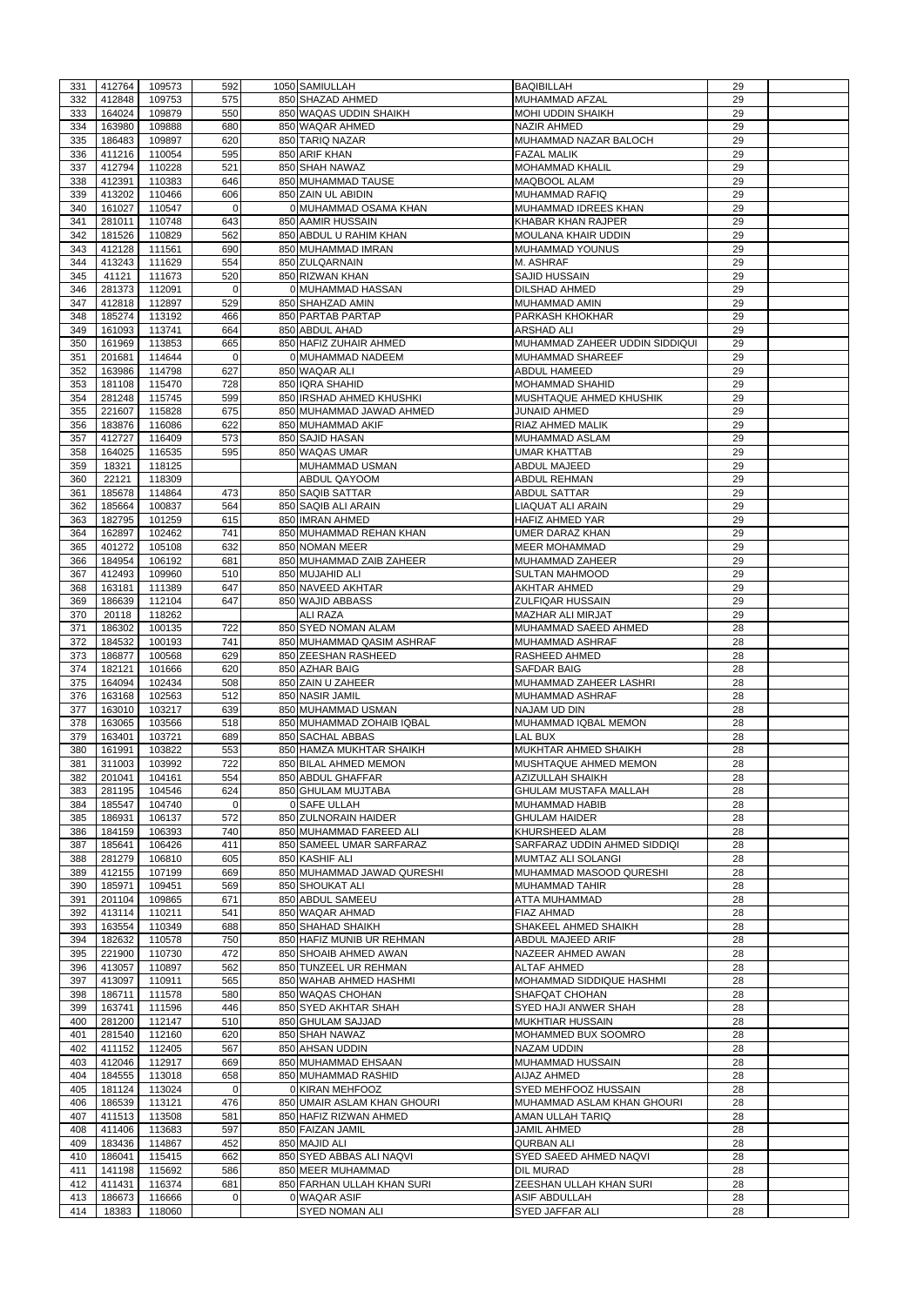| | | | | | | | | |
|---|---|---|---|---|---|---|---|---|
| 331 | 412764 | 109573 | 592 | 1050 | SAMIULLAH | BAQIBILLAH | 29 | |
| 332 | 412848 | 109753 | 575 | 850 | SHAZAD AHMED | MUHAMMAD AFZAL | 29 | |
| 333 | 164024 | 109879 | 550 | 850 | WAQAS UDDIN SHAIKH | MOHI UDDIN SHAIKH | 29 | |
| 334 | 163980 | 109888 | 680 | 850 | WAQAR AHMED | NAZIR AHMED | 29 | |
| 335 | 186483 | 109897 | 620 | 850 | TARIQ NAZAR | MUHAMMAD NAZAR BALOCH | 29 | |
| 336 | 411216 | 110054 | 595 | 850 | ARIF KHAN | FAZAL MALIK | 29 | |
| 337 | 412794 | 110228 | 521 | 850 | SHAH NAWAZ | MOHAMMAD KHALIL | 29 | |
| 338 | 412391 | 110383 | 646 | 850 | MUHAMMAD TAUSE | MAQBOOL ALAM | 29 | |
| 339 | 413202 | 110466 | 606 | 850 | ZAIN UL ABIDIN | MUHAMMAD RAFIQ | 29 | |
| 340 | 161027 | 110547 | 0 | 0 | MUHAMMAD OSAMA KHAN | MUHAMMAD IDREES KHAN | 29 | |
| 341 | 281011 | 110748 | 643 | 850 | AAMIR HUSSAIN | KHABAR KHAN RAJPER | 29 | |
| 342 | 181526 | 110829 | 562 | 850 | ABDUL U RAHIM KHAN | MOULANA KHAIR UDDIN | 29 | |
| 343 | 412128 | 111561 | 690 | 850 | MUHAMMAD IMRAN | MUHAMMAD YOUNUS | 29 | |
| 344 | 413243 | 111629 | 554 | 850 | ZULQARNAIN | M. ASHRAF | 29 | |
| 345 | 41121 | 111673 | 520 | 850 | RIZWAN KHAN | SAJID HUSSAIN | 29 | |
| 346 | 281373 | 112091 | 0 | 0 | MUHAMMAD HASSAN | DILSHAD AHMED | 29 | |
| 347 | 412818 | 112897 | 529 | 850 | SHAHZAD AMIN | MUHAMMAD AMIN | 29 | |
| 348 | 185274 | 113192 | 466 | 850 | PARTAB PARTAP | PARKASH KHOKHAR | 29 | |
| 349 | 161093 | 113741 | 664 | 850 | ABDUL AHAD | ARSHAD ALI | 29 | |
| 350 | 161969 | 113853 | 665 | 850 | HAFIZ ZUHAIR AHMED | MUHAMMAD ZAHEER UDDIN SIDDIQUI | 29 | |
| 351 | 201681 | 114644 | 0 | 0 | MUHAMMAD NADEEM | MUHAMMAD SHAREEF | 29 | |
| 352 | 163986 | 114798 | 627 | 850 | WAQAR ALI | ABDUL HAMEED | 29 | |
| 353 | 181108 | 115470 | 728 | 850 | IQRA SHAHID | MOHAMMAD SHAHID | 29 | |
| 354 | 281248 | 115745 | 599 | 850 | IRSHAD AHMED KHUSHKI | MUSHTAQUE AHMED KHUSHIK | 29 | |
| 355 | 221607 | 115828 | 675 | 850 | MUHAMMAD JAWAD AHMED | JUNAID AHMED | 29 | |
| 356 | 183876 | 116086 | 622 | 850 | MUHAMMAD AKIF | RIAZ AHMED MALIK | 29 | |
| 357 | 412727 | 116409 | 573 | 850 | SAJID HASAN | MUHAMMAD ASLAM | 29 | |
| 358 | 164025 | 116535 | 595 | 850 | WAQAS UMAR | UMAR KHATTAB | 29 | |
| 359 | 18321 | 118125 | | | MUHAMMAD USMAN | ABDUL MAJEED | 29 | |
| 360 | 22121 | 118309 | | | ABDUL QAYOOM | ABDUL REHMAN | 29 | |
| 361 | 185678 | 114864 | 473 | 850 | SAQIB SATTAR | ABDUL SATTAR | 29 | |
| 362 | 185664 | 100837 | 564 | 850 | SAQIB ALI ARAIN | LIAQUAT ALI ARAIN | 29 | |
| 363 | 182795 | 101259 | 615 | 850 | IMRAN AHMED | HAFIZ AHMED YAR | 29 | |
| 364 | 162897 | 102462 | 741 | 850 | MUHAMMAD REHAN KHAN | UMER DARAZ KHAN | 29 | |
| 365 | 401272 | 105108 | 632 | 850 | NOMAN MEER | MEER MOHAMMAD | 29 | |
| 366 | 184954 | 106192 | 681 | 850 | MUHAMMAD ZAIB ZAHEER | MUHAMMAD ZAHEER | 29 | |
| 367 | 412493 | 109960 | 510 | 850 | MUJAHID ALI | SULTAN MAHMOOD | 29 | |
| 368 | 163181 | 111389 | 647 | 850 | NAVEED AKHTAR | AKHTAR AHMED | 29 | |
| 369 | 186639 | 112104 | 647 | 850 | WAJID ABBASS | ZULFIQAR HUSSAIN | 29 | |
| 370 | 20118 | 118262 | | | ALI RAZA | MAZHAR ALI MIRJAT | 29 | |
| 371 | 186302 | 100135 | 722 | 850 | SYED NOMAN ALAM | MUHAMMAD SAEED AHMED | 28 | |
| 372 | 184532 | 100193 | 741 | 850 | MUHAMMAD QASIM ASHRAF | MUHAMMAD ASHRAF | 28 | |
| 373 | 186877 | 100568 | 629 | 850 | ZEESHAN RASHEED | RASHEED AHMED | 28 | |
| 374 | 182121 | 101666 | 620 | 850 | AZHAR BAIG | SAFDAR BAIG | 28 | |
| 375 | 164094 | 102434 | 508 | 850 | ZAIN U ZAHEER | MUHAMMAD ZAHEER LASHRI | 28 | |
| 376 | 163168 | 102563 | 512 | 850 | NASIR JAMIL | MUHAMMAD ASHRAF | 28 | |
| 377 | 163010 | 103217 | 639 | 850 | MUHAMMAD USMAN | NAJAM UD DIN | 28 | |
| 378 | 163065 | 103566 | 518 | 850 | MUHAMMAD ZOHAIB IQBAL | MUHAMMAD IQBAL MEMON | 28 | |
| 379 | 163401 | 103721 | 689 | 850 | SACHAL ABBAS | LAL BUX | 28 | |
| 380 | 161991 | 103822 | 553 | 850 | HAMZA MUKHTAR SHAIKH | MUKHTAR AHMED SHAIKH | 28 | |
| 381 | 311003 | 103992 | 722 | 850 | BILAL AHMED MEMON | MUSHTAQUE AHMED MEMON | 28 | |
| 382 | 201041 | 104161 | 554 | 850 | ABDUL GHAFFAR | AZIZULLAH SHAIKH | 28 | |
| 383 | 281195 | 104546 | 624 | 850 | GHULAM MUJTABA | GHULAM MUSTAFA MALLAH | 28 | |
| 384 | 185547 | 104740 | 0 | 0 | SAFE ULLAH | MUHAMMAD HABIB | 28 | |
| 385 | 186931 | 106137 | 572 | 850 | ZULNORAIN HAIDER | GHULAM HAIDER | 28 | |
| 386 | 184159 | 106393 | 740 | 850 | MUHAMMAD FAREED ALI | KHURSHEED ALAM | 28 | |
| 387 | 185641 | 106426 | 411 | 850 | SAMEEL UMAR SARFARAZ | SARFARAZ UDDIN AHMED SIDDIQI | 28 | |
| 388 | 281279 | 106810 | 605 | 850 | KASHIF ALI | MUMTAZ ALI SOLANGI | 28 | |
| 389 | 412155 | 107199 | 669 | 850 | MUHAMMAD JAWAD QURESHI | MUHAMMAD MASOOD QURESHI | 28 | |
| 390 | 185971 | 109451 | 569 | 850 | SHOUKAT ALI | MUHAMMAD TAHIR | 28 | |
| 391 | 201104 | 109865 | 671 | 850 | ABDUL SAMEEU | ATTA MUHAMMAD | 28 | |
| 392 | 413114 | 110211 | 541 | 850 | WAQAR AHMAD | FIAZ AHMAD | 28 | |
| 393 | 163554 | 110349 | 688 | 850 | SHAHAD SHAIKH | SHAKEEL AHMED SHAIKH | 28 | |
| 394 | 182632 | 110578 | 750 | 850 | HAFIZ MUNIB UR REHMAN | ABDUL MAJEED ARIF | 28 | |
| 395 | 221900 | 110730 | 472 | 850 | SHOAIB AHMED AWAN | NAZEER AHMED AWAN | 28 | |
| 396 | 413057 | 110897 | 562 | 850 | TUNZEEL UR REHMAN | ALTAF AHMED | 28 | |
| 397 | 413097 | 110911 | 565 | 850 | WAHAB AHMED HASHMI | MOHAMMAD SIDDIQUE HASHMI | 28 | |
| 398 | 186711 | 111578 | 580 | 850 | WAQAS CHOHAN | SHAFQAT CHOHAN | 28 | |
| 399 | 163741 | 111596 | 446 | 850 | SYED AKHTAR SHAH | SYED HAJI ANWER SHAH | 28 | |
| 400 | 281200 | 112147 | 510 | 850 | GHULAM SAJJAD | MUKHTIAR HUSSAIN | 28 | |
| 401 | 281540 | 112160 | 620 | 850 | SHAH NAWAZ | MOHAMMED BUX SOOMRO | 28 | |
| 402 | 411152 | 112405 | 567 | 850 | AHSAN UDDIN | NAZAM UDDIN | 28 | |
| 403 | 412046 | 112917 | 669 | 850 | MUHAMMAD EHSAAN | MUHAMMAD HUSSAIN | 28 | |
| 404 | 184555 | 113018 | 658 | 850 | MUHAMMAD RASHID | AIJAZ AHMED | 28 | |
| 405 | 181124 | 113024 | 0 | 0 | KIRAN MEHFOOZ | SYED MEHFOOZ HUSSAIN | 28 | |
| 406 | 186539 | 113121 | 476 | 850 | UMAIR ASLAM KHAN GHOURI | MUHAMMAD ASLAM KHAN GHOURI | 28 | |
| 407 | 411513 | 113508 | 581 | 850 | HAFIZ RIZWAN AHMED | AMAN ULLAH TARIQ | 28 | |
| 408 | 411406 | 113683 | 597 | 850 | FAIZAN JAMIL | JAMIL AHMED | 28 | |
| 409 | 183436 | 114867 | 452 | 850 | MAJID ALI | QURBAN ALI | 28 | |
| 410 | 186041 | 115415 | 662 | 850 | SYED ABBAS ALI NAQVI | SYED SAEED AHMED NAQVI | 28 | |
| 411 | 141198 | 115692 | 586 | 850 | MEER MUHAMMAD | DIL MURAD | 28 | |
| 412 | 411431 | 116374 | 681 | 850 | FARHAN ULLAH KHAN SURI | ZEESHAN ULLAH KHAN SURI | 28 | |
| 413 | 186673 | 116666 | 0 | 0 | WAQAR ASIF | ASIF ABDULLAH | 28 | |
| 414 | 18383 | 118060 | | | SYED NOMAN ALI | SYED JAFFAR ALI | 28 | |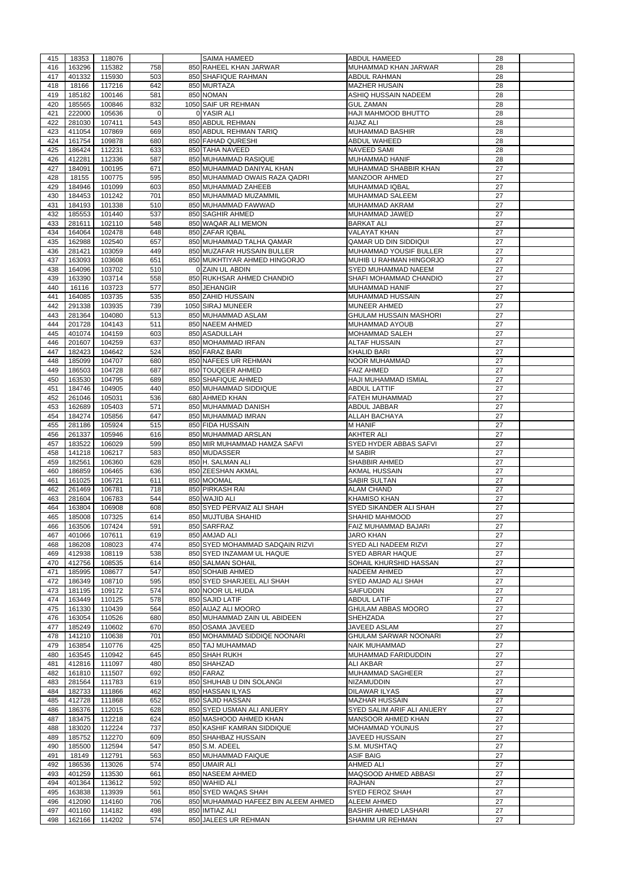| | | | | | | | | |
|---|---|---|---|---|---|---|---|---|
| 415 | 18353 | 118076 | | | SAIMA HAMEED | ABDUL HAMEED | 28 | |
| 416 | 163296 | 115382 | 758 | 850 | RAHEEL KHAN JARWAR | MUHAMMAD KHAN JARWAR | 28 | |
| 417 | 401332 | 115930 | 503 | 850 | SHAFIQUE RAHMAN | ABDUL RAHMAN | 28 | |
| 418 | 18166 | 117216 | 642 | 850 | MURTAZA | MAZHER HUSAIN | 28 | |
| 419 | 185182 | 100146 | 581 | 850 | NOMAN | ASHIQ HUSSAIN NADEEM | 28 | |
| 420 | 185565 | 100846 | 832 | 1050 | SAIF UR REHMAN | GUL ZAMAN | 28 | |
| 421 | 222000 | 105636 | 0 | 0 | YASIR ALI | HAJI MAHMOOD BHUTTO | 28 | |
| 422 | 281030 | 107411 | 543 | 850 | ABDUL REHMAN | AIJAZ ALI | 28 | |
| 423 | 411054 | 107869 | 669 | 850 | ABDUL REHMAN TARIQ | MUHAMMAD BASHIR | 28 | |
| 424 | 161754 | 109878 | 680 | 850 | FAHAD QURESHI | ABDUL WAHEED | 28 | |
| 425 | 186424 | 112231 | 633 | 850 | TAHA NAVEED | NAVEED SAMI | 28 | |
| 426 | 412281 | 112336 | 587 | 850 | MUHAMMAD RASIQUE | MUHAMMAD HANIF | 28 | |
| 427 | 184091 | 100195 | 671 | 850 | MUHAMMAD DANIYAL KHAN | MUHAMMAD SHABBIR KHAN | 27 | |
| 428 | 18155 | 100775 | 595 | 850 | MUHAMMAD OWAIS RAZA QADRI | MANZOOR AHMED | 27 | |
| 429 | 184946 | 101099 | 603 | 850 | MUHAMMAD ZAHEEB | MUHAMMAD IQBAL | 27 | |
| 430 | 184453 | 101242 | 701 | 850 | MUHAMMAD MUZAMMIL | MUHAMMAD SALEEM | 27 | |
| 431 | 184193 | 101338 | 510 | 850 | MUHAMMAD FAWWAD | MUHAMMAD AKRAM | 27 | |
| 432 | 185553 | 101440 | 537 | 850 | SAGHIR AHMED | MUHAMMAD JAWED | 27 | |
| 433 | 281611 | 102110 | 548 | 850 | WAQAR ALI MEMON | BARKAT ALI | 27 | |
| 434 | 164064 | 102478 | 648 | 850 | ZAFAR IQBAL | VALAYAT KHAN | 27 | |
| 435 | 162988 | 102540 | 657 | 850 | MUHAMMAD TALHA QAMAR | QAMAR UD DIN SIDDIQUI | 27 | |
| 436 | 281421 | 103059 | 449 | 850 | MUZAFAR HUSSAIN BULLER | MUHAMMAD YOUSIF BULLER | 27 | |
| 437 | 163093 | 103608 | 651 | 850 | MUKHTIYAR AHMED HINGORJO | MUHIB U RAHMAN HINGORJO | 27 | |
| 438 | 164096 | 103702 | 510 | 0 | ZAIN UL ABDIN | SYED MUHAMMAD NAEEM | 27 | |
| 439 | 163390 | 103714 | 558 | 850 | RUKHSAR AHMED CHANDIO | SHAFI MOHAMMAD CHANDIO | 27 | |
| 440 | 16116 | 103723 | 577 | 850 | JEHANGIR | MUHAMMAD HANIF | 27 | |
| 441 | 164085 | 103735 | 535 | 850 | ZAHID HUSSAIN | MUHAMMAD HUSSAIN | 27 | |
| 442 | 291338 | 103935 | 739 | 1050 | SIRAJ MUNEER | MUNEER AHMED | 27 | |
| 443 | 281364 | 104080 | 513 | 850 | MUHAMMAD ASLAM | GHULAM HUSSAIN MASHORI | 27 | |
| 444 | 201728 | 104143 | 511 | 850 | NAEEM AHMED | MUHAMMAD AYOUB | 27 | |
| 445 | 401074 | 104159 | 603 | 850 | ASADULLAH | MOHAMMAD SALEH | 27 | |
| 446 | 201607 | 104259 | 637 | 850 | MOHAMMAD IRFAN | ALTAF HUSSAIN | 27 | |
| 447 | 182423 | 104642 | 524 | 850 | FARAZ BARI | KHALID BARI | 27 | |
| 448 | 185099 | 104707 | 680 | 850 | NAFEES UR REHMAN | NOOR MUHAMMAD | 27 | |
| 449 | 186503 | 104728 | 687 | 850 | TOUQEER AHMED | FAIZ AHMED | 27 | |
| 450 | 163530 | 104795 | 689 | 850 | SHAFIQUE AHMED | HAJI MUHAMMAD ISMIAL | 27 | |
| 451 | 184746 | 104905 | 440 | 850 | MUHAMMAD SIDDIQUE | ABDUL LATTIF | 27 | |
| 452 | 261046 | 105031 | 536 | 680 | AHMED KHAN | FATEH MUHAMMAD | 27 | |
| 453 | 162689 | 105403 | 571 | 850 | MUHAMMAD DANISH | ABDUL JABBAR | 27 | |
| 454 | 184274 | 105856 | 647 | 850 | MUHAMMAD IMRAN | ALLAH BACHAYA | 27 | |
| 455 | 281186 | 105924 | 515 | 850 | FIDA HUSSAIN | M HANIF | 27 | |
| 456 | 261337 | 105946 | 616 | 850 | MUHAMMAD ARSLAN | AKHTER ALI | 27 | |
| 457 | 183522 | 106029 | 599 | 850 | MIR MUHAMMAD HAMZA SAFVI | SYED HYDER ABBAS SAFVI | 27 | |
| 458 | 141218 | 106217 | 583 | 850 | MUDASSER | M SABIR | 27 | |
| 459 | 182561 | 106360 | 628 | 850 | H. SALMAN ALI | SHABBIR AHMED | 27 | |
| 460 | 186859 | 106465 | 636 | 850 | ZEESHAN AKMAL | AKMAL HUSSAIN | 27 | |
| 461 | 161025 | 106721 | 611 | 850 | MOOMAL | SABIR SULTAN | 27 | |
| 462 | 261469 | 106781 | 718 | 850 | PIRKASH RAI | ALAM CHAND | 27 | |
| 463 | 281604 | 106783 | 544 | 850 | WAJID ALI | KHAMISO KHAN | 27 | |
| 464 | 163804 | 106908 | 608 | 850 | SYED PERVAIZ ALI SHAH | SYED SIKANDER ALI SHAH | 27 | |
| 465 | 185008 | 107325 | 614 | 850 | MUJTUBA SHAHID | SHAHID MAHMOOD | 27 | |
| 466 | 163506 | 107424 | 591 | 850 | SARFRAZ | FAIZ MUHAMMAD BAJARI | 27 | |
| 467 | 401066 | 107611 | 619 | 850 | AMJAD ALI | JARO KHAN | 27 | |
| 468 | 186208 | 108023 | 474 | 850 | SYED MOHAMMAD SADQAIN RIZVI | SYED ALI NADEEM RIZVI | 27 | |
| 469 | 412938 | 108119 | 538 | 850 | SYED INZAMAM UL HAQUE | SYED ABRAR HAQUE | 27 | |
| 470 | 412756 | 108535 | 614 | 850 | SALMAN SOHAIL | SOHAIL KHURSHID HASSAN | 27 | |
| 471 | 185995 | 108677 | 547 | 850 | SOHAIB AHMED | NADEEM AHMED | 27 | |
| 472 | 186349 | 108710 | 595 | 850 | SYED SHARJEEL ALI SHAH | SYED AMJAD ALI SHAH | 27 | |
| 473 | 181195 | 109172 | 574 | 800 | NOOR UL HUDA | SAIFUDDIN | 27 | |
| 474 | 163449 | 110125 | 578 | 850 | SAJID LATIF | ABDUL LATIF | 27 | |
| 475 | 161330 | 110439 | 564 | 850 | AIJAZ ALI MOORO | GHULAM ABBAS MOORO | 27 | |
| 476 | 163054 | 110526 | 680 | 850 | MUHAMMAD ZAIN UL ABIDEEN | SHEHZADA | 27 | |
| 477 | 185249 | 110602 | 670 | 850 | OSAMA JAVEED | JAVEED ASLAM | 27 | |
| 478 | 141210 | 110638 | 701 | 850 | MOHAMMAD SIDDIQE NOONARI | GHULAM SARWAR NOONARI | 27 | |
| 479 | 163854 | 110776 | 425 | 850 | TAJ MUHAMMAD | NAIK MUHAMMAD | 27 | |
| 480 | 163545 | 110942 | 645 | 850 | SHAH RUKH | MUHAMMAD FARIDUDDIN | 27 | |
| 481 | 412816 | 111097 | 480 | 850 | SHAHZAD | ALI AKBAR | 27 | |
| 482 | 161810 | 111507 | 692 | 850 | FARAZ | MUHAMMAD SAGHEER | 27 | |
| 483 | 281564 | 111783 | 619 | 850 | SHUHAB U DIN SOLANGI | NIZAMUDDIN | 27 | |
| 484 | 182733 | 111866 | 462 | 850 | HASSAN ILYAS | DILAWAR ILYAS | 27 | |
| 485 | 412728 | 111868 | 652 | 850 | SAJID HASSAN | MAZHAR HUSSAIN | 27 | |
| 486 | 186376 | 112015 | 628 | 850 | SYED USMAN ALI ANUERY | SYED SALIM ARIF ALI ANUERY | 27 | |
| 487 | 183475 | 112218 | 624 | 850 | MASHOOD AHMED KHAN | MANSOOR AHMED KHAN | 27 | |
| 488 | 183020 | 112224 | 737 | 850 | KASHIF KAMRAN SIDDIQUE | MOHAMMAD YOUNUS | 27 | |
| 489 | 185752 | 112270 | 609 | 850 | SHAHBAZ HUSSAIN | JAVEED HUSSAIN | 27 | |
| 490 | 185500 | 112594 | 547 | 850 | S.M. ADEEL | S.M. MUSHTAQ | 27 | |
| 491 | 18149 | 112791 | 563 | 850 | MUHAMMAD FAIQUE | ASIF BAIG | 27 | |
| 492 | 186536 | 113026 | 574 | 850 | UMAIR ALI | AHMED ALI | 27 | |
| 493 | 401259 | 113530 | 661 | 850 | NASEEM AHMED | MAQSOOD AHMED ABBASI | 27 | |
| 494 | 401364 | 113612 | 592 | 850 | WAHID ALI | RAJHAN | 27 | |
| 495 | 163838 | 113939 | 561 | 850 | SYED WAQAS SHAH | SYED FEROZ SHAH | 27 | |
| 496 | 412090 | 114160 | 706 | 850 | MUHAMMAD HAFEEZ BIN ALEEM AHMED | ALEEM AHMED | 27 | |
| 497 | 401160 | 114182 | 498 | 850 | IMTIAZ ALI | BASHIR AHMED LASHARI | 27 | |
| 498 | 162166 | 114202 | 574 | 850 | JALEES UR REHMAN | SHAMIM UR REHMAN | 27 | |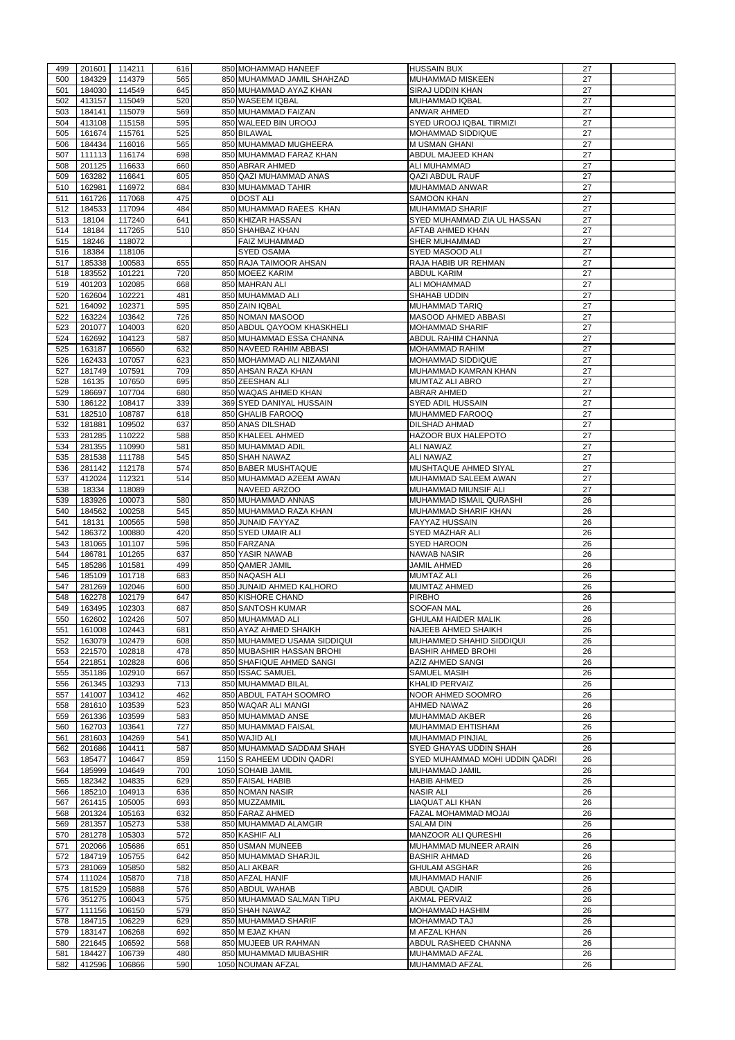| | | | | | | | | |
|---|---|---|---|---|---|---|---|---|
| 499 | 201601 | 114211 | 616 | 850 | MOHAMMAD HANEEF | HUSSAIN BUX | 27 | |
| 500 | 184329 | 114379 | 565 | 850 | MUHAMMAD JAMIL SHAHZAD | MUHAMMAD MISKEEN | 27 | |
| 501 | 184030 | 114549 | 645 | 850 | MUHAMMAD AYAZ KHAN | SIRAJ UDDIN KHAN | 27 | |
| 502 | 413157 | 115049 | 520 | 850 | WASEEM IQBAL | MUHAMMAD IQBAL | 27 | |
| 503 | 184141 | 115079 | 569 | 850 | MUHAMMAD FAIZAN | ANWAR AHMED | 27 | |
| 504 | 413108 | 115158 | 595 | 850 | WALEED BIN UROOJ | SYED UROOJ IQBAL TIRMIZI | 27 | |
| 505 | 161674 | 115761 | 525 | 850 | BILAWAL | MOHAMMAD SIDDIQUE | 27 | |
| 506 | 184434 | 116016 | 565 | 850 | MUHAMMAD MUGHEERA | M USMAN GHANI | 27 | |
| 507 | 111113 | 116174 | 698 | 850 | MUHAMMAD FARAZ KHAN | ABDUL MAJEED KHAN | 27 | |
| 508 | 201125 | 116633 | 660 | 850 | ABRAR AHMED | ALI MUHAMMAD | 27 | |
| 509 | 163282 | 116641 | 605 | 850 | QAZI MUHAMMAD ANAS | QAZI ABDUL RAUF | 27 | |
| 510 | 162981 | 116972 | 684 | 830 | MUHAMMAD TAHIR | MUHAMMAD ANWAR | 27 | |
| 511 | 161726 | 117068 | 475 | 0 | DOST ALI | SAMOON KHAN | 27 | |
| 512 | 184533 | 117094 | 484 | 850 | MUHAMMAD RAEES KHAN | MUHAMMAD SHARIF | 27 | |
| 513 | 18104 | 117240 | 641 | 850 | KHIZAR HASSAN | SYED MUHAMMAD ZIA UL HASSAN | 27 | |
| 514 | 18184 | 117265 | 510 | 850 | SHAHBAZ KHAN | AFTAB AHMED KHAN | 27 | |
| 515 | 18246 | 118072 | | | FAIZ MUHAMMAD | SHER MUHAMMAD | 27 | |
| 516 | 18384 | 118106 | | | SYED OSAMA | SYED MASOOD ALI | 27 | |
| 517 | 185338 | 100583 | 655 | 850 | RAJA TAIMOOR AHSAN | RAJA HABIB UR REHMAN | 27 | |
| 518 | 183552 | 101221 | 720 | 850 | MOEEZ KARIM | ABDUL KARIM | 27 | |
| 519 | 401203 | 102085 | 668 | 850 | MAHRAN ALI | ALI MOHAMMAD | 27 | |
| 520 | 162604 | 102221 | 481 | 850 | MUHAMMAD ALI | SHAHAB UDDIN | 27 | |
| 521 | 164092 | 102371 | 595 | 850 | ZAIN IQBAL | MUHAMMAD TARIQ | 27 | |
| 522 | 163224 | 103642 | 726 | 850 | NOMAN MASOOD | MASOOD AHMED ABBASI | 27 | |
| 523 | 201077 | 104003 | 620 | 850 | ABDUL QAYOOM KHASKHELI | MOHAMMAD SHARIF | 27 | |
| 524 | 162692 | 104123 | 587 | 850 | MUHAMMAD ESSA CHANNA | ABDUL RAHIM CHANNA | 27 | |
| 525 | 163187 | 106560 | 632 | 850 | NAVEED RAHIM ABBASI | MOHAMMAD RAHIM | 27 | |
| 526 | 162433 | 107057 | 623 | 850 | MOHAMMAD ALI NIZAMANI | MOHAMMAD SIDDIQUE | 27 | |
| 527 | 181749 | 107591 | 709 | 850 | AHSAN RAZA KHAN | MUHAMMAD KAMRAN KHAN | 27 | |
| 528 | 16135 | 107650 | 695 | 850 | ZEESHAN ALI | MUMTAZ ALI ABRO | 27 | |
| 529 | 186697 | 107704 | 680 | 850 | WAQAS AHMED KHAN | ABRAR AHMED | 27 | |
| 530 | 186122 | 108417 | 339 | 369 | SYED DANIYAL HUSSAIN | SYED ADIL HUSSAIN | 27 | |
| 531 | 182510 | 108787 | 618 | 850 | GHALIB FAROOQ | MUHAMMED FAROOQ | 27 | |
| 532 | 181881 | 109502 | 637 | 850 | ANAS DILSHAD | DILSHAD AHMAD | 27 | |
| 533 | 281285 | 110222 | 588 | 850 | KHALEEL AHMED | HAZOOR BUX HALEPOTO | 27 | |
| 534 | 281355 | 110990 | 581 | 850 | MUHAMMAD ADIL | ALI NAWAZ | 27 | |
| 535 | 281538 | 111788 | 545 | 850 | SHAH NAWAZ | ALI NAWAZ | 27 | |
| 536 | 281142 | 112178 | 574 | 850 | BABER MUSHTAQUE | MUSHTAQUE AHMED SIYAL | 27 | |
| 537 | 412024 | 112321 | 514 | 850 | MUHAMMAD AZEEM AWAN | MUHAMMAD SALEEM AWAN | 27 | |
| 538 | 18334 | 118089 | | | NAVEED ARZOO | MUHAMMAD MIUNSIF ALI | 27 | |
| 539 | 183926 | 100073 | 580 | 850 | MUHAMMAD ANNAS | MUHAMMAD ISMAIL QURASHI | 26 | |
| 540 | 184562 | 100258 | 545 | 850 | MUHAMMAD RAZA KHAN | MUHAMMAD SHARIF KHAN | 26 | |
| 541 | 18131 | 100565 | 598 | 850 | JUNAID FAYYAZ | FAYYAZ HUSSAIN | 26 | |
| 542 | 186372 | 100880 | 420 | 850 | SYED UMAIR ALI | SYED MAZHAR ALI | 26 | |
| 543 | 181065 | 101107 | 596 | 850 | FARZANA | SYED HAROON | 26 | |
| 544 | 186781 | 101265 | 637 | 850 | YASIR NAWAB | NAWAB NASIR | 26 | |
| 545 | 185286 | 101581 | 499 | 850 | QAMER JAMIL | JAMIL AHMED | 26 | |
| 546 | 185109 | 101718 | 683 | 850 | NAQASH ALI | MUMTAZ ALI | 26 | |
| 547 | 281269 | 102046 | 600 | 850 | JUNAID AHMED KALHORO | MUMTAZ AHMED | 26 | |
| 548 | 162278 | 102179 | 647 | 850 | KISHORE CHAND | PIRBHO | 26 | |
| 549 | 163495 | 102303 | 687 | 850 | SANTOSH KUMAR | SOOFAN MAL | 26 | |
| 550 | 162602 | 102426 | 507 | 850 | MUHAMMAD ALI | GHULAM HAIDER MALIK | 26 | |
| 551 | 161008 | 102443 | 681 | 850 | AYAZ AHMED SHAIKH | NAJEEB AHMED SHAIKH | 26 | |
| 552 | 163079 | 102479 | 608 | 850 | MUHAMMED USAMA SIDDIQUI | MUHAMMED SHAHID SIDDIQUI | 26 | |
| 553 | 221570 | 102818 | 478 | 850 | MUBASHIR HASSAN BROHI | BASHIR AHMED BROHI | 26 | |
| 554 | 221851 | 102828 | 606 | 850 | SHAFIQUE AHMED SANGI | AZIZ AHMED SANGI | 26 | |
| 555 | 351186 | 102910 | 667 | 850 | ISSAC SAMUEL | SAMUEL MASIH | 26 | |
| 556 | 261345 | 103293 | 713 | 850 | MUHAMMAD BILAL | KHALID PERVAIZ | 26 | |
| 557 | 141007 | 103412 | 462 | 850 | ABDUL FATAH SOOMRO | NOOR AHMED SOOMRO | 26 | |
| 558 | 281610 | 103539 | 523 | 850 | WAQAR ALI MANGI | AHMED NAWAZ | 26 | |
| 559 | 261336 | 103599 | 583 | 850 | MUHAMMAD ANSE | MUHAMMAD AKBER | 26 | |
| 560 | 162703 | 103641 | 727 | 850 | MUHAMMAD FAISAL | MUHAMMAD EHTISHAM | 26 | |
| 561 | 281603 | 104269 | 541 | 850 | WAJID ALI | MUHAMMAD PINJIAL | 26 | |
| 562 | 201686 | 104411 | 587 | 850 | MUHAMMAD SADDAM SHAH | SYED GHAYAS UDDIN SHAH | 26 | |
| 563 | 185477 | 104647 | 859 | 1150 | S RAHEEM UDDIN QADRI | SYED MUHAMMAD MOHI UDDIN QADRI | 26 | |
| 564 | 185999 | 104649 | 700 | 1050 | SOHAIB JAMIL | MUHAMMAD JAMIL | 26 | |
| 565 | 182342 | 104835 | 629 | 850 | FAISAL HABIB | HABIB AHMED | 26 | |
| 566 | 185210 | 104913 | 636 | 850 | NOMAN NASIR | NASIR ALI | 26 | |
| 567 | 261415 | 105005 | 693 | 850 | MUZZAMMIL | LIAQUAT ALI KHAN | 26 | |
| 568 | 201324 | 105163 | 632 | 850 | FARAZ AHMED | FAZAL MOHAMMAD MOJAI | 26 | |
| 569 | 281357 | 105273 | 538 | 850 | MUHAMMAD ALAMGIR | SALAM DIN | 26 | |
| 570 | 281278 | 105303 | 572 | 850 | KASHIF ALI | MANZOOR ALI QURESHI | 26 | |
| 571 | 202066 | 105686 | 651 | 850 | USMAN MUNEEB | MUHAMMAD MUNEER ARAIN | 26 | |
| 572 | 184719 | 105755 | 642 | 850 | MUHAMMAD SHARJIL | BASHIR AHMAD | 26 | |
| 573 | 281069 | 105850 | 582 | 850 | ALI AKBAR | GHULAM ASGHAR | 26 | |
| 574 | 111024 | 105870 | 718 | 850 | AFZAL HANIF | MUHAMMAD HANIF | 26 | |
| 575 | 181529 | 105888 | 576 | 850 | ABDUL WAHAB | ABDUL QADIR | 26 | |
| 576 | 351275 | 106043 | 575 | 850 | MUHAMMAD SALMAN TIPU | AKMAL PERVAIZ | 26 | |
| 577 | 111156 | 106150 | 579 | 850 | SHAH NAWAZ | MOHAMMAD HASHIM | 26 | |
| 578 | 184715 | 106229 | 629 | 850 | MUHAMMAD SHARIF | MOHAMMAD TAJ | 26 | |
| 579 | 183147 | 106268 | 692 | 850 | M EJAZ KHAN | M AFZAL KHAN | 26 | |
| 580 | 221645 | 106592 | 568 | 850 | MUJEEB UR RAHMAN | ABDUL RASHEED CHANNA | 26 | |
| 581 | 184427 | 106739 | 480 | 850 | MUHAMMAD MUBASHIR | MUHAMMAD AFZAL | 26 | |
| 582 | 412596 | 106866 | 590 | 1050 | NOUMAN AFZAL | MUHAMMAD AFZAL | 26 | |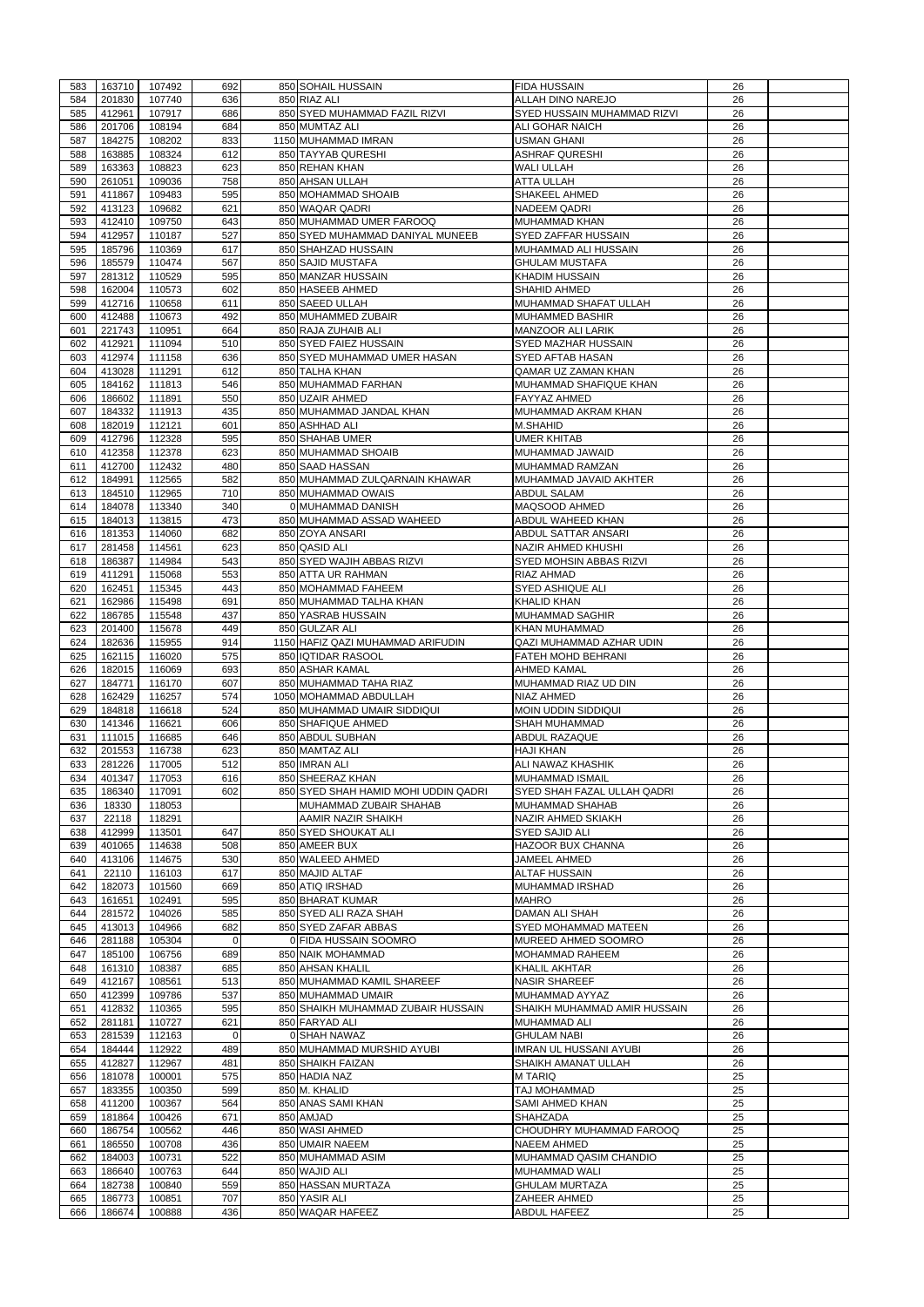| | | | | | | | | |
|---|---|---|---|---|---|---|---|---|
| 583 | 163710 | 107492 | 692 | 850 | SOHAIL HUSSAIN | FIDA HUSSAIN | 26 | |
| 584 | 201830 | 107740 | 636 | 850 | RIAZ ALI | ALLAH DINO NAREJO | 26 | |
| 585 | 412961 | 107917 | 686 | 850 | SYED MUHAMMAD FAZIL RIZVI | SYED HUSSAIN MUHAMMAD RIZVI | 26 | |
| 586 | 201706 | 108194 | 684 | 850 | MUMTAZ ALI | ALI GOHAR NAICH | 26 | |
| 587 | 184275 | 108202 | 833 | 1150 | MUHAMMAD IMRAN | USMAN GHANI | 26 | |
| 588 | 163885 | 108324 | 612 | 850 | TAYYAB QURESHI | ASHRAF QURESHI | 26 | |
| 589 | 163363 | 108823 | 623 | 850 | REHAN KHAN | WALI ULLAH | 26 | |
| 590 | 261051 | 109036 | 758 | 850 | AHSAN ULLAH | ATTA ULLAH | 26 | |
| 591 | 411867 | 109483 | 595 | 850 | MOHAMMAD SHOAIB | SHAKEEL AHMED | 26 | |
| 592 | 413123 | 109682 | 621 | 850 | WAQAR QADRI | NADEEM QADRI | 26 | |
| 593 | 412410 | 109750 | 643 | 850 | MUHAMMAD UMER FAROOQ | MUHAMMAD KHAN | 26 | |
| 594 | 412957 | 110187 | 527 | 850 | SYED MUHAMMAD DANIYAL MUNEEB | SYED ZAFFAR HUSSAIN | 26 | |
| 595 | 185796 | 110369 | 617 | 850 | SHAHZAD HUSSAIN | MUHAMMAD ALI HUSSAIN | 26 | |
| 596 | 185579 | 110474 | 567 | 850 | SAJID MUSTAFA | GHULAM MUSTAFA | 26 | |
| 597 | 281312 | 110529 | 595 | 850 | MANZAR HUSSAIN | KHADIM HUSSAIN | 26 | |
| 598 | 162004 | 110573 | 602 | 850 | HASEEB AHMED | SHAHID AHMED | 26 | |
| 599 | 412716 | 110658 | 611 | 850 | SAEED ULLAH | MUHAMMAD SHAFAT ULLAH | 26 | |
| 600 | 412488 | 110673 | 492 | 850 | MUHAMMED ZUBAIR | MUHAMMED BASHIR | 26 | |
| 601 | 221743 | 110951 | 664 | 850 | RAJA ZUHAIB ALI | MANZOOR ALI LARIK | 26 | |
| 602 | 412921 | 111094 | 510 | 850 | SYED FAIEZ HUSSAIN | SYED MAZHAR HUSSAIN | 26 | |
| 603 | 412974 | 111158 | 636 | 850 | SYED MUHAMMAD UMER HASAN | SYED AFTAB HASAN | 26 | |
| 604 | 413028 | 111291 | 612 | 850 | TALHA KHAN | QAMAR UZ ZAMAN KHAN | 26 | |
| 605 | 184162 | 111813 | 546 | 850 | MUHAMMAD FARHAN | MUHAMMAD SHAFIQUE KHAN | 26 | |
| 606 | 186602 | 111891 | 550 | 850 | UZAIR AHMED | FAYYAZ AHMED | 26 | |
| 607 | 184332 | 111913 | 435 | 850 | MUHAMMAD JANDAL KHAN | MUHAMMAD AKRAM KHAN | 26 | |
| 608 | 182019 | 112121 | 601 | 850 | ASHHAD ALI | M.SHAHID | 26 | |
| 609 | 412796 | 112328 | 595 | 850 | SHAHAB UMER | UMER KHITAB | 26 | |
| 610 | 412358 | 112378 | 623 | 850 | MUHAMMAD SHOAIB | MUHAMMAD JAWAID | 26 | |
| 611 | 412700 | 112432 | 480 | 850 | SAAD HASSAN | MUHAMMAD RAMZAN | 26 | |
| 612 | 184991 | 112565 | 582 | 850 | MUHAMMAD ZULQARNAIN KHAWAR | MUHAMMAD JAVAID AKHTER | 26 | |
| 613 | 184510 | 112965 | 710 | 850 | MUHAMMAD OWAIS | ABDUL SALAM | 26 | |
| 614 | 184078 | 113340 | 340 | 0 | MUHAMMAD DANISH | MAQSOOD AHMED | 26 | |
| 615 | 184013 | 113815 | 473 | 850 | MUHAMMAD ASSAD WAHEED | ABDUL WAHEED KHAN | 26 | |
| 616 | 181353 | 114060 | 682 | 850 | ZOYA ANSARI | ABDUL SATTAR ANSARI | 26 | |
| 617 | 281458 | 114561 | 623 | 850 | QASID ALI | NAZIR AHMED KHUSHI | 26 | |
| 618 | 186387 | 114984 | 543 | 850 | SYED WAJIH ABBAS RIZVI | SYED MOHSIN ABBAS RIZVI | 26 | |
| 619 | 411291 | 115068 | 553 | 850 | ATTA UR RAHMAN | RIAZ AHMAD | 26 | |
| 620 | 162451 | 115345 | 443 | 850 | MOHAMMAD FAHEEM | SYED ASHIQUE ALI | 26 | |
| 621 | 162986 | 115498 | 691 | 850 | MUHAMMAD TALHA KHAN | KHALID KHAN | 26 | |
| 622 | 186785 | 115548 | 437 | 850 | YASRAB HUSSAIN | MUHAMMAD SAGHIR | 26 | |
| 623 | 201400 | 115678 | 449 | 850 | GULZAR ALI | KHAN MUHAMMAD | 26 | |
| 624 | 182636 | 115955 | 914 | 1150 | HAFIZ QAZI MUHAMMAD ARIFUDIN | QAZI MUHAMMAD AZHAR UDIN | 26 | |
| 625 | 162115 | 116020 | 575 | 850 | IQTIDAR RASOOL | FATEH MOHD BEHRANI | 26 | |
| 626 | 182015 | 116069 | 693 | 850 | ASHAR KAMAL | AHMED KAMAL | 26 | |
| 627 | 184771 | 116170 | 607 | 850 | MUHAMMAD TAHA RIAZ | MUHAMMAD RIAZ UD DIN | 26 | |
| 628 | 162429 | 116257 | 574 | 1050 | MOHAMMAD ABDULLAH | NIAZ AHMED | 26 | |
| 629 | 184818 | 116618 | 524 | 850 | MUHAMMAD UMAIR SIDDIQUI | MOIN UDDIN SIDDIQUI | 26 | |
| 630 | 141346 | 116621 | 606 | 850 | SHAFIQUE AHMED | SHAH MUHAMMAD | 26 | |
| 631 | 111015 | 116685 | 646 | 850 | ABDUL SUBHAN | ABDUL RAZAQUE | 26 | |
| 632 | 201553 | 116738 | 623 | 850 | MAMTAZ ALI | HAJI KHAN | 26 | |
| 633 | 281226 | 117005 | 512 | 850 | IMRAN ALI | ALI NAWAZ KHASHIK | 26 | |
| 634 | 401347 | 117053 | 616 | 850 | SHEERAZ KHAN | MUHAMMAD ISMAIL | 26 | |
| 635 | 186340 | 117091 | 602 | 850 | SYED SHAH HAMID MOHI UDDIN QADRI | SYED SHAH FAZAL ULLAH QADRI | 26 | |
| 636 | 18330 | 118053 | | | MUHAMMAD ZUBAIR SHAHAB | MUHAMMAD SHAHAB | 26 | |
| 637 | 22118 | 118291 | | | AAMIR NAZIR SHAIKH | NAZIR AHMED SKIAKH | 26 | |
| 638 | 412999 | 113501 | 647 | 850 | SYED SHOUKAT ALI | SYED SAJID ALI | 26 | |
| 639 | 401065 | 114638 | 508 | 850 | AMEER BUX | HAZOOR BUX CHANNA | 26 | |
| 640 | 413106 | 114675 | 530 | 850 | WALEED AHMED | JAMEEL AHMED | 26 | |
| 641 | 22110 | 116103 | 617 | 850 | MAJID ALTAF | ALTAF HUSSAIN | 26 | |
| 642 | 182073 | 101560 | 669 | 850 | ATIQ IRSHAD | MUHAMMAD IRSHAD | 26 | |
| 643 | 161651 | 102491 | 595 | 850 | BHARAT KUMAR | MAHRO | 26 | |
| 644 | 281572 | 104026 | 585 | 850 | SYED ALI RAZA SHAH | DAMAN ALI SHAH | 26 | |
| 645 | 413013 | 104966 | 682 | 850 | SYED ZAFAR ABBAS | SYED MOHAMMAD MATEEN | 26 | |
| 646 | 281188 | 105304 | 0 | 0 | FIDA HUSSAIN SOOMRO | MUREED AHMED SOOMRO | 26 | |
| 647 | 185100 | 106756 | 689 | 850 | NAIK MOHAMMAD | MOHAMMAD RAHEEM | 26 | |
| 648 | 161310 | 108387 | 685 | 850 | AHSAN KHALIL | KHALIL AKHTAR | 26 | |
| 649 | 412167 | 108561 | 513 | 850 | MUHAMMAD KAMIL SHAREEF | NASIR SHAREEF | 26 | |
| 650 | 412399 | 109786 | 537 | 850 | MUHAMMAD UMAIR | MUHAMMAD AYYAZ | 26 | |
| 651 | 412832 | 110365 | 595 | 850 | SHAIKH MUHAMMAD ZUBAIR HUSSAIN | SHAIKH MUHAMMAD AMIR HUSSAIN | 26 | |
| 652 | 281181 | 110727 | 621 | 850 | FARYAD ALI | MUHAMMAD ALI | 26 | |
| 653 | 281539 | 112163 | 0 | 0 | SHAH NAWAZ | GHULAM NABI | 26 | |
| 654 | 184444 | 112922 | 489 | 850 | MUHAMMAD MURSHID AYUBI | IMRAN UL HUSSANI AYUBI | 26 | |
| 655 | 412827 | 112967 | 481 | 850 | SHAIKH FAIZAN | SHAIKH AMANAT ULLAH | 26 | |
| 656 | 181078 | 100001 | 575 | 850 | HADIA NAZ | M TARIQ | 25 | |
| 657 | 183355 | 100350 | 599 | 850 | M. KHALID | TAJ MOHAMMAD | 25 | |
| 658 | 411200 | 100367 | 564 | 850 | ANAS SAMI KHAN | SAMI AHMED KHAN | 25 | |
| 659 | 181864 | 100426 | 671 | 850 | AMJAD | SHAHZADA | 25 | |
| 660 | 186754 | 100562 | 446 | 850 | WASI AHMED | CHOUDHRY MUHAMMAD FAROOQ | 25 | |
| 661 | 186550 | 100708 | 436 | 850 | UMAIR NAEEM | NAEEM AHMED | 25 | |
| 662 | 184003 | 100731 | 522 | 850 | MUHAMMAD ASIM | MUHAMMAD QASIM CHANDIO | 25 | |
| 663 | 186640 | 100763 | 644 | 850 | WAJID ALI | MUHAMMAD WALI | 25 | |
| 664 | 182738 | 100840 | 559 | 850 | HASSAN MURTAZA | GHULAM MURTAZA | 25 | |
| 665 | 186773 | 100851 | 707 | 850 | YASIR ALI | ZAHEER AHMED | 25 | |
| 666 | 186674 | 100888 | 436 | 850 | WAQAR HAFEEZ | ABDUL HAFEEZ | 25 | |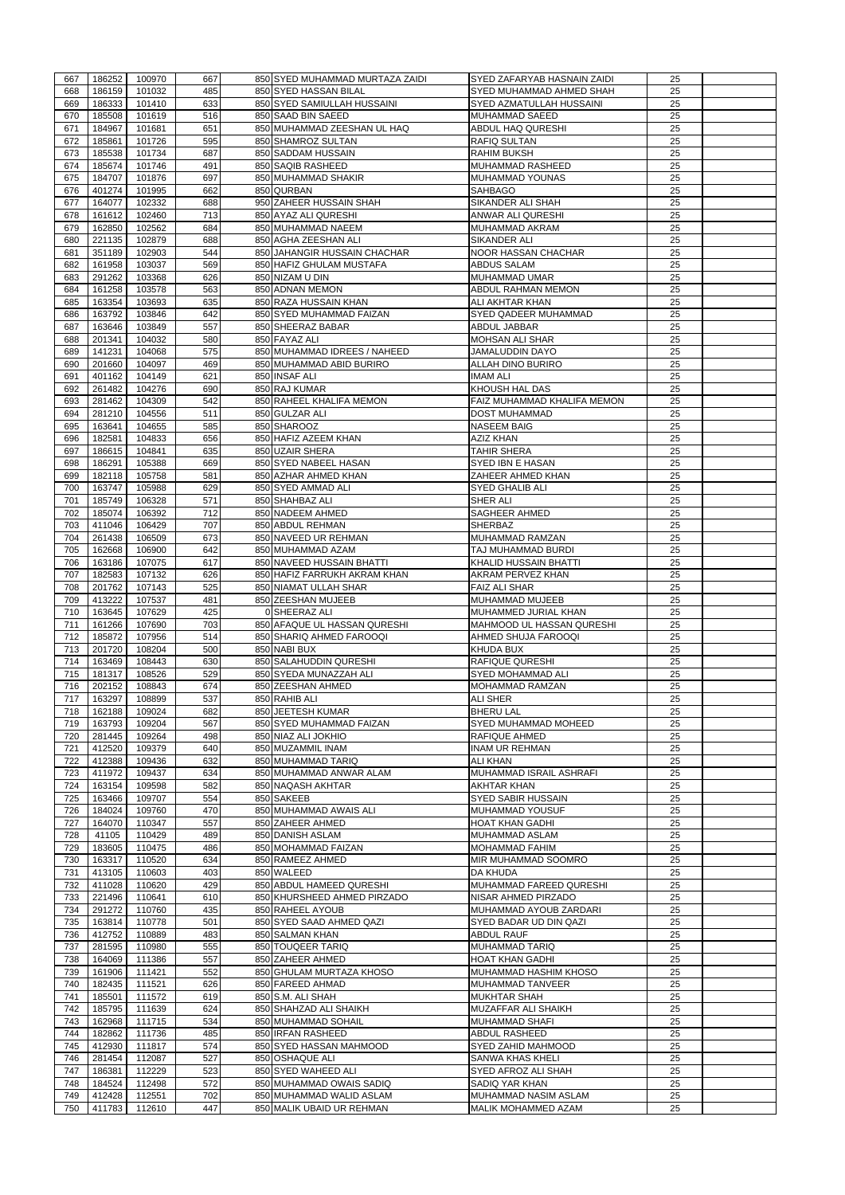| | | | | | | | | |
|---|---|---|---|---|---|---|---|---|
| 667 | 186252 | 100970 | 667 | 850 | SYED MUHAMMAD MURTAZA ZAIDI | SYED ZAFARYAB HASNAIN ZAIDI | 25 | |
| 668 | 186159 | 101032 | 485 | 850 | SYED HASSAN BILAL | SYED MUHAMMAD AHMED SHAH | 25 | |
| 669 | 186333 | 101410 | 633 | 850 | SYED SAMIULLAH HUSSAINI | SYED AZMATULLAH HUSSAINI | 25 | |
| 670 | 185508 | 101619 | 516 | 850 | SAAD BIN SAEED | MUHAMMAD SAEED | 25 | |
| 671 | 184967 | 101681 | 651 | 850 | MUHAMMAD ZEESHAN UL HAQ | ABDUL HAQ QURESHI | 25 | |
| 672 | 185861 | 101726 | 595 | 850 | SHAMROZ SULTAN | RAFIQ SULTAN | 25 | |
| 673 | 185538 | 101734 | 687 | 850 | SADDAM HUSSAIN | RAHIM BUKSH | 25 | |
| 674 | 185674 | 101746 | 491 | 850 | SAQIB RASHEED | MUHAMMAD RASHEED | 25 | |
| 675 | 184707 | 101876 | 697 | 850 | MUHAMMAD SHAKIR | MUHAMMAD YOUNAS | 25 | |
| 676 | 401274 | 101995 | 662 | 850 | QURBAN | SAHBAGO | 25 | |
| 677 | 164077 | 102332 | 688 | 950 | ZAHEER HUSSAIN SHAH | SIKANDER ALI SHAH | 25 | |
| 678 | 161612 | 102460 | 713 | 850 | AYAZ ALI QURESHI | ANWAR ALI QURESHI | 25 | |
| 679 | 162850 | 102562 | 684 | 850 | MUHAMMAD NAEEM | MUHAMMAD AKRAM | 25 | |
| 680 | 221135 | 102879 | 688 | 850 | AGHA ZEESHAN ALI | SIKANDER ALI | 25 | |
| 681 | 351189 | 102903 | 544 | 850 | JAHANGIR HUSSAIN CHACHAR | NOOR HASSAN CHACHAR | 25 | |
| 682 | 161958 | 103037 | 569 | 850 | HAFIZ GHULAM MUSTAFA | ABDUS SALAM | 25 | |
| 683 | 291262 | 103368 | 626 | 850 | NIZAM U DIN | MUHAMMAD UMAR | 25 | |
| 684 | 161258 | 103578 | 563 | 850 | ADNAN MEMON | ABDUL RAHMAN MEMON | 25 | |
| 685 | 163354 | 103693 | 635 | 850 | RAZA HUSSAIN KHAN | ALI AKHTAR KHAN | 25 | |
| 686 | 163792 | 103846 | 642 | 850 | SYED MUHAMMAD FAIZAN | SYED QADEER MUHAMMAD | 25 | |
| 687 | 163646 | 103849 | 557 | 850 | SHEERAZ BABAR | ABDUL JABBAR | 25 | |
| 688 | 201341 | 104032 | 580 | 850 | FAYAZ ALI | MOHSAN ALI SHAR | 25 | |
| 689 | 141231 | 104068 | 575 | 850 | MUHAMMAD IDREES / NAHEED | JAMALUDDIN DAYO | 25 | |
| 690 | 201660 | 104097 | 469 | 850 | MUHAMMAD ABID BURIRO | ALLAH DINO BURIRO | 25 | |
| 691 | 401162 | 104149 | 621 | 850 | INSAF ALI | IMAM ALI | 25 | |
| 692 | 261482 | 104276 | 690 | 850 | RAJ KUMAR | KHOUSH HAL DAS | 25 | |
| 693 | 281462 | 104309 | 542 | 850 | RAHEEL KHALIFA MEMON | FAIZ MUHAMMAD KHALIFA MEMON | 25 | |
| 694 | 281210 | 104556 | 511 | 850 | GULZAR ALI | DOST MUHAMMAD | 25 | |
| 695 | 163641 | 104655 | 585 | 850 | SHAROOZ | NASEEM BAIG | 25 | |
| 696 | 182581 | 104833 | 656 | 850 | HAFIZ AZEEM KHAN | AZIZ KHAN | 25 | |
| 697 | 186615 | 104841 | 635 | 850 | UZAIR SHERA | TAHIR SHERA | 25 | |
| 698 | 186291 | 105388 | 669 | 850 | SYED NABEEL HASAN | SYED IBN E HASAN | 25 | |
| 699 | 182118 | 105758 | 581 | 850 | AZHAR AHMED KHAN | ZAHEER AHMED KHAN | 25 | |
| 700 | 163747 | 105988 | 629 | 850 | SYED AMMAD ALI | SYED GHALIB ALI | 25 | |
| 701 | 185749 | 106328 | 571 | 850 | SHAHBAZ ALI | SHER ALI | 25 | |
| 702 | 185074 | 106392 | 712 | 850 | NADEEM AHMED | SAGHEER AHMED | 25 | |
| 703 | 411046 | 106429 | 707 | 850 | ABDUL REHMAN | SHERBAZ | 25 | |
| 704 | 261438 | 106509 | 673 | 850 | NAVEED UR REHMAN | MUHAMMAD RAMZAN | 25 | |
| 705 | 162668 | 106900 | 642 | 850 | MUHAMMAD AZAM | TAJ MUHAMMAD BURDI | 25 | |
| 706 | 163186 | 107075 | 617 | 850 | NAVEED HUSSAIN BHATTI | KHALID HUSSAIN BHATTI | 25 | |
| 707 | 182583 | 107132 | 626 | 850 | HAFIZ FARRUKH AKRAM KHAN | AKRAM PERVEZ KHAN | 25 | |
| 708 | 201762 | 107143 | 525 | 850 | NIAMAT ULLAH SHAR | FAIZ ALI SHAR | 25 | |
| 709 | 413222 | 107537 | 481 | 850 | ZEESHAN MUJEEB | MUHAMMAD MUJEEB | 25 | |
| 710 | 163645 | 107629 | 425 | 0 | SHEERAZ ALI | MUHAMMED JURIAL KHAN | 25 | |
| 711 | 161266 | 107690 | 703 | 850 | AFAQUE UL HASSAN QURESHI | MAHMOOD UL HASSAN QURESHI | 25 | |
| 712 | 185872 | 107956 | 514 | 850 | SHARIQ AHMED FAROOQI | AHMED SHUJA FAROOQI | 25 | |
| 713 | 201720 | 108204 | 500 | 850 | NABI BUX | KHUDA BUX | 25 | |
| 714 | 163469 | 108443 | 630 | 850 | SALAHUDDIN QURESHI | RAFIQUE QURESHI | 25 | |
| 715 | 181317 | 108526 | 529 | 850 | SYEDA MUNAZZAH ALI | SYED MOHAMMAD ALI | 25 | |
| 716 | 202152 | 108843 | 674 | 850 | ZEESHAN AHMED | MOHAMMAD RAMZAN | 25 | |
| 717 | 163297 | 108899 | 537 | 850 | RAHIB ALI | ALI SHER | 25 | |
| 718 | 162188 | 109024 | 682 | 850 | JEETESH KUMAR | BHERU LAL | 25 | |
| 719 | 163793 | 109204 | 567 | 850 | SYED MUHAMMAD FAIZAN | SYED MUHAMMAD MOHEED | 25 | |
| 720 | 281445 | 109264 | 498 | 850 | NIAZ ALI JOKHIO | RAFIQUE AHMED | 25 | |
| 721 | 412520 | 109379 | 640 | 850 | MUZAMMIL INAM | INAM UR REHMAN | 25 | |
| 722 | 412388 | 109436 | 632 | 850 | MUHAMMAD TARIQ | ALI KHAN | 25 | |
| 723 | 411972 | 109437 | 634 | 850 | MUHAMMAD ANWAR ALAM | MUHAMMAD ISRAIL ASHRAFI | 25 | |
| 724 | 163154 | 109598 | 582 | 850 | NAQASH AKHTAR | AKHTAR KHAN | 25 | |
| 725 | 163466 | 109707 | 554 | 850 | SAKEEB | SYED SABIR HUSSAIN | 25 | |
| 726 | 184024 | 109760 | 470 | 850 | MUHAMMAD AWAIS ALI | MUHAMMAD YOUSUF | 25 | |
| 727 | 164070 | 110347 | 557 | 850 | ZAHEER AHMED | HOAT KHAN GADHI | 25 | |
| 728 | 41105 | 110429 | 489 | 850 | DANISH ASLAM | MUHAMMAD ASLAM | 25 | |
| 729 | 183605 | 110475 | 486 | 850 | MOHAMMAD FAIZAN | MOHAMMAD FAHIM | 25 | |
| 730 | 163317 | 110520 | 634 | 850 | RAMEEZ AHMED | MIR MUHAMMAD SOOMRO | 25 | |
| 731 | 413105 | 110603 | 403 | 850 | WALEED | DA KHUDA | 25 | |
| 732 | 411028 | 110620 | 429 | 850 | ABDUL HAMEED QURESHI | MUHAMMAD FAREED QURESHI | 25 | |
| 733 | 221496 | 110641 | 610 | 850 | KHURSHEED AHMED PIRZADO | NISAR AHMED PIRZADO | 25 | |
| 734 | 291272 | 110760 | 435 | 850 | RAHEEL AYOUB | MUHAMMAD AYOUB ZARDARI | 25 | |
| 735 | 163814 | 110778 | 501 | 850 | SYED SAAD AHMED QAZI | SYED BADAR UD DIN QAZI | 25 | |
| 736 | 412752 | 110889 | 483 | 850 | SALMAN KHAN | ABDUL RAUF | 25 | |
| 737 | 281595 | 110980 | 555 | 850 | TOUQEER TARIQ | MUHAMMAD TARIQ | 25 | |
| 738 | 164069 | 111386 | 557 | 850 | ZAHEER AHMED | HOAT KHAN GADHI | 25 | |
| 739 | 161906 | 111421 | 552 | 850 | GHULAM MURTAZA KHOSO | MUHAMMAD HASHIM KHOSO | 25 | |
| 740 | 182435 | 111521 | 626 | 850 | FAREED AHMAD | MUHAMMAD TANVEER | 25 | |
| 741 | 185501 | 111572 | 619 | 850 | S.M. ALI SHAH | MUKHTAR SHAH | 25 | |
| 742 | 185795 | 111639 | 624 | 850 | SHAHZAD ALI SHAIKH | MUZAFFAR ALI SHAIKH | 25 | |
| 743 | 162968 | 111715 | 534 | 850 | MUHAMMAD SOHAIL | MUHAMMAD SHAFI | 25 | |
| 744 | 182862 | 111736 | 485 | 850 | IRFAN RASHEED | ABDUL RASHEED | 25 | |
| 745 | 412930 | 111817 | 574 | 850 | SYED HASSAN MAHMOOD | SYED ZAHID MAHMOOD | 25 | |
| 746 | 281454 | 112087 | 527 | 850 | OSHAQUE ALI | SANWA KHAS KHELI | 25 | |
| 747 | 186381 | 112229 | 523 | 850 | SYED WAHEED ALI | SYED AFROZ ALI SHAH | 25 | |
| 748 | 184524 | 112498 | 572 | 850 | MUHAMMAD OWAIS SADIQ | SADIQ YAR KHAN | 25 | |
| 749 | 412428 | 112551 | 702 | 850 | MUHAMMAD WALID ASLAM | MUHAMMAD NASIM ASLAM | 25 | |
| 750 | 411783 | 112610 | 447 | 850 | MALIK UBAID UR REHMAN | MALIK MOHAMMED AZAM | 25 | |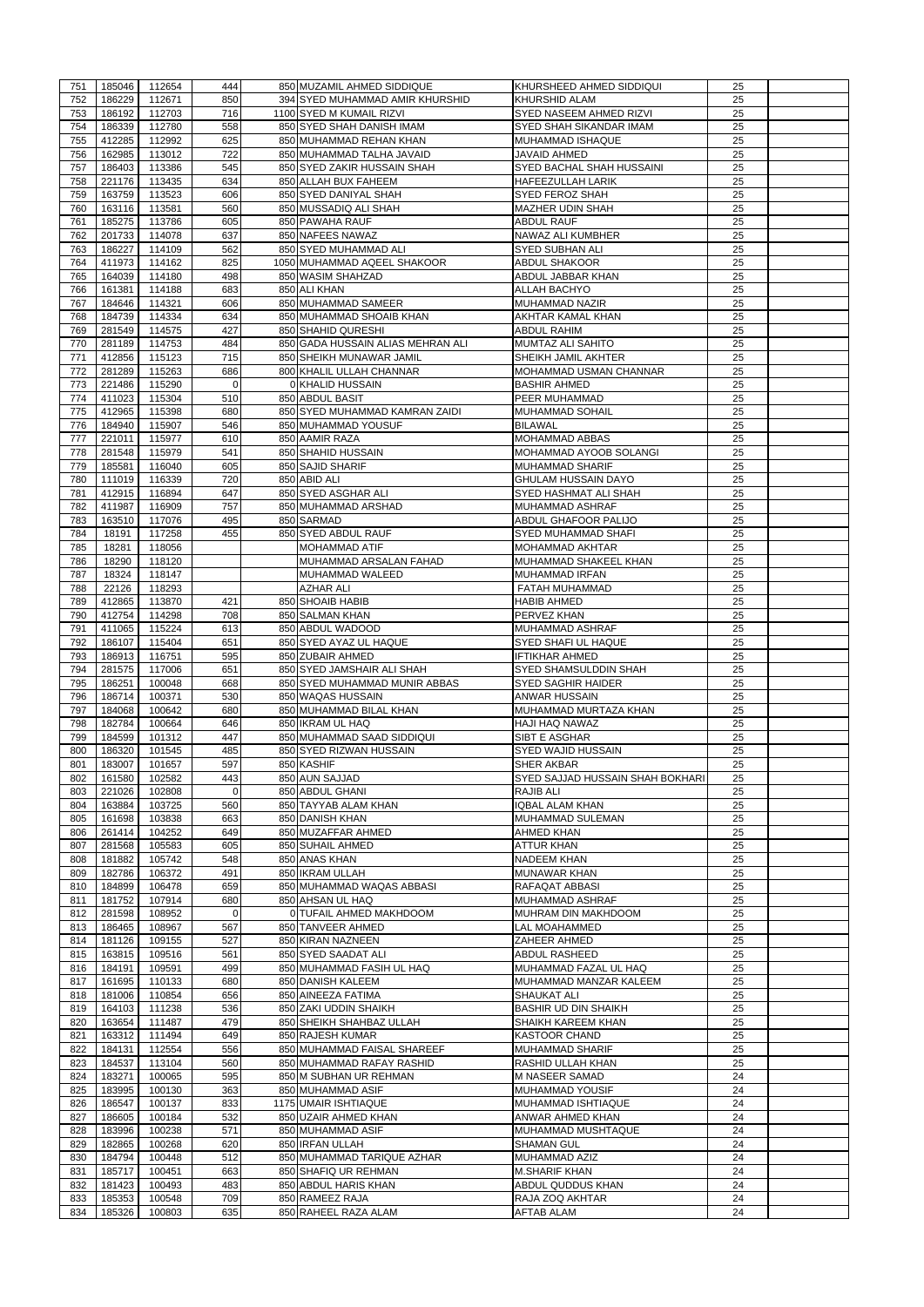| | | | | | | | | |
|---|---|---|---|---|---|---|---|---|
| 751 | 185046 | 112654 | 444 | 850 | MUZAMIL AHMED SIDDIQUE | KHURSHEED AHMED SIDDIQUI | 25 | |
| 752 | 186229 | 112671 | 850 | 394 | SYED MUHAMMAD AMIR KHURSHID | KHURSHID ALAM | 25 | |
| 753 | 186192 | 112703 | 716 | 1100 | SYED M KUMAIL RIZVI | SYED NASEEM AHMED RIZVI | 25 | |
| 754 | 186339 | 112780 | 558 | 850 | SYED SHAH DANISH IMAM | SYED SHAH SIKANDAR IMAM | 25 | |
| 755 | 412285 | 112992 | 625 | 850 | MUHAMMAD REHAN KHAN | MUHAMMAD ISHAQUE | 25 | |
| 756 | 162985 | 113012 | 722 | 850 | MUHAMMAD TALHA JAVAID | JAVAID AHMED | 25 | |
| 757 | 186403 | 113386 | 545 | 850 | SYED ZAKIR HUSSAIN SHAH | SYED BACHAL SHAH HUSSAINI | 25 | |
| 758 | 221176 | 113435 | 634 | 850 | ALLAH BUX FAHEEM | HAFEEZULLAH LARIK | 25 | |
| 759 | 163759 | 113523 | 606 | 850 | SYED DANIYAL SHAH | SYED FEROZ SHAH | 25 | |
| 760 | 163116 | 113581 | 560 | 850 | MUSSADIQ ALI SHAH | MAZHER UDIN SHAH | 25 | |
| 761 | 185275 | 113786 | 605 | 850 | PAWAHA RAUF | ABDUL RAUF | 25 | |
| 762 | 201733 | 114078 | 637 | 850 | NAFEES NAWAZ | NAWAZ ALI KUMBHER | 25 | |
| 763 | 186227 | 114109 | 562 | 850 | SYED MUHAMMAD ALI | SYED SUBHAN ALI | 25 | |
| 764 | 411973 | 114162 | 825 | 1050 | MUHAMMAD AQEEL SHAKOOR | ABDUL SHAKOOR | 25 | |
| 765 | 164039 | 114180 | 498 | 850 | WASIM SHAHZAD | ABDUL JABBAR KHAN | 25 | |
| 766 | 161381 | 114188 | 683 | 850 | ALI KHAN | ALLAH BACHYO | 25 | |
| 767 | 184646 | 114321 | 606 | 850 | MUHAMMAD SAMEER | MUHAMMAD NAZIR | 25 | |
| 768 | 184739 | 114334 | 634 | 850 | MUHAMMAD SHOAIB KHAN | AKHTAR KAMAL KHAN | 25 | |
| 769 | 281549 | 114575 | 427 | 850 | SHAHID QURESHI | ABDUL RAHIM | 25 | |
| 770 | 281189 | 114753 | 484 | 850 | GADA HUSSAIN ALIAS MEHRAN ALI | MUMTAZ ALI SAHITO | 25 | |
| 771 | 412856 | 115123 | 715 | 850 | SHEIKH MUNAWAR JAMIL | SHEIKH JAMIL AKHTER | 25 | |
| 772 | 281289 | 115263 | 686 | 800 | KHALIL ULLAH CHANNAR | MOHAMMAD USMAN CHANNAR | 25 | |
| 773 | 221486 | 115290 | 0 | 0 | KHALID HUSSAIN | BASHIR AHMED | 25 | |
| 774 | 411023 | 115304 | 510 | 850 | ABDUL BASIT | PEER MUHAMMAD | 25 | |
| 775 | 412965 | 115398 | 680 | 850 | SYED MUHAMMAD KAMRAN ZAIDI | MUHAMMAD SOHAIL | 25 | |
| 776 | 184940 | 115907 | 546 | 850 | MUHAMMAD YOUSUF | BILAWAL | 25 | |
| 777 | 221011 | 115977 | 610 | 850 | AAMIR RAZA | MOHAMMAD ABBAS | 25 | |
| 778 | 281548 | 115979 | 541 | 850 | SHAHID HUSSAIN | MOHAMMAD AYOOB SOLANGI | 25 | |
| 779 | 185581 | 116040 | 605 | 850 | SAJID SHARIF | MUHAMMAD SHARIF | 25 | |
| 780 | 111019 | 116339 | 720 | 850 | ABID ALI | GHULAM HUSSAIN DAYO | 25 | |
| 781 | 412915 | 116894 | 647 | 850 | SYED ASGHAR ALI | SYED HASHMAT ALI SHAH | 25 | |
| 782 | 411987 | 116909 | 757 | 850 | MUHAMMAD ARSHAD | MUHAMMAD ASHRAF | 25 | |
| 783 | 163510 | 117076 | 495 | 850 | SARMAD | ABDUL GHAFOOR PALIJO | 25 | |
| 784 | 18191 | 117258 | 455 | 850 | SYED ABDUL RAUF | SYED MUHAMMAD SHAFI | 25 | |
| 785 | 18281 | 118056 | | | MOHAMMAD ATIF | MOHAMMAD AKHTAR | 25 | |
| 786 | 18290 | 118120 | | | MUHAMMAD ARSALAN FAHAD | MUHAMMAD SHAKEEL KHAN | 25 | |
| 787 | 18324 | 118147 | | | MUHAMMAD WALEED | MUHAMMAD IRFAN | 25 | |
| 788 | 22126 | 118293 | | | AZHAR ALI | FATAH MUHAMMAD | 25 | |
| 789 | 412865 | 113870 | 421 | 850 | SHOAIB HABIB | HABIB AHMED | 25 | |
| 790 | 412754 | 114298 | 708 | 850 | SALMAN KHAN | PERVEZ KHAN | 25 | |
| 791 | 411065 | 115224 | 613 | 850 | ABDUL WADOOD | MUHAMMAD ASHRAF | 25 | |
| 792 | 186107 | 115404 | 651 | 850 | SYED AYAZ UL HAQUE | SYED SHAFI UL HAQUE | 25 | |
| 793 | 186913 | 116751 | 595 | 850 | ZUBAIR AHMED | IFTIKHAR AHMED | 25 | |
| 794 | 281575 | 117006 | 651 | 850 | SYED JAMSHAIR ALI SHAH | SYED SHAMSULDDIN SHAH | 25 | |
| 795 | 186251 | 100048 | 668 | 850 | SYED MUHAMMAD MUNIR ABBAS | SYED SAGHIR HAIDER | 25 | |
| 796 | 186714 | 100371 | 530 | 850 | WAQAS HUSSAIN | ANWAR HUSSAIN | 25 | |
| 797 | 184068 | 100642 | 680 | 850 | MUHAMMAD BILAL KHAN | MUHAMMAD MURTAZA KHAN | 25 | |
| 798 | 182784 | 100664 | 646 | 850 | IKRAM UL HAQ | HAJI HAQ NAWAZ | 25 | |
| 799 | 184599 | 101312 | 447 | 850 | MUHAMMAD SAAD SIDDIQUI | SIBT E ASGHAR | 25 | |
| 800 | 186320 | 101545 | 485 | 850 | SYED RIZWAN HUSSAIN | SYED WAJID HUSSAIN | 25 | |
| 801 | 183007 | 101657 | 597 | 850 | KASHIF | SHER AKBAR | 25 | |
| 802 | 161580 | 102582 | 443 | 850 | AUN SAJJAD | SYED SAJJAD HUSSAIN SHAH BOKHARI | 25 | |
| 803 | 221026 | 102808 | 0 | 850 | ABDUL GHANI | RAJIB ALI | 25 | |
| 804 | 163884 | 103725 | 560 | 850 | TAYYAB ALAM KHAN | IQBAL ALAM KHAN | 25 | |
| 805 | 161698 | 103838 | 663 | 850 | DANISH KHAN | MUHAMMAD SULEMAN | 25 | |
| 806 | 261414 | 104252 | 649 | 850 | MUZAFFAR AHMED | AHMED KHAN | 25 | |
| 807 | 281568 | 105583 | 605 | 850 | SUHAIL AHMED | ATTUR KHAN | 25 | |
| 808 | 181882 | 105742 | 548 | 850 | ANAS KHAN | NADEEM KHAN | 25 | |
| 809 | 182786 | 106372 | 491 | 850 | IKRAM ULLAH | MUNAWAR KHAN | 25 | |
| 810 | 184899 | 106478 | 659 | 850 | MUHAMMAD WAQAS ABBASI | RAFAQAT ABBASI | 25 | |
| 811 | 181752 | 107914 | 680 | 850 | AHSAN UL HAQ | MUHAMMAD ASHRAF | 25 | |
| 812 | 281598 | 108952 | 0 | 0 | TUFAIL AHMED MAKHDOOM | MUHRAM DIN MAKHDOOM | 25 | |
| 813 | 186465 | 108967 | 567 | 850 | TANVEER AHMED | LAL MOAHAMMED | 25 | |
| 814 | 181126 | 109155 | 527 | 850 | KIRAN NAZNEEN | ZAHEER AHMED | 25 | |
| 815 | 163815 | 109516 | 561 | 850 | SYED SAADAT ALI | ABDUL RASHEED | 25 | |
| 816 | 184191 | 109591 | 499 | 850 | MUHAMMAD FASIH UL HAQ | MUHAMMAD FAZAL UL HAQ | 25 | |
| 817 | 161695 | 110133 | 680 | 850 | DANISH KALEEM | MUHAMMAD MANZAR KALEEM | 25 | |
| 818 | 181006 | 110854 | 656 | 850 | AINEEZA FATIMA | SHAUKAT ALI | 25 | |
| 819 | 164103 | 111238 | 536 | 850 | ZAKI UDDIN SHAIKH | BASHIR UD DIN SHAIKH | 25 | |
| 820 | 163654 | 111487 | 479 | 850 | SHEIKH SHAHBAZ ULLAH | SHAIKH KAREEM KHAN | 25 | |
| 821 | 163312 | 111494 | 649 | 850 | RAJESH KUMAR | KASTOOR CHAND | 25 | |
| 822 | 184131 | 112554 | 556 | 850 | MUHAMMAD FAISAL SHAREEF | MUHAMMAD SHARIF | 25 | |
| 823 | 184537 | 113104 | 560 | 850 | MUHAMMAD RAFAY RASHID | RASHID ULLAH KHAN | 25 | |
| 824 | 183271 | 100065 | 595 | 850 | M SUBHAN UR REHMAN | M NASEER SAMAD | 24 | |
| 825 | 183995 | 100130 | 363 | 850 | MUHAMMAD ASIF | MUHAMMAD YOUSIF | 24 | |
| 826 | 186547 | 100137 | 833 | 1175 | UMAIR ISHTIAQUE | MUHAMMAD ISHTIAQUE | 24 | |
| 827 | 186605 | 100184 | 532 | 850 | UZAIR AHMED KHAN | ANWAR AHMED KHAN | 24 | |
| 828 | 183996 | 100238 | 571 | 850 | MUHAMMAD ASIF | MUHAMMAD MUSHTAQUE | 24 | |
| 829 | 182865 | 100268 | 620 | 850 | IRFAN ULLAH | SHAMAN GUL | 24 | |
| 830 | 184794 | 100448 | 512 | 850 | MUHAMMAD TARIQUE AZHAR | MUHAMMAD AZIZ | 24 | |
| 831 | 185717 | 100451 | 663 | 850 | SHAFIQ UR REHMAN | M.SHARIF KHAN | 24 | |
| 832 | 181423 | 100493 | 483 | 850 | ABDUL HARIS KHAN | ABDUL QUDDUS KHAN | 24 | |
| 833 | 185353 | 100548 | 709 | 850 | RAMEEZ RAJA | RAJA ZOQ AKHTAR | 24 | |
| 834 | 185326 | 100803 | 635 | 850 | RAHEEL RAZA ALAM | AFTAB ALAM | 24 | |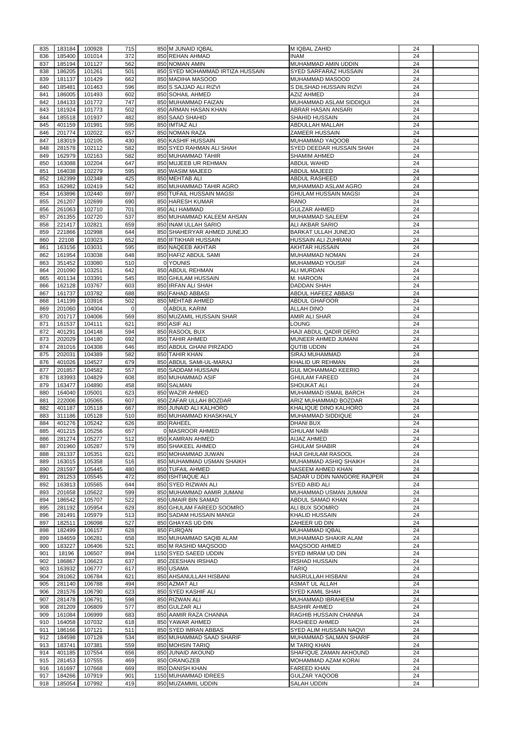| | | | | | | | | |
|---|---|---|---|---|---|---|---|---|
| 835 | 183184 | 100928 | 715 | 850 | M JUNAID IQBAL | M IQBAL ZAHID | 24 | |
| 836 | 185400 | 101014 | 372 | 850 | REHAN AHMAD | INAM | 24 | |
| 837 | 185194 | 101127 | 562 | 850 | NOMAN AMIN | MUHAMMAD AMIN UDDIN | 24 | |
| 838 | 186205 | 101261 | 501 | 850 | SYED MOHAMMAD IRTIZA HUSSAIN | SYED SARFARAZ HUSSAIN | 24 | |
| 839 | 181137 | 101429 | 662 | 850 | MADIHA MASOOD | MUHAMMAD MASOOD | 24 | |
| 840 | 185481 | 101463 | 596 | 850 | S SAJJAD ALI RIZVI | S DILSHAD HUSSAIN RIZVI | 24 | |
| 841 | 186005 | 101493 | 602 | 850 | SOHAIL AHMED | AZIZ AHMED | 24 | |
| 842 | 184133 | 101772 | 747 | 850 | MUHAMMAD FAIZAN | MUHAMMAD ASLAM SIDDIQUI | 24 | |
| 843 | 181924 | 101773 | 502 | 850 | ARMAN HASAN KHAN | ABRAR HASAN ANSARI | 24 | |
| 844 | 185518 | 101937 | 482 | 850 | SAAD SHAHID | SHAHID HUSSAIN | 24 | |
| 845 | 401159 | 101991 | 595 | 850 | IMTIAZ ALI | ABDULLAH MALLAH | 24 | |
| 846 | 201774 | 102022 | 657 | 850 | NOMAN RAZA | ZAMEER HUSSAIN | 24 | |
| 847 | 183019 | 102105 | 430 | 850 | KASHIF HUSSAIN | MUHAMMAD YAQOOB | 24 | |
| 848 | 281578 | 102112 | 582 | 850 | SYED RAHMAN ALI SHAH | SYED DEEDAR HUSSAIN SHAH | 24 | |
| 849 | 162979 | 102163 | 582 | 850 | MUHAMMAD TAHIR | SHAMIM AHMED | 24 | |
| 850 | 163088 | 102204 | 647 | 850 | MUJEEB UR REHMAN | ABDUL WAHID | 24 | |
| 851 | 164038 | 102279 | 595 | 850 | WASIM MAJEED | ABDUL MAJEED | 24 | |
| 852 | 162399 | 102348 | 425 | 850 | MEHTAB ALI | ABDUL RASHEED | 24 | |
| 853 | 162982 | 102419 | 542 | 850 | MUHAMMAD TAHIR AGRO | MUHAMMAD ASLAM AGRO | 24 | |
| 854 | 163896 | 102440 | 697 | 850 | TUFAIL HUSSAIN MAGSI | GHULAM HUSSAIN MAGSI | 24 | |
| 855 | 261207 | 102699 | 690 | 850 | HARESH KUMAR | RANO | 24 | |
| 856 | 261063 | 102710 | 701 | 850 | ALI HAMMAD | GULZAR AHMED | 24 | |
| 857 | 261355 | 102720 | 537 | 850 | MUHAMMAD KALEEM AHSAN | MUHAMMAD SALEEM | 24 | |
| 858 | 221417 | 102821 | 659 | 850 | INAM ULLAH SARIO | ALI AKBAR SARIO | 24 | |
| 859 | 221866 | 102998 | 644 | 850 | SHAHERYAR AHMED JUNEJO | BARKAT ULLAH JUNEJO | 24 | |
| 860 | 22108 | 103023 | 652 | 850 | IFTIKHAR HUSSAIN | HUSSAIN ALI ZUHRANI | 24 | |
| 861 | 163156 | 103031 | 595 | 850 | NAQEEB AKHTAR | AKHTAR HUSSAIN | 24 | |
| 862 | 161954 | 103038 | 648 | 850 | HAFIZ ABDUL SAMI | MUHAMMAD NOMAN | 24 | |
| 863 | 351452 | 103080 | 510 | 0 | YOUNIS | MUHAMMAD YOUSIF | 24 | |
| 864 | 201090 | 103251 | 642 | 850 | ABDUL REHMAN | ALI MURDAN | 24 | |
| 865 | 401134 | 103391 | 545 | 850 | GHULAM HUSSAIN | M. HAROON | 24 | |
| 866 | 162128 | 103767 | 603 | 850 | IRFAN ALI SHAH | DADDAN SHAH | 24 | |
| 867 | 161737 | 103782 | 688 | 850 | FAHAD ABBASI | ABDUL HAFEEZ ABBASI | 24 | |
| 868 | 141199 | 103916 | 502 | 850 | MEHTAB AHMED | ABDUL GHAFOOR | 24 | |
| 869 | 201060 | 104004 | 0 | 0 | ABDUL KARIM | ALLAH DINO | 24 | |
| 870 | 201717 | 104006 | 569 | 850 | MUZAMIL HUSSAIN SHAR | AMIR ALI SHAR | 24 | |
| 871 | 161537 | 104111 | 621 | 850 | ASIF ALI | LOUNG | 24 | |
| 872 | 401291 | 104148 | 594 | 850 | RASOOL BUX | HAJI ABDUL QADIR DERO | 24 | |
| 873 | 202029 | 104180 | 692 | 850 | TAHIR AHMED | MUNEER AHMED JUMANI | 24 | |
| 874 | 281016 | 104308 | 646 | 850 | ABDUL GHANI PIRZADO | QUTIB UDDIN | 24 | |
| 875 | 202031 | 104389 | 582 | 850 | TAHIR KHAN | SIRAJ MUHAMMAD | 24 | |
| 876 | 401026 | 104527 | 679 | 850 | ABDUL SAMI-UL-MARAJ | KHALID UR REHMAN | 24 | |
| 877 | 201857 | 104582 | 557 | 850 | SADDAM HUSSAIN | GUL MOHAMMAD KEERIO | 24 | |
| 878 | 183993 | 104829 | 608 | 850 | MUHAMMAD ASIF | GHULAM FAREED | 24 | |
| 879 | 163477 | 104890 | 458 | 850 | SALMAN | SHOUKAT ALI | 24 | |
| 880 | 164040 | 105001 | 623 | 850 | WAZIR AHMED | MUHAMMAD ISMAIL BARCH | 24 | |
| 881 | 222006 | 105065 | 607 | 850 | ZAFAR ULLAH BOZDAR | ARIZ MUHAMMAD BOZDAR | 24 | |
| 882 | 401187 | 105118 | 667 | 850 | JUNAID ALI KALHORO | KHALIQUE DINO KALHORO | 24 | |
| 883 | 311186 | 105128 | 510 | 850 | MUHAMMAD KHASKHALY | MUHAMMAD SIDDIQUE | 24 | |
| 884 | 401276 | 105242 | 626 | 850 | RAHEEL | DHANI BUX | 24 | |
| 885 | 401215 | 105256 | 657 | 0 | MASROOR AHMED | GHULAM NABI | 24 | |
| 886 | 281274 | 105277 | 512 | 850 | KAMRAN AHMED | AIJAZ AHMED | 24 | |
| 887 | 201960 | 105287 | 579 | 850 | SHAKEEL AHMED | GHULAM SHABIR | 24 | |
| 888 | 281337 | 105351 | 621 | 850 | MOHAMMAD JUWAN | HAJI GHULAM RASOOL | 24 | |
| 889 | 163015 | 105358 | 516 | 850 | MUHAMMAD USMAN SHAIKH | MUHAMMAD ASHIQ SHAIKH | 24 | |
| 890 | 281597 | 105445 | 480 | 850 | TUFAIL AHMED | NASEEM AHMED KHAN | 24 | |
| 891 | 281253 | 105545 | 472 | 850 | ISHTIAQUE ALI | SADAR U DDIN NANGORE RAJPER | 24 | |
| 892 | 163813 | 105565 | 644 | 850 | SYED RIZWAN ALI | SYED ABID ALI | 24 | |
| 893 | 201658 | 105622 | 599 | 850 | MUHAMMAD AAMIR JUMANI | MUHAMMAD USMAN JUMANI | 24 | |
| 894 | 186542 | 105707 | 522 | 850 | UMAIR BIN SAMAD | ABDUL SAMAD KHAN | 24 | |
| 895 | 281192 | 105954 | 629 | 850 | GHULAM FAREED SOOMRO | ALI BUX SOOMRO | 24 | |
| 896 | 281491 | 105979 | 513 | 850 | SADAM HUSSAIN MANGI | KHALID HUSSAIN | 24 | |
| 897 | 182511 | 106098 | 527 | 850 | GHAYAS UD DIN | ZAHEER UD DIN | 24 | |
| 898 | 182499 | 106157 | 628 | 850 | FURQAN | MUHAMMAD IQBAL | 24 | |
| 899 | 184659 | 106281 | 658 | 850 | MUHAMMAD SAQIB ALAM | MUHAMMAD SHAKIR ALAM | 24 | |
| 900 | 183227 | 106406 | 521 | 850 | M RASHID MAQSOOD | MAQSOOD AHMED | 24 | |
| 901 | 18196 | 106507 | 894 | 1150 | SYED SAEED UDDIN | SYED IMRAM UD DIN | 24 | |
| 902 | 186867 | 106623 | 637 | 850 | ZEESHAN IRSHAD | IRSHAD HUSSAIN | 24 | |
| 903 | 163932 | 106777 | 617 | 850 | USAMA | TARIQ | 24 | |
| 904 | 281062 | 106784 | 621 | 850 | AHSANULLAH HISBANI | NASRULLAH HISBANI | 24 | |
| 905 | 281140 | 106788 | 494 | 850 | AZMAT ALI | ASMAT UL ALLAH | 24 | |
| 906 | 281576 | 106790 | 623 | 850 | SYED KASHIF ALI | SYED KAMIL SHAH | 24 | |
| 907 | 281478 | 106791 | 598 | 850 | RIZWAN ALI | MUHAMMAD IBRAHEEM | 24 | |
| 908 | 281209 | 106809 | 577 | 850 | GULZAR ALI | BASHIR AHMED | 24 | |
| 909 | 161084 | 106999 | 683 | 850 | AAMIR RAZA CHANNA | RAGHIB HUSSAIN CHANNA | 24 | |
| 910 | 164058 | 107032 | 618 | 850 | YAWAR AHMED | RASHEED AHMED | 24 | |
| 911 | 186166 | 107121 | 511 | 850 | SYED IMRAN ABBAS | SYED ALIM HUSSAIN NAQVI | 24 | |
| 912 | 184598 | 107128 | 534 | 850 | MUHAMMAD SAAD SHARIF | MUHAMMAD SALMAN SHARIF | 24 | |
| 913 | 183741 | 107381 | 559 | 850 | MOHSIN TARIQ | M TARIQ KHAN | 24 | |
| 914 | 401185 | 107554 | 656 | 850 | JUNAID AKOUND | SHAFIQUE ZAMAN AKHOUND | 24 | |
| 915 | 281453 | 107555 | 469 | 850 | ORANGZEB | MOHAMMAD AZAM KORAI | 24 | |
| 916 | 161697 | 107668 | 669 | 850 | DANISH KHAN | FAREED KHAN | 24 | |
| 917 | 184266 | 107919 | 901 | 1150 | MUHAMMAD IDREES | GULZAR YAQOOB | 24 | |
| 918 | 185054 | 107992 | 419 | 850 | MUZAMMIL UDDIN | SALAH UDDIN | 24 | |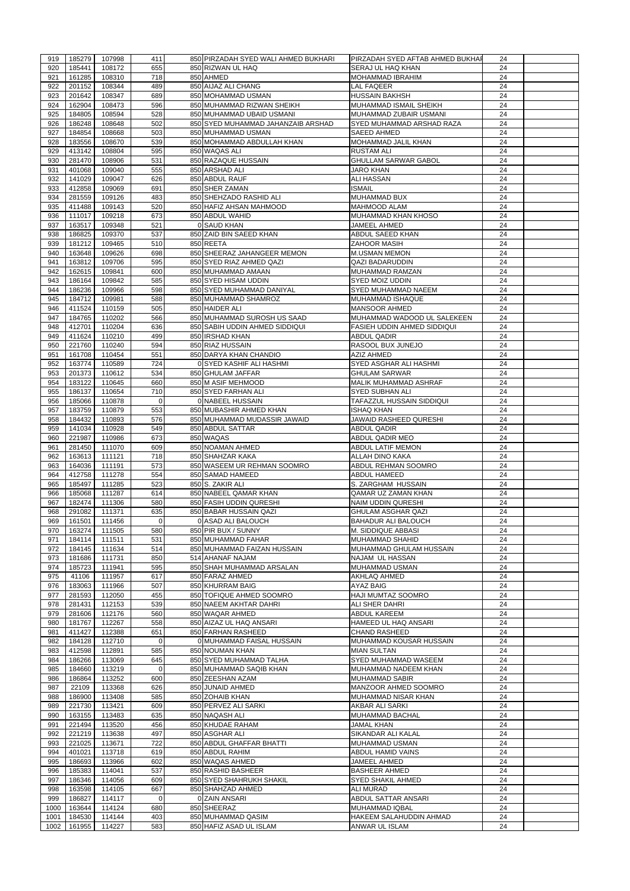| | | | | | | | | |
|---|---|---|---|---|---|---|---|---|
| 919 | 185279 | 107998 | 411 | 850 | PIRZADAH SYED WALI AHMED BUKHARI | PIRZADAH SYED AFTAB AHMED BUKHAI | 24 | |
| 920 | 185441 | 108172 | 655 | 850 | RIZWAN UL HAQ | SERAJ UL HAQ KHAN | 24 | |
| 921 | 161285 | 108310 | 718 | 850 | AHMED | MOHAMMAD IBRAHIM | 24 | |
| 922 | 201152 | 108344 | 489 | 850 | AIJAZ ALI CHANG | LAL FAQEER | 24 | |
| 923 | 201642 | 108347 | 689 | 850 | MOHAMMAD USMAN | HUSSAIN BAKHSH | 24 | |
| 924 | 162904 | 108473 | 596 | 850 | MUHAMMAD RIZWAN SHEIKH | MUHAMMAD ISMAIL SHEIKH | 24 | |
| 925 | 184805 | 108594 | 528 | 850 | MUHAMMAD UBAID USMANI | MUHAMMAD ZUBAIR USMANI | 24 | |
| 926 | 186248 | 108648 | 502 | 850 | SYED MUHAMMAD JAHANZAIB ARSHAD | SYED MUHAMMAD ARSHAD RAZA | 24 | |
| 927 | 184854 | 108668 | 503 | 850 | MUHAMMAD USMAN | SAEED AHMED | 24 | |
| 928 | 183556 | 108670 | 539 | 850 | MOHAMMAD ABDULLAH KHAN | MOHAMMAD JALIL KHAN | 24 | |
| 929 | 413142 | 108804 | 595 | 850 | WAQAS ALI | RUSTAM ALI | 24 | |
| 930 | 281470 | 108906 | 531 | 850 | RAZAQUE HUSSAIN | GHULLAM SARWAR GABOL | 24 | |
| 931 | 401068 | 109040 | 555 | 850 | ARSHAD ALI | JARO KHAN | 24 | |
| 932 | 141029 | 109047 | 626 | 850 | ABDUL RAUF | ALI HASSAN | 24 | |
| 933 | 412858 | 109069 | 691 | 850 | SHER ZAMAN | ISMAIL | 24 | |
| 934 | 281559 | 109126 | 483 | 850 | SHEHZADO RASHID ALI | MUHAMMAD BUX | 24 | |
| 935 | 411488 | 109143 | 520 | 850 | HAFIZ AHSAN MAHMOOD | MAHMOOD ALAM | 24 | |
| 936 | 111017 | 109218 | 673 | 850 | ABDUL WAHID | MUHAMMAD KHAN KHOSO | 24 | |
| 937 | 163517 | 109348 | 521 | 0 | SAUD KHAN | JAMEEL AHMED | 24 | |
| 938 | 186825 | 109370 | 537 | 850 | ZAID BIN SAEED KHAN | ABDUL SAEED KHAN | 24 | |
| 939 | 181212 | 109465 | 510 | 850 | REETA | ZAHOOR MASIH | 24 | |
| 940 | 163648 | 109626 | 698 | 850 | SHEERAZ JAHANGEER MEMON | M.USMAN MEMON | 24 | |
| 941 | 163812 | 109706 | 595 | 850 | SYED RIAZ AHMED QAZI | QAZI BADARUDDIN | 24 | |
| 942 | 162615 | 109841 | 600 | 850 | MUHAMMAD AMAAN | MUHAMMAD RAMZAN | 24 | |
| 943 | 186164 | 109842 | 585 | 850 | SYED HISAM UDDIN | SYED MOIZ UDDIN | 24 | |
| 944 | 186236 | 109966 | 598 | 850 | SYED MUHAMMAD DANIYAL | SYED MUHAMMAD NAEEM | 24 | |
| 945 | 184712 | 109981 | 588 | 850 | MUHAMMAD SHAMROZ | MUHAMMAD ISHAQUE | 24 | |
| 946 | 411524 | 110159 | 505 | 850 | HAIDER ALI | MANSOOR AHMED | 24 | |
| 947 | 184765 | 110202 | 566 | 850 | MUHAMMAD SUROSH US SAAD | MUHAMMAD WADOOD UL SALEKEEN | 24 | |
| 948 | 412701 | 110204 | 636 | 850 | SABIH UDDIN AHMED SIDDIQUI | FASIEH UDDIN AHMED SIDDIQUI | 24 | |
| 949 | 411624 | 110210 | 499 | 850 | IRSHAD KHAN | ABDUL QADIR | 24 | |
| 950 | 221760 | 110240 | 594 | 850 | RIAZ HUSSAIN | RASOOL BUX JUNEJO | 24 | |
| 951 | 161708 | 110454 | 551 | 850 | DARYA KHAN CHANDIO | AZIZ AHMED | 24 | |
| 952 | 163774 | 110589 | 724 | 0 | SYED KASHIF ALI HASHMI | SYED ASGHAR ALI HASHMI | 24 | |
| 953 | 201373 | 110612 | 534 | 850 | GHULAM JAFFAR | GHULAM SARWAR | 24 | |
| 954 | 183122 | 110645 | 660 | 850 | M ASIF MEHMOOD | MALIK MUHAMMAD ASHRAF | 24 | |
| 955 | 186137 | 110654 | 710 | 850 | SYED FARHAN ALI | SYED SUBHAN ALI | 24 | |
| 956 | 185066 | 110878 | 0 | 0 | NABEEL HUSSAIN | TAFAZZUL HUSSAIN SIDDIQUI | 24 | |
| 957 | 183759 | 110879 | 553 | 850 | MUBASHIR AHMED KHAN | ISHAQ KHAN | 24 | |
| 958 | 184432 | 110893 | 576 | 850 | MUHAMMAD MUDASSIR JAWAID | JAWAID RASHEED QURESHI | 24 | |
| 959 | 141034 | 110928 | 549 | 850 | ABDUL SATTAR | ABDUL QADIR | 24 | |
| 960 | 221987 | 110986 | 673 | 850 | WAQAS | ABDUL QADIR MEO | 24 | |
| 961 | 281450 | 111070 | 609 | 850 | NOAMAN AHMED | ABDUL LATIF MEMON | 24 | |
| 962 | 163613 | 111121 | 718 | 850 | SHAHZAR KAKA | ALLAH DINO KAKA | 24 | |
| 963 | 164036 | 111191 | 573 | 850 | WASEEM UR REHMAN SOOMRO | ABDUL REHMAN SOOMRO | 24 | |
| 964 | 412758 | 111278 | 554 | 850 | SAMAD HAMEED | ABDUL HAMEED | 24 | |
| 965 | 185497 | 111285 | 523 | 850 | S. ZAKIR ALI | S. ZARGHAM HUSSAIN | 24 | |
| 966 | 185068 | 111287 | 614 | 850 | NABEEL QAMAR KHAN | QAMAR UZ ZAMAN KHAN | 24 | |
| 967 | 182474 | 111306 | 580 | 850 | FASIH UDDIN QURESHI | NAIM UDDIN QURESHI | 24 | |
| 968 | 291082 | 111371 | 635 | 850 | BABAR HUSSAIN QAZI | GHULAM ASGHAR QAZI | 24 | |
| 969 | 161501 | 111456 | 0 | 0 | ASAD ALI BALOUCH | BAHADUR ALI BALOUCH | 24 | |
| 970 | 163274 | 111505 | 580 | 850 | PIR BUX / SUNNY | M. SIDDIQUE ABBASI | 24 | |
| 971 | 184114 | 111511 | 531 | 850 | MUHAMMAD FAHAR | MUHAMMAD SHAHID | 24 | |
| 972 | 184145 | 111634 | 514 | 850 | MUHAMMAD FAIZAN HUSSAIN | MUHAMMAD GHULAM HUSSAIN | 24 | |
| 973 | 181686 | 111731 | 850 | 514 | AHANAF NAJAM | NAJAM UL HASSAN | 24 | |
| 974 | 185723 | 111941 | 595 | 850 | SHAH MUHAMMAD ARSALAN | MUHAMMAD USMAN | 24 | |
| 975 | 41106 | 111957 | 617 | 850 | FARAZ AHMED | AKHLAQ AHMED | 24 | |
| 976 | 183063 | 111966 | 507 | 850 | KHURRAM BAIG | AYAZ BAIG | 24 | |
| 977 | 281593 | 112050 | 455 | 850 | TOFIQUE AHMED SOOMRO | HAJI MUMTAZ SOOMRO | 24 | |
| 978 | 281431 | 112153 | 539 | 850 | NAEEM AKHTAR DAHRI | ALI SHER DAHRI | 24 | |
| 979 | 281606 | 112176 | 560 | 850 | WAQAR AHMED | ABDUL KAREEM | 24 | |
| 980 | 181767 | 112267 | 558 | 850 | AIZAZ UL HAQ ANSARI | HAMEED UL HAQ ANSARI | 24 | |
| 981 | 411427 | 112388 | 651 | 850 | FARHAN RASHEED | CHAND RASHEED | 24 | |
| 982 | 184128 | 112710 | 0 | 0 | MUHAMMAD FAISAL HUSSAIN | MUHAMMAD KOUSAR HUSSAIN | 24 | |
| 983 | 412598 | 112891 | 585 | 850 | NOUMAN KHAN | MIAN SULTAN | 24 | |
| 984 | 186266 | 113069 | 645 | 850 | SYED MUHAMMAD TALHA | SYED MUHAMMAD WASEEM | 24 | |
| 985 | 184660 | 113219 | 0 | 850 | MUHAMMAD SAQIB KHAN | MUHAMMAD NADEEM KHAN | 24 | |
| 986 | 186864 | 113252 | 600 | 850 | ZEESHAN AZAM | MUHAMMAD SABIR | 24 | |
| 987 | 22109 | 113368 | 626 | 850 | JUNAID AHMED | MANZOOR AHMED SOOMRO | 24 | |
| 988 | 186900 | 113408 | 585 | 850 | ZOHAIB KHAN | MUHAMMAD NISAR KHAN | 24 | |
| 989 | 221730 | 113421 | 609 | 850 | PERVEZ ALI SARKI | AKBAR ALI SARKI | 24 | |
| 990 | 163155 | 113483 | 635 | 850 | NAQASH ALI | MUHAMMAD BACHAL | 24 | |
| 991 | 221494 | 113520 | 456 | 850 | KHUDAE RAHAM | JAMAL KHAN | 24 | |
| 992 | 221219 | 113638 | 497 | 850 | ASGHAR ALI | SIKANDAR ALI KALAL | 24 | |
| 993 | 221025 | 113671 | 722 | 850 | ABDUL GHAFFAR BHATTI | MUHAMMAD USMAN | 24 | |
| 994 | 401021 | 113718 | 619 | 850 | ABDUL RAHIM | ABDUL HAMID VAINS | 24 | |
| 995 | 186693 | 113966 | 602 | 850 | WAQAS AHMED | JAMEEL AHMED | 24 | |
| 996 | 185383 | 114041 | 537 | 850 | RASHID BASHEER | BASHEER AHMED | 24 | |
| 997 | 186346 | 114056 | 609 | 850 | SYED SHAHRUKH SHAKIL | SYED SHAKIL AHMED | 24 | |
| 998 | 163598 | 114105 | 667 | 850 | SHAHZAD AHMED | ALI MURAD | 24 | |
| 999 | 186827 | 114117 | 0 | 0 | ZAIN ANSARI | ABDUL SATTAR ANSARI | 24 | |
| 1000 | 163644 | 114124 | 680 | 850 | SHEERAZ | MUHAMMAD IQBAL | 24 | |
| 1001 | 184530 | 114144 | 403 | 850 | MUHAMMAD QASIM | HAKEEM SALAHUDDIN AHMAD | 24 | |
| 1002 | 161955 | 114227 | 583 | 850 | HAFIZ ASAD UL ISLAM | ANWAR UL ISLAM | 24 | |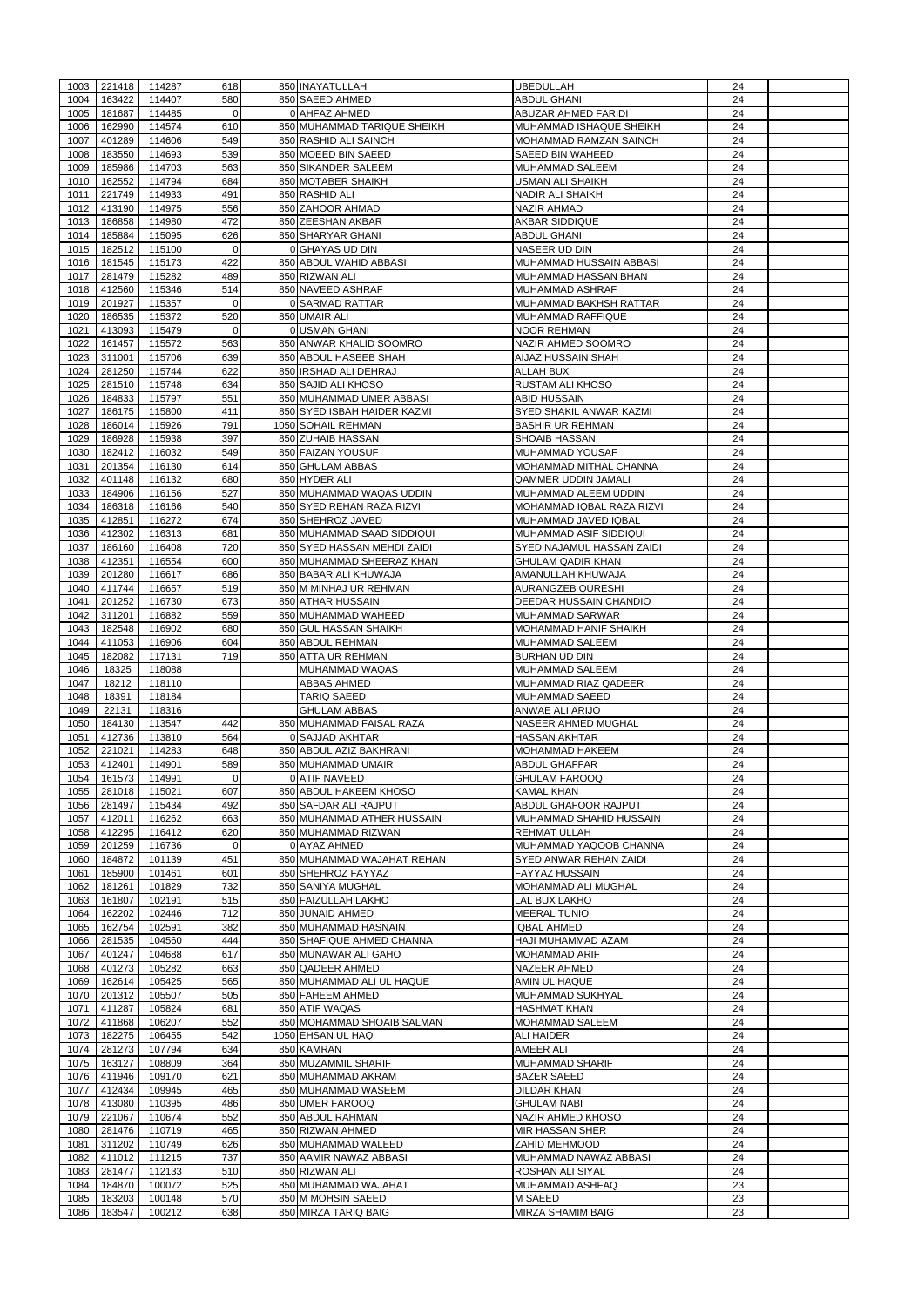| | | | | | | | | |
|---|---|---|---|---|---|---|---|---|
| 1003 | 221418 | 114287 | 618 | 850 | INAYATULLAH | UBEDULLAH | 24 | |
| 1004 | 163422 | 114407 | 580 | 850 | SAEED AHMED | ABDUL GHANI | 24 | |
| 1005 | 181687 | 114485 | 0 | 0 | AHFAZ AHMED | ABUZAR AHMED FARIDI | 24 | |
| 1006 | 162990 | 114574 | 610 | 850 | MUHAMMAD TARIQUE SHEIKH | MUHAMMAD ISHAQUE SHEIKH | 24 | |
| 1007 | 401289 | 114606 | 549 | 850 | RASHID ALI SAINCH | MOHAMMAD RAMZAN SAINCH | 24 | |
| 1008 | 183550 | 114693 | 539 | 850 | MOEED BIN SAEED | SAEED BIN WAHEED | 24 | |
| 1009 | 185986 | 114703 | 563 | 850 | SIKANDER SALEEM | MUHAMMAD SALEEM | 24 | |
| 1010 | 162552 | 114794 | 684 | 850 | MOTABER SHAIKH | USMAN ALI SHAIKH | 24 | |
| 1011 | 221749 | 114933 | 491 | 850 | RASHID ALI | NADIR ALI SHAIKH | 24 | |
| 1012 | 413190 | 114975 | 556 | 850 | ZAHOOR AHMAD | NAZIR AHMAD | 24 | |
| 1013 | 186858 | 114980 | 472 | 850 | ZEESHAN AKBAR | AKBAR SIDDIQUE | 24 | |
| 1014 | 185884 | 115095 | 626 | 850 | SHARYAR GHANI | ABDUL GHANI | 24 | |
| 1015 | 182512 | 115100 | 0 | 0 | GHAYAS UD DIN | NASEER UD DIN | 24 | |
| 1016 | 181545 | 115173 | 422 | 850 | ABDUL WAHID ABBASI | MUHAMMAD HUSSAIN ABBASI | 24 | |
| 1017 | 281479 | 115282 | 489 | 850 | RIZWAN ALI | MUHAMMAD HASSAN BHAN | 24 | |
| 1018 | 412560 | 115346 | 514 | 850 | NAVEED ASHRAF | MUHAMMAD ASHRAF | 24 | |
| 1019 | 201927 | 115357 | 0 | 0 | SARMAD RATTAR | MUHAMMAD BAKHSH RATTAR | 24 | |
| 1020 | 186535 | 115372 | 520 | 850 | UMAIR ALI | MUHAMMAD RAFFIQUE | 24 | |
| 1021 | 413093 | 115479 | 0 | 0 | USMAN GHANI | NOOR REHMAN | 24 | |
| 1022 | 161457 | 115572 | 563 | 850 | ANWAR KHALID SOOMRO | NAZIR AHMED SOOMRO | 24 | |
| 1023 | 311001 | 115706 | 639 | 850 | ABDUL HASEEB SHAH | AIJAZ HUSSAIN SHAH | 24 | |
| 1024 | 281250 | 115744 | 622 | 850 | IRSHAD ALI DEHRAJ | ALLAH BUX | 24 | |
| 1025 | 281510 | 115748 | 634 | 850 | SAJID ALI KHOSO | RUSTAM ALI KHOSO | 24 | |
| 1026 | 184833 | 115797 | 551 | 850 | MUHAMMAD UMER ABBASI | ABID HUSSAIN | 24 | |
| 1027 | 186175 | 115800 | 411 | 850 | SYED ISBAH HAIDER KAZMI | SYED SHAKIL ANWAR KAZMI | 24 | |
| 1028 | 186014 | 115926 | 791 | 1050 | SOHAIL REHMAN | BASHIR UR REHMAN | 24 | |
| 1029 | 186928 | 115938 | 397 | 850 | ZUHAIB HASSAN | SHOAIB HASSAN | 24 | |
| 1030 | 182412 | 116032 | 549 | 850 | FAIZAN YOUSUF | MUHAMMAD YOUSAF | 24 | |
| 1031 | 201354 | 116130 | 614 | 850 | GHULAM ABBAS | MOHAMMAD MITHAL CHANNA | 24 | |
| 1032 | 401148 | 116132 | 680 | 850 | HYDER ALI | QAMMER UDDIN JAMALI | 24 | |
| 1033 | 184906 | 116156 | 527 | 850 | MUHAMMAD WAQAS UDDIN | MUHAMMAD ALEEM UDDIN | 24 | |
| 1034 | 186318 | 116166 | 540 | 850 | SYED REHAN RAZA RIZVI | MOHAMMAD IQBAL RAZA RIZVI | 24 | |
| 1035 | 412851 | 116272 | 674 | 850 | SHEHROZ JAVED | MUHAMMAD JAVED IQBAL | 24 | |
| 1036 | 412302 | 116313 | 681 | 850 | MUHAMMAD SAAD SIDDIQUI | MUHAMMAD ASIF SIDDIQUI | 24 | |
| 1037 | 186160 | 116408 | 720 | 850 | SYED HASSAN MEHDI ZAIDI | SYED NAJAMUL HASSAN ZAIDI | 24 | |
| 1038 | 412351 | 116554 | 600 | 850 | MUHAMMAD SHEERAZ KHAN | GHULAM QADIR KHAN | 24 | |
| 1039 | 201280 | 116617 | 686 | 850 | BABAR ALI KHUWAJA | AMANULLAH KHUWAJA | 24 | |
| 1040 | 411744 | 116657 | 519 | 850 | M MINHAJ UR REHMAN | AURANGZEB QURESHI | 24 | |
| 1041 | 201252 | 116730 | 673 | 850 | ATHAR HUSSAIN | DEEDAR HUSSAIN CHANDIO | 24 | |
| 1042 | 311201 | 116882 | 559 | 850 | MUHAMMAD WAHEED | MUHAMMAD SARWAR | 24 | |
| 1043 | 182548 | 116902 | 680 | 850 | GUL HASSAN SHAIKH | MOHAMMAD HANIF SHAIKH | 24 | |
| 1044 | 411053 | 116906 | 604 | 850 | ABDUL REHMAN | MUHAMMAD SALEEM | 24 | |
| 1045 | 182082 | 117131 | 719 | 850 | ATTA UR REHMAN | BURHAN UD DIN | 24 | |
| 1046 | 18325 | 118088 | | | MUHAMMAD WAQAS | MUHAMMAD SALEEM | 24 | |
| 1047 | 18212 | 118110 | | | ABBAS AHMED | MUHAMMAD RIAZ QADEER | 24 | |
| 1048 | 18391 | 118184 | | | TARIQ SAEED | MUHAMMAD SAEED | 24 | |
| 1049 | 22131 | 118316 | | | GHULAM ABBAS | ANWAE ALI ARIJO | 24 | |
| 1050 | 184130 | 113547 | 442 | 850 | MUHAMMAD FAISAL RAZA | NASEER AHMED MUGHAL | 24 | |
| 1051 | 412736 | 113810 | 564 | 0 | SAJJAD AKHTAR | HASSAN AKHTAR | 24 | |
| 1052 | 221021 | 114283 | 648 | 850 | ABDUL AZIZ BAKHRANI | MOHAMMAD HAKEEM | 24 | |
| 1053 | 412401 | 114901 | 589 | 850 | MUHAMMAD UMAIR | ABDUL GHAFFAR | 24 | |
| 1054 | 161573 | 114991 | 0 | 0 | ATIF NAVEED | GHULAM FAROOQ | 24 | |
| 1055 | 281018 | 115021 | 607 | 850 | ABDUL HAKEEM KHOSO | KAMAL KHAN | 24 | |
| 1056 | 281497 | 115434 | 492 | 850 | SAFDAR ALI RAJPUT | ABDUL GHAFOOR RAJPUT | 24 | |
| 1057 | 412011 | 116262 | 663 | 850 | MUHAMMAD ATHER HUSSAIN | MUHAMMAD SHAHID HUSSAIN | 24 | |
| 1058 | 412295 | 116412 | 620 | 850 | MUHAMMAD RIZWAN | REHMAT ULLAH | 24 | |
| 1059 | 201259 | 116736 | 0 | 0 | AYAZ AHMED | MUHAMMAD YAQOOB CHANNA | 24 | |
| 1060 | 184872 | 101139 | 451 | 850 | MUHAMMAD WAJAHAT REHAN | SYED ANWAR REHAN ZAIDI | 24 | |
| 1061 | 185900 | 101461 | 601 | 850 | SHEHROZ FAYYAZ | FAYYAZ HUSSAIN | 24 | |
| 1062 | 181261 | 101829 | 732 | 850 | SANIYA MUGHAL | MOHAMMAD ALI MUGHAL | 24 | |
| 1063 | 161807 | 102191 | 515 | 850 | FAIZULLAH LAKHO | LAL BUX LAKHO | 24 | |
| 1064 | 162202 | 102446 | 712 | 850 | JUNAID AHMED | MEERAL TUNIO | 24 | |
| 1065 | 162754 | 102591 | 382 | 850 | MUHAMMAD HASNAIN | IQBAL AHMED | 24 | |
| 1066 | 281535 | 104560 | 444 | 850 | SHAFIQUE AHMED CHANNA | HAJI MUHAMMAD AZAM | 24 | |
| 1067 | 401247 | 104688 | 617 | 850 | MUNAWAR ALI GAHO | MOHAMMAD ARIF | 24 | |
| 1068 | 401273 | 105282 | 663 | 850 | QADEER AHMED | NAZEER AHMED | 24 | |
| 1069 | 162614 | 105425 | 565 | 850 | MUHAMMAD ALI UL HAQUE | AMIN UL HAQUE | 24 | |
| 1070 | 201312 | 105507 | 505 | 850 | FAHEEM AHMED | MUHAMMAD SUKHYAL | 24 | |
| 1071 | 411287 | 105824 | 681 | 850 | ATIF WAQAS | HASHMAT KHAN | 24 | |
| 1072 | 411868 | 106207 | 552 | 850 | MOHAMMAD SHOAIB SALMAN | MOHAMMAD SALEEM | 24 | |
| 1073 | 182275 | 106455 | 542 | 1050 | EHSAN UL HAQ | ALI HAIDER | 24 | |
| 1074 | 281273 | 107794 | 634 | 850 | KAMRAN | AMEER ALI | 24 | |
| 1075 | 163127 | 108809 | 364 | 850 | MUZAMMIL SHARIF | MUHAMMAD SHARIF | 24 | |
| 1076 | 411946 | 109170 | 621 | 850 | MUHAMMAD AKRAM | BAZER SAEED | 24 | |
| 1077 | 412434 | 109945 | 465 | 850 | MUHAMMAD WASEEM | DILDAR KHAN | 24 | |
| 1078 | 413080 | 110395 | 486 | 850 | UMER FAROOQ | GHULAM NABI | 24 | |
| 1079 | 221067 | 110674 | 552 | 850 | ABDUL RAHMAN | NAZIR AHMED KHOSO | 24 | |
| 1080 | 281476 | 110719 | 465 | 850 | RIZWAN AHMED | MIR HASSAN SHER | 24 | |
| 1081 | 311202 | 110749 | 626 | 850 | MUHAMMAD WALEED | ZAHID MEHMOOD | 24 | |
| 1082 | 411012 | 111215 | 737 | 850 | AAMIR NAWAZ ABBASI | MUHAMMAD NAWAZ ABBASI | 24 | |
| 1083 | 281477 | 112133 | 510 | 850 | RIZWAN ALI | ROSHAN ALI SIYAL | 24 | |
| 1084 | 184870 | 100072 | 525 | 850 | MUHAMMAD WAJAHAT | MUHAMMAD ASHFAQ | 23 | |
| 1085 | 183203 | 100148 | 570 | 850 | M MOHSIN SAEED | M SAEED | 23 | |
| 1086 | 183547 | 100212 | 638 | 850 | MIRZA TARIQ BAIG | MIRZA SHAMIM BAIG | 23 | |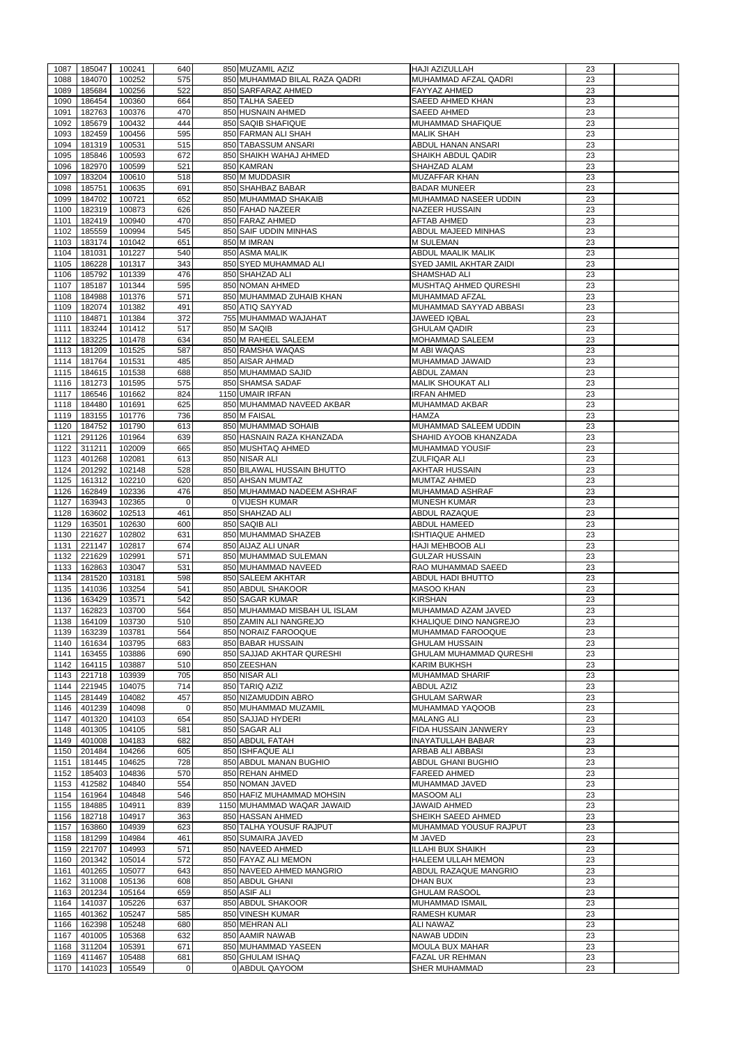| | | | | | | | | |
|---|---|---|---|---|---|---|---|---|
| 1087 | 185047 | 100241 | 640 | 850 | MUZAMIL AZIZ | HAJI AZIZULLAH | 23 | |
| 1088 | 184070 | 100252 | 575 | 850 | MUHAMMAD BILAL RAZA QADRI | MUHAMMAD AFZAL QADRI | 23 | |
| 1089 | 185684 | 100256 | 522 | 850 | SARFARAZ AHMED | FAYYAZ AHMED | 23 | |
| 1090 | 186454 | 100360 | 664 | 850 | TALHA SAEED | SAEED AHMED KHAN | 23 | |
| 1091 | 182763 | 100376 | 470 | 850 | HUSNAIN AHMED | SAEED AHMED | 23 | |
| 1092 | 185679 | 100432 | 444 | 850 | SAQIB SHAFIQUE | MUHAMMAD SHAFIQUE | 23 | |
| 1093 | 182459 | 100456 | 595 | 850 | FARMAN ALI SHAH | MALIK SHAH | 23 | |
| 1094 | 181319 | 100531 | 515 | 850 | TABASSUM ANSARI | ABDUL HANAN ANSARI | 23 | |
| 1095 | 185846 | 100593 | 672 | 850 | SHAIKH WAHAJ AHMED | SHAIKH ABDUL QADIR | 23 | |
| 1096 | 182970 | 100599 | 521 | 850 | KAMRAN | SHAHZAD ALAM | 23 | |
| 1097 | 183204 | 100610 | 518 | 850 | M MUDDASIR | MUZAFFAR KHAN | 23 | |
| 1098 | 185751 | 100635 | 691 | 850 | SHAHBAZ BABAR | BADAR MUNEER | 23 | |
| 1099 | 184702 | 100721 | 652 | 850 | MUHAMMAD SHAKAIB | MUHAMMAD NASEER UDDIN | 23 | |
| 1100 | 182319 | 100873 | 626 | 850 | FAHAD NAZEER | NAZEER HUSSAIN | 23 | |
| 1101 | 182419 | 100940 | 470 | 850 | FARAZ AHMED | AFTAB AHMED | 23 | |
| 1102 | 185559 | 100994 | 545 | 850 | SAIF UDDIN MINHAS | ABDUL MAJEED MINHAS | 23 | |
| 1103 | 183174 | 101042 | 651 | 850 | M IMRAN | M SULEMAN | 23 | |
| 1104 | 181031 | 101227 | 540 | 850 | ASMA MALIK | ABDUL MAALIK MALIK | 23 | |
| 1105 | 186228 | 101317 | 343 | 850 | SYED MUHAMMAD ALI | SYED JAMIL AKHTAR ZAIDI | 23 | |
| 1106 | 185792 | 101339 | 476 | 850 | SHAHZAD ALI | SHAMSHAD ALI | 23 | |
| 1107 | 185187 | 101344 | 595 | 850 | NOMAN AHMED | MUSHTAQ AHMED QURESHI | 23 | |
| 1108 | 184988 | 101376 | 571 | 850 | MUHAMMAD ZUHAIB KHAN | MUHAMMAD AFZAL | 23 | |
| 1109 | 182074 | 101382 | 491 | 850 | ATIQ SAYYAD | MUHAMMAD SAYYAD ABBASI | 23 | |
| 1110 | 184871 | 101384 | 372 | 755 | MUHAMMAD WAJAHAT | JAWEED IQBAL | 23 | |
| 1111 | 183244 | 101412 | 517 | 850 | M SAQIB | GHULAM QADIR | 23 | |
| 1112 | 183225 | 101478 | 634 | 850 | M RAHEEL SALEEM | MOHAMMAD SALEEM | 23 | |
| 1113 | 181209 | 101525 | 587 | 850 | RAMSHA WAQAS | M ABI WAQAS | 23 | |
| 1114 | 181764 | 101531 | 485 | 850 | AISAR AHMAD | MUHAMMAD JAWAID | 23 | |
| 1115 | 184615 | 101538 | 688 | 850 | MUHAMMAD SAJID | ABDUL ZAMAN | 23 | |
| 1116 | 181273 | 101595 | 575 | 850 | SHAMSA SADAF | MALIK SHOUKAT ALI | 23 | |
| 1117 | 186546 | 101662 | 824 | 1150 | UMAIR IRFAN | IRFAN AHMED | 23 | |
| 1118 | 184480 | 101691 | 625 | 850 | MUHAMMAD NAVEED AKBAR | MUHAMMAD AKBAR | 23 | |
| 1119 | 183155 | 101776 | 736 | 850 | M FAISAL | HAMZA | 23 | |
| 1120 | 184752 | 101790 | 613 | 850 | MUHAMMAD SOHAIB | MUHAMMAD SALEEM UDDIN | 23 | |
| 1121 | 291126 | 101964 | 639 | 850 | HASNAIN RAZA KHANZADA | SHAHID AYOOB KHANZADA | 23 | |
| 1122 | 311211 | 102009 | 665 | 850 | MUSHTAQ AHMED | MUHAMMAD YOUSIF | 23 | |
| 1123 | 401268 | 102081 | 613 | 850 | NISAR ALI | ZULFIQAR ALI | 23 | |
| 1124 | 201292 | 102148 | 528 | 850 | BILAWAL HUSSAIN BHUTTO | AKHTAR HUSSAIN | 23 | |
| 1125 | 161312 | 102210 | 620 | 850 | AHSAN MUMTAZ | MUMTAZ AHMED | 23 | |
| 1126 | 162849 | 102336 | 476 | 850 | MUHAMMAD NADEEM ASHRAF | MUHAMMAD ASHRAF | 23 | |
| 1127 | 163943 | 102365 | 0 | 0 | VIJESH KUMAR | MUNESH KUMAR | 23 | |
| 1128 | 163602 | 102513 | 461 | 850 | SHAHZAD ALI | ABDUL RAZAQUE | 23 | |
| 1129 | 163501 | 102630 | 600 | 850 | SAQIB ALI | ABDUL HAMEED | 23 | |
| 1130 | 221627 | 102802 | 631 | 850 | MUHAMMAD SHAZEB | ISHTIAQUE AHMED | 23 | |
| 1131 | 221147 | 102817 | 674 | 850 | AIJAZ ALI UNAR | HAJI MEHBOOB ALI | 23 | |
| 1132 | 221629 | 102991 | 571 | 850 | MUHAMMAD SULEMAN | GULZAR HUSSAIN | 23 | |
| 1133 | 162863 | 103047 | 531 | 850 | MUHAMMAD NAVEED | RAO MUHAMMAD SAEED | 23 | |
| 1134 | 281520 | 103181 | 598 | 850 | SALEEM AKHTAR | ABDUL HADI BHUTTO | 23 | |
| 1135 | 141036 | 103254 | 541 | 850 | ABDUL SHAKOOR | MASOO KHAN | 23 | |
| 1136 | 163429 | 103571 | 542 | 850 | SAGAR KUMAR | KIRSHAN | 23 | |
| 1137 | 162823 | 103700 | 564 | 850 | MUHAMMAD MISBAH UL ISLAM | MUHAMMAD AZAM JAVED | 23 | |
| 1138 | 164109 | 103730 | 510 | 850 | ZAMIN ALI NANGREJO | KHALIQUE DINO NANGREJO | 23 | |
| 1139 | 163239 | 103781 | 564 | 850 | NORAIZ FAROOQUE | MUHAMMAD FAROOQUE | 23 | |
| 1140 | 161634 | 103795 | 683 | 850 | BABAR HUSSAIN | GHULAM HUSSAIN | 23 | |
| 1141 | 163455 | 103886 | 690 | 850 | SAJJAD AKHTAR QURESHI | GHULAM MUHAMMAD QURESHI | 23 | |
| 1142 | 164115 | 103887 | 510 | 850 | ZEESHAN | KARIM BUKHSH | 23 | |
| 1143 | 221718 | 103939 | 705 | 850 | NISAR ALI | MUHAMMAD SHARIF | 23 | |
| 1144 | 221945 | 104075 | 714 | 850 | TARIQ AZIZ | ABDUL AZIZ | 23 | |
| 1145 | 281449 | 104082 | 457 | 850 | NIZAMUDDIN ABRO | GHULAM SARWAR | 23 | |
| 1146 | 401239 | 104098 | 0 | 850 | MUHAMMAD MUZAMIL | MUHAMMAD YAQOOB | 23 | |
| 1147 | 401320 | 104103 | 654 | 850 | SAJJAD HYDERI | MALANG ALI | 23 | |
| 1148 | 401305 | 104105 | 581 | 850 | SAGAR ALI | FIDA HUSSAIN JANWERY | 23 | |
| 1149 | 401008 | 104183 | 682 | 850 | ABDUL FATAH | INAYATULLAH BABAR | 23 | |
| 1150 | 201484 | 104266 | 605 | 850 | ISHFAQUE ALI | ARBAB ALI ABBASI | 23 | |
| 1151 | 181445 | 104625 | 728 | 850 | ABDUL MANAN BUGHIO | ABDUL GHANI BUGHIO | 23 | |
| 1152 | 185403 | 104836 | 570 | 850 | REHAN AHMED | FAREED AHMED | 23 | |
| 1153 | 412582 | 104840 | 554 | 850 | NOMAN JAVED | MUHAMMAD JAVED | 23 | |
| 1154 | 161964 | 104848 | 546 | 850 | HAFIZ MUHAMMAD MOHSIN | MASOOM ALI | 23 | |
| 1155 | 184885 | 104911 | 839 | 1150 | MUHAMMAD WAQAR JAWAID | JAWAID AHMED | 23 | |
| 1156 | 182718 | 104917 | 363 | 850 | HASSAN AHMED | SHEIKH SAEED AHMED | 23 | |
| 1157 | 163860 | 104939 | 623 | 850 | TALHA YOUSUF RAJPUT | MUHAMMAD YOUSUF RAJPUT | 23 | |
| 1158 | 181299 | 104984 | 461 | 850 | SUMAIRA JAVED | M JAVED | 23 | |
| 1159 | 221707 | 104993 | 571 | 850 | NAVEED AHMED | ILLAHI BUX SHAIKH | 23 | |
| 1160 | 201342 | 105014 | 572 | 850 | FAYAZ ALI MEMON | HALEEM ULLAH MEMON | 23 | |
| 1161 | 401265 | 105077 | 643 | 850 | NAVEED AHMED MANGRIO | ABDUL RAZAQUE MANGRIO | 23 | |
| 1162 | 311008 | 105136 | 608 | 850 | ABDUL GHANI | DHAN BUX | 23 | |
| 1163 | 201234 | 105164 | 659 | 850 | ASIF ALI | GHULAM RASOOL | 23 | |
| 1164 | 141037 | 105226 | 637 | 850 | ABDUL SHAKOOR | MUHAMMAD ISMAIL | 23 | |
| 1165 | 401362 | 105247 | 585 | 850 | VINESH KUMAR | RAMESH KUMAR | 23 | |
| 1166 | 162398 | 105248 | 680 | 850 | MEHRAN ALI | ALI NAWAZ | 23 | |
| 1167 | 401005 | 105368 | 632 | 850 | AAMIR NAWAB | NAWAB UDDIN | 23 | |
| 1168 | 311204 | 105391 | 671 | 850 | MUHAMMAD YASEEN | MOULA BUX MAHAR | 23 | |
| 1169 | 411467 | 105488 | 681 | 850 | GHULAM ISHAQ | FAZAL UR REHMAN | 23 | |
| 1170 | 141023 | 105549 | 0 | 0 | ABDUL QAYOOM | SHER MUHAMMAD | 23 | |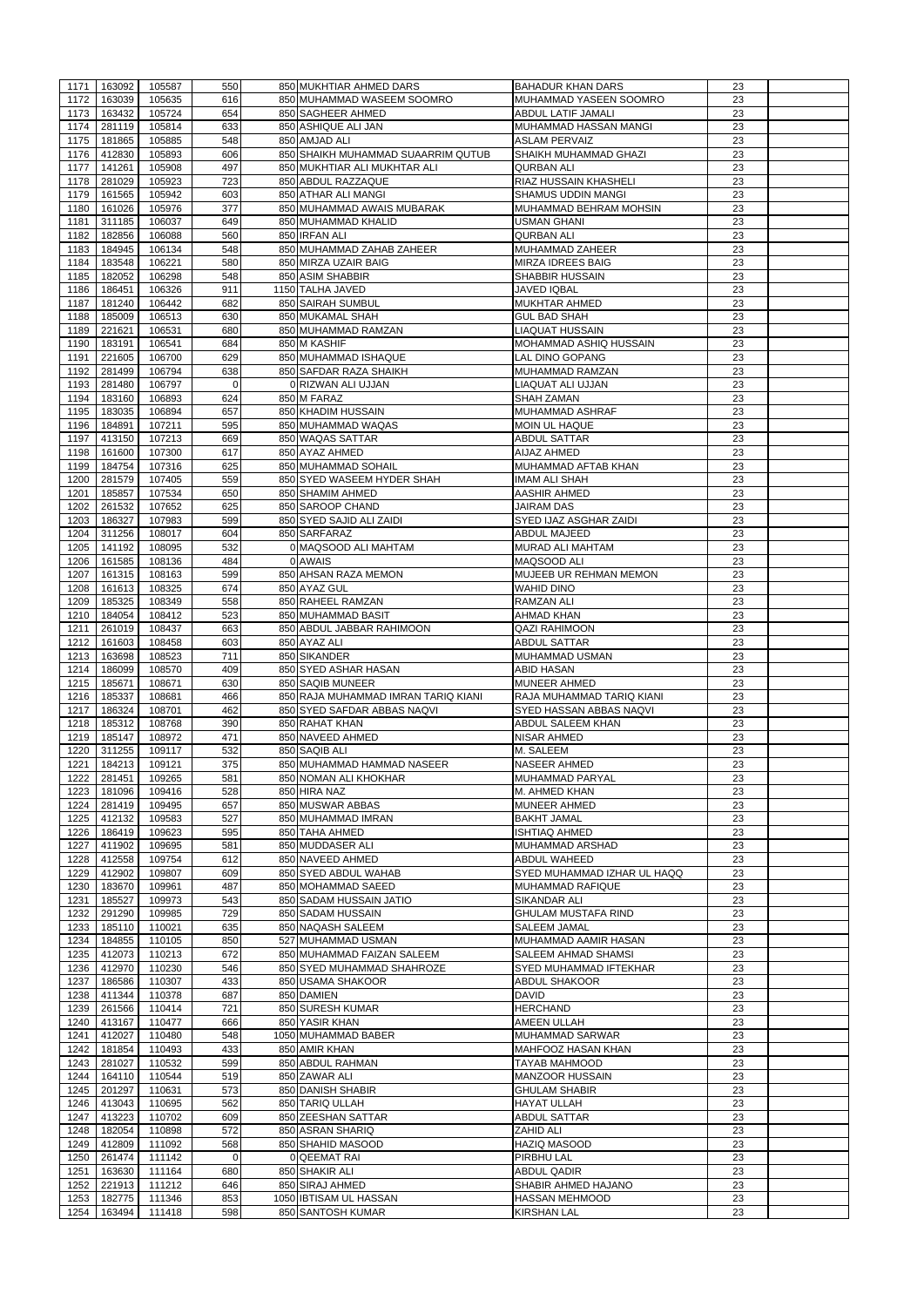| | | | | | | | | |
|---|---|---|---|---|---|---|---|---|
| 1171 | 163092 | 105587 | 550 | 850 | MUKHTIAR AHMED DARS | BAHADUR KHAN DARS | 23 | |
| 1172 | 163039 | 105635 | 616 | 850 | MUHAMMAD WASEEM SOOMRO | MUHAMMAD YASEEN SOOMRO | 23 | |
| 1173 | 163432 | 105724 | 654 | 850 | SAGHEER AHMED | ABDUL LATIF JAMALI | 23 | |
| 1174 | 281119 | 105814 | 633 | 850 | ASHIQUE ALI JAN | MUHAMMAD HASSAN MANGI | 23 | |
| 1175 | 181865 | 105885 | 548 | 850 | AMJAD ALI | ASLAM PERVAIZ | 23 | |
| 1176 | 412830 | 105893 | 606 | 850 | SHAIKH MUHAMMAD SUAARRIM QUTUB | SHAIKH MUHAMMAD GHAZI | 23 | |
| 1177 | 141261 | 105908 | 497 | 850 | MUKHTIAR ALI MUKHTAR ALI | QURBAN ALI | 23 | |
| 1178 | 281029 | 105923 | 723 | 850 | ABDUL RAZZAQUE | RIAZ HUSSAIN KHASHELI | 23 | |
| 1179 | 161565 | 105942 | 603 | 850 | ATHAR ALI MANGI | SHAMUS UDDIN MANGI | 23 | |
| 1180 | 161026 | 105976 | 377 | 850 | MUHAMMAD AWAIS MUBARAK | MUHAMMAD BEHRAM MOHSIN | 23 | |
| 1181 | 311185 | 106037 | 649 | 850 | MUHAMMAD KHALID | USMAN GHANI | 23 | |
| 1182 | 182856 | 106088 | 560 | 850 | IRFAN ALI | QURBAN ALI | 23 | |
| 1183 | 184945 | 106134 | 548 | 850 | MUHAMMAD ZAHAB ZAHEER | MUHAMMAD ZAHEER | 23 | |
| 1184 | 183548 | 106221 | 580 | 850 | MIRZA UZAIR BAIG | MIRZA IDREES BAIG | 23 | |
| 1185 | 182052 | 106298 | 548 | 850 | ASIM SHABBIR | SHABBIR HUSSAIN | 23 | |
| 1186 | 186451 | 106326 | 911 | 1150 | TALHA JAVED | JAVED IQBAL | 23 | |
| 1187 | 181240 | 106442 | 682 | 850 | SAIRAH SUMBUL | MUKHTAR AHMED | 23 | |
| 1188 | 185009 | 106513 | 630 | 850 | MUKAMAL SHAH | GUL BAD SHAH | 23 | |
| 1189 | 221621 | 106531 | 680 | 850 | MUHAMMAD RAMZAN | LIAQUAT HUSSAIN | 23 | |
| 1190 | 183191 | 106541 | 684 | 850 | M KASHIF | MOHAMMAD ASHIQ HUSSAIN | 23 | |
| 1191 | 221605 | 106700 | 629 | 850 | MUHAMMAD ISHAQUE | LAL DINO GOPANG | 23 | |
| 1192 | 281499 | 106794 | 638 | 850 | SAFDAR RAZA SHAIKH | MUHAMMAD RAMZAN | 23 | |
| 1193 | 281480 | 106797 | 0 | 0 | RIZWAN ALI UJJAN | LIAQUAT ALI UJJAN | 23 | |
| 1194 | 183160 | 106893 | 624 | 850 | M FARAZ | SHAH ZAMAN | 23 | |
| 1195 | 183035 | 106894 | 657 | 850 | KHADIM HUSSAIN | MUHAMMAD ASHRAF | 23 | |
| 1196 | 184891 | 107211 | 595 | 850 | MUHAMMAD WAQAS | MOIN UL HAQUE | 23 | |
| 1197 | 413150 | 107213 | 669 | 850 | WAQAS SATTAR | ABDUL SATTAR | 23 | |
| 1198 | 161600 | 107300 | 617 | 850 | AYAZ AHMED | AIJAZ AHMED | 23 | |
| 1199 | 184754 | 107316 | 625 | 850 | MUHAMMAD SOHAIL | MUHAMMAD AFTAB KHAN | 23 | |
| 1200 | 281579 | 107405 | 559 | 850 | SYED WASEEM HYDER SHAH | IMAM ALI SHAH | 23 | |
| 1201 | 185857 | 107534 | 650 | 850 | SHAMIM AHMED | AASHIR AHMED | 23 | |
| 1202 | 261532 | 107652 | 625 | 850 | SAROOP CHAND | JAIRAM DAS | 23 | |
| 1203 | 186327 | 107983 | 599 | 850 | SYED SAJID ALI ZAIDI | SYED IJAZ ASGHAR ZAIDI | 23 | |
| 1204 | 311256 | 108017 | 604 | 850 | SARFARAZ | ABDUL MAJEED | 23 | |
| 1205 | 141192 | 108095 | 532 | 0 | MAQSOOD ALI MAHTAM | MURAD ALI MAHTAM | 23 | |
| 1206 | 161585 | 108136 | 484 | 0 | AWAIS | MAQSOOD ALI | 23 | |
| 1207 | 161315 | 108163 | 599 | 850 | AHSAN RAZA MEMON | MUJEEB UR REHMAN MEMON | 23 | |
| 1208 | 161613 | 108325 | 674 | 850 | AYAZ GUL | WAHID DINO | 23 | |
| 1209 | 185325 | 108349 | 558 | 850 | RAHEEL RAMZAN | RAMZAN ALI | 23 | |
| 1210 | 184054 | 108412 | 523 | 850 | MUHAMMAD BASIT | AHMAD KHAN | 23 | |
| 1211 | 261019 | 108437 | 663 | 850 | ABDUL JABBAR RAHIMOON | QAZI RAHIMOON | 23 | |
| 1212 | 161603 | 108458 | 603 | 850 | AYAZ ALI | ABDUL SATTAR | 23 | |
| 1213 | 163698 | 108523 | 711 | 850 | SIKANDER | MUHAMMAD USMAN | 23 | |
| 1214 | 186099 | 108570 | 409 | 850 | SYED ASHAR HASAN | ABID HASAN | 23 | |
| 1215 | 185671 | 108671 | 630 | 850 | SAQIB MUNEER | MUNEER AHMED | 23 | |
| 1216 | 185337 | 108681 | 466 | 850 | RAJA MUHAMMAD IMRAN TARIQ KIANI | RAJA MUHAMMAD TARIQ KIANI | 23 | |
| 1217 | 186324 | 108701 | 462 | 850 | SYED SAFDAR ABBAS NAQVI | SYED HASSAN ABBAS NAQVI | 23 | |
| 1218 | 185312 | 108768 | 390 | 850 | RAHAT KHAN | ABDUL SALEEM KHAN | 23 | |
| 1219 | 185147 | 108972 | 471 | 850 | NAVEED AHMED | NISAR AHMED | 23 | |
| 1220 | 311255 | 109117 | 532 | 850 | SAQIB ALI | M. SALEEM | 23 | |
| 1221 | 184213 | 109121 | 375 | 850 | MUHAMMAD HAMMAD NASEER | NASEER AHMED | 23 | |
| 1222 | 281451 | 109265 | 581 | 850 | NOMAN ALI KHOKHAR | MUHAMMAD PARYAL | 23 | |
| 1223 | 181096 | 109416 | 528 | 850 | HIRA NAZ | M. AHMED KHAN | 23 | |
| 1224 | 281419 | 109495 | 657 | 850 | MUSWAR ABBAS | MUNEER AHMED | 23 | |
| 1225 | 412132 | 109583 | 527 | 850 | MUHAMMAD IMRAN | BAKHT JAMAL | 23 | |
| 1226 | 186419 | 109623 | 595 | 850 | TAHA AHMED | ISHTIAQ AHMED | 23 | |
| 1227 | 411902 | 109695 | 581 | 850 | MUDDASER ALI | MUHAMMAD ARSHAD | 23 | |
| 1228 | 412558 | 109754 | 612 | 850 | NAVEED AHMED | ABDUL WAHEED | 23 | |
| 1229 | 412902 | 109807 | 609 | 850 | SYED ABDUL WAHAB | SYED MUHAMMAD IZHAR UL HAQQ | 23 | |
| 1230 | 183670 | 109961 | 487 | 850 | MOHAMMAD SAEED | MUHAMMAD RAFIQUE | 23 | |
| 1231 | 185527 | 109973 | 543 | 850 | SADAM HUSSAIN JATIO | SIKANDAR ALI | 23 | |
| 1232 | 291290 | 109985 | 729 | 850 | SADAM HUSSAIN | GHULAM MUSTAFA RIND | 23 | |
| 1233 | 185110 | 110021 | 635 | 850 | NAQASH SALEEM | SALEEM JAMAL | 23 | |
| 1234 | 184855 | 110105 | 850 | 527 | MUHAMMAD USMAN | MUHAMMAD AAMIR HASAN | 23 | |
| 1235 | 412073 | 110213 | 672 | 850 | MUHAMMAD FAIZAN SALEEM | SALEEM AHMAD SHAMSI | 23 | |
| 1236 | 412970 | 110230 | 546 | 850 | SYED MUHAMMAD SHAHROZE | SYED MUHAMMAD IFTEKHAR | 23 | |
| 1237 | 186586 | 110307 | 433 | 850 | USAMA SHAKOOR | ABDUL SHAKOOR | 23 | |
| 1238 | 411344 | 110378 | 687 | 850 | DAMIEN | DAVID | 23 | |
| 1239 | 261566 | 110414 | 721 | 850 | SURESH KUMAR | HERCHAND | 23 | |
| 1240 | 413167 | 110477 | 666 | 850 | YASIR KHAN | AMEEN ULLAH | 23 | |
| 1241 | 412027 | 110480 | 548 | 1050 | MUHAMMAD BABER | MUHAMMAD SARWAR | 23 | |
| 1242 | 181854 | 110493 | 433 | 850 | AMIR KHAN | MAHFOOZ HASAN KHAN | 23 | |
| 1243 | 281027 | 110532 | 599 | 850 | ABDUL RAHMAN | TAYAB MAHMOOD | 23 | |
| 1244 | 164110 | 110544 | 519 | 850 | ZAWAR ALI | MANZOOR HUSSAIN | 23 | |
| 1245 | 201297 | 110631 | 573 | 850 | DANISH SHABIR | GHULAM SHABIR | 23 | |
| 1246 | 413043 | 110695 | 562 | 850 | TARIQ ULLAH | HAYAT ULLAH | 23 | |
| 1247 | 413223 | 110702 | 609 | 850 | ZEESHAN SATTAR | ABDUL SATTAR | 23 | |
| 1248 | 182054 | 110898 | 572 | 850 | ASRAN SHARIQ | ZAHID ALI | 23 | |
| 1249 | 412809 | 111092 | 568 | 850 | SHAHID MASOOD | HAZIQ MASOOD | 23 | |
| 1250 | 261474 | 111142 | 0 | 0 | QEEMAT RAI | PIRBHU LAL | 23 | |
| 1251 | 163630 | 111164 | 680 | 850 | SHAKIR ALI | ABDUL QADIR | 23 | |
| 1252 | 221913 | 111212 | 646 | 850 | SIRAJ AHMED | SHABIR AHMED HAJANO | 23 | |
| 1253 | 182775 | 111346 | 853 | 1050 | IBTISAM UL HASSAN | HASSAN MEHMOOD | 23 | |
| 1254 | 163494 | 111418 | 598 | 850 | SANTOSH KUMAR | KIRSHAN LAL | 23 | |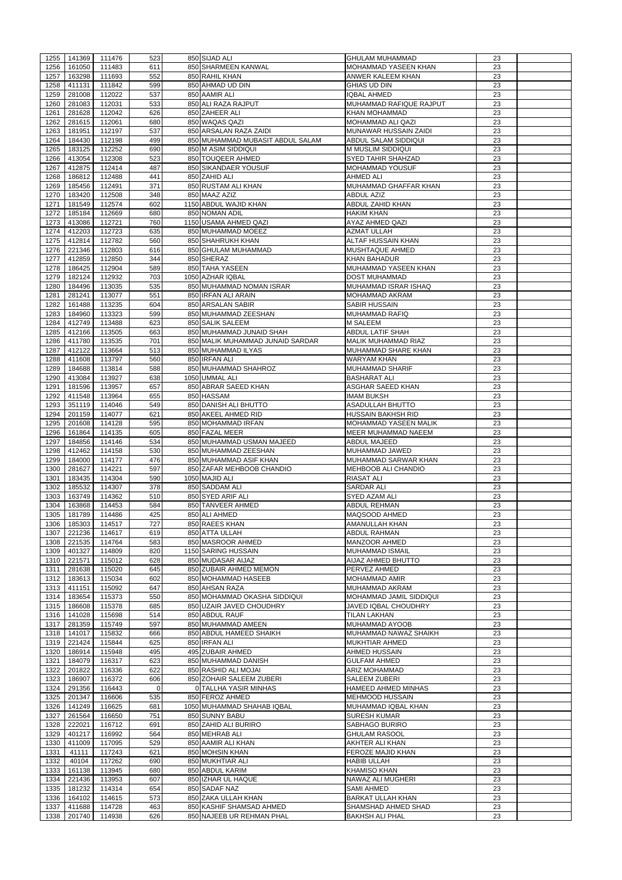| | | | | | | | | |
|---|---|---|---|---|---|---|---|---|
| 1255 | 141369 | 111476 | 523 | 850 | SIJAD ALI | GHULAM MUHAMMAD | 23 | |
| 1256 | 161050 | 111483 | 611 | 850 | SHARMEEN KANWAL | MOHAMMAD YASEEN KHAN | 23 | |
| 1257 | 163298 | 111693 | 552 | 850 | RAHIL KHAN | ANWER KALEEM KHAN | 23 | |
| 1258 | 411131 | 111842 | 599 | 850 | AHMAD UD DIN | GHIAS UD DIN | 23 | |
| 1259 | 281008 | 112022 | 537 | 850 | AAMIR ALI | IQBAL AHMED | 23 | |
| 1260 | 281083 | 112031 | 533 | 850 | ALI RAZA RAJPUT | MUHAMMAD RAFIQUE RAJPUT | 23 | |
| 1261 | 281628 | 112042 | 626 | 850 | ZAHEER ALI | KHAN MOHAMMAD | 23 | |
| 1262 | 281615 | 112061 | 680 | 850 | WAQAS QAZI | MOHAMMAD ALI QAZI | 23 | |
| 1263 | 181951 | 112197 | 537 | 850 | ARSALAN RAZA ZAIDI | MUNAWAR HUSSAIN ZAIDI | 23 | |
| 1264 | 184430 | 112198 | 499 | 850 | MUHAMMAD MUBASIT ABDUL SALAM | ABDUL SALAM SIDDIQUI | 23 | |
| 1265 | 183125 | 112252 | 690 | 850 | M ASIM SIDDIQUI | M MUSLIM SIDDIQUI | 23 | |
| 1266 | 413054 | 112308 | 523 | 850 | TOUQEER AHMED | SYED TAHIR SHAHZAD | 23 | |
| 1267 | 412875 | 112414 | 487 | 850 | SIKANDAER YOUSUF | MOHAMMAD YOUSUF | 23 | |
| 1268 | 186812 | 112488 | 441 | 850 | ZAHID ALI | AHMED ALI | 23 | |
| 1269 | 185456 | 112491 | 371 | 850 | RUSTAM ALI KHAN | MUHAMMAD GHAFFAR KHAN | 23 | |
| 1270 | 183420 | 112508 | 348 | 850 | MAAZ AZIZ | ABDUL AZIZ | 23 | |
| 1271 | 181549 | 112574 | 602 | 1150 | ABDUL WAJID KHAN | ABDUL ZAHID KHAN | 23 | |
| 1272 | 185184 | 112669 | 680 | 850 | NOMAN ADIL | HAKIM KHAN | 23 | |
| 1273 | 413086 | 112721 | 760 | 1150 | USAMA AHMED QAZI | AYAZ AHMED QAZI | 23 | |
| 1274 | 412203 | 112723 | 635 | 850 | MUHAMMAD MOEEZ | AZMAT ULLAH | 23 | |
| 1275 | 412814 | 112782 | 560 | 850 | SHAHRUKH KHAN | ALTAF HUSSAIN KHAN | 23 | |
| 1276 | 221346 | 112803 | 616 | 850 | GHULAM MUHAMMAD | MUSHTAQUE AHMED | 23 | |
| 1277 | 412859 | 112850 | 344 | 850 | SHERAZ | KHAN BAHADUR | 23 | |
| 1278 | 186425 | 112904 | 589 | 850 | TAHA YASEEN | MUHAMMAD YASEEN KHAN | 23 | |
| 1279 | 182124 | 112932 | 703 | 1050 | AZHAR IQBAL | DOST MUHAMMAD | 23 | |
| 1280 | 184496 | 113035 | 535 | 850 | MUHAMMAD NOMAN ISRAR | MUHAMMAD ISRAR ISHAQ | 23 | |
| 1281 | 281241 | 113077 | 551 | 850 | IRFAN ALI ARAIN | MOHAMMAD AKRAM | 23 | |
| 1282 | 161488 | 113235 | 604 | 850 | ARSALAN SABIR | SABIR HUSSAIN | 23 | |
| 1283 | 184960 | 113323 | 599 | 850 | MUHAMMAD ZEESHAN | MUHAMMAD RAFIQ | 23 | |
| 1284 | 412749 | 113488 | 623 | 850 | SALIK SALEEM | M SALEEM | 23 | |
| 1285 | 412166 | 113505 | 663 | 850 | MUHAMMAD JUNAID SHAH | ABDUL LATIF SHAH | 23 | |
| 1286 | 411780 | 113535 | 701 | 850 | MALIK MUHAMMAD JUNAID SARDAR | MALIK MUHAMMAD RIAZ | 23 | |
| 1287 | 412122 | 113664 | 513 | 850 | MUHAMMAD ILYAS | MUHAMMAD SHARE KHAN | 23 | |
| 1288 | 411608 | 113797 | 560 | 850 | IRFAN ALI | WARYAM KHAN | 23 | |
| 1289 | 184688 | 113814 | 588 | 850 | MUHAMMAD SHAHROZ | MUHAMMAD SHARIF | 23 | |
| 1290 | 413084 | 113927 | 638 | 1050 | UMMAL ALI | BASHARAT ALI | 23 | |
| 1291 | 181596 | 113957 | 657 | 850 | ABRAR SAEED KHAN | ASGHAR SAEED KHAN | 23 | |
| 1292 | 411548 | 113964 | 655 | 850 | HASSAM | IMAM BUKSH | 23 | |
| 1293 | 351119 | 114046 | 549 | 850 | DANISH ALI BHUTTO | ASADULLAH BHUTTO | 23 | |
| 1294 | 201159 | 114077 | 621 | 850 | AKEEL AHMED RID | HUSSAIN BAKHSH RID | 23 | |
| 1295 | 201608 | 114128 | 595 | 850 | MOHAMMAD IRFAN | MOHAMMAD YASEEN MALIK | 23 | |
| 1296 | 161864 | 114135 | 605 | 850 | FAZAL MEER | MEER MUHAMMAD NAEEM | 23 | |
| 1297 | 184856 | 114146 | 534 | 850 | MUHAMMAD USMAN MAJEED | ABDUL MAJEED | 23 | |
| 1298 | 412462 | 114158 | 530 | 850 | MUHAMMAD ZEESHAN | MUHAMMAD JAWED | 23 | |
| 1299 | 184000 | 114177 | 476 | 850 | MUHAMMAD ASIF KHAN | MUHAMMAD SARWAR KHAN | 23 | |
| 1300 | 281627 | 114221 | 597 | 850 | ZAFAR MEHBOOB CHANDIO | MEHBOOB ALI CHANDIO | 23 | |
| 1301 | 183435 | 114304 | 590 | 1050 | MAJID ALI | RIASAT ALI | 23 | |
| 1302 | 185532 | 114307 | 378 | 850 | SADDAM ALI | SARDAR ALI | 23 | |
| 1303 | 163749 | 114362 | 510 | 850 | SYED ARIF ALI | SYED AZAM ALI | 23 | |
| 1304 | 163868 | 114453 | 584 | 850 | TANVEER AHMED | ABDUL REHMAN | 23 | |
| 1305 | 181789 | 114486 | 425 | 850 | ALI AHMED | MAQSOOD AHMED | 23 | |
| 1306 | 185303 | 114517 | 727 | 850 | RAEES KHAN | AMANULLAH KHAN | 23 | |
| 1307 | 221236 | 114617 | 619 | 850 | ATTA ULLAH | ABDUL RAHMAN | 23 | |
| 1308 | 221535 | 114764 | 583 | 850 | MASROOR AHMED | MANZOOR AHMED | 23 | |
| 1309 | 401327 | 114809 | 820 | 1150 | SARING HUSSAIN | MUHAMMAD ISMAIL | 23 | |
| 1310 | 221571 | 115012 | 628 | 850 | MUDASAR AIJAZ | AIJAZ AHMED BHUTTO | 23 | |
| 1311 | 281638 | 115020 | 645 | 850 | ZUBAIR AHMED MEMON | PERVEZ AHMED | 23 | |
| 1312 | 183613 | 115034 | 602 | 850 | MOHAMMAD HASEEB | MOHAMMAD AMIR | 23 | |
| 1313 | 411151 | 115092 | 647 | 850 | AHSAN RAZA | MUHAMMAD AKRAM | 23 | |
| 1314 | 183654 | 115373 | 550 | 850 | MOHAMMAD OKASHA SIDDIQUI | MOHAMMAD JAMIL SIDDIQUI | 23 | |
| 1315 | 186608 | 115378 | 685 | 850 | UZAIR JAVED CHOUDHRY | JAVED IQBAL CHOUDHRY | 23 | |
| 1316 | 141028 | 115698 | 514 | 850 | ABDUL RAUF | TILAN LAKHAN | 23 | |
| 1317 | 281359 | 115749 | 597 | 850 | MUHAMMAD AMEEN | MUHAMMAD AYOOB | 23 | |
| 1318 | 141017 | 115832 | 666 | 850 | ABDUL HAMEED SHAIKH | MUHAMMAD NAWAZ SHAIKH | 23 | |
| 1319 | 221424 | 115844 | 625 | 850 | IRFAN ALI | MUKHTIAR AHMED | 23 | |
| 1320 | 186914 | 115948 | 495 | 495 | ZUBAIR AHMED | AHMED HUSSAIN | 23 | |
| 1321 | 184079 | 116317 | 623 | 850 | MUHAMMAD DANISH | GULFAM AHMED | 23 | |
| 1322 | 201822 | 116336 | 622 | 850 | RASHID ALI MOJAI | ARIZ MOHAMMAD | 23 | |
| 1323 | 186907 | 116372 | 606 | 850 | ZOHAIR SALEEM ZUBERI | SALEEM ZUBERI | 23 | |
| 1324 | 291356 | 116443 | 0 | 0 | TALLHA YASIR MINHAS | HAMEED AHMED MINHAS | 23 | |
| 1325 | 201347 | 116606 | 535 | 850 | FEROZ AHMED | MEHMOOD HUSSAIN | 23 | |
| 1326 | 141249 | 116625 | 681 | 1050 | MUHAMMAD SHAHAB IQBAL | MUHAMMAD IQBAL KHAN | 23 | |
| 1327 | 261564 | 116650 | 751 | 850 | SUNNY BABU | SURESH KUMAR | 23 | |
| 1328 | 222021 | 116712 | 691 | 850 | ZAHID ALI BURIRO | SABHAGO BURIRO | 23 | |
| 1329 | 401217 | 116992 | 564 | 850 | MEHRAB ALI | GHULAM RASOOL | 23 | |
| 1330 | 411009 | 117095 | 529 | 850 | AAMIR ALI KHAN | AKHTER ALI KHAN | 23 | |
| 1331 | 41111 | 117243 | 621 | 850 | MOHSIN KHAN | FEROZE MAJID KHAN | 23 | |
| 1332 | 40104 | 117262 | 690 | 850 | MUKHTIAR ALI | HABIB ULLAH | 23 | |
| 1333 | 161138 | 113945 | 680 | 850 | ABDUL KARIM | KHAMISO KHAN | 23 | |
| 1334 | 221436 | 113953 | 607 | 850 | IZHAR UL HAQUE | NAWAZ ALI MUGHERI | 23 | |
| 1335 | 181232 | 114314 | 654 | 850 | SADAF NAZ | SAMI AHMED | 23 | |
| 1336 | 164102 | 114615 | 573 | 850 | ZAKA ULLAH KHAN | BARKAT ULLAH KHAN | 23 | |
| 1337 | 411688 | 114728 | 463 | 850 | KASHIF SHAMSAD AHMED | SHAMSHAD AHMED SHAD | 23 | |
| 1338 | 201740 | 114938 | 626 | 850 | NAJEEB UR REHMAN PHAL | BAKHSH ALI PHAL | 23 | |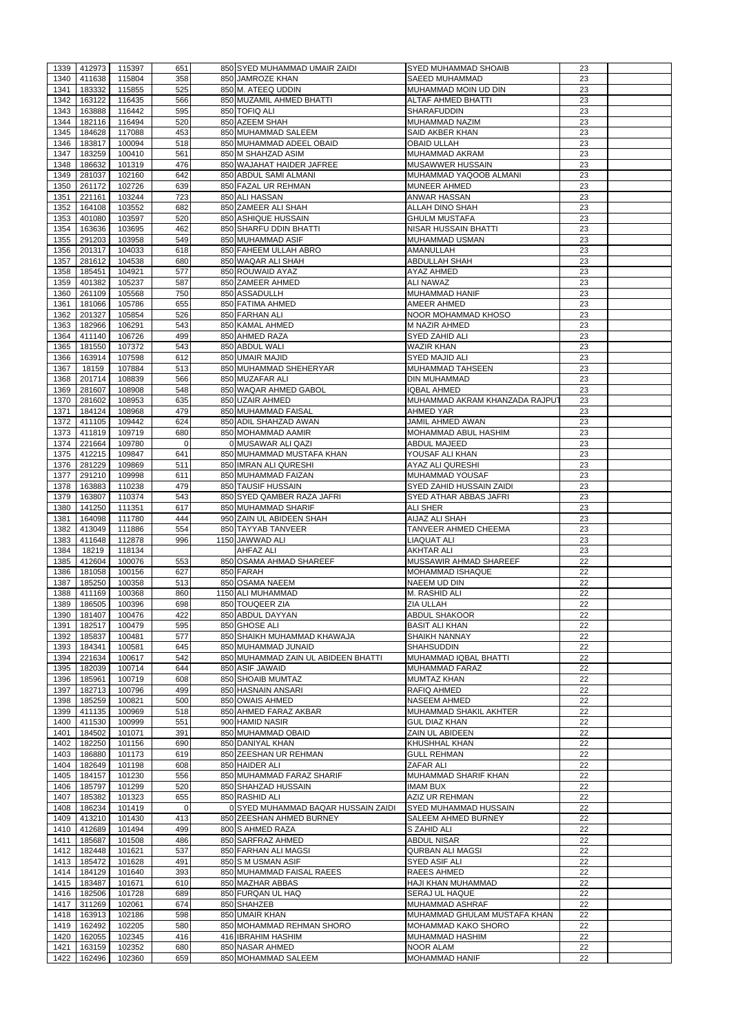| | | | | | | | | |
|---|---|---|---|---|---|---|---|---|
| 1339 | 412973 | 115397 | 651 | 850 | SYED MUHAMMAD UMAIR ZAIDI | SYED MUHAMMAD SHOAIB | 23 | |
| 1340 | 411638 | 115804 | 358 | 850 | JAMROZE KHAN | SAEED MUHAMMAD | 23 | |
| 1341 | 183332 | 115855 | 525 | 850 | M. ATEEQ UDDIN | MUHAMMAD MOIN UD DIN | 23 | |
| 1342 | 163122 | 116435 | 566 | 850 | MUZAMIL AHMED BHATTI | ALTAF AHMED BHATTI | 23 | |
| 1343 | 163888 | 116442 | 595 | 850 | TOFIQ ALI | SHARAFUDDIN | 23 | |
| 1344 | 182116 | 116494 | 520 | 850 | AZEEM SHAH | MUHAMMAD NAZIM | 23 | |
| 1345 | 184628 | 117088 | 453 | 850 | MUHAMMAD SALEEM | SAID AKBER KHAN | 23 | |
| 1346 | 183817 | 100094 | 518 | 850 | MUHAMMAD ADEEL OBAID | OBAID ULLAH | 23 | |
| 1347 | 183259 | 100410 | 561 | 850 | M SHAHZAD ASIM | MUHAMMAD AKRAM | 23 | |
| 1348 | 186632 | 101319 | 476 | 850 | WAJAHAT HAIDER JAFREE | MUSAWWER HUSSAIN | 23 | |
| 1349 | 281037 | 102160 | 642 | 850 | ABDUL SAMI ALMANI | MUHAMMAD YAQOOB ALMANI | 23 | |
| 1350 | 261172 | 102726 | 639 | 850 | FAZAL UR REHMAN | MUNEER AHMED | 23 | |
| 1351 | 221161 | 103244 | 723 | 850 | ALI HASSAN | ANWAR HASSAN | 23 | |
| 1352 | 164108 | 103552 | 682 | 850 | ZAMEER ALI SHAH | ALLAH DINO SHAH | 23 | |
| 1353 | 401080 | 103597 | 520 | 850 | ASHIQUE HUSSAIN | GHULM MUSTAFA | 23 | |
| 1354 | 163636 | 103695 | 462 | 850 | SHARFU DDIN BHATTI | NISAR HUSSAIN BHATTI | 23 | |
| 1355 | 291203 | 103958 | 549 | 850 | MUHAMMAD ASIF | MUHAMMAD USMAN | 23 | |
| 1356 | 201317 | 104033 | 618 | 850 | FAHEEM ULLAH ABRO | AMANULLAH | 23 | |
| 1357 | 281612 | 104538 | 680 | 850 | WAQAR ALI SHAH | ABDULLAH SHAH | 23 | |
| 1358 | 185451 | 104921 | 577 | 850 | ROUWAID AYAZ | AYAZ AHMED | 23 | |
| 1359 | 401382 | 105237 | 587 | 850 | ZAMEER AHMED | ALI NAWAZ | 23 | |
| 1360 | 261109 | 105568 | 750 | 850 | ASSADULLH | MUHAMMAD HANIF | 23 | |
| 1361 | 181066 | 105786 | 655 | 850 | FATIMA AHMED | AMEER AHMED | 23 | |
| 1362 | 201327 | 105854 | 526 | 850 | FARHAN ALI | NOOR MOHAMMAD KHOSO | 23 | |
| 1363 | 182966 | 106291 | 543 | 850 | KAMAL AHMED | M NAZIR AHMED | 23 | |
| 1364 | 411140 | 106726 | 499 | 850 | AHMED RAZA | SYED ZAHID ALI | 23 | |
| 1365 | 181550 | 107372 | 543 | 850 | ABDUL WALI | WAZIR KHAN | 23 | |
| 1366 | 163914 | 107598 | 612 | 850 | UMAIR MAJID | SYED MAJID ALI | 23 | |
| 1367 | 18159 | 107884 | 513 | 850 | MUHAMMAD SHEHERYAR | MUHAMMAD TAHSEEN | 23 | |
| 1368 | 201714 | 108839 | 566 | 850 | MUZAFAR ALI | DIN MUHAMMAD | 23 | |
| 1369 | 281607 | 108908 | 548 | 850 | WAQAR AHMED GABOL | IQBAL AHMED | 23 | |
| 1370 | 281602 | 108953 | 635 | 850 | UZAIR AHMED | MUHAMMAD AKRAM KHANZADA RAJPUT | 23 | |
| 1371 | 184124 | 108968 | 479 | 850 | MUHAMMAD FAISAL | AHMED YAR | 23 | |
| 1372 | 411105 | 109442 | 624 | 850 | ADIL SHAHZAD AWAN | JAMIL AHMED AWAN | 23 | |
| 1373 | 411819 | 109719 | 680 | 850 | MOHAMMAD AAMIR | MOHAMMAD ABUL HASHIM | 23 | |
| 1374 | 221664 | 109780 | 0 | 0 | MUSAWAR ALI QAZI | ABDUL MAJEED | 23 | |
| 1375 | 412215 | 109847 | 641 | 850 | MUHAMMAD MUSTAFA KHAN | YOUSAF ALI KHAN | 23 | |
| 1376 | 281229 | 109869 | 511 | 850 | IMRAN ALI QURESHI | AYAZ ALI QURESHI | 23 | |
| 1377 | 291210 | 109998 | 611 | 850 | MUHAMMAD FAIZAN | MUHAMMAD YOUSAF | 23 | |
| 1378 | 163883 | 110238 | 479 | 850 | TAUSIF HUSSAIN | SYED ZAHID HUSSAIN ZAIDI | 23 | |
| 1379 | 163807 | 110374 | 543 | 850 | SYED QAMBER RAZA JAFRI | SYED ATHAR ABBAS JAFRI | 23 | |
| 1380 | 141250 | 111351 | 617 | 850 | MUHAMMAD SHARIF | ALI SHER | 23 | |
| 1381 | 164098 | 111780 | 444 | 950 | ZAIN UL ABIDEEN SHAH | AIJAZ ALI SHAH | 23 | |
| 1382 | 413049 | 111886 | 554 | 850 | TAYYAB TANVEER | TANVEER AHMED CHEEMA | 23 | |
| 1383 | 411648 | 112878 | 996 | 1150 | JAWWAD ALI | LIAQUAT ALI | 23 | |
| 1384 | 18219 | 118134 | | | AHFAZ ALI | AKHTAR ALI | 23 | |
| 1385 | 412604 | 100076 | 553 | 850 | OSAMA AHMAD SHAREEF | MUSSAWIR AHMAD SHAREEF | 22 | |
| 1386 | 181058 | 100156 | 627 | 850 | FARAH | MOHAMMAD ISHAQUE | 22 | |
| 1387 | 185250 | 100358 | 513 | 850 | OSAMA NAEEM | NAEEM UD DIN | 22 | |
| 1388 | 411169 | 100368 | 860 | 1150 | ALI MUHAMMAD | M. RASHID ALI | 22 | |
| 1389 | 186505 | 100396 | 698 | 850 | TOUQEER ZIA | ZIA ULLAH | 22 | |
| 1390 | 181407 | 100476 | 422 | 850 | ABDUL DAYYAN | ABDUL SHAKOOR | 22 | |
| 1391 | 182517 | 100479 | 595 | 850 | GHOSE ALI | BASIT ALI KHAN | 22 | |
| 1392 | 185837 | 100481 | 577 | 850 | SHAIKH MUHAMMAD KHAWAJA | SHAIKH NANNAY | 22 | |
| 1393 | 184341 | 100581 | 645 | 850 | MUHAMMAD JUNAID | SHAHSUDDIN | 22 | |
| 1394 | 221634 | 100617 | 542 | 850 | MUHAMMAD ZAIN UL ABIDEEN BHATTI | MUHAMMAD IQBAL BHATTI | 22 | |
| 1395 | 182039 | 100714 | 644 | 850 | ASIF JAWAID | MUHAMMAD FARAZ | 22 | |
| 1396 | 185961 | 100719 | 608 | 850 | SHOAIB MUMTAZ | MUMTAZ KHAN | 22 | |
| 1397 | 182713 | 100796 | 499 | 850 | HASNAIN ANSARI | RAFIQ AHMED | 22 | |
| 1398 | 185259 | 100821 | 500 | 850 | OWAIS AHMED | NASEEM AHMED | 22 | |
| 1399 | 411135 | 100969 | 518 | 850 | AHMED FARAZ AKBAR | MUHAMMAD SHAKIL AKHTER | 22 | |
| 1400 | 411530 | 100999 | 551 | 900 | HAMID NASIR | GUL DIAZ KHAN | 22 | |
| 1401 | 184502 | 101071 | 391 | 850 | MUHAMMAD OBAID | ZAIN UL ABIDEEN | 22 | |
| 1402 | 182250 | 101156 | 690 | 850 | DANIYAL KHAN | KHUSHHAL KHAN | 22 | |
| 1403 | 186880 | 101173 | 619 | 850 | ZEESHAN UR REHMAN | GULL REHMAN | 22 | |
| 1404 | 182649 | 101198 | 608 | 850 | HAIDER ALI | ZAFAR ALI | 22 | |
| 1405 | 184157 | 101230 | 556 | 850 | MUHAMMAD FARAZ SHARIF | MUHAMMAD SHARIF KHAN | 22 | |
| 1406 | 185797 | 101299 | 520 | 850 | SHAHZAD HUSSAIN | IMAM BUX | 22 | |
| 1407 | 185382 | 101323 | 655 | 850 | RASHID ALI | AZIZ UR REHMAN | 22 | |
| 1408 | 186234 | 101419 | 0 | 0 | SYED MUHAMMAD BAQAR HUSSAIN ZAIDI | SYED MUHAMMAD HUSSAIN | 22 | |
| 1409 | 413210 | 101430 | 413 | 850 | ZEESHAN AHMED BURNEY | SALEEM AHMED BURNEY | 22 | |
| 1410 | 412689 | 101494 | 499 | 800 | S AHMED RAZA | S ZAHID ALI | 22 | |
| 1411 | 185687 | 101508 | 486 | 850 | SARFRAZ AHMED | ABDUL NISAR | 22 | |
| 1412 | 182448 | 101621 | 537 | 850 | FARHAN ALI MAGSI | QURBAN ALI MAGSI | 22 | |
| 1413 | 185472 | 101628 | 491 | 850 | S M USMAN ASIF | SYED ASIF ALI | 22 | |
| 1414 | 184129 | 101640 | 393 | 850 | MUHAMMAD FAISAL RAEES | RAEES AHMED | 22 | |
| 1415 | 183487 | 101671 | 610 | 850 | MAZHAR ABBAS | HAJI KHAN MUHAMMAD | 22 | |
| 1416 | 182506 | 101728 | 689 | 850 | FURQAN UL HAQ | SERAJ UL HAQUE | 22 | |
| 1417 | 311269 | 102061 | 674 | 850 | SHAHZEB | MUHAMMAD ASHRAF | 22 | |
| 1418 | 163913 | 102186 | 598 | 850 | UMAIR KHAN | MUHAMMAD GHULAM MUSTAFA KHAN | 22 | |
| 1419 | 162492 | 102205 | 580 | 850 | MOHAMMAD REHMAN SHORO | MOHAMMAD KAKO SHORO | 22 | |
| 1420 | 162055 | 102345 | 416 | 416 | IBRAHIM HASHIM | MUHAMMAD HASHIM | 22 | |
| 1421 | 163159 | 102352 | 680 | 850 | NASAR AHMED | NOOR ALAM | 22 | |
| 1422 | 162496 | 102360 | 659 | 850 | MOHAMMAD SALEEM | MOHAMMAD HANIF | 22 | |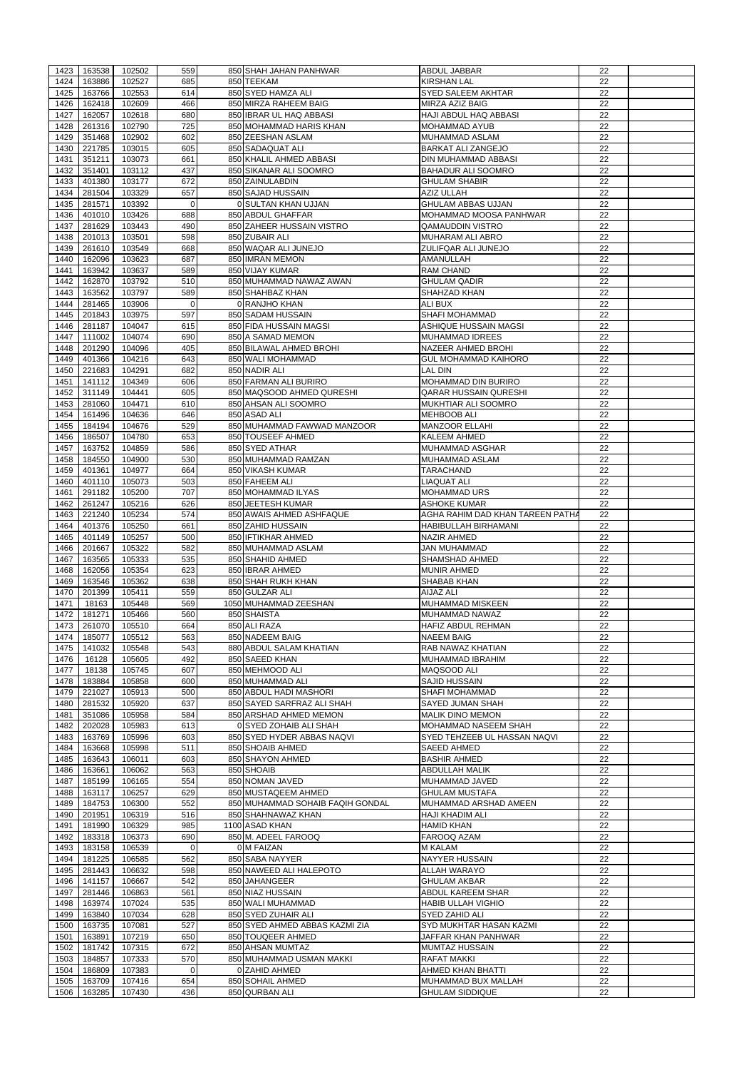| | | | | | | | | |
|---|---|---|---|---|---|---|---|---|
| 1423 | 163538 | 102502 | 559 | 850 | SHAH JAHAN PANHWAR | ABDUL JABBAR | 22 | |
| 1424 | 163886 | 102527 | 685 | 850 | TEEKAM | KIRSHAN LAL | 22 | |
| 1425 | 163766 | 102553 | 614 | 850 | SYED HAMZA ALI | SYED SALEEM AKHTAR | 22 | |
| 1426 | 162418 | 102609 | 466 | 850 | MIRZA RAHEEM BAIG | MIRZA AZIZ BAIG | 22 | |
| 1427 | 162057 | 102618 | 680 | 850 | IBRAR UL HAQ ABBASI | HAJI ABDUL HAQ ABBASI | 22 | |
| 1428 | 261316 | 102790 | 725 | 850 | MOHAMMAD HARIS KHAN | MOHAMMAD AYUB | 22 | |
| 1429 | 351468 | 102902 | 602 | 850 | ZEESHAN ASLAM | MUHAMMAD ASLAM | 22 | |
| 1430 | 221785 | 103015 | 605 | 850 | SADAQUAT ALI | BARKAT ALI ZANGEJO | 22 | |
| 1431 | 351211 | 103073 | 661 | 850 | KHALIL AHMED ABBASI | DIN MUHAMMAD ABBASI | 22 | |
| 1432 | 351401 | 103112 | 437 | 850 | SIKANAR ALI SOOMRO | BAHADUR ALI SOOMRO | 22 | |
| 1433 | 401380 | 103177 | 672 | 850 | ZAINULABDIN | GHULAM SHABIR | 22 | |
| 1434 | 281504 | 103329 | 657 | 850 | SAJAD HUSSAIN | AZIZ ULLAH | 22 | |
| 1435 | 281571 | 103392 | 0 | 0 | SULTAN KHAN UJJAN | GHULAM ABBAS UJJAN | 22 | |
| 1436 | 401010 | 103426 | 688 | 850 | ABDUL GHAFFAR | MOHAMMAD MOOSA PANHWAR | 22 | |
| 1437 | 281629 | 103443 | 490 | 850 | ZAHEER HUSSAIN VISTRO | QAMAUDDIN VISTRO | 22 | |
| 1438 | 201013 | 103501 | 598 | 850 | ZUBAIR ALI | MUHARAM ALI ABRO | 22 | |
| 1439 | 261610 | 103549 | 668 | 850 | WAQAR ALI JUNEJO | ZULIFQAR ALI JUNEJO | 22 | |
| 1440 | 162096 | 103623 | 687 | 850 | IMRAN MEMON | AMANULLAH | 22 | |
| 1441 | 163942 | 103637 | 589 | 850 | VIJAY KUMAR | RAM CHAND | 22 | |
| 1442 | 162870 | 103792 | 510 | 850 | MUHAMMAD NAWAZ AWAN | GHULAM QADIR | 22 | |
| 1443 | 163562 | 103797 | 589 | 850 | SHAHBAZ KHAN | SHAHZAD KHAN | 22 | |
| 1444 | 281465 | 103906 | 0 | 0 | RANJHO KHAN | ALI BUX | 22 | |
| 1445 | 201843 | 103975 | 597 | 850 | SADAM HUSSAIN | SHAFI MOHAMMAD | 22 | |
| 1446 | 281187 | 104047 | 615 | 850 | FIDA HUSSAIN MAGSI | ASHIQUE HUSSAIN MAGSI | 22 | |
| 1447 | 111002 | 104074 | 690 | 850 | A SAMAD MEMON | MUHAMMAD IDREES | 22 | |
| 1448 | 201290 | 104096 | 405 | 850 | BILAWAL AHMED BROHI | NAZEER AHMED BROHI | 22 | |
| 1449 | 401366 | 104216 | 643 | 850 | WALI MOHAMMAD | GUL MOHAMMAD KAIHORO | 22 | |
| 1450 | 221683 | 104291 | 682 | 850 | NADIR ALI | LAL DIN | 22 | |
| 1451 | 141112 | 104349 | 606 | 850 | FARMAN ALI BURIRO | MOHAMMAD DIN BURIRO | 22 | |
| 1452 | 311149 | 104441 | 605 | 850 | MAQSOOD AHMED QURESHI | QARAR HUSSAIN QURESHI | 22 | |
| 1453 | 281060 | 104471 | 610 | 850 | AHSAN ALI SOOMRO | MUKHTIAR ALI SOOMRO | 22 | |
| 1454 | 161496 | 104636 | 646 | 850 | ASAD ALI | MEHBOOB ALI | 22 | |
| 1455 | 184194 | 104676 | 529 | 850 | MUHAMMAD FAWWAD MANZOOR | MANZOOR ELLAHI | 22 | |
| 1456 | 186507 | 104780 | 653 | 850 | TOUSEEF AHMED | KALEEM AHMED | 22 | |
| 1457 | 163752 | 104859 | 586 | 850 | SYED ATHAR | MUHAMMAD ASGHAR | 22 | |
| 1458 | 184550 | 104900 | 530 | 850 | MUHAMMAD RAMZAN | MUHAMMAD ASLAM | 22 | |
| 1459 | 401361 | 104977 | 664 | 850 | VIKASH KUMAR | TARACHAND | 22 | |
| 1460 | 401110 | 105073 | 503 | 850 | FAHEEM ALI | LIAQUAT ALI | 22 | |
| 1461 | 291182 | 105200 | 707 | 850 | MOHAMMAD ILYAS | MOHAMMAD URS | 22 | |
| 1462 | 261247 | 105216 | 626 | 850 | JEETESH KUMAR | ASHOKE KUMAR | 22 | |
| 1463 | 221240 | 105234 | 574 | 850 | AWAIS AHMED ASHFAQUE | AGHA RAHIM DAD KHAN TAREEN PATHA | 22 | |
| 1464 | 401376 | 105250 | 661 | 850 | ZAHID HUSSAIN | HABIBULLAH BIRHAMANI | 22 | |
| 1465 | 401149 | 105257 | 500 | 850 | IFTIKHAR AHMED | NAZIR AHMED | 22 | |
| 1466 | 201667 | 105322 | 582 | 850 | MUHAMMAD ASLAM | JAN MUHAMMAD | 22 | |
| 1467 | 163565 | 105333 | 535 | 850 | SHAHID AHMED | SHAMSHAD AHMED | 22 | |
| 1468 | 162056 | 105354 | 623 | 850 | IBRAR AHMED | MUNIR AHMED | 22 | |
| 1469 | 163546 | 105362 | 638 | 850 | SHAH RUKH KHAN | SHABAB KHAN | 22 | |
| 1470 | 201399 | 105411 | 559 | 850 | GULZAR ALI | AIJAZ ALI | 22 | |
| 1471 | 18163 | 105448 | 569 | 1050 | MUHAMMAD ZEESHAN | MUHAMMAD MISKEEN | 22 | |
| 1472 | 181271 | 105466 | 560 | 850 | SHAISTA | MUHAMMAD NAWAZ | 22 | |
| 1473 | 261070 | 105510 | 664 | 850 | ALI RAZA | HAFIZ ABDUL REHMAN | 22 | |
| 1474 | 185077 | 105512 | 563 | 850 | NADEEM BAIG | NAEEM BAIG | 22 | |
| 1475 | 141032 | 105548 | 543 | 880 | ABDUL SALAM KHATIAN | RAB NAWAZ KHATIAN | 22 | |
| 1476 | 16128 | 105605 | 492 | 850 | SAEED KHAN | MUHAMMAD IBRAHIM | 22 | |
| 1477 | 18138 | 105745 | 607 | 850 | MEHMOOD ALI | MAQSOOD ALI | 22 | |
| 1478 | 183884 | 105858 | 600 | 850 | MUHAMMAD ALI | SAJID HUSSAIN | 22 | |
| 1479 | 221027 | 105913 | 500 | 850 | ABDUL HADI MASHORI | SHAFI MOHAMMAD | 22 | |
| 1480 | 281532 | 105920 | 637 | 850 | SAYED SARFRAZ ALI SHAH | SAYED JUMAN SHAH | 22 | |
| 1481 | 351086 | 105958 | 584 | 850 | ARSHAD AHMED MEMON | MALIK DINO MEMON | 22 | |
| 1482 | 202028 | 105983 | 613 | 0 | SYED ZOHAIB ALI SHAH | MOHAMMAD NASEEM SHAH | 22 | |
| 1483 | 163769 | 105996 | 603 | 850 | SYED HYDER ABBAS NAQVI | SYED TEHZEEB UL HASSAN NAQVI | 22 | |
| 1484 | 163668 | 105998 | 511 | 850 | SHOAIB AHMED | SAEED AHMED | 22 | |
| 1485 | 163643 | 106011 | 603 | 850 | SHAYON AHMED | BASHIR AHMED | 22 | |
| 1486 | 163661 | 106062 | 563 | 850 | SHOAIB | ABDULLAH MALIK | 22 | |
| 1487 | 185199 | 106165 | 554 | 850 | NOMAN JAVED | MUHAMMAD JAVED | 22 | |
| 1488 | 163117 | 106257 | 629 | 850 | MUSTAQEEM AHMED | GHULAM MUSTAFA | 22 | |
| 1489 | 184753 | 106300 | 552 | 850 | MUHAMMAD SOHAIB FAQIH GONDAL | MUHAMMAD ARSHAD AMEEN | 22 | |
| 1490 | 201951 | 106319 | 516 | 850 | SHAHNAWAZ KHAN | HAJI KHADIM ALI | 22 | |
| 1491 | 181990 | 106329 | 985 | 1100 | ASAD KHAN | HAMID KHAN | 22 | |
| 1492 | 183318 | 106373 | 690 | 850 | M. ADEEL FAROOQ | FAROOQ AZAM | 22 | |
| 1493 | 183158 | 106539 | 0 | 0 | M FAIZAN | M KALAM | 22 | |
| 1494 | 181225 | 106585 | 562 | 850 | SABA NAYYER | NAYYER HUSSAIN | 22 | |
| 1495 | 281443 | 106632 | 598 | 850 | NAWEED ALI HALEPOTO | ALLAH WARAYO | 22 | |
| 1496 | 141157 | 106667 | 542 | 850 | JAHANGEER | GHULAM AKBAR | 22 | |
| 1497 | 281446 | 106863 | 561 | 850 | NIAZ HUSSAIN | ABDUL KAREEM SHAR | 22 | |
| 1498 | 163974 | 107024 | 535 | 850 | WALI MUHAMMAD | HABIB ULLAH VIGHIO | 22 | |
| 1499 | 163840 | 107034 | 628 | 850 | SYED ZUHAIR ALI | SYED ZAHID ALI | 22 | |
| 1500 | 163735 | 107081 | 527 | 850 | SYED AHMED ABBAS KAZMI ZIA | SYD MUKHTAR HASAN KAZMI | 22 | |
| 1501 | 163891 | 107219 | 650 | 850 | TOUQEER AHMED | JAFFAR KHAN PANHWAR | 22 | |
| 1502 | 181742 | 107315 | 672 | 850 | AHSAN MUMTAZ | MUMTAZ HUSSAIN | 22 | |
| 1503 | 184857 | 107333 | 570 | 850 | MUHAMMAD USMAN MAKKI | RAFAT MAKKI | 22 | |
| 1504 | 186809 | 107383 | 0 | 0 | ZAHID AHMED | AHMED KHAN BHATTI | 22 | |
| 1505 | 163709 | 107416 | 654 | 850 | SOHAIL AHMED | MUHAMMAD BUX MALLAH | 22 | |
| 1506 | 163285 | 107430 | 436 | 850 | QURBAN ALI | GHULAM SIDDIQUE | 22 | |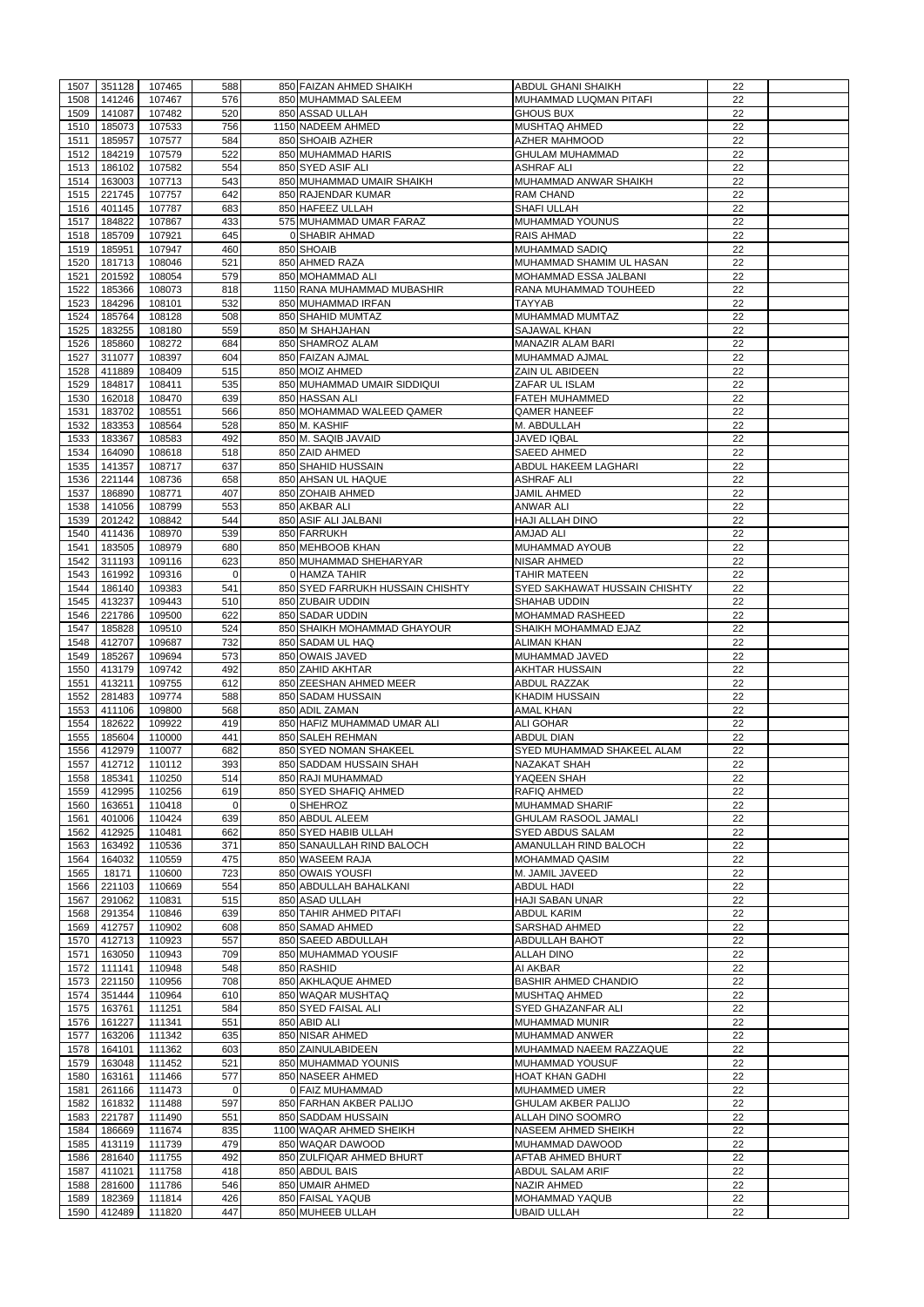| | | | | | | | | |
|---|---|---|---|---|---|---|---|---|
| 1507 | 351128 | 107465 | 588 | 850 | FAIZAN AHMED SHAIKH | ABDUL GHANI SHAIKH | 22 | |
| 1508 | 141246 | 107467 | 576 | 850 | MUHAMMAD SALEEM | MUHAMMAD LUQMAN PITAFI | 22 | |
| 1509 | 141087 | 107482 | 520 | 850 | ASSAD ULLAH | GHOUS BUX | 22 | |
| 1510 | 185073 | 107533 | 756 | 1150 | NADEEM AHMED | MUSHTAQ AHMED | 22 | |
| 1511 | 185957 | 107577 | 584 | 850 | SHOAIB AZHER | AZHER MAHMOOD | 22 | |
| 1512 | 184219 | 107579 | 522 | 850 | MUHAMMAD HARIS | GHULAM MUHAMMAD | 22 | |
| 1513 | 186102 | 107582 | 554 | 850 | SYED ASIF ALI | ASHRAF ALI | 22 | |
| 1514 | 163003 | 107713 | 543 | 850 | MUHAMMAD UMAIR SHAIKH | MUHAMMAD ANWAR SHAIKH | 22 | |
| 1515 | 221745 | 107757 | 642 | 850 | RAJENDAR KUMAR | RAM CHAND | 22 | |
| 1516 | 401145 | 107787 | 683 | 850 | HAFEEZ ULLAH | SHAFI ULLAH | 22 | |
| 1517 | 184822 | 107867 | 433 | 575 | MUHAMMAD UMAR FARAZ | MUHAMMAD YOUNUS | 22 | |
| 1518 | 185709 | 107921 | 645 | 0 | SHABIR AHMAD | RAIS AHMAD | 22 | |
| 1519 | 185951 | 107947 | 460 | 850 | SHOAIB | MUHAMMAD SADIQ | 22 | |
| 1520 | 181713 | 108046 | 521 | 850 | AHMED RAZA | MUHAMMAD SHAMIM UL HASAN | 22 | |
| 1521 | 201592 | 108054 | 579 | 850 | MOHAMMAD ALI | MOHAMMAD ESSA JALBANI | 22 | |
| 1522 | 185366 | 108073 | 818 | 1150 | RANA MUHAMMAD MUBASHIR | RANA MUHAMMAD TOUHEED | 22 | |
| 1523 | 184296 | 108101 | 532 | 850 | MUHAMMAD IRFAN | TAYYAB | 22 | |
| 1524 | 185764 | 108128 | 508 | 850 | SHAHID MUMTAZ | MUHAMMAD MUMTAZ | 22 | |
| 1525 | 183255 | 108180 | 559 | 850 | M SHAHJAHAN | SAJAWAL KHAN | 22 | |
| 1526 | 185860 | 108272 | 684 | 850 | SHAMROZ ALAM | MANAZIR ALAM BARI | 22 | |
| 1527 | 311077 | 108397 | 604 | 850 | FAIZAN AJMAL | MUHAMMAD AJMAL | 22 | |
| 1528 | 411889 | 108409 | 515 | 850 | MOIZ AHMED | ZAIN UL ABIDEEN | 22 | |
| 1529 | 184817 | 108411 | 535 | 850 | MUHAMMAD UMAIR SIDDIQUI | ZAFAR UL ISLAM | 22 | |
| 1530 | 162018 | 108470 | 639 | 850 | HASSAN ALI | FATEH MUHAMMED | 22 | |
| 1531 | 183702 | 108551 | 566 | 850 | MOHAMMAD WALEED QAMER | QAMER HANEEF | 22 | |
| 1532 | 183353 | 108564 | 528 | 850 | M. KASHIF | M. ABDULLAH | 22 | |
| 1533 | 183367 | 108583 | 492 | 850 | M. SAQIB JAVAID | JAVED IQBAL | 22 | |
| 1534 | 164090 | 108618 | 518 | 850 | ZAID AHMED | SAEED AHMED | 22 | |
| 1535 | 141357 | 108717 | 637 | 850 | SHAHID HUSSAIN | ABDUL HAKEEM LAGHARI | 22 | |
| 1536 | 221144 | 108736 | 658 | 850 | AHSAN UL HAQUE | ASHRAF ALI | 22 | |
| 1537 | 186890 | 108771 | 407 | 850 | ZOHAIB AHMED | JAMIL AHMED | 22 | |
| 1538 | 141056 | 108799 | 553 | 850 | AKBAR ALI | ANWAR ALI | 22 | |
| 1539 | 201242 | 108842 | 544 | 850 | ASIF ALI JALBANI | HAJI ALLAH DINO | 22 | |
| 1540 | 411436 | 108970 | 539 | 850 | FARRUKH | AMJAD ALI | 22 | |
| 1541 | 183505 | 108979 | 680 | 850 | MEHBOOB KHAN | MUHAMMAD AYOUB | 22 | |
| 1542 | 311193 | 109116 | 623 | 850 | MUHAMMAD SHEHARYAR | NISAR AHMED | 22 | |
| 1543 | 161992 | 109316 | 0 | 0 | HAMZA TAHIR | TAHIR MATEEN | 22 | |
| 1544 | 186140 | 109383 | 541 | 850 | SYED FARRUKH HUSSAIN CHISHTY | SYED SAKHAWAT HUSSAIN CHISHTY | 22 | |
| 1545 | 413237 | 109443 | 510 | 850 | ZUBAIR UDDIN | SHAHAB UDDIN | 22 | |
| 1546 | 221786 | 109500 | 622 | 850 | SADAR UDDIN | MOHAMMAD RASHEED | 22 | |
| 1547 | 185828 | 109510 | 524 | 850 | SHAIKH MOHAMMAD GHAYOUR | SHAIKH MOHAMMAD EJAZ | 22 | |
| 1548 | 412707 | 109687 | 732 | 850 | SADAM UL HAQ | ALIMAN KHAN | 22 | |
| 1549 | 185267 | 109694 | 573 | 850 | OWAIS JAVED | MUHAMMAD JAVED | 22 | |
| 1550 | 413179 | 109742 | 492 | 850 | ZAHID AKHTAR | AKHTAR HUSSAIN | 22 | |
| 1551 | 413211 | 109755 | 612 | 850 | ZEESHAN AHMED MEER | ABDUL RAZZAK | 22 | |
| 1552 | 281483 | 109774 | 588 | 850 | SADAM HUSSAIN | KHADIM HUSSAIN | 22 | |
| 1553 | 411106 | 109800 | 568 | 850 | ADIL ZAMAN | AMAL KHAN | 22 | |
| 1554 | 182622 | 109922 | 419 | 850 | HAFIZ MUHAMMAD UMAR ALI | ALI GOHAR | 22 | |
| 1555 | 185604 | 110000 | 441 | 850 | SALEH REHMAN | ABDUL DIAN | 22 | |
| 1556 | 412979 | 110077 | 682 | 850 | SYED NOMAN SHAKEEL | SYED MUHAMMAD SHAKEEL ALAM | 22 | |
| 1557 | 412712 | 110112 | 393 | 850 | SADDAM HUSSAIN SHAH | NAZAKAT SHAH | 22 | |
| 1558 | 185341 | 110250 | 514 | 850 | RAJI MUHAMMAD | YAQEEN SHAH | 22 | |
| 1559 | 412995 | 110256 | 619 | 850 | SYED SHAFIQ AHMED | RAFIQ AHMED | 22 | |
| 1560 | 163651 | 110418 | 0 | 0 | SHEHROZ | MUHAMMAD SHARIF | 22 | |
| 1561 | 401006 | 110424 | 639 | 850 | ABDUL ALEEM | GHULAM RASOOL JAMALI | 22 | |
| 1562 | 412925 | 110481 | 662 | 850 | SYED HABIB ULLAH | SYED ABDUS SALAM | 22 | |
| 1563 | 163492 | 110536 | 371 | 850 | SANAULLAH RIND BALOCH | AMANULLAH RIND BALOCH | 22 | |
| 1564 | 164032 | 110559 | 475 | 850 | WASEEM RAJA | MOHAMMAD QASIM | 22 | |
| 1565 | 18171 | 110600 | 723 | 850 | OWAIS YOUSFI | M. JAMIL JAVEED | 22 | |
| 1566 | 221103 | 110669 | 554 | 850 | ABDULLAH BAHALKANI | ABDUL HADI | 22 | |
| 1567 | 291062 | 110831 | 515 | 850 | ASAD ULLAH | HAJI SABAN UNAR | 22 | |
| 1568 | 291354 | 110846 | 639 | 850 | TAHIR AHMED PITAFI | ABDUL KARIM | 22 | |
| 1569 | 412757 | 110902 | 608 | 850 | SAMAD AHMED | SARSHAD AHMED | 22 | |
| 1570 | 412713 | 110923 | 557 | 850 | SAEED ABDULLAH | ABDULLAH BAHOT | 22 | |
| 1571 | 163050 | 110943 | 709 | 850 | MUHAMMAD YOUSIF | ALLAH DINO | 22 | |
| 1572 | 111141 | 110948 | 548 | 850 | RASHID | AI AKBAR | 22 | |
| 1573 | 221150 | 110956 | 708 | 850 | AKHLAQUE AHMED | BASHIR AHMED CHANDIO | 22 | |
| 1574 | 351444 | 110964 | 610 | 850 | WAQAR MUSHTAQ | MUSHTAQ AHMED | 22 | |
| 1575 | 163761 | 111251 | 584 | 850 | SYED FAISAL ALI | SYED GHAZANFAR ALI | 22 | |
| 1576 | 161227 | 111341 | 551 | 850 | ABID ALI | MUHAMMAD MUNIR | 22 | |
| 1577 | 163206 | 111342 | 635 | 850 | NISAR AHMED | MUHAMMAD ANWER | 22 | |
| 1578 | 164101 | 111362 | 603 | 850 | ZAINULABIDEEN | MUHAMMAD NAEEM RAZZAQUE | 22 | |
| 1579 | 163048 | 111452 | 521 | 850 | MUHAMMAD YOUNIS | MUHAMMAD YOUSUF | 22 | |
| 1580 | 163161 | 111466 | 577 | 850 | NASEER AHMED | HOAT KHAN GADHI | 22 | |
| 1581 | 261166 | 111473 | 0 | 0 | FAIZ MUHAMMAD | MUHAMMED UMER | 22 | |
| 1582 | 161832 | 111488 | 597 | 850 | FARHAN AKBER PALIJO | GHULAM AKBER PALIJO | 22 | |
| 1583 | 221787 | 111490 | 551 | 850 | SADDAM HUSSAIN | ALLAH DINO SOOMRO | 22 | |
| 1584 | 186669 | 111674 | 835 | 1100 | WAQAR AHMED SHEIKH | NASEEM AHMED SHEIKH | 22 | |
| 1585 | 413119 | 111739 | 479 | 850 | WAQAR DAWOOD | MUHAMMAD DAWOOD | 22 | |
| 1586 | 281640 | 111755 | 492 | 850 | ZULFIQAR AHMED BHURT | AFTAB AHMED BHURT | 22 | |
| 1587 | 411021 | 111758 | 418 | 850 | ABDUL BAIS | ABDUL SALAM ARIF | 22 | |
| 1588 | 281600 | 111786 | 546 | 850 | UMAIR AHMED | NAZIR AHMED | 22 | |
| 1589 | 182369 | 111814 | 426 | 850 | FAISAL YAQUB | MOHAMMAD YAQUB | 22 | |
| 1590 | 412489 | 111820 | 447 | 850 | MUHEEB ULLAH | UBAID ULLAH | 22 | |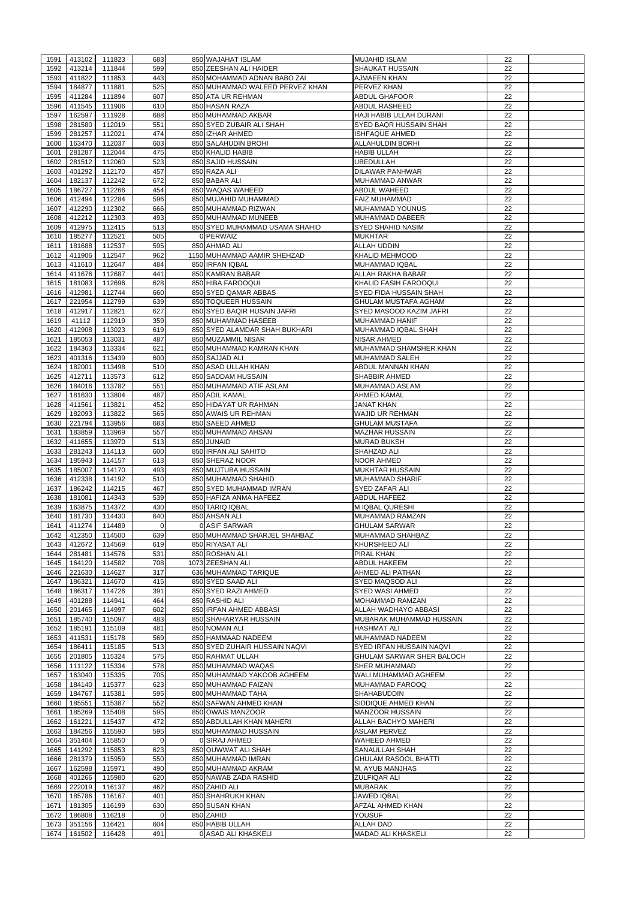| | | | | | | | | |
|---|---|---|---|---|---|---|---|---|
| 1591 | 413102 | 111823 | 683 | 850 | WAJAHAT ISLAM | MUJAHID ISLAM | 22 | |
| 1592 | 413214 | 111844 | 599 | 850 | ZEESHAN ALI HAIDER | SHAUKAT HUSSAIN | 22 | |
| 1593 | 411822 | 111853 | 443 | 850 | MOHAMMAD ADNAN BABO ZAI | AJMAEEN KHAN | 22 | |
| 1594 | 184877 | 111881 | 525 | 850 | MUHAMMAD WALEED PERVEZ KHAN | PERVEZ KHAN | 22 | |
| 1595 | 411284 | 111894 | 607 | 850 | ATA UR REHMAN | ABDUL GHAFOOR | 22 | |
| 1596 | 411545 | 111906 | 610 | 850 | HASAN RAZA | ABDUL RASHEED | 22 | |
| 1597 | 162597 | 111928 | 688 | 850 | MUHAMMAD AKBAR | HAJI HABIB ULLAH DURANI | 22 | |
| 1598 | 281580 | 112019 | 551 | 850 | SYED ZUBAIR ALI SHAH | SYED BAQR HUSSAIN SHAH | 22 | |
| 1599 | 281257 | 112021 | 474 | 850 | IZHAR AHMED | ISHFAQUE AHMED | 22 | |
| 1600 | 163470 | 112037 | 603 | 850 | SALAHUDIN BROHI | ALLAHULDIN BORHI | 22 | |
| 1601 | 281287 | 112044 | 475 | 850 | KHALID HABIB | HABIB ULLAH | 22 | |
| 1602 | 281512 | 112060 | 523 | 850 | SAJID HUSSAIN | UBEDULLAH | 22 | |
| 1603 | 401292 | 112170 | 457 | 850 | RAZA ALI | DILAWAR PANHWAR | 22 | |
| 1604 | 182137 | 112242 | 672 | 850 | BABAR ALI | MUHAMMAD ANWAR | 22 | |
| 1605 | 186727 | 112266 | 454 | 850 | WAQAS WAHEED | ABDUL WAHEED | 22 | |
| 1606 | 412494 | 112284 | 596 | 850 | MUJAHID MUHAMMAD | FAIZ MUHAMMAD | 22 | |
| 1607 | 412290 | 112302 | 666 | 850 | MUHAMMAD RIZWAN | MUHAMMAD YOUNUS | 22 | |
| 1608 | 412212 | 112303 | 493 | 850 | MUHAMMAD MUNEEB | MUHAMMAD DABEER | 22 | |
| 1609 | 412975 | 112415 | 513 | 850 | SYED MUHAMMAD USAMA SHAHID | SYED SHAHID NASIM | 22 | |
| 1610 | 185277 | 112521 | 505 | 0 | PERWAIZ | MUKHTAR | 22 | |
| 1611 | 181688 | 112537 | 595 | 850 | AHMAD ALI | ALLAH UDDIN | 22 | |
| 1612 | 411906 | 112547 | 962 | 1150 | MUHAMMAD AAMIR SHEHZAD | KHALID MEHMOOD | 22 | |
| 1613 | 411610 | 112647 | 484 | 850 | IRFAN IQBAL | MUHAMMAD IQBAL | 22 | |
| 1614 | 411676 | 112687 | 441 | 850 | KAMRAN BABAR | ALLAH RAKHA BABAR | 22 | |
| 1615 | 181083 | 112696 | 628 | 850 | HIBA FAROOQUI | KHALID FASIH FAROOQUI | 22 | |
| 1616 | 412981 | 112744 | 660 | 850 | SYED QAMAR ABBAS | SYED FIDA HUSSAIN SHAH | 22 | |
| 1617 | 221954 | 112799 | 639 | 850 | TOQUEER HUSSAIN | GHULAM MUSTAFA AGHAM | 22 | |
| 1618 | 412917 | 112821 | 627 | 850 | SYED BAQIR HUSAIN JAFRI | SYED MASOOD KAZIM JAFRI | 22 | |
| 1619 | 41112 | 112919 | 359 | 850 | MUHAMMAD HASEEB | MUHAMMAD HANIF | 22 | |
| 1620 | 412908 | 113023 | 619 | 850 | SYED ALAMDAR SHAH BUKHARI | MUHAMMAD IQBAL SHAH | 22 | |
| 1621 | 185053 | 113031 | 487 | 850 | MUZAMMIL NISAR | NISAR AHMED | 22 | |
| 1622 | 184363 | 113334 | 621 | 850 | MUHAMMAD KAMRAN KHAN | MUHAMMAD SHAMSHER KHAN | 22 | |
| 1623 | 401316 | 113439 | 600 | 850 | SAJJAD ALI | MUHAMMAD SALEH | 22 | |
| 1624 | 182001 | 113498 | 510 | 850 | ASAD ULLAH KHAN | ABDUL MANNAN KHAN | 22 | |
| 1625 | 412711 | 113573 | 612 | 850 | SADDAM HUSSAIN | SHABBIR AHMED | 22 | |
| 1626 | 184016 | 113782 | 551 | 850 | MUHAMMAD ATIF ASLAM | MUHAMMAD ASLAM | 22 | |
| 1627 | 181630 | 113804 | 487 | 850 | ADIL KAMAL | AHMED KAMAL | 22 | |
| 1628 | 411561 | 113821 | 452 | 850 | HIDAYAT UR RAHMAN | JANAT KHAN | 22 | |
| 1629 | 182093 | 113822 | 565 | 850 | AWAIS UR REHMAN | WAJID UR REHMAN | 22 | |
| 1630 | 221794 | 113956 | 683 | 850 | SAEED AHMED | GHULAM MUSTAFA | 22 | |
| 1631 | 183859 | 113969 | 557 | 850 | MUHAMMAD AHSAN | MAZHAR HUSSAIN | 22 | |
| 1632 | 411655 | 113970 | 513 | 850 | JUNAID | MURAD BUKSH | 22 | |
| 1633 | 281243 | 114113 | 600 | 850 | IRFAN ALI SAHITO | SHAHZAD ALI | 22 | |
| 1634 | 185943 | 114157 | 613 | 850 | SHERAZ NOOR | NOOR AHMED | 22 | |
| 1635 | 185007 | 114170 | 493 | 850 | MUJTUBA HUSSAIN | MUKHTAR HUSSAIN | 22 | |
| 1636 | 412338 | 114192 | 510 | 850 | MUHAMMAD SHAHID | MUHAMMAD SHARIF | 22 | |
| 1637 | 186242 | 114215 | 467 | 850 | SYED MUHAMMAD IMRAN | SYED ZAFAR ALI | 22 | |
| 1638 | 181081 | 114343 | 539 | 850 | HAFIZA ANMA HAFEEZ | ABDUL HAFEEZ | 22 | |
| 1639 | 163875 | 114372 | 430 | 850 | TARIQ IQBAL | M IQBAL QURESHI | 22 | |
| 1640 | 181730 | 114430 | 640 | 850 | AHSAN ALI | MUHAMMAD RAMZAN | 22 | |
| 1641 | 411274 | 114489 | 0 | 0 | ASIF SARWAR | GHULAM SARWAR | 22 | |
| 1642 | 412350 | 114500 | 639 | 850 | MUHAMMAD SHARJEL SHAHBAZ | MUHAMMAD SHAHBAZ | 22 | |
| 1643 | 412672 | 114569 | 619 | 850 | RIYASAT ALI | KHURSHEED ALI | 22 | |
| 1644 | 281481 | 114576 | 531 | 850 | ROSHAN ALI | PIRAL KHAN | 22 | |
| 1645 | 164120 | 114582 | 708 | 1073 | ZEESHAN ALI | ABDUL HAKEEM | 22 | |
| 1646 | 221630 | 114627 | 317 | 636 | MUHAMMAD TARIQUE | AHMED ALI PATHAN | 22 | |
| 1647 | 186321 | 114670 | 415 | 850 | SYED SAAD ALI | SYED MAQSOD ALI | 22 | |
| 1648 | 186317 | 114726 | 391 | 850 | SYED RAZI AHMED | SYED WASI AHMED | 22 | |
| 1649 | 401288 | 114941 | 464 | 850 | RASHID ALI | MOHAMMAD RAMZAN | 22 | |
| 1650 | 201465 | 114997 | 602 | 850 | IRFAN AHMED ABBASI | ALLAH WADHAYO ABBASI | 22 | |
| 1651 | 185740 | 115097 | 483 | 850 | SHAHARYAR HUSSAIN | MUBARAK MUHAMMAD HUSSAIN | 22 | |
| 1652 | 185191 | 115109 | 481 | 850 | NOMAN ALI | HASHMAT ALI | 22 | |
| 1653 | 411531 | 115178 | 569 | 850 | HAMMAAD NADEEM | MUHAMMAD NADEEM | 22 | |
| 1654 | 186411 | 115185 | 513 | 850 | SYED ZUHAIR HUSSAIN NAQVI | SYED IRFAN HUSSAIN NAQVI | 22 | |
| 1655 | 201805 | 115324 | 575 | 850 | RAHMAT ULLAH | GHULAM SARWAR SHER BALOCH | 22 | |
| 1656 | 111122 | 115334 | 578 | 850 | MUHAMMAD WAQAS | SHER MUHAMMAD | 22 | |
| 1657 | 163040 | 115335 | 705 | 850 | MUHAMMAD YAKOOB AGHEEM | WALI MUHAMMAD AGHEEM | 22 | |
| 1658 | 184140 | 115377 | 623 | 850 | MUHAMMAD FAIZAN | MUHAMMAD FAROOQ | 22 | |
| 1659 | 184767 | 115381 | 595 | 800 | MUHAMMAD TAHA | SHAHABUDDIN | 22 | |
| 1660 | 185551 | 115387 | 552 | 850 | SAFWAN AHMED KHAN | SIDDIQUE AHMED KHAN | 22 | |
| 1661 | 185269 | 115408 | 595 | 850 | OWAIS MANZOOR | MANZOOR HUSSAIN | 22 | |
| 1662 | 161221 | 115437 | 472 | 850 | ABDULLAH KHAN MAHERI | ALLAH BACHYO MAHERI | 22 | |
| 1663 | 184256 | 115590 | 595 | 850 | MUHAMMAD HUSSAIN | ASLAM PERVEZ | 22 | |
| 1664 | 351404 | 115850 | 0 | 0 | SIRAJ AHMED | WAHEED AHMED | 22 | |
| 1665 | 141292 | 115853 | 623 | 850 | QUWWAT ALI SHAH | SANAULLAH SHAH | 22 | |
| 1666 | 281379 | 115959 | 550 | 850 | MUHAMMAD IMRAN | GHULAM RASOOL BHATTI | 22 | |
| 1667 | 162598 | 115971 | 490 | 850 | MUHAMMAD AKRAM | M. AYUB MANJHAS | 22 | |
| 1668 | 401266 | 115980 | 620 | 850 | NAWAB ZADA RASHID | ZULFIQAR ALI | 22 | |
| 1669 | 222019 | 116137 | 462 | 850 | ZAHID ALI | MUBARAK | 22 | |
| 1670 | 185786 | 116167 | 401 | 850 | SHAHRUKH KHAN | JAWED IQBAL | 22 | |
| 1671 | 181305 | 116199 | 630 | 850 | SUSAN KHAN | AFZAL AHMED KHAN | 22 | |
| 1672 | 186808 | 116218 | 0 | 850 | ZAHID | YOUSUF | 22 | |
| 1673 | 351156 | 116421 | 604 | 850 | HABIB ULLAH | ALLAH DAD | 22 | |
| 1674 | 161502 | 116428 | 491 | 0 | ASAD ALI KHASKELI | MADAD ALI KHASKELI | 22 | |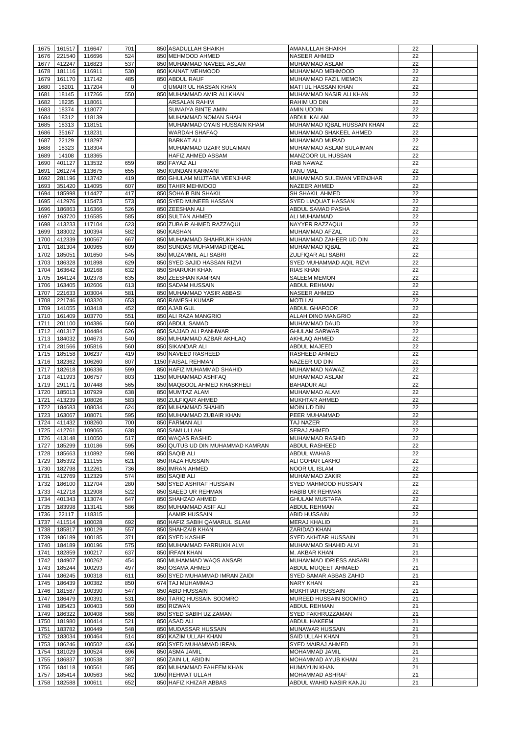| | | | | | | | | |
|---|---|---|---|---|---|---|---|---|
| 1675 | 161517 | 116647 | 701 | 850 | ASADULLAH SHAIKH | AMANULLAH SHAIKH | 22 | |
| 1676 | 221540 | 116696 | 524 | 850 | MEHMOOD AHMED | NASEER AHMED | 22 | |
| 1677 | 412247 | 116823 | 537 | 850 | MUHAMMAD NAVEEL ASLAM | MUHAMMAD ASLAM | 22 | |
| 1678 | 181116 | 116911 | 530 | 850 | KAINAT MEHMOOD | MUHAMMAD MEHMOOD | 22 | |
| 1679 | 161170 | 117142 | 485 | 850 | ABDUL RAUF | MUHAMMAD FAZIL MEMON | 22 | |
| 1680 | 18201 | 117204 | 0 | 0 | UMAIR UL HASSAN KHAN | MATI UL HASSAN KHAN | 22 | |
| 1681 | 18145 | 117266 | 550 | 850 | MUHAMMAD AMIR ALI KHAN | MUHAMMAD NASIR ALI KHAN | 22 | |
| 1682 | 18235 | 118061 | | | ARSALAN RAHIM | RAHIM UD DIN | 22 | |
| 1683 | 18374 | 118077 | | | SUMAIYA BINTE AMIN | AMIN UDDIN | 22 | |
| 1684 | 18312 | 118139 | | | MUHAMMAD NOMAN SHAH | ABDUL KALAM | 22 | |
| 1685 | 18313 | 118151 | | | MUHAMMAD OYAIS HUSSAIN KHAM | MUHAMMAD IQBAL HUSSAIN KHAN | 22 | |
| 1686 | 35167 | 118231 | | | WARDAH SHAFAQ | MUHAMMAD SHAKEEL AHMED | 22 | |
| 1687 | 22129 | 118297 | | | BARKAT ALI | MUHAMMAD MURAD | 22 | |
| 1688 | 18323 | 118304 | | | MUHAMMAD UZAIR SULAIMAN | MUHAMMAD ASLAM SULAIMAN | 22 | |
| 1689 | 14108 | 118365 | | | HAFIZ AHMED ASSAM | MANZOOR UL HUSSAN | 22 | |
| 1690 | 401127 | 113532 | 659 | 850 | FAYAZ ALI | RAB NAWAZ | 22 | |
| 1691 | 261274 | 113675 | 655 | 850 | KUNDAN KARMANI | TANU MAL | 22 | |
| 1692 | 281196 | 113742 | 419 | 850 | GHULAM MUJTABA VEENJHAR | MUHAMMAD SULEMAN VEENJHAR | 22 | |
| 1693 | 351420 | 114095 | 607 | 850 | TAHIR MEHMOOD | NAZEER AHMED | 22 | |
| 1694 | 185998 | 114427 | 417 | 850 | SOHAIB BIN SHAKIL | SH SHAKIL AHMED | 22 | |
| 1695 | 412976 | 115473 | 573 | 850 | SYED MUNEEB HASSAN | SYED LIAQUAT HASSAN | 22 | |
| 1696 | 186863 | 116366 | 526 | 850 | ZEESHAN ALI | ABDUL SAMAD PASHA | 22 | |
| 1697 | 163720 | 116585 | 585 | 850 | SULTAN AHMED | ALI MUHAMMAD | 22 | |
| 1698 | 413233 | 117104 | 623 | 850 | ZUBAIR AHMED RAZZAQUI | NAYYER RAZZAQUI | 22 | |
| 1699 | 183002 | 100394 | 582 | 850 | KASHAN | MUHAMMAD AFZAL | 22 | |
| 1700 | 412339 | 100567 | 667 | 850 | MUHAMMAD SHAHRUKH KHAN | MUHAMMAD ZAHEER UD DIN | 22 | |
| 1701 | 181304 | 100965 | 609 | 850 | SUNDAS MUHAMMAD IQBAL | MUHAMMAD IQBAL | 22 | |
| 1702 | 185051 | 101650 | 545 | 850 | MUZAMMIL ALI SABRI | ZULFIQAR ALI SABRI | 22 | |
| 1703 | 186328 | 101898 | 629 | 850 | SYED SAJID HASSAN RIZVI | SYED MUHAMMAD AQIL RIZVI | 22 | |
| 1704 | 163642 | 102168 | 632 | 850 | SHARUKH KHAN | RIAS KHAN | 22 | |
| 1705 | 164124 | 102378 | 635 | 850 | ZEESHAN KAMRAN | SALEEM MEMON | 22 | |
| 1706 | 163405 | 102606 | 613 | 850 | SADAM HUSSAIN | ABDUL REHMAN | 22 | |
| 1707 | 221633 | 103004 | 581 | 850 | MUHAMMAD YASIR ABBASI | NASEER AHMED | 22 | |
| 1708 | 221746 | 103320 | 653 | 850 | RAMESH KUMAR | MOTI LAL | 22 | |
| 1709 | 141055 | 103418 | 452 | 850 | AJAB GUL | ABDUL GHAFOOR | 22 | |
| 1710 | 161409 | 103770 | 551 | 850 | ALI RAZA MANGRIO | ALLAH DINO MANGRIO | 22 | |
| 1711 | 201100 | 104386 | 560 | 850 | ABDUL SAMAD | MUHAMMAD DAUD | 22 | |
| 1712 | 401317 | 104484 | 626 | 850 | SAJJAD ALI PANHWAR | GHULAM SARWAR | 22 | |
| 1713 | 184032 | 104673 | 540 | 850 | MUHAMMAD AZBAR AKHLAQ | AKHLAQ AHMED | 22 | |
| 1714 | 281566 | 105816 | 560 | 850 | SIKANDAR ALI | ABDUL MAJEED | 22 | |
| 1715 | 185158 | 106237 | 419 | 850 | NAVEED RASHEED | RASHEED AHMED | 22 | |
| 1716 | 182362 | 106260 | 807 | 1150 | FAISAL REHMAN | NAZEER UD DIN | 22 | |
| 1717 | 182618 | 106336 | 599 | 850 | HAFIZ MUHAMMAD SHAHID | MUHAMMAD NAWAZ | 22 | |
| 1718 | 411993 | 106757 | 803 | 1150 | MUHAMMAD ASHFAQ | MUHAMMAD ASLAM | 22 | |
| 1719 | 291171 | 107448 | 565 | 850 | MAQBOOL AHMED KHASKHELI | BAHADUR ALI | 22 | |
| 1720 | 185013 | 107929 | 638 | 850 | MUMTAZ ALAM | MUHAMMAD ALAM | 22 | |
| 1721 | 413239 | 108026 | 583 | 850 | ZULFIQAR AHMED | MUKHTAR AHMED | 22 | |
| 1722 | 184683 | 108034 | 624 | 850 | MUHAMMAD SHAHID | MOIN UD DIN | 22 | |
| 1723 | 163067 | 108071 | 595 | 850 | MUHAMMAD ZUBAIR KHAN | PEER MUHAMMAD | 22 | |
| 1724 | 411432 | 108260 | 700 | 850 | FARMAN ALI | TAJ NAZER | 22 | |
| 1725 | 412761 | 109065 | 638 | 850 | SAMI ULLAH | SERAJ AHMED | 22 | |
| 1726 | 413148 | 110050 | 517 | 850 | WAQAS RASHID | MUHAMMAD RASHID | 22 | |
| 1727 | 185299 | 110186 | 595 | 850 | QUTUB UD DIN MUHAMMAD KAMRAN | ABDUL RASHEED | 22 | |
| 1728 | 185663 | 110892 | 598 | 850 | SAQIB ALI | ABDUL WAHAB | 22 | |
| 1729 | 185392 | 111155 | 621 | 850 | RAZA HUSSAIN | ALI GOHAR LAKHO | 22 | |
| 1730 | 182798 | 112261 | 736 | 850 | IMRAN AHMED | NOOR UL ISLAM | 22 | |
| 1731 | 412769 | 112329 | 574 | 850 | SAQIB ALI | MUHAMMAD ZAKIR | 22 | |
| 1732 | 186100 | 112704 | 280 | 580 | SYED ASHRAF HUSSAIN | SYED MAHMOOD HUSSAIN | 22 | |
| 1733 | 412718 | 112908 | 522 | 850 | SAEED UR REHMAN | HABIB UR REHMAN | 22 | |
| 1734 | 401343 | 113074 | 647 | 850 | SHAHZAD AHMED | GHULAM MUSTAFA | 22 | |
| 1735 | 183998 | 113141 | 586 | 850 | MUHAMMAD ASIF ALI | ABDUL REHMAN | 22 | |
| 1736 | 22117 | 118315 | | | AAMIR HUSSAIN | ABID HUSSAIN | 22 | |
| 1737 | 411514 | 100028 | 692 | 850 | HAFIZ SABIH QAMARUL ISLAM | MERAJ KHALID | 21 | |
| 1738 | 185817 | 100129 | 557 | 850 | SHAHZAIB KHAN | ZARIDAD KHAN | 21 | |
| 1739 | 186189 | 100185 | 371 | 850 | SYED KASHIF | SYED AKHTAR HUSSAIN | 21 | |
| 1740 | 184189 | 100196 | 575 | 850 | MUHAMMAD FARRUKH ALVI | MUHAMMAD SHAHID ALVI | 21 | |
| 1741 | 182859 | 100217 | 637 | 850 | IRFAN KHAN | M. AKBAR KHAN | 21 | |
| 1742 | 184907 | 100262 | 454 | 850 | MUHAMMAD WAQS ANSARI | MUHAMMAD IDRIESS ANSARI | 21 | |
| 1743 | 185244 | 100293 | 497 | 850 | OSAMA AHMED | ABDUL MUQEET AHMAED | 21 | |
| 1744 | 186245 | 100318 | 611 | 850 | SYED MUHAMMAD IMRAN ZAIDI | SYED SAMAR ABBAS ZAHID | 21 | |
| 1745 | 186439 | 100382 | 850 | 674 | TAJ MUHAMMAD | NARY KHAN | 21 | |
| 1746 | 181587 | 100390 | 547 | 850 | ABID HUSSAIN | MUKHTIAR HUSSAIN | 21 | |
| 1747 | 186479 | 100391 | 531 | 850 | TARIQ HUSSAIN SOOMRO | MUREED HUSSAIN SOOMRO | 21 | |
| 1748 | 185423 | 100403 | 560 | 850 | RIZWAN | ABDUL REHMAN | 21 | |
| 1749 | 186322 | 100408 | 568 | 850 | SYED SABIH UZ ZAMAN | SYED FAKHRUZZAMAN | 21 | |
| 1750 | 181980 | 100414 | 521 | 850 | ASAD ALI | ABDUL HAKEEM | 21 | |
| 1751 | 183782 | 100449 | 548 | 850 | MUDASSAR HUSSAIN | MUNAWAR HUSSAIN | 21 | |
| 1752 | 183034 | 100464 | 514 | 850 | KAZIM ULLAH KHAN | SAID ULLAH KHAN | 21 | |
| 1753 | 186246 | 100502 | 436 | 850 | SYED MUHAMMAD IRFAN | SYED MAIRAJ AHMED | 21 | |
| 1754 | 181029 | 100524 | 696 | 850 | ASMA JAMIL | MOHAMMAD JAMIL | 21 | |
| 1755 | 186837 | 100538 | 387 | 850 | ZAIN UL ABIDIN | MOHAMMAD AYUB KHAN | 21 | |
| 1756 | 184118 | 100561 | 585 | 850 | MUHAMMAD FAHEEM KHAN | HUMAYUN KHAN | 21 | |
| 1757 | 185414 | 100563 | 562 | 1050 | REHMAT ULLAH | MOHAMMAD ASHRAF | 21 | |
| 1758 | 182588 | 100611 | 652 | 850 | HAFIZ KHIZAR ABBAS | ABDUL WAHID NASIR KANJU | 21 | |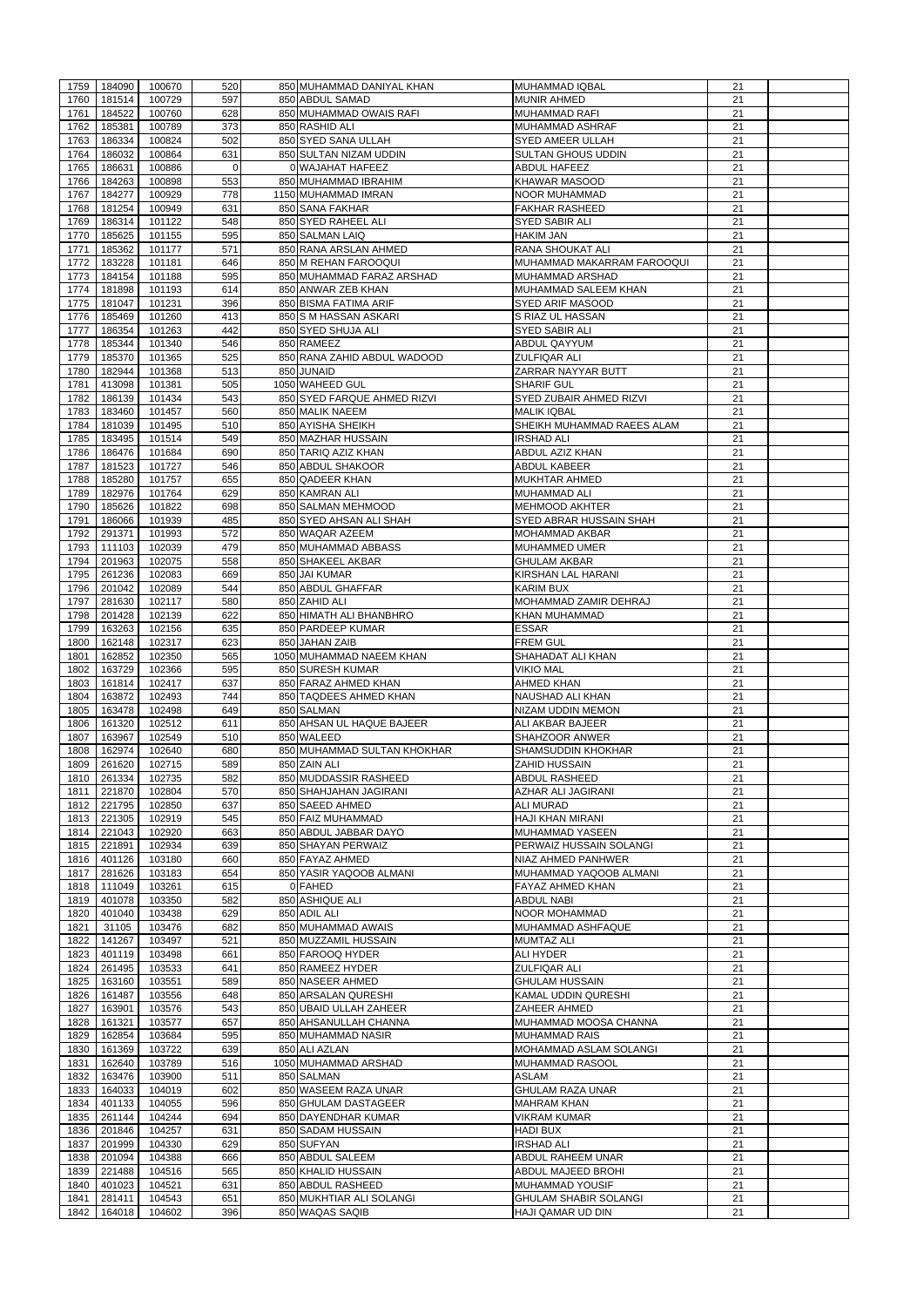| | | | | | | | | |
|---|---|---|---|---|---|---|---|---|
| 1759 | 184090 | 100670 | 520 | 850 | MUHAMMAD DANIYAL KHAN | MUHAMMAD IQBAL | 21 | |
| 1760 | 181514 | 100729 | 597 | 850 | ABDUL SAMAD | MUNIR AHMED | 21 | |
| 1761 | 184522 | 100760 | 628 | 850 | MUHAMMAD OWAIS RAFI | MUHAMMAD RAFI | 21 | |
| 1762 | 185381 | 100789 | 373 | 850 | RASHID ALI | MUHAMMAD ASHRAF | 21 | |
| 1763 | 186334 | 100824 | 502 | 850 | SYED SANA ULLAH | SYED AMEER ULLAH | 21 | |
| 1764 | 186032 | 100864 | 631 | 850 | SULTAN NIZAM UDDIN | SULTAN GHOUS UDDIN | 21 | |
| 1765 | 186631 | 100886 | 0 | 0 | WAJAHAT HAFEEZ | ABDUL HAFEEZ | 21 | |
| 1766 | 184263 | 100898 | 553 | 850 | MUHAMMAD IBRAHIM | KHAWAR MASOOD | 21 | |
| 1767 | 184277 | 100929 | 778 | 1150 | MUHAMMAD IMRAN | NOOR MUHAMMAD | 21 | |
| 1768 | 181254 | 100949 | 631 | 850 | SANA FAKHAR | FAKHAR RASHEED | 21 | |
| 1769 | 186314 | 101122 | 548 | 850 | SYED RAHEEL ALI | SYED SABIR ALI | 21 | |
| 1770 | 185625 | 101155 | 595 | 850 | SALMAN LAIQ | HAKIM JAN | 21 | |
| 1771 | 185362 | 101177 | 571 | 850 | RANA ARSLAN AHMED | RANA SHOUKAT ALI | 21 | |
| 1772 | 183228 | 101181 | 646 | 850 | M REHAN FAROOQUI | MUHAMMAD MAKARRAM FAROOQUI | 21 | |
| 1773 | 184154 | 101188 | 595 | 850 | MUHAMMAD FARAZ ARSHAD | MUHAMMAD ARSHAD | 21 | |
| 1774 | 181898 | 101193 | 614 | 850 | ANWAR ZEB KHAN | MUHAMMAD SALEEM KHAN | 21 | |
| 1775 | 181047 | 101231 | 396 | 850 | BISMA FATIMA ARIF | SYED ARIF MASOOD | 21 | |
| 1776 | 185469 | 101260 | 413 | 850 | S M HASSAN ASKARI | S RIAZ UL HASSAN | 21 | |
| 1777 | 186354 | 101263 | 442 | 850 | SYED SHUJA ALI | SYED SABIR ALI | 21 | |
| 1778 | 185344 | 101340 | 546 | 850 | RAMEEZ | ABDUL QAYYUM | 21 | |
| 1779 | 185370 | 101365 | 525 | 850 | RANA ZAHID ABDUL WADOOD | ZULFIQAR ALI | 21 | |
| 1780 | 182944 | 101368 | 513 | 850 | JUNAID | ZARRAR NAYYAR BUTT | 21 | |
| 1781 | 413098 | 101381 | 505 | 1050 | WAHEED GUL | SHARIF GUL | 21 | |
| 1782 | 186139 | 101434 | 543 | 850 | SYED FARQUE AHMED RIZVI | SYED ZUBAIR AHMED RIZVI | 21 | |
| 1783 | 183460 | 101457 | 560 | 850 | MALIK NAEEM | MALIK IQBAL | 21 | |
| 1784 | 181039 | 101495 | 510 | 850 | AYISHA SHEIKH | SHEIKH MUHAMMAD RAEES ALAM | 21 | |
| 1785 | 183495 | 101514 | 549 | 850 | MAZHAR HUSSAIN | IRSHAD ALI | 21 | |
| 1786 | 186476 | 101684 | 690 | 850 | TARIQ AZIZ KHAN | ABDUL AZIZ KHAN | 21 | |
| 1787 | 181523 | 101727 | 546 | 850 | ABDUL SHAKOOR | ABDUL KABEER | 21 | |
| 1788 | 185280 | 101757 | 655 | 850 | QADEER KHAN | MUKHTAR AHMED | 21 | |
| 1789 | 182976 | 101764 | 629 | 850 | KAMRAN ALI | MUHAMMAD ALI | 21 | |
| 1790 | 185626 | 101822 | 698 | 850 | SALMAN MEHMOOD | MEHMOOD AKHTER | 21 | |
| 1791 | 186066 | 101939 | 485 | 850 | SYED AHSAN ALI SHAH | SYED ABRAR HUSSAIN SHAH | 21 | |
| 1792 | 291371 | 101993 | 572 | 850 | WAQAR AZEEM | MOHAMMAD AKBAR | 21 | |
| 1793 | 111103 | 102039 | 479 | 850 | MUHAMMAD ABBASS | MUHAMMED UMER | 21 | |
| 1794 | 201963 | 102075 | 558 | 850 | SHAKEEL AKBAR | GHULAM AKBAR | 21 | |
| 1795 | 261236 | 102083 | 669 | 850 | JAI KUMAR | KIRSHAN LAL HARANI | 21 | |
| 1796 | 201042 | 102089 | 544 | 850 | ABDUL GHAFFAR | KARIM BUX | 21 | |
| 1797 | 281630 | 102117 | 580 | 850 | ZAHID ALI | MOHAMMAD ZAMIR DEHRAJ | 21 | |
| 1798 | 201428 | 102139 | 622 | 850 | HIMATH ALI BHANBHRO | KHAN MUHAMMAD | 21 | |
| 1799 | 163263 | 102156 | 635 | 850 | PARDEEP KUMAR | ESSAR | 21 | |
| 1800 | 162148 | 102317 | 623 | 850 | JAHAN ZAIB | FREM GUL | 21 | |
| 1801 | 162852 | 102350 | 565 | 1050 | MUHAMMAD NAEEM KHAN | SHAHADAT ALI KHAN | 21 | |
| 1802 | 163729 | 102366 | 595 | 850 | SURESH KUMAR | VIKIO MAL | 21 | |
| 1803 | 161814 | 102417 | 637 | 850 | FARAZ AHMED KHAN | AHMED KHAN | 21 | |
| 1804 | 163872 | 102493 | 744 | 850 | TAQDEES AHMED KHAN | NAUSHAD ALI KHAN | 21 | |
| 1805 | 163478 | 102498 | 649 | 850 | SALMAN | NIZAM UDDIN MEMON | 21 | |
| 1806 | 161320 | 102512 | 611 | 850 | AHSAN UL HAQUE BAJEER | ALI AKBAR BAJEER | 21 | |
| 1807 | 163967 | 102549 | 510 | 850 | WALEED | SHAHZOOR ANWER | 21 | |
| 1808 | 162974 | 102640 | 680 | 850 | MUHAMMAD SULTAN KHOKHAR | SHAMSUDDIN KHOKHAR | 21 | |
| 1809 | 261620 | 102715 | 589 | 850 | ZAIN ALI | ZAHID HUSSAIN | 21 | |
| 1810 | 261334 | 102735 | 582 | 850 | MUDDASSIR RASHEED | ABDUL RASHEED | 21 | |
| 1811 | 221870 | 102804 | 570 | 850 | SHAHJAHAN JAGIRANI | AZHAR ALI JAGIRANI | 21 | |
| 1812 | 221795 | 102850 | 637 | 850 | SAEED AHMED | ALI MURAD | 21 | |
| 1813 | 221305 | 102919 | 545 | 850 | FAIZ MUHAMMAD | HAJI KHAN MIRANI | 21 | |
| 1814 | 221043 | 102920 | 663 | 850 | ABDUL JABBAR DAYO | MUHAMMAD YASEEN | 21 | |
| 1815 | 221891 | 102934 | 639 | 850 | SHAYAN PERWAIZ | PERWAIZ HUSSAIN SOLANGI | 21 | |
| 1816 | 401126 | 103180 | 660 | 850 | FAYAZ AHMED | NIAZ AHMED PANHWER | 21 | |
| 1817 | 281626 | 103183 | 654 | 850 | YASIR YAQOOB ALMANI | MUHAMMAD YAQOOB ALMANI | 21 | |
| 1818 | 111049 | 103261 | 615 | 0 | FAHED | FAYAZ AHMED KHAN | 21 | |
| 1819 | 401078 | 103350 | 582 | 850 | ASHIQUE ALI | ABDUL NABI | 21 | |
| 1820 | 401040 | 103438 | 629 | 850 | ADIL ALI | NOOR MOHAMMAD | 21 | |
| 1821 | 31105 | 103476 | 682 | 850 | MUHAMMAD AWAIS | MUHAMMAD ASHFAQUE | 21 | |
| 1822 | 141267 | 103497 | 521 | 850 | MUZZAMIL HUSSAIN | MUMTAZ ALI | 21 | |
| 1823 | 401119 | 103498 | 661 | 850 | FAROOQ HYDER | ALI HYDER | 21 | |
| 1824 | 261495 | 103533 | 641 | 850 | RAMEEZ HYDER | ZULFIQAR ALI | 21 | |
| 1825 | 163160 | 103551 | 589 | 850 | NASEER AHMED | GHULAM HUSSAIN | 21 | |
| 1826 | 161487 | 103556 | 648 | 850 | ARSALAN QURESHI | KAMAL UDDIN QURESHI | 21 | |
| 1827 | 163901 | 103576 | 543 | 850 | UBAID ULLAH ZAHEER | ZAHEER AHMED | 21 | |
| 1828 | 161321 | 103577 | 657 | 850 | AHSANULLAH CHANNA | MUHAMMAD MOOSA CHANNA | 21 | |
| 1829 | 162854 | 103684 | 595 | 850 | MUHAMMAD NASIR | MUHAMMAD RAIS | 21 | |
| 1830 | 161369 | 103722 | 639 | 850 | ALI AZLAN | MOHAMMAD ASLAM SOLANGI | 21 | |
| 1831 | 162640 | 103789 | 516 | 1050 | MUHAMMAD ARSHAD | MUHAMMAD RASOOL | 21 | |
| 1832 | 163476 | 103900 | 511 | 850 | SALMAN | ASLAM | 21 | |
| 1833 | 164033 | 104019 | 602 | 850 | WASEEM RAZA UNAR | GHULAM RAZA UNAR | 21 | |
| 1834 | 401133 | 104055 | 596 | 850 | GHULAM DASTAGEER | MAHRAM KHAN | 21 | |
| 1835 | 261144 | 104244 | 694 | 850 | DAYENDHAR KUMAR | VIKRAM KUMAR | 21 | |
| 1836 | 201846 | 104257 | 631 | 850 | SADAM HUSSAIN | HADI BUX | 21 | |
| 1837 | 201999 | 104330 | 629 | 850 | SUFYAN | IRSHAD ALI | 21 | |
| 1838 | 201094 | 104388 | 666 | 850 | ABDUL SALEEM | ABDUL RAHEEM UNAR | 21 | |
| 1839 | 221488 | 104516 | 565 | 850 | KHALID HUSSAIN | ABDUL MAJEED BROHI | 21 | |
| 1840 | 401023 | 104521 | 631 | 850 | ABDUL RASHEED | MUHAMMAD YOUSIF | 21 | |
| 1841 | 281411 | 104543 | 651 | 850 | MUKHTIAR ALI SOLANGI | GHULAM SHABIR SOLANGI | 21 | |
| 1842 | 164018 | 104602 | 396 | 850 | WAQAS SAQIB | HAJI QAMAR UD DIN | 21 | |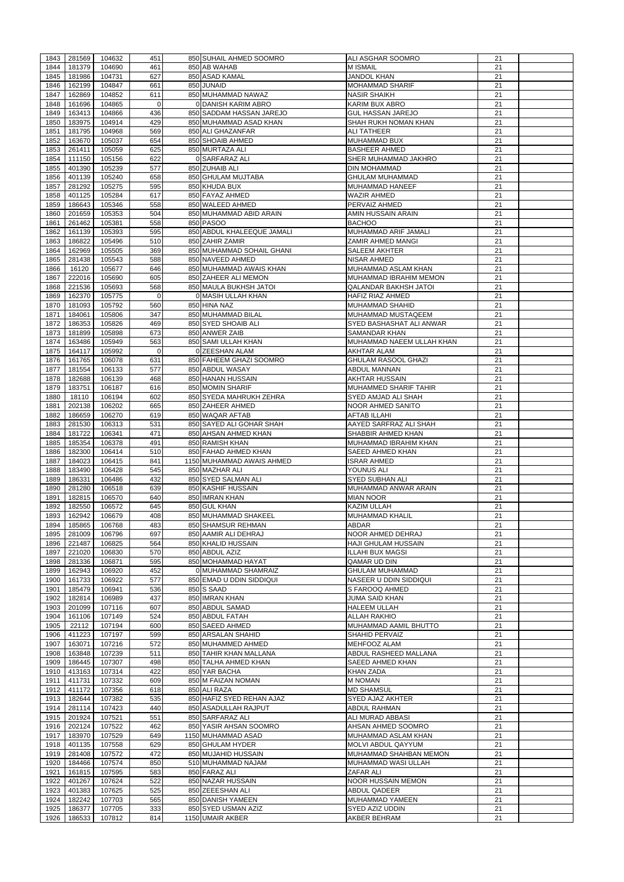| | | | | | | | | |
|---|---|---|---|---|---|---|---|---|
| 1843 | 281569 | 104632 | 451 | 850 | SUHAIL AHMED SOOMRO | ALI ASGHAR SOOMRO | 21 | |
| 1844 | 181379 | 104690 | 461 | 850 | AB WAHAB | M ISMAIL | 21 | |
| 1845 | 181986 | 104731 | 627 | 850 | ASAD KAMAL | JANDOL KHAN | 21 | |
| 1846 | 162199 | 104847 | 661 | 850 | JUNAID | MOHAMMAD SHARIF | 21 | |
| 1847 | 162869 | 104852 | 611 | 850 | MUHAMMAD NAWAZ | NASIR SHAIKH | 21 | |
| 1848 | 161696 | 104865 | 0 | 0 | DANISH KARIM ABRO | KARIM BUX ABRO | 21 | |
| 1849 | 163413 | 104866 | 436 | 850 | SADDAM HASSAN JAREJO | GUL HASSAN JAREJO | 21 | |
| 1850 | 183975 | 104914 | 429 | 850 | MUHAMMAD ASAD KHAN | SHAH RUKH NOMAN KHAN | 21 | |
| 1851 | 181795 | 104968 | 569 | 850 | ALI GHAZANFAR | ALI TATHEER | 21 | |
| 1852 | 163670 | 105037 | 654 | 850 | SHOAIB AHMED | MUHAMMAD BUX | 21 | |
| 1853 | 261411 | 105059 | 625 | 850 | MURTAZA ALI | BASHEER AHMED | 21 | |
| 1854 | 111150 | 105156 | 622 | 0 | SARFARAZ ALI | SHER MUHAMMAD JAKHRO | 21 | |
| 1855 | 401390 | 105239 | 577 | 850 | ZUHAIB ALI | DIN MOHAMMAD | 21 | |
| 1856 | 401139 | 105240 | 658 | 850 | GHULAM MUJTABA | GHULAM MUHAMMAD | 21 | |
| 1857 | 281292 | 105275 | 595 | 850 | KHUDA BUX | MUHAMMAD HANEEF | 21 | |
| 1858 | 401125 | 105284 | 617 | 850 | FAYAZ AHMED | WAZIR AHMED | 21 | |
| 1859 | 186643 | 105346 | 558 | 850 | WALEED AHMED | PERVAIZ AHMED | 21 | |
| 1860 | 201659 | 105353 | 504 | 850 | MUHAMMAD ABID ARAIN | AMIN HUSSAIN ARAIN | 21 | |
| 1861 | 261462 | 105381 | 558 | 850 | PASOO | BACHOO | 21 | |
| 1862 | 161139 | 105393 | 595 | 850 | ABDUL KHALEEQUE JAMALI | MUHAMMAD ARIF JAMALI | 21 | |
| 1863 | 186822 | 105496 | 510 | 850 | ZAHIR ZAMIR | ZAMIR AHMED MANGI | 21 | |
| 1864 | 162969 | 105505 | 369 | 850 | MUHAMMAD SOHAIL GHANI | SALEEM AKHTER | 21 | |
| 1865 | 281438 | 105543 | 588 | 850 | NAVEED AHMED | NISAR AHMED | 21 | |
| 1866 | 16120 | 105677 | 646 | 850 | MUHAMMAD AWAIS KHAN | MUHAMMAD ASLAM KHAN | 21 | |
| 1867 | 222016 | 105690 | 605 | 850 | ZAHEER ALI MEMON | MUHAMMAD IBRAHIM MEMON | 21 | |
| 1868 | 221536 | 105693 | 568 | 850 | MAULA BUKHSH JATOI | QALANDAR BAKHSH JATOI | 21 | |
| 1869 | 162370 | 105775 | 0 | 0 | MASIH ULLAH KHAN | HAFIZ RIAZ AHMED | 21 | |
| 1870 | 181093 | 105792 | 560 | 850 | HINA NAZ | MUHAMMAD SHAHID | 21 | |
| 1871 | 184061 | 105806 | 347 | 850 | MUHAMMAD BILAL | MUHAMMAD MUSTAQEEM | 21 | |
| 1872 | 186353 | 105826 | 469 | 850 | SYED SHOAIB ALI | SYED BASHASHAT ALI ANWAR | 21 | |
| 1873 | 181899 | 105898 | 673 | 850 | ANWER ZAIB | SAMANDAR KHAN | 21 | |
| 1874 | 163486 | 105949 | 563 | 850 | SAMI ULLAH KHAN | MUHAMMAD NAEEM ULLAH KHAN | 21 | |
| 1875 | 164117 | 105992 | 0 | 0 | ZEESHAN ALAM | AKHTAR ALAM | 21 | |
| 1876 | 161765 | 106078 | 631 | 850 | FAHEEM GHAZI SOOMRO | GHULAM RASOOL GHAZI | 21 | |
| 1877 | 181554 | 106133 | 577 | 850 | ABDUL WASAY | ABDUL MANNAN | 21 | |
| 1878 | 182688 | 106139 | 468 | 850 | HANAN HUSSAIN | AKHTAR HUSSAIN | 21 | |
| 1879 | 183751 | 106187 | 616 | 850 | MOMIN SHARIF | MUHAMMED SHARIF TAHIR | 21 | |
| 1880 | 18110 | 106194 | 602 | 850 | SYEDA MAHRUKH ZEHRA | SYED AMJAD ALI SHAH | 21 | |
| 1881 | 202138 | 106202 | 665 | 850 | ZAHEER AHMED | NOOR AHMED SANITO | 21 | |
| 1882 | 186659 | 106270 | 619 | 850 | WAQAR AFTAB | AFTAB ILLAHI | 21 | |
| 1883 | 281530 | 106313 | 531 | 850 | SAYED ALI GOHAR SHAH | AAYED SARFRAZ ALI SHAH | 21 | |
| 1884 | 181722 | 106341 | 471 | 850 | AHSAN AHMED KHAN | SHABBIR AHMED KHAN | 21 | |
| 1885 | 185354 | 106378 | 491 | 850 | RAMISH KHAN | MUHAMMAD IBRAHIM KHAN | 21 | |
| 1886 | 182300 | 106414 | 510 | 850 | FAHAD AHMED KHAN | SAEED AHMED KHAN | 21 | |
| 1887 | 184023 | 106415 | 841 | 1150 | MUHAMMAD AWAIS AHMED | ISRAR AHMED | 21 | |
| 1888 | 183490 | 106428 | 545 | 850 | MAZHAR ALI | YOUNUS ALI | 21 | |
| 1889 | 186331 | 106486 | 432 | 850 | SYED SALMAN ALI | SYED SUBHAN ALI | 21 | |
| 1890 | 281280 | 106518 | 639 | 850 | KASHIF HUSSAIN | MUHAMMAD ANWAR ARAIN | 21 | |
| 1891 | 182815 | 106570 | 640 | 850 | IMRAN KHAN | MIAN NOOR | 21 | |
| 1892 | 182550 | 106572 | 645 | 850 | GUL KHAN | KAZIM ULLAH | 21 | |
| 1893 | 162942 | 106679 | 408 | 850 | MUHAMMAD SHAKEEL | MUHAMMAD KHALIL | 21 | |
| 1894 | 185865 | 106768 | 483 | 850 | SHAMSUR REHMAN | ABDAR | 21 | |
| 1895 | 281009 | 106796 | 697 | 850 | AAMIR ALI DEHRAJ | NOOR AHMED DEHRAJ | 21 | |
| 1896 | 221487 | 106825 | 564 | 850 | KHALID HUSSAIN | HAJI GHULAM HUSSAIN | 21 | |
| 1897 | 221020 | 106830 | 570 | 850 | ABDUL AZIZ | ILLAHI BUX MAGSI | 21 | |
| 1898 | 281336 | 106871 | 595 | 850 | MOHAMMAD HAYAT | QAMAR UD DIN | 21 | |
| 1899 | 162943 | 106920 | 452 | 0 | MUHAMMAD SHAMRAIZ | GHULAM MUHAMMAD | 21 | |
| 1900 | 161733 | 106922 | 577 | 850 | EMAD U DDIN SIDDIQUI | NASEER U DDIN SIDDIQUI | 21 | |
| 1901 | 185479 | 106941 | 536 | 850 | S SAAD | S FAROOQ AHMED | 21 | |
| 1902 | 182814 | 106989 | 437 | 850 | IMRAN KHAN | JUMA SAID KHAN | 21 | |
| 1903 | 201099 | 107116 | 607 | 850 | ABDUL SAMAD | HALEEM ULLAH | 21 | |
| 1904 | 161106 | 107149 | 524 | 850 | ABDUL FATAH | ALLAH RAKHIO | 21 | |
| 1905 | 22112 | 107194 | 600 | 850 | SAEED AHMED | MUHAMMAD AAMIL BHUTTO | 21 | |
| 1906 | 411223 | 107197 | 599 | 850 | ARSALAN SHAHID | SHAHID PERVAIZ | 21 | |
| 1907 | 163071 | 107216 | 572 | 850 | MUHAMMED AHMED | MEHFOOZ ALAM | 21 | |
| 1908 | 163848 | 107239 | 511 | 850 | TAHIR KHAN MALLANA | ABDUL RASHEED MALLANA | 21 | |
| 1909 | 186445 | 107307 | 498 | 850 | TALHA AHMED KHAN | SAEED AHMED KHAN | 21 | |
| 1910 | 413163 | 107314 | 422 | 850 | YAR BACHA | KHAN ZADA | 21 | |
| 1911 | 411731 | 107332 | 609 | 850 | M FAIZAN NOMAN | M NOMAN | 21 | |
| 1912 | 411172 | 107356 | 618 | 850 | ALI RAZA | MD SHAMSUL | 21 | |
| 1913 | 182644 | 107382 | 535 | 850 | HAFIZ SYED REHAN AJAZ | SYED AJAZ AKHTER | 21 | |
| 1914 | 281114 | 107423 | 440 | 850 | ASADULLAH RAJPUT | ABDUL RAHMAN | 21 | |
| 1915 | 201924 | 107521 | 551 | 850 | SARFARAZ ALI | ALI MURAD ABBASI | 21 | |
| 1916 | 202124 | 107522 | 462 | 850 | YASIR AHSAN SOOMRO | AHSAN AHMED SOOMRO | 21 | |
| 1917 | 183970 | 107529 | 649 | 1150 | MUHAMMAD ASAD | MUHAMMAD ASLAM KHAN | 21 | |
| 1918 | 401135 | 107558 | 629 | 850 | GHULAM HYDER | MOLVI ABDUL QAYYUM | 21 | |
| 1919 | 281408 | 107572 | 472 | 850 | MUJAHID HUSSAIN | MUHAMMAD SHAHBAN MEMON | 21 | |
| 1920 | 184466 | 107574 | 850 | 510 | MUHAMMAD NAJAM | MUHAMMAD WASI ULLAH | 21 | |
| 1921 | 161815 | 107595 | 583 | 850 | FARAZ ALI | ZAFAR ALI | 21 | |
| 1922 | 401267 | 107624 | 522 | 850 | NAZAR HUSSAIN | NOOR HUSSAIN MEMON | 21 | |
| 1923 | 401383 | 107625 | 525 | 850 | ZEEESHAN ALI | ABDUL QADEER | 21 | |
| 1924 | 182242 | 107703 | 565 | 850 | DANISH YAMEEN | MUHAMMAD YAMEEN | 21 | |
| 1925 | 186377 | 107705 | 333 | 850 | SYED USMAN AZIZ | SYED AZIZ UDDIN | 21 | |
| 1926 | 186533 | 107812 | 814 | 1150 | UMAIR AKBER | AKBER BEHRAM | 21 | |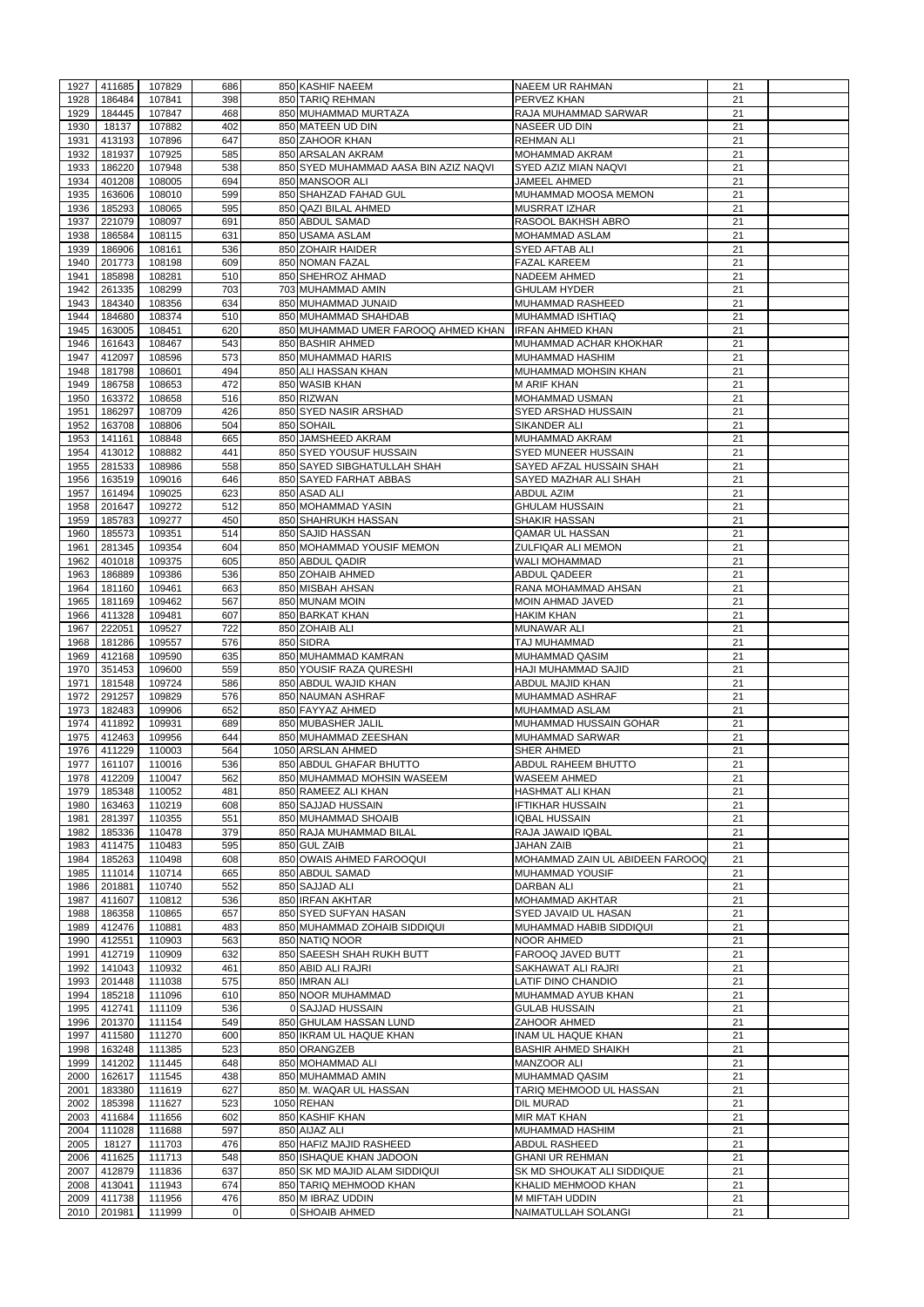| | | | | | | | | |
|---|---|---|---|---|---|---|---|---|
| 1927 | 411685 | 107829 | 686 | 850 | KASHIF NAEEM | NAEEM UR RAHMAN | 21 | |
| 1928 | 186484 | 107841 | 398 | 850 | TARIQ REHMAN | PERVEZ KHAN | 21 | |
| 1929 | 184445 | 107847 | 468 | 850 | MUHAMMAD MURTAZA | RAJA MUHAMMAD SARWAR | 21 | |
| 1930 | 18137 | 107882 | 402 | 850 | MATEEN UD DIN | NASEER UD DIN | 21 | |
| 1931 | 413193 | 107896 | 647 | 850 | ZAHOOR KHAN | REHMAN ALI | 21 | |
| 1932 | 181937 | 107925 | 585 | 850 | ARSALAN AKRAM | MOHAMMAD AKRAM | 21 | |
| 1933 | 186220 | 107948 | 538 | 850 | SYED MUHAMMAD AASA BIN AZIZ NAQVI | SYED AZIZ MIAN NAQVI | 21 | |
| 1934 | 401208 | 108005 | 694 | 850 | MANSOOR ALI | JAMEEL AHMED | 21 | |
| 1935 | 163606 | 108010 | 599 | 850 | SHAHZAD FAHAD GUL | MUHAMMAD MOOSA MEMON | 21 | |
| 1936 | 185293 | 108065 | 595 | 850 | QAZI BILAL AHMED | MUSRRAT IZHAR | 21 | |
| 1937 | 221079 | 108097 | 691 | 850 | ABDUL SAMAD | RASOOL BAKHSH ABRO | 21 | |
| 1938 | 186584 | 108115 | 631 | 850 | USAMA ASLAM | MOHAMMAD ASLAM | 21 | |
| 1939 | 186906 | 108161 | 536 | 850 | ZOHAIR HAIDER | SYED AFTAB ALI | 21 | |
| 1940 | 201773 | 108198 | 609 | 850 | NOMAN FAZAL | FAZAL KAREEM | 21 | |
| 1941 | 185898 | 108281 | 510 | 850 | SHEHROZ AHMAD | NADEEM AHMED | 21 | |
| 1942 | 261335 | 108299 | 703 | 703 | MUHAMMAD AMIN | GHULAM HYDER | 21 | |
| 1943 | 184340 | 108356 | 634 | 850 | MUHAMMAD JUNAID | MUHAMMAD RASHEED | 21 | |
| 1944 | 184680 | 108374 | 510 | 850 | MUHAMMAD SHAHDAB | MUHAMMAD ISHTIAQ | 21 | |
| 1945 | 163005 | 108451 | 620 | 850 | MUHAMMAD UMER FAROOQ AHMED KHAN | IRFAN AHMED KHAN | 21 | |
| 1946 | 161643 | 108467 | 543 | 850 | BASHIR AHMED | MUHAMMAD ACHAR KHOKHAR | 21 | |
| 1947 | 412097 | 108596 | 573 | 850 | MUHAMMAD HARIS | MUHAMMAD HASHIM | 21 | |
| 1948 | 181798 | 108601 | 494 | 850 | ALI HASSAN KHAN | MUHAMMAD MOHSIN KHAN | 21 | |
| 1949 | 186758 | 108653 | 472 | 850 | WASIB KHAN | M ARIF KHAN | 21 | |
| 1950 | 163372 | 108658 | 516 | 850 | RIZWAN | MOHAMMAD USMAN | 21 | |
| 1951 | 186297 | 108709 | 426 | 850 | SYED NASIR ARSHAD | SYED ARSHAD HUSSAIN | 21 | |
| 1952 | 163708 | 108806 | 504 | 850 | SOHAIL | SIKANDER ALI | 21 | |
| 1953 | 141161 | 108848 | 665 | 850 | JAMSHEED AKRAM | MUHAMMAD AKRAM | 21 | |
| 1954 | 413012 | 108882 | 441 | 850 | SYED YOUSUF HUSSAIN | SYED MUNEER HUSSAIN | 21 | |
| 1955 | 281533 | 108986 | 558 | 850 | SAYED SIBGHATULLAH SHAH | SAYED AFZAL HUSSAIN SHAH | 21 | |
| 1956 | 163519 | 109016 | 646 | 850 | SAYED FARHAT ABBAS | SAYED MAZHAR ALI SHAH | 21 | |
| 1957 | 161494 | 109025 | 623 | 850 | ASAD ALI | ABDUL AZIM | 21 | |
| 1958 | 201647 | 109272 | 512 | 850 | MOHAMMAD YASIN | GHULAM HUSSAIN | 21 | |
| 1959 | 185783 | 109277 | 450 | 850 | SHAHRUKH HASSAN | SHAKIR HASSAN | 21 | |
| 1960 | 185573 | 109351 | 514 | 850 | SAJID HASSAN | QAMAR UL HASSAN | 21 | |
| 1961 | 281345 | 109354 | 604 | 850 | MOHAMMAD YOUSIF MEMON | ZULFIQAR ALI MEMON | 21 | |
| 1962 | 401018 | 109375 | 605 | 850 | ABDUL QADIR | WALI MOHAMMAD | 21 | |
| 1963 | 186889 | 109386 | 536 | 850 | ZOHAIB AHMED | ABDUL QADEER | 21 | |
| 1964 | 181160 | 109461 | 663 | 850 | MISBAH AHSAN | RANA MOHAMMAD AHSAN | 21 | |
| 1965 | 181169 | 109462 | 567 | 850 | MUNAM MOIN | MOIN AHMAD JAVED | 21 | |
| 1966 | 411328 | 109481 | 607 | 850 | BARKAT KHAN | HAKIM KHAN | 21 | |
| 1967 | 222051 | 109527 | 722 | 850 | ZOHAIB ALI | MUNAWAR ALI | 21 | |
| 1968 | 181286 | 109557 | 576 | 850 | SIDRA | TAJ MUHAMMAD | 21 | |
| 1969 | 412168 | 109590 | 635 | 850 | MUHAMMAD KAMRAN | MUHAMMAD QASIM | 21 | |
| 1970 | 351453 | 109600 | 559 | 850 | YOUSIF RAZA QURESHI | HAJI MUHAMMAD SAJID | 21 | |
| 1971 | 181548 | 109724 | 586 | 850 | ABDUL WAJID KHAN | ABDUL MAJID KHAN | 21 | |
| 1972 | 291257 | 109829 | 576 | 850 | NAUMAN ASHRAF | MUHAMMAD ASHRAF | 21 | |
| 1973 | 182483 | 109906 | 652 | 850 | FAYYAZ AHMED | MUHAMMAD ASLAM | 21 | |
| 1974 | 411892 | 109931 | 689 | 850 | MUBASHER JALIL | MUHAMMAD HUSSAIN GOHAR | 21 | |
| 1975 | 412463 | 109956 | 644 | 850 | MUHAMMAD ZEESHAN | MUHAMMAD SARWAR | 21 | |
| 1976 | 411229 | 110003 | 564 | 1050 | ARSLAN AHMED | SHER AHMED | 21 | |
| 1977 | 161107 | 110016 | 536 | 850 | ABDUL GHAFAR BHUTTO | ABDUL RAHEEM BHUTTO | 21 | |
| 1978 | 412209 | 110047 | 562 | 850 | MUHAMMAD MOHSIN WASEEM | WASEEM AHMED | 21 | |
| 1979 | 185348 | 110052 | 481 | 850 | RAMEEZ ALI KHAN | HASHMAT ALI KHAN | 21 | |
| 1980 | 163463 | 110219 | 608 | 850 | SAJJAD HUSSAIN | IFTIKHAR HUSSAIN | 21 | |
| 1981 | 281397 | 110355 | 551 | 850 | MUHAMMAD SHOAIB | IQBAL HUSSAIN | 21 | |
| 1982 | 185336 | 110478 | 379 | 850 | RAJA MUHAMMAD BILAL | RAJA JAWAID IQBAL | 21 | |
| 1983 | 411475 | 110483 | 595 | 850 | GUL ZAIB | JAHAN ZAIB | 21 | |
| 1984 | 185263 | 110498 | 608 | 850 | OWAIS AHMED FAROOQUI | MOHAMMAD ZAIN UL ABIDEEN FAROOQ | 21 | |
| 1985 | 111014 | 110714 | 665 | 850 | ABDUL SAMAD | MUHAMMAD YOUSIF | 21 | |
| 1986 | 201881 | 110740 | 552 | 850 | SAJJAD ALI | DARBAN ALI | 21 | |
| 1987 | 411607 | 110812 | 536 | 850 | IRFAN AKHTAR | MOHAMMAD AKHTAR | 21 | |
| 1988 | 186358 | 110865 | 657 | 850 | SYED SUFYAN HASAN | SYED JAVAID UL HASAN | 21 | |
| 1989 | 412476 | 110881 | 483 | 850 | MUHAMMAD ZOHAIB SIDDIQUI | MUHAMMAD HABIB SIDDIQUI | 21 | |
| 1990 | 412551 | 110903 | 563 | 850 | NATIQ NOOR | NOOR AHMED | 21 | |
| 1991 | 412719 | 110909 | 632 | 850 | SAEESH SHAH RUKH BUTT | FAROOQ JAVED BUTT | 21 | |
| 1992 | 141043 | 110932 | 461 | 850 | ABID ALI RAJRI | SAKHAWAT ALI RAJRI | 21 | |
| 1993 | 201448 | 111038 | 575 | 850 | IMRAN ALI | LATIF DINO CHANDIO | 21 | |
| 1994 | 185218 | 111096 | 610 | 850 | NOOR MUHAMMAD | MUHAMMAD AYUB KHAN | 21 | |
| 1995 | 412741 | 111109 | 536 | 0 | SAJJAD HUSSAIN | GULAB HUSSAIN | 21 | |
| 1996 | 201370 | 111154 | 549 | 850 | GHULAM HASSAN LUND | ZAHOOR AHMED | 21 | |
| 1997 | 411580 | 111270 | 600 | 850 | IKRAM UL HAQUE KHAN | INAM UL HAQUE KHAN | 21 | |
| 1998 | 163248 | 111385 | 523 | 850 | ORANGZEB | BASHIR AHMED SHAIKH | 21 | |
| 1999 | 141202 | 111445 | 648 | 850 | MOHAMMAD ALI | MANZOOR ALI | 21 | |
| 2000 | 162617 | 111545 | 438 | 850 | MUHAMMAD AMIN | MUHAMMAD QASIM | 21 | |
| 2001 | 183380 | 111619 | 627 | 850 | M. WAQAR UL HASSAN | TARIQ MEHMOOD UL HASSAN | 21 | |
| 2002 | 185398 | 111627 | 523 | 1050 | REHAN | DIL MURAD | 21 | |
| 2003 | 411684 | 111656 | 602 | 850 | KASHIF KHAN | MIR MAT KHAN | 21 | |
| 2004 | 111028 | 111688 | 597 | 850 | AIJAZ ALI | MUHAMMAD HASHIM | 21 | |
| 2005 | 18127 | 111703 | 476 | 850 | HAFIZ MAJID RASHEED | ABDUL RASHEED | 21 | |
| 2006 | 411625 | 111713 | 548 | 850 | ISHAQUE KHAN JADOON | GHANI UR REHMAN | 21 | |
| 2007 | 412879 | 111836 | 637 | 850 | SK MD MAJID ALAM SIDDIQUI | SK MD SHOUKAT ALI SIDDIQUE | 21 | |
| 2008 | 413041 | 111943 | 674 | 850 | TARIQ MEHMOOD KHAN | KHALID MEHMOOD KHAN | 21 | |
| 2009 | 411738 | 111956 | 476 | 850 | M IBRAZ UDDIN | M MIFTAH UDDIN | 21 | |
| 2010 | 201981 | 111999 | 0 | 0 | SHOAIB AHMED | NAIMATULLAH SOLANGI | 21 | |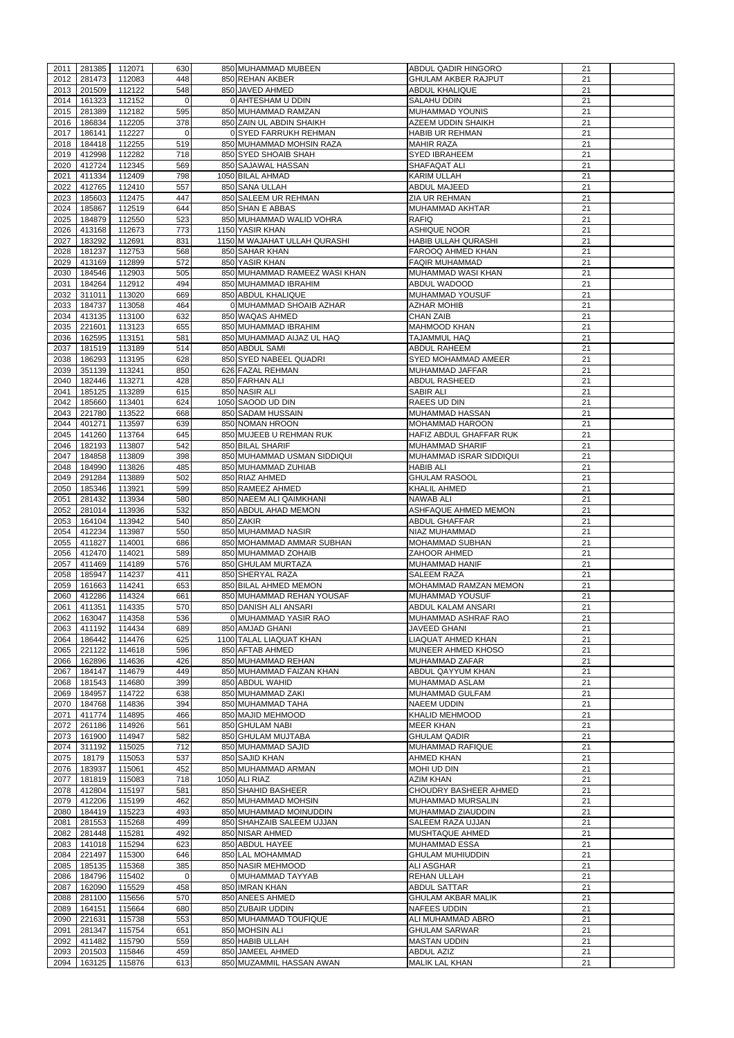| | | | | | | | | |
|---|---|---|---|---|---|---|---|---|
| 2011 | 281385 | 112071 | 630 | 850 | MUHAMMAD MUBEEN | ABDUL QADIR HINGORO | 21 | |
| 2012 | 281473 | 112083 | 448 | 850 | REHAN AKBER | GHULAM AKBER RAJPUT | 21 | |
| 2013 | 201509 | 112122 | 548 | 850 | JAVED AHMED | ABDUL KHALIQUE | 21 | |
| 2014 | 161323 | 112152 | 0 | 0 | AHTESHAM U DDIN | SALAHU DDIN | 21 | |
| 2015 | 281389 | 112182 | 595 | 850 | MUHAMMAD RAMZAN | MUHAMMAD YOUNIS | 21 | |
| 2016 | 186834 | 112205 | 378 | 850 | ZAIN UL ABDIN SHAIKH | AZEEM UDDIN SHAIKH | 21 | |
| 2017 | 186141 | 112227 | 0 | 0 | SYED FARRUKH REHMAN | HABIB UR REHMAN | 21 | |
| 2018 | 184418 | 112255 | 519 | 850 | MUHAMMAD MOHSIN RAZA | MAHIR RAZA | 21 | |
| 2019 | 412998 | 112282 | 718 | 850 | SYED SHOAIB SHAH | SYED IBRAHEEM | 21 | |
| 2020 | 412724 | 112345 | 569 | 850 | SAJAWAL HASSAN | SHAFAQAT ALI | 21 | |
| 2021 | 411334 | 112409 | 798 | 1050 | BILAL AHMAD | KARIM ULLAH | 21 | |
| 2022 | 412765 | 112410 | 557 | 850 | SANA ULLAH | ABDUL MAJEED | 21 | |
| 2023 | 185603 | 112475 | 447 | 850 | SALEEM UR REHMAN | ZIA UR REHMAN | 21 | |
| 2024 | 185867 | 112519 | 644 | 850 | SHAN E ABBAS | MUHAMMAD AKHTAR | 21 | |
| 2025 | 184879 | 112550 | 523 | 850 | MUHAMMAD WALID VOHRA | RAFIQ | 21 | |
| 2026 | 413168 | 112673 | 773 | 1150 | YASIR KHAN | ASHIQUE NOOR | 21 | |
| 2027 | 183292 | 112691 | 831 | 1150 | M WAJAHAT ULLAH QURASHI | HABIB ULLAH QURASHI | 21 | |
| 2028 | 181237 | 112753 | 568 | 850 | SAHAR KHAN | FAROOQ AHMED KHAN | 21 | |
| 2029 | 413169 | 112899 | 572 | 850 | YASIR KHAN | FAQIR MUHAMMAD | 21 | |
| 2030 | 184546 | 112903 | 505 | 850 | MUHAMMAD RAMEEZ WASI KHAN | MUHAMMAD WASI KHAN | 21 | |
| 2031 | 184264 | 112912 | 494 | 850 | MUHAMMAD IBRAHIM | ABDUL WADOOD | 21 | |
| 2032 | 311011 | 113020 | 669 | 850 | ABDUL KHALIQUE | MUHAMMAD YOUSUF | 21 | |
| 2033 | 184737 | 113058 | 464 | 0 | MUHAMMAD SHOAIB AZHAR | AZHAR MOHIB | 21 | |
| 2034 | 413135 | 113100 | 632 | 850 | WAQAS AHMED | CHAN ZAIB | 21 | |
| 2035 | 221601 | 113123 | 655 | 850 | MUHAMMAD IBRAHIM | MAHMOOD KHAN | 21 | |
| 2036 | 162595 | 113151 | 581 | 850 | MUHAMMAD AIJAZ UL HAQ | TAJAMMUL HAQ | 21 | |
| 2037 | 181519 | 113189 | 514 | 850 | ABDUL SAMI | ABDUL RAHEEM | 21 | |
| 2038 | 186293 | 113195 | 628 | 850 | SYED NABEEL QUADRI | SYED MOHAMMAD AMEER | 21 | |
| 2039 | 351139 | 113241 | 850 | 626 | FAZAL REHMAN | MUHAMMAD JAFFAR | 21 | |
| 2040 | 182446 | 113271 | 428 | 850 | FARHAN ALI | ABDUL RASHEED | 21 | |
| 2041 | 185125 | 113289 | 615 | 850 | NASIR ALI | SABIR ALI | 21 | |
| 2042 | 185660 | 113401 | 624 | 1050 | SAOOD UD DIN | RAEES UD DIN | 21 | |
| 2043 | 221780 | 113522 | 668 | 850 | SADAM HUSSAIN | MUHAMMAD HASSAN | 21 | |
| 2044 | 401271 | 113597 | 639 | 850 | NOMAN HROON | MOHAMMAD HAROON | 21 | |
| 2045 | 141260 | 113764 | 645 | 850 | MUJEEB U REHMAN RUK | HAFIZ ABDUL GHAFFAR RUK | 21 | |
| 2046 | 182193 | 113807 | 542 | 850 | BILAL SHARIF | MUHAMMAD SHARIF | 21 | |
| 2047 | 184858 | 113809 | 398 | 850 | MUHAMMAD USMAN SIDDIQUI | MUHAMMAD ISRAR SIDDIQUI | 21 | |
| 2048 | 184990 | 113826 | 485 | 850 | MUHAMMAD ZUHIAB | HABIB ALI | 21 | |
| 2049 | 291284 | 113889 | 502 | 850 | RIAZ AHMED | GHULAM RASOOL | 21 | |
| 2050 | 185346 | 113921 | 599 | 850 | RAMEEZ AHMED | KHALIL AHMED | 21 | |
| 2051 | 281432 | 113934 | 580 | 850 | NAEEM ALI QAIMKHANI | NAWAB ALI | 21 | |
| 2052 | 281014 | 113936 | 532 | 850 | ABDUL AHAD MEMON | ASHFAQUE AHMED MEMON | 21 | |
| 2053 | 164104 | 113942 | 540 | 850 | ZAKIR | ABDUL GHAFFAR | 21 | |
| 2054 | 412234 | 113987 | 550 | 850 | MUHAMMAD NASIR | NIAZ MUHAMMAD | 21 | |
| 2055 | 411827 | 114001 | 686 | 850 | MOHAMMAD AMMAR SUBHAN | MOHAMMAD SUBHAN | 21 | |
| 2056 | 412470 | 114021 | 589 | 850 | MUHAMMAD ZOHAIB | ZAHOOR AHMED | 21 | |
| 2057 | 411469 | 114189 | 576 | 850 | GHULAM MURTAZA | MUHAMMAD HANIF | 21 | |
| 2058 | 185947 | 114237 | 411 | 850 | SHERYAL RAZA | SALEEM RAZA | 21 | |
| 2059 | 161663 | 114241 | 653 | 850 | BILAL AHMED MEMON | MOHAMMAD RAMZAN MEMON | 21 | |
| 2060 | 412286 | 114324 | 661 | 850 | MUHAMMAD REHAN YOUSAF | MUHAMMAD YOUSUF | 21 | |
| 2061 | 411351 | 114335 | 570 | 850 | DANISH ALI ANSARI | ABDUL KALAM ANSARI | 21 | |
| 2062 | 163047 | 114358 | 536 | 0 | MUHAMMAD YASIR RAO | MUHAMMAD ASHRAF RAO | 21 | |
| 2063 | 411192 | 114434 | 689 | 850 | AMJAD GHANI | JAVEED GHANI | 21 | |
| 2064 | 186442 | 114476 | 625 | 1100 | TALAL LIAQUAT KHAN | LIAQUAT AHMED KHAN | 21 | |
| 2065 | 221122 | 114618 | 596 | 850 | AFTAB AHMED | MUNEER AHMED KHOSO | 21 | |
| 2066 | 162896 | 114636 | 426 | 850 | MUHAMMAD REHAN | MUHAMMAD ZAFAR | 21 | |
| 2067 | 184147 | 114679 | 449 | 850 | MUHAMMAD FAIZAN KHAN | ABDUL QAYYUM KHAN | 21 | |
| 2068 | 181543 | 114680 | 399 | 850 | ABDUL WAHID | MUHAMMAD ASLAM | 21 | |
| 2069 | 184957 | 114722 | 638 | 850 | MUHAMMAD ZAKI | MUHAMMAD GULFAM | 21 | |
| 2070 | 184768 | 114836 | 394 | 850 | MUHAMMAD TAHA | NAEEM UDDIN | 21 | |
| 2071 | 411774 | 114895 | 466 | 850 | MAJID MEHMOOD | KHALID MEHMOOD | 21 | |
| 2072 | 261186 | 114926 | 561 | 850 | GHULAM NABI | MEER KHAN | 21 | |
| 2073 | 161900 | 114947 | 582 | 850 | GHULAM MUJTABA | GHULAM QADIR | 21 | |
| 2074 | 311192 | 115025 | 712 | 850 | MUHAMMAD SAJID | MUHAMMAD RAFIQUE | 21 | |
| 2075 | 18179 | 115053 | 537 | 850 | SAJID KHAN | AHMED KHAN | 21 | |
| 2076 | 183937 | 115061 | 452 | 850 | MUHAMMAD ARMAN | MOHI UD DIN | 21 | |
| 2077 | 181819 | 115083 | 718 | 1050 | ALI RIAZ | AZIM KHAN | 21 | |
| 2078 | 412804 | 115197 | 581 | 850 | SHAHID BASHEER | CHOUDRY BASHEER AHMED | 21 | |
| 2079 | 412206 | 115199 | 462 | 850 | MUHAMMAD MOHSIN | MUHAMMAD MURSALIN | 21 | |
| 2080 | 184419 | 115223 | 493 | 850 | MUHAMMAD MOINUDDIN | MUHAMMAD ZIAUDDIN | 21 | |
| 2081 | 281553 | 115268 | 499 | 850 | SHAHZAIB SALEEM UJJAN | SALEEM RAZA UJJAN | 21 | |
| 2082 | 281448 | 115281 | 492 | 850 | NISAR AHMED | MUSHTAQUE AHMED | 21 | |
| 2083 | 141018 | 115294 | 623 | 850 | ABDUL HAYEE | MUHAMMAD ESSA | 21 | |
| 2084 | 221497 | 115300 | 646 | 850 | LAL MOHAMMAD | GHULAM MUHIUDDIN | 21 | |
| 2085 | 185135 | 115368 | 385 | 850 | NASIR MEHMOOD | ALI ASGHAR | 21 | |
| 2086 | 184796 | 115402 | 0 | 0 | MUHAMMAD TAYYAB | REHAN ULLAH | 21 | |
| 2087 | 162090 | 115529 | 458 | 850 | IMRAN KHAN | ABDUL SATTAR | 21 | |
| 2088 | 281100 | 115656 | 570 | 850 | ANEES AHMED | GHULAM AKBAR MALIK | 21 | |
| 2089 | 164151 | 115664 | 680 | 850 | ZUBAIR UDDIN | NAFEES UDDIN | 21 | |
| 2090 | 221631 | 115738 | 553 | 850 | MUHAMMAD TOUFIQUE | ALI MUHAMMAD ABRO | 21 | |
| 2091 | 281347 | 115754 | 651 | 850 | MOHSIN ALI | GHULAM SARWAR | 21 | |
| 2092 | 411482 | 115790 | 559 | 850 | HABIB ULLAH | MASTAN UDDIN | 21 | |
| 2093 | 201503 | 115846 | 459 | 850 | JAMEEL AHMED | ABDUL AZIZ | 21 | |
| 2094 | 163125 | 115876 | 613 | 850 | MUZAMMIL HASSAN AWAN | MALIK LAL KHAN | 21 | |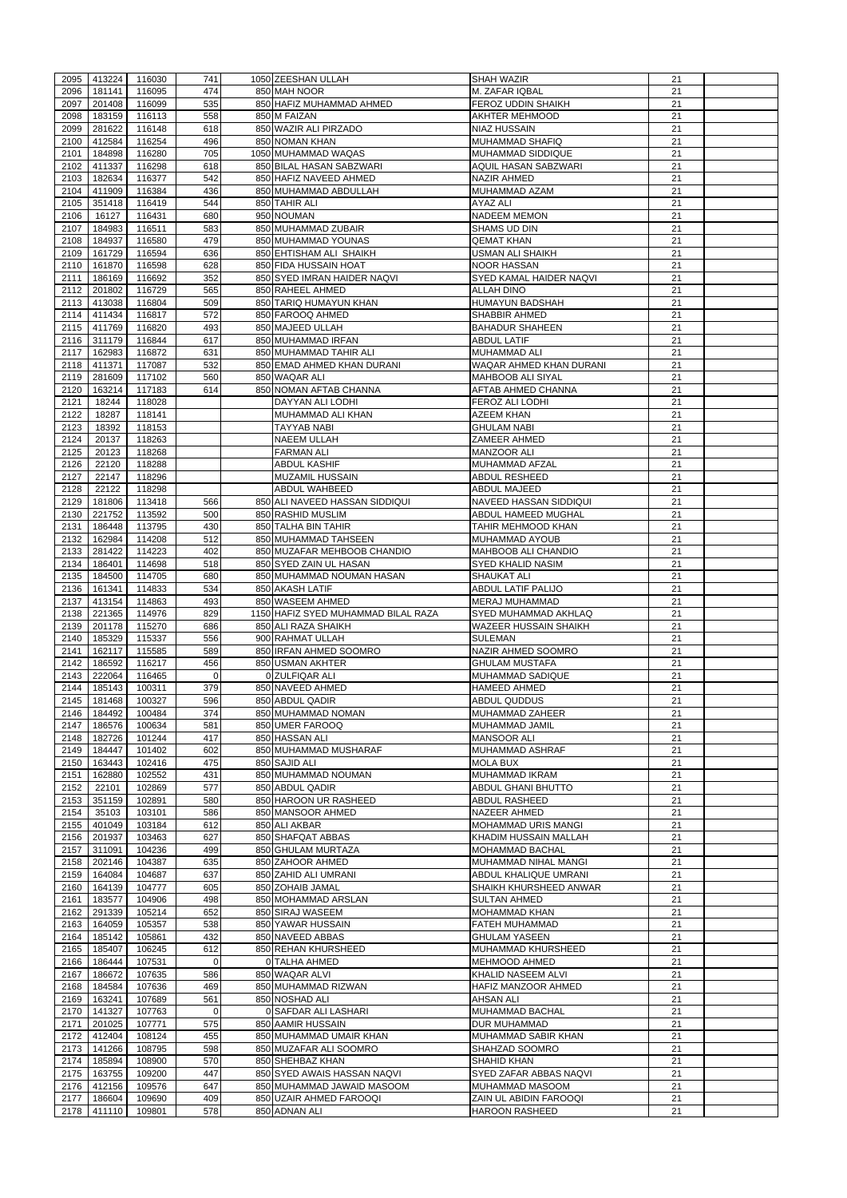| | | | | | | | | |
|---|---|---|---|---|---|---|---|---|
| 2095 | 413224 | 116030 | 741 | 1050 | ZEESHAN ULLAH | SHAH WAZIR | 21 | |
| 2096 | 181141 | 116095 | 474 | 850 | MAH NOOR | M. ZAFAR IQBAL | 21 | |
| 2097 | 201408 | 116099 | 535 | 850 | HAFIZ MUHAMMAD AHMED | FEROZ UDDIN SHAIKH | 21 | |
| 2098 | 183159 | 116113 | 558 | 850 | M FAIZAN | AKHTER MEHMOOD | 21 | |
| 2099 | 281622 | 116148 | 618 | 850 | WAZIR ALI PIRZADO | NIAZ HUSSAIN | 21 | |
| 2100 | 412584 | 116254 | 496 | 850 | NOMAN KHAN | MUHAMMAD SHAFIQ | 21 | |
| 2101 | 184898 | 116280 | 705 | 1050 | MUHAMMAD WAQAS | MUHAMMAD SIDDIQUE | 21 | |
| 2102 | 411337 | 116298 | 618 | 850 | BILAL HASAN SABZWARI | AQUIL HASAN SABZWARI | 21 | |
| 2103 | 182634 | 116377 | 542 | 850 | HAFIZ NAVEED AHMED | NAZIR AHMED | 21 | |
| 2104 | 411909 | 116384 | 436 | 850 | MUHAMMAD ABDULLAH | MUHAMMAD AZAM | 21 | |
| 2105 | 351418 | 116419 | 544 | 850 | TAHIR ALI | AYAZ ALI | 21 | |
| 2106 | 16127 | 116431 | 680 | 950 | NOUMAN | NADEEM MEMON | 21 | |
| 2107 | 184983 | 116511 | 583 | 850 | MUHAMMAD ZUBAIR | SHAMS UD DIN | 21 | |
| 2108 | 184937 | 116580 | 479 | 850 | MUHAMMAD YOUNAS | QEMAT KHAN | 21 | |
| 2109 | 161729 | 116594 | 636 | 850 | EHTISHAM ALI SHAIKH | USMAN ALI SHAIKH | 21 | |
| 2110 | 161870 | 116598 | 628 | 850 | FIDA HUSSAIN HOAT | NOOR HASSAN | 21 | |
| 2111 | 186169 | 116692 | 352 | 850 | SYED IMRAN HAIDER NAQVI | SYED KAMAL HAIDER NAQVI | 21 | |
| 2112 | 201802 | 116729 | 565 | 850 | RAHEEL AHMED | ALLAH DINO | 21 | |
| 2113 | 413038 | 116804 | 509 | 850 | TARIQ HUMAYUN KHAN | HUMAYUN BADSHAH | 21 | |
| 2114 | 411434 | 116817 | 572 | 850 | FAROOQ AHMED | SHABBIR AHMED | 21 | |
| 2115 | 411769 | 116820 | 493 | 850 | MAJEED ULLAH | BAHADUR SHAHEEN | 21 | |
| 2116 | 311179 | 116844 | 617 | 850 | MUHAMMAD IRFAN | ABDUL LATIF | 21 | |
| 2117 | 162983 | 116872 | 631 | 850 | MUHAMMAD TAHIR ALI | MUHAMMAD ALI | 21 | |
| 2118 | 411371 | 117087 | 532 | 850 | EMAD AHMED KHAN DURANI | WAQAR AHMED KHAN DURANI | 21 | |
| 2119 | 281609 | 117102 | 560 | 850 | WAQAR ALI | MAHBOOB ALI SIYAL | 21 | |
| 2120 | 163214 | 117183 | 614 | 850 | NOMAN AFTAB CHANNA | AFTAB AHMED CHANNA | 21 | |
| 2121 | 18244 | 118028 | | | DAYYAN ALI LODHI | FEROZ ALI LODHI | 21 | |
| 2122 | 18287 | 118141 | | | MUHAMMAD ALI KHAN | AZEEM KHAN | 21 | |
| 2123 | 18392 | 118153 | | | TAYYAB NABI | GHULAM NABI | 21 | |
| 2124 | 20137 | 118263 | | | NAEEM ULLAH | ZAMEER AHMED | 21 | |
| 2125 | 20123 | 118268 | | | FARMAN ALI | MANZOOR ALI | 21 | |
| 2126 | 22120 | 118288 | | | ABDUL KASHIF | MUHAMMAD AFZAL | 21 | |
| 2127 | 22147 | 118296 | | | MUZAMIL HUSSAIN | ABDUL RESHEED | 21 | |
| 2128 | 22122 | 118298 | | | ABDUL WAHBEED | ABDUL MAJEED | 21 | |
| 2129 | 181806 | 113418 | 566 | 850 | ALI NAVEED HASSAN SIDDIQUI | NAVEED HASSAN SIDDIQUI | 21 | |
| 2130 | 221752 | 113592 | 500 | 850 | RASHID MUSLIM | ABDUL HAMEED MUGHAL | 21 | |
| 2131 | 186448 | 113795 | 430 | 850 | TALHA BIN TAHIR | TAHIR MEHMOOD KHAN | 21 | |
| 2132 | 162984 | 114208 | 512 | 850 | MUHAMMAD TAHSEEN | MUHAMMAD AYOUB | 21 | |
| 2133 | 281422 | 114223 | 402 | 850 | MUZAFAR MEHBOOB CHANDIO | MAHBOOB ALI CHANDIO | 21 | |
| 2134 | 186401 | 114698 | 518 | 850 | SYED ZAIN UL HASAN | SYED KHALID NASIM | 21 | |
| 2135 | 184500 | 114705 | 680 | 850 | MUHAMMAD NOUMAN HASAN | SHAUKAT ALI | 21 | |
| 2136 | 161341 | 114833 | 534 | 850 | AKASH LATIF | ABDUL LATIF PALIJO | 21 | |
| 2137 | 413154 | 114863 | 493 | 850 | WASEEM AHMED | MERAJ MUHAMMAD | 21 | |
| 2138 | 221365 | 114976 | 829 | 1150 | HAFIZ SYED MUHAMMAD BILAL RAZA | SYED MUHAMMAD AKHLAQ | 21 | |
| 2139 | 201178 | 115270 | 686 | 850 | ALI RAZA SHAIKH | WAZEER HUSSAIN SHAIKH | 21 | |
| 2140 | 185329 | 115337 | 556 | 900 | RAHMAT ULLAH | SULEMAN | 21 | |
| 2141 | 162117 | 115585 | 589 | 850 | IRFAN AHMED SOOMRO | NAZIR AHMED SOOMRO | 21 | |
| 2142 | 186592 | 116217 | 456 | 850 | USMAN AKHTER | GHULAM MUSTAFA | 21 | |
| 2143 | 222064 | 116465 | 0 | 0 | ZULFIQAR ALI | MUHAMMAD SADIQUE | 21 | |
| 2144 | 185143 | 100311 | 379 | 850 | NAVEED AHMED | HAMEED AHMED | 21 | |
| 2145 | 181468 | 100327 | 596 | 850 | ABDUL QADIR | ABDUL QUDDUS | 21 | |
| 2146 | 184492 | 100484 | 374 | 850 | MUHAMMAD NOMAN | MUHAMMAD ZAHEER | 21 | |
| 2147 | 186576 | 100634 | 581 | 850 | UMER FAROOQ | MUHAMMAD JAMIL | 21 | |
| 2148 | 182726 | 101244 | 417 | 850 | HASSAN ALI | MANSOOR ALI | 21 | |
| 2149 | 184447 | 101402 | 602 | 850 | MUHAMMAD MUSHARAF | MUHAMMAD ASHRAF | 21 | |
| 2150 | 163443 | 102416 | 475 | 850 | SAJID ALI | MOLA BUX | 21 | |
| 2151 | 162880 | 102552 | 431 | 850 | MUHAMMAD NOUMAN | MUHAMMAD IKRAM | 21 | |
| 2152 | 22101 | 102869 | 577 | 850 | ABDUL QADIR | ABDUL GHANI BHUTTO | 21 | |
| 2153 | 351159 | 102891 | 580 | 850 | HAROON UR RASHEED | ABDUL RASHEED | 21 | |
| 2154 | 35103 | 103101 | 586 | 850 | MANSOOR AHMED | NAZEER AHMED | 21 | |
| 2155 | 401049 | 103184 | 612 | 850 | ALI AKBAR | MOHAMMAD URIS MANGI | 21 | |
| 2156 | 201937 | 103463 | 627 | 850 | SHAFQAT ABBAS | KHADIM HUSSAIN MALLAH | 21 | |
| 2157 | 311091 | 104236 | 499 | 850 | GHULAM MURTAZA | MOHAMMAD BACHAL | 21 | |
| 2158 | 202146 | 104387 | 635 | 850 | ZAHOOR AHMED | MUHAMMAD NIHAL MANGI | 21 | |
| 2159 | 164084 | 104687 | 637 | 850 | ZAHID ALI UMRANI | ABDUL KHALIQUE UMRANI | 21 | |
| 2160 | 164139 | 104777 | 605 | 850 | ZOHAIB JAMAL | SHAIKH KHURSHEED ANWAR | 21 | |
| 2161 | 183577 | 104906 | 498 | 850 | MOHAMMAD ARSLAN | SULTAN AHMED | 21 | |
| 2162 | 291339 | 105214 | 652 | 850 | SIRAJ WASEEM | MOHAMMAD KHAN | 21 | |
| 2163 | 164059 | 105357 | 538 | 850 | YAWAR HUSSAIN | FATEH MUHAMMAD | 21 | |
| 2164 | 185142 | 105861 | 432 | 850 | NAVEED ABBAS | GHULAM YASEEN | 21 | |
| 2165 | 185407 | 106245 | 612 | 850 | REHAN KHURSHEED | MUHAMMAD KHURSHEED | 21 | |
| 2166 | 186444 | 107531 | 0 | 0 | TALHA AHMED | MEHMOOD AHMED | 21 | |
| 2167 | 186672 | 107635 | 586 | 850 | WAQAR ALVI | KHALID NASEEM ALVI | 21 | |
| 2168 | 184584 | 107636 | 469 | 850 | MUHAMMAD RIZWAN | HAFIZ MANZOOR AHMED | 21 | |
| 2169 | 163241 | 107689 | 561 | 850 | NOSHAD ALI | AHSAN ALI | 21 | |
| 2170 | 141327 | 107763 | 0 | 0 | SAFDAR ALI LASHARI | MUHAMMAD BACHAL | 21 | |
| 2171 | 201025 | 107771 | 575 | 850 | AAMIR HUSSAIN | DUR MUHAMMAD | 21 | |
| 2172 | 412404 | 108124 | 455 | 850 | MUHAMMAD UMAIR KHAN | MUHAMMAD SABIR KHAN | 21 | |
| 2173 | 141266 | 108795 | 598 | 850 | MUZAFAR ALI SOOMRO | SHAHZAD SOOMRO | 21 | |
| 2174 | 185894 | 108900 | 570 | 850 | SHEHBAZ KHAN | SHAHID KHAN | 21 | |
| 2175 | 163755 | 109200 | 447 | 850 | SYED AWAIS HASSAN NAQVI | SYED ZAFAR ABBAS NAQVI | 21 | |
| 2176 | 412156 | 109576 | 647 | 850 | MUHAMMAD JAWAID MASOOM | MUHAMMAD MASOOM | 21 | |
| 2177 | 186604 | 109690 | 409 | 850 | UZAIR AHMED FAROOQI | ZAIN UL ABIDIN FAROOQI | 21 | |
| 2178 | 411110 | 109801 | 578 | 850 | ADNAN ALI | HAROON RASHEED | 21 | |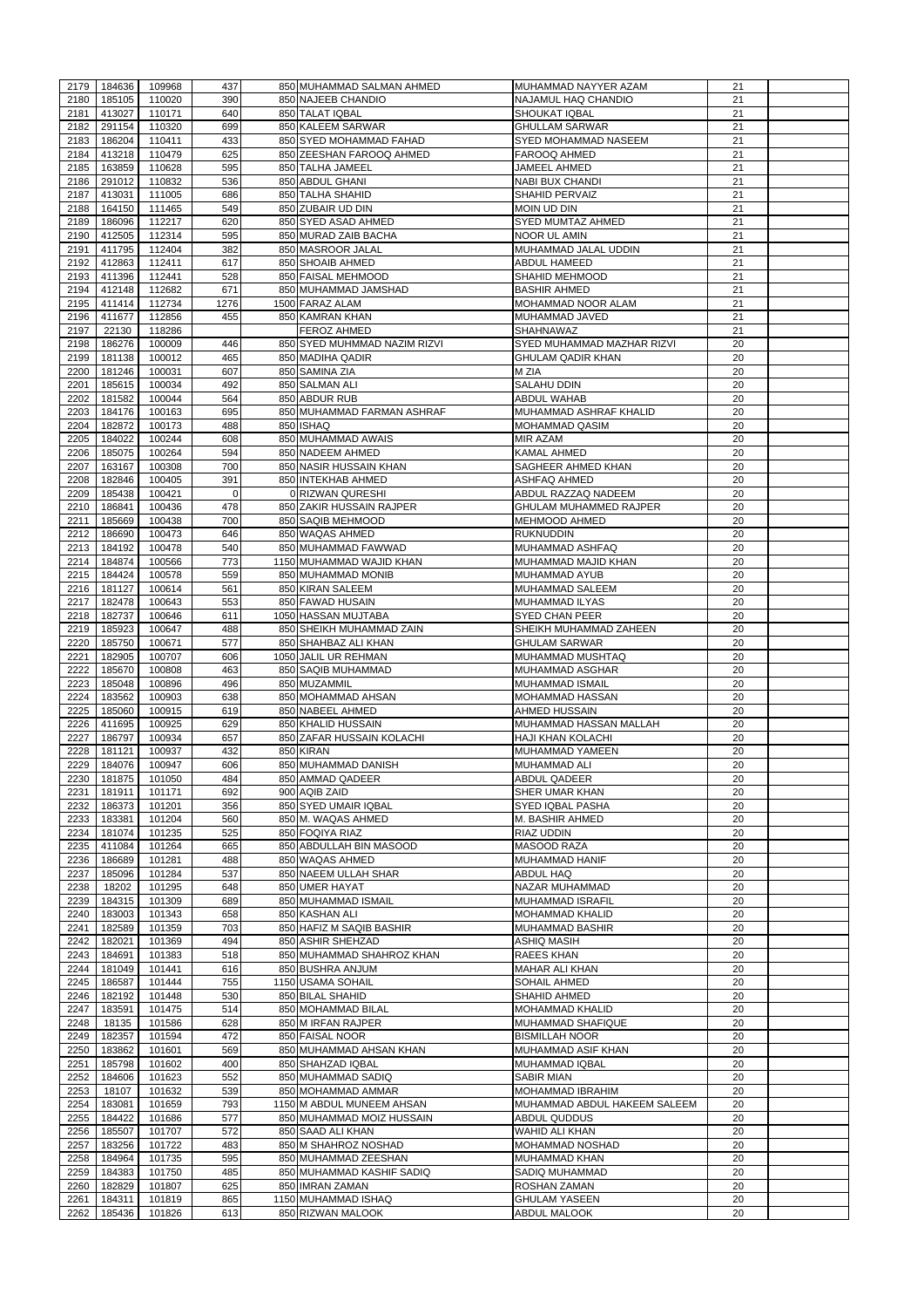| | | | | | | | | |
|---|---|---|---|---|---|---|---|---|
| 2179 | 184636 | 109968 | 437 | 850 | MUHAMMAD SALMAN AHMED | MUHAMMAD NAYYER AZAM | 21 | |
| 2180 | 185105 | 110020 | 390 | 850 | NAJEEB CHANDIO | NAJAMUL HAQ CHANDIO | 21 | |
| 2181 | 413027 | 110171 | 640 | 850 | TALAT IQBAL | SHOUKAT IQBAL | 21 | |
| 2182 | 291154 | 110320 | 699 | 850 | KALEEM SARWAR | GHULLAM SARWAR | 21 | |
| 2183 | 186204 | 110411 | 433 | 850 | SYED MOHAMMAD FAHAD | SYED MOHAMMAD NASEEM | 21 | |
| 2184 | 413218 | 110479 | 625 | 850 | ZEESHAN FAROOQ AHMED | FAROOQ AHMED | 21 | |
| 2185 | 163859 | 110628 | 595 | 850 | TALHA JAMEEL | JAMEEL AHMED | 21 | |
| 2186 | 291012 | 110832 | 536 | 850 | ABDUL GHANI | NABI BUX CHANDI | 21 | |
| 2187 | 413031 | 111005 | 686 | 850 | TALHA SHAHID | SHAHID PERVAIZ | 21 | |
| 2188 | 164150 | 111465 | 549 | 850 | ZUBAIR UD DIN | MOIN UD DIN | 21 | |
| 2189 | 186096 | 112217 | 620 | 850 | SYED ASAD AHMED | SYED MUMTAZ AHMED | 21 | |
| 2190 | 412505 | 112314 | 595 | 850 | MURAD ZAIB BACHA | NOOR UL AMIN | 21 | |
| 2191 | 411795 | 112404 | 382 | 850 | MASROOR JALAL | MUHAMMAD JALAL UDDIN | 21 | |
| 2192 | 412863 | 112411 | 617 | 850 | SHOAIB AHMED | ABDUL HAMEED | 21 | |
| 2193 | 411396 | 112441 | 528 | 850 | FAISAL MEHMOOD | SHAHID MEHMOOD | 21 | |
| 2194 | 412148 | 112682 | 671 | 850 | MUHAMMAD JAMSHAD | BASHIR AHMED | 21 | |
| 2195 | 411414 | 112734 | 1276 | 1500 | FARAZ ALAM | MOHAMMAD NOOR ALAM | 21 | |
| 2196 | 411677 | 112856 | 455 | 850 | KAMRAN KHAN | MUHAMMAD JAVED | 21 | |
| 2197 | 22130 | 118286 | | | FEROZ AHMED | SHAHNAWAZ | 21 | |
| 2198 | 186276 | 100009 | 446 | 850 | SYED MUHMMAD NAZIM RIZVI | SYED MUHAMMAD MAZHAR RIZVI | 20 | |
| 2199 | 181138 | 100012 | 465 | 850 | MADIHA QADIR | GHULAM QADIR KHAN | 20 | |
| 2200 | 181246 | 100031 | 607 | 850 | SAMINA ZIA | M ZIA | 20 | |
| 2201 | 185615 | 100034 | 492 | 850 | SALMAN ALI | SALAHU DDIN | 20 | |
| 2202 | 181582 | 100044 | 564 | 850 | ABDUR RUB | ABDUL WAHAB | 20 | |
| 2203 | 184176 | 100163 | 695 | 850 | MUHAMMAD FARMAN ASHRAF | MUHAMMAD ASHRAF KHALID | 20 | |
| 2204 | 182872 | 100173 | 488 | 850 | ISHAQ | MOHAMMAD QASIM | 20 | |
| 2205 | 184022 | 100244 | 608 | 850 | MUHAMMAD AWAIS | MIR AZAM | 20 | |
| 2206 | 185075 | 100264 | 594 | 850 | NADEEM AHMED | KAMAL AHMED | 20 | |
| 2207 | 163167 | 100308 | 700 | 850 | NASIR HUSSAIN KHAN | SAGHEER AHMED KHAN | 20 | |
| 2208 | 182846 | 100405 | 391 | 850 | INTEKHAB AHMED | ASHFAQ AHMED | 20 | |
| 2209 | 185438 | 100421 | 0 | 0 | RIZWAN QURESHI | ABDUL RAZZAQ NADEEM | 20 | |
| 2210 | 186841 | 100436 | 478 | 850 | ZAKIR HUSSAIN RAJPER | GHULAM MUHAMMED RAJPER | 20 | |
| 2211 | 185669 | 100438 | 700 | 850 | SAQIB MEHMOOD | MEHMOOD AHMED | 20 | |
| 2212 | 186690 | 100473 | 646 | 850 | WAQAS AHMED | RUKNUDDIN | 20 | |
| 2213 | 184192 | 100478 | 540 | 850 | MUHAMMAD FAWWAD | MUHAMMAD ASHFAQ | 20 | |
| 2214 | 184874 | 100566 | 773 | 1150 | MUHAMMAD WAJID KHAN | MUHAMMAD MAJID KHAN | 20 | |
| 2215 | 184424 | 100578 | 559 | 850 | MUHAMMAD MONIB | MUHAMMAD AYUB | 20 | |
| 2216 | 181127 | 100614 | 561 | 850 | KIRAN SALEEM | MUHAMMAD SALEEM | 20 | |
| 2217 | 182478 | 100643 | 553 | 850 | FAWAD HUSAIN | MUHAMMAD ILYAS | 20 | |
| 2218 | 182737 | 100646 | 611 | 1050 | HASSAN MUJTABA | SYED CHAN PEER | 20 | |
| 2219 | 185923 | 100647 | 488 | 850 | SHEIKH MUHAMMAD ZAIN | SHEIKH MUHAMMAD ZAHEEN | 20 | |
| 2220 | 185750 | 100671 | 577 | 850 | SHAHBAZ ALI KHAN | GHULAM SARWAR | 20 | |
| 2221 | 182905 | 100707 | 606 | 1050 | JALIL UR REHMAN | MUHAMMAD MUSHTAQ | 20 | |
| 2222 | 185670 | 100808 | 463 | 850 | SAQIB MUHAMMAD | MUHAMMAD ASGHAR | 20 | |
| 2223 | 185048 | 100896 | 496 | 850 | MUZAMMIL | MUHAMMAD ISMAIL | 20 | |
| 2224 | 183562 | 100903 | 638 | 850 | MOHAMMAD AHSAN | MOHAMMAD HASSAN | 20 | |
| 2225 | 185060 | 100915 | 619 | 850 | NABEEL AHMED | AHMED HUSSAIN | 20 | |
| 2226 | 411695 | 100925 | 629 | 850 | KHALID HUSSAIN | MUHAMMAD HASSAN MALLAH | 20 | |
| 2227 | 186797 | 100934 | 657 | 850 | ZAFAR HUSSAIN KOLACHI | HAJI KHAN KOLACHI | 20 | |
| 2228 | 181121 | 100937 | 432 | 850 | KIRAN | MUHAMMAD YAMEEN | 20 | |
| 2229 | 184076 | 100947 | 606 | 850 | MUHAMMAD DANISH | MUHAMMAD ALI | 20 | |
| 2230 | 181875 | 101050 | 484 | 850 | AMMAD QADEER | ABDUL QADEER | 20 | |
| 2231 | 181911 | 101171 | 692 | 900 | AQIB ZAID | SHER UMAR KHAN | 20 | |
| 2232 | 186373 | 101201 | 356 | 850 | SYED UMAIR IQBAL | SYED IQBAL PASHA | 20 | |
| 2233 | 183381 | 101204 | 560 | 850 | M. WAQAS AHMED | M. BASHIR AHMED | 20 | |
| 2234 | 181074 | 101235 | 525 | 850 | FOQIYA RIAZ | RIAZ UDDIN | 20 | |
| 2235 | 411084 | 101264 | 665 | 850 | ABDULLAH BIN MASOOD | MASOOD RAZA | 20 | |
| 2236 | 186689 | 101281 | 488 | 850 | WAQAS AHMED | MUHAMMAD HANIF | 20 | |
| 2237 | 185096 | 101284 | 537 | 850 | NAEEM ULLAH SHAR | ABDUL HAQ | 20 | |
| 2238 | 18202 | 101295 | 648 | 850 | UMER HAYAT | NAZAR MUHAMMAD | 20 | |
| 2239 | 184315 | 101309 | 689 | 850 | MUHAMMAD ISMAIL | MUHAMMAD ISRAFIL | 20 | |
| 2240 | 183003 | 101343 | 658 | 850 | KASHAN ALI | MOHAMMAD KHALID | 20 | |
| 2241 | 182589 | 101359 | 703 | 850 | HAFIZ M SAQIB BASHIR | MUHAMMAD BASHIR | 20 | |
| 2242 | 182021 | 101369 | 494 | 850 | ASHIR SHEHZAD | ASHIQ MASIH | 20 | |
| 2243 | 184691 | 101383 | 518 | 850 | MUHAMMAD SHAHROZ KHAN | RAEES KHAN | 20 | |
| 2244 | 181049 | 101441 | 616 | 850 | BUSHRA ANJUM | MAHAR ALI KHAN | 20 | |
| 2245 | 186587 | 101444 | 755 | 1150 | USAMA SOHAIL | SOHAIL AHMED | 20 | |
| 2246 | 182192 | 101448 | 530 | 850 | BILAL SHAHID | SHAHID AHMED | 20 | |
| 2247 | 183591 | 101475 | 514 | 850 | MOHAMMAD BILAL | MOHAMMAD KHALID | 20 | |
| 2248 | 18135 | 101586 | 628 | 850 | M IRFAN RAJPER | MUHAMMAD SHAFIQUE | 20 | |
| 2249 | 182357 | 101594 | 472 | 850 | FAISAL NOOR | BISMILLAH NOOR | 20 | |
| 2250 | 183862 | 101601 | 569 | 850 | MUHAMMAD AHSAN KHAN | MUHAMMAD ASIF KHAN | 20 | |
| 2251 | 185798 | 101602 | 400 | 850 | SHAHZAD IQBAL | MUHAMMAD IQBAL | 20 | |
| 2252 | 184606 | 101623 | 552 | 850 | MUHAMMAD SADIQ | SABIR MIAN | 20 | |
| 2253 | 18107 | 101632 | 539 | 850 | MOHAMMAD AMMAR | MOHAMMAD IBRAHIM | 20 | |
| 2254 | 183081 | 101659 | 793 | 1150 | M ABDUL MUNEEM AHSAN | MUHAMMAD ABDUL HAKEEM SALEEM | 20 | |
| 2255 | 184422 | 101686 | 577 | 850 | MUHAMMAD MOIZ HUSSAIN | ABDUL QUDDUS | 20 | |
| 2256 | 185507 | 101707 | 572 | 850 | SAAD ALI KHAN | WAHID ALI KHAN | 20 | |
| 2257 | 183256 | 101722 | 483 | 850 | M SHAHROZ NOSHAD | MOHAMMAD NOSHAD | 20 | |
| 2258 | 184964 | 101735 | 595 | 850 | MUHAMMAD ZEESHAN | MUHAMMAD KHAN | 20 | |
| 2259 | 184383 | 101750 | 485 | 850 | MUHAMMAD KASHIF SADIQ | SADIQ MUHAMMAD | 20 | |
| 2260 | 182829 | 101807 | 625 | 850 | IMRAN ZAMAN | ROSHAN ZAMAN | 20 | |
| 2261 | 184311 | 101819 | 865 | 1150 | MUHAMMAD ISHAQ | GHULAM YASEEN | 20 | |
| 2262 | 185436 | 101826 | 613 | 850 | RIZWAN MALOOK | ABDUL MALOOK | 20 | |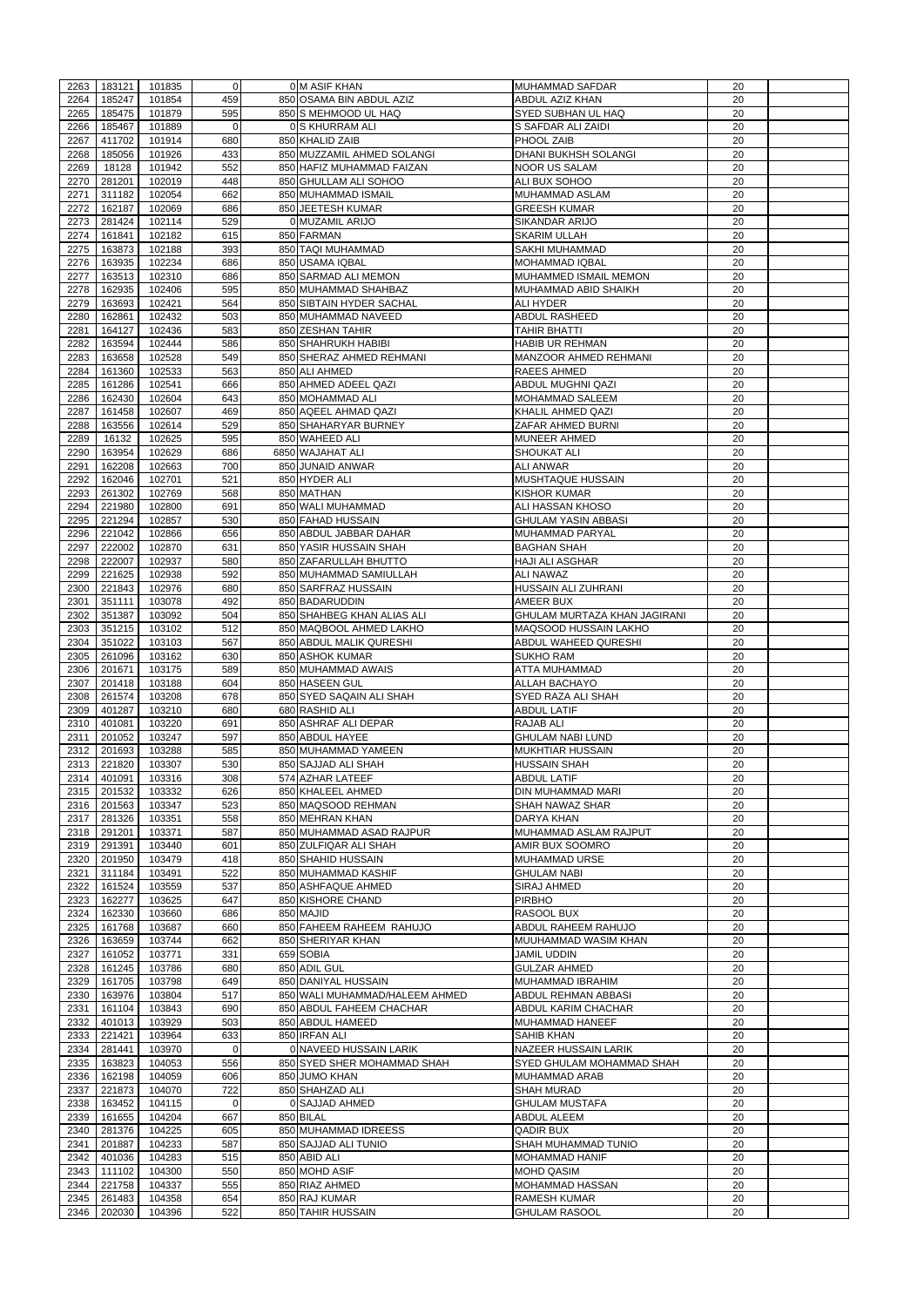| | | | | | | | | |
|---|---|---|---|---|---|---|---|---|
| 2263 | 183121 | 101835 | 0 | 0 | M ASIF KHAN | MUHAMMAD SAFDAR | 20 | |
| 2264 | 185247 | 101854 | 459 | 850 | OSAMA BIN ABDUL AZIZ | ABDUL AZIZ KHAN | 20 | |
| 2265 | 185475 | 101879 | 595 | 850 | S MEHMOOD UL HAQ | SYED SUBHAN UL HAQ | 20 | |
| 2266 | 185467 | 101889 | 0 | 0 | S KHURRAM ALI | S SAFDAR ALI ZAIDI | 20 | |
| 2267 | 411702 | 101914 | 680 | 850 | KHALID ZAIB | PHOOL ZAIB | 20 | |
| 2268 | 185056 | 101926 | 433 | 850 | MUZZAMIL AHMED SOLANGI | DHANI BUKHSH SOLANGI | 20 | |
| 2269 | 18128 | 101942 | 552 | 850 | HAFIZ MUHAMMAD FAIZAN | NOOR US SALAM | 20 | |
| 2270 | 281201 | 102019 | 448 | 850 | GHULLAM ALI SOHOO | ALI BUX SOHOO | 20 | |
| 2271 | 311182 | 102054 | 662 | 850 | MUHAMMAD ISMAIL | MUHAMMAD ASLAM | 20 | |
| 2272 | 162187 | 102069 | 686 | 850 | JEETESH KUMAR | GREESH KUMAR | 20 | |
| 2273 | 281424 | 102114 | 529 | 0 | MUZAMIL ARIJO | SIKANDAR ARIJO | 20 | |
| 2274 | 161841 | 102182 | 615 | 850 | FARMAN | SKARIM ULLAH | 20 | |
| 2275 | 163873 | 102188 | 393 | 850 | TAQI MUHAMMAD | SAKHI MUHAMMAD | 20 | |
| 2276 | 163935 | 102234 | 686 | 850 | USAMA IQBAL | MOHAMMAD IQBAL | 20 | |
| 2277 | 163513 | 102310 | 686 | 850 | SARMAD ALI MEMON | MUHAMMED ISMAIL MEMON | 20 | |
| 2278 | 162935 | 102406 | 595 | 850 | MUHAMMAD SHAHBAZ | MUHAMMAD ABID SHAIKH | 20 | |
| 2279 | 163693 | 102421 | 564 | 850 | SIBTAIN HYDER SACHAL | ALI HYDER | 20 | |
| 2280 | 162861 | 102432 | 503 | 850 | MUHAMMAD NAVEED | ABDUL RASHEED | 20 | |
| 2281 | 164127 | 102436 | 583 | 850 | ZESHAN TAHIR | TAHIR BHATTI | 20 | |
| 2282 | 163594 | 102444 | 586 | 850 | SHAHRUKH HABIBI | HABIB UR REHMAN | 20 | |
| 2283 | 163658 | 102528 | 549 | 850 | SHERAZ AHMED REHMANI | MANZOOR AHMED REHMANI | 20 | |
| 2284 | 161360 | 102533 | 563 | 850 | ALI AHMED | RAEES AHMED | 20 | |
| 2285 | 161286 | 102541 | 666 | 850 | AHMED ADEEL QAZI | ABDUL MUGHNI QAZI | 20 | |
| 2286 | 162430 | 102604 | 643 | 850 | MOHAMMAD ALI | MOHAMMAD SALEEM | 20 | |
| 2287 | 161458 | 102607 | 469 | 850 | AQEEL AHMAD QAZI | KHALIL AHMED QAZI | 20 | |
| 2288 | 163556 | 102614 | 529 | 850 | SHAHARYAR BURNEY | ZAFAR AHMED BURNI | 20 | |
| 2289 | 16132 | 102625 | 595 | 850 | WAHEED ALI | MUNEER AHMED | 20 | |
| 2290 | 163954 | 102629 | 686 | 6850 | WAJAHAT ALI | SHOUKAT ALI | 20 | |
| 2291 | 162208 | 102663 | 700 | 850 | JUNAID ANWAR | ALI ANWAR | 20 | |
| 2292 | 162046 | 102701 | 521 | 850 | HYDER ALI | MUSHTAQUE HUSSAIN | 20 | |
| 2293 | 261302 | 102769 | 568 | 850 | MATHAN | KISHOR KUMAR | 20 | |
| 2294 | 221980 | 102800 | 691 | 850 | WALI MUHAMMAD | ALI HASSAN KHOSO | 20 | |
| 2295 | 221294 | 102857 | 530 | 850 | FAHAD HUSSAIN | GHULAM YASIN ABBASI | 20 | |
| 2296 | 221042 | 102866 | 656 | 850 | ABDUL JABBAR DAHAR | MUHAMMAD PARYAL | 20 | |
| 2297 | 222002 | 102870 | 631 | 850 | YASIR HUSSAIN SHAH | BAGHAN SHAH | 20 | |
| 2298 | 222007 | 102937 | 580 | 850 | ZAFARULLAH BHUTTO | HAJI ALI ASGHAR | 20 | |
| 2299 | 221625 | 102938 | 592 | 850 | MUHAMMAD SAMIULLAH | ALI NAWAZ | 20 | |
| 2300 | 221843 | 102976 | 680 | 850 | SARFRAZ HUSSAIN | HUSSAIN ALI ZUHRANI | 20 | |
| 2301 | 351111 | 103078 | 492 | 850 | BADARUDDIN | AMEER BUX | 20 | |
| 2302 | 351387 | 103092 | 504 | 850 | SHAHBEG KHAN ALIAS ALI | GHULAM MURTAZA KHAN JAGIRANI | 20 | |
| 2303 | 351215 | 103102 | 512 | 850 | MAQBOOL AHMED LAKHO | MAQSOOD HUSSAIN LAKHO | 20 | |
| 2304 | 351022 | 103103 | 567 | 850 | ABDUL MALIK QURESHI | ABDUL WAHEED QURESHI | 20 | |
| 2305 | 261096 | 103162 | 630 | 850 | ASHOK KUMAR | SUKHO RAM | 20 | |
| 2306 | 201671 | 103175 | 589 | 850 | MUHAMMAD AWAIS | ATTA MUHAMMAD | 20 | |
| 2307 | 201418 | 103188 | 604 | 850 | HASEEN GUL | ALLAH BACHAYO | 20 | |
| 2308 | 261574 | 103208 | 678 | 850 | SYED SAQAIN ALI SHAH | SYED RAZA ALI SHAH | 20 | |
| 2309 | 401287 | 103210 | 680 | 680 | RASHID ALI | ABDUL LATIF | 20 | |
| 2310 | 401081 | 103220 | 691 | 850 | ASHRAF ALI DEPAR | RAJAB ALI | 20 | |
| 2311 | 201052 | 103247 | 597 | 850 | ABDUL HAYEE | GHULAM NABI LUND | 20 | |
| 2312 | 201693 | 103288 | 585 | 850 | MUHAMMAD YAMEEN | MUKHTIAR HUSSAIN | 20 | |
| 2313 | 221820 | 103307 | 530 | 850 | SAJJAD ALI SHAH | HUSSAIN SHAH | 20 | |
| 2314 | 401091 | 103316 | 308 | 574 | AZHAR LATEEF | ABDUL LATIF | 20 | |
| 2315 | 201532 | 103332 | 626 | 850 | KHALEEL AHMED | DIN MUHAMMAD MARI | 20 | |
| 2316 | 201563 | 103347 | 523 | 850 | MAQSOOD REHMAN | SHAH NAWAZ SHAR | 20 | |
| 2317 | 281326 | 103351 | 558 | 850 | MEHRAN KHAN | DARYA KHAN | 20 | |
| 2318 | 291201 | 103371 | 587 | 850 | MUHAMMAD ASAD RAJPUR | MUHAMMAD ASLAM RAJPUT | 20 | |
| 2319 | 291391 | 103440 | 601 | 850 | ZULFIQAR ALI SHAH | AMIR BUX SOOMRO | 20 | |
| 2320 | 201950 | 103479 | 418 | 850 | SHAHID HUSSAIN | MUHAMMAD URSE | 20 | |
| 2321 | 311184 | 103491 | 522 | 850 | MUHAMMAD KASHIF | GHULAM NABI | 20 | |
| 2322 | 161524 | 103559 | 537 | 850 | ASHFAQUE AHMED | SIRAJ AHMED | 20 | |
| 2323 | 162277 | 103625 | 647 | 850 | KISHORE CHAND | PIRBHO | 20 | |
| 2324 | 162330 | 103660 | 686 | 850 | MAJID | RASOOL BUX | 20 | |
| 2325 | 161768 | 103687 | 660 | 850 | FAHEEM RAHEEM RAHUJO | ABDUL RAHEEM RAHUJO | 20 | |
| 2326 | 163659 | 103744 | 662 | 850 | SHERIYAR KHAN | MUUHAMMAD WASIM KHAN | 20 | |
| 2327 | 161052 | 103771 | 331 | 659 | SOBIA | JAMIL UDDIN | 20 | |
| 2328 | 161245 | 103786 | 680 | 850 | ADIL GUL | GULZAR AHMED | 20 | |
| 2329 | 161705 | 103798 | 649 | 850 | DANIYAL HUSSAIN | MUHAMMAD IBRAHIM | 20 | |
| 2330 | 163976 | 103804 | 517 | 850 | WALI MUHAMMAD/HALEEM AHMED | ABDUL REHMAN ABBASI | 20 | |
| 2331 | 161104 | 103843 | 690 | 850 | ABDUL FAHEEM CHACHAR | ABDUL KARIM CHACHAR | 20 | |
| 2332 | 401013 | 103929 | 503 | 850 | ABDUL HAMEED | MUHAMMAD HANEEF | 20 | |
| 2333 | 221421 | 103964 | 633 | 850 | IRFAN ALI | SAHIB KHAN | 20 | |
| 2334 | 281441 | 103970 | 0 | 0 | NAVEED HUSSAIN LARIK | NAZEER HUSSAIN LARIK | 20 | |
| 2335 | 163823 | 104053 | 556 | 850 | SYED SHER MOHAMMAD SHAH | SYED GHULAM MOHAMMAD SHAH | 20 | |
| 2336 | 162198 | 104059 | 606 | 850 | JUMO KHAN | MUHAMMAD ARAB | 20 | |
| 2337 | 221873 | 104070 | 722 | 850 | SHAHZAD ALI | SHAH MURAD | 20 | |
| 2338 | 163452 | 104115 | 0 | 0 | SAJJAD AHMED | GHULAM MUSTAFA | 20 | |
| 2339 | 161655 | 104204 | 667 | 850 | BILAL | ABDUL ALEEM | 20 | |
| 2340 | 281376 | 104225 | 605 | 850 | MUHAMMAD IDREESS | QADIR BUX | 20 | |
| 2341 | 201887 | 104233 | 587 | 850 | SAJJAD ALI TUNIO | SHAH MUHAMMAD TUNIO | 20 | |
| 2342 | 401036 | 104283 | 515 | 850 | ABID ALI | MOHAMMAD HANIF | 20 | |
| 2343 | 111102 | 104300 | 550 | 850 | MOHD ASIF | MOHD QASIM | 20 | |
| 2344 | 221758 | 104337 | 555 | 850 | RIAZ AHMED | MOHAMMAD HASSAN | 20 | |
| 2345 | 261483 | 104358 | 654 | 850 | RAJ KUMAR | RAMESH KUMAR | 20 | |
| 2346 | 202030 | 104396 | 522 | 850 | TAHIR HUSSAIN | GHULAM RASOOL | 20 | |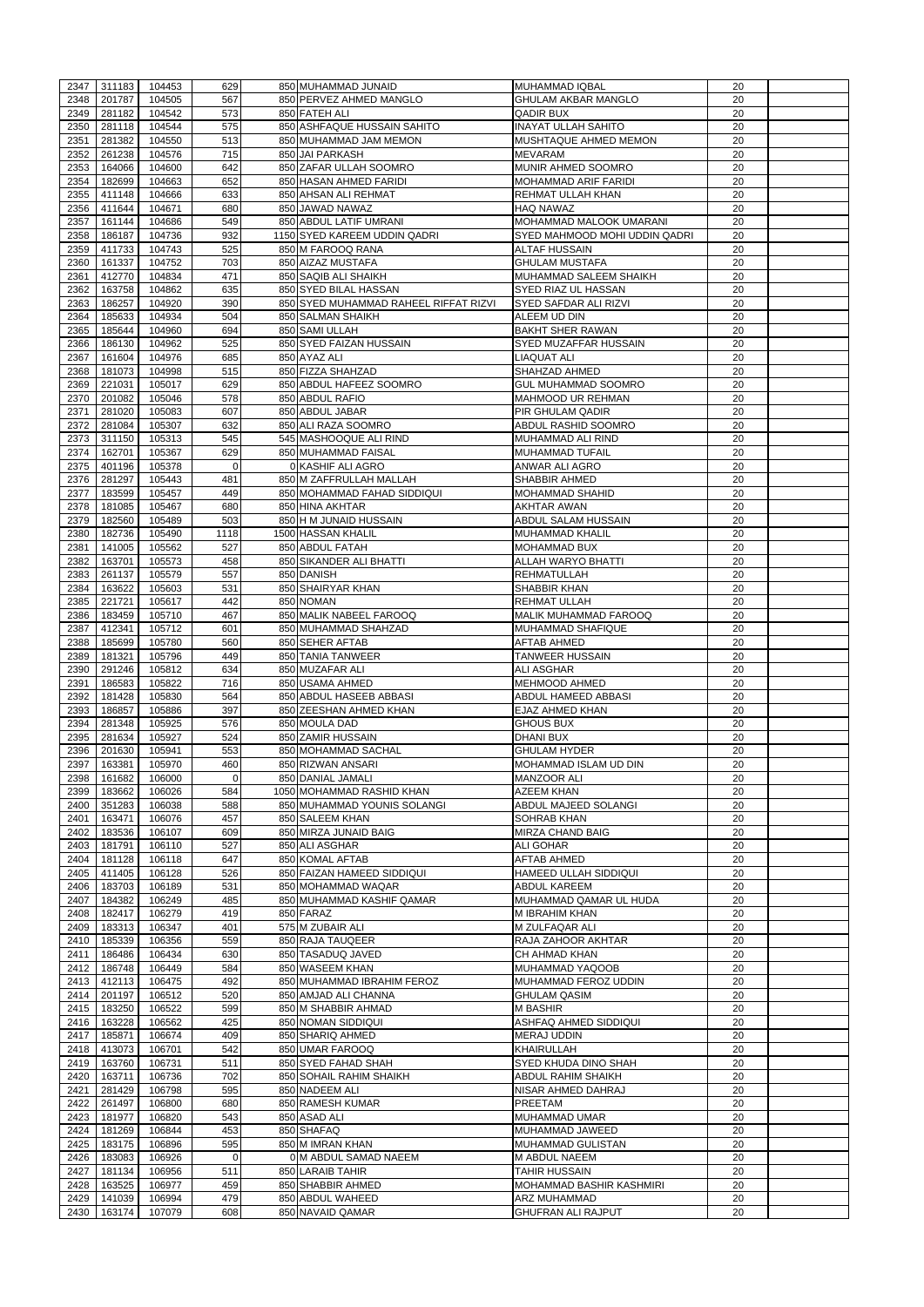| | | | | | | | | |
|---|---|---|---|---|---|---|---|---|
| 2347 | 311183 | 104453 | 629 | 850 | MUHAMMAD JUNAID | MUHAMMAD IQBAL | 20 | |
| 2348 | 201787 | 104505 | 567 | 850 | PERVEZ AHMED MANGLO | GHULAM AKBAR MANGLO | 20 | |
| 2349 | 281182 | 104542 | 573 | 850 | FATEH ALI | QADIR BUX | 20 | |
| 2350 | 281118 | 104544 | 575 | 850 | ASHFAQUE HUSSAIN SAHITO | INAYAT ULLAH SAHITO | 20 | |
| 2351 | 281382 | 104550 | 513 | 850 | MUHAMMAD JAM MEMON | MUSHTAQUE AHMED MEMON | 20 | |
| 2352 | 261238 | 104576 | 715 | 850 | JAI PARKASH | MEVARAM | 20 | |
| 2353 | 164066 | 104600 | 642 | 850 | ZAFAR ULLAH SOOMRO | MUNIR AHMED SOOMRO | 20 | |
| 2354 | 182699 | 104663 | 652 | 850 | HASAN AHMED FARIDI | MOHAMMAD ARIF FARIDI | 20 | |
| 2355 | 411148 | 104666 | 633 | 850 | AHSAN ALI REHMAT | REHMAT ULLAH KHAN | 20 | |
| 2356 | 411644 | 104671 | 680 | 850 | JAWAD NAWAZ | HAQ NAWAZ | 20 | |
| 2357 | 161144 | 104686 | 549 | 850 | ABDUL LATIF UMRANI | MOHAMMAD MALOOK UMARANI | 20 | |
| 2358 | 186187 | 104736 | 932 | 1150 | SYED KAREEM UDDIN QADRI | SYED MAHMOOD MOHI UDDIN QADRI | 20 | |
| 2359 | 411733 | 104743 | 525 | 850 | M FAROOQ RANA | ALTAF HUSSAIN | 20 | |
| 2360 | 161337 | 104752 | 703 | 850 | AIZAZ MUSTAFA | GHULAM MUSTAFA | 20 | |
| 2361 | 412770 | 104834 | 471 | 850 | SAQIB ALI SHAIKH | MUHAMMAD SALEEM SHAIKH | 20 | |
| 2362 | 163758 | 104862 | 635 | 850 | SYED BILAL HASSAN | SYED RIAZ UL HASSAN | 20 | |
| 2363 | 186257 | 104920 | 390 | 850 | SYED MUHAMMAD RAHEEL RIFFAT RIZVI | SYED SAFDAR ALI RIZVI | 20 | |
| 2364 | 185633 | 104934 | 504 | 850 | SALMAN SHAIKH | ALEEM UD DIN | 20 | |
| 2365 | 185644 | 104960 | 694 | 850 | SAMI ULLAH | BAKHT SHER RAWAN | 20 | |
| 2366 | 186130 | 104962 | 525 | 850 | SYED FAIZAN HUSSAIN | SYED MUZAFFAR HUSSAIN | 20 | |
| 2367 | 161604 | 104976 | 685 | 850 | AYAZ ALI | LIAQUAT ALI | 20 | |
| 2368 | 181073 | 104998 | 515 | 850 | FIZZA SHAHZAD | SHAHZAD AHMED | 20 | |
| 2369 | 221031 | 105017 | 629 | 850 | ABDUL HAFEEZ SOOMRO | GUL MUHAMMAD SOOMRO | 20 | |
| 2370 | 201082 | 105046 | 578 | 850 | ABDUL RAFIO | MAHMOOD UR REHMAN | 20 | |
| 2371 | 281020 | 105083 | 607 | 850 | ABDUL JABAR | PIR GHULAM QADIR | 20 | |
| 2372 | 281084 | 105307 | 632 | 850 | ALI RAZA SOOMRO | ABDUL RASHID SOOMRO | 20 | |
| 2373 | 311150 | 105313 | 545 | 545 | MASHOOQUE ALI RIND | MUHAMMAD ALI RIND | 20 | |
| 2374 | 162701 | 105367 | 629 | 850 | MUHAMMAD FAISAL | MUHAMMAD TUFAIL | 20 | |
| 2375 | 401196 | 105378 | 0 | 0 | KASHIF ALI AGRO | ANWAR ALI AGRO | 20 | |
| 2376 | 281297 | 105443 | 481 | 850 | M ZAFFRULLAH MALLAH | SHABBIR AHMED | 20 | |
| 2377 | 183599 | 105457 | 449 | 850 | MOHAMMAD FAHAD SIDDIQUI | MOHAMMAD SHAHID | 20 | |
| 2378 | 181085 | 105467 | 680 | 850 | HINA AKHTAR | AKHTAR AWAN | 20 | |
| 2379 | 182560 | 105489 | 503 | 850 | H M JUNAID HUSSAIN | ABDUL SALAM HUSSAIN | 20 | |
| 2380 | 182736 | 105490 | 1118 | 1500 | HASSAN KHALIL | MUHAMMAD KHALIL | 20 | |
| 2381 | 141005 | 105562 | 527 | 850 | ABDUL FATAH | MOHAMMAD BUX | 20 | |
| 2382 | 163701 | 105573 | 458 | 850 | SIKANDER ALI BHATTI | ALLAH WARYO BHATTI | 20 | |
| 2383 | 261137 | 105579 | 557 | 850 | DANISH | REHMATULLAH | 20 | |
| 2384 | 163622 | 105603 | 531 | 850 | SHAIRYAR KHAN | SHABBIR KHAN | 20 | |
| 2385 | 221721 | 105617 | 442 | 850 | NOMAN | REHMAT ULLAH | 20 | |
| 2386 | 183459 | 105710 | 467 | 850 | MALIK NABEEL FAROOQ | MALIK MUHAMMAD FAROOQ | 20 | |
| 2387 | 412341 | 105712 | 601 | 850 | MUHAMMAD SHAHZAD | MUHAMMAD SHAFIQUE | 20 | |
| 2388 | 185699 | 105780 | 560 | 850 | SEHER AFTAB | AFTAB AHMED | 20 | |
| 2389 | 181321 | 105796 | 449 | 850 | TANIA TANWEER | TANWEER HUSSAIN | 20 | |
| 2390 | 291246 | 105812 | 634 | 850 | MUZAFAR ALI | ALI ASGHAR | 20 | |
| 2391 | 186583 | 105822 | 716 | 850 | USAMA AHMED | MEHMOOD AHMED | 20 | |
| 2392 | 181428 | 105830 | 564 | 850 | ABDUL HASEEB ABBASI | ABDUL HAMEED ABBASI | 20 | |
| 2393 | 186857 | 105886 | 397 | 850 | ZEESHAN AHMED KHAN | EJAZ AHMED KHAN | 20 | |
| 2394 | 281348 | 105925 | 576 | 850 | MOULA DAD | GHOUS BUX | 20 | |
| 2395 | 281634 | 105927 | 524 | 850 | ZAMIR HUSSAIN | DHANI BUX | 20 | |
| 2396 | 201630 | 105941 | 553 | 850 | MOHAMMAD SACHAL | GHULAM HYDER | 20 | |
| 2397 | 163381 | 105970 | 460 | 850 | RIZWAN ANSARI | MOHAMMAD ISLAM UD DIN | 20 | |
| 2398 | 161682 | 106000 | 0 | 850 | DANIAL JAMALI | MANZOOR ALI | 20 | |
| 2399 | 183662 | 106026 | 584 | 1050 | MOHAMMAD RASHID KHAN | AZEEM KHAN | 20 | |
| 2400 | 351283 | 106038 | 588 | 850 | MUHAMMAD YOUNIS SOLANGI | ABDUL MAJEED SOLANGI | 20 | |
| 2401 | 163471 | 106076 | 457 | 850 | SALEEM KHAN | SOHRAB KHAN | 20 | |
| 2402 | 183536 | 106107 | 609 | 850 | MIRZA JUNAID BAIG | MIRZA CHAND BAIG | 20 | |
| 2403 | 181791 | 106110 | 527 | 850 | ALI ASGHAR | ALI GOHAR | 20 | |
| 2404 | 181128 | 106118 | 647 | 850 | KOMAL AFTAB | AFTAB AHMED | 20 | |
| 2405 | 411405 | 106128 | 526 | 850 | FAIZAN HAMEED SIDDIQUI | HAMEED ULLAH SIDDIQUI | 20 | |
| 2406 | 183703 | 106189 | 531 | 850 | MOHAMMAD WAQAR | ABDUL KAREEM | 20 | |
| 2407 | 184382 | 106249 | 485 | 850 | MUHAMMAD KASHIF QAMAR | MUHAMMAD QAMAR UL HUDA | 20 | |
| 2408 | 182417 | 106279 | 419 | 850 | FARAZ | M IBRAHIM KHAN | 20 | |
| 2409 | 183313 | 106347 | 401 | 575 | M ZUBAIR ALI | M ZULFAQAR ALI | 20 | |
| 2410 | 185339 | 106356 | 559 | 850 | RAJA TAUQEER | RAJA ZAHOOR AKHTAR | 20 | |
| 2411 | 186486 | 106434 | 630 | 850 | TASADUQ JAVED | CH AHMAD KHAN | 20 | |
| 2412 | 186748 | 106449 | 584 | 850 | WASEEM KHAN | MUHAMMAD YAQOOB | 20 | |
| 2413 | 412113 | 106475 | 492 | 850 | MUHAMMAD IBRAHIM FEROZ | MUHAMMAD FEROZ UDDIN | 20 | |
| 2414 | 201197 | 106512 | 520 | 850 | AMJAD ALI CHANNA | GHULAM QASIM | 20 | |
| 2415 | 183250 | 106522 | 599 | 850 | M SHABBIR AHMAD | M BASHIR | 20 | |
| 2416 | 163228 | 106562 | 425 | 850 | NOMAN SIDDIQUI | ASHFAQ AHMED SIDDIQUI | 20 | |
| 2417 | 185871 | 106674 | 409 | 850 | SHARIQ AHMED | MERAJ UDDIN | 20 | |
| 2418 | 413073 | 106701 | 542 | 850 | UMAR FAROOQ | KHAIRULLAH | 20 | |
| 2419 | 163760 | 106731 | 511 | 850 | SYED FAHAD SHAH | SYED KHUDA DINO SHAH | 20 | |
| 2420 | 163711 | 106736 | 702 | 850 | SOHAIL RAHIM SHAIKH | ABDUL RAHIM SHAIKH | 20 | |
| 2421 | 281429 | 106798 | 595 | 850 | NADEEM ALI | NISAR AHMED DAHRAJ | 20 | |
| 2422 | 261497 | 106800 | 680 | 850 | RAMESH KUMAR | PREETAM | 20 | |
| 2423 | 181977 | 106820 | 543 | 850 | ASAD ALI | MUHAMMAD UMAR | 20 | |
| 2424 | 181269 | 106844 | 453 | 850 | SHAFAQ | MUHAMMAD JAWEED | 20 | |
| 2425 | 183175 | 106896 | 595 | 850 | M IMRAN KHAN | MUHAMMAD GULISTAN | 20 | |
| 2426 | 183083 | 106926 | 0 | 0 | M ABDUL SAMAD NAEEM | M ABDUL NAEEM | 20 | |
| 2427 | 181134 | 106956 | 511 | 850 | LARAIB TAHIR | TAHIR HUSSAIN | 20 | |
| 2428 | 163525 | 106977 | 459 | 850 | SHABBIR AHMED | MOHAMMAD BASHIR KASHMIRI | 20 | |
| 2429 | 141039 | 106994 | 479 | 850 | ABDUL WAHEED | ARZ MUHAMMAD | 20 | |
| 2430 | 163174 | 107079 | 608 | 850 | NAVAID QAMAR | GHUFRAN ALI RAJPUT | 20 | |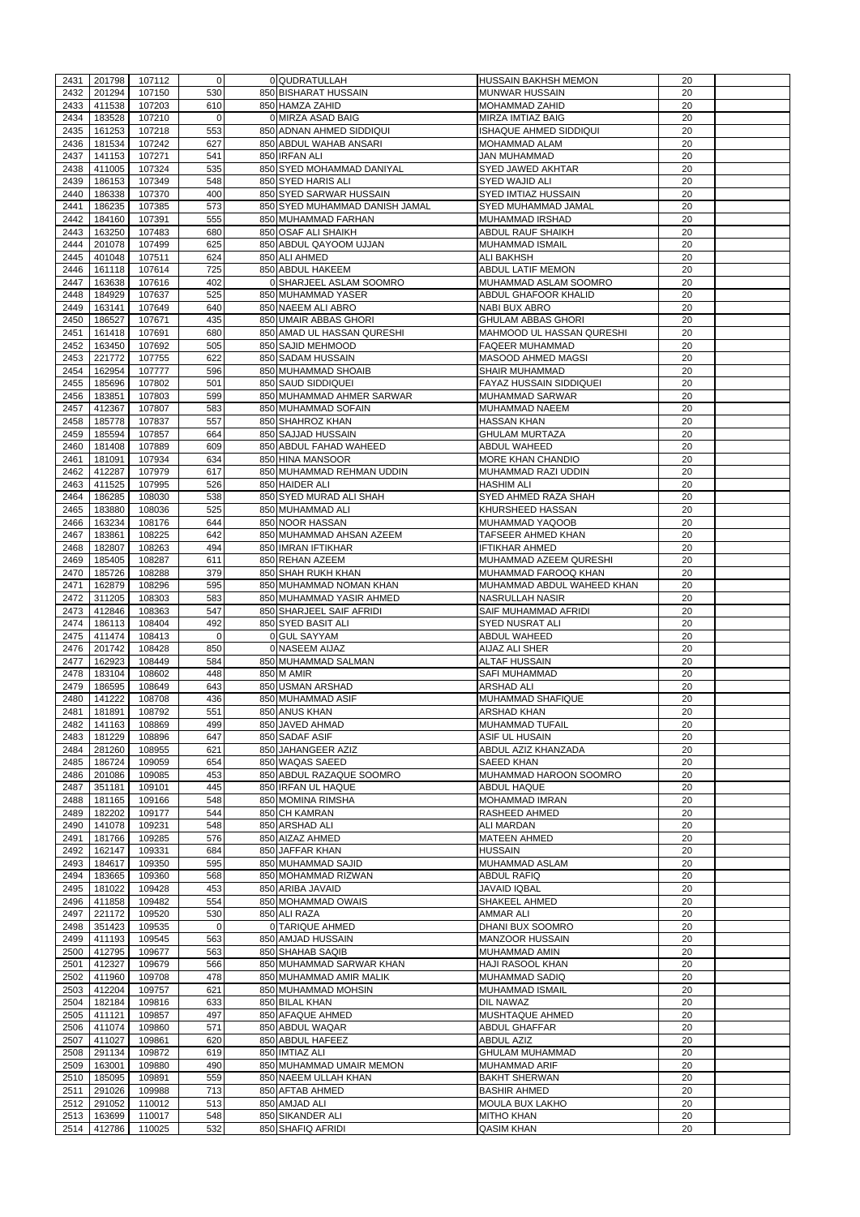| 2431 | 201798 | 107112 | 0 | 0 | QUDRATULLAH | HUSSAIN BAKHSH MEMON | 20 | |
|---|---|---|---|---|---|---|---|---|
| 2432 | 201294 | 107150 | 530 | 850 | BISHARAT HUSSAIN | MUNWAR HUSSAIN | 20 | |
| 2433 | 411538 | 107203 | 610 | 850 | HAMZA ZAHID | MOHAMMAD ZAHID | 20 | |
| 2434 | 183528 | 107210 | 0 | 0 | MIRZA ASAD BAIG | MIRZA IMTIAZ BAIG | 20 | |
| 2435 | 161253 | 107218 | 553 | 850 | ADNAN AHMED SIDDIQUI | ISHAQUE AHMED SIDDIQUI | 20 | |
| 2436 | 181534 | 107242 | 627 | 850 | ABDUL WAHAB ANSARI | MOHAMMAD ALAM | 20 | |
| 2437 | 141153 | 107271 | 541 | 850 | IRFAN ALI | JAN MUHAMMAD | 20 | |
| 2438 | 411005 | 107324 | 535 | 850 | SYED MOHAMMAD DANIYAL | SYED JAWED AKHTAR | 20 | |
| 2439 | 186153 | 107349 | 548 | 850 | SYED HARIS ALI | SYED WAJID ALI | 20 | |
| 2440 | 186338 | 107370 | 400 | 850 | SYED SARWAR HUSSAIN | SYED IMTIAZ HUSSAIN | 20 | |
| 2441 | 186235 | 107385 | 573 | 850 | SYED MUHAMMAD DANISH JAMAL | SYED MUHAMMAD JAMAL | 20 | |
| 2442 | 184160 | 107391 | 555 | 850 | MUHAMMAD FARHAN | MUHAMMAD IRSHAD | 20 | |
| 2443 | 163250 | 107483 | 680 | 850 | OSAF ALI SHAIKH | ABDUL RAUF SHAIKH | 20 | |
| 2444 | 201078 | 107499 | 625 | 850 | ABDUL QAYOOM UJJAN | MUHAMMAD ISMAIL | 20 | |
| 2445 | 401048 | 107511 | 624 | 850 | ALI AHMED | ALI BAKHSH | 20 | |
| 2446 | 161118 | 107614 | 725 | 850 | ABDUL HAKEEM | ABDUL LATIF MEMON | 20 | |
| 2447 | 163638 | 107616 | 402 | 0 | SHARJEEL ASLAM SOOMRO | MUHAMMAD ASLAM SOOMRO | 20 | |
| 2448 | 184929 | 107637 | 525 | 850 | MUHAMMAD YASER | ABDUL GHAFOOR KHALID | 20 | |
| 2449 | 163141 | 107649 | 640 | 850 | NAEEM ALI ABRO | NABI BUX ABRO | 20 | |
| 2450 | 186527 | 107671 | 435 | 850 | UMAIR ABBAS GHORI | GHULAM ABBAS GHORI | 20 | |
| 2451 | 161418 | 107691 | 680 | 850 | AMAD UL HASSAN QURESHI | MAHMOOD UL HASSAN QURESHI | 20 | |
| 2452 | 163450 | 107692 | 505 | 850 | SAJID MEHMOOD | FAQEER MUHAMMAD | 20 | |
| 2453 | 221772 | 107755 | 622 | 850 | SADAM HUSSAIN | MASOOD AHMED MAGSI | 20 | |
| 2454 | 162954 | 107777 | 596 | 850 | MUHAMMAD SHOAIB | SHAIR MUHAMMAD | 20 | |
| 2455 | 185696 | 107802 | 501 | 850 | SAUD SIDDIQUEI | FAYAZ HUSSAIN SIDDIQUEI | 20 | |
| 2456 | 183851 | 107803 | 599 | 850 | MUHAMMAD AHMER SARWAR | MUHAMMAD SARWAR | 20 | |
| 2457 | 412367 | 107807 | 583 | 850 | MUHAMMAD SOFAIN | MUHAMMAD NAEEM | 20 | |
| 2458 | 185778 | 107837 | 557 | 850 | SHAHROZ KHAN | HASSAN KHAN | 20 | |
| 2459 | 185594 | 107857 | 664 | 850 | SAJJAD HUSSAIN | GHULAM MURTAZA | 20 | |
| 2460 | 181408 | 107889 | 609 | 850 | ABDUL FAHAD WAHEED | ABDUL WAHEED | 20 | |
| 2461 | 181091 | 107934 | 634 | 850 | HINA MANSOOR | MORE KHAN CHANDIO | 20 | |
| 2462 | 412287 | 107979 | 617 | 850 | MUHAMMAD REHMAN UDDIN | MUHAMMAD RAZI UDDIN | 20 | |
| 2463 | 411525 | 107995 | 526 | 850 | HAIDER ALI | HASHIM ALI | 20 | |
| 2464 | 186285 | 108030 | 538 | 850 | SYED MURAD ALI SHAH | SYED AHMED RAZA SHAH | 20 | |
| 2465 | 183880 | 108036 | 525 | 850 | MUHAMMAD ALI | KHURSHEED HASSAN | 20 | |
| 2466 | 163234 | 108176 | 644 | 850 | NOOR HASSAN | MUHAMMAD YAQOOB | 20 | |
| 2467 | 183861 | 108225 | 642 | 850 | MUHAMMAD AHSAN AZEEM | TAFSEER AHMED KHAN | 20 | |
| 2468 | 182807 | 108263 | 494 | 850 | IMRAN IFTIKHAR | IFTIKHAR AHMED | 20 | |
| 2469 | 185405 | 108287 | 611 | 850 | REHAN AZEEM | MUHAMMAD AZEEM QURESHI | 20 | |
| 2470 | 185726 | 108288 | 379 | 850 | SHAH RUKH KHAN | MUHAMMAD FAROOQ KHAN | 20 | |
| 2471 | 162879 | 108296 | 595 | 850 | MUHAMMAD NOMAN KHAN | MUHAMMAD ABDUL WAHEED KHAN | 20 | |
| 2472 | 311205 | 108303 | 583 | 850 | MUHAMMAD YASIR AHMED | NASRULLAH NASIR | 20 | |
| 2473 | 412846 | 108363 | 547 | 850 | SHARJEEL SAIF AFRIDI | SAIF MUHAMMAD AFRIDI | 20 | |
| 2474 | 186113 | 108404 | 492 | 850 | SYED BASIT ALI | SYED NUSRAT ALI | 20 | |
| 2475 | 411474 | 108413 | 0 | 0 | GUL SAYYAM | ABDUL WAHEED | 20 | |
| 2476 | 201742 | 108428 | 850 | 0 | NASEEM AIJAZ | AIJAZ ALI SHER | 20 | |
| 2477 | 162923 | 108449 | 584 | 850 | MUHAMMAD SALMAN | ALTAF HUSSAIN | 20 | |
| 2478 | 183104 | 108602 | 448 | 850 | M AMIR | SAFI MUHAMMAD | 20 | |
| 2479 | 186595 | 108649 | 643 | 850 | USMAN ARSHAD | ARSHAD ALI | 20 | |
| 2480 | 141222 | 108708 | 436 | 850 | MUHAMMAD ASIF | MUHAMMAD SHAFIQUE | 20 | |
| 2481 | 181891 | 108792 | 551 | 850 | ANUS KHAN | ARSHAD KHAN | 20 | |
| 2482 | 141163 | 108869 | 499 | 850 | JAVED AHMAD | MUHAMMAD TUFAIL | 20 | |
| 2483 | 181229 | 108896 | 647 | 850 | SADAF ASIF | ASIF UL HUSAIN | 20 | |
| 2484 | 281260 | 108955 | 621 | 850 | JAHANGEER AZIZ | ABDUL AZIZ KHANZADA | 20 | |
| 2485 | 186724 | 109059 | 654 | 850 | WAQAS SAEED | SAEED KHAN | 20 | |
| 2486 | 201086 | 109085 | 453 | 850 | ABDUL RAZAQUE SOOMRO | MUHAMMAD HAROON SOOMRO | 20 | |
| 2487 | 351181 | 109101 | 445 | 850 | IRFAN UL HAQUE | ABDUL HAQUE | 20 | |
| 2488 | 181165 | 109166 | 548 | 850 | MOMINA RIMSHA | MOHAMMAD IMRAN | 20 | |
| 2489 | 182202 | 109177 | 544 | 850 | CH KAMRAN | RASHEED AHMED | 20 | |
| 2490 | 141078 | 109231 | 548 | 850 | ARSHAD ALI | ALI MARDAN | 20 | |
| 2491 | 181766 | 109285 | 576 | 850 | AIZAZ AHMED | MATEEN AHMED | 20 | |
| 2492 | 162147 | 109331 | 684 | 850 | JAFFAR KHAN | HUSSAIN | 20 | |
| 2493 | 184617 | 109350 | 595 | 850 | MUHAMMAD SAJID | MUHAMMAD ASLAM | 20 | |
| 2494 | 183665 | 109360 | 568 | 850 | MOHAMMAD RIZWAN | ABDUL RAFIQ | 20 | |
| 2495 | 181022 | 109428 | 453 | 850 | ARIBA JAVAID | JAVAID IQBAL | 20 | |
| 2496 | 411858 | 109482 | 554 | 850 | MOHAMMAD OWAIS | SHAKEEL AHMED | 20 | |
| 2497 | 221172 | 109520 | 530 | 850 | ALI RAZA | AMMAR ALI | 20 | |
| 2498 | 351423 | 109535 | 0 | 0 | TARIQUE AHMED | DHANI BUX SOOMRO | 20 | |
| 2499 | 411193 | 109545 | 563 | 850 | AMJAD HUSSAIN | MANZOOR HUSSAIN | 20 | |
| 2500 | 412795 | 109677 | 563 | 850 | SHAHAB SAQIB | MUHAMMAD AMIN | 20 | |
| 2501 | 412327 | 109679 | 566 | 850 | MUHAMMAD SARWAR KHAN | HAJI RASOOL KHAN | 20 | |
| 2502 | 411960 | 109708 | 478 | 850 | MUHAMMAD AMIR MALIK | MUHAMMAD SADIQ | 20 | |
| 2503 | 412204 | 109757 | 621 | 850 | MUHAMMAD MOHSIN | MUHAMMAD ISMAIL | 20 | |
| 2504 | 182184 | 109816 | 633 | 850 | BILAL KHAN | DIL NAWAZ | 20 | |
| 2505 | 411121 | 109857 | 497 | 850 | AFAQUE AHMED | MUSHTAQUE AHMED | 20 | |
| 2506 | 411074 | 109860 | 571 | 850 | ABDUL WAQAR | ABDUL GHAFFAR | 20 | |
| 2507 | 411027 | 109861 | 620 | 850 | ABDUL HAFEEZ | ABDUL AZIZ | 20 | |
| 2508 | 291134 | 109872 | 619 | 850 | IMTIAZ ALI | GHULAM MUHAMMAD | 20 | |
| 2509 | 163001 | 109880 | 490 | 850 | MUHAMMAD UMAIR MEMON | MUHAMMAD ARIF | 20 | |
| 2510 | 185095 | 109891 | 559 | 850 | NAEEM ULLAH KHAN | BAKHT SHERWAN | 20 | |
| 2511 | 291026 | 109988 | 713 | 850 | AFTAB AHMED | BASHIR AHMED | 20 | |
| 2512 | 291052 | 110012 | 513 | 850 | AMJAD ALI | MOULA BUX LAKHO | 20 | |
| 2513 | 163699 | 110017 | 548 | 850 | SIKANDER ALI | MITHO KHAN | 20 | |
| 2514 | 412786 | 110025 | 532 | 850 | SHAFIQ AFRIDI | QASIM KHAN | 20 | |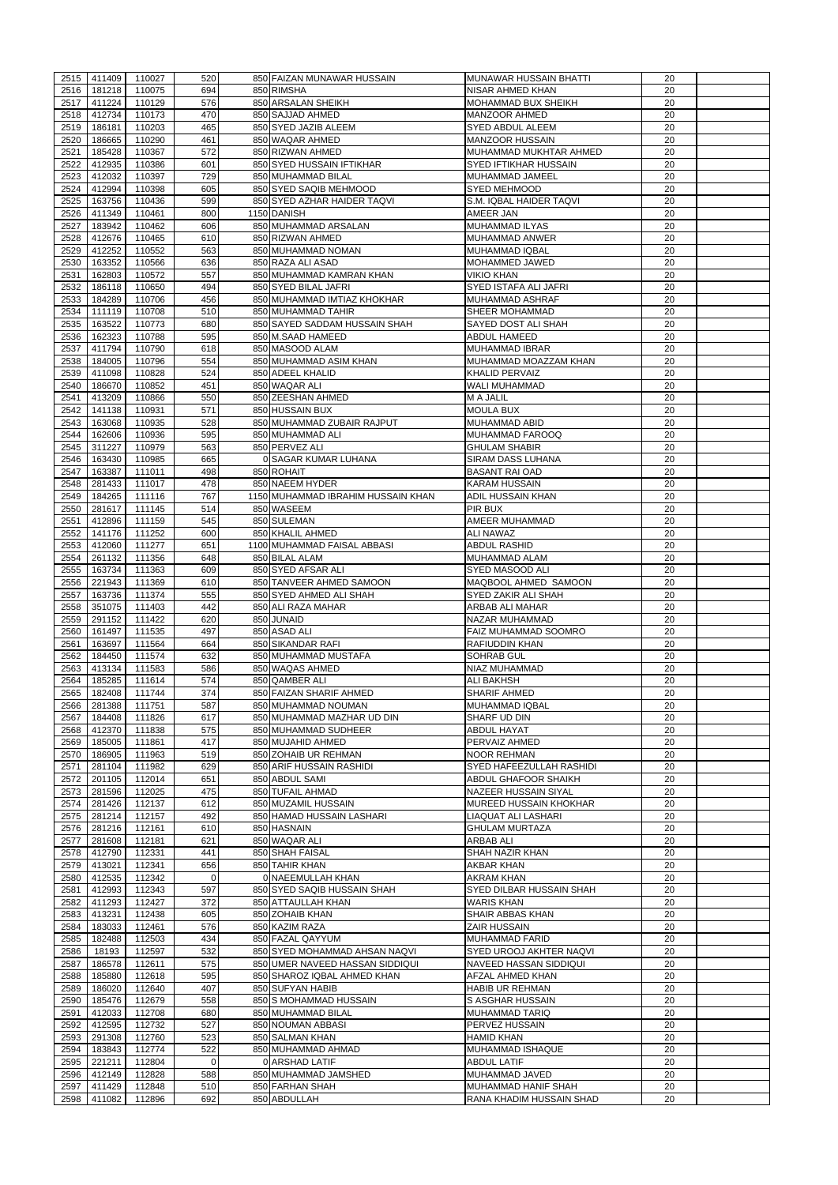| | | | | | | | | |
|---|---|---|---|---|---|---|---|---|
| 2515 | 411409 | 110027 | 520 | 850 | FAIZAN MUNAWAR HUSSAIN | MUNAWAR HUSSAIN BHATTI | 20 | |
| 2516 | 181218 | 110075 | 694 | 850 | RIMSHA | NISAR AHMED KHAN | 20 | |
| 2517 | 411224 | 110129 | 576 | 850 | ARSALAN SHEIKH | MOHAMMAD BUX SHEIKH | 20 | |
| 2518 | 412734 | 110173 | 470 | 850 | SAJJAD AHMED | MANZOOR AHMED | 20 | |
| 2519 | 186181 | 110203 | 465 | 850 | SYED JAZIB ALEEM | SYED ABDUL ALEEM | 20 | |
| 2520 | 186665 | 110290 | 461 | 850 | WAQAR AHMED | MANZOOR HUSSAIN | 20 | |
| 2521 | 185428 | 110367 | 572 | 850 | RIZWAN AHMED | MUHAMMAD MUKHTAR AHMED | 20 | |
| 2522 | 412935 | 110386 | 601 | 850 | SYED HUSSAIN IFTIKHAR | SYED IFTIKHAR HUSSAIN | 20 | |
| 2523 | 412032 | 110397 | 729 | 850 | MUHAMMAD BILAL | MUHAMMAD JAMEEL | 20 | |
| 2524 | 412994 | 110398 | 605 | 850 | SYED SAQIB MEHMOOD | SYED MEHMOOD | 20 | |
| 2525 | 163756 | 110436 | 599 | 850 | SYED AZHAR HAIDER TAQVI | S.M. IQBAL HAIDER TAQVI | 20 | |
| 2526 | 411349 | 110461 | 800 | 1150 | DANISH | AMEER JAN | 20 | |
| 2527 | 183942 | 110462 | 606 | 850 | MUHAMMAD ARSALAN | MUHAMMAD ILYAS | 20 | |
| 2528 | 412676 | 110465 | 610 | 850 | RIZWAN AHMED | MUHAMMAD ANWER | 20 | |
| 2529 | 412252 | 110552 | 563 | 850 | MUHAMMAD NOMAN | MUHAMMAD IQBAL | 20 | |
| 2530 | 163352 | 110566 | 636 | 850 | RAZA ALI ASAD | MOHAMMED JAWED | 20 | |
| 2531 | 162803 | 110572 | 557 | 850 | MUHAMMAD KAMRAN KHAN | VIKIO KHAN | 20 | |
| 2532 | 186118 | 110650 | 494 | 850 | SYED BILAL JAFRI | SYED ISTAFA ALI JAFRI | 20 | |
| 2533 | 184289 | 110706 | 456 | 850 | MUHAMMAD IMTIAZ KHOKHAR | MUHAMMAD ASHRAF | 20 | |
| 2534 | 111119 | 110708 | 510 | 850 | MUHAMMAD TAHIR | SHEER MOHAMMAD | 20 | |
| 2535 | 163522 | 110773 | 680 | 850 | SAYED SADDAM HUSSAIN SHAH | SAYED DOST ALI SHAH | 20 | |
| 2536 | 162323 | 110788 | 595 | 850 | M.SAAD HAMEED | ABDUL HAMEED | 20 | |
| 2537 | 411794 | 110790 | 618 | 850 | MASOOD ALAM | MUHAMMAD IBRAR | 20 | |
| 2538 | 184005 | 110796 | 554 | 850 | MUHAMMAD ASIM KHAN | MUHAMMAD MOAZZAM KHAN | 20 | |
| 2539 | 411098 | 110828 | 524 | 850 | ADEEL KHALID | KHALID PERVAIZ | 20 | |
| 2540 | 186670 | 110852 | 451 | 850 | WAQAR ALI | WALI MUHAMMAD | 20 | |
| 2541 | 413209 | 110866 | 550 | 850 | ZEESHAN AHMED | M A JALIL | 20 | |
| 2542 | 141138 | 110931 | 571 | 850 | HUSSAIN BUX | MOULA BUX | 20 | |
| 2543 | 163068 | 110935 | 528 | 850 | MUHAMMAD ZUBAIR RAJPUT | MUHAMMAD ABID | 20 | |
| 2544 | 162606 | 110936 | 595 | 850 | MUHAMMAD ALI | MUHAMMAD FAROOQ | 20 | |
| 2545 | 311227 | 110979 | 563 | 850 | PERVEZ ALI | GHULAM SHABIR | 20 | |
| 2546 | 163430 | 110985 | 665 | 0 | SAGAR KUMAR LUHANA | SIRAM DASS LUHANA | 20 | |
| 2547 | 163387 | 111011 | 498 | 850 | ROHAIT | BASANT RAI OAD | 20 | |
| 2548 | 281433 | 111017 | 478 | 850 | NAEEM HYDER | KARAM HUSSAIN | 20 | |
| 2549 | 184265 | 111116 | 767 | 1150 | MUHAMMAD IBRAHIM HUSSAIN KHAN | ADIL HUSSAIN KHAN | 20 | |
| 2550 | 281617 | 111145 | 514 | 850 | WASEEM | PIR BUX | 20 | |
| 2551 | 412896 | 111159 | 545 | 850 | SULEMAN | AMEER MUHAMMAD | 20 | |
| 2552 | 141176 | 111252 | 600 | 850 | KHALIL AHMED | ALI NAWAZ | 20 | |
| 2553 | 412060 | 111277 | 651 | 1100 | MUHAMMAD FAISAL ABBASI | ABDUL RASHID | 20 | |
| 2554 | 261132 | 111356 | 648 | 850 | BILAL ALAM | MUHAMMAD ALAM | 20 | |
| 2555 | 163734 | 111363 | 609 | 850 | SYED AFSAR ALI | SYED MASOOD ALI | 20 | |
| 2556 | 221943 | 111369 | 610 | 850 | TANVEER AHMED SAMOON | MAQBOOL AHMED SAMOON | 20 | |
| 2557 | 163736 | 111374 | 555 | 850 | SYED AHMED ALI SHAH | SYED ZAKIR ALI SHAH | 20 | |
| 2558 | 351075 | 111403 | 442 | 850 | ALI RAZA MAHAR | ARBAB ALI MAHAR | 20 | |
| 2559 | 291152 | 111422 | 620 | 850 | JUNAID | NAZAR MUHAMMAD | 20 | |
| 2560 | 161497 | 111535 | 497 | 850 | ASAD ALI | FAIZ MUHAMMAD SOOMRO | 20 | |
| 2561 | 163697 | 111564 | 664 | 850 | SIKANDAR RAFI | RAFIUDDIN KHAN | 20 | |
| 2562 | 184450 | 111574 | 632 | 850 | MUHAMMAD MUSTAFA | SOHRAB GUL | 20 | |
| 2563 | 413134 | 111583 | 586 | 850 | WAQAS AHMED | NIAZ MUHAMMAD | 20 | |
| 2564 | 185285 | 111614 | 574 | 850 | QAMBER ALI | ALI BAKHSH | 20 | |
| 2565 | 182408 | 111744 | 374 | 850 | FAIZAN SHARIF AHMED | SHARIF AHMED | 20 | |
| 2566 | 281388 | 111751 | 587 | 850 | MUHAMMAD NOUMAN | MUHAMMAD IQBAL | 20 | |
| 2567 | 184408 | 111826 | 617 | 850 | MUHAMMAD MAZHAR UD DIN | SHARF UD DIN | 20 | |
| 2568 | 412370 | 111838 | 575 | 850 | MUHAMMAD SUDHEER | ABDUL HAYAT | 20 | |
| 2569 | 185005 | 111861 | 417 | 850 | MUJAHID AHMED | PERVAIZ AHMED | 20 | |
| 2570 | 186905 | 111963 | 519 | 850 | ZOHAIB UR REHMAN | NOOR REHMAN | 20 | |
| 2571 | 281104 | 111982 | 629 | 850 | ARIF HUSSAIN RASHIDI | SYED HAFEEZULLAH RASHIDI | 20 | |
| 2572 | 201105 | 112014 | 651 | 850 | ABDUL SAMI | ABDUL GHAFOOR SHAIKH | 20 | |
| 2573 | 281596 | 112025 | 475 | 850 | TUFAIL AHMAD | NAZEER HUSSAIN SIYAL | 20 | |
| 2574 | 281426 | 112137 | 612 | 850 | MUZAMIL HUSSAIN | MUREED HUSSAIN KHOKHAR | 20 | |
| 2575 | 281214 | 112157 | 492 | 850 | HAMAD HUSSAIN LASHARI | LIAQUAT ALI LASHARI | 20 | |
| 2576 | 281216 | 112161 | 610 | 850 | HASNAIN | GHULAM MURTAZA | 20 | |
| 2577 | 281608 | 112181 | 621 | 850 | WAQAR ALI | ARBAB ALI | 20 | |
| 2578 | 412790 | 112331 | 441 | 850 | SHAH FAISAL | SHAH NAZIR KHAN | 20 | |
| 2579 | 413021 | 112341 | 656 | 850 | TAHIR KHAN | AKBAR KHAN | 20 | |
| 2580 | 412535 | 112342 | 0 | 0 | NAEEMULLAH KHAN | AKRAM KHAN | 20 | |
| 2581 | 412993 | 112343 | 597 | 850 | SYED SAQIB HUSSAIN SHAH | SYED DILBAR HUSSAIN SHAH | 20 | |
| 2582 | 411293 | 112427 | 372 | 850 | ATTAULLAH KHAN | WARIS KHAN | 20 | |
| 2583 | 413231 | 112438 | 605 | 850 | ZOHAIB KHAN | SHAIR ABBAS KHAN | 20 | |
| 2584 | 183033 | 112461 | 576 | 850 | KAZIM RAZA | ZAIR HUSSAIN | 20 | |
| 2585 | 182488 | 112503 | 434 | 850 | FAZAL QAYYUM | MUHAMMAD FARID | 20 | |
| 2586 | 18193 | 112597 | 532 | 850 | SYED MOHAMMAD AHSAN NAQVI | SYED UROOJ AKHTER NAQVI | 20 | |
| 2587 | 186578 | 112611 | 575 | 850 | UMER NAVEED HASSAN SIDDIQUI | NAVEED HASSAN SIDDIQUI | 20 | |
| 2588 | 185880 | 112618 | 595 | 850 | SHAROZ IQBAL AHMED KHAN | AFZAL AHMED KHAN | 20 | |
| 2589 | 186020 | 112640 | 407 | 850 | SUFYAN HABIB | HABIB UR REHMAN | 20 | |
| 2590 | 185476 | 112679 | 558 | 850 | S MOHAMMAD HUSSAIN | S ASGHAR HUSSAIN | 20 | |
| 2591 | 412033 | 112708 | 680 | 850 | MUHAMMAD BILAL | MUHAMMAD TARIQ | 20 | |
| 2592 | 412595 | 112732 | 527 | 850 | NOUMAN ABBASI | PERVEZ HUSSAIN | 20 | |
| 2593 | 291308 | 112760 | 523 | 850 | SALMAN KHAN | HAMID KHAN | 20 | |
| 2594 | 183843 | 112774 | 522 | 850 | MUHAMMAD AHMAD | MUHAMMAD ISHAQUE | 20 | |
| 2595 | 221211 | 112804 | 0 | 0 | ARSHAD LATIF | ABDUL LATIF | 20 | |
| 2596 | 412149 | 112828 | 588 | 850 | MUHAMMAD JAMSHED | MUHAMMAD JAVED | 20 | |
| 2597 | 411429 | 112848 | 510 | 850 | FARHAN SHAH | MUHAMMAD HANIF SHAH | 20 | |
| 2598 | 411082 | 112896 | 692 | 850 | ABDULLAH | RANA KHADIM HUSSAIN SHAD | 20 | |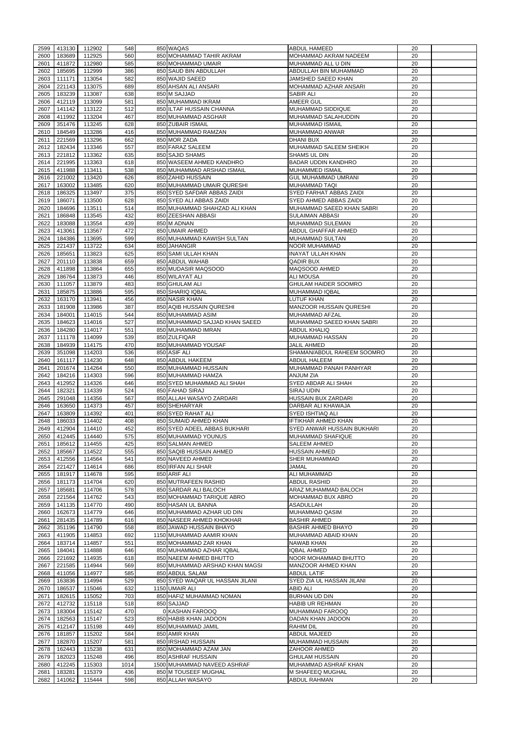| | | | | | | | | |
|---|---|---|---|---|---|---|---|---|
| 2599 | 413130 | 112902 | 548 | 850 | WAQAS | ABDUL HAMEED | 20 | |
| 2600 | 183689 | 112925 | 560 | 850 | MOHAMMAD TAHIR AKRAM | MOHAMMAD AKRAM NADEEM | 20 | |
| 2601 | 411872 | 112980 | 585 | 850 | MOHAMMAD UMAIR | MUHAMMAD ALL U DIN | 20 | |
| 2602 | 185695 | 112999 | 386 | 850 | SAUD BIN ABDULLAH | ABDULLAH BIN MUHAMMAD | 20 | |
| 2603 | 111171 | 113054 | 582 | 850 | WAJID SAEED | JAMSHED SAEED KHAN | 20 | |
| 2604 | 221143 | 113075 | 689 | 850 | AHSAN ALI ANSARI | MOHAMMAD AZHAR ANSARI | 20 | |
| 2605 | 183239 | 113087 | 638 | 850 | M SAJJAD | SABIR ALI | 20 | |
| 2606 | 412119 | 113099 | 581 | 850 | MUHAMMAD IKRAM | AMEER GUL | 20 | |
| 2607 | 141142 | 113122 | 512 | 850 | ILTAF HUSSAIN CHANNA | MUHAMMAD SIDDIQUE | 20 | |
| 2608 | 411992 | 113204 | 467 | 850 | MUHAMMAD ASGHAR | MUHAMMAD SALAHUDDIN | 20 | |
| 2609 | 351476 | 113245 | 628 | 850 | ZUBAIR ISMAIL | MUHAMMAD ISMAIL | 20 | |
| 2610 | 184549 | 113286 | 416 | 850 | MUHAMMAD RAMZAN | MUHAMMAD ANWAR | 20 | |
| 2611 | 221569 | 113296 | 662 | 850 | MOR ZADA | DHANI BUX | 20 | |
| 2612 | 182434 | 113346 | 557 | 850 | FARAZ SALEEM | MUHAMMAD SALEEM SHEIKH | 20 | |
| 2613 | 221812 | 113362 | 635 | 850 | SAJID SHAMS | SHAMS UL DIN | 20 | |
| 2614 | 221995 | 113363 | 618 | 850 | WASEEM AHMED KANDHRO | BADAR UDDIN KANDHRO | 20 | |
| 2615 | 411988 | 113411 | 538 | 850 | MUHAMMAD ARSHAD ISMAIL | MUHAMMED ISMAIL | 20 | |
| 2616 | 221002 | 113420 | 626 | 850 | ZAHID HUSSAIN | GUL MUHAMMAD UMRANI | 20 | |
| 2617 | 163002 | 113485 | 620 | 850 | MUHAMMAD UMAIR QURESHI | MUHAMMAD TAQI | 20 | |
| 2618 | 186325 | 113497 | 375 | 850 | SYED SAFDAR ABBAS ZAIDI | SYED FARHAT ABBAS ZAIDI | 20 | |
| 2619 | 186071 | 113500 | 628 | 850 | SYED ALI ABBAS ZAIDI | SYED AHMED ABBAS ZAIDI | 20 | |
| 2620 | 184696 | 113511 | 514 | 850 | MUHAMMAD SHAHZAD ALI KHAN | MUHAMMAD SAEED KHAN SABRI | 20 | |
| 2621 | 186848 | 113545 | 432 | 850 | ZEESHAN ABBASI | SULAIMAN ABBASI | 20 | |
| 2622 | 183088 | 113554 | 439 | 850 | M ADNAN | MUHAMMAD SULEMAN | 20 | |
| 2623 | 413061 | 113567 | 472 | 850 | UMAIR AHMED | ABDUL GHAFFAR AHMED | 20 | |
| 2624 | 184386 | 113695 | 599 | 850 | MUHAMMAD KAWISH SULTAN | MUHAMMAD SULTAN | 20 | |
| 2625 | 221437 | 113722 | 634 | 850 | JAHANGIR | NOOR MUHAMMAD | 20 | |
| 2626 | 185651 | 113823 | 625 | 850 | SAMI ULLAH KHAN | INAYAT ULLAH KHAN | 20 | |
| 2627 | 201110 | 113838 | 659 | 850 | ABDUL WAHAB | QADIR BUX | 20 | |
| 2628 | 411898 | 113864 | 655 | 850 | MUDASIR MAQSOOD | MAQSOOD AHMED | 20 | |
| 2629 | 186764 | 113873 | 446 | 850 | WILAYAT ALI | ALI MOUSA | 20 | |
| 2630 | 111057 | 113879 | 483 | 850 | GHULAM ALI | GHULAM HAIDER SOOMRO | 20 | |
| 2631 | 185875 | 113886 | 595 | 850 | SHARIQ IQBAL | MUHAMMAD IQBAL | 20 | |
| 2632 | 163170 | 113941 | 456 | 850 | NASIR KHAN | LUTUF KHAN | 20 | |
| 2633 | 181908 | 113986 | 387 | 850 | AQIB HUSSAIN QURESHI | MANZOOR HUSSAIN QURESHI | 20 | |
| 2634 | 184001 | 114015 | 544 | 850 | MUHAMMAD ASIM | MUHAMMAD AFZAL | 20 | |
| 2635 | 184623 | 114016 | 527 | 850 | MUHAMMAD SAJJAD KHAN SAEED | MUHAMMAD SAEED KHAN SABRI | 20 | |
| 2636 | 184280 | 114017 | 551 | 850 | MUHAMMAD IMRAN | ABDUL KHALIQ | 20 | |
| 2637 | 111178 | 114099 | 539 | 850 | ZULFIQAR | MUHAMMAD HASSAN | 20 | |
| 2638 | 184939 | 114175 | 470 | 850 | MUHAMMAD YOUSAF | JALIL AHMED | 20 | |
| 2639 | 351098 | 114203 | 536 | 850 | ASIF ALI | SHAMAN/ABDUL RAHEEM SOOMRO | 20 | |
| 2640 | 161117 | 114230 | 648 | 850 | ABDUL HAKEEM | ABDUL HALEEM | 20 | |
| 2641 | 201674 | 114264 | 550 | 850 | MUHAMMAD HUSSAIN | MUHAMMAD PANAH PANHYAR | 20 | |
| 2642 | 184216 | 114303 | 596 | 850 | MUHAMMAD HAMZA | ANJUM ZIA | 20 | |
| 2643 | 412952 | 114326 | 646 | 850 | SYED MUHAMMAD ALI SHAH | SYED ABDAR ALI SHAH | 20 | |
| 2644 | 182321 | 114339 | 524 | 850 | FAHAD SIRAJ | SIRAJ UDIN | 20 | |
| 2645 | 291048 | 114356 | 567 | 850 | ALLAH WASAYO ZARDARI | HUSSAIN BUX ZARDARI | 20 | |
| 2646 | 163650 | 114373 | 457 | 850 | SHEHARYAR | DARBAR ALI KHAWAJA | 20 | |
| 2647 | 163809 | 114392 | 401 | 850 | SYED RAHAT ALI | SYED ISHTIAQ ALI | 20 | |
| 2648 | 186033 | 114402 | 408 | 850 | SUMAID AHMED KHAN | IFTIKHAR AHMED KHAN | 20 | |
| 2649 | 412904 | 114410 | 452 | 850 | SYED ADEEL ABBAS BUKHARI | SYED ANWAR HUSSAIN BUKHARI | 20 | |
| 2650 | 412445 | 114440 | 575 | 850 | MUHAMMAD YOUNUS | MUHAMMAD SHAFIQUE | 20 | |
| 2651 | 185612 | 114455 | 425 | 850 | SALMAN AHMED | SALEEM AHMED | 20 | |
| 2652 | 185667 | 114522 | 555 | 850 | SAQIB HUSSAIN AHMED | HUSSAIN AHMED | 20 | |
| 2653 | 412556 | 114564 | 541 | 850 | NAVEED AHMED | SHER MUHAMMAD | 20 | |
| 2654 | 221427 | 114614 | 686 | 850 | IRFAN ALI SHAR | JAMAL | 20 | |
| 2655 | 181917 | 114678 | 595 | 850 | ARIF ALI | ALI MUHAMMAD | 20 | |
| 2656 | 181173 | 114704 | 620 | 850 | MUTRAFEEN RASHID | ABDUL RASHID | 20 | |
| 2657 | 185681 | 114706 | 578 | 850 | SARDAR ALI BALOCH | ARAZ MUHAMMAD BALOCH | 20 | |
| 2658 | 221564 | 114762 | 543 | 850 | MOHAMMAD TARIQUE ABRO | MOHAMMAD BUX ABRO | 20 | |
| 2659 | 141135 | 114770 | 490 | 850 | HASAN UL BANNA | ASADULLAH | 20 | |
| 2660 | 162673 | 114779 | 646 | 850 | MUHAMMAD AZHAR UD DIN | MUHAMMAD QASIM | 20 | |
| 2661 | 281435 | 114789 | 616 | 850 | NASEER AHMED KHOKHAR | BASHIR AHMED | 20 | |
| 2662 | 351196 | 114790 | 558 | 850 | JAWAD HUSSAIN BHAYO | BASHIR AHMED BHAYO | 20 | |
| 2663 | 411905 | 114853 | 692 | 1150 | MUHAMMAD AAMIR KHAN | MUHAMMAD ABAID KHAN | 20 | |
| 2664 | 183714 | 114857 | 551 | 850 | MOHAMMAD ZAR KHAN | NAWAB KHAN | 20 | |
| 2665 | 184041 | 114888 | 646 | 850 | MUHAMMAD AZHAR IQBAL | IQBAL AHMED | 20 | |
| 2666 | 221692 | 114935 | 618 | 850 | NAEEM AHMED BHUTTO | NOOR MOHAMMAD BHUTTO | 20 | |
| 2667 | 221585 | 114944 | 569 | 850 | MUHAMMAD ARSHAD KHAN MAGSI | MANZOOR AHMED KHAN | 20 | |
| 2668 | 411056 | 114977 | 585 | 850 | ABDUL SALAM | ABDUL LATIF | 20 | |
| 2669 | 163836 | 114994 | 529 | 850 | SYED WAQAR UL HASSAN JILANI | SYED ZIA UL HASSAN JILANI | 20 | |
| 2670 | 186537 | 115046 | 632 | 1150 | UMAIR ALI | ABID ALI | 20 | |
| 2671 | 182615 | 115052 | 703 | 850 | HAFIZ MUHAMMAD NOMAN | BURHAN UD DIN | 20 | |
| 2672 | 412732 | 115118 | 518 | 850 | SAJJAD | HABIB UR REHMAN | 20 | |
| 2673 | 183004 | 115142 | 470 | 0 | KASHAN FAROOQ | MUHAMMAD FAROOQ | 20 | |
| 2674 | 182563 | 115147 | 523 | 850 | HABIB KHAN JADOON | DADAN KHAN JADOON | 20 | |
| 2675 | 412147 | 115198 | 449 | 850 | MUHAMMAD JAMIL | RAHIM DIL | 20 | |
| 2676 | 181857 | 115202 | 584 | 850 | AMIR KHAN | ABDUL MAJEED | 20 | |
| 2677 | 182870 | 115207 | 581 | 850 | IRSHAD HUSSAIN | MUHAMMAD HUSSAIN | 20 | |
| 2678 | 162443 | 115238 | 631 | 850 | MOHAMMAD AZAM JAN | ZAHOOR AHMED | 20 | |
| 2679 | 182023 | 115248 | 496 | 850 | ASHRAF HUSSAIN | GHULAM HUSSAIN | 20 | |
| 2680 | 412245 | 115303 | 1014 | 1500 | MUHAMMAD NAVEED ASHRAF | MUHAMMAD ASHRAF KHAN | 20 | |
| 2681 | 183281 | 115379 | 436 | 850 | M TOUSEEF MUGHAL | M SHAFEEQ MUGHAL | 20 | |
| 2682 | 141062 | 115444 | 598 | 850 | ALLAH WASAYO | ABDUL RAHMAN | 20 | |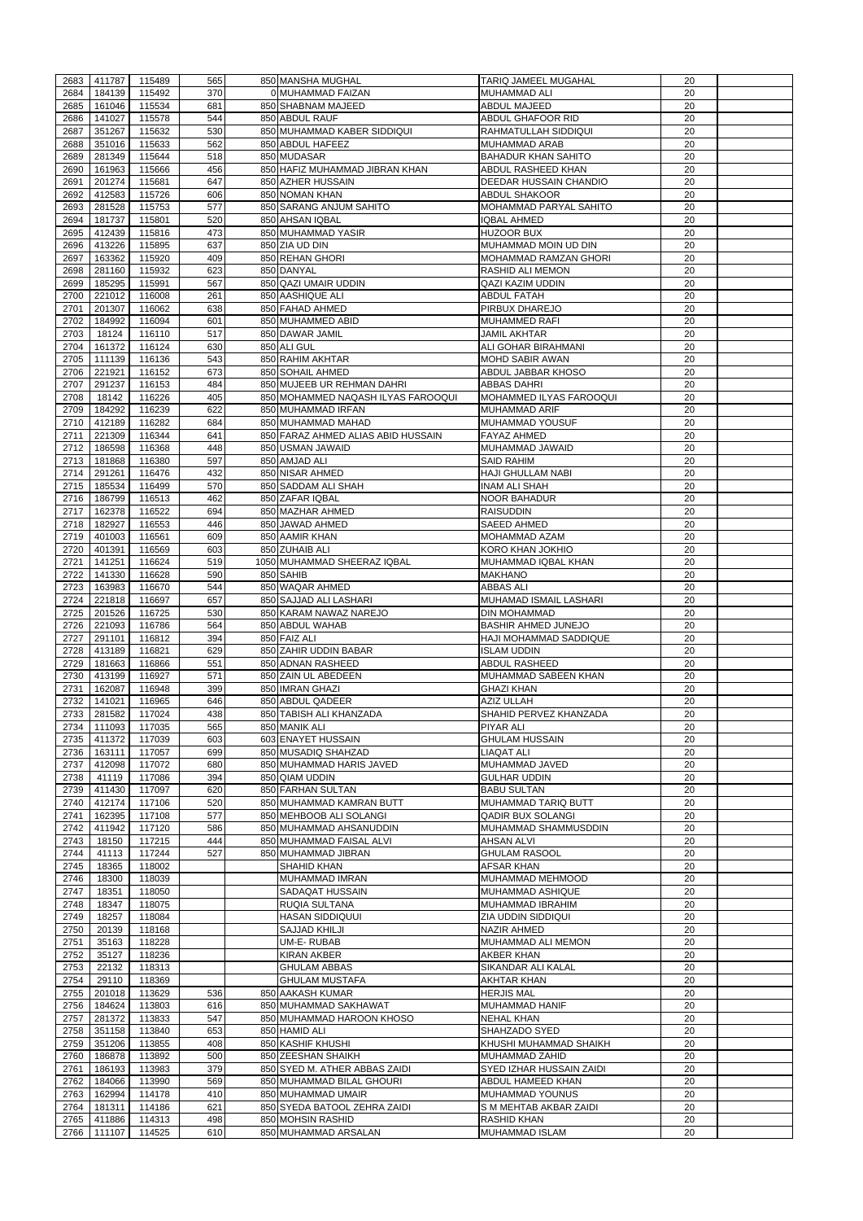| | | | | | | | | |
|---|---|---|---|---|---|---|---|---|
| 2683 | 411787 | 115489 | 565 | 850 | MANSHA MUGHAL | TARIQ JAMEEL MUGAHAL | 20 | |
| 2684 | 184139 | 115492 | 370 | 0 | MUHAMMAD FAIZAN | MUHAMMAD ALI | 20 | |
| 2685 | 161046 | 115534 | 681 | 850 | SHABNAM MAJEED | ABDUL MAJEED | 20 | |
| 2686 | 141027 | 115578 | 544 | 850 | ABDUL RAUF | ABDUL GHAFOOR RID | 20 | |
| 2687 | 351267 | 115632 | 530 | 850 | MUHAMMAD KABER SIDDIQUI | RAHMATULLAH SIDDIQUI | 20 | |
| 2688 | 351016 | 115633 | 562 | 850 | ABDUL HAFEEZ | MUHAMMAD ARAB | 20 | |
| 2689 | 281349 | 115644 | 518 | 850 | MUDASAR | BAHADUR KHAN SAHITO | 20 | |
| 2690 | 161963 | 115666 | 456 | 850 | HAFIZ MUHAMMAD JIBRAN KHAN | ABDUL RASHEED KHAN | 20 | |
| 2691 | 201274 | 115681 | 647 | 850 | AZHER HUSSAIN | DEEDAR HUSSAIN CHANDIO | 20 | |
| 2692 | 412583 | 115726 | 606 | 850 | NOMAN KHAN | ABDUL SHAKOOR | 20 | |
| 2693 | 281528 | 115753 | 577 | 850 | SARANG ANJUM SAHITO | MOHAMMAD PARYAL SAHITO | 20 | |
| 2694 | 181737 | 115801 | 520 | 850 | AHSAN IQBAL | IQBAL AHMED | 20 | |
| 2695 | 412439 | 115816 | 473 | 850 | MUHAMMAD YASIR | HUZOOR BUX | 20 | |
| 2696 | 413226 | 115895 | 637 | 850 | ZIA UD DIN | MUHAMMAD MOIN UD DIN | 20 | |
| 2697 | 163362 | 115920 | 409 | 850 | REHAN GHORI | MOHAMMAD RAMZAN GHORI | 20 | |
| 2698 | 281160 | 115932 | 623 | 850 | DANYAL | RASHID ALI MEMON | 20 | |
| 2699 | 185295 | 115991 | 567 | 850 | QAZI UMAIR UDDIN | QAZI KAZIM UDDIN | 20 | |
| 2700 | 221012 | 116008 | 261 | 850 | AASHIQUE ALI | ABDUL FATAH | 20 | |
| 2701 | 201307 | 116062 | 638 | 850 | FAHAD AHMED | PIRBUX DHAREJO | 20 | |
| 2702 | 184992 | 116094 | 601 | 850 | MUHAMMED ABID | MUHAMMED RAFI | 20 | |
| 2703 | 18124 | 116110 | 517 | 850 | DAWAR JAMIL | JAMIL AKHTAR | 20 | |
| 2704 | 161372 | 116124 | 630 | 850 | ALI GUL | ALI GOHAR BIRAHMANI | 20 | |
| 2705 | 111139 | 116136 | 543 | 850 | RAHIM AKHTAR | MOHD SABIR AWAN | 20 | |
| 2706 | 221921 | 116152 | 673 | 850 | SOHAIL AHMED | ABDUL JABBAR KHOSO | 20 | |
| 2707 | 291237 | 116153 | 484 | 850 | MUJEEB UR REHMAN DAHRI | ABBAS DAHRI | 20 | |
| 2708 | 18142 | 116226 | 405 | 850 | MOHAMMED NAQASH ILYAS FAROOQUI | MOHAMMED ILYAS FAROOQUI | 20 | |
| 2709 | 184292 | 116239 | 622 | 850 | MUHAMMAD IRFAN | MUHAMMAD ARIF | 20 | |
| 2710 | 412189 | 116282 | 684 | 850 | MUHAMMAD MAHAD | MUHAMMAD YOUSUF | 20 | |
| 2711 | 221309 | 116344 | 641 | 850 | FARAZ AHMED ALIAS ABID HUSSAIN | FAYAZ AHMED | 20 | |
| 2712 | 186598 | 116368 | 448 | 850 | USMAN JAWAID | MUHAMMAD JAWAID | 20 | |
| 2713 | 181868 | 116380 | 597 | 850 | AMJAD ALI | SAID RAHIM | 20 | |
| 2714 | 291261 | 116476 | 432 | 850 | NISAR AHMED | HAJI GHULLAM NABI | 20 | |
| 2715 | 185534 | 116499 | 570 | 850 | SADDAM ALI SHAH | INAM ALI SHAH | 20 | |
| 2716 | 186799 | 116513 | 462 | 850 | ZAFAR IQBAL | NOOR BAHADUR | 20 | |
| 2717 | 162378 | 116522 | 694 | 850 | MAZHAR AHMED | RAISUDDIN | 20 | |
| 2718 | 182927 | 116553 | 446 | 850 | JAWAD AHMED | SAEED AHMED | 20 | |
| 2719 | 401003 | 116561 | 609 | 850 | AAMIR KHAN | MOHAMMAD AZAM | 20 | |
| 2720 | 401391 | 116569 | 603 | 850 | ZUHAIB ALI | KORO KHAN JOKHIO | 20 | |
| 2721 | 141251 | 116624 | 519 | 1050 | MUHAMMAD SHEERAZ IQBAL | MUHAMMAD IQBAL KHAN | 20 | |
| 2722 | 141330 | 116628 | 590 | 850 | SAHIB | MAKHANO | 20 | |
| 2723 | 163983 | 116670 | 544 | 850 | WAQAR AHMED | ABBAS ALI | 20 | |
| 2724 | 221818 | 116697 | 657 | 850 | SAJJAD ALI LASHARI | MUHAMAD ISMAIL LASHARI | 20 | |
| 2725 | 201526 | 116725 | 530 | 850 | KARAM NAWAZ NAREJO | DIN MOHAMMAD | 20 | |
| 2726 | 221093 | 116786 | 564 | 850 | ABDUL WAHAB | BASHIR AHMED JUNEJO | 20 | |
| 2727 | 291101 | 116812 | 394 | 850 | FAIZ ALI | HAJI MOHAMMAD SADDIQUE | 20 | |
| 2728 | 413189 | 116821 | 629 | 850 | ZAHIR UDDIN BABAR | ISLAM UDDIN | 20 | |
| 2729 | 181663 | 116866 | 551 | 850 | ADNAN RASHEED | ABDUL RASHEED | 20 | |
| 2730 | 413199 | 116927 | 571 | 850 | ZAIN UL ABEDEEN | MUHAMMAD SABEEN KHAN | 20 | |
| 2731 | 162087 | 116948 | 399 | 850 | IMRAN GHAZI | GHAZI KHAN | 20 | |
| 2732 | 141021 | 116965 | 646 | 850 | ABDUL QADEER | AZIZ ULLAH | 20 | |
| 2733 | 281582 | 117024 | 438 | 850 | TABISH ALI KHANZADA | SHAHID PERVEZ KHANZADA | 20 | |
| 2734 | 111093 | 117035 | 565 | 850 | MANIK ALI | PIYAR ALI | 20 | |
| 2735 | 411372 | 117039 | 603 | 603 | ENAYET HUSSAIN | GHULAM HUSSAIN | 20 | |
| 2736 | 163111 | 117057 | 699 | 850 | MUSADIQ SHAHZAD | LIAQAT ALI | 20 | |
| 2737 | 412098 | 117072 | 680 | 850 | MUHAMMAD HARIS JAVED | MUHAMMAD JAVED | 20 | |
| 2738 | 41119 | 117086 | 394 | 850 | QIAM UDDIN | GULHAR UDDIN | 20 | |
| 2739 | 411430 | 117097 | 620 | 850 | FARHAN SULTAN | BABU SULTAN | 20 | |
| 2740 | 412174 | 117106 | 520 | 850 | MUHAMMAD KAMRAN BUTT | MUHAMMAD TARIQ BUTT | 20 | |
| 2741 | 162395 | 117108 | 577 | 850 | MEHBOOB ALI SOLANGI | QADIR BUX SOLANGI | 20 | |
| 2742 | 411942 | 117120 | 586 | 850 | MUHAMMAD AHSANUDDIN | MUHAMMAD SHAMMUSDDIN | 20 | |
| 2743 | 18150 | 117215 | 444 | 850 | MUHAMMAD FAISAL ALVI | AHSAN ALVI | 20 | |
| 2744 | 41113 | 117244 | 527 | 850 | MUHAMMAD JIBRAN | GHULAM RASOOL | 20 | |
| 2745 | 18365 | 118002 | | | SHAHID KHAN | AFSAR KHAN | 20 | |
| 2746 | 18300 | 118039 | | | MUHAMMAD IMRAN | MUHAMMAD MEHMOOD | 20 | |
| 2747 | 18351 | 118050 | | | SADAQAT HUSSAIN | MUHAMMAD ASHIQUE | 20 | |
| 2748 | 18347 | 118075 | | | RUQIA SULTANA | MUHAMMAD IBRAHIM | 20 | |
| 2749 | 18257 | 118084 | | | HASAN SIDDIQUUI | ZIA UDDIN SIDDIQUI | 20 | |
| 2750 | 20139 | 118168 | | | SAJJAD KHILJI | NAZIR AHMED | 20 | |
| 2751 | 35163 | 118228 | | | UM-E- RUBAB | MUHAMMAD ALI MEMON | 20 | |
| 2752 | 35127 | 118236 | | | KIRAN AKBER | AKBER KHAN | 20 | |
| 2753 | 22132 | 118313 | | | GHULAM ABBAS | SIKANDAR ALI KALAL | 20 | |
| 2754 | 29110 | 118369 | | | GHULAM MUSTAFA | AKHTAR KHAN | 20 | |
| 2755 | 201018 | 113629 | 536 | 850 | AAKASH KUMAR | HERJIS MAL | 20 | |
| 2756 | 184624 | 113803 | 616 | 850 | MUHAMMAD SAKHAWAT | MUHAMMAD HANIF | 20 | |
| 2757 | 281372 | 113833 | 547 | 850 | MUHAMMAD HAROON KHOSO | NEHAL KHAN | 20 | |
| 2758 | 351158 | 113840 | 653 | 850 | HAMID ALI | SHAHZADO SYED | 20 | |
| 2759 | 351206 | 113855 | 408 | 850 | KASHIF KHUSHI | KHUSHI MUHAMMAD SHAIKH | 20 | |
| 2760 | 186878 | 113892 | 500 | 850 | ZEESHAN SHAIKH | MUHAMMAD ZAHID | 20 | |
| 2761 | 186193 | 113983 | 379 | 850 | SYED M. ATHER ABBAS ZAIDI | SYED IZHAR HUSSAIN ZAIDI | 20 | |
| 2762 | 184066 | 113990 | 569 | 850 | MUHAMMAD BILAL GHOURI | ABDUL HAMEED KHAN | 20 | |
| 2763 | 162994 | 114178 | 410 | 850 | MUHAMMAD UMAIR | MUHAMMAD YOUNUS | 20 | |
| 2764 | 181311 | 114186 | 621 | 850 | SYEDA BATOOL ZEHRA ZAIDI | S M MEHTAB AKBAR ZAIDI | 20 | |
| 2765 | 411886 | 114313 | 498 | 850 | MOHSIN RASHID | RASHID KHAN | 20 | |
| 2766 | 111107 | 114525 | 610 | 850 | MUHAMMAD ARSALAN | MUHAMMAD ISLAM | 20 | |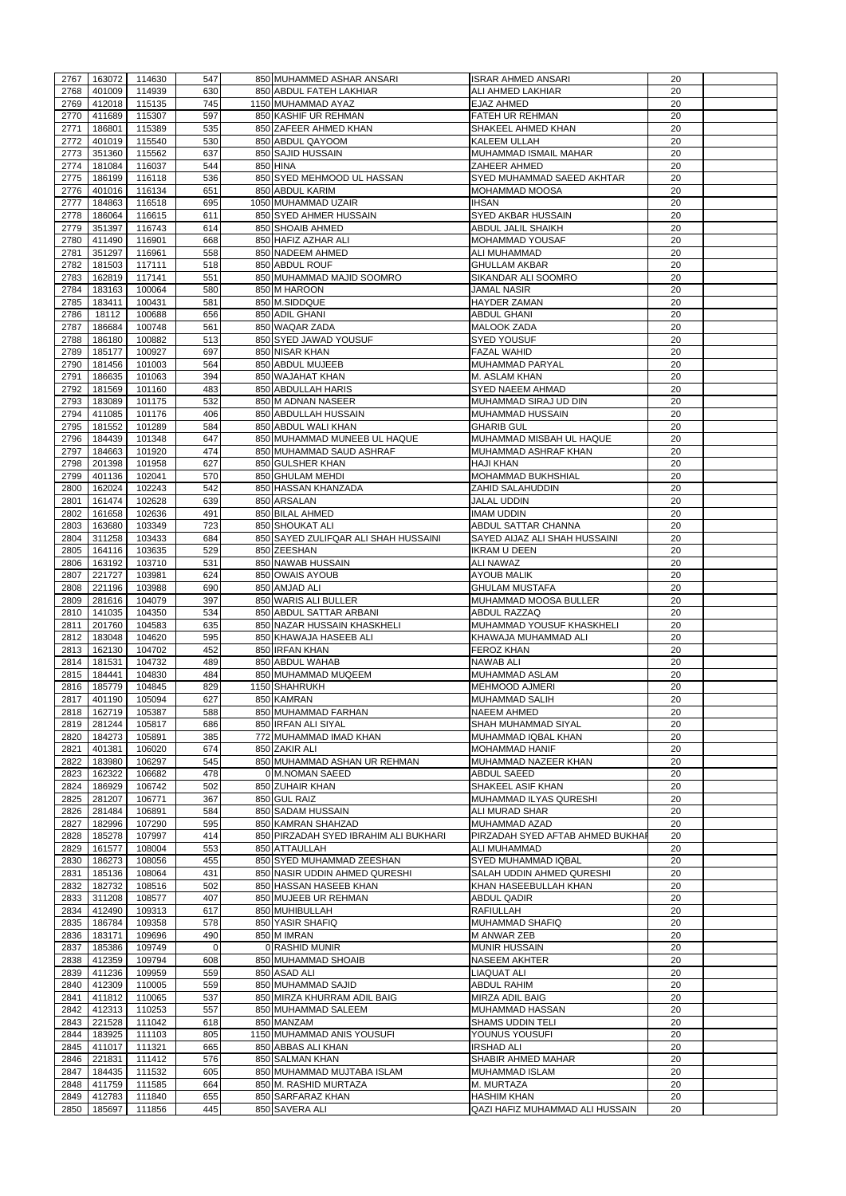| | | | | | | | | |
|---|---|---|---|---|---|---|---|---|
| 2767 | 163072 | 114630 | 547 | 850 | MUHAMMED ASHAR ANSARI | ISRAR AHMED ANSARI | 20 | |
| 2768 | 401009 | 114939 | 630 | 850 | ABDUL FATEH LAKHIAR | ALI AHMED LAKHIAR | 20 | |
| 2769 | 412018 | 115135 | 745 | 1150 | MUHAMMAD AYAZ | EJAZ AHMED | 20 | |
| 2770 | 411689 | 115307 | 597 | 850 | KASHIF UR REHMAN | FATEH UR REHMAN | 20 | |
| 2771 | 186801 | 115389 | 535 | 850 | ZAFEER AHMED KHAN | SHAKEEL AHMED KHAN | 20 | |
| 2772 | 401019 | 115540 | 530 | 850 | ABDUL QAYOOM | KALEEM ULLAH | 20 | |
| 2773 | 351360 | 115562 | 637 | 850 | SAJID HUSSAIN | MUHAMMAD ISMAIL MAHAR | 20 | |
| 2774 | 181084 | 116037 | 544 | 850 | HINA | ZAHEER AHMED | 20 | |
| 2775 | 186199 | 116118 | 536 | 850 | SYED MEHMOOD UL HASSAN | SYED MUHAMMAD SAEED AKHTAR | 20 | |
| 2776 | 401016 | 116134 | 651 | 850 | ABDUL KARIM | MOHAMMAD MOOSA | 20 | |
| 2777 | 184863 | 116518 | 695 | 1050 | MUHAMMAD UZAIR | IHSAN | 20 | |
| 2778 | 186064 | 116615 | 611 | 850 | SYED AHMER HUSSAIN | SYED AKBAR HUSSAIN | 20 | |
| 2779 | 351397 | 116743 | 614 | 850 | SHOAIB AHMED | ABDUL JALIL SHAIKH | 20 | |
| 2780 | 411490 | 116901 | 668 | 850 | HAFIZ AZHAR ALI | MOHAMMAD YOUSAF | 20 | |
| 2781 | 351297 | 116961 | 558 | 850 | NADEEM AHMED | ALI MUHAMMAD | 20 | |
| 2782 | 181503 | 117111 | 518 | 850 | ABDUL ROUF | GHULLAM AKBAR | 20 | |
| 2783 | 162819 | 117141 | 551 | 850 | MUHAMMAD MAJID SOOMRO | SIKANDAR ALI SOOMRO | 20 | |
| 2784 | 183163 | 100064 | 580 | 850 | M HAROON | JAMAL NASIR | 20 | |
| 2785 | 183411 | 100431 | 581 | 850 | M.SIDDQUE | HAYDER ZAMAN | 20 | |
| 2786 | 18112 | 100688 | 656 | 850 | ADIL GHANI | ABDUL GHANI | 20 | |
| 2787 | 186684 | 100748 | 561 | 850 | WAQAR ZADA | MALOOK ZADA | 20 | |
| 2788 | 186180 | 100882 | 513 | 850 | SYED JAWAD YOUSUF | SYED YOUSUF | 20 | |
| 2789 | 185177 | 100927 | 697 | 850 | NISAR KHAN | FAZAL WAHID | 20 | |
| 2790 | 181456 | 101003 | 564 | 850 | ABDUL MUJEEB | MUHAMMAD PARYAL | 20 | |
| 2791 | 186635 | 101063 | 394 | 850 | WAJAHAT KHAN | M. ASLAM KHAN | 20 | |
| 2792 | 181569 | 101160 | 483 | 850 | ABDULLAH HARIS | SYED NAEEM AHMAD | 20 | |
| 2793 | 183089 | 101175 | 532 | 850 | M ADNAN NASEER | MUHAMMAD SIRAJ UD DIN | 20 | |
| 2794 | 411085 | 101176 | 406 | 850 | ABDULLAH HUSSAIN | MUHAMMAD HUSSAIN | 20 | |
| 2795 | 181552 | 101289 | 584 | 850 | ABDUL WALI KHAN | GHARIB GUL | 20 | |
| 2796 | 184439 | 101348 | 647 | 850 | MUHAMMAD MUNEEB UL HAQUE | MUHAMMAD MISBAH UL HAQUE | 20 | |
| 2797 | 184663 | 101920 | 474 | 850 | MUHAMMAD SAUD ASHRAF | MUHAMMAD ASHRAF KHAN | 20 | |
| 2798 | 201398 | 101958 | 627 | 850 | GULSHER KHAN | HAJI KHAN | 20 | |
| 2799 | 401136 | 102041 | 570 | 850 | GHULAM MEHDI | MOHAMMAD BUKHSHIAL | 20 | |
| 2800 | 162024 | 102243 | 542 | 850 | HASSAN KHANZADA | ZAHID SALAHUDDIN | 20 | |
| 2801 | 161474 | 102628 | 639 | 850 | ARSALAN | JALAL UDDIN | 20 | |
| 2802 | 161658 | 102636 | 491 | 850 | BILAL AHMED | IMAM UDDIN | 20 | |
| 2803 | 163680 | 103349 | 723 | 850 | SHOUKAT ALI | ABDUL SATTAR CHANNA | 20 | |
| 2804 | 311258 | 103433 | 684 | 850 | SAYED ZULIFQAR ALI SHAH HUSSAINI | SAYED AIJAZ ALI SHAH HUSSAINI | 20 | |
| 2805 | 164116 | 103635 | 529 | 850 | ZEESHAN | IKRAM U DEEN | 20 | |
| 2806 | 163192 | 103710 | 531 | 850 | NAWAB HUSSAIN | ALI NAWAZ | 20 | |
| 2807 | 221727 | 103981 | 624 | 850 | OWAIS AYOUB | AYOUB MALIK | 20 | |
| 2808 | 221196 | 103988 | 690 | 850 | AMJAD ALI | GHULAM MUSTAFA | 20 | |
| 2809 | 281616 | 104079 | 397 | 850 | WARIS ALI BULLER | MUHAMMAD MOOSA BULLER | 20 | |
| 2810 | 141035 | 104350 | 534 | 850 | ABDUL SATTAR ARBANI | ABDUL RAZZAQ | 20 | |
| 2811 | 201760 | 104583 | 635 | 850 | NAZAR HUSSAIN KHASKHELI | MUHAMMAD YOUSUF KHASKHELI | 20 | |
| 2812 | 183048 | 104620 | 595 | 850 | KHAWAJA HASEEB ALI | KHAWAJA MUHAMMAD ALI | 20 | |
| 2813 | 162130 | 104702 | 452 | 850 | IRFAN KHAN | FEROZ KHAN | 20 | |
| 2814 | 181531 | 104732 | 489 | 850 | ABDUL WAHAB | NAWAB ALI | 20 | |
| 2815 | 184441 | 104830 | 484 | 850 | MUHAMMAD MUQEEM | MUHAMMAD ASLAM | 20 | |
| 2816 | 185779 | 104845 | 829 | 1150 | SHAHRUKH | MEHMOOD AJMERI | 20 | |
| 2817 | 401190 | 105094 | 627 | 850 | KAMRAN | MUHAMMAD SALIH | 20 | |
| 2818 | 162719 | 105387 | 588 | 850 | MUHAMMAD FARHAN | NAEEM AHMED | 20 | |
| 2819 | 281244 | 105817 | 686 | 850 | IRFAN ALI SIYAL | SHAH MUHAMMAD SIYAL | 20 | |
| 2820 | 184273 | 105891 | 385 | 772 | MUHAMMAD IMAD KHAN | MUHAMMAD IQBAL KHAN | 20 | |
| 2821 | 401381 | 106020 | 674 | 850 | ZAKIR ALI | MOHAMMAD HANIF | 20 | |
| 2822 | 183980 | 106297 | 545 | 850 | MUHAMMAD ASHAN UR REHMAN | MUHAMMAD NAZEER KHAN | 20 | |
| 2823 | 162322 | 106682 | 478 | 0 | M.NOMAN SAEED | ABDUL SAEED | 20 | |
| 2824 | 186929 | 106742 | 502 | 850 | ZUHAIR KHAN | SHAKEEL ASIF KHAN | 20 | |
| 2825 | 281207 | 106771 | 367 | 850 | GUL RAIZ | MUHAMMAD ILYAS QURESHI | 20 | |
| 2826 | 281484 | 106891 | 584 | 850 | SADAM HUSSAIN | ALI MURAD SHAR | 20 | |
| 2827 | 182996 | 107290 | 595 | 850 | KAMRAN SHAHZAD | MUHAMMAD AZAD | 20 | |
| 2828 | 185278 | 107997 | 414 | 850 | PIRZADAH SYED IBRAHIM ALI BUKHARI | PIRZADAH SYED AFTAB AHMED BUKHAI | 20 | |
| 2829 | 161577 | 108004 | 553 | 850 | ATTAULLAH | ALI MUHAMMAD | 20 | |
| 2830 | 186273 | 108056 | 455 | 850 | SYED MUHAMMAD ZEESHAN | SYED MUHAMMAD IQBAL | 20 | |
| 2831 | 185136 | 108064 | 431 | 850 | NASIR UDDIN AHMED QURESHI | SALAH UDDIN AHMED QURESHI | 20 | |
| 2832 | 182732 | 108516 | 502 | 850 | HASSAN HASEEB KHAN | KHAN HASEEBULLAH KHAN | 20 | |
| 2833 | 311208 | 108577 | 407 | 850 | MUJEEB UR REHMAN | ABDUL QADIR | 20 | |
| 2834 | 412490 | 109313 | 617 | 850 | MUHIBULLAH | RAFIULLAH | 20 | |
| 2835 | 186784 | 109358 | 578 | 850 | YASIR SHAFIQ | MUHAMMAD SHAFIQ | 20 | |
| 2836 | 183171 | 109696 | 490 | 850 | M IMRAN | M ANWAR ZEB | 20 | |
| 2837 | 185386 | 109749 | 0 | 0 | RASHID MUNIR | MUNIR HUSSAIN | 20 | |
| 2838 | 412359 | 109794 | 608 | 850 | MUHAMMAD SHOAIB | NASEEM AKHTER | 20 | |
| 2839 | 411236 | 109959 | 559 | 850 | ASAD ALI | LIAQUAT ALI | 20 | |
| 2840 | 412309 | 110005 | 559 | 850 | MUHAMMAD SAJID | ABDUL RAHIM | 20 | |
| 2841 | 411812 | 110065 | 537 | 850 | MIRZA KHURRAM ADIL BAIG | MIRZA ADIL BAIG | 20 | |
| 2842 | 412313 | 110253 | 557 | 850 | MUHAMMAD SALEEM | MUHAMMAD HASSAN | 20 | |
| 2843 | 221528 | 111042 | 618 | 850 | MANZAM | SHAMS UDDIN TELI | 20 | |
| 2844 | 183925 | 111103 | 805 | 1150 | MUHAMMAD ANIS YOUSUFI | YOUNUS YOUSUFI | 20 | |
| 2845 | 411017 | 111321 | 665 | 850 | ABBAS ALI KHAN | IRSHAD ALI | 20 | |
| 2846 | 221831 | 111412 | 576 | 850 | SALMAN KHAN | SHABIR AHMED MAHAR | 20 | |
| 2847 | 184435 | 111532 | 605 | 850 | MUHAMMAD MUJTABA ISLAM | MUHAMMAD ISLAM | 20 | |
| 2848 | 411759 | 111585 | 664 | 850 | M. RASHID MURTAZA | M. MURTAZA | 20 | |
| 2849 | 412783 | 111840 | 655 | 850 | SARFARAZ KHAN | HASHIM KHAN | 20 | |
| 2850 | 185697 | 111856 | 445 | 850 | SAVERA ALI | QAZI HAFIZ MUHAMMAD ALI HUSSAIN | 20 | |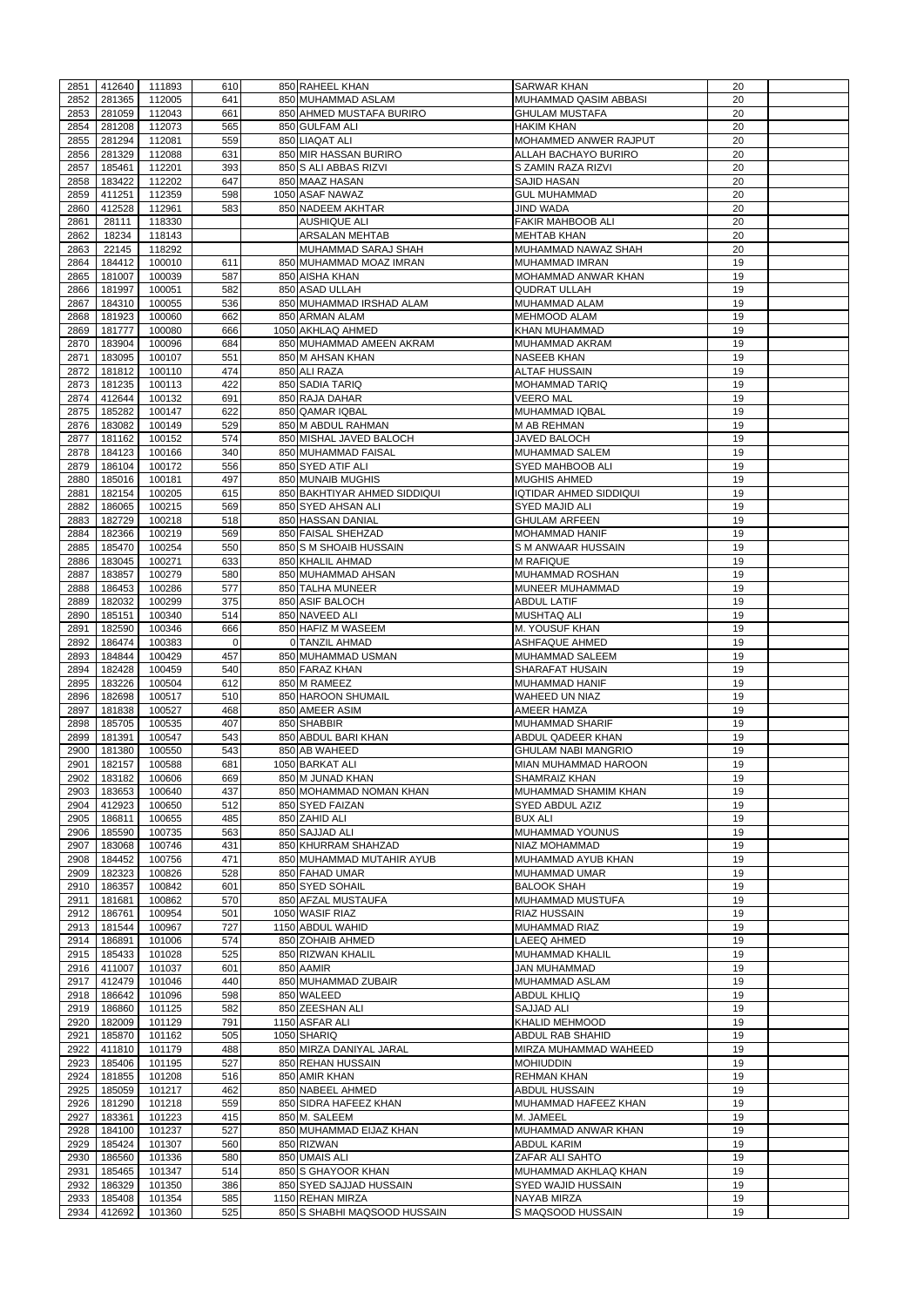| 2851 | 412640 | 111893 | 610 | 850 | RAHEEL KHAN | SARWAR KHAN | 20 | |
|---|---|---|---|---|---|---|---|---|
| 2852 | 281365 | 112005 | 641 | 850 | MUHAMMAD ASLAM | MUHAMMAD QASIM ABBASI | 20 | |
| 2853 | 281059 | 112043 | 661 | 850 | AHMED MUSTAFA BURIRO | GHULAM MUSTAFA | 20 | |
| 2854 | 281208 | 112073 | 565 | 850 | GULFAM ALI | HAKIM KHAN | 20 | |
| 2855 | 281294 | 112081 | 559 | 850 | LIAQAT ALI | MOHAMMED ANWER RAJPUT | 20 | |
| 2856 | 281329 | 112088 | 631 | 850 | MIR HASSAN BURIRO | ALLAH BACHAYO BURIRO | 20 | |
| 2857 | 185461 | 112201 | 393 | 850 | S ALI ABBAS RIZVI | S ZAMIN RAZA RIZVI | 20 | |
| 2858 | 183422 | 112202 | 647 | 850 | MAAZ HASAN | SAJID HASAN | 20 | |
| 2859 | 411251 | 112359 | 598 | 1050 | ASAF NAWAZ | GUL MUHAMMAD | 20 | |
| 2860 | 412528 | 112961 | 583 | 850 | NADEEM AKHTAR | JIND WADA | 20 | |
| 2861 | 28111 | 118330 | | | AUSHIQUE ALI | FAKIR MAHBOOB ALI | 20 | |
| 2862 | 18234 | 118143 | | | ARSALAN MEHTAB | MEHTAB KHAN | 20 | |
| 2863 | 22145 | 118292 | | | MUHAMMAD SARAJ SHAH | MUHAMMAD NAWAZ SHAH | 20 | |
| 2864 | 184412 | 100010 | 611 | 850 | MUHAMMAD MOAZ IMRAN | MUHAMMAD IMRAN | 19 | |
| 2865 | 181007 | 100039 | 587 | 850 | AISHA KHAN | MOHAMMAD ANWAR KHAN | 19 | |
| 2866 | 181997 | 100051 | 582 | 850 | ASAD ULLAH | QUDRAT ULLAH | 19 | |
| 2867 | 184310 | 100055 | 536 | 850 | MUHAMMAD IRSHAD ALAM | MUHAMMAD ALAM | 19 | |
| 2868 | 181923 | 100060 | 662 | 850 | ARMAN ALAM | MEHMOOD ALAM | 19 | |
| 2869 | 181777 | 100080 | 666 | 1050 | AKHLAQ AHMED | KHAN MUHAMMAD | 19 | |
| 2870 | 183904 | 100096 | 684 | 850 | MUHAMMAD AMEEN AKRAM | MUHAMMAD AKRAM | 19 | |
| 2871 | 183095 | 100107 | 551 | 850 | M AHSAN KHAN | NASEEB KHAN | 19 | |
| 2872 | 181812 | 100110 | 474 | 850 | ALI RAZA | ALTAF HUSSAIN | 19 | |
| 2873 | 181235 | 100113 | 422 | 850 | SADIA TARIQ | MOHAMMAD TARIQ | 19 | |
| 2874 | 412644 | 100132 | 691 | 850 | RAJA DAHAR | VEERO MAL | 19 | |
| 2875 | 185282 | 100147 | 622 | 850 | QAMAR IQBAL | MUHAMMAD IQBAL | 19 | |
| 2876 | 183082 | 100149 | 529 | 850 | M ABDUL RAHMAN | M AB REHMAN | 19 | |
| 2877 | 181162 | 100152 | 574 | 850 | MISHAL JAVED BALOCH | JAVED BALOCH | 19 | |
| 2878 | 184123 | 100166 | 340 | 850 | MUHAMMAD FAISAL | MUHAMMAD SALEM | 19 | |
| 2879 | 186104 | 100172 | 556 | 850 | SYED ATIF ALI | SYED MAHBOOB ALI | 19 | |
| 2880 | 185016 | 100181 | 497 | 850 | MUNAIB MUGHIS | MUGHIS AHMED | 19 | |
| 2881 | 182154 | 100205 | 615 | 850 | BAKHTIYAR AHMED SIDDIQUI | IQTIDAR AHMED SIDDIQUI | 19 | |
| 2882 | 186065 | 100215 | 569 | 850 | SYED AHSAN ALI | SYED MAJID ALI | 19 | |
| 2883 | 182729 | 100218 | 518 | 850 | HASSAN DANIAL | GHULAM ARFEEN | 19 | |
| 2884 | 182366 | 100219 | 569 | 850 | FAISAL SHEHZAD | MOHAMMAD HANIF | 19 | |
| 2885 | 185470 | 100254 | 550 | 850 | S M SHOAIB HUSSAIN | S M ANWAAR HUSSAIN | 19 | |
| 2886 | 183045 | 100271 | 633 | 850 | KHALIL AHMAD | M RAFIQUE | 19 | |
| 2887 | 183857 | 100279 | 580 | 850 | MUHAMMAD AHSAN | MUHAMMAD ROSHAN | 19 | |
| 2888 | 186453 | 100286 | 577 | 850 | TALHA MUNEER | MUNEER MUHAMMAD | 19 | |
| 2889 | 182032 | 100299 | 375 | 850 | ASIF BALOCH | ABDUL LATIF | 19 | |
| 2890 | 185151 | 100340 | 514 | 850 | NAVEED ALI | MUSHTAQ ALI | 19 | |
| 2891 | 182590 | 100346 | 666 | 850 | HAFIZ M WASEEM | M. YOUSUF KHAN | 19 | |
| 2892 | 186474 | 100383 | 0 | 0 | TANZIL AHMAD | ASHFAQUE AHMED | 19 | |
| 2893 | 184844 | 100429 | 457 | 850 | MUHAMMAD USMAN | MUHAMMAD SALEEM | 19 | |
| 2894 | 182428 | 100459 | 540 | 850 | FARAZ KHAN | SHARAFAT HUSAIN | 19 | |
| 2895 | 183226 | 100504 | 612 | 850 | M RAMEEZ | MUHAMMAD HANIF | 19 | |
| 2896 | 182698 | 100517 | 510 | 850 | HAROON SHUMAIL | WAHEED UN NIAZ | 19 | |
| 2897 | 181838 | 100527 | 468 | 850 | AMEER ASIM | AMEER HAMZA | 19 | |
| 2898 | 185705 | 100535 | 407 | 850 | SHABBIR | MUHAMMAD SHARIF | 19 | |
| 2899 | 181391 | 100547 | 543 | 850 | ABDUL BARI KHAN | ABDUL QADEER KHAN | 19 | |
| 2900 | 181380 | 100550 | 543 | 850 | AB WAHEED | GHULAM NABI MANGRIO | 19 | |
| 2901 | 182157 | 100588 | 681 | 1050 | BARKAT ALI | MIAN MUHAMMAD HAROON | 19 | |
| 2902 | 183182 | 100606 | 669 | 850 | M JUNAD KHAN | SHAMRAIZ KHAN | 19 | |
| 2903 | 183653 | 100640 | 437 | 850 | MOHAMMAD NOMAN KHAN | MUHAMMAD SHAMIM KHAN | 19 | |
| 2904 | 412923 | 100650 | 512 | 850 | SYED FAIZAN | SYED ABDUL AZIZ | 19 | |
| 2905 | 186811 | 100655 | 485 | 850 | ZAHID ALI | BUX ALI | 19 | |
| 2906 | 185590 | 100735 | 563 | 850 | SAJJAD ALI | MUHAMMAD YOUNUS | 19 | |
| 2907 | 183068 | 100746 | 431 | 850 | KHURRAM SHAHZAD | NIAZ MOHAMMAD | 19 | |
| 2908 | 184452 | 100756 | 471 | 850 | MUHAMMAD MUTAHIR AYUB | MUHAMMAD AYUB KHAN | 19 | |
| 2909 | 182323 | 100826 | 528 | 850 | FAHAD UMAR | MUHAMMAD UMAR | 19 | |
| 2910 | 186357 | 100842 | 601 | 850 | SYED SOHAIL | BALOOK SHAH | 19 | |
| 2911 | 181681 | 100862 | 570 | 850 | AFZAL MUSTAUFA | MUHAMMAD MUSTUFA | 19 | |
| 2912 | 186761 | 100954 | 501 | 1050 | WASIF RIAZ | RIAZ HUSSAIN | 19 | |
| 2913 | 181544 | 100967 | 727 | 1150 | ABDUL WAHID | MUHAMMAD RIAZ | 19 | |
| 2914 | 186891 | 101006 | 574 | 850 | ZOHAIB AHMED | LAEEQ AHMED | 19 | |
| 2915 | 185433 | 101028 | 525 | 850 | RIZWAN KHALIL | MUHAMMAD KHALIL | 19 | |
| 2916 | 411007 | 101037 | 601 | 850 | AAMIR | JAN MUHAMMAD | 19 | |
| 2917 | 412479 | 101046 | 440 | 850 | MUHAMMAD ZUBAIR | MUHAMMAD ASLAM | 19 | |
| 2918 | 186642 | 101096 | 598 | 850 | WALEED | ABDUL KHLIQ | 19 | |
| 2919 | 186860 | 101125 | 582 | 850 | ZEESHAN ALI | SAJJAD ALI | 19 | |
| 2920 | 182009 | 101129 | 791 | 1150 | ASFAR ALI | KHALID MEHMOOD | 19 | |
| 2921 | 185870 | 101162 | 505 | 1050 | SHARIQ | ABDUL RAB SHAHID | 19 | |
| 2922 | 411810 | 101179 | 488 | 850 | MIRZA DANIYAL JARAL | MIRZA MUHAMMAD WAHEED | 19 | |
| 2923 | 185406 | 101195 | 527 | 850 | REHAN HUSSAIN | MOHIUDDIN | 19 | |
| 2924 | 181855 | 101208 | 516 | 850 | AMIR KHAN | REHMAN KHAN | 19 | |
| 2925 | 185059 | 101217 | 462 | 850 | NABEEL AHMED | ABDUL HUSSAIN | 19 | |
| 2926 | 181290 | 101218 | 559 | 850 | SIDRA HAFEEZ KHAN | MUHAMMAD HAFEEZ KHAN | 19 | |
| 2927 | 183361 | 101223 | 415 | 850 | M. SALEEM | M. JAMEEL | 19 | |
| 2928 | 184100 | 101237 | 527 | 850 | MUHAMMAD EIJAZ KHAN | MUHAMMAD ANWAR KHAN | 19 | |
| 2929 | 185424 | 101307 | 560 | 850 | RIZWAN | ABDUL KARIM | 19 | |
| 2930 | 186560 | 101336 | 580 | 850 | UMAIS ALI | ZAFAR ALI SAHTO | 19 | |
| 2931 | 185465 | 101347 | 514 | 850 | S GHAYOOR KHAN | MUHAMMAD AKHLAQ KHAN | 19 | |
| 2932 | 186329 | 101350 | 386 | 850 | SYED SAJJAD HUSSAIN | SYED WAJID HUSSAIN | 19 | |
| 2933 | 185408 | 101354 | 585 | 1150 | REHAN MIRZA | NAYAB MIRZA | 19 | |
| 2934 | 412692 | 101360 | 525 | 850 | S SHABHI MAQSOOD HUSSAIN | S MAQSOOD HUSSAIN | 19 | |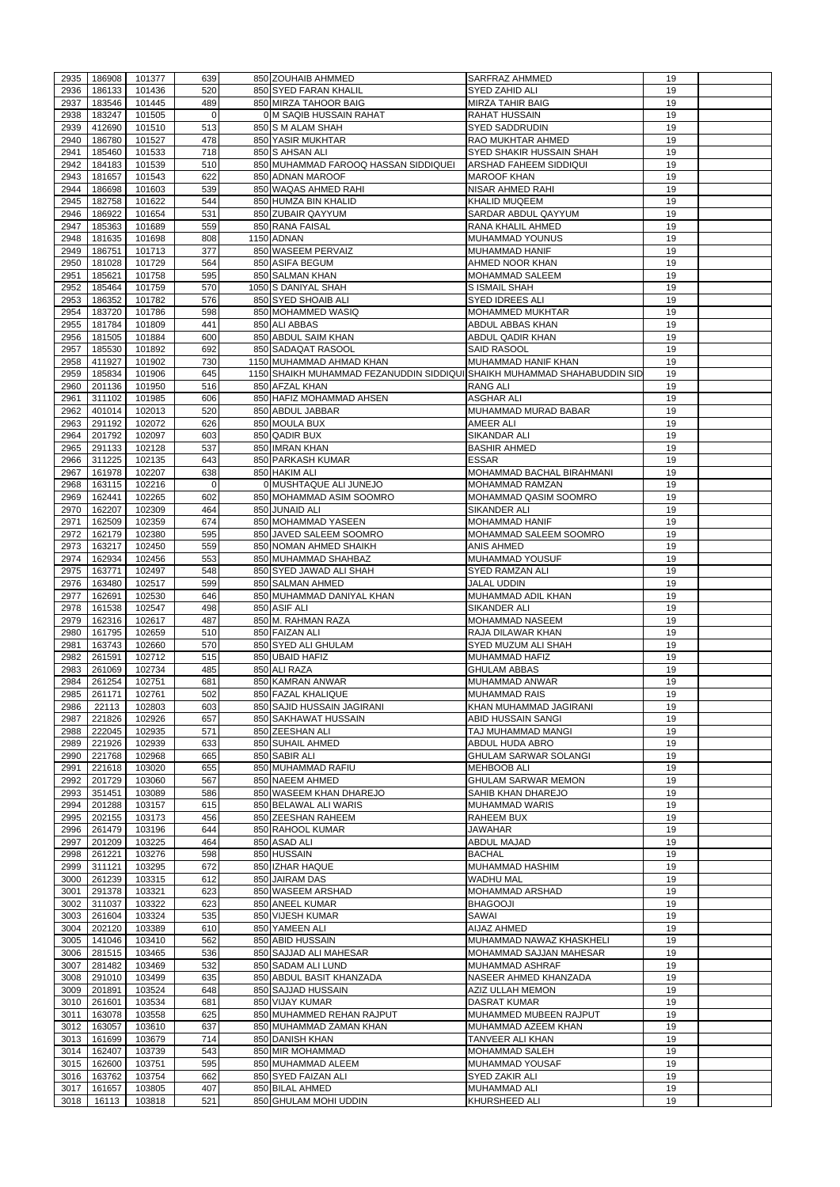| 2935 | 186908 | 101377 | 639 | 850 | ZOUHAIB AHMMED | SARFRAZ AHMMED | 19 | |
|---|---|---|---|---|---|---|---|---|
| 2936 | 186133 | 101436 | 520 | 850 | SYED FARAN KHALIL | SYED ZAHID ALI | 19 | |
| 2937 | 183546 | 101445 | 489 | 850 | MIRZA TAHOOR BAIG | MIRZA TAHIR BAIG | 19 | |
| 2938 | 183247 | 101505 | 0 | 0 | M SAQIB HUSSAIN RAHAT | RAHAT HUSSAIN | 19 | |
| 2939 | 412690 | 101510 | 513 | 850 | S M ALAM SHAH | SYED SADDRUDIN | 19 | |
| 2940 | 186780 | 101527 | 478 | 850 | YASIR MUKHTAR | RAO MUKHTAR AHMED | 19 | |
| 2941 | 185460 | 101533 | 718 | 850 | S AHSAN ALI | SYED SHAKIR HUSSAIN SHAH | 19 | |
| 2942 | 184183 | 101539 | 510 | 850 | MUHAMMAD FAROOQ HASSAN SIDDIQUEI | ARSHAD FAHEEM SIDDIQUI | 19 | |
| 2943 | 181657 | 101543 | 622 | 850 | ADNAN MAROOF | MAROOF KHAN | 19 | |
| 2944 | 186698 | 101603 | 539 | 850 | WAQAS AHMED RAHI | NISAR AHMED RAHI | 19 | |
| 2945 | 182758 | 101622 | 544 | 850 | HUMZA BIN KHALID | KHALID MUQEEM | 19 | |
| 2946 | 186922 | 101654 | 531 | 850 | ZUBAIR QAYYUM | SARDAR ABDUL QAYYUM | 19 | |
| 2947 | 185363 | 101689 | 559 | 850 | RANA FAISAL | RANA KHALIL AHMED | 19 | |
| 2948 | 181635 | 101698 | 808 | 1150 | ADNAN | MUHAMMAD YOUNUS | 19 | |
| 2949 | 186751 | 101713 | 377 | 850 | WASEEM PERVAIZ | MUHAMMAD HANIF | 19 | |
| 2950 | 181028 | 101729 | 564 | 850 | ASIFA BEGUM | AHMED NOOR KHAN | 19 | |
| 2951 | 185621 | 101758 | 595 | 850 | SALMAN KHAN | MOHAMMAD SALEEM | 19 | |
| 2952 | 185464 | 101759 | 570 | 1050 | S DANIYAL SHAH | S ISMAIL SHAH | 19 | |
| 2953 | 186352 | 101782 | 576 | 850 | SYED SHOAIB ALI | SYED IDREES ALI | 19 | |
| 2954 | 183720 | 101786 | 598 | 850 | MOHAMMED WASIQ | MOHAMMED MUKHTAR | 19 | |
| 2955 | 181784 | 101809 | 441 | 850 | ALI ABBAS | ABDUL ABBAS KHAN | 19 | |
| 2956 | 181505 | 101884 | 600 | 850 | ABDUL SAIM KHAN | ABDUL QADIR KHAN | 19 | |
| 2957 | 185530 | 101892 | 692 | 850 | SADAQAT RASOOL | SAID RASOOL | 19 | |
| 2958 | 411927 | 101902 | 730 | 1150 | MUHAMMAD AHMAD KHAN | MUHAMMAD HANIF KHAN | 19 | |
| 2959 | 185834 | 101906 | 645 | 1150 | SHAIKH MUHAMMAD FEZANUDDIN SIDDIQUI | SHAIKH MUHAMMAD SHAHABUDDIN SID | 19 | |
| 2960 | 201136 | 101950 | 516 | 850 | AFZAL KHAN | RANG ALI | 19 | |
| 2961 | 311102 | 101985 | 606 | 850 | HAFIZ MOHAMMAD AHSEN | ASGHAR ALI | 19 | |
| 2962 | 401014 | 102013 | 520 | 850 | ABDUL JABBAR | MUHAMMAD MURAD BABAR | 19 | |
| 2963 | 291192 | 102072 | 626 | 850 | MOULA BUX | AMEER ALI | 19 | |
| 2964 | 201792 | 102097 | 603 | 850 | QADIR BUX | SIKANDAR ALI | 19 | |
| 2965 | 291133 | 102128 | 537 | 850 | IMRAN KHAN | BASHIR AHMED | 19 | |
| 2966 | 311225 | 102135 | 643 | 850 | PARKASH KUMAR | ESSAR | 19 | |
| 2967 | 161978 | 102207 | 638 | 850 | HAKIM ALI | MOHAMMAD BACHAL BIRAHMANI | 19 | |
| 2968 | 163115 | 102216 | 0 | 0 | MUSHTAQUE ALI JUNEJO | MOHAMMAD RAMZAN | 19 | |
| 2969 | 162441 | 102265 | 602 | 850 | MOHAMMAD ASIM SOOMRO | MOHAMMAD QASIM SOOMRO | 19 | |
| 2970 | 162207 | 102309 | 464 | 850 | JUNAID ALI | SIKANDER ALI | 19 | |
| 2971 | 162509 | 102359 | 674 | 850 | MOHAMMAD YASEEN | MOHAMMAD HANIF | 19 | |
| 2972 | 162179 | 102380 | 595 | 850 | JAVED SALEEM SOOMRO | MOHAMMAD SALEEM SOOMRO | 19 | |
| 2973 | 163217 | 102450 | 559 | 850 | NOMAN AHMED SHAIKH | ANIS AHMED | 19 | |
| 2974 | 162934 | 102456 | 553 | 850 | MUHAMMAD SHAHBAZ | MUHAMMAD YOUSUF | 19 | |
| 2975 | 163771 | 102497 | 548 | 850 | SYED JAWAD ALI SHAH | SYED RAMZAN ALI | 19 | |
| 2976 | 163480 | 102517 | 599 | 850 | SALMAN AHMED | JALAL UDDIN | 19 | |
| 2977 | 162691 | 102530 | 646 | 850 | MUHAMMAD DANIYAL KHAN | MUHAMMAD ADIL KHAN | 19 | |
| 2978 | 161538 | 102547 | 498 | 850 | ASIF ALI | SIKANDER ALI | 19 | |
| 2979 | 162316 | 102617 | 487 | 850 | M. RAHMAN RAZA | MOHAMMAD NASEEM | 19 | |
| 2980 | 161795 | 102659 | 510 | 850 | FAIZAN ALI | RAJA DILAWAR KHAN | 19 | |
| 2981 | 163743 | 102660 | 570 | 850 | SYED ALI GHULAM | SYED MUZUM ALI SHAH | 19 | |
| 2982 | 261591 | 102712 | 515 | 850 | UBAID HAFIZ | MUHAMMAD HAFIZ | 19 | |
| 2983 | 261069 | 102734 | 485 | 850 | ALI RAZA | GHULAM ABBAS | 19 | |
| 2984 | 261254 | 102751 | 681 | 850 | KAMRAN ANWAR | MUHAMMAD ANWAR | 19 | |
| 2985 | 261171 | 102761 | 502 | 850 | FAZAL KHALIQUE | MUHAMMAD RAIS | 19 | |
| 2986 | 22113 | 102803 | 603 | 850 | SAJID HUSSAIN JAGIRANI | KHAN MUHAMMAD JAGIRANI | 19 | |
| 2987 | 221826 | 102926 | 657 | 850 | SAKHAWAT HUSSAIN | ABID HUSSAIN SANGI | 19 | |
| 2988 | 222045 | 102935 | 571 | 850 | ZEESHAN ALI | TAJ MUHAMMAD MANGI | 19 | |
| 2989 | 221926 | 102939 | 633 | 850 | SUHAIL AHMED | ABDUL HUDA ABRO | 19 | |
| 2990 | 221768 | 102968 | 665 | 850 | SABIR ALI | GHULAM SARWAR SOLANGI | 19 | |
| 2991 | 221618 | 103020 | 655 | 850 | MUHAMMAD RAFIU | MEHBOOB ALI | 19 | |
| 2992 | 201729 | 103060 | 567 | 850 | NAEEM AHMED | GHULAM SARWAR MEMON | 19 | |
| 2993 | 351451 | 103089 | 586 | 850 | WASEEM KHAN DHAREJO | SAHIB KHAN DHAREJO | 19 | |
| 2994 | 201288 | 103157 | 615 | 850 | BELAWAL ALI WARIS | MUHAMMAD WARIS | 19 | |
| 2995 | 202155 | 103173 | 456 | 850 | ZEESHAN RAHEEM | RAHEEM BUX | 19 | |
| 2996 | 261479 | 103196 | 644 | 850 | RAHOOL KUMAR | JAWAHAR | 19 | |
| 2997 | 201209 | 103225 | 464 | 850 | ASAD ALI | ABDUL MAJAD | 19 | |
| 2998 | 261221 | 103276 | 598 | 850 | HUSSAIN | BACHAL | 19 | |
| 2999 | 311121 | 103295 | 672 | 850 | IZHAR HAQUE | MUHAMMAD HASHIM | 19 | |
| 3000 | 261239 | 103315 | 612 | 850 | JAIRAM DAS | WADHU MAL | 19 | |
| 3001 | 291378 | 103321 | 623 | 850 | WASEEM ARSHAD | MOHAMMAD ARSHAD | 19 | |
| 3002 | 311037 | 103322 | 623 | 850 | ANEEL KUMAR | BHAGOOJI | 19 | |
| 3003 | 261604 | 103324 | 535 | 850 | VIJESH KUMAR | SAWAI | 19 | |
| 3004 | 202120 | 103389 | 610 | 850 | YAMEEN ALI | AIJAZ AHMED | 19 | |
| 3005 | 141046 | 103410 | 562 | 850 | ABID HUSSAIN | MUHAMMAD NAWAZ KHASKHELI | 19 | |
| 3006 | 281515 | 103465 | 536 | 850 | SAJJAD ALI MAHESAR | MOHAMMAD SAJJAN MAHESAR | 19 | |
| 3007 | 281482 | 103469 | 532 | 850 | SADAM ALI LUND | MUHAMMAD ASHRAF | 19 | |
| 3008 | 291010 | 103499 | 635 | 850 | ABDUL BASIT KHANZADA | NASEER AHMED KHANZADA | 19 | |
| 3009 | 201891 | 103524 | 648 | 850 | SAJJAD HUSSAIN | AZIZ ULLAH MEMON | 19 | |
| 3010 | 261601 | 103534 | 681 | 850 | VIJAY KUMAR | DASRAT KUMAR | 19 | |
| 3011 | 163078 | 103558 | 625 | 850 | MUHAMMED REHAN RAJPUT | MUHAMMED MUBEEN RAJPUT | 19 | |
| 3012 | 163057 | 103610 | 637 | 850 | MUHAMMAD ZAMAN KHAN | MUHAMMAD AZEEM KHAN | 19 | |
| 3013 | 161699 | 103679 | 714 | 850 | DANISH KHAN | TANVEER ALI KHAN | 19 | |
| 3014 | 162407 | 103739 | 543 | 850 | MIR MOHAMMAD | MOHAMMAD SALEH | 19 | |
| 3015 | 162600 | 103751 | 595 | 850 | MUHAMMAD ALEEM | MUHAMMAD YOUSAF | 19 | |
| 3016 | 163762 | 103754 | 662 | 850 | SYED FAIZAN ALI | SYED ZAKIR ALI | 19 | |
| 3017 | 161657 | 103805 | 407 | 850 | BILAL AHMED | MUHAMMAD ALI | 19 | |
| 3018 | 16113 | 103818 | 521 | 850 | GHULAM MOHI UDDIN | KHURSHEED ALI | 19 | |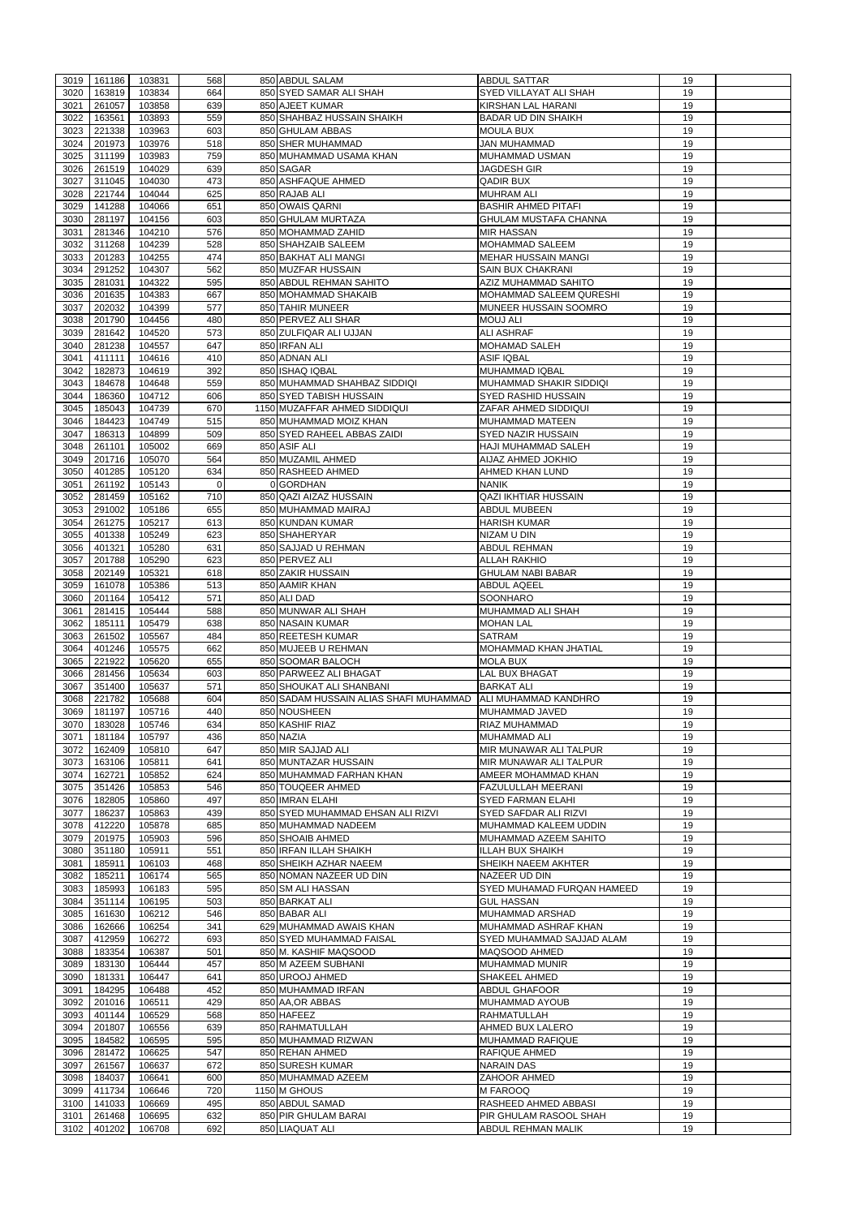| | | | | | | | | |
|---|---|---|---|---|---|---|---|---|
| 3019 | 161186 | 103831 | 568 | 850 | ABDUL SALAM | ABDUL SATTAR | 19 | |
| 3020 | 163819 | 103834 | 664 | 850 | SYED SAMAR ALI SHAH | SYED VILLAYAT ALI SHAH | 19 | |
| 3021 | 261057 | 103858 | 639 | 850 | AJEET KUMAR | KIRSHAN LAL HARANI | 19 | |
| 3022 | 163561 | 103893 | 559 | 850 | SHAHBAZ HUSSAIN SHAIKH | BADAR UD DIN SHAIKH | 19 | |
| 3023 | 221338 | 103963 | 603 | 850 | GHULAM ABBAS | MOULA BUX | 19 | |
| 3024 | 201973 | 103976 | 518 | 850 | SHER MUHAMMAD | JAN MUHAMMAD | 19 | |
| 3025 | 311199 | 103983 | 759 | 850 | MUHAMMAD USAMA KHAN | MUHAMMAD USMAN | 19 | |
| 3026 | 261519 | 104029 | 639 | 850 | SAGAR | JAGDESH GIR | 19 | |
| 3027 | 311045 | 104030 | 473 | 850 | ASHFAQUE AHMED | QADIR BUX | 19 | |
| 3028 | 221744 | 104044 | 625 | 850 | RAJAB ALI | MUHRAM ALI | 19 | |
| 3029 | 141288 | 104066 | 651 | 850 | OWAIS QARNI | BASHIR AHMED PITAFI | 19 | |
| 3030 | 281197 | 104156 | 603 | 850 | GHULAM MURTAZA | GHULAM MUSTAFA CHANNA | 19 | |
| 3031 | 281346 | 104210 | 576 | 850 | MOHAMMAD ZAHID | MIR HASSAN | 19 | |
| 3032 | 311268 | 104239 | 528 | 850 | SHAHZAIB SALEEM | MOHAMMAD SALEEM | 19 | |
| 3033 | 201283 | 104255 | 474 | 850 | BAKHAT ALI MANGI | MEHAR HUSSAIN MANGI | 19 | |
| 3034 | 291252 | 104307 | 562 | 850 | MUZFAR HUSSAIN | SAIN BUX CHAKRANI | 19 | |
| 3035 | 281031 | 104322 | 595 | 850 | ABDUL REHMAN SAHITO | AZIZ MUHAMMAD SAHITO | 19 | |
| 3036 | 201635 | 104383 | 667 | 850 | MOHAMMAD SHAKAIB | MOHAMMAD SALEEM QURESHI | 19 | |
| 3037 | 202032 | 104399 | 577 | 850 | TAHIR MUNEER | MUNEER HUSSAIN SOOMRO | 19 | |
| 3038 | 201790 | 104456 | 480 | 850 | PERVEZ ALI SHAR | MOUJ ALI | 19 | |
| 3039 | 281642 | 104520 | 573 | 850 | ZULFIQAR ALI UJJAN | ALI ASHRAF | 19 | |
| 3040 | 281238 | 104557 | 647 | 850 | IRFAN ALI | MOHAMAD SALEH | 19 | |
| 3041 | 411111 | 104616 | 410 | 850 | ADNAN ALI | ASIF IQBAL | 19 | |
| 3042 | 182873 | 104619 | 392 | 850 | ISHAQ IQBAL | MUHAMMAD IQBAL | 19 | |
| 3043 | 184678 | 104648 | 559 | 850 | MUHAMMAD SHAHBAZ SIDDIQI | MUHAMMAD SHAKIR SIDDIQI | 19 | |
| 3044 | 186360 | 104712 | 606 | 850 | SYED TABISH HUSSAIN | SYED RASHID HUSSAIN | 19 | |
| 3045 | 185043 | 104739 | 670 | 1150 | MUZAFFAR AHMED SIDDIQUI | ZAFAR AHMED SIDDIQUI | 19 | |
| 3046 | 184423 | 104749 | 515 | 850 | MUHAMMAD MOIZ KHAN | MUHAMMAD MATEEN | 19 | |
| 3047 | 186313 | 104899 | 509 | 850 | SYED RAHEEL ABBAS ZAIDI | SYED NAZIR HUSSAIN | 19 | |
| 3048 | 261101 | 105002 | 669 | 850 | ASIF ALI | HAJI MUHAMMAD SALEH | 19 | |
| 3049 | 201716 | 105070 | 564 | 850 | MUZAMIL AHMED | AIJAZ AHMED JOKHIO | 19 | |
| 3050 | 401285 | 105120 | 634 | 850 | RASHEED AHMED | AHMED KHAN LUND | 19 | |
| 3051 | 261192 | 105143 | 0 | 0 | GORDHAN | NANIK | 19 | |
| 3052 | 281459 | 105162 | 710 | 850 | QAZI AIZAZ HUSSAIN | QAZI IKHTIAR HUSSAIN | 19 | |
| 3053 | 291002 | 105186 | 655 | 850 | MUHAMMAD MAIRAJ | ABDUL MUBEEN | 19 | |
| 3054 | 261275 | 105217 | 613 | 850 | KUNDAN KUMAR | HARISH KUMAR | 19 | |
| 3055 | 401338 | 105249 | 623 | 850 | SHAHERYAR | NIZAM U DIN | 19 | |
| 3056 | 401321 | 105280 | 631 | 850 | SAJJAD U REHMAN | ABDUL REHMAN | 19 | |
| 3057 | 201788 | 105290 | 623 | 850 | PERVEZ ALI | ALLAH RAKHIO | 19 | |
| 3058 | 202149 | 105321 | 618 | 850 | ZAKIR HUSSAIN | GHULAM NABI BABAR | 19 | |
| 3059 | 161078 | 105386 | 513 | 850 | AAMIR KHAN | ABDUL AQEEL | 19 | |
| 3060 | 201164 | 105412 | 571 | 850 | ALI DAD | SOONHARO | 19 | |
| 3061 | 281415 | 105444 | 588 | 850 | MUNWAR ALI SHAH | MUHAMMAD ALI SHAH | 19 | |
| 3062 | 185111 | 105479 | 638 | 850 | NASAIN KUMAR | MOHAN LAL | 19 | |
| 3063 | 261502 | 105567 | 484 | 850 | REETESH KUMAR | SATRAM | 19 | |
| 3064 | 401246 | 105575 | 662 | 850 | MUJEEB U REHMAN | MOHAMMAD KHAN JHATIAL | 19 | |
| 3065 | 221922 | 105620 | 655 | 850 | SOOMAR BALOCH | MOLA BUX | 19 | |
| 3066 | 281456 | 105634 | 603 | 850 | PARWEEZ ALI BHAGAT | LAL BUX BHAGAT | 19 | |
| 3067 | 351400 | 105637 | 571 | 850 | SHOUKAT ALI SHANBANI | BARKAT ALI | 19 | |
| 3068 | 221782 | 105688 | 604 | 850 | SADAM HUSSAIN ALIAS SHAFI MUHAMMAD | ALI MUHAMMAD KANDHRO | 19 | |
| 3069 | 181197 | 105716 | 440 | 850 | NOUSHEEN | MUHAMMAD JAVED | 19 | |
| 3070 | 183028 | 105746 | 634 | 850 | KASHIF RIAZ | RIAZ MUHAMMAD | 19 | |
| 3071 | 181184 | 105797 | 436 | 850 | NAZIA | MUHAMMAD ALI | 19 | |
| 3072 | 162409 | 105810 | 647 | 850 | MIR SAJJAD ALI | MIR MUNAWAR ALI TALPUR | 19 | |
| 3073 | 163106 | 105811 | 641 | 850 | MUNTAZAR HUSSAIN | MIR MUNAWAR ALI TALPUR | 19 | |
| 3074 | 162721 | 105852 | 624 | 850 | MUHAMMAD FARHAN KHAN | AMEER MOHAMMAD KHAN | 19 | |
| 3075 | 351426 | 105853 | 546 | 850 | TOUQEER AHMED | FAZULULLAH MEERANI | 19 | |
| 3076 | 182805 | 105860 | 497 | 850 | IMRAN ELAHI | SYED FARMAN ELAHI | 19 | |
| 3077 | 186237 | 105863 | 439 | 850 | SYED MUHAMMAD EHSAN ALI RIZVI | SYED SAFDAR ALI RIZVI | 19 | |
| 3078 | 412220 | 105878 | 685 | 850 | MUHAMMAD NADEEM | MUHAMMAD KALEEM UDDIN | 19 | |
| 3079 | 201975 | 105903 | 596 | 850 | SHOAIB AHMED | MUHAMMAD AZEEM SAHITO | 19 | |
| 3080 | 351180 | 105911 | 551 | 850 | IRFAN ILLAH SHAIKH | ILLAH BUX SHAIKH | 19 | |
| 3081 | 185911 | 106103 | 468 | 850 | SHEIKH AZHAR NAEEM | SHEIKH NAEEM AKHTER | 19 | |
| 3082 | 185211 | 106174 | 565 | 850 | NOMAN NAZEER UD DIN | NAZEER UD DIN | 19 | |
| 3083 | 185993 | 106183 | 595 | 850 | SM ALI HASSAN | SYED MUHAMAD FURQAN HAMEED | 19 | |
| 3084 | 351114 | 106195 | 503 | 850 | BARKAT ALI | GUL HASSAN | 19 | |
| 3085 | 161630 | 106212 | 546 | 850 | BABAR ALI | MUHAMMAD ARSHAD | 19 | |
| 3086 | 162666 | 106254 | 341 | 629 | MUHAMMAD AWAIS KHAN | MUHAMMAD ASHRAF KHAN | 19 | |
| 3087 | 412959 | 106272 | 693 | 850 | SYED MUHAMMAD FAISAL | SYED MUHAMMAD SAJJAD ALAM | 19 | |
| 3088 | 183354 | 106387 | 501 | 850 | M. KASHIF MAQSOOD | MAQSOOD AHMED | 19 | |
| 3089 | 183130 | 106444 | 457 | 850 | M AZEEM SUBHANI | MUHAMMAD MUNIR | 19 | |
| 3090 | 181331 | 106447 | 641 | 850 | UROOJ AHMED | SHAKEEL AHMED | 19 | |
| 3091 | 184295 | 106488 | 452 | 850 | MUHAMMAD IRFAN | ABDUL GHAFOOR | 19 | |
| 3092 | 201016 | 106511 | 429 | 850 | AA,OR ABBAS | MUHAMMAD AYOUB | 19 | |
| 3093 | 401144 | 106529 | 568 | 850 | HAFEEZ | RAHMATULLAH | 19 | |
| 3094 | 201807 | 106556 | 639 | 850 | RAHMATULLAH | AHMED BUX LALERO | 19 | |
| 3095 | 184582 | 106595 | 595 | 850 | MUHAMMAD RIZWAN | MUHAMMAD RAFIQUE | 19 | |
| 3096 | 281472 | 106625 | 547 | 850 | REHAN AHMED | RAFIQUE AHMED | 19 | |
| 3097 | 261567 | 106637 | 672 | 850 | SURESH KUMAR | NARAIN DAS | 19 | |
| 3098 | 184037 | 106641 | 600 | 850 | MUHAMMAD AZEEM | ZAHOOR AHMED | 19 | |
| 3099 | 411734 | 106646 | 720 | 1150 | M GHOUS | M FAROOQ | 19 | |
| 3100 | 141033 | 106669 | 495 | 850 | ABDUL SAMAD | RASHEED AHMED ABBASI | 19 | |
| 3101 | 261468 | 106695 | 632 | 850 | PIR GHULAM BARAI | PIR GHULAM RASOOL SHAH | 19 | |
| 3102 | 401202 | 106708 | 692 | 850 | LIAQUAT ALI | ABDUL REHMAN MALIK | 19 | |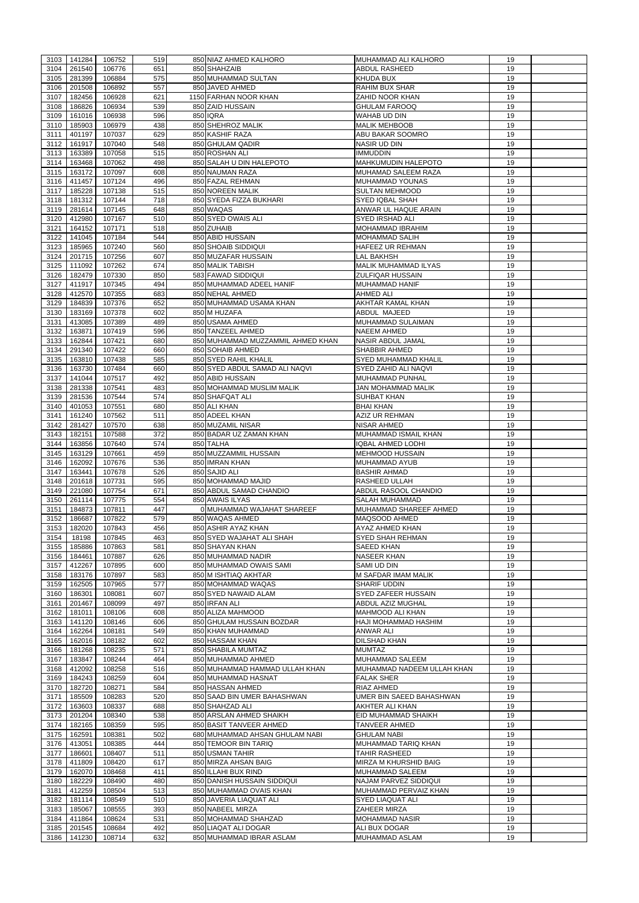| | | | | | | | | |
|---|---|---|---|---|---|---|---|---|
| 3103 | 141284 | 106752 | 519 | 850 | NIAZ AHMED KALHORO | MUHAMMAD ALI KALHORO | 19 | |
| 3104 | 261540 | 106776 | 651 | 850 | SHAHZAIB | ABDUL RASHEED | 19 | |
| 3105 | 281399 | 106884 | 575 | 850 | MUHAMMAD SULTAN | KHUDA BUX | 19 | |
| 3106 | 201508 | 106892 | 557 | 850 | JAVED AHMED | RAHIM BUX SHAR | 19 | |
| 3107 | 182456 | 106928 | 621 | 1150 | FARHAN NOOR KHAN | ZAHID NOOR KHAN | 19 | |
| 3108 | 186826 | 106934 | 539 | 850 | ZAID HUSSAIN | GHULAM FAROOQ | 19 | |
| 3109 | 161016 | 106938 | 596 | 850 | IQRA | WAHAB UD DIN | 19 | |
| 3110 | 185903 | 106979 | 438 | 850 | SHEHROZ MALIK | MALIK MEHBOOB | 19 | |
| 3111 | 401197 | 107037 | 629 | 850 | KASHIF RAZA | ABU BAKAR SOOMRO | 19 | |
| 3112 | 161917 | 107040 | 548 | 850 | GHULAM QADIR | NASIR UD DIN | 19 | |
| 3113 | 163389 | 107058 | 515 | 850 | ROSHAN ALI | IMMUDDIN | 19 | |
| 3114 | 163468 | 107062 | 498 | 850 | SALAH U DIN HALEPOTO | MAHKUMUDIN HALEPOTO | 19 | |
| 3115 | 163172 | 107097 | 608 | 850 | NAUMAN RAZA | MUHAMAD SALEEM RAZA | 19 | |
| 3116 | 411457 | 107124 | 496 | 850 | FAZAL REHMAN | MUHAMMAD YOUNAS | 19 | |
| 3117 | 185228 | 107138 | 515 | 850 | NOREEN MALIK | SULTAN MEHMOOD | 19 | |
| 3118 | 181312 | 107144 | 718 | 850 | SYEDA FIZZA BUKHARI | SYED IQBAL SHAH | 19 | |
| 3119 | 281614 | 107145 | 648 | 850 | WAQAS | ANWAR UL HAQUE ARAIN | 19 | |
| 3120 | 412980 | 107167 | 510 | 850 | SYED OWAIS ALI | SYED IRSHAD ALI | 19 | |
| 3121 | 164152 | 107171 | 518 | 850 | ZUHAIB | MOHAMMAD IBRAHIM | 19 | |
| 3122 | 141045 | 107184 | 544 | 850 | ABID HUSSAIN | MOHAMMAD SALIH | 19 | |
| 3123 | 185965 | 107240 | 560 | 850 | SHOAIB SIDDIQUI | HAFEEZ UR REHMAN | 19 | |
| 3124 | 201715 | 107256 | 607 | 850 | MUZAFAR HUSSAIN | LAL BAKHSH | 19 | |
| 3125 | 111092 | 107262 | 674 | 850 | MALIK TABISH | MALIK MUHAMMAD ILYAS | 19 | |
| 3126 | 182479 | 107330 | 850 | 583 | FAWAD SIDDIQUI | ZULFIQAR HUSSAIN | 19 | |
| 3127 | 411917 | 107345 | 494 | 850 | MUHAMMAD ADEEL HANIF | MUHAMMAD HANIF | 19 | |
| 3128 | 412570 | 107355 | 683 | 850 | NEHAL AHMED | AHMED ALI | 19 | |
| 3129 | 184839 | 107376 | 652 | 850 | MUHAMMAD USAMA KHAN | AKHTAR KAMAL KHAN | 19 | |
| 3130 | 183169 | 107378 | 602 | 850 | M HUZAFA | ABDUL MAJEED | 19 | |
| 3131 | 413085 | 107389 | 489 | 850 | USAMA AHMED | MUHAMMAD SULAIMAN | 19 | |
| 3132 | 163871 | 107419 | 596 | 850 | TANZEEL AHMED | NAEEM AHMED | 19 | |
| 3133 | 162844 | 107421 | 680 | 850 | MUHAMMAD MUZZAMMIL AHMED KHAN | NASIR ABDUL JAMAL | 19 | |
| 3134 | 291340 | 107422 | 660 | 850 | SOHAIB AHMED | SHABBIR AHMED | 19 | |
| 3135 | 163810 | 107438 | 585 | 850 | SYED RAHIL KHALIL | SYED MUHAMMAD KHALIL | 19 | |
| 3136 | 163730 | 107484 | 660 | 850 | SYED ABDUL SAMAD ALI NAQVI | SYED ZAHID ALI NAQVI | 19 | |
| 3137 | 141044 | 107517 | 492 | 850 | ABID HUSSAIN | MUHAMMAD PUNHAL | 19 | |
| 3138 | 281338 | 107541 | 483 | 850 | MOHAMMAD MUSLIM MALIK | JAN MOHAMMAD MALIK | 19 | |
| 3139 | 281536 | 107544 | 574 | 850 | SHAFQAT ALI | SUHBAT KHAN | 19 | |
| 3140 | 401053 | 107551 | 680 | 850 | ALI KHAN | BHAI KHAN | 19 | |
| 3141 | 161240 | 107562 | 511 | 850 | ADEEL KHAN | AZIZ UR REHMAN | 19 | |
| 3142 | 281427 | 107570 | 638 | 850 | MUZAMIL NISAR | NISAR AHMED | 19 | |
| 3143 | 182151 | 107588 | 372 | 850 | BADAR UZ ZAMAN KHAN | MUHAMMAD ISMAIL KHAN | 19 | |
| 3144 | 163856 | 107640 | 574 | 850 | TALHA | IQBAL AHMED LODHI | 19 | |
| 3145 | 163129 | 107661 | 459 | 850 | MUZZAMMIL HUSSAIN | MEHMOOD HUSSAIN | 19 | |
| 3146 | 162092 | 107676 | 536 | 850 | IMRAN KHAN | MUHAMMAD AYUB | 19 | |
| 3147 | 163441 | 107678 | 526 | 850 | SAJID ALI | BASHIR AHMAD | 19 | |
| 3148 | 201618 | 107731 | 595 | 850 | MOHAMMAD MAJID | RASHEED ULLAH | 19 | |
| 3149 | 221080 | 107754 | 671 | 850 | ABDUL SAMAD CHANDIO | ABDUL RASOOL CHANDIO | 19 | |
| 3150 | 261114 | 107775 | 554 | 850 | AWAIS ILYAS | SALAH MUHAMMAD | 19 | |
| 3151 | 184873 | 107811 | 447 | 0 | MUHAMMAD WAJAHAT SHAREEF | MUHAMMAD SHAREEF AHMED | 19 | |
| 3152 | 186687 | 107822 | 579 | 850 | WAQAS AHMED | MAQSOOD AHMED | 19 | |
| 3153 | 182020 | 107843 | 456 | 850 | ASHIR AYAZ KHAN | AYAZ AHMED KHAN | 19 | |
| 3154 | 18198 | 107845 | 463 | 850 | SYED WAJAHAT ALI SHAH | SYED SHAH REHMAN | 19 | |
| 3155 | 185886 | 107863 | 581 | 850 | SHAYAN KHAN | SAEED KHAN | 19 | |
| 3156 | 184461 | 107887 | 626 | 850 | MUHAMMAD NADIR | NASEER KHAN | 19 | |
| 3157 | 412267 | 107895 | 600 | 850 | MUHAMMAD OWAIS SAMI | SAMI UD DIN | 19 | |
| 3158 | 183176 | 107897 | 583 | 850 | M ISHTIAQ AKHTAR | M SAFDAR IMAM MALIK | 19 | |
| 3159 | 162505 | 107965 | 577 | 850 | MOHAMMAD WAQAS | SHARIF UDDIN | 19 | |
| 3160 | 186301 | 108081 | 607 | 850 | SYED NAWAID ALAM | SYED ZAFEER HUSSAIN | 19 | |
| 3161 | 201467 | 108099 | 497 | 850 | IRFAN ALI | ABDUL AZIZ MUGHAL | 19 | |
| 3162 | 181011 | 108106 | 608 | 850 | ALIZA MAHMOOD | MAHMOOD ALI KHAN | 19 | |
| 3163 | 141120 | 108146 | 606 | 850 | GHULAM HUSSAIN BOZDAR | HAJI MOHAMMAD HASHIM | 19 | |
| 3164 | 162264 | 108181 | 549 | 850 | KHAN MUHAMMAD | ANWAR ALI | 19 | |
| 3165 | 162016 | 108182 | 602 | 850 | HASSAM KHAN | DILSHAD KHAN | 19 | |
| 3166 | 181268 | 108235 | 571 | 850 | SHABILA MUMTAZ | MUMTAZ | 19 | |
| 3167 | 183847 | 108244 | 464 | 850 | MUHAMMAD AHMED | MUHAMMAD SALEEM | 19 | |
| 3168 | 412092 | 108258 | 516 | 850 | MUHAMMAD HAMMAD ULLAH KHAN | MUHAMMAD NADEEM ULLAH KHAN | 19 | |
| 3169 | 184243 | 108259 | 604 | 850 | MUHAMMAD HASNAT | FALAK SHER | 19 | |
| 3170 | 182720 | 108271 | 584 | 850 | HASSAN AHMED | RIAZ AHMED | 19 | |
| 3171 | 185509 | 108283 | 520 | 850 | SAAD BIN UMER BAHASHWAN | UMER BIN SAEED BAHASHWAN | 19 | |
| 3172 | 163603 | 108337 | 688 | 850 | SHAHZAD ALI | AKHTER ALI KHAN | 19 | |
| 3173 | 201204 | 108340 | 538 | 850 | ARSLAN AHMED SHAIKH | EID MUHAMMAD SHAIKH | 19 | |
| 3174 | 182165 | 108359 | 595 | 850 | BASIT TANVEER AHMED | TANVEER AHMED | 19 | |
| 3175 | 162591 | 108381 | 502 | 680 | MUHAMMAD AHSAN GHULAM NABI | GHULAM NABI | 19 | |
| 3176 | 413051 | 108385 | 444 | 850 | TEMOOR BIN TARIQ | MUHAMMAD TARIQ KHAN | 19 | |
| 3177 | 186601 | 108407 | 511 | 850 | USMAN TAHIR | TAHIR RASHEED | 19 | |
| 3178 | 411809 | 108420 | 617 | 850 | MIRZA AHSAN BAIG | MIRZA M KHURSHID BAIG | 19 | |
| 3179 | 162070 | 108468 | 411 | 850 | ILLAHI BUX RIND | MUHAMMAD SALEEM | 19 | |
| 3180 | 182229 | 108490 | 480 | 850 | DANISH HUSSAIN SIDDIQUI | NAJAM PARVEZ SIDDIQUI | 19 | |
| 3181 | 412259 | 108504 | 513 | 850 | MUHAMMAD OVAIS KHAN | MUHAMMAD PERVAIZ KHAN | 19 | |
| 3182 | 181114 | 108549 | 510 | 850 | JAVERIA LIAQUAT ALI | SYED LIAQUAT ALI | 19 | |
| 3183 | 185067 | 108555 | 393 | 850 | NABEEL MIRZA | ZAHEER MIRZA | 19 | |
| 3184 | 411864 | 108624 | 531 | 850 | MOHAMMAD SHAHZAD | MOHAMMAD NASIR | 19 | |
| 3185 | 201545 | 108684 | 492 | 850 | LIAQAT ALI DOGAR | ALI BUX DOGAR | 19 | |
| 3186 | 141230 | 108714 | 632 | 850 | MUHAMMAD IBRAR ASLAM | MUHAMMAD ASLAM | 19 | |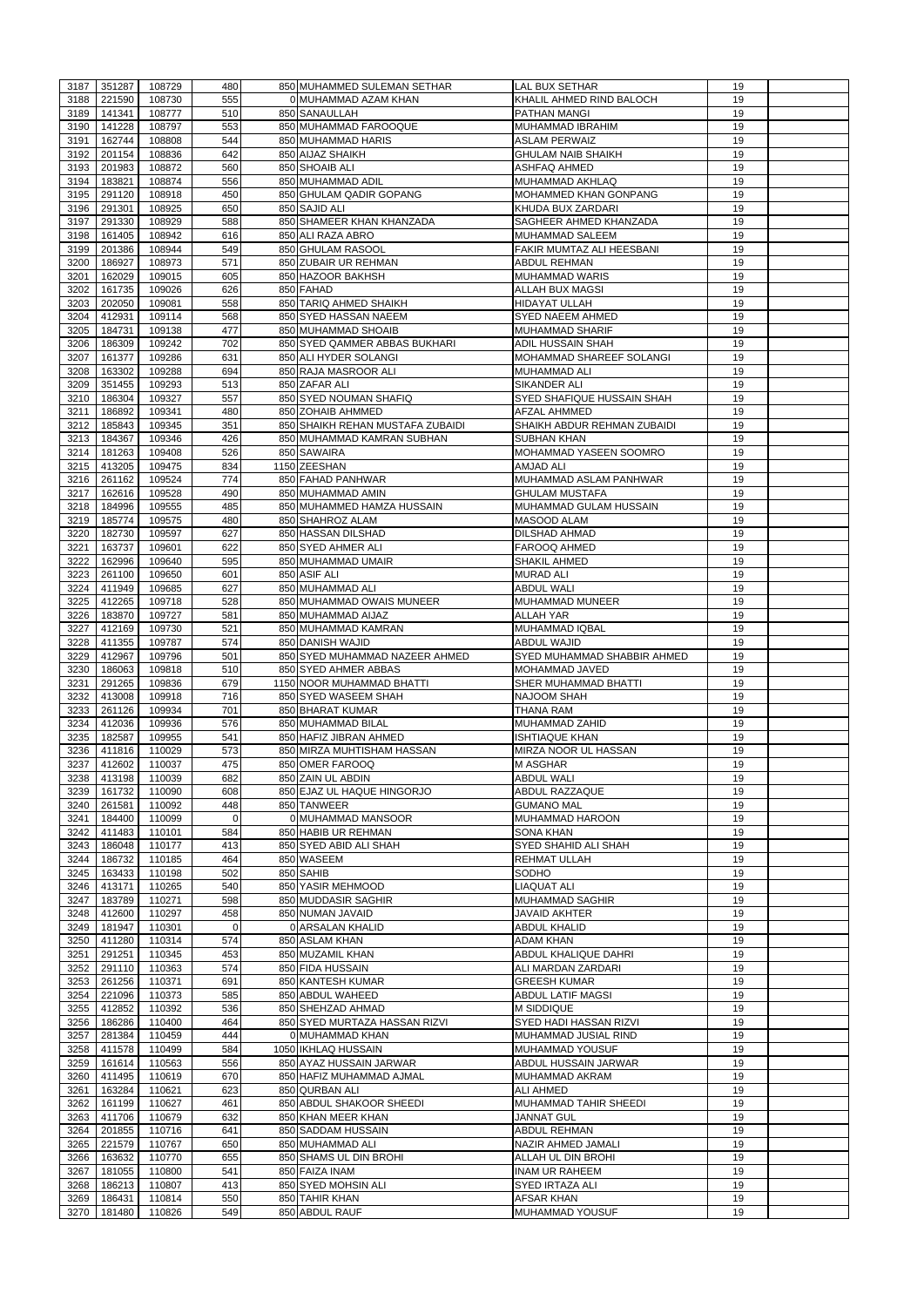| | | | | | | | | |
|---|---|---|---|---|---|---|---|---|
| 3187 | 351287 | 108729 | 480 | 850 | MUHAMMED SULEMAN SETHAR | LAL BUX SETHAR | 19 | |
| 3188 | 221590 | 108730 | 555 | 0 | MUHAMMAD AZAM KHAN | KHALIL AHMED RIND BALOCH | 19 | |
| 3189 | 141341 | 108777 | 510 | 850 | SANAULLAH | PATHAN MANGI | 19 | |
| 3190 | 141228 | 108797 | 553 | 850 | MUHAMMAD FAROOQUE | MUHAMMAD IBRAHIM | 19 | |
| 3191 | 162744 | 108808 | 544 | 850 | MUHAMMAD HARIS | ASLAM PERWAIZ | 19 | |
| 3192 | 201154 | 108836 | 642 | 850 | AIJAZ SHAIKH | GHULAM NAIB SHAIKH | 19 | |
| 3193 | 201983 | 108872 | 560 | 850 | SHOAIB ALI | ASHFAQ AHMED | 19 | |
| 3194 | 183821 | 108874 | 556 | 850 | MUHAMMAD ADIL | MUHAMMAD AKHLAQ | 19 | |
| 3195 | 291120 | 108918 | 450 | 850 | GHULAM QADIR GOPANG | MOHAMMED KHAN GONPANG | 19 | |
| 3196 | 291301 | 108925 | 650 | 850 | SAJID ALI | KHUDA BUX ZARDARI | 19 | |
| 3197 | 291330 | 108929 | 588 | 850 | SHAMEER KHAN KHANZADA | SAGHEER AHMED KHANZADA | 19 | |
| 3198 | 161405 | 108942 | 616 | 850 | ALI RAZA ABRO | MUHAMMAD SALEEM | 19 | |
| 3199 | 201386 | 108944 | 549 | 850 | GHULAM RASOOL | FAKIR MUMTAZ ALI HEESBANI | 19 | |
| 3200 | 186927 | 108973 | 571 | 850 | ZUBAIR UR REHMAN | ABDUL REHMAN | 19 | |
| 3201 | 162029 | 109015 | 605 | 850 | HAZOOR BAKHSH | MUHAMMAD WARIS | 19 | |
| 3202 | 161735 | 109026 | 626 | 850 | FAHAD | ALLAH BUX MAGSI | 19 | |
| 3203 | 202050 | 109081 | 558 | 850 | TARIQ AHMED SHAIKH | HIDAYAT ULLAH | 19 | |
| 3204 | 412931 | 109114 | 568 | 850 | SYED HASSAN NAEEM | SYED NAEEM AHMED | 19 | |
| 3205 | 184731 | 109138 | 477 | 850 | MUHAMMAD SHOAIB | MUHAMMAD SHARIF | 19 | |
| 3206 | 186309 | 109242 | 702 | 850 | SYED QAMMER ABBAS BUKHARI | ADIL HUSSAIN SHAH | 19 | |
| 3207 | 161377 | 109286 | 631 | 850 | ALI HYDER SOLANGI | MOHAMMAD SHAREEF SOLANGI | 19 | |
| 3208 | 163302 | 109288 | 694 | 850 | RAJA MASROOR ALI | MUHAMMAD ALI | 19 | |
| 3209 | 351455 | 109293 | 513 | 850 | ZAFAR ALI | SIKANDER ALI | 19 | |
| 3210 | 186304 | 109327 | 557 | 850 | SYED NOUMAN SHAFIQ | SYED SHAFIQUE HUSSAIN SHAH | 19 | |
| 3211 | 186892 | 109341 | 480 | 850 | ZOHAIB AHMMED | AFZAL AHMMED | 19 | |
| 3212 | 185843 | 109345 | 351 | 850 | SHAIKH REHAN MUSTAFA ZUBAIDI | SHAIKH ABDUR REHMAN ZUBAIDI | 19 | |
| 3213 | 184367 | 109346 | 426 | 850 | MUHAMMAD KAMRAN SUBHAN | SUBHAN KHAN | 19 | |
| 3214 | 181263 | 109408 | 526 | 850 | SAWAIRA | MOHAMMAD YASEEN SOOMRO | 19 | |
| 3215 | 413205 | 109475 | 834 | 1150 | ZEESHAN | AMJAD ALI | 19 | |
| 3216 | 261162 | 109524 | 774 | 850 | FAHAD PANHWAR | MUHAMMAD ASLAM PANHWAR | 19 | |
| 3217 | 162616 | 109528 | 490 | 850 | MUHAMMAD AMIN | GHULAM MUSTAFA | 19 | |
| 3218 | 184996 | 109555 | 485 | 850 | MUHAMMED HAMZA HUSSAIN | MUHAMMAD GULAM HUSSAIN | 19 | |
| 3219 | 185774 | 109575 | 480 | 850 | SHAHROZ ALAM | MASOOD ALAM | 19 | |
| 3220 | 182730 | 109597 | 627 | 850 | HASSAN DILSHAD | DILSHAD AHMAD | 19 | |
| 3221 | 163737 | 109601 | 622 | 850 | SYED AHMER ALI | FAROOQ AHMED | 19 | |
| 3222 | 162996 | 109640 | 595 | 850 | MUHAMMAD UMAIR | SHAKIL AHMED | 19 | |
| 3223 | 261100 | 109650 | 601 | 850 | ASIF ALI | MURAD ALI | 19 | |
| 3224 | 411949 | 109685 | 627 | 850 | MUHAMMAD ALI | ABDUL WALI | 19 | |
| 3225 | 412265 | 109718 | 528 | 850 | MUHAMMAD OWAIS MUNEER | MUHAMMAD MUNEER | 19 | |
| 3226 | 183870 | 109727 | 581 | 850 | MUHAMMAD AIJAZ | ALLAH YAR | 19 | |
| 3227 | 412169 | 109730 | 521 | 850 | MUHAMMAD KAMRAN | MUHAMMAD IQBAL | 19 | |
| 3228 | 411355 | 109787 | 574 | 850 | DANISH WAJID | ABDUL WAJID | 19 | |
| 3229 | 412967 | 109796 | 501 | 850 | SYED MUHAMMAD NAZEER AHMED | SYED MUHAMMAD SHABBIR AHMED | 19 | |
| 3230 | 186063 | 109818 | 510 | 850 | SYED AHMER ABBAS | MOHAMMAD JAVED | 19 | |
| 3231 | 291265 | 109836 | 679 | 1150 | NOOR MUHAMMAD BHATTI | SHER MUHAMMAD BHATTI | 19 | |
| 3232 | 413008 | 109918 | 716 | 850 | SYED WASEEM SHAH | NAJOOM SHAH | 19 | |
| 3233 | 261126 | 109934 | 701 | 850 | BHARAT KUMAR | THANA RAM | 19 | |
| 3234 | 412036 | 109936 | 576 | 850 | MUHAMMAD BILAL | MUHAMMAD ZAHID | 19 | |
| 3235 | 182587 | 109955 | 541 | 850 | HAFIZ JIBRAN AHMED | ISHTIAQUE KHAN | 19 | |
| 3236 | 411816 | 110029 | 573 | 850 | MIRZA MUHTISHAM HASSAN | MIRZA NOOR UL HASSAN | 19 | |
| 3237 | 412602 | 110037 | 475 | 850 | OMER FAROOQ | M ASGHAR | 19 | |
| 3238 | 413198 | 110039 | 682 | 850 | ZAIN UL ABDIN | ABDUL WALI | 19 | |
| 3239 | 161732 | 110090 | 608 | 850 | EJAZ UL HAQUE HINGORJO | ABDUL RAZZAQUE | 19 | |
| 3240 | 261581 | 110092 | 448 | 850 | TANWEER | GUMANO MAL | 19 | |
| 3241 | 184400 | 110099 | 0 | 0 | MUHAMMAD MANSOOR | MUHAMMAD HAROON | 19 | |
| 3242 | 411483 | 110101 | 584 | 850 | HABIB UR REHMAN | SONA KHAN | 19 | |
| 3243 | 186048 | 110177 | 413 | 850 | SYED ABID ALI SHAH | SYED SHAHID ALI SHAH | 19 | |
| 3244 | 186732 | 110185 | 464 | 850 | WASEEM | REHMAT ULLAH | 19 | |
| 3245 | 163433 | 110198 | 502 | 850 | SAHIB | SODHO | 19 | |
| 3246 | 413171 | 110265 | 540 | 850 | YASIR MEHMOOD | LIAQUAT ALI | 19 | |
| 3247 | 183789 | 110271 | 598 | 850 | MUDDASIR SAGHIR | MUHAMMAD SAGHIR | 19 | |
| 3248 | 412600 | 110297 | 458 | 850 | NUMAN JAVAID | JAVAID AKHTER | 19 | |
| 3249 | 181947 | 110301 | 0 | 0 | ARSALAN KHALID | ABDUL KHALID | 19 | |
| 3250 | 411280 | 110314 | 574 | 850 | ASLAM KHAN | ADAM KHAN | 19 | |
| 3251 | 291251 | 110345 | 453 | 850 | MUZAMIL KHAN | ABDUL KHALIQUE DAHRI | 19 | |
| 3252 | 291110 | 110363 | 574 | 850 | FIDA HUSSAIN | ALI MARDAN ZARDARI | 19 | |
| 3253 | 261256 | 110371 | 691 | 850 | KANTESH KUMAR | GREESH KUMAR | 19 | |
| 3254 | 221096 | 110373 | 585 | 850 | ABDUL WAHEED | ABDUL LATIF MAGSI | 19 | |
| 3255 | 412852 | 110392 | 536 | 850 | SHEHZAD AHMAD | M SIDDIQUE | 19 | |
| 3256 | 186286 | 110400 | 464 | 850 | SYED MURTAZA HASSAN RIZVI | SYED HADI HASSAN RIZVI | 19 | |
| 3257 | 281384 | 110459 | 444 | 0 | MUHAMMAD KHAN | MUHAMMAD JUSIAL RIND | 19 | |
| 3258 | 411578 | 110499 | 584 | 1050 | IKHLAQ HUSSAIN | MUHAMMAD YOUSUF | 19 | |
| 3259 | 161614 | 110563 | 556 | 850 | AYAZ HUSSAIN JARWAR | ABDUL HUSSAIN JARWAR | 19 | |
| 3260 | 411495 | 110619 | 670 | 850 | HAFIZ MUHAMMAD AJMAL | MUHAMMAD AKRAM | 19 | |
| 3261 | 163284 | 110621 | 623 | 850 | QURBAN ALI | ALI AHMED | 19 | |
| 3262 | 161199 | 110627 | 461 | 850 | ABDUL SHAKOOR SHEEDI | MUHAMMAD TAHIR SHEEDI | 19 | |
| 3263 | 411706 | 110679 | 632 | 850 | KHAN MEER KHAN | JANNAT GUL | 19 | |
| 3264 | 201855 | 110716 | 641 | 850 | SADDAM HUSSAIN | ABDUL REHMAN | 19 | |
| 3265 | 221579 | 110767 | 650 | 850 | MUHAMMAD ALI | NAZIR AHMED JAMALI | 19 | |
| 3266 | 163632 | 110770 | 655 | 850 | SHAMS UL DIN BROHI | ALLAH UL DIN BROHI | 19 | |
| 3267 | 181055 | 110800 | 541 | 850 | FAIZA INAM | INAM UR RAHEEM | 19 | |
| 3268 | 186213 | 110807 | 413 | 850 | SYED MOHSIN ALI | SYED IRTAZA ALI | 19 | |
| 3269 | 186431 | 110814 | 550 | 850 | TAHIR KHAN | AFSAR KHAN | 19 | |
| 3270 | 181480 | 110826 | 549 | 850 | ABDUL RAUF | MUHAMMAD YOUSUF | 19 | |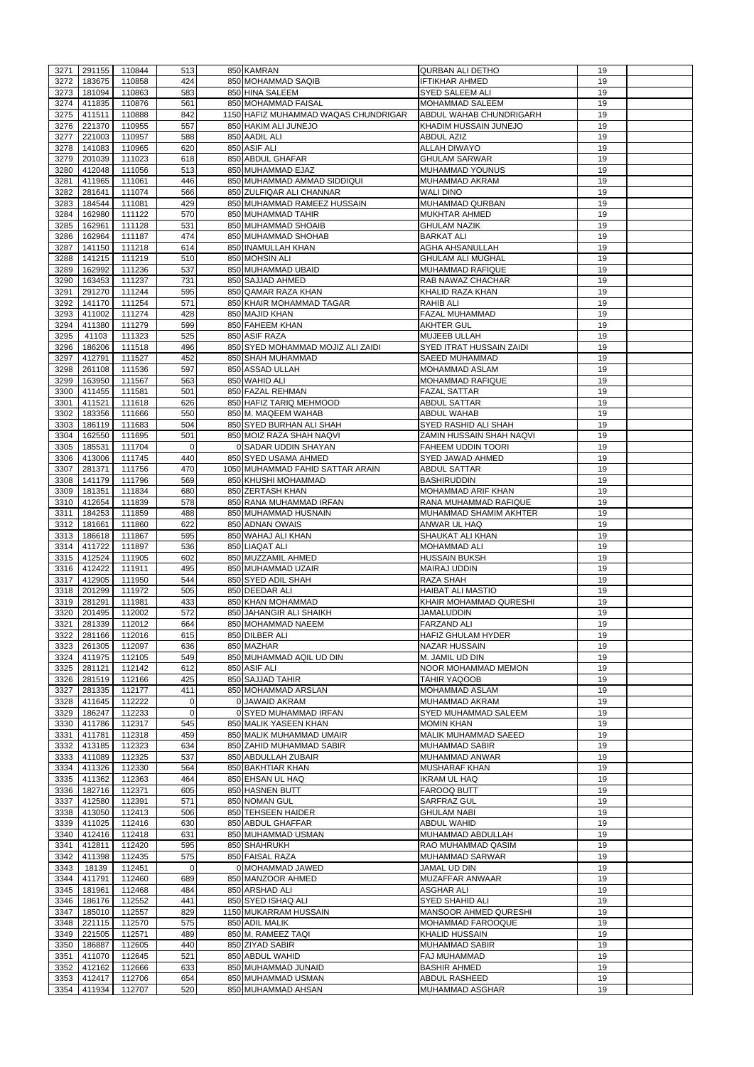| | | | | | | | | |
|---|---|---|---|---|---|---|---|---|
| 3271 | 291155 | 110844 | 513 | 850 | KAMRAN | QURBAN ALI DETHO | 19 | |
| 3272 | 183675 | 110858 | 424 | 850 | MOHAMMAD SAQIB | IFTIKHAR AHMED | 19 | |
| 3273 | 181094 | 110863 | 583 | 850 | HINA SALEEM | SYED SALEEM ALI | 19 | |
| 3274 | 411835 | 110876 | 561 | 850 | MOHAMMAD FAISAL | MOHAMMAD SALEEM | 19 | |
| 3275 | 411511 | 110888 | 842 | 1150 | HAFIZ MUHAMMAD WAQAS CHUNDRIGAR | ABDUL WAHAB CHUNDRIGARH | 19 | |
| 3276 | 221370 | 110955 | 557 | 850 | HAKIM ALI JUNEJO | KHADIM HUSSAIN JUNEJO | 19 | |
| 3277 | 221003 | 110957 | 588 | 850 | AADIL ALI | ABDUL AZIZ | 19 | |
| 3278 | 141083 | 110965 | 620 | 850 | ASIF ALI | ALLAH DIWAYO | 19 | |
| 3279 | 201039 | 111023 | 618 | 850 | ABDUL GHAFAR | GHULAM SARWAR | 19 | |
| 3280 | 412048 | 111056 | 513 | 850 | MUHAMMAD EJAZ | MUHAMMAD YOUNUS | 19 | |
| 3281 | 411965 | 111061 | 446 | 850 | MUHAMMAD AMMAD SIDDIQUI | MUHAMMAD AKRAM | 19 | |
| 3282 | 281641 | 111074 | 566 | 850 | ZULFIQAR ALI CHANNAR | WALI DINO | 19 | |
| 3283 | 184544 | 111081 | 429 | 850 | MUHAMMAD RAMEEZ HUSSAIN | MUHAMMAD QURBAN | 19 | |
| 3284 | 162980 | 111122 | 570 | 850 | MUHAMMAD TAHIR | MUKHTAR AHMED | 19 | |
| 3285 | 162961 | 111128 | 531 | 850 | MUHAMMAD SHOAIB | GHULAM NAZIK | 19 | |
| 3286 | 162964 | 111187 | 474 | 850 | MUHAMMAD SHOHAB | BARKAT ALI | 19 | |
| 3287 | 141150 | 111218 | 614 | 850 | INAMULLAH KHAN | AGHA AHSANULLAH | 19 | |
| 3288 | 141215 | 111219 | 510 | 850 | MOHSIN ALI | GHULAM ALI MUGHAL | 19 | |
| 3289 | 162992 | 111236 | 537 | 850 | MUHAMMAD UBAID | MUHAMMAD RAFIQUE | 19 | |
| 3290 | 163453 | 111237 | 731 | 850 | SAJJAD AHMED | RAB NAWAZ CHACHAR | 19 | |
| 3291 | 291270 | 111244 | 595 | 850 | QAMAR RAZA KHAN | KHALID RAZA KHAN | 19 | |
| 3292 | 141170 | 111254 | 571 | 850 | KHAIR MOHAMMAD TAGAR | RAHIB ALI | 19 | |
| 3293 | 411002 | 111274 | 428 | 850 | MAJID KHAN | FAZAL MUHAMMAD | 19 | |
| 3294 | 411380 | 111279 | 599 | 850 | FAHEEM KHAN | AKHTER GUL | 19 | |
| 3295 | 41103 | 111323 | 525 | 850 | ASIF RAZA | MUJEEB ULLAH | 19 | |
| 3296 | 186206 | 111518 | 496 | 850 | SYED MOHAMMAD MOJIZ ALI ZAIDI | SYED ITRAT HUSSAIN ZAIDI | 19 | |
| 3297 | 412791 | 111527 | 452 | 850 | SHAH MUHAMMAD | SAEED MUHAMMAD | 19 | |
| 3298 | 261108 | 111536 | 597 | 850 | ASSAD ULLAH | MOHAMMAD ASLAM | 19 | |
| 3299 | 163950 | 111567 | 563 | 850 | WAHID ALI | MOHAMMAD RAFIQUE | 19 | |
| 3300 | 411455 | 111581 | 501 | 850 | FAZAL REHMAN | FAZAL SATTAR | 19 | |
| 3301 | 411521 | 111618 | 626 | 850 | HAFIZ TARIQ MEHMOOD | ABDUL SATTAR | 19 | |
| 3302 | 183356 | 111666 | 550 | 850 | M. MAQEEM WAHAB | ABDUL WAHAB | 19 | |
| 3303 | 186119 | 111683 | 504 | 850 | SYED BURHAN ALI SHAH | SYED RASHID ALI SHAH | 19 | |
| 3304 | 162550 | 111695 | 501 | 850 | MOIZ RAZA SHAH NAQVI | ZAMIN HUSSAIN SHAH NAQVI | 19 | |
| 3305 | 185531 | 111704 | 0 | 0 | SADAR UDDIN SHAYAN | FAHEEM UDDIN TOORI | 19 | |
| 3306 | 413006 | 111745 | 440 | 850 | SYED USAMA AHMED | SYED JAWAD AHMED | 19 | |
| 3307 | 281371 | 111756 | 470 | 1050 | MUHAMMAD FAHID SATTAR ARAIN | ABDUL SATTAR | 19 | |
| 3308 | 141179 | 111796 | 569 | 850 | KHUSHI MOHAMMAD | BASHIRUDDIN | 19 | |
| 3309 | 181351 | 111834 | 680 | 850 | ZERTASH KHAN | MOHAMMAD ARIF KHAN | 19 | |
| 3310 | 412654 | 111839 | 578 | 850 | RANA MUHAMMAD IRFAN | RANA MUHAMMAD RAFIQUE | 19 | |
| 3311 | 184253 | 111859 | 488 | 850 | MUHAMMAD HUSNAIN | MUHAMMAD SHAMIM AKHTER | 19 | |
| 3312 | 181661 | 111860 | 622 | 850 | ADNAN OWAIS | ANWAR UL HAQ | 19 | |
| 3313 | 186618 | 111867 | 595 | 850 | WAHAJ ALI KHAN | SHAUKAT ALI KHAN | 19 | |
| 3314 | 411722 | 111897 | 536 | 850 | LIAQAT ALI | MOHAMMAD ALI | 19 | |
| 3315 | 412524 | 111905 | 602 | 850 | MUZZAMIL AHMED | HUSSAIN BUKSH | 19 | |
| 3316 | 412422 | 111911 | 495 | 850 | MUHAMMAD UZAIR | MAIRAJ UDDIN | 19 | |
| 3317 | 412905 | 111950 | 544 | 850 | SYED ADIL SHAH | RAZA SHAH | 19 | |
| 3318 | 201299 | 111972 | 505 | 850 | DEEDAR ALI | HAIBAT ALI MASTIO | 19 | |
| 3319 | 281291 | 111981 | 433 | 850 | KHAN MOHAMMAD | KHAIR MOHAMMAD QURESHI | 19 | |
| 3320 | 201495 | 112002 | 572 | 850 | JAHANGIR ALI SHAIKH | JAMALUDDIN | 19 | |
| 3321 | 281339 | 112012 | 664 | 850 | MOHAMMAD NAEEM | FARZAND ALI | 19 | |
| 3322 | 281166 | 112016 | 615 | 850 | DILBER ALI | HAFIZ GHULAM HYDER | 19 | |
| 3323 | 261305 | 112097 | 636 | 850 | MAZHAR | NAZAR HUSSAIN | 19 | |
| 3324 | 411975 | 112105 | 549 | 850 | MUHAMMAD AQIL UD DIN | M. JAMIL UD DIN | 19 | |
| 3325 | 281121 | 112142 | 612 | 850 | ASIF ALI | NOOR MOHAMMAD MEMON | 19 | |
| 3326 | 281519 | 112166 | 425 | 850 | SAJJAD TAHIR | TAHIR YAQOOB | 19 | |
| 3327 | 281335 | 112177 | 411 | 850 | MOHAMMAD ARSLAN | MOHAMMAD ASLAM | 19 | |
| 3328 | 411645 | 112222 | 0 | 0 | JAWAID AKRAM | MUHAMMAD AKRAM | 19 | |
| 3329 | 186247 | 112233 | 0 | 0 | SYED MUHAMMAD IRFAN | SYED MUHAMMAD SALEEM | 19 | |
| 3330 | 411786 | 112317 | 545 | 850 | MALIK YASEEN KHAN | MOMIN KHAN | 19 | |
| 3331 | 411781 | 112318 | 459 | 850 | MALIK MUHAMMAD UMAIR | MALIK MUHAMMAD SAEED | 19 | |
| 3332 | 413185 | 112323 | 634 | 850 | ZAHID MUHAMMAD SABIR | MUHAMMAD SABIR | 19 | |
| 3333 | 411089 | 112325 | 537 | 850 | ABDULLAH ZUBAIR | MUHAMMAD ANWAR | 19 | |
| 3334 | 411326 | 112330 | 564 | 850 | BAKHTIAR KHAN | MUSHARAF KHAN | 19 | |
| 3335 | 411362 | 112363 | 464 | 850 | EHSAN UL HAQ | IKRAM UL HAQ | 19 | |
| 3336 | 182716 | 112371 | 605 | 850 | HASNEN BUTT | FAROOQ BUTT | 19 | |
| 3337 | 412580 | 112391 | 571 | 850 | NOMAN GUL | SARFRAZ GUL | 19 | |
| 3338 | 413050 | 112413 | 506 | 850 | TEHSEEN HAIDER | GHULAM NABI | 19 | |
| 3339 | 411025 | 112416 | 630 | 850 | ABDUL GHAFFAR | ABDUL WAHID | 19 | |
| 3340 | 412416 | 112418 | 631 | 850 | MUHAMMAD USMAN | MUHAMMAD ABDULLAH | 19 | |
| 3341 | 412811 | 112420 | 595 | 850 | SHAHRUKH | RAO MUHAMMAD QASIM | 19 | |
| 3342 | 411398 | 112435 | 575 | 850 | FAISAL RAZA | MUHAMMAD SARWAR | 19 | |
| 3343 | 18139 | 112451 | 0 | 0 | MOHAMMAD JAWED | JAMAL UD DIN | 19 | |
| 3344 | 411791 | 112460 | 689 | 850 | MANZOOR AHMED | MUZAFFAR ANWAAR | 19 | |
| 3345 | 181961 | 112468 | 484 | 850 | ARSHAD ALI | ASGHAR ALI | 19 | |
| 3346 | 186176 | 112552 | 441 | 850 | SYED ISHAQ ALI | SYED SHAHID ALI | 19 | |
| 3347 | 185010 | 112557 | 829 | 1150 | MUKARRAM HUSSAIN | MANSOOR AHMED QURESHI | 19 | |
| 3348 | 221115 | 112570 | 575 | 850 | ADIL MALIK | MOHAMMAD FAROOQUE | 19 | |
| 3349 | 221505 | 112571 | 489 | 850 | M. RAMEEZ TAQI | KHALID HUSSAIN | 19 | |
| 3350 | 186887 | 112605 | 440 | 850 | ZIYAD SABIR | MUHAMMAD SABIR | 19 | |
| 3351 | 411070 | 112645 | 521 | 850 | ABDUL WAHID | FAJ MUHAMMAD | 19 | |
| 3352 | 412162 | 112666 | 633 | 850 | MUHAMMAD JUNAID | BASHIR AHMED | 19 | |
| 3353 | 412417 | 112706 | 654 | 850 | MUHAMMAD USMAN | ABDUL RASHEED | 19 | |
| 3354 | 411934 | 112707 | 520 | 850 | MUHAMMAD AHSAN | MUHAMMAD ASGHAR | 19 | |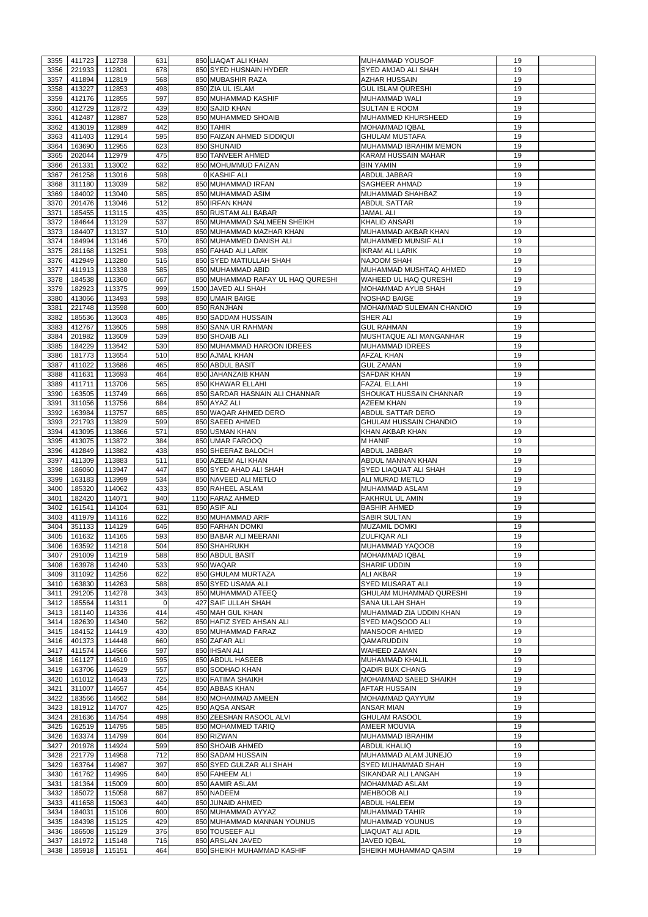| | | | | | | | | |
|---|---|---|---|---|---|---|---|---|
| 3355 | 411723 | 112738 | 631 | 850 | LIAQAT ALI KHAN | MUHAMMAD YOUSOF | 19 | |
| 3356 | 221933 | 112801 | 678 | 850 | SYED HUSNAIN HYDER | SYED AMJAD ALI SHAH | 19 | |
| 3357 | 411894 | 112819 | 568 | 850 | MUBASHIR RAZA | AZHAR HUSSAIN | 19 | |
| 3358 | 413227 | 112853 | 498 | 850 | ZIA UL ISLAM | GUL ISLAM QURESHI | 19 | |
| 3359 | 412176 | 112855 | 597 | 850 | MUHAMMAD KASHIF | MUHAMMAD WALI | 19 | |
| 3360 | 412729 | 112872 | 439 | 850 | SAJID KHAN | SULTAN E ROOM | 19 | |
| 3361 | 412487 | 112887 | 528 | 850 | MUHAMMED SHOAIB | MUHAMMED KHURSHEED | 19 | |
| 3362 | 413019 | 112889 | 442 | 850 | TAHIR | MOHAMMAD IQBAL | 19 | |
| 3363 | 411403 | 112914 | 595 | 850 | FAIZAN AHMED SIDDIQUI | GHULAM MUSTAFA | 19 | |
| 3364 | 163690 | 112955 | 623 | 850 | SHUNAID | MUHAMMAD IBRAHIM MEMON | 19 | |
| 3365 | 202044 | 112979 | 475 | 850 | TANVEER AHMED | KARAM HUSSAIN MAHAR | 19 | |
| 3366 | 261331 | 113002 | 632 | 850 | MOHUMMUD FAIZAN | BIN YAMIN | 19 | |
| 3367 | 261258 | 113016 | 598 | 0 | KASHIF ALI | ABDUL JABBAR | 19 | |
| 3368 | 311180 | 113039 | 582 | 850 | MUHAMMAD IRFAN | SAGHEER AHMAD | 19 | |
| 3369 | 184002 | 113040 | 585 | 850 | MUHAMMAD ASIM | MUHAMMAD SHAHBAZ | 19 | |
| 3370 | 201476 | 113046 | 512 | 850 | IRFAN KHAN | ABDUL SATTAR | 19 | |
| 3371 | 185455 | 113115 | 435 | 850 | RUSTAM ALI BABAR | JAMAL ALI | 19 | |
| 3372 | 184644 | 113129 | 537 | 850 | MUHAMMAD SALMEEN SHEIKH | KHALID ANSARI | 19 | |
| 3373 | 184407 | 113137 | 510 | 850 | MUHAMMAD MAZHAR KHAN | MUHAMMAD AKBAR KHAN | 19 | |
| 3374 | 184994 | 113146 | 570 | 850 | MUHAMMED DANISH ALI | MUHAMMED MUNSIF ALI | 19 | |
| 3375 | 281168 | 113251 | 598 | 850 | FAHAD ALI LARIK | IKRAM ALI LARIK | 19 | |
| 3376 | 412949 | 113280 | 516 | 850 | SYED MATIULLAH SHAH | NAJOOM SHAH | 19 | |
| 3377 | 411913 | 113338 | 585 | 850 | MUHAMMAD ABID | MUHAMMAD MUSHTAQ AHMED | 19 | |
| 3378 | 184538 | 113360 | 667 | 850 | MUHAMMAD RAFAY UL HAQ QURESHI | WAHEED UL HAQ QURESHI | 19 | |
| 3379 | 182923 | 113375 | 999 | 1500 | JAVED ALI SHAH | MOHAMMAD AYUB SHAH | 19 | |
| 3380 | 413066 | 113493 | 598 | 850 | UMAIR BAIGE | NOSHAD BAIGE | 19 | |
| 3381 | 221748 | 113598 | 600 | 850 | RANJHAN | MOHAMMAD SULEMAN CHANDIO | 19 | |
| 3382 | 185536 | 113603 | 486 | 850 | SADDAM HUSSAIN | SHER ALI | 19 | |
| 3383 | 412767 | 113605 | 598 | 850 | SANA UR RAHMAN | GUL RAHMAN | 19 | |
| 3384 | 201982 | 113609 | 539 | 850 | SHOAIB ALI | MUSHTAQUE ALI MANGANHAR | 19 | |
| 3385 | 184229 | 113642 | 530 | 850 | MUHAMMAD HAROON IDREES | MUHAMMAD IDREES | 19 | |
| 3386 | 181773 | 113654 | 510 | 850 | AJMAL KHAN | AFZAL KHAN | 19 | |
| 3387 | 411022 | 113686 | 465 | 850 | ABDUL BASIT | GUL ZAMAN | 19 | |
| 3388 | 411631 | 113693 | 464 | 850 | JAHANZAIB KHAN | SAFDAR KHAN | 19 | |
| 3389 | 411711 | 113706 | 565 | 850 | KHAWAR ELLAHI | FAZAL ELLAHI | 19 | |
| 3390 | 163505 | 113749 | 666 | 850 | SARDAR HASNAIN ALI CHANNAR | SHOUKAT HUSSAIN CHANNAR | 19 | |
| 3391 | 311056 | 113756 | 684 | 850 | AYAZ ALI | AZEEM KHAN | 19 | |
| 3392 | 163984 | 113757 | 685 | 850 | WAQAR AHMED DERO | ABDUL SATTAR DERO | 19 | |
| 3393 | 221793 | 113829 | 599 | 850 | SAEED AHMED | GHULAM HUSSAIN CHANDIO | 19 | |
| 3394 | 413095 | 113866 | 571 | 850 | USMAN KHAN | KHAN AKBAR KHAN | 19 | |
| 3395 | 413075 | 113872 | 384 | 850 | UMAR FAROOQ | M HANIF | 19 | |
| 3396 | 412849 | 113882 | 438 | 850 | SHEERAZ BALOCH | ABDUL JABBAR | 19 | |
| 3397 | 411309 | 113883 | 511 | 850 | AZEEM ALI KHAN | ABDUL MANNAN KHAN | 19 | |
| 3398 | 186060 | 113947 | 447 | 850 | SYED AHAD ALI SHAH | SYED LIAQUAT ALI SHAH | 19 | |
| 3399 | 163183 | 113999 | 534 | 850 | NAVEED ALI METLO | ALI MURAD METLO | 19 | |
| 3400 | 185320 | 114062 | 433 | 850 | RAHEEL ASLAM | MUHAMMAD ASLAM | 19 | |
| 3401 | 182420 | 114071 | 940 | 1150 | FARAZ AHMED | FAKHRUL UL AMIN | 19 | |
| 3402 | 161541 | 114104 | 631 | 850 | ASIF ALI | BASHIR AHMED | 19 | |
| 3403 | 411979 | 114116 | 622 | 850 | MUHAMMAD ARIF | SABIR SULTAN | 19 | |
| 3404 | 351133 | 114129 | 646 | 850 | FARHAN DOMKI | MUZAMIL DOMKI | 19 | |
| 3405 | 161632 | 114165 | 593 | 850 | BABAR ALI MEERANI | ZULFIQAR ALI | 19 | |
| 3406 | 163592 | 114218 | 504 | 850 | SHAHRUKH | MUHAMMAD YAQOOB | 19 | |
| 3407 | 291009 | 114219 | 588 | 850 | ABDUL BASIT | MOHAMMAD IQBAL | 19 | |
| 3408 | 163978 | 114240 | 533 | 950 | WAQAR | SHARIF UDDIN | 19 | |
| 3409 | 311092 | 114256 | 622 | 850 | GHULAM MURTAZA | ALI AKBAR | 19 | |
| 3410 | 163830 | 114263 | 588 | 850 | SYED USAMA ALI | SYED MUSARAT ALI | 19 | |
| 3411 | 291205 | 114278 | 343 | 850 | MUHAMMAD ATEEQ | GHULAM MUHAMMAD QURESHI | 19 | |
| 3412 | 185564 | 114311 | 0 | 427 | SAIF ULLAH SHAH | SANA ULLAH SHAH | 19 | |
| 3413 | 181140 | 114336 | 414 | 450 | MAH GUL KHAN | MUHAMMAD ZIA UDDIN KHAN | 19 | |
| 3414 | 182639 | 114340 | 562 | 850 | HAFIZ SYED AHSAN ALI | SYED MAQSOOD ALI | 19 | |
| 3415 | 184152 | 114419 | 430 | 850 | MUHAMMAD FARAZ | MANSOOR AHMED | 19 | |
| 3416 | 401373 | 114448 | 660 | 850 | ZAFAR ALI | QAMARUDDIN | 19 | |
| 3417 | 411574 | 114566 | 597 | 850 | IHSAN ALI | WAHEED ZAMAN | 19 | |
| 3418 | 161127 | 114610 | 595 | 850 | ABDUL HASEEB | MUHAMMAD KHALIL | 19 | |
| 3419 | 163706 | 114629 | 557 | 850 | SODHAO KHAN | QADIR BUX CHANG | 19 | |
| 3420 | 161012 | 114643 | 725 | 850 | FATIMA SHAIKH | MOHAMMAD SAEED SHAIKH | 19 | |
| 3421 | 311007 | 114657 | 454 | 850 | ABBAS KHAN | AFTAR HUSSAIN | 19 | |
| 3422 | 183566 | 114662 | 584 | 850 | MOHAMMAD AMEEN | MOHAMMAD QAYYUM | 19 | |
| 3423 | 181912 | 114707 | 425 | 850 | AQSA ANSAR | ANSAR MIAN | 19 | |
| 3424 | 281636 | 114754 | 498 | 850 | ZEESHAN RASOOL ALVI | GHULAM RASOOL | 19 | |
| 3425 | 162519 | 114795 | 585 | 850 | MOHAMMED TARIQ | AMEER MOUVIA | 19 | |
| 3426 | 163374 | 114799 | 604 | 850 | RIZWAN | MUHAMMAD IBRAHIM | 19 | |
| 3427 | 201978 | 114924 | 599 | 850 | SHOAIB AHMED | ABDUL KHALIQ | 19 | |
| 3428 | 221779 | 114958 | 712 | 850 | SADAM HUSSAIN | MUHAMMAD ALAM JUNEJO | 19 | |
| 3429 | 163764 | 114987 | 397 | 850 | SYED GULZAR ALI SHAH | SYED MUHAMMAD SHAH | 19 | |
| 3430 | 161762 | 114995 | 640 | 850 | FAHEEM ALI | SIKANDAR ALI LANGAH | 19 | |
| 3431 | 181364 | 115009 | 600 | 850 | AAMIR ASLAM | MOHAMMAD ASLAM | 19 | |
| 3432 | 185072 | 115058 | 687 | 850 | NADEEM | MEHBOOB ALI | 19 | |
| 3433 | 411658 | 115063 | 440 | 850 | JUNAID AHMED | ABDUL HALEEM | 19 | |
| 3434 | 184031 | 115106 | 600 | 850 | MUHAMMAD AYYAZ | MUHAMMAD TAHIR | 19 | |
| 3435 | 184398 | 115125 | 429 | 850 | MUHAMMAD MANNAN YOUNUS | MUHAMMAD YOUNUS | 19 | |
| 3436 | 186508 | 115129 | 376 | 850 | TOUSEEF ALI | LIAQUAT ALI ADIL | 19 | |
| 3437 | 181972 | 115148 | 716 | 850 | ARSLAN JAVED | JAVED IQBAL | 19 | |
| 3438 | 185918 | 115151 | 464 | 850 | SHEIKH MUHAMMAD KASHIF | SHEIKH MUHAMMAD QASIM | 19 | |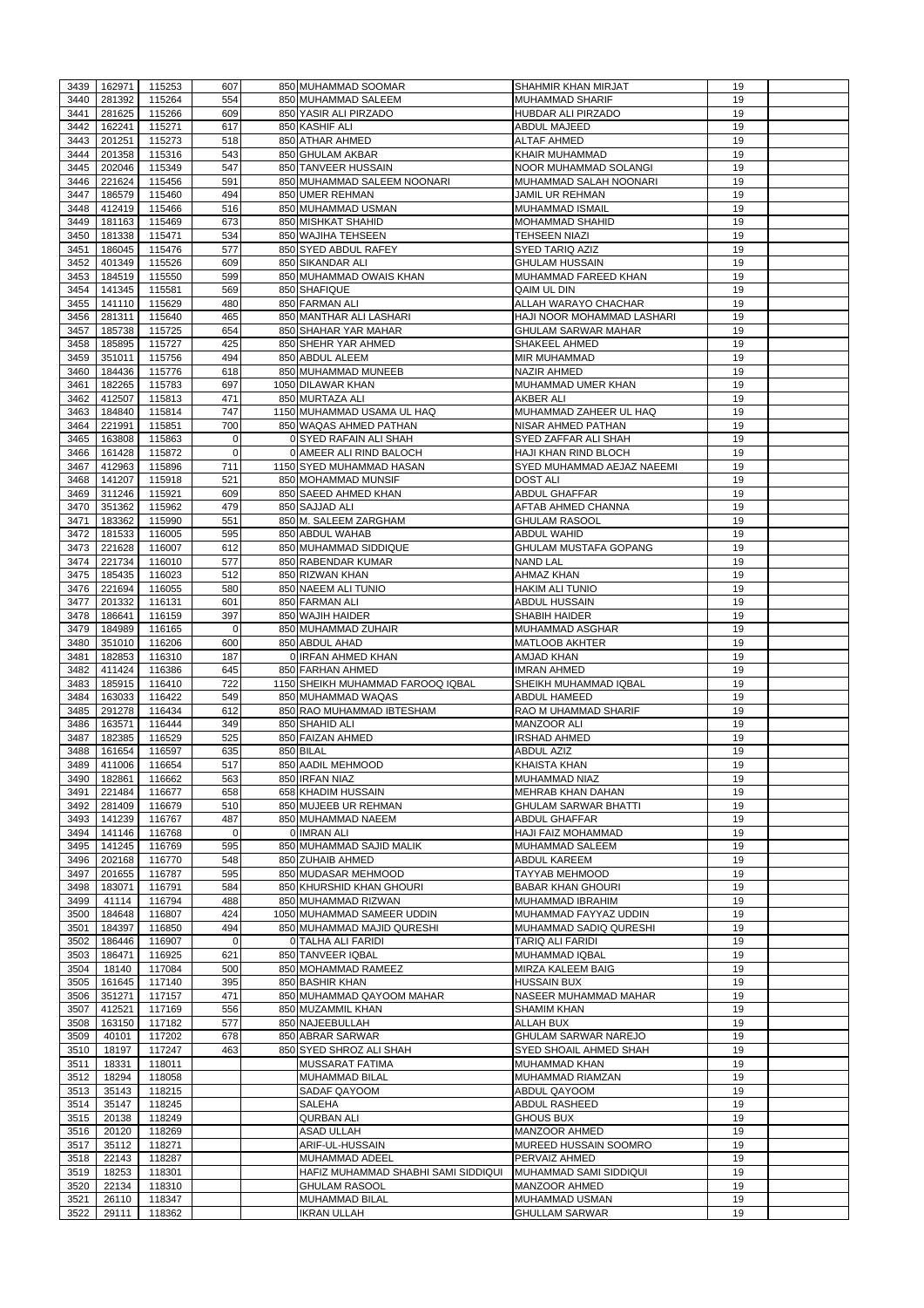| | | | | | | | | |
|---|---|---|---|---|---|---|---|---|
| 3439 | 162971 | 115253 | 607 | 850 | MUHAMMAD SOOMAR | SHAHMIR KHAN MIRJAT | 19 | |
| 3440 | 281392 | 115264 | 554 | 850 | MUHAMMAD SALEEM | MUHAMMAD SHARIF | 19 | |
| 3441 | 281625 | 115266 | 609 | 850 | YASIR ALI PIRZADO | HUBDAR ALI PIRZADO | 19 | |
| 3442 | 162241 | 115271 | 617 | 850 | KASHIF ALI | ABDUL MAJEED | 19 | |
| 3443 | 201251 | 115273 | 518 | 850 | ATHAR AHMED | ALTAF AHMED | 19 | |
| 3444 | 201358 | 115316 | 543 | 850 | GHULAM AKBAR | KHAIR MUHAMMAD | 19 | |
| 3445 | 202046 | 115349 | 547 | 850 | TANVEER HUSSAIN | NOOR MUHAMMAD SOLANGI | 19 | |
| 3446 | 221624 | 115456 | 591 | 850 | MUHAMMAD SALEEM NOONARI | MUHAMMAD SALAH NOONARI | 19 | |
| 3447 | 186579 | 115460 | 494 | 850 | UMER REHMAN | JAMIL UR REHMAN | 19 | |
| 3448 | 412419 | 115466 | 516 | 850 | MUHAMMAD USMAN | MUHAMMAD ISMAIL | 19 | |
| 3449 | 181163 | 115469 | 673 | 850 | MISHKAT SHAHID | MOHAMMAD SHAHID | 19 | |
| 3450 | 181338 | 115471 | 534 | 850 | WAJIHA TEHSEEN | TEHSEEN NIAZI | 19 | |
| 3451 | 186045 | 115476 | 577 | 850 | SYED ABDUL RAFEY | SYED TARIQ AZIZ | 19 | |
| 3452 | 401349 | 115526 | 609 | 850 | SIKANDAR ALI | GHULAM HUSSAIN | 19 | |
| 3453 | 184519 | 115550 | 599 | 850 | MUHAMMAD OWAIS KHAN | MUHAMMAD FAREED KHAN | 19 | |
| 3454 | 141345 | 115581 | 569 | 850 | SHAFIQUE | QAIM UL DIN | 19 | |
| 3455 | 141110 | 115629 | 480 | 850 | FARMAN ALI | ALLAH WARAYO CHACHAR | 19 | |
| 3456 | 281311 | 115640 | 465 | 850 | MANTHAR ALI LASHARI | HAJI NOOR MOHAMMAD LASHARI | 19 | |
| 3457 | 185738 | 115725 | 654 | 850 | SHAHAR YAR MAHAR | GHULAM SARWAR MAHAR | 19 | |
| 3458 | 185895 | 115727 | 425 | 850 | SHEHR YAR AHMED | SHAKEEL AHMED | 19 | |
| 3459 | 351011 | 115756 | 494 | 850 | ABDUL ALEEM | MIR MUHAMMAD | 19 | |
| 3460 | 184436 | 115776 | 618 | 850 | MUHAMMAD MUNEEB | NAZIR AHMED | 19 | |
| 3461 | 182265 | 115783 | 697 | 1050 | DILAWAR KHAN | MUHAMMAD UMER KHAN | 19 | |
| 3462 | 412507 | 115813 | 471 | 850 | MURTAZA ALI | AKBER ALI | 19 | |
| 3463 | 184840 | 115814 | 747 | 1150 | MUHAMMAD USAMA UL HAQ | MUHAMMAD ZAHEER UL HAQ | 19 | |
| 3464 | 221991 | 115851 | 700 | 850 | WAQAS AHMED PATHAN | NISAR AHMED PATHAN | 19 | |
| 3465 | 163808 | 115863 | 0 | 0 | SYED RAFAIN ALI SHAH | SYED ZAFFAR ALI SHAH | 19 | |
| 3466 | 161428 | 115872 | 0 | 0 | AMEER ALI RIND BALOCH | HAJI KHAN RIND BLOCH | 19 | |
| 3467 | 412963 | 115896 | 711 | 1150 | SYED MUHAMMAD HASAN | SYED MUHAMMAD AEJAZ NAEEMI | 19 | |
| 3468 | 141207 | 115918 | 521 | 850 | MOHAMMAD MUNSIF | DOST ALI | 19 | |
| 3469 | 311246 | 115921 | 609 | 850 | SAEED AHMED KHAN | ABDUL GHAFFAR | 19 | |
| 3470 | 351362 | 115962 | 479 | 850 | SAJJAD ALI | AFTAB AHMED CHANNA | 19 | |
| 3471 | 183362 | 115990 | 551 | 850 | M. SALEEM ZARGHAM | GHULAM RASOOL | 19 | |
| 3472 | 181533 | 116005 | 595 | 850 | ABDUL WAHAB | ABDUL WAHID | 19 | |
| 3473 | 221628 | 116007 | 612 | 850 | MUHAMMAD SIDDIQUE | GHULAM MUSTAFA GOPANG | 19 | |
| 3474 | 221734 | 116010 | 577 | 850 | RABENDAR KUMAR | NAND LAL | 19 | |
| 3475 | 185435 | 116023 | 512 | 850 | RIZWAN KHAN | AHMAZ KHAN | 19 | |
| 3476 | 221694 | 116055 | 580 | 850 | NAEEM ALI TUNIO | HAKIM ALI TUNIO | 19 | |
| 3477 | 201332 | 116131 | 601 | 850 | FARMAN ALI | ABDUL HUSSAIN | 19 | |
| 3478 | 186641 | 116159 | 397 | 850 | WAJIH HAIDER | SHABIH HAIDER | 19 | |
| 3479 | 184989 | 116165 | 0 | 850 | MUHAMMAD ZUHAIR | MUHAMMAD ASGHAR | 19 | |
| 3480 | 351010 | 116206 | 600 | 850 | ABDUL AHAD | MATLOOB AKHTER | 19 | |
| 3481 | 182853 | 116310 | 187 | 0 | IRFAN AHMED KHAN | AMJAD KHAN | 19 | |
| 3482 | 411424 | 116386 | 645 | 850 | FARHAN AHMED | IMRAN AHMED | 19 | |
| 3483 | 185915 | 116410 | 722 | 1150 | SHEIKH MUHAMMAD FAROOQ IQBAL | SHEIKH MUHAMMAD IQBAL | 19 | |
| 3484 | 163033 | 116422 | 549 | 850 | MUHAMMAD WAQAS | ABDUL HAMEED | 19 | |
| 3485 | 291278 | 116434 | 612 | 850 | RAO MUHAMMAD IBTESHAM | RAO M UHAMMAD SHARIF | 19 | |
| 3486 | 163571 | 116444 | 349 | 850 | SHAHID ALI | MANZOOR ALI | 19 | |
| 3487 | 182385 | 116529 | 525 | 850 | FAIZAN AHMED | IRSHAD AHMED | 19 | |
| 3488 | 161654 | 116597 | 635 | 850 | BILAL | ABDUL AZIZ | 19 | |
| 3489 | 411006 | 116654 | 517 | 850 | AADIL MEHMOOD | KHAISTA KHAN | 19 | |
| 3490 | 182861 | 116662 | 563 | 850 | IRFAN NIAZ | MUHAMMAD NIAZ | 19 | |
| 3491 | 221484 | 116677 | 658 | 658 | KHADIM HUSSAIN | MEHRAB KHAN DAHAN | 19 | |
| 3492 | 281409 | 116679 | 510 | 850 | MUJEEB UR REHMAN | GHULAM SARWAR BHATTI | 19 | |
| 3493 | 141239 | 116767 | 487 | 850 | MUHAMMAD NAEEM | ABDUL GHAFFAR | 19 | |
| 3494 | 141146 | 116768 | 0 | 0 | IMRAN ALI | HAJI FAIZ MOHAMMAD | 19 | |
| 3495 | 141245 | 116769 | 595 | 850 | MUHAMMAD SAJID MALIK | MUHAMMAD SALEEM | 19 | |
| 3496 | 202168 | 116770 | 548 | 850 | ZUHAIB AHMED | ABDUL KAREEM | 19 | |
| 3497 | 201655 | 116787 | 595 | 850 | MUDASAR MEHMOOD | TAYYAB MEHMOOD | 19 | |
| 3498 | 183071 | 116791 | 584 | 850 | KHURSHID KHAN GHOURI | BABAR KHAN GHOURI | 19 | |
| 3499 | 41114 | 116794 | 488 | 850 | MUHAMMAD RIZWAN | MUHAMMAD IBRAHIM | 19 | |
| 3500 | 184648 | 116807 | 424 | 1050 | MUHAMMAD SAMEER UDDIN | MUHAMMAD FAYYAZ UDDIN | 19 | |
| 3501 | 184397 | 116850 | 494 | 850 | MUHAMMAD MAJID QURESHI | MUHAMMAD SADIQ QURESHI | 19 | |
| 3502 | 186446 | 116907 | 0 | 0 | TALHA ALI FARIDI | TARIQ ALI FARIDI | 19 | |
| 3503 | 186471 | 116925 | 621 | 850 | TANVEER IQBAL | MUHAMMAD IQBAL | 19 | |
| 3504 | 18140 | 117084 | 500 | 850 | MOHAMMAD RAMEEZ | MIRZA KALEEM BAIG | 19 | |
| 3505 | 161645 | 117140 | 395 | 850 | BASHIR KHAN | HUSSAIN BUX | 19 | |
| 3506 | 351271 | 117157 | 471 | 850 | MUHAMMAD QAYOOM MAHAR | NASEER MUHAMMAD MAHAR | 19 | |
| 3507 | 412521 | 117169 | 556 | 850 | MUZAMMIL KHAN | SHAMIM KHAN | 19 | |
| 3508 | 163150 | 117182 | 577 | 850 | NAJEEBULLAH | ALLAH BUX | 19 | |
| 3509 | 40101 | 117202 | 678 | 850 | ABRAR SARWAR | GHULAM SARWAR NAREJO | 19 | |
| 3510 | 18197 | 117247 | 463 | 850 | SYED SHROZ ALI SHAH | SYED SHOAIL AHMED SHAH | 19 | |
| 3511 | 18331 | 118011 | | | MUSSARAT FATIMA | MUHAMMAD KHAN | 19 | |
| 3512 | 18294 | 118058 | | | MUHAMMAD BILAL | MUHAMMAD RIAMZAN | 19 | |
| 3513 | 35143 | 118215 | | | SADAF QAYOOM | ABDUL QAYOOM | 19 | |
| 3514 | 35147 | 118245 | | | SALEHA | ABDUL RASHEED | 19 | |
| 3515 | 20138 | 118249 | | | QURBAN ALI | GHOUS BUX | 19 | |
| 3516 | 20120 | 118269 | | | ASAD ULLAH | MANZOOR AHMED | 19 | |
| 3517 | 35112 | 118271 | | | ARIF-UL-HUSSAIN | MUREED HUSSAIN SOOMRO | 19 | |
| 3518 | 22143 | 118287 | | | MUHAMMAD ADEEL | PERVAIZ AHMED | 19 | |
| 3519 | 18253 | 118301 | | | HAFIZ MUHAMMAD SHABHI SAMI SIDDIQUI | MUHAMMAD SAMI SIDDIQUI | 19 | |
| 3520 | 22134 | 118310 | | | GHULAM RASOOL | MANZOOR AHMED | 19 | |
| 3521 | 26110 | 118347 | | | MUHAMMAD BILAL | MUHAMMAD USMAN | 19 | |
| 3522 | 29111 | 118362 | | | IKRAN ULLAH | GHULLAM SARWAR | 19 | |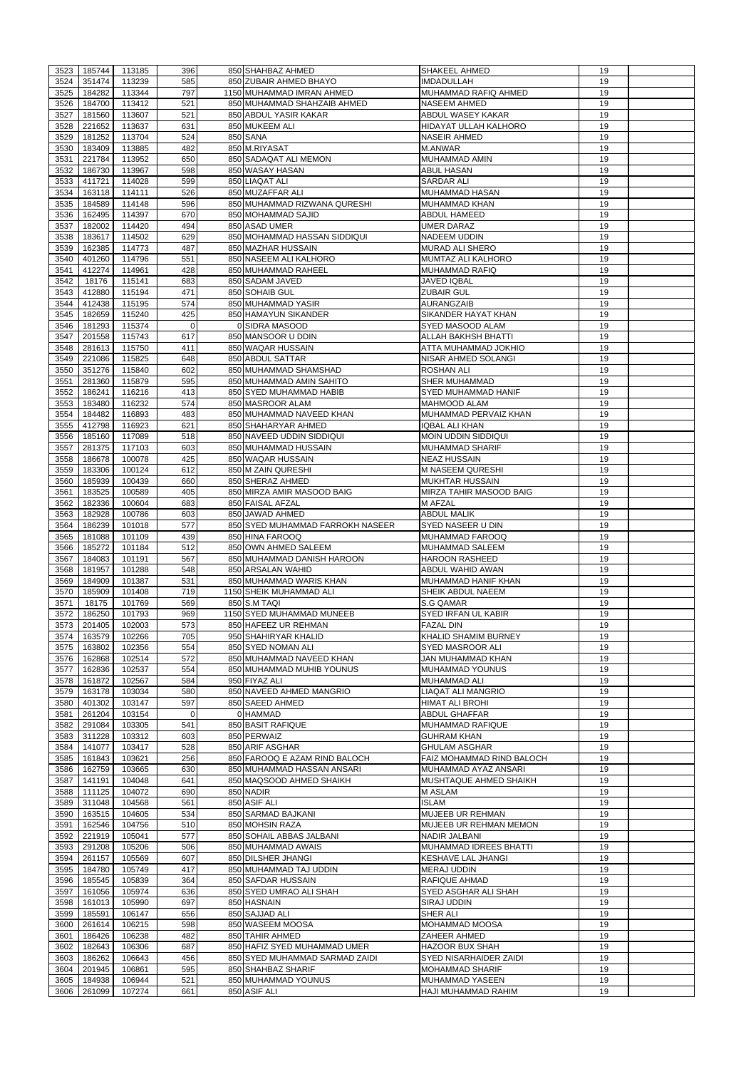| | | | | | | | | |
|---|---|---|---|---|---|---|---|---|
| 3523 | 185744 | 113185 | 396 | 850 | SHAHBAZ AHMED | SHAKEEL AHMED | 19 | |
| 3524 | 351474 | 113239 | 585 | 850 | ZUBAIR AHMED BHAYO | IMDADULLAH | 19 | |
| 3525 | 184282 | 113344 | 797 | 1150 | MUHAMMAD IMRAN AHMED | MUHAMMAD RAFIQ AHMED | 19 | |
| 3526 | 184700 | 113412 | 521 | 850 | MUHAMMAD SHAHZAIB AHMED | NASEEM AHMED | 19 | |
| 3527 | 181560 | 113607 | 521 | 850 | ABDUL YASIR KAKAR | ABDUL WASEY KAKAR | 19 | |
| 3528 | 221652 | 113637 | 631 | 850 | MUKEEM ALI | HIDAYAT ULLAH KALHORO | 19 | |
| 3529 | 181252 | 113704 | 524 | 850 | SANA | NASEIR AHMED | 19 | |
| 3530 | 183409 | 113885 | 482 | 850 | M.RIYASAT | M.ANWAR | 19 | |
| 3531 | 221784 | 113952 | 650 | 850 | SADAQAT ALI MEMON | MUHAMMAD AMIN | 19 | |
| 3532 | 186730 | 113967 | 598 | 850 | WASAY HASAN | ABUL HASAN | 19 | |
| 3533 | 411721 | 114028 | 599 | 850 | LIAQAT ALI | SARDAR ALI | 19 | |
| 3534 | 163118 | 114111 | 526 | 850 | MUZAFFAR ALI | MUHAMMAD HASAN | 19 | |
| 3535 | 184589 | 114148 | 596 | 850 | MUHAMMAD RIZWANA QURESHI | MUHAMMAD KHAN | 19 | |
| 3536 | 162495 | 114397 | 670 | 850 | MOHAMMAD SAJID | ABDUL HAMEED | 19 | |
| 3537 | 182002 | 114420 | 494 | 850 | ASAD UMER | UMER DARAZ | 19 | |
| 3538 | 183617 | 114502 | 629 | 850 | MOHAMMAD HASSAN SIDDIQUI | NADEEM UDDIN | 19 | |
| 3539 | 162385 | 114773 | 487 | 850 | MAZHAR HUSSAIN | MURAD ALI SHERO | 19 | |
| 3540 | 401260 | 114796 | 551 | 850 | NASEEM ALI KALHORO | MUMTAZ ALI KALHORO | 19 | |
| 3541 | 412274 | 114961 | 428 | 850 | MUHAMMAD RAHEEL | MUHAMMAD RAFIQ | 19 | |
| 3542 | 18176 | 115141 | 683 | 850 | SADAM JAVED | JAVED IQBAL | 19 | |
| 3543 | 412880 | 115194 | 471 | 850 | SOHAIB GUL | ZUBAIR GUL | 19 | |
| 3544 | 412438 | 115195 | 574 | 850 | MUHAMMAD YASIR | AURANGZAIB | 19 | |
| 3545 | 182659 | 115240 | 425 | 850 | HAMAYUN SIKANDER | SIKANDER HAYAT KHAN | 19 | |
| 3546 | 181293 | 115374 | 0 | 0 | SIDRA MASOOD | SYED MASOOD ALAM | 19 | |
| 3547 | 201558 | 115743 | 617 | 850 | MANSOOR U DDIN | ALLAH BAKHSH BHATTI | 19 | |
| 3548 | 281613 | 115750 | 411 | 850 | WAQAR HUSSAIN | ATTA MUHAMMAD JOKHIO | 19 | |
| 3549 | 221086 | 115825 | 648 | 850 | ABDUL SATTAR | NISAR AHMED SOLANGI | 19 | |
| 3550 | 351276 | 115840 | 602 | 850 | MUHAMMAD SHAMSHAD | ROSHAN ALI | 19 | |
| 3551 | 281360 | 115879 | 595 | 850 | MUHAMMAD AMIN SAHITO | SHER MUHAMMAD | 19 | |
| 3552 | 186241 | 116216 | 413 | 850 | SYED MUHAMMAD HABIB | SYED MUHAMMAD HANIF | 19 | |
| 3553 | 183480 | 116232 | 574 | 850 | MASROOR ALAM | MAHMOOD ALAM | 19 | |
| 3554 | 184482 | 116893 | 483 | 850 | MUHAMMAD NAVEED KHAN | MUHAMMAD PERVAIZ KHAN | 19 | |
| 3555 | 412798 | 116923 | 621 | 850 | SHAHARYAR AHMED | IQBAL ALI KHAN | 19 | |
| 3556 | 185160 | 117089 | 518 | 850 | NAVEED UDDIN SIDDIQUI | MOIN UDDIN SIDDIQUI | 19 | |
| 3557 | 281375 | 117103 | 603 | 850 | MUHAMMAD HUSSAIN | MUHAMMAD SHARIF | 19 | |
| 3558 | 186678 | 100078 | 425 | 850 | WAQAR HUSSAIN | NEAZ HUSSAIN | 19 | |
| 3559 | 183306 | 100124 | 612 | 850 | M ZAIN QURESHI | M NASEEM QURESHI | 19 | |
| 3560 | 185939 | 100439 | 660 | 850 | SHERAZ AHMED | MUKHTAR HUSSAIN | 19 | |
| 3561 | 183525 | 100589 | 405 | 850 | MIRZA AMIR MASOOD BAIG | MIRZA TAHIR MASOOD BAIG | 19 | |
| 3562 | 182336 | 100604 | 683 | 850 | FAISAL AFZAL | M AFZAL | 19 | |
| 3563 | 182928 | 100786 | 603 | 850 | JAWAD AHMED | ABDUL MALIK | 19 | |
| 3564 | 186239 | 101018 | 577 | 850 | SYED MUHAMMAD FARROKH NASEER | SYED NASEER U DIN | 19 | |
| 3565 | 181088 | 101109 | 439 | 850 | HINA FAROOQ | MUHAMMAD FAROOQ | 19 | |
| 3566 | 185272 | 101184 | 512 | 850 | OWN AHMED SALEEM | MUHAMMAD SALEEM | 19 | |
| 3567 | 184083 | 101191 | 567 | 850 | MUHAMMAD DANISH HAROON | HAROON RASHEED | 19 | |
| 3568 | 181957 | 101288 | 548 | 850 | ARSALAN WAHID | ABDUL WAHID AWAN | 19 | |
| 3569 | 184909 | 101387 | 531 | 850 | MUHAMMAD WARIS KHAN | MUHAMMAD HANIF KHAN | 19 | |
| 3570 | 185909 | 101408 | 719 | 1150 | SHEIK MUHAMMAD ALI | SHEIK ABDUL NAEEM | 19 | |
| 3571 | 18175 | 101769 | 569 | 850 | S.M TAQI | S.G QAMAR | 19 | |
| 3572 | 186250 | 101793 | 969 | 1150 | SYED MUHAMMAD MUNEEB | SYED IRFAN UL KABIR | 19 | |
| 3573 | 201405 | 102003 | 573 | 850 | HAFEEZ UR REHMAN | FAZAL DIN | 19 | |
| 3574 | 163579 | 102266 | 705 | 950 | SHAHIRYAR KHALID | KHALID SHAMIM BURNEY | 19 | |
| 3575 | 163802 | 102356 | 554 | 850 | SYED NOMAN ALI | SYED MASROOR ALI | 19 | |
| 3576 | 162868 | 102514 | 572 | 850 | MUHAMMAD NAVEED KHAN | JAN MUHAMMAD KHAN | 19 | |
| 3577 | 162836 | 102537 | 554 | 850 | MUHAMMAD MUHIB YOUNUS | MUHAMMAD YOUNUS | 19 | |
| 3578 | 161872 | 102567 | 584 | 950 | FIYAZ ALI | MUHAMMAD ALI | 19 | |
| 3579 | 163178 | 103034 | 580 | 850 | NAVEED AHMED MANGRIO | LIAQAT ALI MANGRIO | 19 | |
| 3580 | 401302 | 103147 | 597 | 850 | SAEED AHMED | HIMAT ALI BROHI | 19 | |
| 3581 | 261204 | 103154 | 0 | 0 | HAMMAD | ABDUL GHAFFAR | 19 | |
| 3582 | 291084 | 103305 | 541 | 850 | BASIT RAFIQUE | MUHAMMAD RAFIQUE | 19 | |
| 3583 | 311228 | 103312 | 603 | 850 | PERWAIZ | GUHRAM KHAN | 19 | |
| 3584 | 141077 | 103417 | 528 | 850 | ARIF ASGHAR | GHULAM ASGHAR | 19 | |
| 3585 | 161843 | 103621 | 256 | 850 | FAROOQ E AZAM RIND BALOCH | FAIZ MOHAMMAD RIND BALOCH | 19 | |
| 3586 | 162759 | 103665 | 630 | 850 | MUHAMMAD HASSAN ANSARI | MUHAMMAD AYAZ ANSARI | 19 | |
| 3587 | 141191 | 104048 | 641 | 850 | MAQSOOD AHMED SHAIKH | MUSHTAQUE AHMED SHAIKH | 19 | |
| 3588 | 111125 | 104072 | 690 | 850 | NADIR | M ASLAM | 19 | |
| 3589 | 311048 | 104568 | 561 | 850 | ASIF ALI | ISLAM | 19 | |
| 3590 | 163515 | 104605 | 534 | 850 | SARMAD BAJKANI | MUJEEB UR REHMAN | 19 | |
| 3591 | 162546 | 104756 | 510 | 850 | MOHSIN RAZA | MUJEEB UR REHMAN MEMON | 19 | |
| 3592 | 221919 | 105041 | 577 | 850 | SOHAIL ABBAS JALBANI | NADIR JALBANI | 19 | |
| 3593 | 291208 | 105206 | 506 | 850 | MUHAMMAD AWAIS | MUHAMMAD IDREES BHATTI | 19 | |
| 3594 | 261157 | 105569 | 607 | 850 | DILSHER JHANGI | KESHAVE LAL JHANGI | 19 | |
| 3595 | 184780 | 105749 | 417 | 850 | MUHAMMAD TAJ UDDIN | MERAJ UDDIN | 19 | |
| 3596 | 185545 | 105839 | 364 | 850 | SAFDAR HUSSAIN | RAFIQUE AHMAD | 19 | |
| 3597 | 161056 | 105974 | 636 | 850 | SYED UMRAO ALI SHAH | SYED ASGHAR ALI SHAH | 19 | |
| 3598 | 161013 | 105990 | 697 | 850 | HASNAIN | SIRAJ UDDIN | 19 | |
| 3599 | 185591 | 106147 | 656 | 850 | SAJJAD ALI | SHER ALI | 19 | |
| 3600 | 261614 | 106215 | 598 | 850 | WASEEM MOOSA | MOHAMMAD MOOSA | 19 | |
| 3601 | 186426 | 106238 | 482 | 850 | TAHIR AHMED | ZAHEER AHMED | 19 | |
| 3602 | 182643 | 106306 | 687 | 850 | HAFIZ SYED MUHAMMAD UMER | HAZOOR BUX SHAH | 19 | |
| 3603 | 186262 | 106643 | 456 | 850 | SYED MUHAMMAD SARMAD ZAIDI | SYED NISARHAIDER ZAIDI | 19 | |
| 3604 | 201945 | 106861 | 595 | 850 | SHAHBAZ SHARIF | MOHAMMAD SHARIF | 19 | |
| 3605 | 184938 | 106944 | 521 | 850 | MUHAMMAD YOUNUS | MUHAMMAD YASEEN | 19 | |
| 3606 | 261099 | 107274 | 661 | 850 | ASIF ALI | HAJI MUHAMMAD RAHIM | 19 | |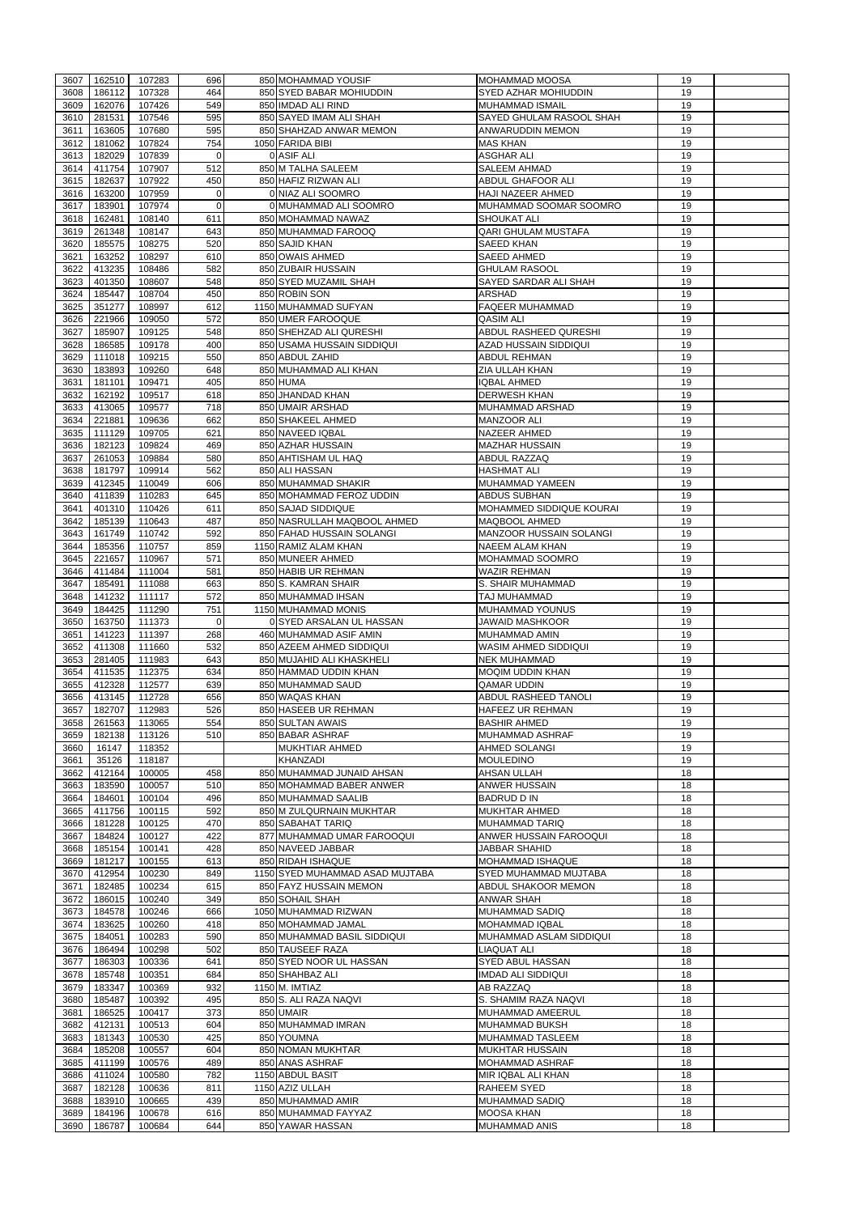| | | | | | | | | |
|---|---|---|---|---|---|---|---|---|
| 3607 | 162510 | 107283 | 696 | 850 | MOHAMMAD YOUSIF | MOHAMMAD MOOSA | 19 | |
| 3608 | 186112 | 107328 | 464 | 850 | SYED BABAR MOHIUDDIN | SYED AZHAR MOHIUDDIN | 19 | |
| 3609 | 162076 | 107426 | 549 | 850 | IMDAD ALI RIND | MUHAMMAD ISMAIL | 19 | |
| 3610 | 281531 | 107546 | 595 | 850 | SAYED IMAM ALI SHAH | SAYED GHULAM RASOOL SHAH | 19 | |
| 3611 | 163605 | 107680 | 595 | 850 | SHAHZAD ANWAR MEMON | ANWARUDDIN MEMON | 19 | |
| 3612 | 181062 | 107824 | 754 | 1050 | FARIDA BIBI | MAS KHAN | 19 | |
| 3613 | 182029 | 107839 | 0 | 0 | ASIF ALI | ASGHAR ALI | 19 | |
| 3614 | 411754 | 107907 | 512 | 850 | M TALHA SALEEM | SALEEM AHMAD | 19 | |
| 3615 | 182637 | 107922 | 450 | 850 | HAFIZ RIZWAN ALI | ABDUL GHAFOOR ALI | 19 | |
| 3616 | 163200 | 107959 | 0 | 0 | NIAZ ALI SOOMRO | HAJI NAZEER AHMED | 19 | |
| 3617 | 183901 | 107974 | 0 | 0 | MUHAMMAD ALI SOOMRO | MUHAMMAD SOOMAR SOOMRO | 19 | |
| 3618 | 162481 | 108140 | 611 | 850 | MOHAMMAD NAWAZ | SHOUKAT ALI | 19 | |
| 3619 | 261348 | 108147 | 643 | 850 | MUHAMMAD FAROOQ | QARI GHULAM MUSTAFA | 19 | |
| 3620 | 185575 | 108275 | 520 | 850 | SAJID KHAN | SAEED KHAN | 19 | |
| 3621 | 163252 | 108297 | 610 | 850 | OWAIS AHMED | SAEED AHMED | 19 | |
| 3622 | 413235 | 108486 | 582 | 850 | ZUBAIR HUSSAIN | GHULAM RASOOL | 19 | |
| 3623 | 401350 | 108607 | 548 | 850 | SYED MUZAMIL SHAH | SAYED SARDAR ALI SHAH | 19 | |
| 3624 | 185447 | 108704 | 450 | 850 | ROBIN SON | ARSHAD | 19 | |
| 3625 | 351277 | 108997 | 612 | 1150 | MUHAMMAD SUFYAN | FAQEER MUHAMMAD | 19 | |
| 3626 | 221966 | 109050 | 572 | 850 | UMER FAROOQUE | QASIM ALI | 19 | |
| 3627 | 185907 | 109125 | 548 | 850 | SHEHZAD ALI QURESHI | ABDUL RASHEED QURESHI | 19 | |
| 3628 | 186585 | 109178 | 400 | 850 | USAMA HUSSAIN SIDDIQUI | AZAD HUSSAIN SIDDIQUI | 19 | |
| 3629 | 111018 | 109215 | 550 | 850 | ABDUL ZAHID | ABDUL REHMAN | 19 | |
| 3630 | 183893 | 109260 | 648 | 850 | MUHAMMAD ALI KHAN | ZIA ULLAH KHAN | 19 | |
| 3631 | 181101 | 109471 | 405 | 850 | HUMA | IQBAL AHMED | 19 | |
| 3632 | 162192 | 109517 | 618 | 850 | JHANDAD KHAN | DERWESH KHAN | 19 | |
| 3633 | 413065 | 109577 | 718 | 850 | UMAIR ARSHAD | MUHAMMAD ARSHAD | 19 | |
| 3634 | 221881 | 109636 | 662 | 850 | SHAKEEL AHMED | MANZOOR ALI | 19 | |
| 3635 | 111129 | 109705 | 621 | 850 | NAVEED IQBAL | NAZEER AHMED | 19 | |
| 3636 | 182123 | 109824 | 469 | 850 | AZHAR HUSSAIN | MAZHAR HUSSAIN | 19 | |
| 3637 | 261053 | 109884 | 580 | 850 | AHTISHAM UL HAQ | ABDUL RAZZAQ | 19 | |
| 3638 | 181797 | 109914 | 562 | 850 | ALI HASSAN | HASHMAT ALI | 19 | |
| 3639 | 412345 | 110049 | 606 | 850 | MUHAMMAD SHAKIR | MUHAMMAD YAMEEN | 19 | |
| 3640 | 411839 | 110283 | 645 | 850 | MOHAMMAD FEROZ UDDIN | ABDUS SUBHAN | 19 | |
| 3641 | 401310 | 110426 | 611 | 850 | SAJAD SIDDIQUE | MOHAMMED SIDDIQUE KOURAI | 19 | |
| 3642 | 185139 | 110643 | 487 | 850 | NASRULLAH MAQBOOL AHMED | MAQBOOL AHMED | 19 | |
| 3643 | 161749 | 110742 | 592 | 850 | FAHAD HUSSAIN SOLANGI | MANZOOR HUSSAIN SOLANGI | 19 | |
| 3644 | 185356 | 110757 | 859 | 1150 | RAMIZ ALAM KHAN | NAEEM ALAM KHAN | 19 | |
| 3645 | 221657 | 110967 | 571 | 850 | MUNEER AHMED | MOHAMMAD SOOMRO | 19 | |
| 3646 | 411484 | 111004 | 581 | 850 | HABIB UR REHMAN | WAZIR REHMAN | 19 | |
| 3647 | 185491 | 111088 | 663 | 850 | S. KAMRAN SHAIR | S. SHAIR MUHAMMAD | 19 | |
| 3648 | 141232 | 111117 | 572 | 850 | MUHAMMAD IHSAN | TAJ MUHAMMAD | 19 | |
| 3649 | 184425 | 111290 | 751 | 1150 | MUHAMMAD MONIS | MUHAMMAD YOUNUS | 19 | |
| 3650 | 163750 | 111373 | 0 | 0 | SYED ARSALAN UL HASSAN | JAWAID MASHKOOR | 19 | |
| 3651 | 141223 | 111397 | 268 | 460 | MUHAMMAD ASIF AMIN | MUHAMMAD AMIN | 19 | |
| 3652 | 411308 | 111660 | 532 | 850 | AZEEM AHMED SIDDIQUI | WASIM AHMED SIDDIQUI | 19 | |
| 3653 | 281405 | 111983 | 643 | 850 | MUJAHID ALI KHASKHELI | NEK MUHAMMAD | 19 | |
| 3654 | 411535 | 112375 | 634 | 850 | HAMMAD UDDIN KHAN | MOQIM UDDIN KHAN | 19 | |
| 3655 | 412328 | 112577 | 639 | 850 | MUHAMMAD SAUD | QAMAR UDDIN | 19 | |
| 3656 | 413145 | 112728 | 656 | 850 | WAQAS KHAN | ABDUL RASHEED TANOLI | 19 | |
| 3657 | 182707 | 112983 | 526 | 850 | HASEEB UR REHMAN | HAFEEZ UR REHMAN | 19 | |
| 3658 | 261563 | 113065 | 554 | 850 | SULTAN AWAIS | BASHIR AHMED | 19 | |
| 3659 | 182138 | 113126 | 510 | 850 | BABAR ASHRAF | MUHAMMAD ASHRAF | 19 | |
| 3660 | 16147 | 118352 | | | MUKHTIAR AHMED | AHMED SOLANGI | 19 | |
| 3661 | 35126 | 118187 | | | KHANZADI | MOULEDINO | 19 | |
| 3662 | 412164 | 100005 | 458 | 850 | MUHAMMAD JUNAID AHSAN | AHSAN ULLAH | 18 | |
| 3663 | 183590 | 100057 | 510 | 850 | MOHAMMAD BABER ANWER | ANWER HUSSAIN | 18 | |
| 3664 | 184601 | 100104 | 496 | 850 | MUHAMMAD SAALIB | BADRUD D IN | 18 | |
| 3665 | 411756 | 100115 | 592 | 850 | M ZULQURNAIN MUKHTAR | MUKHTAR AHMED | 18 | |
| 3666 | 181228 | 100125 | 470 | 850 | SABAHAT TARIQ | MUHAMMAD TARIQ | 18 | |
| 3667 | 184824 | 100127 | 422 | 877 | MUHAMMAD UMAR FAROOQUI | ANWER HUSSAIN FAROOQUI | 18 | |
| 3668 | 185154 | 100141 | 428 | 850 | NAVEED JABBAR | JABBAR SHAHID | 18 | |
| 3669 | 181217 | 100155 | 613 | 850 | RIDAH ISHAQUE | MOHAMMAD ISHAQUE | 18 | |
| 3670 | 412954 | 100230 | 849 | 1150 | SYED MUHAMMAD ASAD MUJTABA | SYED MUHAMMAD MUJTABA | 18 | |
| 3671 | 182485 | 100234 | 615 | 850 | FAYZ HUSSAIN MEMON | ABDUL SHAKOOR MEMON | 18 | |
| 3672 | 186015 | 100240 | 349 | 850 | SOHAIL SHAH | ANWAR SHAH | 18 | |
| 3673 | 184578 | 100246 | 666 | 1050 | MUHAMMAD RIZWAN | MUHAMMAD SADIQ | 18 | |
| 3674 | 183625 | 100260 | 418 | 850 | MOHAMMAD JAMAL | MOHAMMAD IQBAL | 18 | |
| 3675 | 184051 | 100283 | 590 | 850 | MUHAMMAD BASIL SIDDIQUI | MUHAMMAD ASLAM SIDDIQUI | 18 | |
| 3676 | 186494 | 100298 | 502 | 850 | TAUSEEF RAZA | LIAQUAT ALI | 18 | |
| 3677 | 186303 | 100336 | 641 | 850 | SYED NOOR UL HASSAN | SYED ABUL HASSAN | 18 | |
| 3678 | 185748 | 100351 | 684 | 850 | SHAHBAZ ALI | IMDAD ALI SIDDIQUI | 18 | |
| 3679 | 183347 | 100369 | 932 | 1150 | M. IMTIAZ | AB RAZZAQ | 18 | |
| 3680 | 185487 | 100392 | 495 | 850 | S. ALI RAZA NAQVI | S. SHAMIM RAZA NAQVI | 18 | |
| 3681 | 186525 | 100417 | 373 | 850 | UMAIR | MUHAMMAD AMEERUL | 18 | |
| 3682 | 412131 | 100513 | 604 | 850 | MUHAMMAD IMRAN | MUHAMMAD BUKSH | 18 | |
| 3683 | 181343 | 100530 | 425 | 850 | YOUMNA | MUHAMMAD TASLEEM | 18 | |
| 3684 | 185208 | 100557 | 604 | 850 | NOMAN MUKHTAR | MUKHTAR HUSSAIN | 18 | |
| 3685 | 411199 | 100576 | 489 | 850 | ANAS ASHRAF | MOHAMMAD ASHRAF | 18 | |
| 3686 | 411024 | 100580 | 782 | 1150 | ABDUL BASIT | MIR IQBAL ALI KHAN | 18 | |
| 3687 | 182128 | 100636 | 811 | 1150 | AZIZ ULLAH | RAHEEM SYED | 18 | |
| 3688 | 183910 | 100665 | 439 | 850 | MUHAMMAD AMIR | MUHAMMAD SADIQ | 18 | |
| 3689 | 184196 | 100678 | 616 | 850 | MUHAMMAD FAYYAZ | MOOSA KHAN | 18 | |
| 3690 | 186787 | 100684 | 644 | 850 | YAWAR HASSAN | MUHAMMAD ANIS | 18 | |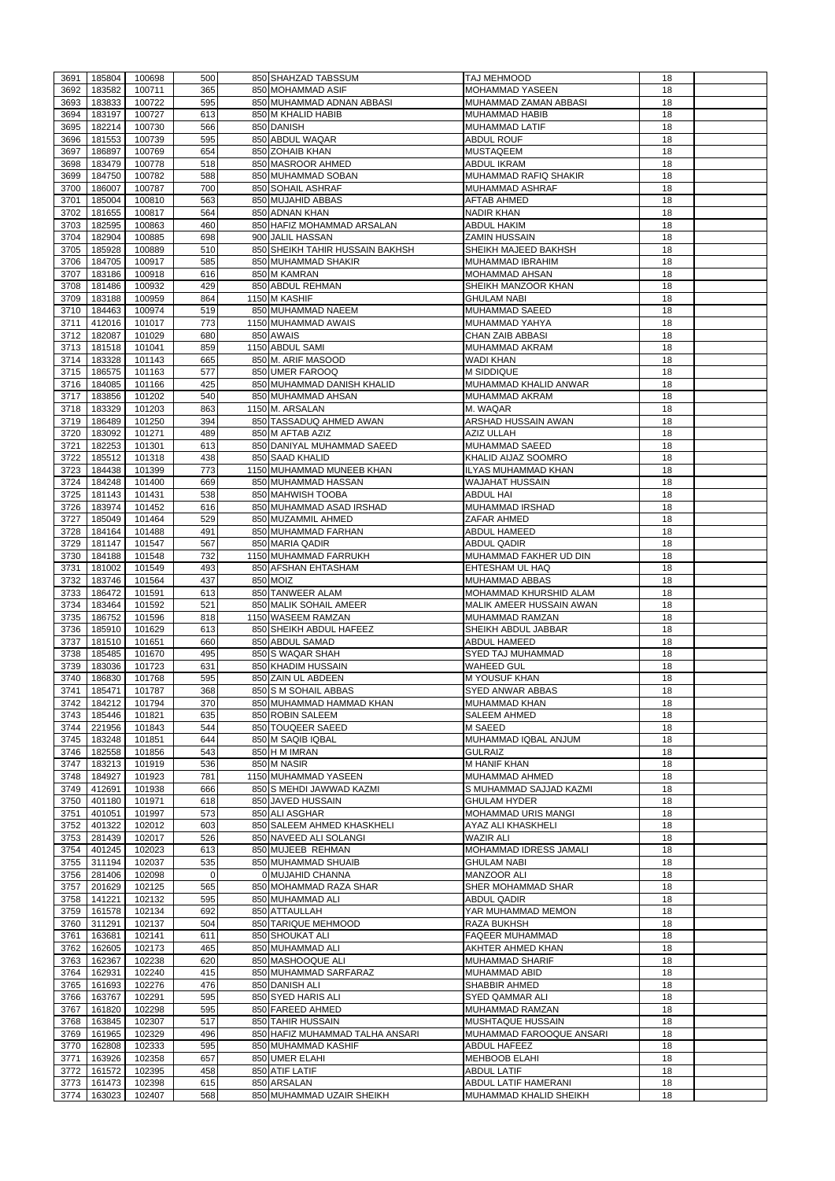| | | | | | | | | |
|---|---|---|---|---|---|---|---|---|
| 3691 | 185804 | 100698 | 500 | 850 | SHAHZAD TABSSUM | TAJ MEHMOOD | 18 | |
| 3692 | 183582 | 100711 | 365 | 850 | MOHAMMAD ASIF | MOHAMMAD YASEEN | 18 | |
| 3693 | 183833 | 100722 | 595 | 850 | MUHAMMAD ADNAN ABBASI | MUHAMMAD ZAMAN ABBASI | 18 | |
| 3694 | 183197 | 100727 | 613 | 850 | M KHALID HABIB | MUHAMMAD HABIB | 18 | |
| 3695 | 182214 | 100730 | 566 | 850 | DANISH | MUHAMMAD LATIF | 18 | |
| 3696 | 181553 | 100739 | 595 | 850 | ABDUL WAQAR | ABDUL ROUF | 18 | |
| 3697 | 186897 | 100769 | 654 | 850 | ZOHAIB KHAN | MUSTAQEEM | 18 | |
| 3698 | 183479 | 100778 | 518 | 850 | MASROOR AHMED | ABDUL IKRAM | 18 | |
| 3699 | 184750 | 100782 | 588 | 850 | MUHAMMAD SOBAN | MUHAMMAD RAFIQ SHAKIR | 18 | |
| 3700 | 186007 | 100787 | 700 | 850 | SOHAIL ASHRAF | MUHAMMAD ASHRAF | 18 | |
| 3701 | 185004 | 100810 | 563 | 850 | MUJAHID ABBAS | AFTAB AHMED | 18 | |
| 3702 | 181655 | 100817 | 564 | 850 | ADNAN KHAN | NADIR KHAN | 18 | |
| 3703 | 182595 | 100863 | 460 | 850 | HAFIZ MOHAMMAD ARSALAN | ABDUL HAKIM | 18 | |
| 3704 | 182904 | 100885 | 698 | 900 | JALIL HASSAN | ZAMIN HUSSAIN | 18 | |
| 3705 | 185928 | 100889 | 510 | 850 | SHEIKH TAHIR HUSSAIN BAKHSH | SHEIKH MAJEED BAKHSH | 18 | |
| 3706 | 184705 | 100917 | 585 | 850 | MUHAMMAD SHAKIR | MUHAMMAD IBRAHIM | 18 | |
| 3707 | 183186 | 100918 | 616 | 850 | M KAMRAN | MOHAMMAD AHSAN | 18 | |
| 3708 | 181486 | 100932 | 429 | 850 | ABDUL REHMAN | SHEIKH MANZOOR KHAN | 18 | |
| 3709 | 183188 | 100959 | 864 | 1150 | M KASHIF | GHULAM NABI | 18 | |
| 3710 | 184463 | 100974 | 519 | 850 | MUHAMMAD NAEEM | MUHAMMAD SAEED | 18 | |
| 3711 | 412016 | 101017 | 773 | 1150 | MUHAMMAD AWAIS | MUHAMMAD YAHYA | 18 | |
| 3712 | 182087 | 101029 | 680 | 850 | AWAIS | CHAN ZAIB ABBASI | 18 | |
| 3713 | 181518 | 101041 | 859 | 1150 | ABDUL SAMI | MUHAMMAD AKRAM | 18 | |
| 3714 | 183328 | 101143 | 665 | 850 | M. ARIF MASOOD | WADI KHAN | 18 | |
| 3715 | 186575 | 101163 | 577 | 850 | UMER FAROOQ | M SIDDIQUE | 18 | |
| 3716 | 184085 | 101166 | 425 | 850 | MUHAMMAD DANISH KHALID | MUHAMMAD KHALID ANWAR | 18 | |
| 3717 | 183856 | 101202 | 540 | 850 | MUHAMMAD AHSAN | MUHAMMAD AKRAM | 18 | |
| 3718 | 183329 | 101203 | 863 | 1150 | M. ARSALAN | M. WAQAR | 18 | |
| 3719 | 186489 | 101250 | 394 | 850 | TASSADUQ AHMED AWAN | ARSHAD HUSSAIN AWAN | 18 | |
| 3720 | 183092 | 101271 | 489 | 850 | M AFTAB AZIZ | AZIZ ULLAH | 18 | |
| 3721 | 182253 | 101301 | 613 | 850 | DANIYAL MUHAMMAD SAEED | MUHAMMAD SAEED | 18 | |
| 3722 | 185512 | 101318 | 438 | 850 | SAAD KHALID | KHALID AIJAZ SOOMRO | 18 | |
| 3723 | 184438 | 101399 | 773 | 1150 | MUHAMMAD MUNEEB KHAN | ILYAS MUHAMMAD KHAN | 18 | |
| 3724 | 184248 | 101400 | 669 | 850 | MUHAMMAD HASSAN | WAJAHAT HUSSAIN | 18 | |
| 3725 | 181143 | 101431 | 538 | 850 | MAHWISH TOOBA | ABDUL HAI | 18 | |
| 3726 | 183974 | 101452 | 616 | 850 | MUHAMMAD ASAD IRSHAD | MUHAMMAD IRSHAD | 18 | |
| 3727 | 185049 | 101464 | 529 | 850 | MUZAMMIL AHMED | ZAFAR AHMED | 18 | |
| 3728 | 184164 | 101488 | 491 | 850 | MUHAMMAD FARHAN | ABDUL HAMEED | 18 | |
| 3729 | 181147 | 101547 | 567 | 850 | MARIA QADIR | ABDUL QADIR | 18 | |
| 3730 | 184188 | 101548 | 732 | 1150 | MUHAMMAD FARRUKH | MUHAMMAD FAKHER UD DIN | 18 | |
| 3731 | 181002 | 101549 | 493 | 850 | AFSHAN EHTASHAM | EHTESHAM UL HAQ | 18 | |
| 3732 | 183746 | 101564 | 437 | 850 | MOIZ | MUHAMMAD ABBAS | 18 | |
| 3733 | 186472 | 101591 | 613 | 850 | TANWEER ALAM | MOHAMMAD KHURSHID ALAM | 18 | |
| 3734 | 183464 | 101592 | 521 | 850 | MALIK SOHAIL AMEER | MALIK AMEER HUSSAIN AWAN | 18 | |
| 3735 | 186752 | 101596 | 818 | 1150 | WASEEM RAMZAN | MUHAMMAD RAMZAN | 18 | |
| 3736 | 185910 | 101629 | 613 | 850 | SHEIKH ABDUL HAFEEZ | SHEIKH ABDUL JABBAR | 18 | |
| 3737 | 181510 | 101651 | 660 | 850 | ABDUL SAMAD | ABDUL HAMEED | 18 | |
| 3738 | 185485 | 101670 | 495 | 850 | S WAQAR SHAH | SYED TAJ MUHAMMAD | 18 | |
| 3739 | 183036 | 101723 | 631 | 850 | KHADIM HUSSAIN | WAHEED GUL | 18 | |
| 3740 | 186830 | 101768 | 595 | 850 | ZAIN UL ABDEEN | M YOUSUF KHAN | 18 | |
| 3741 | 185471 | 101787 | 368 | 850 | S M SOHAIL ABBAS | SYED ANWAR ABBAS | 18 | |
| 3742 | 184212 | 101794 | 370 | 850 | MUHAMMAD HAMMAD KHAN | MUHAMMAD KHAN | 18 | |
| 3743 | 185446 | 101821 | 635 | 850 | ROBIN SALEEM | SALEEM AHMED | 18 | |
| 3744 | 221956 | 101843 | 544 | 850 | TOUQEER SAEED | M SAEED | 18 | |
| 3745 | 183248 | 101851 | 644 | 850 | M SAQIB IQBAL | MUHAMMAD IQBAL ANJUM | 18 | |
| 3746 | 182558 | 101856 | 543 | 850 | H M IMRAN | GULRAIZ | 18 | |
| 3747 | 183213 | 101919 | 536 | 850 | M NASIR | M HANIF KHAN | 18 | |
| 3748 | 184927 | 101923 | 781 | 1150 | MUHAMMAD YASEEN | MUHAMMAD AHMED | 18 | |
| 3749 | 412691 | 101938 | 666 | 850 | S MEHDI JAWWAD KAZMI | S MUHAMMAD SAJJAD KAZMI | 18 | |
| 3750 | 401180 | 101971 | 618 | 850 | JAVED HUSSAIN | GHULAM HYDER | 18 | |
| 3751 | 401051 | 101997 | 573 | 850 | ALI ASGHAR | MOHAMMAD URIS MANGI | 18 | |
| 3752 | 401322 | 102012 | 603 | 850 | SALEEM AHMED KHASKHELI | AYAZ ALI KHASKHELI | 18 | |
| 3753 | 281439 | 102017 | 526 | 850 | NAVEED ALI SOLANGI | WAZIR ALI | 18 | |
| 3754 | 401245 | 102023 | 613 | 850 | MUJEEB REHMAN | MOHAMMAD IDRESS JAMALI | 18 | |
| 3755 | 311194 | 102037 | 535 | 850 | MUHAMMAD SHUAIB | GHULAM NABI | 18 | |
| 3756 | 281406 | 102098 | 0 | 0 | MUJAHID CHANNA | MANZOOR ALI | 18 | |
| 3757 | 201629 | 102125 | 565 | 850 | MOHAMMAD RAZA SHAR | SHER MOHAMMAD SHAR | 18 | |
| 3758 | 141221 | 102132 | 595 | 850 | MUHAMMAD ALI | ABDUL QADIR | 18 | |
| 3759 | 161578 | 102134 | 692 | 850 | ATTAULLAH | YAR MUHAMMAD MEMON | 18 | |
| 3760 | 311291 | 102137 | 504 | 850 | TARIQUE MEHMOOD | RAZA BUKHSH | 18 | |
| 3761 | 163681 | 102141 | 611 | 850 | SHOUKAT ALI | FAQEER MUHAMMAD | 18 | |
| 3762 | 162605 | 102173 | 465 | 850 | MUHAMMAD ALI | AKHTER AHMED KHAN | 18 | |
| 3763 | 162367 | 102238 | 620 | 850 | MASHOOQUE ALI | MUHAMMAD SHARIF | 18 | |
| 3764 | 162931 | 102240 | 415 | 850 | MUHAMMAD SARFARAZ | MUHAMMAD ABID | 18 | |
| 3765 | 161693 | 102276 | 476 | 850 | DANISH ALI | SHABBIR AHMED | 18 | |
| 3766 | 163767 | 102291 | 595 | 850 | SYED HARIS ALI | SYED QAMMAR ALI | 18 | |
| 3767 | 161820 | 102298 | 595 | 850 | FAREED AHMED | MUHAMMAD RAMZAN | 18 | |
| 3768 | 163845 | 102307 | 517 | 850 | TAHIR HUSSAIN | MUSHTAQUE HUSSAIN | 18 | |
| 3769 | 161965 | 102329 | 496 | 850 | HAFIZ MUHAMMAD TALHA ANSARI | MUHAMMAD FAROOQUE ANSARI | 18 | |
| 3770 | 162808 | 102333 | 595 | 850 | MUHAMMAD KASHIF | ABDUL HAFEEZ | 18 | |
| 3771 | 163926 | 102358 | 657 | 850 | UMER ELAHI | MEHBOOB ELAHI | 18 | |
| 3772 | 161572 | 102395 | 458 | 850 | ATIF LATIF | ABDUL LATIF | 18 | |
| 3773 | 161473 | 102398 | 615 | 850 | ARSALAN | ABDUL LATIF HAMERANI | 18 | |
| 3774 | 163023 | 102407 | 568 | 850 | MUHAMMAD UZAIR SHEIKH | MUHAMMAD KHALID SHEIKH | 18 | |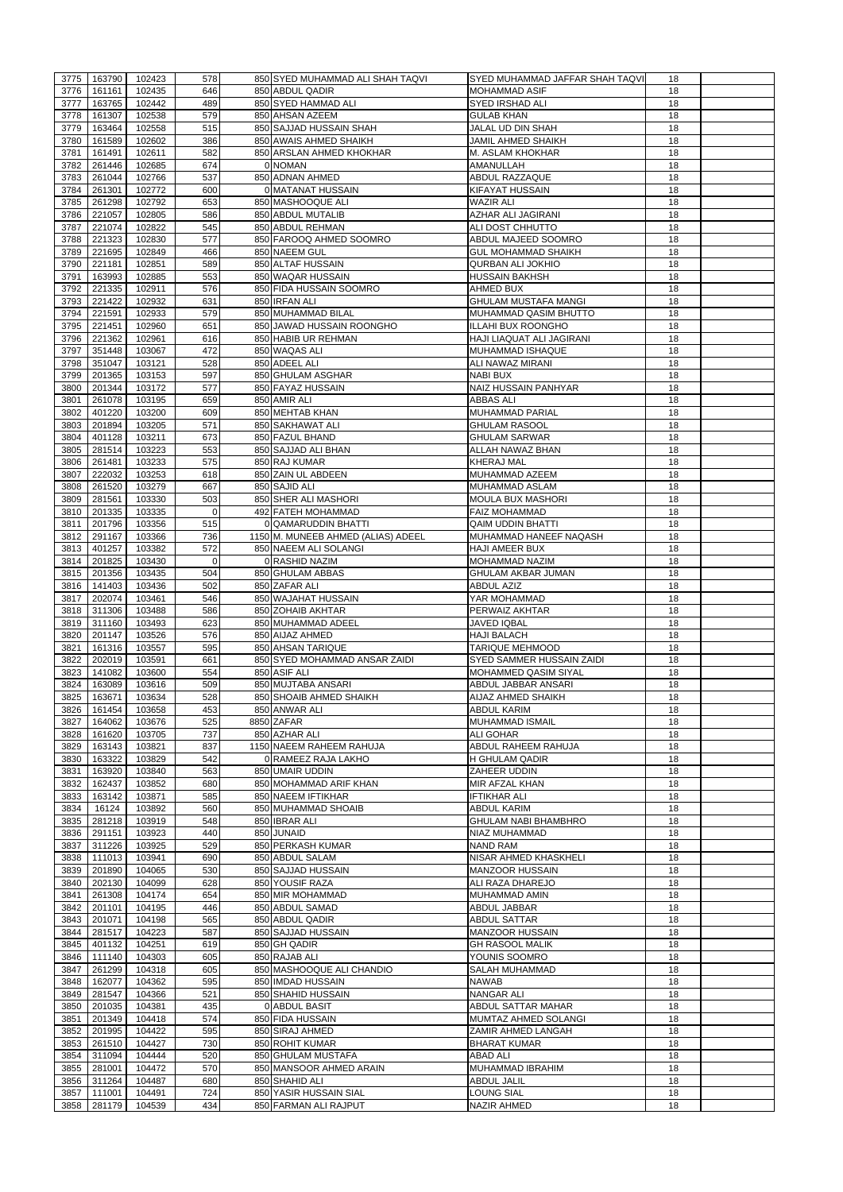| | | | | | | | | |
|---|---|---|---|---|---|---|---|---|
| 3775 | 163790 | 102423 | 578 | 850 | SYED MUHAMMAD ALI SHAH TAQVI | SYED MUHAMMAD JAFFAR SHAH TAQVI | 18 | |
| 3776 | 161161 | 102435 | 646 | 850 | ABDUL QADIR | MOHAMMAD ASIF | 18 | |
| 3777 | 163765 | 102442 | 489 | 850 | SYED HAMMAD ALI | SYED IRSHAD ALI | 18 | |
| 3778 | 161307 | 102538 | 579 | 850 | AHSAN AZEEM | GULAB KHAN | 18 | |
| 3779 | 163464 | 102558 | 515 | 850 | SAJJAD HUSSAIN SHAH | JALAL UD DIN SHAH | 18 | |
| 3780 | 161589 | 102602 | 386 | 850 | AWAIS AHMED SHAIKH | JAMIL AHMED SHAIKH | 18 | |
| 3781 | 161491 | 102611 | 582 | 850 | ARSLAN AHMED KHOKHAR | M. ASLAM KHOKHAR | 18 | |
| 3782 | 261446 | 102685 | 674 | 0 | NOMAN | AMANULLAH | 18 | |
| 3783 | 261044 | 102766 | 537 | 850 | ADNAN AHMED | ABDUL RAZZAQUE | 18 | |
| 3784 | 261301 | 102772 | 600 | 0 | MATANAT HUSSAIN | KIFAYAT HUSSAIN | 18 | |
| 3785 | 261298 | 102792 | 653 | 850 | MASHOOQUE ALI | WAZIR ALI | 18 | |
| 3786 | 221057 | 102805 | 586 | 850 | ABDUL MUTALIB | AZHAR ALI JAGIRANI | 18 | |
| 3787 | 221074 | 102822 | 545 | 850 | ABDUL REHMAN | ALI DOST CHHUTTO | 18 | |
| 3788 | 221323 | 102830 | 577 | 850 | FAROOQ AHMED SOOMRO | ABDUL MAJEED SOOMRO | 18 | |
| 3789 | 221695 | 102849 | 466 | 850 | NAEEM GUL | GUL MOHAMMAD SHAIKH | 18 | |
| 3790 | 221181 | 102851 | 589 | 850 | ALTAF HUSSAIN | QURBAN ALI JOKHIO | 18 | |
| 3791 | 163993 | 102885 | 553 | 850 | WAQAR HUSSAIN | HUSSAIN BAKHSH | 18 | |
| 3792 | 221335 | 102911 | 576 | 850 | FIDA HUSSAIN SOOMRO | AHMED BUX | 18 | |
| 3793 | 221422 | 102932 | 631 | 850 | IRFAN ALI | GHULAM MUSTAFA MANGI | 18 | |
| 3794 | 221591 | 102933 | 579 | 850 | MUHAMMAD BILAL | MUHAMMAD QASIM BHUTTO | 18 | |
| 3795 | 221451 | 102960 | 651 | 850 | JAWAD HUSSAIN ROONGHO | ILLAHI BUX ROONGHO | 18 | |
| 3796 | 221362 | 102961 | 616 | 850 | HABIB UR REHMAN | HAJI LIAQUAT ALI JAGIRANI | 18 | |
| 3797 | 351448 | 103067 | 472 | 850 | WAQAS ALI | MUHAMMAD ISHAQUE | 18 | |
| 3798 | 351047 | 103121 | 528 | 850 | ADEEL ALI | ALI NAWAZ MIRANI | 18 | |
| 3799 | 201365 | 103153 | 597 | 850 | GHULAM ASGHAR | NABI BUX | 18 | |
| 3800 | 201344 | 103172 | 577 | 850 | FAYAZ HUSSAIN | NAIZ HUSSAIN PANHYAR | 18 | |
| 3801 | 261078 | 103195 | 659 | 850 | AMIR ALI | ABBAS ALI | 18 | |
| 3802 | 401220 | 103200 | 609 | 850 | MEHTAB KHAN | MUHAMMAD PARIAL | 18 | |
| 3803 | 201894 | 103205 | 571 | 850 | SAKHAWAT ALI | GHULAM RASOOL | 18 | |
| 3804 | 401128 | 103211 | 673 | 850 | FAZUL BHAND | GHULAM SARWAR | 18 | |
| 3805 | 281514 | 103223 | 553 | 850 | SAJJAD ALI BHAN | ALLAH NAWAZ BHAN | 18 | |
| 3806 | 261481 | 103233 | 575 | 850 | RAJ KUMAR | KHERAJ MAL | 18 | |
| 3807 | 222032 | 103253 | 618 | 850 | ZAIN UL ABDEEN | MUHAMMAD AZEEM | 18 | |
| 3808 | 261520 | 103279 | 667 | 850 | SAJID ALI | MUHAMMAD ASLAM | 18 | |
| 3809 | 281561 | 103330 | 503 | 850 | SHER ALI MASHORI | MOULA BUX MASHORI | 18 | |
| 3810 | 201335 | 103335 | 0 | 492 | FATEH MOHAMMAD | FAIZ MOHAMMAD | 18 | |
| 3811 | 201796 | 103356 | 515 | 0 | QAMARUDDIN BHATTI | QAIM UDDIN BHATTI | 18 | |
| 3812 | 291167 | 103366 | 736 | 1150 | M. MUNEEB AHMED (ALIAS) ADEEL | MUHAMMAD HANEEF NAQASH | 18 | |
| 3813 | 401257 | 103382 | 572 | 850 | NAEEM ALI SOLANGI | HAJI AMEER BUX | 18 | |
| 3814 | 201825 | 103430 | 0 | 0 | RASHID NAZIM | MOHAMMAD NAZIM | 18 | |
| 3815 | 201356 | 103435 | 504 | 850 | GHULAM ABBAS | GHULAM AKBAR JUMAN | 18 | |
| 3816 | 141403 | 103436 | 502 | 850 | ZAFAR ALI | ABDUL AZIZ | 18 | |
| 3817 | 202074 | 103461 | 546 | 850 | WAJAHAT HUSSAIN | YAR MOHAMMAD | 18 | |
| 3818 | 311306 | 103488 | 586 | 850 | ZOHAIB AKHTAR | PERWAIZ AKHTAR | 18 | |
| 3819 | 311160 | 103493 | 623 | 850 | MUHAMMAD ADEEL | JAVED IQBAL | 18 | |
| 3820 | 201147 | 103526 | 576 | 850 | AIJAZ AHMED | HAJI BALACH | 18 | |
| 3821 | 161316 | 103557 | 595 | 850 | AHSAN TARIQUE | TARIQUE MEHMOOD | 18 | |
| 3822 | 202019 | 103591 | 661 | 850 | SYED MOHAMMAD ANSAR ZAIDI | SYED SAMMER HUSSAIN ZAIDI | 18 | |
| 3823 | 141082 | 103600 | 554 | 850 | ASIF ALI | MOHAMMED QASIM SIYAL | 18 | |
| 3824 | 163089 | 103616 | 509 | 850 | MUJTABA ANSARI | ABDUL JABBAR ANSARI | 18 | |
| 3825 | 163671 | 103634 | 528 | 850 | SHOAIB AHMED SHAIKH | AIJAZ AHMED SHAIKH | 18 | |
| 3826 | 161454 | 103658 | 453 | 850 | ANWAR ALI | ABDUL KARIM | 18 | |
| 3827 | 164062 | 103676 | 525 | 8850 | ZAFAR | MUHAMMAD ISMAIL | 18 | |
| 3828 | 161620 | 103705 | 737 | 850 | AZHAR ALI | ALI GOHAR | 18 | |
| 3829 | 163143 | 103821 | 837 | 1150 | NAEEM RAHEEM RAHUJA | ABDUL RAHEEM RAHUJA | 18 | |
| 3830 | 163322 | 103829 | 542 | 0 | RAMEEZ RAJA LAKHO | H GHULAM QADIR | 18 | |
| 3831 | 163920 | 103840 | 563 | 850 | UMAIR UDDIN | ZAHEER UDDIN | 18 | |
| 3832 | 162437 | 103852 | 680 | 850 | MOHAMMAD ARIF KHAN | MIR AFZAL KHAN | 18 | |
| 3833 | 163142 | 103871 | 585 | 850 | NAEEM IFTIKHAR | IFTIKHAR ALI | 18 | |
| 3834 | 16124 | 103892 | 560 | 850 | MUHAMMAD SHOAIB | ABDUL KARIM | 18 | |
| 3835 | 281218 | 103919 | 548 | 850 | IBRAR ALI | GHULAM NABI BHAMBHRO | 18 | |
| 3836 | 291151 | 103923 | 440 | 850 | JUNAID | NIAZ MUHAMMAD | 18 | |
| 3837 | 311226 | 103925 | 529 | 850 | PERKASH KUMAR | NAND RAM | 18 | |
| 3838 | 111013 | 103941 | 690 | 850 | ABDUL SALAM | NISAR AHMED KHASKHELI | 18 | |
| 3839 | 201890 | 104065 | 530 | 850 | SAJJAD HUSSAIN | MANZOOR HUSSAIN | 18 | |
| 3840 | 202130 | 104099 | 628 | 850 | YOUSIF RAZA | ALI RAZA DHAREJO | 18 | |
| 3841 | 261308 | 104174 | 654 | 850 | MIR MOHAMMAD | MUHAMMAD AMIN | 18 | |
| 3842 | 201101 | 104195 | 446 | 850 | ABDUL SAMAD | ABDUL JABBAR | 18 | |
| 3843 | 201071 | 104198 | 565 | 850 | ABDUL QADIR | ABDUL SATTAR | 18 | |
| 3844 | 281517 | 104223 | 587 | 850 | SAJJAD HUSSAIN | MANZOOR HUSSAIN | 18 | |
| 3845 | 401132 | 104251 | 619 | 850 | GH QADIR | GH RASOOL MALIK | 18 | |
| 3846 | 111140 | 104303 | 605 | 850 | RAJAB ALI | YOUNIS SOOMRO | 18 | |
| 3847 | 261299 | 104318 | 605 | 850 | MASHOOQUE ALI CHANDIO | SALAH MUHAMMAD | 18 | |
| 3848 | 162077 | 104362 | 595 | 850 | IMDAD HUSSAIN | NAWAB | 18 | |
| 3849 | 281547 | 104366 | 521 | 850 | SHAHID HUSSAIN | NANGAR ALI | 18 | |
| 3850 | 201035 | 104381 | 435 | 0 | ABDUL BASIT | ABDUL SATTAR MAHAR | 18 | |
| 3851 | 201349 | 104418 | 574 | 850 | FIDA HUSSAIN | MUMTAZ AHMED SOLANGI | 18 | |
| 3852 | 201995 | 104422 | 595 | 850 | SIRAJ AHMED | ZAMIR AHMED LANGAH | 18 | |
| 3853 | 261510 | 104427 | 730 | 850 | ROHIT KUMAR | BHARAT KUMAR | 18 | |
| 3854 | 311094 | 104444 | 520 | 850 | GHULAM MUSTAFA | ABAD ALI | 18 | |
| 3855 | 281001 | 104472 | 570 | 850 | MANSOOR AHMED ARAIN | MUHAMMAD IBRAHIM | 18 | |
| 3856 | 311264 | 104487 | 680 | 850 | SHAHID ALI | ABDUL JALIL | 18 | |
| 3857 | 111001 | 104491 | 724 | 850 | YASIR HUSSAIN SIAL | LOUNG SIAL | 18 | |
| 3858 | 281179 | 104539 | 434 | 850 | FARMAN ALI RAJPUT | NAZIR AHMED | 18 | |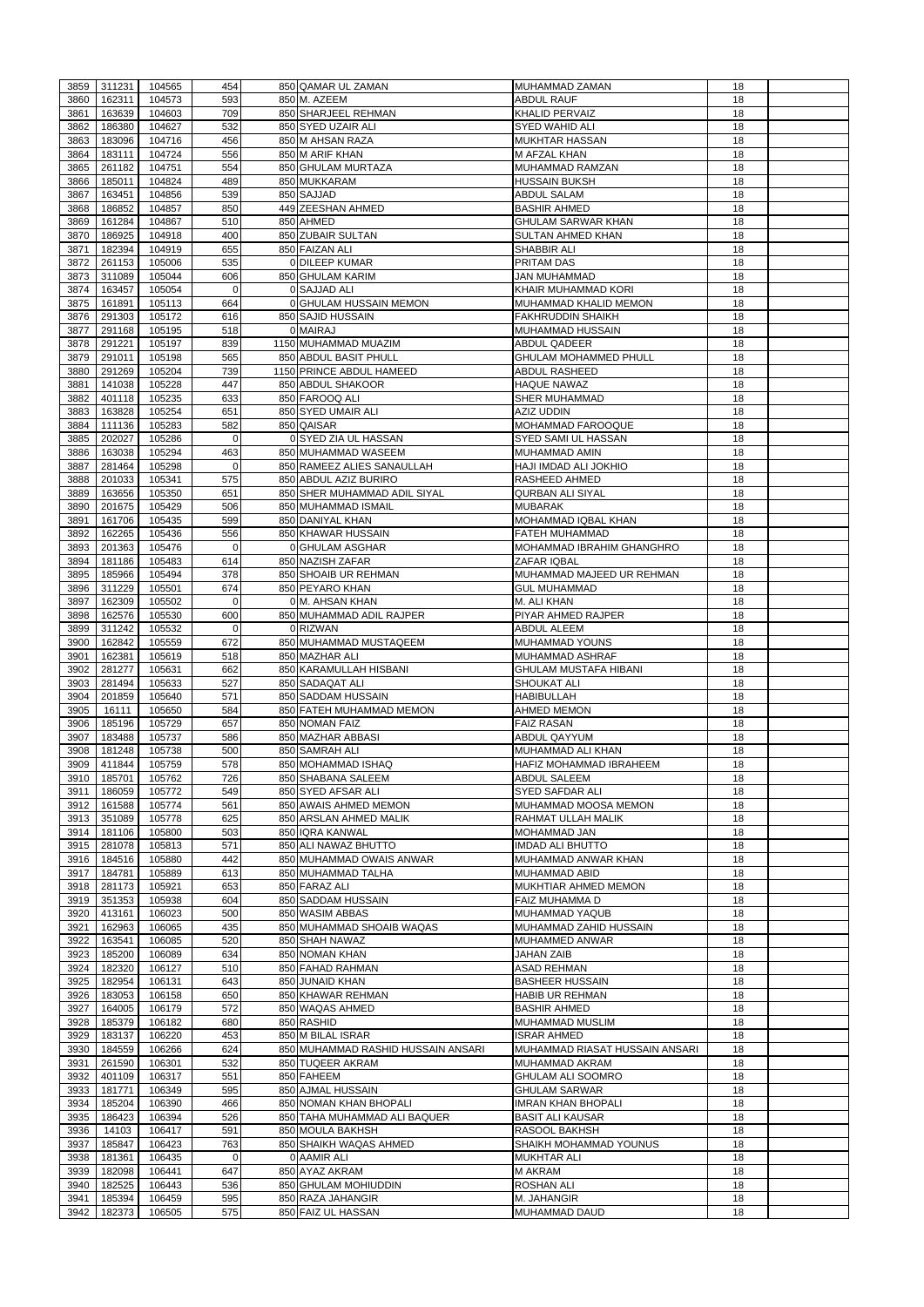| | | | | | | | | |
|---|---|---|---|---|---|---|---|---|
| 3859 | 311231 | 104565 | 454 | 850 | QAMAR UL ZAMAN | MUHAMMAD ZAMAN | 18 | |
| 3860 | 162311 | 104573 | 593 | 850 | M. AZEEM | ABDUL RAUF | 18 | |
| 3861 | 163639 | 104603 | 709 | 850 | SHARJEEL REHMAN | KHALID PERVAIZ | 18 | |
| 3862 | 186380 | 104627 | 532 | 850 | SYED UZAIR ALI | SYED WAHID ALI | 18 | |
| 3863 | 183096 | 104716 | 456 | 850 | M AHSAN RAZA | MUKHTAR HASSAN | 18 | |
| 3864 | 183111 | 104724 | 556 | 850 | M ARIF KHAN | M AFZAL KHAN | 18 | |
| 3865 | 261182 | 104751 | 554 | 850 | GHULAM MURTAZA | MUHAMMAD RAMZAN | 18 | |
| 3866 | 185011 | 104824 | 489 | 850 | MUKKARAM | HUSSAIN BUKSH | 18 | |
| 3867 | 163451 | 104856 | 539 | 850 | SAJJAD | ABDUL SALAM | 18 | |
| 3868 | 186852 | 104857 | 850 | 449 | ZEESHAN AHMED | BASHIR AHMED | 18 | |
| 3869 | 161284 | 104867 | 510 | 850 | AHMED | GHULAM SARWAR KHAN | 18 | |
| 3870 | 186925 | 104918 | 400 | 850 | ZUBAIR SULTAN | SULTAN AHMED KHAN | 18 | |
| 3871 | 182394 | 104919 | 655 | 850 | FAIZAN ALI | SHABBIR ALI | 18 | |
| 3872 | 261153 | 105006 | 535 | 0 | DILEEP KUMAR | PRITAM DAS | 18 | |
| 3873 | 311089 | 105044 | 606 | 850 | GHULAM KARIM | JAN MUHAMMAD | 18 | |
| 3874 | 163457 | 105054 | 0 | 0 | SAJJAD ALI | KHAIR MUHAMMAD KORI | 18 | |
| 3875 | 161891 | 105113 | 664 | 0 | GHULAM HUSSAIN MEMON | MUHAMMAD KHALID MEMON | 18 | |
| 3876 | 291303 | 105172 | 616 | 850 | SAJID HUSSAIN | FAKHRUDDIN SHAIKH | 18 | |
| 3877 | 291168 | 105195 | 518 | 0 | MAIRAJ | MUHAMMAD HUSSAIN | 18 | |
| 3878 | 291221 | 105197 | 839 | 1150 | MUHAMMAD MUAZIM | ABDUL QADEER | 18 | |
| 3879 | 291011 | 105198 | 565 | 850 | ABDUL BASIT PHULL | GHULAM MOHAMMED PHULL | 18 | |
| 3880 | 291269 | 105204 | 739 | 1150 | PRINCE ABDUL HAMEED | ABDUL RASHEED | 18 | |
| 3881 | 141038 | 105228 | 447 | 850 | ABDUL SHAKOOR | HAQUE NAWAZ | 18 | |
| 3882 | 401118 | 105235 | 633 | 850 | FAROOQ ALI | SHER MUHAMMAD | 18 | |
| 3883 | 163828 | 105254 | 651 | 850 | SYED UMAIR ALI | AZIZ UDDIN | 18 | |
| 3884 | 111136 | 105283 | 582 | 850 | QAISAR | MOHAMMAD FAROOQUE | 18 | |
| 3885 | 202027 | 105286 | 0 | 0 | SYED ZIA UL HASSAN | SYED SAMI UL HASSAN | 18 | |
| 3886 | 163038 | 105294 | 463 | 850 | MUHAMMAD WASEEM | MUHAMMAD AMIN | 18 | |
| 3887 | 281464 | 105298 | 0 | 850 | RAMEEZ ALIES SANAULLAH | HAJI IMDAD ALI JOKHIO | 18 | |
| 3888 | 201033 | 105341 | 575 | 850 | ABDUL AZIZ BURIRO | RASHEED AHMED | 18 | |
| 3889 | 163656 | 105350 | 651 | 850 | SHER MUHAMMAD ADIL SIYAL | QURBAN ALI SIYAL | 18 | |
| 3890 | 201675 | 105429 | 506 | 850 | MUHAMMAD ISMAIL | MUBARAK | 18 | |
| 3891 | 161706 | 105435 | 599 | 850 | DANIYAL KHAN | MOHAMMAD IQBAL KHAN | 18 | |
| 3892 | 162265 | 105436 | 556 | 850 | KHAWAR HUSSAIN | FATEH MUHAMMAD | 18 | |
| 3893 | 201363 | 105476 | 0 | 0 | GHULAM ASGHAR | MOHAMMAD IBRAHIM GHANGHRO | 18 | |
| 3894 | 181186 | 105483 | 614 | 850 | NAZISH ZAFAR | ZAFAR IQBAL | 18 | |
| 3895 | 185966 | 105494 | 378 | 850 | SHOAIB UR REHMAN | MUHAMMAD MAJEED UR REHMAN | 18 | |
| 3896 | 311229 | 105501 | 674 | 850 | PEYARO KHAN | GUL MUHAMMAD | 18 | |
| 3897 | 162309 | 105502 | 0 | 0 | M. AHSAN KHAN | M. ALI KHAN | 18 | |
| 3898 | 162576 | 105530 | 600 | 850 | MUHAMMAD ADIL RAJPER | PIYAR AHMED RAJPER | 18 | |
| 3899 | 311242 | 105532 | 0 | 0 | RIZWAN | ABDUL ALEEM | 18 | |
| 3900 | 162842 | 105559 | 672 | 850 | MUHAMMAD MUSTAQEEM | MUHAMMAD YOUNS | 18 | |
| 3901 | 162381 | 105619 | 518 | 850 | MAZHAR ALI | MUHAMMAD ASHRAF | 18 | |
| 3902 | 281277 | 105631 | 662 | 850 | KARAMULLAH HISBANI | GHULAM MUSTAFA HIBANI | 18 | |
| 3903 | 281494 | 105633 | 527 | 850 | SADAQAT ALI | SHOUKAT ALI | 18 | |
| 3904 | 201859 | 105640 | 571 | 850 | SADDAM HUSSAIN | HABIBULLAH | 18 | |
| 3905 | 16111 | 105650 | 584 | 850 | FATEH MUHAMMAD MEMON | AHMED MEMON | 18 | |
| 3906 | 185196 | 105729 | 657 | 850 | NOMAN FAIZ | FAIZ RASAN | 18 | |
| 3907 | 183488 | 105737 | 586 | 850 | MAZHAR ABBASI | ABDUL QAYYUM | 18 | |
| 3908 | 181248 | 105738 | 500 | 850 | SAMRAH ALI | MUHAMMAD ALI KHAN | 18 | |
| 3909 | 411844 | 105759 | 578 | 850 | MOHAMMAD ISHAQ | HAFIZ MOHAMMAD IBRAHEEM | 18 | |
| 3910 | 185701 | 105762 | 726 | 850 | SHABANA SALEEM | ABDUL SALEEM | 18 | |
| 3911 | 186059 | 105772 | 549 | 850 | SYED AFSAR ALI | SYED SAFDAR ALI | 18 | |
| 3912 | 161588 | 105774 | 561 | 850 | AWAIS AHMED MEMON | MUHAMMAD MOOSA MEMON | 18 | |
| 3913 | 351089 | 105778 | 625 | 850 | ARSLAN AHMED MALIK | RAHMAT ULLAH MALIK | 18 | |
| 3914 | 181106 | 105800 | 503 | 850 | IQRA KANWAL | MOHAMMAD JAN | 18 | |
| 3915 | 281078 | 105813 | 571 | 850 | ALI NAWAZ BHUTTO | IMDAD ALI BHUTTO | 18 | |
| 3916 | 184516 | 105880 | 442 | 850 | MUHAMMAD OWAIS ANWAR | MUHAMMAD ANWAR KHAN | 18 | |
| 3917 | 184781 | 105889 | 613 | 850 | MUHAMMAD TALHA | MUHAMMAD ABID | 18 | |
| 3918 | 281173 | 105921 | 653 | 850 | FARAZ ALI | MUKHTIAR AHMED MEMON | 18 | |
| 3919 | 351353 | 105938 | 604 | 850 | SADDAM HUSSAIN | FAIZ MUHAMMA D | 18 | |
| 3920 | 413161 | 106023 | 500 | 850 | WASIM ABBAS | MUHAMMAD YAQUB | 18 | |
| 3921 | 162963 | 106065 | 435 | 850 | MUHAMMAD SHOAIB WAQAS | MUHAMMAD ZAHID HUSSAIN | 18 | |
| 3922 | 163541 | 106085 | 520 | 850 | SHAH NAWAZ | MUHAMMED ANWAR | 18 | |
| 3923 | 185200 | 106089 | 634 | 850 | NOMAN KHAN | JAHAN ZAIB | 18 | |
| 3924 | 182320 | 106127 | 510 | 850 | FAHAD RAHMAN | ASAD REHMAN | 18 | |
| 3925 | 182954 | 106131 | 643 | 850 | JUNAID KHAN | BASHEER HUSSAIN | 18 | |
| 3926 | 183053 | 106158 | 650 | 850 | KHAWAR REHMAN | HABIB UR REHMAN | 18 | |
| 3927 | 164005 | 106179 | 572 | 850 | WAQAS AHMED | BASHIR AHMED | 18 | |
| 3928 | 185379 | 106182 | 680 | 850 | RASHID | MUHAMMAD MUSLIM | 18 | |
| 3929 | 183137 | 106220 | 453 | 850 | M BILAL ISRAR | ISRAR AHMED | 18 | |
| 3930 | 184559 | 106266 | 624 | 850 | MUHAMMAD RASHID HUSSAIN ANSARI | MUHAMMAD RIASAT HUSSAIN ANSARI | 18 | |
| 3931 | 261590 | 106301 | 532 | 850 | TUQEER AKRAM | MUHAMMAD AKRAM | 18 | |
| 3932 | 401109 | 106317 | 551 | 850 | FAHEEM | GHULAM ALI SOOMRO | 18 | |
| 3933 | 181771 | 106349 | 595 | 850 | AJMAL HUSSAIN | GHULAM SARWAR | 18 | |
| 3934 | 185204 | 106390 | 466 | 850 | NOMAN KHAN BHOPALI | IMRAN KHAN BHOPALI | 18 | |
| 3935 | 186423 | 106394 | 526 | 850 | TAHA MUHAMMAD ALI BAQUER | BASIT ALI KAUSAR | 18 | |
| 3936 | 14103 | 106417 | 591 | 850 | MOULA BAKHSH | RASOOL BAKHSH | 18 | |
| 3937 | 185847 | 106423 | 763 | 850 | SHAIKH WAQAS AHMED | SHAIKH MOHAMMAD YOUNUS | 18 | |
| 3938 | 181361 | 106435 | 0 | 0 | AAMIR ALI | MUKHTAR ALI | 18 | |
| 3939 | 182098 | 106441 | 647 | 850 | AYAZ AKRAM | M AKRAM | 18 | |
| 3940 | 182525 | 106443 | 536 | 850 | GHULAM MOHIUDDIN | ROSHAN ALI | 18 | |
| 3941 | 185394 | 106459 | 595 | 850 | RAZA JAHANGIR | M. JAHANGIR | 18 | |
| 3942 | 182373 | 106505 | 575 | 850 | FAIZ UL HASSAN | MUHAMMAD DAUD | 18 | |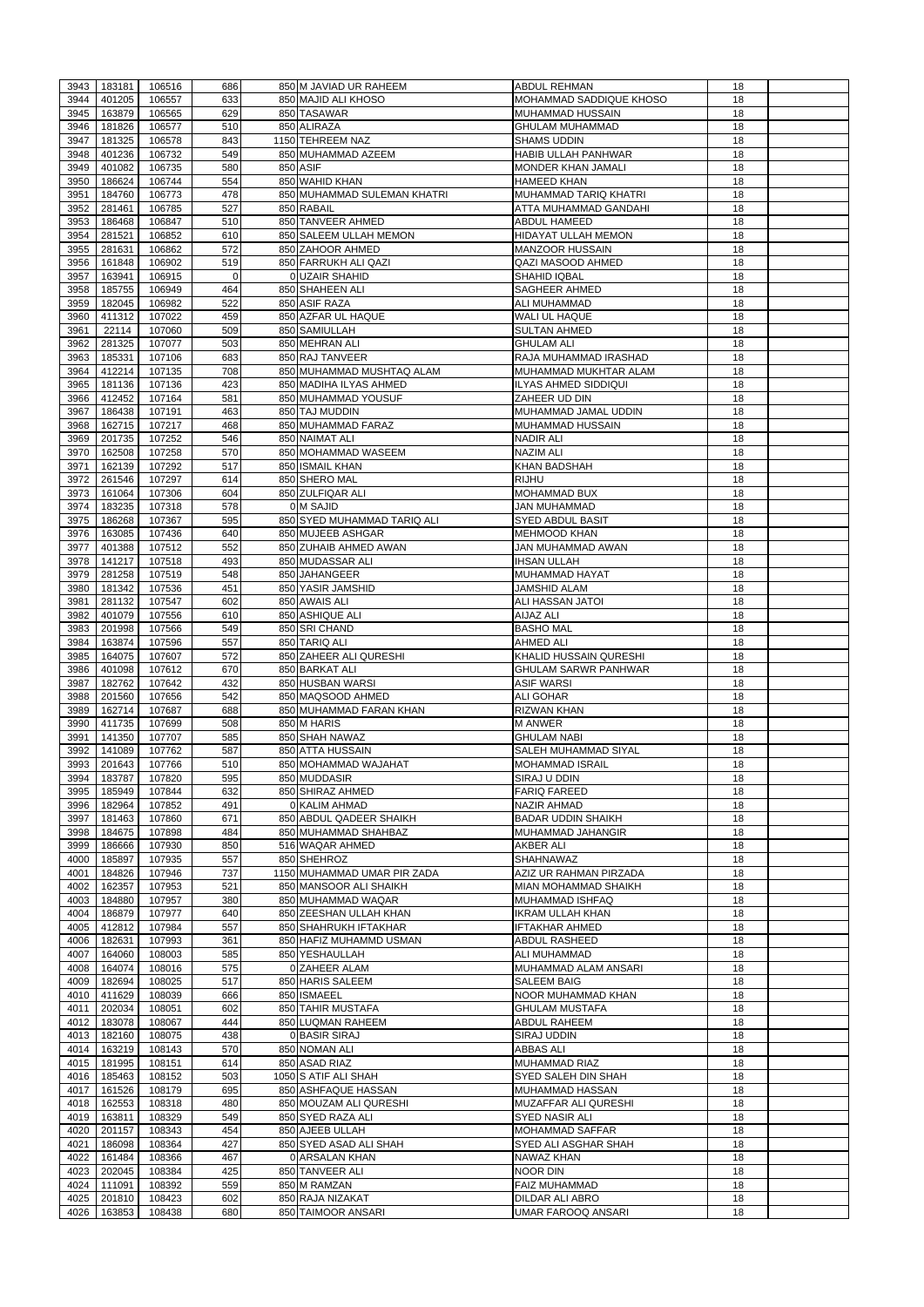| | | | | | | | | |
|---|---|---|---|---|---|---|---|---|
| 3943 | 183181 | 106516 | 686 | 850 | M JAVIAD UR RAHEEM | ABDUL REHMAN | 18 | |
| 3944 | 401205 | 106557 | 633 | 850 | MAJID ALI KHOSO | MOHAMMAD SADDIQUE KHOSO | 18 | |
| 3945 | 163879 | 106565 | 629 | 850 | TASAWAR | MUHAMMAD HUSSAIN | 18 | |
| 3946 | 181826 | 106577 | 510 | 850 | ALIRAZA | GHULAM MUHAMMAD | 18 | |
| 3947 | 181325 | 106578 | 843 | 1150 | TEHREEM NAZ | SHAMS UDDIN | 18 | |
| 3948 | 401236 | 106732 | 549 | 850 | MUHAMMAD AZEEM | HABIB ULLAH PANHWAR | 18 | |
| 3949 | 401082 | 106735 | 580 | 850 | ASIF | MONDER KHAN JAMALI | 18 | |
| 3950 | 186624 | 106744 | 554 | 850 | WAHID KHAN | HAMEED KHAN | 18 | |
| 3951 | 184760 | 106773 | 478 | 850 | MUHAMMAD SULEMAN KHATRI | MUHAMMAD TARIQ KHATRI | 18 | |
| 3952 | 281461 | 106785 | 527 | 850 | RABAIL | ATTA MUHAMMAD GANDAHI | 18 | |
| 3953 | 186468 | 106847 | 510 | 850 | TANVEER AHMED | ABDUL HAMEED | 18 | |
| 3954 | 281521 | 106852 | 610 | 850 | SALEEM ULLAH MEMON | HIDAYAT ULLAH MEMON | 18 | |
| 3955 | 281631 | 106862 | 572 | 850 | ZAHOOR AHMED | MANZOOR HUSSAIN | 18 | |
| 3956 | 161848 | 106902 | 519 | 850 | FARRUKH ALI QAZI | QAZI MASOOD AHMED | 18 | |
| 3957 | 163941 | 106915 | 0 | 0 | UZAIR SHAHID | SHAHID IQBAL | 18 | |
| 3958 | 185755 | 106949 | 464 | 850 | SHAHEEN ALI | SAGHEER AHMED | 18 | |
| 3959 | 182045 | 106982 | 522 | 850 | ASIF RAZA | ALI MUHAMMAD | 18 | |
| 3960 | 411312 | 107022 | 459 | 850 | AZFAR UL HAQUE | WALI UL HAQUE | 18 | |
| 3961 | 22114 | 107060 | 509 | 850 | SAMIULLAH | SULTAN AHMED | 18 | |
| 3962 | 281325 | 107077 | 503 | 850 | MEHRAN ALI | GHULAM ALI | 18 | |
| 3963 | 185331 | 107106 | 683 | 850 | RAJ TANVEER | RAJA MUHAMMAD IRASHAD | 18 | |
| 3964 | 412214 | 107135 | 708 | 850 | MUHAMMAD MUSHTAQ ALAM | MUHAMMAD MUKHTAR ALAM | 18 | |
| 3965 | 181136 | 107136 | 423 | 850 | MADIHA ILYAS AHMED | ILYAS AHMED SIDDIQUI | 18 | |
| 3966 | 412452 | 107164 | 581 | 850 | MUHAMMAD YOUSUF | ZAHEER UD DIN | 18 | |
| 3967 | 186438 | 107191 | 463 | 850 | TAJ MUDDIN | MUHAMMAD JAMAL UDDIN | 18 | |
| 3968 | 162715 | 107217 | 468 | 850 | MUHAMMAD FARAZ | MUHAMMAD HUSSAIN | 18 | |
| 3969 | 201735 | 107252 | 546 | 850 | NAIMAT ALI | NADIR ALI | 18 | |
| 3970 | 162508 | 107258 | 570 | 850 | MOHAMMAD WASEEM | NAZIM ALI | 18 | |
| 3971 | 162139 | 107292 | 517 | 850 | ISMAIL KHAN | KHAN BADSHAH | 18 | |
| 3972 | 261546 | 107297 | 614 | 850 | SHERO MAL | RIJHU | 18 | |
| 3973 | 161064 | 107306 | 604 | 850 | ZULFIQAR ALI | MOHAMMAD BUX | 18 | |
| 3974 | 183235 | 107318 | 578 | 0 | M SAJID | JAN MUHAMMAD | 18 | |
| 3975 | 186268 | 107367 | 595 | 850 | SYED MUHAMMAD TARIQ ALI | SYED ABDUL BASIT | 18 | |
| 3976 | 163085 | 107436 | 640 | 850 | MUJEEB ASHGAR | MEHMOOD KHAN | 18 | |
| 3977 | 401388 | 107512 | 552 | 850 | ZUHAIB AHMED AWAN | JAN MUHAMMAD AWAN | 18 | |
| 3978 | 141217 | 107518 | 493 | 850 | MUDASSAR ALI | IHSAN ULLAH | 18 | |
| 3979 | 281258 | 107519 | 548 | 850 | JAHANGEER | MUHAMMAD HAYAT | 18 | |
| 3980 | 181342 | 107536 | 451 | 850 | YASIR JAMSHID | JAMSHID ALAM | 18 | |
| 3981 | 281132 | 107547 | 602 | 850 | AWAIS ALI | ALI HASSAN JATOI | 18 | |
| 3982 | 401079 | 107556 | 610 | 850 | ASHIQUE ALI | AIJAZ ALI | 18 | |
| 3983 | 201998 | 107566 | 549 | 850 | SRI CHAND | BASHO MAL | 18 | |
| 3984 | 163874 | 107596 | 557 | 850 | TARIQ ALI | AHMED ALI | 18 | |
| 3985 | 164075 | 107607 | 572 | 850 | ZAHEER ALI QURESHI | KHALID HUSSAIN QURESHI | 18 | |
| 3986 | 401098 | 107612 | 670 | 850 | BARKAT ALI | GHULAM SARWR PANHWAR | 18 | |
| 3987 | 182762 | 107642 | 432 | 850 | HUSBAN WARSI | ASIF WARSI | 18 | |
| 3988 | 201560 | 107656 | 542 | 850 | MAQSOOD AHMED | ALI GOHAR | 18 | |
| 3989 | 162714 | 107687 | 688 | 850 | MUHAMMAD FARAN KHAN | RIZWAN KHAN | 18 | |
| 3990 | 411735 | 107699 | 508 | 850 | M HARIS | M ANWER | 18 | |
| 3991 | 141350 | 107707 | 585 | 850 | SHAH NAWAZ | GHULAM NABI | 18 | |
| 3992 | 141089 | 107762 | 587 | 850 | ATTA HUSSAIN | SALEH MUHAMMAD SIYAL | 18 | |
| 3993 | 201643 | 107766 | 510 | 850 | MOHAMMAD WAJAHAT | MOHAMMAD ISRAIL | 18 | |
| 3994 | 183787 | 107820 | 595 | 850 | MUDDASIR | SIRAJ U DDIN | 18 | |
| 3995 | 185949 | 107844 | 632 | 850 | SHIRAZ AHMED | FARIQ FAREED | 18 | |
| 3996 | 182964 | 107852 | 491 | 0 | KALIM AHMAD | NAZIR AHMAD | 18 | |
| 3997 | 181463 | 107860 | 671 | 850 | ABDUL QADEER SHAIKH | BADAR UDDIN SHAIKH | 18 | |
| 3998 | 184675 | 107898 | 484 | 850 | MUHAMMAD SHAHBAZ | MUHAMMAD JAHANGIR | 18 | |
| 3999 | 186666 | 107930 | 850 | 516 | WAQAR AHMED | AKBER ALI | 18 | |
| 4000 | 185897 | 107935 | 557 | 850 | SHEHROZ | SHAHNAWAZ | 18 | |
| 4001 | 184826 | 107946 | 737 | 1150 | MUHAMMAD UMAR PIR ZADA | AZIZ UR RAHMAN PIRZADA | 18 | |
| 4002 | 162357 | 107953 | 521 | 850 | MANSOOR ALI SHAIKH | MIAN MOHAMMAD SHAIKH | 18 | |
| 4003 | 184880 | 107957 | 380 | 850 | MUHAMMAD WAQAR | MUHAMMAD ISHFAQ | 18 | |
| 4004 | 186879 | 107977 | 640 | 850 | ZEESHAN ULLAH KHAN | IKRAM ULLAH KHAN | 18 | |
| 4005 | 412812 | 107984 | 557 | 850 | SHAHRUKH IFTAKHAR | IFTAKHAR AHMED | 18 | |
| 4006 | 182631 | 107993 | 361 | 850 | HAFIZ MUHAMMD USMAN | ABDUL RASHEED | 18 | |
| 4007 | 164060 | 108003 | 585 | 850 | YESHAULLAH | ALI MUHAMMAD | 18 | |
| 4008 | 164074 | 108016 | 575 | 0 | ZAHEER ALAM | MUHAMMAD ALAM ANSARI | 18 | |
| 4009 | 182694 | 108025 | 517 | 850 | HARIS SALEEM | SALEEM BAIG | 18 | |
| 4010 | 411629 | 108039 | 666 | 850 | ISMAEEL | NOOR MUHAMMAD KHAN | 18 | |
| 4011 | 202034 | 108051 | 602 | 850 | TAHIR MUSTAFA | GHULAM MUSTAFA | 18 | |
| 4012 | 183078 | 108067 | 444 | 850 | LUQMAN RAHEEM | ABDUL RAHEEM | 18 | |
| 4013 | 182160 | 108075 | 438 | 0 | BASIR SIRAJ | SIRAJ UDDIN | 18 | |
| 4014 | 163219 | 108143 | 570 | 850 | NOMAN ALI | ABBAS ALI | 18 | |
| 4015 | 181995 | 108151 | 614 | 850 | ASAD RIAZ | MUHAMMAD RIAZ | 18 | |
| 4016 | 185463 | 108152 | 503 | 1050 | S ATIF ALI SHAH | SYED SALEH DIN SHAH | 18 | |
| 4017 | 161526 | 108179 | 695 | 850 | ASHFAQUE HASSAN | MUHAMMAD HASSAN | 18 | |
| 4018 | 162553 | 108318 | 480 | 850 | MOUZAM ALI QURESHI | MUZAFFAR ALI QURESHI | 18 | |
| 4019 | 163811 | 108329 | 549 | 850 | SYED RAZA ALI | SYED NASIR ALI | 18 | |
| 4020 | 201157 | 108343 | 454 | 850 | AJEEB ULLAH | MOHAMMAD SAFFAR | 18 | |
| 4021 | 186098 | 108364 | 427 | 850 | SYED ASAD ALI SHAH | SYED ALI ASGHAR SHAH | 18 | |
| 4022 | 161484 | 108366 | 467 | 0 | ARSALAN KHAN | NAWAZ KHAN | 18 | |
| 4023 | 202045 | 108384 | 425 | 850 | TANVEER ALI | NOOR DIN | 18 | |
| 4024 | 111091 | 108392 | 559 | 850 | M RAMZAN | FAIZ MUHAMMAD | 18 | |
| 4025 | 201810 | 108423 | 602 | 850 | RAJA NIZAKAT | DILDAR ALI ABRO | 18 | |
| 4026 | 163853 | 108438 | 680 | 850 | TAIMOOR ANSARI | UMAR FAROOQ ANSARI | 18 | |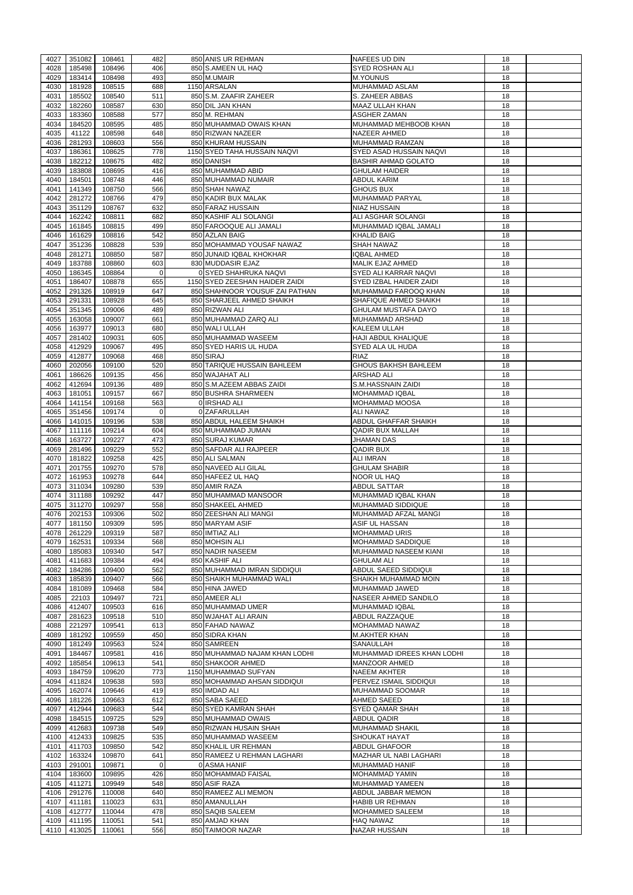| | | | | | | | | |
|---|---|---|---|---|---|---|---|---|
| 4027 | 351082 | 108461 | 482 | 850 | ANIS UR REHMAN | NAFEES UD DIN | 18 | |
| 4028 | 185498 | 108496 | 406 | 850 | S.AMEEN UL HAQ | SYED ROSHAN ALI | 18 | |
| 4029 | 183414 | 108498 | 493 | 850 | M.UMAIR | M.YOUNUS | 18 | |
| 4030 | 181928 | 108515 | 688 | 1150 | ARSALAN | MUHAMMAD ASLAM | 18 | |
| 4031 | 185502 | 108540 | 511 | 850 | S.M. ZAAFIR ZAHEER | S. ZAHEER ABBAS | 18 | |
| 4032 | 182260 | 108587 | 630 | 850 | DIL JAN KHAN | MAAZ ULLAH KHAN | 18 | |
| 4033 | 183360 | 108588 | 577 | 850 | M. REHMAN | ASGHER ZAMAN | 18 | |
| 4034 | 184520 | 108595 | 485 | 850 | MUHAMMAD OWAIS KHAN | MUHAMMAD MEHBOOB KHAN | 18 | |
| 4035 | 41122 | 108598 | 648 | 850 | RIZWAN NAZEER | NAZEER AHMED | 18 | |
| 4036 | 281293 | 108603 | 556 | 850 | KHURAM HUSSAIN | MUHAMMAD RAMZAN | 18 | |
| 4037 | 186361 | 108625 | 778 | 1150 | SYED TAHA HUSSAIN NAQVI | SYED ASAD HUSSAIN NAQVI | 18 | |
| 4038 | 182212 | 108675 | 482 | 850 | DANISH | BASHIR AHMAD GOLATO | 18 | |
| 4039 | 183808 | 108695 | 416 | 850 | MUHAMMAD ABID | GHULAM HAIDER | 18 | |
| 4040 | 184501 | 108748 | 446 | 850 | MUHAMMAD NUMAIR | ABDUL KARIM | 18 | |
| 4041 | 141349 | 108750 | 566 | 850 | SHAH NAWAZ | GHOUS BUX | 18 | |
| 4042 | 281272 | 108766 | 479 | 850 | KADIR BUX MALAK | MUHAMMAD PARYAL | 18 | |
| 4043 | 351129 | 108767 | 632 | 850 | FARAZ HUSSAIN | NIAZ HUSSAIN | 18 | |
| 4044 | 162242 | 108811 | 682 | 850 | KASHIF ALI SOLANGI | ALI ASGHAR SOLANGI | 18 | |
| 4045 | 161845 | 108815 | 499 | 850 | FAROOQUE ALI JAMALI | MUHAMMAD IQBAL JAMALI | 18 | |
| 4046 | 161629 | 108816 | 542 | 850 | AZLAN BAIG | KHALID BAIG | 18 | |
| 4047 | 351236 | 108828 | 539 | 850 | MOHAMMAD YOUSAF NAWAZ | SHAH NAWAZ | 18 | |
| 4048 | 281271 | 108850 | 587 | 850 | JUNAID IQBAL KHOKHAR | IQBAL AHMED | 18 | |
| 4049 | 183788 | 108860 | 603 | 830 | MUDDASIR EJAZ | MALIK EJAZ AHMED | 18 | |
| 4050 | 186345 | 108864 | 0 | 0 | SYED SHAHRUKA NAQVI | SYED ALI KARRAR NAQVI | 18 | |
| 4051 | 186407 | 108878 | 655 | 1150 | SYED ZEESHAN HAIDER ZAIDI | SYED IZBAL HAIDER ZAIDI | 18 | |
| 4052 | 291326 | 108919 | 647 | 850 | SHAHNOOR YOUSUF ZAI PATHAN | MUHAMMAD FAROOQ KHAN | 18 | |
| 4053 | 291331 | 108928 | 645 | 850 | SHARJEEL AHMED SHAIKH | SHAFIQUE AHMED SHAIKH | 18 | |
| 4054 | 351345 | 109006 | 489 | 850 | RIZWAN ALI | GHULAM MUSTAFA DAYO | 18 | |
| 4055 | 163058 | 109007 | 661 | 850 | MUHAMMAD ZARQ ALI | MUHAMMAD ARSHAD | 18 | |
| 4056 | 163977 | 109013 | 680 | 850 | WALI ULLAH | KALEEM ULLAH | 18 | |
| 4057 | 281402 | 109031 | 605 | 850 | MUHAMMAD WASEEM | HAJI ABDUL KHALIQUE | 18 | |
| 4058 | 412929 | 109067 | 495 | 850 | SYED HARIS UL HUDA | SYED ALA UL HUDA | 18 | |
| 4059 | 412877 | 109068 | 468 | 850 | SIRAJ | RIAZ | 18 | |
| 4060 | 202056 | 109100 | 520 | 850 | TARIQUE HUSSAIN BAHLEEM | GHOUS BAKHSH BAHLEEM | 18 | |
| 4061 | 186626 | 109135 | 456 | 850 | WAJAHAT ALI | ARSHAD ALI | 18 | |
| 4062 | 412694 | 109136 | 489 | 850 | S.M.AZEEM ABBAS ZAIDI | S.M.HASSNAIN ZAIDI | 18 | |
| 4063 | 181051 | 109157 | 667 | 850 | BUSHRA SHARMEEN | MOHAMMAD IQBAL | 18 | |
| 4064 | 141154 | 109168 | 563 | 0 | IRSHAD ALI | MOHAMMAD MOOSA | 18 | |
| 4065 | 351456 | 109174 | 0 | 0 | ZAFARULLAH | ALI NAWAZ | 18 | |
| 4066 | 141015 | 109196 | 538 | 850 | ABDUL HALEEM SHAIKH | ABDUL GHAFFAR SHAIKH | 18 | |
| 4067 | 111116 | 109214 | 604 | 850 | MUHAMMAD JUMAN | QADIR BUX MALLAH | 18 | |
| 4068 | 163727 | 109227 | 473 | 850 | SURAJ KUMAR | JHAMAN DAS | 18 | |
| 4069 | 281496 | 109229 | 552 | 850 | SAFDAR ALI RAJPEER | QADIR BUX | 18 | |
| 4070 | 181822 | 109258 | 425 | 850 | ALI SALMAN | ALI IMRAN | 18 | |
| 4071 | 201755 | 109270 | 578 | 850 | NAVEED ALI GILAL | GHULAM SHABIR | 18 | |
| 4072 | 161953 | 109278 | 644 | 850 | HAFEEZ UL HAQ | NOOR UL HAQ | 18 | |
| 4073 | 311034 | 109280 | 539 | 850 | AMIR RAZA | ABDUL SATTAR | 18 | |
| 4074 | 311188 | 109292 | 447 | 850 | MUHAMMAD MANSOOR | MUHAMMAD IQBAL KHAN | 18 | |
| 4075 | 311270 | 109297 | 558 | 850 | SHAKEEL AHMED | MUHAMMAD SIDDIQUE | 18 | |
| 4076 | 202153 | 109306 | 502 | 850 | ZEESHAN ALI MANGI | MUHAMMAD AFZAL MANGI | 18 | |
| 4077 | 181150 | 109309 | 595 | 850 | MARYAM ASIF | ASIF UL HASSAN | 18 | |
| 4078 | 261229 | 109319 | 587 | 850 | IMTIAZ ALI | MOHAMMAD URIS | 18 | |
| 4079 | 162531 | 109334 | 568 | 850 | MOHSIN ALI | MOHAMMAD SADDIQUE | 18 | |
| 4080 | 185083 | 109340 | 547 | 850 | NADIR NASEEM | MUHAMMAD NASEEM KIANI | 18 | |
| 4081 | 411683 | 109384 | 494 | 850 | KASHIF ALI | GHULAM ALI | 18 | |
| 4082 | 184286 | 109400 | 562 | 850 | MUHAMMAD IMRAN SIDDIQUI | ABDUL SAEED SIDDIQUI | 18 | |
| 4083 | 185839 | 109407 | 566 | 850 | SHAIKH MUHAMMAD WALI | SHAIKH MUHAMMAD MOIN | 18 | |
| 4084 | 181089 | 109468 | 584 | 850 | HINA JAWED | MUHAMMAD JAWED | 18 | |
| 4085 | 22103 | 109497 | 721 | 850 | AMEER ALI | NASEER AHMED SANDILO | 18 | |
| 4086 | 412407 | 109503 | 616 | 850 | MUHAMMAD UMER | MUHAMMAD IQBAL | 18 | |
| 4087 | 281623 | 109518 | 510 | 850 | WJAHAT ALI ARAIN | ABDUL RAZZAQUE | 18 | |
| 4088 | 221297 | 109541 | 613 | 850 | FAHAD NAWAZ | MOHAMMAD NAWAZ | 18 | |
| 4089 | 181292 | 109559 | 450 | 850 | SIDRA KHAN | M.AKHTER KHAN | 18 | |
| 4090 | 181249 | 109563 | 524 | 850 | SAMREEN | SANAULLAH | 18 | |
| 4091 | 184467 | 109581 | 416 | 850 | MUHAMMAD NAJAM KHAN LODHI | MUHAMMAD IDREES KHAN LODHI | 18 | |
| 4092 | 185854 | 109613 | 541 | 850 | SHAKOOR AHMED | MANZOOR AHMED | 18 | |
| 4093 | 184759 | 109620 | 773 | 1150 | MUHAMMAD SUFYAN | NAEEM AKHTER | 18 | |
| 4094 | 411824 | 109638 | 593 | 850 | MOHAMMAD AHSAN SIDDIQUI | PERVEZ ISMAIL SIDDIQUI | 18 | |
| 4095 | 162074 | 109646 | 419 | 850 | IMDAD ALI | MUHAMMAD SOOMAR | 18 | |
| 4096 | 181226 | 109663 | 612 | 850 | SABA SAEED | AHMED SAEED | 18 | |
| 4097 | 412944 | 109683 | 544 | 850 | SYED KAMRAN SHAH | SYED QAMAR SHAH | 18 | |
| 4098 | 184515 | 109725 | 529 | 850 | MUHAMMAD OWAIS | ABDUL QADIR | 18 | |
| 4099 | 412683 | 109738 | 549 | 850 | RIZWAN HUSAIN SHAH | MUHAMMAD SHAKIL | 18 | |
| 4100 | 412433 | 109825 | 535 | 850 | MUHAMMAD WASEEM | SHOUKAT HAYAT | 18 | |
| 4101 | 411703 | 109850 | 542 | 850 | KHALIL UR REHMAN | ABDUL GHAFOOR | 18 | |
| 4102 | 163324 | 109870 | 641 | 850 | RAMEEZ U REHMAN LAGHARI | MAZHAR UL NABI LAGHARI | 18 | |
| 4103 | 291001 | 109871 | 0 | 0 | ASMA HANIF | MUHAMMAD HANIF | 18 | |
| 4104 | 183600 | 109895 | 426 | 850 | MOHAMMAD FAISAL | MOHAMMAD YAMIN | 18 | |
| 4105 | 411271 | 109949 | 548 | 850 | ASIF RAZA | MUHAMMAD YAMEEN | 18 | |
| 4106 | 291276 | 110008 | 640 | 850 | RAMEEZ ALI MEMON | ABDUL JABBAR MEMON | 18 | |
| 4107 | 411181 | 110023 | 631 | 850 | AMANULLAH | HABIB UR REHMAN | 18 | |
| 4108 | 412777 | 110044 | 478 | 850 | SAQIB SALEEM | MOHAMMED SALEEM | 18 | |
| 4109 | 411195 | 110051 | 541 | 850 | AMJAD KHAN | HAQ NAWAZ | 18 | |
| 4110 | 413025 | 110061 | 556 | 850 | TAIMOOR NAZAR | NAZAR HUSSAIN | 18 | |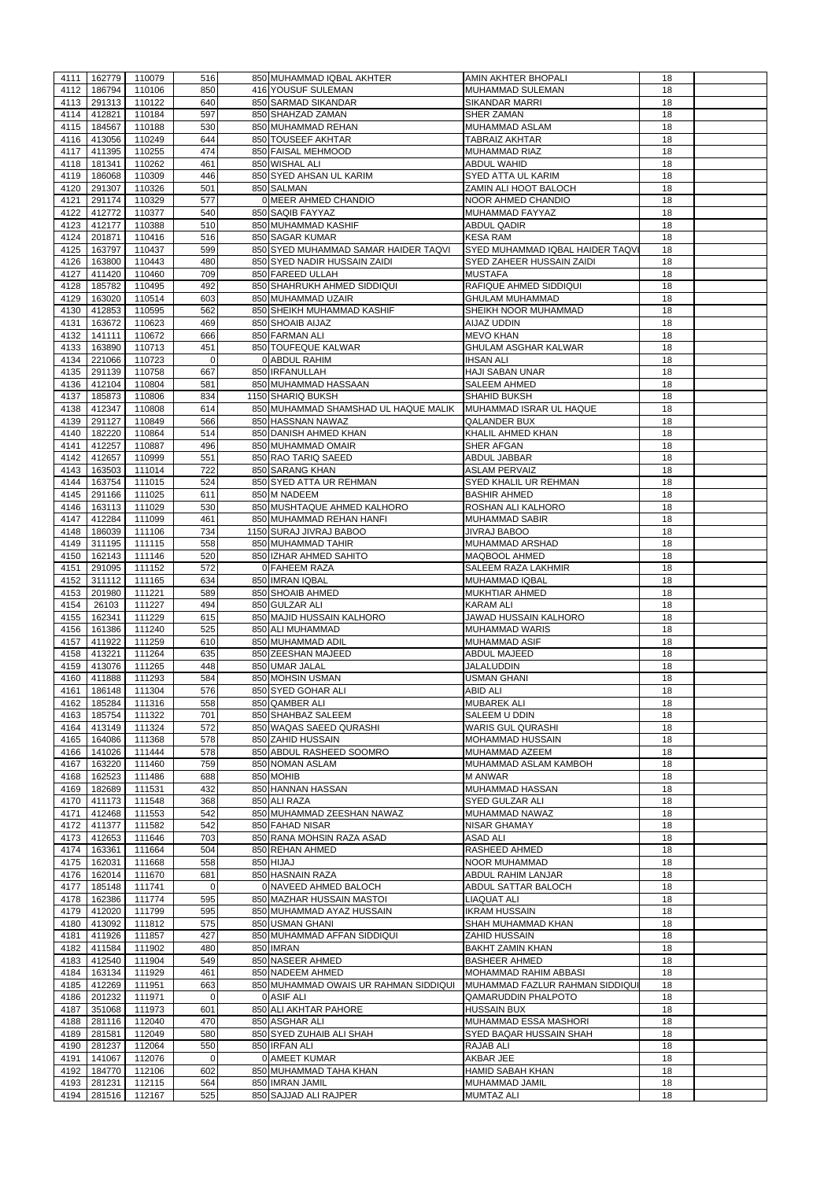| | | | | | | | | |
|---|---|---|---|---|---|---|---|---|
| 4111 | 162779 | 110079 | 516 | 850 | MUHAMMAD IQBAL AKHTER | AMIN AKHTER BHOPALI | 18 | |
| 4112 | 186794 | 110106 | 850 | 416 | YOUSUF SULEMAN | MUHAMMAD SULEMAN | 18 | |
| 4113 | 291313 | 110122 | 640 | 850 | SARMAD SIKANDAR | SIKANDAR MARRI | 18 | |
| 4114 | 412821 | 110184 | 597 | 850 | SHAHZAD ZAMAN | SHER ZAMAN | 18 | |
| 4115 | 184567 | 110188 | 530 | 850 | MUHAMMAD REHAN | MUHAMMAD ASLAM | 18 | |
| 4116 | 413056 | 110249 | 644 | 850 | TOUSEEF AKHTAR | TABRAIZ AKHTAR | 18 | |
| 4117 | 411395 | 110255 | 474 | 850 | FAISAL MEHMOOD | MUHAMMAD RIAZ | 18 | |
| 4118 | 181341 | 110262 | 461 | 850 | WISHAL ALI | ABDUL WAHID | 18 | |
| 4119 | 186068 | 110309 | 446 | 850 | SYED AHSAN UL KARIM | SYED ATTA UL KARIM | 18 | |
| 4120 | 291307 | 110326 | 501 | 850 | SALMAN | ZAMIN ALI HOOT BALOCH | 18 | |
| 4121 | 291174 | 110329 | 577 | 0 | MEER AHMED CHANDIO | NOOR AHMED CHANDIO | 18 | |
| 4122 | 412772 | 110377 | 540 | 850 | SAQIB FAYYAZ | MUHAMMAD FAYYAZ | 18 | |
| 4123 | 412177 | 110388 | 510 | 850 | MUHAMMAD KASHIF | ABDUL QADIR | 18 | |
| 4124 | 201871 | 110416 | 516 | 850 | SAGAR KUMAR | KESA RAM | 18 | |
| 4125 | 163797 | 110437 | 599 | 850 | SYED MUHAMMAD SAMAR HAIDER TAQVI | SYED MUHAMMAD IQBAL HAIDER TAQVI | 18 | |
| 4126 | 163800 | 110443 | 480 | 850 | SYED NADIR HUSSAIN ZAIDI | SYED ZAHEER HUSSAIN ZAIDI | 18 | |
| 4127 | 411420 | 110460 | 709 | 850 | FAREED ULLAH | MUSTAFA | 18 | |
| 4128 | 185782 | 110495 | 492 | 850 | SHAHRUKH AHMED SIDDIQUI | RAFIQUE AHMED SIDDIQUI | 18 | |
| 4129 | 163020 | 110514 | 603 | 850 | MUHAMMAD UZAIR | GHULAM MUHAMMAD | 18 | |
| 4130 | 412853 | 110595 | 562 | 850 | SHEIKH MUHAMMAD KASHIF | SHEIKH NOOR MUHAMMAD | 18 | |
| 4131 | 163672 | 110623 | 469 | 850 | SHOAIB AIJAZ | AIJAZ UDDIN | 18 | |
| 4132 | 141111 | 110672 | 666 | 850 | FARMAN ALI | MEVO KHAN | 18 | |
| 4133 | 163890 | 110713 | 451 | 850 | TOUFEQUE KALWAR | GHULAM ASGHAR KALWAR | 18 | |
| 4134 | 221066 | 110723 | 0 | 0 | ABDUL RAHIM | IHSAN ALI | 18 | |
| 4135 | 291139 | 110758 | 667 | 850 | IRFANULLAH | HAJI SABAN UNAR | 18 | |
| 4136 | 412104 | 110804 | 581 | 850 | MUHAMMAD HASSAAN | SALEEM AHMED | 18 | |
| 4137 | 185873 | 110806 | 834 | 1150 | SHARIQ BUKSH | SHAHID BUKSH | 18 | |
| 4138 | 412347 | 110808 | 614 | 850 | MUHAMMAD SHAMSHAD UL HAQUE MALIK | MUHAMMAD ISRAR UL HAQUE | 18 | |
| 4139 | 291127 | 110849 | 566 | 850 | HASSNAN NAWAZ | QALANDER BUX | 18 | |
| 4140 | 182220 | 110864 | 514 | 850 | DANISH AHMED KHAN | KHALIL AHMED KHAN | 18 | |
| 4141 | 412257 | 110887 | 496 | 850 | MUHAMMAD OMAIR | SHER AFGAN | 18 | |
| 4142 | 412657 | 110999 | 551 | 850 | RAO TARIQ SAEED | ABDUL JABBAR | 18 | |
| 4143 | 163503 | 111014 | 722 | 850 | SARANG KHAN | ASLAM PERVAIZ | 18 | |
| 4144 | 163754 | 111015 | 524 | 850 | SYED ATTA UR REHMAN | SYED KHALIL UR REHMAN | 18 | |
| 4145 | 291166 | 111025 | 611 | 850 | M NADEEM | BASHIR AHMED | 18 | |
| 4146 | 163113 | 111029 | 530 | 850 | MUSHTAQUE AHMED KALHORO | ROSHAN ALI KALHORO | 18 | |
| 4147 | 412284 | 111099 | 461 | 850 | MUHAMMAD REHAN HANFI | MUHAMMAD SABIR | 18 | |
| 4148 | 186039 | 111106 | 734 | 1150 | SURAJ JIVRAJ BABOO | JIVRAJ BABOO | 18 | |
| 4149 | 311195 | 111115 | 558 | 850 | MUHAMMAD TAHIR | MUHAMMAD ARSHAD | 18 | |
| 4150 | 162143 | 111146 | 520 | 850 | IZHAR AHMED SAHITO | MAQBOOL AHMED | 18 | |
| 4151 | 291095 | 111152 | 572 | 0 | FAHEEM RAZA | SALEEM RAZA LAKHMIR | 18 | |
| 4152 | 311112 | 111165 | 634 | 850 | IMRAN IQBAL | MUHAMMAD IQBAL | 18 | |
| 4153 | 201980 | 111221 | 589 | 850 | SHOAIB AHMED | MUKHTIAR AHMED | 18 | |
| 4154 | 26103 | 111227 | 494 | 850 | GULZAR ALI | KARAM ALI | 18 | |
| 4155 | 162341 | 111229 | 615 | 850 | MAJID HUSSAIN KALHORO | JAWAD HUSSAIN KALHORO | 18 | |
| 4156 | 161386 | 111240 | 525 | 850 | ALI MUHAMMAD | MUHAMMAD WARIS | 18 | |
| 4157 | 411922 | 111259 | 610 | 850 | MUHAMMAD ADIL | MUHAMMAD ASIF | 18 | |
| 4158 | 413221 | 111264 | 635 | 850 | ZEESHAN MAJEED | ABDUL MAJEED | 18 | |
| 4159 | 413076 | 111265 | 448 | 850 | UMAR JALAL | JALALUDDIN | 18 | |
| 4160 | 411888 | 111293 | 584 | 850 | MOHSIN USMAN | USMAN GHANI | 18 | |
| 4161 | 186148 | 111304 | 576 | 850 | SYED GOHAR ALI | ABID ALI | 18 | |
| 4162 | 185284 | 111316 | 558 | 850 | QAMBER ALI | MUBAREK ALI | 18 | |
| 4163 | 185754 | 111322 | 701 | 850 | SHAHBAZ SALEEM | SALEEM U DDIN | 18 | |
| 4164 | 413149 | 111324 | 572 | 850 | WAQAS SAEED QURASHI | WARIS GUL QURASHI | 18 | |
| 4165 | 164086 | 111368 | 578 | 850 | ZAHID HUSSAIN | MOHAMMAD HUSSAIN | 18 | |
| 4166 | 141026 | 111444 | 578 | 850 | ABDUL RASHEED SOOMRO | MUHAMMAD AZEEM | 18 | |
| 4167 | 163220 | 111460 | 759 | 850 | NOMAN ASLAM | MUHAMMAD ASLAM KAMBOH | 18 | |
| 4168 | 162523 | 111486 | 688 | 850 | MOHIB | M ANWAR | 18 | |
| 4169 | 182689 | 111531 | 432 | 850 | HANNAN HASSAN | MUHAMMAD HASSAN | 18 | |
| 4170 | 411173 | 111548 | 368 | 850 | ALI RAZA | SYED GULZAR ALI | 18 | |
| 4171 | 412468 | 111553 | 542 | 850 | MUHAMMAD ZEESHAN NAWAZ | MUHAMMAD NAWAZ | 18 | |
| 4172 | 411377 | 111582 | 542 | 850 | FAHAD NISAR | NISAR GHAMAY | 18 | |
| 4173 | 412653 | 111646 | 703 | 850 | RANA MOHSIN RAZA ASAD | ASAD ALI | 18 | |
| 4174 | 163361 | 111664 | 504 | 850 | REHAN AHMED | RASHEED AHMED | 18 | |
| 4175 | 162031 | 111668 | 558 | 850 | HIJAJ | NOOR MUHAMMAD | 18 | |
| 4176 | 162014 | 111670 | 681 | 850 | HASNAIN RAZA | ABDUL RAHIM LANJAR | 18 | |
| 4177 | 185148 | 111741 | 0 | 0 | NAVEED AHMED BALOCH | ABDUL SATTAR BALOCH | 18 | |
| 4178 | 162386 | 111774 | 595 | 850 | MAZHAR HUSSAIN MASTOI | LIAQUAT ALI | 18 | |
| 4179 | 412020 | 111799 | 595 | 850 | MUHAMMAD AYAZ HUSSAIN | IKRAM HUSSAIN | 18 | |
| 4180 | 413092 | 111812 | 575 | 850 | USMAN GHANI | SHAH MUHAMMAD KHAN | 18 | |
| 4181 | 411926 | 111857 | 427 | 850 | MUHAMMAD AFFAN SIDDIQUI | ZAHID HUSSAIN | 18 | |
| 4182 | 411584 | 111902 | 480 | 850 | IMRAN | BAKHT ZAMIN KHAN | 18 | |
| 4183 | 412540 | 111904 | 549 | 850 | NASEER AHMED | BASHEER AHMED | 18 | |
| 4184 | 163134 | 111929 | 461 | 850 | NADEEM AHMED | MOHAMMAD RAHIM ABBASI | 18 | |
| 4185 | 412269 | 111951 | 663 | 850 | MUHAMMAD OWAIS UR RAHMAN SIDDIQUI | MUHAMMAD FAZLUR RAHMAN SIDDIQUI | 18 | |
| 4186 | 201232 | 111971 | 0 | 0 | ASIF ALI | QAMARUDDIN PHALPOTO | 18 | |
| 4187 | 351068 | 111973 | 601 | 850 | ALI AKHTAR PAHORE | HUSSAIN BUX | 18 | |
| 4188 | 281116 | 112040 | 470 | 850 | ASGHAR ALI | MUHAMMAD ESSA MASHORI | 18 | |
| 4189 | 281581 | 112049 | 580 | 850 | SYED ZUHAIB ALI SHAH | SYED BAQAR HUSSAIN SHAH | 18 | |
| 4190 | 281237 | 112064 | 550 | 850 | IRFAN ALI | RAJAB ALI | 18 | |
| 4191 | 141067 | 112076 | 0 | 0 | AMEET KUMAR | AKBAR JEE | 18 | |
| 4192 | 184770 | 112106 | 602 | 850 | MUHAMMAD TAHA KHAN | HAMID SABAH KHAN | 18 | |
| 4193 | 281231 | 112115 | 564 | 850 | IMRAN JAMIL | MUHAMMAD JAMIL | 18 | |
| 4194 | 281516 | 112167 | 525 | 850 | SAJJAD ALI RAJPER | MUMTAZ ALI | 18 | |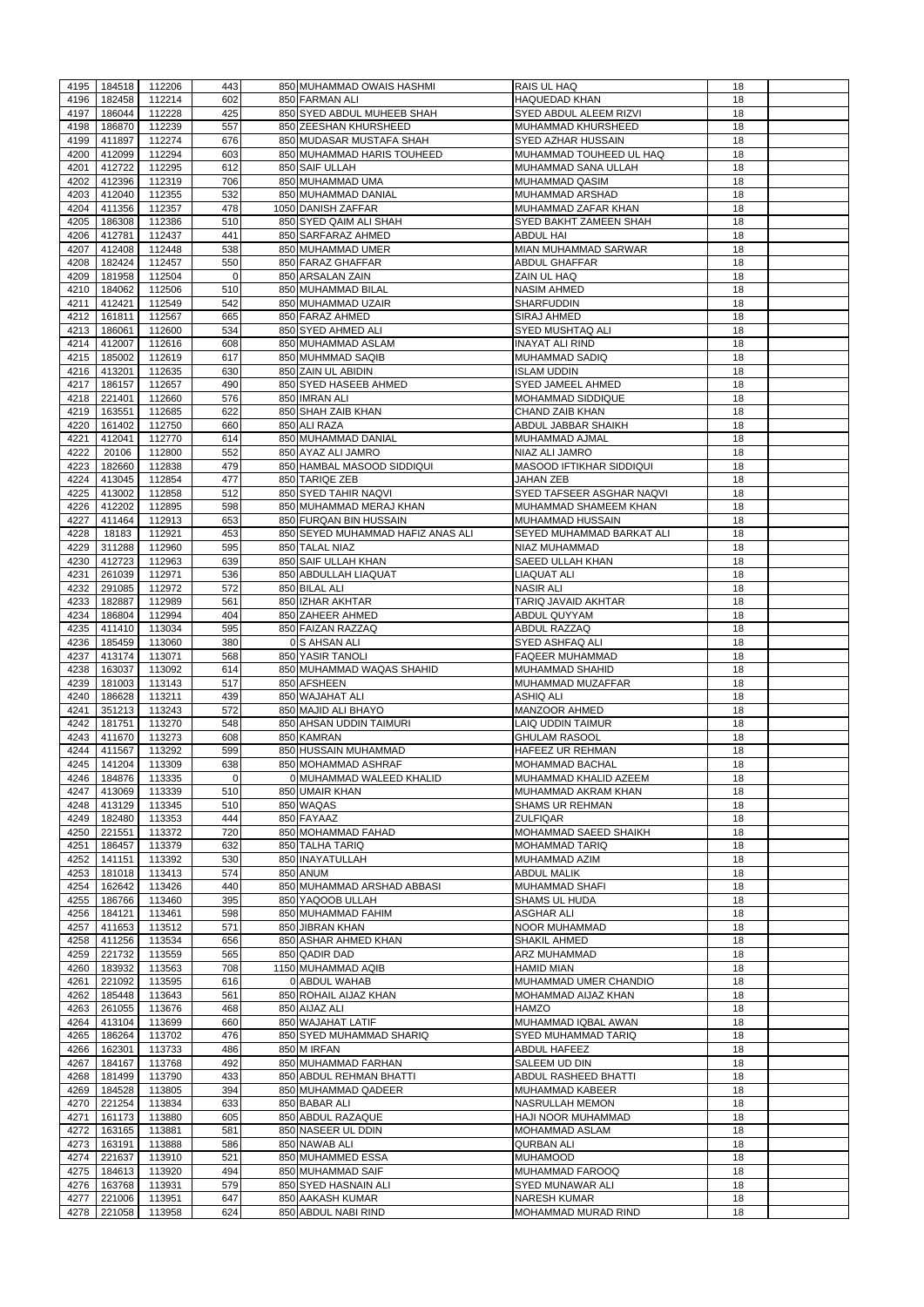| | | | | | | | | |
|---|---|---|---|---|---|---|---|---|
| 4195 | 184518 | 112206 | 443 | 850 | MUHAMMAD OWAIS HASHMI | RAIS UL HAQ | 18 | |
| 4196 | 182458 | 112214 | 602 | 850 | FARMAN ALI | HAQUEDAD KHAN | 18 | |
| 4197 | 186044 | 112228 | 425 | 850 | SYED ABDUL MUHEEB SHAH | SYED ABDUL ALEEM RIZVI | 18 | |
| 4198 | 186870 | 112239 | 557 | 850 | ZEESHAN KHURSHEED | MUHAMMAD KHURSHEED | 18 | |
| 4199 | 411897 | 112274 | 676 | 850 | MUDASAR MUSTAFA SHAH | SYED AZHAR HUSSAIN | 18 | |
| 4200 | 412099 | 112294 | 603 | 850 | MUHAMMAD HARIS TOUHEED | MUHAMMAD TOUHEED UL HAQ | 18 | |
| 4201 | 412722 | 112295 | 612 | 850 | SAIF ULLAH | MUHAMMAD SANA ULLAH | 18 | |
| 4202 | 412396 | 112319 | 706 | 850 | MUHAMMAD UMA | MUHAMMAD QASIM | 18 | |
| 4203 | 412040 | 112355 | 532 | 850 | MUHAMMAD DANIAL | MUHAMMAD ARSHAD | 18 | |
| 4204 | 411356 | 112357 | 478 | 1050 | DANISH ZAFFAR | MUHAMMAD ZAFAR KHAN | 18 | |
| 4205 | 186308 | 112386 | 510 | 850 | SYED QAIM ALI SHAH | SYED BAKHT ZAMEEN SHAH | 18 | |
| 4206 | 412781 | 112437 | 441 | 850 | SARFARAZ AHMED | ABDUL HAI | 18 | |
| 4207 | 412408 | 112448 | 538 | 850 | MUHAMMAD UMER | MIAN MUHAMMAD SARWAR | 18 | |
| 4208 | 182424 | 112457 | 550 | 850 | FARAZ GHAFFAR | ABDUL GHAFFAR | 18 | |
| 4209 | 181958 | 112504 | 0 | 850 | ARSALAN ZAIN | ZAIN UL HAQ | 18 | |
| 4210 | 184062 | 112506 | 510 | 850 | MUHAMMAD BILAL | NASIM AHMED | 18 | |
| 4211 | 412421 | 112549 | 542 | 850 | MUHAMMAD UZAIR | SHARFUDDIN | 18 | |
| 4212 | 161811 | 112567 | 665 | 850 | FARAZ AHMED | SIRAJ AHMED | 18 | |
| 4213 | 186061 | 112600 | 534 | 850 | SYED AHMED ALI | SYED MUSHTAQ ALI | 18 | |
| 4214 | 412007 | 112616 | 608 | 850 | MUHAMMAD ASLAM | INAYAT ALI RIND | 18 | |
| 4215 | 185002 | 112619 | 617 | 850 | MUHMMAD SAQIB | MUHAMMAD SADIQ | 18 | |
| 4216 | 413201 | 112635 | 630 | 850 | ZAIN UL ABIDIN | ISLAM UDDIN | 18 | |
| 4217 | 186157 | 112657 | 490 | 850 | SYED HASEEB AHMED | SYED JAMEEL AHMED | 18 | |
| 4218 | 221401 | 112660 | 576 | 850 | IMRAN ALI | MOHAMMAD SIDDIQUE | 18 | |
| 4219 | 163551 | 112685 | 622 | 850 | SHAH ZAIB KHAN | CHAND ZAIB KHAN | 18 | |
| 4220 | 161402 | 112750 | 660 | 850 | ALI RAZA | ABDUL JABBAR SHAIKH | 18 | |
| 4221 | 412041 | 112770 | 614 | 850 | MUHAMMAD DANIAL | MUHAMMAD AJMAL | 18 | |
| 4222 | 20106 | 112800 | 552 | 850 | AYAZ ALI JAMRO | NIAZ ALI JAMRO | 18 | |
| 4223 | 182660 | 112838 | 479 | 850 | HAMBAL MASOOD SIDDIQUI | MASOOD IFTIKHAR SIDDIQUI | 18 | |
| 4224 | 413045 | 112854 | 477 | 850 | TARIQE ZEB | JAHAN ZEB | 18 | |
| 4225 | 413002 | 112858 | 512 | 850 | SYED TAHIR NAQVI | SYED TAFSEER ASGHAR NAQVI | 18 | |
| 4226 | 412202 | 112895 | 598 | 850 | MUHAMMAD MERAJ KHAN | MUHAMMAD SHAMEEM KHAN | 18 | |
| 4227 | 411464 | 112913 | 653 | 850 | FURQAN BIN HUSSAIN | MUHAMMAD HUSSAIN | 18 | |
| 4228 | 18183 | 112921 | 453 | 850 | SEYED MUHAMMAD HAFIZ ANAS ALI | SEYED MUHAMMAD BARKAT ALI | 18 | |
| 4229 | 311288 | 112960 | 595 | 850 | TALAL NIAZ | NIAZ MUHAMMAD | 18 | |
| 4230 | 412723 | 112963 | 639 | 850 | SAIF ULLAH KHAN | SAEED ULLAH KHAN | 18 | |
| 4231 | 261039 | 112971 | 536 | 850 | ABDULLAH LIAQUAT | LIAQUAT ALI | 18 | |
| 4232 | 291085 | 112972 | 572 | 850 | BILAL ALI | NASIR ALI | 18 | |
| 4233 | 182887 | 112989 | 561 | 850 | IZHAR AKHTAR | TARIQ JAVAID AKHTAR | 18 | |
| 4234 | 186804 | 112994 | 404 | 850 | ZAHEER AHMED | ABDUL QUYYAM | 18 | |
| 4235 | 411410 | 113034 | 595 | 850 | FAIZAN RAZZAQ | ABDUL RAZZAQ | 18 | |
| 4236 | 185459 | 113060 | 380 | 0 | S AHSAN ALI | SYED ASHFAQ ALI | 18 | |
| 4237 | 413174 | 113071 | 568 | 850 | YASIR TANOLI | FAQEER MUHAMMAD | 18 | |
| 4238 | 163037 | 113092 | 614 | 850 | MUHAMMAD WAQAS SHAHID | MUHAMMAD SHAHID | 18 | |
| 4239 | 181003 | 113143 | 517 | 850 | AFSHEEN | MUHAMMAD MUZAFFAR | 18 | |
| 4240 | 186628 | 113211 | 439 | 850 | WAJAHAT ALI | ASHIQ ALI | 18 | |
| 4241 | 351213 | 113243 | 572 | 850 | MAJID ALI BHAYO | MANZOOR AHMED | 18 | |
| 4242 | 181751 | 113270 | 548 | 850 | AHSAN UDDIN TAIMURI | LAIQ UDDIN TAIMUR | 18 | |
| 4243 | 411670 | 113273 | 608 | 850 | KAMRAN | GHULAM RASOOL | 18 | |
| 4244 | 411567 | 113292 | 599 | 850 | HUSSAIN MUHAMMAD | HAFEEZ UR REHMAN | 18 | |
| 4245 | 141204 | 113309 | 638 | 850 | MOHAMMAD ASHRAF | MOHAMMAD BACHAL | 18 | |
| 4246 | 184876 | 113335 | 0 | 0 | MUHAMMAD WALEED KHALID | MUHAMMAD KHALID AZEEM | 18 | |
| 4247 | 413069 | 113339 | 510 | 850 | UMAIR KHAN | MUHAMMAD AKRAM KHAN | 18 | |
| 4248 | 413129 | 113345 | 510 | 850 | WAQAS | SHAMS UR REHMAN | 18 | |
| 4249 | 182480 | 113353 | 444 | 850 | FAYAAZ | ZULFIQAR | 18 | |
| 4250 | 221551 | 113372 | 720 | 850 | MOHAMMAD FAHAD | MOHAMMAD SAEED SHAIKH | 18 | |
| 4251 | 186457 | 113379 | 632 | 850 | TALHA TARIQ | MOHAMMAD TARIQ | 18 | |
| 4252 | 141151 | 113392 | 530 | 850 | INAYATULLAH | MUHAMMAD AZIM | 18 | |
| 4253 | 181018 | 113413 | 574 | 850 | ANUM | ABDUL MALIK | 18 | |
| 4254 | 162642 | 113426 | 440 | 850 | MUHAMMAD ARSHAD ABBASI | MUHAMMAD SHAFI | 18 | |
| 4255 | 186766 | 113460 | 395 | 850 | YAQOOB ULLAH | SHAMS UL HUDA | 18 | |
| 4256 | 184121 | 113461 | 598 | 850 | MUHAMMAD FAHIM | ASGHAR ALI | 18 | |
| 4257 | 411653 | 113512 | 571 | 850 | JIBRAN KHAN | NOOR MUHAMMAD | 18 | |
| 4258 | 411256 | 113534 | 656 | 850 | ASHAR AHMED KHAN | SHAKIL AHMED | 18 | |
| 4259 | 221732 | 113559 | 565 | 850 | QADIR DAD | ARZ MUHAMMAD | 18 | |
| 4260 | 183932 | 113563 | 708 | 1150 | MUHAMMAD AQIB | HAMID MIAN | 18 | |
| 4261 | 221092 | 113595 | 616 | 0 | ABDUL WAHAB | MUHAMMAD UMER CHANDIO | 18 | |
| 4262 | 185448 | 113643 | 561 | 850 | ROHAIL AIJAZ KHAN | MOHAMMAD AIJAZ KHAN | 18 | |
| 4263 | 261055 | 113676 | 468 | 850 | AIJAZ ALI | HAMZO | 18 | |
| 4264 | 413104 | 113699 | 660 | 850 | WAJAHAT LATIF | MUHAMMAD IQBAL AWAN | 18 | |
| 4265 | 186264 | 113702 | 476 | 850 | SYED MUHAMMAD SHARIQ | SYED MUHAMMAD TARIQ | 18 | |
| 4266 | 162301 | 113733 | 486 | 850 | M IRFAN | ABDUL HAFEEZ | 18 | |
| 4267 | 184167 | 113768 | 492 | 850 | MUHAMMAD FARHAN | SALEEM UD DIN | 18 | |
| 4268 | 181499 | 113790 | 433 | 850 | ABDUL REHMAN BHATTI | ABDUL RASHEED BHATTI | 18 | |
| 4269 | 184528 | 113805 | 394 | 850 | MUHAMMAD QADEER | MUHAMMAD KABEER | 18 | |
| 4270 | 221254 | 113834 | 633 | 850 | BABAR ALI | NASRULLAH MEMON | 18 | |
| 4271 | 161173 | 113880 | 605 | 850 | ABDUL RAZAQUE | HAJI NOOR MUHAMMAD | 18 | |
| 4272 | 163165 | 113881 | 581 | 850 | NASEER UL DDIN | MOHAMMAD ASLAM | 18 | |
| 4273 | 163191 | 113888 | 586 | 850 | NAWAB ALI | QURBAN ALI | 18 | |
| 4274 | 221637 | 113910 | 521 | 850 | MUHAMMED ESSA | MUHAMOOD | 18 | |
| 4275 | 184613 | 113920 | 494 | 850 | MUHAMMAD SAIF | MUHAMMAD FAROOQ | 18 | |
| 4276 | 163768 | 113931 | 579 | 850 | SYED HASNAIN ALI | SYED MUNAWAR ALI | 18 | |
| 4277 | 221006 | 113951 | 647 | 850 | AAKASH KUMAR | NARESH KUMAR | 18 | |
| 4278 | 221058 | 113958 | 624 | 850 | ABDUL NABI RIND | MOHAMMAD MURAD RIND | 18 | |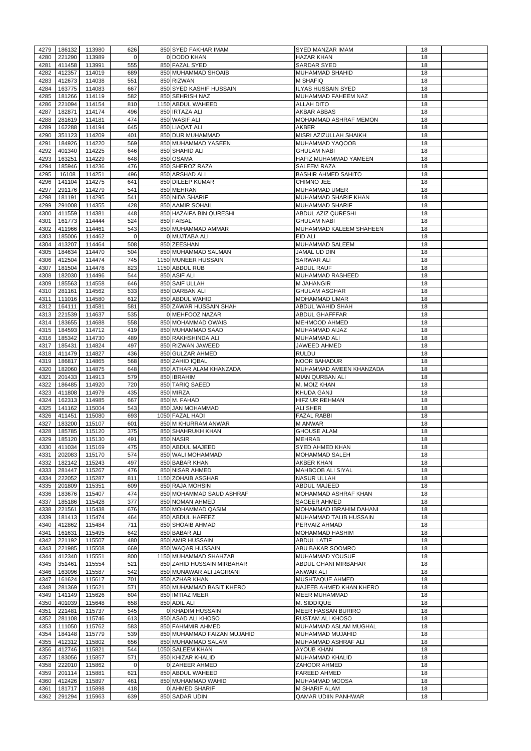| | | | | | | | | |
|---|---|---|---|---|---|---|---|---|
| 4279 | 186132 | 113980 | 626 | 850 | SYED FAKHAR IMAM | SYED MANZAR IMAM | 18 | |
| 4280 | 221290 | 113989 | 0 | 0 | DODO KHAN | HAZAR KHAN | 18 | |
| 4281 | 411458 | 113991 | 555 | 850 | FAZAL SYED | SARDAR SYED | 18 | |
| 4282 | 412357 | 114019 | 689 | 850 | MUHAMMAD SHOAIB | MUHAMMAD SHAHID | 18 | |
| 4283 | 412673 | 114038 | 551 | 850 | RIZWAN | M SHAFIQ | 18 | |
| 4284 | 163775 | 114083 | 667 | 850 | SYED KASHIF HUSSAIN | ILYAS HUSSAIN SYED | 18 | |
| 4285 | 181266 | 114119 | 582 | 850 | SEHRISH NAZ | MUHAMMAD FAHEEM NAZ | 18 | |
| 4286 | 221094 | 114154 | 810 | 1150 | ABDUL WAHEED | ALLAH DITO | 18 | |
| 4287 | 182871 | 114174 | 496 | 850 | IRTAZA ALI | AKBAR ABBAS | 18 | |
| 4288 | 281619 | 114181 | 474 | 850 | WASIF ALI | MOHAMMAD ASHRAF MEMON | 18 | |
| 4289 | 162288 | 114194 | 645 | 850 | LIAQAT ALI | AKBER | 18 | |
| 4290 | 351123 | 114209 | 401 | 850 | DUR MUHAMMAD | MISRI AZIZULLAH SHAIKH | 18 | |
| 4291 | 184926 | 114220 | 569 | 850 | MUHAMMAD YASEEN | MUHAMMAD YAQOOB | 18 | |
| 4292 | 401340 | 114225 | 646 | 850 | SHAHID ALI | GHULAM NABI | 18 | |
| 4293 | 163251 | 114229 | 648 | 850 | OSAMA | HAFIZ MUHAMMAD YAMEEN | 18 | |
| 4294 | 185946 | 114236 | 476 | 850 | SHEROZ RAZA | SALEEM RAZA | 18 | |
| 4295 | 16108 | 114251 | 496 | 850 | ARSHAD ALI | BASHIR AHMED SAHITO | 18 | |
| 4296 | 141104 | 114275 | 641 | 850 | DILEEP KUMAR | CHIMNO JEE | 18 | |
| 4297 | 291176 | 114279 | 541 | 850 | MEHRAN | MUHAMMAD UMER | 18 | |
| 4298 | 181191 | 114295 | 541 | 850 | NIDA SHARIF | MUHAMMAD SHARIF KHAN | 18 | |
| 4299 | 291008 | 114355 | 428 | 850 | AAMIR SOHAIL | MUHAMMAD SHARIF | 18 | |
| 4300 | 411559 | 114381 | 448 | 850 | HAZAIFA BIN QURESHI | ABDUL AZIZ QURESHI | 18 | |
| 4301 | 161773 | 114444 | 524 | 850 | FAISAL | GHULAM NABI | 18 | |
| 4302 | 411966 | 114461 | 543 | 850 | MUHAMMAD AMMAR | MUHAMMAD KALEEM SHAHEEN | 18 | |
| 4303 | 185006 | 114462 | 0 | 0 | MUJTABA ALI | EID ALI | 18 | |
| 4304 | 413207 | 114464 | 508 | 850 | ZEESHAN | MUHAMMAD SALEEM | 18 | |
| 4305 | 184634 | 114470 | 504 | 850 | MUHAMMAD SALMAN | JAMAL UD DIN | 18 | |
| 4306 | 412504 | 114474 | 745 | 1150 | MUNEER HUSSAIN | SARWAR ALI | 18 | |
| 4307 | 181504 | 114478 | 823 | 1150 | ABDUL RUB | ABDUL RAUF | 18 | |
| 4308 | 182030 | 114496 | 544 | 850 | ASIF ALI | MUHAMMAD RASHEED | 18 | |
| 4309 | 185563 | 114558 | 646 | 850 | SAIF ULLAH | M JAHANGIR | 18 | |
| 4310 | 281161 | 114562 | 533 | 850 | DARBAN ALI | GHULAM ASGHAR | 18 | |
| 4311 | 111016 | 114580 | 612 | 850 | ABDUL WAHID | MOHAMMAD UMAR | 18 | |
| 4312 | 164111 | 114581 | 581 | 850 | ZAWAR HUSSAIN SHAH | ABDUL WAHID SHAH | 18 | |
| 4313 | 221539 | 114637 | 535 | 0 | MEHFOOZ NAZAR | ABDUL GHAFFFAR | 18 | |
| 4314 | 183655 | 114688 | 558 | 850 | MOHAMMAD OWAIS | MEHMOOD AHMED | 18 | |
| 4315 | 184593 | 114712 | 419 | 850 | MUHAMMAD SAAD | MUHAMMAD AIJAZ | 18 | |
| 4316 | 185342 | 114730 | 489 | 850 | RAKHSHINDA ALI | MUHAMMAD ALI | 18 | |
| 4317 | 185431 | 114824 | 497 | 850 | RIZWAN JAWEED | JAWEED AHMED | 18 | |
| 4318 | 411479 | 114827 | 436 | 850 | GULZAR AHMED | RULDU | 18 | |
| 4319 | 186817 | 114865 | 568 | 850 | ZAHID IQBAL | NOOR BAHADUR | 18 | |
| 4320 | 182060 | 114875 | 648 | 850 | ATHAR ALAM KHANZADA | MUHAMMAD AMEEN KHANZADA | 18 | |
| 4321 | 201433 | 114913 | 579 | 850 | IBRAHIM | MIAN QURBAN ALI | 18 | |
| 4322 | 186485 | 114920 | 720 | 850 | TARIQ SAEED | M. MOIZ KHAN | 18 | |
| 4323 | 411808 | 114979 | 435 | 850 | MIRZA | KHUDA GANJ | 18 | |
| 4324 | 162313 | 114985 | 667 | 850 | M. FAHAD | HIFZ UR REHMAN | 18 | |
| 4325 | 141162 | 115004 | 543 | 850 | JAN MOHAMMAD | ALI SHER | 18 | |
| 4326 | 411451 | 115080 | 693 | 1050 | FAZAL HADI | FAZAL RABBI | 18 | |
| 4327 | 183200 | 115107 | 601 | 850 | M KHURRAM ANWAR | M ANWAR | 18 | |
| 4328 | 185785 | 115120 | 375 | 850 | SHAHRUKH KHAN | GHOUSE ALAM | 18 | |
| 4329 | 185120 | 115130 | 491 | 850 | NASIR | MEHRAB | 18 | |
| 4330 | 411034 | 115169 | 475 | 850 | ABDUL MAJEED | SYED AHMED KHAN | 18 | |
| 4331 | 202083 | 115170 | 574 | 850 | WALI MOHAMMAD | MOHAMMAD SALEH | 18 | |
| 4332 | 182142 | 115243 | 497 | 850 | BABAR KHAN | AKBER KHAN | 18 | |
| 4333 | 281447 | 115267 | 476 | 850 | NISAR AHMED | MAHBOOB ALI SIYAL | 18 | |
| 4334 | 222052 | 115287 | 811 | 1150 | ZOHAIB ASGHAR | NASUR ULLAH | 18 | |
| 4335 | 201809 | 115351 | 609 | 850 | RAJA MOHSIN | ABDUL MAJEED | 18 | |
| 4336 | 183676 | 115407 | 474 | 850 | MOHAMMAD SAUD ASHRAF | MOHAMMAD ASHRAF KHAN | 18 | |
| 4337 | 185186 | 115428 | 377 | 850 | NOMAN AHMED | SAGEER AHMED | 18 | |
| 4338 | 221561 | 115438 | 676 | 850 | MOHAMMAD QASIM | MOHAMMAD IBRAHIM DAHANI | 18 | |
| 4339 | 181413 | 115474 | 464 | 850 | ABDUL HAFEEZ | MUHAMMAD TALIB HUSSAIN | 18 | |
| 4340 | 412862 | 115484 | 711 | 850 | SHOAIB AHMAD | PERVAIZ AHMAD | 18 | |
| 4341 | 161631 | 115495 | 642 | 850 | BABAR ALI | MOHAMMAD HASHIM | 18 | |
| 4342 | 221192 | 115507 | 480 | 850 | AMIR HUSSAIN | ABDUL LATIF | 18 | |
| 4343 | 221985 | 115508 | 669 | 850 | WAQAR HUSSAIN | ABU BAKAR SOOMRO | 18 | |
| 4344 | 412340 | 115551 | 800 | 1150 | MUHAMMAD SHAHZAB | MUHAMMAD YOUSUF | 18 | |
| 4345 | 351461 | 115554 | 521 | 850 | ZAHID HUSSAIN MIRBAHAR | ABDUL GHANI MIRBAHAR | 18 | |
| 4346 | 163096 | 115587 | 542 | 850 | MUNAWAR ALI JAGIRANI | ANWAR ALI | 18 | |
| 4347 | 161624 | 115617 | 701 | 850 | AZHAR KHAN | MUSHTAQUE AHMED | 18 | |
| 4348 | 281369 | 115621 | 571 | 850 | MUHAMMAD BASIT KHERO | NAJEEB AHMED KHAN KHERO | 18 | |
| 4349 | 141149 | 115626 | 604 | 850 | IMTIAZ MEER | MEER MUHAMMAD | 18 | |
| 4350 | 401039 | 115648 | 658 | 850 | ADIL ALI | M. SIDDIQUE | 18 | |
| 4351 | 221481 | 115737 | 545 | 0 | KHADIM HUSSAIN | MEER HASSAN BURIRO | 18 | |
| 4352 | 281108 | 115746 | 613 | 850 | ASAD ALI KHOSO | RUSTAM ALI KHOSO | 18 | |
| 4353 | 111050 | 115762 | 583 | 850 | FAHMMIR AHMED | MUHAMMAD ASLAM MUGHAL | 18 | |
| 4354 | 184148 | 115779 | 539 | 850 | MUHAMMAD FAIZAN MUJAHID | MUHAMMAD MUJAHID | 18 | |
| 4355 | 412312 | 115802 | 656 | 850 | MUHAMMAD SALAM | MUHAMMAD ASHRAF ALI | 18 | |
| 4356 | 412746 | 115821 | 544 | 1050 | SALEEM KHAN | AYOUB KHAN | 18 | |
| 4357 | 183056 | 115857 | 571 | 850 | KHIZAR KHALID | MUHAMMAD KHALID | 18 | |
| 4358 | 222010 | 115862 | 0 | 0 | ZAHEER AHMED | ZAHOOR AHMED | 18 | |
| 4359 | 201114 | 115881 | 621 | 850 | ABDUL WAHEED | FAREED AHMED | 18 | |
| 4360 | 412426 | 115897 | 461 | 850 | MUHAMMAD WAHID | MUHAMMAD MOOSA | 18 | |
| 4361 | 181717 | 115898 | 418 | 0 | AHMED SHARIF | M SHARIF ALAM | 18 | |
| 4362 | 291294 | 115963 | 639 | 850 | SADAR UDIN | QAMAR UDIIN PANHWAR | 18 | |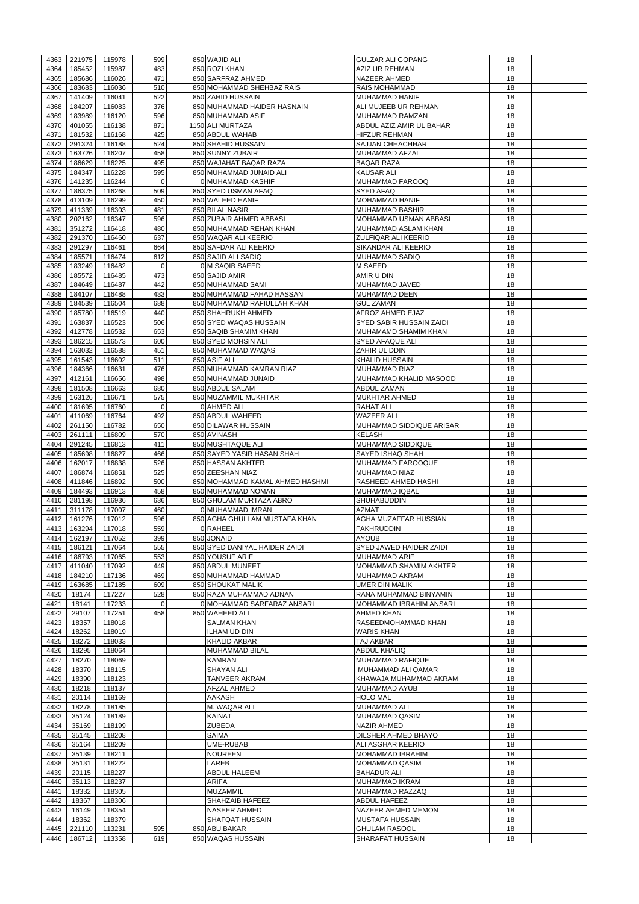| | | | | | | | | |
|---|---|---|---|---|---|---|---|---|
| 4363 | 221975 | 115978 | 599 | 850 | WAJID ALI | GULZAR ALI GOPANG | 18 | |
| 4364 | 185452 | 115987 | 483 | 850 | ROZI KHAN | AZIZ UR REHMAN | 18 | |
| 4365 | 185686 | 116026 | 471 | 850 | SARFRAZ AHMED | NAZEER AHMED | 18 | |
| 4366 | 183683 | 116036 | 510 | 850 | MOHAMMAD SHEHBAZ RAIS | RAIS MOHAMMAD | 18 | |
| 4367 | 141409 | 116041 | 522 | 850 | ZAHID HUSSAIN | MUHAMMAD HANIF | 18 | |
| 4368 | 184207 | 116083 | 376 | 850 | MUHAMMAD HAIDER HASNAIN | ALI MUJEEB UR REHMAN | 18 | |
| 4369 | 183989 | 116120 | 596 | 850 | MUHAMMAD ASIF | MUHAMMAD RAMZAN | 18 | |
| 4370 | 401055 | 116138 | 871 | 1150 | ALI MURTAZA | ABDUL AZIZ AMIR UL BAHAR | 18 | |
| 4371 | 181532 | 116168 | 425 | 850 | ABDUL WAHAB | HIFZUR REHMAN | 18 | |
| 4372 | 291324 | 116188 | 524 | 850 | SHAHID HUSSAIN | SAJJAN CHHACHHAR | 18 | |
| 4373 | 163726 | 116207 | 458 | 850 | SUNNY ZUBAIR | MUHAMMAD AFZAL | 18 | |
| 4374 | 186629 | 116225 | 495 | 850 | WAJAHAT BAQAR RAZA | BAQAR RAZA | 18 | |
| 4375 | 184347 | 116228 | 595 | 850 | MUHAMMAD JUNAID ALI | KAUSAR ALI | 18 | |
| 4376 | 141235 | 116244 | 0 | 0 | MUHAMMAD KASHIF | MUHAMMAD FAROOQ | 18 | |
| 4377 | 186375 | 116268 | 509 | 850 | SYED USMAN AFAQ | SYED AFAQ | 18 | |
| 4378 | 413109 | 116299 | 450 | 850 | WALEED HANIF | MOHAMMAD HANIF | 18 | |
| 4379 | 411339 | 116303 | 481 | 850 | BILAL NASIR | MUHAMMAD BASHIR | 18 | |
| 4380 | 202162 | 116347 | 596 | 850 | ZUBAIR AHMED ABBASI | MOHAMMAD USMAN ABBASI | 18 | |
| 4381 | 351272 | 116418 | 480 | 850 | MUHAMMAD REHAN KHAN | MUHAMMAD ASLAM KHAN | 18 | |
| 4382 | 291370 | 116460 | 637 | 850 | WAQAR ALI KEERIO | ZULFIQAR ALI KEERIO | 18 | |
| 4383 | 291297 | 116461 | 664 | 850 | SAFDAR ALI KEERIO | SIKANDAR ALI KEERIO | 18 | |
| 4384 | 185571 | 116474 | 612 | 850 | SAJID ALI SADIQ | MUHAMMAD SADIQ | 18 | |
| 4385 | 183249 | 116482 | 0 | 0 | M SAQIB SAEED | M SAEED | 18 | |
| 4386 | 185572 | 116485 | 473 | 850 | SAJID AMIR | AMIR U DIN | 18 | |
| 4387 | 184649 | 116487 | 442 | 850 | MUHAMMAD SAMI | MUHAMMAD JAVED | 18 | |
| 4388 | 184107 | 116488 | 433 | 850 | MUHAMMAD FAHAD HASSAN | MUHAMMAD DEEN | 18 | |
| 4389 | 184539 | 116504 | 688 | 850 | MUHAMMAD RAFIULLAH KHAN | GUL ZAMAN | 18 | |
| 4390 | 185780 | 116519 | 440 | 850 | SHAHRUKH AHMED | AFROZ AHMED EJAZ | 18 | |
| 4391 | 163837 | 116523 | 506 | 850 | SYED WAQAS HUSSAIN | SYED SABIR HUSSAIN ZAIDI | 18 | |
| 4392 | 412778 | 116532 | 653 | 850 | SAQIB SHAMIM KHAN | MUHAMAMD SHAMIM KHAN | 18 | |
| 4393 | 186215 | 116573 | 600 | 850 | SYED MOHSIN ALI | SYED AFAQUE ALI | 18 | |
| 4394 | 163032 | 116588 | 451 | 850 | MUHAMMAD WAQAS | ZAHIR UL DDIN | 18 | |
| 4395 | 161543 | 116602 | 511 | 850 | ASIF ALI | KHALID HUSSAIN | 18 | |
| 4396 | 184366 | 116631 | 476 | 850 | MUHAMMAD KAMRAN RIAZ | MUHAMMAD RIAZ | 18 | |
| 4397 | 412161 | 116656 | 498 | 850 | MUHAMMAD JUNAID | MUHAMMAD KHALID MASOOD | 18 | |
| 4398 | 181508 | 116663 | 680 | 850 | ABDUL SALAM | ABDUL ZAMAN | 18 | |
| 4399 | 163126 | 116671 | 575 | 850 | MUZAMMIL MUKHTAR | MUKHTAR AHMED | 18 | |
| 4400 | 181695 | 116760 | 0 | 0 | AHMED ALI | RAHAT ALI | 18 | |
| 4401 | 411069 | 116764 | 492 | 850 | ABDUL WAHEED | WAZEER ALI | 18 | |
| 4402 | 261150 | 116782 | 650 | 850 | DILAWAR HUSSAIN | MUHAMMAD SIDDIQUE ARISAR | 18 | |
| 4403 | 261111 | 116809 | 570 | 850 | AVINASH | KELASH | 18 | |
| 4404 | 291245 | 116813 | 411 | 850 | MUSHTAQUE ALI | MUHAMMAD SIDDIQUE | 18 | |
| 4405 | 185698 | 116827 | 466 | 850 | SAYED YASIR HASAN SHAH | SAYED ISHAQ SHAH | 18 | |
| 4406 | 162017 | 116838 | 526 | 850 | HASSAN AKHTER | MUHAMMAD FAROOQUE | 18 | |
| 4407 | 186874 | 116851 | 525 | 850 | ZEESHAN NIAZ | MUHAMMAD NIAZ | 18 | |
| 4408 | 411846 | 116892 | 500 | 850 | MOHAMMAD KAMAL AHMED HASHMI | RASHEED AHMED HASHI | 18 | |
| 4409 | 184493 | 116913 | 458 | 850 | MUHAMMAD NOMAN | MUHAMMAD IQBAL | 18 | |
| 4410 | 281198 | 116936 | 636 | 850 | GHULAM MURTAZA ABRO | SHUHABUDDIN | 18 | |
| 4411 | 311178 | 117007 | 460 | 0 | MUHAMMAD IMRAN | AZMAT | 18 | |
| 4412 | 161276 | 117012 | 596 | 850 | AGHA GHULLAM MUSTAFA KHAN | AGHA MUZAFFAR HUSSIAN | 18 | |
| 4413 | 163294 | 117018 | 559 | 0 | RAHEEL | FAKHRUDDIN | 18 | |
| 4414 | 162197 | 117052 | 399 | 850 | JONAID | AYOUB | 18 | |
| 4415 | 186121 | 117064 | 555 | 850 | SYED DANIYAL HAIDER ZAIDI | SYED JAWED HAIDER ZAIDI | 18 | |
| 4416 | 186793 | 117065 | 553 | 850 | YOUSUF ARIF | MUHAMMAD ARIF | 18 | |
| 4417 | 411040 | 117092 | 449 | 850 | ABDUL MUNEET | MOHAMMAD SHAMIM AKHTER | 18 | |
| 4418 | 184210 | 117136 | 469 | 850 | MUHAMMAD HAMMAD | MUHAMMAD AKRAM | 18 | |
| 4419 | 163685 | 117185 | 609 | 850 | SHOUKAT MALIK | UMER DIN MALIK | 18 | |
| 4420 | 18174 | 117227 | 528 | 850 | RAZA MUHAMMAD ADNAN | RANA MUHAMMAD BINYAMIN | 18 | |
| 4421 | 18141 | 117233 | 0 | 0 | MOHAMMAD SARFARAZ ANSARI | MOHAMMAD IBRAHIM ANSARI | 18 | |
| 4422 | 29107 | 117251 | 458 | 850 | WAHEED ALI | AHMED KHAN | 18 | |
| 4423 | 18357 | 118018 | | | SALMAN KHAN | RASEEDMOHAMMAD KHAN | 18 | |
| 4424 | 18262 | 118019 | | | ILHAM UD DIN | WARIS KHAN | 18 | |
| 4425 | 18272 | 118033 | | | KHALID AKBAR | TAJ AKBAR | 18 | |
| 4426 | 18295 | 118064 | | | MUHAMMAD BILAL | ABDUL KHALIQ | 18 | |
| 4427 | 18270 | 118069 | | | KAMRAN | MUHAMMAD RAFIQUE | 18 | |
| 4428 | 18370 | 118115 | | | SHAYAN ALI | MUHAMMAD ALI QAMAR | 18 | |
| 4429 | 18390 | 118123 | | | TANVEER AKRAM | KHAWAJA MUHAMMAD AKRAM | 18 | |
| 4430 | 18218 | 118137 | | | AFZAL AHMED | MUHAMMAD AYUB | 18 | |
| 4431 | 20114 | 118169 | | | AAKASH | HOLO MAL | 18 | |
| 4432 | 18278 | 118185 | | | M. WAQAR ALI | MUHAMMAD ALI | 18 | |
| 4433 | 35124 | 118189 | | | KAINAT | MUHAMMAD QASIM | 18 | |
| 4434 | 35169 | 118199 | | | ZUBEDA | NAZIR AHMED | 18 | |
| 4435 | 35145 | 118208 | | | SAIMA | DILSHER AHMED BHAYO | 18 | |
| 4436 | 35164 | 118209 | | | UME-RUBAB | ALI ASGHAR KEERIO | 18 | |
| 4437 | 35139 | 118211 | | | NOUREEN | MOHAMMAD IBRAHIM | 18 | |
| 4438 | 35131 | 118222 | | | LAREB | MOHAMMAD QASIM | 18 | |
| 4439 | 20115 | 118227 | | | ABDUL HALEEM | BAHADUR ALI | 18 | |
| 4440 | 35113 | 118237 | | | ARIFA | MUHAMMAD IKRAM | 18 | |
| 4441 | 18332 | 118305 | | | MUZAMMIL | MUHAMMAD RAZZAQ | 18 | |
| 4442 | 18367 | 118306 | | | SHAHZAIB HAFEEZ | ABDUL HAFEEZ | 18 | |
| 4443 | 16149 | 118354 | | | NASEER AHMED | NAZEER AHMED MEMON | 18 | |
| 4444 | 18362 | 118379 | | | SHAFQAT HUSSAIN | MUSTAFA HUSSAIN | 18 | |
| 4445 | 221110 | 113231 | 595 | 850 | ABU BAKAR | GHULAM RASOOL | 18 | |
| 4446 | 186712 | 113358 | 619 | 850 | WAQAS HUSSAIN | SHARAFAT HUSSAIN | 18 | |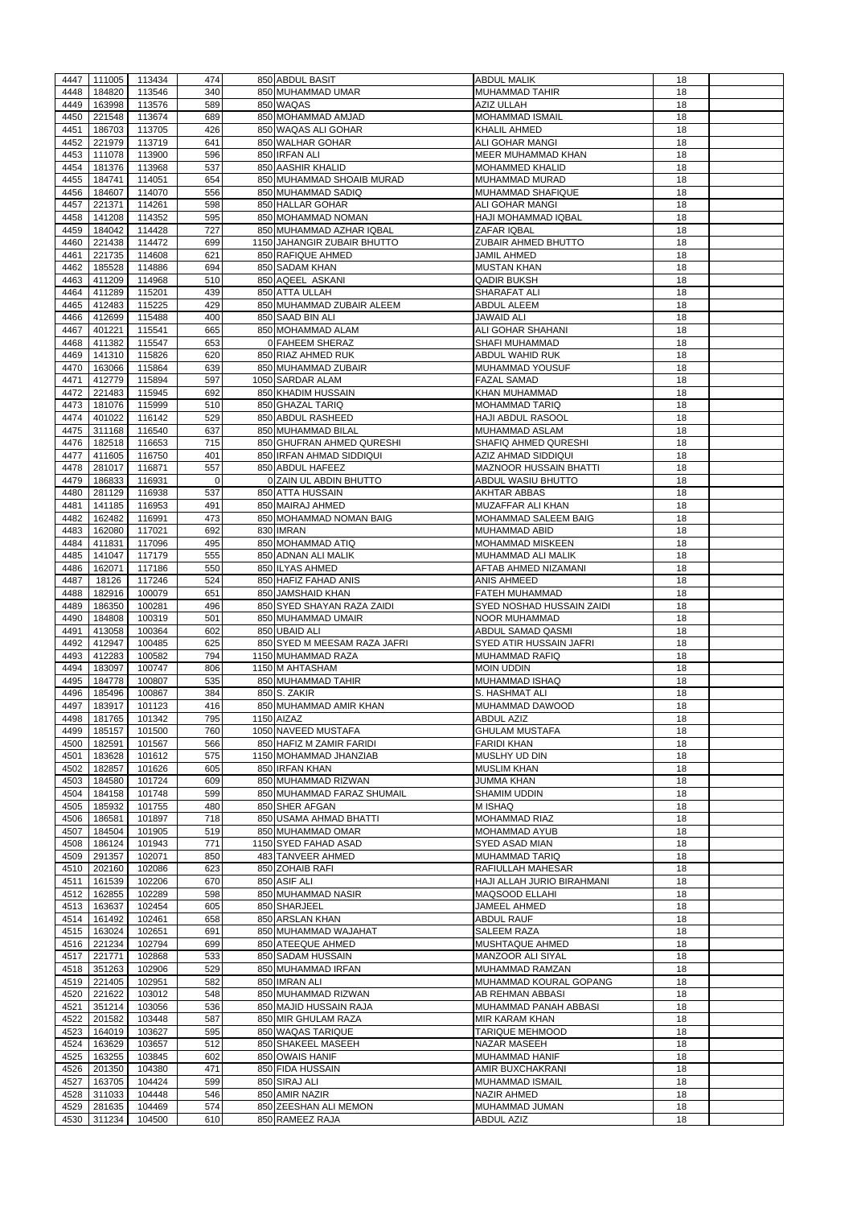| | | | | | | | | |
|---|---|---|---|---|---|---|---|---|
| 4447 | 111005 | 113434 | 474 | 850 | ABDUL BASIT | ABDUL MALIK | 18 | |
| 4448 | 184820 | 113546 | 340 | 850 | MUHAMMAD UMAR | MUHAMMAD TAHIR | 18 | |
| 4449 | 163998 | 113576 | 589 | 850 | WAQAS | AZIZ ULLAH | 18 | |
| 4450 | 221548 | 113674 | 689 | 850 | MOHAMMAD AMJAD | MOHAMMAD ISMAIL | 18 | |
| 4451 | 186703 | 113705 | 426 | 850 | WAQAS ALI GOHAR | KHALIL AHMED | 18 | |
| 4452 | 221979 | 113719 | 641 | 850 | WALHAR GOHAR | ALI GOHAR MANGI | 18 | |
| 4453 | 111078 | 113900 | 596 | 850 | IRFAN ALI | MEER MUHAMMAD KHAN | 18 | |
| 4454 | 181376 | 113968 | 537 | 850 | AASHIR KHALID | MOHAMMED KHALID | 18 | |
| 4455 | 184741 | 114051 | 654 | 850 | MUHAMMAD SHOAIB MURAD | MUHAMMAD MURAD | 18 | |
| 4456 | 184607 | 114070 | 556 | 850 | MUHAMMAD SADIQ | MUHAMMAD SHAFIQUE | 18 | |
| 4457 | 221371 | 114261 | 598 | 850 | HALLAR GOHAR | ALI GOHAR MANGI | 18 | |
| 4458 | 141208 | 114352 | 595 | 850 | MOHAMMAD NOMAN | HAJI MOHAMMAD IQBAL | 18 | |
| 4459 | 184042 | 114428 | 727 | 850 | MUHAMMAD AZHAR IQBAL | ZAFAR IQBAL | 18 | |
| 4460 | 221438 | 114472 | 699 | 1150 | JAHANGIR ZUBAIR BHUTTO | ZUBAIR AHMED BHUTTO | 18 | |
| 4461 | 221735 | 114608 | 621 | 850 | RAFIQUE AHMED | JAMIL AHMED | 18 | |
| 4462 | 185528 | 114886 | 694 | 850 | SADAM KHAN | MUSTAN KHAN | 18 | |
| 4463 | 411209 | 114968 | 510 | 850 | AQEEL ASKANI | QADIR BUKSH | 18 | |
| 4464 | 411289 | 115201 | 439 | 850 | ATTA ULLAH | SHARAFAT ALI | 18 | |
| 4465 | 412483 | 115225 | 429 | 850 | MUHAMMAD ZUBAIR ALEEM | ABDUL ALEEM | 18 | |
| 4466 | 412699 | 115488 | 400 | 850 | SAAD BIN ALI | JAWAID ALI | 18 | |
| 4467 | 401221 | 115541 | 665 | 850 | MOHAMMAD ALAM | ALI GOHAR SHAHANI | 18 | |
| 4468 | 411382 | 115547 | 653 | 0 | FAHEEM SHERAZ | SHAFI MUHAMMAD | 18 | |
| 4469 | 141310 | 115826 | 620 | 850 | RIAZ AHMED RUK | ABDUL WAHID RUK | 18 | |
| 4470 | 163066 | 115864 | 639 | 850 | MUHAMMAD ZUBAIR | MUHAMMAD YOUSUF | 18 | |
| 4471 | 412779 | 115894 | 597 | 1050 | SARDAR ALAM | FAZAL SAMAD | 18 | |
| 4472 | 221483 | 115945 | 692 | 850 | KHADIM HUSSAIN | KHAN MUHAMMAD | 18 | |
| 4473 | 181076 | 115999 | 510 | 850 | GHAZAL TARIQ | MOHAMMAD TARIQ | 18 | |
| 4474 | 401022 | 116142 | 529 | 850 | ABDUL RASHEED | HAJI ABDUL RASOOL | 18 | |
| 4475 | 311168 | 116540 | 637 | 850 | MUHAMMAD BILAL | MUHAMMAD ASLAM | 18 | |
| 4476 | 182518 | 116653 | 715 | 850 | GHUFRAN AHMED QURESHI | SHAFIQ AHMED QURESHI | 18 | |
| 4477 | 411605 | 116750 | 401 | 850 | IRFAN AHMAD SIDDIQUI | AZIZ AHMAD SIDDIQUI | 18 | |
| 4478 | 281017 | 116871 | 557 | 850 | ABDUL HAFEEZ | MAZNOOR HUSSAIN BHATTI | 18 | |
| 4479 | 186833 | 116931 | 0 | 0 | ZAIN UL ABDIN BHUTTO | ABDUL WASIU BHUTTO | 18 | |
| 4480 | 281129 | 116938 | 537 | 850 | ATTA HUSSAIN | AKHTAR ABBAS | 18 | |
| 4481 | 141185 | 116953 | 491 | 850 | MAIRAJ AHMED | MUZAFFAR ALI KHAN | 18 | |
| 4482 | 162482 | 116991 | 473 | 850 | MOHAMMAD NOMAN BAIG | MOHAMMAD SALEEM BAIG | 18 | |
| 4483 | 162080 | 117021 | 692 | 830 | IMRAN | MUHAMMAD ABID | 18 | |
| 4484 | 411831 | 117096 | 495 | 850 | MOHAMMAD ATIQ | MOHAMMAD MISKEEN | 18 | |
| 4485 | 141047 | 117179 | 555 | 850 | ADNAN ALI MALIK | MUHAMMAD ALI MALIK | 18 | |
| 4486 | 162071 | 117186 | 550 | 850 | ILYAS AHMED | AFTAB AHMED NIZAMANI | 18 | |
| 4487 | 18126 | 117246 | 524 | 850 | HAFIZ FAHAD ANIS | ANIS AHMEED | 18 | |
| 4488 | 182916 | 100079 | 651 | 850 | JAMSHAID KHAN | FATEH MUHAMMAD | 18 | |
| 4489 | 186350 | 100281 | 496 | 850 | SYED SHAYAN RAZA ZAIDI | SYED NOSHAD HUSSAIN ZAIDI | 18 | |
| 4490 | 184808 | 100319 | 501 | 850 | MUHAMMAD UMAIR | NOOR MUHAMMAD | 18 | |
| 4491 | 413058 | 100364 | 602 | 850 | UBAID ALI | ABDUL SAMAD QASMI | 18 | |
| 4492 | 412947 | 100485 | 625 | 850 | SYED M MEESAM RAZA JAFRI | SYED ATIR HUSSAIN JAFRI | 18 | |
| 4493 | 412283 | 100582 | 794 | 1150 | MUHAMMAD RAZA | MUHAMMAD RAFIQ | 18 | |
| 4494 | 183097 | 100747 | 806 | 1150 | M AHTASHAM | MOIN UDDIN | 18 | |
| 4495 | 184778 | 100807 | 535 | 850 | MUHAMMAD TAHIR | MUHAMMAD ISHAQ | 18 | |
| 4496 | 185496 | 100867 | 384 | 850 | S. ZAKIR | S. HASHMAT ALI | 18 | |
| 4497 | 183917 | 101123 | 416 | 850 | MUHAMMAD AMIR KHAN | MUHAMMAD DAWOOD | 18 | |
| 4498 | 181765 | 101342 | 795 | 1150 | AIZAZ | ABDUL AZIZ | 18 | |
| 4499 | 185157 | 101500 | 760 | 1050 | NAVEED MUSTAFA | GHULAM MUSTAFA | 18 | |
| 4500 | 182591 | 101567 | 566 | 850 | HAFIZ M ZAMIR FARIDI | FARIDI KHAN | 18 | |
| 4501 | 183628 | 101612 | 575 | 1150 | MOHAMMAD JHANZIAB | MUSLHY UD DIN | 18 | |
| 4502 | 182857 | 101626 | 605 | 850 | IRFAN KHAN | MUSLIM KHAN | 18 | |
| 4503 | 184580 | 101724 | 609 | 850 | MUHAMMAD RIZWAN | JUMMA KHAN | 18 | |
| 4504 | 184158 | 101748 | 599 | 850 | MUHAMMAD FARAZ SHUMAIL | SHAMIM UDDIN | 18 | |
| 4505 | 185932 | 101755 | 480 | 850 | SHER AFGAN | M ISHAQ | 18 | |
| 4506 | 186581 | 101897 | 718 | 850 | USAMA AHMAD BHATTI | MOHAMMAD RIAZ | 18 | |
| 4507 | 184504 | 101905 | 519 | 850 | MUHAMMAD OMAR | MOHAMMAD AYUB | 18 | |
| 4508 | 186124 | 101943 | 771 | 1150 | SYED FAHAD ASAD | SYED ASAD MIAN | 18 | |
| 4509 | 291357 | 102071 | 850 | 483 | TANVEER AHMED | MUHAMMAD TARIQ | 18 | |
| 4510 | 202160 | 102086 | 623 | 850 | ZOHAIB RAFI | RAFIULLAH MAHESAR | 18 | |
| 4511 | 161539 | 102206 | 670 | 850 | ASIF ALI | HAJI ALLAH JURIO BIRAHMANI | 18 | |
| 4512 | 162855 | 102289 | 598 | 850 | MUHAMMAD NASIR | MAQSOOD ELLAHI | 18 | |
| 4513 | 163637 | 102454 | 605 | 850 | SHARJEEL | JAMEEL AHMED | 18 | |
| 4514 | 161492 | 102461 | 658 | 850 | ARSLAN KHAN | ABDUL RAUF | 18 | |
| 4515 | 163024 | 102651 | 691 | 850 | MUHAMMAD WAJAHAT | SALEEM RAZA | 18 | |
| 4516 | 221234 | 102794 | 699 | 850 | ATEEQUE AHMED | MUSHTAQUE AHMED | 18 | |
| 4517 | 221771 | 102868 | 533 | 850 | SADAM HUSSAIN | MANZOOR ALI SIYAL | 18 | |
| 4518 | 351263 | 102906 | 529 | 850 | MUHAMMAD IRFAN | MUHAMMAD RAMZAN | 18 | |
| 4519 | 221405 | 102951 | 582 | 850 | IMRAN ALI | MUHAMMAD KOURAL GOPANG | 18 | |
| 4520 | 221622 | 103012 | 548 | 850 | MUHAMMAD RIZWAN | AB REHMAN ABBASI | 18 | |
| 4521 | 351214 | 103056 | 536 | 850 | MAJID HUSSAIN RAJA | MUHAMMAD PANAH ABBASI | 18 | |
| 4522 | 201582 | 103448 | 587 | 850 | MIR GHULAM RAZA | MIR KARAM KHAN | 18 | |
| 4523 | 164019 | 103627 | 595 | 850 | WAQAS TARIQUE | TARIQUE MEHMOOD | 18 | |
| 4524 | 163629 | 103657 | 512 | 850 | SHAKEEL MASEEH | NAZAR MASEEH | 18 | |
| 4525 | 163255 | 103845 | 602 | 850 | OWAIS HANIF | MUHAMMAD HANIF | 18 | |
| 4526 | 201350 | 104380 | 471 | 850 | FIDA HUSSAIN | AMIR BUXCHAKRANI | 18 | |
| 4527 | 163705 | 104424 | 599 | 850 | SIRAJ ALI | MUHAMMAD ISMAIL | 18 | |
| 4528 | 311033 | 104448 | 546 | 850 | AMIR NAZIR | NAZIR AHMED | 18 | |
| 4529 | 281635 | 104469 | 574 | 850 | ZEESHAN ALI MEMON | MUHAMMAD JUMAN | 18 | |
| 4530 | 311234 | 104500 | 610 | 850 | RAMEEZ RAJA | ABDUL AZIZ | 18 | |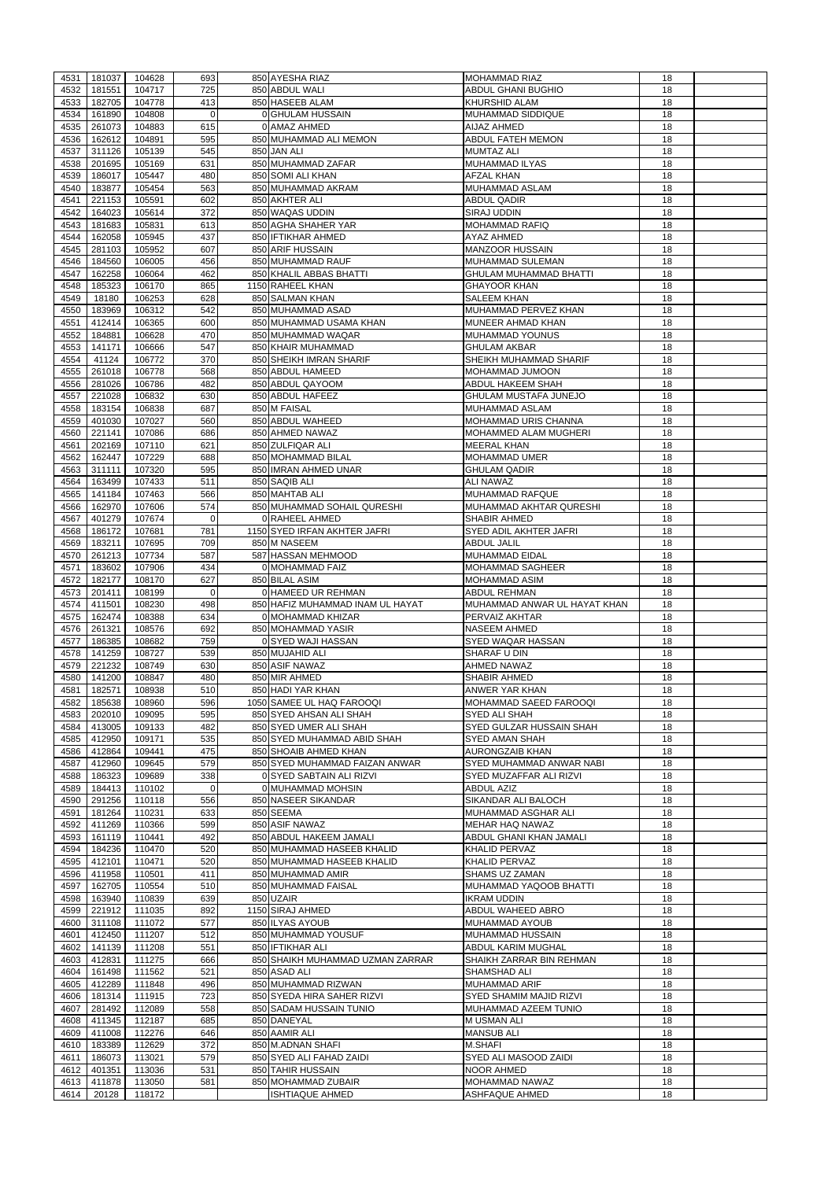| | | | | | | | | |
|---|---|---|---|---|---|---|---|---|
| 4531 | 181037 | 104628 | 693 | 850 | AYESHA RIAZ | MOHAMMAD RIAZ | 18 | |
| 4532 | 181551 | 104717 | 725 | 850 | ABDUL WALI | ABDUL GHANI BUGHIO | 18 | |
| 4533 | 182705 | 104778 | 413 | 850 | HASEEB ALAM | KHURSHID ALAM | 18 | |
| 4534 | 161890 | 104808 | 0 | 0 | GHULAM HUSSAIN | MUHAMMAD SIDDIQUE | 18 | |
| 4535 | 261073 | 104883 | 615 | 0 | AMAZ AHMED | AIJAZ AHMED | 18 | |
| 4536 | 162612 | 104891 | 595 | 850 | MUHAMMAD ALI MEMON | ABDUL FATEH MEMON | 18 | |
| 4537 | 311126 | 105139 | 545 | 850 | JAN ALI | MUMTAZ ALI | 18 | |
| 4538 | 201695 | 105169 | 631 | 850 | MUHAMMAD ZAFAR | MUHAMMAD ILYAS | 18 | |
| 4539 | 186017 | 105447 | 480 | 850 | SOMI ALI KHAN | AFZAL KHAN | 18 | |
| 4540 | 183877 | 105454 | 563 | 850 | MUHAMMAD AKRAM | MUHAMMAD ASLAM | 18 | |
| 4541 | 221153 | 105591 | 602 | 850 | AKHTER ALI | ABDUL QADIR | 18 | |
| 4542 | 164023 | 105614 | 372 | 850 | WAQAS UDDIN | SIRAJ UDDIN | 18 | |
| 4543 | 181683 | 105831 | 613 | 850 | AGHA SHAHER YAR | MOHAMMAD RAFIQ | 18 | |
| 4544 | 162058 | 105945 | 437 | 850 | IFTIKHAR AHMED | AYAZ AHMED | 18 | |
| 4545 | 281103 | 105952 | 607 | 850 | ARIF HUSSAIN | MANZOOR HUSSAIN | 18 | |
| 4546 | 184560 | 106005 | 456 | 850 | MUHAMMAD RAUF | MUHAMMAD SULEMAN | 18 | |
| 4547 | 162258 | 106064 | 462 | 850 | KHALIL ABBAS BHATTI | GHULAM MUHAMMAD BHATTI | 18 | |
| 4548 | 185323 | 106170 | 865 | 1150 | RAHEEL KHAN | GHAYOOR KHAN | 18 | |
| 4549 | 18180 | 106253 | 628 | 850 | SALMAN KHAN | SALEEM KHAN | 18 | |
| 4550 | 183969 | 106312 | 542 | 850 | MUHAMMAD ASAD | MUHAMMAD PERVEZ KHAN | 18 | |
| 4551 | 412414 | 106365 | 600 | 850 | MUHAMMAD USAMA KHAN | MUNEER AHMAD KHAN | 18 | |
| 4552 | 184881 | 106628 | 470 | 850 | MUHAMMAD WAQAR | MUHAMMAD YOUNUS | 18 | |
| 4553 | 141171 | 106666 | 547 | 850 | KHAIR MUHAMMAD | GHULAM AKBAR | 18 | |
| 4554 | 41124 | 106772 | 370 | 850 | SHEIKH IMRAN SHARIF | SHEIKH MUHAMMAD SHARIF | 18 | |
| 4555 | 261018 | 106778 | 568 | 850 | ABDUL HAMEED | MOHAMMAD JUMOON | 18 | |
| 4556 | 281026 | 106786 | 482 | 850 | ABDUL QAYOOM | ABDUL HAKEEM SHAH | 18 | |
| 4557 | 221028 | 106832 | 630 | 850 | ABDUL HAFEEZ | GHULAM MUSTAFA JUNEJO | 18 | |
| 4558 | 183154 | 106838 | 687 | 850 | M FAISAL | MUHAMMAD ASLAM | 18 | |
| 4559 | 401030 | 107027 | 560 | 850 | ABDUL WAHEED | MOHAMMAD URIS CHANNA | 18 | |
| 4560 | 221141 | 107086 | 686 | 850 | AHMED NAWAZ | MOHAMMED ALAM MUGHERI | 18 | |
| 4561 | 202169 | 107110 | 621 | 850 | ZULFIQAR ALI | MEERAL KHAN | 18 | |
| 4562 | 162447 | 107229 | 688 | 850 | MOHAMMAD BILAL | MOHAMMAD UMER | 18 | |
| 4563 | 311111 | 107320 | 595 | 850 | IMRAN AHMED UNAR | GHULAM QADIR | 18 | |
| 4564 | 163499 | 107433 | 511 | 850 | SAQIB ALI | ALI NAWAZ | 18 | |
| 4565 | 141184 | 107463 | 566 | 850 | MAHTAB ALI | MUHAMMAD RAFQUE | 18 | |
| 4566 | 162970 | 107606 | 574 | 850 | MUHAMMAD SOHAIL QURESHI | MUHAMMAD AKHTAR QURESHI | 18 | |
| 4567 | 401279 | 107674 | 0 | 0 | RAHEEL AHMED | SHABIR AHMED | 18 | |
| 4568 | 186172 | 107681 | 781 | 1150 | SYED IRFAN AKHTER JAFRI | SYED ADIL AKHTER JAFRI | 18 | |
| 4569 | 183211 | 107695 | 709 | 850 | M NASEEM | ABDUL JALIL | 18 | |
| 4570 | 261213 | 107734 | 587 | 587 | HASSAN MEHMOOD | MUHAMMAD EIDAL | 18 | |
| 4571 | 183602 | 107906 | 434 | 0 | MOHAMMAD FAIZ | MOHAMMAD SAGHEER | 18 | |
| 4572 | 182177 | 108170 | 627 | 850 | BILAL ASIM | MOHAMMAD ASIM | 18 | |
| 4573 | 201411 | 108199 | 0 | 0 | HAMEED UR REHMAN | ABDUL REHMAN | 18 | |
| 4574 | 411501 | 108230 | 498 | 850 | HAFIZ MUHAMMAD INAM UL HAYAT | MUHAMMAD ANWAR UL HAYAT KHAN | 18 | |
| 4575 | 162474 | 108388 | 634 | 0 | MOHAMMAD KHIZAR | PERVAIZ AKHTAR | 18 | |
| 4576 | 261321 | 108576 | 692 | 850 | MOHAMMAD YASIR | NASEEM AHMED | 18 | |
| 4577 | 186385 | 108682 | 759 | 0 | SYED WAJI HASSAN | SYED WAQAR HASSAN | 18 | |
| 4578 | 141259 | 108727 | 539 | 850 | MUJAHID ALI | SHARAF U DIN | 18 | |
| 4579 | 221232 | 108749 | 630 | 850 | ASIF NAWAZ | AHMED NAWAZ | 18 | |
| 4580 | 141200 | 108847 | 480 | 850 | MIR AHMED | SHABIR AHMED | 18 | |
| 4581 | 182571 | 108938 | 510 | 850 | HADI YAR KHAN | ANWER YAR KHAN | 18 | |
| 4582 | 185638 | 108960 | 596 | 1050 | SAMEE UL HAQ FAROOQI | MOHAMMAD SAEED FAROOQI | 18 | |
| 4583 | 202010 | 109095 | 595 | 850 | SYED AHSAN ALI SHAH | SYED ALI SHAH | 18 | |
| 4584 | 413005 | 109133 | 482 | 850 | SYED UMER ALI SHAH | SYED GULZAR HUSSAIN SHAH | 18 | |
| 4585 | 412950 | 109171 | 535 | 850 | SYED MUHAMMAD ABID SHAH | SYED AMAN SHAH | 18 | |
| 4586 | 412864 | 109441 | 475 | 850 | SHOAIB AHMED KHAN | AURONGZAIB KHAN | 18 | |
| 4587 | 412960 | 109645 | 579 | 850 | SYED MUHAMMAD FAIZAN ANWAR | SYED MUHAMMAD ANWAR NABI | 18 | |
| 4588 | 186323 | 109689 | 338 | 0 | SYED SABTAIN ALI RIZVI | SYED MUZAFFAR ALI RIZVI | 18 | |
| 4589 | 184413 | 110102 | 0 | 0 | MUHAMMAD MOHSIN | ABDUL AZIZ | 18 | |
| 4590 | 291256 | 110118 | 556 | 850 | NASEER SIKANDAR | SIKANDAR ALI BALOCH | 18 | |
| 4591 | 181264 | 110231 | 633 | 850 | SEEMA | MUHAMMAD ASGHAR ALI | 18 | |
| 4592 | 411269 | 110366 | 599 | 850 | ASIF NAWAZ | MEHAR HAQ NAWAZ | 18 | |
| 4593 | 161119 | 110441 | 492 | 850 | ABDUL HAKEEM JAMALI | ABDUL GHANI KHAN JAMALI | 18 | |
| 4594 | 184236 | 110470 | 520 | 850 | MUHAMMAD HASEEB KHALID | KHALID PERVAZ | 18 | |
| 4595 | 412101 | 110471 | 520 | 850 | MUHAMMAD HASEEB KHALID | KHALID PERVAZ | 18 | |
| 4596 | 411958 | 110501 | 411 | 850 | MUHAMMAD AMIR | SHAMS UZ ZAMAN | 18 | |
| 4597 | 162705 | 110554 | 510 | 850 | MUHAMMAD FAISAL | MUHAMMAD YAQOOB BHATTI | 18 | |
| 4598 | 163940 | 110839 | 639 | 850 | UZAIR | IKRAM UDDIN | 18 | |
| 4599 | 221912 | 111035 | 892 | 1150 | SIRAJ AHMED | ABDUL WAHEED ABRO | 18 | |
| 4600 | 311108 | 111072 | 577 | 850 | ILYAS AYOUB | MUHAMMAD AYOUB | 18 | |
| 4601 | 412450 | 111207 | 512 | 850 | MUHAMMAD YOUSUF | MUHAMMAD HUSSAIN | 18 | |
| 4602 | 141139 | 111208 | 551 | 850 | IFTIKHAR ALI | ABDUL KARIM MUGHAL | 18 | |
| 4603 | 412831 | 111275 | 666 | 850 | SHAIKH MUHAMMAD UZMAN ZARRAR | SHAIKH ZARRAR BIN REHMAN | 18 | |
| 4604 | 161498 | 111562 | 521 | 850 | ASAD ALI | SHAMSHAD ALI | 18 | |
| 4605 | 412289 | 111848 | 496 | 850 | MUHAMMAD RIZWAN | MUHAMMAD ARIF | 18 | |
| 4606 | 181314 | 111915 | 723 | 850 | SYEDA HIRA SAHER RIZVI | SYED SHAMIM MAJID RIZVI | 18 | |
| 4607 | 281492 | 112089 | 558 | 850 | SADAM HUSSAIN TUNIO | MUHAMMAD AZEEM TUNIO | 18 | |
| 4608 | 411345 | 112187 | 685 | 850 | DANEYAL | M USMAN ALI | 18 | |
| 4609 | 411008 | 112276 | 646 | 850 | AAMIR ALI | MANSUB ALI | 18 | |
| 4610 | 183389 | 112629 | 372 | 850 | M.ADNAN SHAFI | M.SHAFI | 18 | |
| 4611 | 186073 | 113021 | 579 | 850 | SYED ALI FAHAD ZAIDI | SYED ALI MASOOD ZAIDI | 18 | |
| 4612 | 401351 | 113036 | 531 | 850 | TAHIR HUSSAIN | NOOR AHMED | 18 | |
| 4613 | 411878 | 113050 | 581 | 850 | MOHAMMAD ZUBAIR | MOHAMMAD NAWAZ | 18 | |
| 4614 | 20128 | 118172 | | | ISHTIAQUE AHMED | ASHFAQUE AHMED | 18 | |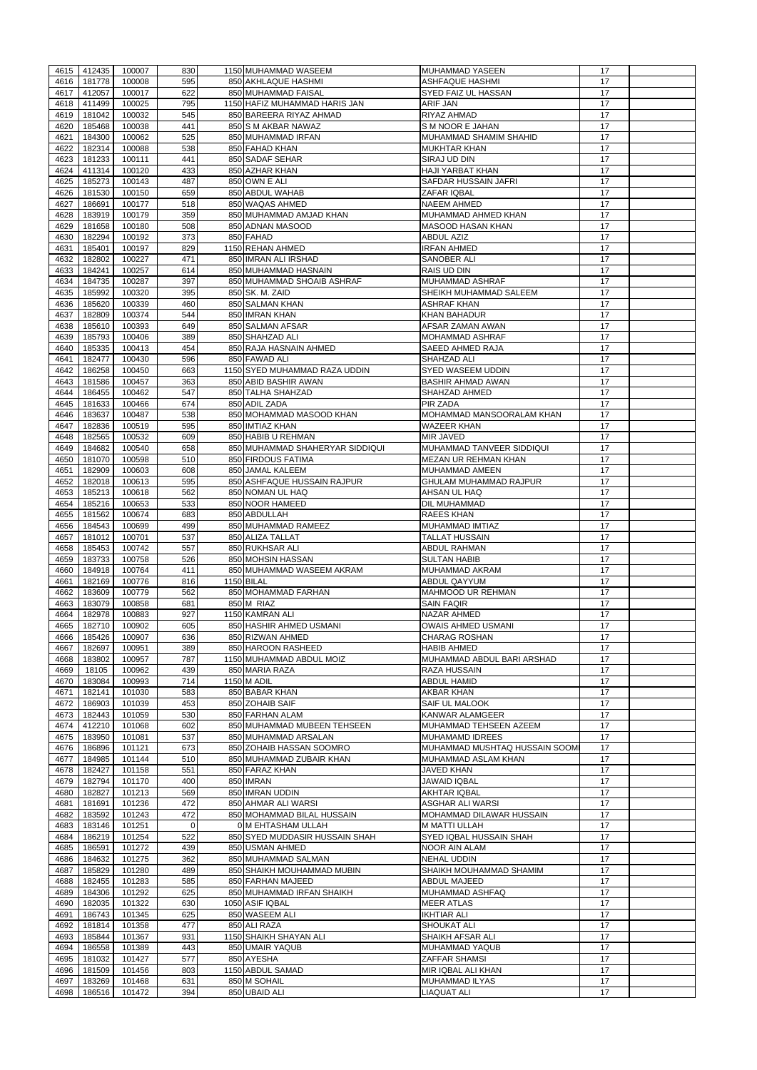| | | | | | | | | |
|---|---|---|---|---|---|---|---|---|
| 4615 | 412435 | 100007 | 830 | 1150 | MUHAMMAD WASEEM | MUHAMMAD YASEEN | 17 | |
| 4616 | 181778 | 100008 | 595 | 850 | AKHLAQUE HASHMI | ASHFAQUE HASHMI | 17 | |
| 4617 | 412057 | 100017 | 622 | 850 | MUHAMMAD FAISAL | SYED FAIZ UL HASSAN | 17 | |
| 4618 | 411499 | 100025 | 795 | 1150 | HAFIZ MUHAMMAD HARIS JAN | ARIF JAN | 17 | |
| 4619 | 181042 | 100032 | 545 | 850 | BAREERA RIYAZ AHMAD | RIYAZ AHMAD | 17 | |
| 4620 | 185468 | 100038 | 441 | 850 | S M AKBAR NAWAZ | S M NOOR E JAHAN | 17 | |
| 4621 | 184300 | 100062 | 525 | 850 | MUHAMMAD IRFAN | MUHAMMAD SHAMIM SHAHID | 17 | |
| 4622 | 182314 | 100088 | 538 | 850 | FAHAD KHAN | MUKHTAR KHAN | 17 | |
| 4623 | 181233 | 100111 | 441 | 850 | SADAF SEHAR | SIRAJ UD DIN | 17 | |
| 4624 | 411314 | 100120 | 433 | 850 | AZHAR KHAN | HAJI YARBAT KHAN | 17 | |
| 4625 | 185273 | 100143 | 487 | 850 | OWN E ALI | SAFDAR HUSSAIN JAFRI | 17 | |
| 4626 | 181530 | 100150 | 659 | 850 | ABDUL WAHAB | ZAFAR IQBAL | 17 | |
| 4627 | 186691 | 100177 | 518 | 850 | WAQAS AHMED | NAEEM AHMED | 17 | |
| 4628 | 183919 | 100179 | 359 | 850 | MUHAMMAD AMJAD KHAN | MUHAMMAD AHMED KHAN | 17 | |
| 4629 | 181658 | 100180 | 508 | 850 | ADNAN MASOOD | MASOOD HASAN KHAN | 17 | |
| 4630 | 182294 | 100192 | 373 | 850 | FAHAD | ABDUL AZIZ | 17 | |
| 4631 | 185401 | 100197 | 829 | 1150 | REHAN AHMED | IRFAN AHMED | 17 | |
| 4632 | 182802 | 100227 | 471 | 850 | IMRAN ALI IRSHAD | SANOBER ALI | 17 | |
| 4633 | 184241 | 100257 | 614 | 850 | MUHAMMAD HASNAIN | RAIS UD DIN | 17 | |
| 4634 | 184735 | 100287 | 397 | 850 | MUHAMMAD SHOAIB ASHRAF | MUHAMMAD ASHRAF | 17 | |
| 4635 | 185992 | 100320 | 395 | 850 | SK. M. ZAID | SHEIKH MUHAMMAD SALEEM | 17 | |
| 4636 | 185620 | 100339 | 460 | 850 | SALMAN KHAN | ASHRAF KHAN | 17 | |
| 4637 | 182809 | 100374 | 544 | 850 | IMRAN KHAN | KHAN BAHADUR | 17 | |
| 4638 | 185610 | 100393 | 649 | 850 | SALMAN AFSAR | AFSAR ZAMAN AWAN | 17 | |
| 4639 | 185793 | 100406 | 389 | 850 | SHAHZAD ALI | MOHAMMAD ASHRAF | 17 | |
| 4640 | 185335 | 100413 | 454 | 850 | RAJA HASNAIN AHMED | SAEED AHMED RAJA | 17 | |
| 4641 | 182477 | 100430 | 596 | 850 | FAWAD ALI | SHAHZAD ALI | 17 | |
| 4642 | 186258 | 100450 | 663 | 1150 | SYED MUHAMMAD RAZA UDDIN | SYED WASEEM UDDIN | 17 | |
| 4643 | 181586 | 100457 | 363 | 850 | ABID BASHIR AWAN | BASHIR AHMAD AWAN | 17 | |
| 4644 | 186455 | 100462 | 547 | 850 | TALHA SHAHZAD | SHAHZAD AHMED | 17 | |
| 4645 | 181633 | 100466 | 674 | 850 | ADIL ZADA | PIR ZADA | 17 | |
| 4646 | 183637 | 100487 | 538 | 850 | MOHAMMAD MASOOD KHAN | MOHAMMAD MANSOORALAM KHAN | 17 | |
| 4647 | 182836 | 100519 | 595 | 850 | IMTIAZ KHAN | WAZEER KHAN | 17 | |
| 4648 | 182565 | 100532 | 609 | 850 | HABIB U REHMAN | MIR JAVED | 17 | |
| 4649 | 184682 | 100540 | 658 | 850 | MUHAMMAD SHAHERYAR SIDDIQUI | MUHAMMAD TANVEER SIDDIQUI | 17 | |
| 4650 | 181070 | 100598 | 510 | 850 | FIRDOUS FATIMA | MEZAN UR REHMAN KHAN | 17 | |
| 4651 | 182909 | 100603 | 608 | 850 | JAMAL KALEEM | MUHAMMAD AMEEN | 17 | |
| 4652 | 182018 | 100613 | 595 | 850 | ASHFAQUE HUSSAIN RAJPUR | GHULAM MUHAMMAD RAJPUR | 17 | |
| 4653 | 185213 | 100618 | 562 | 850 | NOMAN UL HAQ | AHSAN UL HAQ | 17 | |
| 4654 | 185216 | 100653 | 533 | 850 | NOOR HAMEED | DIL MUHAMMAD | 17 | |
| 4655 | 181562 | 100674 | 683 | 850 | ABDULLAH | RAEES KHAN | 17 | |
| 4656 | 184543 | 100699 | 499 | 850 | MUHAMMAD RAMEEZ | MUHAMMAD IMTIAZ | 17 | |
| 4657 | 181012 | 100701 | 537 | 850 | ALIZA TALLAT | TALLAT HUSSAIN | 17 | |
| 4658 | 185453 | 100742 | 557 | 850 | RUKHSAR ALI | ABDUL RAHMAN | 17 | |
| 4659 | 183733 | 100758 | 526 | 850 | MOHSIN HASSAN | SULTAN HABIB | 17 | |
| 4660 | 184918 | 100764 | 411 | 850 | MUHAMMAD WASEEM AKRAM | MUHAMMAD AKRAM | 17 | |
| 4661 | 182169 | 100776 | 816 | 1150 | BILAL | ABDUL QAYYUM | 17 | |
| 4662 | 183609 | 100779 | 562 | 850 | MOHAMMAD FARHAN | MAHMOOD UR REHMAN | 17 | |
| 4663 | 183079 | 100858 | 681 | 850 | M RIAZ | SAIN FAQIR | 17 | |
| 4664 | 182978 | 100883 | 927 | 1150 | KAMRAN ALI | NAZAR AHMED | 17 | |
| 4665 | 182710 | 100902 | 605 | 850 | HASHIR AHMED USMANI | OWAIS AHMED USMANI | 17 | |
| 4666 | 185426 | 100907 | 636 | 850 | RIZWAN AHMED | CHARAG ROSHAN | 17 | |
| 4667 | 182697 | 100951 | 389 | 850 | HAROON RASHEED | HABIB AHMED | 17 | |
| 4668 | 183802 | 100957 | 787 | 1150 | MUHAMMAD ABDUL MOIZ | MUHAMMAD ABDUL BARI ARSHAD | 17 | |
| 4669 | 18105 | 100962 | 439 | 850 | MARIA RAZA | RAZA HUSSAIN | 17 | |
| 4670 | 183084 | 100993 | 714 | 1150 | M ADIL | ABDUL HAMID | 17 | |
| 4671 | 182141 | 101030 | 583 | 850 | BABAR KHAN | AKBAR KHAN | 17 | |
| 4672 | 186903 | 101039 | 453 | 850 | ZOHAIB SAIF | SAIF UL MALOOK | 17 | |
| 4673 | 182443 | 101059 | 530 | 850 | FARHAN ALAM | KANWAR ALAMGEER | 17 | |
| 4674 | 412210 | 101068 | 602 | 850 | MUHAMMAD MUBEEN TEHSEEN | MUHAMMAD TEHSEEN AZEEM | 17 | |
| 4675 | 183950 | 101081 | 537 | 850 | MUHAMMAD ARSALAN | MUHAMAMD IDREES | 17 | |
| 4676 | 186896 | 101121 | 673 | 850 | ZOHAIB HASSAN SOOMRO | MUHAMMAD MUSHTAQ HUSSAIN SOOMI | 17 | |
| 4677 | 184985 | 101144 | 510 | 850 | MUHAMMAD ZUBAIR KHAN | MUHAMMAD ASLAM KHAN | 17 | |
| 4678 | 182427 | 101158 | 551 | 850 | FARAZ KHAN | JAVED KHAN | 17 | |
| 4679 | 182794 | 101170 | 400 | 850 | IMRAN | JAWAID IQBAL | 17 | |
| 4680 | 182827 | 101213 | 569 | 850 | IMRAN UDDIN | AKHTAR IQBAL | 17 | |
| 4681 | 181691 | 101236 | 472 | 850 | AHMAR ALI WARSI | ASGHAR ALI WARSI | 17 | |
| 4682 | 183592 | 101243 | 472 | 850 | MOHAMMAD BILAL HUSSAIN | MOHAMMAD DILAWAR HUSSAIN | 17 | |
| 4683 | 183146 | 101251 | 0 | 0 | M EHTASHAM ULLAH | M MATTI ULLAH | 17 | |
| 4684 | 186219 | 101254 | 522 | 850 | SYED MUDDASIR HUSSAIN SHAH | SYED IQBAL HUSSAIN SHAH | 17 | |
| 4685 | 186591 | 101272 | 439 | 850 | USMAN AHMED | NOOR AIN ALAM | 17 | |
| 4686 | 184632 | 101275 | 362 | 850 | MUHAMMAD SALMAN | NEHAL UDDIN | 17 | |
| 4687 | 185829 | 101280 | 489 | 850 | SHAIKH MOUHAMMAD MUBIN | SHAIKH MOUHAMMAD SHAMIM | 17 | |
| 4688 | 182455 | 101283 | 585 | 850 | FARHAN MAJEED | ABDUL MAJEED | 17 | |
| 4689 | 184306 | 101292 | 625 | 850 | MUHAMMAD IRFAN SHAIKH | MUHAMMAD ASHFAQ | 17 | |
| 4690 | 182035 | 101322 | 630 | 1050 | ASIF IQBAL | MEER ATLAS | 17 | |
| 4691 | 186743 | 101345 | 625 | 850 | WASEEM ALI | IKHTIAR ALI | 17 | |
| 4692 | 181814 | 101358 | 477 | 850 | ALI RAZA | SHOUKAT ALI | 17 | |
| 4693 | 185844 | 101367 | 931 | 1150 | SHAIKH SHAYAN ALI | SHAIKH AFSAR ALI | 17 | |
| 4694 | 186558 | 101389 | 443 | 850 | UMAIR YAQUB | MUHAMMAD YAQUB | 17 | |
| 4695 | 181032 | 101427 | 577 | 850 | AYESHA | ZAFFAR SHAMSI | 17 | |
| 4696 | 181509 | 101456 | 803 | 1150 | ABDUL SAMAD | MIR IQBAL ALI KHAN | 17 | |
| 4697 | 183269 | 101468 | 631 | 850 | M SOHAIL | MUHAMMAD ILYAS | 17 | |
| 4698 | 186516 | 101472 | 394 | 850 | UBAID ALI | LIAQUAT ALI | 17 | |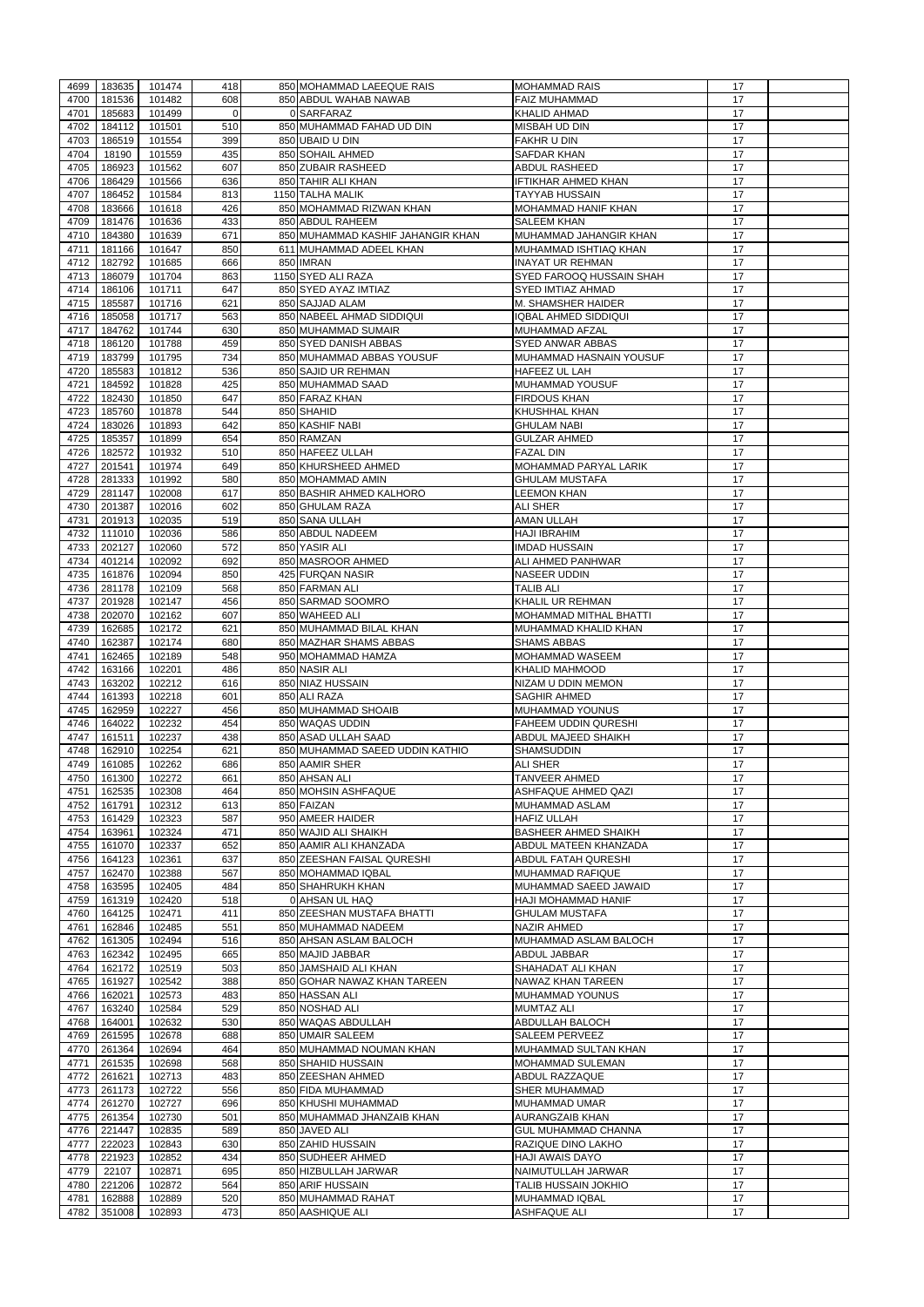| | | | | | | | | |
|---|---|---|---|---|---|---|---|---|
| 4699 | 183635 | 101474 | 418 | 850 | MOHAMMAD LAEEQUE RAIS | MOHAMMAD RAIS | 17 | |
| 4700 | 181536 | 101482 | 608 | 850 | ABDUL WAHAB NAWAB | FAIZ MUHAMMAD | 17 | |
| 4701 | 185683 | 101499 | 0 | 0 | SARFARAZ | KHALID AHMAD | 17 | |
| 4702 | 184112 | 101501 | 510 | 850 | MUHAMMAD FAHAD UD DIN | MISBAH UD DIN | 17 | |
| 4703 | 186519 | 101554 | 399 | 850 | UBAID U DIN | FAKHR U DIN | 17 | |
| 4704 | 18190 | 101559 | 435 | 850 | SOHAIL AHMED | SAFDAR KHAN | 17 | |
| 4705 | 186923 | 101562 | 607 | 850 | ZUBAIR RASHEED | ABDUL RASHEED | 17 | |
| 4706 | 186429 | 101566 | 636 | 850 | TAHIR ALI KHAN | IFTIKHAR AHMED KHAN | 17 | |
| 4707 | 186452 | 101584 | 813 | 1150 | TALHA MALIK | TAYYAB HUSSAIN | 17 | |
| 4708 | 183666 | 101618 | 426 | 850 | MOHAMMAD RIZWAN KHAN | MOHAMMAD HANIF KHAN | 17 | |
| 4709 | 181476 | 101636 | 433 | 850 | ABDUL RAHEEM | SALEEM KHAN | 17 | |
| 4710 | 184380 | 101639 | 671 | 850 | MUHAMMAD KASHIF JAHANGIR KHAN | MUHAMMAD JAHANGIR KHAN | 17 | |
| 4711 | 181166 | 101647 | 850 | 611 | MUHAMMAD ADEEL KHAN | MUHAMMAD ISHTIAQ KHAN | 17 | |
| 4712 | 182792 | 101685 | 666 | 850 | IMRAN | INAYAT UR REHMAN | 17 | |
| 4713 | 186079 | 101704 | 863 | 1150 | SYED ALI RAZA | SYED FAROOQ HUSSAIN SHAH | 17 | |
| 4714 | 186106 | 101711 | 647 | 850 | SYED AYAZ IMTIAZ | SYED IMTIAZ AHMAD | 17 | |
| 4715 | 185587 | 101716 | 621 | 850 | SAJJAD ALAM | M. SHAMSHER HAIDER | 17 | |
| 4716 | 185058 | 101717 | 563 | 850 | NABEEL AHMAD SIDDIQUI | IQBAL AHMED SIDDIQUI | 17 | |
| 4717 | 184762 | 101744 | 630 | 850 | MUHAMMAD SUMAIR | MUHAMMAD AFZAL | 17 | |
| 4718 | 186120 | 101788 | 459 | 850 | SYED DANISH ABBAS | SYED ANWAR ABBAS | 17 | |
| 4719 | 183799 | 101795 | 734 | 850 | MUHAMMAD ABBAS YOUSUF | MUHAMMAD HASNAIN YOUSUF | 17 | |
| 4720 | 185583 | 101812 | 536 | 850 | SAJID UR REHMAN | HAFEEZ UL LAH | 17 | |
| 4721 | 184592 | 101828 | 425 | 850 | MUHAMMAD SAAD | MUHAMMAD YOUSUF | 17 | |
| 4722 | 182430 | 101850 | 647 | 850 | FARAZ KHAN | FIRDOUS KHAN | 17 | |
| 4723 | 185760 | 101878 | 544 | 850 | SHAHID | KHUSHHAL KHAN | 17 | |
| 4724 | 183026 | 101893 | 642 | 850 | KASHIF NABI | GHULAM NABI | 17 | |
| 4725 | 185357 | 101899 | 654 | 850 | RAMZAN | GULZAR AHMED | 17 | |
| 4726 | 182572 | 101932 | 510 | 850 | HAFEEZ ULLAH | FAZAL DIN | 17 | |
| 4727 | 201541 | 101974 | 649 | 850 | KHURSHEED AHMED | MOHAMMAD PARYAL LARIK | 17 | |
| 4728 | 281333 | 101992 | 580 | 850 | MOHAMMAD AMIN | GHULAM MUSTAFA | 17 | |
| 4729 | 281147 | 102008 | 617 | 850 | BASHIR AHMED KALHORO | LEEMON KHAN | 17 | |
| 4730 | 201387 | 102016 | 602 | 850 | GHULAM RAZA | ALI SHER | 17 | |
| 4731 | 201913 | 102035 | 519 | 850 | SANA ULLAH | AMAN ULLAH | 17 | |
| 4732 | 111010 | 102036 | 586 | 850 | ABDUL NADEEM | HAJI IBRAHIM | 17 | |
| 4733 | 202127 | 102060 | 572 | 850 | YASIR ALI | IMDAD HUSSAIN | 17 | |
| 4734 | 401214 | 102092 | 692 | 850 | MASROOR AHMED | ALI AHMED PANHWAR | 17 | |
| 4735 | 161876 | 102094 | 850 | 425 | FURQAN NASIR | NASEER UDDIN | 17 | |
| 4736 | 281178 | 102109 | 568 | 850 | FARMAN ALI | TALIB ALI | 17 | |
| 4737 | 201928 | 102147 | 456 | 850 | SARMAD SOOMRO | KHALIL UR REHMAN | 17 | |
| 4738 | 202070 | 102162 | 607 | 850 | WAHEED ALI | MOHAMMAD MITHAL BHATTI | 17 | |
| 4739 | 162685 | 102172 | 621 | 850 | MUHAMMAD BILAL KHAN | MUHAMMAD KHALID KHAN | 17 | |
| 4740 | 162387 | 102174 | 680 | 850 | MAZHAR SHAMS ABBAS | SHAMS ABBAS | 17 | |
| 4741 | 162465 | 102189 | 548 | 950 | MOHAMMAD HAMZA | MOHAMMAD WASEEM | 17 | |
| 4742 | 163166 | 102201 | 486 | 850 | NASIR ALI | KHALID MAHMOOD | 17 | |
| 4743 | 163202 | 102212 | 616 | 850 | NIAZ HUSSAIN | NIZAM U DDIN MEMON | 17 | |
| 4744 | 161393 | 102218 | 601 | 850 | ALI RAZA | SAGHIR AHMED | 17 | |
| 4745 | 162959 | 102227 | 456 | 850 | MUHAMMAD SHOAIB | MUHAMMAD YOUNUS | 17 | |
| 4746 | 164022 | 102232 | 454 | 850 | WAQAS UDDIN | FAHEEM UDDIN QURESHI | 17 | |
| 4747 | 161511 | 102237 | 438 | 850 | ASAD ULLAH SAAD | ABDUL MAJEED SHAIKH | 17 | |
| 4748 | 162910 | 102254 | 621 | 850 | MUHAMMAD SAEED UDDIN KATHIO | SHAMSUDDIN | 17 | |
| 4749 | 161085 | 102262 | 686 | 850 | AAMIR SHER | ALI SHER | 17 | |
| 4750 | 161300 | 102272 | 661 | 850 | AHSAN ALI | TANVEER AHMED | 17 | |
| 4751 | 162535 | 102308 | 464 | 850 | MOHSIN ASHFAQUE | ASHFAQUE AHMED QAZI | 17 | |
| 4752 | 161791 | 102312 | 613 | 850 | FAIZAN | MUHAMMAD ASLAM | 17 | |
| 4753 | 161429 | 102323 | 587 | 950 | AMEER HAIDER | HAFIZ ULLAH | 17 | |
| 4754 | 163961 | 102324 | 471 | 850 | WAJID ALI SHAIKH | BASHEER AHMED SHAIKH | 17 | |
| 4755 | 161070 | 102337 | 652 | 850 | AAMIR ALI KHANZADA | ABDUL MATEEN KHANZADA | 17 | |
| 4756 | 164123 | 102361 | 637 | 850 | ZEESHAN FAISAL QURESHI | ABDUL FATAH QURESHI | 17 | |
| 4757 | 162470 | 102388 | 567 | 850 | MOHAMMAD IQBAL | MUHAMMAD RAFIQUE | 17 | |
| 4758 | 163595 | 102405 | 484 | 850 | SHAHRUKH KHAN | MUHAMMAD SAEED JAWAID | 17 | |
| 4759 | 161319 | 102420 | 518 | 0 | AHSAN UL HAQ | HAJI MOHAMMAD HANIF | 17 | |
| 4760 | 164125 | 102471 | 411 | 850 | ZEESHAN MUSTAFA BHATTI | GHULAM MUSTAFA | 17 | |
| 4761 | 162846 | 102485 | 551 | 850 | MUHAMMAD NADEEM | NAZIR AHMED | 17 | |
| 4762 | 161305 | 102494 | 516 | 850 | AHSAN ASLAM BALOCH | MUHAMMAD ASLAM BALOCH | 17 | |
| 4763 | 162342 | 102495 | 665 | 850 | MAJID JABBAR | ABDUL JABBAR | 17 | |
| 4764 | 162172 | 102519 | 503 | 850 | JAMSHAID ALI KHAN | SHAHADAT ALI KHAN | 17 | |
| 4765 | 161927 | 102542 | 388 | 850 | GOHAR NAWAZ KHAN TAREEN | NAWAZ KHAN TAREEN | 17 | |
| 4766 | 162021 | 102573 | 483 | 850 | HASSAN ALI | MUHAMMAD YOUNUS | 17 | |
| 4767 | 163240 | 102584 | 529 | 850 | NOSHAD ALI | MUMTAZ ALI | 17 | |
| 4768 | 164001 | 102632 | 530 | 850 | WAQAS ABDULLAH | ABDULLAH BALOCH | 17 | |
| 4769 | 261595 | 102678 | 688 | 850 | UMAIR SALEEM | SALEEM PERVEEZ | 17 | |
| 4770 | 261364 | 102694 | 464 | 850 | MUHAMMAD NOUMAN KHAN | MUHAMMAD SULTAN KHAN | 17 | |
| 4771 | 261535 | 102698 | 568 | 850 | SHAHID HUSSAIN | MOHAMMAD SULEMAN | 17 | |
| 4772 | 261621 | 102713 | 483 | 850 | ZEESHAN AHMED | ABDUL RAZZAQUE | 17 | |
| 4773 | 261173 | 102722 | 556 | 850 | FIDA MUHAMMAD | SHER MUHAMMAD | 17 | |
| 4774 | 261270 | 102727 | 696 | 850 | KHUSHI MUHAMMAD | MUHAMMAD UMAR | 17 | |
| 4775 | 261354 | 102730 | 501 | 850 | MUHAMMAD JHANZAIB KHAN | AURANGZAIB KHAN | 17 | |
| 4776 | 221447 | 102835 | 589 | 850 | JAVED ALI | GUL MUHAMMAD CHANNA | 17 | |
| 4777 | 222023 | 102843 | 630 | 850 | ZAHID HUSSAIN | RAZIQUE DINO LAKHO | 17 | |
| 4778 | 221923 | 102852 | 434 | 850 | SUDHEER AHMED | HAJI AWAIS DAYO | 17 | |
| 4779 | 22107 | 102871 | 695 | 850 | HIZBULLAH JARWAR | NAIMUTULLAH JARWAR | 17 | |
| 4780 | 221206 | 102872 | 564 | 850 | ARIF HUSSAIN | TALIB HUSSAIN JOKHIO | 17 | |
| 4781 | 162888 | 102889 | 520 | 850 | MUHAMMAD RAHAT | MUHAMMAD IQBAL | 17 | |
| 4782 | 351008 | 102893 | 473 | 850 | AASHIQUE ALI | ASHFAQUE ALI | 17 | |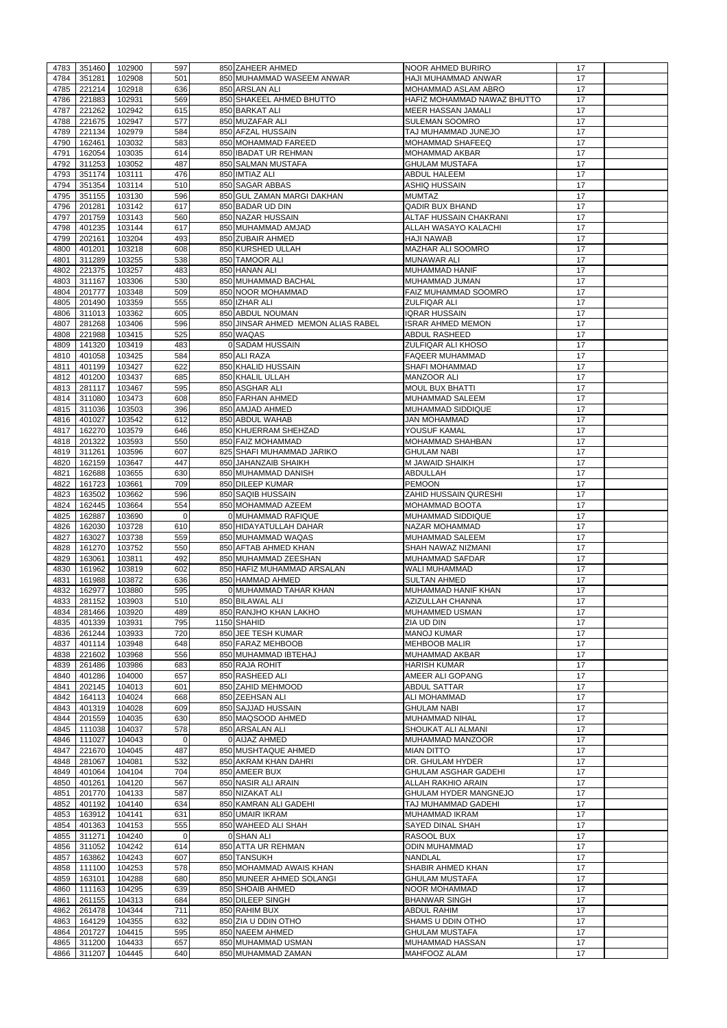| | | | | | | | | |
|---|---|---|---|---|---|---|---|---|
| 4783 | 351460 | 102900 | 597 | 850 | ZAHEER AHMED | NOOR AHMED BURIRO | 17 | |
| 4784 | 351281 | 102908 | 501 | 850 | MUHAMMAD WASEEM ANWAR | HAJI MUHAMMAD ANWAR | 17 | |
| 4785 | 221214 | 102918 | 636 | 850 | ARSLAN ALI | MOHAMMAD ASLAM ABRO | 17 | |
| 4786 | 221883 | 102931 | 569 | 850 | SHAKEEL AHMED BHUTTO | HAFIZ MOHAMMAD NAWAZ BHUTTO | 17 | |
| 4787 | 221262 | 102942 | 615 | 850 | BARKAT ALI | MEER HASSAN JAMALI | 17 | |
| 4788 | 221675 | 102947 | 577 | 850 | MUZAFAR ALI | SULEMAN SOOMRO | 17 | |
| 4789 | 221134 | 102979 | 584 | 850 | AFZAL HUSSAIN | TAJ MUHAMMAD JUNEJO | 17 | |
| 4790 | 162461 | 103032 | 583 | 850 | MOHAMMAD FAREED | MOHAMMAD SHAFEEQ | 17 | |
| 4791 | 162054 | 103035 | 614 | 850 | IBADAT UR REHMAN | MOHAMMAD AKBAR | 17 | |
| 4792 | 311253 | 103052 | 487 | 850 | SALMAN MUSTAFA | GHULAM MUSTAFA | 17 | |
| 4793 | 351174 | 103111 | 476 | 850 | IMTIAZ ALI | ABDUL HALEEM | 17 | |
| 4794 | 351354 | 103114 | 510 | 850 | SAGAR ABBAS | ASHIQ HUSSAIN | 17 | |
| 4795 | 351155 | 103130 | 596 | 850 | GUL ZAMAN MARGI DAKHAN | MUMTAZ | 17 | |
| 4796 | 201281 | 103142 | 617 | 850 | BADAR UD DIN | QADIR BUX BHAND | 17 | |
| 4797 | 201759 | 103143 | 560 | 850 | NAZAR HUSSAIN | ALTAF HUSSAIN CHAKRANI | 17 | |
| 4798 | 401235 | 103144 | 617 | 850 | MUHAMMAD AMJAD | ALLAH WASAYO KALACHI | 17 | |
| 4799 | 202161 | 103204 | 493 | 850 | ZUBAIR AHMED | HAJI NAWAB | 17 | |
| 4800 | 401201 | 103218 | 608 | 850 | KURSHED ULLAH | MAZHAR ALI SOOMRO | 17 | |
| 4801 | 311289 | 103255 | 538 | 850 | TAMOOR ALI | MUNAWAR ALI | 17 | |
| 4802 | 221375 | 103257 | 483 | 850 | HANAN ALI | MUHAMMAD HANIF | 17 | |
| 4803 | 311167 | 103306 | 530 | 850 | MUHAMMAD BACHAL | MUHAMMAD JUMAN | 17 | |
| 4804 | 201777 | 103348 | 509 | 850 | NOOR MOHAMMAD | FAIZ MUHAMMAD SOOMRO | 17 | |
| 4805 | 201490 | 103359 | 555 | 850 | IZHAR ALI | ZULFIQAR ALI | 17 | |
| 4806 | 311013 | 103362 | 605 | 850 | ABDUL NOUMAN | IQRAR HUSSAIN | 17 | |
| 4807 | 281268 | 103406 | 596 | 850 | JINSAR AHMED MEMON ALIAS RABEL | ISRAR AHMED MEMON | 17 | |
| 4808 | 221988 | 103415 | 525 | 850 | WAQAS | ABDUL RASHEED | 17 | |
| 4809 | 141320 | 103419 | 483 | 0 | SADAM HUSSAIN | ZULFIQAR ALI KHOSO | 17 | |
| 4810 | 401058 | 103425 | 584 | 850 | ALI RAZA | FAQEER MUHAMMAD | 17 | |
| 4811 | 401199 | 103427 | 622 | 850 | KHALID HUSSAIN | SHAFI MOHAMMAD | 17 | |
| 4812 | 401200 | 103437 | 685 | 850 | KHALIL ULLAH | MANZOOR ALI | 17 | |
| 4813 | 281117 | 103467 | 595 | 850 | ASGHAR ALI | MOUL BUX BHATTI | 17 | |
| 4814 | 311080 | 103473 | 608 | 850 | FARHAN AHMED | MUHAMMAD SALEEM | 17 | |
| 4815 | 311036 | 103503 | 396 | 850 | AMJAD AHMED | MUHAMMAD SIDDIQUE | 17 | |
| 4816 | 401027 | 103542 | 612 | 850 | ABDUL WAHAB | JAN MOHAMMAD | 17 | |
| 4817 | 162270 | 103579 | 646 | 850 | KHUERRAM SHEHZAD | YOUSUF KAMAL | 17 | |
| 4818 | 201322 | 103593 | 550 | 850 | FAIZ MOHAMMAD | MOHAMMAD SHAHBAN | 17 | |
| 4819 | 311261 | 103596 | 607 | 825 | SHAFI MUHAMMAD JARIKO | GHULAM NABI | 17 | |
| 4820 | 162159 | 103647 | 447 | 850 | JAHANZAIB SHAIKH | M JAWAID SHAIKH | 17 | |
| 4821 | 162688 | 103655 | 630 | 850 | MUHAMMAD DANISH | ABDULLAH | 17 | |
| 4822 | 161723 | 103661 | 709 | 850 | DILEEP KUMAR | PEMOON | 17 | |
| 4823 | 163502 | 103662 | 596 | 850 | SAQIB HUSSAIN | ZAHID HUSSAIN QURESHI | 17 | |
| 4824 | 162445 | 103664 | 554 | 850 | MOHAMMAD AZEEM | MOHAMMAD BOOTA | 17 | |
| 4825 | 162887 | 103690 | 0 | 0 | MUHAMMAD RAFIQUE | MUHAMMAD SIDDIQUE | 17 | |
| 4826 | 162030 | 103728 | 610 | 850 | HIDAYATULLAH DAHAR | NAZAR MOHAMMAD | 17 | |
| 4827 | 163027 | 103738 | 559 | 850 | MUHAMMAD WAQAS | MUHAMMAD SALEEM | 17 | |
| 4828 | 161270 | 103752 | 550 | 850 | AFTAB AHMED KHAN | SHAH NAWAZ NIZMANI | 17 | |
| 4829 | 163061 | 103811 | 492 | 850 | MUHAMMAD ZEESHAN | MUHAMMAD SAFDAR | 17 | |
| 4830 | 161962 | 103819 | 602 | 850 | HAFIZ MUHAMMAD ARSALAN | WALI MUHAMMAD | 17 | |
| 4831 | 161988 | 103872 | 636 | 850 | HAMMAD AHMED | SULTAN AHMED | 17 | |
| 4832 | 162977 | 103880 | 595 | 0 | MUHAMMAD TAHAR KHAN | MUHAMMAD HANIF KHAN | 17 | |
| 4833 | 281152 | 103903 | 510 | 850 | BILAWAL ALI | AZIZULLAH CHANNA | 17 | |
| 4834 | 281466 | 103920 | 489 | 850 | RANJHO KHAN LAKHO | MUHAMMED USMAN | 17 | |
| 4835 | 401339 | 103931 | 795 | 1150 | SHAHID | ZIA UD DIN | 17 | |
| 4836 | 261244 | 103933 | 720 | 850 | JEE TESH KUMAR | MANOJ KUMAR | 17 | |
| 4837 | 401114 | 103948 | 648 | 850 | FARAZ MEHBOOB | MEHBOOB MALIR | 17 | |
| 4838 | 221602 | 103968 | 556 | 850 | MUHAMMAD IBTEHAJ | MUHAMMAD AKBAR | 17 | |
| 4839 | 261486 | 103986 | 683 | 850 | RAJA ROHIT | HARISH KUMAR | 17 | |
| 4840 | 401286 | 104000 | 657 | 850 | RASHEED ALI | AMEER ALI GOPANG | 17 | |
| 4841 | 202145 | 104013 | 601 | 850 | ZAHID MEHMOOD | ABDUL SATTAR | 17 | |
| 4842 | 164113 | 104024 | 668 | 850 | ZEEHSAN ALI | ALI MOHAMMAD | 17 | |
| 4843 | 401319 | 104028 | 609 | 850 | SAJJAD HUSSAIN | GHULAM NABI | 17 | |
| 4844 | 201559 | 104035 | 630 | 850 | MAQSOOD AHMED | MUHAMMAD NIHAL | 17 | |
| 4845 | 111038 | 104037 | 578 | 850 | ARSALAN ALI | SHOUKAT ALI ALMANI | 17 | |
| 4846 | 111027 | 104043 | 0 | 0 | AIJAZ AHMED | MUHAMMAD MANZOOR | 17 | |
| 4847 | 221670 | 104045 | 487 | 850 | MUSHTAQUE AHMED | MIAN DITTO | 17 | |
| 4848 | 281067 | 104081 | 532 | 850 | AKRAM KHAN DAHRI | DR. GHULAM HYDER | 17 | |
| 4849 | 401064 | 104104 | 704 | 850 | AMEER BUX | GHULAM ASGHAR GADEHI | 17 | |
| 4850 | 401261 | 104120 | 567 | 850 | NASIR ALI ARAIN | ALLAH RAKHIO ARAIN | 17 | |
| 4851 | 201770 | 104133 | 587 | 850 | NIZAKAT ALI | GHULAM HYDER MANGNEJO | 17 | |
| 4852 | 401192 | 104140 | 634 | 850 | KAMRAN ALI GADEHI | TAJ MUHAMMAD GADEHI | 17 | |
| 4853 | 163912 | 104141 | 631 | 850 | UMAIR IKRAM | MUHAMMAD IKRAM | 17 | |
| 4854 | 401363 | 104153 | 555 | 850 | WAHEED ALI SHAH | SAYED DINAL SHAH | 17 | |
| 4855 | 311271 | 104240 | 0 | 0 | SHAN ALI | RASOOL BUX | 17 | |
| 4856 | 311052 | 104242 | 614 | 850 | ATTA UR REHMAN | ODIN MUHAMMAD | 17 | |
| 4857 | 163862 | 104243 | 607 | 850 | TANSUKH | NANDLAL | 17 | |
| 4858 | 111100 | 104253 | 578 | 850 | MOHAMMAD AWAIS KHAN | SHABIR AHMED KHAN | 17 | |
| 4859 | 163101 | 104288 | 680 | 850 | MUNEER AHMED SOLANGI | GHULAM MUSTAFA | 17 | |
| 4860 | 111163 | 104295 | 639 | 850 | SHOAIB AHMED | NOOR MOHAMMAD | 17 | |
| 4861 | 261155 | 104313 | 684 | 850 | DILEEP SINGH | BHANWAR SINGH | 17 | |
| 4862 | 261478 | 104344 | 711 | 850 | RAHIM BUX | ABDUL RAHIM | 17 | |
| 4863 | 164129 | 104355 | 632 | 850 | ZIA U DDIN OTHO | SHAMS U DDIN OTHO | 17 | |
| 4864 | 201727 | 104415 | 595 | 850 | NAEEM AHMED | GHULAM MUSTAFA | 17 | |
| 4865 | 311200 | 104433 | 657 | 850 | MUHAMMAD USMAN | MUHAMMAD HASSAN | 17 | |
| 4866 | 311207 | 104445 | 640 | 850 | MUHAMMAD ZAMAN | MAHFOOZ ALAM | 17 | |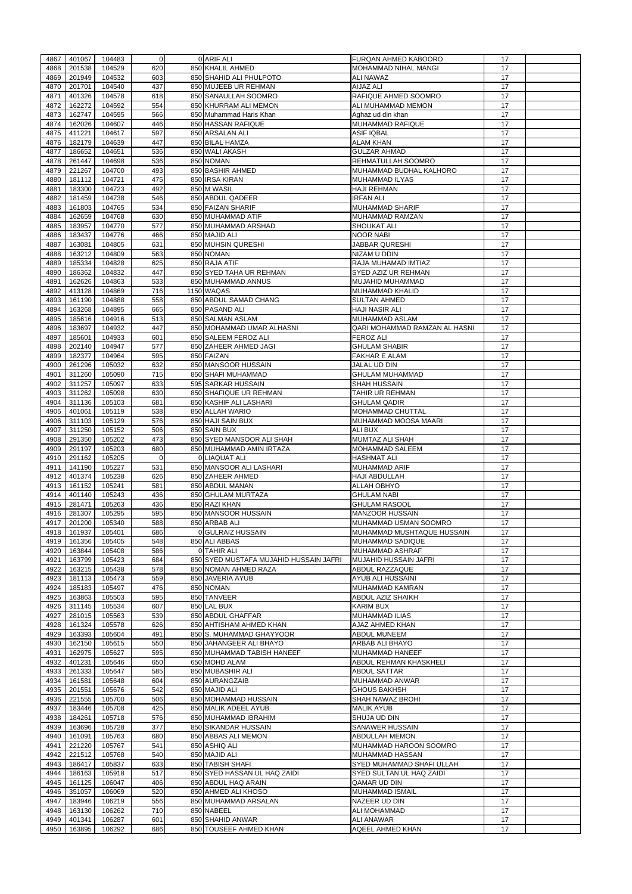| | | | | | | | | |
|---|---|---|---|---|---|---|---|---|
| 4867 | 401067 | 104483 | 0 | 0 | ARIF ALI | FURQAN AHMED KABOORO | 17 | |
| 4868 | 201538 | 104529 | 620 | 850 | KHALIL AHMED | MOHAMMAD NIHAL MANGI | 17 | |
| 4869 | 201949 | 104532 | 603 | 850 | SHAHID ALI PHULPOTO | ALI NAWAZ | 17 | |
| 4870 | 201701 | 104540 | 437 | 850 | MUJEEB UR REHMAN | AIJAZ ALI | 17 | |
| 4871 | 401326 | 104578 | 618 | 850 | SANAULLAH SOOMRO | RAFIQUE AHMED SOOMRO | 17 | |
| 4872 | 162272 | 104592 | 554 | 850 | KHURRAM ALI MEMON | ALI MUHAMMAD MEMON | 17 | |
| 4873 | 162747 | 104595 | 566 | 850 | Muhammad Haris Khan | Aghaz ud din khan | 17 | |
| 4874 | 162026 | 104607 | 446 | 850 | HASSAN RAFIQUE | MUHAMMAD RAFIQUE | 17 | |
| 4875 | 411221 | 104617 | 597 | 850 | ARSALAN ALI | ASIF IQBAL | 17 | |
| 4876 | 182179 | 104639 | 447 | 850 | BILAL HAMZA | ALAM KHAN | 17 | |
| 4877 | 186652 | 104651 | 536 | 850 | WALI AKASH | GULZAR AHMAD | 17 | |
| 4878 | 261447 | 104698 | 536 | 850 | NOMAN | REHMATULLAH SOOMRO | 17 | |
| 4879 | 221267 | 104700 | 493 | 850 | BASHIR AHMED | MUHAMMAD BUDHAL KALHORO | 17 | |
| 4880 | 181112 | 104721 | 475 | 850 | IRSA KIRAN | MUHAMMAD ILYAS | 17 | |
| 4881 | 183300 | 104723 | 492 | 850 | M WASIL | HAJI REHMAN | 17 | |
| 4882 | 181459 | 104738 | 546 | 850 | ABDUL QADEER | IRFAN ALI | 17 | |
| 4883 | 161803 | 104765 | 534 | 850 | FAIZAN SHARIF | MUHAMMAD SHARIF | 17 | |
| 4884 | 162659 | 104768 | 630 | 850 | MUHAMMAD ATIF | MUHAMMAD RAMZAN | 17 | |
| 4885 | 183957 | 104770 | 577 | 850 | MUHAMMAD ARSHAD | SHOUKAT ALI | 17 | |
| 4886 | 183437 | 104776 | 466 | 850 | MAJID ALI | NOOR NABI | 17 | |
| 4887 | 163081 | 104805 | 631 | 850 | MUHSIN QURESHI | JABBAR QURESHI | 17 | |
| 4888 | 163212 | 104809 | 563 | 850 | NOMAN | NIZAM U DDIN | 17 | |
| 4889 | 185334 | 104828 | 625 | 850 | RAJA ATIF | RAJA MUHAMAD IMTIAZ | 17 | |
| 4890 | 186362 | 104832 | 447 | 850 | SYED TAHA UR REHMAN | SYED AZIZ UR REHMAN | 17 | |
| 4891 | 162626 | 104863 | 533 | 850 | MUHAMMAD ANNUS | MUJAHID MUHAMMAD | 17 | |
| 4892 | 413128 | 104869 | 716 | 1150 | WAQAS | MUHAMMAD KHALID | 17 | |
| 4893 | 161190 | 104888 | 558 | 850 | ABDUL SAMAD CHANG | SULTAN AHMED | 17 | |
| 4894 | 163268 | 104895 | 665 | 850 | PASAND ALI | HAJI NASIR ALI | 17 | |
| 4895 | 185616 | 104916 | 513 | 850 | SALMAN ASLAM | MUHAMMAD ASLAM | 17 | |
| 4896 | 183697 | 104932 | 447 | 850 | MOHAMMAD UMAR ALHASNI | QARI MOHAMMAD RAMZAN AL HASNI | 17 | |
| 4897 | 185601 | 104933 | 601 | 850 | SALEEM FEROZ ALI | FEROZ ALI | 17 | |
| 4898 | 202140 | 104947 | 577 | 850 | ZAHEER AHMED JAGI | GHULAM SHABIR | 17 | |
| 4899 | 182377 | 104964 | 595 | 850 | FAIZAN | FAKHAR E ALAM | 17 | |
| 4900 | 261296 | 105032 | 632 | 850 | MANSOOR HUSSAIN | JALAL UD DIN | 17 | |
| 4901 | 311260 | 105090 | 715 | 850 | SHAFI MUHAMMAD | GHULAM MUHAMMAD | 17 | |
| 4902 | 311257 | 105097 | 633 | 595 | SARKAR HUSSAIN | SHAH HUSSAIN | 17 | |
| 4903 | 311262 | 105098 | 630 | 850 | SHAFIQUE UR REHMAN | TAHIR UR REHMAN | 17 | |
| 4904 | 311136 | 105103 | 681 | 850 | KASHIF ALI LASHARI | GHULAM QADIR | 17 | |
| 4905 | 401061 | 105119 | 538 | 850 | ALLAH WARIO | MOHAMMAD CHUTTAL | 17 | |
| 4906 | 311103 | 105129 | 576 | 850 | HAJI SAIN BUX | MUHAMMAD MOOSA MAARI | 17 | |
| 4907 | 311250 | 105152 | 506 | 850 | SAIN BUX | ALI BUX | 17 | |
| 4908 | 291350 | 105202 | 473 | 850 | SYED MANSOOR ALI SHAH | MUMTAZ ALI SHAH | 17 | |
| 4909 | 291197 | 105203 | 680 | 850 | MUHAMMAD AMIN IRTAZA | MOHAMMAD SALEEM | 17 | |
| 4910 | 291162 | 105205 | 0 | 0 | LIAQUAT ALI | HASHMAT ALI | 17 | |
| 4911 | 141190 | 105227 | 531 | 850 | MANSOOR ALI LASHARI | MUHAMMAD ARIF | 17 | |
| 4912 | 401374 | 105238 | 626 | 850 | ZAHEER AHMED | HAJI ABDULLAH | 17 | |
| 4913 | 161152 | 105241 | 581 | 850 | ABDUL MANAN | ALLAH OBHYO | 17 | |
| 4914 | 401140 | 105243 | 436 | 850 | GHULAM MURTAZA | GHULAM NABI | 17 | |
| 4915 | 281471 | 105263 | 436 | 850 | RAZI KHAN | GHULAM RASOOL | 17 | |
| 4916 | 281307 | 105295 | 595 | 850 | MANSOOR HUSSAIN | MANZOOR HUSSAIN | 17 | |
| 4917 | 201200 | 105340 | 588 | 850 | ARBAB ALI | MUHAMMAD USMAN SOOMRO | 17 | |
| 4918 | 161937 | 105401 | 686 | 0 | GULRAIZ HUSSAIN | MUHAMMAD MUSHTAQUE HUSSAIN | 17 | |
| 4919 | 161356 | 105405 | 548 | 850 | ALI ABBAS | MUHAMMAD SADIQUE | 17 | |
| 4920 | 163844 | 105408 | 586 | 0 | TAHIR ALI | MUHAMMAD ASHRAF | 17 | |
| 4921 | 163799 | 105423 | 684 | 850 | SYED MUSTAFA MUJAHID HUSSAIN JAFRI | MUJAHID HUSSAIN JAFRI | 17 | |
| 4922 | 163215 | 105438 | 578 | 850 | NOMAN AHMED RAZA | ABDUL RAZZAQUE | 17 | |
| 4923 | 181113 | 105473 | 559 | 850 | JAVERIA AYUB | AYUB ALI HUSSAINI | 17 | |
| 4924 | 185183 | 105497 | 476 | 850 | NOMAN | MUHAMMAD KAMRAN | 17 | |
| 4925 | 163863 | 105503 | 595 | 850 | TANVEER | ABDUL AZIZ SHAIKH | 17 | |
| 4926 | 311145 | 105534 | 607 | 850 | LAL BUX | KARIM BUX | 17 | |
| 4927 | 281015 | 105563 | 539 | 850 | ABDUL GHAFFAR | MUHAMMAD ILIAS | 17 | |
| 4928 | 161324 | 105578 | 626 | 850 | AHTISHAM AHMED KHAN | AJAZ AHMED KHAN | 17 | |
| 4929 | 163393 | 105604 | 491 | 850 | S. MUHAMMAD GHAYYOOR | ABDUL MUNEEM | 17 | |
| 4930 | 162150 | 105615 | 550 | 850 | JAHANGEER ALI BHAYO | ARBAB ALI BHAYO | 17 | |
| 4931 | 162975 | 105627 | 595 | 850 | MUHAMMAD TABISH HANEEF | MUHAMMAD HANEEF | 17 | |
| 4932 | 401231 | 105646 | 650 | 650 | MOHD ALAM | ABDUL REHMAN KHASKHELI | 17 | |
| 4933 | 261333 | 105647 | 585 | 850 | MUBASHIR ALI | ABDUL SATTAR | 17 | |
| 4934 | 161581 | 105648 | 604 | 850 | AURANGZAIB | MUHAMMAD ANWAR | 17 | |
| 4935 | 201551 | 105676 | 542 | 850 | MAJID ALI | GHOUS BAKHSH | 17 | |
| 4936 | 221555 | 105700 | 506 | 850 | MOHAMMAD HUSSAIN | SHAH NAWAZ BROHI | 17 | |
| 4937 | 183446 | 105708 | 425 | 850 | MALIK ADEEL AYUB | MALIK AYUB | 17 | |
| 4938 | 184261 | 105718 | 576 | 850 | MUHAMMAD IBRAHIM | SHUJA UD DIN | 17 | |
| 4939 | 163696 | 105728 | 377 | 850 | SIKANDAR HUSSAIN | SANAWER HUSSAIN | 17 | |
| 4940 | 161091 | 105763 | 680 | 850 | ABBAS ALI MEMON | ABDULLAH MEMON | 17 | |
| 4941 | 221220 | 105767 | 541 | 850 | ASHIQ ALI | MUHAMMAD HAROON SOOMRO | 17 | |
| 4942 | 221512 | 105768 | 540 | 850 | MAJID ALI | MUHAMMAD HASSAN | 17 | |
| 4943 | 186417 | 105837 | 633 | 850 | TABISH SHAFI | SYED MUHAMMAD SHAFI ULLAH | 17 | |
| 4944 | 186163 | 105918 | 517 | 850 | SYED HASSAN UL HAQ ZAIDI | SYED SULTAN UL HAQ ZAIDI | 17 | |
| 4945 | 161125 | 106047 | 406 | 850 | ABDUL HAQ ARAIN | QAMAR UD DIN | 17 | |
| 4946 | 351057 | 106069 | 520 | 850 | AHMED ALI KHOSO | MUHAMMAD ISMAIL | 17 | |
| 4947 | 183946 | 106219 | 556 | 850 | MUHAMMAD ARSALAN | NAZEER UD DIN | 17 | |
| 4948 | 163130 | 106262 | 710 | 850 | NABEEL | ALI MOHAMMAD | 17 | |
| 4949 | 401341 | 106287 | 601 | 850 | SHAHID ANWAR | ALI ANAWAR | 17 | |
| 4950 | 163895 | 106292 | 686 | 850 | TOUSEEF AHMED KHAN | AQEEL AHMED KHAN | 17 | |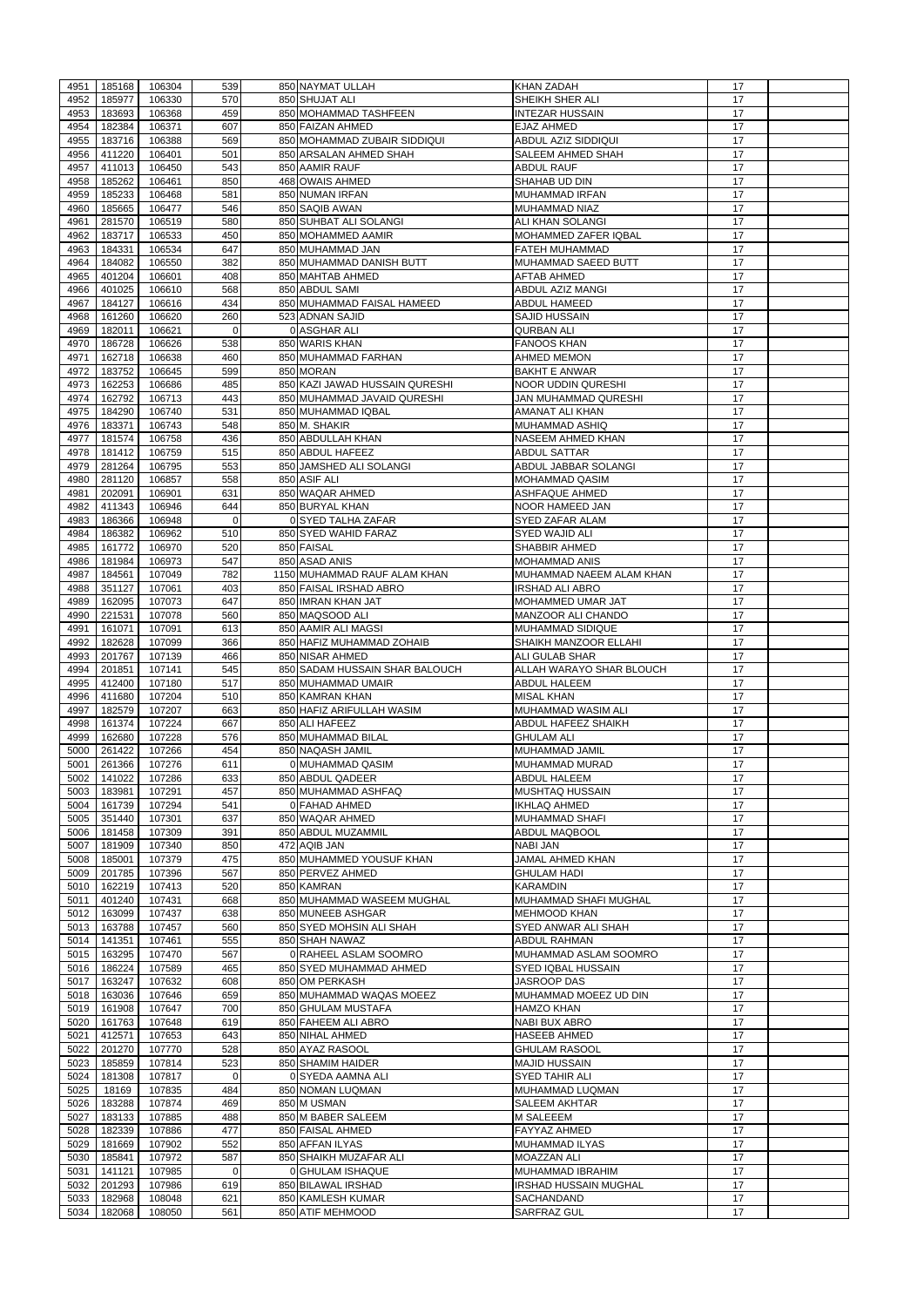| | | | | | | | | |
|---|---|---|---|---|---|---|---|---|
| 4951 | 185168 | 106304 | 539 | 850 | NAYMAT ULLAH | KHAN ZADAH | 17 | |
| 4952 | 185977 | 106330 | 570 | 850 | SHUJAT ALI | SHEIKH SHER ALI | 17 | |
| 4953 | 183693 | 106368 | 459 | 850 | MOHAMMAD TASHFEEN | INTEZAR HUSSAIN | 17 | |
| 4954 | 182384 | 106371 | 607 | 850 | FAIZAN AHMED | EJAZ AHMED | 17 | |
| 4955 | 183716 | 106388 | 569 | 850 | MOHAMMAD ZUBAIR SIDDIQUI | ABDUL AZIZ SIDDIQUI | 17 | |
| 4956 | 411220 | 106401 | 501 | 850 | ARSALAN AHMED SHAH | SALEEM AHMED SHAH | 17 | |
| 4957 | 411013 | 106450 | 543 | 850 | AAMIR RAUF | ABDUL RAUF | 17 | |
| 4958 | 185262 | 106461 | 850 | 468 | OWAIS AHMED | SHAHAB UD DIN | 17 | |
| 4959 | 185233 | 106468 | 581 | 850 | NUMAN IRFAN | MUHAMMAD IRFAN | 17 | |
| 4960 | 185665 | 106477 | 546 | 850 | SAQIB AWAN | MUHAMMAD NIAZ | 17 | |
| 4961 | 281570 | 106519 | 580 | 850 | SUHBAT ALI SOLANGI | ALI KHAN SOLANGI | 17 | |
| 4962 | 183717 | 106533 | 450 | 850 | MOHAMMED AAMIR | MOHAMMED ZAFER IQBAL | 17 | |
| 4963 | 184331 | 106534 | 647 | 850 | MUHAMMAD JAN | FATEH MUHAMMAD | 17 | |
| 4964 | 184082 | 106550 | 382 | 850 | MUHAMMAD DANISH BUTT | MUHAMMAD SAEED BUTT | 17 | |
| 4965 | 401204 | 106601 | 408 | 850 | MAHTAB AHMED | AFTAB AHMED | 17 | |
| 4966 | 401025 | 106610 | 568 | 850 | ABDUL SAMI | ABDUL AZIZ MANGI | 17 | |
| 4967 | 184127 | 106616 | 434 | 850 | MUHAMMAD FAISAL HAMEED | ABDUL HAMEED | 17 | |
| 4968 | 161260 | 106620 | 260 | 523 | ADNAN SAJID | SAJID HUSSAIN | 17 | |
| 4969 | 182011 | 106621 | 0 | 0 | ASGHAR ALI | QURBAN ALI | 17 | |
| 4970 | 186728 | 106626 | 538 | 850 | WARIS KHAN | FANOOS KHAN | 17 | |
| 4971 | 162718 | 106638 | 460 | 850 | MUHAMMAD FARHAN | AHMED MEMON | 17 | |
| 4972 | 183752 | 106645 | 599 | 850 | MORAN | BAKHT E ANWAR | 17 | |
| 4973 | 162253 | 106686 | 485 | 850 | KAZI JAWAD HUSSAIN QURESHI | NOOR UDDIN QURESHI | 17 | |
| 4974 | 162792 | 106713 | 443 | 850 | MUHAMMAD JAVAID QURESHI | JAN MUHAMMAD QURESHI | 17 | |
| 4975 | 184290 | 106740 | 531 | 850 | MUHAMMAD IQBAL | AMANAT ALI KHAN | 17 | |
| 4976 | 183371 | 106743 | 548 | 850 | M. SHAKIR | MUHAMMAD ASHIQ | 17 | |
| 4977 | 181574 | 106758 | 436 | 850 | ABDULLAH KHAN | NASEEM AHMED KHAN | 17 | |
| 4978 | 181412 | 106759 | 515 | 850 | ABDUL HAFEEZ | ABDUL SATTAR | 17 | |
| 4979 | 281264 | 106795 | 553 | 850 | JAMSHED ALI SOLANGI | ABDUL JABBAR SOLANGI | 17 | |
| 4980 | 281120 | 106857 | 558 | 850 | ASIF ALI | MOHAMMAD QASIM | 17 | |
| 4981 | 202091 | 106901 | 631 | 850 | WAQAR AHMED | ASHFAQUE AHMED | 17 | |
| 4982 | 411343 | 106946 | 644 | 850 | BURYAL KHAN | NOOR HAMEED JAN | 17 | |
| 4983 | 186366 | 106948 | 0 | 0 | SYED TALHA ZAFAR | SYED ZAFAR ALAM | 17 | |
| 4984 | 186382 | 106962 | 510 | 850 | SYED WAHID FARAZ | SYED WAJID ALI | 17 | |
| 4985 | 161772 | 106970 | 520 | 850 | FAISAL | SHABBIR AHMED | 17 | |
| 4986 | 181984 | 106973 | 547 | 850 | ASAD ANIS | MOHAMMAD ANIS | 17 | |
| 4987 | 184561 | 107049 | 782 | 1150 | MUHAMMAD RAUF ALAM KHAN | MUHAMMAD NAEEM ALAM KHAN | 17 | |
| 4988 | 351127 | 107061 | 403 | 850 | FAISAL IRSHAD ABRO | IRSHAD ALI ABRO | 17 | |
| 4989 | 162095 | 107073 | 647 | 850 | IMRAN KHAN JAT | MOHAMMED UMAR JAT | 17 | |
| 4990 | 221531 | 107078 | 560 | 850 | MAQSOOD ALI | MANZOOR ALI CHANDO | 17 | |
| 4991 | 161071 | 107091 | 613 | 850 | AAMIR ALI MAGSI | MUHAMMAD SIDIQUE | 17 | |
| 4992 | 182628 | 107099 | 366 | 850 | HAFIZ MUHAMMAD ZOHAIB | SHAIKH MANZOOR ELLAHI | 17 | |
| 4993 | 201767 | 107139 | 466 | 850 | NISAR AHMED | ALI GULAB SHAR | 17 | |
| 4994 | 201851 | 107141 | 545 | 850 | SADAM HUSSAIN SHAR BALOUCH | ALLAH WARAYO SHAR BLOUCH | 17 | |
| 4995 | 412400 | 107180 | 517 | 850 | MUHAMMAD UMAIR | ABDUL HALEEM | 17 | |
| 4996 | 411680 | 107204 | 510 | 850 | KAMRAN KHAN | MISAL KHAN | 17 | |
| 4997 | 182579 | 107207 | 663 | 850 | HAFIZ ARIFULLAH WASIM | MUHAMMAD WASIM ALI | 17 | |
| 4998 | 161374 | 107224 | 667 | 850 | ALI HAFEEZ | ABDUL HAFEEZ SHAIKH | 17 | |
| 4999 | 162680 | 107228 | 576 | 850 | MUHAMMAD BILAL | GHULAM ALI | 17 | |
| 5000 | 261422 | 107266 | 454 | 850 | NAQASH JAMIL | MUHAMMAD JAMIL | 17 | |
| 5001 | 261366 | 107276 | 611 | 0 | MUHAMMAD QASIM | MUHAMMAD MURAD | 17 | |
| 5002 | 141022 | 107286 | 633 | 850 | ABDUL QADEER | ABDUL HALEEM | 17 | |
| 5003 | 183981 | 107291 | 457 | 850 | MUHAMMAD ASHFAQ | MUSHTAQ HUSSAIN | 17 | |
| 5004 | 161739 | 107294 | 541 | 0 | FAHAD AHMED | IKHLAQ AHMED | 17 | |
| 5005 | 351440 | 107301 | 637 | 850 | WAQAR AHMED | MUHAMMAD SHAFI | 17 | |
| 5006 | 181458 | 107309 | 391 | 850 | ABDUL MUZAMMIL | ABDUL MAQBOOL | 17 | |
| 5007 | 181909 | 107340 | 850 | 472 | AQIB JAN | NABI JAN | 17 | |
| 5008 | 185001 | 107379 | 475 | 850 | MUHAMMED YOUSUF KHAN | JAMAL AHMED KHAN | 17 | |
| 5009 | 201785 | 107396 | 567 | 850 | PERVEZ AHMED | GHULAM HADI | 17 | |
| 5010 | 162219 | 107413 | 520 | 850 | KAMRAN | KARAMDIN | 17 | |
| 5011 | 401240 | 107431 | 668 | 850 | MUHAMMAD WASEEM MUGHAL | MUHAMMAD SHAFI MUGHAL | 17 | |
| 5012 | 163099 | 107437 | 638 | 850 | MUNEEB ASHGAR | MEHMOOD KHAN | 17 | |
| 5013 | 163788 | 107457 | 560 | 850 | SYED MOHSIN ALI SHAH | SYED ANWAR ALI SHAH | 17 | |
| 5014 | 141351 | 107461 | 555 | 850 | SHAH NAWAZ | ABDUL RAHMAN | 17 | |
| 5015 | 163295 | 107470 | 567 | 0 | RAHEEL ASLAM SOOMRO | MUHAMMAD ASLAM SOOMRO | 17 | |
| 5016 | 186224 | 107589 | 465 | 850 | SYED MUHAMMAD AHMED | SYED IQBAL HUSSAIN | 17 | |
| 5017 | 163247 | 107632 | 608 | 850 | OM PERKASH | JASROOP DAS | 17 | |
| 5018 | 163036 | 107646 | 659 | 850 | MUHAMMAD WAQAS MOEEZ | MUHAMMAD MOEEZ UD DIN | 17 | |
| 5019 | 161908 | 107647 | 700 | 850 | GHULAM MUSTAFA | HAMZO KHAN | 17 | |
| 5020 | 161763 | 107648 | 619 | 850 | FAHEEM ALI ABRO | NABI BUX ABRO | 17 | |
| 5021 | 412571 | 107653 | 643 | 850 | NIHAL AHMED | HASEEB AHMED | 17 | |
| 5022 | 201270 | 107770 | 528 | 850 | AYAZ RASOOL | GHULAM RASOOL | 17 | |
| 5023 | 185859 | 107814 | 523 | 850 | SHAMIM HAIDER | MAJID HUSSAIN | 17 | |
| 5024 | 181308 | 107817 | 0 | 0 | SYEDA AAMNA ALI | SYED TAHIR ALI | 17 | |
| 5025 | 18169 | 107835 | 484 | 850 | NOMAN LUQMAN | MUHAMMAD LUQMAN | 17 | |
| 5026 | 183288 | 107874 | 469 | 850 | M USMAN | SALEEM AKHTAR | 17 | |
| 5027 | 183133 | 107885 | 488 | 850 | M BABER SALEEM | M SALEEEM | 17 | |
| 5028 | 182339 | 107886 | 477 | 850 | FAISAL AHMED | FAYYAZ AHMED | 17 | |
| 5029 | 181669 | 107902 | 552 | 850 | AFFAN ILYAS | MUHAMMAD ILYAS | 17 | |
| 5030 | 185841 | 107972 | 587 | 850 | SHAIKH MUZAFAR ALI | MOAZZAN ALI | 17 | |
| 5031 | 141121 | 107985 | 0 | 0 | GHULAM ISHAQUE | MUHAMMAD IBRAHIM | 17 | |
| 5032 | 201293 | 107986 | 619 | 850 | BILAWAL IRSHAD | IRSHAD HUSSAIN MUGHAL | 17 | |
| 5033 | 182968 | 108048 | 621 | 850 | KAMLESH KUMAR | SACHANDAND | 17 | |
| 5034 | 182068 | 108050 | 561 | 850 | ATIF MEHMOOD | SARFRAZ GUL | 17 | |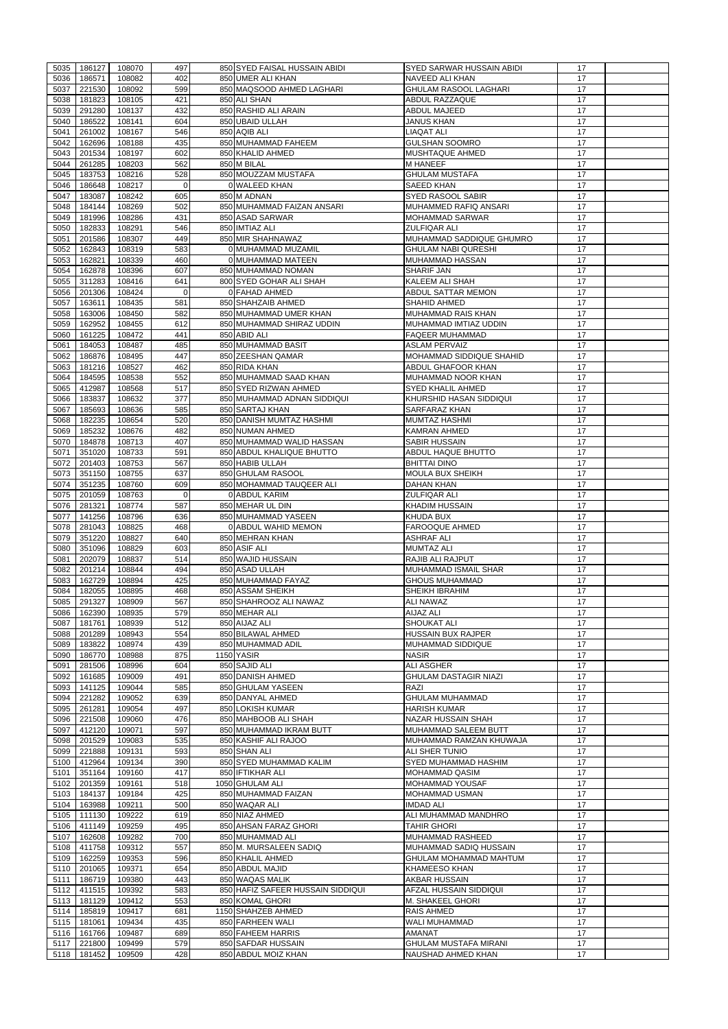| | | | | | | | | |
|---|---|---|---|---|---|---|---|---|
| 5035 | 186127 | 108070 | 497 | 850 | SYED FAISAL HUSSAIN ABIDI | SYED SARWAR HUSSAIN ABIDI | 17 | |
| 5036 | 186571 | 108082 | 402 | 850 | UMER ALI KHAN | NAVEED ALI KHAN | 17 | |
| 5037 | 221530 | 108092 | 599 | 850 | MAQSOOD AHMED LAGHARI | GHULAM RASOOL LAGHARI | 17 | |
| 5038 | 181823 | 108105 | 421 | 850 | ALI SHAN | ABDUL RAZZAQUE | 17 | |
| 5039 | 291280 | 108137 | 432 | 850 | RASHID ALI ARAIN | ABDUL MAJEED | 17 | |
| 5040 | 186522 | 108141 | 604 | 850 | UBAID ULLAH | JANUS KHAN | 17 | |
| 5041 | 261002 | 108167 | 546 | 850 | AQIB ALI | LIAQAT ALI | 17 | |
| 5042 | 162696 | 108188 | 435 | 850 | MUHAMMAD FAHEEM | GULSHAN SOOMRO | 17 | |
| 5043 | 201534 | 108197 | 602 | 850 | KHALID AHMED | MUSHTAQUE AHMED | 17 | |
| 5044 | 261285 | 108203 | 562 | 850 | M BILAL | M HANEEF | 17 | |
| 5045 | 183753 | 108216 | 528 | 850 | MOUZZAM MUSTAFA | GHULAM MUSTAFA | 17 | |
| 5046 | 186648 | 108217 | 0 | 0 | WALEED KHAN | SAEED KHAN | 17 | |
| 5047 | 183087 | 108242 | 605 | 850 | M ADNAN | SYED RASOOL SABIR | 17 | |
| 5048 | 184144 | 108269 | 502 | 850 | MUHAMMAD FAIZAN ANSARI | MUHAMMED RAFIQ ANSARI | 17 | |
| 5049 | 181996 | 108286 | 431 | 850 | ASAD SARWAR | MOHAMMAD SARWAR | 17 | |
| 5050 | 182833 | 108291 | 546 | 850 | IMTIAZ ALI | ZULFIQAR ALI | 17 | |
| 5051 | 201586 | 108307 | 449 | 850 | MIR SHAHNAWAZ | MUHAMMAD SADDIQUE GHUMRO | 17 | |
| 5052 | 162843 | 108319 | 583 | 0 | MUHAMMAD MUZAMIL | GHULAM NABI QURESHI | 17 | |
| 5053 | 162821 | 108339 | 460 | 0 | MUHAMMAD MATEEN | MUHAMMAD HASSAN | 17 | |
| 5054 | 162878 | 108396 | 607 | 850 | MUHAMMAD NOMAN | SHARIF JAN | 17 | |
| 5055 | 311283 | 108416 | 641 | 800 | SYED GOHAR ALI SHAH | KALEEM ALI SHAH | 17 | |
| 5056 | 201306 | 108424 | 0 | 0 | FAHAD AHMED | ABDUL SATTAR MEMON | 17 | |
| 5057 | 163611 | 108435 | 581 | 850 | SHAHZAIB AHMED | SHAHID AHMED | 17 | |
| 5058 | 163006 | 108450 | 582 | 850 | MUHAMMAD UMER KHAN | MUHAMMAD RAIS KHAN | 17 | |
| 5059 | 162952 | 108455 | 612 | 850 | MUHAMMAD SHIRAZ UDDIN | MUHAMMAD IMTIAZ UDDIN | 17 | |
| 5060 | 161225 | 108472 | 441 | 850 | ABID ALI | FAQEER MUHAMMAD | 17 | |
| 5061 | 184053 | 108487 | 485 | 850 | MUHAMMAD BASIT | ASLAM PERVAIZ | 17 | |
| 5062 | 186876 | 108495 | 447 | 850 | ZEESHAN QAMAR | MOHAMMAD SIDDIQUE SHAHID | 17 | |
| 5063 | 181216 | 108527 | 462 | 850 | RIDA KHAN | ABDUL GHAFOOR KHAN | 17 | |
| 5064 | 184595 | 108538 | 552 | 850 | MUHAMMAD SAAD KHAN | MUHAMMAD NOOR KHAN | 17 | |
| 5065 | 412987 | 108568 | 517 | 850 | SYED RIZWAN AHMED | SYED KHALIL AHMED | 17 | |
| 5066 | 183837 | 108632 | 377 | 850 | MUHAMMAD ADNAN SIDDIQUI | KHURSHID HASAN SIDDIQUI | 17 | |
| 5067 | 185693 | 108636 | 585 | 850 | SARTAJ KHAN | SARFARAZ KHAN | 17 | |
| 5068 | 182235 | 108654 | 520 | 850 | DANISH MUMTAZ HASHMI | MUMTAZ HASHMI | 17 | |
| 5069 | 185232 | 108676 | 482 | 850 | NUMAN AHMED | KAMRAN AHMED | 17 | |
| 5070 | 184878 | 108713 | 407 | 850 | MUHAMMAD WALID HASSAN | SABIR HUSSAIN | 17 | |
| 5071 | 351020 | 108733 | 591 | 850 | ABDUL KHALIQUE BHUTTO | ABDUL HAQUE BHUTTO | 17 | |
| 5072 | 201403 | 108753 | 567 | 850 | HABIB ULLAH | BHITTAI DINO | 17 | |
| 5073 | 351150 | 108755 | 637 | 850 | GHULAM RASOOL | MOULA BUX SHEIKH | 17 | |
| 5074 | 351235 | 108760 | 609 | 850 | MOHAMMAD TAUQEER ALI | DAHAN KHAN | 17 | |
| 5075 | 201059 | 108763 | 0 | 0 | ABDUL KARIM | ZULFIQAR ALI | 17 | |
| 5076 | 281321 | 108774 | 587 | 850 | MEHAR UL DIN | KHADIM HUSSAIN | 17 | |
| 5077 | 141256 | 108796 | 636 | 850 | MUHAMMAD YASEEN | KHUDA BUX | 17 | |
| 5078 | 281043 | 108825 | 468 | 0 | ABDUL WAHID MEMON | FAROOQUE AHMED | 17 | |
| 5079 | 351220 | 108827 | 640 | 850 | MEHRAN KHAN | ASHRAF ALI | 17 | |
| 5080 | 351096 | 108829 | 603 | 850 | ASIF ALI | MUMTAZ ALI | 17 | |
| 5081 | 202079 | 108837 | 514 | 850 | WAJID HUSSAIN | RAJIB ALI RAJPUT | 17 | |
| 5082 | 201214 | 108844 | 494 | 850 | ASAD ULLAH | MUHAMMAD ISMAIL SHAR | 17 | |
| 5083 | 162729 | 108894 | 425 | 850 | MUHAMMAD FAYAZ | GHOUS MUHAMMAD | 17 | |
| 5084 | 182055 | 108895 | 468 | 850 | ASSAM SHEIKH | SHEIKH IBRAHIM | 17 | |
| 5085 | 291327 | 108909 | 567 | 850 | SHAHROOZ ALI NAWAZ | ALI NAWAZ | 17 | |
| 5086 | 162390 | 108935 | 579 | 850 | MEHAR ALI | AIJAZ ALI | 17 | |
| 5087 | 181761 | 108939 | 512 | 850 | AIJAZ ALI | SHOUKAT ALI | 17 | |
| 5088 | 201289 | 108943 | 554 | 850 | BILAWAL AHMED | HUSSAIN BUX RAJPER | 17 | |
| 5089 | 183822 | 108974 | 439 | 850 | MUHAMMAD ADIL | MUHAMMAD SIDDIQUE | 17 | |
| 5090 | 186770 | 108988 | 875 | 1150 | YASIR | NASIR | 17 | |
| 5091 | 281506 | 108996 | 604 | 850 | SAJID ALI | ALI ASGHER | 17 | |
| 5092 | 161685 | 109009 | 491 | 850 | DANISH AHMED | GHULAM DASTAGIR NIAZI | 17 | |
| 5093 | 141125 | 109044 | 585 | 850 | GHULAM YASEEN | RAZI | 17 | |
| 5094 | 221282 | 109052 | 639 | 850 | DANYAL AHMED | GHULAM MUHAMMAD | 17 | |
| 5095 | 261281 | 109054 | 497 | 850 | LOKISH KUMAR | HARISH KUMAR | 17 | |
| 5096 | 221508 | 109060 | 476 | 850 | MAHBOOB ALI SHAH | NAZAR HUSSAIN SHAH | 17 | |
| 5097 | 412120 | 109071 | 597 | 850 | MUHAMMAD IKRAM BUTT | MUHAMMAD SALEEM BUTT | 17 | |
| 5098 | 201529 | 109083 | 535 | 850 | KASHIF ALI RAJOO | MUHAMMAD RAMZAN KHUWAJA | 17 | |
| 5099 | 221888 | 109131 | 593 | 850 | SHAN ALI | ALI SHER TUNIO | 17 | |
| 5100 | 412964 | 109134 | 390 | 850 | SYED MUHAMMAD KALIM | SYED MUHAMMAD HASHIM | 17 | |
| 5101 | 351164 | 109160 | 417 | 850 | IFTIKHAR ALI | MOHAMMAD QASIM | 17 | |
| 5102 | 201359 | 109161 | 518 | 1050 | GHULAM ALI | MOHAMMAD YOUSAF | 17 | |
| 5103 | 184137 | 109184 | 425 | 850 | MUHAMMAD FAIZAN | MOHAMMAD USMAN | 17 | |
| 5104 | 163988 | 109211 | 500 | 850 | WAQAR ALI | IMDAD ALI | 17 | |
| 5105 | 111130 | 109222 | 619 | 850 | NIAZ AHMED | ALI MUHAMMAD MANDHRO | 17 | |
| 5106 | 411149 | 109259 | 495 | 850 | AHSAN FARAZ GHORI | TAHIR GHORI | 17 | |
| 5107 | 162608 | 109282 | 700 | 850 | MUHAMMAD ALI | MUHAMMAD RASHEED | 17 | |
| 5108 | 411758 | 109312 | 557 | 850 | M. MURSALEEN SADIQ | MUHAMMAD SADIQ HUSSAIN | 17 | |
| 5109 | 162259 | 109353 | 596 | 850 | KHALIL AHMED | GHULAM MOHAMMAD MAHTUM | 17 | |
| 5110 | 201065 | 109371 | 654 | 850 | ABDUL MAJID | KHAMEESO KHAN | 17 | |
| 5111 | 186719 | 109380 | 443 | 850 | WAQAS MALIK | AKBAR HUSSAIN | 17 | |
| 5112 | 411515 | 109392 | 583 | 850 | HAFIZ SAFEER HUSSAIN SIDDIQUI | AFZAL HUSSAIN SIDDIQUI | 17 | |
| 5113 | 181129 | 109412 | 553 | 850 | KOMAL GHORI | M. SHAKEEL GHORI | 17 | |
| 5114 | 185819 | 109417 | 681 | 1150 | SHAHZEB AHMED | RAIS AHMED | 17 | |
| 5115 | 181061 | 109434 | 435 | 850 | FARHEEN WALI | WALI MUHAMMAD | 17 | |
| 5116 | 161766 | 109487 | 689 | 850 | FAHEEM HARRIS | AMANAT | 17 | |
| 5117 | 221800 | 109499 | 579 | 850 | SAFDAR HUSSAIN | GHULAM MUSTAFA MIRANI | 17 | |
| 5118 | 181452 | 109509 | 428 | 850 | ABDUL MOIZ KHAN | NAUSHAD AHMED KHAN | 17 | |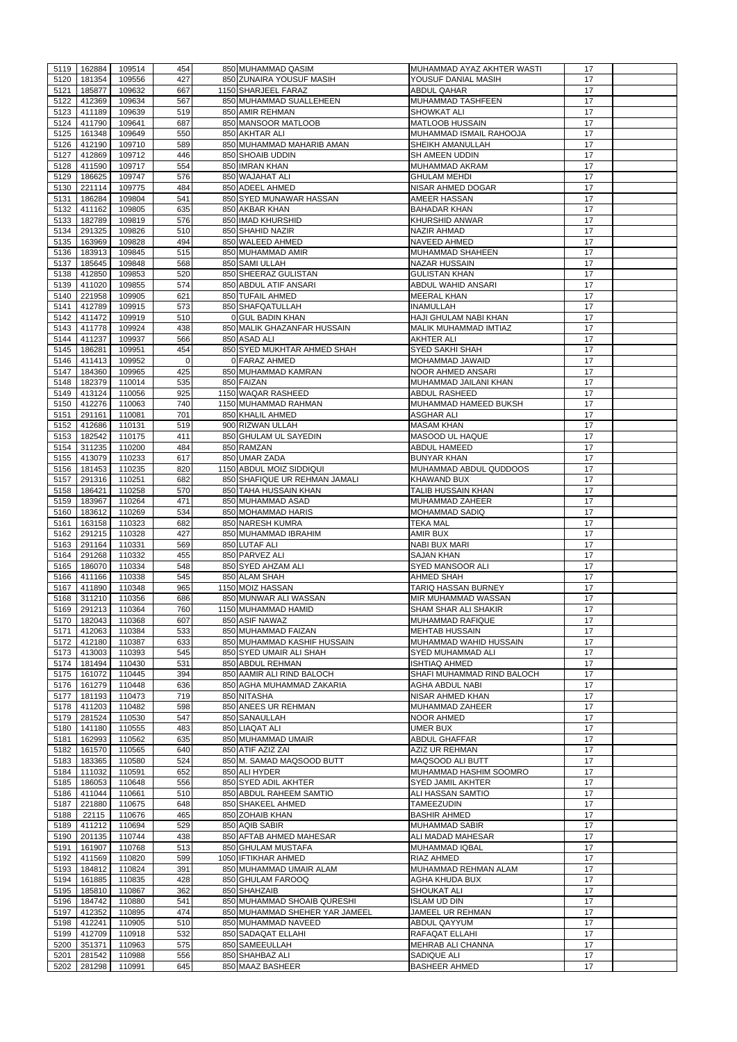| | | | | | | | | |
|---|---|---|---|---|---|---|---|---|
| 5119 | 162884 | 109514 | 454 | 850 | MUHAMMAD QASIM | MUHAMMAD AYAZ AKHTER WASTI | 17 | |
| 5120 | 181354 | 109556 | 427 | 850 | ZUNAIRA YOUSUF MASIH | YOUSUF DANIAL MASIH | 17 | |
| 5121 | 185877 | 109632 | 667 | 1150 | SHARJEEL FARAZ | ABDUL QAHAR | 17 | |
| 5122 | 412369 | 109634 | 567 | 850 | MUHAMMAD SUALLEHEEN | MUHAMMAD TASHFEEN | 17 | |
| 5123 | 411189 | 109639 | 519 | 850 | AMIR REHMAN | SHOWKAT ALI | 17 | |
| 5124 | 411790 | 109641 | 687 | 850 | MANSOOR MATLOOB | MATLOOB HUSSAIN | 17 | |
| 5125 | 161348 | 109649 | 550 | 850 | AKHTAR ALI | MUHAMMAD ISMAIL RAHOOJA | 17 | |
| 5126 | 412190 | 109710 | 589 | 850 | MUHAMMAD MAHARIB AMAN | SHEIKH AMANULLAH | 17 | |
| 5127 | 412869 | 109712 | 446 | 850 | SHOAIB UDDIN | SH AMEEN UDDIN | 17 | |
| 5128 | 411590 | 109717 | 554 | 850 | IMRAN KHAN | MUHAMMAD AKRAM | 17 | |
| 5129 | 186625 | 109747 | 576 | 850 | WAJAHAT ALI | GHULAM MEHDI | 17 | |
| 5130 | 221114 | 109775 | 484 | 850 | ADEEL AHMED | NISAR AHMED DOGAR | 17 | |
| 5131 | 186284 | 109804 | 541 | 850 | SYED MUNAWAR HASSAN | AMEER HASSAN | 17 | |
| 5132 | 411162 | 109805 | 635 | 850 | AKBAR KHAN | BAHADAR KHAN | 17 | |
| 5133 | 182789 | 109819 | 576 | 850 | IMAD KHURSHID | KHURSHID ANWAR | 17 | |
| 5134 | 291325 | 109826 | 510 | 850 | SHAHID NAZIR | NAZIR AHMAD | 17 | |
| 5135 | 163969 | 109828 | 494 | 850 | WALEED AHMED | NAVEED AHMED | 17 | |
| 5136 | 183913 | 109845 | 515 | 850 | MUHAMMAD AMIR | MUHAMMAD SHAHEEN | 17 | |
| 5137 | 185645 | 109848 | 568 | 850 | SAMI ULLAH | NAZAR HUSSAIN | 17 | |
| 5138 | 412850 | 109853 | 520 | 850 | SHEERAZ GULISTAN | GULISTAN KHAN | 17 | |
| 5139 | 411020 | 109855 | 574 | 850 | ABDUL ATIF ANSARI | ABDUL WAHID ANSARI | 17 | |
| 5140 | 221958 | 109905 | 621 | 850 | TUFAIL AHMED | MEERAL KHAN | 17 | |
| 5141 | 412789 | 109915 | 573 | 850 | SHAFQATULLAH | INAMULLAH | 17 | |
| 5142 | 411472 | 109919 | 510 | 0 | GUL BADIN KHAN | HAJI GHULAM NABI KHAN | 17 | |
| 5143 | 411778 | 109924 | 438 | 850 | MALIK GHAZANFAR HUSSAIN | MALIK MUHAMMAD IMTIAZ | 17 | |
| 5144 | 411237 | 109937 | 566 | 850 | ASAD ALI | AKHTER ALI | 17 | |
| 5145 | 186281 | 109951 | 454 | 850 | SYED MUKHTAR AHMED SHAH | SYED SAKHI SHAH | 17 | |
| 5146 | 411413 | 109952 | 0 | 0 | FARAZ AHMED | MOHAMMAD JAWAID | 17 | |
| 5147 | 184360 | 109965 | 425 | 850 | MUHAMMAD KAMRAN | NOOR AHMED ANSARI | 17 | |
| 5148 | 182379 | 110014 | 535 | 850 | FAIZAN | MUHAMMAD JAILANI KHAN | 17 | |
| 5149 | 413124 | 110056 | 925 | 1150 | WAQAR RASHEED | ABDUL RASHEED | 17 | |
| 5150 | 412276 | 110063 | 740 | 1150 | MUHAMMAD RAHMAN | MUHAMMAD HAMEED BUKSH | 17 | |
| 5151 | 291161 | 110081 | 701 | 850 | KHALIL AHMED | ASGHAR ALI | 17 | |
| 5152 | 412686 | 110131 | 519 | 900 | RIZWAN ULLAH | MASAM KHAN | 17 | |
| 5153 | 182542 | 110175 | 411 | 850 | GHULAM UL SAYEDIN | MASOOD UL HAQUE | 17 | |
| 5154 | 311235 | 110200 | 484 | 850 | RAMZAN | ABDUL HAMEED | 17 | |
| 5155 | 413079 | 110233 | 617 | 850 | UMAR ZADA | BUNYAR KHAN | 17 | |
| 5156 | 181453 | 110235 | 820 | 1150 | ABDUL MOIZ SIDDIQUI | MUHAMMAD ABDUL QUDDOOS | 17 | |
| 5157 | 291316 | 110251 | 682 | 850 | SHAFIQUE UR REHMAN JAMALI | KHAWAND BUX | 17 | |
| 5158 | 186421 | 110258 | 570 | 850 | TAHA HUSSAIN KHAN | TALIB HUSSAIN KHAN | 17 | |
| 5159 | 183967 | 110264 | 471 | 850 | MUHAMMAD ASAD | MUHAMMAD ZAHEER | 17 | |
| 5160 | 183612 | 110269 | 534 | 850 | MOHAMMAD HARIS | MOHAMMAD SADIQ | 17 | |
| 5161 | 163158 | 110323 | 682 | 850 | NARESH KUMRA | TEKA MAL | 17 | |
| 5162 | 291215 | 110328 | 427 | 850 | MUHAMMAD IBRAHIM | AMIR BUX | 17 | |
| 5163 | 291164 | 110331 | 569 | 850 | LUTAF ALI | NABI BUX MARI | 17 | |
| 5164 | 291268 | 110332 | 455 | 850 | PARVEZ ALI | SAJAN KHAN | 17 | |
| 5165 | 186070 | 110334 | 548 | 850 | SYED AHZAM ALI | SYED MANSOOR ALI | 17 | |
| 5166 | 411166 | 110338 | 545 | 850 | ALAM SHAH | AHMED SHAH | 17 | |
| 5167 | 411890 | 110348 | 965 | 1150 | MOIZ HASSAN | TARIQ HASSAN BURNEY | 17 | |
| 5168 | 311210 | 110356 | 686 | 850 | MUNWAR ALI WASSAN | MIR MUHAMMAD WASSAN | 17 | |
| 5169 | 291213 | 110364 | 760 | 1150 | MUHAMMAD HAMID | SHAM SHAR ALI SHAKIR | 17 | |
| 5170 | 182043 | 110368 | 607 | 850 | ASIF NAWAZ | MUHAMMAD RAFIQUE | 17 | |
| 5171 | 412063 | 110384 | 533 | 850 | MUHAMMAD FAIZAN | MEHTAB HUSSAIN | 17 | |
| 5172 | 412180 | 110387 | 633 | 850 | MUHAMMAD KASHIF HUSSAIN | MUHAMMAD WAHID HUSSAIN | 17 | |
| 5173 | 413003 | 110393 | 545 | 850 | SYED UMAIR ALI SHAH | SYED MUHAMMAD ALI | 17 | |
| 5174 | 181494 | 110430 | 531 | 850 | ABDUL REHMAN | ISHTIAQ AHMED | 17 | |
| 5175 | 161072 | 110445 | 394 | 850 | AAMIR ALI RIND BALOCH | SHAFI MUHAMMAD RIND BALOCH | 17 | |
| 5176 | 161279 | 110448 | 636 | 850 | AGHA MUHAMMAD ZAKARIA | AGHA ABDUL NABI | 17 | |
| 5177 | 181193 | 110473 | 719 | 850 | NITASHA | NISAR AHMED KHAN | 17 | |
| 5178 | 411203 | 110482 | 598 | 850 | ANEES UR REHMAN | MUHAMMAD ZAHEER | 17 | |
| 5179 | 281524 | 110530 | 547 | 850 | SANAULLAH | NOOR AHMED | 17 | |
| 5180 | 141180 | 110555 | 483 | 850 | LIAQAT ALI | UMER BUX | 17 | |
| 5181 | 162993 | 110562 | 635 | 850 | MUHAMMAD UMAIR | ABDUL GHAFFAR | 17 | |
| 5182 | 161570 | 110565 | 640 | 850 | ATIF AZIZ ZAI | AZIZ UR REHMAN | 17 | |
| 5183 | 183365 | 110580 | 524 | 850 | M. SAMAD MAQSOOD BUTT | MAQSOOD ALI BUTT | 17 | |
| 5184 | 111032 | 110591 | 652 | 850 | ALI HYDER | MUHAMMAD HASHIM SOOMRO | 17 | |
| 5185 | 186053 | 110648 | 556 | 850 | SYED ADIL AKHTER | SYED JAMIL AKHTER | 17 | |
| 5186 | 411044 | 110661 | 510 | 850 | ABDUL RAHEEM SAMTIO | ALI HASSAN SAMTIO | 17 | |
| 5187 | 221880 | 110675 | 648 | 850 | SHAKEEL AHMED | TAMEEZUDIN | 17 | |
| 5188 | 22115 | 110676 | 465 | 850 | ZOHAIB KHAN | BASHIR AHMED | 17 | |
| 5189 | 411212 | 110694 | 529 | 850 | AQIB SABIR | MUHAMMAD SABIR | 17 | |
| 5190 | 201135 | 110744 | 438 | 850 | AFTAB AHMED MAHESAR | ALI MADAD MAHESAR | 17 | |
| 5191 | 161907 | 110768 | 513 | 850 | GHULAM MUSTAFA | MUHAMMAD IQBAL | 17 | |
| 5192 | 411569 | 110820 | 599 | 1050 | IFTIKHAR AHMED | RIAZ AHMED | 17 | |
| 5193 | 184812 | 110824 | 391 | 850 | MUHAMMAD UMAIR ALAM | MUHAMMAD REHMAN ALAM | 17 | |
| 5194 | 161885 | 110835 | 428 | 850 | GHULAM FAROOQ | AGHA KHUDA BUX | 17 | |
| 5195 | 185810 | 110867 | 362 | 850 | SHAHZAIB | SHOUKAT ALI | 17 | |
| 5196 | 184742 | 110880 | 541 | 850 | MUHAMMAD SHOAIB QURESHI | ISLAM UD DIN | 17 | |
| 5197 | 412352 | 110895 | 474 | 850 | MUHAMMAD SHEHER YAR JAMEEL | JAMEEL UR REHMAN | 17 | |
| 5198 | 412241 | 110905 | 510 | 850 | MUHAMMAD NAVEED | ABDUL QAYYUM | 17 | |
| 5199 | 412709 | 110918 | 532 | 850 | SADAQAT ELLAHI | RAFAQAT ELLAHI | 17 | |
| 5200 | 351371 | 110963 | 575 | 850 | SAMEEULLAH | MEHRAB ALI CHANNA | 17 | |
| 5201 | 281542 | 110988 | 556 | 850 | SHAHBAZ ALI | SADIQUE ALI | 17 | |
| 5202 | 281298 | 110991 | 645 | 850 | MAAZ BASHEER | BASHEER AHMED | 17 | |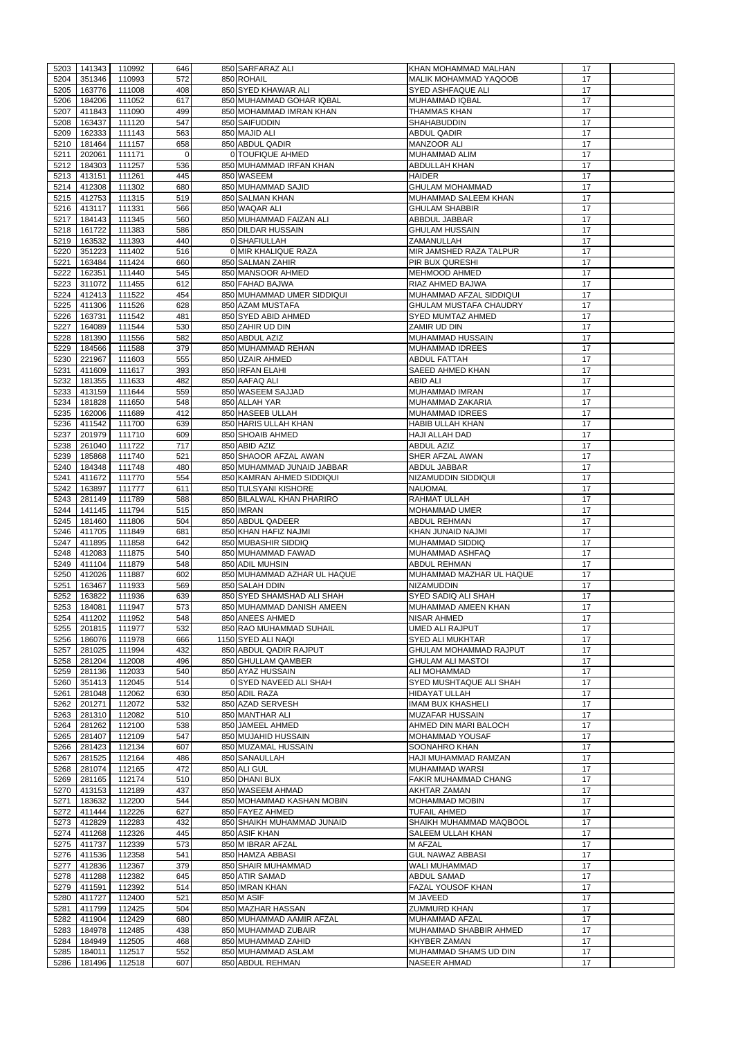| | | | | | | | | |
|---|---|---|---|---|---|---|---|---|
| 5203 | 141343 | 110992 | 646 | 850 | SARFARAZ ALI | KHAN MOHAMMAD MALHAN | 17 | |
| 5204 | 351346 | 110993 | 572 | 850 | ROHAIL | MALIK MOHAMMAD YAQOOB | 17 | |
| 5205 | 163776 | 111008 | 408 | 850 | SYED KHAWAR ALI | SYED ASHFAQUE ALI | 17 | |
| 5206 | 184206 | 111052 | 617 | 850 | MUHAMMAD GOHAR IQBAL | MUHAMMAD IQBAL | 17 | |
| 5207 | 411843 | 111090 | 499 | 850 | MOHAMMAD IMRAN KHAN | THAMMAS KHAN | 17 | |
| 5208 | 163437 | 111120 | 547 | 850 | SAIFUDDIN | SHAHABUDDIN | 17 | |
| 5209 | 162333 | 111143 | 563 | 850 | MAJID ALI | ABDUL QADIR | 17 | |
| 5210 | 181464 | 111157 | 658 | 850 | ABDUL QADIR | MANZOOR ALI | 17 | |
| 5211 | 202061 | 111171 | 0 | 0 | TOUFIQUE AHMED | MUHAMMAD ALIM | 17 | |
| 5212 | 184303 | 111257 | 536 | 850 | MUHAMMAD IRFAN KHAN | ABDULLAH KHAN | 17 | |
| 5213 | 413151 | 111261 | 445 | 850 | WASEEM | HAIDER | 17 | |
| 5214 | 412308 | 111302 | 680 | 850 | MUHAMMAD SAJID | GHULAM MOHAMMAD | 17 | |
| 5215 | 412753 | 111315 | 519 | 850 | SALMAN KHAN | MUHAMMAD SALEEM KHAN | 17 | |
| 5216 | 413117 | 111331 | 566 | 850 | WAQAR ALI | GHULAM SHABBIR | 17 | |
| 5217 | 184143 | 111345 | 560 | 850 | MUHAMMAD FAIZAN ALI | ABBDUL JABBAR | 17 | |
| 5218 | 161722 | 111383 | 586 | 850 | DILDAR HUSSAIN | GHULAM HUSSAIN | 17 | |
| 5219 | 163532 | 111393 | 440 | 0 | SHAFIULLAH | ZAMANULLAH | 17 | |
| 5220 | 351223 | 111402 | 516 | 0 | MIR KHALIQUE RAZA | MIR JAMSHED RAZA TALPUR | 17 | |
| 5221 | 163484 | 111424 | 660 | 850 | SALMAN ZAHIR | PIR BUX QURESHI | 17 | |
| 5222 | 162351 | 111440 | 545 | 850 | MANSOOR AHMED | MEHMOOD AHMED | 17 | |
| 5223 | 311072 | 111455 | 612 | 850 | FAHAD BAJWA | RIAZ AHMED BAJWA | 17 | |
| 5224 | 412413 | 111522 | 454 | 850 | MUHAMMAD UMER SIDDIQUI | MUHAMMAD AFZAL SIDDIQUI | 17 | |
| 5225 | 411306 | 111526 | 628 | 850 | AZAM MUSTAFA | GHULAM MUSTAFA CHAUDRY | 17 | |
| 5226 | 163731 | 111542 | 481 | 850 | SYED ABID AHMED | SYED MUMTAZ AHMED | 17 | |
| 5227 | 164089 | 111544 | 530 | 850 | ZAHIR UD DIN | ZAMIR UD DIN | 17 | |
| 5228 | 181390 | 111556 | 582 | 850 | ABDUL AZIZ | MUHAMMAD HUSSAIN | 17 | |
| 5229 | 184566 | 111588 | 379 | 850 | MUHAMMAD REHAN | MUHAMMAD IDREES | 17 | |
| 5230 | 221967 | 111603 | 555 | 850 | UZAIR AHMED | ABDUL FATTAH | 17 | |
| 5231 | 411609 | 111617 | 393 | 850 | IRFAN ELAHI | SAEED AHMED KHAN | 17 | |
| 5232 | 181355 | 111633 | 482 | 850 | AAFAQ ALI | ABID ALI | 17 | |
| 5233 | 413159 | 111644 | 559 | 850 | WASEEM SAJJAD | MUHAMMAD IMRAN | 17 | |
| 5234 | 181828 | 111650 | 548 | 850 | ALLAH YAR | MUHAMMAD ZAKARIA | 17 | |
| 5235 | 162006 | 111689 | 412 | 850 | HASEEB ULLAH | MUHAMMAD IDREES | 17 | |
| 5236 | 411542 | 111700 | 639 | 850 | HARIS ULLAH KHAN | HABIB ULLAH KHAN | 17 | |
| 5237 | 201979 | 111710 | 609 | 850 | SHOAIB AHMED | HAJI ALLAH DAD | 17 | |
| 5238 | 261040 | 111722 | 717 | 850 | ABID AZIZ | ABDUL AZIZ | 17 | |
| 5239 | 185868 | 111740 | 521 | 850 | SHAOOR AFZAL AWAN | SHER AFZAL AWAN | 17 | |
| 5240 | 184348 | 111748 | 480 | 850 | MUHAMMAD JUNAID JABBAR | ABDUL JABBAR | 17 | |
| 5241 | 411672 | 111770 | 554 | 850 | KAMRAN AHMED SIDDIQUI | NIZAMUDDIN SIDDIQUI | 17 | |
| 5242 | 163897 | 111777 | 611 | 850 | TULSYANI KISHORE | NAUOMAL | 17 | |
| 5243 | 281149 | 111789 | 588 | 850 | BILALWAL KHAN PHARIRO | RAHMAT ULLAH | 17 | |
| 5244 | 141145 | 111794 | 515 | 850 | IMRAN | MOHAMMAD UMER | 17 | |
| 5245 | 181460 | 111806 | 504 | 850 | ABDUL QADEER | ABDUL REHMAN | 17 | |
| 5246 | 411705 | 111849 | 681 | 850 | KHAN HAFIZ NAJMI | KHAN JUNAID NAJMI | 17 | |
| 5247 | 411895 | 111858 | 642 | 850 | MUBASHIR SIDDIQ | MUHAMMAD SIDDIQ | 17 | |
| 5248 | 412083 | 111875 | 540 | 850 | MUHAMMAD FAWAD | MUHAMMAD ASHFAQ | 17 | |
| 5249 | 411104 | 111879 | 548 | 850 | ADIL MUHSIN | ABDUL REHMAN | 17 | |
| 5250 | 412026 | 111887 | 602 | 850 | MUHAMMAD AZHAR UL HAQUE | MUHAMMAD MAZHAR UL HAQUE | 17 | |
| 5251 | 163467 | 111933 | 569 | 850 | SALAH DDIN | NIZAMUDDIN | 17 | |
| 5252 | 163822 | 111936 | 639 | 850 | SYED SHAMSHAD ALI SHAH | SYED SADIQ ALI SHAH | 17 | |
| 5253 | 184081 | 111947 | 573 | 850 | MUHAMMAD DANISH AMEEN | MUHAMMAD AMEEN KHAN | 17 | |
| 5254 | 411202 | 111952 | 548 | 850 | ANEES AHMED | NISAR AHMED | 17 | |
| 5255 | 201815 | 111977 | 532 | 850 | RAO MUHAMMAD SUHAIL | UMED ALI RAJPUT | 17 | |
| 5256 | 186076 | 111978 | 666 | 1150 | SYED ALI NAQI | SYED ALI MUKHTAR | 17 | |
| 5257 | 281025 | 111994 | 432 | 850 | ABDUL QADIR RAJPUT | GHULAM MOHAMMAD RAJPUT | 17 | |
| 5258 | 281204 | 112008 | 496 | 850 | GHULLAM QAMBER | GHULAM ALI MASTOI | 17 | |
| 5259 | 281136 | 112033 | 540 | 850 | AYAZ HUSSAIN | ALI MOHAMMAD | 17 | |
| 5260 | 351413 | 112045 | 514 | 0 | SYED NAVEED ALI SHAH | SYED MUSHTAQUE ALI SHAH | 17 | |
| 5261 | 281048 | 112062 | 630 | 850 | ADIL RAZA | HIDAYAT ULLAH | 17 | |
| 5262 | 201271 | 112072 | 532 | 850 | AZAD SERVESH | IMAM BUX KHASHELI | 17 | |
| 5263 | 281310 | 112082 | 510 | 850 | MANTHAR ALI | MUZAFAR HUSSAIN | 17 | |
| 5264 | 281262 | 112100 | 538 | 850 | JAMEEL AHMED | AHMED DIN MARI BALOCH | 17 | |
| 5265 | 281407 | 112109 | 547 | 850 | MUJAHID HUSSAIN | MOHAMMAD YOUSAF | 17 | |
| 5266 | 281423 | 112134 | 607 | 850 | MUZAMAL HUSSAIN | SOONAHRO KHAN | 17 | |
| 5267 | 281525 | 112164 | 486 | 850 | SANAULLAH | HAJI MUHAMMAD RAMZAN | 17 | |
| 5268 | 281074 | 112165 | 472 | 850 | ALI GUL | MUHAMMAD WARSI | 17 | |
| 5269 | 281165 | 112174 | 510 | 850 | DHANI BUX | FAKIR MUHAMMAD CHANG | 17 | |
| 5270 | 413153 | 112189 | 437 | 850 | WASEEM AHMAD | AKHTAR ZAMAN | 17 | |
| 5271 | 183632 | 112200 | 544 | 850 | MOHAMMAD KASHAN MOBIN | MOHAMMAD MOBIN | 17 | |
| 5272 | 411444 | 112226 | 627 | 850 | FAYEZ AHMED | TUFAIL AHMED | 17 | |
| 5273 | 412829 | 112283 | 432 | 850 | SHAIKH MUHAMMAD JUNAID | SHAIKH MUHAMMAD MAQBOOL | 17 | |
| 5274 | 411268 | 112326 | 445 | 850 | ASIF KHAN | SALEEM ULLAH KHAN | 17 | |
| 5275 | 411737 | 112339 | 573 | 850 | M IBRAR AFZAL | M AFZAL | 17 | |
| 5276 | 411536 | 112358 | 541 | 850 | HAMZA ABBASI | GUL NAWAZ ABBASI | 17 | |
| 5277 | 412836 | 112367 | 379 | 850 | SHAIR MUHAMMAD | WALI MUHAMMAD | 17 | |
| 5278 | 411288 | 112382 | 645 | 850 | ATIR SAMAD | ABDUL SAMAD | 17 | |
| 5279 | 411591 | 112392 | 514 | 850 | IMRAN KHAN | FAZAL YOUSOF KHAN | 17 | |
| 5280 | 411727 | 112400 | 521 | 850 | M ASIF | M JAVEED | 17 | |
| 5281 | 411799 | 112425 | 504 | 850 | MAZHAR HASSAN | ZUMMURD KHAN | 17 | |
| 5282 | 411904 | 112429 | 680 | 850 | MUHAMMAD AAMIR AFZAL | MUHAMMAD AFZAL | 17 | |
| 5283 | 184978 | 112485 | 438 | 850 | MUHAMMAD ZUBAIR | MUHAMMAD SHABBIR AHMED | 17 | |
| 5284 | 184949 | 112505 | 468 | 850 | MUHAMMAD ZAHID | KHYBER ZAMAN | 17 | |
| 5285 | 184011 | 112517 | 552 | 850 | MUHAMMAD ASLAM | MUHAMMAD SHAMS UD DIN | 17 | |
| 5286 | 181496 | 112518 | 607 | 850 | ABDUL REHMAN | NASEER AHMAD | 17 | |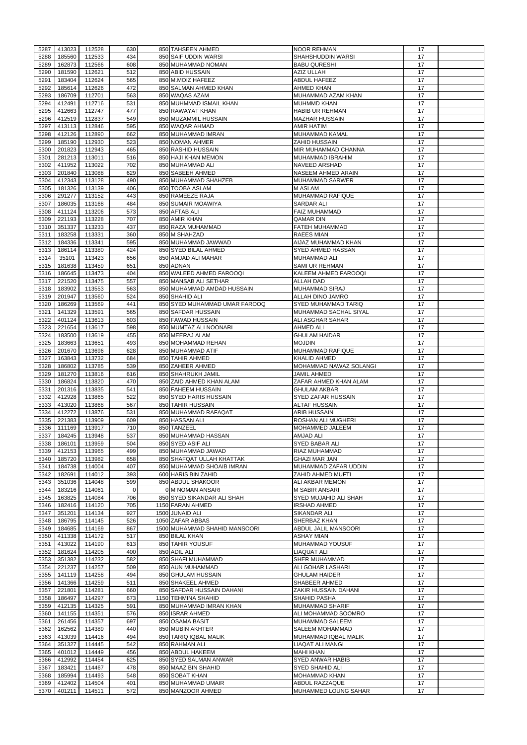| | | | | | | | | |
|---|---|---|---|---|---|---|---|---|
| 5287 | 413023 | 112528 | 630 | 850 | TAHSEEN AHMED | NOOR REHMAN | 17 | |
| 5288 | 185560 | 112533 | 434 | 850 | SAIF UDDIN WARSI | SHAHSHUDDIN WARSI | 17 | |
| 5289 | 162873 | 112566 | 608 | 850 | MUHAMMAD NOMAN | BABU QURESHI | 17 | |
| 5290 | 181590 | 112621 | 512 | 850 | ABID HUSSAIN | AZIZ ULLAH | 17 | |
| 5291 | 183404 | 112624 | 565 | 850 | M.MOIZ HAFEEZ | ABDUL HAFEEZ | 17 | |
| 5292 | 185614 | 112626 | 472 | 850 | SALMAN AHMED KHAN | AHMED KHAN | 17 | |
| 5293 | 186709 | 112701 | 563 | 850 | WAQAS AZAM | MUHAMMAD AZAM KHAN | 17 | |
| 5294 | 412491 | 112716 | 531 | 850 | MUHMMAD ISMAIL KHAN | MUHMMD KHAN | 17 | |
| 5295 | 412663 | 112747 | 477 | 850 | RAWAYAT KHAN | HABIB UR REHMAN | 17 | |
| 5296 | 412519 | 112837 | 549 | 850 | MUZAMMIL HUSSAIN | MAZHAR HUSSAIN | 17 | |
| 5297 | 413113 | 112846 | 595 | 850 | WAQAR AHMAD | AMIR HATIM | 17 | |
| 5298 | 412126 | 112890 | 662 | 850 | MUHAMMAD IMRAN | MUHAMMAD KAMAL | 17 | |
| 5299 | 185190 | 112930 | 523 | 850 | NOMAN AHMER | ZAHID HUSSAIN | 17 | |
| 5300 | 201823 | 112943 | 465 | 850 | RASHID HUSSAIN | MIR MUHAMMAD CHANNA | 17 | |
| 5301 | 281213 | 113011 | 516 | 850 | HAJI KHAN MEMON | MUHAMMAD IBRAHIM | 17 | |
| 5302 | 411952 | 113022 | 702 | 850 | MUHAMMAD ALI | NAVEED ARSHAD | 17 | |
| 5303 | 201840 | 113088 | 629 | 850 | SABEEH AHMED | NASEEM AHMED ARAIN | 17 | |
| 5304 | 412343 | 113128 | 490 | 850 | MUHAMMAD SHAHZEB | MUHAMMAD SARWER | 17 | |
| 5305 | 181326 | 113139 | 406 | 850 | TOOBA ASLAM | M ASLAM | 17 | |
| 5306 | 291277 | 113152 | 443 | 850 | RAMEEZE RAJA | MUHAMMAD RAFIQUE | 17 | |
| 5307 | 186035 | 113168 | 484 | 850 | SUMAIR MOAWIYA | SARDAR ALI | 17 | |
| 5308 | 411124 | 113206 | 573 | 850 | AFTAB ALI | FAIZ MUHAMMAD | 17 | |
| 5309 | 221193 | 113228 | 707 | 850 | AMIR KHAN | QAMAR DIN | 17 | |
| 5310 | 351337 | 113233 | 437 | 850 | RAZA MUHAMMAD | FATEH MUHAMMAD | 17 | |
| 5311 | 183258 | 113331 | 360 | 850 | M SHAHZAD | RAEES MIAN | 17 | |
| 5312 | 184336 | 113341 | 595 | 850 | MUHAMMAD JAWWAD | AIJAZ MUHAMMAD KHAN | 17 | |
| 5313 | 186114 | 113380 | 424 | 850 | SYED BILAL AHMED | SYED AHMED HASSAN | 17 | |
| 5314 | 35101 | 113423 | 656 | 850 | AMJAD ALI MAHAR | MUHAMMAD ALI | 17 | |
| 5315 | 181638 | 113459 | 651 | 850 | ADNAN | SAMI UR REHMAN | 17 | |
| 5316 | 186645 | 113473 | 404 | 850 | WALEED AHMED FAROOQI | KALEEM AHMED FAROOQI | 17 | |
| 5317 | 221520 | 113475 | 557 | 850 | MANSAB ALI SETHAR | ALLAH DAD | 17 | |
| 5318 | 183902 | 113553 | 563 | 850 | MUHAMMAD AMDAD HUSSAIN | MUHAMMAD SIRAJ | 17 | |
| 5319 | 201947 | 113560 | 524 | 850 | SHAHID ALI | ALLAH DINO JAMRO | 17 | |
| 5320 | 186269 | 113569 | 441 | 850 | SYED MUHAMMAD UMAR FAROOQ | SYED MUHAMMAD TARIQ | 17 | |
| 5321 | 141329 | 113591 | 565 | 850 | SAFDAR HUSSAIN | MUHAMMAD SACHAL SIYAL | 17 | |
| 5322 | 401124 | 113613 | 603 | 850 | FAWAD HUSSAIN | ALI ASGHAR SAHAR | 17 | |
| 5323 | 221654 | 113617 | 598 | 850 | MUMTAZ ALI NOONARI | AHMED ALI | 17 | |
| 5324 | 183500 | 113619 | 455 | 850 | MEERAJ ALAM | GHULAM HAIDAR | 17 | |
| 5325 | 183663 | 113651 | 493 | 850 | MOHAMMAD REHAN | MOJDIN | 17 | |
| 5326 | 201670 | 113696 | 628 | 850 | MUHAMMAD ATIF | MUHAMMAD RAFIQUE | 17 | |
| 5327 | 163843 | 113732 | 684 | 850 | TAHIR AHMED | KHALID AHMED | 17 | |
| 5328 | 186802 | 113785 | 539 | 850 | ZAHEER AHMED | MOHAMMAD NAWAZ SOLANGI | 17 | |
| 5329 | 181270 | 113816 | 616 | 850 | SHAHRUKH JAMIL | JAMIL AHMED | 17 | |
| 5330 | 186824 | 113820 | 470 | 850 | ZAID AHMED KHAN ALAM | ZAFAR AHMED KHAN ALAM | 17 | |
| 5331 | 201316 | 113835 | 541 | 850 | FAHEEM HUSSAIN | GHULAM AKBAR | 17 | |
| 5332 | 412928 | 113865 | 522 | 850 | SYED HARIS HUSSAIN | SYED ZAFAR HUSSAIN | 17 | |
| 5333 | 413020 | 113868 | 567 | 850 | TAHIR HUSSAIN | ALTAF HUSSAIN | 17 | |
| 5334 | 412272 | 113876 | 531 | 850 | MUHAMMAD RAFAQAT | ARIB HUSSAIN | 17 | |
| 5335 | 221383 | 113909 | 609 | 850 | HASSAN ALI | ROSHAN ALI MUGHERI | 17 | |
| 5336 | 111169 | 113917 | 710 | 850 | TANZEEL | MOHAMMED JALEEM | 17 | |
| 5337 | 184245 | 113948 | 537 | 850 | MUHAMMAD HASSAN | AMJAD ALI | 17 | |
| 5338 | 186101 | 113959 | 504 | 850 | SYED ASIF ALI | SYED BABAR ALI | 17 | |
| 5339 | 412153 | 113965 | 499 | 850 | MUHAMMAD JAWAD | RIAZ MUHAMMAD | 17 | |
| 5340 | 185720 | 113982 | 658 | 850 | SHAFQAT ULLAH KHATTAK | GHAZI MAR JAN | 17 | |
| 5341 | 184738 | 114004 | 407 | 850 | MUHAMMAD SHOAIB IMRAN | MUHAMMAD ZAFAR UDDIN | 17 | |
| 5342 | 182691 | 114012 | 393 | 600 | HARIS BIN ZAHID | ZAHID AHMED MUFTI | 17 | |
| 5343 | 351036 | 114048 | 599 | 850 | ABDUL SHAKOOR | ALI AKBAR MEMON | 17 | |
| 5344 | 183216 | 114061 | 0 | 0 | M NOMAN ANSARI | M SABIR ANSARI | 17 | |
| 5345 | 163825 | 114084 | 706 | 850 | SYED SIKANDAR ALI SHAH | SYED MUJAHID ALI SHAH | 17 | |
| 5346 | 182416 | 114120 | 705 | 1150 | FARAN AHMED | IRSHAD AHMED | 17 | |
| 5347 | 351201 | 114134 | 927 | 1500 | JUNAID ALI | SIKANDAR ALI | 17 | |
| 5348 | 186795 | 114145 | 526 | 1050 | ZAFAR ABBAS | SHERBAZ KHAN | 17 | |
| 5349 | 184685 | 114169 | 867 | 1500 | MUHAMMAD SHAHID MANSOORI | ABDUL JALIL MANSOORI | 17 | |
| 5350 | 411338 | 114172 | 517 | 850 | BILAL KHAN | ASHAY MIAN | 17 | |
| 5351 | 413022 | 114190 | 613 | 850 | TAHIR YOUSUF | MUHAMMAD YOUSUF | 17 | |
| 5352 | 181624 | 114205 | 400 | 850 | ADIL ALI | LIAQUAT ALI | 17 | |
| 5353 | 351382 | 114232 | 582 | 850 | SHAFI MUHAMMAD | SHER MUHAMMAD | 17 | |
| 5354 | 221237 | 114257 | 509 | 850 | AUN MUHAMMAD | ALI GOHAR LASHARI | 17 | |
| 5355 | 141119 | 114258 | 494 | 850 | GHULAM HUSSAIN | GHULAM HAIDER | 17 | |
| 5356 | 141366 | 114259 | 511 | 850 | SHAKEEL AHMED | SHABEER AHMED | 17 | |
| 5357 | 221801 | 114281 | 660 | 850 | SAFDAR HUSSAIN DAHANI | ZAKIR HUSSAIN DAHANI | 17 | |
| 5358 | 186497 | 114297 | 673 | 1150 | TEHMINA SHAHID | SHAHID PASHA | 17 | |
| 5359 | 412135 | 114325 | 591 | 850 | MUHAMMAD IMRAN KHAN | MUHAMMAD SHARIF | 17 | |
| 5360 | 141155 | 114351 | 576 | 850 | ISRAR AHMED | ALI MOHAMMAD SOOMRO | 17 | |
| 5361 | 261456 | 114357 | 697 | 850 | OSAMA BASIT | MUHAMMAD SALEEM | 17 | |
| 5362 | 162562 | 114389 | 440 | 850 | MUBIN AKHTER | SALEEM MOHAMMAD | 17 | |
| 5363 | 413039 | 114416 | 494 | 850 | TARIQ IQBAL MALIK | MUHAMMAD IQBAL MALIK | 17 | |
| 5364 | 351327 | 114445 | 542 | 850 | RAHMAN ALI | LIAQAT ALI MANGI | 17 | |
| 5365 | 401012 | 114449 | 456 | 850 | ABDUL HAKEEM | MAHI KHAN | 17 | |
| 5366 | 412992 | 114454 | 625 | 850 | SYED SALMAN ANWAR | SYED ANWAR HABIB | 17 | |
| 5367 | 183421 | 114467 | 478 | 850 | MAAZ BIN SHAHID | SYED SHAHID ALI | 17 | |
| 5368 | 185994 | 114493 | 548 | 850 | SOBAT KHAN | MOHAMMAD KHAN | 17 | |
| 5369 | 412402 | 114504 | 401 | 850 | MUHAMMAD UMAIR | ABDUL RAZZAQUE | 17 | |
| 5370 | 401211 | 114511 | 572 | 850 | MANZOOR AHMED | MUHAMMED LOUNG SAHAR | 17 | |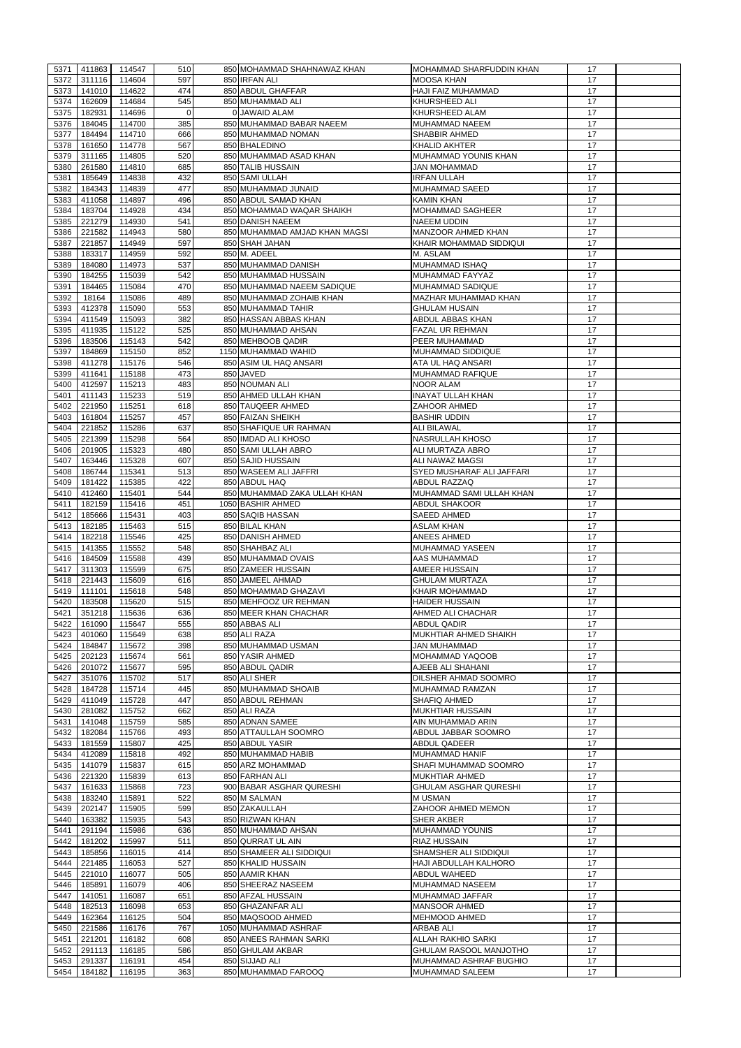| | | | | | | | | |
|---|---|---|---|---|---|---|---|---|
| 5371 | 411863 | 114547 | 510 | 850 | MOHAMMAD SHAHNAWAZ KHAN | MOHAMMAD SHARFUDDIN KHAN | 17 | |
| 5372 | 311116 | 114604 | 597 | 850 | IRFAN ALI | MOOSA KHAN | 17 | |
| 5373 | 141010 | 114622 | 474 | 850 | ABDUL GHAFFAR | HAJI FAIZ MUHAMMAD | 17 | |
| 5374 | 162609 | 114684 | 545 | 850 | MUHAMMAD ALI | KHURSHEED ALI | 17 | |
| 5375 | 182931 | 114696 | 0 | 0 | JAWAID ALAM | KHURSHEED ALAM | 17 | |
| 5376 | 184045 | 114700 | 385 | 850 | MUHAMMAD BABAR NAEEM | MUHAMMAD NAEEM | 17 | |
| 5377 | 184494 | 114710 | 666 | 850 | MUHAMMAD NOMAN | SHABBIR AHMED | 17 | |
| 5378 | 161650 | 114778 | 567 | 850 | BHALEDINO | KHALID AKHTER | 17 | |
| 5379 | 311165 | 114805 | 520 | 850 | MUHAMMAD ASAD KHAN | MUHAMMAD YOUNIS KHAN | 17 | |
| 5380 | 261580 | 114810 | 685 | 850 | TALIB HUSSAIN | JAN MOHAMMAD | 17 | |
| 5381 | 185649 | 114838 | 432 | 850 | SAMI ULLAH | IRFAN ULLAH | 17 | |
| 5382 | 184343 | 114839 | 477 | 850 | MUHAMMAD JUNAID | MUHAMMAD SAEED | 17 | |
| 5383 | 411058 | 114897 | 496 | 850 | ABDUL SAMAD KHAN | KAMIN KHAN | 17 | |
| 5384 | 183704 | 114928 | 434 | 850 | MOHAMMAD WAQAR SHAIKH | MOHAMMAD SAGHEER | 17 | |
| 5385 | 221279 | 114930 | 541 | 850 | DANISH NAEEM | NAEEM UDDIN | 17 | |
| 5386 | 221582 | 114943 | 580 | 850 | MUHAMMAD AMJAD KHAN MAGSI | MANZOOR AHMED KHAN | 17 | |
| 5387 | 221857 | 114949 | 597 | 850 | SHAH JAHAN | KHAIR MOHAMMAD SIDDIQUI | 17 | |
| 5388 | 183317 | 114959 | 592 | 850 | M. ADEEL | M. ASLAM | 17 | |
| 5389 | 184080 | 114973 | 537 | 850 | MUHAMMAD DANISH | MUHAMMAD ISHAQ | 17 | |
| 5390 | 184255 | 115039 | 542 | 850 | MUHAMMAD HUSSAIN | MUHAMMAD FAYYAZ | 17 | |
| 5391 | 184465 | 115084 | 470 | 850 | MUHAMMAD NAEEM SADIQUE | MUHAMMAD SADIQUE | 17 | |
| 5392 | 18164 | 115086 | 489 | 850 | MUHAMMAD ZOHAIB KHAN | MAZHAR MUHAMMAD KHAN | 17 | |
| 5393 | 412378 | 115090 | 553 | 850 | MUHAMMAD TAHIR | GHULAM HUSAIN | 17 | |
| 5394 | 411549 | 115093 | 382 | 850 | HASSAN ABBAS KHAN | ABDUL ABBAS KHAN | 17 | |
| 5395 | 411935 | 115122 | 525 | 850 | MUHAMMAD AHSAN | FAZAL UR REHMAN | 17 | |
| 5396 | 183506 | 115143 | 542 | 850 | MEHBOOB QADIR | PEER MUHAMMAD | 17 | |
| 5397 | 184869 | 115150 | 852 | 1150 | MUHAMMAD WAHID | MUHAMMAD SIDDIQUE | 17 | |
| 5398 | 411278 | 115176 | 546 | 850 | ASIM UL HAQ ANSARI | ATA UL HAQ ANSARI | 17 | |
| 5399 | 411641 | 115188 | 473 | 850 | JAVED | MUHAMMAD RAFIQUE | 17 | |
| 5400 | 412597 | 115213 | 483 | 850 | NOUMAN ALI | NOOR ALAM | 17 | |
| 5401 | 411143 | 115233 | 519 | 850 | AHMED ULLAH KHAN | INAYAT ULLAH KHAN | 17 | |
| 5402 | 221950 | 115251 | 618 | 850 | TAUQEER AHMED | ZAHOOR AHMED | 17 | |
| 5403 | 161804 | 115257 | 457 | 850 | FAIZAN SHEIKH | BASHIR UDDIN | 17 | |
| 5404 | 221852 | 115286 | 637 | 850 | SHAFIQUE UR RAHMAN | ALI BILAWAL | 17 | |
| 5405 | 221399 | 115298 | 564 | 850 | IMDAD ALI KHOSO | NASRULLAH KHOSO | 17 | |
| 5406 | 201905 | 115323 | 480 | 850 | SAMI ULLAH ABRO | ALI MURTAZA ABRO | 17 | |
| 5407 | 163446 | 115328 | 607 | 850 | SAJID HUSSAIN | ALI NAWAZ MAGSI | 17 | |
| 5408 | 186744 | 115341 | 513 | 850 | WASEEM ALI JAFFRI | SYED MUSHARAF ALI JAFFARI | 17 | |
| 5409 | 181422 | 115385 | 422 | 850 | ABDUL HAQ | ABDUL RAZZAQ | 17 | |
| 5410 | 412460 | 115401 | 544 | 850 | MUHAMMAD ZAKA ULLAH KHAN | MUHAMMAD SAMI ULLAH KHAN | 17 | |
| 5411 | 182159 | 115416 | 451 | 1050 | BASHIR AHMED | ABDUL SHAKOOR | 17 | |
| 5412 | 185666 | 115431 | 403 | 850 | SAQIB HASSAN | SAEED AHMED | 17 | |
| 5413 | 182185 | 115463 | 515 | 850 | BILAL KHAN | ASLAM KHAN | 17 | |
| 5414 | 182218 | 115546 | 425 | 850 | DANISH AHMED | ANEES AHMED | 17 | |
| 5415 | 141355 | 115552 | 548 | 850 | SHAHBAZ ALI | MUHAMMAD YASEEN | 17 | |
| 5416 | 184509 | 115588 | 439 | 850 | MUHAMMAD OVAIS | AAS MUHAMMAD | 17 | |
| 5417 | 311303 | 115599 | 675 | 850 | ZAMEER HUSSAIN | AMEER HUSSAIN | 17 | |
| 5418 | 221443 | 115609 | 616 | 850 | JAMEEL AHMAD | GHULAM MURTAZA | 17 | |
| 5419 | 111101 | 115618 | 548 | 850 | MOHAMMAD GHAZAVI | KHAIR MOHAMMAD | 17 | |
| 5420 | 183508 | 115620 | 515 | 850 | MEHFOOZ UR REHMAN | HAIDER HUSSAIN | 17 | |
| 5421 | 351218 | 115636 | 636 | 850 | MEER KHAN CHACHAR | AHMED ALI CHACHAR | 17 | |
| 5422 | 161090 | 115647 | 555 | 850 | ABBAS ALI | ABDUL QADIR | 17 | |
| 5423 | 401060 | 115649 | 638 | 850 | ALI RAZA | MUKHTIAR AHMED SHAIKH | 17 | |
| 5424 | 184847 | 115672 | 398 | 850 | MUHAMMAD USMAN | JAN MUHAMMAD | 17 | |
| 5425 | 202123 | 115674 | 561 | 850 | YASIR AHMED | MOHAMMAD YAQOOB | 17 | |
| 5426 | 201072 | 115677 | 595 | 850 | ABDUL QADIR | AJEEB ALI SHAHANI | 17 | |
| 5427 | 351076 | 115702 | 517 | 850 | ALI SHER | DILSHER AHMAD SOOMRO | 17 | |
| 5428 | 184728 | 115714 | 445 | 850 | MUHAMMAD SHOAIB | MUHAMMAD RAMZAN | 17 | |
| 5429 | 411049 | 115728 | 447 | 850 | ABDUL REHMAN | SHAFIQ AHMED | 17 | |
| 5430 | 281082 | 115752 | 662 | 850 | ALI RAZA | MUKHTIAR HUSSAIN | 17 | |
| 5431 | 141048 | 115759 | 585 | 850 | ADNAN SAMEE | AIN MUHAMMAD ARIN | 17 | |
| 5432 | 182084 | 115766 | 493 | 850 | ATTAULLAH SOOMRO | ABDUL JABBAR SOOMRO | 17 | |
| 5433 | 181559 | 115807 | 425 | 850 | ABDUL YASIR | ABDUL QADEER | 17 | |
| 5434 | 412089 | 115818 | 492 | 850 | MUHAMMAD HABIB | MUHAMMAD HANIF | 17 | |
| 5435 | 141079 | 115837 | 615 | 850 | ARZ MOHAMMAD | SHAFI MUHAMMAD SOOMRO | 17 | |
| 5436 | 221320 | 115839 | 613 | 850 | FARHAN ALI | MUKHTIAR AHMED | 17 | |
| 5437 | 161633 | 115868 | 723 | 900 | BABAR ASGHAR QURESHI | GHULAM ASGHAR QURESHI | 17 | |
| 5438 | 183240 | 115891 | 522 | 850 | M SALMAN | M USMAN | 17 | |
| 5439 | 202147 | 115905 | 599 | 850 | ZAKAULLAH | ZAHOOR AHMED MEMON | 17 | |
| 5440 | 163382 | 115935 | 543 | 850 | RIZWAN KHAN | SHER AKBER | 17 | |
| 5441 | 291194 | 115986 | 636 | 850 | MUHAMMAD AHSAN | MUHAMMAD YOUNIS | 17 | |
| 5442 | 181202 | 115997 | 511 | 850 | QURRAT UL AIN | RIAZ HUSSAIN | 17 | |
| 5443 | 185856 | 116015 | 414 | 850 | SHAMEER ALI SIDDIQUI | SHAMSHER ALI SIDDIQUI | 17 | |
| 5444 | 221485 | 116053 | 527 | 850 | KHALID HUSSAIN | HAJI ABDULLAH KALHORO | 17 | |
| 5445 | 221010 | 116077 | 505 | 850 | AAMIR KHAN | ABDUL WAHEED | 17 | |
| 5446 | 185891 | 116079 | 406 | 850 | SHEERAZ NASEEM | MUHAMMAD NASEEM | 17 | |
| 5447 | 141051 | 116087 | 651 | 850 | AFZAL HUSSAIN | MUHAMMAD JAFFAR | 17 | |
| 5448 | 182513 | 116098 | 653 | 850 | GHAZANFAR ALI | MANSOOR AHMED | 17 | |
| 5449 | 162364 | 116125 | 504 | 850 | MAQSOOD AHMED | MEHMOOD AHMED | 17 | |
| 5450 | 221586 | 116176 | 767 | 1050 | MUHAMMAD ASHRAF | ARBAB ALI | 17 | |
| 5451 | 221201 | 116182 | 608 | 850 | ANEES RAHMAN SARKI | ALLAH RAKHIO SARKI | 17 | |
| 5452 | 291113 | 116185 | 586 | 850 | GHULAM AKBAR | GHULAM RASOOL MANJOTHO | 17 | |
| 5453 | 291337 | 116191 | 454 | 850 | SIJJAD ALI | MUHAMMAD ASHRAF BUGHIO | 17 | |
| 5454 | 184182 | 116195 | 363 | 850 | MUHAMMAD FAROOQ | MUHAMMAD SALEEM | 17 | |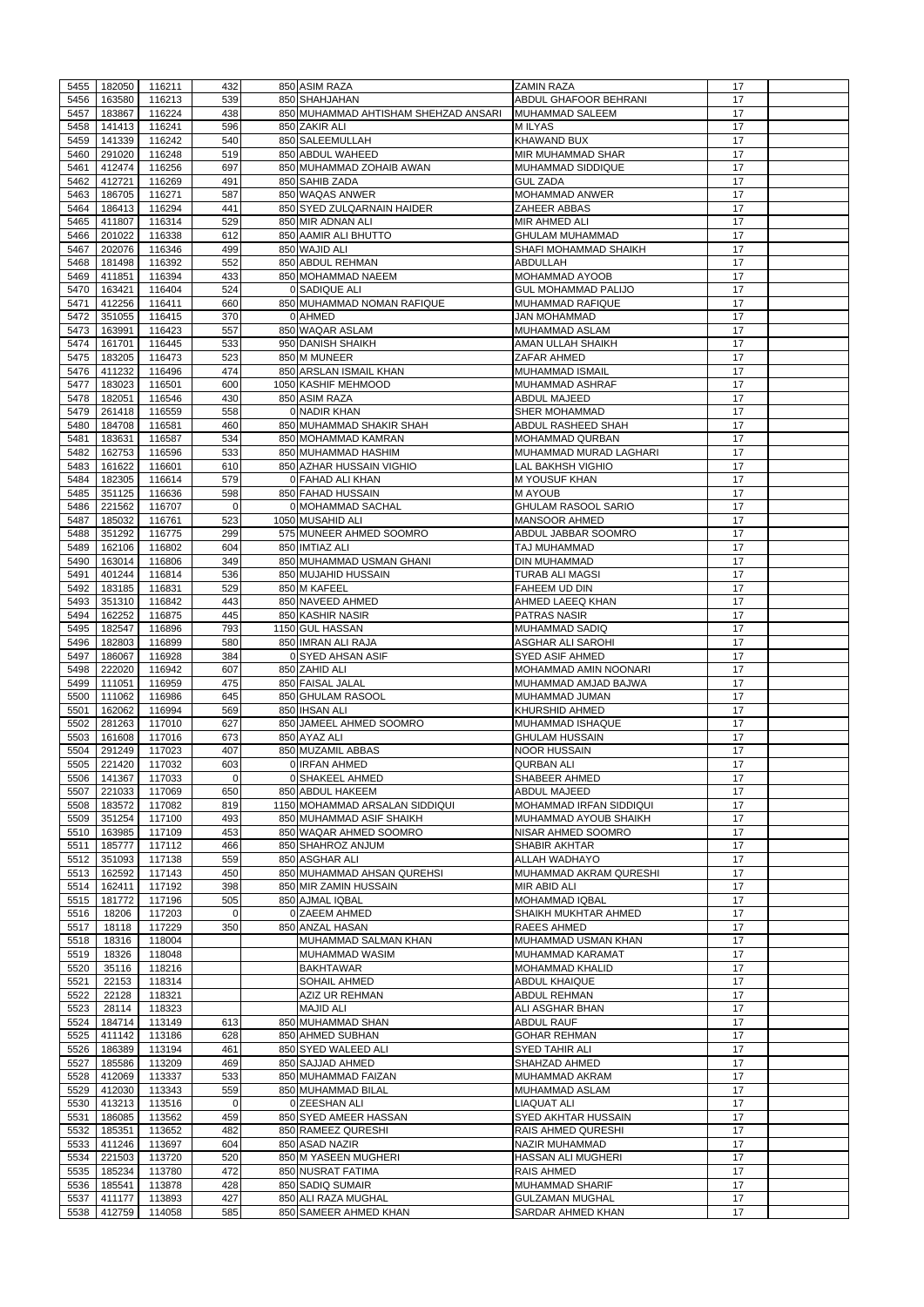| | | | | | | | | |
|---|---|---|---|---|---|---|---|---|
| 5455 | 182050 | 116211 | 432 | 850 | ASIM RAZA | ZAMIN RAZA | 17 | |
| 5456 | 163580 | 116213 | 539 | 850 | SHAHJAHAN | ABDUL GHAFOOR BEHRANI | 17 | |
| 5457 | 183867 | 116224 | 438 | 850 | MUHAMMAD AHTISHAM SHEHZAD ANSARI | MUHAMMAD SALEEM | 17 | |
| 5458 | 141413 | 116241 | 596 | 850 | ZAKIR ALI | M ILYAS | 17 | |
| 5459 | 141339 | 116242 | 540 | 850 | SALEEMULLAH | KHAWAND BUX | 17 | |
| 5460 | 291020 | 116248 | 519 | 850 | ABDUL WAHEED | MIR MUHAMMAD SHAR | 17 | |
| 5461 | 412474 | 116256 | 697 | 850 | MUHAMMAD ZOHAIB AWAN | MUHAMMAD SIDDIQUE | 17 | |
| 5462 | 412721 | 116269 | 491 | 850 | SAHIB ZADA | GUL ZADA | 17 | |
| 5463 | 186705 | 116271 | 587 | 850 | WAQAS ANWER | MOHAMMAD ANWER | 17 | |
| 5464 | 186413 | 116294 | 441 | 850 | SYED ZULQARNAIN HAIDER | ZAHEER ABBAS | 17 | |
| 5465 | 411807 | 116314 | 529 | 850 | MIR ADNAN ALI | MIR AHMED ALI | 17 | |
| 5466 | 201022 | 116338 | 612 | 850 | AAMIR ALI BHUTTO | GHULAM MUHAMMAD | 17 | |
| 5467 | 202076 | 116346 | 499 | 850 | WAJID ALI | SHAFI MOHAMMAD SHAIKH | 17 | |
| 5468 | 181498 | 116392 | 552 | 850 | ABDUL REHMAN | ABDULLAH | 17 | |
| 5469 | 411851 | 116394 | 433 | 850 | MOHAMMAD NAEEM | MOHAMMAD AYOOB | 17 | |
| 5470 | 163421 | 116404 | 524 | 0 | SADIQUE ALI | GUL MOHAMMAD PALIJO | 17 | |
| 5471 | 412256 | 116411 | 660 | 850 | MUHAMMAD NOMAN RAFIQUE | MUHAMMAD RAFIQUE | 17 | |
| 5472 | 351055 | 116415 | 370 | 0 | AHMED | JAN MOHAMMAD | 17 | |
| 5473 | 163991 | 116423 | 557 | 850 | WAQAR ASLAM | MUHAMMAD ASLAM | 17 | |
| 5474 | 161701 | 116445 | 533 | 950 | DANISH SHAIKH | AMAN ULLAH SHAIKH | 17 | |
| 5475 | 183205 | 116473 | 523 | 850 | M MUNEER | ZAFAR AHMED | 17 | |
| 5476 | 411232 | 116496 | 474 | 850 | ARSLAN ISMAIL KHAN | MUHAMMAD ISMAIL | 17 | |
| 5477 | 183023 | 116501 | 600 | 1050 | KASHIF MEHMOOD | MUHAMMAD ASHRAF | 17 | |
| 5478 | 182051 | 116546 | 430 | 850 | ASIM RAZA | ABDUL MAJEED | 17 | |
| 5479 | 261418 | 116559 | 558 | 0 | NADIR KHAN | SHER MOHAMMAD | 17 | |
| 5480 | 184708 | 116581 | 460 | 850 | MUHAMMAD SHAKIR SHAH | ABDUL RASHEED SHAH | 17 | |
| 5481 | 183631 | 116587 | 534 | 850 | MOHAMMAD KAMRAN | MOHAMMAD QURBAN | 17 | |
| 5482 | 162753 | 116596 | 533 | 850 | MUHAMMAD HASHIM | MUHAMMAD MURAD LAGHARI | 17 | |
| 5483 | 161622 | 116601 | 610 | 850 | AZHAR HUSSAIN VIGHIO | LAL BAKHSH VIGHIO | 17 | |
| 5484 | 182305 | 116614 | 579 | 0 | FAHAD ALI KHAN | M YOUSUF KHAN | 17 | |
| 5485 | 351125 | 116636 | 598 | 850 | FAHAD HUSSAIN | M AYOUB | 17 | |
| 5486 | 221562 | 116707 | 0 | 0 | MOHAMMAD SACHAL | GHULAM RASOOL SARIO | 17 | |
| 5487 | 185032 | 116761 | 523 | 1050 | MUSAHID ALI | MANSOOR AHMED | 17 | |
| 5488 | 351292 | 116775 | 299 | 575 | MUNEER AHMED SOOMRO | ABDUL JABBAR SOOMRO | 17 | |
| 5489 | 162106 | 116802 | 604 | 850 | IMTIAZ ALI | TAJ MUHAMMAD | 17 | |
| 5490 | 163014 | 116806 | 349 | 850 | MUHAMMAD USMAN GHANI | DIN MUHAMMAD | 17 | |
| 5491 | 401244 | 116814 | 536 | 850 | MUJAHID HUSSAIN | TURAB ALI MAGSI | 17 | |
| 5492 | 183185 | 116831 | 529 | 850 | M KAFEEL | FAHEEM UD DIN | 17 | |
| 5493 | 351310 | 116842 | 443 | 850 | NAVEED AHMED | AHMED LAEEQ KHAN | 17 | |
| 5494 | 162252 | 116875 | 445 | 850 | KASHIR NASIR | PATRAS NASIR | 17 | |
| 5495 | 182547 | 116896 | 793 | 1150 | GUL HASSAN | MUHAMMAD SADIQ | 17 | |
| 5496 | 182803 | 116899 | 580 | 850 | IMRAN ALI RAJA | ASGHAR ALI SAROHI | 17 | |
| 5497 | 186067 | 116928 | 384 | 0 | SYED AHSAN ASIF | SYED ASIF AHMED | 17 | |
| 5498 | 222020 | 116942 | 607 | 850 | ZAHID ALI | MOHAMMAD AMIN NOONARI | 17 | |
| 5499 | 111051 | 116959 | 475 | 850 | FAISAL JALAL | MUHAMMAD AMJAD BAJWA | 17 | |
| 5500 | 111062 | 116986 | 645 | 850 | GHULAM RASOOL | MUHAMMAD JUMAN | 17 | |
| 5501 | 162062 | 116994 | 569 | 850 | IHSAN ALI | KHURSHID AHMED | 17 | |
| 5502 | 281263 | 117010 | 627 | 850 | JAMEEL AHMED SOOMRO | MUHAMMAD ISHAQUE | 17 | |
| 5503 | 161608 | 117016 | 673 | 850 | AYAZ ALI | GHULAM HUSSAIN | 17 | |
| 5504 | 291249 | 117023 | 407 | 850 | MUZAMIL ABBAS | NOOR HUSSAIN | 17 | |
| 5505 | 221420 | 117032 | 603 | 0 | IRFAN AHMED | QURBAN ALI | 17 | |
| 5506 | 141367 | 117033 | 0 | 0 | SHAKEEL AHMED | SHABEER AHMED | 17 | |
| 5507 | 221033 | 117069 | 650 | 850 | ABDUL HAKEEM | ABDUL MAJEED | 17 | |
| 5508 | 183572 | 117082 | 819 | 1150 | MOHAMMAD ARSALAN SIDDIQUI | MOHAMMAD IRFAN SIDDIQUI | 17 | |
| 5509 | 351254 | 117100 | 493 | 850 | MUHAMMAD ASIF SHAIKH | MUHAMMAD AYOUB SHAIKH | 17 | |
| 5510 | 163985 | 117109 | 453 | 850 | WAQAR AHMED SOOMRO | NISAR AHMED SOOMRO | 17 | |
| 5511 | 185777 | 117112 | 466 | 850 | SHAHROZ ANJUM | SHABIR AKHTAR | 17 | |
| 5512 | 351093 | 117138 | 559 | 850 | ASGHAR ALI | ALLAH WADHAYO | 17 | |
| 5513 | 162592 | 117143 | 450 | 850 | MUHAMMAD AHSAN QUREHSI | MUHAMMAD AKRAM QURESHI | 17 | |
| 5514 | 162411 | 117192 | 398 | 850 | MIR ZAMIN HUSSAIN | MIR ABID ALI | 17 | |
| 5515 | 181772 | 117196 | 505 | 850 | AJMAL IQBAL | MOHAMMAD IQBAL | 17 | |
| 5516 | 18206 | 117203 | 0 | 0 | ZAEEM AHMED | SHAIKH MUKHTAR AHMED | 17 | |
| 5517 | 18118 | 117229 | 350 | 850 | ANZAL HASAN | RAEES AHMED | 17 | |
| 5518 | 18316 | 118004 | | | MUHAMMAD SALMAN KHAN | MUHAMMAD USMAN KHAN | 17 | |
| 5519 | 18326 | 118048 | | | MUHAMMAD WASIM | MUHAMMAD KARAMAT | 17 | |
| 5520 | 35116 | 118216 | | | BAKHTAWAR | MOHAMMAD KHALID | 17 | |
| 5521 | 22153 | 118314 | | | SOHAIL AHMED | ABDUL KHAIQUE | 17 | |
| 5522 | 22128 | 118321 | | | AZIZ UR REHMAN | ABDUL REHMAN | 17 | |
| 5523 | 28114 | 118323 | | | MAJID ALI | ALI ASGHAR BHAN | 17 | |
| 5524 | 184714 | 113149 | 613 | 850 | MUHAMMAD SHAN | ABDUL RAUF | 17 | |
| 5525 | 411142 | 113186 | 628 | 850 | AHMED SUBHAN | GOHAR REHMAN | 17 | |
| 5526 | 186389 | 113194 | 461 | 850 | SYED WALEED ALI | SYED TAHIR ALI | 17 | |
| 5527 | 185586 | 113209 | 469 | 850 | SAJJAD AHMED | SHAHZAD AHMED | 17 | |
| 5528 | 412069 | 113337 | 533 | 850 | MUHAMMAD FAIZAN | MUHAMMAD AKRAM | 17 | |
| 5529 | 412030 | 113343 | 559 | 850 | MUHAMMAD BILAL | MUHAMMAD ASLAM | 17 | |
| 5530 | 413213 | 113516 | 0 | 0 | ZEESHAN ALI | LIAQUAT ALI | 17 | |
| 5531 | 186085 | 113562 | 459 | 850 | SYED AMEER HASSAN | SYED AKHTAR HUSSAIN | 17 | |
| 5532 | 185351 | 113652 | 482 | 850 | RAMEEZ QURESHI | RAIS AHMED QURESHI | 17 | |
| 5533 | 411246 | 113697 | 604 | 850 | ASAD NAZIR | NAZIR MUHAMMAD | 17 | |
| 5534 | 221503 | 113720 | 520 | 850 | M YASEEN MUGHERI | HASSAN ALI MUGHERI | 17 | |
| 5535 | 185234 | 113780 | 472 | 850 | NUSRAT FATIMA | RAIS AHMED | 17 | |
| 5536 | 185541 | 113878 | 428 | 850 | SADIQ SUMAIR | MUHAMMAD SHARIF | 17 | |
| 5537 | 411177 | 113893 | 427 | 850 | ALI RAZA MUGHAL | GULZAMAN MUGHAL | 17 | |
| 5538 | 412759 | 114058 | 585 | 850 | SAMEER AHMED KHAN | SARDAR AHMED KHAN | 17 | |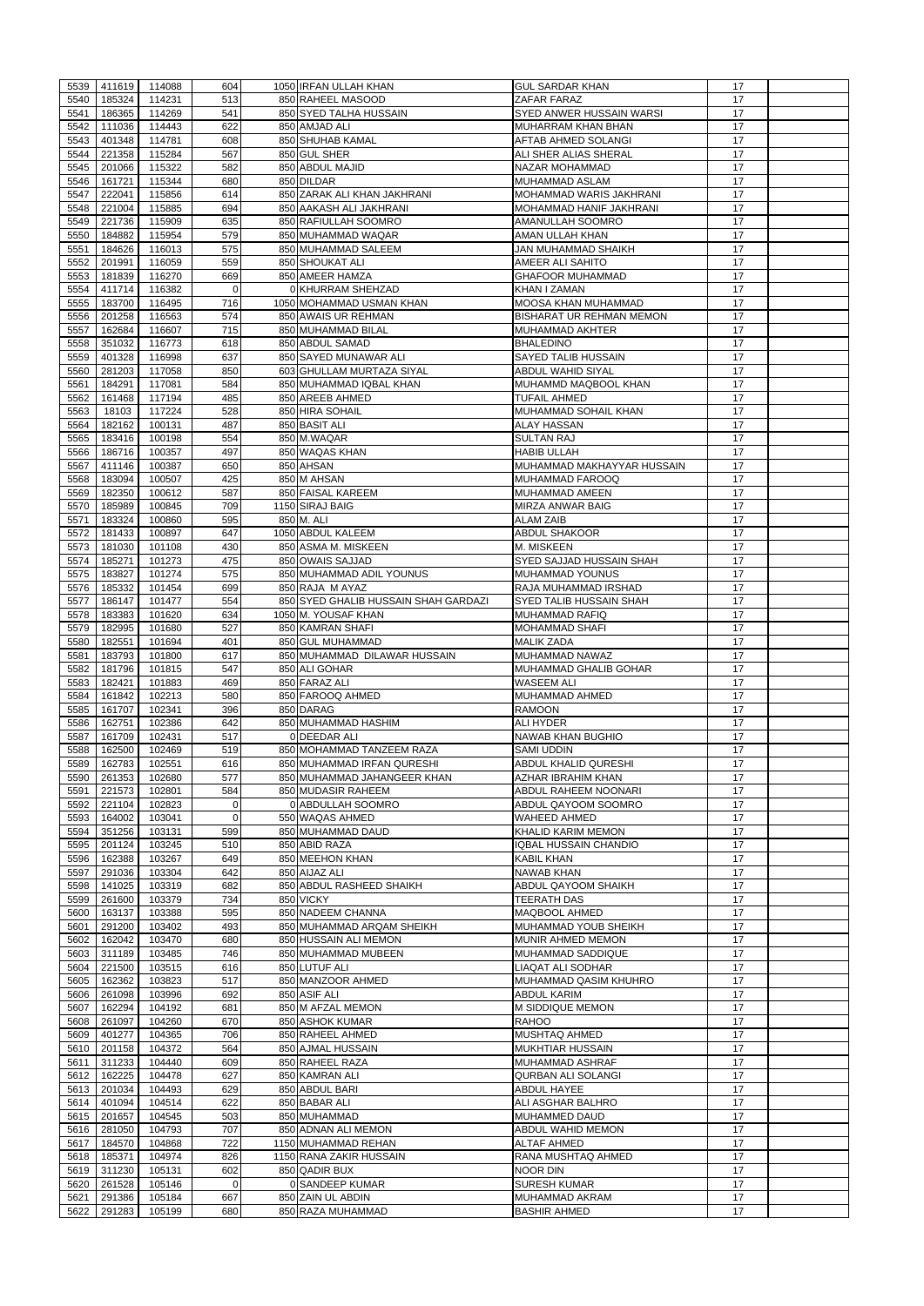| | | | | | | | | |
|---|---|---|---|---|---|---|---|---|
| 5539 | 411619 | 114088 | 604 | 1050 | IRFAN ULLAH KHAN | GUL SARDAR KHAN | 17 | |
| 5540 | 185324 | 114231 | 513 | 850 | RAHEEL MASOOD | ZAFAR FARAZ | 17 | |
| 5541 | 186365 | 114269 | 541 | 850 | SYED TALHA HUSSAIN | SYED ANWER HUSSAIN WARSI | 17 | |
| 5542 | 111036 | 114443 | 622 | 850 | AMJAD ALI | MUHARRAM KHAN BHAN | 17 | |
| 5543 | 401348 | 114781 | 608 | 850 | SHUHAB KAMAL | AFTAB AHMED SOLANGI | 17 | |
| 5544 | 221358 | 115284 | 567 | 850 | GUL SHER | ALI SHER ALIAS SHERAL | 17 | |
| 5545 | 201066 | 115322 | 582 | 850 | ABDUL MAJID | NAZAR MOHAMMAD | 17 | |
| 5546 | 161721 | 115344 | 680 | 850 | DILDAR | MUHAMMAD ASLAM | 17 | |
| 5547 | 222041 | 115856 | 614 | 850 | ZARAK ALI KHAN JAKHRANI | MOHAMMAD WARIS JAKHRANI | 17 | |
| 5548 | 221004 | 115885 | 694 | 850 | AAKASH ALI JAKHRANI | MOHAMMAD HANIF JAKHRANI | 17 | |
| 5549 | 221736 | 115909 | 635 | 850 | RAFIULLAH SOOMRO | AMANULLAH SOOMRO | 17 | |
| 5550 | 184882 | 115954 | 579 | 850 | MUHAMMAD WAQAR | AMAN ULLAH KHAN | 17 | |
| 5551 | 184626 | 116013 | 575 | 850 | MUHAMMAD SALEEM | JAN MUHAMMAD SHAIKH | 17 | |
| 5552 | 201991 | 116059 | 559 | 850 | SHOUKAT ALI | AMEER ALI SAHITO | 17 | |
| 5553 | 181839 | 116270 | 669 | 850 | AMEER HAMZA | GHAFOOR MUHAMMAD | 17 | |
| 5554 | 411714 | 116382 | 0 | 0 | KHURRAM SHEHZAD | KHAN I ZAMAN | 17 | |
| 5555 | 183700 | 116495 | 716 | 1050 | MOHAMMAD USMAN KHAN | MOOSA KHAN MUHAMMAD | 17 | |
| 5556 | 201258 | 116563 | 574 | 850 | AWAIS UR REHMAN | BISHARAT UR REHMAN MEMON | 17 | |
| 5557 | 162684 | 116607 | 715 | 850 | MUHAMMAD BILAL | MUHAMMAD AKHTER | 17 | |
| 5558 | 351032 | 116773 | 618 | 850 | ABDUL SAMAD | BHALEDINO | 17 | |
| 5559 | 401328 | 116998 | 637 | 850 | SAYED MUNAWAR ALI | SAYED TALIB HUSSAIN | 17 | |
| 5560 | 281203 | 117058 | 850 | 603 | GHULLAM MURTAZA SIYAL | ABDUL WAHID SIYAL | 17 | |
| 5561 | 184291 | 117081 | 584 | 850 | MUHAMMAD IQBAL KHAN | MUHAMMD MAQBOOL KHAN | 17 | |
| 5562 | 161468 | 117194 | 485 | 850 | AREEB AHMED | TUFAIL AHMED | 17 | |
| 5563 | 18103 | 117224 | 528 | 850 | HIRA SOHAIL | MUHAMMAD SOHAIL KHAN | 17 | |
| 5564 | 182162 | 100131 | 487 | 850 | BASIT ALI | ALAY HASSAN | 17 | |
| 5565 | 183416 | 100198 | 554 | 850 | M.WAQAR | SULTAN RAJ | 17 | |
| 5566 | 186716 | 100357 | 497 | 850 | WAQAS KHAN | HABIB ULLAH | 17 | |
| 5567 | 411146 | 100387 | 650 | 850 | AHSAN | MUHAMMAD MAKHAYYAR HUSSAIN | 17 | |
| 5568 | 183094 | 100507 | 425 | 850 | M AHSAN | MUHAMMAD FAROOQ | 17 | |
| 5569 | 182350 | 100612 | 587 | 850 | FAISAL KAREEM | MUHAMMAD AMEEN | 17 | |
| 5570 | 185989 | 100845 | 709 | 1150 | SIRAJ BAIG | MIRZA ANWAR BAIG | 17 | |
| 5571 | 183324 | 100860 | 595 | 850 | M. ALI | ALAM ZAIB | 17 | |
| 5572 | 181433 | 100897 | 647 | 1050 | ABDUL KALEEM | ABDUL SHAKOOR | 17 | |
| 5573 | 181030 | 101108 | 430 | 850 | ASMA M. MISKEEN | M. MISKEEN | 17 | |
| 5574 | 185271 | 101273 | 475 | 850 | OWAIS SAJJAD | SYED SAJJAD HUSSAIN SHAH | 17 | |
| 5575 | 183827 | 101274 | 575 | 850 | MUHAMMAD ADIL YOUNUS | MUHAMMAD YOUNUS | 17 | |
| 5576 | 185332 | 101454 | 699 | 850 | RAJA M AYAZ | RAJA MUHAMMAD IRSHAD | 17 | |
| 5577 | 186147 | 101477 | 554 | 850 | SYED GHALIB HUSSAIN SHAH GARDAZI | SYED TALIB HUSSAIN SHAH | 17 | |
| 5578 | 183383 | 101620 | 634 | 1050 | M. YOUSAF KHAN | MUHAMMAD RAFIQ | 17 | |
| 5579 | 182995 | 101680 | 527 | 850 | KAMRAN SHAFI | MOHAMMAD SHAFI | 17 | |
| 5580 | 182551 | 101694 | 401 | 850 | GUL MUHAMMAD | MALIK ZADA | 17 | |
| 5581 | 183793 | 101800 | 617 | 850 | MUHAMMAD DILAWAR HUSSAIN | MUHAMMAD NAWAZ | 17 | |
| 5582 | 181796 | 101815 | 547 | 850 | ALI GOHAR | MUHAMMAD GHALIB GOHAR | 17 | |
| 5583 | 182421 | 101883 | 469 | 850 | FARAZ ALI | WASEEM ALI | 17 | |
| 5584 | 161842 | 102213 | 580 | 850 | FAROOQ AHMED | MUHAMMAD AHMED | 17 | |
| 5585 | 161707 | 102341 | 396 | 850 | DARAG | RAMOON | 17 | |
| 5586 | 162751 | 102386 | 642 | 850 | MUHAMMAD HASHIM | ALI HYDER | 17 | |
| 5587 | 161709 | 102431 | 517 | 0 | DEEDAR ALI | NAWAB KHAN BUGHIO | 17 | |
| 5588 | 162500 | 102469 | 519 | 850 | MOHAMMAD TANZEEM RAZA | SAMI UDDIN | 17 | |
| 5589 | 162783 | 102551 | 616 | 850 | MUHAMMAD IRFAN QURESHI | ABDUL KHALID QURESHI | 17 | |
| 5590 | 261353 | 102680 | 577 | 850 | MUHAMMAD JAHANGEER KHAN | AZHAR IBRAHIM KHAN | 17 | |
| 5591 | 221573 | 102801 | 584 | 850 | MUDASIR RAHEEM | ABDUL RAHEEM NOONARI | 17 | |
| 5592 | 221104 | 102823 | 0 | 0 | ABDULLAH SOOMRO | ABDUL QAYOOM SOOMRO | 17 | |
| 5593 | 164002 | 103041 | 0 | 550 | WAQAS AHMED | WAHEED AHMED | 17 | |
| 5594 | 351256 | 103131 | 599 | 850 | MUHAMMAD DAUD | KHALID KARIM MEMON | 17 | |
| 5595 | 201124 | 103245 | 510 | 850 | ABID RAZA | IQBAL HUSSAIN CHANDIO | 17 | |
| 5596 | 162388 | 103267 | 649 | 850 | MEEHON KHAN | KABIL KHAN | 17 | |
| 5597 | 291036 | 103304 | 642 | 850 | AIJAZ ALI | NAWAB KHAN | 17 | |
| 5598 | 141025 | 103319 | 682 | 850 | ABDUL RASHEED SHAIKH | ABDUL QAYOOM SHAIKH | 17 | |
| 5599 | 261600 | 103379 | 734 | 850 | VICKY | TEERATH DAS | 17 | |
| 5600 | 163137 | 103388 | 595 | 850 | NADEEM CHANNA | MAQBOOL AHMED | 17 | |
| 5601 | 291200 | 103402 | 493 | 850 | MUHAMMAD ARQAM SHEIKH | MUHAMMAD YOUB SHEIKH | 17 | |
| 5602 | 162042 | 103470 | 680 | 850 | HUSSAIN ALI MEMON | MUNIR AHMED MEMON | 17 | |
| 5603 | 311189 | 103485 | 746 | 850 | MUHAMMAD MUBEEN | MUHAMMAD SADDIQUE | 17 | |
| 5604 | 221500 | 103515 | 616 | 850 | LUTUF ALI | LIAQAT ALI SODHAR | 17 | |
| 5605 | 162362 | 103823 | 517 | 850 | MANZOOR AHMED | MUHAMMAD QASIM KHUHRO | 17 | |
| 5606 | 261098 | 103996 | 692 | 850 | ASIF ALI | ABDUL KARIM | 17 | |
| 5607 | 162294 | 104192 | 681 | 850 | M AFZAL MEMON | M SIDDIQUE MEMON | 17 | |
| 5608 | 261097 | 104260 | 670 | 850 | ASHOK KUMAR | RAHOO | 17 | |
| 5609 | 401277 | 104365 | 706 | 850 | RAHEEL AHMED | MUSHTAQ AHMED | 17 | |
| 5610 | 201158 | 104372 | 564 | 850 | AJMAL HUSSAIN | MUKHTIAR HUSSAIN | 17 | |
| 5611 | 311233 | 104440 | 609 | 850 | RAHEEL RAZA | MUHAMMAD ASHRAF | 17 | |
| 5612 | 162225 | 104478 | 627 | 850 | KAMRAN ALI | QURBAN ALI SOLANGI | 17 | |
| 5613 | 201034 | 104493 | 629 | 850 | ABDUL BARI | ABDUL HAYEE | 17 | |
| 5614 | 401094 | 104514 | 622 | 850 | BABAR ALI | ALI ASGHAR BALHRO | 17 | |
| 5615 | 201657 | 104545 | 503 | 850 | MUHAMMAD | MUHAMMED DAUD | 17 | |
| 5616 | 281050 | 104793 | 707 | 850 | ADNAN ALI MEMON | ABDUL WAHID MEMON | 17 | |
| 5617 | 184570 | 104868 | 722 | 1150 | MUHAMMAD REHAN | ALTAF AHMED | 17 | |
| 5618 | 185371 | 104974 | 826 | 1150 | RANA ZAKIR HUSSAIN | RANA MUSHTAQ AHMED | 17 | |
| 5619 | 311230 | 105131 | 602 | 850 | QADIR BUX | NOOR DIN | 17 | |
| 5620 | 261528 | 105146 | 0 | 0 | SANDEEP KUMAR | SURESH KUMAR | 17 | |
| 5621 | 291386 | 105184 | 667 | 850 | ZAIN UL ABDIN | MUHAMMAD AKRAM | 17 | |
| 5622 | 291283 | 105199 | 680 | 850 | RAZA MUHAMMAD | BASHIR AHMED | 17 | |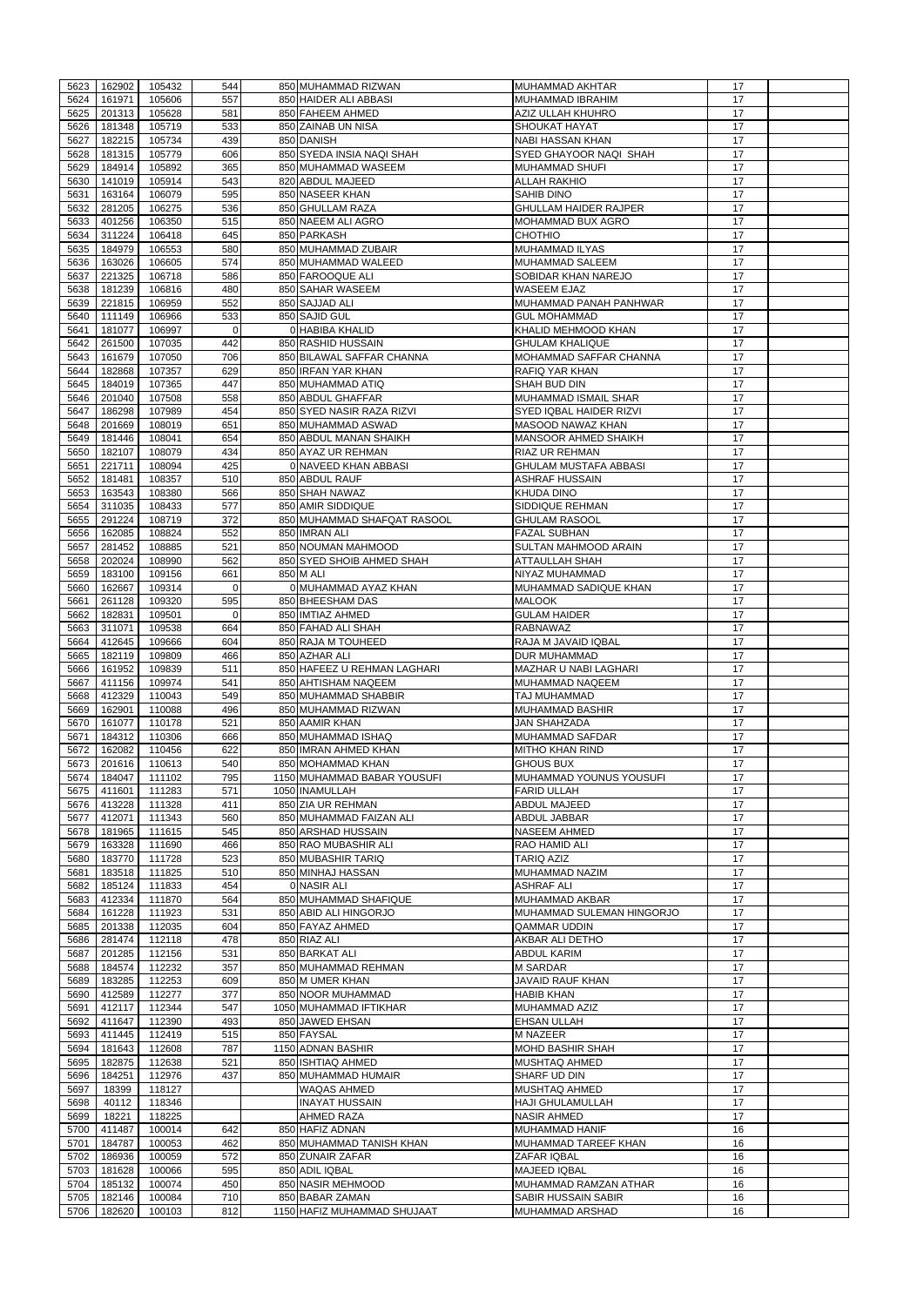| | | | | | | | | |
|---|---|---|---|---|---|---|---|---|
| 5623 | 162902 | 105432 | 544 | 850 | MUHAMMAD RIZWAN | MUHAMMAD AKHTAR | 17 | |
| 5624 | 161971 | 105606 | 557 | 850 | HAIDER ALI ABBASI | MUHAMMAD IBRAHIM | 17 | |
| 5625 | 201313 | 105628 | 581 | 850 | FAHEEM AHMED | AZIZ ULLAH KHUHRO | 17 | |
| 5626 | 181348 | 105719 | 533 | 850 | ZAINAB UN NISA | SHOUKAT HAYAT | 17 | |
| 5627 | 182215 | 105734 | 439 | 850 | DANISH | NABI HASSAN KHAN | 17 | |
| 5628 | 181315 | 105779 | 606 | 850 | SYEDA INSIA NAQI SHAH | SYED GHAYOOR NAQI SHAH | 17 | |
| 5629 | 184914 | 105892 | 365 | 850 | MUHAMMAD WASEEM | MUHAMMAD SHUFI | 17 | |
| 5630 | 141019 | 105914 | 543 | 820 | ABDUL MAJEED | ALLAH RAKHIO | 17 | |
| 5631 | 163164 | 106079 | 595 | 850 | NASEER KHAN | SAHIB DINO | 17 | |
| 5632 | 281205 | 106275 | 536 | 850 | GHULLAM RAZA | GHULLAM HAIDER RAJPER | 17 | |
| 5633 | 401256 | 106350 | 515 | 850 | NAEEM ALI AGRO | MOHAMMAD BUX AGRO | 17 | |
| 5634 | 311224 | 106418 | 645 | 850 | PARKASH | CHOTHIO | 17 | |
| 5635 | 184979 | 106553 | 580 | 850 | MUHAMMAD ZUBAIR | MUHAMMAD ILYAS | 17 | |
| 5636 | 163026 | 106605 | 574 | 850 | MUHAMMAD WALEED | MUHAMMAD SALEEM | 17 | |
| 5637 | 221325 | 106718 | 586 | 850 | FAROOQUE ALI | SOBIDAR KHAN NAREJO | 17 | |
| 5638 | 181239 | 106816 | 480 | 850 | SAHAR WASEEM | WASEEM EJAZ | 17 | |
| 5639 | 221815 | 106959 | 552 | 850 | SAJJAD ALI | MUHAMMAD PANAH PANHWAR | 17 | |
| 5640 | 111149 | 106966 | 533 | 850 | SAJID GUL | GUL MOHAMMAD | 17 | |
| 5641 | 181077 | 106997 | 0 | 0 | HABIBA KHALID | KHALID MEHMOOD KHAN | 17 | |
| 5642 | 261500 | 107035 | 442 | 850 | RASHID HUSSAIN | GHULAM KHALIQUE | 17 | |
| 5643 | 161679 | 107050 | 706 | 850 | BILAWAL SAFFAR CHANNA | MOHAMMAD SAFFAR CHANNA | 17 | |
| 5644 | 182868 | 107357 | 629 | 850 | IRFAN YAR KHAN | RAFIQ YAR KHAN | 17 | |
| 5645 | 184019 | 107365 | 447 | 850 | MUHAMMAD ATIQ | SHAH BUD DIN | 17 | |
| 5646 | 201040 | 107508 | 558 | 850 | ABDUL GHAFFAR | MUHAMMAD ISMAIL SHAR | 17 | |
| 5647 | 186298 | 107989 | 454 | 850 | SYED NASIR RAZA RIZVI | SYED IQBAL HAIDER RIZVI | 17 | |
| 5648 | 201669 | 108019 | 651 | 850 | MUHAMMAD ASWAD | MASOOD NAWAZ KHAN | 17 | |
| 5649 | 181446 | 108041 | 654 | 850 | ABDUL MANAN SHAIKH | MANSOOR AHMED SHAIKH | 17 | |
| 5650 | 182107 | 108079 | 434 | 850 | AYAZ UR REHMAN | RIAZ UR REHMAN | 17 | |
| 5651 | 221711 | 108094 | 425 | 0 | NAVEED KHAN ABBASI | GHULAM MUSTAFA ABBASI | 17 | |
| 5652 | 181481 | 108357 | 510 | 850 | ABDUL RAUF | ASHRAF HUSSAIN | 17 | |
| 5653 | 163543 | 108380 | 566 | 850 | SHAH NAWAZ | KHUDA DINO | 17 | |
| 5654 | 311035 | 108433 | 577 | 850 | AMIR SIDDIQUE | SIDDIQUE REHMAN | 17 | |
| 5655 | 291224 | 108719 | 372 | 850 | MUHAMMAD SHAFQAT RASOOL | GHULAM RASOOL | 17 | |
| 5656 | 162085 | 108824 | 552 | 850 | IMRAN ALI | FAZAL SUBHAN | 17 | |
| 5657 | 281452 | 108885 | 521 | 850 | NOUMAN MAHMOOD | SULTAN MAHMOOD ARAIN | 17 | |
| 5658 | 202024 | 108990 | 562 | 850 | SYED SHOIB AHMED SHAH | ATTAULLAH SHAH | 17 | |
| 5659 | 183100 | 109156 | 661 | 850 | M ALI | NIYAZ MUHAMMAD | 17 | |
| 5660 | 162667 | 109314 | 0 | 0 | MUHAMMAD AYAZ KHAN | MUHAMMAD SADIQUE KHAN | 17 | |
| 5661 | 261128 | 109320 | 595 | 850 | BHEESHAM DAS | MALOOK | 17 | |
| 5662 | 182831 | 109501 | 0 | 850 | IMTIAZ AHMED | GULAM HAIDER | 17 | |
| 5663 | 311071 | 109538 | 664 | 850 | FAHAD ALI SHAH | RABNAWAZ | 17 | |
| 5664 | 412645 | 109666 | 604 | 850 | RAJA M TOUHEED | RAJA M JAVAID IQBAL | 17 | |
| 5665 | 182119 | 109809 | 466 | 850 | AZHAR ALI | DUR MUHAMMAD | 17 | |
| 5666 | 161952 | 109839 | 511 | 850 | HAFEEZ U REHMAN LAGHARI | MAZHAR U NABI LAGHARI | 17 | |
| 5667 | 411156 | 109974 | 541 | 850 | AHTISHAM NAQEEM | MUHAMMAD NAQEEM | 17 | |
| 5668 | 412329 | 110043 | 549 | 850 | MUHAMMAD SHABBIR | TAJ MUHAMMAD | 17 | |
| 5669 | 162901 | 110088 | 496 | 850 | MUHAMMAD RIZWAN | MUHAMMAD BASHIR | 17 | |
| 5670 | 161077 | 110178 | 521 | 850 | AAMIR KHAN | JAN SHAHZADA | 17 | |
| 5671 | 184312 | 110306 | 666 | 850 | MUHAMMAD ISHAQ | MUHAMMAD SAFDAR | 17 | |
| 5672 | 162082 | 110456 | 622 | 850 | IMRAN AHMED KHAN | MITHO KHAN RIND | 17 | |
| 5673 | 201616 | 110613 | 540 | 850 | MOHAMMAD KHAN | GHOUS BUX | 17 | |
| 5674 | 184047 | 111102 | 795 | 1150 | MUHAMMAD BABAR YOUSUFI | MUHAMMAD YOUNUS YOUSUFI | 17 | |
| 5675 | 411601 | 111283 | 571 | 1050 | INAMULLAH | FARID ULLAH | 17 | |
| 5676 | 413228 | 111328 | 411 | 850 | ZIA UR REHMAN | ABDUL MAJEED | 17 | |
| 5677 | 412071 | 111343 | 560 | 850 | MUHAMMAD FAIZAN ALI | ABDUL JABBAR | 17 | |
| 5678 | 181965 | 111615 | 545 | 850 | ARSHAD HUSSAIN | NASEEM AHMED | 17 | |
| 5679 | 163328 | 111690 | 466 | 850 | RAO MUBASHIR ALI | RAO HAMID ALI | 17 | |
| 5680 | 183770 | 111728 | 523 | 850 | MUBASHIR TARIQ | TARIQ AZIZ | 17 | |
| 5681 | 183518 | 111825 | 510 | 850 | MINHAJ HASSAN | MUHAMMAD NAZIM | 17 | |
| 5682 | 185124 | 111833 | 454 | 0 | NASIR ALI | ASHRAF ALI | 17 | |
| 5683 | 412334 | 111870 | 564 | 850 | MUHAMMAD SHAFIQUE | MUHAMMAD AKBAR | 17 | |
| 5684 | 161228 | 111923 | 531 | 850 | ABID ALI HINGORJO | MUHAMMAD SULEMAN HINGORJO | 17 | |
| 5685 | 201338 | 112035 | 604 | 850 | FAYAZ AHMED | QAMMAR UDDIN | 17 | |
| 5686 | 281474 | 112118 | 478 | 850 | RIAZ ALI | AKBAR ALI DETHO | 17 | |
| 5687 | 201285 | 112156 | 531 | 850 | BARKAT ALI | ABDUL KARIM | 17 | |
| 5688 | 184574 | 112232 | 357 | 850 | MUHAMMAD REHMAN | M SARDAR | 17 | |
| 5689 | 183285 | 112253 | 609 | 850 | M UMER KHAN | JAVAID RAUF KHAN | 17 | |
| 5690 | 412589 | 112277 | 377 | 850 | NOOR MUHAMMAD | HABIB KHAN | 17 | |
| 5691 | 412117 | 112344 | 547 | 1050 | MUHAMMAD IFTIKHAR | MUHAMMAD AZIZ | 17 | |
| 5692 | 411647 | 112390 | 493 | 850 | JAWED EHSAN | EHSAN ULLAH | 17 | |
| 5693 | 411445 | 112419 | 515 | 850 | FAYSAL | M NAZEER | 17 | |
| 5694 | 181643 | 112608 | 787 | 1150 | ADNAN BASHIR | MOHD BASHIR SHAH | 17 | |
| 5695 | 182875 | 112638 | 521 | 850 | ISHTIAQ AHMED | MUSHTAQ AHMED | 17 | |
| 5696 | 184251 | 112976 | 437 | 850 | MUHAMMAD HUMAIR | SHARF UD DIN | 17 | |
| 5697 | 18399 | 118127 | | | WAQAS AHMED | MUSHTAQ AHMED | 17 | |
| 5698 | 40112 | 118346 | | | INAYAT HUSSAIN | HAJI GHULAMULLAH | 17 | |
| 5699 | 18221 | 118225 | | | AHMED RAZA | NASIR AHMED | 17 | |
| 5700 | 411487 | 100014 | 642 | 850 | HAFIZ ADNAN | MUHAMMAD HANIF | 16 | |
| 5701 | 184787 | 100053 | 462 | 850 | MUHAMMAD TANISH KHAN | MUHAMMAD TAREEF KHAN | 16 | |
| 5702 | 186936 | 100059 | 572 | 850 | ZUNAIR ZAFAR | ZAFAR IQBAL | 16 | |
| 5703 | 181628 | 100066 | 595 | 850 | ADIL IQBAL | MAJEED IQBAL | 16 | |
| 5704 | 185132 | 100074 | 450 | 850 | NASIR MEHMOOD | MUHAMMAD RAMZAN ATHAR | 16 | |
| 5705 | 182146 | 100084 | 710 | 850 | BABAR ZAMAN | SABIR HUSSAIN SABIR | 16 | |
| 5706 | 182620 | 100103 | 812 | 1150 | HAFIZ MUHAMMAD SHUJAAT | MUHAMMAD ARSHAD | 16 | |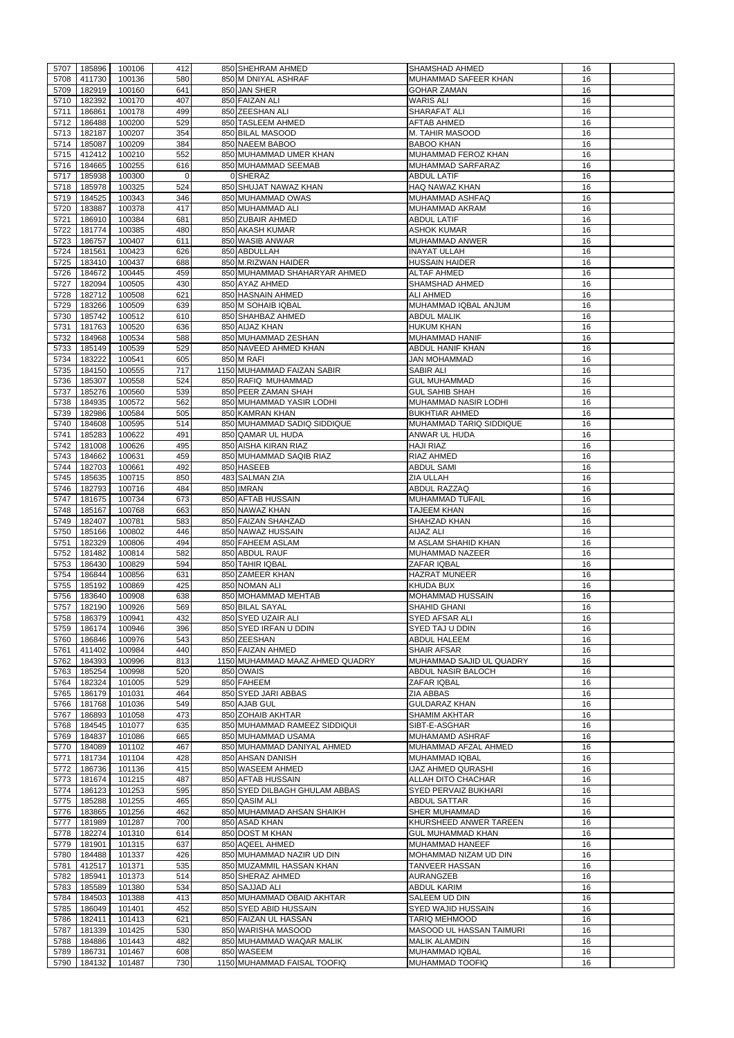| | | | | | | | | |
|---|---|---|---|---|---|---|---|---|
| 5707 | 185896 | 100106 | 412 | 850 | SHEHRAM AHMED | SHAMSHAD AHMED | 16 | |
| 5708 | 411730 | 100136 | 580 | 850 | M DNIYAL ASHRAF | MUHAMMAD SAFEER KHAN | 16 | |
| 5709 | 182919 | 100160 | 641 | 850 | JAN SHER | GOHAR ZAMAN | 16 | |
| 5710 | 182392 | 100170 | 407 | 850 | FAIZAN ALI | WARIS ALI | 16 | |
| 5711 | 186861 | 100178 | 499 | 850 | ZEESHAN ALI | SHARAFAT ALI | 16 | |
| 5712 | 186488 | 100200 | 529 | 850 | TASLEEM AHMED | AFTAB AHMED | 16 | |
| 5713 | 182187 | 100207 | 354 | 850 | BILAL MASOOD | M. TAHIR MASOOD | 16 | |
| 5714 | 185087 | 100209 | 384 | 850 | NAEEM BABOO | BABOO KHAN | 16 | |
| 5715 | 412412 | 100210 | 552 | 850 | MUHAMMAD UMER KHAN | MUHAMMAD FEROZ KHAN | 16 | |
| 5716 | 184665 | 100255 | 616 | 850 | MUHAMMAD SEEMAB | MUHAMMAD SARFARAZ | 16 | |
| 5717 | 185938 | 100300 | 0 | 0 | SHERAZ | ABDUL LATIF | 16 | |
| 5718 | 185978 | 100325 | 524 | 850 | SHUJAT NAWAZ KHAN | HAQ NAWAZ KHAN | 16 | |
| 5719 | 184525 | 100343 | 346 | 850 | MUHAMMAD OWAS | MUHAMMAD ASHFAQ | 16 | |
| 5720 | 183887 | 100378 | 417 | 850 | MUHAMMAD ALI | MUHAMMAD AKRAM | 16 | |
| 5721 | 186910 | 100384 | 681 | 850 | ZUBAIR AHMED | ABDUL LATIF | 16 | |
| 5722 | 181774 | 100385 | 480 | 850 | AKASH KUMAR | ASHOK KUMAR | 16 | |
| 5723 | 186757 | 100407 | 611 | 850 | WASIB ANWAR | MUHAMMAD ANWER | 16 | |
| 5724 | 181561 | 100423 | 626 | 850 | ABDULLAH | INAYAT ULLAH | 16 | |
| 5725 | 183410 | 100437 | 688 | 850 | M.RIZWAN HAIDER | HUSSAIN HAIDER | 16 | |
| 5726 | 184672 | 100445 | 459 | 850 | MUHAMMAD SHAHARYAR AHMED | ALTAF AHMED | 16 | |
| 5727 | 182094 | 100505 | 430 | 850 | AYAZ AHMED | SHAMSHAD AHMED | 16 | |
| 5728 | 182712 | 100508 | 621 | 850 | HASNAIN AHMED | ALI AHMED | 16 | |
| 5729 | 183266 | 100509 | 639 | 850 | M SOHAIB IQBAL | MUHAMMAD IQBAL ANJUM | 16 | |
| 5730 | 185742 | 100512 | 610 | 850 | SHAHBAZ AHMED | ABDUL MALIK | 16 | |
| 5731 | 181763 | 100520 | 636 | 850 | AIJAZ KHAN | HUKUM KHAN | 16 | |
| 5732 | 184968 | 100534 | 588 | 850 | MUHAMMAD ZESHAN | MUHAMMAD HANIF | 16 | |
| 5733 | 185149 | 100539 | 529 | 850 | NAVEED AHMED KHAN | ABDUL HANIF KHAN | 16 | |
| 5734 | 183222 | 100541 | 605 | 850 | M RAFI | JAN MOHAMMAD | 16 | |
| 5735 | 184150 | 100555 | 717 | 1150 | MUHAMMAD FAIZAN SABIR | SABIR ALI | 16 | |
| 5736 | 185307 | 100558 | 524 | 850 | RAFIQ MUHAMMAD | GUL MUHAMMAD | 16 | |
| 5737 | 185276 | 100560 | 539 | 850 | PEER ZAMAN SHAH | GUL SAHIB SHAH | 16 | |
| 5738 | 184935 | 100572 | 562 | 850 | MUHAMMAD YASIR LODHI | MUHAMMAD NASIR LODHI | 16 | |
| 5739 | 182986 | 100584 | 505 | 850 | KAMRAN KHAN | BUKHTIAR AHMED | 16 | |
| 5740 | 184608 | 100595 | 514 | 850 | MUHAMMAD SADIQ SIDDIQUE | MUHAMMAD TARIQ SIDDIQUE | 16 | |
| 5741 | 185283 | 100622 | 491 | 850 | QAMAR UL HUDA | ANWAR UL HUDA | 16 | |
| 5742 | 181008 | 100626 | 495 | 850 | AISHA KIRAN RIAZ | HAJI RIAZ | 16 | |
| 5743 | 184662 | 100631 | 459 | 850 | MUHAMMAD SAQIB RIAZ | RIAZ AHMED | 16 | |
| 5744 | 182703 | 100661 | 492 | 850 | HASEEB | ABDUL SAMI | 16 | |
| 5745 | 185635 | 100715 | 850 | 483 | SALMAN ZIA | ZIA ULLAH | 16 | |
| 5746 | 182793 | 100716 | 484 | 850 | IMRAN | ABDUL RAZZAQ | 16 | |
| 5747 | 181675 | 100734 | 673 | 850 | AFTAB HUSSAIN | MUHAMMAD TUFAIL | 16 | |
| 5748 | 185167 | 100768 | 663 | 850 | NAWAZ KHAN | TAJEEM KHAN | 16 | |
| 5749 | 182407 | 100781 | 583 | 850 | FAIZAN SHAHZAD | SHAHZAD KHAN | 16 | |
| 5750 | 185166 | 100802 | 446 | 850 | NAWAZ HUSSAIN | AIJAZ ALI | 16 | |
| 5751 | 182329 | 100806 | 494 | 850 | FAHEEM ASLAM | M ASLAM SHAHID KHAN | 16 | |
| 5752 | 181482 | 100814 | 582 | 850 | ABDUL RAUF | MUHAMMAD NAZEER | 16 | |
| 5753 | 186430 | 100829 | 594 | 850 | TAHIR IQBAL | ZAFAR IQBAL | 16 | |
| 5754 | 186844 | 100856 | 631 | 850 | ZAMEER KHAN | HAZRAT MUNEER | 16 | |
| 5755 | 185192 | 100869 | 425 | 850 | NOMAN ALI | KHUDA BUX | 16 | |
| 5756 | 183640 | 100908 | 638 | 850 | MOHAMMAD MEHTAB | MOHAMMAD HUSSAIN | 16 | |
| 5757 | 182190 | 100926 | 569 | 850 | BILAL SAYAL | SHAHID GHANI | 16 | |
| 5758 | 186379 | 100941 | 432 | 850 | SYED UZAIR ALI | SYED AFSAR ALI | 16 | |
| 5759 | 186174 | 100946 | 396 | 850 | SYED IRFAN U DDIN | SYED TAJ U DDIN | 16 | |
| 5760 | 186846 | 100976 | 543 | 850 | ZEESHAN | ABDUL HALEEM | 16 | |
| 5761 | 411402 | 100984 | 440 | 850 | FAIZAN AHMED | SHAIR AFSAR | 16 | |
| 5762 | 184393 | 100996 | 813 | 1150 | MUHAMMAD MAAZ AHMED QUADRY | MUHAMMAD SAJID UL QUADRY | 16 | |
| 5763 | 185254 | 100998 | 520 | 850 | OWAIS | ABDUL NASIR BALOCH | 16 | |
| 5764 | 182324 | 101005 | 529 | 850 | FAHEEM | ZAFAR IQBAL | 16 | |
| 5765 | 186179 | 101031 | 464 | 850 | SYED JARI ABBAS | ZIA ABBAS | 16 | |
| 5766 | 181768 | 101036 | 549 | 850 | AJAB GUL | GULDARAZ KHAN | 16 | |
| 5767 | 186893 | 101058 | 473 | 850 | ZOHAIB AKHTAR | SHAMIM AKHTAR | 16 | |
| 5768 | 184545 | 101077 | 635 | 850 | MUHAMMAD RAMEEZ SIDDIQUI | SIBT-E-ASGHAR | 16 | |
| 5769 | 184837 | 101086 | 665 | 850 | MUHAMMAD USAMA | MUHAMAMD ASHRAF | 16 | |
| 5770 | 184089 | 101102 | 467 | 850 | MUHAMMAD DANIYAL AHMED | MUHAMMAD AFZAL AHMED | 16 | |
| 5771 | 181734 | 101104 | 428 | 850 | AHSAN DANISH | MUHAMMAD IQBAL | 16 | |
| 5772 | 186736 | 101136 | 415 | 850 | WASEEM AHMED | IJAZ AHMED QURASHI | 16 | |
| 5773 | 181674 | 101215 | 487 | 850 | AFTAB HUSSAIN | ALLAH DITO CHACHAR | 16 | |
| 5774 | 186123 | 101253 | 595 | 850 | SYED DILBAGH GHULAM ABBAS | SYED PERVAIZ BUKHARI | 16 | |
| 5775 | 185288 | 101255 | 465 | 850 | QASIM ALI | ABDUL SATTAR | 16 | |
| 5776 | 183865 | 101256 | 462 | 850 | MUHAMMAD AHSAN SHAIKH | SHER MUHAMMAD | 16 | |
| 5777 | 181989 | 101287 | 700 | 850 | ASAD KHAN | KHURSHEED ANWER TAREEN | 16 | |
| 5778 | 182274 | 101310 | 614 | 850 | DOST M KHAN | GUL MUHAMMAD KHAN | 16 | |
| 5779 | 181901 | 101315 | 637 | 850 | AQEEL AHMED | MUHAMMAD HANEEF | 16 | |
| 5780 | 184488 | 101337 | 426 | 850 | MUHAMMAD NAZIR UD DIN | MOHAMMAD NIZAM UD DIN | 16 | |
| 5781 | 412517 | 101371 | 535 | 850 | MUZAMMIL HASSAN KHAN | TANVEER HASSAN | 16 | |
| 5782 | 185941 | 101373 | 514 | 850 | SHERAZ AHMED | AURANGZEB | 16 | |
| 5783 | 185589 | 101380 | 534 | 850 | SAJJAD ALI | ABDUL KARIM | 16 | |
| 5784 | 184503 | 101388 | 413 | 850 | MUHAMMAD OBAID AKHTAR | SALEEM UD DIN | 16 | |
| 5785 | 186049 | 101401 | 452 | 850 | SYED ABID HUSSAIN | SYED WAJID HUSSAIN | 16 | |
| 5786 | 182411 | 101413 | 621 | 850 | FAIZAN UL HASSAN | TARIQ MEHMOOD | 16 | |
| 5787 | 181339 | 101425 | 530 | 850 | WARISHA MASOOD | MASOOD UL HASSAN TAIMURI | 16 | |
| 5788 | 184886 | 101443 | 482 | 850 | MUHAMMAD WAQAR MALIK | MALIK ALAMDIN | 16 | |
| 5789 | 186731 | 101467 | 608 | 850 | WASEEM | MUHAMMAD IQBAL | 16 | |
| 5790 | 184132 | 101487 | 730 | 1150 | MUHAMMAD FAISAL TOOFIQ | MUHAMMAD TOOFIQ | 16 | |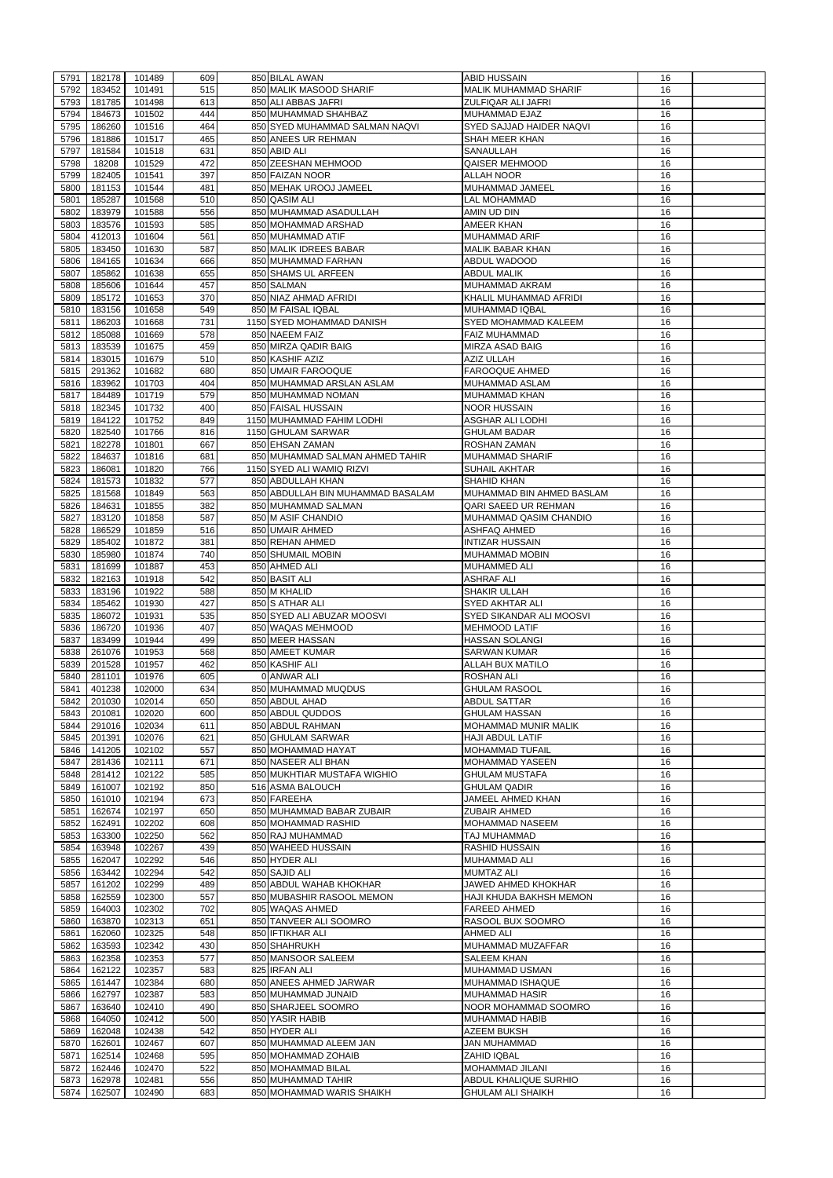| | | | | | | | | |
|---|---|---|---|---|---|---|---|---|
| 5791 | 182178 | 101489 | 609 | 850 | BILAL AWAN | ABID HUSSAIN | 16 | |
| 5792 | 183452 | 101491 | 515 | 850 | MALIK MASOOD SHARIF | MALIK MUHAMMAD SHARIF | 16 | |
| 5793 | 181785 | 101498 | 613 | 850 | ALI ABBAS JAFRI | ZULFIQAR ALI JAFRI | 16 | |
| 5794 | 184673 | 101502 | 444 | 850 | MUHAMMAD SHAHBAZ | MUHAMMAD EJAZ | 16 | |
| 5795 | 186260 | 101516 | 464 | 850 | SYED MUHAMMAD SALMAN NAQVI | SYED SAJJAD HAIDER NAQVI | 16 | |
| 5796 | 181886 | 101517 | 465 | 850 | ANEES UR REHMAN | SHAH MEER KHAN | 16 | |
| 5797 | 181584 | 101518 | 631 | 850 | ABID ALI | SANAULLAH | 16 | |
| 5798 | 18208 | 101529 | 472 | 850 | ZEESHAN MEHMOOD | QAISER MEHMOOD | 16 | |
| 5799 | 182405 | 101541 | 397 | 850 | FAIZAN NOOR | ALLAH NOOR | 16 | |
| 5800 | 181153 | 101544 | 481 | 850 | MEHAK UROOJ JAMEEL | MUHAMMAD JAMEEL | 16 | |
| 5801 | 185287 | 101568 | 510 | 850 | QASIM ALI | LAL MOHAMMAD | 16 | |
| 5802 | 183979 | 101588 | 556 | 850 | MUHAMMAD ASADULLAH | AMIN UD DIN | 16 | |
| 5803 | 183576 | 101593 | 585 | 850 | MOHAMMAD ARSHAD | AMEER KHAN | 16 | |
| 5804 | 412013 | 101604 | 561 | 850 | MUHAMMAD ATIF | MUHAMMAD ARIF | 16 | |
| 5805 | 183450 | 101630 | 587 | 850 | MALIK IDREES BABAR | MALIK BABAR KHAN | 16 | |
| 5806 | 184165 | 101634 | 666 | 850 | MUHAMMAD FARHAN | ABDUL WADOOD | 16 | |
| 5807 | 185862 | 101638 | 655 | 850 | SHAMS UL ARFEEN | ABDUL MALIK | 16 | |
| 5808 | 185606 | 101644 | 457 | 850 | SALMAN | MUHAMMAD AKRAM | 16 | |
| 5809 | 185172 | 101653 | 370 | 850 | NIAZ AHMAD AFRIDI | KHALIL MUHAMMAD AFRIDI | 16 | |
| 5810 | 183156 | 101658 | 549 | 850 | M FAISAL IQBAL | MUHAMMAD IQBAL | 16 | |
| 5811 | 186203 | 101668 | 731 | 1150 | SYED MOHAMMAD DANISH | SYED MOHAMMAD KALEEM | 16 | |
| 5812 | 185088 | 101669 | 578 | 850 | NAEEM FAIZ | FAIZ MUHAMMAD | 16 | |
| 5813 | 183539 | 101675 | 459 | 850 | MIRZA QADIR BAIG | MIRZA ASAD BAIG | 16 | |
| 5814 | 183015 | 101679 | 510 | 850 | KASHIF AZIZ | AZIZ ULLAH | 16 | |
| 5815 | 291362 | 101682 | 680 | 850 | UMAIR FAROOQUE | FAROOQUE AHMED | 16 | |
| 5816 | 183962 | 101703 | 404 | 850 | MUHAMMAD ARSLAN ASLAM | MUHAMMAD ASLAM | 16 | |
| 5817 | 184489 | 101719 | 579 | 850 | MUHAMMAD NOMAN | MUHAMMAD KHAN | 16 | |
| 5818 | 182345 | 101732 | 400 | 850 | FAISAL HUSSAIN | NOOR HUSSAIN | 16 | |
| 5819 | 184122 | 101752 | 849 | 1150 | MUHAMMAD FAHIM LODHI | ASGHAR ALI LODHI | 16 | |
| 5820 | 182540 | 101766 | 816 | 1150 | GHULAM SARWAR | GHULAM BADAR | 16 | |
| 5821 | 182278 | 101801 | 667 | 850 | EHSAN ZAMAN | ROSHAN ZAMAN | 16 | |
| 5822 | 184637 | 101816 | 681 | 850 | MUHAMMAD SALMAN AHMED TAHIR | MUHAMMAD SHARIF | 16 | |
| 5823 | 186081 | 101820 | 766 | 1150 | SYED ALI WAMIQ RIZVI | SUHAIL AKHTAR | 16 | |
| 5824 | 181573 | 101832 | 577 | 850 | ABDULLAH KHAN | SHAHID KHAN | 16 | |
| 5825 | 181568 | 101849 | 563 | 850 | ABDULLAH BIN MUHAMMAD BASALAM | MUHAMMAD BIN AHMED BASLAM | 16 | |
| 5826 | 184631 | 101855 | 382 | 850 | MUHAMMAD SALMAN | QARI SAEED UR REHMAN | 16 | |
| 5827 | 183120 | 101858 | 587 | 850 | M ASIF CHANDIO | MUHAMMAD QASIM CHANDIO | 16 | |
| 5828 | 186529 | 101859 | 516 | 850 | UMAIR AHMED | ASHFAQ AHMED | 16 | |
| 5829 | 185402 | 101872 | 381 | 850 | REHAN AHMED | INTIZAR HUSSAIN | 16 | |
| 5830 | 185980 | 101874 | 740 | 850 | SHUMAIL MOBIN | MUHAMMAD MOBIN | 16 | |
| 5831 | 181699 | 101887 | 453 | 850 | AHMED ALI | MUHAMMED ALI | 16 | |
| 5832 | 182163 | 101918 | 542 | 850 | BASIT ALI | ASHRAF ALI | 16 | |
| 5833 | 183196 | 101922 | 588 | 850 | M KHALID | SHAKIR ULLAH | 16 | |
| 5834 | 185462 | 101930 | 427 | 850 | S ATHAR ALI | SYED AKHTAR ALI | 16 | |
| 5835 | 186072 | 101931 | 535 | 850 | SYED ALI ABUZAR MOOSVI | SYED SIKANDAR ALI MOOSVI | 16 | |
| 5836 | 186720 | 101936 | 407 | 850 | WAQAS MEHMOOD | MEHMOOD LATIF | 16 | |
| 5837 | 183499 | 101944 | 499 | 850 | MEER HASSAN | HASSAN SOLANGI | 16 | |
| 5838 | 261076 | 101953 | 568 | 850 | AMEET KUMAR | SARWAN KUMAR | 16 | |
| 5839 | 201528 | 101957 | 462 | 850 | KASHIF ALI | ALLAH BUX MATILO | 16 | |
| 5840 | 281101 | 101976 | 605 | 0 | ANWAR ALI | ROSHAN ALI | 16 | |
| 5841 | 401238 | 102000 | 634 | 850 | MUHAMMAD MUQDUS | GHULAM RASOOL | 16 | |
| 5842 | 201030 | 102014 | 650 | 850 | ABDUL AHAD | ABDUL SATTAR | 16 | |
| 5843 | 201081 | 102020 | 600 | 850 | ABDUL QUDDOS | GHULAM HASSAN | 16 | |
| 5844 | 291016 | 102034 | 611 | 850 | ABDUL RAHMAN | MOHAMMAD MUNIR MALIK | 16 | |
| 5845 | 201391 | 102076 | 621 | 850 | GHULAM SARWAR | HAJI ABDUL LATIF | 16 | |
| 5846 | 141205 | 102102 | 557 | 850 | MOHAMMAD HAYAT | MOHAMMAD TUFAIL | 16 | |
| 5847 | 281436 | 102111 | 671 | 850 | NASEER ALI BHAN | MOHAMMAD YASEEN | 16 | |
| 5848 | 281412 | 102122 | 585 | 850 | MUKHTIAR MUSTAFA WIGHIO | GHULAM MUSTAFA | 16 | |
| 5849 | 161007 | 102192 | 850 | 516 | ASMA BALOUCH | GHULAM QADIR | 16 | |
| 5850 | 161010 | 102194 | 673 | 850 | FAREEHA | JAMEEL AHMED KHAN | 16 | |
| 5851 | 162674 | 102197 | 650 | 850 | MUHAMMAD BABAR ZUBAIR | ZUBAIR AHMED | 16 | |
| 5852 | 162491 | 102202 | 608 | 850 | MOHAMMAD RASHID | MOHAMMAD NASEEM | 16 | |
| 5853 | 163300 | 102250 | 562 | 850 | RAJ MUHAMMAD | TAJ MUHAMMAD | 16 | |
| 5854 | 163948 | 102267 | 439 | 850 | WAHEED HUSSAIN | RASHID HUSSAIN | 16 | |
| 5855 | 162047 | 102292 | 546 | 850 | HYDER ALI | MUHAMMAD ALI | 16 | |
| 5856 | 163442 | 102294 | 542 | 850 | SAJID ALI | MUMTAZ ALI | 16 | |
| 5857 | 161202 | 102299 | 489 | 850 | ABDUL WAHAB KHOKHAR | JAWED AHMED KHOKHAR | 16 | |
| 5858 | 162559 | 102300 | 557 | 850 | MUBASHIR RASOOL MEMON | HAJI KHUDA BAKHSH MEMON | 16 | |
| 5859 | 164003 | 102302 | 702 | 805 | WAQAS AHMED | FAREED AHMED | 16 | |
| 5860 | 163870 | 102313 | 651 | 850 | TANVEER ALI SOOMRO | RASOOL BUX SOOMRO | 16 | |
| 5861 | 162060 | 102325 | 548 | 850 | IFTIKHAR ALI | AHMED ALI | 16 | |
| 5862 | 163593 | 102342 | 430 | 850 | SHAHRUKH | MUHAMMAD MUZAFFAR | 16 | |
| 5863 | 162358 | 102353 | 577 | 850 | MANSOOR SALEEM | SALEEM KHAN | 16 | |
| 5864 | 162122 | 102357 | 583 | 825 | IRFAN ALI | MUHAMMAD USMAN | 16 | |
| 5865 | 161447 | 102384 | 680 | 850 | ANEES AHMED JARWAR | MUHAMMAD ISHAQUE | 16 | |
| 5866 | 162797 | 102387 | 583 | 850 | MUHAMMAD JUNAID | MUHAMMAD HASIR | 16 | |
| 5867 | 163640 | 102410 | 490 | 850 | SHARJEEL SOOMRO | NOOR MOHAMMAD SOOMRO | 16 | |
| 5868 | 164050 | 102412 | 500 | 850 | YASIR HABIB | MUHAMMAD HABIB | 16 | |
| 5869 | 162048 | 102438 | 542 | 850 | HYDER ALI | AZEEM BUKSH | 16 | |
| 5870 | 162601 | 102467 | 607 | 850 | MUHAMMAD ALEEM JAN | JAN MUHAMMAD | 16 | |
| 5871 | 162514 | 102468 | 595 | 850 | MOHAMMAD ZOHAIB | ZAHID IQBAL | 16 | |
| 5872 | 162446 | 102470 | 522 | 850 | MOHAMMAD BILAL | MOHAMMAD JILANI | 16 | |
| 5873 | 162978 | 102481 | 556 | 850 | MUHAMMAD TAHIR | ABDUL KHALIQUE SURHIO | 16 | |
| 5874 | 162507 | 102490 | 683 | 850 | MOHAMMAD WARIS SHAIKH | GHULAM ALI SHAIKH | 16 | |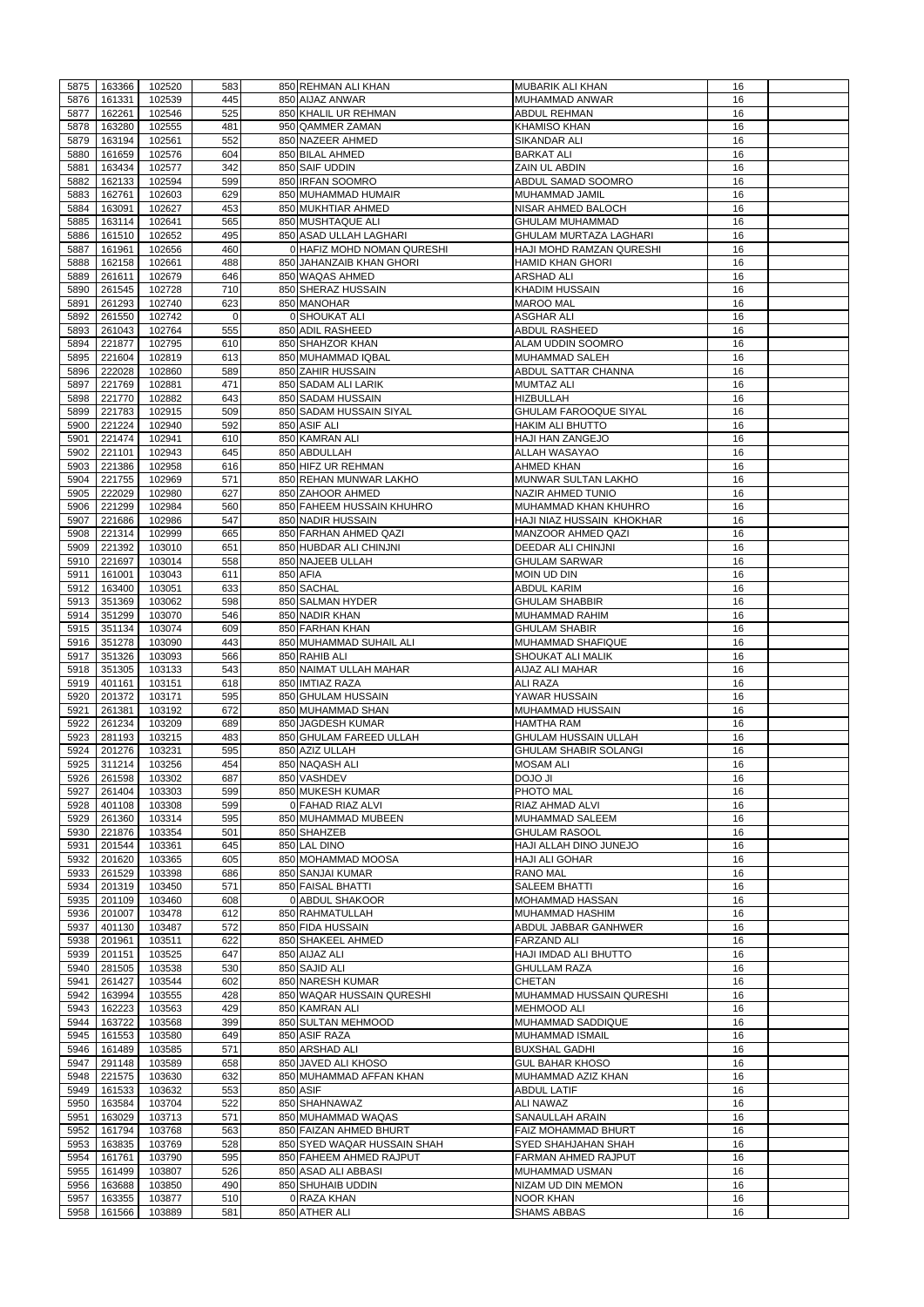| | | | | | | | | |
|---|---|---|---|---|---|---|---|---|
| 5875 | 163366 | 102520 | 583 | 850 | REHMAN ALI KHAN | MUBARIK ALI KHAN | 16 | |
| 5876 | 161331 | 102539 | 445 | 850 | AIJAZ ANWAR | MUHAMMAD ANWAR | 16 | |
| 5877 | 162261 | 102546 | 525 | 850 | KHALIL UR REHMAN | ABDUL REHMAN | 16 | |
| 5878 | 163280 | 102555 | 481 | 950 | QAMMER ZAMAN | KHAMISO KHAN | 16 | |
| 5879 | 163194 | 102561 | 552 | 850 | NAZEER AHMED | SIKANDAR ALI | 16 | |
| 5880 | 161659 | 102576 | 604 | 850 | BILAL AHMED | BARKAT ALI | 16 | |
| 5881 | 163434 | 102577 | 342 | 850 | SAIF UDDIN | ZAIN UL ABDIN | 16 | |
| 5882 | 162133 | 102594 | 599 | 850 | IRFAN SOOMRO | ABDUL SAMAD SOOMRO | 16 | |
| 5883 | 162761 | 102603 | 629 | 850 | MUHAMMAD HUMAIR | MUHAMMAD JAMIL | 16 | |
| 5884 | 163091 | 102627 | 453 | 850 | MUKHTIAR AHMED | NISAR AHMED BALOCH | 16 | |
| 5885 | 163114 | 102641 | 565 | 850 | MUSHTAQUE ALI | GHULAM MUHAMMAD | 16 | |
| 5886 | 161510 | 102652 | 495 | 850 | ASAD ULLAH LAGHARI | GHULAM MURTAZA LAGHARI | 16 | |
| 5887 | 161961 | 102656 | 460 | 0 | HAFIZ MOHD NOMAN QURESHI | HAJI MOHD RAMZAN QURESHI | 16 | |
| 5888 | 162158 | 102661 | 488 | 850 | JAHANZAIB KHAN GHORI | HAMID KHAN GHORI | 16 | |
| 5889 | 261611 | 102679 | 646 | 850 | WAQAS AHMED | ARSHAD ALI | 16 | |
| 5890 | 261545 | 102728 | 710 | 850 | SHERAZ HUSSAIN | KHADIM HUSSAIN | 16 | |
| 5891 | 261293 | 102740 | 623 | 850 | MANOHAR | MAROO MAL | 16 | |
| 5892 | 261550 | 102742 | 0 | 0 | SHOUKAT ALI | ASGHAR ALI | 16 | |
| 5893 | 261043 | 102764 | 555 | 850 | ADIL RASHEED | ABDUL RASHEED | 16 | |
| 5894 | 221877 | 102795 | 610 | 850 | SHAHZOR KHAN | ALAM UDDIN SOOMRO | 16 | |
| 5895 | 221604 | 102819 | 613 | 850 | MUHAMMAD IQBAL | MUHAMMAD SALEH | 16 | |
| 5896 | 222028 | 102860 | 589 | 850 | ZAHIR HUSSAIN | ABDUL SATTAR CHANNA | 16 | |
| 5897 | 221769 | 102881 | 471 | 850 | SADAM ALI LARIK | MUMTAZ ALI | 16 | |
| 5898 | 221770 | 102882 | 643 | 850 | SADAM HUSSAIN | HIZBULLAH | 16 | |
| 5899 | 221783 | 102915 | 509 | 850 | SADAM HUSSAIN SIYAL | GHULAM FAROOQUE SIYAL | 16 | |
| 5900 | 221224 | 102940 | 592 | 850 | ASIF ALI | HAKIM ALI BHUTTO | 16 | |
| 5901 | 221474 | 102941 | 610 | 850 | KAMRAN ALI | HAJI HAN ZANGEJO | 16 | |
| 5902 | 221101 | 102943 | 645 | 850 | ABDULLAH | ALLAH WASAYAO | 16 | |
| 5903 | 221386 | 102958 | 616 | 850 | HIFZ UR REHMAN | AHMED KHAN | 16 | |
| 5904 | 221755 | 102969 | 571 | 850 | REHAN MUNWAR LAKHO | MUNWAR SULTAN LAKHO | 16 | |
| 5905 | 222029 | 102980 | 627 | 850 | ZAHOOR AHMED | NAZIR AHMED TUNIO | 16 | |
| 5906 | 221299 | 102984 | 560 | 850 | FAHEEM HUSSAIN KHUHRO | MUHAMMAD KHAN KHUHRO | 16 | |
| 5907 | 221686 | 102986 | 547 | 850 | NADIR HUSSAIN | HAJI NIAZ HUSSAIN KHOKHAR | 16 | |
| 5908 | 221314 | 102999 | 665 | 850 | FARHAN AHMED QAZI | MANZOOR AHMED QAZI | 16 | |
| 5909 | 221392 | 103010 | 651 | 850 | HUBDAR ALI CHINJNI | DEEDAR ALI CHINJNI | 16 | |
| 5910 | 221697 | 103014 | 558 | 850 | NAJEEB ULLAH | GHULAM SARWAR | 16 | |
| 5911 | 161001 | 103043 | 611 | 850 | AFIA | MOIN UD DIN | 16 | |
| 5912 | 163400 | 103051 | 633 | 850 | SACHAL | ABDUL KARIM | 16 | |
| 5913 | 351369 | 103062 | 598 | 850 | SALMAN HYDER | GHULAM SHABBIR | 16 | |
| 5914 | 351299 | 103070 | 546 | 850 | NADIR KHAN | MUHAMMAD RAHIM | 16 | |
| 5915 | 351134 | 103074 | 609 | 850 | FARHAN KHAN | GHULAM SHABIR | 16 | |
| 5916 | 351278 | 103090 | 443 | 850 | MUHAMMAD SUHAIL ALI | MUHAMMAD SHAFIQUE | 16 | |
| 5917 | 351326 | 103093 | 566 | 850 | RAHIB ALI | SHOUKAT ALI MALIK | 16 | |
| 5918 | 351305 | 103133 | 543 | 850 | NAIMAT ULLAH MAHAR | AIJAZ ALI MAHAR | 16 | |
| 5919 | 401161 | 103151 | 618 | 850 | IMTIAZ RAZA | ALI RAZA | 16 | |
| 5920 | 201372 | 103171 | 595 | 850 | GHULAM HUSSAIN | YAWAR HUSSAIN | 16 | |
| 5921 | 261381 | 103192 | 672 | 850 | MUHAMMAD SHAN | MUHAMMAD HUSSAIN | 16 | |
| 5922 | 261234 | 103209 | 689 | 850 | JAGDESH KUMAR | HAMTHA RAM | 16 | |
| 5923 | 281193 | 103215 | 483 | 850 | GHULAM FAREED ULLAH | GHULAM HUSSAIN ULLAH | 16 | |
| 5924 | 201276 | 103231 | 595 | 850 | AZIZ ULLAH | GHULAM SHABIR SOLANGI | 16 | |
| 5925 | 311214 | 103256 | 454 | 850 | NAQASH ALI | MOSAM ALI | 16 | |
| 5926 | 261598 | 103302 | 687 | 850 | VASHDEV | DOJO JI | 16 | |
| 5927 | 261404 | 103303 | 599 | 850 | MUKESH KUMAR | PHOTO MAL | 16 | |
| 5928 | 401108 | 103308 | 599 | 0 | FAHAD RIAZ ALVI | RIAZ AHMAD ALVI | 16 | |
| 5929 | 261360 | 103314 | 595 | 850 | MUHAMMAD MUBEEN | MUHAMMAD SALEEM | 16 | |
| 5930 | 221876 | 103354 | 501 | 850 | SHAHZEB | GHULAM RASOOL | 16 | |
| 5931 | 201544 | 103361 | 645 | 850 | LAL DINO | HAJI ALLAH DINO JUNEJO | 16 | |
| 5932 | 201620 | 103365 | 605 | 850 | MOHAMMAD MOOSA | HAJI ALI GOHAR | 16 | |
| 5933 | 261529 | 103398 | 686 | 850 | SANJAI KUMAR | RANO MAL | 16 | |
| 5934 | 201319 | 103450 | 571 | 850 | FAISAL BHATTI | SALEEM BHATTI | 16 | |
| 5935 | 201109 | 103460 | 608 | 0 | ABDUL SHAKOOR | MOHAMMAD HASSAN | 16 | |
| 5936 | 201007 | 103478 | 612 | 850 | RAHMATULLAH | MUHAMMAD HASHIM | 16 | |
| 5937 | 401130 | 103487 | 572 | 850 | FIDA HUSSAIN | ABDUL JABBAR GANHWER | 16 | |
| 5938 | 201961 | 103511 | 622 | 850 | SHAKEEL AHMED | FARZAND ALI | 16 | |
| 5939 | 201151 | 103525 | 647 | 850 | AIJAZ ALI | HAJI IMDAD ALI BHUTTO | 16 | |
| 5940 | 281505 | 103538 | 530 | 850 | SAJID ALI | GHULLAM RAZA | 16 | |
| 5941 | 261427 | 103544 | 602 | 850 | NARESH KUMAR | CHETAN | 16 | |
| 5942 | 163994 | 103555 | 428 | 850 | WAQAR HUSSAIN QURESHI | MUHAMMAD HUSSAIN QURESHI | 16 | |
| 5943 | 162223 | 103563 | 429 | 850 | KAMRAN ALI | MEHMOOD ALI | 16 | |
| 5944 | 163722 | 103568 | 399 | 850 | SULTAN MEHMOOD | MUHAMMAD SADDIQUE | 16 | |
| 5945 | 161553 | 103580 | 649 | 850 | ASIF RAZA | MUHAMMAD ISMAIL | 16 | |
| 5946 | 161489 | 103585 | 571 | 850 | ARSHAD ALI | BUXSHAL GADHI | 16 | |
| 5947 | 291148 | 103589 | 658 | 850 | JAVED ALI KHOSO | GUL BAHAR KHOSO | 16 | |
| 5948 | 221575 | 103630 | 632 | 850 | MUHAMMAD AFFAN KHAN | MUHAMMAD AZIZ KHAN | 16 | |
| 5949 | 161533 | 103632 | 553 | 850 | ASIF | ABDUL LATIF | 16 | |
| 5950 | 163584 | 103704 | 522 | 850 | SHAHNAWAZ | ALI NAWAZ | 16 | |
| 5951 | 163029 | 103713 | 571 | 850 | MUHAMMAD WAQAS | SANAULLAH ARAIN | 16 | |
| 5952 | 161794 | 103768 | 563 | 850 | FAIZAN AHMED BHURT | FAIZ MOHAMMAD BHURT | 16 | |
| 5953 | 163835 | 103769 | 528 | 850 | SYED WAQAR HUSSAIN SHAH | SYED SHAHJAHAN SHAH | 16 | |
| 5954 | 161761 | 103790 | 595 | 850 | FAHEEM AHMED RAJPUT | FARMAN AHMED RAJPUT | 16 | |
| 5955 | 161499 | 103807 | 526 | 850 | ASAD ALI ABBASI | MUHAMMAD USMAN | 16 | |
| 5956 | 163688 | 103850 | 490 | 850 | SHUHAIB UDDIN | NIZAM UD DIN MEMON | 16 | |
| 5957 | 163355 | 103877 | 510 | 0 | RAZA KHAN | NOOR KHAN | 16 | |
| 5958 | 161566 | 103889 | 581 | 850 | ATHER ALI | SHAMS ABBAS | 16 | |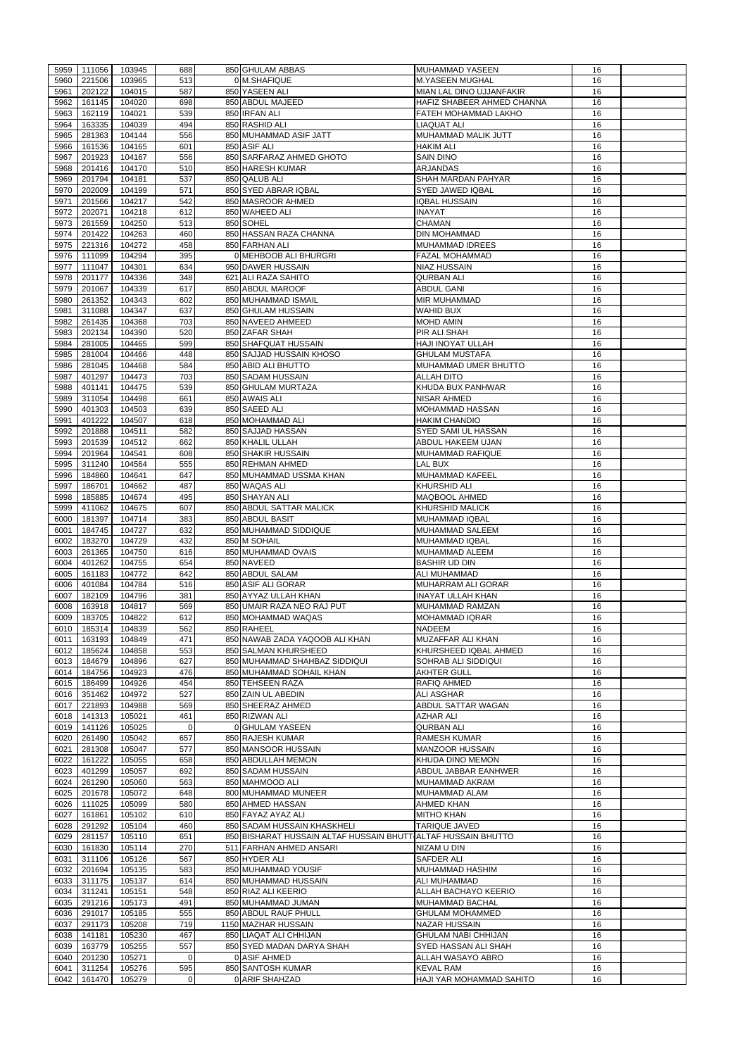| | | | | | | | | |
|---|---|---|---|---|---|---|---|---|
| 5959 | 111056 | 103945 | 688 | 850 | GHULAM ABBAS | MUHAMMAD YASEEN | 16 | |
| 5960 | 221506 | 103965 | 513 | 0 | M.SHAFIQUE | M.YASEEN MUGHAL | 16 | |
| 5961 | 202122 | 104015 | 587 | 850 | YASEEN ALI | MIAN LAL DINO UJJANFAKIR | 16 | |
| 5962 | 161145 | 104020 | 698 | 850 | ABDUL MAJEED | HAFIZ SHABEER AHMED CHANNA | 16 | |
| 5963 | 162119 | 104021 | 539 | 850 | IRFAN ALI | FATEH MOHAMMAD LAKHO | 16 | |
| 5964 | 163335 | 104039 | 494 | 850 | RASHID ALI | LIAQUAT ALI | 16 | |
| 5965 | 281363 | 104144 | 556 | 850 | MUHAMMAD ASIF JATT | MUHAMMAD MALIK JUTT | 16 | |
| 5966 | 161536 | 104165 | 601 | 850 | ASIF ALI | HAKIM ALI | 16 | |
| 5967 | 201923 | 104167 | 556 | 850 | SARFARAZ AHMED GHOTO | SAIN DINO | 16 | |
| 5968 | 201416 | 104170 | 510 | 850 | HARESH KUMAR | ARJANDAS | 16 | |
| 5969 | 201794 | 104181 | 537 | 850 | QALUB ALI | SHAH MARDAN PAHYAR | 16 | |
| 5970 | 202009 | 104199 | 571 | 850 | SYED ABRAR IQBAL | SYED JAWED IQBAL | 16 | |
| 5971 | 201566 | 104217 | 542 | 850 | MASROOR AHMED | IQBAL HUSSAIN | 16 | |
| 5972 | 202071 | 104218 | 612 | 850 | WAHEED ALI | INAYAT | 16 | |
| 5973 | 261559 | 104250 | 513 | 850 | SOHEL | CHAMAN | 16 | |
| 5974 | 201422 | 104263 | 460 | 850 | HASSAN RAZA CHANNA | DIN MOHAMMAD | 16 | |
| 5975 | 221316 | 104272 | 458 | 850 | FARHAN ALI | MUHAMMAD IDREES | 16 | |
| 5976 | 111099 | 104294 | 395 | 0 | MEHBOOB ALI BHURGRI | FAZAL MOHAMMAD | 16 | |
| 5977 | 111047 | 104301 | 634 | 950 | DAWER HUSSAIN | NIAZ HUSSAIN | 16 | |
| 5978 | 201177 | 104336 | 348 | 621 | ALI RAZA SAHITO | QURBAN ALI | 16 | |
| 5979 | 201067 | 104339 | 617 | 850 | ABDUL MAROOF | ABDUL GANI | 16 | |
| 5980 | 261352 | 104343 | 602 | 850 | MUHAMMAD ISMAIL | MIR MUHAMMAD | 16 | |
| 5981 | 311088 | 104347 | 637 | 850 | GHULAM HUSSAIN | WAHID BUX | 16 | |
| 5982 | 261435 | 104368 | 703 | 850 | NAVEED AHMEED | MOHD AMIN | 16 | |
| 5983 | 202134 | 104390 | 520 | 850 | ZAFAR SHAH | PIR ALI SHAH | 16 | |
| 5984 | 281005 | 104465 | 599 | 850 | SHAFQUAT HUSSAIN | HAJI INOYAT ULLAH | 16 | |
| 5985 | 281004 | 104466 | 448 | 850 | SAJJAD HUSSAIN KHOSO | GHULAM MUSTAFA | 16 | |
| 5986 | 281045 | 104468 | 584 | 850 | ABID ALI BHUTTO | MUHAMMAD UMER BHUTTO | 16 | |
| 5987 | 401297 | 104473 | 703 | 850 | SADAM HUSSAIN | ALLAH DITO | 16 | |
| 5988 | 401141 | 104475 | 539 | 850 | GHULAM MURTAZA | KHUDA BUX PANHWAR | 16 | |
| 5989 | 311054 | 104498 | 661 | 850 | AWAIS ALI | NISAR AHMED | 16 | |
| 5990 | 401303 | 104503 | 639 | 850 | SAEED ALI | MOHAMMAD HASSAN | 16 | |
| 5991 | 401222 | 104507 | 618 | 850 | MOHAMMAD ALI | HAKIM CHANDIO | 16 | |
| 5992 | 201888 | 104511 | 582 | 850 | SAJJAD HASSAN | SYED SAMI UL HASSAN | 16 | |
| 5993 | 201539 | 104512 | 662 | 850 | KHALIL ULLAH | ABDUL HAKEEM UJAN | 16 | |
| 5994 | 201964 | 104541 | 608 | 850 | SHAKIR HUSSAIN | MUHAMMAD RAFIQUE | 16 | |
| 5995 | 311240 | 104564 | 555 | 850 | REHMAN AHMED | LAL BUX | 16 | |
| 5996 | 184860 | 104641 | 647 | 850 | MUHAMMAD USSMA KHAN | MUHAMMAD KAFEEL | 16 | |
| 5997 | 186701 | 104662 | 487 | 850 | WAQAS ALI | KHURSHID ALI | 16 | |
| 5998 | 185885 | 104674 | 495 | 850 | SHAYAN ALI | MAQBOOL AHMED | 16 | |
| 5999 | 411062 | 104675 | 607 | 850 | ABDUL SATTAR MALICK | KHURSHID MALICK | 16 | |
| 6000 | 181397 | 104714 | 383 | 850 | ABDUL BASIT | MUHAMMAD IQBAL | 16 | |
| 6001 | 184745 | 104727 | 632 | 850 | MUHAMMAD SIDDIQUE | MUHAMMAD SALEEM | 16 | |
| 6002 | 183270 | 104729 | 432 | 850 | M SOHAIL | MUHAMMAD IQBAL | 16 | |
| 6003 | 261365 | 104750 | 616 | 850 | MUHAMMAD OVAIS | MUHAMMAD ALEEM | 16 | |
| 6004 | 401262 | 104755 | 654 | 850 | NAVEED | BASHIR UD DIN | 16 | |
| 6005 | 161183 | 104772 | 642 | 850 | ABDUL SALAM | ALI MUHAMMAD | 16 | |
| 6006 | 401084 | 104784 | 516 | 850 | ASIF ALI GORAR | MUHARRAM ALI GORAR | 16 | |
| 6007 | 182109 | 104796 | 381 | 850 | AYYAZ ULLAH KHAN | INAYAT ULLAH KHAN | 16 | |
| 6008 | 163918 | 104817 | 569 | 850 | UMAIR RAZA NEO RAJ PUT | MUHAMMAD RAMZAN | 16 | |
| 6009 | 183705 | 104822 | 612 | 850 | MOHAMMAD WAQAS | MOHAMMAD IQRAR | 16 | |
| 6010 | 185314 | 104839 | 562 | 850 | RAHEEL | NADEEM | 16 | |
| 6011 | 163193 | 104849 | 471 | 850 | NAWAB ZADA YAQOOB ALI KHAN | MUZAFFAR ALI KHAN | 16 | |
| 6012 | 185624 | 104858 | 553 | 850 | SALMAN KHURSHEED | KHURSHEED IQBAL AHMED | 16 | |
| 6013 | 184679 | 104896 | 627 | 850 | MUHAMMAD SHAHBAZ SIDDIQUI | SOHRAB ALI SIDDIQUI | 16 | |
| 6014 | 184756 | 104923 | 476 | 850 | MUHAMMAD SOHAIL KHAN | AKHTER GULL | 16 | |
| 6015 | 186499 | 104926 | 454 | 850 | TEHSEEN RAZA | RAFIQ AHMED | 16 | |
| 6016 | 351462 | 104972 | 527 | 850 | ZAIN UL ABEDIN | ALI ASGHAR | 16 | |
| 6017 | 221893 | 104988 | 569 | 850 | SHEERAZ AHMED | ABDUL SATTAR WAGAN | 16 | |
| 6018 | 141313 | 105021 | 461 | 850 | RIZWAN ALI | AZHAR ALI | 16 | |
| 6019 | 141126 | 105025 | 0 | 0 | GHULAM YASEEN | QURBAN ALI | 16 | |
| 6020 | 261490 | 105042 | 657 | 850 | RAJESH KUMAR | RAMESH KUMAR | 16 | |
| 6021 | 281308 | 105047 | 577 | 850 | MANSOOR HUSSAIN | MANZOOR HUSSAIN | 16 | |
| 6022 | 161222 | 105055 | 658 | 850 | ABDULLAH MEMON | KHUDA DINO MEMON | 16 | |
| 6023 | 401299 | 105057 | 692 | 850 | SADAM HUSSAIN | ABDUL JABBAR EANHWER | 16 | |
| 6024 | 261290 | 105060 | 563 | 850 | MAHMOOD ALI | MUHAMMAD AKRAM | 16 | |
| 6025 | 201678 | 105072 | 648 | 800 | MUHAMMAD MUNEER | MUHAMMAD ALAM | 16 | |
| 6026 | 111025 | 105099 | 580 | 850 | AHMED HASSAN | AHMED KHAN | 16 | |
| 6027 | 161861 | 105102 | 610 | 850 | FAYAZ AYAZ ALI | MITHO KHAN | 16 | |
| 6028 | 291292 | 105104 | 460 | 850 | SADAM HUSSAIN KHASKHELI | TARIQUE JAVED | 16 | |
| 6029 | 281157 | 105110 | 651 | 850 | BISHARAT HUSSAIN ALTAF HUSSAIN BHUTT | ALTAF HUSSAIN BHUTTO | 16 | |
| 6030 | 161830 | 105114 | 270 | 511 | FARHAN AHMED ANSARI | NIZAM U DIN | 16 | |
| 6031 | 311106 | 105126 | 567 | 850 | HYDER ALI | SAFDER ALI | 16 | |
| 6032 | 201694 | 105135 | 583 | 850 | MUHAMMAD YOUSIF | MUHAMMAD HASHIM | 16 | |
| 6033 | 311175 | 105137 | 614 | 850 | MUHAMMAD HUSSAIN | ALI MUHAMMAD | 16 | |
| 6034 | 311241 | 105151 | 548 | 850 | RIAZ ALI KEERIO | ALLAH BACHAYO KEERIO | 16 | |
| 6035 | 291216 | 105173 | 491 | 850 | MUHAMMAD JUMAN | MUHAMMAD BACHAL | 16 | |
| 6036 | 291017 | 105185 | 555 | 850 | ABDUL RAUF PHULL | GHULAM MOHAMMED | 16 | |
| 6037 | 291173 | 105208 | 719 | 1150 | MAZHAR HUSSAIN | NAZAR HUSSAIN | 16 | |
| 6038 | 141181 | 105230 | 467 | 850 | LIAQAT ALI CHHIJAN | GHULAM NABI CHHIJAN | 16 | |
| 6039 | 163779 | 105255 | 557 | 850 | SYED MADAN DARYA SHAH | SYED HASSAN ALI SHAH | 16 | |
| 6040 | 201230 | 105271 | 0 | 0 | ASIF AHMED | ALLAH WASAYO ABRO | 16 | |
| 6041 | 311254 | 105276 | 595 | 850 | SANTOSH KUMAR | KEVAL RAM | 16 | |
| 6042 | 161470 | 105279 | 0 | 0 | ARIF SHAHZAD | HAJI YAR MOHAMMAD SAHITO | 16 | |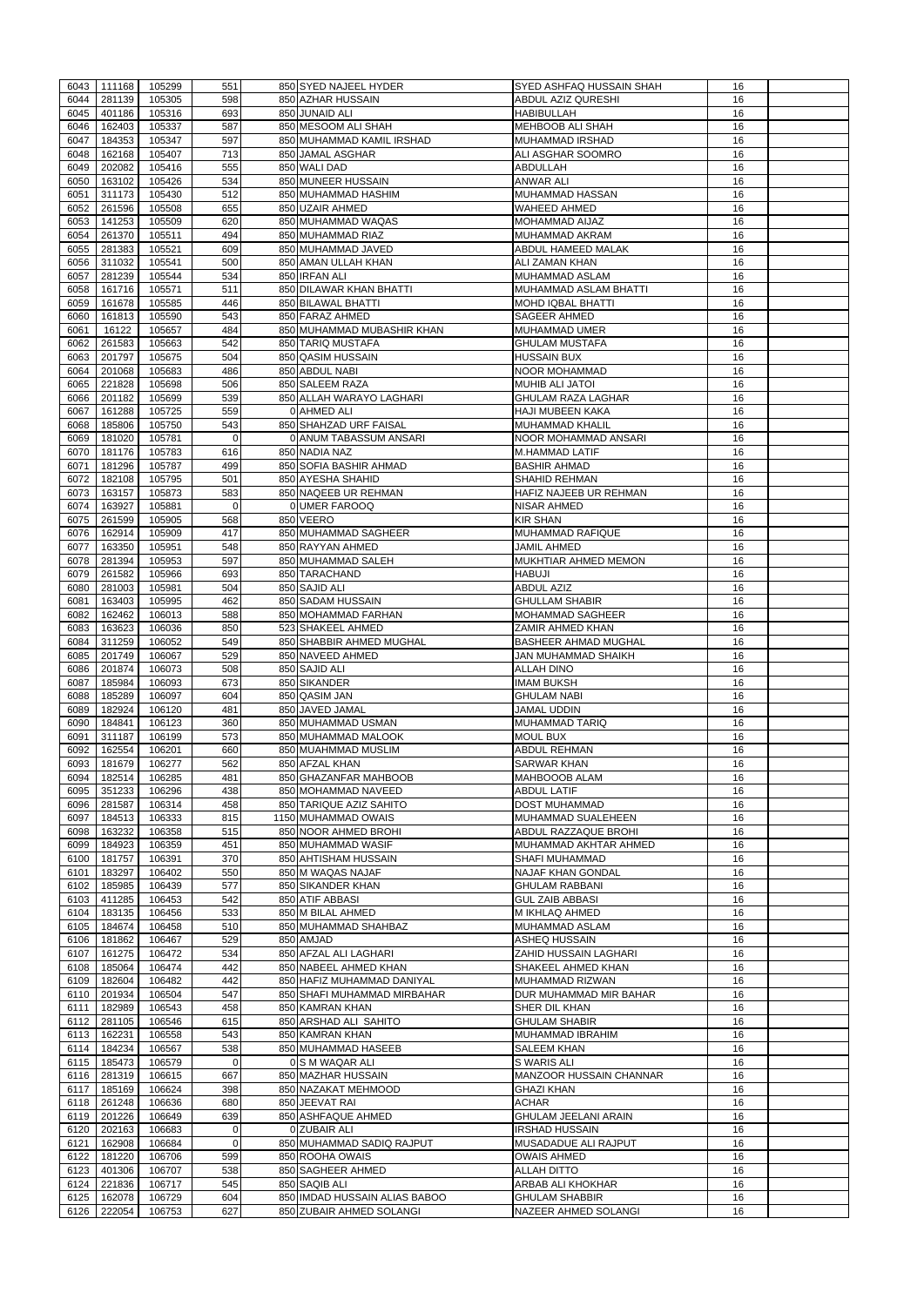| | | | | | | | | |
|---|---|---|---|---|---|---|---|---|
| 6043 | 111168 | 105299 | 551 | 850 | SYED NAJEEL HYDER | SYED ASHFAQ HUSSAIN SHAH | 16 | |
| 6044 | 281139 | 105305 | 598 | 850 | AZHAR HUSSAIN | ABDUL AZIZ QURESHI | 16 | |
| 6045 | 401186 | 105316 | 693 | 850 | JUNAID ALI | HABIBULLAH | 16 | |
| 6046 | 162403 | 105337 | 587 | 850 | MESOOM ALI SHAH | MEHBOOB ALI SHAH | 16 | |
| 6047 | 184353 | 105347 | 597 | 850 | MUHAMMAD KAMIL IRSHAD | MUHAMMAD IRSHAD | 16 | |
| 6048 | 162168 | 105407 | 713 | 850 | JAMAL ASGHAR | ALI ASGHAR SOOMRO | 16 | |
| 6049 | 202082 | 105416 | 555 | 850 | WALI DAD | ABDULLAH | 16 | |
| 6050 | 163102 | 105426 | 534 | 850 | MUNEER HUSSAIN | ANWAR ALI | 16 | |
| 6051 | 311173 | 105430 | 512 | 850 | MUHAMMAD HASHIM | MUHAMMAD HASSAN | 16 | |
| 6052 | 261596 | 105508 | 655 | 850 | UZAIR AHMED | WAHEED AHMED | 16 | |
| 6053 | 141253 | 105509 | 620 | 850 | MUHAMMAD WAQAS | MOHAMMAD AIJAZ | 16 | |
| 6054 | 261370 | 105511 | 494 | 850 | MUHAMMAD RIAZ | MUHAMMAD AKRAM | 16 | |
| 6055 | 281383 | 105521 | 609 | 850 | MUHAMMAD JAVED | ABDUL HAMEED MALAK | 16 | |
| 6056 | 311032 | 105541 | 500 | 850 | AMAN ULLAH KHAN | ALI ZAMAN KHAN | 16 | |
| 6057 | 281239 | 105544 | 534 | 850 | IRFAN ALI | MUHAMMAD ASLAM | 16 | |
| 6058 | 161716 | 105571 | 511 | 850 | DILAWAR KHAN BHATTI | MUHAMMAD ASLAM BHATTI | 16 | |
| 6059 | 161678 | 105585 | 446 | 850 | BILAWAL BHATTI | MOHD IQBAL BHATTI | 16 | |
| 6060 | 161813 | 105590 | 543 | 850 | FARAZ AHMED | SAGEER AHMED | 16 | |
| 6061 | 16122 | 105657 | 484 | 850 | MUHAMMAD MUBASHIR KHAN | MUHAMMAD UMER | 16 | |
| 6062 | 261583 | 105663 | 542 | 850 | TARIQ MUSTAFA | GHULAM MUSTAFA | 16 | |
| 6063 | 201797 | 105675 | 504 | 850 | QASIM HUSSAIN | HUSSAIN BUX | 16 | |
| 6064 | 201068 | 105683 | 486 | 850 | ABDUL NABI | NOOR MOHAMMAD | 16 | |
| 6065 | 221828 | 105698 | 506 | 850 | SALEEM RAZA | MUHIB ALI JATOI | 16 | |
| 6066 | 201182 | 105699 | 539 | 850 | ALLAH WARAYO LAGHARI | GHULAM RAZA LAGHAR | 16 | |
| 6067 | 161288 | 105725 | 559 | 0 | AHMED ALI | HAJI MUBEEN KAKA | 16 | |
| 6068 | 185806 | 105750 | 543 | 850 | SHAHZAD URF FAISAL | MUHAMMAD KHALIL | 16 | |
| 6069 | 181020 | 105781 | 0 | 0 | ANUM TABASSUM ANSARI | NOOR MOHAMMAD ANSARI | 16 | |
| 6070 | 181176 | 105783 | 616 | 850 | NADIA NAZ | M.HAMMAD LATIF | 16 | |
| 6071 | 181296 | 105787 | 499 | 850 | SOFIA BASHIR AHMAD | BASHIR AHMAD | 16 | |
| 6072 | 182108 | 105795 | 501 | 850 | AYESHA SHAHID | SHAHID REHMAN | 16 | |
| 6073 | 163157 | 105873 | 583 | 850 | NAQEEB UR REHMAN | HAFIZ NAJEEB UR REHMAN | 16 | |
| 6074 | 163927 | 105881 | 0 | 0 | UMER FAROOQ | NISAR AHMED | 16 | |
| 6075 | 261599 | 105905 | 568 | 850 | VEERO | KIR SHAN | 16 | |
| 6076 | 162914 | 105909 | 417 | 850 | MUHAMMAD SAGHEER | MUHAMMAD RAFIQUE | 16 | |
| 6077 | 163350 | 105951 | 548 | 850 | RAYYAN AHMED | JAMIL AHMED | 16 | |
| 6078 | 281394 | 105953 | 597 | 850 | MUHAMMAD SALEH | MUKHTIAR AHMED MEMON | 16 | |
| 6079 | 261582 | 105966 | 693 | 850 | TARACHAND | HABUJI | 16 | |
| 6080 | 281003 | 105981 | 504 | 850 | SAJID ALI | ABDUL AZIZ | 16 | |
| 6081 | 163403 | 105995 | 462 | 850 | SADAM HUSSAIN | GHULLAM SHABIR | 16 | |
| 6082 | 162462 | 106013 | 588 | 850 | MOHAMMAD FARHAN | MOHAMMAD SAGHEER | 16 | |
| 6083 | 163623 | 106036 | 850 | 523 | SHAKEEL AHMED | ZAMIR AHMED KHAN | 16 | |
| 6084 | 311259 | 106052 | 549 | 850 | SHABBIR AHMED MUGHAL | BASHEER AHMAD MUGHAL | 16 | |
| 6085 | 201749 | 106067 | 529 | 850 | NAVEED AHMED | JAN MUHAMMAD SHAIKH | 16 | |
| 6086 | 201874 | 106073 | 508 | 850 | SAJID ALI | ALLAH DINO | 16 | |
| 6087 | 185984 | 106093 | 673 | 850 | SIKANDER | IMAM BUKSH | 16 | |
| 6088 | 185289 | 106097 | 604 | 850 | QASIM JAN | GHULAM NABI | 16 | |
| 6089 | 182924 | 106120 | 481 | 850 | JAVED JAMAL | JAMAL UDDIN | 16 | |
| 6090 | 184841 | 106123 | 360 | 850 | MUHAMMAD USMAN | MUHAMMAD TARIQ | 16 | |
| 6091 | 311187 | 106199 | 573 | 850 | MUHAMMAD MALOOK | MOUL BUX | 16 | |
| 6092 | 162554 | 106201 | 660 | 850 | MUAHMMAD MUSLIM | ABDUL REHMAN | 16 | |
| 6093 | 181679 | 106277 | 562 | 850 | AFZAL KHAN | SARWAR KHAN | 16 | |
| 6094 | 182514 | 106285 | 481 | 850 | GHAZANFAR MAHBOOB | MAHBOOOB ALAM | 16 | |
| 6095 | 351233 | 106296 | 438 | 850 | MOHAMMAD NAVEED | ABDUL LATIF | 16 | |
| 6096 | 281587 | 106314 | 458 | 850 | TARIQUE AZIZ SAHITO | DOST MUHAMMAD | 16 | |
| 6097 | 184513 | 106333 | 815 | 1150 | MUHAMMAD OWAIS | MUHAMMAD SUALEHEEN | 16 | |
| 6098 | 163232 | 106358 | 515 | 850 | NOOR AHMED BROHI | ABDUL RAZZAQUE BROHI | 16 | |
| 6099 | 184923 | 106359 | 451 | 850 | MUHAMMAD WASIF | MUHAMMAD AKHTAR AHMED | 16 | |
| 6100 | 181757 | 106391 | 370 | 850 | AHTISHAM HUSSAIN | SHAFI MUHAMMAD | 16 | |
| 6101 | 183297 | 106402 | 550 | 850 | M WAQAS NAJAF | NAJAF KHAN GONDAL | 16 | |
| 6102 | 185985 | 106439 | 577 | 850 | SIKANDER KHAN | GHULAM RABBANI | 16 | |
| 6103 | 411285 | 106453 | 542 | 850 | ATIF ABBASI | GUL ZAIB ABBASI | 16 | |
| 6104 | 183135 | 106456 | 533 | 850 | M BILAL AHMED | M IKHLAQ AHMED | 16 | |
| 6105 | 184674 | 106458 | 510 | 850 | MUHAMMAD SHAHBAZ | MUHAMMAD ASLAM | 16 | |
| 6106 | 181862 | 106467 | 529 | 850 | AMJAD | ASHEQ HUSSAIN | 16 | |
| 6107 | 161275 | 106472 | 534 | 850 | AFZAL ALI LAGHARI | ZAHID HUSSAIN LAGHARI | 16 | |
| 6108 | 185064 | 106474 | 442 | 850 | NABEEL AHMED KHAN | SHAKEEL AHMED KHAN | 16 | |
| 6109 | 182604 | 106482 | 442 | 850 | HAFIZ MUHAMMAD DANIYAL | MUHAMMAD RIZWAN | 16 | |
| 6110 | 201934 | 106504 | 547 | 850 | SHAFI MUHAMMAD MIRBAHAR | DUR MUHAMMAD MIR BAHAR | 16 | |
| 6111 | 182989 | 106543 | 458 | 850 | KAMRAN KHAN | SHER DIL KHAN | 16 | |
| 6112 | 281105 | 106546 | 615 | 850 | ARSHAD ALI SAHITO | GHULAM SHABIR | 16 | |
| 6113 | 162231 | 106558 | 543 | 850 | KAMRAN KHAN | MUHAMMAD IBRAHIM | 16 | |
| 6114 | 184234 | 106567 | 538 | 850 | MUHAMMAD HASEEB | SALEEM KHAN | 16 | |
| 6115 | 185473 | 106579 | 0 | 0 | S M WAQAR ALI | S WARIS ALI | 16 | |
| 6116 | 281319 | 106615 | 667 | 850 | MAZHAR HUSSAIN | MANZOOR HUSSAIN CHANNAR | 16 | |
| 6117 | 185169 | 106624 | 398 | 850 | NAZAKAT MEHMOOD | GHAZI KHAN | 16 | |
| 6118 | 261248 | 106636 | 680 | 850 | JEEVAT RAI | ACHAR | 16 | |
| 6119 | 201226 | 106649 | 639 | 850 | ASHFAQUE AHMED | GHULAM JEELANI ARAIN | 16 | |
| 6120 | 202163 | 106683 | 0 | 0 | ZUBAIR ALI | IRSHAD HUSSAIN | 16 | |
| 6121 | 162908 | 106684 | 0 | 850 | MUHAMMAD SADIQ RAJPUT | MUSADADUE ALI RAJPUT | 16 | |
| 6122 | 181220 | 106706 | 599 | 850 | ROOHA OWAIS | OWAIS AHMED | 16 | |
| 6123 | 401306 | 106707 | 538 | 850 | SAGHEER AHMED | ALLAH DITTO | 16 | |
| 6124 | 221836 | 106717 | 545 | 850 | SAQIB ALI | ARBAB ALI KHOKHAR | 16 | |
| 6125 | 162078 | 106729 | 604 | 850 | IMDAD HUSSAIN ALIAS BABOO | GHULAM SHABBIR | 16 | |
| 6126 | 222054 | 106753 | 627 | 850 | ZUBAIR AHMED SOLANGI | NAZEER AHMED SOLANGI | 16 | |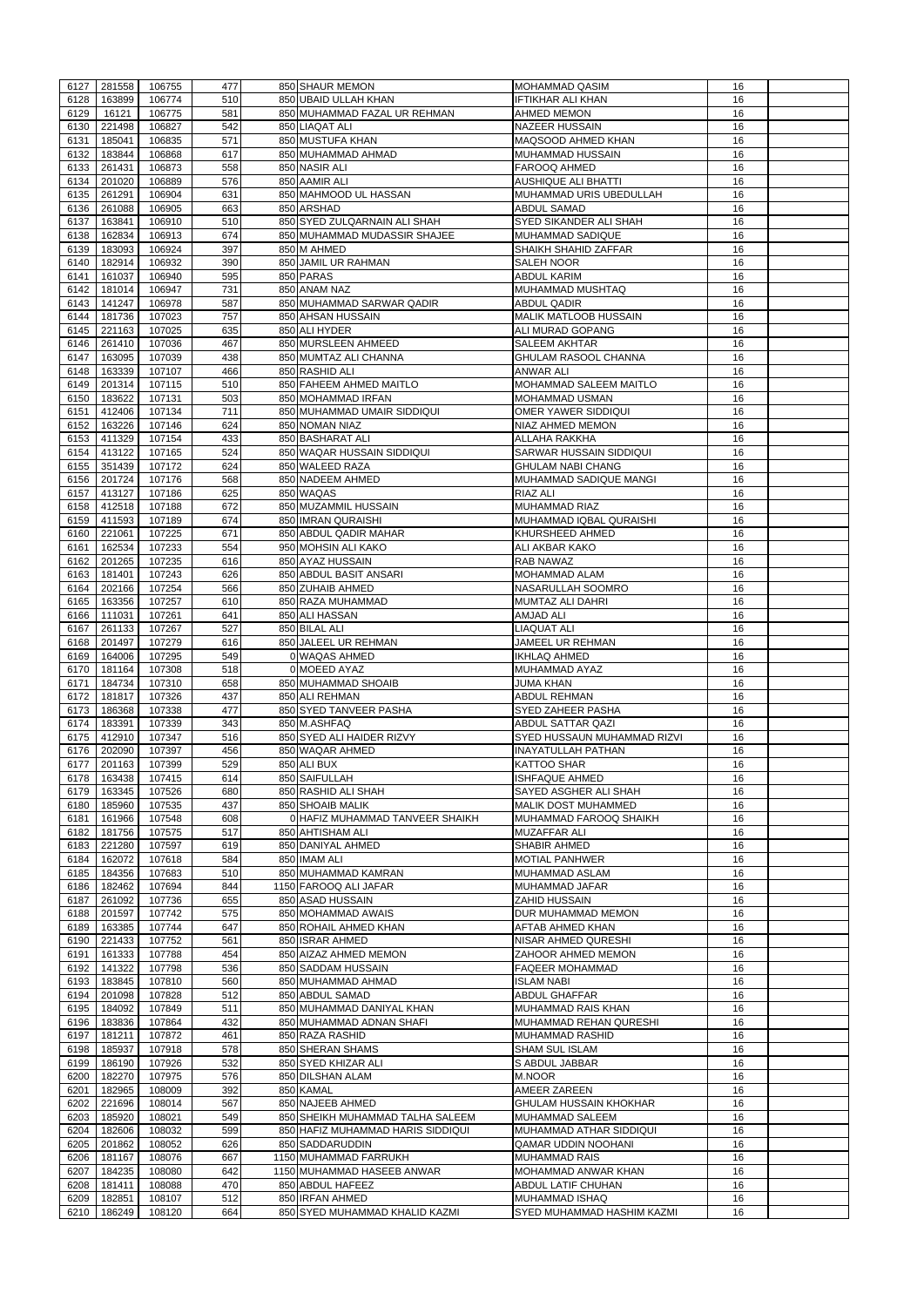| | | | | | | | | |
|---|---|---|---|---|---|---|---|---|
| 6127 | 281558 | 106755 | 477 | 850 | SHAUR MEMON | MOHAMMAD QASIM | 16 | |
| 6128 | 163899 | 106774 | 510 | 850 | UBAID ULLAH KHAN | IFTIKHAR ALI KHAN | 16 | |
| 6129 | 16121 | 106775 | 581 | 850 | MUHAMMAD FAZAL UR REHMAN | AHMED MEMON | 16 | |
| 6130 | 221498 | 106827 | 542 | 850 | LIAQAT ALI | NAZEER HUSSAIN | 16 | |
| 6131 | 185041 | 106835 | 571 | 850 | MUSTUFA KHAN | MAQSOOD AHMED KHAN | 16 | |
| 6132 | 183844 | 106868 | 617 | 850 | MUHAMMAD AHMAD | MUHAMMAD HUSSAIN | 16 | |
| 6133 | 261431 | 106873 | 558 | 850 | NASIR ALI | FAROOQ AHMED | 16 | |
| 6134 | 201020 | 106889 | 576 | 850 | AAMIR ALI | AUSHIQUE ALI BHATTI | 16 | |
| 6135 | 261291 | 106904 | 631 | 850 | MAHMOOD UL HASSAN | MUHAMMAD URIS UBEDULLAH | 16 | |
| 6136 | 261088 | 106905 | 663 | 850 | ARSHAD | ABDUL SAMAD | 16 | |
| 6137 | 163841 | 106910 | 510 | 850 | SYED ZULQARNAIN ALI SHAH | SYED SIKANDER ALI SHAH | 16 | |
| 6138 | 162834 | 106913 | 674 | 850 | MUHAMMAD MUDASSIR SHAJEE | MUHAMMAD SADIQUE | 16 | |
| 6139 | 183093 | 106924 | 397 | 850 | M AHMED | SHAIKH SHAHID ZAFFAR | 16 | |
| 6140 | 182914 | 106932 | 390 | 850 | JAMIL UR RAHMAN | SALEH NOOR | 16 | |
| 6141 | 161037 | 106940 | 595 | 850 | PARAS | ABDUL KARIM | 16 | |
| 6142 | 181014 | 106947 | 731 | 850 | ANAM NAZ | MUHAMMAD MUSHTAQ | 16 | |
| 6143 | 141247 | 106978 | 587 | 850 | MUHAMMAD SARWAR QADIR | ABDUL QADIR | 16 | |
| 6144 | 181736 | 107023 | 757 | 850 | AHSAN HUSSAIN | MALIK MATLOOB HUSSAIN | 16 | |
| 6145 | 221163 | 107025 | 635 | 850 | ALI HYDER | ALI MURAD GOPANG | 16 | |
| 6146 | 261410 | 107036 | 467 | 850 | MURSLEEN AHMEED | SALEEM AKHTAR | 16 | |
| 6147 | 163095 | 107039 | 438 | 850 | MUMTAZ ALI CHANNA | GHULAM RASOOL CHANNA | 16 | |
| 6148 | 163339 | 107107 | 466 | 850 | RASHID ALI | ANWAR ALI | 16 | |
| 6149 | 201314 | 107115 | 510 | 850 | FAHEEM AHMED MAITLO | MOHAMMAD SALEEM MAITLO | 16 | |
| 6150 | 183622 | 107131 | 503 | 850 | MOHAMMAD IRFAN | MOHAMMAD USMAN | 16 | |
| 6151 | 412406 | 107134 | 711 | 850 | MUHAMMAD UMAIR SIDDIQUI | OMER YAWER SIDDIQUI | 16 | |
| 6152 | 163226 | 107146 | 624 | 850 | NOMAN NIAZ | NIAZ AHMED MEMON | 16 | |
| 6153 | 411329 | 107154 | 433 | 850 | BASHARAT ALI | ALLAHA RAKKHA | 16 | |
| 6154 | 413122 | 107165 | 524 | 850 | WAQAR HUSSAIN SIDDIQUI | SARWAR HUSSAIN SIDDIQUI | 16 | |
| 6155 | 351439 | 107172 | 624 | 850 | WALEED RAZA | GHULAM NABI CHANG | 16 | |
| 6156 | 201724 | 107176 | 568 | 850 | NADEEM AHMED | MUHAMMAD SADIQUE MANGI | 16 | |
| 6157 | 413127 | 107186 | 625 | 850 | WAQAS | RIAZ ALI | 16 | |
| 6158 | 412518 | 107188 | 672 | 850 | MUZAMMIL HUSSAIN | MUHAMMAD RIAZ | 16 | |
| 6159 | 411593 | 107189 | 674 | 850 | IMRAN QURAISHI | MUHAMMAD IQBAL QURAISHI | 16 | |
| 6160 | 221061 | 107225 | 671 | 850 | ABDUL QADIR MAHAR | KHURSHEED AHMED | 16 | |
| 6161 | 162534 | 107233 | 554 | 950 | MOHSIN ALI KAKO | ALI AKBAR KAKO | 16 | |
| 6162 | 201265 | 107235 | 616 | 850 | AYAZ HUSSAIN | RAB NAWAZ | 16 | |
| 6163 | 181401 | 107243 | 626 | 850 | ABDUL BASIT ANSARI | MOHAMMAD ALAM | 16 | |
| 6164 | 202166 | 107254 | 566 | 850 | ZUHAIB AHMED | NASARULLAH SOOMRO | 16 | |
| 6165 | 163356 | 107257 | 610 | 850 | RAZA MUHAMMAD | MUMTAZ ALI DAHRI | 16 | |
| 6166 | 111031 | 107261 | 641 | 850 | ALI HASSAN | AMJAD ALI | 16 | |
| 6167 | 261133 | 107267 | 527 | 850 | BILAL ALI | LIAQUAT ALI | 16 | |
| 6168 | 201497 | 107279 | 616 | 850 | JALEEL UR REHMAN | JAMEEL UR REHMAN | 16 | |
| 6169 | 164006 | 107295 | 549 | 0 | WAQAS AHMED | IKHLAQ AHMED | 16 | |
| 6170 | 181164 | 107308 | 518 | 0 | MOEED AYAZ | MUHAMMAD AYAZ | 16 | |
| 6171 | 184734 | 107310 | 658 | 850 | MUHAMMAD SHOAIB | JUMA KHAN | 16 | |
| 6172 | 181817 | 107326 | 437 | 850 | ALI REHMAN | ABDUL REHMAN | 16 | |
| 6173 | 186368 | 107338 | 477 | 850 | SYED TANVEER PASHA | SYED ZAHEER PASHA | 16 | |
| 6174 | 183391 | 107339 | 343 | 850 | M.ASHFAQ | ABDUL SATTAR QAZI | 16 | |
| 6175 | 412910 | 107347 | 516 | 850 | SYED ALI HAIDER RIZVY | SYED HUSSAUN MUHAMMAD RIZVI | 16 | |
| 6176 | 202090 | 107397 | 456 | 850 | WAQAR AHMED | INAYATULLAH PATHAN | 16 | |
| 6177 | 201163 | 107399 | 529 | 850 | ALI BUX | KATTOO SHAR | 16 | |
| 6178 | 163438 | 107415 | 614 | 850 | SAIFULLAH | ISHFAQUE AHMED | 16 | |
| 6179 | 163345 | 107526 | 680 | 850 | RASHID ALI SHAH | SAYED ASGHER ALI SHAH | 16 | |
| 6180 | 185960 | 107535 | 437 | 850 | SHOAIB MALIK | MALIK DOST MUHAMMED | 16 | |
| 6181 | 161966 | 107548 | 608 | 0 | HAFIZ MUHAMMAD TANVEER SHAIKH | MUHAMMAD FAROOQ SHAIKH | 16 | |
| 6182 | 181756 | 107575 | 517 | 850 | AHTISHAM ALI | MUZAFFAR ALI | 16 | |
| 6183 | 221280 | 107597 | 619 | 850 | DANIYAL AHMED | SHABIR AHMED | 16 | |
| 6184 | 162072 | 107618 | 584 | 850 | IMAM ALI | MOTIAL PANHWER | 16 | |
| 6185 | 184356 | 107683 | 510 | 850 | MUHAMMAD KAMRAN | MUHAMMAD ASLAM | 16 | |
| 6186 | 182462 | 107694 | 844 | 1150 | FAROOQ ALI JAFAR | MUHAMMAD JAFAR | 16 | |
| 6187 | 261092 | 107736 | 655 | 850 | ASAD HUSSAIN | ZAHID HUSSAIN | 16 | |
| 6188 | 201597 | 107742 | 575 | 850 | MOHAMMAD AWAIS | DUR MUHAMMAD MEMON | 16 | |
| 6189 | 163385 | 107744 | 647 | 850 | ROHAIL AHMED KHAN | AFTAB AHMED KHAN | 16 | |
| 6190 | 221433 | 107752 | 561 | 850 | ISRAR AHMED | NISAR AHMED QURESHI | 16 | |
| 6191 | 161333 | 107788 | 454 | 850 | AIZAZ AHMED MEMON | ZAHOOR AHMED MEMON | 16 | |
| 6192 | 141322 | 107798 | 536 | 850 | SADDAM HUSSAIN | FAQEER MOHAMMAD | 16 | |
| 6193 | 183845 | 107810 | 560 | 850 | MUHAMMAD AHMAD | ISLAM NABI | 16 | |
| 6194 | 201098 | 107828 | 512 | 850 | ABDUL SAMAD | ABDUL GHAFFAR | 16 | |
| 6195 | 184092 | 107849 | 511 | 850 | MUHAMMAD DANIYAL KHAN | MUHAMMAD RAIS KHAN | 16 | |
| 6196 | 183836 | 107864 | 432 | 850 | MUHAMMAD ADNAN SHAFI | MUHAMMAD REHAN QURESHI | 16 | |
| 6197 | 181211 | 107872 | 461 | 850 | RAZA RASHID | MUHAMMAD RASHID | 16 | |
| 6198 | 185937 | 107918 | 578 | 850 | SHERAN SHAMS | SHAM SUL ISLAM | 16 | |
| 6199 | 186190 | 107926 | 532 | 850 | SYED KHIZAR ALI | S ABDUL JABBAR | 16 | |
| 6200 | 182270 | 107975 | 576 | 850 | DILSHAN ALAM | M.NOOR | 16 | |
| 6201 | 182965 | 108009 | 392 | 850 | KAMAL | AMEER ZAREEN | 16 | |
| 6202 | 221696 | 108014 | 567 | 850 | NAJEEB AHMED | GHULAM HUSSAIN KHOKHAR | 16 | |
| 6203 | 185920 | 108021 | 549 | 850 | SHEIKH MUHAMMAD TALHA SALEEM | MUHAMMAD SALEEM | 16 | |
| 6204 | 182606 | 108032 | 599 | 850 | HAFIZ MUHAMMAD HARIS SIDDIQUI | MUHAMMAD ATHAR SIDDIQUI | 16 | |
| 6205 | 201862 | 108052 | 626 | 850 | SADDARUDDIN | QAMAR UDDIN NOOHANI | 16 | |
| 6206 | 181167 | 108076 | 667 | 1150 | MUHAMMAD FARRUKH | MUHAMMAD RAIS | 16 | |
| 6207 | 184235 | 108080 | 642 | 1150 | MUHAMMAD HASEEB ANWAR | MOHAMMAD ANWAR KHAN | 16 | |
| 6208 | 181411 | 108088 | 470 | 850 | ABDUL HAFEEZ | ABDUL LATIF CHUHAN | 16 | |
| 6209 | 182851 | 108107 | 512 | 850 | IRFAN AHMED | MUHAMMAD ISHAQ | 16 | |
| 6210 | 186249 | 108120 | 664 | 850 | SYED MUHAMMAD KHALID KAZMI | SYED MUHAMMAD HASHIM KAZMI | 16 | |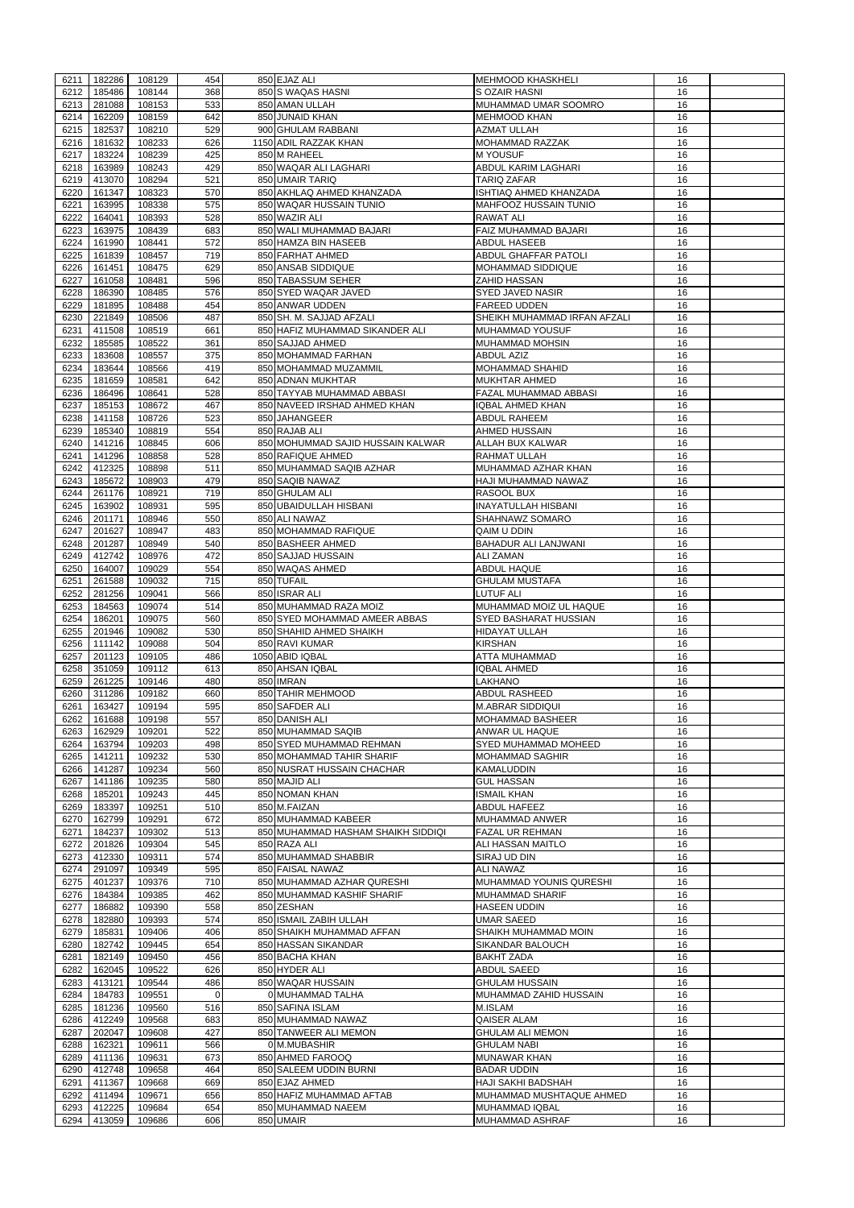| | | | | | | | | |
|---|---|---|---|---|---|---|---|---|
| 6211 | 182286 | 108129 | 454 | 850 | EJAZ ALI | MEHMOOD KHASKHELI | 16 | |
| 6212 | 185486 | 108144 | 368 | 850 | S WAQAS HASNI | S OZAIR HASNI | 16 | |
| 6213 | 281088 | 108153 | 533 | 850 | AMAN ULLAH | MUHAMMAD UMAR SOOMRO | 16 | |
| 6214 | 162209 | 108159 | 642 | 850 | JUNAID KHAN | MEHMOOD KHAN | 16 | |
| 6215 | 182537 | 108210 | 529 | 900 | GHULAM RABBANI | AZMAT ULLAH | 16 | |
| 6216 | 181632 | 108233 | 626 | 1150 | ADIL RAZZAK KHAN | MOHAMMAD RAZZAK | 16 | |
| 6217 | 183224 | 108239 | 425 | 850 | M RAHEEL | M YOUSUF | 16 | |
| 6218 | 163989 | 108243 | 429 | 850 | WAQAR ALI LAGHARI | ABDUL KARIM LAGHARI | 16 | |
| 6219 | 413070 | 108294 | 521 | 850 | UMAIR TARIQ | TARIQ ZAFAR | 16 | |
| 6220 | 161347 | 108323 | 570 | 850 | AKHLAQ AHMED KHANZADA | ISHTIAQ AHMED KHANZADA | 16 | |
| 6221 | 163995 | 108338 | 575 | 850 | WAQAR HUSSAIN TUNIO | MAHFOOZ HUSSAIN TUNIO | 16 | |
| 6222 | 164041 | 108393 | 528 | 850 | WAZIR ALI | RAWAT ALI | 16 | |
| 6223 | 163975 | 108439 | 683 | 850 | WALI MUHAMMAD BAJARI | FAIZ MUHAMMAD BAJARI | 16 | |
| 6224 | 161990 | 108441 | 572 | 850 | HAMZA BIN HASEEB | ABDUL HASEEB | 16 | |
| 6225 | 161839 | 108457 | 719 | 850 | FARHAT AHMED | ABDUL GHAFFAR PATOLI | 16 | |
| 6226 | 161451 | 108475 | 629 | 850 | ANSAB SIDDIQUE | MOHAMMAD SIDDIQUE | 16 | |
| 6227 | 161058 | 108481 | 596 | 850 | TABASSUM SEHER | ZAHID HASSAN | 16 | |
| 6228 | 186390 | 108485 | 576 | 850 | SYED WAQAR JAVED | SYED JAVED NASIR | 16 | |
| 6229 | 181895 | 108488 | 454 | 850 | ANWAR UDDEN | FAREED UDDEN | 16 | |
| 6230 | 221849 | 108506 | 487 | 850 | SH. M. SAJJAD AFZALI | SHEIKH MUHAMMAD IRFAN AFZALI | 16 | |
| 6231 | 411508 | 108519 | 661 | 850 | HAFIZ MUHAMMAD SIKANDER ALI | MUHAMMAD YOUSUF | 16 | |
| 6232 | 185585 | 108522 | 361 | 850 | SAJJAD AHMED | MUHAMMAD MOHSIN | 16 | |
| 6233 | 183608 | 108557 | 375 | 850 | MOHAMMAD FARHAN | ABDUL AZIZ | 16 | |
| 6234 | 183644 | 108566 | 419 | 850 | MOHAMMAD MUZAMMIL | MOHAMMAD SHAHID | 16 | |
| 6235 | 181659 | 108581 | 642 | 850 | ADNAN MUKHTAR | MUKHTAR AHMED | 16 | |
| 6236 | 186496 | 108641 | 528 | 850 | TAYYAB MUHAMMAD ABBASI | FAZAL MUHAMMAD ABBASI | 16 | |
| 6237 | 185153 | 108672 | 467 | 850 | NAVEED IRSHAD AHMED KHAN | IQBAL AHMED KHAN | 16 | |
| 6238 | 141158 | 108726 | 523 | 850 | JAHANGEER | ABDUL RAHEEM | 16 | |
| 6239 | 185340 | 108819 | 554 | 850 | RAJAB ALI | AHMED HUSSAIN | 16 | |
| 6240 | 141216 | 108845 | 606 | 850 | MOHUMMAD SAJID HUSSAIN KALWAR | ALLAH BUX KALWAR | 16 | |
| 6241 | 141296 | 108858 | 528 | 850 | RAFIQUE AHMED | RAHMAT ULLAH | 16 | |
| 6242 | 412325 | 108898 | 511 | 850 | MUHAMMAD SAQIB AZHAR | MUHAMMAD AZHAR KHAN | 16 | |
| 6243 | 185672 | 108903 | 479 | 850 | SAQIB NAWAZ | HAJI MUHAMMAD NAWAZ | 16 | |
| 6244 | 261176 | 108921 | 719 | 850 | GHULAM ALI | RASOOL BUX | 16 | |
| 6245 | 163902 | 108931 | 595 | 850 | UBAIDULLAH HISBANI | INAYATULLAH HISBANI | 16 | |
| 6246 | 201171 | 108946 | 550 | 850 | ALI NAWAZ | SHAHNAWZ SOMARO | 16 | |
| 6247 | 201627 | 108947 | 483 | 850 | MOHAMMAD RAFIQUE | QAIM U DDIN | 16 | |
| 6248 | 201287 | 108949 | 540 | 850 | BASHEER AHMED | BAHADUR ALI LANJWANI | 16 | |
| 6249 | 412742 | 108976 | 472 | 850 | SAJJAD HUSSAIN | ALI ZAMAN | 16 | |
| 6250 | 164007 | 109029 | 554 | 850 | WAQAS AHMED | ABDUL HAQUE | 16 | |
| 6251 | 261588 | 109032 | 715 | 850 | TUFAIL | GHULAM MUSTAFA | 16 | |
| 6252 | 281256 | 109041 | 566 | 850 | ISRAR ALI | LUTUF ALI | 16 | |
| 6253 | 184563 | 109074 | 514 | 850 | MUHAMMAD RAZA MOIZ | MUHAMMAD MOIZ UL HAQUE | 16 | |
| 6254 | 186201 | 109075 | 560 | 850 | SYED MOHAMMAD AMEER ABBAS | SYED BASHARAT HUSSIAN | 16 | |
| 6255 | 201946 | 109082 | 530 | 850 | SHAHID AHMED SHAIKH | HIDAYAT ULLAH | 16 | |
| 6256 | 111142 | 109088 | 504 | 850 | RAVI KUMAR | KIRSHAN | 16 | |
| 6257 | 201123 | 109105 | 486 | 1050 | ABID IQBAL | ATTA MUHAMMAD | 16 | |
| 6258 | 351059 | 109112 | 613 | 850 | AHSAN IQBAL | IQBAL AHMED | 16 | |
| 6259 | 261225 | 109146 | 480 | 850 | IMRAN | LAKHANO | 16 | |
| 6260 | 311286 | 109182 | 660 | 850 | TAHIR MEHMOOD | ABDUL RASHEED | 16 | |
| 6261 | 163427 | 109194 | 595 | 850 | SAFDER ALI | M.ABRAR SIDDIQUI | 16 | |
| 6262 | 161688 | 109198 | 557 | 850 | DANISH ALI | MOHAMMAD BASHEER | 16 | |
| 6263 | 162929 | 109201 | 522 | 850 | MUHAMMAD SAQIB | ANWAR UL HAQUE | 16 | |
| 6264 | 163794 | 109203 | 498 | 850 | SYED MUHAMMAD REHMAN | SYED MUHAMMAD MOHEED | 16 | |
| 6265 | 141211 | 109232 | 530 | 850 | MOHAMMAD TAHIR SHARIF | MOHAMMAD SAGHIR | 16 | |
| 6266 | 141287 | 109234 | 560 | 850 | NUSRAT HUSSAIN CHACHAR | KAMALUDDIN | 16 | |
| 6267 | 141186 | 109235 | 580 | 850 | MAJID ALI | GUL HASSAN | 16 | |
| 6268 | 185201 | 109243 | 445 | 850 | NOMAN KHAN | ISMAIL KHAN | 16 | |
| 6269 | 183397 | 109251 | 510 | 850 | M.FAIZAN | ABDUL HAFEEZ | 16 | |
| 6270 | 162799 | 109291 | 672 | 850 | MUHAMMAD KABEER | MUHAMMAD ANWER | 16 | |
| 6271 | 184237 | 109302 | 513 | 850 | MUHAMMAD HASHAM SHAIKH SIDDIQI | FAZAL UR REHMAN | 16 | |
| 6272 | 201826 | 109304 | 545 | 850 | RAZA ALI | ALI HASSAN MAITLO | 16 | |
| 6273 | 412330 | 109311 | 574 | 850 | MUHAMMAD SHABBIR | SIRAJ UD DIN | 16 | |
| 6274 | 291097 | 109349 | 595 | 850 | FAISAL NAWAZ | ALI NAWAZ | 16 | |
| 6275 | 401237 | 109376 | 710 | 850 | MUHAMMAD AZHAR QURESHI | MUHAMMAD YOUNIS QURESHI | 16 | |
| 6276 | 184384 | 109385 | 462 | 850 | MUHAMMAD KASHIF SHARIF | MUHAMMAD SHARIF | 16 | |
| 6277 | 186882 | 109390 | 558 | 850 | ZESHAN | HASEEN UDDIN | 16 | |
| 6278 | 182880 | 109393 | 574 | 850 | ISMAIL ZABIH ULLAH | UMAR SAEED | 16 | |
| 6279 | 185831 | 109406 | 406 | 850 | SHAIKH MUHAMMAD AFFAN | SHAIKH MUHAMMAD MOIN | 16 | |
| 6280 | 182742 | 109445 | 654 | 850 | HASSAN SIKANDAR | SIKANDAR BALOUCH | 16 | |
| 6281 | 182149 | 109450 | 456 | 850 | BACHA KHAN | BAKHT ZADA | 16 | |
| 6282 | 162045 | 109522 | 626 | 850 | HYDER ALI | ABDUL SAEED | 16 | |
| 6283 | 413121 | 109544 | 486 | 850 | WAQAR HUSSAIN | GHULAM HUSSAIN | 16 | |
| 6284 | 184783 | 109551 | 0 | 0 | MUHAMMAD TALHA | MUHAMMAD ZAHID HUSSAIN | 16 | |
| 6285 | 181236 | 109560 | 516 | 850 | SAFINA ISLAM | M.ISLAM | 16 | |
| 6286 | 412249 | 109568 | 683 | 850 | MUHAMMAD NAWAZ | QAISER ALAM | 16 | |
| 6287 | 202047 | 109608 | 427 | 850 | TANWEER ALI MEMON | GHULAM ALI MEMON | 16 | |
| 6288 | 162321 | 109611 | 566 | 0 | M.MUBASHIR | GHULAM NABI | 16 | |
| 6289 | 411136 | 109631 | 673 | 850 | AHMED FAROOQ | MUNAWAR KHAN | 16 | |
| 6290 | 412748 | 109658 | 464 | 850 | SALEEM UDDIN BURNI | BADAR UDDIN | 16 | |
| 6291 | 411367 | 109668 | 669 | 850 | EJAZ AHMED | HAJI SAKHI BADSHAH | 16 | |
| 6292 | 411494 | 109671 | 656 | 850 | HAFIZ MUHAMMAD AFTAB | MUHAMMAD MUSHTAQUE AHMED | 16 | |
| 6293 | 412225 | 109684 | 654 | 850 | MUHAMMAD NAEEM | MUHAMMAD IQBAL | 16 | |
| 6294 | 413059 | 109686 | 606 | 850 | UMAIR | MUHAMMAD ASHRAF | 16 | |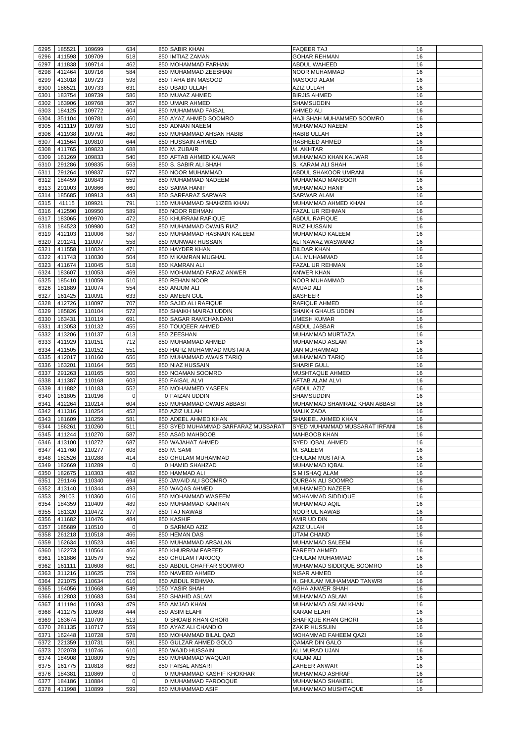| | | | | | | | | |
|---|---|---|---|---|---|---|---|---|
| 6295 | 185521 | 109699 | 634 | 850 | SABIR KHAN | FAQEER TAJ | 16 | |
| 6296 | 411598 | 109709 | 518 | 850 | IMTIAZ ZAMAN | GOHAR REHMAN | 16 | |
| 6297 | 411838 | 109714 | 462 | 850 | MOHAMMAD FARHAN | ABDUL WAHEED | 16 | |
| 6298 | 412464 | 109716 | 584 | 850 | MUHAMMAD ZEESHAN | NOOR MUHAMMAD | 16 | |
| 6299 | 413018 | 109723 | 598 | 850 | TAHA BIN MASOOD | MASOOD ALAM | 16 | |
| 6300 | 186521 | 109733 | 631 | 850 | UBAID ULLAH | AZIZ ULLAH | 16 | |
| 6301 | 183754 | 109739 | 586 | 850 | MUAAZ AHMED | BIRJIS AHMED | 16 | |
| 6302 | 163906 | 109768 | 367 | 850 | UMAIR AHMED | SHAMSUDDIN | 16 | |
| 6303 | 184125 | 109772 | 604 | 850 | MUHAMMAD FAISAL | AHMED ALI | 16 | |
| 6304 | 351104 | 109781 | 460 | 850 | AYAZ AHMED SOOMRO | HAJI SHAH MUHAMMED SOOMRO | 16 | |
| 6305 | 411119 | 109789 | 510 | 850 | ADNAN NAEEM | MUHAMMAD NAEEM | 16 | |
| 6306 | 411938 | 109791 | 460 | 850 | MUHAMMAD AHSAN HABIB | HABIB ULLAH | 16 | |
| 6307 | 411564 | 109810 | 644 | 850 | HUSSAIN AHMED | RASHEED AHMED | 16 | |
| 6308 | 411765 | 109823 | 688 | 850 | M. ZUBAIR | M. AKHTAR | 16 | |
| 6309 | 161269 | 109833 | 540 | 850 | AFTAB AHMED KALWAR | MUHAMMAD KHAN KALWAR | 16 | |
| 6310 | 291286 | 109835 | 563 | 850 | S. SABIR ALI SHAH | S. KARAM ALI SHAH | 16 | |
| 6311 | 291264 | 109837 | 577 | 850 | NOOR MUHAMMAD | ABDUL SHAKOOR UMRANI | 16 | |
| 6312 | 184459 | 109843 | 559 | 850 | MUHAMMAD NADEEM | MUHAMMAD MANSOOR | 16 | |
| 6313 | 291003 | 109866 | 660 | 850 | SAIMA HANIF | MUHAMMAD HANIF | 16 | |
| 6314 | 185685 | 109913 | 443 | 850 | SARFARAZ SARWAR | SARWAR ALAM | 16 | |
| 6315 | 41115 | 109921 | 791 | 1150 | MUHAMMAD SHAHZEB KHAN | MUHAMMAD AHMED KHAN | 16 | |
| 6316 | 412590 | 109950 | 589 | 850 | NOOR REHMAN | FAZAL UR REHMAN | 16 | |
| 6317 | 183065 | 109970 | 472 | 850 | KHURRAM RAFIQUE | ABDUL RAFIQUE | 16 | |
| 6318 | 184523 | 109980 | 542 | 850 | MUHAMMAD OWAIS RIAZ | RIAZ HUSSAIN | 16 | |
| 6319 | 412103 | 110006 | 587 | 850 | MUHAMMAD HASNAIN KALEEM | MUHAMMAD KALEEM | 16 | |
| 6320 | 291241 | 110007 | 558 | 850 | MUNWAR HUSSAIN | ALI NAWAZ WASWANO | 16 | |
| 6321 | 411558 | 110024 | 471 | 850 | HAYDER KHAN | DILDAR KHAN | 16 | |
| 6322 | 411743 | 110030 | 504 | 850 | M KAMRAN MUGHAL | LAL MUHAMMAD | 16 | |
| 6323 | 411674 | 110045 | 518 | 850 | KAMRAN ALI | FAZAL UR REHMAN | 16 | |
| 6324 | 183607 | 110053 | 469 | 850 | MOHAMMAD FARAZ ANWER | ANWER KHAN | 16 | |
| 6325 | 185410 | 110059 | 510 | 850 | REHAN NOOR | NOOR MUHAMMAD | 16 | |
| 6326 | 181889 | 110074 | 554 | 850 | ANJUM ALI | AMJAD ALI | 16 | |
| 6327 | 161425 | 110091 | 633 | 850 | AMEEN GUL | BASHEER | 16 | |
| 6328 | 412726 | 110097 | 707 | 850 | SAJID ALI RAFIQUE | RAFIQUE AHMED | 16 | |
| 6329 | 185826 | 110104 | 572 | 850 | SHAIKH MAIRAJ UDDIN | SHAIKH GHAUS UDDIN | 16 | |
| 6330 | 163431 | 110119 | 691 | 850 | SAGAR RAMCHANDANI | UMESH KUMAR | 16 | |
| 6331 | 413053 | 110132 | 455 | 850 | TOUQEER AHMED | ABDUL JABBAR | 16 | |
| 6332 | 413206 | 110137 | 613 | 850 | ZEESHAN | MUHAMMAD MURTAZA | 16 | |
| 6333 | 411929 | 110151 | 712 | 850 | MUHAMMAD AHMED | MUHAMMAD ASLAM | 16 | |
| 6334 | 411505 | 110152 | 551 | 850 | HAFIZ MUHAMMAD MUSTAFA | JAN MUHAMMAD | 16 | |
| 6335 | 412017 | 110160 | 656 | 850 | MUHAMMAD AWAIS TARIQ | MUHAMMAD TARIQ | 16 | |
| 6336 | 163201 | 110164 | 565 | 850 | NIAZ HUSSAIN | SHARIF GULL | 16 | |
| 6337 | 291263 | 110165 | 500 | 850 | NOAMAN SOOMRO | MUSHTAQUE AHMED | 16 | |
| 6338 | 411387 | 110168 | 603 | 850 | FAISAL ALVI | AFTAB ALAM ALVI | 16 | |
| 6339 | 411882 | 110183 | 552 | 850 | MOHAMMED YASEEN | ABDUL AZIZ | 16 | |
| 6340 | 161805 | 110196 | 0 | 0 | FAIZAN UDDIN | SHAMSUDDIN | 16 | |
| 6341 | 412264 | 110214 | 604 | 850 | MUHAMMAD OWAIS ABBASI | MUHAMMAD SHAMRAIZ KHAN ABBASI | 16 | |
| 6342 | 411316 | 110254 | 452 | 850 | AZIZ ULLAH | MALIK ZADA | 16 | |
| 6343 | 181609 | 110259 | 581 | 850 | ADEEL AHMED KHAN | SHAKEEL AHMED KHAN | 16 | |
| 6344 | 186261 | 110260 | 511 | 850 | SYED MUHAMMAD SARFARAZ MUSSARAT | SYED MUHAMMAD MUSSARAT IRFANI | 16 | |
| 6345 | 411244 | 110270 | 587 | 850 | ASAD MAHBOOB | MAHBOOB KHAN | 16 | |
| 6346 | 413100 | 110272 | 687 | 850 | WAJAHAT AHMED | SYED IQBAL AHMED | 16 | |
| 6347 | 411760 | 110277 | 608 | 850 | M. SAMI | M. SALEEM | 16 | |
| 6348 | 182526 | 110288 | 414 | 850 | GHULAM MUHAMMAD | GHULAM MUSTAFA | 16 | |
| 6349 | 182669 | 110289 | 0 | 0 | HAMID SHAHZAD | MUHAMMAD IQBAL | 16 | |
| 6350 | 182675 | 110303 | 482 | 850 | HAMMAD ALI | S M ISHAQ ALAM | 16 | |
| 6351 | 291146 | 110340 | 694 | 850 | JAVAID ALI SOOMRO | QURBAN ALI SOOMRO | 16 | |
| 6352 | 413140 | 110344 | 493 | 850 | WAQAS AHMED | MUHAMMED NAZEER | 16 | |
| 6353 | 29103 | 110360 | 616 | 850 | MOHAMMAD WASEEM | MOHAMMAD SIDDIQUE | 16 | |
| 6354 | 184359 | 110409 | 489 | 850 | MUHAMMAD KAMRAN | MUHAMMAD AQIL | 16 | |
| 6355 | 181320 | 110472 | 377 | 850 | TAJ NAWAB | NOOR UL NAWAB | 16 | |
| 6356 | 411682 | 110476 | 484 | 850 | KASHIF | AMIR UD DIN | 16 | |
| 6357 | 185689 | 110510 | 0 | 0 | SARMAD AZIZ | AZIZ ULLAH | 16 | |
| 6358 | 261218 | 110518 | 466 | 850 | HEMAN DAS | UTAM CHAND | 16 | |
| 6359 | 162634 | 110523 | 446 | 850 | MUHAMMAD ARSALAN | MUHAMMAD SALEEM | 16 | |
| 6360 | 162273 | 110564 | 466 | 850 | KHURRAM FAREED | FAREED AHMED | 16 | |
| 6361 | 161886 | 110579 | 552 | 850 | GHULAM FAROOQ | GHULAM MUHAMMAD | 16 | |
| 6362 | 161111 | 110608 | 681 | 850 | ABDUL GHAFFAR SOOMRO | MUHAMMAD SIDDIQUE SOOMRO | 16 | |
| 6363 | 311216 | 110625 | 759 | 850 | NAVEED AHMED | NISAR AHMED | 16 | |
| 6364 | 221075 | 110634 | 616 | 850 | ABDUL REHMAN | H. GHULAM MUHAMMAD TANWRI | 16 | |
| 6365 | 164056 | 110668 | 549 | 1050 | YASIR SHAH | AGHA ANWER SHAH | 16 | |
| 6366 | 412803 | 110683 | 534 | 850 | SHAHID ASLAM | MUHAMMAD ASLAM | 16 | |
| 6367 | 411194 | 110693 | 479 | 850 | AMJAD KHAN | MUHAMMAD ASLAM KHAN | 16 | |
| 6368 | 411275 | 110698 | 444 | 850 | ASIM ELAHI | KARAM ELAHI | 16 | |
| 6369 | 163674 | 110709 | 513 | 0 | SHOAIB KHAN GHORI | SHAFIQUE KHAN GHORI | 16 | |
| 6370 | 281135 | 110717 | 559 | 850 | AYAZ ALI CHANDIO | ZAKIR HUSSUIN | 16 | |
| 6371 | 162448 | 110728 | 578 | 850 | MOHAMMAD BILAL QAZI | MOHAMMAD FAHEEM QAZI | 16 | |
| 6372 | 221359 | 110731 | 591 | 850 | GULZAR AHMED GOLO | QAMAR DIN GALO | 16 | |
| 6373 | 202078 | 110746 | 610 | 850 | WAJID HUSSAIN | ALI MURAD UJAN | 16 | |
| 6374 | 184908 | 110809 | 595 | 850 | MUHAMMAD WAQUAR | KALAM ALI | 16 | |
| 6375 | 161775 | 110818 | 683 | 850 | FAISAL ANSARI | ZAHEER ANWAR | 16 | |
| 6376 | 184381 | 110869 | 0 | 0 | MUHAMMAD KASHIF KHOKHAR | MUHAMMAD ASHRAF | 16 | |
| 6377 | 184186 | 110884 | 0 | 0 | MUHAMMAD FAROOQUE | MUHAMMAD SHAKEEL | 16 | |
| 6378 | 411998 | 110899 | 599 | 850 | MUHAMMAD ASIF | MUHAMMAD MUSHTAQUE | 16 | |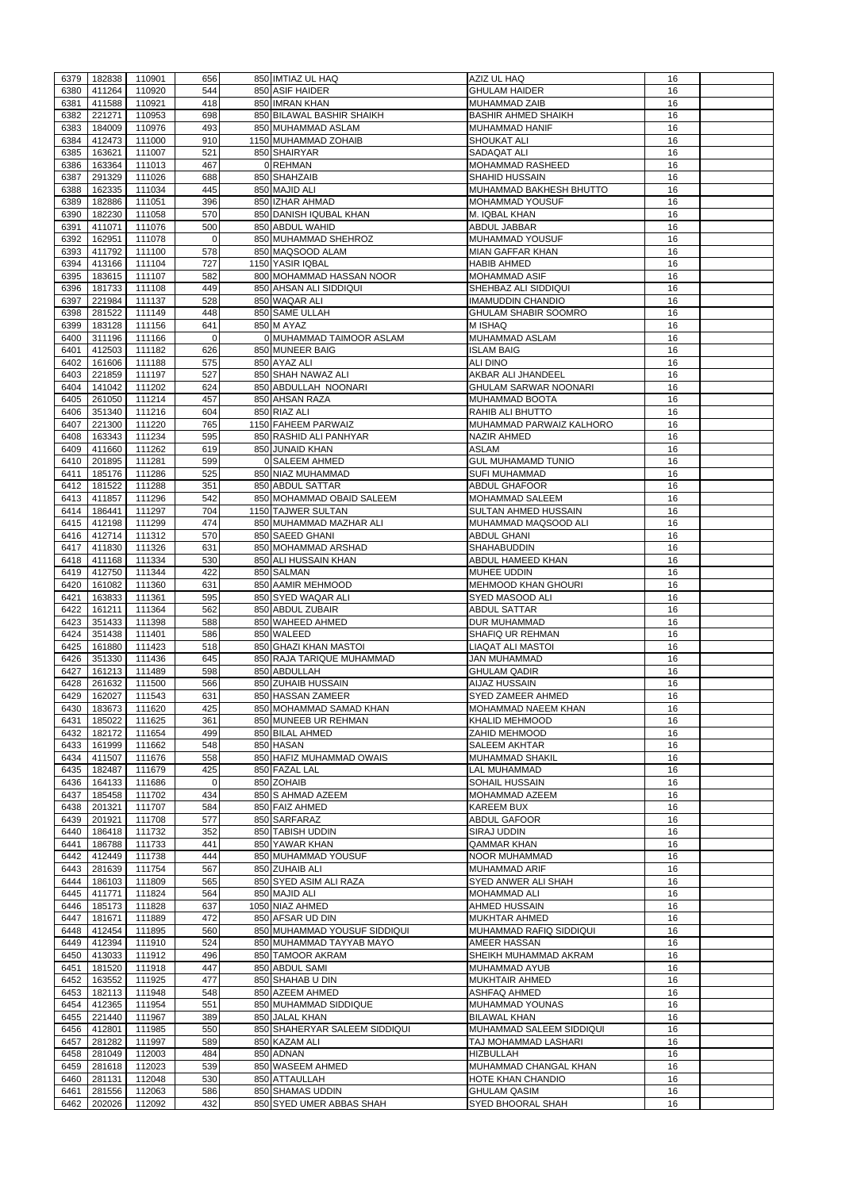| | | | | | | | | |
|---|---|---|---|---|---|---|---|---|
| 6379 | 182838 | 110901 | 656 | 850 | IMTIAZ UL HAQ | AZIZ UL HAQ | 16 | |
| 6380 | 411264 | 110920 | 544 | 850 | ASIF HAIDER | GHULAM HAIDER | 16 | |
| 6381 | 411588 | 110921 | 418 | 850 | IMRAN KHAN | MUHAMMAD ZAIB | 16 | |
| 6382 | 221271 | 110953 | 698 | 850 | BILAWAL BASHIR SHAIKH | BASHIR AHMED SHAIKH | 16 | |
| 6383 | 184009 | 110976 | 493 | 850 | MUHAMMAD ASLAM | MUHAMMAD HANIF | 16 | |
| 6384 | 412473 | 111000 | 910 | 1150 | MUHAMMAD ZOHAIB | SHOUKAT ALI | 16 | |
| 6385 | 163621 | 111007 | 521 | 850 | SHAIRYAR | SADAQAT ALI | 16 | |
| 6386 | 163364 | 111013 | 467 | 0 | REHMAN | MOHAMMAD RASHEED | 16 | |
| 6387 | 291329 | 111026 | 688 | 850 | SHAHZAIB | SHAHID HUSSAIN | 16 | |
| 6388 | 162335 | 111034 | 445 | 850 | MAJID ALI | MUHAMMAD BAKHESH BHUTTO | 16 | |
| 6389 | 182886 | 111051 | 396 | 850 | IZHAR AHMAD | MOHAMMAD YOUSUF | 16 | |
| 6390 | 182230 | 111058 | 570 | 850 | DANISH IQUBAL KHAN | M. IQBAL KHAN | 16 | |
| 6391 | 411071 | 111076 | 500 | 850 | ABDUL WAHID | ABDUL JABBAR | 16 | |
| 6392 | 162951 | 111078 | 0 | 850 | MUHAMMAD SHEHROZ | MUHAMMAD YOUSUF | 16 | |
| 6393 | 411792 | 111100 | 578 | 850 | MAQSOOD ALAM | MIAN GAFFAR KHAN | 16 | |
| 6394 | 413166 | 111104 | 727 | 1150 | YASIR IQBAL | HABIB AHMED | 16 | |
| 6395 | 183615 | 111107 | 582 | 800 | MOHAMMAD HASSAN NOOR | MOHAMMAD ASIF | 16 | |
| 6396 | 181733 | 111108 | 449 | 850 | AHSAN ALI SIDDIQUI | SHEHBAZ ALI SIDDIQUI | 16 | |
| 6397 | 221984 | 111137 | 528 | 850 | WAQAR ALI | IMAMUDDIN CHANDIO | 16 | |
| 6398 | 281522 | 111149 | 448 | 850 | SAME ULLAH | GHULAM SHABIR SOOMRO | 16 | |
| 6399 | 183128 | 111156 | 641 | 850 | M AYAZ | M ISHAQ | 16 | |
| 6400 | 311196 | 111166 | 0 | 0 | MUHAMMAD TAIMOOR ASLAM | MUHAMMAD ASLAM | 16 | |
| 6401 | 412503 | 111182 | 626 | 850 | MUNEER BAIG | ISLAM BAIG | 16 | |
| 6402 | 161606 | 111188 | 575 | 850 | AYAZ ALI | ALI DINO | 16 | |
| 6403 | 221859 | 111197 | 527 | 850 | SHAH NAWAZ ALI | AKBAR ALI JHANDEEL | 16 | |
| 6404 | 141042 | 111202 | 624 | 850 | ABDULLAH NOONARI | GHULAM SARWAR NOONARI | 16 | |
| 6405 | 261050 | 111214 | 457 | 850 | AHSAN RAZA | MUHAMMAD BOOTA | 16 | |
| 6406 | 351340 | 111216 | 604 | 850 | RIAZ ALI | RAHIB ALI BHUTTO | 16 | |
| 6407 | 221300 | 111220 | 765 | 1150 | FAHEEM PARWAIZ | MUHAMMAD PARWAIZ KALHORO | 16 | |
| 6408 | 163343 | 111234 | 595 | 850 | RASHID ALI PANHYAR | NAZIR AHMED | 16 | |
| 6409 | 411660 | 111262 | 619 | 850 | JUNAID KHAN | ASLAM | 16 | |
| 6410 | 201895 | 111281 | 599 | 0 | SALEEM AHMED | GUL MUHAMAMD TUNIO | 16 | |
| 6411 | 185176 | 111286 | 525 | 850 | NIAZ MUHAMMAD | SUFI MUHAMMAD | 16 | |
| 6412 | 181522 | 111288 | 351 | 850 | ABDUL SATTAR | ABDUL GHAFOOR | 16 | |
| 6413 | 411857 | 111296 | 542 | 850 | MOHAMMAD OBAID SALEEM | MOHAMMAD SALEEM | 16 | |
| 6414 | 186441 | 111297 | 704 | 1150 | TAJWER SULTAN | SULTAN AHMED HUSSAIN | 16 | |
| 6415 | 412198 | 111299 | 474 | 850 | MUHAMMAD MAZHAR ALI | MUHAMMAD MAQSOOD ALI | 16 | |
| 6416 | 412714 | 111312 | 570 | 850 | SAEED GHANI | ABDUL GHANI | 16 | |
| 6417 | 411830 | 111326 | 631 | 850 | MOHAMMAD ARSHAD | SHAHABUDDIN | 16 | |
| 6418 | 411168 | 111334 | 530 | 850 | ALI HUSSAIN KHAN | ABDUL HAMEED KHAN | 16 | |
| 6419 | 412750 | 111344 | 422 | 850 | SALMAN | MUHEE UDDIN | 16 | |
| 6420 | 161082 | 111360 | 631 | 850 | AAMIR MEHMOOD | MEHMOOD KHAN GHOURI | 16 | |
| 6421 | 163833 | 111361 | 595 | 850 | SYED WAQAR ALI | SYED MASOOD ALI | 16 | |
| 6422 | 161211 | 111364 | 562 | 850 | ABDUL ZUBAIR | ABDUL SATTAR | 16 | |
| 6423 | 351433 | 111398 | 588 | 850 | WAHEED AHMED | DUR MUHAMMAD | 16 | |
| 6424 | 351438 | 111401 | 586 | 850 | WALEED | SHAFIQ UR REHMAN | 16 | |
| 6425 | 161880 | 111423 | 518 | 850 | GHAZI KHAN MASTOI | LIAQAT ALI MASTOI | 16 | |
| 6426 | 351330 | 111436 | 645 | 850 | RAJA TARIQUE MUHAMMAD | JAN MUHAMMAD | 16 | |
| 6427 | 161213 | 111489 | 598 | 850 | ABDULLAH | GHULAM QADIR | 16 | |
| 6428 | 261632 | 111500 | 566 | 850 | ZUHAIB HUSSAIN | AIJAZ HUSSAIN | 16 | |
| 6429 | 162027 | 111543 | 631 | 850 | HASSAN ZAMEER | SYED ZAMEER AHMED | 16 | |
| 6430 | 183673 | 111620 | 425 | 850 | MOHAMMAD SAMAD KHAN | MOHAMMAD NAEEM KHAN | 16 | |
| 6431 | 185022 | 111625 | 361 | 850 | MUNEEB UR REHMAN | KHALID MEHMOOD | 16 | |
| 6432 | 182172 | 111654 | 499 | 850 | BILAL AHMED | ZAHID MEHMOOD | 16 | |
| 6433 | 161999 | 111662 | 548 | 850 | HASAN | SALEEM AKHTAR | 16 | |
| 6434 | 411507 | 111676 | 558 | 850 | HAFIZ MUHAMMAD OWAIS | MUHAMMAD SHAKIL | 16 | |
| 6435 | 182487 | 111679 | 425 | 850 | FAZAL LAL | LAL MUHAMMAD | 16 | |
| 6436 | 164133 | 111686 | 0 | 850 | ZOHAIB | SOHAIL HUSSAIN | 16 | |
| 6437 | 185458 | 111702 | 434 | 850 | S AHMAD AZEEM | MOHAMMAD AZEEM | 16 | |
| 6438 | 201321 | 111707 | 584 | 850 | FAIZ AHMED | KAREEM BUX | 16 | |
| 6439 | 201921 | 111708 | 577 | 850 | SARFARAZ | ABDUL GAFOOR | 16 | |
| 6440 | 186418 | 111732 | 352 | 850 | TABISH UDDIN | SIRAJ UDDIN | 16 | |
| 6441 | 186788 | 111733 | 441 | 850 | YAWAR KHAN | QAMMAR KHAN | 16 | |
| 6442 | 412449 | 111738 | 444 | 850 | MUHAMMAD YOUSUF | NOOR MUHAMMAD | 16 | |
| 6443 | 281639 | 111754 | 567 | 850 | ZUHAIB ALI | MUHAMMAD ARIF | 16 | |
| 6444 | 186103 | 111809 | 565 | 850 | SYED ASIM ALI RAZA | SYED ANWER ALI SHAH | 16 | |
| 6445 | 411771 | 111824 | 564 | 850 | MAJID ALI | MOHAMMAD ALI | 16 | |
| 6446 | 185173 | 111828 | 637 | 1050 | NIAZ AHMED | AHMED HUSSAIN | 16 | |
| 6447 | 181671 | 111889 | 472 | 850 | AFSAR UD DIN | MUKHTAR AHMED | 16 | |
| 6448 | 412454 | 111895 | 560 | 850 | MUHAMMAD YOUSUF SIDDIQUI | MUHAMMAD RAFIQ SIDDIQUI | 16 | |
| 6449 | 412394 | 111910 | 524 | 850 | MUHAMMAD TAYYAB MAYO | AMEER HASSAN | 16 | |
| 6450 | 413033 | 111912 | 496 | 850 | TAMOOR AKRAM | SHEIKH MUHAMMAD AKRAM | 16 | |
| 6451 | 181520 | 111918 | 447 | 850 | ABDUL SAMI | MUHAMMAD AYUB | 16 | |
| 6452 | 163552 | 111925 | 477 | 850 | SHAHAB U DIN | MUKHTAIR AHMED | 16 | |
| 6453 | 182113 | 111948 | 548 | 850 | AZEEM AHMED | ASHFAQ AHMED | 16 | |
| 6454 | 412365 | 111954 | 551 | 850 | MUHAMMAD SIDDIQUE | MUHAMMAD YOUNAS | 16 | |
| 6455 | 221440 | 111967 | 389 | 850 | JALAL KHAN | BILAWAL KHAN | 16 | |
| 6456 | 412801 | 111985 | 550 | 850 | SHAHERYAR SALEEM SIDDIQUI | MUHAMMAD SALEEM SIDDIQUI | 16 | |
| 6457 | 281282 | 111997 | 589 | 850 | KAZAM ALI | TAJ MOHAMMAD LASHARI | 16 | |
| 6458 | 281049 | 112003 | 484 | 850 | ADNAN | HIZBULLAH | 16 | |
| 6459 | 281618 | 112023 | 539 | 850 | WASEEM AHMED | MUHAMMAD CHANGAL KHAN | 16 | |
| 6460 | 281131 | 112048 | 530 | 850 | ATTAULLAH | HOTE KHAN CHANDIO | 16 | |
| 6461 | 281556 | 112063 | 586 | 850 | SHAMAS UDDIN | GHULAM QASIM | 16 | |
| 6462 | 202026 | 112092 | 432 | 850 | SYED UMER ABBAS SHAH | SYED BHOORAL SHAH | 16 | |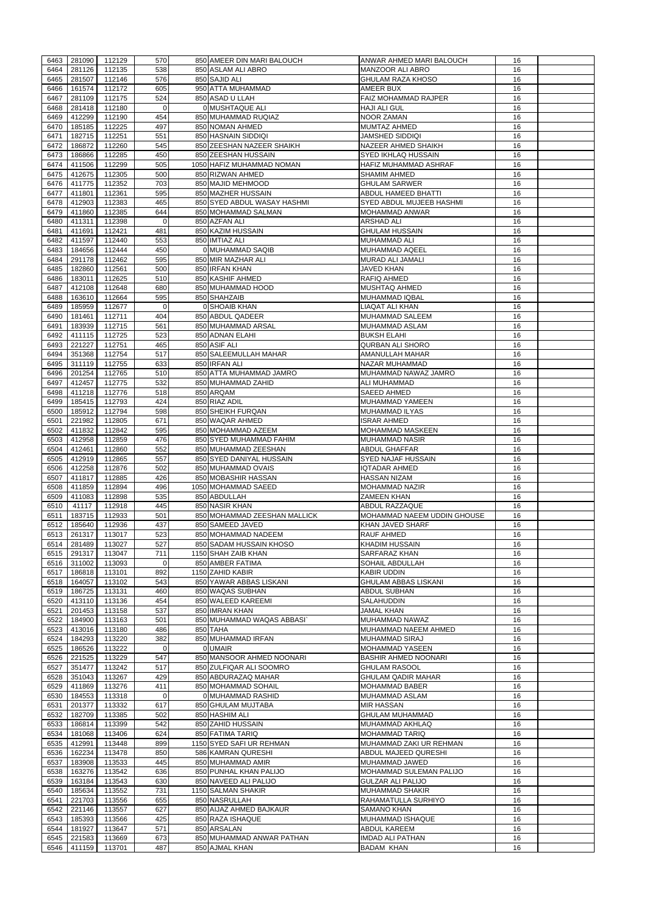| | | | | | | | | |
|---|---|---|---|---|---|---|---|---|
| 6463 | 281090 | 112129 | 570 | 850 | AMEER DIN MARI BALOUCH | ANWAR AHMED MARI BALOUCH | 16 | |
| 6464 | 281126 | 112135 | 538 | 850 | ASLAM ALI ABRO | MANZOOR ALI ABRO | 16 | |
| 6465 | 281507 | 112146 | 576 | 850 | SAJID ALI | GHULAM RAZA KHOSO | 16 | |
| 6466 | 161574 | 112172 | 605 | 950 | ATTA MUHAMMAD | AMEER BUX | 16 | |
| 6467 | 281109 | 112175 | 524 | 850 | ASAD U LLAH | FAIZ MOHAMMAD RAJPER | 16 | |
| 6468 | 281418 | 112180 | 0 | 0 | MUSHTAQUE ALI | HAJI ALI GUL | 16 | |
| 6469 | 412299 | 112190 | 454 | 850 | MUHAMMAD RUQIAZ | NOOR ZAMAN | 16 | |
| 6470 | 185185 | 112225 | 497 | 850 | NOMAN AHMED | MUMTAZ AHMED | 16 | |
| 6471 | 182715 | 112251 | 551 | 850 | HASNAIN SIDDIQI | JAMSHED SIDDIQI | 16 | |
| 6472 | 186872 | 112260 | 545 | 850 | ZEESHAN NAZEER SHAIKH | NAZEER AHMED SHAIKH | 16 | |
| 6473 | 186866 | 112285 | 450 | 850 | ZEESHAN HUSSAIN | SYED IKHLAQ HUSSAIN | 16 | |
| 6474 | 411506 | 112299 | 505 | 1050 | HAFIZ MUHAMMAD NOMAN | HAFIZ MUHAMMAD ASHRAF | 16 | |
| 6475 | 412675 | 112305 | 500 | 850 | RIZWAN AHMED | SHAMIM AHMED | 16 | |
| 6476 | 411775 | 112352 | 703 | 850 | MAJID MEHMOOD | GHULAM SARWER | 16 | |
| 6477 | 411801 | 112361 | 595 | 850 | MAZHER HUSSAIN | ABDUL HAMEED BHATTI | 16 | |
| 6478 | 412903 | 112383 | 465 | 850 | SYED ABDUL WASAY HASHMI | SYED ABDUL MUJEEB HASHMI | 16 | |
| 6479 | 411860 | 112385 | 644 | 850 | MOHAMMAD SALMAN | MOHAMMAD ANWAR | 16 | |
| 6480 | 411311 | 112398 | 0 | 850 | AZFAN ALI | ARSHAD ALI | 16 | |
| 6481 | 411691 | 112421 | 481 | 850 | KAZIM HUSSAIN | GHULAM HUSSAIN | 16 | |
| 6482 | 411597 | 112440 | 553 | 850 | IMTIAZ ALI | MUHAMMAD ALI | 16 | |
| 6483 | 184656 | 112444 | 450 | 0 | MUHAMMAD SAQIB | MUHAMMAD AQEEL | 16 | |
| 6484 | 291178 | 112462 | 595 | 850 | MIR MAZHAR ALI | MURAD ALI JAMALI | 16 | |
| 6485 | 182860 | 112561 | 500 | 850 | IRFAN KHAN | JAVED KHAN | 16 | |
| 6486 | 183011 | 112625 | 510 | 850 | KASHIF AHMED | RAFIQ AHMED | 16 | |
| 6487 | 412108 | 112648 | 680 | 850 | MUHAMMAD HOOD | MUSHTAQ AHMED | 16 | |
| 6488 | 163610 | 112664 | 595 | 850 | SHAHZAIB | MUHAMMAD IQBAL | 16 | |
| 6489 | 185959 | 112677 | 0 | 0 | SHOAIB KHAN | LIAQAT ALI KHAN | 16 | |
| 6490 | 181461 | 112711 | 404 | 850 | ABDUL QADEER | MUHAMMAD SALEEM | 16 | |
| 6491 | 183939 | 112715 | 561 | 850 | MUHAMMAD ARSAL | MUHAMMAD ASLAM | 16 | |
| 6492 | 411115 | 112725 | 523 | 850 | ADNAN ELAHI | BUKSH ELAHI | 16 | |
| 6493 | 221227 | 112751 | 465 | 850 | ASIF ALI | QURBAN ALI SHORO | 16 | |
| 6494 | 351368 | 112754 | 517 | 850 | SALEEMULLAH MAHAR | AMANULLAH MAHAR | 16 | |
| 6495 | 311119 | 112755 | 633 | 850 | IRFAN ALI | NAZAR MUHAMMAD | 16 | |
| 6496 | 201254 | 112765 | 510 | 850 | ATTA MUHAMMAD JAMRO | MUHAMMAD NAWAZ JAMRO | 16 | |
| 6497 | 412457 | 112775 | 532 | 850 | MUHAMMAD ZAHID | ALI MUHAMMAD | 16 | |
| 6498 | 411218 | 112776 | 518 | 850 | ARQAM | SAEED AHMED | 16 | |
| 6499 | 185415 | 112793 | 424 | 850 | RIAZ ADIL | MUHAMMAD YAMEEN | 16 | |
| 6500 | 185912 | 112794 | 598 | 850 | SHEIKH FURQAN | MUHAMMAD ILYAS | 16 | |
| 6501 | 221982 | 112805 | 671 | 850 | WAQAR AHMED | ISRAR AHMED | 16 | |
| 6502 | 411832 | 112842 | 595 | 850 | MOHAMMAD AZEEM | MOHAMMAD MASKEEN | 16 | |
| 6503 | 412958 | 112859 | 476 | 850 | SYED MUHAMMAD FAHIM | MUHAMMAD NASIR | 16 | |
| 6504 | 412461 | 112860 | 552 | 850 | MUHAMMAD ZEESHAN | ABDUL GHAFFAR | 16 | |
| 6505 | 412919 | 112865 | 557 | 850 | SYED DANIYAL HUSSAIN | SYED NAJAF HUSSAIN | 16 | |
| 6506 | 412258 | 112876 | 502 | 850 | MUHAMMAD OVAIS | IQTADAR AHMED | 16 | |
| 6507 | 411817 | 112885 | 426 | 850 | MOBASHIR HASSAN | HASSAN NIZAM | 16 | |
| 6508 | 411859 | 112894 | 496 | 1050 | MOHAMMAD SAEED | MOHAMMAD NAZIR | 16 | |
| 6509 | 411083 | 112898 | 535 | 850 | ABDULLAH | ZAMEEN KHAN | 16 | |
| 6510 | 41117 | 112918 | 445 | 850 | NASIR KHAN | ABDUL RAZZAQUE | 16 | |
| 6511 | 183715 | 112933 | 501 | 850 | MOHAMMAD ZEESHAN MALLICK | MOHAMMAD NAEEM UDDIN GHOUSE | 16 | |
| 6512 | 185640 | 112936 | 437 | 850 | SAMEED JAVED | KHAN JAVED SHARF | 16 | |
| 6513 | 261317 | 113017 | 523 | 850 | MOHAMMAD NADEEM | RAUF AHMED | 16 | |
| 6514 | 281489 | 113027 | 527 | 850 | SADAM HUSSAIN KHOSO | KHADIM HUSSAIN | 16 | |
| 6515 | 291317 | 113047 | 711 | 1150 | SHAH ZAIB KHAN | SARFARAZ KHAN | 16 | |
| 6516 | 311002 | 113093 | 0 | 850 | AMBER FATIMA | SOHAIL ABDULLAH | 16 | |
| 6517 | 186818 | 113101 | 892 | 1150 | ZAHID KABIR | KABIR UDDIN | 16 | |
| 6518 | 164057 | 113102 | 543 | 850 | YAWAR ABBAS LISKANI | GHULAM ABBAS LISKANI | 16 | |
| 6519 | 186725 | 113131 | 460 | 850 | WAQAS SUBHAN | ABDUL SUBHAN | 16 | |
| 6520 | 413110 | 113136 | 454 | 850 | WALEED KAREEMI | SALAHUDDIN | 16 | |
| 6521 | 201453 | 113158 | 537 | 850 | IMRAN KHAN | JAMAL KHAN | 16 | |
| 6522 | 184900 | 113163 | 501 | 850 | MUHAMMAD WAQAS ABBASI` | MUHAMMAD NAWAZ | 16 | |
| 6523 | 413016 | 113180 | 486 | 850 | TAHA | MUHAMMAD NAEEM AHMED | 16 | |
| 6524 | 184293 | 113220 | 382 | 850 | MUHAMMAD IRFAN | MUHAMMAD SIRAJ | 16 | |
| 6525 | 186526 | 113222 | 0 | 0 | UMAIR | MOHAMMAD YASEEN | 16 | |
| 6526 | 221525 | 113229 | 547 | 850 | MANSOOR AHMED NOONARI | BASHIR AHMED NOONARI | 16 | |
| 6527 | 351477 | 113242 | 517 | 850 | ZULFIQAR ALI SOOMRO | GHULAM RASOOL | 16 | |
| 6528 | 351043 | 113267 | 429 | 850 | ABDURAZAQ MAHAR | GHULAM QADIR MAHAR | 16 | |
| 6529 | 411869 | 113276 | 411 | 850 | MOHAMMAD SOHAIL | MOHAMMAD BABER | 16 | |
| 6530 | 184553 | 113318 | 0 | 0 | MUHAMMAD RASHID | MUHAMMAD ASLAM | 16 | |
| 6531 | 201377 | 113332 | 617 | 850 | GHULAM MUJTABA | MIR HASSAN | 16 | |
| 6532 | 182709 | 113385 | 502 | 850 | HASHIM ALI | GHULAM MUHAMMAD | 16 | |
| 6533 | 186814 | 113399 | 542 | 850 | ZAHID HUSSAIN | MUHAMMAD AKHLAQ | 16 | |
| 6534 | 181068 | 113406 | 624 | 850 | FATIMA TARIQ | MOHAMMAD TARIQ | 16 | |
| 6535 | 412991 | 113448 | 899 | 1150 | SYED SAFI UR REHMAN | MUHAMMAD ZAKI UR REHMAN | 16 | |
| 6536 | 162234 | 113478 | 850 | 586 | KAMRAN QURESHI | ABDUL MAJEED QURESHI | 16 | |
| 6537 | 183908 | 113533 | 445 | 850 | MUHAMMAD AMIR | MUHAMMAD JAWED | 16 | |
| 6538 | 163276 | 113542 | 636 | 850 | PUNHAL KHAN PALIJO | MOHAMMAD SULEMAN PALIJO | 16 | |
| 6539 | 163184 | 113543 | 630 | 850 | NAVEED ALI PALIJO | GULZAR ALI PALIJO | 16 | |
| 6540 | 185634 | 113552 | 731 | 1150 | SALMAN SHAKIR | MUHAMMAD SHAKIR | 16 | |
| 6541 | 221703 | 113556 | 655 | 850 | NASRULLAH | RAHAMATULLA SURHIYO | 16 | |
| 6542 | 221146 | 113557 | 627 | 850 | AIJAZ AHMED BAJKAUR | SAMANO KHAN | 16 | |
| 6543 | 185393 | 113566 | 425 | 850 | RAZA ISHAQUE | MUHAMMAD ISHAQUE | 16 | |
| 6544 | 181927 | 113647 | 571 | 850 | ARSALAN | ABDUL KAREEM | 16 | |
| 6545 | 221583 | 113669 | 673 | 850 | MUHAMMAD ANWAR PATHAN | IMDAD ALI PATHAN | 16 | |
| 6546 | 411159 | 113701 | 487 | 850 | AJMAL KHAN | BADAM KHAN | 16 | |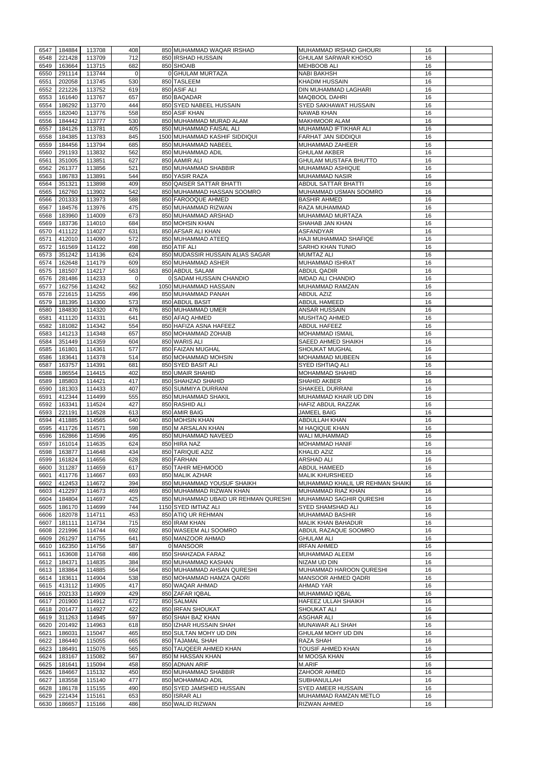| | | | | | | | | |
|---|---|---|---|---|---|---|---|---|
| 6547 | 184884 | 113708 | 408 | 850 | MUHAMMAD WAQAR IRSHAD | MUHAMMAD IRSHAD GHOURI | 16 | |
| 6548 | 221428 | 113709 | 712 | 850 | IRSHAD HUSSAIN | GHULAM SARWAR KHOSO | 16 | |
| 6549 | 163664 | 113715 | 682 | 850 | SHOAIB | MEHBOOB ALI | 16 | |
| 6550 | 291114 | 113744 | 0 | 0 | GHULAM MURTAZA | NABI BAKHSH | 16 | |
| 6551 | 202058 | 113745 | 530 | 850 | TASLEEM | KHADIM HUSSAIN | 16 | |
| 6552 | 221226 | 113752 | 619 | 850 | ASIF ALI | DIN MUHAMMAD LAGHARI | 16 | |
| 6553 | 161640 | 113767 | 657 | 850 | BAQADAR | MAQBOOL DAHRI | 16 | |
| 6554 | 186292 | 113770 | 444 | 850 | SYED NABEEL HUSSAIN | SYED SAKHAWAT HUSSAIN | 16 | |
| 6555 | 182040 | 113776 | 558 | 850 | ASIF KHAN | NAWAB KHAN | 16 | |
| 6556 | 184442 | 113777 | 530 | 850 | MUHAMMAD MURAD ALAM | MAKHMOOR ALAM | 16 | |
| 6557 | 184126 | 113781 | 405 | 850 | MUHAMMAD FAISAL ALI | MUHAMMAD IFTIKHAR ALI | 16 | |
| 6558 | 184385 | 113783 | 845 | 1500 | MUHAMMAD KASHIF SIDDIQUI | FARHAT JAN SIDDIQUI | 16 | |
| 6559 | 184456 | 113794 | 685 | 850 | MUHAMMAD NABEEL | MUHAMMAD ZAHEER | 16 | |
| 6560 | 291193 | 113832 | 562 | 850 | MUHAMMAD ADIL | GHULAM AKBER | 16 | |
| 6561 | 351005 | 113851 | 627 | 850 | AAMIR ALI | GHULAM MUSTAFA BHUTTO | 16 | |
| 6562 | 261377 | 113856 | 521 | 850 | MUHAMMAD SHABBIR | MUHAMMAD ASHIQUE | 16 | |
| 6563 | 186783 | 113891 | 544 | 850 | YASIR RAZA | MUHAMMAD NASIR | 16 | |
| 6564 | 351321 | 113898 | 409 | 850 | QAISER SATTAR BHATTI | ABDUL SATTAR BHATTI | 16 | |
| 6565 | 162760 | 113902 | 542 | 850 | MUHAMMAD HASSAN SOOMRO | MUHAMMAD USMAN SOOMRO | 16 | |
| 6566 | 201333 | 113973 | 588 | 850 | FAROOQUE AHMED | BASHIR AHMED | 16 | |
| 6567 | 184576 | 113976 | 475 | 850 | MUHAMMAD RIZWAN | RAZA MUHAMMAD | 16 | |
| 6568 | 183960 | 114009 | 673 | 850 | MUHAMMAD ARSHAD | MUHAMMAD MURTAZA | 16 | |
| 6569 | 183736 | 114010 | 684 | 850 | MOHSIN KHAN | SHAHAB JAN KHAN | 16 | |
| 6570 | 411122 | 114027 | 631 | 850 | AFSAR ALI KHAN | ASFANDYAR | 16 | |
| 6571 | 412010 | 114090 | 572 | 850 | MUHAMMAD ATEEQ | HAJI MUHAMMAD SHAFIQE | 16 | |
| 6572 | 161569 | 114122 | 498 | 850 | ATIF ALI | SARHO KHAN TUNIO | 16 | |
| 6573 | 351242 | 114136 | 624 | 850 | MUDASSIR HUSSAIN ALIAS SAGAR | MUMTAZ ALI | 16 | |
| 6574 | 162648 | 114179 | 609 | 850 | MUHAMMAD ASHER | MUHAMMAD ISHRAT | 16 | |
| 6575 | 181507 | 114217 | 563 | 850 | ABDUL SALAM | ABDUL QADIR | 16 | |
| 6576 | 281486 | 114233 | 0 | 0 | SADAM HUSSAIN CHANDIO | IMDAD ALI CHANDIO | 16 | |
| 6577 | 162756 | 114242 | 562 | 1050 | MUHAMMAD HASSAIN | MUHAMMAD RAMZAN | 16 | |
| 6578 | 221615 | 114255 | 496 | 850 | MUHAMMAD PANAH | ABDUL AZIZ | 16 | |
| 6579 | 181395 | 114300 | 573 | 850 | ABDUL BASIT | ABDUL HAMEED | 16 | |
| 6580 | 184830 | 114320 | 476 | 850 | MUHAMMAD UMER | ANSAR HUSSAIN | 16 | |
| 6581 | 411120 | 114331 | 641 | 850 | AFAQ AHMED | MUSHTAQ AHMED | 16 | |
| 6582 | 181082 | 114342 | 554 | 850 | HAFIZA ASNA HAFEEZ | ABDUL HAFEEZ | 16 | |
| 6583 | 141213 | 114348 | 657 | 850 | MOHAMMAD ZOHAIB | MOHAMMAD ISMAIL | 16 | |
| 6584 | 351449 | 114359 | 604 | 850 | WARIS ALI | SAEED AHMED SHAIKH | 16 | |
| 6585 | 161801 | 114361 | 577 | 850 | FAIZAN MUGHAL | SHOUKAT MUGHAL | 16 | |
| 6586 | 183641 | 114378 | 514 | 850 | MOHAMMAD MOHSIN | MOHAMMAD MUBEEN | 16 | |
| 6587 | 163757 | 114391 | 681 | 850 | SYED BASIT ALI | SYED ISHTIAQ ALI | 16 | |
| 6588 | 186554 | 114415 | 402 | 850 | UMAIR SHAHID | MOHAMMAD SHAHID | 16 | |
| 6589 | 185803 | 114421 | 417 | 850 | SHAHZAD SHAHID | SHAHID AKBER | 16 | |
| 6590 | 181303 | 114433 | 407 | 850 | SUMMIYA DURRANI | SHAKEEL DURRANI | 16 | |
| 6591 | 412344 | 114499 | 555 | 850 | MUHAMMAD SHAKIL | MUHAMMAD KHAIR UD DIN | 16 | |
| 6592 | 163341 | 114524 | 427 | 850 | RASHID ALI | HAFIZ ABDUL RAZZAK | 16 | |
| 6593 | 221191 | 114528 | 613 | 850 | AMIR BAIG | JAMEEL BAIG | 16 | |
| 6594 | 411885 | 114565 | 640 | 850 | MOHSIN KHAN | ABDULLAH KHAN | 16 | |
| 6595 | 411726 | 114571 | 598 | 850 | M ARSALAN KHAN | M HAQIQUE KHAN | 16 | |
| 6596 | 162866 | 114596 | 495 | 850 | MUHAMMAD NAVEED | WALI MUHAMMAD | 16 | |
| 6597 | 161014 | 114635 | 624 | 850 | HIRA NAZ | MOHAMMAD HANIF | 16 | |
| 6598 | 163877 | 114648 | 434 | 850 | TARIQUE AZIZ | KHALID AZIZ | 16 | |
| 6599 | 161824 | 114656 | 628 | 850 | FARHAN | ARSHAD ALI | 16 | |
| 6600 | 311287 | 114659 | 617 | 850 | TAHIR MEHMOOD | ABDUL HAMEED | 16 | |
| 6601 | 411776 | 114667 | 693 | 850 | MALIK AZHAR | MALIK KHURSHEED | 16 | |
| 6602 | 412453 | 114672 | 394 | 850 | MUHAMMAD YOUSUF SHAIKH | MUHAMMAD KHALIL UR REHMAN SHAIK | 16 | |
| 6603 | 412297 | 114673 | 469 | 850 | MUHAMMAD RIZWAN KHAN | MUHAMMAD RIAZ KHAN | 16 | |
| 6604 | 184804 | 114697 | 425 | 850 | MUHAMMAD UBAID UR REHMAN QURESHI | MUHAMMAD SAGHIR QURESHI | 16 | |
| 6605 | 186170 | 114699 | 744 | 1150 | SYED IMTIAZ ALI | SYED SHAMSHAD ALI | 16 | |
| 6606 | 182078 | 114711 | 453 | 850 | ATIQ UR REHMAN | MUHAMMAD BASHIR | 16 | |
| 6607 | 181111 | 114734 | 715 | 850 | IRAM KHAN | MALIK KHAN BAHADUR | 16 | |
| 6608 | 221996 | 114744 | 692 | 850 | WASEEM ALI SOOMRO | ABDUL RAZAQUE SOOMRO | 16 | |
| 6609 | 261297 | 114755 | 641 | 850 | MANZOOR AHMAD | GHULAM ALI | 16 | |
| 6610 | 162350 | 114756 | 587 | 0 | MANSOOR | IRFAN AHMED | 16 | |
| 6611 | 163608 | 114768 | 486 | 850 | SHAHZADA FARAZ | MUHAMMAD ALEEM | 16 | |
| 6612 | 184371 | 114835 | 384 | 850 | MUHAMMAD KASHAN | NIZAM UD DIN | 16 | |
| 6613 | 183864 | 114885 | 564 | 850 | MUHAMMAD AHSAN QURESHI | MUHAMMAD HAROON QURESHI | 16 | |
| 6614 | 183611 | 114904 | 538 | 850 | MOHAMMAD HAMZA QADRI | MANSOOR AHMED QADRI | 16 | |
| 6615 | 413112 | 114905 | 417 | 850 | WAQAR AHMAD | AHMAD YAR | 16 | |
| 6616 | 202133 | 114909 | 429 | 850 | ZAFAR IQBAL | MUHAMMAD IQBAL | 16 | |
| 6617 | 201900 | 114912 | 672 | 850 | SALMAN | HAFEEZ ULLAH SHAIKH | 16 | |
| 6618 | 201477 | 114927 | 422 | 850 | IRFAN SHOUKAT | SHOUKAT ALI | 16 | |
| 6619 | 311263 | 114945 | 597 | 850 | SHAH BAZ KHAN | ASGHAR ALI | 16 | |
| 6620 | 201492 | 114963 | 618 | 850 | IZHAR HUSSAIN SHAH | MUNAWAR ALI SHAH | 16 | |
| 6621 | 186031 | 115047 | 465 | 850 | SULTAN MOHY UD DIN | GHULAM MOHY UD DIN | 16 | |
| 6622 | 186440 | 115055 | 665 | 850 | TAJAMAL SHAH | RAZA SHAH | 16 | |
| 6623 | 186491 | 115076 | 565 | 850 | TAUQEER AHMED KHAN | TOUSIF AHMED KHAN | 16 | |
| 6624 | 183167 | 115082 | 567 | 850 | M HASSAN KHAN | M MOOSA KHAN | 16 | |
| 6625 | 181641 | 115094 | 458 | 850 | ADNAN ARIF | M.ARIF | 16 | |
| 6626 | 184667 | 115132 | 450 | 850 | MUHAMMAD SHABBIR | ZAHOOR AHMED | 16 | |
| 6627 | 183558 | 115140 | 477 | 850 | MOHAMMAD ADIL | SUBHANULLAH | 16 | |
| 6628 | 186178 | 115155 | 490 | 850 | SYED JAMSHED HUSSAIN | SYED AMEER HUSSAIN | 16 | |
| 6629 | 221434 | 115161 | 653 | 850 | ISRAR ALI | MUHAMMAD RAMZAN METLO | 16 | |
| 6630 | 186657 | 115166 | 486 | 850 | WALID RIZWAN | RIZWAN AHMED | 16 | |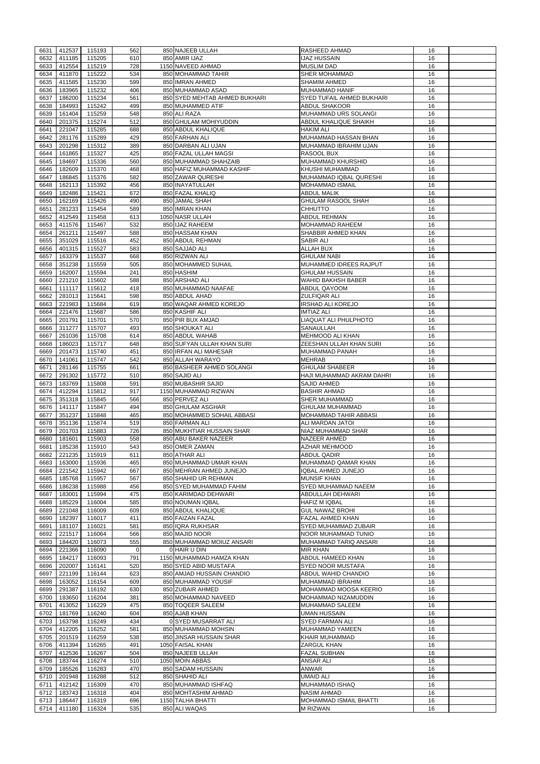| | | | | | | | | |
|---|---|---|---|---|---|---|---|---|
| 6631 | 412537 | 115193 | 562 | 850 | NAJEEB ULLAH | RASHEED AHMAD | 16 | |
| 6632 | 411185 | 115205 | 610 | 850 | AMIR IJAZ | IJAZ HUSSAIN | 16 | |
| 6633 | 412554 | 115219 | 728 | 1150 | NAVEED AHMAD | MUSLIM DAD | 16 | |
| 6634 | 411870 | 115222 | 534 | 850 | MOHAMMAD TAHIR | SHER MOHAMMAD | 16 | |
| 6635 | 411585 | 115230 | 599 | 850 | IMRAN AHMED | SHAMIM AHMED | 16 | |
| 6636 | 183965 | 115232 | 406 | 850 | MUHAMMAD ASAD | MUHAMMAD HANIF | 16 | |
| 6637 | 186200 | 115234 | 561 | 850 | SYED MEHTAB AHMED BUKHARI | SYED TUFAIL AHMED BUKHARI | 16 | |
| 6638 | 184993 | 115242 | 499 | 850 | MUHAMMED ATIF | ABDUL SHAKOOR | 16 | |
| 6639 | 161404 | 115259 | 548 | 850 | ALI RAZA | MUHAMMAD URS SOLANGI | 16 | |
| 6640 | 201375 | 115274 | 512 | 850 | GHULAM MOHIYUDDIN | ABDUL KHALIQUE SHAIKH | 16 | |
| 6641 | 221047 | 115285 | 688 | 850 | ABDUL KHALIQUE | HAKIM ALI | 16 | |
| 6642 | 281176 | 115289 | 429 | 850 | FARHAN ALI | MUHAMMAD HASSAN BHAN | 16 | |
| 6643 | 201298 | 115312 | 389 | 850 | DARBAN ALI UJAN | MUHAMMAD IBRAHIM UJAN | 16 | |
| 6644 | 161865 | 115327 | 425 | 850 | FAZAL ULLAH MAGSI | RASOOL BUX | 16 | |
| 6645 | 184697 | 115336 | 560 | 850 | MUHAMMAD SHAHZAIB | MUHAMMAD KHURSHID | 16 | |
| 6646 | 182609 | 115370 | 468 | 850 | HAFIZ MUHAMMAD KASHIF | KHUSHI MUHAMMAD | 16 | |
| 6647 | 186845 | 115376 | 582 | 850 | ZAWAR QURESHI | MUHAMMAD IQBAL QURESHI | 16 | |
| 6648 | 162113 | 115392 | 456 | 850 | INAYATULLAH | MOHAMMAD ISMAIL | 16 | |
| 6649 | 182486 | 115421 | 672 | 850 | FAZAL KHALIQ | ABDUL MALIK | 16 | |
| 6650 | 162169 | 115426 | 490 | 850 | JAMAL SHAH | GHULAM RASOOL SHAH | 16 | |
| 6651 | 281233 | 115454 | 589 | 850 | IMRAN KHAN | CHHUTTO | 16 | |
| 6652 | 412549 | 115458 | 613 | 1050 | NASR ULLAH | ABDUL REHMAN | 16 | |
| 6653 | 411576 | 115467 | 532 | 850 | IJAZ RAHEEM | MOHAMMAD RAHEEM | 16 | |
| 6654 | 261211 | 115497 | 588 | 850 | HASSAM KHAN | SHABBIR AHMED KHAN | 16 | |
| 6655 | 351029 | 115516 | 452 | 850 | ABDUL REHMAN | SABIR ALI | 16 | |
| 6656 | 401315 | 115527 | 583 | 850 | SAJJAD ALI | ALLAH BUX | 16 | |
| 6657 | 163379 | 115537 | 668 | 850 | RIZWAN ALI | GHULAM NABI | 16 | |
| 6658 | 351238 | 115559 | 505 | 850 | MOHAMMED SUHAIL | MUHAMMED IDREES RAJPUT | 16 | |
| 6659 | 162007 | 115594 | 241 | 850 | HASHIM | GHULAM HUSSAIN | 16 | |
| 6660 | 221210 | 115602 | 588 | 850 | ARSHAD ALI | WAHID BAKHSH BABER | 16 | |
| 6661 | 111117 | 115612 | 418 | 850 | MUHAMMAD NAAFAE | ABDUL QAYOOM | 16 | |
| 6662 | 281013 | 115641 | 598 | 850 | ABDUL AHAD | ZULFIQAR ALI | 16 | |
| 6663 | 221983 | 115684 | 619 | 850 | WAQAR AHMED KOREJO | IRSHAD ALI KOREJO | 16 | |
| 6664 | 221476 | 115687 | 586 | 850 | KASHIF ALI | IMTIAZ ALI | 16 | |
| 6665 | 201791 | 115701 | 570 | 850 | PIR BUX AMJAD | LIAQUAT ALI PHULPHOTO | 16 | |
| 6666 | 311277 | 115707 | 493 | 850 | SHOUKAT ALI | SANAULLAH | 16 | |
| 6667 | 261036 | 115708 | 614 | 850 | ABDUL WAHAB | MEHMOOD ALI KHAN | 16 | |
| 6668 | 186023 | 115717 | 648 | 850 | SUFYAN ULLAH KHAN SURI | ZEESHAN ULLAH KHAN SURI | 16 | |
| 6669 | 201473 | 115740 | 451 | 850 | IRFAN ALI MAHESAR | MUHAMMAD PANAH | 16 | |
| 6670 | 141061 | 115747 | 542 | 850 | ALLAH WARAYO | MEHRAB | 16 | |
| 6671 | 281146 | 115755 | 661 | 850 | BASHEER AHMED SOLANGI | GHULAM SHABEER | 16 | |
| 6672 | 291302 | 115772 | 510 | 850 | SAJID ALI | HAJI MUHAMMAD AKRAM DAHRI | 16 | |
| 6673 | 183769 | 115808 | 591 | 850 | MUBASHIR SAJID | SAJID AHMED | 16 | |
| 6674 | 412294 | 115812 | 917 | 1150 | MUHAMMAD RIZWAN | BASHIR AHMAD | 16 | |
| 6675 | 351318 | 115845 | 566 | 850 | PERVEZ ALI | SHER MUHAMMAD | 16 | |
| 6676 | 141117 | 115847 | 494 | 850 | GHULAM ASGHAR | GHULAM MUHAMMAD | 16 | |
| 6677 | 351237 | 115848 | 465 | 850 | MOHAMMED SOHAIL ABBASI | MOHAMMAD TAHIR ABBASI | 16 | |
| 6678 | 351136 | 115874 | 519 | 850 | FARMAN ALI | ALI MARDAN JATOI | 16 | |
| 6679 | 201703 | 115883 | 726 | 850 | MUKHTIAR HUSSAIN SHAR | NIAZ MUHAMMAD SHAR | 16 | |
| 6680 | 181601 | 115903 | 558 | 850 | ABU BAKER NAZEER | NAZEER AHMED | 16 | |
| 6681 | 185238 | 115910 | 543 | 850 | OMER ZAMAN | AZHAR MEHMOOD | 16 | |
| 6682 | 221235 | 115919 | 611 | 850 | ATHAR ALI | ABDUL QADIR | 16 | |
| 6683 | 163000 | 115936 | 465 | 850 | MUHAMMAD UMAIR KHAN | MUHAMMAD QAMAR KHAN | 16 | |
| 6684 | 221542 | 115942 | 667 | 850 | MEHRAN AHMED JUNEJO | IQBAL AHMED JUNEJO | 16 | |
| 6685 | 185768 | 115957 | 567 | 850 | SHAHID UR REHMAN | MUNSIF KHAN | 16 | |
| 6686 | 186238 | 115988 | 456 | 850 | SYED MUHAMMAD FAHIM | SYED MUHAMMAD NAEEM | 16 | |
| 6687 | 183001 | 115994 | 475 | 850 | KARIMDAD DEHWARI | ABDULLAH DEHWARI | 16 | |
| 6688 | 185229 | 116004 | 585 | 850 | NOUMAN IQBAL | HAFIZ M IQBAL | 16 | |
| 6689 | 221048 | 116009 | 609 | 850 | ABDUL KHALIQUE | GUL NAWAZ BROHI | 16 | |
| 6690 | 182397 | 116017 | 411 | 850 | FAIZAN FAZAL | FAZAL AHMED KHAN | 16 | |
| 6691 | 181107 | 116021 | 581 | 850 | IQRA RUKHSAR | SYED MUHAMMAD ZUBAIR | 16 | |
| 6692 | 221517 | 116064 | 566 | 850 | MAJID NOOR | NOOR MUHAMMAD TUNIO | 16 | |
| 6693 | 184420 | 116073 | 555 | 850 | MUHAMMAD MOIUZ ANSARI | MUHAMMAD TARIQ ANSARI | 16 | |
| 6694 | 221366 | 116090 | 0 | 0 | HAIR U DIN | MIR KHAN | 16 | |
| 6695 | 184217 | 116093 | 791 | 1150 | MUHAMMAD HAMZA KHAN | ABDUL HAMEED KHAN | 16 | |
| 6696 | 202007 | 116141 | 520 | 850 | SYED ABID MUSTAFA | SYED NOOR MUSTAFA | 16 | |
| 6697 | 221199 | 116144 | 623 | 850 | AMJAD HUSSAIN CHANDIO | ABDUL WAHID CHANDIO | 16 | |
| 6698 | 163052 | 116154 | 609 | 850 | MUHAMMAD YOUSIF | MUHAMMAD IBRAHIM | 16 | |
| 6699 | 291387 | 116192 | 630 | 850 | ZUBAIR AHMED | MOHAMMAD MOOSA KEERIO | 16 | |
| 6700 | 183650 | 116204 | 381 | 850 | MOHAMMAD NAVEED | MOHAMMAD NIZAMUDDIN | 16 | |
| 6701 | 413052 | 116229 | 475 | 850 | TOQEER SALEEM | MUHAMMAD SALEEM | 16 | |
| 6702 | 181769 | 116240 | 604 | 850 | AJAB KHAN | UMAN HUSSAIN | 16 | |
| 6703 | 163798 | 116249 | 434 | 0 | SYED MUSARRAT ALI | SYED FARMAN ALI | 16 | |
| 6704 | 412205 | 116252 | 581 | 850 | MUHAMMAD MOHSIN | MUHAMMAD YAMEEN | 16 | |
| 6705 | 201519 | 116259 | 538 | 850 | JINSAR HUSSAIN SHAR | KHAIR MUHAMMAD | 16 | |
| 6706 | 411394 | 116265 | 491 | 1050 | FAISAL KHAN | ZARGUL KHAN | 16 | |
| 6707 | 412536 | 116267 | 504 | 850 | NAJEEB ULLAH | FAZAL SUBHAN | 16 | |
| 6708 | 183744 | 116274 | 510 | 1050 | MOIN ABBAS | ANSAR ALI | 16 | |
| 6709 | 185526 | 116283 | 470 | 850 | SADAM HUSSAIN | ANWAR | 16 | |
| 6710 | 201948 | 116288 | 512 | 850 | SHAHID ALI | UMAID ALI | 16 | |
| 6711 | 412142 | 116309 | 470 | 850 | MUHAMMAD ISHFAQ | MUHAMMAD ISHAQ | 16 | |
| 6712 | 183743 | 116318 | 404 | 850 | MOHTASHIM AHMAD | NASIM AHMAD | 16 | |
| 6713 | 186447 | 116319 | 696 | 1150 | TALHA BHATTI | MOHAMMAD ISMAIL BHATTI | 16 | |
| 6714 | 411180 | 116324 | 535 | 850 | ALI WAQAS | M RIZWAN | 16 | |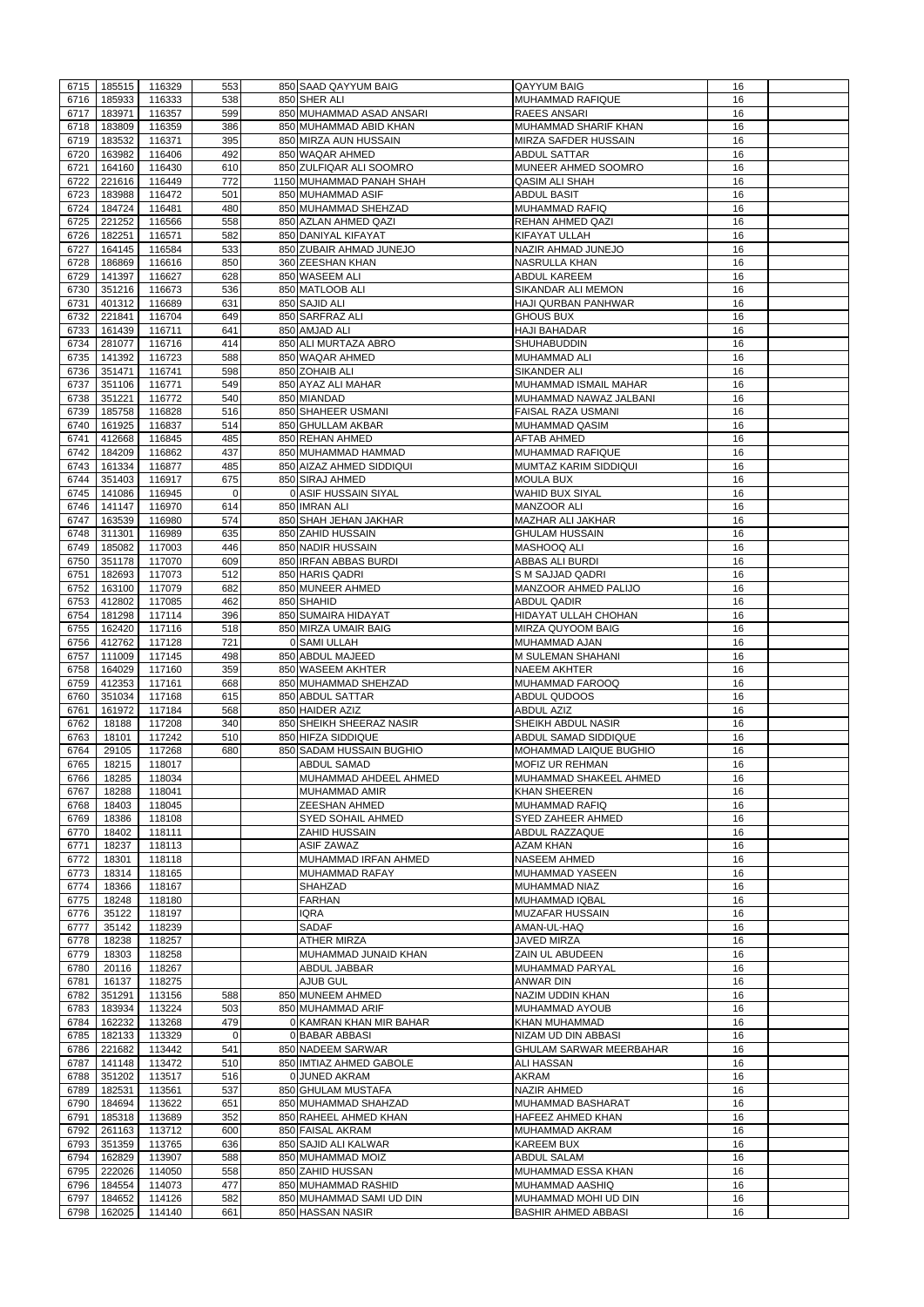| | | | | | | | | |
|---|---|---|---|---|---|---|---|---|
| 6715 | 185515 | 116329 | 553 | 850 | SAAD QAYYUM BAIG | QAYYUM BAIG | 16 | |
| 6716 | 185933 | 116333 | 538 | 850 | SHER ALI | MUHAMMAD RAFIQUE | 16 | |
| 6717 | 183971 | 116357 | 599 | 850 | MUHAMMAD ASAD ANSARI | RAEES ANSARI | 16 | |
| 6718 | 183809 | 116359 | 386 | 850 | MUHAMMAD ABID KHAN | MUHAMMAD SHARIF KHAN | 16 | |
| 6719 | 183532 | 116371 | 395 | 850 | MIRZA AUN HUSSAIN | MIRZA SAFDER HUSSAIN | 16 | |
| 6720 | 163982 | 116406 | 492 | 850 | WAQAR AHMED | ABDUL SATTAR | 16 | |
| 6721 | 164160 | 116430 | 610 | 850 | ZULFIQAR ALI SOOMRO | MUNEER AHMED SOOMRO | 16 | |
| 6722 | 221616 | 116449 | 772 | 1150 | MUHAMMAD PANAH SHAH | QASIM ALI SHAH | 16 | |
| 6723 | 183988 | 116472 | 501 | 850 | MUHAMMAD ASIF | ABDUL BASIT | 16 | |
| 6724 | 184724 | 116481 | 480 | 850 | MUHAMMAD SHEHZAD | MUHAMMAD RAFIQ | 16 | |
| 6725 | 221252 | 116566 | 558 | 850 | AZLAN AHMED QAZI | REHAN AHMED QAZI | 16 | |
| 6726 | 182251 | 116571 | 582 | 850 | DANIYAL KIFAYAT | KIFAYAT ULLAH | 16 | |
| 6727 | 164145 | 116584 | 533 | 850 | ZUBAIR AHMAD JUNEJO | NAZIR AHMAD JUNEJO | 16 | |
| 6728 | 186869 | 116616 | 850 | 360 | ZEESHAN KHAN | NASRULLA KHAN | 16 | |
| 6729 | 141397 | 116627 | 628 | 850 | WASEEM ALI | ABDUL KAREEM | 16 | |
| 6730 | 351216 | 116673 | 536 | 850 | MATLOOB ALI | SIKANDAR ALI MEMON | 16 | |
| 6731 | 401312 | 116689 | 631 | 850 | SAJID ALI | HAJI QURBAN PANHWAR | 16 | |
| 6732 | 221841 | 116704 | 649 | 850 | SARFRAZ ALI | GHOUS BUX | 16 | |
| 6733 | 161439 | 116711 | 641 | 850 | AMJAD ALI | HAJI BAHADAR | 16 | |
| 6734 | 281077 | 116716 | 414 | 850 | ALI MURTAZA ABRO | SHUHABUDDIN | 16 | |
| 6735 | 141392 | 116723 | 588 | 850 | WAQAR AHMED | MUHAMMAD ALI | 16 | |
| 6736 | 351471 | 116741 | 598 | 850 | ZOHAIB ALI | SIKANDER ALI | 16 | |
| 6737 | 351106 | 116771 | 549 | 850 | AYAZ ALI MAHAR | MUHAMMAD ISMAIL MAHAR | 16 | |
| 6738 | 351221 | 116772 | 540 | 850 | MIANDAD | MUHAMMAD NAWAZ JALBANI | 16 | |
| 6739 | 185758 | 116828 | 516 | 850 | SHAHEER USMANI | FAISAL RAZA USMANI | 16 | |
| 6740 | 161925 | 116837 | 514 | 850 | GHULLAM AKBAR | MUHAMMAD QASIM | 16 | |
| 6741 | 412668 | 116845 | 485 | 850 | REHAN AHMED | AFTAB AHMED | 16 | |
| 6742 | 184209 | 116862 | 437 | 850 | MUHAMMAD HAMMAD | MUHAMMAD RAFIQUE | 16 | |
| 6743 | 161334 | 116877 | 485 | 850 | AIZAZ AHMED SIDDIQUI | MUMTAZ KARIM SIDDIQUI | 16 | |
| 6744 | 351403 | 116917 | 675 | 850 | SIRAJ AHMED | MOULA BUX | 16 | |
| 6745 | 141086 | 116945 | 0 | 0 | ASIF HUSSAIN SIYAL | WAHID BUX SIYAL | 16 | |
| 6746 | 141147 | 116970 | 614 | 850 | IMRAN ALI | MANZOOR ALI | 16 | |
| 6747 | 163539 | 116980 | 574 | 850 | SHAH JEHAN JAKHAR | MAZHAR ALI JAKHAR | 16 | |
| 6748 | 311301 | 116989 | 635 | 850 | ZAHID HUSSAIN | GHULAM HUSSAIN | 16 | |
| 6749 | 185082 | 117003 | 446 | 850 | NADIR HUSSAIN | MASHOOQ ALI | 16 | |
| 6750 | 351178 | 117070 | 609 | 850 | IRFAN ABBAS BURDI | ABBAS ALI BURDI | 16 | |
| 6751 | 182693 | 117073 | 512 | 850 | HARIS QADRI | S M SAJJAD QADRI | 16 | |
| 6752 | 163100 | 117079 | 682 | 850 | MUNEER AHMED | MANZOOR AHMED PALIJO | 16 | |
| 6753 | 412802 | 117085 | 462 | 850 | SHAHID | ABDUL QADIR | 16 | |
| 6754 | 181298 | 117114 | 396 | 850 | SUMAIRA HIDAYAT | HIDAYAT ULLAH CHOHAN | 16 | |
| 6755 | 162420 | 117116 | 518 | 850 | MIRZA UMAIR BAIG | MIRZA QUYOOM BAIG | 16 | |
| 6756 | 412762 | 117128 | 721 | 0 | SAMI ULLAH | MUHAMMAD AJAN | 16 | |
| 6757 | 111009 | 117145 | 498 | 850 | ABDUL MAJEED | M SULEMAN SHAHANI | 16 | |
| 6758 | 164029 | 117160 | 359 | 850 | WASEEM AKHTER | NAEEM AKHTER | 16 | |
| 6759 | 412353 | 117161 | 668 | 850 | MUHAMMAD SHEHZAD | MUHAMMAD FAROOQ | 16 | |
| 6760 | 351034 | 117168 | 615 | 850 | ABDUL SATTAR | ABDUL QUDOOS | 16 | |
| 6761 | 161972 | 117184 | 568 | 850 | HAIDER AZIZ | ABDUL AZIZ | 16 | |
| 6762 | 18188 | 117208 | 340 | 850 | SHEIKH SHEERAZ NASIR | SHEIKH ABDUL NASIR | 16 | |
| 6763 | 18101 | 117242 | 510 | 850 | HIFZA SIDDIQUE | ABDUL SAMAD SIDDIQUE | 16 | |
| 6764 | 29105 | 117268 | 680 | 850 | SADAM HUSSAIN BUGHIO | MOHAMMAD LAIQUE BUGHIO | 16 | |
| 6765 | 18215 | 118017 | | | ABDUL SAMAD | MOFIZ UR REHMAN | 16 | |
| 6766 | 18285 | 118034 | | | MUHAMMAD AHDEEL AHMED | MUHAMMAD SHAKEEL AHMED | 16 | |
| 6767 | 18288 | 118041 | | | MUHAMMAD AMIR | KHAN SHEEREN | 16 | |
| 6768 | 18403 | 118045 | | | ZEESHAN AHMED | MUHAMMAD RAFIQ | 16 | |
| 6769 | 18386 | 118108 | | | SYED SOHAIL AHMED | SYED ZAHEER AHMED | 16 | |
| 6770 | 18402 | 118111 | | | ZAHID HUSSAIN | ABDUL RAZZAQUE | 16 | |
| 6771 | 18237 | 118113 | | | ASIF ZAWAZ | AZAM KHAN | 16 | |
| 6772 | 18301 | 118118 | | | MUHAMMAD IRFAN AHMED | NASEEM AHMED | 16 | |
| 6773 | 18314 | 118165 | | | MUHAMMAD RAFAY | MUHAMMAD YASEEN | 16 | |
| 6774 | 18366 | 118167 | | | SHAHZAD | MUHAMMAD NIAZ | 16 | |
| 6775 | 18248 | 118180 | | | FARHAN | MUHAMMAD IQBAL | 16 | |
| 6776 | 35122 | 118197 | | | IQRA | MUZAFAR HUSSAIN | 16 | |
| 6777 | 35142 | 118239 | | | SADAF | AMAN-UL-HAQ | 16 | |
| 6778 | 18238 | 118257 | | | ATHER MIRZA | JAVED MIRZA | 16 | |
| 6779 | 18303 | 118258 | | | MUHAMMAD JUNAID KHAN | ZAIN UL ABUDEEN | 16 | |
| 6780 | 20116 | 118267 | | | ABDUL JABBAR | MUHAMMAD PARYAL | 16 | |
| 6781 | 16137 | 118275 | | | AJUB GUL | ANWAR DIN | 16 | |
| 6782 | 351291 | 113156 | 588 | 850 | MUNEEM AHMED | NAZIM UDDIN KHAN | 16 | |
| 6783 | 183934 | 113224 | 503 | 850 | MUHAMMAD ARIF | MUHAMMAD AYOUB | 16 | |
| 6784 | 162232 | 113268 | 479 | 0 | KAMRAN KHAN MIR BAHAR | KHAN MUHAMMAD | 16 | |
| 6785 | 182133 | 113329 | 0 | 0 | BABAR ABBASI | NIZAM UD DIN ABBASI | 16 | |
| 6786 | 221682 | 113442 | 541 | 850 | NADEEM SARWAR | GHULAM SARWAR MEERBAHAR | 16 | |
| 6787 | 141148 | 113472 | 510 | 850 | IMTIAZ AHMED GABOLE | ALI HASSAN | 16 | |
| 6788 | 351202 | 113517 | 516 | 0 | JUNED AKRAM | AKRAM | 16 | |
| 6789 | 182531 | 113561 | 537 | 850 | GHULAM MUSTAFA | NAZIR AHMED | 16 | |
| 6790 | 184694 | 113622 | 651 | 850 | MUHAMMAD SHAHZAD | MUHAMMAD BASHARAT | 16 | |
| 6791 | 185318 | 113689 | 352 | 850 | RAHEEL AHMED KHAN | HAFEEZ AHMED KHAN | 16 | |
| 6792 | 261163 | 113712 | 600 | 850 | FAISAL AKRAM | MUHAMMAD AKRAM | 16 | |
| 6793 | 351359 | 113765 | 636 | 850 | SAJID ALI KALWAR | KAREEM BUX | 16 | |
| 6794 | 162829 | 113907 | 588 | 850 | MUHAMMAD MOIZ | ABDUL SALAM | 16 | |
| 6795 | 222026 | 114050 | 558 | 850 | ZAHID HUSSAN | MUHAMMAD ESSA KHAN | 16 | |
| 6796 | 184554 | 114073 | 477 | 850 | MUHAMMAD RASHID | MUHAMMAD AASHIQ | 16 | |
| 6797 | 184652 | 114126 | 582 | 850 | MUHAMMAD SAMI UD DIN | MUHAMMAD MOHI UD DIN | 16 | |
| 6798 | 162025 | 114140 | 661 | 850 | HASSAN NASIR | BASHIR AHMED ABBASI | 16 | |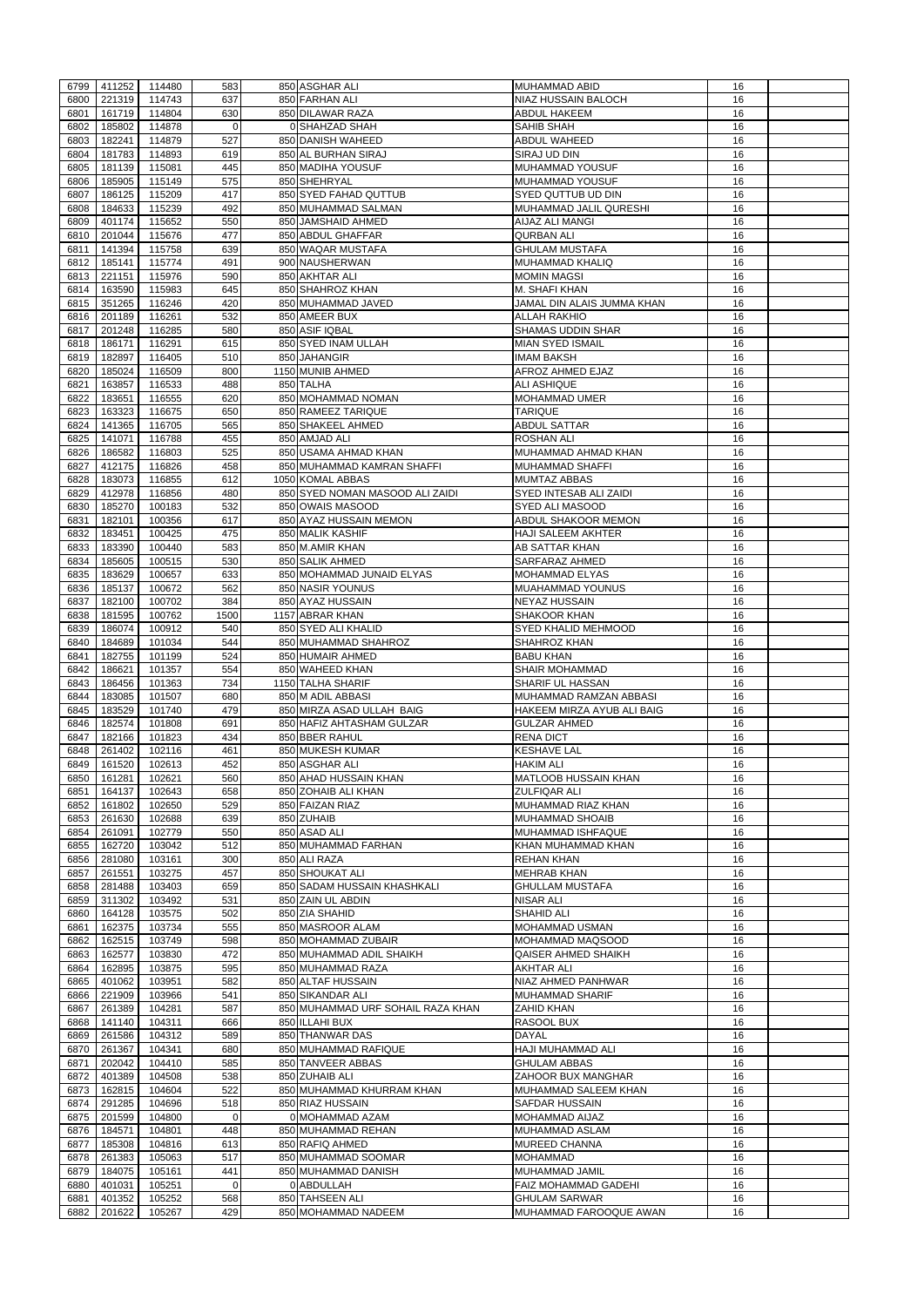| | | | | | | | | |
|---|---|---|---|---|---|---|---|---|
| 6799 | 411252 | 114480 | 583 | 850 | ASGHAR ALI | MUHAMMAD ABID | 16 | |
| 6800 | 221319 | 114743 | 637 | 850 | FARHAN ALI | NIAZ HUSSAIN BALOCH | 16 | |
| 6801 | 161719 | 114804 | 630 | 850 | DILAWAR RAZA | ABDUL HAKEEM | 16 | |
| 6802 | 185802 | 114878 | 0 | 0 | SHAHZAD SHAH | SAHIB SHAH | 16 | |
| 6803 | 182241 | 114879 | 527 | 850 | DANISH WAHEED | ABDUL WAHEED | 16 | |
| 6804 | 181783 | 114893 | 619 | 850 | AL BURHAN SIRAJ | SIRAJ UD DIN | 16 | |
| 6805 | 181139 | 115081 | 445 | 850 | MADIHA YOUSUF | MUHAMMAD YOUSUF | 16 | |
| 6806 | 185905 | 115149 | 575 | 850 | SHEHRYAL | MUHAMMAD YOUSUF | 16 | |
| 6807 | 186125 | 115209 | 417 | 850 | SYED FAHAD QUTTUB | SYED QUTTUB UD DIN | 16 | |
| 6808 | 184633 | 115239 | 492 | 850 | MUHAMMAD SALMAN | MUHAMMAD JALIL QURESHI | 16 | |
| 6809 | 401174 | 115652 | 550 | 850 | JAMSHAID AHMED | AIJAZ ALI MANGI | 16 | |
| 6810 | 201044 | 115676 | 477 | 850 | ABDUL GHAFFAR | QURBAN ALI | 16 | |
| 6811 | 141394 | 115758 | 639 | 850 | WAQAR MUSTAFA | GHULAM MUSTAFA | 16 | |
| 6812 | 185141 | 115774 | 491 | 900 | NAUSHERWAN | MUHAMMAD KHALIQ | 16 | |
| 6813 | 221151 | 115976 | 590 | 850 | AKHTAR ALI | MOMIN MAGSI | 16 | |
| 6814 | 163590 | 115983 | 645 | 850 | SHAHROZ KHAN | M. SHAFI KHAN | 16 | |
| 6815 | 351265 | 116246 | 420 | 850 | MUHAMMAD JAVED | JAMAL DIN ALAIS JUMMA KHAN | 16 | |
| 6816 | 201189 | 116261 | 532 | 850 | AMEER BUX | ALLAH RAKHIO | 16 | |
| 6817 | 201248 | 116285 | 580 | 850 | ASIF IQBAL | SHAMAS UDDIN SHAR | 16 | |
| 6818 | 186171 | 116291 | 615 | 850 | SYED INAM ULLAH | MIAN SYED ISMAIL | 16 | |
| 6819 | 182897 | 116405 | 510 | 850 | JAHANGIR | IMAM BAKSH | 16 | |
| 6820 | 185024 | 116509 | 800 | 1150 | MUNIB AHMED | AFROZ AHMED EJAZ | 16 | |
| 6821 | 163857 | 116533 | 488 | 850 | TALHA | ALI ASHIQUE | 16 | |
| 6822 | 183651 | 116555 | 620 | 850 | MOHAMMAD NOMAN | MOHAMMAD UMER | 16 | |
| 6823 | 163323 | 116675 | 650 | 850 | RAMEEZ TARIQUE | TARIQUE | 16 | |
| 6824 | 141365 | 116705 | 565 | 850 | SHAKEEL AHMED | ABDUL SATTAR | 16 | |
| 6825 | 141071 | 116788 | 455 | 850 | AMJAD ALI | ROSHAN ALI | 16 | |
| 6826 | 186582 | 116803 | 525 | 850 | USAMA AHMAD KHAN | MUHAMMAD AHMAD KHAN | 16 | |
| 6827 | 412175 | 116826 | 458 | 850 | MUHAMMAD KAMRAN SHAFFI | MUHAMMAD SHAFFI | 16 | |
| 6828 | 183073 | 116855 | 612 | 1050 | KOMAL ABBAS | MUMTAZ ABBAS | 16 | |
| 6829 | 412978 | 116856 | 480 | 850 | SYED NOMAN MASOOD ALI ZAIDI | SYED INTESAB ALI ZAIDI | 16 | |
| 6830 | 185270 | 100183 | 532 | 850 | OWAIS MASOOD | SYED ALI MASOOD | 16 | |
| 6831 | 182101 | 100356 | 617 | 850 | AYAZ HUSSAIN MEMON | ABDUL SHAKOOR MEMON | 16 | |
| 6832 | 183451 | 100425 | 475 | 850 | MALIK KASHIF | HAJI SALEEM AKHTER | 16 | |
| 6833 | 183390 | 100440 | 583 | 850 | M.AMIR KHAN | AB SATTAR KHAN | 16 | |
| 6834 | 185605 | 100515 | 530 | 850 | SALIK AHMED | SARFARAZ AHMED | 16 | |
| 6835 | 183629 | 100657 | 633 | 850 | MOHAMMAD JUNAID ELYAS | MOHAMMAD ELYAS | 16 | |
| 6836 | 185137 | 100672 | 562 | 850 | NASIR YOUNUS | MUAHAMMAD YOUNUS | 16 | |
| 6837 | 182100 | 100702 | 384 | 850 | AYAZ HUSSAIN | NEYAZ HUSSAIN | 16 | |
| 6838 | 181595 | 100762 | 1500 | 1157 | ABRAR KHAN | SHAKOOR KHAN | 16 | |
| 6839 | 186074 | 100912 | 540 | 850 | SYED ALI KHALID | SYED KHALID MEHMOOD | 16 | |
| 6840 | 184689 | 101034 | 544 | 850 | MUHAMMAD SHAHROZ | SHAHROZ KHAN | 16 | |
| 6841 | 182755 | 101199 | 524 | 850 | HUMAIR AHMED | BABU KHAN | 16 | |
| 6842 | 186621 | 101357 | 554 | 850 | WAHEED KHAN | SHAIR MOHAMMAD | 16 | |
| 6843 | 186456 | 101363 | 734 | 1150 | TALHA SHARIF | SHARIF UL HASSAN | 16 | |
| 6844 | 183085 | 101507 | 680 | 850 | M ADIL ABBASI | MUHAMMAD RAMZAN ABBASI | 16 | |
| 6845 | 183529 | 101740 | 479 | 850 | MIRZA ASAD ULLAH BAIG | HAKEEM MIRZA AYUB ALI BAIG | 16 | |
| 6846 | 182574 | 101808 | 691 | 850 | HAFIZ AHTASHAM GULZAR | GULZAR AHMED | 16 | |
| 6847 | 182166 | 101823 | 434 | 850 | BBER RAHUL | RENA DICT | 16 | |
| 6848 | 261402 | 102116 | 461 | 850 | MUKESH KUMAR | KESHAVE LAL | 16 | |
| 6849 | 161520 | 102613 | 452 | 850 | ASGHAR ALI | HAKIM ALI | 16 | |
| 6850 | 161281 | 102621 | 560 | 850 | AHAD HUSSAIN KHAN | MATLOOB HUSSAIN KHAN | 16 | |
| 6851 | 164137 | 102643 | 658 | 850 | ZOHAIB ALI KHAN | ZULFIQAR ALI | 16 | |
| 6852 | 161802 | 102650 | 529 | 850 | FAIZAN RIAZ | MUHAMMAD RIAZ KHAN | 16 | |
| 6853 | 261630 | 102688 | 639 | 850 | ZUHAIB | MUHAMMAD SHOAIB | 16 | |
| 6854 | 261091 | 102779 | 550 | 850 | ASAD ALI | MUHAMMAD ISHFAQUE | 16 | |
| 6855 | 162720 | 103042 | 512 | 850 | MUHAMMAD FARHAN | KHAN MUHAMMAD KHAN | 16 | |
| 6856 | 281080 | 103161 | 300 | 850 | ALI RAZA | REHAN KHAN | 16 | |
| 6857 | 261551 | 103275 | 457 | 850 | SHOUKAT ALI | MEHRAB KHAN | 16 | |
| 6858 | 281488 | 103403 | 659 | 850 | SADAM HUSSAIN KHASHKALI | GHULLAM MUSTAFA | 16 | |
| 6859 | 311302 | 103492 | 531 | 850 | ZAIN UL ABDIN | NISAR ALI | 16 | |
| 6860 | 164128 | 103575 | 502 | 850 | ZIA SHAHID | SHAHID ALI | 16 | |
| 6861 | 162375 | 103734 | 555 | 850 | MASROOR ALAM | MOHAMMAD USMAN | 16 | |
| 6862 | 162515 | 103749 | 598 | 850 | MOHAMMAD ZUBAIR | MOHAMMAD MAQSOOD | 16 | |
| 6863 | 162577 | 103830 | 472 | 850 | MUHAMMAD ADIL SHAIKH | QAISER AHMED SHAIKH | 16 | |
| 6864 | 162895 | 103875 | 595 | 850 | MUHAMMAD RAZA | AKHTAR ALI | 16 | |
| 6865 | 401062 | 103951 | 582 | 850 | ALTAF HUSSAIN | NIAZ AHMED PANHWAR | 16 | |
| 6866 | 221909 | 103966 | 541 | 850 | SIKANDAR ALI | MUHAMMAD SHARIF | 16 | |
| 6867 | 261389 | 104281 | 587 | 850 | MUHAMMAD URF SOHAIL RAZA KHAN | ZAHID KHAN | 16 | |
| 6868 | 141140 | 104311 | 666 | 850 | ILLAHI BUX | RASOOL BUX | 16 | |
| 6869 | 261586 | 104312 | 589 | 850 | THANWAR DAS | DAYAL | 16 | |
| 6870 | 261367 | 104341 | 680 | 850 | MUHAMMAD RAFIQUE | HAJI MUHAMMAD ALI | 16 | |
| 6871 | 202042 | 104410 | 585 | 850 | TANVEER ABBAS | GHULAM ABBAS | 16 | |
| 6872 | 401389 | 104508 | 538 | 850 | ZUHAIB ALI | ZAHOOR BUX MANGHAR | 16 | |
| 6873 | 162815 | 104604 | 522 | 850 | MUHAMMAD KHURRAM KHAN | MUHAMMAD SALEEM KHAN | 16 | |
| 6874 | 291285 | 104696 | 518 | 850 | RIAZ HUSSAIN | SAFDAR HUSSAIN | 16 | |
| 6875 | 201599 | 104800 | 0 | 0 | MOHAMMAD AZAM | MOHAMMAD AIJAZ | 16 | |
| 6876 | 184571 | 104801 | 448 | 850 | MUHAMMAD REHAN | MUHAMMAD ASLAM | 16 | |
| 6877 | 185308 | 104816 | 613 | 850 | RAFIQ AHMED | MUREED CHANNA | 16 | |
| 6878 | 261383 | 105063 | 517 | 850 | MUHAMMAD SOOMAR | MOHAMMAD | 16 | |
| 6879 | 184075 | 105161 | 441 | 850 | MUHAMMAD DANISH | MUHAMMAD JAMIL | 16 | |
| 6880 | 401031 | 105251 | 0 | 0 | ABDULLAH | FAIZ MOHAMMAD GADEHI | 16 | |
| 6881 | 401352 | 105252 | 568 | 850 | TAHSEEN ALI | GHULAM SARWAR | 16 | |
| 6882 | 201622 | 105267 | 429 | 850 | MOHAMMAD NADEEM | MUHAMMAD FAROOQUE AWAN | 16 | |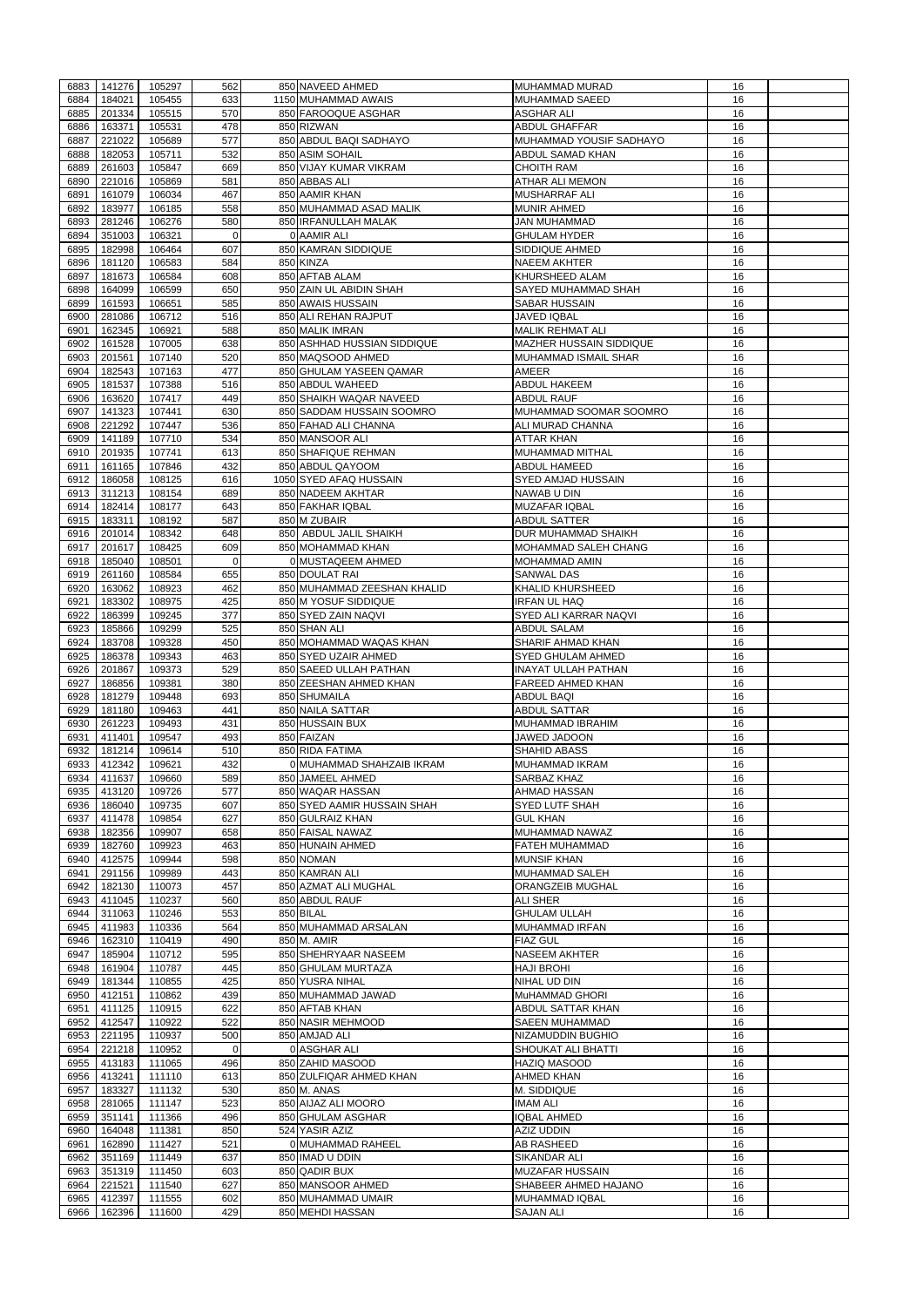| | | | | | | | | |
|---|---|---|---|---|---|---|---|---|
| 6883 | 141276 | 105297 | 562 | 850 | NAVEED AHMED | MUHAMMAD MURAD | 16 | |
| 6884 | 184021 | 105455 | 633 | 1150 | MUHAMMAD AWAIS | MUHAMMAD SAEED | 16 | |
| 6885 | 201334 | 105515 | 570 | 850 | FAROOQUE ASGHAR | ASGHAR ALI | 16 | |
| 6886 | 163371 | 105531 | 478 | 850 | RIZWAN | ABDUL GHAFFAR | 16 | |
| 6887 | 221022 | 105689 | 577 | 850 | ABDUL BAQI SADHAYO | MUHAMMAD YOUSIF SADHAYO | 16 | |
| 6888 | 182053 | 105711 | 532 | 850 | ASIM SOHAIL | ABDUL SAMAD KHAN | 16 | |
| 6889 | 261603 | 105847 | 669 | 850 | VIJAY KUMAR VIKRAM | CHOITH RAM | 16 | |
| 6890 | 221016 | 105869 | 581 | 850 | ABBAS ALI | ATHAR ALI MEMON | 16 | |
| 6891 | 161079 | 106034 | 467 | 850 | AAMIR KHAN | MUSHARRAF ALI | 16 | |
| 6892 | 183977 | 106185 | 558 | 850 | MUHAMMAD ASAD MALIK | MUNIR AHMED | 16 | |
| 6893 | 281246 | 106276 | 580 | 850 | IRFANULLAH MALAK | JAN MUHAMMAD | 16 | |
| 6894 | 351003 | 106321 | 0 | 0 | AAMIR ALI | GHULAM HYDER | 16 | |
| 6895 | 182998 | 106464 | 607 | 850 | KAMRAN SIDDIQUE | SIDDIQUE AHMED | 16 | |
| 6896 | 181120 | 106583 | 584 | 850 | KINZA | NAEEM AKHTER | 16 | |
| 6897 | 181673 | 106584 | 608 | 850 | AFTAB ALAM | KHURSHEED ALAM | 16 | |
| 6898 | 164099 | 106599 | 650 | 950 | ZAIN UL ABIDIN SHAH | SAYED MUHAMMAD SHAH | 16 | |
| 6899 | 161593 | 106651 | 585 | 850 | AWAIS HUSSAIN | SABAR HUSSAIN | 16 | |
| 6900 | 281086 | 106712 | 516 | 850 | ALI REHAN RAJPUT | JAVED IQBAL | 16 | |
| 6901 | 162345 | 106921 | 588 | 850 | MALIK IMRAN | MALIK REHMAT ALI | 16 | |
| 6902 | 161528 | 107005 | 638 | 850 | ASHHAD HUSSAIN SIDDIQUE | MAZHER HUSSAIN SIDDIQUE | 16 | |
| 6903 | 201561 | 107140 | 520 | 850 | MAQSOOD AHMED | MUHAMMAD ISMAIL SHAR | 16 | |
| 6904 | 182543 | 107163 | 477 | 850 | GHULAM YASEEN QAMAR | AMEER | 16 | |
| 6905 | 181537 | 107388 | 516 | 850 | ABDUL WAHEED | ABDUL HAKEEM | 16 | |
| 6906 | 163620 | 107417 | 449 | 850 | SHAIKH WAQAR NAVEED | ABDUL RAUF | 16 | |
| 6907 | 141323 | 107441 | 630 | 850 | SADDAM HUSSAIN SOOMRO | MUHAMMAD SOOMAR SOOMRO | 16 | |
| 6908 | 221292 | 107447 | 536 | 850 | FAHAD ALI CHANNA | ALI MURAD CHANNA | 16 | |
| 6909 | 141189 | 107710 | 534 | 850 | MANSOOR ALI | ATTAR KHAN | 16 | |
| 6910 | 201935 | 107741 | 613 | 850 | SHAFIQUE REHMAN | MUHAMMAD MITHAL | 16 | |
| 6911 | 161165 | 107846 | 432 | 850 | ABDUL QAYOOM | ABDUL HAMEED | 16 | |
| 6912 | 186058 | 108125 | 616 | 1050 | SYED AFAQ HUSSAIN | SYED AMJAD HUSSAIN | 16 | |
| 6913 | 311213 | 108154 | 689 | 850 | NADEEM AKHTAR | NAWAB U DIN | 16 | |
| 6914 | 182414 | 108177 | 643 | 850 | FAKHAR IQBAL | MUZAFAR IQBAL | 16 | |
| 6915 | 183311 | 108192 | 587 | 850 | M ZUBAIR | ABDUL SATTER | 16 | |
| 6916 | 201014 | 108342 | 648 | 850 | ABDUL JALIL SHAIKH | DUR MUHAMMAD SHAIKH | 16 | |
| 6917 | 201617 | 108425 | 609 | 850 | MOHAMMAD KHAN | MOHAMMAD SALEH CHANG | 16 | |
| 6918 | 185040 | 108501 | 0 | 0 | MUSTAQEEM AHMED | MOHAMMAD AMIN | 16 | |
| 6919 | 261160 | 108584 | 655 | 850 | DOULAT RAI | SANWAL DAS | 16 | |
| 6920 | 163062 | 108923 | 462 | 850 | MUHAMMAD ZEESHAN KHALID | KHALID KHURSHEED | 16 | |
| 6921 | 183302 | 108975 | 425 | 850 | M YOSUF SIDDIQUE | IRFAN UL HAQ | 16 | |
| 6922 | 186399 | 109245 | 377 | 850 | SYED ZAIN NAQVI | SYED ALI KARRAR NAQVI | 16 | |
| 6923 | 185866 | 109299 | 525 | 850 | SHAN ALI | ABDUL SALAM | 16 | |
| 6924 | 183708 | 109328 | 450 | 850 | MOHAMMAD WAQAS KHAN | SHARIF AHMAD KHAN | 16 | |
| 6925 | 186378 | 109343 | 463 | 850 | SYED UZAIR AHMED | SYED GHULAM AHMED | 16 | |
| 6926 | 201867 | 109373 | 529 | 850 | SAEED ULLAH PATHAN | INAYAT ULLAH PATHAN | 16 | |
| 6927 | 186856 | 109381 | 380 | 850 | ZEESHAN AHMED KHAN | FAREED AHMED KHAN | 16 | |
| 6928 | 181279 | 109448 | 693 | 850 | SHUMAILA | ABDUL BAQI | 16 | |
| 6929 | 181180 | 109463 | 441 | 850 | NAILA SATTAR | ABDUL SATTAR | 16 | |
| 6930 | 261223 | 109493 | 431 | 850 | HUSSAIN BUX | MUHAMMAD IBRAHIM | 16 | |
| 6931 | 411401 | 109547 | 493 | 850 | FAIZAN | JAWED JADOON | 16 | |
| 6932 | 181214 | 109614 | 510 | 850 | RIDA FATIMA | SHAHID ABASS | 16 | |
| 6933 | 412342 | 109621 | 432 | 0 | MUHAMMAD SHAHZAIB IKRAM | MUHAMMAD IKRAM | 16 | |
| 6934 | 411637 | 109660 | 589 | 850 | JAMEEL AHMED | SARBAZ KHAZ | 16 | |
| 6935 | 413120 | 109726 | 577 | 850 | WAQAR HASSAN | AHMAD HASSAN | 16 | |
| 6936 | 186040 | 109735 | 607 | 850 | SYED AAMIR HUSSAIN SHAH | SYED LUTF SHAH | 16 | |
| 6937 | 411478 | 109854 | 627 | 850 | GULRAIZ KHAN | GUL KHAN | 16 | |
| 6938 | 182356 | 109907 | 658 | 850 | FAISAL NAWAZ | MUHAMMAD NAWAZ | 16 | |
| 6939 | 182760 | 109923 | 463 | 850 | HUNAIN AHMED | FATEH MUHAMMAD | 16 | |
| 6940 | 412575 | 109944 | 598 | 850 | NOMAN | MUNSIF KHAN | 16 | |
| 6941 | 291156 | 109989 | 443 | 850 | KAMRAN ALI | MUHAMMAD SALEH | 16 | |
| 6942 | 182130 | 110073 | 457 | 850 | AZMAT ALI MUGHAL | ORANGZEIB MUGHAL | 16 | |
| 6943 | 411045 | 110237 | 560 | 850 | ABDUL RAUF | ALI SHER | 16 | |
| 6944 | 311063 | 110246 | 553 | 850 | BILAL | GHULAM ULLAH | 16 | |
| 6945 | 411983 | 110336 | 564 | 850 | MUHAMMAD ARSALAN | MUHAMMAD IRFAN | 16 | |
| 6946 | 162310 | 110419 | 490 | 850 | M. AMIR | FIAZ GUL | 16 | |
| 6947 | 185904 | 110712 | 595 | 850 | SHEHRYAAR NASEEM | NASEEM AKHTER | 16 | |
| 6948 | 161904 | 110787 | 445 | 850 | GHULAM MURTAZA | HAJI BROHI | 16 | |
| 6949 | 181344 | 110855 | 425 | 850 | YUSRA NIHAL | NIHAL UD DIN | 16 | |
| 6950 | 412151 | 110862 | 439 | 850 | MUHAMMAD JAWAD | MuHAMMAD GHORI | 16 | |
| 6951 | 411125 | 110915 | 622 | 850 | AFTAB KHAN | ABDUL SATTAR KHAN | 16 | |
| 6952 | 412547 | 110922 | 522 | 850 | NASIR MEHMOOD | SAEEN MUHAMMAD | 16 | |
| 6953 | 221195 | 110937 | 500 | 850 | AMJAD ALI | NIZAMUDDIN BUGHIO | 16 | |
| 6954 | 221218 | 110952 | 0 | 0 | ASGHAR ALI | SHOUKAT ALI BHATTI | 16 | |
| 6955 | 413183 | 111065 | 496 | 850 | ZAHID MASOOD | HAZIQ MASOOD | 16 | |
| 6956 | 413241 | 111110 | 613 | 850 | ZULFIQAR AHMED KHAN | AHMED KHAN | 16 | |
| 6957 | 183327 | 111132 | 530 | 850 | M. ANAS | M. SIDDIQUE | 16 | |
| 6958 | 281065 | 111147 | 523 | 850 | AIJAZ ALI MOORO | IMAM ALI | 16 | |
| 6959 | 351141 | 111366 | 496 | 850 | GHULAM ASGHAR | IQBAL AHMED | 16 | |
| 6960 | 164048 | 111381 | 850 | 524 | YASIR AZIZ | AZIZ UDDIN | 16 | |
| 6961 | 162890 | 111427 | 521 | 0 | MUHAMMAD RAHEEL | AB RASHEED | 16 | |
| 6962 | 351169 | 111449 | 637 | 850 | IMAD U DDIN | SIKANDAR ALI | 16 | |
| 6963 | 351319 | 111450 | 603 | 850 | QADIR BUX | MUZAFAR HUSSAIN | 16 | |
| 6964 | 221521 | 111540 | 627 | 850 | MANSOOR AHMED | SHABEER AHMED HAJANO | 16 | |
| 6965 | 412397 | 111555 | 602 | 850 | MUHAMMAD UMAIR | MUHAMMAD IQBAL | 16 | |
| 6966 | 162396 | 111600 | 429 | 850 | MEHDI HASSAN | SAJAN ALI | 16 | |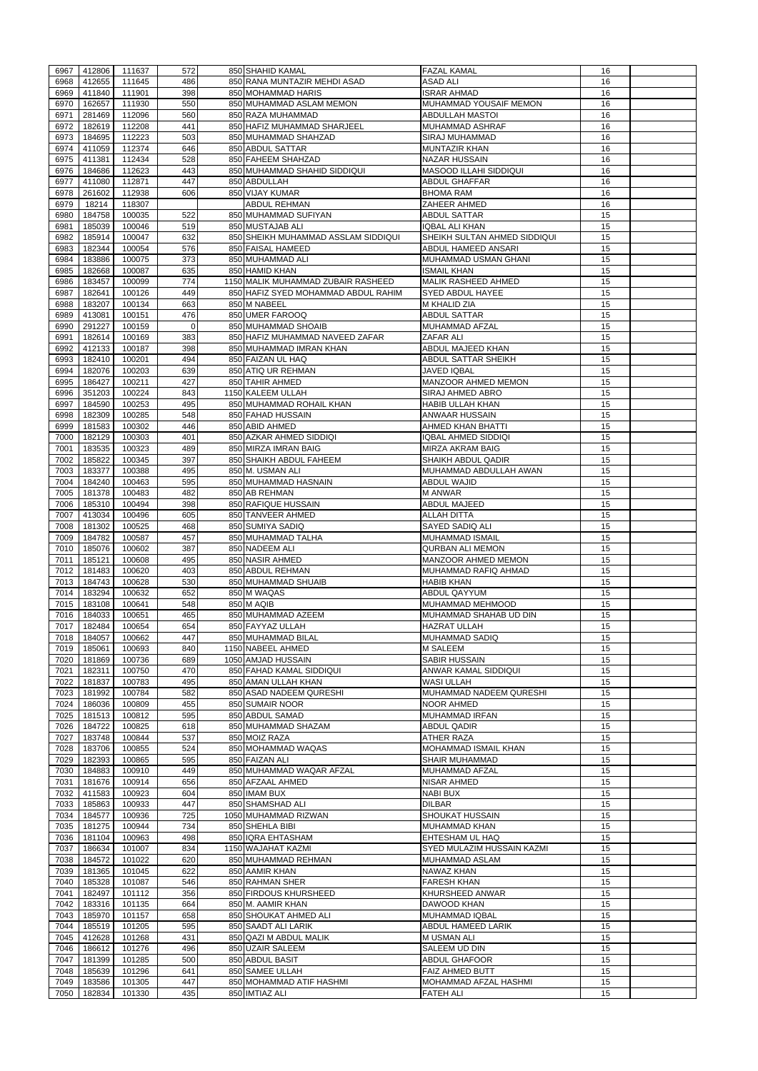| | | | | | | | | |
|---|---|---|---|---|---|---|---|---|
| 6967 | 412806 | 111637 | 572 | 850 | SHAHID KAMAL | FAZAL KAMAL | 16 | |
| 6968 | 412655 | 111645 | 486 | 850 | RANA MUNTAZIR MEHDI ASAD | ASAD ALI | 16 | |
| 6969 | 411840 | 111901 | 398 | 850 | MOHAMMAD HARIS | ISRAR AHMAD | 16 | |
| 6970 | 162657 | 111930 | 550 | 850 | MUHAMMAD ASLAM MEMON | MUHAMMAD YOUSAIF MEMON | 16 | |
| 6971 | 281469 | 112096 | 560 | 850 | RAZA MUHAMMAD | ABDULLAH MASTOI | 16 | |
| 6972 | 182619 | 112208 | 441 | 850 | HAFIZ MUHAMMAD SHARJEEL | MUHAMMAD ASHRAF | 16 | |
| 6973 | 184695 | 112223 | 503 | 850 | MUHAMMAD SHAHZAD | SIRAJ MUHAMMAD | 16 | |
| 6974 | 411059 | 112374 | 646 | 850 | ABDUL SATTAR | MUNTAZIR KHAN | 16 | |
| 6975 | 411381 | 112434 | 528 | 850 | FAHEEM SHAHZAD | NAZAR HUSSAIN | 16 | |
| 6976 | 184686 | 112623 | 443 | 850 | MUHAMMAD SHAHID SIDDIQUI | MASOOD ILLAHI SIDDIQUI | 16 | |
| 6977 | 411080 | 112871 | 447 | 850 | ABDULLAH | ABDUL GHAFFAR | 16 | |
| 6978 | 261602 | 112938 | 606 | 850 | VIJAY KUMAR | BHOMA RAM | 16 | |
| 6979 | 18214 | 118307 | | | ABDUL REHMAN | ZAHEER AHMED | 16 | |
| 6980 | 184758 | 100035 | 522 | 850 | MUHAMMAD SUFIYAN | ABDUL SATTAR | 15 | |
| 6981 | 185039 | 100046 | 519 | 850 | MUSTAJAB ALI | IQBAL ALI KHAN | 15 | |
| 6982 | 185914 | 100047 | 632 | 850 | SHEIKH MUHAMMAD ASSLAM SIDDIQUI | SHEIKH SULTAN AHMED SIDDIQUI | 15 | |
| 6983 | 182344 | 100054 | 576 | 850 | FAISAL HAMEED | ABDUL HAMEED ANSARI | 15 | |
| 6984 | 183886 | 100075 | 373 | 850 | MUHAMMAD ALI | MUHAMMAD USMAN GHANI | 15 | |
| 6985 | 182668 | 100087 | 635 | 850 | HAMID KHAN | ISMAIL KHAN | 15 | |
| 6986 | 183457 | 100099 | 774 | 1150 | MALIK MUHAMMAD ZUBAIR RASHEED | MALIK RASHEED AHMED | 15 | |
| 6987 | 182641 | 100126 | 449 | 850 | HAFIZ SYED MOHAMMAD ABDUL RAHIM | SYED ABDUL HAYEE | 15 | |
| 6988 | 183207 | 100134 | 663 | 850 | M NABEEL | M KHALID ZIA | 15 | |
| 6989 | 413081 | 100151 | 476 | 850 | UMER FAROOQ | ABDUL SATTAR | 15 | |
| 6990 | 291227 | 100159 | 0 | 850 | MUHAMMAD SHOAIB | MUHAMMAD AFZAL | 15 | |
| 6991 | 182614 | 100169 | 383 | 850 | HAFIZ MUHAMMAD NAVEED ZAFAR | ZAFAR ALI | 15 | |
| 6992 | 412133 | 100187 | 398 | 850 | MUHAMMAD IMRAN KHAN | ABDUL MAJEED KHAN | 15 | |
| 6993 | 182410 | 100201 | 494 | 850 | FAIZAN UL HAQ | ABDUL SATTAR SHEIKH | 15 | |
| 6994 | 182076 | 100203 | 639 | 850 | ATIQ UR REHMAN | JAVED IQBAL | 15 | |
| 6995 | 186427 | 100211 | 427 | 850 | TAHIR AHMED | MANZOOR AHMED MEMON | 15 | |
| 6996 | 351203 | 100224 | 843 | 1150 | KALEEM ULLAH | SIRAJ AHMED ABRO | 15 | |
| 6997 | 184590 | 100253 | 495 | 850 | MUHAMMAD ROHAIL KHAN | HABIB ULLAH KHAN | 15 | |
| 6998 | 182309 | 100285 | 548 | 850 | FAHAD HUSSAIN | ANWAAR HUSSAIN | 15 | |
| 6999 | 181583 | 100302 | 446 | 850 | ABID AHMED | AHMED KHAN BHATTI | 15 | |
| 7000 | 182129 | 100303 | 401 | 850 | AZKAR AHMED SIDDIQI | IQBAL AHMED SIDDIQI | 15 | |
| 7001 | 183535 | 100323 | 489 | 850 | MIRZA IMRAN BAIG | MIRZA AKRAM BAIG | 15 | |
| 7002 | 185822 | 100345 | 397 | 850 | SHAIKH ABDUL FAHEEM | SHAIKH ABDUL QADIR | 15 | |
| 7003 | 183377 | 100388 | 495 | 850 | M. USMAN ALI | MUHAMMAD ABDULLAH AWAN | 15 | |
| 7004 | 184240 | 100463 | 595 | 850 | MUHAMMAD HASNAIN | ABDUL WAJID | 15 | |
| 7005 | 181378 | 100483 | 482 | 850 | AB REHMAN | M ANWAR | 15 | |
| 7006 | 185310 | 100494 | 398 | 850 | RAFIQUE HUSSAIN | ABDUL MAJEED | 15 | |
| 7007 | 413034 | 100496 | 605 | 850 | TANVEER AHMED | ALLAH DITTA | 15 | |
| 7008 | 181302 | 100525 | 468 | 850 | SUMIYA SADIQ | SAYED SADIQ ALI | 15 | |
| 7009 | 184782 | 100587 | 457 | 850 | MUHAMMAD TALHA | MUHAMMAD ISMAIL | 15 | |
| 7010 | 185076 | 100602 | 387 | 850 | NADEEM ALI | QURBAN ALI MEMON | 15 | |
| 7011 | 185121 | 100608 | 495 | 850 | NASIR AHMED | MANZOOR AHMED MEMON | 15 | |
| 7012 | 181483 | 100620 | 403 | 850 | ABDUL REHMAN | MUHAMMAD RAFIQ AHMAD | 15 | |
| 7013 | 184743 | 100628 | 530 | 850 | MUHAMMAD SHUAIB | HABIB KHAN | 15 | |
| 7014 | 183294 | 100632 | 652 | 850 | M WAQAS | ABDUL QAYYUM | 15 | |
| 7015 | 183108 | 100641 | 548 | 850 | M AQIB | MUHAMMAD MEHMOOD | 15 | |
| 7016 | 184033 | 100651 | 465 | 850 | MUHAMMAD AZEEM | MUHAMMAD SHAHAB UD DIN | 15 | |
| 7017 | 182484 | 100654 | 654 | 850 | FAYYAZ ULLAH | HAZRAT ULLAH | 15 | |
| 7018 | 184057 | 100662 | 447 | 850 | MUHAMMAD BILAL | MUHAMMAD SADIQ | 15 | |
| 7019 | 185061 | 100693 | 840 | 1150 | NABEEL AHMED | M SALEEM | 15 | |
| 7020 | 181869 | 100736 | 689 | 1050 | AMJAD HUSSAIN | SABIR HUSSAIN | 15 | |
| 7021 | 182311 | 100750 | 470 | 850 | FAHAD KAMAL SIDDIQUI | ANWAR KAMAL SIDDIQUI | 15 | |
| 7022 | 181837 | 100783 | 495 | 850 | AMAN ULLAH KHAN | WASI ULLAH | 15 | |
| 7023 | 181992 | 100784 | 582 | 850 | ASAD NADEEM QURESHI | MUHAMMAD NADEEM QURESHI | 15 | |
| 7024 | 186036 | 100809 | 455 | 850 | SUMAIR NOOR | NOOR AHMED | 15 | |
| 7025 | 181513 | 100812 | 595 | 850 | ABDUL SAMAD | MUHAMMAD IRFAN | 15 | |
| 7026 | 184722 | 100825 | 618 | 850 | MUHAMMAD SHAZAM | ABDUL QADIR | 15 | |
| 7027 | 183748 | 100844 | 537 | 850 | MOIZ RAZA | ATHER RAZA | 15 | |
| 7028 | 183706 | 100855 | 524 | 850 | MOHAMMAD WAQAS | MOHAMMAD ISMAIL KHAN | 15 | |
| 7029 | 182393 | 100865 | 595 | 850 | FAIZAN ALI | SHAIR MUHAMMAD | 15 | |
| 7030 | 184883 | 100910 | 449 | 850 | MUHAMMAD WAQAR AFZAL | MUHAMMAD AFZAL | 15 | |
| 7031 | 181676 | 100914 | 656 | 850 | AFZAAL AHMED | NISAR AHMED | 15 | |
| 7032 | 411583 | 100923 | 604 | 850 | IMAM BUX | NABI BUX | 15 | |
| 7033 | 185863 | 100933 | 447 | 850 | SHAMSHAD ALI | DILBAR | 15 | |
| 7034 | 184577 | 100936 | 725 | 1050 | MUHAMMAD RIZWAN | SHOUKAT HUSSAIN | 15 | |
| 7035 | 181275 | 100944 | 734 | 850 | SHEHLA BIBI | MUHAMMAD KHAN | 15 | |
| 7036 | 181104 | 100963 | 498 | 850 | IQRA EHTASHAM | EHTESHAM UL HAQ | 15 | |
| 7037 | 186634 | 101007 | 834 | 1150 | WAJAHAT KAZMI | SYED MULAZIM HUSSAIN KAZMI | 15 | |
| 7038 | 184572 | 101022 | 620 | 850 | MUHAMMAD REHMAN | MUHAMMAD ASLAM | 15 | |
| 7039 | 181365 | 101045 | 622 | 850 | AAMIR KHAN | NAWAZ KHAN | 15 | |
| 7040 | 185328 | 101087 | 546 | 850 | RAHMAN SHER | FARESH KHAN | 15 | |
| 7041 | 182497 | 101112 | 356 | 850 | FIRDOUS KHURSHEED | KHURSHEED ANWAR | 15 | |
| 7042 | 183316 | 101135 | 664 | 850 | M. AAMIR KHAN | DAWOOD KHAN | 15 | |
| 7043 | 185970 | 101157 | 658 | 850 | SHOUKAT AHMED ALI | MUHAMMAD IQBAL | 15 | |
| 7044 | 185519 | 101205 | 595 | 850 | SAADT ALI LARIK | ABDUL HAMEED LARIK | 15 | |
| 7045 | 412628 | 101268 | 431 | 850 | QAZI M ABDUL MALIK | M USMAN ALI | 15 | |
| 7046 | 186612 | 101276 | 496 | 850 | UZAIR SALEEM | SALEEM UD DIN | 15 | |
| 7047 | 181399 | 101285 | 500 | 850 | ABDUL BASIT | ABDUL GHAFOOR | 15 | |
| 7048 | 185639 | 101296 | 641 | 850 | SAMEE ULLAH | FAIZ AHMED BUTT | 15 | |
| 7049 | 183586 | 101305 | 447 | 850 | MOHAMMAD ATIF HASHMI | MOHAMMAD AFZAL HASHMI | 15 | |
| 7050 | 182834 | 101330 | 435 | 850 | IMTIAZ ALI | FATEH ALI | 15 | |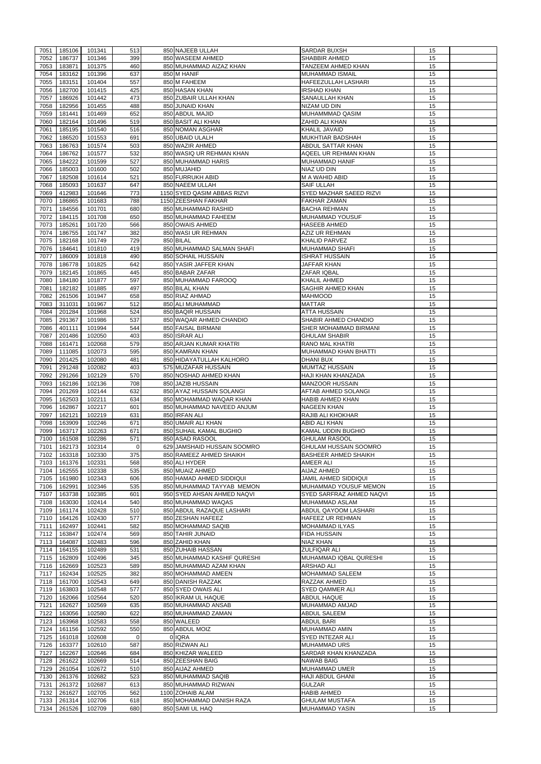| | | | | | | | | |
|---|---|---|---|---|---|---|---|---|
| 7051 | 185106 | 101341 | 513 | 850 | NAJEEB ULLAH | SARDAR BUXSH | 15 | |
| 7052 | 186737 | 101346 | 399 | 850 | WASEEM AHMED | SHABBIR AHMED | 15 | |
| 7053 | 183871 | 101375 | 460 | 850 | MUHAMMAD AIZAZ KHAN | TANZEEM AHMED KHAN | 15 | |
| 7054 | 183162 | 101396 | 637 | 850 | M HANIF | MUHAMMAD ISMAIL | 15 | |
| 7055 | 183151 | 101404 | 557 | 850 | M FAHEEM | HAFEEZULLAH LASHARI | 15 | |
| 7056 | 182700 | 101415 | 425 | 850 | HASAN KHAN | IRSHAD KHAN | 15 | |
| 7057 | 186926 | 101442 | 473 | 850 | ZUBAIR ULLAH KHAN | SANAULLAH KHAN | 15 | |
| 7058 | 182956 | 101455 | 488 | 850 | JUNAID KHAN | NIZAM UD DIN | 15 | |
| 7059 | 181441 | 101469 | 652 | 850 | ABDUL MAJID | MUHAMMMAD QASIM | 15 | |
| 7060 | 182164 | 101496 | 519 | 850 | BASIT ALI KHAN | ZAHID ALI KHAN | 15 | |
| 7061 | 185195 | 101540 | 516 | 850 | NOMAN ASGHAR | KHALIL JAVAID | 15 | |
| 7062 | 186520 | 101553 | 691 | 850 | UBAID ULALH | MUKHTIAR BADSHAH | 15 | |
| 7063 | 186763 | 101574 | 503 | 850 | WAZIR AHMED | ABDUL SATTAR KHAN | 15 | |
| 7064 | 186762 | 101577 | 532 | 850 | WASIQ UR REHMAN KHAN | AQEEL UR REHMAN KHAN | 15 | |
| 7065 | 184222 | 101599 | 527 | 850 | MUHAMMAD HARIS | MUHAMMAD HANIF | 15 | |
| 7066 | 185003 | 101600 | 502 | 850 | MUJAHID | NIAZ UD DIN | 15 | |
| 7067 | 182508 | 101614 | 521 | 850 | FURRUKH ABID | M A WAHID ABID | 15 | |
| 7068 | 185093 | 101637 | 647 | 850 | NAEEM ULLAH | SAIF ULLAH | 15 | |
| 7069 | 412983 | 101646 | 773 | 1150 | SYED QASIM ABBAS RIZVI | SYED MAZHAR SAEED RIZVI | 15 | |
| 7070 | 186865 | 101683 | 788 | 1150 | ZEESHAN FAKHAR | FAKHAR ZAMAN | 15 | |
| 7071 | 184556 | 101701 | 680 | 850 | MUHAMMAD RASHID | BACHA REHMAN | 15 | |
| 7072 | 184115 | 101708 | 650 | 850 | MUHAMMAD FAHEEM | MUHAMMAD YOUSUF | 15 | |
| 7073 | 185261 | 101720 | 566 | 850 | OWAIS AHMED | HASEEB AHMED | 15 | |
| 7074 | 186755 | 101747 | 382 | 850 | WASI UR REHMAN | AZIZ UR REHMAN | 15 | |
| 7075 | 182168 | 101749 | 729 | 850 | BILAL | KHALID PARVEZ | 15 | |
| 7076 | 184641 | 101810 | 419 | 850 | MUHAMMAD SALMAN SHAFI | MUHAMMAD SHAFI | 15 | |
| 7077 | 186009 | 101818 | 490 | 850 | SOHAIL HUSSAIN | ISHRAT HUSSAIN | 15 | |
| 7078 | 186778 | 101825 | 642 | 850 | YASIR JAFFER KHAN | JAFFAR KHAN | 15 | |
| 7079 | 182145 | 101865 | 445 | 850 | BABAR ZAFAR | ZAFAR IQBAL | 15 | |
| 7080 | 184180 | 101877 | 597 | 850 | MUHAMMAD FAROOQ | KHALIL AHMED | 15 | |
| 7081 | 182182 | 101885 | 497 | 850 | BILAL KHAN | SAGHIR AHMED KHAN | 15 | |
| 7082 | 261506 | 101947 | 658 | 850 | RIAZ AHMAD | MAHMOOD | 15 | |
| 7083 | 311031 | 101967 | 512 | 850 | ALI MUHAMMAD | MATTAR | 15 | |
| 7084 | 201284 | 101968 | 524 | 850 | BAQIR HUSSAIN | ATTA HUSSAIN | 15 | |
| 7085 | 291367 | 101986 | 537 | 850 | WAQAR AHMED CHANDIO | SHABIR AHMED CHANDIO | 15 | |
| 7086 | 401111 | 101994 | 544 | 850 | FAISAL BIRMANI | SHER MOHAMMAD BIRMANI | 15 | |
| 7087 | 201486 | 102050 | 403 | 850 | ISRAR ALI | GHULAM SHABIR | 15 | |
| 7088 | 161471 | 102068 | 579 | 850 | ARJAN KUMAR KHATRI | RANO MAL KHATRI | 15 | |
| 7089 | 111085 | 102073 | 595 | 850 | KAMRAN KHAN | MUHAMMAD KHAN BHATTI | 15 | |
| 7090 | 201425 | 102080 | 481 | 850 | HIDAYATULLAH KALHORO | DHANI BUX | 15 | |
| 7091 | 291248 | 102082 | 403 | 575 | MUZAFAR HUSSAIN | MUMTAZ HUSSAIN | 15 | |
| 7092 | 291266 | 102129 | 570 | 850 | NOSHAD AHMED KHAN | HAJI KHAN KHANZADA | 15 | |
| 7093 | 162186 | 102136 | 708 | 850 | JAZIB HUSSAIN | MANZOOR HUSSAIN | 15 | |
| 7094 | 201269 | 102144 | 632 | 850 | AYAZ HUSSAIN SOLANGI | AFTAB AHMED SOLANGI | 15 | |
| 7095 | 162503 | 102211 | 634 | 850 | MOHAMMAD WAQAR KHAN | HABIB AHMED KHAN | 15 | |
| 7096 | 162867 | 102217 | 601 | 850 | MUHAMMAD NAVEED ANJUM | NAGEEN KHAN | 15 | |
| 7097 | 162121 | 102219 | 631 | 850 | IRFAN ALI | RAJIB ALI KHOKHAR | 15 | |
| 7098 | 163909 | 102246 | 671 | 850 | UMAIR ALI KHAN | ABID ALI KHAN | 15 | |
| 7099 | 163717 | 102263 | 671 | 850 | SUHAIL KAMAL BUGHIO | KAMAL UDDIN BUGHIO | 15 | |
| 7100 | 161508 | 102286 | 571 | 850 | ASAD RASOOL | GHULAM RASOOL | 15 | |
| 7101 | 162173 | 102314 | 0 | 629 | JAMSHAID HUSSAIN SOOMRO | GHULAM HUSSAIN SOOMRO | 15 | |
| 7102 | 163318 | 102330 | 375 | 850 | RAMEEZ AHMED SHAIKH | BASHEER AHMED SHAIKH | 15 | |
| 7103 | 161376 | 102331 | 568 | 850 | ALI HYDER | AMEER ALI | 15 | |
| 7104 | 162555 | 102338 | 535 | 850 | MUAIZ AHMED | AIJAZ AHMED | 15 | |
| 7105 | 161980 | 102343 | 606 | 850 | HAMAD AHMED SIDDIQUI | JAMIL AHMED SIDDIQUI | 15 | |
| 7106 | 162991 | 102346 | 535 | 850 | MUHAMMAD TAYYAB MEMON | MUHAMMAD YOUSUF MEMON | 15 | |
| 7107 | 163738 | 102385 | 601 | 950 | SYED AHSAN AHMED NAQVI | SYED SARFRAZ AHMED NAQVI | 15 | |
| 7108 | 163030 | 102414 | 540 | 850 | MUHAMMAD WAQAS | MUHAMMAD ASLAM | 15 | |
| 7109 | 161174 | 102428 | 510 | 850 | ABDUL RAZAQUE LASHARI | ABDUL QAYOOM LASHARI | 15 | |
| 7110 | 164126 | 102430 | 577 | 850 | ZESHAN HAFEEZ | HAFEEZ UR REHMAN | 15 | |
| 7111 | 162497 | 102441 | 582 | 850 | MOHAMMAD SAQIB | MOHAMMAD ILYAS | 15 | |
| 7112 | 163847 | 102474 | 569 | 850 | TAHIR JUNAID | FIDA HUSSAIN | 15 | |
| 7113 | 164087 | 102483 | 596 | 850 | ZAHID KHAN | NIAZ KHAN | 15 | |
| 7114 | 164155 | 102489 | 531 | 850 | ZUHAIB HASSAN | ZULFIQAR ALI | 15 | |
| 7115 | 162809 | 102496 | 345 | 850 | MUHAMMAD KASHIF QURESHI | MUHAMMAD IQBAL QURESHI | 15 | |
| 7116 | 162669 | 102523 | 589 | 850 | MUHAMMAD AZAM KHAN | ARSHAD ALI | 15 | |
| 7117 | 162434 | 102525 | 382 | 850 | MOHAMMAD AMEEN | MOHAMMAD SALEEM | 15 | |
| 7118 | 161700 | 102543 | 649 | 850 | DANISH RAZZAK | RAZZAK AHMED | 15 | |
| 7119 | 163803 | 102548 | 577 | 850 | SYED OWAIS ALI | SYED QAMMER ALI | 15 | |
| 7120 | 162066 | 102564 | 520 | 850 | IKRAM UL HAQUE | ABDUL HAQUE | 15 | |
| 7121 | 162627 | 102569 | 635 | 850 | MUHAMMAD ANSAB | MUHAMMAD AMJAD | 15 | |
| 7122 | 163056 | 102580 | 622 | 850 | MUHAMMAD ZAMAN | ABDUL SALEEM | 15 | |
| 7123 | 163968 | 102583 | 558 | 850 | WALEED | ABDUL BARI | 15 | |
| 7124 | 161156 | 102592 | 550 | 850 | ABDUL MOIZ | MUHAMMAD AMIN | 15 | |
| 7125 | 161018 | 102608 | 0 | 0 | IQRA | SYED INTEZAR ALI | 15 | |
| 7126 | 163377 | 102610 | 587 | 850 | RIZWAN ALI | MUHAMMAD URS | 15 | |
| 7127 | 162267 | 102646 | 684 | 850 | KHIZAR WALEED | SARDAR KHAN KHANZADA | 15 | |
| 7128 | 261622 | 102669 | 514 | 850 | ZEESHAN BAIG | NAWAB BAIG | 15 | |
| 7129 | 261054 | 102672 | 510 | 850 | AIJAZ AHMED | MUHAMMAD UMER | 15 | |
| 7130 | 261376 | 102682 | 523 | 850 | MUHAMMAD SAQIB | HAJI ABDUL GHANI | 15 | |
| 7131 | 261372 | 102687 | 613 | 850 | MUHAMMAD RIZWAN | GULZAR | 15 | |
| 7132 | 261627 | 102705 | 562 | 1100 | ZOHAIB ALAM | HABIB AHMED | 15 | |
| 7133 | 261314 | 102706 | 618 | 850 | MOHAMMAD DANISH RAZA | GHULAM MUSTAFA | 15 | |
| 7134 | 261526 | 102709 | 680 | 850 | SAMI UL HAQ | MUHAMMAD YASIN | 15 | |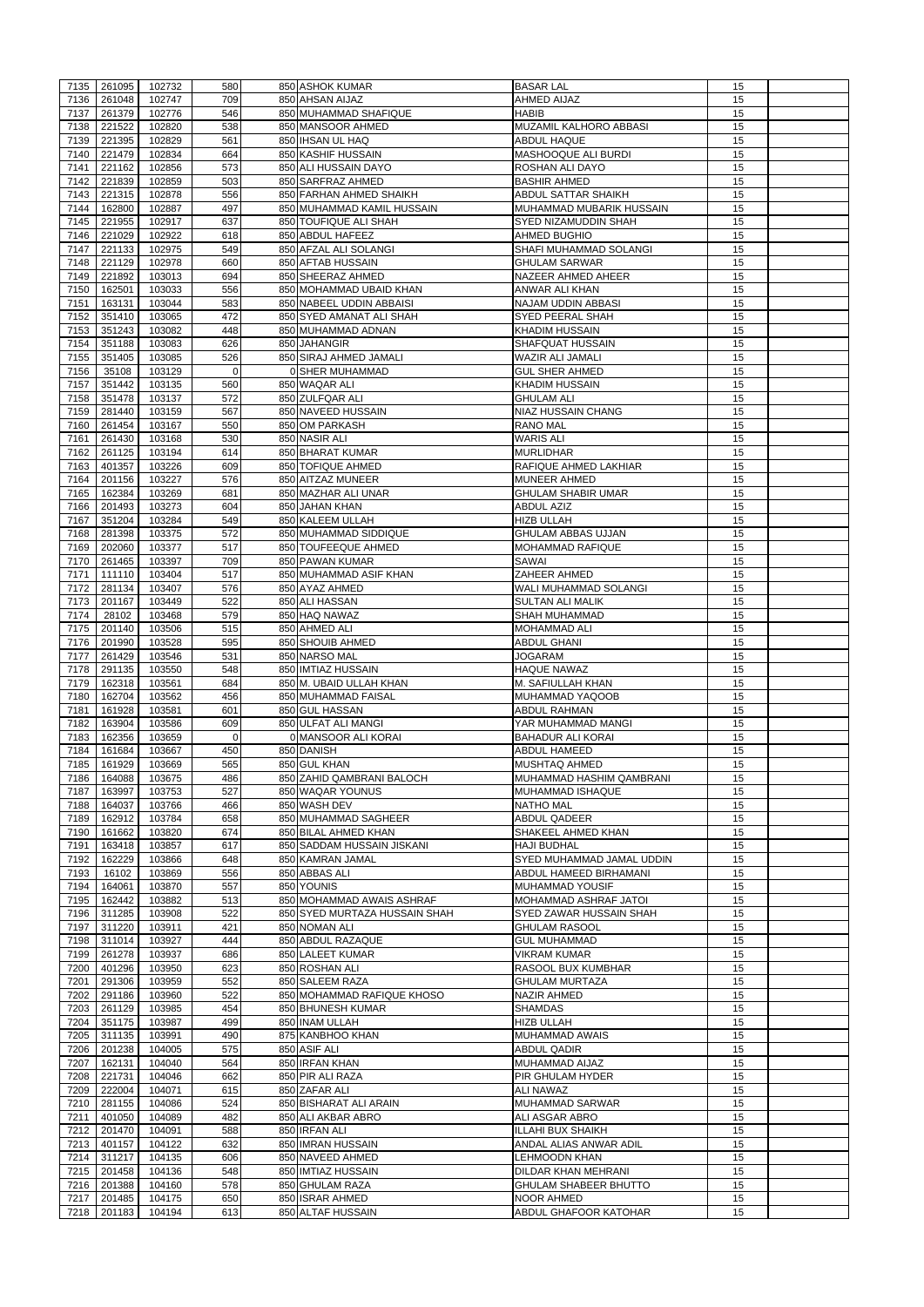| | | | | | | | | |
|---|---|---|---|---|---|---|---|---|
| 7135 | 261095 | 102732 | 580 | 850 | ASHOK KUMAR | BASAR LAL | 15 | |
| 7136 | 261048 | 102747 | 709 | 850 | AHSAN AIJAZ | AHMED AIJAZ | 15 | |
| 7137 | 261379 | 102776 | 546 | 850 | MUHAMMAD SHAFIQUE | HABIB | 15 | |
| 7138 | 221522 | 102820 | 538 | 850 | MANSOOR AHMED | MUZAMIL KALHORO ABBASI | 15 | |
| 7139 | 221395 | 102829 | 561 | 850 | IHSAN UL HAQ | ABDUL HAQUE | 15 | |
| 7140 | 221479 | 102834 | 664 | 850 | KASHIF HUSSAIN | MASHOOQUE ALI BURDI | 15 | |
| 7141 | 221162 | 102856 | 573 | 850 | ALI HUSSAIN DAYO | ROSHAN ALI DAYO | 15 | |
| 7142 | 221839 | 102859 | 503 | 850 | SARFRAZ AHMED | BASHIR AHMED | 15 | |
| 7143 | 221315 | 102878 | 556 | 850 | FARHAN AHMED SHAIKH | ABDUL SATTAR SHAIKH | 15 | |
| 7144 | 162800 | 102887 | 497 | 850 | MUHAMMAD KAMIL HUSSAIN | MUHAMMAD MUBARIK HUSSAIN | 15 | |
| 7145 | 221955 | 102917 | 637 | 850 | TOUFIQUE ALI SHAH | SYED NIZAMUDDIN SHAH | 15 | |
| 7146 | 221029 | 102922 | 618 | 850 | ABDUL HAFEEZ | AHMED BUGHIO | 15 | |
| 7147 | 221133 | 102975 | 549 | 850 | AFZAL ALI SOLANGI | SHAFI MUHAMMAD SOLANGI | 15 | |
| 7148 | 221129 | 102978 | 660 | 850 | AFTAB HUSSAIN | GHULAM SARWAR | 15 | |
| 7149 | 221892 | 103013 | 694 | 850 | SHEERAZ AHMED | NAZEER AHMED AHEER | 15 | |
| 7150 | 162501 | 103033 | 556 | 850 | MOHAMMAD UBAID KHAN | ANWAR ALI KHAN | 15 | |
| 7151 | 163131 | 103044 | 583 | 850 | NABEEL UDDIN ABBAISI | NAJAM UDDIN ABBASI | 15 | |
| 7152 | 351410 | 103065 | 472 | 850 | SYED AMANAT ALI SHAH | SYED PEERAL SHAH | 15 | |
| 7153 | 351243 | 103082 | 448 | 850 | MUHAMMAD ADNAN | KHADIM HUSSAIN | 15 | |
| 7154 | 351188 | 103083 | 626 | 850 | JAHANGIR | SHAFQUAT HUSSAIN | 15 | |
| 7155 | 351405 | 103085 | 526 | 850 | SIRAJ AHMED JAMALI | WAZIR ALI JAMALI | 15 | |
| 7156 | 35108 | 103129 | 0 | 0 | SHER MUHAMMAD | GUL SHER AHMED | 15 | |
| 7157 | 351442 | 103135 | 560 | 850 | WAQAR ALI | KHADIM HUSSAIN | 15 | |
| 7158 | 351478 | 103137 | 572 | 850 | ZULFQAR ALI | GHULAM ALI | 15 | |
| 7159 | 281440 | 103159 | 567 | 850 | NAVEED HUSSAIN | NIAZ HUSSAIN CHANG | 15 | |
| 7160 | 261454 | 103167 | 550 | 850 | OM PARKASH | RANO MAL | 15 | |
| 7161 | 261430 | 103168 | 530 | 850 | NASIR ALI | WARIS ALI | 15 | |
| 7162 | 261125 | 103194 | 614 | 850 | BHARAT KUMAR | MURLIDHAR | 15 | |
| 7163 | 401357 | 103226 | 609 | 850 | TOFIQUE AHMED | RAFIQUE AHMED LAKHIAR | 15 | |
| 7164 | 201156 | 103227 | 576 | 850 | AITZAZ MUNEER | MUNEER AHMED | 15 | |
| 7165 | 162384 | 103269 | 681 | 850 | MAZHAR ALI UNAR | GHULAM SHABIR UMAR | 15 | |
| 7166 | 201493 | 103273 | 604 | 850 | JAHAN KHAN | ABDUL AZIZ | 15 | |
| 7167 | 351204 | 103284 | 549 | 850 | KALEEM ULLAH | HIZB ULLAH | 15 | |
| 7168 | 281398 | 103375 | 572 | 850 | MUHAMMAD SIDDIQUE | GHULAM ABBAS UJJAN | 15 | |
| 7169 | 202060 | 103377 | 517 | 850 | TOUFEEQUE AHMED | MOHAMMAD RAFIQUE | 15 | |
| 7170 | 261465 | 103397 | 709 | 850 | PAWAN KUMAR | SAWAI | 15 | |
| 7171 | 111110 | 103404 | 517 | 850 | MUHAMMAD ASIF KHAN | ZAHEER AHMED | 15 | |
| 7172 | 281134 | 103407 | 576 | 850 | AYAZ AHMED | WALI MUHAMMAD SOLANGI | 15 | |
| 7173 | 201167 | 103449 | 522 | 850 | ALI HASSAN | SULTAN ALI MALIK | 15 | |
| 7174 | 28102 | 103468 | 579 | 850 | HAQ NAWAZ | SHAH MUHAMMAD | 15 | |
| 7175 | 201140 | 103506 | 515 | 850 | AHMED ALI | MOHAMMAD ALI | 15 | |
| 7176 | 201990 | 103528 | 595 | 850 | SHOUIB AHMED | ABDUL GHANI | 15 | |
| 7177 | 261429 | 103546 | 531 | 850 | NARSO MAL | JOGARAM | 15 | |
| 7178 | 291135 | 103550 | 548 | 850 | IMTIAZ HUSSAIN | HAQUE NAWAZ | 15 | |
| 7179 | 162318 | 103561 | 684 | 850 | M. UBAID ULLAH KHAN | M. SAFIULLAH KHAN | 15 | |
| 7180 | 162704 | 103562 | 456 | 850 | MUHAMMAD FAISAL | MUHAMMAD YAQOOB | 15 | |
| 7181 | 161928 | 103581 | 601 | 850 | GUL HASSAN | ABDUL RAHMAN | 15 | |
| 7182 | 163904 | 103586 | 609 | 850 | ULFAT ALI MANGI | YAR MUHAMMAD MANGI | 15 | |
| 7183 | 162356 | 103659 | 0 | 0 | MANSOOR ALI KORAI | BAHADUR ALI KORAI | 15 | |
| 7184 | 161684 | 103667 | 450 | 850 | DANISH | ABDUL HAMEED | 15 | |
| 7185 | 161929 | 103669 | 565 | 850 | GUL KHAN | MUSHTAQ AHMED | 15 | |
| 7186 | 164088 | 103675 | 486 | 850 | ZAHID QAMBRANI BALOCH | MUHAMMAD HASHIM QAMBRANI | 15 | |
| 7187 | 163997 | 103753 | 527 | 850 | WAQAR YOUNUS | MUHAMMAD ISHAQUE | 15 | |
| 7188 | 164037 | 103766 | 466 | 850 | WASH DEV | NATHO MAL | 15 | |
| 7189 | 162912 | 103784 | 658 | 850 | MUHAMMAD SAGHEER | ABDUL QADEER | 15 | |
| 7190 | 161662 | 103820 | 674 | 850 | BILAL AHMED KHAN | SHAKEEL AHMED KHAN | 15 | |
| 7191 | 163418 | 103857 | 617 | 850 | SADDAM HUSSAIN JISKANI | HAJI BUDHAL | 15 | |
| 7192 | 162229 | 103866 | 648 | 850 | KAMRAN JAMAL | SYED MUHAMMAD JAMAL UDDIN | 15 | |
| 7193 | 16102 | 103869 | 556 | 850 | ABBAS ALI | ABDUL HAMEED BIRHAMANI | 15 | |
| 7194 | 164061 | 103870 | 557 | 850 | YOUNIS | MUHAMMAD YOUSIF | 15 | |
| 7195 | 162442 | 103882 | 513 | 850 | MOHAMMAD AWAIS ASHRAF | MOHAMMAD ASHRAF JATOI | 15 | |
| 7196 | 311285 | 103908 | 522 | 850 | SYED MURTAZA HUSSAIN SHAH | SYED ZAWAR HUSSAIN SHAH | 15 | |
| 7197 | 311220 | 103911 | 421 | 850 | NOMAN ALI | GHULAM RASOOL | 15 | |
| 7198 | 311014 | 103927 | 444 | 850 | ABDUL RAZAQUE | GUL MUHAMMAD | 15 | |
| 7199 | 261278 | 103937 | 686 | 850 | LALEET KUMAR | VIKRAM KUMAR | 15 | |
| 7200 | 401296 | 103950 | 623 | 850 | ROSHAN ALI | RASOOL BUX KUMBHAR | 15 | |
| 7201 | 291306 | 103959 | 552 | 850 | SALEEM RAZA | GHULAM MURTAZA | 15 | |
| 7202 | 291186 | 103960 | 522 | 850 | MOHAMMAD RAFIQUE KHOSO | NAZIR AHMED | 15 | |
| 7203 | 261129 | 103985 | 454 | 850 | BHUNESH KUMAR | SHAMDAS | 15 | |
| 7204 | 351175 | 103987 | 499 | 850 | INAM ULLAH | HIZB ULLAH | 15 | |
| 7205 | 311135 | 103991 | 490 | 875 | KANBHOO KHAN | MUHAMMAD AWAIS | 15 | |
| 7206 | 201238 | 104005 | 575 | 850 | ASIF ALI | ABDUL QADIR | 15 | |
| 7207 | 162131 | 104040 | 564 | 850 | IRFAN KHAN | MUHAMMAD AIJAZ | 15 | |
| 7208 | 221731 | 104046 | 662 | 850 | PIR ALI RAZA | PIR GHULAM HYDER | 15 | |
| 7209 | 222004 | 104071 | 615 | 850 | ZAFAR ALI | ALI NAWAZ | 15 | |
| 7210 | 281155 | 104086 | 524 | 850 | BISHARAT ALI ARAIN | MUHAMMAD SARWAR | 15 | |
| 7211 | 401050 | 104089 | 482 | 850 | ALI AKBAR ABRO | ALI ASGAR ABRO | 15 | |
| 7212 | 201470 | 104091 | 588 | 850 | IRFAN ALI | ILLAHI BUX SHAIKH | 15 | |
| 7213 | 401157 | 104122 | 632 | 850 | IMRAN HUSSAIN | ANDAL ALIAS ANWAR ADIL | 15 | |
| 7214 | 311217 | 104135 | 606 | 850 | NAVEED AHMED | LEHMOODN KHAN | 15 | |
| 7215 | 201458 | 104136 | 548 | 850 | IMTIAZ HUSSAIN | DILDAR KHAN MEHRANI | 15 | |
| 7216 | 201388 | 104160 | 578 | 850 | GHULAM RAZA | GHULAM SHABEER BHUTTO | 15 | |
| 7217 | 201485 | 104175 | 650 | 850 | ISRAR AHMED | NOOR AHMED | 15 | |
| 7218 | 201183 | 104194 | 613 | 850 | ALTAF HUSSAIN | ABDUL GHAFOOR KATOHAR | 15 | |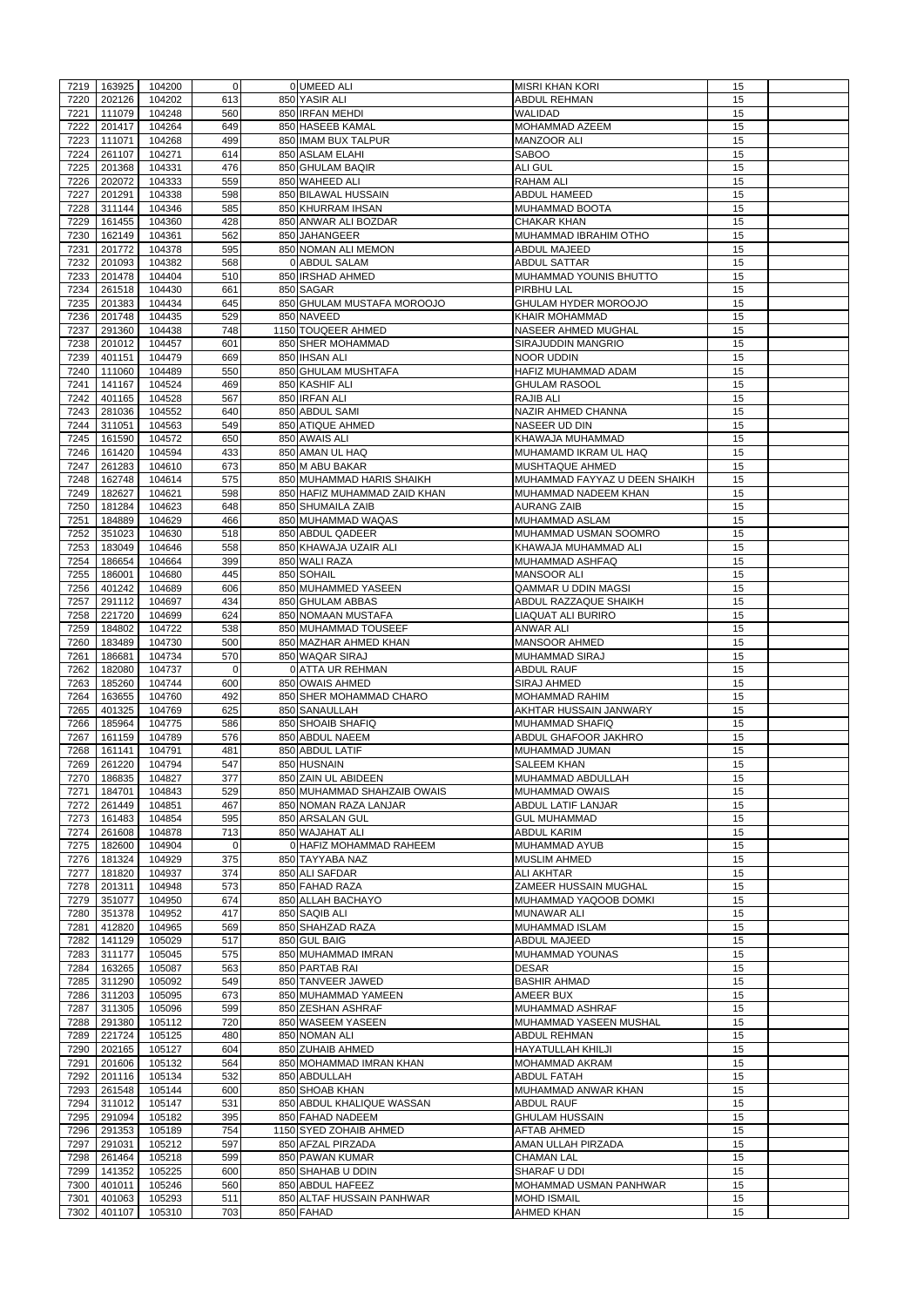| | | | | | | | | |
|---|---|---|---|---|---|---|---|---|
| 7219 | 163925 | 104200 | 0 | 0 | UMEED ALI | MISRI KHAN KORI | 15 | |
| 7220 | 202126 | 104202 | 613 | 850 | YASIR ALI | ABDUL REHMAN | 15 | |
| 7221 | 111079 | 104248 | 560 | 850 | IRFAN MEHDI | WALIDAD | 15 | |
| 7222 | 201417 | 104264 | 649 | 850 | HASEEB KAMAL | MOHAMMAD AZEEM | 15 | |
| 7223 | 111071 | 104268 | 499 | 850 | IMAM BUX TALPUR | MANZOOR ALI | 15 | |
| 7224 | 261107 | 104271 | 614 | 850 | ASLAM ELAHI | SABOO | 15 | |
| 7225 | 201368 | 104331 | 476 | 850 | GHULAM BAQIR | ALI GUL | 15 | |
| 7226 | 202072 | 104333 | 559 | 850 | WAHEED ALI | RAHAM ALI | 15 | |
| 7227 | 201291 | 104338 | 598 | 850 | BILAWAL HUSSAIN | ABDUL HAMEED | 15 | |
| 7228 | 311144 | 104346 | 585 | 850 | KHURRAM IHSAN | MUHAMMAD BOOTA | 15 | |
| 7229 | 161455 | 104360 | 428 | 850 | ANWAR ALI BOZDAR | CHAKAR KHAN | 15 | |
| 7230 | 162149 | 104361 | 562 | 850 | JAHANGEER | MUHAMMAD IBRAHIM OTHO | 15 | |
| 7231 | 201772 | 104378 | 595 | 850 | NOMAN ALI MEMON | ABDUL MAJEED | 15 | |
| 7232 | 201093 | 104382 | 568 | 0 | ABDUL SALAM | ABDUL SATTAR | 15 | |
| 7233 | 201478 | 104404 | 510 | 850 | IRSHAD AHMED | MUHAMMAD YOUNIS BHUTTO | 15 | |
| 7234 | 261518 | 104430 | 661 | 850 | SAGAR | PIRBHU LAL | 15 | |
| 7235 | 201383 | 104434 | 645 | 850 | GHULAM MUSTAFA MOROOJO | GHULAM HYDER MOROOJO | 15 | |
| 7236 | 201748 | 104435 | 529 | 850 | NAVEED | KHAIR MOHAMMAD | 15 | |
| 7237 | 291360 | 104438 | 748 | 1150 | TOUQEER AHMED | NASEER AHMED MUGHAL | 15 | |
| 7238 | 201012 | 104457 | 601 | 850 | SHER MOHAMMAD | SIRAJUDDIN MANGRIO | 15 | |
| 7239 | 401151 | 104479 | 669 | 850 | IHSAN ALI | NOOR UDDIN | 15 | |
| 7240 | 111060 | 104489 | 550 | 850 | GHULAM MUSHTAFA | HAFIZ MUHAMMAD ADAM | 15 | |
| 7241 | 141167 | 104524 | 469 | 850 | KASHIF ALI | GHULAM RASOOL | 15 | |
| 7242 | 401165 | 104528 | 567 | 850 | IRFAN ALI | RAJIB ALI | 15 | |
| 7243 | 281036 | 104552 | 640 | 850 | ABDUL SAMI | NAZIR AHMED CHANNA | 15 | |
| 7244 | 311051 | 104563 | 549 | 850 | ATIQUE AHMED | NASEER UD DIN | 15 | |
| 7245 | 161590 | 104572 | 650 | 850 | AWAIS ALI | KHAWAJA MUHAMMAD | 15 | |
| 7246 | 161420 | 104594 | 433 | 850 | AMAN UL HAQ | MUHAMAMD IKRAM UL HAQ | 15 | |
| 7247 | 261283 | 104610 | 673 | 850 | M ABU BAKAR | MUSHTAQUE AHMED | 15 | |
| 7248 | 162748 | 104614 | 575 | 850 | MUHAMMAD HARIS SHAIKH | MUHAMMAD FAYYAZ U DEEN SHAIKH | 15 | |
| 7249 | 182627 | 104621 | 598 | 850 | HAFIZ MUHAMMAD ZAID KHAN | MUHAMMAD NADEEM KHAN | 15 | |
| 7250 | 181284 | 104623 | 648 | 850 | SHUMAILA ZAIB | AURANG ZAIB | 15 | |
| 7251 | 184889 | 104629 | 466 | 850 | MUHAMMAD WAQAS | MUHAMMAD ASLAM | 15 | |
| 7252 | 351023 | 104630 | 518 | 850 | ABDUL QADEER | MUHAMMAD USMAN SOOMRO | 15 | |
| 7253 | 183049 | 104646 | 558 | 850 | KHAWAJA UZAIR ALI | KHAWAJA MUHAMMAD ALI | 15 | |
| 7254 | 186654 | 104664 | 399 | 850 | WALI RAZA | MUHAMMAD ASHFAQ | 15 | |
| 7255 | 186001 | 104680 | 445 | 850 | SOHAIL | MANSOOR ALI | 15 | |
| 7256 | 401242 | 104689 | 606 | 850 | MUHAMMED YASEEN | QAMMAR U DDIN MAGSI | 15 | |
| 7257 | 291112 | 104697 | 434 | 850 | GHULAM ABBAS | ABDUL RAZZAQUE SHAIKH | 15 | |
| 7258 | 221720 | 104699 | 624 | 850 | NOMAAN MUSTAFA | LIAQUAT ALI BURIRO | 15 | |
| 7259 | 184802 | 104722 | 538 | 850 | MUHAMMAD TOUSEEF | ANWAR ALI | 15 | |
| 7260 | 183489 | 104730 | 500 | 850 | MAZHAR AHMED KHAN | MANSOOR AHMED | 15 | |
| 7261 | 186681 | 104734 | 570 | 850 | WAQAR SIRAJ | MUHAMMAD SIRAJ | 15 | |
| 7262 | 182080 | 104737 | 0 | 0 | ATTA UR REHMAN | ABDUL RAUF | 15 | |
| 7263 | 185260 | 104744 | 600 | 850 | OWAIS AHMED | SIRAJ AHMED | 15 | |
| 7264 | 163655 | 104760 | 492 | 850 | SHER MOHAMMAD CHARO | MOHAMMAD RAHIM | 15 | |
| 7265 | 401325 | 104769 | 625 | 850 | SANAULLAH | AKHTAR HUSSAIN JANWARY | 15 | |
| 7266 | 185964 | 104775 | 586 | 850 | SHOAIB SHAFIQ | MUHAMMAD SHAFIQ | 15 | |
| 7267 | 161159 | 104789 | 576 | 850 | ABDUL NAEEM | ABDUL GHAFOOR JAKHRO | 15 | |
| 7268 | 161141 | 104791 | 481 | 850 | ABDUL LATIF | MUHAMMAD JUMAN | 15 | |
| 7269 | 261220 | 104794 | 547 | 850 | HUSNAIN | SALEEM KHAN | 15 | |
| 7270 | 186835 | 104827 | 377 | 850 | ZAIN UL ABIDEEN | MUHAMMAD ABDULLAH | 15 | |
| 7271 | 184701 | 104843 | 529 | 850 | MUHAMMAD SHAHZAIB OWAIS | MUHAMMAD OWAIS | 15 | |
| 7272 | 261449 | 104851 | 467 | 850 | NOMAN RAZA LANJAR | ABDUL LATIF LANJAR | 15 | |
| 7273 | 161483 | 104854 | 595 | 850 | ARSALAN GUL | GUL MUHAMMAD | 15 | |
| 7274 | 261608 | 104878 | 713 | 850 | WAJAHAT ALI | ABDUL KARIM | 15 | |
| 7275 | 182600 | 104904 | 0 | 0 | HAFIZ MOHAMMAD RAHEEM | MUHAMMAD AYUB | 15 | |
| 7276 | 181324 | 104929 | 375 | 850 | TAYYABA NAZ | MUSLIM AHMED | 15 | |
| 7277 | 181820 | 104937 | 374 | 850 | ALI SAFDAR | ALI AKHTAR | 15 | |
| 7278 | 201311 | 104948 | 573 | 850 | FAHAD RAZA | ZAMEER HUSSAIN MUGHAL | 15 | |
| 7279 | 351077 | 104950 | 674 | 850 | ALLAH BACHAYO | MUHAMMAD YAQOOB DOMKI | 15 | |
| 7280 | 351378 | 104952 | 417 | 850 | SAQIB ALI | MUNAWAR ALI | 15 | |
| 7281 | 412820 | 104965 | 569 | 850 | SHAHZAD RAZA | MUHAMMAD ISLAM | 15 | |
| 7282 | 141129 | 105029 | 517 | 850 | GUL BAIG | ABDUL MAJEED | 15 | |
| 7283 | 311177 | 105045 | 575 | 850 | MUHAMMAD IMRAN | MUHAMMAD YOUNAS | 15 | |
| 7284 | 163265 | 105087 | 563 | 850 | PARTAB RAI | DESAR | 15 | |
| 7285 | 311290 | 105092 | 549 | 850 | TANVEER JAWED | BASHIR AHMAD | 15 | |
| 7286 | 311203 | 105095 | 673 | 850 | MUHAMMAD YAMEEN | AMEER BUX | 15 | |
| 7287 | 311305 | 105096 | 599 | 850 | ZESHAN ASHRAF | MUHAMMAD ASHRAF | 15 | |
| 7288 | 291380 | 105112 | 720 | 850 | WASEEM YASEEN | MUHAMMAD YASEEN MUSHAL | 15 | |
| 7289 | 221724 | 105125 | 480 | 850 | NOMAN ALI | ABDUL REHMAN | 15 | |
| 7290 | 202165 | 105127 | 604 | 850 | ZUHAIB AHMED | HAYATULLAH KHILJI | 15 | |
| 7291 | 201606 | 105132 | 564 | 850 | MOHAMMAD IMRAN KHAN | MOHAMMAD AKRAM | 15 | |
| 7292 | 201116 | 105134 | 532 | 850 | ABDULLAH | ABDUL FATAH | 15 | |
| 7293 | 261548 | 105144 | 600 | 850 | SHOAB KHAN | MUHAMMAD ANWAR KHAN | 15 | |
| 7294 | 311012 | 105147 | 531 | 850 | ABDUL KHALIQUE WASSAN | ABDUL RAUF | 15 | |
| 7295 | 291094 | 105182 | 395 | 850 | FAHAD NADEEM | GHULAM HUSSAIN | 15 | |
| 7296 | 291353 | 105189 | 754 | 1150 | SYED ZOHAIB AHMED | AFTAB AHMED | 15 | |
| 7297 | 291031 | 105212 | 597 | 850 | AFZAL PIRZADA | AMAN ULLAH PIRZADA | 15 | |
| 7298 | 261464 | 105218 | 599 | 850 | PAWAN KUMAR | CHAMAN LAL | 15 | |
| 7299 | 141352 | 105225 | 600 | 850 | SHAHAB U DDIN | SHARAF U DDI | 15 | |
| 7300 | 401011 | 105246 | 560 | 850 | ABDUL HAFEEZ | MOHAMMAD USMAN PANHWAR | 15 | |
| 7301 | 401063 | 105293 | 511 | 850 | ALTAF HUSSAIN PANHWAR | MOHD ISMAIL | 15 | |
| 7302 | 401107 | 105310 | 703 | 850 | FAHAD | AHMED KHAN | 15 | |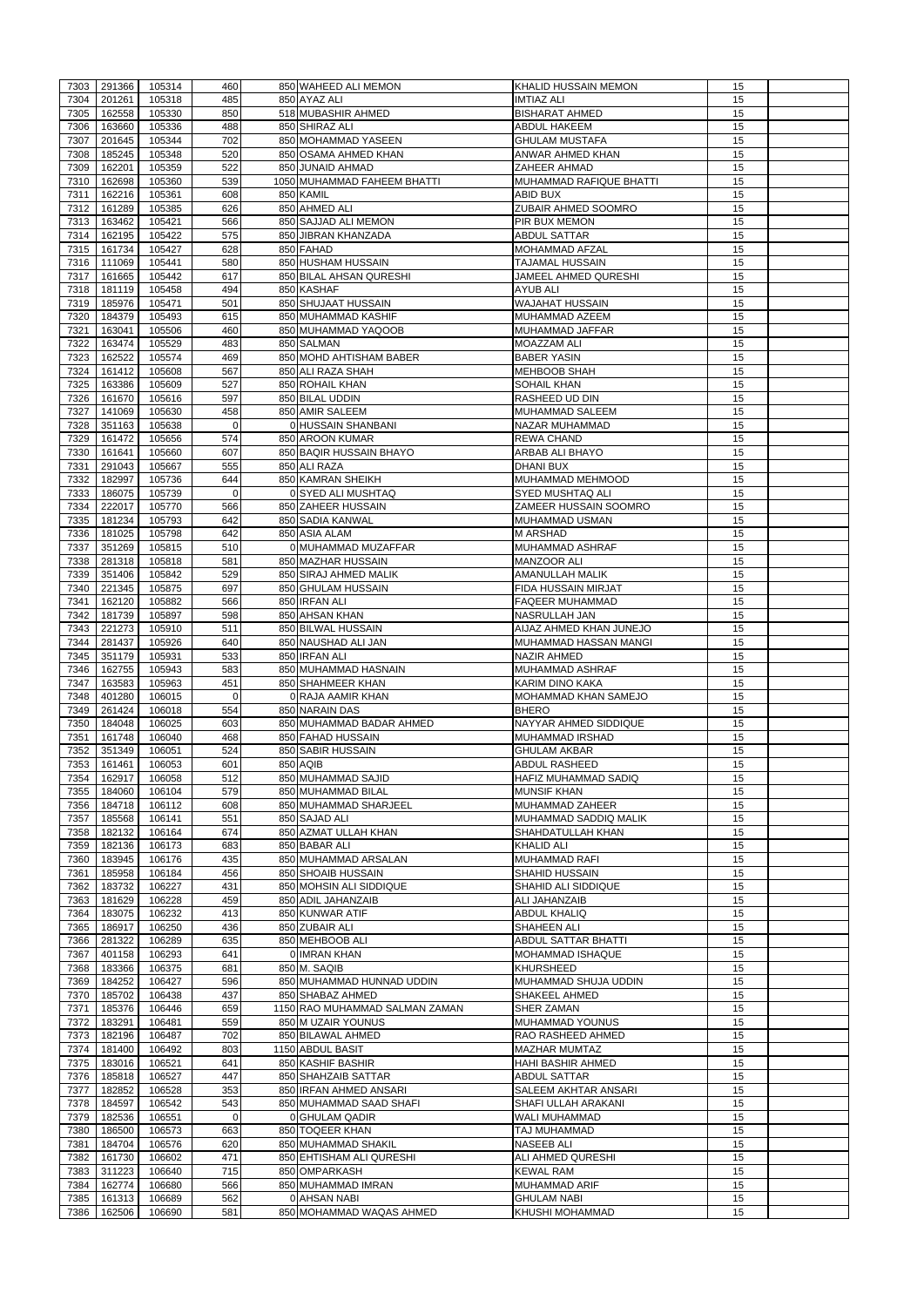| 7303 | 291366 | 105314 | 460 | 850 | WAHEED ALI MEMON | KHALID HUSSAIN MEMON | 15 | |
|---|---|---|---|---|---|---|---|---|
| 7304 | 201261 | 105318 | 485 | 850 | AYAZ ALI | IMTIAZ ALI | 15 | |
| 7305 | 162558 | 105330 | 850 | 518 | MUBASHIR AHMED | BISHARAT AHMED | 15 | |
| 7306 | 163660 | 105336 | 488 | 850 | SHIRAZ ALI | ABDUL HAKEEM | 15 | |
| 7307 | 201645 | 105344 | 702 | 850 | MOHAMMAD YASEEN | GHULAM MUSTAFA | 15 | |
| 7308 | 185245 | 105348 | 520 | 850 | OSAMA AHMED KHAN | ANWAR AHMED KHAN | 15 | |
| 7309 | 162201 | 105359 | 522 | 850 | JUNAID AHMAD | ZAHEER AHMAD | 15 | |
| 7310 | 162698 | 105360 | 539 | 1050 | MUHAMMAD FAHEEM BHATTI | MUHAMMAD RAFIQUE BHATTI | 15 | |
| 7311 | 162216 | 105361 | 608 | 850 | KAMIL | ABID BUX | 15 | |
| 7312 | 161289 | 105385 | 626 | 850 | AHMED ALI | ZUBAIR AHMED SOOMRO | 15 | |
| 7313 | 163462 | 105421 | 566 | 850 | SAJJAD ALI MEMON | PIR BUX MEMON | 15 | |
| 7314 | 162195 | 105422 | 575 | 850 | JIBRAN KHANZADA | ABDUL SATTAR | 15 | |
| 7315 | 161734 | 105427 | 628 | 850 | FAHAD | MOHAMMAD AFZAL | 15 | |
| 7316 | 111069 | 105441 | 580 | 850 | HUSHAM HUSSAIN | TAJAMAL HUSSAIN | 15 | |
| 7317 | 161665 | 105442 | 617 | 850 | BILAL AHSAN QURESHI | JAMEEL AHMED QURESHI | 15 | |
| 7318 | 181119 | 105458 | 494 | 850 | KASHAF | AYUB ALI | 15 | |
| 7319 | 185976 | 105471 | 501 | 850 | SHUJAAT HUSSAIN | WAJAHAT HUSSAIN | 15 | |
| 7320 | 184379 | 105493 | 615 | 850 | MUHAMMAD KASHIF | MUHAMMAD AZEEM | 15 | |
| 7321 | 163041 | 105506 | 460 | 850 | MUHAMMAD YAQOOB | MUHAMMAD JAFFAR | 15 | |
| 7322 | 163474 | 105529 | 483 | 850 | SALMAN | MOAZZAM ALI | 15 | |
| 7323 | 162522 | 105574 | 469 | 850 | MOHD AHTISHAM BABER | BABER YASIN | 15 | |
| 7324 | 161412 | 105608 | 567 | 850 | ALI RAZA SHAH | MEHBOOB SHAH | 15 | |
| 7325 | 163386 | 105609 | 527 | 850 | ROHAIL KHAN | SOHAIL KHAN | 15 | |
| 7326 | 161670 | 105616 | 597 | 850 | BILAL UDDIN | RASHEED UD DIN | 15 | |
| 7327 | 141069 | 105630 | 458 | 850 | AMIR SALEEM | MUHAMMAD SALEEM | 15 | |
| 7328 | 351163 | 105638 | 0 | 0 | HUSSAIN SHANBANI | NAZAR MUHAMMAD | 15 | |
| 7329 | 161472 | 105656 | 574 | 850 | AROON KUMAR | REWA CHAND | 15 | |
| 7330 | 161641 | 105660 | 607 | 850 | BAQIR HUSSAIN BHAYO | ARBAB ALI BHAYO | 15 | |
| 7331 | 291043 | 105667 | 555 | 850 | ALI RAZA | DHANI BUX | 15 | |
| 7332 | 182997 | 105736 | 644 | 850 | KAMRAN SHEIKH | MUHAMMAD MEHMOOD | 15 | |
| 7333 | 186075 | 105739 | 0 | 0 | SYED ALI MUSHTAQ | SYED MUSHTAQ ALI | 15 | |
| 7334 | 222017 | 105770 | 566 | 850 | ZAHEER HUSSAIN | ZAMEER HUSSAIN SOOMRO | 15 | |
| 7335 | 181234 | 105793 | 642 | 850 | SADIA KANWAL | MUHAMMAD USMAN | 15 | |
| 7336 | 181025 | 105798 | 642 | 850 | ASIA ALAM | M ARSHAD | 15 | |
| 7337 | 351269 | 105815 | 510 | 0 | MUHAMMAD MUZAFFAR | MUHAMMAD ASHRAF | 15 | |
| 7338 | 281318 | 105818 | 581 | 850 | MAZHAR HUSSAIN | MANZOOR ALI | 15 | |
| 7339 | 351406 | 105842 | 529 | 850 | SIRAJ AHMED MALIK | AMANULLAH MALIK | 15 | |
| 7340 | 221345 | 105875 | 697 | 850 | GHULAM HUSSAIN | FIDA HUSSAIN MIRJAT | 15 | |
| 7341 | 162120 | 105882 | 566 | 850 | IRFAN ALI | FAQEER MUHAMMAD | 15 | |
| 7342 | 181739 | 105897 | 598 | 850 | AHSAN KHAN | NASRULLAH JAN | 15 | |
| 7343 | 221273 | 105910 | 511 | 850 | BILWAL HUSSAIN | AIJAZ AHMED KHAN JUNEJO | 15 | |
| 7344 | 281437 | 105926 | 640 | 850 | NAUSHAD ALI JAN | MUHAMMAD HASSAN MANGI | 15 | |
| 7345 | 351179 | 105931 | 533 | 850 | IRFAN ALI | NAZIR AHMED | 15 | |
| 7346 | 162755 | 105943 | 583 | 850 | MUHAMMAD HASNAIN | MUHAMMAD ASHRAF | 15 | |
| 7347 | 163583 | 105963 | 451 | 850 | SHAHMEER KHAN | KARIM DINO KAKA | 15 | |
| 7348 | 401280 | 106015 | 0 | 0 | RAJA AAMIR KHAN | MOHAMMAD KHAN SAMEJO | 15 | |
| 7349 | 261424 | 106018 | 554 | 850 | NARAIN DAS | BHERO | 15 | |
| 7350 | 184048 | 106025 | 603 | 850 | MUHAMMAD BADAR AHMED | NAYYAR AHMED SIDDIQUE | 15 | |
| 7351 | 161748 | 106040 | 468 | 850 | FAHAD HUSSAIN | MUHAMMAD IRSHAD | 15 | |
| 7352 | 351349 | 106051 | 524 | 850 | SABIR HUSSAIN | GHULAM AKBAR | 15 | |
| 7353 | 161461 | 106053 | 601 | 850 | AQIB | ABDUL RASHEED | 15 | |
| 7354 | 162917 | 106058 | 512 | 850 | MUHAMMAD SAJID | HAFIZ MUHAMMAD SADIQ | 15 | |
| 7355 | 184060 | 106104 | 579 | 850 | MUHAMMAD BILAL | MUNSIF KHAN | 15 | |
| 7356 | 184718 | 106112 | 608 | 850 | MUHAMMAD SHARJEEL | MUHAMMAD ZAHEER | 15 | |
| 7357 | 185568 | 106141 | 551 | 850 | SAJAD ALI | MUHAMMAD SADDIQ MALIK | 15 | |
| 7358 | 182132 | 106164 | 674 | 850 | AZMAT ULLAH KHAN | SHAHDATULLAH KHAN | 15 | |
| 7359 | 182136 | 106173 | 683 | 850 | BABAR ALI | KHALID ALI | 15 | |
| 7360 | 183945 | 106176 | 435 | 850 | MUHAMMAD ARSALAN | MUHAMMAD RAFI | 15 | |
| 7361 | 185958 | 106184 | 456 | 850 | SHOAIB HUSSAIN | SHAHID HUSSAIN | 15 | |
| 7362 | 183732 | 106227 | 431 | 850 | MOHSIN ALI SIDDIQUE | SHAHID ALI SIDDIQUE | 15 | |
| 7363 | 181629 | 106228 | 459 | 850 | ADIL JAHANZAIB | ALI JAHANZAIB | 15 | |
| 7364 | 183075 | 106232 | 413 | 850 | KUNWAR ATIF | ABDUL KHALIQ | 15 | |
| 7365 | 186917 | 106250 | 436 | 850 | ZUBAIR ALI | SHAHEEN ALI | 15 | |
| 7366 | 281322 | 106289 | 635 | 850 | MEHBOOB ALI | ABDUL SATTAR BHATTI | 15 | |
| 7367 | 401158 | 106293 | 641 | 0 | IMRAN KHAN | MOHAMMAD ISHAQUE | 15 | |
| 7368 | 183366 | 106375 | 681 | 850 | M. SAQIB | KHURSHEED | 15 | |
| 7369 | 184252 | 106427 | 596 | 850 | MUHAMMAD HUNNAD UDDIN | MUHAMMAD SHUJA UDDIN | 15 | |
| 7370 | 185702 | 106438 | 437 | 850 | SHABAZ AHMED | SHAKEEL AHMED | 15 | |
| 7371 | 185376 | 106446 | 659 | 1150 | RAO MUHAMMAD SALMAN ZAMAN | SHER ZAMAN | 15 | |
| 7372 | 183291 | 106481 | 559 | 850 | M UZAIR YOUNUS | MUHAMMAD YOUNUS | 15 | |
| 7373 | 182196 | 106487 | 702 | 850 | BILAWAL AHMED | RAO RASHEED AHMED | 15 | |
| 7374 | 181400 | 106492 | 803 | 1150 | ABDUL BASIT | MAZHAR MUMTAZ | 15 | |
| 7375 | 183016 | 106521 | 641 | 850 | KASHIF BASHIR | HAHI BASHIR AHMED | 15 | |
| 7376 | 185818 | 106527 | 447 | 850 | SHAHZAIB SATTAR | ABDUL SATTAR | 15 | |
| 7377 | 182852 | 106528 | 353 | 850 | IRFAN AHMED ANSARI | SALEEM AKHTAR ANSARI | 15 | |
| 7378 | 184597 | 106542 | 543 | 850 | MUHAMMAD SAAD SHAFI | SHAFI ULLAH ARAKANI | 15 | |
| 7379 | 182536 | 106551 | 0 | 0 | GHULAM QADIR | WALI MUHAMMAD | 15 | |
| 7380 | 186500 | 106573 | 663 | 850 | TOQEER KHAN | TAJ MUHAMMAD | 15 | |
| 7381 | 184704 | 106576 | 620 | 850 | MUHAMMAD SHAKIL | NASEEB ALI | 15 | |
| 7382 | 161730 | 106602 | 471 | 850 | EHTISHAM ALI QURESHI | ALI AHMED QURESHI | 15 | |
| 7383 | 311223 | 106640 | 715 | 850 | OMPARKASH | KEWAL RAM | 15 | |
| 7384 | 162774 | 106680 | 566 | 850 | MUHAMMAD IMRAN | MUHAMMAD ARIF | 15 | |
| 7385 | 161313 | 106689 | 562 | 0 | AHSAN NABI | GHULAM NABI | 15 | |
| 7386 | 162506 | 106690 | 581 | 850 | MOHAMMAD WAQAS AHMED | KHUSHI MOHAMMAD | 15 | |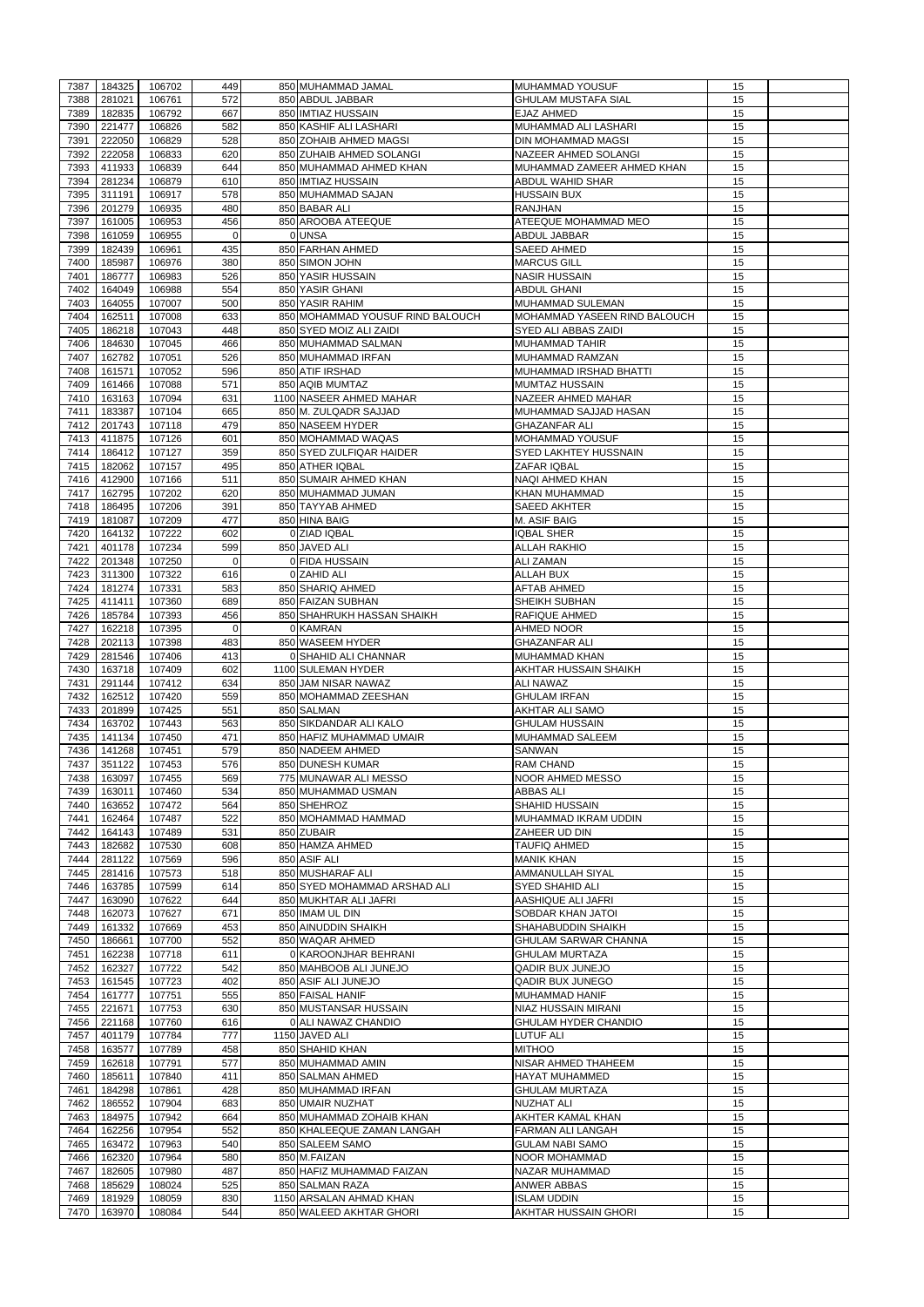| | | | | | | | | |
|---|---|---|---|---|---|---|---|---|
| 7387 | 184325 | 106702 | 449 | 850 | MUHAMMAD JAMAL | MUHAMMAD YOUSUF | 15 | |
| 7388 | 281021 | 106761 | 572 | 850 | ABDUL JABBAR | GHULAM MUSTAFA SIAL | 15 | |
| 7389 | 182835 | 106792 | 667 | 850 | IMTIAZ HUSSAIN | EJAZ AHMED | 15 | |
| 7390 | 221477 | 106826 | 582 | 850 | KASHIF ALI LASHARI | MUHAMMAD ALI LASHARI | 15 | |
| 7391 | 222050 | 106829 | 528 | 850 | ZOHAIB AHMED MAGSI | DIN MOHAMMAD MAGSI | 15 | |
| 7392 | 222058 | 106833 | 620 | 850 | ZUHAIB AHMED SOLANGI | NAZEER AHMED SOLANGI | 15 | |
| 7393 | 411933 | 106839 | 644 | 850 | MUHAMMAD AHMED KHAN | MUHAMMAD ZAMEER AHMED KHAN | 15 | |
| 7394 | 281234 | 106879 | 610 | 850 | IMTIAZ HUSSAIN | ABDUL WAHID SHAR | 15 | |
| 7395 | 311191 | 106917 | 578 | 850 | MUHAMMAD SAJAN | HUSSAIN BUX | 15 | |
| 7396 | 201279 | 106935 | 480 | 850 | BABAR ALI | RANJHAN | 15 | |
| 7397 | 161005 | 106953 | 456 | 850 | AROOBA ATEEQUE | ATEEQUE MOHAMMAD MEO | 15 | |
| 7398 | 161059 | 106955 | 0 | 0 | UNSA | ABDUL JABBAR | 15 | |
| 7399 | 182439 | 106961 | 435 | 850 | FARHAN AHMED | SAEED AHMED | 15 | |
| 7400 | 185987 | 106976 | 380 | 850 | SIMON JOHN | MARCUS GILL | 15 | |
| 7401 | 186777 | 106983 | 526 | 850 | YASIR HUSSAIN | NASIR HUSSAIN | 15 | |
| 7402 | 164049 | 106988 | 554 | 850 | YASIR GHANI | ABDUL GHANI | 15 | |
| 7403 | 164055 | 107007 | 500 | 850 | YASIR RAHIM | MUHAMMAD SULEMAN | 15 | |
| 7404 | 162511 | 107008 | 633 | 850 | MOHAMMAD YOUSUF RIND BALOUCH | MOHAMMAD YASEEN RIND BALOUCH | 15 | |
| 7405 | 186218 | 107043 | 448 | 850 | SYED MOIZ ALI ZAIDI | SYED ALI ABBAS ZAIDI | 15 | |
| 7406 | 184630 | 107045 | 466 | 850 | MUHAMMAD SALMAN | MUHAMMAD TAHIR | 15 | |
| 7407 | 162782 | 107051 | 526 | 850 | MUHAMMAD IRFAN | MUHAMMAD RAMZAN | 15 | |
| 7408 | 161571 | 107052 | 596 | 850 | ATIF IRSHAD | MUHAMMAD IRSHAD BHATTI | 15 | |
| 7409 | 161466 | 107088 | 571 | 850 | AQIB MUMTAZ | MUMTAZ HUSSAIN | 15 | |
| 7410 | 163163 | 107094 | 631 | 1100 | NASEER AHMED MAHAR | NAZEER AHMED MAHAR | 15 | |
| 7411 | 183387 | 107104 | 665 | 850 | M. ZULQADR SAJJAD | MUHAMMAD SAJJAD HASAN | 15 | |
| 7412 | 201743 | 107118 | 479 | 850 | NASEEM HYDER | GHAZANFAR ALI | 15 | |
| 7413 | 411875 | 107126 | 601 | 850 | MOHAMMAD WAQAS | MOHAMMAD YOUSUF | 15 | |
| 7414 | 186412 | 107127 | 359 | 850 | SYED ZULFIQAR HAIDER | SYED LAKHTEY HUSSNAIN | 15 | |
| 7415 | 182062 | 107157 | 495 | 850 | ATHER IQBAL | ZAFAR IQBAL | 15 | |
| 7416 | 412900 | 107166 | 511 | 850 | SUMAIR AHMED KHAN | NAQI AHMED KHAN | 15 | |
| 7417 | 162795 | 107202 | 620 | 850 | MUHAMMAD JUMAN | KHAN MUHAMMAD | 15 | |
| 7418 | 186495 | 107206 | 391 | 850 | TAYYAB AHMED | SAEED AKHTER | 15 | |
| 7419 | 181087 | 107209 | 477 | 850 | HINA BAIG | M. ASIF BAIG | 15 | |
| 7420 | 164132 | 107222 | 602 | 0 | ZIAD IQBAL | IQBAL SHER | 15 | |
| 7421 | 401178 | 107234 | 599 | 850 | JAVED ALI | ALLAH RAKHIO | 15 | |
| 7422 | 201348 | 107250 | 0 | 0 | FIDA HUSSAIN | ALI ZAMAN | 15 | |
| 7423 | 311300 | 107322 | 616 | 0 | ZAHID ALI | ALLAH BUX | 15 | |
| 7424 | 181274 | 107331 | 583 | 850 | SHARIQ AHMED | AFTAB AHMED | 15 | |
| 7425 | 411411 | 107360 | 689 | 850 | FAIZAN SUBHAN | SHEIKH SUBHAN | 15 | |
| 7426 | 185784 | 107393 | 456 | 850 | SHAHRUKH HASSAN SHAIKH | RAFIQUE AHMED | 15 | |
| 7427 | 162218 | 107395 | 0 | 0 | KAMRAN | AHMED NOOR | 15 | |
| 7428 | 202113 | 107398 | 483 | 850 | WASEEM HYDER | GHAZANFAR ALI | 15 | |
| 7429 | 281546 | 107406 | 413 | 0 | SHAHID ALI CHANNAR | MUHAMMAD KHAN | 15 | |
| 7430 | 163718 | 107409 | 602 | 1100 | SULEMAN HYDER | AKHTAR HUSSAIN SHAIKH | 15 | |
| 7431 | 291144 | 107412 | 634 | 850 | JAM NISAR NAWAZ | ALI NAWAZ | 15 | |
| 7432 | 162512 | 107420 | 559 | 850 | MOHAMMAD ZEESHAN | GHULAM IRFAN | 15 | |
| 7433 | 201899 | 107425 | 551 | 850 | SALMAN | AKHTAR ALI SAMO | 15 | |
| 7434 | 163702 | 107443 | 563 | 850 | SIKDANDAR ALI KALO | GHULAM HUSSAIN | 15 | |
| 7435 | 141134 | 107450 | 471 | 850 | HAFIZ MUHAMMAD UMAIR | MUHAMMAD SALEEM | 15 | |
| 7436 | 141268 | 107451 | 579 | 850 | NADEEM AHMED | SANWAN | 15 | |
| 7437 | 351122 | 107453 | 576 | 850 | DUNESH KUMAR | RAM CHAND | 15 | |
| 7438 | 163097 | 107455 | 569 | 775 | MUNAWAR ALI MESSO | NOOR AHMED MESSO | 15 | |
| 7439 | 163011 | 107460 | 534 | 850 | MUHAMMAD USMAN | ABBAS ALI | 15 | |
| 7440 | 163652 | 107472 | 564 | 850 | SHEHROZ | SHAHID HUSSAIN | 15 | |
| 7441 | 162464 | 107487 | 522 | 850 | MOHAMMAD HAMMAD | MUHAMMAD IKRAM UDDIN | 15 | |
| 7442 | 164143 | 107489 | 531 | 850 | ZUBAIR | ZAHEER UD DIN | 15 | |
| 7443 | 182682 | 107530 | 608 | 850 | HAMZA AHMED | TAUFIQ AHMED | 15 | |
| 7444 | 281122 | 107569 | 596 | 850 | ASIF ALI | MANIK KHAN | 15 | |
| 7445 | 281416 | 107573 | 518 | 850 | MUSHARAF ALI | AMMANULLAH SIYAL | 15 | |
| 7446 | 163785 | 107599 | 614 | 850 | SYED MOHAMMAD ARSHAD ALI | SYED SHAHID ALI | 15 | |
| 7447 | 163090 | 107622 | 644 | 850 | MUKHTAR ALI JAFRI | AASHIQUE ALI JAFRI | 15 | |
| 7448 | 162073 | 107627 | 671 | 850 | IMAM UL DIN | SOBDAR KHAN JATOI | 15 | |
| 7449 | 161332 | 107669 | 453 | 850 | AINUDDIN SHAIKH | SHAHABUDDIN SHAIKH | 15 | |
| 7450 | 186661 | 107700 | 552 | 850 | WAQAR AHMED | GHULAM SARWAR CHANNA | 15 | |
| 7451 | 162238 | 107718 | 611 | 0 | KAROONJHAR BEHRANI | GHULAM MURTAZA | 15 | |
| 7452 | 162327 | 107722 | 542 | 850 | MAHBOOB ALI JUNEJO | QADIR BUX JUNEJO | 15 | |
| 7453 | 161545 | 107723 | 402 | 850 | ASIF ALI JUNEJO | QADIR BUX JUNEGO | 15 | |
| 7454 | 161777 | 107751 | 555 | 850 | FAISAL HANIF | MUHAMMAD HANIF | 15 | |
| 7455 | 221671 | 107753 | 630 | 850 | MUSTANSAR HUSSAIN | NIAZ HUSSAIN MIRANI | 15 | |
| 7456 | 221168 | 107760 | 616 | 0 | ALI NAWAZ CHANDIO | GHULAM HYDER CHANDIO | 15 | |
| 7457 | 401179 | 107784 | 777 | 1150 | JAVED ALI | LUTUF ALI | 15 | |
| 7458 | 163577 | 107789 | 458 | 850 | SHAHID KHAN | MITHOO | 15 | |
| 7459 | 162618 | 107791 | 577 | 850 | MUHAMMAD AMIN | NISAR AHMED THAHEEM | 15 | |
| 7460 | 185611 | 107840 | 411 | 850 | SALMAN AHMED | HAYAT MUHAMMED | 15 | |
| 7461 | 184298 | 107861 | 428 | 850 | MUHAMMAD IRFAN | GHULAM MURTAZA | 15 | |
| 7462 | 186552 | 107904 | 683 | 850 | UMAIR NUZHAT | NUZHAT ALI | 15 | |
| 7463 | 184975 | 107942 | 664 | 850 | MUHAMMAD ZOHAIB KHAN | AKHTER KAMAL KHAN | 15 | |
| 7464 | 162256 | 107954 | 552 | 850 | KHALEEQUE ZAMAN LANGAH | FARMAN ALI LANGAH | 15 | |
| 7465 | 163472 | 107963 | 540 | 850 | SALEEM SAMO | GULAM NABI SAMO | 15 | |
| 7466 | 162320 | 107964 | 580 | 850 | M.FAIZAN | NOOR MOHAMMAD | 15 | |
| 7467 | 182605 | 107980 | 487 | 850 | HAFIZ MUHAMMAD FAIZAN | NAZAR MUHAMMAD | 15 | |
| 7468 | 185629 | 108024 | 525 | 850 | SALMAN RAZA | ANWER ABBAS | 15 | |
| 7469 | 181929 | 108059 | 830 | 1150 | ARSALAN AHMAD KHAN | ISLAM UDDIN | 15 | |
| 7470 | 163970 | 108084 | 544 | 850 | WALEED AKHTAR GHORI | AKHTAR HUSSAIN GHORI | 15 | |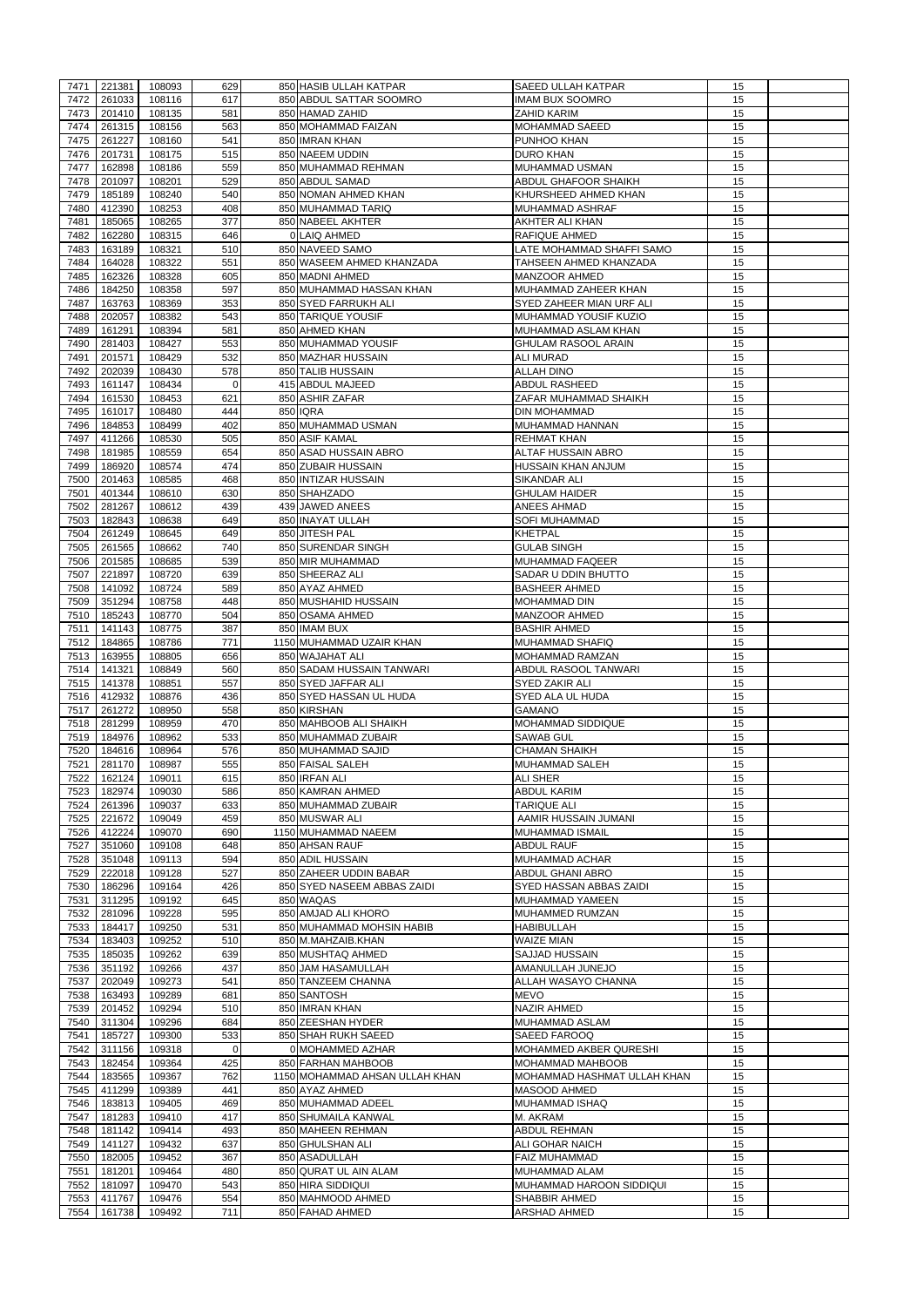| | | | | | | | | |
|---|---|---|---|---|---|---|---|---|
| 7471 | 221381 | 108093 | 629 | 850 | HASIB ULLAH KATPAR | SAEED ULLAH KATPAR | 15 | |
| 7472 | 261033 | 108116 | 617 | 850 | ABDUL SATTAR SOOMRO | IMAM BUX SOOMRO | 15 | |
| 7473 | 201410 | 108135 | 581 | 850 | HAMAD ZAHID | ZAHID KARIM | 15 | |
| 7474 | 261315 | 108156 | 563 | 850 | MOHAMMAD FAIZAN | MOHAMMAD SAEED | 15 | |
| 7475 | 261227 | 108160 | 541 | 850 | IMRAN KHAN | PUNHOO KHAN | 15 | |
| 7476 | 201731 | 108175 | 515 | 850 | NAEEM UDDIN | DURO KHAN | 15 | |
| 7477 | 162898 | 108186 | 559 | 850 | MUHAMMAD REHMAN | MUHAMMAD USMAN | 15 | |
| 7478 | 201097 | 108201 | 529 | 850 | ABDUL SAMAD | ABDUL GHAFOOR SHAIKH | 15 | |
| 7479 | 185189 | 108240 | 540 | 850 | NOMAN AHMED KHAN | KHURSHEED AHMED KHAN | 15 | |
| 7480 | 412390 | 108253 | 408 | 850 | MUHAMMAD TARIQ | MUHAMMAD ASHRAF | 15 | |
| 7481 | 185065 | 108265 | 377 | 850 | NABEEL AKHTER | AKHTER ALI KHAN | 15 | |
| 7482 | 162280 | 108315 | 646 | 0 | LAIQ AHMED | RAFIQUE AHMED | 15 | |
| 7483 | 163189 | 108321 | 510 | 850 | NAVEED SAMO | LATE MOHAMMAD SHAFFI SAMO | 15 | |
| 7484 | 164028 | 108322 | 551 | 850 | WASEEM AHMED KHANZADA | TAHSEEN AHMED KHANZADA | 15 | |
| 7485 | 162326 | 108328 | 605 | 850 | MADNI AHMED | MANZOOR AHMED | 15 | |
| 7486 | 184250 | 108358 | 597 | 850 | MUHAMMAD HASSAN KHAN | MUHAMMAD ZAHEER KHAN | 15 | |
| 7487 | 163763 | 108369 | 353 | 850 | SYED FARRUKH ALI | SYED ZAHEER MIAN URF ALI | 15 | |
| 7488 | 202057 | 108382 | 543 | 850 | TARIQUE YOUSIF | MUHAMMAD YOUSIF KUZIO | 15 | |
| 7489 | 161291 | 108394 | 581 | 850 | AHMED KHAN | MUHAMMAD ASLAM KHAN | 15 | |
| 7490 | 281403 | 108427 | 553 | 850 | MUHAMMAD YOUSIF | GHULAM RASOOL ARAIN | 15 | |
| 7491 | 201571 | 108429 | 532 | 850 | MAZHAR HUSSAIN | ALI MURAD | 15 | |
| 7492 | 202039 | 108430 | 578 | 850 | TALIB HUSSAIN | ALLAH DINO | 15 | |
| 7493 | 161147 | 108434 | 0 | 415 | ABDUL MAJEED | ABDUL RASHEED | 15 | |
| 7494 | 161530 | 108453 | 621 | 850 | ASHIR ZAFAR | ZAFAR MUHAMMAD SHAIKH | 15 | |
| 7495 | 161017 | 108480 | 444 | 850 | IQRA | DIN MOHAMMAD | 15 | |
| 7496 | 184853 | 108499 | 402 | 850 | MUHAMMAD USMAN | MUHAMMAD HANNAN | 15 | |
| 7497 | 411266 | 108530 | 505 | 850 | ASIF KAMAL | REHMAT KHAN | 15 | |
| 7498 | 181985 | 108559 | 654 | 850 | ASAD HUSSAIN ABRO | ALTAF HUSSAIN ABRO | 15 | |
| 7499 | 186920 | 108574 | 474 | 850 | ZUBAIR HUSSAIN | HUSSAIN KHAN ANJUM | 15 | |
| 7500 | 201463 | 108585 | 468 | 850 | INTIZAR HUSSAIN | SIKANDAR ALI | 15 | |
| 7501 | 401344 | 108610 | 630 | 850 | SHAHZADO | GHULAM HAIDER | 15 | |
| 7502 | 281267 | 108612 | 439 | 439 | JAWED ANEES | ANEES AHMAD | 15 | |
| 7503 | 182843 | 108638 | 649 | 850 | INAYAT ULLAH | SOFI MUHAMMAD | 15 | |
| 7504 | 261249 | 108645 | 649 | 850 | JITESH PAL | KHETPAL | 15 | |
| 7505 | 261565 | 108662 | 740 | 850 | SURENDAR SINGH | GULAB SINGH | 15 | |
| 7506 | 201585 | 108685 | 539 | 850 | MIR MUHAMMAD | MUHAMMAD FAQEER | 15 | |
| 7507 | 221897 | 108720 | 639 | 850 | SHEERAZ ALI | SADAR U DDIN BHUTTO | 15 | |
| 7508 | 141092 | 108724 | 589 | 850 | AYAZ AHMED | BASHEER AHMED | 15 | |
| 7509 | 351294 | 108758 | 448 | 850 | MUSHAHID HUSSAIN | MOHAMMAD DIN | 15 | |
| 7510 | 185243 | 108770 | 504 | 850 | OSAMA AHMED | MANZOOR AHMED | 15 | |
| 7511 | 141143 | 108775 | 387 | 850 | IMAM BUX | BASHIR AHMED | 15 | |
| 7512 | 184865 | 108786 | 771 | 1150 | MUHAMMAD UZAIR KHAN | MUHAMMAD SHAFIQ | 15 | |
| 7513 | 163955 | 108805 | 656 | 850 | WAJAHAT ALI | MOHAMMAD RAMZAN | 15 | |
| 7514 | 141321 | 108849 | 560 | 850 | SADAM HUSSAIN TANWARI | ABDUL RASOOL TANWARI | 15 | |
| 7515 | 141378 | 108851 | 557 | 850 | SYED JAFFAR ALI | SYED ZAKIR ALI | 15 | |
| 7516 | 412932 | 108876 | 436 | 850 | SYED HASSAN UL HUDA | SYED ALA UL HUDA | 15 | |
| 7517 | 261272 | 108950 | 558 | 850 | KIRSHAN | GAMANO | 15 | |
| 7518 | 281299 | 108959 | 470 | 850 | MAHBOOB ALI SHAIKH | MOHAMMAD SIDDIQUE | 15 | |
| 7519 | 184976 | 108962 | 533 | 850 | MUHAMMAD ZUBAIR | SAWAB GUL | 15 | |
| 7520 | 184616 | 108964 | 576 | 850 | MUHAMMAD SAJID | CHAMAN SHAIKH | 15 | |
| 7521 | 281170 | 108987 | 555 | 850 | FAISAL SALEH | MUHAMMAD SALEH | 15 | |
| 7522 | 162124 | 109011 | 615 | 850 | IRFAN ALI | ALI SHER | 15 | |
| 7523 | 182974 | 109030 | 586 | 850 | KAMRAN AHMED | ABDUL KARIM | 15 | |
| 7524 | 261396 | 109037 | 633 | 850 | MUHAMMAD ZUBAIR | TARIQUE ALI | 15 | |
| 7525 | 221672 | 109049 | 459 | 850 | MUSWAR ALI | AAMIR HUSSAIN JUMANI | 15 | |
| 7526 | 412224 | 109070 | 690 | 1150 | MUHAMMAD NAEEM | MUHAMMAD ISMAIL | 15 | |
| 7527 | 351060 | 109108 | 648 | 850 | AHSAN RAUF | ABDUL RAUF | 15 | |
| 7528 | 351048 | 109113 | 594 | 850 | ADIL HUSSAIN | MUHAMMAD ACHAR | 15 | |
| 7529 | 222018 | 109128 | 527 | 850 | ZAHEER UDDIN BABAR | ABDUL GHANI ABRO | 15 | |
| 7530 | 186296 | 109164 | 426 | 850 | SYED NASEEM ABBAS ZAIDI | SYED HASSAN ABBAS ZAIDI | 15 | |
| 7531 | 311295 | 109192 | 645 | 850 | WAQAS | MUHAMMAD YAMEEN | 15 | |
| 7532 | 281096 | 109228 | 595 | 850 | AMJAD ALI KHORO | MUHAMMED RUMZAN | 15 | |
| 7533 | 184417 | 109250 | 531 | 850 | MUHAMMAD MOHSIN HABIB | HABIBULLAH | 15 | |
| 7534 | 183403 | 109252 | 510 | 850 | M.MAHZAIB.KHAN | WAIZE MIAN | 15 | |
| 7535 | 185035 | 109262 | 639 | 850 | MUSHTAQ AHMED | SAJJAD HUSSAIN | 15 | |
| 7536 | 351192 | 109266 | 437 | 850 | JAM HASAMULLAH | AMANULLAH JUNEJO | 15 | |
| 7537 | 202049 | 109273 | 541 | 850 | TANZEEM CHANNA | ALLAH WASAYO CHANNA | 15 | |
| 7538 | 163493 | 109289 | 681 | 850 | SANTOSH | MEVO | 15 | |
| 7539 | 201452 | 109294 | 510 | 850 | IMRAN KHAN | NAZIR AHMED | 15 | |
| 7540 | 311304 | 109296 | 684 | 850 | ZEESHAN HYDER | MUHAMMAD ASLAM | 15 | |
| 7541 | 185727 | 109300 | 533 | 850 | SHAH RUKH SAEED | SAEED FAROOQ | 15 | |
| 7542 | 311156 | 109318 | 0 | 0 | MOHAMMED AZHAR | MOHAMMED AKBER QURESHI | 15 | |
| 7543 | 182454 | 109364 | 425 | 850 | FARHAN MAHBOOB | MOHAMMAD MAHBOOB | 15 | |
| 7544 | 183565 | 109367 | 762 | 1150 | MOHAMMAD AHSAN ULLAH KHAN | MOHAMMAD HASHMAT ULLAH KHAN | 15 | |
| 7545 | 411299 | 109389 | 441 | 850 | AYAZ AHMED | MASOOD AHMED | 15 | |
| 7546 | 183813 | 109405 | 469 | 850 | MUHAMMAD ADEEL | MUHAMMAD ISHAQ | 15 | |
| 7547 | 181283 | 109410 | 417 | 850 | SHUMAILA KANWAL | M. AKRAM | 15 | |
| 7548 | 181142 | 109414 | 493 | 850 | MAHEEN REHMAN | ABDUL REHMAN | 15 | |
| 7549 | 141127 | 109432 | 637 | 850 | GHULSHAN ALI | ALI GOHAR NAICH | 15 | |
| 7550 | 182005 | 109452 | 367 | 850 | ASADULLAH | FAIZ MUHAMMAD | 15 | |
| 7551 | 181201 | 109464 | 480 | 850 | QURAT UL AIN ALAM | MUHAMMAD ALAM | 15 | |
| 7552 | 181097 | 109470 | 543 | 850 | HIRA SIDDIQUI | MUHAMMAD HAROON SIDDIQUI | 15 | |
| 7553 | 411767 | 109476 | 554 | 850 | MAHMOOD AHMED | SHABBIR AHMED | 15 | |
| 7554 | 161738 | 109492 | 711 | 850 | FAHAD AHMED | ARSHAD AHMED | 15 | |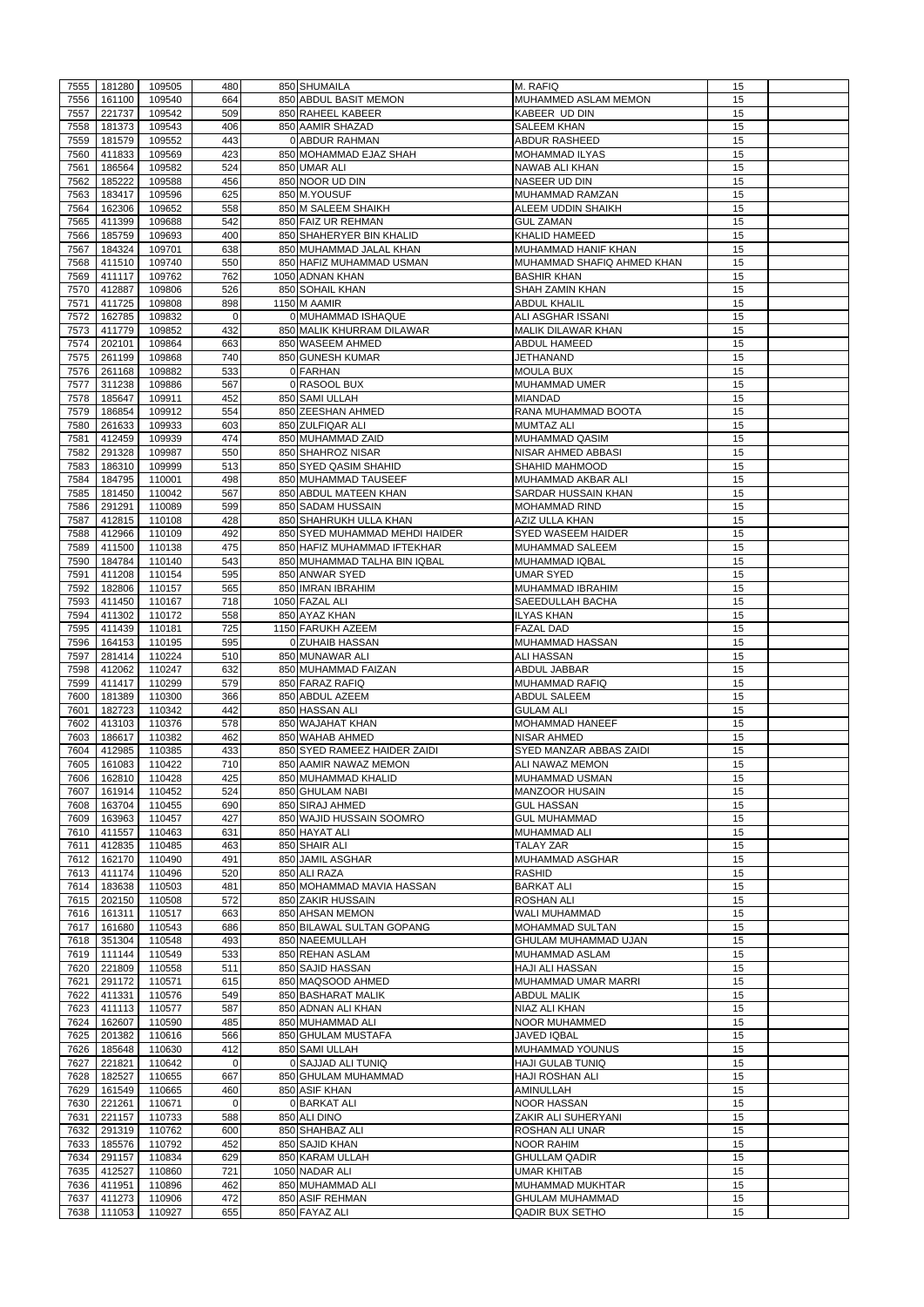| | | | | | | | | |
|---|---|---|---|---|---|---|---|---|
| 7555 | 181280 | 109505 | 480 | 850 | SHUMAILA | M. RAFIQ | 15 | |
| 7556 | 161100 | 109540 | 664 | 850 | ABDUL BASIT MEMON | MUHAMMED ASLAM MEMON | 15 | |
| 7557 | 221737 | 109542 | 509 | 850 | RAHEEL KABEER | KABEER UD DIN | 15 | |
| 7558 | 181373 | 109543 | 406 | 850 | AAMIR SHAZAD | SALEEM KHAN | 15 | |
| 7559 | 181579 | 109552 | 443 | 0 | ABDUR RAHMAN | ABDUR RASHEED | 15 | |
| 7560 | 411833 | 109569 | 423 | 850 | MOHAMMAD EJAZ SHAH | MOHAMMAD ILYAS | 15 | |
| 7561 | 186564 | 109582 | 524 | 850 | UMAR ALI | NAWAB ALI KHAN | 15 | |
| 7562 | 185222 | 109588 | 456 | 850 | NOOR UD DIN | NASEER UD DIN | 15 | |
| 7563 | 183417 | 109596 | 625 | 850 | M.YOUSUF | MUHAMMAD RAMZAN | 15 | |
| 7564 | 162306 | 109652 | 558 | 850 | M SALEEM SHAIKH | ALEEM UDDIN SHAIKH | 15 | |
| 7565 | 411399 | 109688 | 542 | 850 | FAIZ UR REHMAN | GUL ZAMAN | 15 | |
| 7566 | 185759 | 109693 | 400 | 850 | SHAHERYER BIN KHALID | KHALID HAMEED | 15 | |
| 7567 | 184324 | 109701 | 638 | 850 | MUHAMMAD JALAL KHAN | MUHAMMAD HANIF KHAN | 15 | |
| 7568 | 411510 | 109740 | 550 | 850 | HAFIZ MUHAMMAD USMAN | MUHAMMAD SHAFIQ AHMED KHAN | 15 | |
| 7569 | 411117 | 109762 | 762 | 1050 | ADNAN KHAN | BASHIR KHAN | 15 | |
| 7570 | 412887 | 109806 | 526 | 850 | SOHAIL KHAN | SHAH ZAMIN KHAN | 15 | |
| 7571 | 411725 | 109808 | 898 | 1150 | M AAMIR | ABDUL KHALIL | 15 | |
| 7572 | 162785 | 109832 | 0 | 0 | MUHAMMAD ISHAQUE | ALI ASGHAR ISSANI | 15 | |
| 7573 | 411779 | 109852 | 432 | 850 | MALIK KHURRAM DILAWAR | MALIK DILAWAR KHAN | 15 | |
| 7574 | 202101 | 109864 | 663 | 850 | WASEEM AHMED | ABDUL HAMEED | 15 | |
| 7575 | 261199 | 109868 | 740 | 850 | GUNESH KUMAR | JETHANAND | 15 | |
| 7576 | 261168 | 109882 | 533 | 0 | FARHAN | MOULA BUX | 15 | |
| 7577 | 311238 | 109886 | 567 | 0 | RASOOL BUX | MUHAMMAD UMER | 15 | |
| 7578 | 185647 | 109911 | 452 | 850 | SAMI ULLAH | MIANDAD | 15 | |
| 7579 | 186854 | 109912 | 554 | 850 | ZEESHAN AHMED | RANA MUHAMMAD BOOTA | 15 | |
| 7580 | 261633 | 109933 | 603 | 850 | ZULFIQAR ALI | MUMTAZ ALI | 15 | |
| 7581 | 412459 | 109939 | 474 | 850 | MUHAMMAD ZAID | MUHAMMAD QASIM | 15 | |
| 7582 | 291328 | 109987 | 550 | 850 | SHAHROZ NISAR | NISAR AHMED ABBASI | 15 | |
| 7583 | 186310 | 109999 | 513 | 850 | SYED QASIM SHAHID | SHAHID MAHMOOD | 15 | |
| 7584 | 184795 | 110001 | 498 | 850 | MUHAMMAD TAUSEEF | MUHAMMAD AKBAR ALI | 15 | |
| 7585 | 181450 | 110042 | 567 | 850 | ABDUL MATEEN KHAN | SARDAR HUSSAIN KHAN | 15 | |
| 7586 | 291291 | 110089 | 599 | 850 | SADAM HUSSAIN | MOHAMMAD RIND | 15 | |
| 7587 | 412815 | 110108 | 428 | 850 | SHAHRUKH ULLA KHAN | AZIZ ULLA KHAN | 15 | |
| 7588 | 412966 | 110109 | 492 | 850 | SYED MUHAMMAD MEHDI HAIDER | SYED WASEEM HAIDER | 15 | |
| 7589 | 411500 | 110138 | 475 | 850 | HAFIZ MUHAMMAD IFTEKHAR | MUHAMMAD SALEEM | 15 | |
| 7590 | 184784 | 110140 | 543 | 850 | MUHAMMAD TALHA BIN IQBAL | MUHAMMAD IQBAL | 15 | |
| 7591 | 411208 | 110154 | 595 | 850 | ANWAR SYED | UMAR SYED | 15 | |
| 7592 | 182806 | 110157 | 565 | 850 | IMRAN IBRAHIM | MUHAMMAD IBRAHIM | 15 | |
| 7593 | 411450 | 110167 | 718 | 1050 | FAZAL ALI | SAEEDULLAH BACHA | 15 | |
| 7594 | 411302 | 110172 | 558 | 850 | AYAZ KHAN | ILYAS KHAN | 15 | |
| 7595 | 411439 | 110181 | 725 | 1150 | FARUKH AZEEM | FAZAL DAD | 15 | |
| 7596 | 164153 | 110195 | 595 | 0 | ZUHAIB HASSAN | MUHAMMAD HASSAN | 15 | |
| 7597 | 281414 | 110224 | 510 | 850 | MUNAWAR ALI | ALI HASSAN | 15 | |
| 7598 | 412062 | 110247 | 632 | 850 | MUHAMMAD FAIZAN | ABDUL JABBAR | 15 | |
| 7599 | 411417 | 110299 | 579 | 850 | FARAZ RAFIQ | MUHAMMAD RAFIQ | 15 | |
| 7600 | 181389 | 110300 | 366 | 850 | ABDUL AZEEM | ABDUL SALEEM | 15 | |
| 7601 | 182723 | 110342 | 442 | 850 | HASSAN ALI | GULAM ALI | 15 | |
| 7602 | 413103 | 110376 | 578 | 850 | WAJAHAT KHAN | MOHAMMAD HANEEF | 15 | |
| 7603 | 186617 | 110382 | 462 | 850 | WAHAB AHMED | NISAR AHMED | 15 | |
| 7604 | 412985 | 110385 | 433 | 850 | SYED RAMEEZ HAIDER ZAIDI | SYED MANZAR ABBAS ZAIDI | 15 | |
| 7605 | 161083 | 110422 | 710 | 850 | AAMIR NAWAZ MEMON | ALI NAWAZ MEMON | 15 | |
| 7606 | 162810 | 110428 | 425 | 850 | MUHAMMAD KHALID | MUHAMMAD USMAN | 15 | |
| 7607 | 161914 | 110452 | 524 | 850 | GHULAM NABI | MANZOOR HUSAIN | 15 | |
| 7608 | 163704 | 110455 | 690 | 850 | SIRAJ AHMED | GUL HASSAN | 15 | |
| 7609 | 163963 | 110457 | 427 | 850 | WAJID HUSSAIN SOOMRO | GUL MUHAMMAD | 15 | |
| 7610 | 411557 | 110463 | 631 | 850 | HAYAT ALI | MUHAMMAD ALI | 15 | |
| 7611 | 412835 | 110485 | 463 | 850 | SHAIR ALI | TALAY ZAR | 15 | |
| 7612 | 162170 | 110490 | 491 | 850 | JAMIL ASGHAR | MUHAMMAD ASGHAR | 15 | |
| 7613 | 411174 | 110496 | 520 | 850 | ALI RAZA | RASHID | 15 | |
| 7614 | 183638 | 110503 | 481 | 850 | MOHAMMAD MAVIA HASSAN | BARKAT ALI | 15 | |
| 7615 | 202150 | 110508 | 572 | 850 | ZAKIR HUSSAIN | ROSHAN ALI | 15 | |
| 7616 | 161311 | 110517 | 663 | 850 | AHSAN MEMON | WALI MUHAMMAD | 15 | |
| 7617 | 161680 | 110543 | 686 | 850 | BILAWAL SULTAN GOPANG | MOHAMMAD SULTAN | 15 | |
| 7618 | 351304 | 110548 | 493 | 850 | NAEEMULLAH | GHULAM MUHAMMAD UJAN | 15 | |
| 7619 | 111144 | 110549 | 533 | 850 | REHAN ASLAM | MUHAMMAD ASLAM | 15 | |
| 7620 | 221809 | 110558 | 511 | 850 | SAJID HASSAN | HAJI ALI HASSAN | 15 | |
| 7621 | 291172 | 110571 | 615 | 850 | MAQSOOD AHMED | MUHAMMAD UMAR MARRI | 15 | |
| 7622 | 411331 | 110576 | 549 | 850 | BASHARAT MALIK | ABDUL MALIK | 15 | |
| 7623 | 411113 | 110577 | 587 | 850 | ADNAN ALI KHAN | NIAZ ALI KHAN | 15 | |
| 7624 | 162607 | 110590 | 485 | 850 | MUHAMMAD ALI | NOOR MUHAMMED | 15 | |
| 7625 | 201382 | 110616 | 566 | 850 | GHULAM MUSTAFA | JAVED IQBAL | 15 | |
| 7626 | 185648 | 110630 | 412 | 850 | SAMI ULLAH | MUHAMMAD YOUNUS | 15 | |
| 7627 | 221821 | 110642 | 0 | 0 | SAJJAD ALI TUNIQ | HAJI GULAB TUNIQ | 15 | |
| 7628 | 182527 | 110655 | 667 | 850 | GHULAM MUHAMMAD | HAJI ROSHAN ALI | 15 | |
| 7629 | 161549 | 110665 | 460 | 850 | ASIF KHAN | AMINULLAH | 15 | |
| 7630 | 221261 | 110671 | 0 | 0 | BARKAT ALI | NOOR HASSAN | 15 | |
| 7631 | 221157 | 110733 | 588 | 850 | ALI DINO | ZAKIR ALI SUHERYANI | 15 | |
| 7632 | 291319 | 110762 | 600 | 850 | SHAHBAZ ALI | ROSHAN ALI UNAR | 15 | |
| 7633 | 185576 | 110792 | 452 | 850 | SAJID KHAN | NOOR RAHIM | 15 | |
| 7634 | 291157 | 110834 | 629 | 850 | KARAM ULLAH | GHULLAM QADIR | 15 | |
| 7635 | 412527 | 110860 | 721 | 1050 | NADAR ALI | UMAR KHITAB | 15 | |
| 7636 | 411951 | 110896 | 462 | 850 | MUHAMMAD ALI | MUHAMMAD MUKHTAR | 15 | |
| 7637 | 411273 | 110906 | 472 | 850 | ASIF REHMAN | GHULAM MUHAMMAD | 15 | |
| 7638 | 111053 | 110927 | 655 | 850 | FAYAZ ALI | QADIR BUX SETHO | 15 | |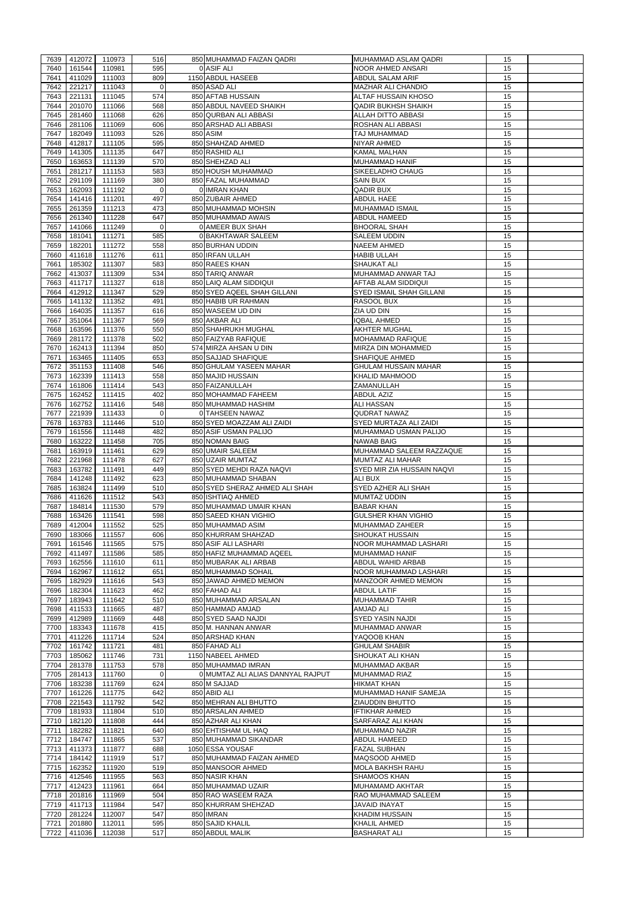| | | | | | | | | |
|---|---|---|---|---|---|---|---|---|
| 7639 | 412072 | 110973 | 516 | 850 | MUHAMMAD FAIZAN QADRI | MUHAMMAD ASLAM QADRI | 15 | |
| 7640 | 161544 | 110981 | 595 | 0 | ASIF ALI | NOOR AHMED ANSARI | 15 | |
| 7641 | 411029 | 111003 | 809 | 1150 | ABDUL HASEEB | ABDUL SALAM ARIF | 15 | |
| 7642 | 221217 | 111043 | 0 | 850 | ASAD ALI | MAZHAR ALI CHANDIO | 15 | |
| 7643 | 221131 | 111045 | 574 | 850 | AFTAB HUSSAIN | ALTAF HUSSAIN KHOSO | 15 | |
| 7644 | 201070 | 111066 | 568 | 850 | ABDUL NAVEED SHAIKH | QADIR BUKHSH SHAIKH | 15 | |
| 7645 | 281460 | 111068 | 626 | 850 | QURBAN ALI ABBASI | ALLAH DITTO ABBASI | 15 | |
| 7646 | 281106 | 111069 | 606 | 850 | ARSHAD ALI ABBASI | ROSHAN ALI ABBASI | 15 | |
| 7647 | 182049 | 111093 | 526 | 850 | ASIM | TAJ MUHAMMAD | 15 | |
| 7648 | 412817 | 111105 | 595 | 850 | SHAHZAD AHMED | NIYAR AHMED | 15 | |
| 7649 | 141305 | 111135 | 647 | 850 | RASHID ALI | KAMAL MALHAN | 15 | |
| 7650 | 163653 | 111139 | 570 | 850 | SHEHZAD ALI | MUHAMMAD HANIF | 15 | |
| 7651 | 281217 | 111153 | 583 | 850 | HOUSH MUHAMMAD | SIKEELADHO CHAUG | 15 | |
| 7652 | 291109 | 111169 | 380 | 850 | FAZAL MUHAMMAD | SAIN BUX | 15 | |
| 7653 | 162093 | 111192 | 0 | 0 | IMRAN KHAN | QADIR BUX | 15 | |
| 7654 | 141416 | 111201 | 497 | 850 | ZUBAIR AHMED | ABDUL HAEE | 15 | |
| 7655 | 261359 | 111213 | 473 | 850 | MUHAMMAD MOHSIN | MUHAMMAD ISMAIL | 15 | |
| 7656 | 261340 | 111228 | 647 | 850 | MUHAMMAD AWAIS | ABDUL HAMEED | 15 | |
| 7657 | 141066 | 111249 | 0 | 0 | AMEER BUX SHAH | BHOORAL SHAH | 15 | |
| 7658 | 181041 | 111271 | 585 | 0 | BAKHTAWAR SALEEM | SALEEM UDDIN | 15 | |
| 7659 | 182201 | 111272 | 558 | 850 | BURHAN UDDIN | NAEEM AHMED | 15 | |
| 7660 | 411618 | 111276 | 611 | 850 | IRFAN ULLAH | HABIB ULLAH | 15 | |
| 7661 | 185302 | 111307 | 583 | 850 | RAEES KHAN | SHAUKAT ALI | 15 | |
| 7662 | 413037 | 111309 | 534 | 850 | TARIQ ANWAR | MUHAMMAD ANWAR TAJ | 15 | |
| 7663 | 411717 | 111327 | 618 | 850 | LAIQ ALAM SIDDIQUI | AFTAB ALAM SIDDIQUI | 15 | |
| 7664 | 412912 | 111347 | 529 | 850 | SYED AQEEL SHAH GILLANI | SYED ISMAIL SHAH GILLANI | 15 | |
| 7665 | 141132 | 111352 | 491 | 850 | HABIB UR RAHMAN | RASOOL BUX | 15 | |
| 7666 | 164035 | 111357 | 616 | 850 | WASEEM UD DIN | ZIA UD DIN | 15 | |
| 7667 | 351064 | 111367 | 569 | 850 | AKBAR ALI | IQBAL AHMED | 15 | |
| 7668 | 163596 | 111376 | 550 | 850 | SHAHRUKH MUGHAL | AKHTER MUGHAL | 15 | |
| 7669 | 281172 | 111378 | 502 | 850 | FAIZYAB RAFIQUE | MOHAMMAD RAFIQUE | 15 | |
| 7670 | 162413 | 111394 | 850 | 574 | MIRZA AHSAN U DIN | MIRZA DIN MOHAMMED | 15 | |
| 7671 | 163465 | 111405 | 653 | 850 | SAJJAD SHAFIQUE | SHAFIQUE AHMED | 15 | |
| 7672 | 351153 | 111408 | 546 | 850 | GHULAM YASEEN MAHAR | GHULAM HUSSAIN MAHAR | 15 | |
| 7673 | 162339 | 111413 | 558 | 850 | MAJID HUSSAIN | KHALID MAHMOOD | 15 | |
| 7674 | 161806 | 111414 | 543 | 850 | FAIZANULLAH | ZAMANULLAH | 15 | |
| 7675 | 162452 | 111415 | 402 | 850 | MOHAMMAD FAHEEM | ABDUL AZIZ | 15 | |
| 7676 | 162752 | 111416 | 548 | 850 | MUHAMMAD HASHIM | ALI HASSAN | 15 | |
| 7677 | 221939 | 111433 | 0 | 0 | TAHSEEN NAWAZ | QUDRAT NAWAZ | 15 | |
| 7678 | 163783 | 111446 | 510 | 850 | SYED MOAZZAM ALI ZAIDI | SYED MURTAZA ALI ZAIDI | 15 | |
| 7679 | 161556 | 111448 | 482 | 850 | ASIF USMAN PALIJO | MUHAMMAD USMAN PALIJO | 15 | |
| 7680 | 163222 | 111458 | 705 | 850 | NOMAN BAIG | NAWAB BAIG | 15 | |
| 7681 | 163919 | 111461 | 629 | 850 | UMAIR SALEEM | MUHAMMAD SALEEM RAZZAQUE | 15 | |
| 7682 | 221968 | 111478 | 627 | 850 | UZAIR MUMTAZ | MUMTAZ ALI MAHAR | 15 | |
| 7683 | 163782 | 111491 | 449 | 850 | SYED MEHDI RAZA NAQVI | SYED MIR ZIA HUSSAIN NAQVI | 15 | |
| 7684 | 141248 | 111492 | 623 | 850 | MUHAMMAD SHABAN | ALI BUX | 15 | |
| 7685 | 163824 | 111499 | 510 | 850 | SYED SHERAZ AHMED ALI SHAH | SYED AZHER ALI SHAH | 15 | |
| 7686 | 411626 | 111512 | 543 | 850 | ISHTIAQ AHMED | MUMTAZ UDDIN | 15 | |
| 7687 | 184814 | 111530 | 579 | 850 | MUHAMMAD UMAIR KHAN | BABAR KHAN | 15 | |
| 7688 | 163426 | 111541 | 598 | 850 | SAEED KHAN VIGHIO | GULSHER KHAN VIGHIO | 15 | |
| 7689 | 412004 | 111552 | 525 | 850 | MUHAMMAD ASIM | MUHAMMAD ZAHEER | 15 | |
| 7690 | 183066 | 111557 | 606 | 850 | KHURRAM SHAHZAD | SHOUKAT HUSSAIN | 15 | |
| 7691 | 161546 | 111565 | 575 | 850 | ASIF ALI LASHARI | NOOR MUHAMMAD LASHARI | 15 | |
| 7692 | 411497 | 111586 | 585 | 850 | HAFIZ MUHAMMAD AQEEL | MUHAMMAD HANIF | 15 | |
| 7693 | 162556 | 111610 | 611 | 850 | MUBARAK ALI ARBAB | ABDUL WAHID ARBAB | 15 | |
| 7694 | 162967 | 111612 | 651 | 850 | MUHAMMAD SOHAIL | NOOR MUHAMMAD LASHARI | 15 | |
| 7695 | 182929 | 111616 | 543 | 850 | JAWAD AHMED MEMON | MANZOOR AHMED MEMON | 15 | |
| 7696 | 182304 | 111623 | 462 | 850 | FAHAD ALI | ABDUL LATIF | 15 | |
| 7697 | 183943 | 111642 | 510 | 850 | MUHAMMAD ARSALAN | MUHAMMAD TAHIR | 15 | |
| 7698 | 411533 | 111665 | 487 | 850 | HAMMAD AMJAD | AMJAD ALI | 15 | |
| 7699 | 412989 | 111669 | 448 | 850 | SYED SAAD NAJDI | SYED YASIN NAJDI | 15 | |
| 7700 | 183343 | 111678 | 415 | 850 | M. HANNAN ANWAR | MUHAMMAD ANWAR | 15 | |
| 7701 | 411226 | 111714 | 524 | 850 | ARSHAD KHAN | YAQOOB KHAN | 15 | |
| 7702 | 161742 | 111721 | 481 | 850 | FAHAD ALI | GHULAM SHABIR | 15 | |
| 7703 | 185062 | 111746 | 731 | 1150 | NABEEL AHMED | SHOUKAT ALI KHAN | 15 | |
| 7704 | 281378 | 111753 | 578 | 850 | MUHAMMAD IMRAN | MUHAMMAD AKBAR | 15 | |
| 7705 | 281413 | 111760 | 0 | 0 | MUMTAZ ALI ALIAS DANNYAL RAJPUT | MUHAMMAD RIAZ | 15 | |
| 7706 | 183238 | 111769 | 624 | 850 | M SAJJAD | HIKMAT KHAN | 15 | |
| 7707 | 161226 | 111775 | 642 | 850 | ABID ALI | MUHAMMAD HANIF SAMEJA | 15 | |
| 7708 | 221543 | 111792 | 542 | 850 | MEHRAN ALI BHUTTO | ZIAUDDIN BHUTTO | 15 | |
| 7709 | 181933 | 111804 | 510 | 850 | ARSALAN AHMED | IFTIKHAR AHMED | 15 | |
| 7710 | 182120 | 111808 | 444 | 850 | AZHAR ALI KHAN | SARFARAZ ALI KHAN | 15 | |
| 7711 | 182282 | 111821 | 640 | 850 | EHTISHAM UL HAQ | MUHAMMAD NAZIR | 15 | |
| 7712 | 184747 | 111865 | 537 | 850 | MUHAMMAD SIKANDAR | ABDUL HAMEED | 15 | |
| 7713 | 411373 | 111877 | 688 | 1050 | ESSA YOUSAF | FAZAL SUBHAN | 15 | |
| 7714 | 184142 | 111919 | 517 | 850 | MUHAMMAD FAIZAN AHMED | MAQSOOD AHMED | 15 | |
| 7715 | 162352 | 111920 | 519 | 850 | MANSOOR AHMED | MOLA BAKHSH RAHU | 15 | |
| 7716 | 412546 | 111955 | 563 | 850 | NASIR KHAN | SHAMOOS KHAN | 15 | |
| 7717 | 412423 | 111961 | 664 | 850 | MUHAMMAD UZAIR | MUHAMAMD AKHTAR | 15 | |
| 7718 | 201816 | 111969 | 504 | 850 | RAO WASEEM RAZA | RAO MUHAMMAD SALEEM | 15 | |
| 7719 | 411713 | 111984 | 547 | 850 | KHURRAM SHEHZAD | JAVAID INAYAT | 15 | |
| 7720 | 281224 | 112007 | 547 | 850 | IMRAN | KHADIM HUSSAIN | 15 | |
| 7721 | 201880 | 112011 | 595 | 850 | SAJID KHALIL | KHALIL AHMED | 15 | |
| 7722 | 411036 | 112038 | 517 | 850 | ABDUL MALIK | BASHARAT ALI | 15 | |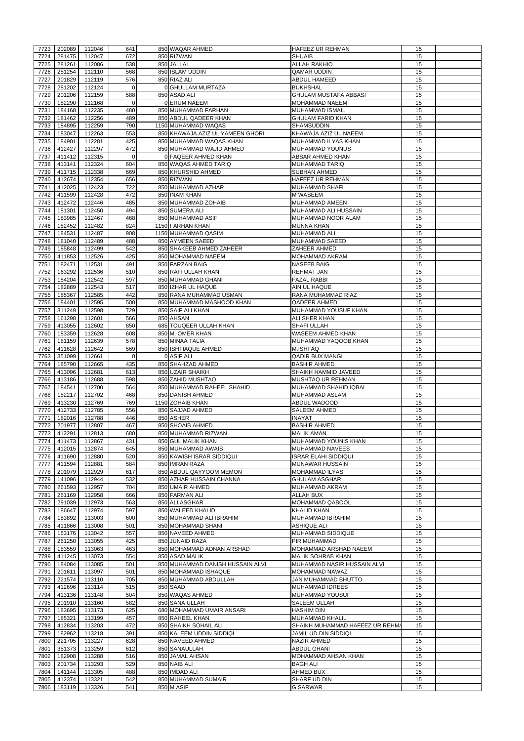| | | | | | | | | |
|---|---|---|---|---|---|---|---|---|
| 7723 | 202089 | 112046 | 641 | 850 | WAQAR AHMED | HAFEEZ UR REHMAN | 15 | |
| 7724 | 281475 | 112047 | 672 | 850 | RIZWAN | SHUAIB | 15 | |
| 7725 | 281261 | 112086 | 538 | 850 | JALLAL | ALLAH RAKHIO | 15 | |
| 7726 | 281254 | 112110 | 568 | 850 | ISLAM UDDIN | QAMAR UDDIN | 15 | |
| 7727 | 201829 | 112119 | 576 | 850 | RIAZ ALI | ABDUL HAMEED | 15 | |
| 7728 | 281202 | 112124 | 0 | 0 | GHULLAM MURTAZA | BUKHSHAL | 15 | |
| 7729 | 201206 | 112159 | 588 | 850 | ASAD ALI | GHULAM MUSTAFA ABBASI | 15 | |
| 7730 | 182290 | 112168 | 0 | 0 | ERUM NAEEM | MOHAMMAD NAEEM | 15 | |
| 7731 | 184168 | 112235 | 480 | 850 | MUHAMMAD FARHAN | MUHAMMAD ISMAIL | 15 | |
| 7732 | 181462 | 112256 | 489 | 850 | ABDUL QADEER KHAN | GHULAM FARID KHAN | 15 | |
| 7733 | 184895 | 112259 | 790 | 1150 | MUHAMMAD WAQAS | SHAMSUDDIN | 15 | |
| 7734 | 183047 | 112263 | 553 | 850 | KHAWAJA AZIZ UL YAMEEN GHORI | KHAWAJA AZIZ UL NAEEM | 15 | |
| 7735 | 184901 | 112281 | 425 | 850 | MUHAMMAD WAQAS KHAN | MUHAMMAD ILYAS KHAN | 15 | |
| 7736 | 412427 | 112297 | 472 | 850 | MUHAMMAD WAJID AHMED | MUHAMMAD YOUNUS | 15 | |
| 7737 | 411412 | 112315 | 0 | 0 | FAQEER AHMED KHAN | ABSAR AHMED KHAN | 15 | |
| 7738 | 413141 | 112324 | 604 | 850 | WAQAS AHMED TARIQ | MUHAMMAD TARIQ | 15 | |
| 7739 | 411715 | 112338 | 669 | 850 | KHURSHID AHMED | SUBHAN AHMED | 15 | |
| 7740 | 412674 | 112354 | 656 | 850 | RIZWAN | HAFEEZ UR REHMAN | 15 | |
| 7741 | 412025 | 112423 | 722 | 850 | MUHAMMAD AZHAR | MUHAMMAD SHAFI | 15 | |
| 7742 | 411599 | 112428 | 472 | 850 | INAM KHAN | M WASEEM | 15 | |
| 7743 | 412472 | 112446 | 485 | 850 | MUHAMMAD ZOHAIB | MUHAMMAD AMEEN | 15 | |
| 7744 | 181301 | 112450 | 494 | 850 | SUMERA ALI | MUHAMMAD ALI HUSSAIN | 15 | |
| 7745 | 183985 | 112467 | 468 | 850 | MUHAMMAD ASIF | MUHAMMAD NOOR ALAM | 15 | |
| 7746 | 182452 | 112482 | 824 | 1150 | FARHAN KHAN | MUNNA KHAN | 15 | |
| 7747 | 184531 | 112487 | 908 | 1150 | MUHAMMAD QASIM | MUHAMMAD ALI | 15 | |
| 7748 | 181040 | 112489 | 488 | 850 | AYMEEN SAEED | MUHAMMAD SAEED | 15 | |
| 7749 | 185848 | 112499 | 542 | 850 | SHAKEEB AHMED ZAHEER | ZAHEER AHMED | 15 | |
| 7750 | 411853 | 112526 | 425 | 850 | MOHAMMAD NAEEM | MOHAMMAD AKRAM | 15 | |
| 7751 | 182471 | 112531 | 491 | 850 | FARZAN BAIG | NASEEB BAIG | 15 | |
| 7752 | 163292 | 112536 | 510 | 850 | RAFI ULLAH KHAN | REHMAT JAN | 15 | |
| 7753 | 184204 | 112542 | 597 | 850 | MUHAMMAD GHANI | FAZAL RABBI | 15 | |
| 7754 | 182889 | 112543 | 517 | 850 | IZHAR UL HAQUE | AIN UL HAQUE | 15 | |
| 7755 | 185367 | 112585 | 442 | 850 | RANA MUHAMMAD USMAN | RANA MUHAMMAD RIAZ | 15 | |
| 7756 | 184401 | 112595 | 500 | 850 | MUHAMMAD MASHOOD KHAN | QADEER AHMED | 15 | |
| 7757 | 311249 | 112598 | 729 | 850 | SAIF ALI KHAN | MUHAMMAD YOUSUF KHAN | 15 | |
| 7758 | 161298 | 112601 | 566 | 850 | AHSAN | ALI SHER KHAN | 15 | |
| 7759 | 413055 | 112602 | 850 | 685 | TOUQEER ULLAH KHAN | SHAFI ULLAH | 15 | |
| 7760 | 183359 | 112628 | 608 | 850 | M. OMER KHAN | WASEEM AHMED KHAN | 15 | |
| 7761 | 181159 | 112639 | 578 | 850 | MINAA TALIA | MUHAMMAD YAQOOB KHAN | 15 | |
| 7762 | 411628 | 112642 | 569 | 850 | ISHTIAQUE AHMED | M.ISHFAQ | 15 | |
| 7763 | 351099 | 112661 | 0 | 0 | ASIF ALI | QADIR BUX MANGI | 15 | |
| 7764 | 185790 | 112665 | 435 | 850 | SHAHZAD AHMED | BASHIR AHMED | 15 | |
| 7765 | 413096 | 112681 | 613 | 850 | UZAIR SHAIKH | SHAIKH HAMMID JAVEED | 15 | |
| 7766 | 413186 | 112688 | 598 | 850 | ZAHID MUSHTAQ | MUSHTAQ UR REHMAN | 15 | |
| 7767 | 184541 | 112700 | 564 | 850 | MUHAMMAD RAHEEL SHAHID | MUHAMMAD SHAHID IQBAL | 15 | |
| 7768 | 182217 | 112702 | 468 | 850 | DANISH AHMED | MUHAMMAD ASLAM | 15 | |
| 7769 | 413230 | 112769 | 769 | 1150 | ZOHAIB KHAN | ABDUL WADOOD | 15 | |
| 7770 | 412733 | 112785 | 556 | 850 | SAJJAD AHMED | SALEEM AHMED | 15 | |
| 7771 | 182016 | 112788 | 446 | 850 | ASHER | INAYAT | 15 | |
| 7772 | 201977 | 112807 | 467 | 850 | SHOAIB AHMED | BASHIR AHMED | 15 | |
| 7773 | 412291 | 112813 | 680 | 850 | MUHAMMAD RIZWAN | MALIK AMAN | 15 | |
| 7774 | 411473 | 112867 | 431 | 850 | GUL MALIK KHAN | MUHAMMAD YOUNIS KHAN | 15 | |
| 7775 | 412015 | 112874 | 645 | 850 | MUHAMMAD AWAIS | MUHAMMAD NAVEES | 15 | |
| 7776 | 411690 | 112880 | 520 | 850 | KAWISH ISRAR SIDDIQUI | ISRAR ELAHI SIDDIQUI | 15 | |
| 7777 | 411594 | 112881 | 584 | 850 | IMRAN RAZA | MUNAWAR HUSSAIN | 15 | |
| 7778 | 201079 | 112929 | 617 | 850 | ABDUL QAYYOOM MEMON | MOHAMMAD ILYAS | 15 | |
| 7779 | 141096 | 112944 | 532 | 850 | AZHAR HUSSAIN CHANNA | GHULAM ASGHAR | 15 | |
| 7780 | 261593 | 112957 | 704 | 850 | UMAIR AHMED | MUHAMMAD AKRAM | 15 | |
| 7781 | 261169 | 112958 | 666 | 850 | FARMAN ALI | ALLAH BUX | 15 | |
| 7782 | 291039 | 112973 | 563 | 850 | ALI ASGHAR | MOHAMMAD QABOOL | 15 | |
| 7783 | 186647 | 112974 | 597 | 850 | WALEED KHALID | KHALID KHAN | 15 | |
| 7784 | 183892 | 113003 | 600 | 850 | MUHAMMAD ALI IBRAHIM | MUHAMMAD IBRAHIM | 15 | |
| 7785 | 411866 | 113008 | 501 | 850 | MOHAMMAD SHANI | ASHIQUE ALI | 15 | |
| 7786 | 163176 | 113042 | 557 | 850 | NAVEED AHMED | MUHAMMAD SIDDIQUE | 15 | |
| 7787 | 261250 | 113055 | 425 | 850 | JUNAID RAZA | PIR MUHAMMAD | 15 | |
| 7788 | 183559 | 113063 | 463 | 850 | MOHAMMAD ADNAN ARSHAD | MOHAMMAD ARSHAD NAEEM | 15 | |
| 7789 | 411245 | 113073 | 554 | 850 | ASAD MALIK | MALIK SOHRAB KHAN | 15 | |
| 7790 | 184084 | 113085 | 501 | 850 | MUHAMMAD DANISH HUSSAIN ALVI | MUHAMMAD NASIR HUSSAIN ALVI | 15 | |
| 7791 | 201611 | 113097 | 501 | 850 | MOHAMMAD ISHAQUE | MOHAMMAD NAWAZ | 15 | |
| 7792 | 221574 | 113110 | 705 | 850 | MUHAMMAD ABDULLAH | JAN MUHAMMAD BHUTTO | 15 | |
| 7793 | 412696 | 113114 | 515 | 850 | SAAD | MUHAMMAD IDREES | 15 | |
| 7794 | 413136 | 113148 | 504 | 850 | WAQAS AHMED | MUHAMMAD YOUSUF | 15 | |
| 7795 | 201910 | 113160 | 582 | 850 | SANA ULLAH | SALEEM ULLAH | 15 | |
| 7796 | 183695 | 113173 | 625 | 680 | MOHAMMAD UMAIR ANSARI | HASHIM DIN | 15 | |
| 7797 | 185321 | 113199 | 457 | 850 | RAHEEL KHAN | MUHAMMAD KHALIL | 15 | |
| 7798 | 412834 | 113203 | 472 | 850 | SHAIKH SOHAIL ALI | SHAIKH MUHAMMAD HAFEEZ UR REHMA | 15 | |
| 7799 | 182962 | 113218 | 391 | 850 | KALEEM UDDIN SIDDIQI | JAMIL UD DIN SIDDIQI | 15 | |
| 7800 | 221705 | 113227 | 628 | 850 | NAVEED AHMED | NAZIR AHMED | 15 | |
| 7801 | 351373 | 113259 | 612 | 850 | SANAULLAH | ABDUL GHANI | 15 | |
| 7802 | 182908 | 113288 | 516 | 850 | JAMAL AHSAN | MOHAMMAD AHSAN KHAN | 15 | |
| 7803 | 201734 | 113293 | 529 | 850 | NAIB ALI | BAGH ALI | 15 | |
| 7804 | 141144 | 113305 | 488 | 850 | IMDAD ALI | AHMED BUX | 15 | |
| 7805 | 412374 | 113321 | 542 | 850 | MUHAMMAD SUMAIR | SHARF UD DIN | 15 | |
| 7806 | 183119 | 113326 | 541 | 850 | M ASIF | G SARWAR | 15 | |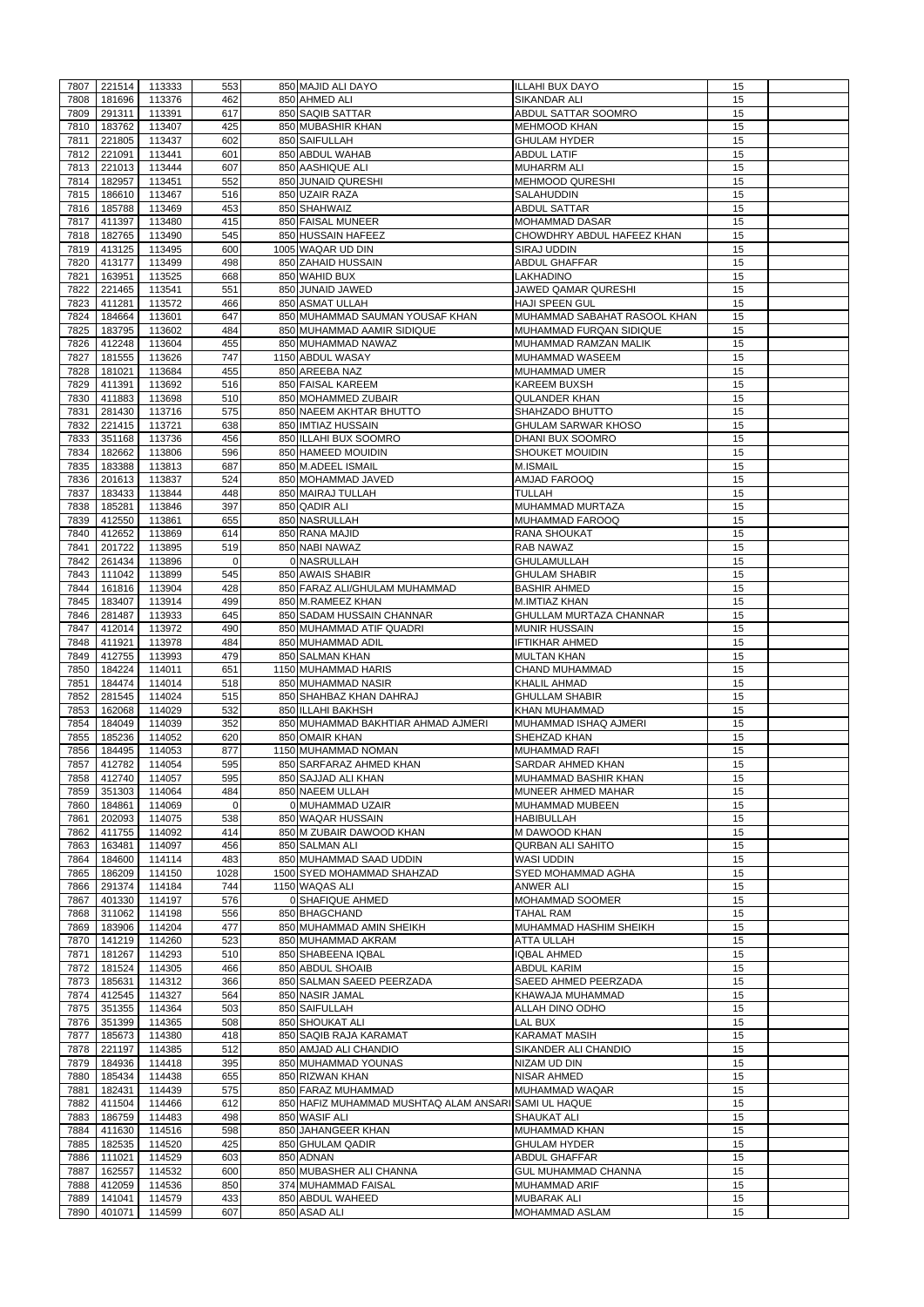| | | | | | | | | |
|---|---|---|---|---|---|---|---|---|
| 7807 | 221514 | 113333 | 553 | 850 | MAJID ALI DAYO | ILLAHI BUX DAYO | 15 | |
| 7808 | 181696 | 113376 | 462 | 850 | AHMED ALI | SIKANDAR ALI | 15 | |
| 7809 | 291311 | 113391 | 617 | 850 | SAQIB SATTAR | ABDUL SATTAR SOOMRO | 15 | |
| 7810 | 183762 | 113407 | 425 | 850 | MUBASHIR KHAN | MEHMOOD KHAN | 15 | |
| 7811 | 221805 | 113437 | 602 | 850 | SAIFULLAH | GHULAM HYDER | 15 | |
| 7812 | 221091 | 113441 | 601 | 850 | ABDUL WAHAB | ABDUL LATIF | 15 | |
| 7813 | 221013 | 113444 | 607 | 850 | AASHIQUE ALI | MUHARRM ALI | 15 | |
| 7814 | 182957 | 113451 | 552 | 850 | JUNAID QURESHI | MEHMOOD QURESHI | 15 | |
| 7815 | 186610 | 113467 | 516 | 850 | UZAIR RAZA | SALAHUDDIN | 15 | |
| 7816 | 185788 | 113469 | 453 | 850 | SHAHWAIZ | ABDUL SATTAR | 15 | |
| 7817 | 411397 | 113480 | 415 | 850 | FAISAL MUNEER | MOHAMMAD DASAR | 15 | |
| 7818 | 182765 | 113490 | 545 | 850 | HUSSAIN HAFEEZ | CHOWDHRY ABDUL HAFEEZ KHAN | 15 | |
| 7819 | 413125 | 113495 | 600 | 1005 | WAQAR UD DIN | SIRAJ UDDIN | 15 | |
| 7820 | 413177 | 113499 | 498 | 850 | ZAHAID HUSSAIN | ABDUL GHAFFAR | 15 | |
| 7821 | 163951 | 113525 | 668 | 850 | WAHID BUX | LAKHADINO | 15 | |
| 7822 | 221465 | 113541 | 551 | 850 | JUNAID JAWED | JAWED QAMAR QURESHI | 15 | |
| 7823 | 411281 | 113572 | 466 | 850 | ASMAT ULLAH | HAJI SPEEN GUL | 15 | |
| 7824 | 184664 | 113601 | 647 | 850 | MUHAMMAD SAUMAN YOUSAF KHAN | MUHAMMAD SABAHAT RASOOL KHAN | 15 | |
| 7825 | 183795 | 113602 | 484 | 850 | MUHAMMAD AAMIR SIDIQUE | MUHAMMAD FURQAN SIDIQUE | 15 | |
| 7826 | 412248 | 113604 | 455 | 850 | MUHAMMAD NAWAZ | MUHAMMAD RAMZAN MALIK | 15 | |
| 7827 | 181555 | 113626 | 747 | 1150 | ABDUL WASAY | MUHAMMAD WASEEM | 15 | |
| 7828 | 181021 | 113684 | 455 | 850 | AREEBA NAZ | MUHAMMAD UMER | 15 | |
| 7829 | 411391 | 113692 | 516 | 850 | FAISAL KAREEM | KAREEM BUXSH | 15 | |
| 7830 | 411883 | 113698 | 510 | 850 | MOHAMMED ZUBAIR | QULANDER KHAN | 15 | |
| 7831 | 281430 | 113716 | 575 | 850 | NAEEM AKHTAR BHUTTO | SHAHZADO BHUTTO | 15 | |
| 7832 | 221415 | 113721 | 638 | 850 | IMTIAZ HUSSAIN | GHULAM SARWAR KHOSO | 15 | |
| 7833 | 351168 | 113736 | 456 | 850 | ILLAHI BUX SOOMRO | DHANI BUX SOOMRO | 15 | |
| 7834 | 182662 | 113806 | 596 | 850 | HAMEED MOUIDIN | SHOUKET MOUIDIN | 15 | |
| 7835 | 183388 | 113813 | 687 | 850 | M.ADEEL ISMAIL | M.ISMAIL | 15 | |
| 7836 | 201613 | 113837 | 524 | 850 | MOHAMMAD JAVED | AMJAD FAROOQ | 15 | |
| 7837 | 183433 | 113844 | 448 | 850 | MAIRAJ TULLAH | TULLAH | 15 | |
| 7838 | 185281 | 113846 | 397 | 850 | QADIR ALI | MUHAMMAD MURTAZA | 15 | |
| 7839 | 412550 | 113861 | 655 | 850 | NASRULLAH | MUHAMMAD FAROOQ | 15 | |
| 7840 | 412652 | 113869 | 614 | 850 | RANA MAJID | RANA SHOUKAT | 15 | |
| 7841 | 201722 | 113895 | 519 | 850 | NABI NAWAZ | RAB NAWAZ | 15 | |
| 7842 | 261434 | 113896 | 0 | 0 | NASRULLAH | GHULAMULLAH | 15 | |
| 7843 | 111042 | 113899 | 545 | 850 | AWAIS SHABIR | GHULAM SHABIR | 15 | |
| 7844 | 161816 | 113904 | 428 | 850 | FARAZ ALI/GHULAM MUHAMMAD | BASHIR AHMED | 15 | |
| 7845 | 183407 | 113914 | 499 | 850 | M.RAMEEZ KHAN | M.IMTIAZ KHAN | 15 | |
| 7846 | 281487 | 113933 | 645 | 850 | SADAM HUSSAIN CHANNAR | GHULLAM MURTAZA CHANNAR | 15 | |
| 7847 | 412014 | 113972 | 490 | 850 | MUHAMMAD ATIF QUADRI | MUNIR HUSSAIN | 15 | |
| 7848 | 411921 | 113978 | 484 | 850 | MUHAMMAD ADIL | IFTIKHAR AHMED | 15 | |
| 7849 | 412755 | 113993 | 479 | 850 | SALMAN KHAN | MULTAN KHAN | 15 | |
| 7850 | 184224 | 114011 | 651 | 1150 | MUHAMMAD HARIS | CHAND MUHAMMAD | 15 | |
| 7851 | 184474 | 114014 | 518 | 850 | MUHAMMAD NASIR | KHALIL AHMAD | 15 | |
| 7852 | 281545 | 114024 | 515 | 850 | SHAHBAZ KHAN DAHRAJ | GHULLAM SHABIR | 15 | |
| 7853 | 162068 | 114029 | 532 | 850 | ILLAHI BAKHSH | KHAN MUHAMMAD | 15 | |
| 7854 | 184049 | 114039 | 352 | 850 | MUHAMMAD BAKHTIAR AHMAD AJMERI | MUHAMMAD ISHAQ AJMERI | 15 | |
| 7855 | 185236 | 114052 | 620 | 850 | OMAIR KHAN | SHEHZAD KHAN | 15 | |
| 7856 | 184495 | 114053 | 877 | 1150 | MUHAMMAD NOMAN | MUHAMMAD RAFI | 15 | |
| 7857 | 412782 | 114054 | 595 | 850 | SARFARAZ AHMED KHAN | SARDAR AHMED KHAN | 15 | |
| 7858 | 412740 | 114057 | 595 | 850 | SAJJAD ALI KHAN | MUHAMMAD BASHIR KHAN | 15 | |
| 7859 | 351303 | 114064 | 484 | 850 | NAEEM ULLAH | MUNEER AHMED MAHAR | 15 | |
| 7860 | 184861 | 114069 | 0 | 0 | MUHAMMAD UZAIR | MUHAMMAD MUBEEN | 15 | |
| 7861 | 202093 | 114075 | 538 | 850 | WAQAR HUSSAIN | HABIBULLAH | 15 | |
| 7862 | 411755 | 114092 | 414 | 850 | M ZUBAIR DAWOOD KHAN | M DAWOOD KHAN | 15 | |
| 7863 | 163481 | 114097 | 456 | 850 | SALMAN ALI | QURBAN ALI SAHITO | 15 | |
| 7864 | 184600 | 114114 | 483 | 850 | MUHAMMAD SAAD UDDIN | WASI UDDIN | 15 | |
| 7865 | 186209 | 114150 | 1028 | 1500 | SYED MOHAMMAD SHAHZAD | SYED MOHAMMAD AGHA | 15 | |
| 7866 | 291374 | 114184 | 744 | 1150 | WAQAS ALI | ANWER ALI | 15 | |
| 7867 | 401330 | 114197 | 576 | 0 | SHAFIQUE AHMED | MOHAMMAD SOOMER | 15 | |
| 7868 | 311062 | 114198 | 556 | 850 | BHAGCHAND | TAHAL RAM | 15 | |
| 7869 | 183906 | 114204 | 477 | 850 | MUHAMMAD AMIN SHEIKH | MUHAMMAD HASHIM SHEIKH | 15 | |
| 7870 | 141219 | 114260 | 523 | 850 | MUHAMMAD AKRAM | ATTA ULLAH | 15 | |
| 7871 | 181267 | 114293 | 510 | 850 | SHABEENA IQBAL | IQBAL AHMED | 15 | |
| 7872 | 181524 | 114305 | 466 | 850 | ABDUL SHOAIB | ABDUL KARIM | 15 | |
| 7873 | 185631 | 114312 | 366 | 850 | SALMAN SAEED PEERZADA | SAEED AHMED PEERZADA | 15 | |
| 7874 | 412545 | 114327 | 564 | 850 | NASIR JAMAL | KHAWAJA MUHAMMAD | 15 | |
| 7875 | 351355 | 114364 | 503 | 850 | SAIFULLAH | ALLAH DINO ODHO | 15 | |
| 7876 | 351399 | 114365 | 508 | 850 | SHOUKAT ALI | LAL BUX | 15 | |
| 7877 | 185673 | 114380 | 418 | 850 | SAQIB RAJA KARAMAT | KARAMAT MASIH | 15 | |
| 7878 | 221197 | 114385 | 512 | 850 | AMJAD ALI CHANDIO | SIKANDER ALI CHANDIO | 15 | |
| 7879 | 184936 | 114418 | 395 | 850 | MUHAMMAD YOUNAS | NIZAM UD DIN | 15 | |
| 7880 | 185434 | 114438 | 655 | 850 | RIZWAN KHAN | NISAR AHMED | 15 | |
| 7881 | 182431 | 114439 | 575 | 850 | FARAZ MUHAMMAD | MUHAMMAD WAQAR | 15 | |
| 7882 | 411504 | 114466 | 612 | 850 | HAFIZ MUHAMMAD MUSHTAQ ALAM ANSARI | SAMI UL HAQUE | 15 | |
| 7883 | 186759 | 114483 | 498 | 850 | WASIF ALI | SHAUKAT ALI | 15 | |
| 7884 | 411630 | 114516 | 598 | 850 | JAHANGEER KHAN | MUHAMMAD KHAN | 15 | |
| 7885 | 182535 | 114520 | 425 | 850 | GHULAM QADIR | GHULAM HYDER | 15 | |
| 7886 | 111021 | 114529 | 603 | 850 | ADNAN | ABDUL GHAFFAR | 15 | |
| 7887 | 162557 | 114532 | 600 | 850 | MUBASHER ALI CHANNA | GUL MUHAMMAD CHANNA | 15 | |
| 7888 | 412059 | 114536 | 850 | 374 | MUHAMMAD FAISAL | MUHAMMAD ARIF | 15 | |
| 7889 | 141041 | 114579 | 433 | 850 | ABDUL WAHEED | MUBARAK ALI | 15 | |
| 7890 | 401071 | 114599 | 607 | 850 | ASAD ALI | MOHAMMAD ASLAM | 15 | |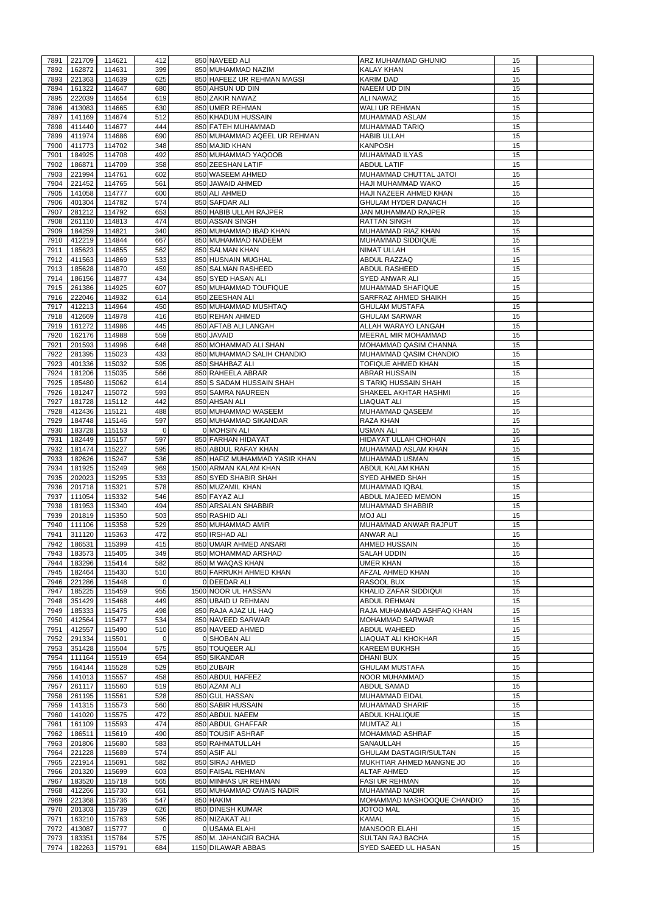| | | | | | | | | |
|---|---|---|---|---|---|---|---|---|
| 7891 | 221709 | 114621 | 412 | 850 | NAVEED ALI | ARZ MUHAMMAD GHUNIO | 15 | |
| 7892 | 162872 | 114631 | 399 | 850 | MUHAMMAD NAZIM | KALAY KHAN | 15 | |
| 7893 | 221363 | 114639 | 625 | 850 | HAFEEZ UR REHMAN MAGSI | KARIM DAD | 15 | |
| 7894 | 161322 | 114647 | 680 | 850 | AHSUN UD DIN | NAEEM UD DIN | 15 | |
| 7895 | 222039 | 114654 | 619 | 850 | ZAKIR NAWAZ | ALI NAWAZ | 15 | |
| 7896 | 413083 | 114665 | 630 | 850 | UMER REHMAN | WALI UR REHMAN | 15 | |
| 7897 | 141169 | 114674 | 512 | 850 | KHADUM HUSSAIN | MUHAMMAD ASLAM | 15 | |
| 7898 | 411440 | 114677 | 444 | 850 | FATEH MUHAMMAD | MUHAMMAD TARIQ | 15 | |
| 7899 | 411974 | 114686 | 690 | 850 | MUHAMMAD AQEEL UR REHMAN | HABIB ULLAH | 15 | |
| 7900 | 411773 | 114702 | 348 | 850 | MAJID KHAN | KANPOSH | 15 | |
| 7901 | 184925 | 114708 | 492 | 850 | MUHAMMAD YAQOOB | MUHAMMAD ILYAS | 15 | |
| 7902 | 186871 | 114709 | 358 | 850 | ZEESHAN LATIF | ABDUL LATIF | 15 | |
| 7903 | 221994 | 114761 | 602 | 850 | WASEEM AHMED | MUHAMMAD CHUTTAL JATOI | 15 | |
| 7904 | 221452 | 114765 | 561 | 850 | JAWAID AHMED | HAJI MUHAMMAD WAKO | 15 | |
| 7905 | 141058 | 114777 | 600 | 850 | ALI AHMED | HAJI NAZEER AHMED KHAN | 15 | |
| 7906 | 401304 | 114782 | 574 | 850 | SAFDAR ALI | GHULAM HYDER DANACH | 15 | |
| 7907 | 281212 | 114792 | 653 | 850 | HABIB ULLAH RAJPER | JAN MUHAMMAD RAJPER | 15 | |
| 7908 | 261110 | 114813 | 474 | 850 | ASSAN SINGH | RATTAN SINGH | 15 | |
| 7909 | 184259 | 114821 | 340 | 850 | MUHAMMAD IBAD KHAN | MUHAMMAD RIAZ KHAN | 15 | |
| 7910 | 412219 | 114844 | 667 | 850 | MUHAMMAD NADEEM | MUHAMMAD SIDDIQUE | 15 | |
| 7911 | 185623 | 114855 | 562 | 850 | SALMAN KHAN | NIMAT ULLAH | 15 | |
| 7912 | 411563 | 114869 | 533 | 850 | HUSNAIN MUGHAL | ABDUL RAZZAQ | 15 | |
| 7913 | 185628 | 114870 | 459 | 850 | SALMAN RASHEED | ABDUL RASHEED | 15 | |
| 7914 | 186156 | 114877 | 434 | 850 | SYED HASAN ALI | SYED ANWAR ALI | 15 | |
| 7915 | 261386 | 114925 | 607 | 850 | MUHAMMAD TOUFIQUE | MUHAMMAD SHAFIQUE | 15 | |
| 7916 | 222046 | 114932 | 614 | 850 | ZEESHAN ALI | SARFRAZ AHMED SHAIKH | 15 | |
| 7917 | 412213 | 114964 | 450 | 850 | MUHAMMAD MUSHTAQ | GHULAM MUSTAFA | 15 | |
| 7918 | 412669 | 114978 | 416 | 850 | REHAN AHMED | GHULAM SARWAR | 15 | |
| 7919 | 161272 | 114986 | 445 | 850 | AFTAB ALI LANGAH | ALLAH WARAYO LANGAH | 15 | |
| 7920 | 162176 | 114988 | 559 | 850 | JAVAID | MEERAL MIR MOHAMMAD | 15 | |
| 7921 | 201593 | 114996 | 648 | 850 | MOHAMMAD ALI SHAN | MOHAMMAD QASIM CHANNA | 15 | |
| 7922 | 281395 | 115023 | 433 | 850 | MUHAMMAD SALIH CHANDIO | MUHAMMAD QASIM CHANDIO | 15 | |
| 7923 | 401336 | 115032 | 595 | 850 | SHAHBAZ ALI | TOFIQUE AHMED KHAN | 15 | |
| 7924 | 181206 | 115035 | 566 | 850 | RAHEELA ABRAR | ABRAR HUSSAIN | 15 | |
| 7925 | 185480 | 115062 | 614 | 850 | S SADAM HUSSAIN SHAH | S TARIQ HUSSAIN SHAH | 15 | |
| 7926 | 181247 | 115072 | 593 | 850 | SAMRA NAUREEN | SHAKEEL AKHTAR HASHMI | 15 | |
| 7927 | 181728 | 115112 | 442 | 850 | AHSAN ALI | LIAQUAT ALI | 15 | |
| 7928 | 412436 | 115121 | 488 | 850 | MUHAMMAD WASEEM | MUHAMMAD QASEEM | 15 | |
| 7929 | 184748 | 115146 | 597 | 850 | MUHAMMAD SIKANDAR | RAZA KHAN | 15 | |
| 7930 | 183728 | 115153 | 0 | 0 | MOHSIN ALI | USMAN ALI | 15 | |
| 7931 | 182449 | 115157 | 597 | 850 | FARHAN HIDAYAT | HIDAYAT ULLAH CHOHAN | 15 | |
| 7932 | 181474 | 115227 | 595 | 850 | ABDUL RAFAY KHAN | MUHAMMAD ASLAM KHAN | 15 | |
| 7933 | 182626 | 115247 | 536 | 850 | HAFIZ MUHAMMAD YASIR KHAN | MUHAMMAD USMAN | 15 | |
| 7934 | 181925 | 115249 | 969 | 1500 | ARMAN KALAM KHAN | ABDUL KALAM KHAN | 15 | |
| 7935 | 202023 | 115295 | 533 | 850 | SYED SHABIR SHAH | SYED AHMED SHAH | 15 | |
| 7936 | 201718 | 115321 | 578 | 850 | MUZAMIL KHAN | MUHAMMAD IQBAL | 15 | |
| 7937 | 111054 | 115332 | 546 | 850 | FAYAZ ALI | ABDUL MAJEED MEMON | 15 | |
| 7938 | 181953 | 115340 | 494 | 850 | ARSALAN SHABBIR | MUHAMMAD SHABBIR | 15 | |
| 7939 | 201819 | 115350 | 503 | 850 | RASHID ALI | MOJ ALI | 15 | |
| 7940 | 111106 | 115358 | 529 | 850 | MUHAMMAD AMIR | MUHAMMAD ANWAR RAJPUT | 15 | |
| 7941 | 311120 | 115363 | 472 | 850 | IRSHAD ALI | ANWAR ALI | 15 | |
| 7942 | 186531 | 115399 | 415 | 850 | UMAIR AHMED ANSARI | AHMED HUSSAIN | 15 | |
| 7943 | 183573 | 115405 | 349 | 850 | MOHAMMAD ARSHAD | SALAH UDDIN | 15 | |
| 7944 | 183296 | 115414 | 582 | 850 | M WAQAS KHAN | UMER KHAN | 15 | |
| 7945 | 182464 | 115430 | 510 | 850 | FARRUKH AHMED KHAN | AFZAL AHMED KHAN | 15 | |
| 7946 | 221286 | 115448 | 0 | 0 | DEEDAR ALI | RASOOL BUX | 15 | |
| 7947 | 185225 | 115459 | 955 | 1500 | NOOR UL HASSAN | KHALID ZAFAR SIDDIQUI | 15 | |
| 7948 | 351429 | 115468 | 449 | 850 | UBAID U REHMAN | ABDUL REHMAN | 15 | |
| 7949 | 185333 | 115475 | 498 | 850 | RAJA AJAZ UL HAQ | RAJA MUHAMMAD ASHFAQ KHAN | 15 | |
| 7950 | 412564 | 115477 | 534 | 850 | NAVEED SARWAR | MOHAMMAD SARWAR | 15 | |
| 7951 | 412557 | 115490 | 510 | 850 | NAVEED AHMED | ABDUL WAHEED | 15 | |
| 7952 | 291334 | 115501 | 0 | 0 | SHOBAN ALI | LIAQUAT ALI KHOKHAR | 15 | |
| 7953 | 351428 | 115504 | 575 | 850 | TOUQEER ALI | KAREEM BUKHSH | 15 | |
| 7954 | 111164 | 115519 | 654 | 850 | SIKANDAR | DHANI BUX | 15 | |
| 7955 | 164144 | 115528 | 529 | 850 | ZUBAIR | GHULAM MUSTAFA | 15 | |
| 7956 | 141013 | 115557 | 458 | 850 | ABDUL HAFEEZ | NOOR MUHAMMAD | 15 | |
| 7957 | 261117 | 115560 | 519 | 850 | AZAM ALI | ABDUL SAMAD | 15 | |
| 7958 | 261195 | 115561 | 528 | 850 | GUL HASSAN | MUHAMMAD EIDAL | 15 | |
| 7959 | 141315 | 115573 | 560 | 850 | SABIR HUSSAIN | MUHAMMAD SHARIF | 15 | |
| 7960 | 141020 | 115575 | 472 | 850 | ABDUL NAEEM | ABDUL KHALIQUE | 15 | |
| 7961 | 161109 | 115593 | 474 | 850 | ABDUL GHAFFAR | MUMTAZ ALI | 15 | |
| 7962 | 186511 | 115619 | 490 | 850 | TOUSIF ASHRAF | MOHAMMAD ASHRAF | 15 | |
| 7963 | 201806 | 115680 | 583 | 850 | RAHMATULLAH | SANAULLAH | 15 | |
| 7964 | 221228 | 115689 | 574 | 850 | ASIF ALI | GHULAM DASTAGIR/SULTAN | 15 | |
| 7965 | 221914 | 115691 | 582 | 850 | SIRAJ AHMED | MUKHTIAR AHMED MANGNE JO | 15 | |
| 7966 | 201320 | 115699 | 603 | 850 | FAISAL REHMAN | ALTAF AHMED | 15 | |
| 7967 | 183520 | 115718 | 565 | 850 | MINHAS UR REHMAN | FASI UR REHMAN | 15 | |
| 7968 | 412266 | 115730 | 651 | 850 | MUHAMMAD OWAIS NADIR | MUHAMMAD NADIR | 15 | |
| 7969 | 221368 | 115736 | 547 | 850 | HAKIM | MOHAMMAD MASHOOQUE CHANDIO | 15 | |
| 7970 | 201303 | 115739 | 626 | 850 | DINESH KUMAR | JOTOO MAL | 15 | |
| 7971 | 163210 | 115763 | 595 | 850 | NIZAKAT ALI | KAMAL | 15 | |
| 7972 | 413087 | 115777 | 0 | 0 | USAMA ELAHI | MANSOOR ELAHI | 15 | |
| 7973 | 183351 | 115784 | 575 | 850 | M. JAHANGIR BACHA | SULTAN RAJ BACHA | 15 | |
| 7974 | 182263 | 115791 | 684 | 1150 | DILAWAR ABBAS | SYED SAEED UL HASAN | 15 | |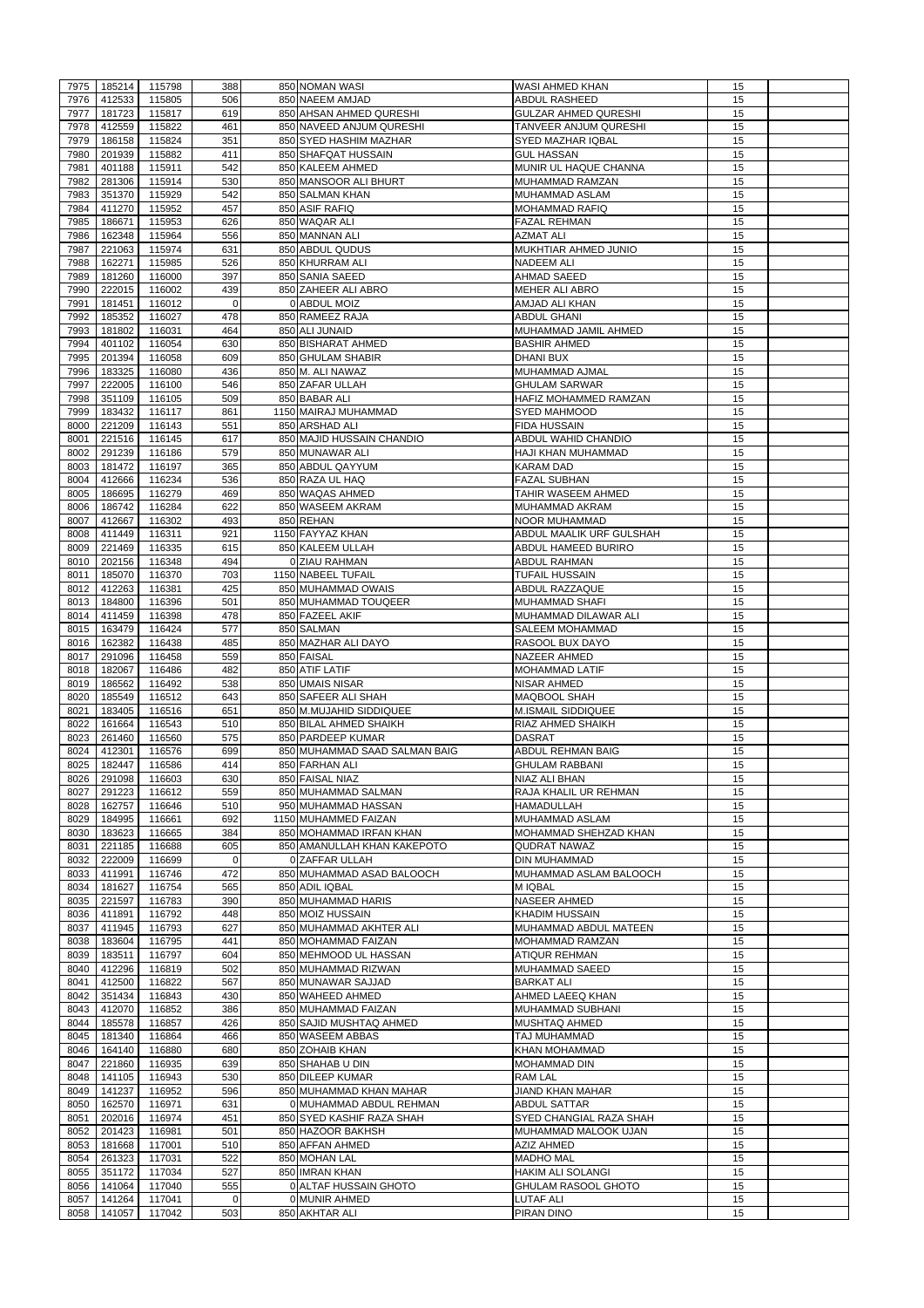| | | | | | | | | |
|---|---|---|---|---|---|---|---|---|
| 7975 | 185214 | 115798 | 388 | 850 | NOMAN WASI | WASI AHMED KHAN | 15 | |
| 7976 | 412533 | 115805 | 506 | 850 | NAEEM AMJAD | ABDUL RASHEED | 15 | |
| 7977 | 181723 | 115817 | 619 | 850 | AHSAN AHMED QURESHI | GULZAR AHMED QURESHI | 15 | |
| 7978 | 412559 | 115822 | 461 | 850 | NAVEED ANJUM QURESHI | TANVEER ANJUM QURESHI | 15 | |
| 7979 | 186158 | 115824 | 351 | 850 | SYED HASHIM MAZHAR | SYED MAZHAR IQBAL | 15 | |
| 7980 | 201939 | 115882 | 411 | 850 | SHAFQAT HUSSAIN | GUL HASSAN | 15 | |
| 7981 | 401188 | 115911 | 542 | 850 | KALEEM AHMED | MUNIR UL HAQUE CHANNA | 15 | |
| 7982 | 281306 | 115914 | 530 | 850 | MANSOOR ALI BHURT | MUHAMMAD RAMZAN | 15 | |
| 7983 | 351370 | 115929 | 542 | 850 | SALMAN KHAN | MUHAMMAD ASLAM | 15 | |
| 7984 | 411270 | 115952 | 457 | 850 | ASIF RAFIQ | MOHAMMAD RAFIQ | 15 | |
| 7985 | 186671 | 115953 | 626 | 850 | WAQAR ALI | FAZAL REHMAN | 15 | |
| 7986 | 162348 | 115964 | 556 | 850 | MANNAN ALI | AZMAT ALI | 15 | |
| 7987 | 221063 | 115974 | 631 | 850 | ABDUL QUDUS | MUKHTIAR AHMED JUNIO | 15 | |
| 7988 | 162271 | 115985 | 526 | 850 | KHURRAM ALI | NADEEM ALI | 15 | |
| 7989 | 181260 | 116000 | 397 | 850 | SANIA SAEED | AHMAD SAEED | 15 | |
| 7990 | 222015 | 116002 | 439 | 850 | ZAHEER ALI ABRO | MEHER ALI ABRO | 15 | |
| 7991 | 181451 | 116012 | 0 | 0 | ABDUL MOIZ | AMJAD ALI KHAN | 15 | |
| 7992 | 185352 | 116027 | 478 | 850 | RAMEEZ RAJA | ABDUL GHANI | 15 | |
| 7993 | 181802 | 116031 | 464 | 850 | ALI JUNAID | MUHAMMAD JAMIL AHMED | 15 | |
| 7994 | 401102 | 116054 | 630 | 850 | BISHARAT AHMED | BASHIR AHMED | 15 | |
| 7995 | 201394 | 116058 | 609 | 850 | GHULAM SHABIR | DHANI BUX | 15 | |
| 7996 | 183325 | 116080 | 436 | 850 | M. ALI NAWAZ | MUHAMMAD AJMAL | 15 | |
| 7997 | 222005 | 116100 | 546 | 850 | ZAFAR ULLAH | GHULAM SARWAR | 15 | |
| 7998 | 351109 | 116105 | 509 | 850 | BABAR ALI | HAFIZ MOHAMMED RAMZAN | 15 | |
| 7999 | 183432 | 116117 | 861 | 1150 | MAIRAJ MUHAMMAD | SYED MAHMOOD | 15 | |
| 8000 | 221209 | 116143 | 551 | 850 | ARSHAD ALI | FIDA HUSSAIN | 15 | |
| 8001 | 221516 | 116145 | 617 | 850 | MAJID HUSSAIN CHANDIO | ABDUL WAHID CHANDIO | 15 | |
| 8002 | 291239 | 116186 | 579 | 850 | MUNAWAR ALI | HAJI KHAN MUHAMMAD | 15 | |
| 8003 | 181472 | 116197 | 365 | 850 | ABDUL QAYYUM | KARAM DAD | 15 | |
| 8004 | 412666 | 116234 | 536 | 850 | RAZA UL HAQ | FAZAL SUBHAN | 15 | |
| 8005 | 186695 | 116279 | 469 | 850 | WAQAS AHMED | TAHIR WASEEM AHMED | 15 | |
| 8006 | 186742 | 116284 | 622 | 850 | WASEEM AKRAM | MUHAMMAD AKRAM | 15 | |
| 8007 | 412667 | 116302 | 493 | 850 | REHAN | NOOR MUHAMMAD | 15 | |
| 8008 | 411449 | 116311 | 921 | 1150 | FAYYAZ KHAN | ABDUL MAALIK URF GULSHAH | 15 | |
| 8009 | 221469 | 116335 | 615 | 850 | KALEEM ULLAH | ABDUL HAMEED BURIRO | 15 | |
| 8010 | 202156 | 116348 | 494 | 0 | ZIAU RAHMAN | ABDUL RAHMAN | 15 | |
| 8011 | 185070 | 116370 | 703 | 1150 | NABEEL TUFAIL | TUFAIL HUSSAIN | 15 | |
| 8012 | 412263 | 116381 | 425 | 850 | MUHAMMAD OWAIS | ABDUL RAZZAQUE | 15 | |
| 8013 | 184800 | 116396 | 501 | 850 | MUHAMMAD TOUQEER | MUHAMMAD SHAFI | 15 | |
| 8014 | 411459 | 116398 | 478 | 850 | FAZEEL AKIF | MUHAMMAD DILAWAR ALI | 15 | |
| 8015 | 163479 | 116424 | 577 | 850 | SALMAN | SALEEM MOHAMMAD | 15 | |
| 8016 | 162382 | 116438 | 485 | 850 | MAZHAR ALI DAYO | RASOOL BUX DAYO | 15 | |
| 8017 | 291096 | 116458 | 559 | 850 | FAISAL | NAZEER AHMED | 15 | |
| 8018 | 182067 | 116486 | 482 | 850 | ATIF LATIF | MOHAMMAD LATIF | 15 | |
| 8019 | 186562 | 116492 | 538 | 850 | UMAIS NISAR | NISAR AHMED | 15 | |
| 8020 | 185549 | 116512 | 643 | 850 | SAFEER ALI SHAH | MAQBOOL SHAH | 15 | |
| 8021 | 183405 | 116516 | 651 | 850 | M.MUJAHID SIDDIQUEE | M.ISMAIL SIDDIQUEE | 15 | |
| 8022 | 161664 | 116543 | 510 | 850 | BILAL AHMED SHAIKH | RIAZ AHMED SHAIKH | 15 | |
| 8023 | 261460 | 116560 | 575 | 850 | PARDEEP KUMAR | DASRAT | 15 | |
| 8024 | 412301 | 116576 | 699 | 850 | MUHAMMAD SAAD SALMAN BAIG | ABDUL REHMAN BAIG | 15 | |
| 8025 | 182447 | 116586 | 414 | 850 | FARHAN ALI | GHULAM RABBANI | 15 | |
| 8026 | 291098 | 116603 | 630 | 850 | FAISAL NIAZ | NIAZ ALI BHAN | 15 | |
| 8027 | 291223 | 116612 | 559 | 850 | MUHAMMAD SALMAN | RAJA KHALIL UR REHMAN | 15 | |
| 8028 | 162757 | 116646 | 510 | 950 | MUHAMMAD HASSAN | HAMADULLAH | 15 | |
| 8029 | 184995 | 116661 | 692 | 1150 | MUHAMMED FAIZAN | MUHAMMAD ASLAM | 15 | |
| 8030 | 183623 | 116665 | 384 | 850 | MOHAMMAD IRFAN KHAN | MOHAMMAD SHEHZAD KHAN | 15 | |
| 8031 | 221185 | 116688 | 605 | 850 | AMANULLAH KHAN KAKEPOTO | QUDRAT NAWAZ | 15 | |
| 8032 | 222009 | 116699 | 0 | 0 | ZAFFAR ULLAH | DIN MUHAMMAD | 15 | |
| 8033 | 411991 | 116746 | 472 | 850 | MUHAMMAD ASAD BALOOCH | MUHAMMAD ASLAM BALOOCH | 15 | |
| 8034 | 181627 | 116754 | 565 | 850 | ADIL IQBAL | M IQBAL | 15 | |
| 8035 | 221597 | 116783 | 390 | 850 | MUHAMMAD HARIS | NASEER AHMED | 15 | |
| 8036 | 411891 | 116792 | 448 | 850 | MOIZ HUSSAIN | KHADIM HUSSAIN | 15 | |
| 8037 | 411945 | 116793 | 627 | 850 | MUHAMMAD AKHTER ALI | MUHAMMAD ABDUL MATEEN | 15 | |
| 8038 | 183604 | 116795 | 441 | 850 | MOHAMMAD FAIZAN | MOHAMMAD RAMZAN | 15 | |
| 8039 | 183511 | 116797 | 604 | 850 | MEHMOOD UL HASSAN | ATIQUR REHMAN | 15 | |
| 8040 | 412296 | 116819 | 502 | 850 | MUHAMMAD RIZWAN | MUHAMMAD SAEED | 15 | |
| 8041 | 412500 | 116822 | 567 | 850 | MUNAWAR SAJJAD | BARKAT ALI | 15 | |
| 8042 | 351434 | 116843 | 430 | 850 | WAHEED AHMED | AHMED LAEEQ KHAN | 15 | |
| 8043 | 412070 | 116852 | 386 | 850 | MUHAMMAD FAIZAN | MUHAMMAD SUBHANI | 15 | |
| 8044 | 185578 | 116857 | 426 | 850 | SAJID MUSHTAQ AHMED | MUSHTAQ AHMED | 15 | |
| 8045 | 181340 | 116864 | 466 | 850 | WASEEM ABBAS | TAJ MUHAMMAD | 15 | |
| 8046 | 164140 | 116880 | 680 | 850 | ZOHAIB KHAN | KHAN MOHAMMAD | 15 | |
| 8047 | 221860 | 116935 | 639 | 850 | SHAHAB U DIN | MOHAMMAD DIN | 15 | |
| 8048 | 141105 | 116943 | 530 | 850 | DILEEP KUMAR | RAM LAL | 15 | |
| 8049 | 141237 | 116952 | 596 | 850 | MUHAMMAD KHAN MAHAR | JIAND KHAN MAHAR | 15 | |
| 8050 | 162570 | 116971 | 631 | 0 | MUHAMMAD ABDUL REHMAN | ABDUL SATTAR | 15 | |
| 8051 | 202016 | 116974 | 451 | 850 | SYED KASHIF RAZA SHAH | SYED CHANGIAL RAZA SHAH | 15 | |
| 8052 | 201423 | 116981 | 501 | 850 | HAZOOR BAKHSH | MUHAMMAD MALOOK UJAN | 15 | |
| 8053 | 181668 | 117001 | 510 | 850 | AFFAN AHMED | AZIZ AHMED | 15 | |
| 8054 | 261323 | 117031 | 522 | 850 | MOHAN LAL | MADHO MAL | 15 | |
| 8055 | 351172 | 117034 | 527 | 850 | IMRAN KHAN | HAKIM ALI SOLANGI | 15 | |
| 8056 | 141064 | 117040 | 555 | 0 | ALTAF HUSSAIN GHOTO | GHULAM RASOOL GHOTO | 15 | |
| 8057 | 141264 | 117041 | 0 | 0 | MUNIR AHMED | LUTAF ALI | 15 | |
| 8058 | 141057 | 117042 | 503 | 850 | AKHTAR ALI | PIRAN DINO | 15 | |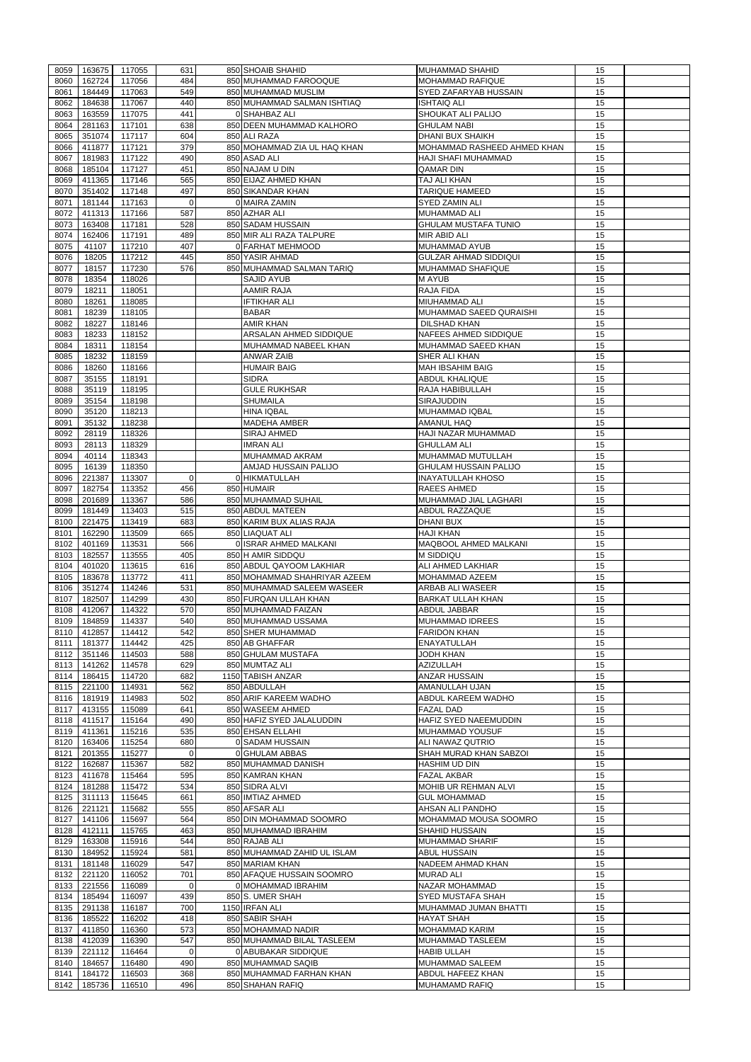| | | | | | | | | |
|---|---|---|---|---|---|---|---|---|
| 8059 | 163675 | 117055 | 631 | 850 | SHOAIB SHAHID | MUHAMMAD SHAHID | 15 | |
| 8060 | 162724 | 117056 | 484 | 850 | MUHAMMAD FAROOQUE | MOHAMMAD RAFIQUE | 15 | |
| 8061 | 184449 | 117063 | 549 | 850 | MUHAMMAD MUSLIM | SYED ZAFARYAB HUSSAIN | 15 | |
| 8062 | 184638 | 117067 | 440 | 850 | MUHAMMAD SALMAN ISHTIAQ | ISHTAIQ ALI | 15 | |
| 8063 | 163559 | 117075 | 441 | 0 | SHAHBAZ ALI | SHOUKAT ALI PALIJO | 15 | |
| 8064 | 281163 | 117101 | 638 | 850 | DEEN MUHAMMAD KALHORO | GHULAM NABI | 15 | |
| 8065 | 351074 | 117117 | 604 | 850 | ALI RAZA | DHANI BUX SHAIKH | 15 | |
| 8066 | 411877 | 117121 | 379 | 850 | MOHAMMAD ZIA UL HAQ KHAN | MOHAMMAD RASHEED AHMED KHAN | 15 | |
| 8067 | 181983 | 117122 | 490 | 850 | ASAD ALI | HAJI SHAFI MUHAMMAD | 15 | |
| 8068 | 185104 | 117127 | 451 | 850 | NAJAM U DIN | QAMAR DIN | 15 | |
| 8069 | 411365 | 117146 | 565 | 850 | EIJAZ AHMED KHAN | TAJ ALI KHAN | 15 | |
| 8070 | 351402 | 117148 | 497 | 850 | SIKANDAR KHAN | TARIQUE HAMEED | 15 | |
| 8071 | 181144 | 117163 | 0 | 0 | MAIRA ZAMIN | SYED ZAMIN ALI | 15 | |
| 8072 | 411313 | 117166 | 587 | 850 | AZHAR ALI | MUHAMMAD ALI | 15 | |
| 8073 | 163408 | 117181 | 528 | 850 | SADAM HUSSAIN | GHULAM MUSTAFA TUNIO | 15 | |
| 8074 | 162406 | 117191 | 489 | 850 | MIR ALI RAZA TALPURE | MIR ABID ALI | 15 | |
| 8075 | 41107 | 117210 | 407 | 0 | FARHAT MEHMOOD | MUHAMMAD AYUB | 15 | |
| 8076 | 18205 | 117212 | 445 | 850 | YASIR AHMAD | GULZAR AHMAD SIDDIQUI | 15 | |
| 8077 | 18157 | 117230 | 576 | 850 | MUHAMMAD SALMAN TARIQ | MUHAMMAD SHAFIQUE | 15 | |
| 8078 | 18354 | 118026 | | | SAJID AYUB | M AYUB | 15 | |
| 8079 | 18211 | 118051 | | | AAMIR RAJA | RAJA FIDA | 15 | |
| 8080 | 18261 | 118085 | | | IFTIKHAR ALI | MIUHAMMAD ALI | 15 | |
| 8081 | 18239 | 118105 | | | BABAR | MUHAMMAD SAEED QURAISHI | 15 | |
| 8082 | 18227 | 118146 | | | AMIR KHAN | DILSHAD KHAN | 15 | |
| 8083 | 18233 | 118152 | | | ARSALAN AHMED SIDDIQUE | NAFEES AHMED SIDDIQUE | 15 | |
| 8084 | 18311 | 118154 | | | MUHAMMAD NABEEL KHAN | MUHAMMAD SAEED KHAN | 15 | |
| 8085 | 18232 | 118159 | | | ANWAR ZAIB | SHER ALI KHAN | 15 | |
| 8086 | 18260 | 118166 | | | HUMAIR BAIG | MAH IBSAHIM BAIG | 15 | |
| 8087 | 35155 | 118191 | | | SIDRA | ABDUL KHALIQUE | 15 | |
| 8088 | 35119 | 118195 | | | GULE RUKHSAR | RAJA HABIBULLAH | 15 | |
| 8089 | 35154 | 118198 | | | SHUMAILA | SIRAJUDDIN | 15 | |
| 8090 | 35120 | 118213 | | | HINA IQBAL | MUHAMMAD IQBAL | 15 | |
| 8091 | 35132 | 118238 | | | MADEHA AMBER | AMANUL HAQ | 15 | |
| 8092 | 28119 | 118326 | | | SIRAJ AHMED | HAJI NAZAR MUHAMMAD | 15 | |
| 8093 | 28113 | 118329 | | | IMRAN ALI | GHULLAM ALI | 15 | |
| 8094 | 40114 | 118343 | | | MUHAMMAD AKRAM | MUHAMMAD MUTULLAH | 15 | |
| 8095 | 16139 | 118350 | | | AMJAD HUSSAIN PALIJO | GHULAM HUSSAIN PALIJO | 15 | |
| 8096 | 221387 | 113307 | 0 | 0 | HIKMATULLAH | INAYATULLAH KHOSO | 15 | |
| 8097 | 182754 | 113352 | 456 | 850 | HUMAIR | RAEES AHMED | 15 | |
| 8098 | 201689 | 113367 | 586 | 850 | MUHAMMAD SUHAIL | MUHAMMAD JIAL LAGHARI | 15 | |
| 8099 | 181449 | 113403 | 515 | 850 | ABDUL MATEEN | ABDUL RAZZAQUE | 15 | |
| 8100 | 221475 | 113419 | 683 | 850 | KARIM BUX ALIAS RAJA | DHANI BUX | 15 | |
| 8101 | 162290 | 113509 | 665 | 850 | LIAQUAT ALI | HAJI KHAN | 15 | |
| 8102 | 401169 | 113531 | 566 | 0 | ISRAR AHMED MALKANI | MAQBOOL AHMED MALKANI | 15 | |
| 8103 | 182557 | 113555 | 405 | 850 | H AMIR SIDDQU | M SIDDIQU | 15 | |
| 8104 | 401020 | 113615 | 616 | 850 | ABDUL QAYOOM LAKHIAR | ALI AHMED LAKHIAR | 15 | |
| 8105 | 183678 | 113772 | 411 | 850 | MOHAMMAD SHAHRIYAR AZEEM | MOHAMMAD AZEEM | 15 | |
| 8106 | 351274 | 114246 | 531 | 850 | MUHAMMAD SALEEM WASEER | ARBAB ALI WASEER | 15 | |
| 8107 | 182507 | 114299 | 430 | 850 | FURQAN ULLAH KHAN | BARKAT ULLAH KHAN | 15 | |
| 8108 | 412067 | 114322 | 570 | 850 | MUHAMMAD FAIZAN | ABDUL JABBAR | 15 | |
| 8109 | 184859 | 114337 | 540 | 850 | MUHAMMAD USSAMA | MUHAMMAD IDREES | 15 | |
| 8110 | 412857 | 114412 | 542 | 850 | SHER MUHAMMAD | FARIDON KHAN | 15 | |
| 8111 | 181377 | 114442 | 425 | 850 | AB GHAFFAR | ENAYATULLAH | 15 | |
| 8112 | 351146 | 114503 | 588 | 850 | GHULAM MUSTAFA | JODH KHAN | 15 | |
| 8113 | 141262 | 114578 | 629 | 850 | MUMTAZ ALI | AZIZULLAH | 15 | |
| 8114 | 186415 | 114720 | 682 | 1150 | TABISH ANZAR | ANZAR HUSSAIN | 15 | |
| 8115 | 221100 | 114931 | 562 | 850 | ABDULLAH | AMANULLAH UJAN | 15 | |
| 8116 | 181919 | 114983 | 502 | 850 | ARIF KAREEM WADHO | ABDUL KAREEM WADHO | 15 | |
| 8117 | 413155 | 115089 | 641 | 850 | WASEEM AHMED | FAZAL DAD | 15 | |
| 8118 | 411517 | 115164 | 490 | 850 | HAFIZ SYED JALALUDDIN | HAFIZ SYED NAEEMUDDIN | 15 | |
| 8119 | 411361 | 115216 | 535 | 850 | EHSAN ELLAHI | MUHAMMAD YOUSUF | 15 | |
| 8120 | 163406 | 115254 | 680 | 0 | SADAM HUSSAIN | ALI NAWAZ QUTRIO | 15 | |
| 8121 | 201355 | 115277 | 0 | 0 | GHULAM ABBAS | SHAH MURAD KHAN SABZOI | 15 | |
| 8122 | 162687 | 115367 | 582 | 850 | MUHAMMAD DANISH | HASHIM UD DIN | 15 | |
| 8123 | 411678 | 115464 | 595 | 850 | KAMRAN KHAN | FAZAL AKBAR | 15 | |
| 8124 | 181288 | 115472 | 534 | 850 | SIDRA ALVI | MOHIB UR REHMAN ALVI | 15 | |
| 8125 | 311113 | 115645 | 661 | 850 | IMTIAZ AHMED | GUL MOHAMMAD | 15 | |
| 8126 | 221121 | 115682 | 555 | 850 | AFSAR ALI | AHSAN ALI PANDHO | 15 | |
| 8127 | 141106 | 115697 | 564 | 850 | DIN MOHAMMAD SOOMRO | MOHAMMAD MOUSA SOOMRO | 15 | |
| 8128 | 412111 | 115765 | 463 | 850 | MUHAMMAD IBRAHIM | SHAHID HUSSAIN | 15 | |
| 8129 | 163308 | 115916 | 544 | 850 | RAJAB ALI | MUHAMMAD SHARIF | 15 | |
| 8130 | 184952 | 115924 | 581 | 850 | MUHAMMAD ZAHID UL ISLAM | ABUL HUSSAIN | 15 | |
| 8131 | 181148 | 116029 | 547 | 850 | MARIAM KHAN | NADEEM AHMAD KHAN | 15 | |
| 8132 | 221120 | 116052 | 701 | 850 | AFAQUE HUSSAIN SOOMRO | MURAD ALI | 15 | |
| 8133 | 221556 | 116089 | 0 | 0 | MOHAMMAD IBRAHIM | NAZAR MOHAMMAD | 15 | |
| 8134 | 185494 | 116097 | 439 | 850 | S. UMER SHAH | SYED MUSTAFA SHAH | 15 | |
| 8135 | 291138 | 116187 | 700 | 1150 | IRFAN ALI | MUHAMMAD JUMAN BHATTI | 15 | |
| 8136 | 185522 | 116202 | 418 | 850 | SABIR SHAH | HAYAT SHAH | 15 | |
| 8137 | 411850 | 116360 | 573 | 850 | MOHAMMAD NADIR | MOHAMMAD KARIM | 15 | |
| 8138 | 412039 | 116390 | 547 | 850 | MUHAMMAD BILAL TASLEEM | MUHAMMAD TASLEEM | 15 | |
| 8139 | 221112 | 116464 | 0 | 0 | ABUBAKAR SIDDIQUE | HABIB ULLAH | 15 | |
| 8140 | 184657 | 116480 | 490 | 850 | MUHAMMAD SAQIB | MUHAMMAD SALEEM | 15 | |
| 8141 | 184172 | 116503 | 368 | 850 | MUHAMMAD FARHAN KHAN | ABDUL HAFEEZ KHAN | 15 | |
| 8142 | 185736 | 116510 | 496 | 850 | SHAHAN RAFIQ | MUHAMAMD RAFIQ | 15 | |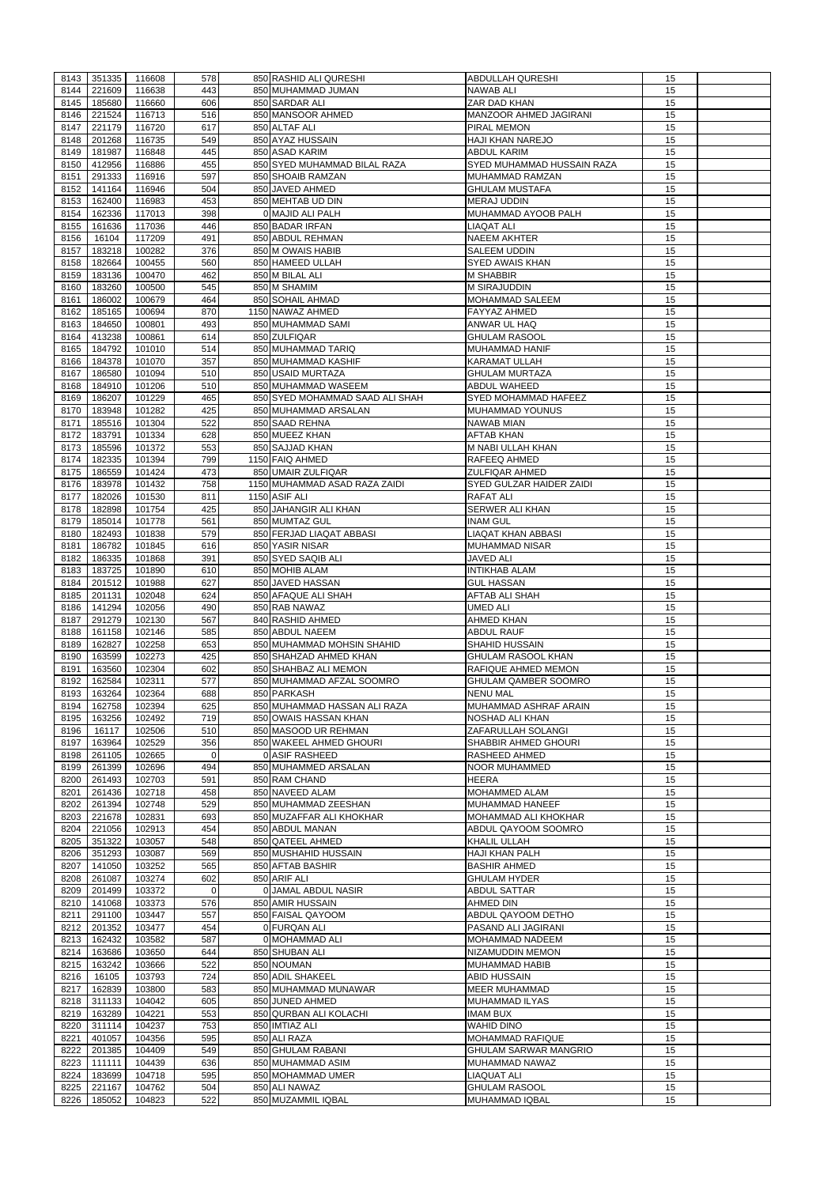| | | | | | | | | |
|---|---|---|---|---|---|---|---|---|
| 8143 | 351335 | 116608 | 578 | 850 | RASHID ALI QURESHI | ABDULLAH QURESHI | 15 | |
| 8144 | 221609 | 116638 | 443 | 850 | MUHAMMAD JUMAN | NAWAB ALI | 15 | |
| 8145 | 185680 | 116660 | 606 | 850 | SARDAR ALI | ZAR DAD KHAN | 15 | |
| 8146 | 221524 | 116713 | 516 | 850 | MANSOOR AHMED | MANZOOR AHMED JAGIRANI | 15 | |
| 8147 | 221179 | 116720 | 617 | 850 | ALTAF ALI | PIRAL MEMON | 15 | |
| 8148 | 201268 | 116735 | 549 | 850 | AYAZ HUSSAIN | HAJI KHAN NAREJO | 15 | |
| 8149 | 181987 | 116848 | 445 | 850 | ASAD KARIM | ABDUL KARIM | 15 | |
| 8150 | 412956 | 116886 | 455 | 850 | SYED MUHAMMAD BILAL RAZA | SYED MUHAMMAD HUSSAIN RAZA | 15 | |
| 8151 | 291333 | 116916 | 597 | 850 | SHOAIB RAMZAN | MUHAMMAD RAMZAN | 15 | |
| 8152 | 141164 | 116946 | 504 | 850 | JAVED AHMED | GHULAM MUSTAFA | 15 | |
| 8153 | 162400 | 116983 | 453 | 850 | MEHTAB UD DIN | MERAJ UDDIN | 15 | |
| 8154 | 162336 | 117013 | 398 | 0 | MAJID ALI PALH | MUHAMMAD AYOOB PALH | 15 | |
| 8155 | 161636 | 117036 | 446 | 850 | BADAR IRFAN | LIAQAT ALI | 15 | |
| 8156 | 16104 | 117209 | 491 | 850 | ABDUL REHMAN | NAEEM AKHTER | 15 | |
| 8157 | 183218 | 100282 | 376 | 850 | M OWAIS HABIB | SALEEM UDDIN | 15 | |
| 8158 | 182664 | 100455 | 560 | 850 | HAMEED ULLAH | SYED AWAIS KHAN | 15 | |
| 8159 | 183136 | 100470 | 462 | 850 | M BILAL ALI | M SHABBIR | 15 | |
| 8160 | 183260 | 100500 | 545 | 850 | M SHAMIM | M SIRAJUDDIN | 15 | |
| 8161 | 186002 | 100679 | 464 | 850 | SOHAIL AHMAD | MOHAMMAD SALEEM | 15 | |
| 8162 | 185165 | 100694 | 870 | 1150 | NAWAZ AHMED | FAYYAZ AHMED | 15 | |
| 8163 | 184650 | 100801 | 493 | 850 | MUHAMMAD SAMI | ANWAR UL HAQ | 15 | |
| 8164 | 413238 | 100861 | 614 | 850 | ZULFIQAR | GHULAM RASOOL | 15 | |
| 8165 | 184792 | 101010 | 514 | 850 | MUHAMMAD TARIQ | MUHAMMAD HANIF | 15 | |
| 8166 | 184378 | 101070 | 357 | 850 | MUHAMMAD KASHIF | KARAMAT ULLAH | 15 | |
| 8167 | 186580 | 101094 | 510 | 850 | USAID MURTAZA | GHULAM MURTAZA | 15 | |
| 8168 | 184910 | 101206 | 510 | 850 | MUHAMMAD WASEEM | ABDUL WAHEED | 15 | |
| 8169 | 186207 | 101229 | 465 | 850 | SYED MOHAMMAD SAAD ALI SHAH | SYED MOHAMMAD HAFEEZ | 15 | |
| 8170 | 183948 | 101282 | 425 | 850 | MUHAMMAD ARSALAN | MUHAMMAD YOUNUS | 15 | |
| 8171 | 185516 | 101304 | 522 | 850 | SAAD REHNA | NAWAB MIAN | 15 | |
| 8172 | 183791 | 101334 | 628 | 850 | MUEEZ KHAN | AFTAB KHAN | 15 | |
| 8173 | 185596 | 101372 | 553 | 850 | SAJJAD KHAN | M NABI ULLAH KHAN | 15 | |
| 8174 | 182335 | 101394 | 799 | 1150 | FAIQ AHMED | RAFEEQ AHMED | 15 | |
| 8175 | 186559 | 101424 | 473 | 850 | UMAIR ZULFIQAR | ZULFIQAR AHMED | 15 | |
| 8176 | 183978 | 101432 | 758 | 1150 | MUHAMMAD ASAD RAZA ZAIDI | SYED GULZAR HAIDER ZAIDI | 15 | |
| 8177 | 182026 | 101530 | 811 | 1150 | ASIF ALI | RAFAT ALI | 15 | |
| 8178 | 182898 | 101754 | 425 | 850 | JAHANGIR ALI KHAN | SERWER ALI KHAN | 15 | |
| 8179 | 185014 | 101778 | 561 | 850 | MUMTAZ GUL | INAM GUL | 15 | |
| 8180 | 182493 | 101838 | 579 | 850 | FERJAD LIAQAT ABBASI | LIAQAT KHAN ABBASI | 15 | |
| 8181 | 186782 | 101845 | 616 | 850 | YASIR NISAR | MUHAMMAD NISAR | 15 | |
| 8182 | 186335 | 101868 | 391 | 850 | SYED SAQIB ALI | JAVED ALI | 15 | |
| 8183 | 183725 | 101890 | 610 | 850 | MOHIB ALAM | INTIKHAB ALAM | 15 | |
| 8184 | 201512 | 101988 | 627 | 850 | JAVED HASSAN | GUL HASSAN | 15 | |
| 8185 | 201131 | 102048 | 624 | 850 | AFAQUE ALI SHAH | AFTAB ALI SHAH | 15 | |
| 8186 | 141294 | 102056 | 490 | 850 | RAB NAWAZ | UMED ALI | 15 | |
| 8187 | 291279 | 102130 | 567 | 840 | RASHID AHMED | AHMED KHAN | 15 | |
| 8188 | 161158 | 102146 | 585 | 850 | ABDUL NAEEM | ABDUL RAUF | 15 | |
| 8189 | 162827 | 102258 | 653 | 850 | MUHAMMAD MOHSIN SHAHID | SHAHID HUSSAIN | 15 | |
| 8190 | 163599 | 102273 | 425 | 850 | SHAHZAD AHMED KHAN | GHULAM RASOOL KHAN | 15 | |
| 8191 | 163560 | 102304 | 602 | 850 | SHAHBAZ ALI MEMON | RAFIQUE AHMED MEMON | 15 | |
| 8192 | 162584 | 102311 | 577 | 850 | MUHAMMAD AFZAL SOOMRO | GHULAM QAMBER SOOMRO | 15 | |
| 8193 | 163264 | 102364 | 688 | 850 | PARKASH | NENU MAL | 15 | |
| 8194 | 162758 | 102394 | 625 | 850 | MUHAMMAD HASSAN ALI RAZA | MUHAMMAD ASHRAF ARAIN | 15 | |
| 8195 | 163256 | 102492 | 719 | 850 | OWAIS HASSAN KHAN | NOSHAD ALI KHAN | 15 | |
| 8196 | 16117 | 102506 | 510 | 850 | MASOOD UR REHMAN | ZAFARULLAH SOLANGI | 15 | |
| 8197 | 163964 | 102529 | 356 | 850 | WAKEEL AHMED GHOURI | SHABBIR AHMED GHOURI | 15 | |
| 8198 | 261105 | 102665 | 0 | 0 | ASIF RASHEED | RASHEED AHMED | 15 | |
| 8199 | 261399 | 102696 | 494 | 850 | MUHAMMED ARSALAN | NOOR MUHAMMED | 15 | |
| 8200 | 261493 | 102703 | 591 | 850 | RAM CHAND | HEERA | 15 | |
| 8201 | 261436 | 102718 | 458 | 850 | NAVEED ALAM | MOHAMMED ALAM | 15 | |
| 8202 | 261394 | 102748 | 529 | 850 | MUHAMMAD ZEESHAN | MUHAMMAD HANEEF | 15 | |
| 8203 | 221678 | 102831 | 693 | 850 | MUZAFFAR ALI KHOKHAR | MOHAMMAD ALI KHOKHAR | 15 | |
| 8204 | 221056 | 102913 | 454 | 850 | ABDUL MANAN | ABDUL QAYOOM SOOMRO | 15 | |
| 8205 | 351322 | 103057 | 548 | 850 | QATEEL AHMED | KHALIL ULLAH | 15 | |
| 8206 | 351293 | 103087 | 569 | 850 | MUSHAHID HUSSAIN | HAJI KHAN PALH | 15 | |
| 8207 | 141050 | 103252 | 565 | 850 | AFTAB BASHIR | BASHIR AHMED | 15 | |
| 8208 | 261087 | 103274 | 602 | 850 | ARIF ALI | GHULAM HYDER | 15 | |
| 8209 | 201499 | 103372 | 0 | 0 | JAMAL ABDUL NASIR | ABDUL SATTAR | 15 | |
| 8210 | 141068 | 103373 | 576 | 850 | AMIR HUSSAIN | AHMED DIN | 15 | |
| 8211 | 291100 | 103447 | 557 | 850 | FAISAL QAYOOM | ABDUL QAYOOM DETHO | 15 | |
| 8212 | 201352 | 103477 | 454 | 0 | FURQAN ALI | PASAND ALI JAGIRANI | 15 | |
| 8213 | 162432 | 103582 | 587 | 0 | MOHAMMAD ALI | MOHAMMAD NADEEM | 15 | |
| 8214 | 163686 | 103650 | 644 | 850 | SHUBAN ALI | NIZAMUDDIN MEMON | 15 | |
| 8215 | 163242 | 103666 | 522 | 850 | NOUMAN | MUHAMMAD HABIB | 15 | |
| 8216 | 16105 | 103793 | 724 | 850 | ADIL SHAKEEL | ABID HUSSAIN | 15 | |
| 8217 | 162839 | 103800 | 583 | 850 | MUHAMMAD MUNAWAR | MEER MUHAMMAD | 15 | |
| 8218 | 311133 | 104042 | 605 | 850 | JUNED AHMED | MUHAMMAD ILYAS | 15 | |
| 8219 | 163289 | 104221 | 553 | 850 | QURBAN ALI KOLACHI | IMAM BUX | 15 | |
| 8220 | 311114 | 104237 | 753 | 850 | IMTIAZ ALI | WAHID DINO | 15 | |
| 8221 | 401057 | 104356 | 595 | 850 | ALI RAZA | MOHAMMAD RAFIQUE | 15 | |
| 8222 | 201385 | 104409 | 549 | 850 | GHULAM RABANI | GHULAM SARWAR MANGRIO | 15 | |
| 8223 | 111111 | 104439 | 636 | 850 | MUHAMMAD ASIM | MUHAMMAD NAWAZ | 15 | |
| 8224 | 183699 | 104718 | 595 | 850 | MOHAMMAD UMER | LIAQUAT ALI | 15 | |
| 8225 | 221167 | 104762 | 504 | 850 | ALI NAWAZ | GHULAM RASOOL | 15 | |
| 8226 | 185052 | 104823 | 522 | 850 | MUZAMMIL IQBAL | MUHAMMAD IQBAL | 15 | |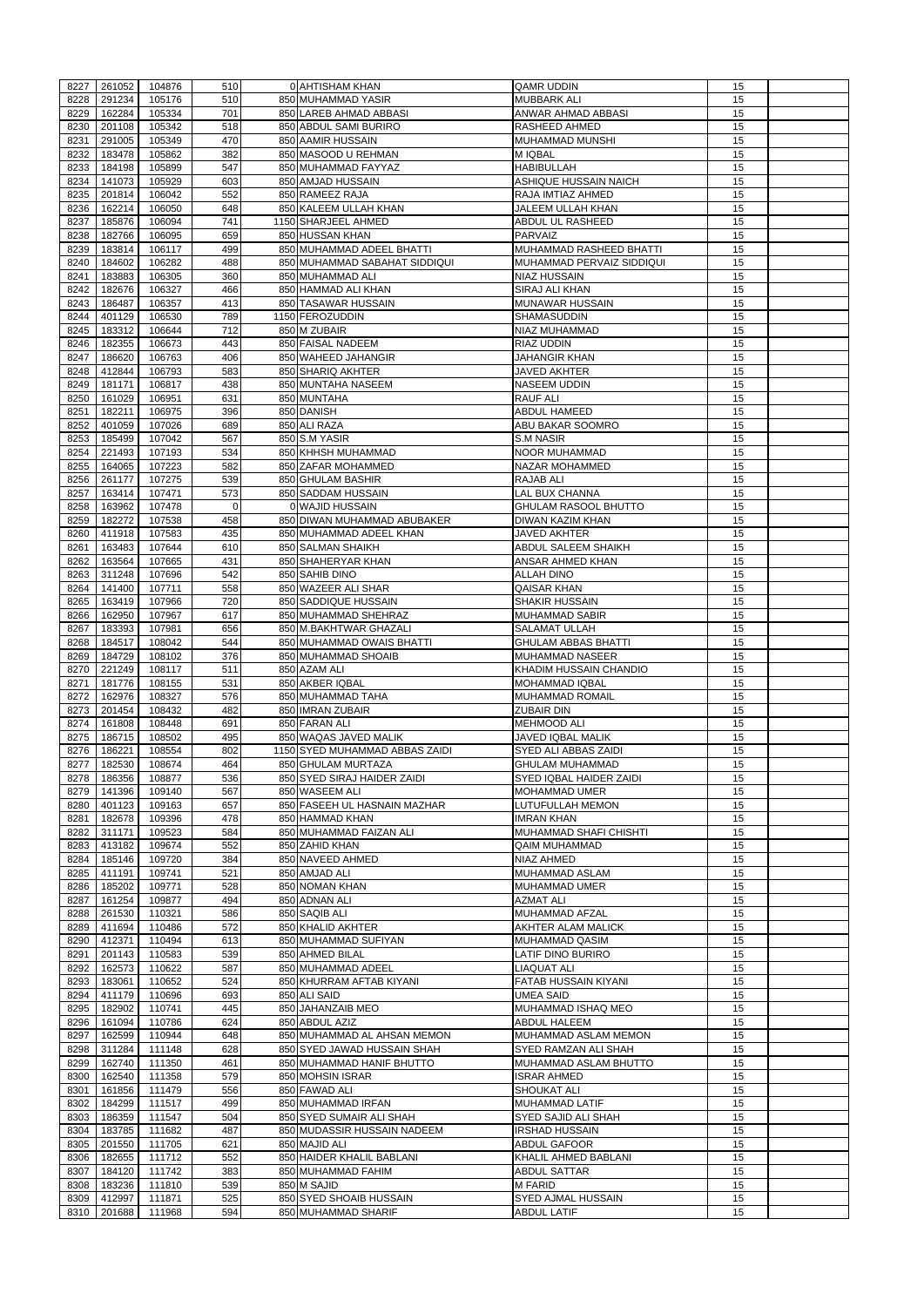| | | | | | | | | |
|---|---|---|---|---|---|---|---|---|
| 8227 | 261052 | 104876 | 510 | 0 | AHTISHAM KHAN | QAMR UDDIN | 15 | |
| 8228 | 291234 | 105176 | 510 | 850 | MUHAMMAD YASIR | MUBBARK ALI | 15 | |
| 8229 | 162284 | 105334 | 701 | 850 | LAREB AHMAD ABBASI | ANWAR AHMAD ABBASI | 15 | |
| 8230 | 201108 | 105342 | 518 | 850 | ABDUL SAMI BURIRO | RASHEED AHMED | 15 | |
| 8231 | 291005 | 105349 | 470 | 850 | AAMIR HUSSAIN | MUHAMMAD MUNSHI | 15 | |
| 8232 | 183478 | 105862 | 382 | 850 | MASOOD U REHMAN | M IQBAL | 15 | |
| 8233 | 184198 | 105899 | 547 | 850 | MUHAMMAD FAYYAZ | HABIBULLAH | 15 | |
| 8234 | 141073 | 105929 | 603 | 850 | AMJAD HUSSAIN | ASHIQUE HUSSAIN NAICH | 15 | |
| 8235 | 201814 | 106042 | 552 | 850 | RAMEEZ RAJA | RAJA IMTIAZ AHMED | 15 | |
| 8236 | 162214 | 106050 | 648 | 850 | KALEEM ULLAH KHAN | JALEEM ULLAH KHAN | 15 | |
| 8237 | 185876 | 106094 | 741 | 1150 | SHARJEEL AHMED | ABDUL UL RASHEED | 15 | |
| 8238 | 182766 | 106095 | 659 | 850 | HUSSAN KHAN | PARVAIZ | 15 | |
| 8239 | 183814 | 106117 | 499 | 850 | MUHAMMAD ADEEL BHATTI | MUHAMMAD RASHEED BHATTI | 15 | |
| 8240 | 184602 | 106282 | 488 | 850 | MUHAMMAD SABAHAT SIDDIQUI | MUHAMMAD PERVAIZ SIDDIQUI | 15 | |
| 8241 | 183883 | 106305 | 360 | 850 | MUHAMMAD ALI | NIAZ HUSSAIN | 15 | |
| 8242 | 182676 | 106327 | 466 | 850 | HAMMAD ALI KHAN | SIRAJ ALI KHAN | 15 | |
| 8243 | 186487 | 106357 | 413 | 850 | TASAWAR HUSSAIN | MUNAWAR HUSSAIN | 15 | |
| 8244 | 401129 | 106530 | 789 | 1150 | FEROZUDDIN | SHAMASUDDIN | 15 | |
| 8245 | 183312 | 106644 | 712 | 850 | M ZUBAIR | NIAZ MUHAMMAD | 15 | |
| 8246 | 182355 | 106673 | 443 | 850 | FAISAL NADEEM | RIAZ UDDIN | 15 | |
| 8247 | 186620 | 106763 | 406 | 850 | WAHEED JAHANGIR | JAHANGIR KHAN | 15 | |
| 8248 | 412844 | 106793 | 583 | 850 | SHARIQ AKHTER | JAVED AKHTER | 15 | |
| 8249 | 181171 | 106817 | 438 | 850 | MUNTAHA NASEEM | NASEEM UDDIN | 15 | |
| 8250 | 161029 | 106951 | 631 | 850 | MUNTAHA | RAUF ALI | 15 | |
| 8251 | 182211 | 106975 | 396 | 850 | DANISH | ABDUL HAMEED | 15 | |
| 8252 | 401059 | 107026 | 689 | 850 | ALI RAZA | ABU BAKAR SOOMRO | 15 | |
| 8253 | 185499 | 107042 | 567 | 850 | S.M YASIR | S.M NASIR | 15 | |
| 8254 | 221493 | 107193 | 534 | 850 | KHHSH MUHAMMAD | NOOR MUHAMMAD | 15 | |
| 8255 | 164065 | 107223 | 582 | 850 | ZAFAR MOHAMMED | NAZAR MOHAMMED | 15 | |
| 8256 | 261177 | 107275 | 539 | 850 | GHULAM BASHIR | RAJAB ALI | 15 | |
| 8257 | 163414 | 107471 | 573 | 850 | SADDAM HUSSAIN | LAL BUX CHANNA | 15 | |
| 8258 | 163962 | 107478 | 0 | 0 | WAJID HUSSAIN | GHULAM RASOOL BHUTTO | 15 | |
| 8259 | 182272 | 107538 | 458 | 850 | DIWAN MUHAMMAD ABUBAKER | DIWAN KAZIM KHAN | 15 | |
| 8260 | 411918 | 107583 | 435 | 850 | MUHAMMAD ADEEL KHAN | JAVED AKHTER | 15 | |
| 8261 | 163483 | 107644 | 610 | 850 | SALMAN SHAIKH | ABDUL SALEEM SHAIKH | 15 | |
| 8262 | 163564 | 107665 | 431 | 850 | SHAHERYAR KHAN | ANSAR AHMED KHAN | 15 | |
| 8263 | 311248 | 107696 | 542 | 850 | SAHIB DINO | ALLAH DINO | 15 | |
| 8264 | 141400 | 107711 | 558 | 850 | WAZEER ALI SHAR | QAISAR KHAN | 15 | |
| 8265 | 163419 | 107966 | 720 | 850 | SADDIQUE HUSSAIN | SHAKIR HUSSAIN | 15 | |
| 8266 | 162950 | 107967 | 617 | 850 | MUHAMMAD SHEHRAZ | MUHAMMAD SABIR | 15 | |
| 8267 | 183393 | 107981 | 656 | 850 | M.BAKHTWAR GHAZALI | SALAMAT ULLAH | 15 | |
| 8268 | 184517 | 108042 | 544 | 850 | MUHAMMAD OWAIS BHATTI | GHULAM ABBAS BHATTI | 15 | |
| 8269 | 184729 | 108102 | 376 | 850 | MUHAMMAD SHOAIB | MUHAMMAD NASEER | 15 | |
| 8270 | 221249 | 108117 | 511 | 850 | AZAM ALI | KHADIM HUSSAIN CHANDIO | 15 | |
| 8271 | 181776 | 108155 | 531 | 850 | AKBER IQBAL | MOHAMMAD IQBAL | 15 | |
| 8272 | 162976 | 108327 | 576 | 850 | MUHAMMAD TAHA | MUHAMMAD ROMAIL | 15 | |
| 8273 | 201454 | 108432 | 482 | 850 | IMRAN ZUBAIR | ZUBAIR DIN | 15 | |
| 8274 | 161808 | 108448 | 691 | 850 | FARAN ALI | MEHMOOD ALI | 15 | |
| 8275 | 186715 | 108502 | 495 | 850 | WAQAS JAVED MALIK | JAVED IQBAL MALIK | 15 | |
| 8276 | 186221 | 108554 | 802 | 1150 | SYED MUHAMMAD ABBAS ZAIDI | SYED ALI ABBAS ZAIDI | 15 | |
| 8277 | 182530 | 108674 | 464 | 850 | GHULAM MURTAZA | GHULAM MUHAMMAD | 15 | |
| 8278 | 186356 | 108877 | 536 | 850 | SYED SIRAJ HAIDER ZAIDI | SYED IQBAL HAIDER ZAIDI | 15 | |
| 8279 | 141396 | 109140 | 567 | 850 | WASEEM ALI | MOHAMMAD UMER | 15 | |
| 8280 | 401123 | 109163 | 657 | 850 | FASEEH UL HASNAIN MAZHAR | LUTUFULLAH MEMON | 15 | |
| 8281 | 182678 | 109396 | 478 | 850 | HAMMAD KHAN | IMRAN KHAN | 15 | |
| 8282 | 311171 | 109523 | 584 | 850 | MUHAMMAD FAIZAN ALI | MUHAMMAD SHAFI CHISHTI | 15 | |
| 8283 | 413182 | 109674 | 552 | 850 | ZAHID KHAN | QAIM MUHAMMAD | 15 | |
| 8284 | 185146 | 109720 | 384 | 850 | NAVEED AHMED | NIAZ AHMED | 15 | |
| 8285 | 411191 | 109741 | 521 | 850 | AMJAD ALI | MUHAMMAD ASLAM | 15 | |
| 8286 | 185202 | 109771 | 528 | 850 | NOMAN KHAN | MUHAMMAD UMER | 15 | |
| 8287 | 161254 | 109877 | 494 | 850 | ADNAN ALI | AZMAT ALI | 15 | |
| 8288 | 261530 | 110321 | 586 | 850 | SAQIB ALI | MUHAMMAD AFZAL | 15 | |
| 8289 | 411694 | 110486 | 572 | 850 | KHALID AKHTER | AKHTER ALAM MALICK | 15 | |
| 8290 | 412371 | 110494 | 613 | 850 | MUHAMMAD SUFIYAN | MUHAMMAD QASIM | 15 | |
| 8291 | 201143 | 110583 | 539 | 850 | AHMED BILAL | LATIF DINO BURIRO | 15 | |
| 8292 | 162573 | 110622 | 587 | 850 | MUHAMMAD ADEEL | LIAQUAT ALI | 15 | |
| 8293 | 183061 | 110652 | 524 | 850 | KHURRAM AFTAB KIYANI | FATAB HUSSAIN KIYANI | 15 | |
| 8294 | 411179 | 110696 | 693 | 850 | ALI SAID | UMEA SAID | 15 | |
| 8295 | 182902 | 110741 | 445 | 850 | JAHANZAIB MEO | MUHAMMAD ISHAQ MEO | 15 | |
| 8296 | 161094 | 110786 | 624 | 850 | ABDUL AZIZ | ABDUL HALEEM | 15 | |
| 8297 | 162599 | 110944 | 648 | 850 | MUHAMMAD AL AHSAN MEMON | MUHAMMAD ASLAM MEMON | 15 | |
| 8298 | 311284 | 111148 | 628 | 850 | SYED JAWAD HUSSAIN SHAH | SYED RAMZAN ALI SHAH | 15 | |
| 8299 | 162740 | 111350 | 461 | 850 | MUHAMMAD HANIF BHUTTO | MUHAMMAD ASLAM BHUTTO | 15 | |
| 8300 | 162540 | 111358 | 579 | 850 | MOHSIN ISRAR | ISRAR AHMED | 15 | |
| 8301 | 161856 | 111479 | 556 | 850 | FAWAD ALI | SHOUKAT ALI | 15 | |
| 8302 | 184299 | 111517 | 499 | 850 | MUHAMMAD IRFAN | MUHAMMAD LATIF | 15 | |
| 8303 | 186359 | 111547 | 504 | 850 | SYED SUMAIR ALI SHAH | SYED SAJID ALI SHAH | 15 | |
| 8304 | 183785 | 111682 | 487 | 850 | MUDASSIR HUSSAIN NADEEM | IRSHAD HUSSAIN | 15 | |
| 8305 | 201550 | 111705 | 621 | 850 | MAJID ALI | ABDUL GAFOOR | 15 | |
| 8306 | 182655 | 111712 | 552 | 850 | HAIDER KHALIL BABLANI | KHALIL AHMED BABLANI | 15 | |
| 8307 | 184120 | 111742 | 383 | 850 | MUHAMMAD FAHIM | ABDUL SATTAR | 15 | |
| 8308 | 183236 | 111810 | 539 | 850 | M SAJID | M FARID | 15 | |
| 8309 | 412997 | 111871 | 525 | 850 | SYED SHOAIB HUSSAIN | SYED AJMAL HUSSAIN | 15 | |
| 8310 | 201688 | 111968 | 594 | 850 | MUHAMMAD SHARIF | ABDUL LATIF | 15 | |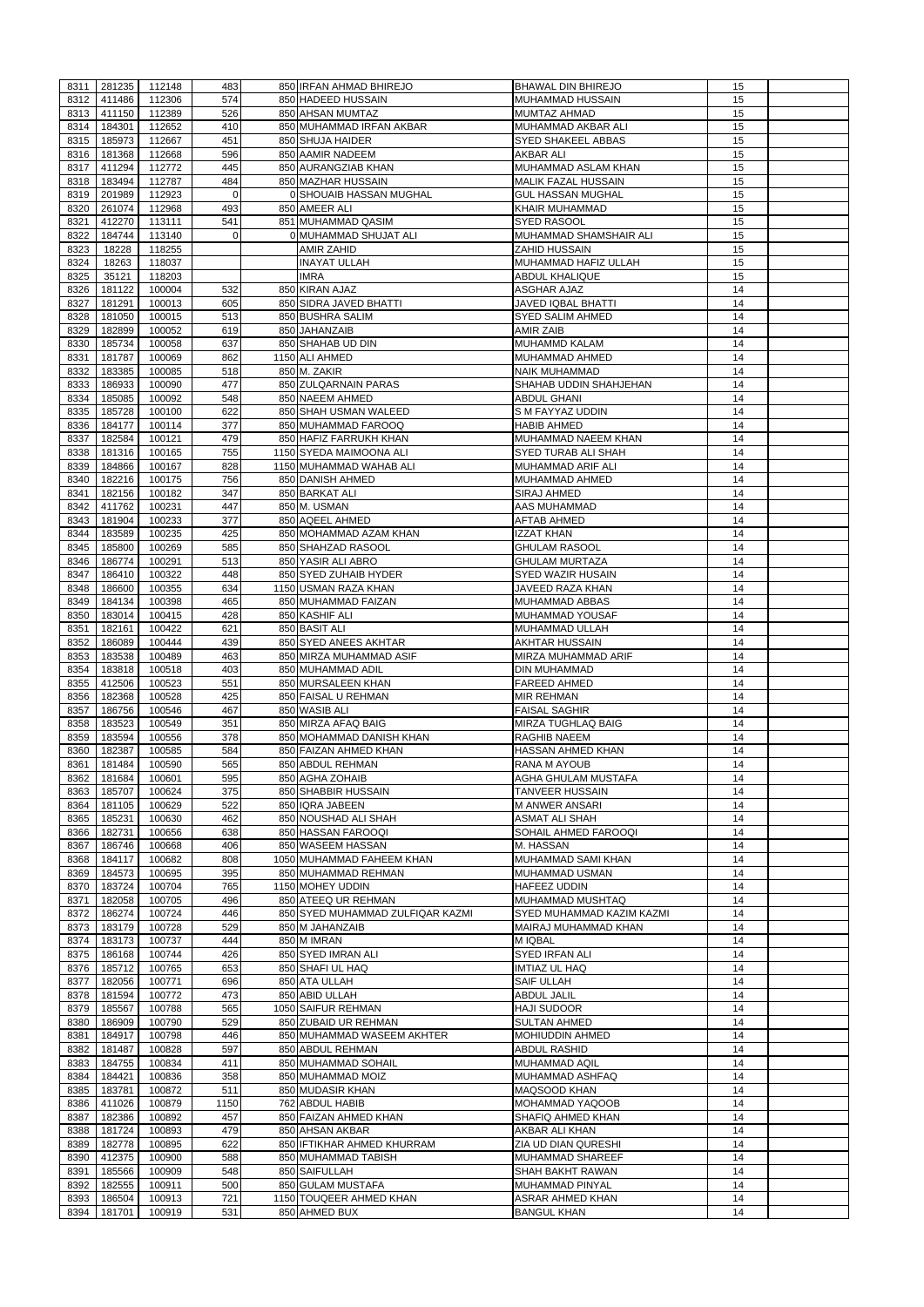| | | | | | | | | |
|---|---|---|---|---|---|---|---|---|
| 8311 | 281235 | 112148 | 483 | 850 | IRFAN AHMAD BHIREJO | BHAWAL DIN BHIREJO | 15 | |
| 8312 | 411486 | 112306 | 574 | 850 | HADEED HUSSAIN | MUHAMMAD HUSSAIN | 15 | |
| 8313 | 411150 | 112389 | 526 | 850 | AHSAN MUMTAZ | MUMTAZ AHMAD | 15 | |
| 8314 | 184301 | 112652 | 410 | 850 | MUHAMMAD IRFAN AKBAR | MUHAMMAD AKBAR ALI | 15 | |
| 8315 | 185973 | 112667 | 451 | 850 | SHUJA HAIDER | SYED SHAKEEL ABBAS | 15 | |
| 8316 | 181368 | 112668 | 596 | 850 | AAMIR NADEEM | AKBAR ALI | 15 | |
| 8317 | 411294 | 112772 | 445 | 850 | AURANGZIAB KHAN | MUHAMMAD ASLAM KHAN | 15 | |
| 8318 | 183494 | 112787 | 484 | 850 | MAZHAR HUSSAIN | MALIK FAZAL HUSSAIN | 15 | |
| 8319 | 201989 | 112923 | 0 | 0 | SHOUAIB HASSAN MUGHAL | GUL HASSAN MUGHAL | 15 | |
| 8320 | 261074 | 112968 | 493 | 850 | AMEER ALI | KHAIR MUHAMMAD | 15 | |
| 8321 | 412270 | 113111 | 541 | 851 | MUHAMMAD QASIM | SYED RASOOL | 15 | |
| 8322 | 184744 | 113140 | 0 | 0 | MUHAMMAD SHUJAT ALI | MUHAMMAD SHAMSHAIR ALI | 15 | |
| 8323 | 18228 | 118255 | | | AMIR ZAHID | ZAHID HUSSAIN | 15 | |
| 8324 | 18263 | 118037 | | | INAYAT ULLAH | MUHAMMAD HAFIZ ULLAH | 15 | |
| 8325 | 35121 | 118203 | | | IMRA | ABDUL KHALIQUE | 15 | |
| 8326 | 181122 | 100004 | 532 | 850 | KIRAN AJAZ | ASGHAR AJAZ | 14 | |
| 8327 | 181291 | 100013 | 605 | 850 | SIDRA JAVED BHATTI | JAVED IQBAL BHATTI | 14 | |
| 8328 | 181050 | 100015 | 513 | 850 | BUSHRA SALIM | SYED SALIM AHMED | 14 | |
| 8329 | 182899 | 100052 | 619 | 850 | JAHANZAIB | AMIR ZAIB | 14 | |
| 8330 | 185734 | 100058 | 637 | 850 | SHAHAB UD DIN | MUHAMMD KALAM | 14 | |
| 8331 | 181787 | 100069 | 862 | 1150 | ALI AHMED | MUHAMMAD AHMED | 14 | |
| 8332 | 183385 | 100085 | 518 | 850 | M. ZAKIR | NAIK MUHAMMAD | 14 | |
| 8333 | 186933 | 100090 | 477 | 850 | ZULQARNAIN PARAS | SHAHAB UDDIN SHAHJEHAN | 14 | |
| 8334 | 185085 | 100092 | 548 | 850 | NAEEM AHMED | ABDUL GHANI | 14 | |
| 8335 | 185728 | 100100 | 622 | 850 | SHAH USMAN WALEED | S M FAYYAZ UDDIN | 14 | |
| 8336 | 184177 | 100114 | 377 | 850 | MUHAMMAD FAROOQ | HABIB AHMED | 14 | |
| 8337 | 182584 | 100121 | 479 | 850 | HAFIZ FARRUKH KHAN | MUHAMMAD NAEEM KHAN | 14 | |
| 8338 | 181316 | 100165 | 755 | 1150 | SYEDA MAIMOONA ALI | SYED TURAB ALI SHAH | 14 | |
| 8339 | 184866 | 100167 | 828 | 1150 | MUHAMMAD WAHAB ALI | MUHAMMAD ARIF ALI | 14 | |
| 8340 | 182216 | 100175 | 756 | 850 | DANISH AHMED | MUHAMMAD AHMED | 14 | |
| 8341 | 182156 | 100182 | 347 | 850 | BARKAT ALI | SIRAJ AHMED | 14 | |
| 8342 | 411762 | 100231 | 447 | 850 | M. USMAN | AAS MUHAMMAD | 14 | |
| 8343 | 181904 | 100233 | 377 | 850 | AQEEL AHMED | AFTAB AHMED | 14 | |
| 8344 | 183589 | 100235 | 425 | 850 | MOHAMMAD AZAM KHAN | IZZAT KHAN | 14 | |
| 8345 | 185800 | 100269 | 585 | 850 | SHAHZAD RASOOL | GHULAM RASOOL | 14 | |
| 8346 | 186774 | 100291 | 513 | 850 | YASIR ALI ABRO | GHULAM MURTAZA | 14 | |
| 8347 | 186410 | 100322 | 448 | 850 | SYED ZUHAIB HYDER | SYED WAZIR HUSAIN | 14 | |
| 8348 | 186600 | 100355 | 634 | 1150 | USMAN RAZA KHAN | JAVEED RAZA KHAN | 14 | |
| 8349 | 184134 | 100398 | 465 | 850 | MUHAMMAD FAIZAN | MUHAMMAD ABBAS | 14 | |
| 8350 | 183014 | 100415 | 428 | 850 | KASHIF ALI | MUHAMMAD YOUSAF | 14 | |
| 8351 | 182161 | 100422 | 621 | 850 | BASIT ALI | MUHAMMAD ULLAH | 14 | |
| 8352 | 186089 | 100444 | 439 | 850 | SYED ANEES AKHTAR | AKHTAR HUSSAIN | 14 | |
| 8353 | 183538 | 100489 | 463 | 850 | MIRZA MUHAMMAD ASIF | MIRZA MUHAMMAD ARIF | 14 | |
| 8354 | 183818 | 100518 | 403 | 850 | MUHAMMAD ADIL | DIN MUHAMMAD | 14 | |
| 8355 | 412506 | 100523 | 551 | 850 | MURSALEEN KHAN | FAREED AHMED | 14 | |
| 8356 | 182368 | 100528 | 425 | 850 | FAISAL U REHMAN | MIR REHMAN | 14 | |
| 8357 | 186756 | 100546 | 467 | 850 | WASIB ALI | FAISAL SAGHIR | 14 | |
| 8358 | 183523 | 100549 | 351 | 850 | MIRZA AFAQ BAIG | MIRZA TUGHLAQ BAIG | 14 | |
| 8359 | 183594 | 100556 | 378 | 850 | MOHAMMAD DANISH KHAN | RAGHIB NAEEM | 14 | |
| 8360 | 182387 | 100585 | 584 | 850 | FAIZAN AHMED KHAN | HASSAN AHMED KHAN | 14 | |
| 8361 | 181484 | 100590 | 565 | 850 | ABDUL REHMAN | RANA M AYOUB | 14 | |
| 8362 | 181684 | 100601 | 595 | 850 | AGHA ZOHAIB | AGHA GHULAM MUSTAFA | 14 | |
| 8363 | 185707 | 100624 | 375 | 850 | SHABBIR HUSSAIN | TANVEER HUSSAIN | 14 | |
| 8364 | 181105 | 100629 | 522 | 850 | IQRA JABEEN | M ANWER ANSARI | 14 | |
| 8365 | 185231 | 100630 | 462 | 850 | NOUSHAD ALI SHAH | ASMAT ALI SHAH | 14 | |
| 8366 | 182731 | 100656 | 638 | 850 | HASSAN FAROOQI | SOHAIL AHMED FAROOQI | 14 | |
| 8367 | 186746 | 100668 | 406 | 850 | WASEEM HASSAN | M. HASSAN | 14 | |
| 8368 | 184117 | 100682 | 808 | 1050 | MUHAMMAD FAHEEM KHAN | MUHAMMAD SAMI KHAN | 14 | |
| 8369 | 184573 | 100695 | 395 | 850 | MUHAMMAD REHMAN | MUHAMMAD USMAN | 14 | |
| 8370 | 183724 | 100704 | 765 | 1150 | MOHEY UDDIN | HAFEEZ UDDIN | 14 | |
| 8371 | 182058 | 100705 | 496 | 850 | ATEEQ UR REHMAN | MUHAMMAD MUSHTAQ | 14 | |
| 8372 | 186274 | 100724 | 446 | 850 | SYED MUHAMMAD ZULFIQAR KAZMI | SYED MUHAMMAD KAZIM KAZMI | 14 | |
| 8373 | 183179 | 100728 | 529 | 850 | M JAHANZAIB | MAIRAJ MUHAMMAD KHAN | 14 | |
| 8374 | 183173 | 100737 | 444 | 850 | M IMRAN | M IQBAL | 14 | |
| 8375 | 186168 | 100744 | 426 | 850 | SYED IMRAN ALI | SYED IRFAN ALI | 14 | |
| 8376 | 185712 | 100765 | 653 | 850 | SHAFI UL HAQ | IMTIAZ UL HAQ | 14 | |
| 8377 | 182056 | 100771 | 696 | 850 | ATA ULLAH | SAIF ULLAH | 14 | |
| 8378 | 181594 | 100772 | 473 | 850 | ABID ULLAH | ABDUL JALIL | 14 | |
| 8379 | 185567 | 100788 | 565 | 1050 | SAIFUR REHMAN | HAJI SUDOOR | 14 | |
| 8380 | 186909 | 100790 | 529 | 850 | ZUBAID UR REHMAN | SULTAN AHMED | 14 | |
| 8381 | 184917 | 100798 | 446 | 850 | MUHAMMAD WASEEM AKHTER | MOHIUDDIN AHMED | 14 | |
| 8382 | 181487 | 100828 | 597 | 850 | ABDUL REHMAN | ABDUL RASHID | 14 | |
| 8383 | 184755 | 100834 | 411 | 850 | MUHAMMAD SOHAIL | MUHAMMAD AQIL | 14 | |
| 8384 | 184421 | 100836 | 358 | 850 | MUHAMMAD MOIZ | MUHAMMAD ASHFAQ | 14 | |
| 8385 | 183781 | 100872 | 511 | 850 | MUDASIR KHAN | MAQSOOD KHAN | 14 | |
| 8386 | 411026 | 100879 | 1150 | 762 | ABDUL HABIB | MOHAMMAD YAQOOB | 14 | |
| 8387 | 182386 | 100892 | 457 | 850 | FAIZAN AHMED KHAN | SHAFIQ AHMED KHAN | 14 | |
| 8388 | 181724 | 100893 | 479 | 850 | AHSAN AKBAR | AKBAR ALI KHAN | 14 | |
| 8389 | 182778 | 100895 | 622 | 850 | IFTIKHAR AHMED KHURRAM | ZIA UD DIAN QURESHI | 14 | |
| 8390 | 412375 | 100900 | 588 | 850 | MUHAMMAD TABISH | MUHAMMAD SHAREEF | 14 | |
| 8391 | 185566 | 100909 | 548 | 850 | SAIFULLAH | SHAH BAKHT RAWAN | 14 | |
| 8392 | 182555 | 100911 | 500 | 850 | GULAM MUSTAFA | MUHAMMAD PINYAL | 14 | |
| 8393 | 186504 | 100913 | 721 | 1150 | TOUQEER AHMED KHAN | ASRAR AHMED KHAN | 14 | |
| 8394 | 181701 | 100919 | 531 | 850 | AHMED BUX | BANGUL KHAN | 14 | |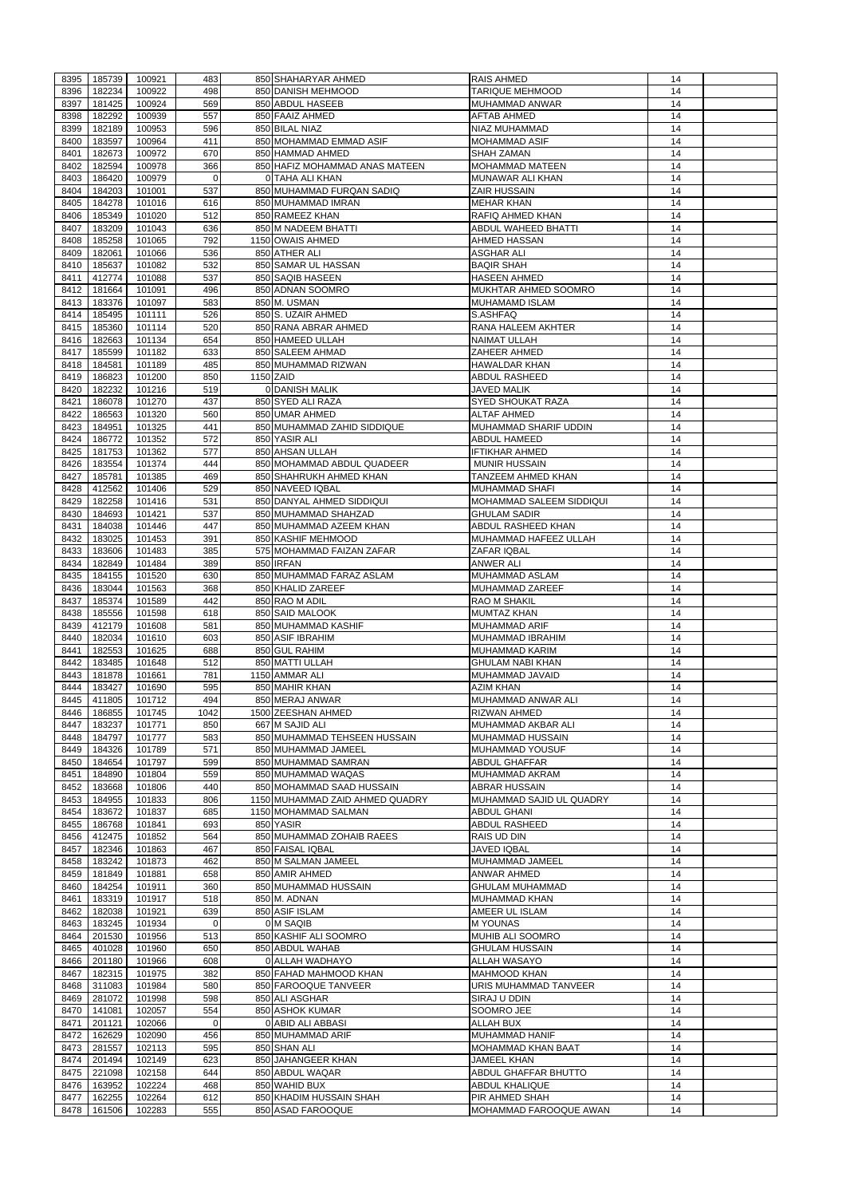| | | | | | | | | |
|---|---|---|---|---|---|---|---|---|
| 8395 | 185739 | 100921 | 483 | 850 | SHAHARYAR AHMED | RAIS AHMED | 14 | |
| 8396 | 182234 | 100922 | 498 | 850 | DANISH MEHMOOD | TARIQUE MEHMOOD | 14 | |
| 8397 | 181425 | 100924 | 569 | 850 | ABDUL HASEEB | MUHAMMAD ANWAR | 14 | |
| 8398 | 182292 | 100939 | 557 | 850 | FAAIZ AHMED | AFTAB AHMED | 14 | |
| 8399 | 182189 | 100953 | 596 | 850 | BILAL NIAZ | NIAZ MUHAMMAD | 14 | |
| 8400 | 183597 | 100964 | 411 | 850 | MOHAMMAD EMMAD ASIF | MOHAMMAD ASIF | 14 | |
| 8401 | 182673 | 100972 | 670 | 850 | HAMMAD AHMED | SHAH ZAMAN | 14 | |
| 8402 | 182594 | 100978 | 366 | 850 | HAFIZ MOHAMMAD ANAS MATEEN | MOHAMMAD MATEEN | 14 | |
| 8403 | 186420 | 100979 | 0 | 0 | TAHA ALI KHAN | MUNAWAR ALI KHAN | 14 | |
| 8404 | 184203 | 101001 | 537 | 850 | MUHAMMAD FURQAN SADIQ | ZAIR HUSSAIN | 14 | |
| 8405 | 184278 | 101016 | 616 | 850 | MUHAMMAD IMRAN | MEHAR KHAN | 14 | |
| 8406 | 185349 | 101020 | 512 | 850 | RAMEEZ KHAN | RAFIQ AHMED KHAN | 14 | |
| 8407 | 183209 | 101043 | 636 | 850 | M NADEEM BHATTI | ABDUL WAHEED BHATTI | 14 | |
| 8408 | 185258 | 101065 | 792 | 1150 | OWAIS AHMED | AHMED HASSAN | 14 | |
| 8409 | 182061 | 101066 | 536 | 850 | ATHER ALI | ASGHAR ALI | 14 | |
| 8410 | 185637 | 101082 | 532 | 850 | SAMAR UL HASSAN | BAQIR SHAH | 14 | |
| 8411 | 412774 | 101088 | 537 | 850 | SAQIB HASEEN | HASEEN AHMED | 14 | |
| 8412 | 181664 | 101091 | 496 | 850 | ADNAN SOOMRO | MUKHTAR AHMED SOOMRO | 14 | |
| 8413 | 183376 | 101097 | 583 | 850 | M. USMAN | MUHAMAMD ISLAM | 14 | |
| 8414 | 185495 | 101111 | 526 | 850 | S. UZAIR AHMED | S.ASHFAQ | 14 | |
| 8415 | 185360 | 101114 | 520 | 850 | RANA ABRAR AHMED | RANA HALEEM AKHTER | 14 | |
| 8416 | 182663 | 101134 | 654 | 850 | HAMEED ULLAH | NAIMAT ULLAH | 14 | |
| 8417 | 185599 | 101182 | 633 | 850 | SALEEM AHMAD | ZAHEER AHMED | 14 | |
| 8418 | 184581 | 101189 | 485 | 850 | MUHAMMAD RIZWAN | HAWALDAR KHAN | 14 | |
| 8419 | 186823 | 101200 | 850 | 1150 | ZAID | ABDUL RASHEED | 14 | |
| 8420 | 182232 | 101216 | 519 | 0 | DANISH MALIK | JAVED MALIK | 14 | |
| 8421 | 186078 | 101270 | 437 | 850 | SYED ALI RAZA | SYED SHOUKAT RAZA | 14 | |
| 8422 | 186563 | 101320 | 560 | 850 | UMAR AHMED | ALTAF AHMED | 14 | |
| 8423 | 184951 | 101325 | 441 | 850 | MUHAMMAD ZAHID SIDDIQUE | MUHAMMAD SHARIF UDDIN | 14 | |
| 8424 | 186772 | 101352 | 572 | 850 | YASIR ALI | ABDUL HAMEED | 14 | |
| 8425 | 181753 | 101362 | 577 | 850 | AHSAN ULLAH | IFTIKHAR AHMED | 14 | |
| 8426 | 183554 | 101374 | 444 | 850 | MOHAMMAD ABDUL QUADEER | MUNIR HUSSAIN | 14 | |
| 8427 | 185781 | 101385 | 469 | 850 | SHAHRUKH AHMED KHAN | TANZEEM AHMED KHAN | 14 | |
| 8428 | 412562 | 101406 | 529 | 850 | NAVEED IQBAL | MUHAMMAD SHAFI | 14 | |
| 8429 | 182258 | 101416 | 531 | 850 | DANYAL AHMED SIDDIQUI | MOHAMMAD SALEEM SIDDIQUI | 14 | |
| 8430 | 184693 | 101421 | 537 | 850 | MUHAMMAD SHAHZAD | GHULAM SADIR | 14 | |
| 8431 | 184038 | 101446 | 447 | 850 | MUHAMMAD AZEEM KHAN | ABDUL RASHEED KHAN | 14 | |
| 8432 | 183025 | 101453 | 391 | 850 | KASHIF MEHMOOD | MUHAMMAD HAFEEZ ULLAH | 14 | |
| 8433 | 183606 | 101483 | 385 | 575 | MOHAMMAD FAIZAN ZAFAR | ZAFAR IQBAL | 14 | |
| 8434 | 182849 | 101484 | 389 | 850 | IRFAN | ANWER ALI | 14 | |
| 8435 | 184155 | 101520 | 630 | 850 | MUHAMMAD FARAZ ASLAM | MUHAMMAD ASLAM | 14 | |
| 8436 | 183044 | 101563 | 368 | 850 | KHALID ZAREEF | MUHAMMAD ZAREEF | 14 | |
| 8437 | 185374 | 101589 | 442 | 850 | RAO M ADIL | RAO M SHAKIL | 14 | |
| 8438 | 185556 | 101598 | 618 | 850 | SAID MALOOK | MUMTAZ KHAN | 14 | |
| 8439 | 412179 | 101608 | 581 | 850 | MUHAMMAD KASHIF | MUHAMMAD ARIF | 14 | |
| 8440 | 182034 | 101610 | 603 | 850 | ASIF IBRAHIM | MUHAMMAD IBRAHIM | 14 | |
| 8441 | 182553 | 101625 | 688 | 850 | GUL RAHIM | MUHAMMAD KARIM | 14 | |
| 8442 | 183485 | 101648 | 512 | 850 | MATTI ULLAH | GHULAM NABI KHAN | 14 | |
| 8443 | 181878 | 101661 | 781 | 1150 | AMMAR ALI | MUHAMMAD JAVAID | 14 | |
| 8444 | 183427 | 101690 | 595 | 850 | MAHIR KHAN | AZIM KHAN | 14 | |
| 8445 | 411805 | 101712 | 494 | 850 | MERAJ ANWAR | MUHAMMAD ANWAR ALI | 14 | |
| 8446 | 186855 | 101745 | 1042 | 1500 | ZEESHAN AHMED | RIZWAN AHMED | 14 | |
| 8447 | 183237 | 101771 | 850 | 667 | M SAJID ALI | MUHAMMAD AKBAR ALI | 14 | |
| 8448 | 184797 | 101777 | 583 | 850 | MUHAMMAD TEHSEEN HUSSAIN | MUHAMMAD HUSSAIN | 14 | |
| 8449 | 184326 | 101789 | 571 | 850 | MUHAMMAD JAMEEL | MUHAMMAD YOUSUF | 14 | |
| 8450 | 184654 | 101797 | 599 | 850 | MUHAMMAD SAMRAN | ABDUL GHAFFAR | 14 | |
| 8451 | 184890 | 101804 | 559 | 850 | MUHAMMAD WAQAS | MUHAMMAD AKRAM | 14 | |
| 8452 | 183668 | 101806 | 440 | 850 | MOHAMMAD SAAD HUSSAIN | ABRAR HUSSAIN | 14 | |
| 8453 | 184955 | 101833 | 806 | 1150 | MUHAMMAD ZAID AHMED QUADRY | MUHAMMAD SAJID UL QUADRY | 14 | |
| 8454 | 183672 | 101837 | 685 | 1150 | MOHAMMAD SALMAN | ABDUL GHANI | 14 | |
| 8455 | 186768 | 101841 | 693 | 850 | YASIR | ABDUL RASHEED | 14 | |
| 8456 | 412475 | 101852 | 564 | 850 | MUHAMMAD ZOHAIB RAEES | RAIS UD DIN | 14 | |
| 8457 | 182346 | 101863 | 467 | 850 | FAISAL IQBAL | JAVED IQBAL | 14 | |
| 8458 | 183242 | 101873 | 462 | 850 | M SALMAN JAMEEL | MUHAMMAD JAMEEL | 14 | |
| 8459 | 181849 | 101881 | 658 | 850 | AMIR AHMED | ANWAR AHMED | 14 | |
| 8460 | 184254 | 101911 | 360 | 850 | MUHAMMAD HUSSAIN | GHULAM MUHAMMAD | 14 | |
| 8461 | 183319 | 101917 | 518 | 850 | M. ADNAN | MUHAMMAD KHAN | 14 | |
| 8462 | 182038 | 101921 | 639 | 850 | ASIF ISLAM | AMEER UL ISLAM | 14 | |
| 8463 | 183245 | 101934 | 0 | 0 | M SAQIB | M YOUNAS | 14 | |
| 8464 | 201530 | 101956 | 513 | 850 | KASHIF ALI SOOMRO | MUHIB ALI SOOMRO | 14 | |
| 8465 | 401028 | 101960 | 650 | 850 | ABDUL WAHAB | GHULAM HUSSAIN | 14 | |
| 8466 | 201180 | 101966 | 608 | 0 | ALLAH WADHAYO | ALLAH WASAYO | 14 | |
| 8467 | 182315 | 101975 | 382 | 850 | FAHAD MAHMOOD KHAN | MAHMOOD KHAN | 14 | |
| 8468 | 311083 | 101984 | 580 | 850 | FAROOQUE TANVEER | URIS MUHAMMAD TANVEER | 14 | |
| 8469 | 281072 | 101998 | 598 | 850 | ALI ASGHAR | SIRAJ U DDIN | 14 | |
| 8470 | 141081 | 102057 | 554 | 850 | ASHOK KUMAR | SOOMRO JEE | 14 | |
| 8471 | 201121 | 102066 | 0 | 0 | ABID ALI ABBASI | ALLAH BUX | 14 | |
| 8472 | 162629 | 102090 | 456 | 850 | MUHAMMAD ARIF | MUHAMMAD HANIF | 14 | |
| 8473 | 281557 | 102113 | 595 | 850 | SHAN ALI | MOHAMMAD KHAN BAAT | 14 | |
| 8474 | 201494 | 102149 | 623 | 850 | JAHANGEER KHAN | JAMEEL KHAN | 14 | |
| 8475 | 221098 | 102158 | 644 | 850 | ABDUL WAQAR | ABDUL GHAFFAR BHUTTO | 14 | |
| 8476 | 163952 | 102224 | 468 | 850 | WAHID BUX | ABDUL KHALIQUE | 14 | |
| 8477 | 162255 | 102264 | 612 | 850 | KHADIM HUSSAIN SHAH | PIR AHMED SHAH | 14 | |
| 8478 | 161506 | 102283 | 555 | 850 | ASAD FAROOQUE | MOHAMMAD FAROOQUE AWAN | 14 | |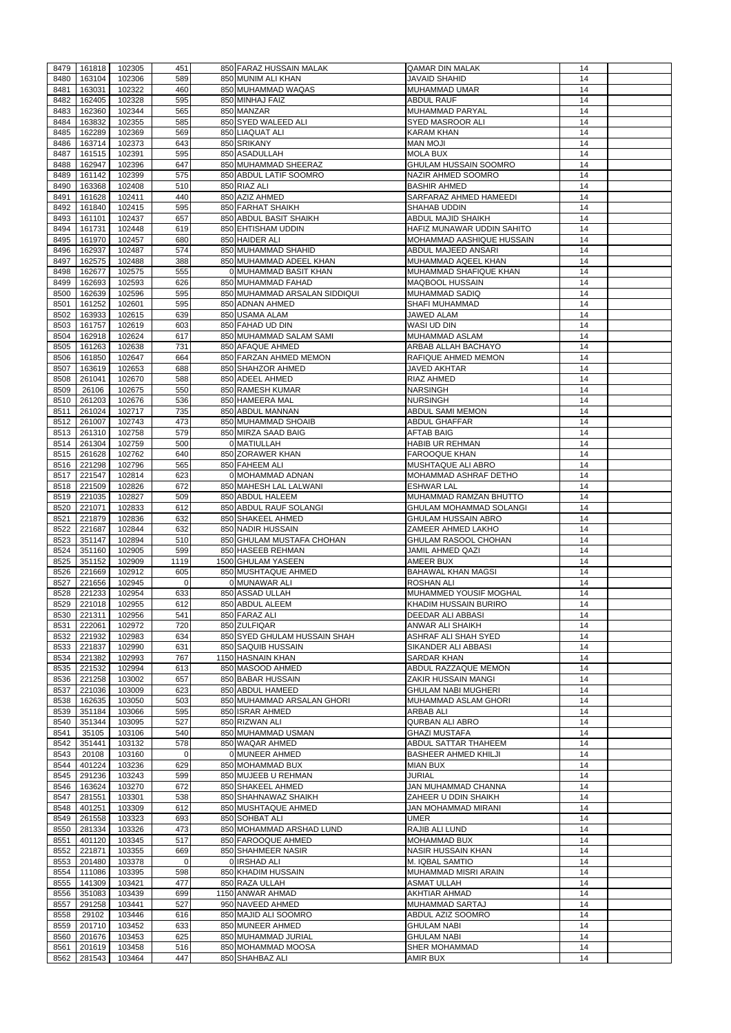| | | | | | | | | |
|---|---|---|---|---|---|---|---|---|
| 8479 | 161818 | 102305 | 451 | 850 | FARAZ HUSSAIN MALAK | QAMAR DIN MALAK | 14 | |
| 8480 | 163104 | 102306 | 589 | 850 | MUNIM ALI KHAN | JAVAID SHAHID | 14 | |
| 8481 | 163031 | 102322 | 460 | 850 | MUHAMMAD WAQAS | MUHAMMAD UMAR | 14 | |
| 8482 | 162405 | 102328 | 595 | 850 | MINHAJ FAIZ | ABDUL RAUF | 14 | |
| 8483 | 162360 | 102344 | 565 | 850 | MANZAR | MUHAMMAD PARYAL | 14 | |
| 8484 | 163832 | 102355 | 585 | 850 | SYED WALEED ALI | SYED MASROOR ALI | 14 | |
| 8485 | 162289 | 102369 | 569 | 850 | LIAQUAT ALI | KARAM KHAN | 14 | |
| 8486 | 163714 | 102373 | 643 | 850 | SRIKANY | MAN MOJI | 14 | |
| 8487 | 161515 | 102391 | 595 | 850 | ASADULLAH | MOLA BUX | 14 | |
| 8488 | 162947 | 102396 | 647 | 850 | MUHAMMAD SHEERAZ | GHULAM HUSSAIN SOOMRO | 14 | |
| 8489 | 161142 | 102399 | 575 | 850 | ABDUL LATIF SOOMRO | NAZIR AHMED SOOMRO | 14 | |
| 8490 | 163368 | 102408 | 510 | 850 | RIAZ ALI | BASHIR AHMED | 14 | |
| 8491 | 161628 | 102411 | 440 | 850 | AZIZ AHMED | SARFARAZ AHMED HAMEEDI | 14 | |
| 8492 | 161840 | 102415 | 595 | 850 | FARHAT SHAIKH | SHAHAB UDDIN | 14 | |
| 8493 | 161101 | 102437 | 657 | 850 | ABDUL BASIT SHAIKH | ABDUL MAJID SHAIKH | 14 | |
| 8494 | 161731 | 102448 | 619 | 850 | EHTISHAM UDDIN | HAFIZ MUNAWAR UDDIN SAHITO | 14 | |
| 8495 | 161970 | 102457 | 680 | 850 | HAIDER ALI | MOHAMMAD AASHIQUE HUSSAIN | 14 | |
| 8496 | 162937 | 102487 | 574 | 850 | MUHAMMAD SHAHID | ABDUL MAJEED ANSARI | 14 | |
| 8497 | 162575 | 102488 | 388 | 850 | MUHAMMAD ADEEL KHAN | MUHAMMAD AQEEL KHAN | 14 | |
| 8498 | 162677 | 102575 | 555 | 0 | MUHAMMAD BASIT KHAN | MUHAMMAD SHAFIQUE KHAN | 14 | |
| 8499 | 162693 | 102593 | 626 | 850 | MUHAMMAD FAHAD | MAQBOOL HUSSAIN | 14 | |
| 8500 | 162639 | 102596 | 595 | 850 | MUHAMMAD ARSALAN SIDDIQUI | MUHAMMAD SADIQ | 14 | |
| 8501 | 161252 | 102601 | 595 | 850 | ADNAN AHMED | SHAFI MUHAMMAD | 14 | |
| 8502 | 163933 | 102615 | 639 | 850 | USAMA ALAM | JAWED ALAM | 14 | |
| 8503 | 161757 | 102619 | 603 | 850 | FAHAD UD DIN | WASI UD DIN | 14 | |
| 8504 | 162918 | 102624 | 617 | 850 | MUHAMMAD SALAM SAMI | MUHAMMAD ASLAM | 14 | |
| 8505 | 161263 | 102638 | 731 | 850 | AFAQUE AHMED | ARBAB ALLAH BACHAYO | 14 | |
| 8506 | 161850 | 102647 | 664 | 850 | FARZAN AHMED MEMON | RAFIQUE AHMED MEMON | 14 | |
| 8507 | 163619 | 102653 | 688 | 850 | SHAHZOR AHMED | JAVED AKHTAR | 14 | |
| 8508 | 261041 | 102670 | 588 | 850 | ADEEL AHMED | RIAZ AHMED | 14 | |
| 8509 | 26106 | 102675 | 550 | 850 | RAMESH KUMAR | NARSINGH | 14 | |
| 8510 | 261203 | 102676 | 536 | 850 | HAMEERA MAL | NURSINGH | 14 | |
| 8511 | 261024 | 102717 | 735 | 850 | ABDUL MANNAN | ABDUL SAMI MEMON | 14 | |
| 8512 | 261007 | 102743 | 473 | 850 | MUHAMMAD SHOAIB | ABDUL GHAFFAR | 14 | |
| 8513 | 261310 | 102758 | 579 | 850 | MIRZA SAAD BAIG | AFTAB BAIG | 14 | |
| 8514 | 261304 | 102759 | 500 | 0 | MATIULLAH | HABIB UR REHMAN | 14 | |
| 8515 | 261628 | 102762 | 640 | 850 | ZORAWER KHAN | FAROOQUE KHAN | 14 | |
| 8516 | 221298 | 102796 | 565 | 850 | FAHEEM ALI | MUSHTAQUE ALI ABRO | 14 | |
| 8517 | 221547 | 102814 | 623 | 0 | MOHAMMAD ADNAN | MOHAMMAD ASHRAF DETHO | 14 | |
| 8518 | 221509 | 102826 | 672 | 850 | MAHESH LAL LALWANI | ESHWAR LAL | 14 | |
| 8519 | 221035 | 102827 | 509 | 850 | ABDUL HALEEM | MUHAMMAD RAMZAN BHUTTO | 14 | |
| 8520 | 221071 | 102833 | 612 | 850 | ABDUL RAUF SOLANGI | GHULAM MOHAMMAD SOLANGI | 14 | |
| 8521 | 221879 | 102836 | 632 | 850 | SHAKEEL AHMED | GHULAM HUSSAIN ABRO | 14 | |
| 8522 | 221687 | 102844 | 632 | 850 | NADIR HUSSAIN | ZAMEER AHMED LAKHO | 14 | |
| 8523 | 351147 | 102894 | 510 | 850 | GHULAM MUSTAFA CHOHAN | GHULAM RASOOL CHOHAN | 14 | |
| 8524 | 351160 | 102905 | 599 | 850 | HASEEB REHMAN | JAMIL AHMED QAZI | 14 | |
| 8525 | 351152 | 102909 | 1119 | 1500 | GHULAM YASEEN | AMEER BUX | 14 | |
| 8526 | 221669 | 102912 | 605 | 850 | MUSHTAQUE AHMED | BAHAWAL KHAN MAGSI | 14 | |
| 8527 | 221656 | 102945 | 0 | 0 | MUNAWAR ALI | ROSHAN ALI | 14 | |
| 8528 | 221233 | 102954 | 633 | 850 | ASSAD ULLAH | MUHAMMED YOUSIF MOGHAL | 14 | |
| 8529 | 221018 | 102955 | 612 | 850 | ABDUL ALEEM | KHADIM HUSSAIN BURIRO | 14 | |
| 8530 | 221311 | 102956 | 541 | 850 | FARAZ ALI | DEEDAR ALI ABBASI | 14 | |
| 8531 | 222061 | 102972 | 720 | 850 | ZULFIQAR | ANWAR ALI SHAIKH | 14 | |
| 8532 | 221932 | 102983 | 634 | 850 | SYED GHULAM HUSSAIN SHAH | ASHRAF ALI SHAH SYED | 14 | |
| 8533 | 221837 | 102990 | 631 | 850 | SAQUIB HUSSAIN | SIKANDER ALI ABBASI | 14 | |
| 8534 | 221382 | 102993 | 767 | 1150 | HASNAIN KHAN | SARDAR KHAN | 14 | |
| 8535 | 221532 | 102994 | 613 | 850 | MASOOD AHMED | ABDUL RAZZAQUE MEMON | 14 | |
| 8536 | 221258 | 103002 | 657 | 850 | BABAR HUSSAIN | ZAKIR HUSSAIN MANGI | 14 | |
| 8537 | 221036 | 103009 | 623 | 850 | ABDUL HAMEED | GHULAM NABI MUGHERI | 14 | |
| 8538 | 162635 | 103050 | 503 | 850 | MUHAMMAD ARSALAN GHORI | MUHAMMAD ASLAM GHORI | 14 | |
| 8539 | 351184 | 103066 | 595 | 850 | ISRAR AHMED | ARBAB ALI | 14 | |
| 8540 | 351344 | 103095 | 527 | 850 | RIZWAN ALI | QURBAN ALI ABRO | 14 | |
| 8541 | 35105 | 103106 | 540 | 850 | MUHAMMAD USMAN | GHAZI MUSTAFA | 14 | |
| 8542 | 351441 | 103132 | 578 | 850 | WAQAR AHMED | ABDUL SATTAR THAHEEM | 14 | |
| 8543 | 20108 | 103160 | 0 | 0 | MUNEER AHMED | BASHEER AHMED KHILJI | 14 | |
| 8544 | 401224 | 103236 | 629 | 850 | MOHAMMAD BUX | MIAN BUX | 14 | |
| 8545 | 291236 | 103243 | 599 | 850 | MUJEEB U REHMAN | JURIAL | 14 | |
| 8546 | 163624 | 103270 | 672 | 850 | SHAKEEL AHMED | JAN MUHAMMAD CHANNA | 14 | |
| 8547 | 281551 | 103301 | 538 | 850 | SHAHNAWAZ SHAIKH | ZAHEER U DDIN SHAIKH | 14 | |
| 8548 | 401251 | 103309 | 612 | 850 | MUSHTAQUE AHMED | JAN MOHAMMAD MIRANI | 14 | |
| 8549 | 261558 | 103323 | 693 | 850 | SOHBAT ALI | UMER | 14 | |
| 8550 | 281334 | 103326 | 473 | 850 | MOHAMMAD ARSHAD LUND | RAJIB ALI LUND | 14 | |
| 8551 | 401120 | 103345 | 517 | 850 | FAROOQUE AHMED | MOHAMMAD BUX | 14 | |
| 8552 | 221871 | 103355 | 669 | 850 | SHAHMEER NASIR | NASIR HUSSAIN KHAN | 14 | |
| 8553 | 201480 | 103378 | 0 | 0 | IRSHAD ALI | M. IQBAL SAMTIO | 14 | |
| 8554 | 111086 | 103395 | 598 | 850 | KHADIM HUSSAIN | MUHAMMAD MISRI ARAIN | 14 | |
| 8555 | 141309 | 103421 | 477 | 850 | RAZA ULLAH | ASMAT ULLAH | 14 | |
| 8556 | 351083 | 103439 | 699 | 1150 | ANWAR AHMAD | AKHTIAR AHMAD | 14 | |
| 8557 | 291258 | 103441 | 527 | 950 | NAVEED AHMED | MUHAMMAD SARTAJ | 14 | |
| 8558 | 29102 | 103446 | 616 | 850 | MAJID ALI SOOMRO | ABDUL AZIZ SOOMRO | 14 | |
| 8559 | 201710 | 103452 | 633 | 850 | MUNEER AHMED | GHULAM NABI | 14 | |
| 8560 | 201676 | 103453 | 625 | 850 | MUHAMMAD JURIAL | GHULAM NABI | 14 | |
| 8561 | 201619 | 103458 | 516 | 850 | MOHAMMAD MOOSA | SHER MOHAMMAD | 14 | |
| 8562 | 281543 | 103464 | 447 | 850 | SHAHBAZ ALI | AMIR BUX | 14 | |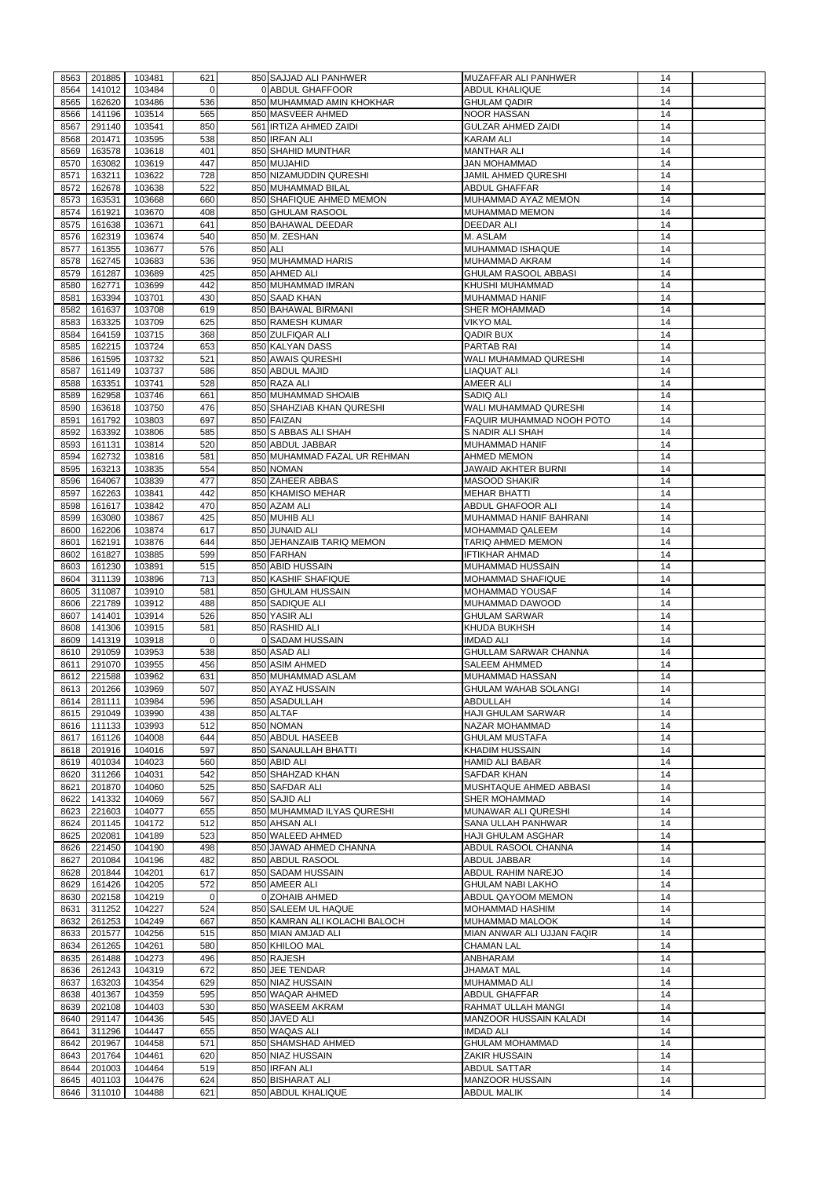| | | | | | | | | |
|---|---|---|---|---|---|---|---|---|
| 8563 | 201885 | 103481 | 621 | 850 | SAJJAD ALI PANHWER | MUZAFFAR ALI PANHWER | 14 | |
| 8564 | 141012 | 103484 | 0 | 0 | ABDUL GHAFFOOR | ABDUL KHALIQUE | 14 | |
| 8565 | 162620 | 103486 | 536 | 850 | MUHAMMAD AMIN KHOKHAR | GHULAM QADIR | 14 | |
| 8566 | 141196 | 103514 | 565 | 850 | MASVEER AHMED | NOOR HASSAN | 14 | |
| 8567 | 291140 | 103541 | 850 | 561 | IRTIZA AHMED ZAIDI | GULZAR AHMED ZAIDI | 14 | |
| 8568 | 201471 | 103595 | 538 | 850 | IRFAN ALI | KARAM ALI | 14 | |
| 8569 | 163578 | 103618 | 401 | 850 | SHAHID MUNTHAR | MANTHAR ALI | 14 | |
| 8570 | 163082 | 103619 | 447 | 850 | MUJAHID | JAN MOHAMMAD | 14 | |
| 8571 | 163211 | 103622 | 728 | 850 | NIZAMUDDIN QURESHI | JAMIL AHMED QURESHI | 14 | |
| 8572 | 162678 | 103638 | 522 | 850 | MUHAMMAD BILAL | ABDUL GHAFFAR | 14 | |
| 8573 | 163531 | 103668 | 660 | 850 | SHAFIQUE AHMED MEMON | MUHAMMAD AYAZ MEMON | 14 | |
| 8574 | 161921 | 103670 | 408 | 850 | GHULAM RASOOL | MUHAMMAD MEMON | 14 | |
| 8575 | 161638 | 103671 | 641 | 850 | BAHAWAL DEEDAR | DEEDAR ALI | 14 | |
| 8576 | 162319 | 103674 | 540 | 850 | M. ZESHAN | M. ASLAM | 14 | |
| 8577 | 161355 | 103677 | 576 | 850 | ALI | MUHAMMAD ISHAQUE | 14 | |
| 8578 | 162745 | 103683 | 536 | 950 | MUHAMMAD HARIS | MUHAMMAD AKRAM | 14 | |
| 8579 | 161287 | 103689 | 425 | 850 | AHMED ALI | GHULAM RASOOL ABBASI | 14 | |
| 8580 | 162771 | 103699 | 442 | 850 | MUHAMMAD IMRAN | KHUSHI MUHAMMAD | 14 | |
| 8581 | 163394 | 103701 | 430 | 850 | SAAD KHAN | MUHAMMAD HANIF | 14 | |
| 8582 | 161637 | 103708 | 619 | 850 | BAHAWAL BIRMANI | SHER MOHAMMAD | 14 | |
| 8583 | 163325 | 103709 | 625 | 850 | RAMESH KUMAR | VIKYO MAL | 14 | |
| 8584 | 164159 | 103715 | 368 | 850 | ZULFIQAR ALI | QADIR BUX | 14 | |
| 8585 | 162215 | 103724 | 653 | 850 | KALYAN DASS | PARTAB RAI | 14 | |
| 8586 | 161595 | 103732 | 521 | 850 | AWAIS QURESHI | WALI MUHAMMAD QURESHI | 14 | |
| 8587 | 161149 | 103737 | 586 | 850 | ABDUL MAJID | LIAQUAT ALI | 14 | |
| 8588 | 163351 | 103741 | 528 | 850 | RAZA ALI | AMEER ALI | 14 | |
| 8589 | 162958 | 103746 | 661 | 850 | MUHAMMAD SHOAIB | SADIQ ALI | 14 | |
| 8590 | 163618 | 103750 | 476 | 850 | SHAHZIAB KHAN QURESHI | WALI MUHAMMAD QURESHI | 14 | |
| 8591 | 161792 | 103803 | 697 | 850 | FAIZAN | FAQUIR MUHAMMAD NOOH POTO | 14 | |
| 8592 | 163392 | 103806 | 585 | 850 | S ABBAS ALI SHAH | S NADIR ALI SHAH | 14 | |
| 8593 | 161131 | 103814 | 520 | 850 | ABDUL JABBAR | MUHAMMAD HANIF | 14 | |
| 8594 | 162732 | 103816 | 581 | 850 | MUHAMMAD FAZAL UR REHMAN | AHMED MEMON | 14 | |
| 8595 | 163213 | 103835 | 554 | 850 | NOMAN | JAWAID AKHTER BURNI | 14 | |
| 8596 | 164067 | 103839 | 477 | 850 | ZAHEER ABBAS | MASOOD SHAKIR | 14 | |
| 8597 | 162263 | 103841 | 442 | 850 | KHAMISO MEHAR | MEHAR BHATTI | 14 | |
| 8598 | 161617 | 103842 | 470 | 850 | AZAM ALI | ABDUL GHAFOOR ALI | 14 | |
| 8599 | 163080 | 103867 | 425 | 850 | MUHIB ALI | MUHAMMAD HANIF BAHRANI | 14 | |
| 8600 | 162206 | 103874 | 617 | 850 | JUNAID ALI | MOHAMMAD QALEEM | 14 | |
| 8601 | 162191 | 103876 | 644 | 850 | JEHANZAIB TARIQ MEMON | TARIQ AHMED MEMON | 14 | |
| 8602 | 161827 | 103885 | 599 | 850 | FARHAN | IFTIKHAR AHMAD | 14 | |
| 8603 | 161230 | 103891 | 515 | 850 | ABID HUSSAIN | MUHAMMAD HUSSAIN | 14 | |
| 8604 | 311139 | 103896 | 713 | 850 | KASHIF SHAFIQUE | MOHAMMAD SHAFIQUE | 14 | |
| 8605 | 311087 | 103910 | 581 | 850 | GHULAM HUSSAIN | MOHAMMAD YOUSAF | 14 | |
| 8606 | 221789 | 103912 | 488 | 850 | SADIQUE ALI | MUHAMMAD DAWOOD | 14 | |
| 8607 | 141401 | 103914 | 526 | 850 | YASIR ALI | GHULAM SARWAR | 14 | |
| 8608 | 141306 | 103915 | 581 | 850 | RASHID ALI | KHUDA BUKHSH | 14 | |
| 8609 | 141319 | 103918 | 0 | 0 | SADAM HUSSAIN | IMDAD ALI | 14 | |
| 8610 | 291059 | 103953 | 538 | 850 | ASAD ALI | GHULLAM SARWAR CHANNA | 14 | |
| 8611 | 291070 | 103955 | 456 | 850 | ASIM AHMED | SALEEM AHMMED | 14 | |
| 8612 | 221588 | 103962 | 631 | 850 | MUHAMMAD ASLAM | MUHAMMAD HASSAN | 14 | |
| 8613 | 201266 | 103969 | 507 | 850 | AYAZ HUSSAIN | GHULAM WAHAB SOLANGI | 14 | |
| 8614 | 281111 | 103984 | 596 | 850 | ASADULLAH | ABDULLAH | 14 | |
| 8615 | 291049 | 103990 | 438 | 850 | ALTAF | HAJI GHULAM SARWAR | 14 | |
| 8616 | 111133 | 103993 | 512 | 850 | NOMAN | NAZAR MOHAMMAD | 14 | |
| 8617 | 161126 | 104008 | 644 | 850 | ABDUL HASEEB | GHULAM MUSTAFA | 14 | |
| 8618 | 201916 | 104016 | 597 | 850 | SANAULLAH BHATTI | KHADIM HUSSAIN | 14 | |
| 8619 | 401034 | 104023 | 560 | 850 | ABID ALI | HAMID ALI BABAR | 14 | |
| 8620 | 311266 | 104031 | 542 | 850 | SHAHZAD KHAN | SAFDAR KHAN | 14 | |
| 8621 | 201870 | 104060 | 525 | 850 | SAFDAR ALI | MUSHTAQUE AHMED ABBASI | 14 | |
| 8622 | 141332 | 104069 | 567 | 850 | SAJID ALI | SHER MOHAMMAD | 14 | |
| 8623 | 221603 | 104077 | 655 | 850 | MUHAMMAD ILYAS QURESHI | MUNAWAR ALI QURESHI | 14 | |
| 8624 | 201145 | 104172 | 512 | 850 | AHSAN ALI | SANA ULLAH PANHWAR | 14 | |
| 8625 | 202081 | 104189 | 523 | 850 | WALEED AHMED | HAJI GHULAM ASGHAR | 14 | |
| 8626 | 221450 | 104190 | 498 | 850 | JAWAD AHMED CHANNA | ABDUL RASOOL CHANNA | 14 | |
| 8627 | 201084 | 104196 | 482 | 850 | ABDUL RASOOL | ABDUL JABBAR | 14 | |
| 8628 | 201844 | 104201 | 617 | 850 | SADAM HUSSAIN | ABDUL RAHIM NAREJO | 14 | |
| 8629 | 161426 | 104205 | 572 | 850 | AMEER ALI | GHULAM NABI LAKHO | 14 | |
| 8630 | 202158 | 104219 | 0 | 0 | ZOHAIB AHMED | ABDUL QAYOOM MEMON | 14 | |
| 8631 | 311252 | 104227 | 524 | 850 | SALEEM UL HAQUE | MOHAMMAD HASHIM | 14 | |
| 8632 | 261253 | 104249 | 667 | 850 | KAMRAN ALI KOLACHI BALOCH | MUHAMMAD MALOOK | 14 | |
| 8633 | 201577 | 104256 | 515 | 850 | MIAN AMJAD ALI | MIAN ANWAR ALI UJJAN FAQIR | 14 | |
| 8634 | 261265 | 104261 | 580 | 850 | KHILOO MAL | CHAMAN LAL | 14 | |
| 8635 | 261488 | 104273 | 496 | 850 | RAJESH | ANBHARAM | 14 | |
| 8636 | 261243 | 104319 | 672 | 850 | JEE TENDAR | JHAMAT MAL | 14 | |
| 8637 | 163203 | 104354 | 629 | 850 | NIAZ HUSSAIN | MUHAMMAD ALI | 14 | |
| 8638 | 401367 | 104359 | 595 | 850 | WAQAR AHMED | ABDUL GHAFFAR | 14 | |
| 8639 | 202108 | 104403 | 530 | 850 | WASEEM AKRAM | RAHMAT ULLAH MANGI | 14 | |
| 8640 | 291147 | 104436 | 545 | 850 | JAVED ALI | MANZOOR HUSSAIN KALADI | 14 | |
| 8641 | 311296 | 104447 | 655 | 850 | WAQAS ALI | IMDAD ALI | 14 | |
| 8642 | 201967 | 104458 | 571 | 850 | SHAMSHAD AHMED | GHULAM MOHAMMAD | 14 | |
| 8643 | 201764 | 104461 | 620 | 850 | NIAZ HUSSAIN | ZAKIR HUSSAIN | 14 | |
| 8644 | 201003 | 104464 | 519 | 850 | IRFAN ALI | ABDUL SATTAR | 14 | |
| 8645 | 401103 | 104476 | 624 | 850 | BISHARAT ALI | MANZOOR HUSSAIN | 14 | |
| 8646 | 311010 | 104488 | 621 | 850 | ABDUL KHALIQUE | ABDUL MALIK | 14 | |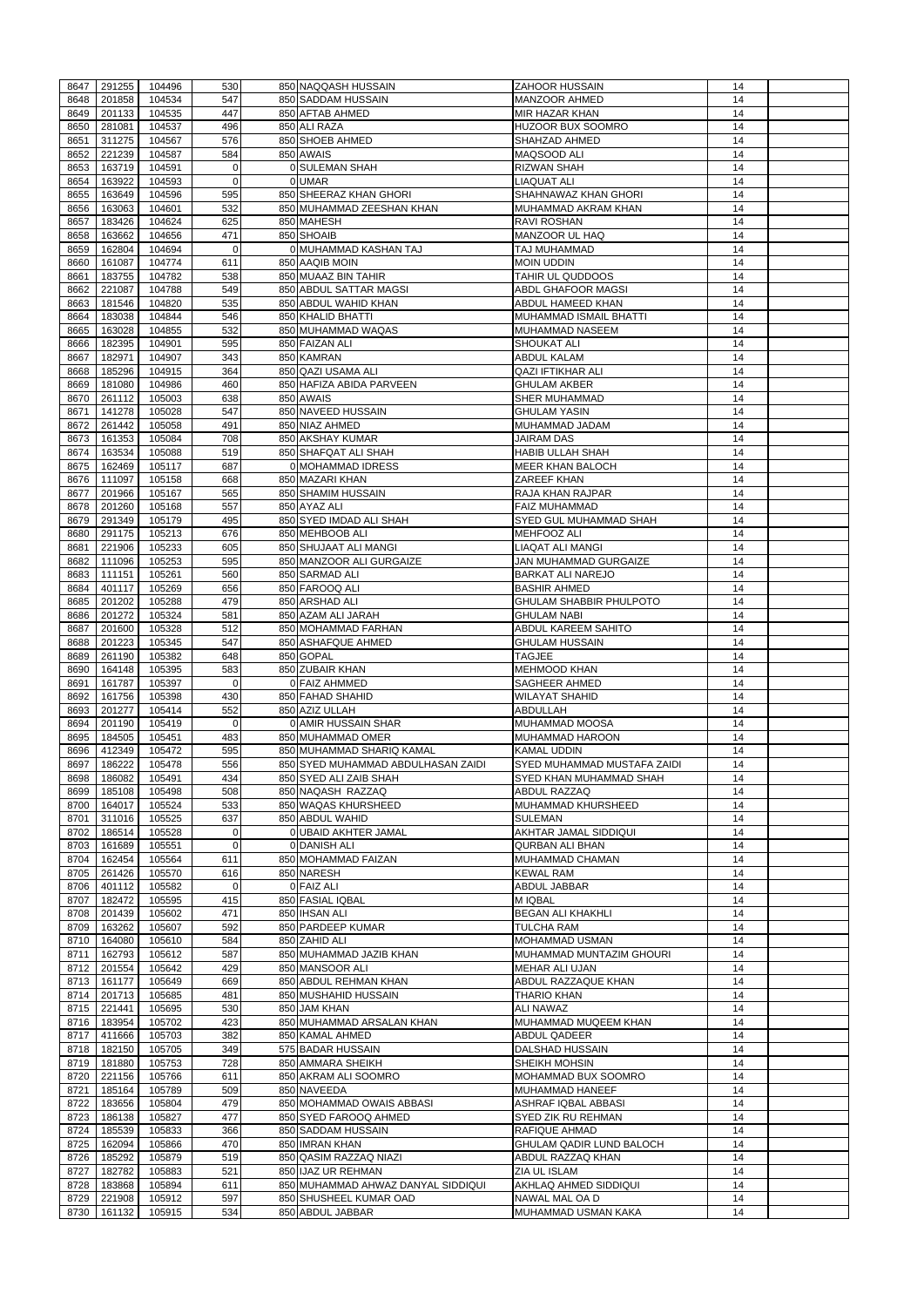| | | | | | | | | |
|---|---|---|---|---|---|---|---|---|
| 8647 | 291255 | 104496 | 530 | 850 | NAQQASH HUSSAIN | ZAHOOR HUSSAIN | 14 | |
| 8648 | 201858 | 104534 | 547 | 850 | SADDAM HUSSAIN | MANZOOR AHMED | 14 | |
| 8649 | 201133 | 104535 | 447 | 850 | AFTAB AHMED | MIR HAZAR KHAN | 14 | |
| 8650 | 281081 | 104537 | 496 | 850 | ALI RAZA | HUZOOR BUX SOOMRO | 14 | |
| 8651 | 311275 | 104567 | 576 | 850 | SHOEB AHMED | SHAHZAD AHMED | 14 | |
| 8652 | 221239 | 104587 | 584 | 850 | AWAIS | MAQSOOD ALI | 14 | |
| 8653 | 163719 | 104591 | 0 | 0 | SULEMAN SHAH | RIZWAN SHAH | 14 | |
| 8654 | 163922 | 104593 | 0 | 0 | UMAR | LIAQUAT ALI | 14 | |
| 8655 | 163649 | 104596 | 595 | 850 | SHEERAZ KHAN GHORI | SHAHNAWAZ KHAN GHORI | 14 | |
| 8656 | 163063 | 104601 | 532 | 850 | MUHAMMAD ZEESHAN KHAN | MUHAMMAD AKRAM KHAN | 14 | |
| 8657 | 183426 | 104624 | 625 | 850 | MAHESH | RAVI ROSHAN | 14 | |
| 8658 | 163662 | 104656 | 471 | 850 | SHOAIB | MANZOOR UL HAQ | 14 | |
| 8659 | 162804 | 104694 | 0 | 0 | MUHAMMAD KASHAN TAJ | TAJ MUHAMMAD | 14 | |
| 8660 | 161087 | 104774 | 611 | 850 | AAQIB MOIN | MOIN UDDIN | 14 | |
| 8661 | 183755 | 104782 | 538 | 850 | MUAAZ BIN TAHIR | TAHIR UL QUDDOOS | 14 | |
| 8662 | 221087 | 104788 | 549 | 850 | ABDUL SATTAR MAGSI | ABDL GHAFOOR MAGSI | 14 | |
| 8663 | 181546 | 104820 | 535 | 850 | ABDUL WAHID KHAN | ABDUL HAMEED KHAN | 14 | |
| 8664 | 183038 | 104844 | 546 | 850 | KHALID BHATTI | MUHAMMAD ISMAIL BHATTI | 14 | |
| 8665 | 163028 | 104855 | 532 | 850 | MUHAMMAD WAQAS | MUHAMMAD NASEEM | 14 | |
| 8666 | 182395 | 104901 | 595 | 850 | FAIZAN ALI | SHOUKAT ALI | 14 | |
| 8667 | 182971 | 104907 | 343 | 850 | KAMRAN | ABDUL KALAM | 14 | |
| 8668 | 185296 | 104915 | 364 | 850 | QAZI USAMA ALI | QAZI IFTIKHAR ALI | 14 | |
| 8669 | 181080 | 104986 | 460 | 850 | HAFIZA ABIDA PARVEEN | GHULAM AKBER | 14 | |
| 8670 | 261112 | 105003 | 638 | 850 | AWAIS | SHER MUHAMMAD | 14 | |
| 8671 | 141278 | 105028 | 547 | 850 | NAVEED HUSSAIN | GHULAM YASIN | 14 | |
| 8672 | 261442 | 105058 | 491 | 850 | NIAZ AHMED | MUHAMMAD JADAM | 14 | |
| 8673 | 161353 | 105084 | 708 | 850 | AKSHAY KUMAR | JAIRAM DAS | 14 | |
| 8674 | 163534 | 105088 | 519 | 850 | SHAFQAT ALI SHAH | HABIB ULLAH SHAH | 14 | |
| 8675 | 162469 | 105117 | 687 | 0 | MOHAMMAD IDRESS | MEER KHAN BALOCH | 14 | |
| 8676 | 111097 | 105158 | 668 | 850 | MAZARI KHAN | ZAREEF KHAN | 14 | |
| 8677 | 201966 | 105167 | 565 | 850 | SHAMIM HUSSAIN | RAJA KHAN RAJPAR | 14 | |
| 8678 | 201260 | 105168 | 557 | 850 | AYAZ ALI | FAIZ MUHAMMAD | 14 | |
| 8679 | 291349 | 105179 | 495 | 850 | SYED IMDAD ALI SHAH | SYED GUL MUHAMMAD SHAH | 14 | |
| 8680 | 291175 | 105213 | 676 | 850 | MEHBOOB ALI | MEHFOOZ ALI | 14 | |
| 8681 | 221906 | 105233 | 605 | 850 | SHUJAAT ALI MANGI | LIAQAT ALI MANGI | 14 | |
| 8682 | 111096 | 105253 | 595 | 850 | MANZOOR ALI GURGAIZE | JAN MUHAMMAD GURGAIZE | 14 | |
| 8683 | 111151 | 105261 | 560 | 850 | SARMAD ALI | BARKAT ALI NAREJO | 14 | |
| 8684 | 401117 | 105269 | 656 | 850 | FAROOQ ALI | BASHIR AHMED | 14 | |
| 8685 | 201202 | 105288 | 479 | 850 | ARSHAD ALI | GHULAM SHABBIR PHULPOTO | 14 | |
| 8686 | 201272 | 105324 | 581 | 850 | AZAM ALI JARAH | GHULAM NABI | 14 | |
| 8687 | 201600 | 105328 | 512 | 850 | MOHAMMAD FARHAN | ABDUL KAREEM SAHITO | 14 | |
| 8688 | 201223 | 105345 | 547 | 850 | ASHAFQUE AHMED | GHULAM HUSSAIN | 14 | |
| 8689 | 261190 | 105382 | 648 | 850 | GOPAL | TAGJEE | 14 | |
| 8690 | 164148 | 105395 | 583 | 850 | ZUBAIR KHAN | MEHMOOD KHAN | 14 | |
| 8691 | 161787 | 105397 | 0 | 0 | FAIZ AHMMED | SAGHEER AHMED | 14 | |
| 8692 | 161756 | 105398 | 430 | 850 | FAHAD SHAHID | WILAYAT SHAHID | 14 | |
| 8693 | 201277 | 105414 | 552 | 850 | AZIZ ULLAH | ABDULLAH | 14 | |
| 8694 | 201190 | 105419 | 0 | 0 | AMIR HUSSAIN SHAR | MUHAMMAD MOOSA | 14 | |
| 8695 | 184505 | 105451 | 483 | 850 | MUHAMMAD OMER | MUHAMMAD HAROON | 14 | |
| 8696 | 412349 | 105472 | 595 | 850 | MUHAMMAD SHARIQ KAMAL | KAMAL UDDIN | 14 | |
| 8697 | 186222 | 105478 | 556 | 850 | SYED MUHAMMAD ABDULHASAN ZAIDI | SYED MUHAMMAD MUSTAFA ZAIDI | 14 | |
| 8698 | 186082 | 105491 | 434 | 850 | SYED ALI ZAIB SHAH | SYED KHAN MUHAMMAD SHAH | 14 | |
| 8699 | 185108 | 105498 | 508 | 850 | NAQASH RAZZAQ | ABDUL RAZZAQ | 14 | |
| 8700 | 164017 | 105524 | 533 | 850 | WAQAS KHURSHEED | MUHAMMAD KHURSHEED | 14 | |
| 8701 | 311016 | 105525 | 637 | 850 | ABDUL WAHID | SULEMAN | 14 | |
| 8702 | 186514 | 105528 | 0 | 0 | UBAID AKHTER JAMAL | AKHTAR JAMAL SIDDIQUI | 14 | |
| 8703 | 161689 | 105551 | 0 | 0 | DANISH ALI | QURBAN ALI BHAN | 14 | |
| 8704 | 162454 | 105564 | 611 | 850 | MOHAMMAD FAIZAN | MUHAMMAD CHAMAN | 14 | |
| 8705 | 261426 | 105570 | 616 | 850 | NARESH | KEWAL RAM | 14 | |
| 8706 | 401112 | 105582 | 0 | 0 | FAIZ ALI | ABDUL JABBAR | 14 | |
| 8707 | 182472 | 105595 | 415 | 850 | FASIAL IQBAL | M IQBAL | 14 | |
| 8708 | 201439 | 105602 | 471 | 850 | IHSAN ALI | BEGAN ALI KHAKHLI | 14 | |
| 8709 | 163262 | 105607 | 592 | 850 | PARDEEP KUMAR | TULCHA RAM | 14 | |
| 8710 | 164080 | 105610 | 584 | 850 | ZAHID ALI | MOHAMMAD USMAN | 14 | |
| 8711 | 162793 | 105612 | 587 | 850 | MUHAMMAD JAZIB KHAN | MUHAMMAD MUNTAZIM GHOURI | 14 | |
| 8712 | 201554 | 105642 | 429 | 850 | MANSOOR ALI | MEHAR ALI UJAN | 14 | |
| 8713 | 161177 | 105649 | 669 | 850 | ABDUL REHMAN KHAN | ABDUL RAZZAQUE KHAN | 14 | |
| 8714 | 201713 | 105685 | 481 | 850 | MUSHAHID HUSSAIN | THARIO KHAN | 14 | |
| 8715 | 221441 | 105695 | 530 | 850 | JAM KHAN | ALI NAWAZ | 14 | |
| 8716 | 183954 | 105702 | 423 | 850 | MUHAMMAD ARSALAN KHAN | MUHAMMAD MUQEEM KHAN | 14 | |
| 8717 | 411666 | 105703 | 382 | 850 | KAMAL AHMED | ABDUL QADEER | 14 | |
| 8718 | 182150 | 105705 | 349 | 575 | BADAR HUSSAIN | DALSHAD HUSSAIN | 14 | |
| 8719 | 181880 | 105753 | 728 | 850 | AMMARA SHEIKH | SHEIKH MOHSIN | 14 | |
| 8720 | 221156 | 105766 | 611 | 850 | AKRAM ALI SOOMRO | MOHAMMAD BUX SOOMRO | 14 | |
| 8721 | 185164 | 105789 | 509 | 850 | NAVEEDA | MUHAMMAD HANEEF | 14 | |
| 8722 | 183656 | 105804 | 479 | 850 | MOHAMMAD OWAIS ABBASI | ASHRAF IQBAL ABBASI | 14 | |
| 8723 | 186138 | 105827 | 477 | 850 | SYED FAROOQ AHMED | SYED ZIK RU REHMAN | 14 | |
| 8724 | 185539 | 105833 | 366 | 850 | SADDAM HUSSAIN | RAFIQUE AHMAD | 14 | |
| 8725 | 162094 | 105866 | 470 | 850 | IMRAN KHAN | GHULAM QADIR LUND BALOCH | 14 | |
| 8726 | 185292 | 105879 | 519 | 850 | QASIM RAZZAQ NIAZI | ABDUL RAZZAQ KHAN | 14 | |
| 8727 | 182782 | 105883 | 521 | 850 | IJAZ UR REHMAN | ZIA UL ISLAM | 14 | |
| 8728 | 183868 | 105894 | 611 | 850 | MUHAMMAD AHWAZ DANYAL SIDDIQUI | AKHLAQ AHMED SIDDIQUI | 14 | |
| 8729 | 221908 | 105912 | 597 | 850 | SHUSHEEL KUMAR OAD | NAWAL MAL OA D | 14 | |
| 8730 | 161132 | 105915 | 534 | 850 | ABDUL JABBAR | MUHAMMAD USMAN KAKA | 14 | |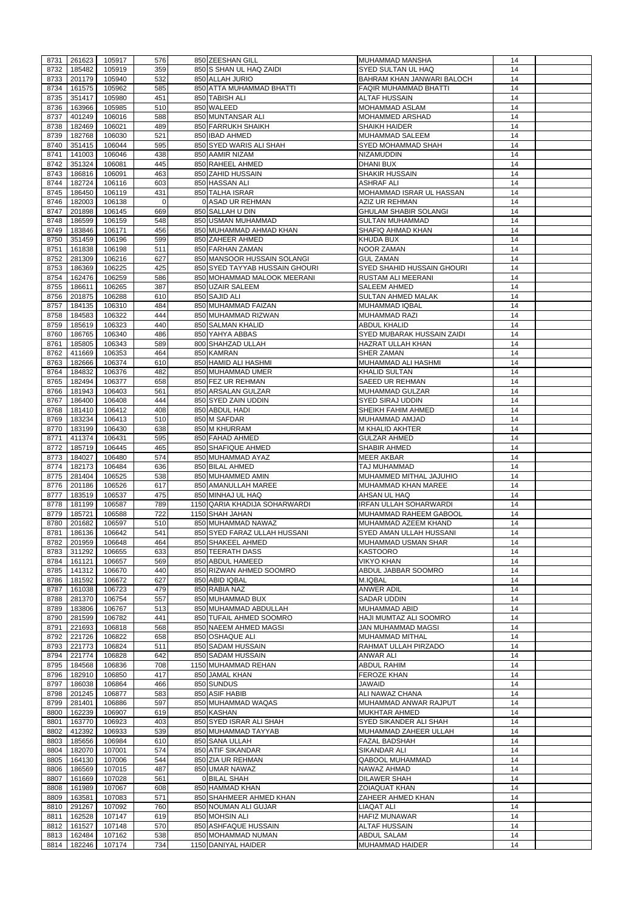| | | | | | | | | |
|---|---|---|---|---|---|---|---|---|
| 8731 | 261623 | 105917 | 576 | 850 | ZEESHAN GILL | MUHAMMAD MANSHA | 14 | |
| 8732 | 185482 | 105919 | 359 | 850 | S SHAN UL HAQ ZAIDI | SYED SULTAN UL HAQ | 14 | |
| 8733 | 201179 | 105940 | 532 | 850 | ALLAH JURIO | BAHRAM KHAN JANWARI BALOCH | 14 | |
| 8734 | 161575 | 105962 | 585 | 850 | ATTA MUHAMMAD BHATTI | FAQIR MUHAMMAD BHATTI | 14 | |
| 8735 | 351417 | 105980 | 451 | 850 | TABISH ALI | ALTAF HUSSAIN | 14 | |
| 8736 | 163966 | 105985 | 510 | 850 | WALEED | MOHAMMAD ASLAM | 14 | |
| 8737 | 401249 | 106016 | 588 | 850 | MUNTANSAR ALI | MOHAMMED ARSHAD | 14 | |
| 8738 | 182469 | 106021 | 489 | 850 | FARRUKH SHAIKH | SHAIKH HAIDER | 14 | |
| 8739 | 182768 | 106030 | 521 | 850 | IBAD AHMED | MUHAMMAD SALEEM | 14 | |
| 8740 | 351415 | 106044 | 595 | 850 | SYED WARIS ALI SHAH | SYED MOHAMMAD SHAH | 14 | |
| 8741 | 141003 | 106046 | 438 | 850 | AAMIR NIZAM | NIZAMUDDIN | 14 | |
| 8742 | 351324 | 106081 | 445 | 850 | RAHEEL AHMED | DHANI BUX | 14 | |
| 8743 | 186816 | 106091 | 463 | 850 | ZAHID HUSSAIN | SHAKIR HUSSAIN | 14 | |
| 8744 | 182724 | 106116 | 603 | 850 | HASSAN ALI | ASHRAF ALI | 14 | |
| 8745 | 186450 | 106119 | 431 | 850 | TALHA ISRAR | MOHAMMAD ISRAR UL HASSAN | 14 | |
| 8746 | 182003 | 106138 | 0 | 0 | ASAD UR REHMAN | AZIZ UR REHMAN | 14 | |
| 8747 | 201898 | 106145 | 669 | 850 | SALLAH U DIN | GHULAM SHABIR SOLANGI | 14 | |
| 8748 | 186599 | 106159 | 548 | 850 | USMAN MUHAMMAD | SULTAN MUHAMMAD | 14 | |
| 8749 | 183846 | 106171 | 456 | 850 | MUHAMMAD AHMAD KHAN | SHAFIQ AHMAD KHAN | 14 | |
| 8750 | 351459 | 106196 | 599 | 850 | ZAHEER AHMED | KHUDA BUX | 14 | |
| 8751 | 161838 | 106198 | 511 | 850 | FARHAN ZAMAN | NOOR ZAMAN | 14 | |
| 8752 | 281309 | 106216 | 627 | 850 | MANSOOR HUSSAIN SOLANGI | GUL ZAMAN | 14 | |
| 8753 | 186369 | 106225 | 425 | 850 | SYED TAYYAB HUSSAIN GHOURI | SYED SHAHID HUSSAIN GHOURI | 14 | |
| 8754 | 162476 | 106259 | 586 | 850 | MOHAMMAD MALOOK MEERANI | RUSTAM ALI MEERANI | 14 | |
| 8755 | 186611 | 106265 | 387 | 850 | UZAIR SALEEM | SALEEM AHMED | 14 | |
| 8756 | 201875 | 106288 | 610 | 850 | SAJID ALI | SULTAN AHMED MALAK | 14 | |
| 8757 | 184135 | 106310 | 484 | 850 | MUHAMMAD FAIZAN | MUHAMMAD IQBAL | 14 | |
| 8758 | 184583 | 106322 | 444 | 850 | MUHAMMAD RIZWAN | MUHAMMAD RAZI | 14 | |
| 8759 | 185619 | 106323 | 440 | 850 | SALMAN KHALID | ABDUL KHALID | 14 | |
| 8760 | 186765 | 106340 | 486 | 850 | YAHYA ABBAS | SYED MUBARAK HUSSAIN ZAIDI | 14 | |
| 8761 | 185805 | 106343 | 589 | 800 | SHAHZAD ULLAH | HAZRAT ULLAH KHAN | 14 | |
| 8762 | 411669 | 106353 | 464 | 850 | KAMRAN | SHER ZAMAN | 14 | |
| 8763 | 182666 | 106374 | 610 | 850 | HAMID ALI HASHMI | MUHAMMAD ALI HASHMI | 14 | |
| 8764 | 184832 | 106376 | 482 | 850 | MUHAMMAD UMER | KHALID SULTAN | 14 | |
| 8765 | 182494 | 106377 | 658 | 850 | FEZ UR REHMAN | SAEED UR REHMAN | 14 | |
| 8766 | 181943 | 106403 | 561 | 850 | ARSALAN GULZAR | MUHAMMAD GULZAR | 14 | |
| 8767 | 186400 | 106408 | 444 | 850 | SYED ZAIN UDDIN | SYED SIRAJ UDDIN | 14 | |
| 8768 | 181410 | 106412 | 408 | 850 | ABDUL HADI | SHEIKH FAHIM AHMED | 14 | |
| 8769 | 183234 | 106413 | 510 | 850 | M SAFDAR | MUHAMMAD AMJAD | 14 | |
| 8770 | 183199 | 106430 | 638 | 850 | M KHURRAM | M KHALID AKHTER | 14 | |
| 8771 | 411374 | 106431 | 595 | 850 | FAHAD AHMED | GULZAR AHMED | 14 | |
| 8772 | 185719 | 106445 | 465 | 850 | SHAFIQUE AHMED | SHABIR AHMED | 14 | |
| 8773 | 184027 | 106480 | 574 | 850 | MUHAMMAD AYAZ | MEER AKBAR | 14 | |
| 8774 | 182173 | 106484 | 636 | 850 | BILAL AHMED | TAJ MUHAMMAD | 14 | |
| 8775 | 281404 | 106525 | 538 | 850 | MUHAMMED AMIN | MUHAMMED MITHAL JAJUHIO | 14 | |
| 8776 | 201186 | 106526 | 617 | 850 | AMANULLAH MAREE | MUHAMMAD KHAN MAREE | 14 | |
| 8777 | 183519 | 106537 | 475 | 850 | MINHAJ UL HAQ | AHSAN UL HAQ | 14 | |
| 8778 | 181199 | 106587 | 789 | 1150 | QARIA KHADIJA SOHARWARDI | IRFAN ULLAH SOHARWARDI | 14 | |
| 8779 | 185721 | 106588 | 722 | 1150 | SHAH JAHAN | MUHAMMAD RAHEEM GABOOL | 14 | |
| 8780 | 201682 | 106597 | 510 | 850 | MUHAMMAD NAWAZ | MUHAMMAD AZEEM KHAND | 14 | |
| 8781 | 186136 | 106642 | 541 | 850 | SYED FARAZ ULLAH HUSSANI | SYED AMAN ULLAH HUSSANI | 14 | |
| 8782 | 201959 | 106648 | 464 | 850 | SHAKEEL AHMED | MUHAMMAD USMAN SHAR | 14 | |
| 8783 | 311292 | 106655 | 633 | 850 | TEERATH DASS | KASTOORO | 14 | |
| 8784 | 161121 | 106657 | 569 | 850 | ABDUL HAMEED | VIKYO KHAN | 14 | |
| 8785 | 141312 | 106670 | 440 | 850 | RIZWAN AHMED SOOMRO | ABDUL JABBAR SOOMRO | 14 | |
| 8786 | 181592 | 106672 | 627 | 850 | ABID IQBAL | M.IQBAL | 14 | |
| 8787 | 161038 | 106723 | 479 | 850 | RABIA NAZ | ANWER ADIL | 14 | |
| 8788 | 281370 | 106754 | 557 | 850 | MUHAMMAD BUX | SADAR UDDIN | 14 | |
| 8789 | 183806 | 106767 | 513 | 850 | MUHAMMAD ABDULLAH | MUHAMMAD ABID | 14 | |
| 8790 | 281599 | 106782 | 441 | 850 | TUFAIL AHMED SOOMRO | HAJI MUMTAZ ALI SOOMRO | 14 | |
| 8791 | 221693 | 106818 | 568 | 850 | NAEEM AHMED MAGSI | JAN MUHAMMAD MAGSI | 14 | |
| 8792 | 221726 | 106822 | 658 | 850 | OSHAQUE ALI | MUHAMMAD MITHAL | 14 | |
| 8793 | 221773 | 106824 | 511 | 850 | SADAM HUSSAIN | RAHMAT ULLAH PIRZADO | 14 | |
| 8794 | 221774 | 106828 | 642 | 850 | SADAM HUSSAIN | ANWAR ALI | 14 | |
| 8795 | 184568 | 106836 | 708 | 1150 | MUHAMMAD REHAN | ABDUL RAHIM | 14 | |
| 8796 | 182910 | 106850 | 417 | 850 | JAMAL KHAN | FEROZE KHAN | 14 | |
| 8797 | 186038 | 106864 | 466 | 850 | SUNDUS | JAWAID | 14 | |
| 8798 | 201245 | 106877 | 583 | 850 | ASIF HABIB | ALI NAWAZ CHANA | 14 | |
| 8799 | 281401 | 106886 | 597 | 850 | MUHAMMAD WAQAS | MUHAMMAD ANWAR RAJPUT | 14 | |
| 8800 | 162239 | 106907 | 619 | 850 | KASHAN | MUKHTAR AHMED | 14 | |
| 8801 | 163770 | 106923 | 403 | 850 | SYED ISRAR ALI SHAH | SYED SIKANDER ALI SHAH | 14 | |
| 8802 | 412392 | 106933 | 539 | 850 | MUHAMMAD TAYYAB | MUHAMMAD ZAHEER ULLAH | 14 | |
| 8803 | 185656 | 106984 | 610 | 850 | SANA ULLAH | FAZAL BADSHAH | 14 | |
| 8804 | 182070 | 107001 | 574 | 850 | ATIF SIKANDAR | SIKANDAR ALI | 14 | |
| 8805 | 164130 | 107006 | 544 | 850 | ZIA UR REHMAN | QABOOL MUHAMMAD | 14 | |
| 8806 | 186569 | 107015 | 487 | 850 | UMAR NAWAZ | NAWAZ AHMAD | 14 | |
| 8807 | 161669 | 107028 | 561 | 0 | BILAL SHAH | DILAWER SHAH | 14 | |
| 8808 | 161989 | 107067 | 608 | 850 | HAMMAD KHAN | ZOIAQUAT KHAN | 14 | |
| 8809 | 163581 | 107083 | 571 | 850 | SHAHMEER AHMED KHAN | ZAHEER AHMED KHAN | 14 | |
| 8810 | 291267 | 107092 | 760 | 850 | NOUMAN ALI GUJAR | LIAQAT ALI | 14 | |
| 8811 | 162528 | 107147 | 619 | 850 | MOHSIN ALI | HAFIZ MUNAWAR | 14 | |
| 8812 | 161527 | 107148 | 570 | 850 | ASHFAQUE HUSSAIN | ALTAF HUSSAIN | 14 | |
| 8813 | 162484 | 107162 | 538 | 850 | MOHAMMAD NUMAN | ABDUL SALAM | 14 | |
| 8814 | 182246 | 107174 | 734 | 1150 | DANIYAL HAIDER | MUHAMMAD HAIDER | 14 | |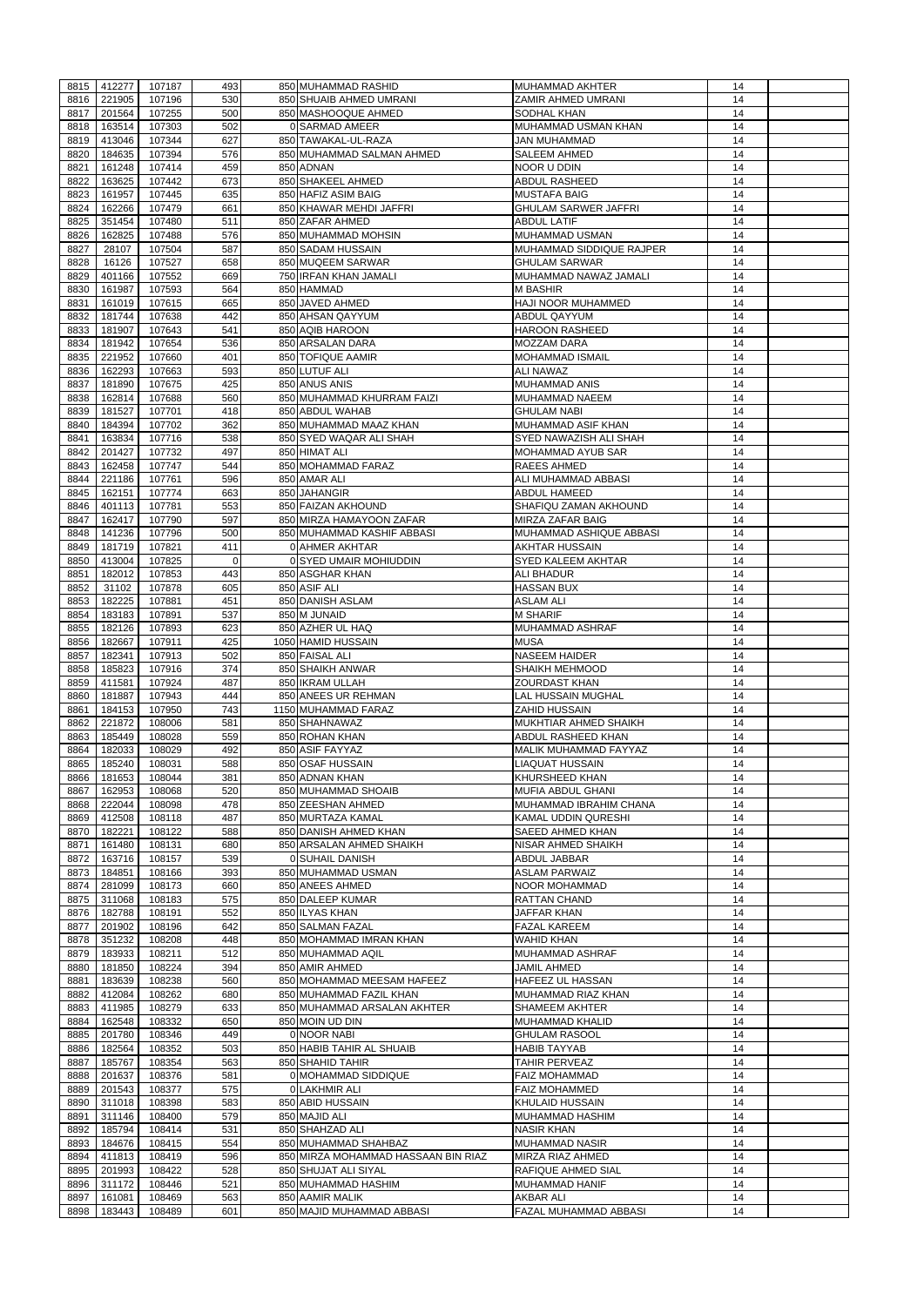| | | | | | | | | |
|---|---|---|---|---|---|---|---|---|
| 8815 | 412277 | 107187 | 493 | 850 | MUHAMMAD RASHID | MUHAMMAD AKHTER | 14 | |
| 8816 | 221905 | 107196 | 530 | 850 | SHUAIB AHMED UMRANI | ZAMIR AHMED UMRANI | 14 | |
| 8817 | 201564 | 107255 | 500 | 850 | MASHOOQUE AHMED | SODHAL KHAN | 14 | |
| 8818 | 163514 | 107303 | 502 | 0 | SARMAD AMEER | MUHAMMAD USMAN KHAN | 14 | |
| 8819 | 413046 | 107344 | 627 | 850 | TAWAKAL-UL-RAZA | JAN MUHAMMAD | 14 | |
| 8820 | 184635 | 107394 | 576 | 850 | MUHAMMAD SALMAN AHMED | SALEEM AHMED | 14 | |
| 8821 | 161248 | 107414 | 459 | 850 | ADNAN | NOOR U DDIN | 14 | |
| 8822 | 163625 | 107442 | 673 | 850 | SHAKEEL AHMED | ABDUL RASHEED | 14 | |
| 8823 | 161957 | 107445 | 635 | 850 | HAFIZ ASIM BAIG | MUSTAFA BAIG | 14 | |
| 8824 | 162266 | 107479 | 661 | 850 | KHAWAR MEHDI JAFFRI | GHULAM SARWER JAFFRI | 14 | |
| 8825 | 351454 | 107480 | 511 | 850 | ZAFAR AHMED | ABDUL LATIF | 14 | |
| 8826 | 162825 | 107488 | 576 | 850 | MUHAMMAD MOHSIN | MUHAMMAD USMAN | 14 | |
| 8827 | 28107 | 107504 | 587 | 850 | SADAM HUSSAIN | MUHAMMAD SIDDIQUE RAJPER | 14 | |
| 8828 | 16126 | 107527 | 658 | 850 | MUQEEM SARWAR | GHULAM SARWAR | 14 | |
| 8829 | 401166 | 107552 | 669 | 750 | IRFAN KHAN JAMALI | MUHAMMAD NAWAZ JAMALI | 14 | |
| 8830 | 161987 | 107593 | 564 | 850 | HAMMAD | M BASHIR | 14 | |
| 8831 | 161019 | 107615 | 665 | 850 | JAVED AHMED | HAJI NOOR MUHAMMED | 14 | |
| 8832 | 181744 | 107638 | 442 | 850 | AHSAN QAYYUM | ABDUL QAYYUM | 14 | |
| 8833 | 181907 | 107643 | 541 | 850 | AQIB HAROON | HAROON RASHEED | 14 | |
| 8834 | 181942 | 107654 | 536 | 850 | ARSALAN DARA | MOZZAM DARA | 14 | |
| 8835 | 221952 | 107660 | 401 | 850 | TOFIQUE AAMIR | MOHAMMAD ISMAIL | 14 | |
| 8836 | 162293 | 107663 | 593 | 850 | LUTUF ALI | ALI NAWAZ | 14 | |
| 8837 | 181890 | 107675 | 425 | 850 | ANUS ANIS | MUHAMMAD ANIS | 14 | |
| 8838 | 162814 | 107688 | 560 | 850 | MUHAMMAD KHURRAM FAIZI | MUHAMMAD NAEEM | 14 | |
| 8839 | 181527 | 107701 | 418 | 850 | ABDUL WAHAB | GHULAM NABI | 14 | |
| 8840 | 184394 | 107702 | 362 | 850 | MUHAMMAD MAAZ KHAN | MUHAMMAD ASIF KHAN | 14 | |
| 8841 | 163834 | 107716 | 538 | 850 | SYED WAQAR ALI SHAH | SYED NAWAZISH ALI SHAH | 14 | |
| 8842 | 201427 | 107732 | 497 | 850 | HIMAT ALI | MOHAMMAD AYUB SAR | 14 | |
| 8843 | 162458 | 107747 | 544 | 850 | MOHAMMAD FARAZ | RAEES AHMED | 14 | |
| 8844 | 221186 | 107761 | 596 | 850 | AMAR ALI | ALI MUHAMMAD ABBASI | 14 | |
| 8845 | 162151 | 107774 | 663 | 850 | JAHANGIR | ABDUL HAMEED | 14 | |
| 8846 | 401113 | 107781 | 553 | 850 | FAIZAN AKHOUND | SHAFIQU ZAMAN AKHOUND | 14 | |
| 8847 | 162417 | 107790 | 597 | 850 | MIRZA HAMAYOON ZAFAR | MIRZA ZAFAR BAIG | 14 | |
| 8848 | 141236 | 107796 | 500 | 850 | MUHAMMAD KASHIF ABBASI | MUHAMMAD ASHIQUE ABBASI | 14 | |
| 8849 | 181719 | 107821 | 411 | 0 | AHMER AKHTAR | AKHTAR HUSSAIN | 14 | |
| 8850 | 413004 | 107825 | 0 | 0 | SYED UMAIR MOHIUDDIN | SYED KALEEM AKHTAR | 14 | |
| 8851 | 182012 | 107853 | 443 | 850 | ASGHAR KHAN | ALI BHADUR | 14 | |
| 8852 | 31102 | 107878 | 605 | 850 | ASIF ALI | HASSAN BUX | 14 | |
| 8853 | 182225 | 107881 | 451 | 850 | DANISH ASLAM | ASLAM ALI | 14 | |
| 8854 | 183183 | 107891 | 537 | 850 | M JUNAID | M SHARIF | 14 | |
| 8855 | 182126 | 107893 | 623 | 850 | AZHER UL HAQ | MUHAMMAD ASHRAF | 14 | |
| 8856 | 182667 | 107911 | 425 | 1050 | HAMID HUSSAIN | MUSA | 14 | |
| 8857 | 182341 | 107913 | 502 | 850 | FAISAL ALI | NASEEM HAIDER | 14 | |
| 8858 | 185823 | 107916 | 374 | 850 | SHAIKH ANWAR | SHAIKH MEHMOOD | 14 | |
| 8859 | 411581 | 107924 | 487 | 850 | IKRAM ULLAH | ZOURDAST KHAN | 14 | |
| 8860 | 181887 | 107943 | 444 | 850 | ANEES UR REHMAN | LAL HUSSAIN MUGHAL | 14 | |
| 8861 | 184153 | 107950 | 743 | 1150 | MUHAMMAD FARAZ | ZAHID HUSSAIN | 14 | |
| 8862 | 221872 | 108006 | 581 | 850 | SHAHNAWAZ | MUKHTIAR AHMED SHAIKH | 14 | |
| 8863 | 185449 | 108028 | 559 | 850 | ROHAN KHAN | ABDUL RASHEED KHAN | 14 | |
| 8864 | 182033 | 108029 | 492 | 850 | ASIF FAYYAZ | MALIK MUHAMMAD FAYYAZ | 14 | |
| 8865 | 185240 | 108031 | 588 | 850 | OSAF HUSSAIN | LIAQUAT HUSSAIN | 14 | |
| 8866 | 181653 | 108044 | 381 | 850 | ADNAN KHAN | KHURSHEED KHAN | 14 | |
| 8867 | 162953 | 108068 | 520 | 850 | MUHAMMAD SHOAIB | MUFIA ABDUL GHANI | 14 | |
| 8868 | 222044 | 108098 | 478 | 850 | ZEESHAN AHMED | MUHAMMAD IBRAHIM CHANA | 14 | |
| 8869 | 412508 | 108118 | 487 | 850 | MURTAZA KAMAL | KAMAL UDDIN QURESHI | 14 | |
| 8870 | 182221 | 108122 | 588 | 850 | DANISH AHMED KHAN | SAEED AHMED KHAN | 14 | |
| 8871 | 161480 | 108131 | 680 | 850 | ARSALAN AHMED SHAIKH | NISAR AHMED SHAIKH | 14 | |
| 8872 | 163716 | 108157 | 539 | 0 | SUHAIL DANISH | ABDUL JABBAR | 14 | |
| 8873 | 184851 | 108166 | 393 | 850 | MUHAMMAD USMAN | ASLAM PARWAIZ | 14 | |
| 8874 | 281099 | 108173 | 660 | 850 | ANEES AHMED | NOOR MOHAMMAD | 14 | |
| 8875 | 311068 | 108183 | 575 | 850 | DALEEP KUMAR | RATTAN CHAND | 14 | |
| 8876 | 182788 | 108191 | 552 | 850 | ILYAS KHAN | JAFFAR KHAN | 14 | |
| 8877 | 201902 | 108196 | 642 | 850 | SALMAN FAZAL | FAZAL KAREEM | 14 | |
| 8878 | 351232 | 108208 | 448 | 850 | MOHAMMAD IMRAN KHAN | WAHID KHAN | 14 | |
| 8879 | 183933 | 108211 | 512 | 850 | MUHAMMAD AQIL | MUHAMMAD ASHRAF | 14 | |
| 8880 | 181850 | 108224 | 394 | 850 | AMIR AHMED | JAMIL AHMED | 14 | |
| 8881 | 183639 | 108238 | 560 | 850 | MOHAMMAD MEESAM HAFEEZ | HAFEEZ UL HASSAN | 14 | |
| 8882 | 412084 | 108262 | 680 | 850 | MUHAMMAD FAZIL KHAN | MUHAMMAD RIAZ KHAN | 14 | |
| 8883 | 411985 | 108279 | 633 | 850 | MUHAMMAD ARSALAN AKHTER | SHAMEEM AKHTER | 14 | |
| 8884 | 162548 | 108332 | 650 | 850 | MOIN UD DIN | MUHAMMAD KHALID | 14 | |
| 8885 | 201780 | 108346 | 449 | 0 | NOOR NABI | GHULAM RASOOL | 14 | |
| 8886 | 182564 | 108352 | 503 | 850 | HABIB TAHIR AL SHUAIB | HABIB TAYYAB | 14 | |
| 8887 | 185767 | 108354 | 563 | 850 | SHAHID TAHIR | TAHIR PERVEAZ | 14 | |
| 8888 | 201637 | 108376 | 581 | 0 | MOHAMMAD SIDDIQUE | FAIZ MOHAMMAD | 14 | |
| 8889 | 201543 | 108377 | 575 | 0 | LAKHMIR ALI | FAIZ MOHAMMED | 14 | |
| 8890 | 311018 | 108398 | 583 | 850 | ABID HUSSAIN | KHULAID HUSSAIN | 14 | |
| 8891 | 311146 | 108400 | 579 | 850 | MAJID ALI | MUHAMMAD HASHIM | 14 | |
| 8892 | 185794 | 108414 | 531 | 850 | SHAHZAD ALI | NASIR KHAN | 14 | |
| 8893 | 184676 | 108415 | 554 | 850 | MUHAMMAD SHAHBAZ | MUHAMMAD NASIR | 14 | |
| 8894 | 411813 | 108419 | 596 | 850 | MIRZA MOHAMMAD HASSAAN BIN RIAZ | MIRZA RIAZ AHMED | 14 | |
| 8895 | 201993 | 108422 | 528 | 850 | SHUJAT ALI SIYAL | RAFIQUE AHMED SIAL | 14 | |
| 8896 | 311172 | 108446 | 521 | 850 | MUHAMMAD HASHIM | MUHAMMAD HANIF | 14 | |
| 8897 | 161081 | 108469 | 563 | 850 | AAMIR MALIK | AKBAR ALI | 14 | |
| 8898 | 183443 | 108489 | 601 | 850 | MAJID MUHAMMAD ABBASI | FAZAL MUHAMMAD ABBASI | 14 | |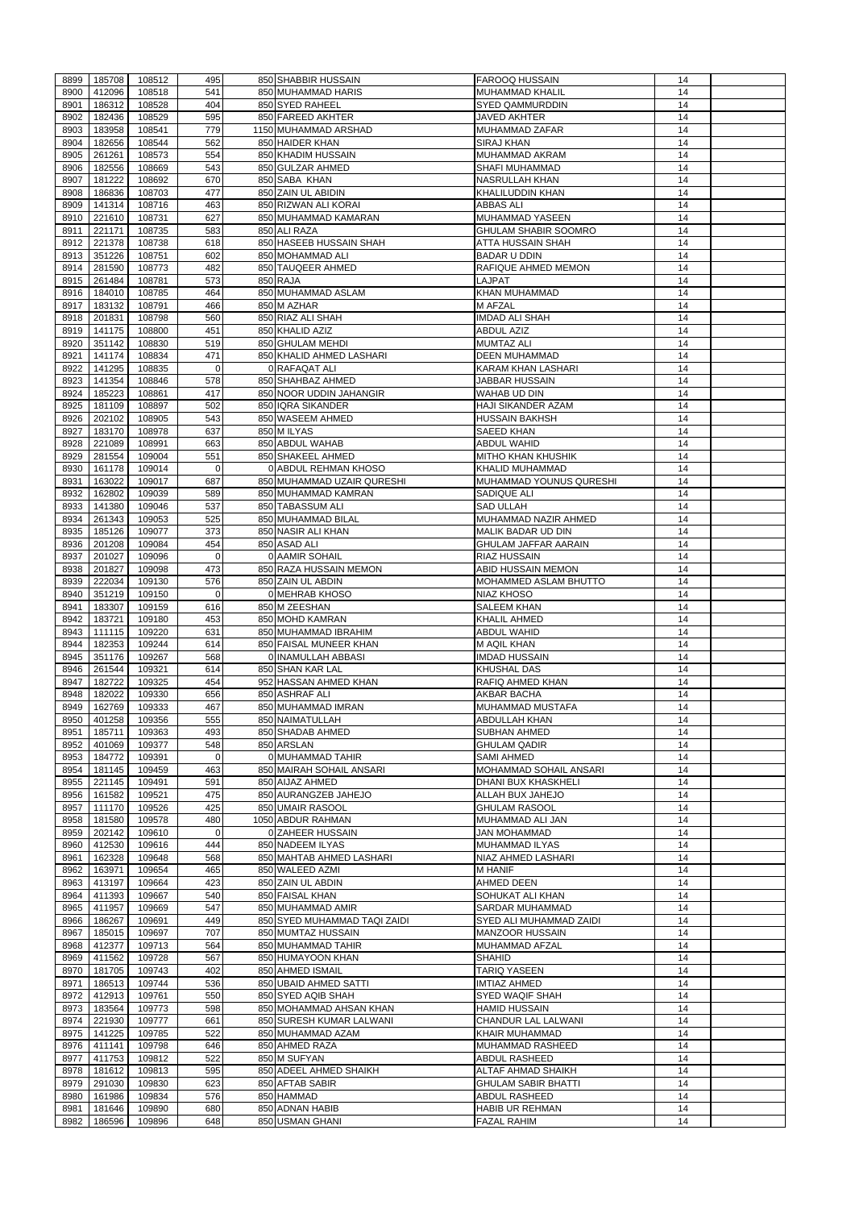| | | | | | | | | |
|---|---|---|---|---|---|---|---|---|
| 8899 | 185708 | 108512 | 495 | 850 | SHABBIR HUSSAIN | FAROOQ HUSSAIN | 14 | |
| 8900 | 412096 | 108518 | 541 | 850 | MUHAMMAD HARIS | MUHAMMAD KHALIL | 14 | |
| 8901 | 186312 | 108528 | 404 | 850 | SYED RAHEEL | SYED QAMMURDDIN | 14 | |
| 8902 | 182436 | 108529 | 595 | 850 | FAREED AKHTER | JAVED AKHTER | 14 | |
| 8903 | 183958 | 108541 | 779 | 1150 | MUHAMMAD ARSHAD | MUHAMMAD ZAFAR | 14 | |
| 8904 | 182656 | 108544 | 562 | 850 | HAIDER KHAN | SIRAJ KHAN | 14 | |
| 8905 | 261261 | 108573 | 554 | 850 | KHADIM HUSSAIN | MUHAMMAD AKRAM | 14 | |
| 8906 | 182556 | 108669 | 543 | 850 | GULZAR AHMED | SHAFI MUHAMMAD | 14 | |
| 8907 | 181222 | 108692 | 670 | 850 | SABA KHAN | NASRULLAH KHAN | 14 | |
| 8908 | 186836 | 108703 | 477 | 850 | ZAIN UL ABIDIN | KHALILUDDIN KHAN | 14 | |
| 8909 | 141314 | 108716 | 463 | 850 | RIZWAN ALI KORAI | ABBAS ALI | 14 | |
| 8910 | 221610 | 108731 | 627 | 850 | MUHAMMAD KAMARAN | MUHAMMAD YASEEN | 14 | |
| 8911 | 221171 | 108735 | 583 | 850 | ALI RAZA | GHULAM SHABIR SOOMRO | 14 | |
| 8912 | 221378 | 108738 | 618 | 850 | HASEEB HUSSAIN SHAH | ATTA HUSSAIN SHAH | 14 | |
| 8913 | 351226 | 108751 | 602 | 850 | MOHAMMAD ALI | BADAR U DDIN | 14 | |
| 8914 | 281590 | 108773 | 482 | 850 | TAUQEER AHMED | RAFIQUE AHMED MEMON | 14 | |
| 8915 | 261484 | 108781 | 573 | 850 | RAJA | LAJPAT | 14 | |
| 8916 | 184010 | 108785 | 464 | 850 | MUHAMMAD ASLAM | KHAN MUHAMMAD | 14 | |
| 8917 | 183132 | 108791 | 466 | 850 | M AZHAR | M AFZAL | 14 | |
| 8918 | 201831 | 108798 | 560 | 850 | RIAZ ALI SHAH | IMDAD ALI SHAH | 14 | |
| 8919 | 141175 | 108800 | 451 | 850 | KHALID AZIZ | ABDUL AZIZ | 14 | |
| 8920 | 351142 | 108830 | 519 | 850 | GHULAM MEHDI | MUMTAZ ALI | 14 | |
| 8921 | 141174 | 108834 | 471 | 850 | KHALID AHMED LASHARI | DEEN MUHAMMAD | 14 | |
| 8922 | 141295 | 108835 | 0 | 0 | RAFAQAT ALI | KARAM KHAN LASHARI | 14 | |
| 8923 | 141354 | 108846 | 578 | 850 | SHAHBAZ AHMED | JABBAR HUSSAIN | 14 | |
| 8924 | 185223 | 108861 | 417 | 850 | NOOR UDDIN JAHANGIR | WAHAB UD DIN | 14 | |
| 8925 | 181109 | 108897 | 502 | 850 | IQRA SIKANDER | HAJI SIKANDER AZAM | 14 | |
| 8926 | 202102 | 108905 | 543 | 850 | WASEEM AHMED | HUSSAIN BAKHSH | 14 | |
| 8927 | 183170 | 108978 | 637 | 850 | M ILYAS | SAEED KHAN | 14 | |
| 8928 | 221089 | 108991 | 663 | 850 | ABDUL WAHAB | ABDUL WAHID | 14 | |
| 8929 | 281554 | 109004 | 551 | 850 | SHAKEEL AHMED | MITHO KHAN KHUSHIK | 14 | |
| 8930 | 161178 | 109014 | 0 | 0 | ABDUL REHMAN KHOSO | KHALID MUHAMMAD | 14 | |
| 8931 | 163022 | 109017 | 687 | 850 | MUHAMMAD UZAIR QURESHI | MUHAMMAD YOUNUS QURESHI | 14 | |
| 8932 | 162802 | 109039 | 589 | 850 | MUHAMMAD KAMRAN | SADIQUE ALI | 14 | |
| 8933 | 141380 | 109046 | 537 | 850 | TABASSUM ALI | SAD ULLAH | 14 | |
| 8934 | 261343 | 109053 | 525 | 850 | MUHAMMAD BILAL | MUHAMMAD NAZIR AHMED | 14 | |
| 8935 | 185126 | 109077 | 373 | 850 | NASIR ALI KHAN | MALIK BADAR UD DIN | 14 | |
| 8936 | 201208 | 109084 | 454 | 850 | ASAD ALI | GHULAM JAFFAR AARAIN | 14 | |
| 8937 | 201027 | 109096 | 0 | 0 | AAMIR SOHAIL | RIAZ HUSSAIN | 14 | |
| 8938 | 201827 | 109098 | 473 | 850 | RAZA HUSSAIN MEMON | ABID HUSSAIN MEMON | 14 | |
| 8939 | 222034 | 109130 | 576 | 850 | ZAIN UL ABDIN | MOHAMMED ASLAM BHUTTO | 14 | |
| 8940 | 351219 | 109150 | 0 | 0 | MEHRAB KHOSO | NIAZ KHOSO | 14 | |
| 8941 | 183307 | 109159 | 616 | 850 | M ZEESHAN | SALEEM KHAN | 14 | |
| 8942 | 183721 | 109180 | 453 | 850 | MOHD KAMRAN | KHALIL AHMED | 14 | |
| 8943 | 111115 | 109220 | 631 | 850 | MUHAMMAD IBRAHIM | ABDUL WAHID | 14 | |
| 8944 | 182353 | 109244 | 614 | 850 | FAISAL MUNEER KHAN | M AQIL KHAN | 14 | |
| 8945 | 351176 | 109267 | 568 | 0 | INAMULLAH ABBASI | IMDAD HUSSAIN | 14 | |
| 8946 | 261544 | 109321 | 614 | 850 | SHAN KAR LAL | KHUSHAL DAS | 14 | |
| 8947 | 182722 | 109325 | 454 | 952 | HASSAN AHMED KHAN | RAFIQ AHMED KHAN | 14 | |
| 8948 | 182022 | 109330 | 656 | 850 | ASHRAF ALI | AKBAR BACHA | 14 | |
| 8949 | 162769 | 109333 | 467 | 850 | MUHAMMAD IMRAN | MUHAMMAD MUSTAFA | 14 | |
| 8950 | 401258 | 109356 | 555 | 850 | NAIMATULLAH | ABDULLAH KHAN | 14 | |
| 8951 | 185711 | 109363 | 493 | 850 | SHADAB AHMED | SUBHAN AHMED | 14 | |
| 8952 | 401069 | 109377 | 548 | 850 | ARSLAN | GHULAM QADIR | 14 | |
| 8953 | 184772 | 109391 | 0 | 0 | MUHAMMAD TAHIR | SAMI AHMED | 14 | |
| 8954 | 181145 | 109459 | 463 | 850 | MAIRAH SOHAIL ANSARI | MOHAMMAD SOHAIL ANSARI | 14 | |
| 8955 | 221145 | 109491 | 591 | 850 | AIJAZ AHMED | DHANI BUX KHASKHELI | 14 | |
| 8956 | 161582 | 109521 | 475 | 850 | AURANGZEB JAHEJO | ALLAH BUX JAHEJO | 14 | |
| 8957 | 111170 | 109526 | 425 | 850 | UMAIR RASOOL | GHULAM RASOOL | 14 | |
| 8958 | 181580 | 109578 | 480 | 1050 | ABDUR RAHMAN | MUHAMMAD ALI JAN | 14 | |
| 8959 | 202142 | 109610 | 0 | 0 | ZAHEER HUSSAIN | JAN MOHAMMAD | 14 | |
| 8960 | 412530 | 109616 | 444 | 850 | NADEEM ILYAS | MUHAMMAD ILYAS | 14 | |
| 8961 | 162328 | 109648 | 568 | 850 | MAHTAB AHMED LASHARI | NIAZ AHMED LASHARI | 14 | |
| 8962 | 163971 | 109654 | 465 | 850 | WALEED AZMI | M HANIF | 14 | |
| 8963 | 413197 | 109664 | 423 | 850 | ZAIN UL ABDIN | AHMED DEEN | 14 | |
| 8964 | 411393 | 109667 | 540 | 850 | FAISAL KHAN | SOHUKAT ALI KHAN | 14 | |
| 8965 | 411957 | 109669 | 547 | 850 | MUHAMMAD AMIR | SARDAR MUHAMMAD | 14 | |
| 8966 | 186267 | 109691 | 449 | 850 | SYED MUHAMMAD TAQI ZAIDI | SYED ALI MUHAMMAD ZAIDI | 14 | |
| 8967 | 185015 | 109697 | 707 | 850 | MUMTAZ HUSSAIN | MANZOOR HUSSAIN | 14 | |
| 8968 | 412377 | 109713 | 564 | 850 | MUHAMMAD TAHIR | MUHAMMAD AFZAL | 14 | |
| 8969 | 411562 | 109728 | 567 | 850 | HUMAYOON KHAN | SHAHID | 14 | |
| 8970 | 181705 | 109743 | 402 | 850 | AHMED ISMAIL | TARIQ YASEEN | 14 | |
| 8971 | 186513 | 109744 | 536 | 850 | UBAID AHMED SATTI | IMTIAZ AHMED | 14 | |
| 8972 | 412913 | 109761 | 550 | 850 | SYED AQIB SHAH | SYED WAQIF SHAH | 14 | |
| 8973 | 183564 | 109773 | 598 | 850 | MOHAMMAD AHSAN KHAN | HAMID HUSSAIN | 14 | |
| 8974 | 221930 | 109777 | 661 | 850 | SURESH KUMAR LALWANI | CHANDUR LAL LALWANI | 14 | |
| 8975 | 141225 | 109785 | 522 | 850 | MUHAMMAD AZAM | KHAIR MUHAMMAD | 14 | |
| 8976 | 411141 | 109798 | 646 | 850 | AHMED RAZA | MUHAMMAD RASHEED | 14 | |
| 8977 | 411753 | 109812 | 522 | 850 | M SUFYAN | ABDUL RASHEED | 14 | |
| 8978 | 181612 | 109813 | 595 | 850 | ADEEL AHMED SHAIKH | ALTAF AHMAD SHAIKH | 14 | |
| 8979 | 291030 | 109830 | 623 | 850 | AFTAB SABIR | GHULAM SABIR BHATTI | 14 | |
| 8980 | 161986 | 109834 | 576 | 850 | HAMMAD | ABDUL RASHEED | 14 | |
| 8981 | 181646 | 109890 | 680 | 850 | ADNAN HABIB | HABIB UR REHMAN | 14 | |
| 8982 | 186596 | 109896 | 648 | 850 | USMAN GHANI | FAZAL RAHIM | 14 | |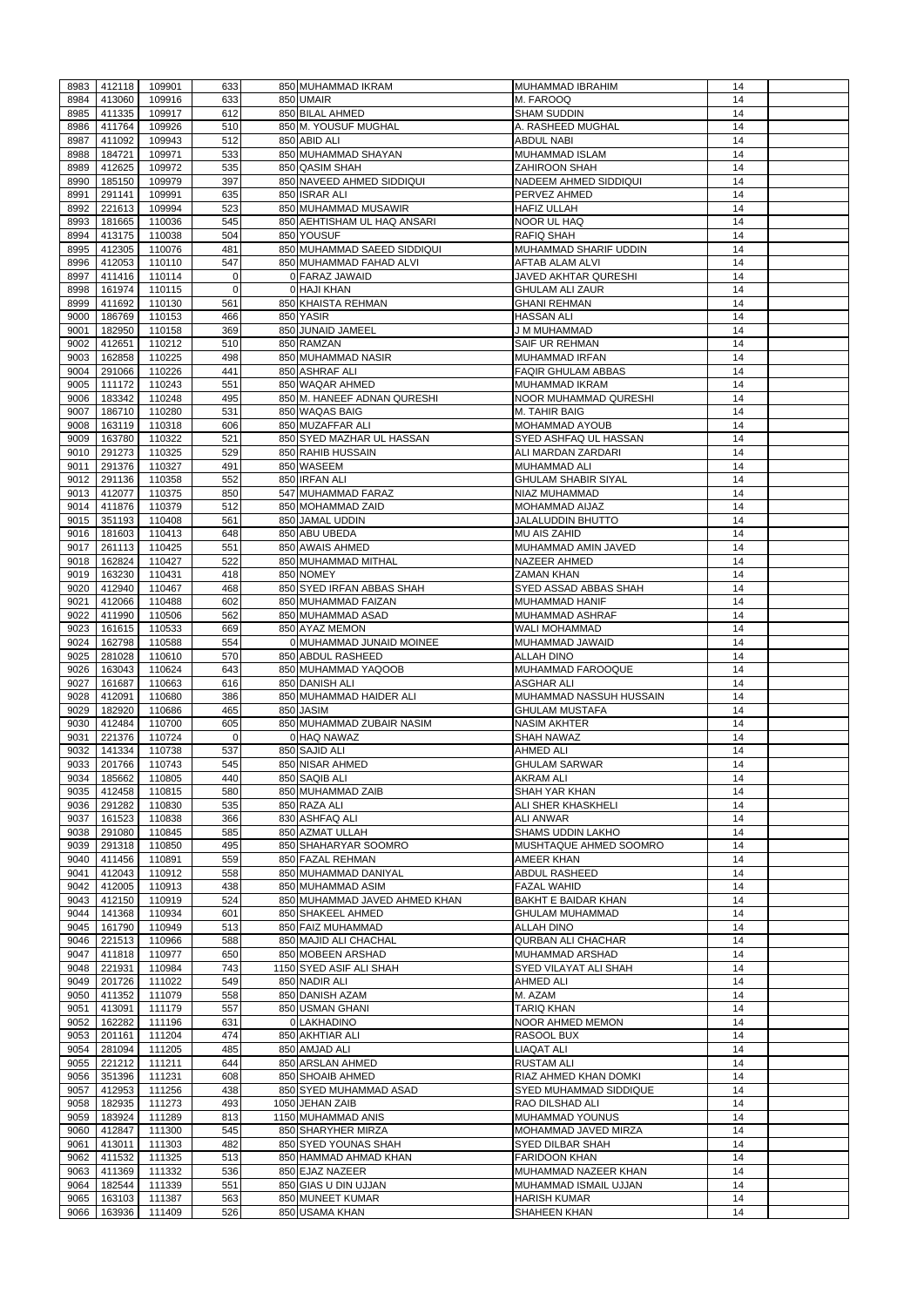| | | | | | | | | |
|---|---|---|---|---|---|---|---|---|
| 8983 | 412118 | 109901 | 633 | 850 | MUHAMMAD IKRAM | MUHAMMAD IBRAHIM | 14 | |
| 8984 | 413060 | 109916 | 633 | 850 | UMAIR | M. FAROOQ | 14 | |
| 8985 | 411335 | 109917 | 612 | 850 | BILAL AHMED | SHAM SUDDIN | 14 | |
| 8986 | 411764 | 109926 | 510 | 850 | M. YOUSUF MUGHAL | A. RASHEED MUGHAL | 14 | |
| 8987 | 411092 | 109943 | 512 | 850 | ABID ALI | ABDUL NABI | 14 | |
| 8988 | 184721 | 109971 | 533 | 850 | MUHAMMAD SHAYAN | MUHAMMAD ISLAM | 14 | |
| 8989 | 412625 | 109972 | 535 | 850 | QASIM SHAH | ZAHIROON SHAH | 14 | |
| 8990 | 185150 | 109979 | 397 | 850 | NAVEED AHMED SIDDIQUI | NADEEM AHMED SIDDIQUI | 14 | |
| 8991 | 291141 | 109991 | 635 | 850 | ISRAR ALI | PERVEZ AHMED | 14 | |
| 8992 | 221613 | 109994 | 523 | 850 | MUHAMMAD MUSAWIR | HAFIZ ULLAH | 14 | |
| 8993 | 181665 | 110036 | 545 | 850 | AEHTISHAM UL HAQ ANSARI | NOOR UL HAQ | 14 | |
| 8994 | 413175 | 110038 | 504 | 850 | YOUSUF | RAFIQ SHAH | 14 | |
| 8995 | 412305 | 110076 | 481 | 850 | MUHAMMAD SAEED SIDDIQUI | MUHAMMAD SHARIF UDDIN | 14 | |
| 8996 | 412053 | 110110 | 547 | 850 | MUHAMMAD FAHAD ALVI | AFTAB ALAM ALVI | 14 | |
| 8997 | 411416 | 110114 | 0 | 0 | FARAZ JAWAID | JAVED AKHTAR QURESHI | 14 | |
| 8998 | 161974 | 110115 | 0 | 0 | HAJI KHAN | GHULAM ALI ZAUR | 14 | |
| 8999 | 411692 | 110130 | 561 | 850 | KHAISTA REHMAN | GHANI REHMAN | 14 | |
| 9000 | 186769 | 110153 | 466 | 850 | YASIR | HASSAN ALI | 14 | |
| 9001 | 182950 | 110158 | 369 | 850 | JUNAID JAMEEL | J M MUHAMMAD | 14 | |
| 9002 | 412651 | 110212 | 510 | 850 | RAMZAN | SAIF UR REHMAN | 14 | |
| 9003 | 162858 | 110225 | 498 | 850 | MUHAMMAD NASIR | MUHAMMAD IRFAN | 14 | |
| 9004 | 291066 | 110226 | 441 | 850 | ASHRAF ALI | FAQIR GHULAM ABBAS | 14 | |
| 9005 | 111172 | 110243 | 551 | 850 | WAQAR AHMED | MUHAMMAD IKRAM | 14 | |
| 9006 | 183342 | 110248 | 495 | 850 | M. HANEEF ADNAN QURESHI | NOOR MUHAMMAD QURESHI | 14 | |
| 9007 | 186710 | 110280 | 531 | 850 | WAQAS BAIG | M. TAHIR BAIG | 14 | |
| 9008 | 163119 | 110318 | 606 | 850 | MUZAFFAR ALI | MOHAMMAD AYOUB | 14 | |
| 9009 | 163780 | 110322 | 521 | 850 | SYED MAZHAR UL HASSAN | SYED ASHFAQ UL HASSAN | 14 | |
| 9010 | 291273 | 110325 | 529 | 850 | RAHIB HUSSAIN | ALI MARDAN ZARDARI | 14 | |
| 9011 | 291376 | 110327 | 491 | 850 | WASEEM | MUHAMMAD ALI | 14 | |
| 9012 | 291136 | 110358 | 552 | 850 | IRFAN ALI | GHULAM SHABIR SIYAL | 14 | |
| 9013 | 412077 | 110375 | 850 | 547 | MUHAMMAD FARAZ | NIAZ MUHAMMAD | 14 | |
| 9014 | 411876 | 110379 | 512 | 850 | MOHAMMAD ZAID | MOHAMMAD AIJAZ | 14 | |
| 9015 | 351193 | 110408 | 561 | 850 | JAMAL UDDIN | JALALUDDIN BHUTTO | 14 | |
| 9016 | 181603 | 110413 | 648 | 850 | ABU UBEDA | MU AIS ZAHID | 14 | |
| 9017 | 261113 | 110425 | 551 | 850 | AWAIS AHMED | MUHAMMAD AMIN JAVED | 14 | |
| 9018 | 162824 | 110427 | 522 | 850 | MUHAMMAD MITHAL | NAZEER AHMED | 14 | |
| 9019 | 163230 | 110431 | 418 | 850 | NOMEY | ZAMAN KHAN | 14 | |
| 9020 | 412940 | 110467 | 468 | 850 | SYED IRFAN ABBAS SHAH | SYED ASSAD ABBAS SHAH | 14 | |
| 9021 | 412066 | 110488 | 602 | 850 | MUHAMMAD FAIZAN | MUHAMMAD HANIF | 14 | |
| 9022 | 411990 | 110506 | 562 | 850 | MUHAMMAD ASAD | MUHAMMAD ASHRAF | 14 | |
| 9023 | 161615 | 110533 | 669 | 850 | AYAZ MEMON | WALI MOHAMMAD | 14 | |
| 9024 | 162798 | 110588 | 554 | 0 | MUHAMMAD JUNAID MOINEE | MUHAMMAD JAWAID | 14 | |
| 9025 | 281028 | 110610 | 570 | 850 | ABDUL RASHEED | ALLAH DINO | 14 | |
| 9026 | 163043 | 110624 | 643 | 850 | MUHAMMAD YAQOOB | MUHAMMAD FAROOQUE | 14 | |
| 9027 | 161687 | 110663 | 616 | 850 | DANISH ALI | ASGHAR ALI | 14 | |
| 9028 | 412091 | 110680 | 386 | 850 | MUHAMMAD HAIDER ALI | MUHAMMAD NASSUH HUSSAIN | 14 | |
| 9029 | 182920 | 110686 | 465 | 850 | JASIM | GHULAM MUSTAFA | 14 | |
| 9030 | 412484 | 110700 | 605 | 850 | MUHAMMAD ZUBAIR NASIM | NASIM AKHTER | 14 | |
| 9031 | 221376 | 110724 | 0 | 0 | HAQ NAWAZ | SHAH NAWAZ | 14 | |
| 9032 | 141334 | 110738 | 537 | 850 | SAJID ALI | AHMED ALI | 14 | |
| 9033 | 201766 | 110743 | 545 | 850 | NISAR AHMED | GHULAM SARWAR | 14 | |
| 9034 | 185662 | 110805 | 440 | 850 | SAQIB ALI | AKRAM ALI | 14 | |
| 9035 | 412458 | 110815 | 580 | 850 | MUHAMMAD ZAIB | SHAH YAR KHAN | 14 | |
| 9036 | 291282 | 110830 | 535 | 850 | RAZA ALI | ALI SHER KHASKHELI | 14 | |
| 9037 | 161523 | 110838 | 366 | 830 | ASHFAQ ALI | ALI ANWAR | 14 | |
| 9038 | 291080 | 110845 | 585 | 850 | AZMAT ULLAH | SHAMS UDDIN LAKHO | 14 | |
| 9039 | 291318 | 110850 | 495 | 850 | SHAHARYAR SOOMRO | MUSHTAQUE AHMED SOOMRO | 14 | |
| 9040 | 411456 | 110891 | 559 | 850 | FAZAL REHMAN | AMEER KHAN | 14 | |
| 9041 | 412043 | 110912 | 558 | 850 | MUHAMMAD DANIYAL | ABDUL RASHEED | 14 | |
| 9042 | 412005 | 110913 | 438 | 850 | MUHAMMAD ASIM | FAZAL WAHID | 14 | |
| 9043 | 412150 | 110919 | 524 | 850 | MUHAMMAD JAVED AHMED KHAN | BAKHT E BAIDAR KHAN | 14 | |
| 9044 | 141368 | 110934 | 601 | 850 | SHAKEEL AHMED | GHULAM MUHAMMAD | 14 | |
| 9045 | 161790 | 110949 | 513 | 850 | FAIZ MUHAMMAD | ALLAH DINO | 14 | |
| 9046 | 221513 | 110966 | 588 | 850 | MAJID ALI CHACHAL | QURBAN ALI CHACHAR | 14 | |
| 9047 | 411818 | 110977 | 650 | 850 | MOBEEN ARSHAD | MUHAMMAD ARSHAD | 14 | |
| 9048 | 221931 | 110984 | 743 | 1150 | SYED ASIF ALI SHAH | SYED VILAYAT ALI SHAH | 14 | |
| 9049 | 201726 | 111022 | 549 | 850 | NADIR ALI | AHMED ALI | 14 | |
| 9050 | 411352 | 111079 | 558 | 850 | DANISH AZAM | M. AZAM | 14 | |
| 9051 | 413091 | 111179 | 557 | 850 | USMAN GHANI | TARIQ KHAN | 14 | |
| 9052 | 162282 | 111196 | 631 | 0 | LAKHADINO | NOOR AHMED MEMON | 14 | |
| 9053 | 201161 | 111204 | 474 | 850 | AKHTIAR ALI | RASOOL BUX | 14 | |
| 9054 | 281094 | 111205 | 485 | 850 | AMJAD ALI | LIAQAT ALI | 14 | |
| 9055 | 221212 | 111211 | 644 | 850 | ARSLAN AHMED | RUSTAM ALI | 14 | |
| 9056 | 351396 | 111231 | 608 | 850 | SHOAIB AHMED | RIAZ AHMED KHAN DOMKI | 14 | |
| 9057 | 412953 | 111256 | 438 | 850 | SYED MUHAMMAD ASAD | SYED MUHAMMAD SIDDIQUE | 14 | |
| 9058 | 182935 | 111273 | 493 | 1050 | JEHAN ZAIB | RAO DILSHAD ALI | 14 | |
| 9059 | 183924 | 111289 | 813 | 1150 | MUHAMMAD ANIS | MUHAMMAD YOUNUS | 14 | |
| 9060 | 412847 | 111300 | 545 | 850 | SHARYHER MIRZA | MOHAMMAD JAVED MIRZA | 14 | |
| 9061 | 413011 | 111303 | 482 | 850 | SYED YOUNAS SHAH | SYED DILBAR SHAH | 14 | |
| 9062 | 411532 | 111325 | 513 | 850 | HAMMAD AHMAD KHAN | FARIDOON KHAN | 14 | |
| 9063 | 411369 | 111332 | 536 | 850 | EJAZ NAZEER | MUHAMMAD NAZEER KHAN | 14 | |
| 9064 | 182544 | 111339 | 551 | 850 | GIAS U DIN UJJAN | MUHAMMAD ISMAIL UJJAN | 14 | |
| 9065 | 163103 | 111387 | 563 | 850 | MUNEET KUMAR | HARISH KUMAR | 14 | |
| 9066 | 163936 | 111409 | 526 | 850 | USAMA KHAN | SHAHEEN KHAN | 14 | |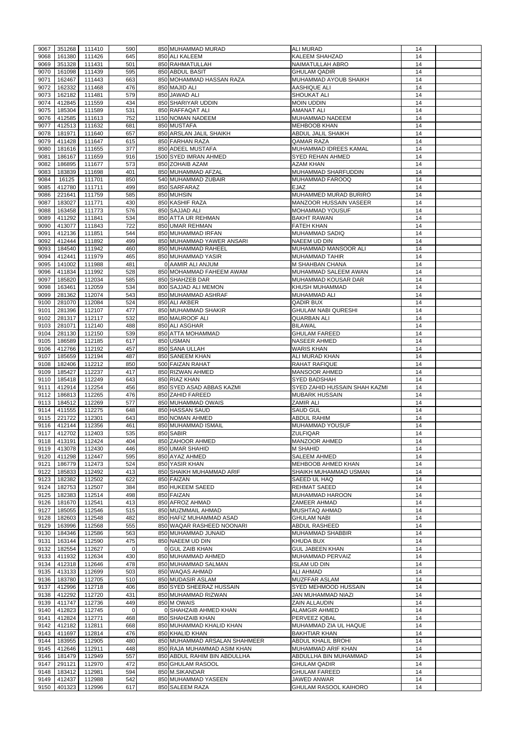| | | | | | | | | |
|---|---|---|---|---|---|---|---|---|
| 9067 | 351268 | 111410 | 590 | 850 | MUHAMMAD MURAD | ALI MURAD | 14 | |
| 9068 | 161380 | 111426 | 645 | 850 | ALI KALEEM | KALEEM SHAHZAD | 14 | |
| 9069 | 351328 | 111431 | 501 | 850 | RAHMATULLAH | NAIMATULLAH ABRO | 14 | |
| 9070 | 161098 | 111439 | 595 | 850 | ABDUL BASIT | GHULAM QADIR | 14 | |
| 9071 | 162467 | 111443 | 663 | 850 | MOHAMMAD HASSAN RAZA | MUHAMMAD AYOUB SHAIKH | 14 | |
| 9072 | 162332 | 111468 | 476 | 850 | MAJID ALI | AASHIQUE ALI | 14 | |
| 9073 | 162182 | 111481 | 579 | 850 | JAWAD ALI | SHOUKAT ALI | 14 | |
| 9074 | 412845 | 111559 | 434 | 850 | SHARIYAR UDDIN | MOIN UDDIN | 14 | |
| 9075 | 185304 | 111589 | 531 | 850 | RAFFAQAT ALI | AMANAT ALI | 14 | |
| 9076 | 412585 | 111613 | 752 | 1150 | NOMAN NADEEM | MUHAMMAD NADEEM | 14 | |
| 9077 | 412513 | 111632 | 681 | 850 | MUSTAFA | MEHBOOB KHAN | 14 | |
| 9078 | 181971 | 111640 | 657 | 850 | ARSLAN JALIL SHAIKH | ABDUL JALIL SHAIKH | 14 | |
| 9079 | 411428 | 111647 | 615 | 850 | FARHAN RAZA | QAMAR RAZA | 14 | |
| 9080 | 181616 | 111655 | 377 | 850 | ADEEL MUSTAFA | MUHAMMAD IDREES KAMAL | 14 | |
| 9081 | 186167 | 111659 | 916 | 1500 | SYED IMRAN AHMED | SYED REHAN AHMED | 14 | |
| 9082 | 186895 | 111677 | 573 | 850 | ZOHAIB AZAM | AZAM KHAN | 14 | |
| 9083 | 183839 | 111698 | 401 | 850 | MUHAMMAD AFZAL | MUHAMMAD SHARFUDDIN | 14 | |
| 9084 | 16125 | 111701 | 850 | 540 | MUHAMMAD ZUBAIR | MUHAMMAD FAROOQ | 14 | |
| 9085 | 412780 | 111711 | 499 | 850 | SARFARAZ | EJAZ | 14 | |
| 9086 | 221641 | 111759 | 585 | 850 | MUHSIN | MUHAMMED MURAD BURIRO | 14 | |
| 9087 | 183027 | 111771 | 430 | 850 | KASHIF RAZA | MANZOOR HUSSAIN VASEER | 14 | |
| 9088 | 163458 | 111773 | 576 | 850 | SAJJAD ALI | MOHAMMAD YOUSUF | 14 | |
| 9089 | 411292 | 111841 | 534 | 850 | ATTA UR REHMAN | BAKHT RAWAN | 14 | |
| 9090 | 413077 | 111843 | 722 | 850 | UMAR REHMAN | FATEH KHAN | 14 | |
| 9091 | 412136 | 111851 | 544 | 850 | MUHAMMAD IRFAN | MUHAMMAD SADIQ | 14 | |
| 9092 | 412444 | 111892 | 499 | 850 | MUHAMMAD YAWER ANSARI | NAEEM UD DIN | 14 | |
| 9093 | 184540 | 111942 | 460 | 850 | MUHAMMAD RAHEEL | MUHAMMAD MANSOOR ALI | 14 | |
| 9094 | 412441 | 111979 | 465 | 850 | MUHAMMAD YASIR | MUHAMMAD TAHIR | 14 | |
| 9095 | 141002 | 111988 | 481 | 0 | AAMIR ALI ANJUM | M SHAHBAN CHANA | 14 | |
| 9096 | 411834 | 111992 | 528 | 850 | MOHAMMAD FAHEEM AWAM | MUHAMMAD SALEEM AWAN | 14 | |
| 9097 | 185820 | 112034 | 585 | 850 | SHAHZEB DAR | MUHAMMAD KOUSAR DAR | 14 | |
| 9098 | 163461 | 112059 | 534 | 800 | SAJJAD ALI MEMON | KHUSH MUHAMMAD | 14 | |
| 9099 | 281362 | 112074 | 543 | 850 | MUHAMMAD ASHRAF | MUHAMMAD ALI | 14 | |
| 9100 | 281070 | 112084 | 524 | 850 | ALI AKBER | QADIR BUX | 14 | |
| 9101 | 281396 | 112107 | 477 | 850 | MUHAMMAD SHAKIR | GHULAM NABI QURESHI | 14 | |
| 9102 | 281317 | 112117 | 532 | 850 | MAUROOF ALI | QUARBAN ALI | 14 | |
| 9103 | 281071 | 112140 | 488 | 850 | ALI ASGHAR | BILAWAL | 14 | |
| 9104 | 281130 | 112150 | 539 | 850 | ATTA MOHAMMAD | GHULAM FAREED | 14 | |
| 9105 | 186589 | 112185 | 617 | 850 | USMAN | NASEER AHMED | 14 | |
| 9106 | 412766 | 112192 | 457 | 850 | SANA ULLAH | WARIS KHAN | 14 | |
| 9107 | 185659 | 112194 | 487 | 850 | SANEEM KHAN | ALI MURAD KHAN | 14 | |
| 9108 | 182406 | 112212 | 850 | 500 | FAIZAN RAHAT | RAHAT RAFIQUE | 14 | |
| 9109 | 185427 | 112237 | 417 | 850 | RIZWAN AHMED | MANSOOR AHMED | 14 | |
| 9110 | 185418 | 112249 | 643 | 850 | RIAZ KHAN | SYED BADSHAH | 14 | |
| 9111 | 412914 | 112254 | 456 | 850 | SYED ASAD ABBAS KAZMI | SYED ZAHID HUSSAIN SHAH KAZMI | 14 | |
| 9112 | 186813 | 112265 | 476 | 850 | ZAHID FAREED | MUBARK HUSSAIN | 14 | |
| 9113 | 184512 | 112269 | 577 | 850 | MUHAMMAD OWAIS | ZAMIR ALI | 14 | |
| 9114 | 411555 | 112275 | 648 | 850 | HASSAN SAUD | SAUD GUL | 14 | |
| 9115 | 221722 | 112301 | 643 | 850 | NOMAN AHMED | ABDUL RAHIM | 14 | |
| 9116 | 412144 | 112356 | 461 | 850 | MUHAMMAD ISMAIL | MUHAMMAD YOUSUF | 14 | |
| 9117 | 412702 | 112403 | 535 | 850 | SABIR | ZULFIQAR | 14 | |
| 9118 | 413191 | 112424 | 404 | 850 | ZAHOOR AHMED | MANZOOR AHMED | 14 | |
| 9119 | 413078 | 112430 | 446 | 850 | UMAR SHAHID | M SHAHID | 14 | |
| 9120 | 411298 | 112447 | 595 | 850 | AYAZ AHMED | SALEEM AHMED | 14 | |
| 9121 | 186779 | 112473 | 524 | 850 | YASIR KHAN | MEHBOOB AHMED KHAN | 14 | |
| 9122 | 185833 | 112492 | 413 | 850 | SHAIKH MUHAMMAD ARIF | SHAIKH MUHAMMAD USMAN | 14 | |
| 9123 | 182382 | 112502 | 622 | 850 | FAIZAN | SAEED UL HAQ | 14 | |
| 9124 | 182753 | 112507 | 384 | 850 | HUKEEM SAEED | REHMAT SAEED | 14 | |
| 9125 | 182383 | 112514 | 498 | 850 | FAIZAN | MUHAMMAD HAROON | 14 | |
| 9126 | 181670 | 112541 | 413 | 850 | AFROZ AHMAD | ZAMEER AHMAD | 14 | |
| 9127 | 185055 | 112546 | 515 | 850 | MUZMMAIL AHMAD | MUSHTAQ AHMAD | 14 | |
| 9128 | 182603 | 112548 | 482 | 850 | HAFIZ MUHAMMAD ASAD | GHULAM NABI | 14 | |
| 9129 | 163996 | 112568 | 555 | 850 | WAQAR RASHEED NOONARI | ABDUL RASHEED | 14 | |
| 9130 | 184346 | 112586 | 563 | 850 | MUHAMMAD JUNAID | MUHAMMAD SHABBIR | 14 | |
| 9131 | 163144 | 112590 | 475 | 850 | NAEEM UD DIN | KHUDA BUX | 14 | |
| 9132 | 182554 | 112627 | 0 | 0 | GUL ZAIB KHAN | GUL JABEEN KHAN | 14 | |
| 9133 | 411932 | 112634 | 430 | 850 | MUHAMMAD AHMED | MUHAMMAD PERVAIZ | 14 | |
| 9134 | 412318 | 112646 | 478 | 850 | MUHAMMAD SALMAN | ISLAM UD DIN | 14 | |
| 9135 | 413133 | 112699 | 503 | 850 | WAQAS AHMAD | ALI AHMAD | 14 | |
| 9136 | 183780 | 112705 | 510 | 850 | MUDASIR ASLAM | MUZFFAR ASLAM | 14 | |
| 9137 | 412996 | 112718 | 406 | 850 | SYED SHEERAZ HUSSAIN | SYED MEHMOOD HUSSAIN | 14 | |
| 9138 | 412292 | 112720 | 431 | 850 | MUHAMMAD RIZWAN | JAN MUHAMMAD NIAZI | 14 | |
| 9139 | 411747 | 112736 | 449 | 850 | M OWAIS | ZAIN ALLAUDIN | 14 | |
| 9140 | 412823 | 112745 | 0 | 0 | SHAHZAIB AHMED KHAN | ALAMGIR AHMED | 14 | |
| 9141 | 412824 | 112771 | 468 | 850 | SHAHZAIB KHAN | PERVEEZ IQBAL | 14 | |
| 9142 | 412182 | 112811 | 668 | 850 | MUHAMMAD KHALID KHAN | MUHAMMAD ZIA UL HAQUE | 14 | |
| 9143 | 411697 | 112814 | 476 | 850 | KHALID KHAN | BAKHTIAR KHAN | 14 | |
| 9144 | 183955 | 112905 | 480 | 850 | MUHAMMAD ARSALAN SHAHMEER | ABDUL KHALIL BROHI | 14 | |
| 9145 | 412646 | 112911 | 448 | 850 | RAJA MUHAMMAD ASIM KHAN | MUHAMMAD ARIF KHAN | 14 | |
| 9146 | 181479 | 112949 | 557 | 850 | ABDUL RAHIM BIN ABDULLHA | ABDULLHA BIN MUHAMMAD | 14 | |
| 9147 | 291121 | 112970 | 472 | 850 | GHULAM RASOOL | GHULAM QADIR | 14 | |
| 9148 | 183412 | 112981 | 594 | 850 | M.SIKANDAR | GHULAM FAREED | 14 | |
| 9149 | 412437 | 112988 | 542 | 850 | MUHAMMAD YASEEN | JAWED ANWAR | 14 | |
| 9150 | 401323 | 112996 | 617 | 850 | SALEEM RAZA | GHULAM RASOOL KAIHORO | 14 | |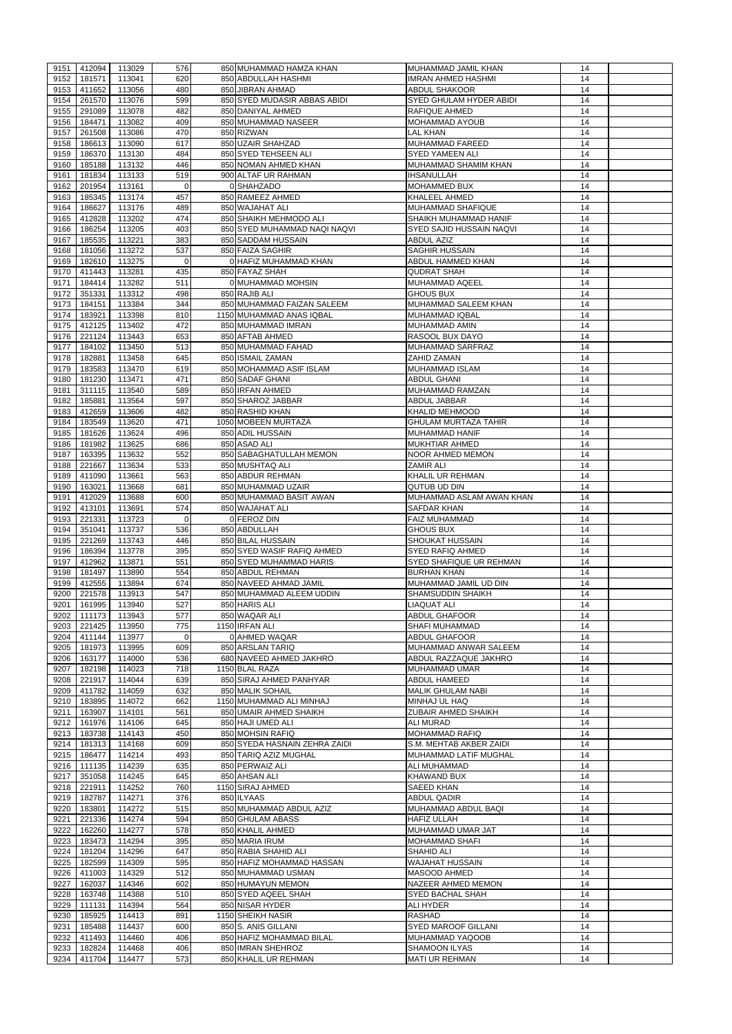| | | | | | | | | |
|---|---|---|---|---|---|---|---|---|
| 9151 | 412094 | 113029 | 576 | 850 | MUHAMMAD HAMZA KHAN | MUHAMMAD JAMIL KHAN | 14 | |
| 9152 | 181571 | 113041 | 620 | 850 | ABDULLAH HASHMI | IMRAN AHMED HASHMI | 14 | |
| 9153 | 411652 | 113056 | 480 | 850 | JIBRAN AHMAD | ABDUL SHAKOOR | 14 | |
| 9154 | 261570 | 113076 | 599 | 850 | SYED MUDASIR ABBAS ABIDI | SYED GHULAM HYDER ABIDI | 14 | |
| 9155 | 291089 | 113078 | 482 | 850 | DANIYAL AHMED | RAFIQUE AHMED | 14 | |
| 9156 | 184471 | 113082 | 409 | 850 | MUHAMMAD NASEER | MOHAMMAD AYOUB | 14 | |
| 9157 | 261508 | 113086 | 470 | 850 | RIZWAN | LAL KHAN | 14 | |
| 9158 | 186613 | 113090 | 617 | 850 | UZAIR SHAHZAD | MUHAMMAD FAREED | 14 | |
| 9159 | 186370 | 113130 | 484 | 850 | SYED TEHSEEN ALI | SYED YAMEEN ALI | 14 | |
| 9160 | 185188 | 113132 | 446 | 850 | NOMAN AHMED KHAN | MUHAMMAD SHAMIM KHAN | 14 | |
| 9161 | 181834 | 113133 | 519 | 900 | ALTAF UR RAHMAN | IHSANULLAH | 14 | |
| 9162 | 201954 | 113161 | 0 | 0 | SHAHZADO | MOHAMMED BUX | 14 | |
| 9163 | 185345 | 113174 | 457 | 850 | RAMEEZ AHMED | KHALEEL AHMED | 14 | |
| 9164 | 186627 | 113176 | 489 | 850 | WAJAHAT ALI | MUHAMMAD SHAFIQUE | 14 | |
| 9165 | 412828 | 113202 | 474 | 850 | SHAIKH MEHMODO ALI | SHAIKH MUHAMMAD HANIF | 14 | |
| 9166 | 186254 | 113205 | 403 | 850 | SYED MUHAMMAD NAQI NAQVI | SYED SAJID HUSSAIN NAQVI | 14 | |
| 9167 | 185535 | 113221 | 383 | 850 | SADDAM HUSSAIN | ABDUL AZIZ | 14 | |
| 9168 | 181056 | 113272 | 537 | 850 | FAIZA SAGHIR | SAGHIR HUSSAIN | 14 | |
| 9169 | 182610 | 113275 | 0 | 0 | HAFIZ MUHAMMAD KHAN | ABDUL HAMMED KHAN | 14 | |
| 9170 | 411443 | 113281 | 435 | 850 | FAYAZ SHAH | QUDRAT SHAH | 14 | |
| 9171 | 184414 | 113282 | 511 | 0 | MUHAMMAD MOHSIN | MUHAMMAD AQEEL | 14 | |
| 9172 | 351331 | 113312 | 498 | 850 | RAJIB ALI | GHOUS BUX | 14 | |
| 9173 | 184151 | 113384 | 344 | 850 | MUHAMMAD FAIZAN SALEEM | MUHAMMAD SALEEM KHAN | 14 | |
| 9174 | 183921 | 113398 | 810 | 1150 | MUHAMMAD ANAS IQBAL | MUHAMMAD IQBAL | 14 | |
| 9175 | 412125 | 113402 | 472 | 850 | MUHAMMAD IMRAN | MUHAMMAD AMIN | 14 | |
| 9176 | 221124 | 113443 | 653 | 850 | AFTAB AHMED | RASOOL BUX DAYO | 14 | |
| 9177 | 184102 | 113450 | 513 | 850 | MUHAMMAD FAHAD | MUHAMMAD SARFRAZ | 14 | |
| 9178 | 182881 | 113458 | 645 | 850 | ISMAIL ZAMAN | ZAHID ZAMAN | 14 | |
| 9179 | 183583 | 113470 | 619 | 850 | MOHAMMAD ASIF ISLAM | MUHAMMAD ISLAM | 14 | |
| 9180 | 181230 | 113471 | 471 | 850 | SADAF GHANI | ABDUL GHANI | 14 | |
| 9181 | 311115 | 113540 | 589 | 850 | IRFAN AHMED | MUHAMMAD RAMZAN | 14 | |
| 9182 | 185881 | 113564 | 597 | 850 | SHAROZ JABBAR | ABDUL JABBAR | 14 | |
| 9183 | 412659 | 113606 | 482 | 850 | RASHID KHAN | KHALID MEHMOOD | 14 | |
| 9184 | 183549 | 113620 | 471 | 1050 | MOBEEN MURTAZA | GHULAM MURTAZA TAHIR | 14 | |
| 9185 | 181626 | 113624 | 496 | 850 | ADIL HUSSAIN | MUHAMMAD HANIF | 14 | |
| 9186 | 181982 | 113625 | 686 | 850 | ASAD ALI | MUKHTIAR AHMED | 14 | |
| 9187 | 163395 | 113632 | 552 | 850 | SABAGHATULLAH MEMON | NOOR AHMED MEMON | 14 | |
| 9188 | 221667 | 113634 | 533 | 850 | MUSHTAQ ALI | ZAMIR ALI | 14 | |
| 9189 | 411090 | 113661 | 563 | 850 | ABDUR REHMAN | KHALIL UR REHMAN | 14 | |
| 9190 | 163021 | 113668 | 681 | 850 | MUHAMMAD UZAIR | QUTUB UD DIN | 14 | |
| 9191 | 412029 | 113688 | 600 | 850 | MUHAMMAD BASIT AWAN | MUHAMMAD ASLAM AWAN KHAN | 14 | |
| 9192 | 413101 | 113691 | 574 | 850 | WAJAHAT ALI | SAFDAR KHAN | 14 | |
| 9193 | 221331 | 113723 | 0 | 0 | FEROZ DIN | FAIZ MUHAMMAD | 14 | |
| 9194 | 351041 | 113737 | 536 | 850 | ABDULLAH | GHOUS BUX | 14 | |
| 9195 | 221269 | 113743 | 446 | 850 | BILAL HUSSAIN | SHOUKAT HUSSAIN | 14 | |
| 9196 | 186394 | 113778 | 395 | 850 | SYED WASIF RAFIQ AHMED | SYED RAFIQ AHMED | 14 | |
| 9197 | 412962 | 113871 | 551 | 850 | SYED MUHAMMAD HARIS | SYED SHAFIQUE UR REHMAN | 14 | |
| 9198 | 181497 | 113890 | 554 | 850 | ABDUL REHMAN | BURHAN KHAN | 14 | |
| 9199 | 412555 | 113894 | 674 | 850 | NAVEED AHMAD JAMIL | MUHAMMAD JAMIL UD DIN | 14 | |
| 9200 | 221578 | 113913 | 547 | 850 | MUHAMMAD ALEEM UDDIN | SHAMSUDDIN SHAIKH | 14 | |
| 9201 | 161995 | 113940 | 527 | 850 | HARIS ALI | LIAQUAT ALI | 14 | |
| 9202 | 111173 | 113943 | 577 | 850 | WAQAR ALI | ABDUL GHAFOOR | 14 | |
| 9203 | 221425 | 113950 | 775 | 1150 | IRFAN ALI | SHAFI MUHAMMAD | 14 | |
| 9204 | 411144 | 113977 | 0 | 0 | AHMED WAQAR | ABDUL GHAFOOR | 14 | |
| 9205 | 181973 | 113995 | 609 | 850 | ARSLAN TARIQ | MUHAMMAD ANWAR SALEEM | 14 | |
| 9206 | 163177 | 114000 | 536 | 680 | NAVEED AHMED JAKHRO | ABDUL RAZZAQUE JAKHRO | 14 | |
| 9207 | 182198 | 114023 | 718 | 1150 | BLAL RAZA | MUHAMMAD UMAR | 14 | |
| 9208 | 221917 | 114044 | 639 | 850 | SIRAJ AHMED PANHYAR | ABDUL HAMEED | 14 | |
| 9209 | 411782 | 114059 | 632 | 850 | MALIK SOHAIL | MALIK GHULAM NABI | 14 | |
| 9210 | 183895 | 114072 | 662 | 1150 | MUHAMMAD ALI MINHAJ | MINHAJ UL HAQ | 14 | |
| 9211 | 163907 | 114101 | 561 | 850 | UMAIR AHMED SHAIKH | ZUBAIR AHMED SHAIKH | 14 | |
| 9212 | 161976 | 114106 | 645 | 850 | HAJI UMED ALI | ALI MURAD | 14 | |
| 9213 | 183738 | 114143 | 450 | 850 | MOHSIN RAFIQ | MOHAMMAD RAFIQ | 14 | |
| 9214 | 181313 | 114168 | 609 | 850 | SYEDA HASNAIN ZEHRA ZAIDI | S.M. MEHTAB AKBER ZAIDI | 14 | |
| 9215 | 186477 | 114214 | 493 | 850 | TARIQ AZIZ MUGHAL | MUHAMMAD LATIF MUGHAL | 14 | |
| 9216 | 111135 | 114239 | 635 | 850 | PERWAIZ ALI | ALI MUHAMMAD | 14 | |
| 9217 | 351058 | 114245 | 645 | 850 | AHSAN ALI | KHAWAND BUX | 14 | |
| 9218 | 221911 | 114252 | 760 | 1150 | SIRAJ AHMED | SAEED KHAN | 14 | |
| 9219 | 182787 | 114271 | 376 | 850 | ILYAAS | ABDUL QADIR | 14 | |
| 9220 | 183801 | 114272 | 515 | 850 | MUHAMMAD ABDUL AZIZ | MUHAMMAD ABDUL BAQI | 14 | |
| 9221 | 221336 | 114274 | 594 | 850 | GHULAM ABASS | HAFIZ ULLAH | 14 | |
| 9222 | 162260 | 114277 | 578 | 850 | KHALIL AHMED | MUHAMMAD UMAR JAT | 14 | |
| 9223 | 183473 | 114294 | 395 | 850 | MARIA IRUM | MOHAMMAD SHAFI | 14 | |
| 9224 | 181204 | 114296 | 647 | 850 | RABIA SHAHID ALI | SHAHID ALI | 14 | |
| 9225 | 182599 | 114309 | 595 | 850 | HAFIZ MOHAMMAD HASSAN | WAJAHAT HUSSAIN | 14 | |
| 9226 | 411003 | 114329 | 512 | 850 | MUHAMMAD USMAN | MASOOD AHMED | 14 | |
| 9227 | 162037 | 114346 | 602 | 850 | HUMAYUN MEMON | NAZEER AHMED MEMON | 14 | |
| 9228 | 163748 | 114388 | 510 | 850 | SYED AQEEL SHAH | SYED BACHAL SHAH | 14 | |
| 9229 | 111131 | 114394 | 564 | 850 | NISAR HYDER | ALI HYDER | 14 | |
| 9230 | 185925 | 114413 | 891 | 1150 | SHEIKH NASIR | RASHAD | 14 | |
| 9231 | 185488 | 114437 | 600 | 850 | S. ANIS GILLANI | SYED MAROOF GILLANI | 14 | |
| 9232 | 411493 | 114460 | 406 | 850 | HAFIZ MOHAMMAD BILAL | MUHAMMAD YAQOOB | 14 | |
| 9233 | 182824 | 114468 | 406 | 850 | IMRAN SHEHROZ | SHAMOON ILYAS | 14 | |
| 9234 | 411704 | 114477 | 573 | 850 | KHALIL UR REHMAN | MATI UR REHMAN | 14 | |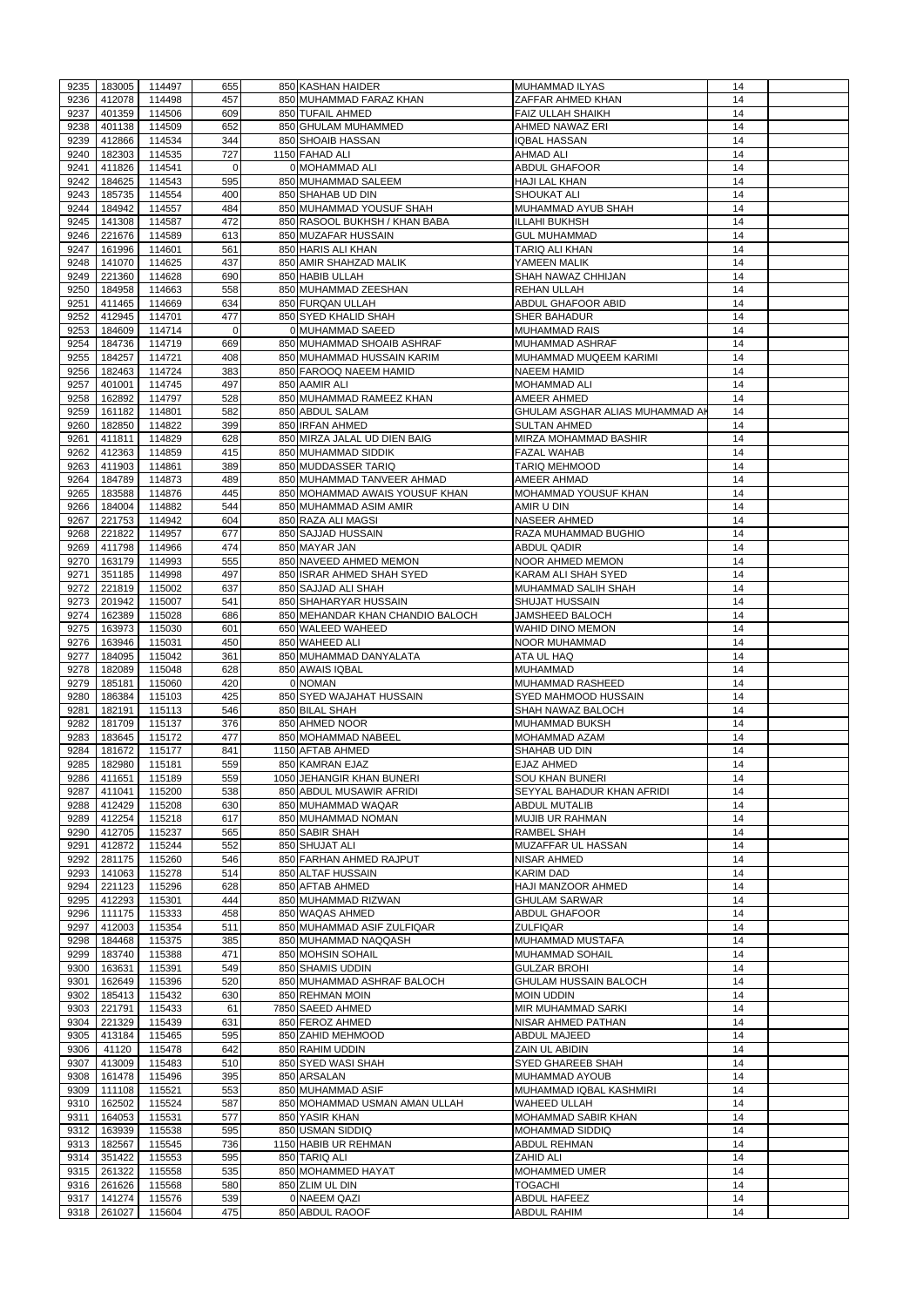| | | | | | | | | |
|---|---|---|---|---|---|---|---|---|
| 9235 | 183005 | 114497 | 655 | 850 | KASHAN HAIDER | MUHAMMAD ILYAS | 14 | |
| 9236 | 412078 | 114498 | 457 | 850 | MUHAMMAD FARAZ KHAN | ZAFFAR AHMED KHAN | 14 | |
| 9237 | 401359 | 114506 | 609 | 850 | TUFAIL AHMED | FAIZ ULLAH SHAIKH | 14 | |
| 9238 | 401138 | 114509 | 652 | 850 | GHULAM MUHAMMED | AHMED NAWAZ ERI | 14 | |
| 9239 | 412866 | 114534 | 344 | 850 | SHOAIB HASSAN | IQBAL HASSAN | 14 | |
| 9240 | 182303 | 114535 | 727 | 1150 | FAHAD ALI | AHMAD ALI | 14 | |
| 9241 | 411826 | 114541 | 0 | 0 | MOHAMMAD ALI | ABDUL GHAFOOR | 14 | |
| 9242 | 184625 | 114543 | 595 | 850 | MUHAMMAD SALEEM | HAJI LAL KHAN | 14 | |
| 9243 | 185735 | 114554 | 400 | 850 | SHAHAB UD DIN | SHOUKAT ALI | 14 | |
| 9244 | 184942 | 114557 | 484 | 850 | MUHAMMAD YOUSUF SHAH | MUHAMMAD AYUB SHAH | 14 | |
| 9245 | 141308 | 114587 | 472 | 850 | RASOOL BUKHSH / KHAN BABA | ILLAHI BUKHSH | 14 | |
| 9246 | 221676 | 114589 | 613 | 850 | MUZAFAR HUSSAIN | GUL MUHAMMAD | 14 | |
| 9247 | 161996 | 114601 | 561 | 850 | HARIS ALI KHAN | TARIQ ALI KHAN | 14 | |
| 9248 | 141070 | 114625 | 437 | 850 | AMIR SHAHZAD MALIK | YAMEEN MALIK | 14 | |
| 9249 | 221360 | 114628 | 690 | 850 | HABIB ULLAH | SHAH NAWAZ CHHIJAN | 14 | |
| 9250 | 184958 | 114663 | 558 | 850 | MUHAMMAD ZEESHAN | REHAN ULLAH | 14 | |
| 9251 | 411465 | 114669 | 634 | 850 | FURQAN ULLAH | ABDUL GHAFOOR ABID | 14 | |
| 9252 | 412945 | 114701 | 477 | 850 | SYED KHALID SHAH | SHER BAHADUR | 14 | |
| 9253 | 184609 | 114714 | 0 | 0 | MUHAMMAD SAEED | MUHAMMAD RAIS | 14 | |
| 9254 | 184736 | 114719 | 669 | 850 | MUHAMMAD SHOAIB ASHRAF | MUHAMMAD ASHRAF | 14 | |
| 9255 | 184257 | 114721 | 408 | 850 | MUHAMMAD HUSSAIN KARIM | MUHAMMAD MUQEEM KARIMI | 14 | |
| 9256 | 182463 | 114724 | 383 | 850 | FAROOQ NAEEM HAMID | NAEEM HAMID | 14 | |
| 9257 | 401001 | 114745 | 497 | 850 | AAMIR ALI | MOHAMMAD ALI | 14 | |
| 9258 | 162892 | 114797 | 528 | 850 | MUHAMMAD RAMEEZ KHAN | AMEER AHMED | 14 | |
| 9259 | 161182 | 114801 | 582 | 850 | ABDUL SALAM | GHULAM ASGHAR ALIAS MUHAMMAD AK | 14 | |
| 9260 | 182850 | 114822 | 399 | 850 | IRFAN AHMED | SULTAN AHMED | 14 | |
| 9261 | 411811 | 114829 | 628 | 850 | MIRZA JALAL UD DIEN BAIG | MIRZA MOHAMMAD BASHIR | 14 | |
| 9262 | 412363 | 114859 | 415 | 850 | MUHAMMAD SIDDIK | FAZAL WAHAB | 14 | |
| 9263 | 411903 | 114861 | 389 | 850 | MUDDASSER TARIQ | TARIQ MEHMOOD | 14 | |
| 9264 | 184789 | 114873 | 489 | 850 | MUHAMMAD TANVEER AHMAD | AMEER AHMAD | 14 | |
| 9265 | 183588 | 114876 | 445 | 850 | MOHAMMAD AWAIS YOUSUF KHAN | MOHAMMAD YOUSUF KHAN | 14 | |
| 9266 | 184004 | 114882 | 544 | 850 | MUHAMMAD ASIM AMIR | AMIR U DIN | 14 | |
| 9267 | 221753 | 114942 | 604 | 850 | RAZA ALI MAGSI | NASEER AHMED | 14 | |
| 9268 | 221822 | 114957 | 677 | 850 | SAJJAD HUSSAIN | RAZA MUHAMMAD BUGHIO | 14 | |
| 9269 | 411798 | 114966 | 474 | 850 | MAYAR JAN | ABDUL QADIR | 14 | |
| 9270 | 163179 | 114993 | 555 | 850 | NAVEED AHMED MEMON | NOOR AHMED MEMON | 14 | |
| 9271 | 351185 | 114998 | 497 | 850 | ISRAR AHMED SHAH SYED | KARAM ALI SHAH SYED | 14 | |
| 9272 | 221819 | 115002 | 637 | 850 | SAJJAD ALI SHAH | MUHAMMAD SALIH SHAH | 14 | |
| 9273 | 201942 | 115007 | 541 | 850 | SHAHARYAR HUSSAIN | SHUJAT HUSSAIN | 14 | |
| 9274 | 162389 | 115028 | 686 | 850 | MEHANDAR KHAN CHANDIO BALOCH | JAMSHEED BALOCH | 14 | |
| 9275 | 163973 | 115030 | 601 | 650 | WALEED WAHEED | WAHID DINO MEMON | 14 | |
| 9276 | 163946 | 115031 | 450 | 850 | WAHEED ALI | NOOR MUHAMMAD | 14 | |
| 9277 | 184095 | 115042 | 361 | 850 | MUHAMMAD DANYALATA | ATA UL HAQ | 14 | |
| 9278 | 182089 | 115048 | 628 | 850 | AWAIS IQBAL | MUHAMMAD | 14 | |
| 9279 | 185181 | 115060 | 420 | 0 | NOMAN | MUHAMMAD RASHEED | 14 | |
| 9280 | 186384 | 115103 | 425 | 850 | SYED WAJAHAT HUSSAIN | SYED MAHMOOD HUSSAIN | 14 | |
| 9281 | 182191 | 115113 | 546 | 850 | BILAL SHAH | SHAH NAWAZ BALOCH | 14 | |
| 9282 | 181709 | 115137 | 376 | 850 | AHMED NOOR | MUHAMMAD BUKSH | 14 | |
| 9283 | 183645 | 115172 | 477 | 850 | MOHAMMAD NABEEL | MOHAMMAD AZAM | 14 | |
| 9284 | 181672 | 115177 | 841 | 1150 | AFTAB AHMED | SHAHAB UD DIN | 14 | |
| 9285 | 182980 | 115181 | 559 | 850 | KAMRAN EJAZ | EJAZ AHMED | 14 | |
| 9286 | 411651 | 115189 | 559 | 1050 | JEHANGIR KHAN BUNERI | SOU KHAN BUNERI | 14 | |
| 9287 | 411041 | 115200 | 538 | 850 | ABDUL MUSAWIR AFRIDI | SEYYAL BAHADUR KHAN AFRIDI | 14 | |
| 9288 | 412429 | 115208 | 630 | 850 | MUHAMMAD WAQAR | ABDUL MUTALIB | 14 | |
| 9289 | 412254 | 115218 | 617 | 850 | MUHAMMAD NOMAN | MUJIB UR RAHMAN | 14 | |
| 9290 | 412705 | 115237 | 565 | 850 | SABIR SHAH | RAMBEL SHAH | 14 | |
| 9291 | 412872 | 115244 | 552 | 850 | SHUJAT ALI | MUZAFFAR UL HASSAN | 14 | |
| 9292 | 281175 | 115260 | 546 | 850 | FARHAN AHMED RAJPUT | NISAR AHMED | 14 | |
| 9293 | 141063 | 115278 | 514 | 850 | ALTAF HUSSAIN | KARIM DAD | 14 | |
| 9294 | 221123 | 115296 | 628 | 850 | AFTAB AHMED | HAJI MANZOOR AHMED | 14 | |
| 9295 | 412293 | 115301 | 444 | 850 | MUHAMMAD RIZWAN | GHULAM SARWAR | 14 | |
| 9296 | 111175 | 115333 | 458 | 850 | WAQAS AHMED | ABDUL GHAFOOR | 14 | |
| 9297 | 412003 | 115354 | 511 | 850 | MUHAMMAD ASIF ZULFIQAR | ZULFIQAR | 14 | |
| 9298 | 184468 | 115375 | 385 | 850 | MUHAMMAD NAQQASH | MUHAMMAD MUSTAFA | 14 | |
| 9299 | 183740 | 115388 | 471 | 850 | MOHSIN SOHAIL | MUHAMMAD SOHAIL | 14 | |
| 9300 | 163631 | 115391 | 549 | 850 | SHAMIS UDDIN | GULZAR BROHI | 14 | |
| 9301 | 162649 | 115396 | 520 | 850 | MUHAMMAD ASHRAF BALOCH | GHULAM HUSSAIN BALOCH | 14 | |
| 9302 | 185413 | 115432 | 630 | 850 | REHMAN MOIN | MOIN UDDIN | 14 | |
| 9303 | 221791 | 115433 | 61 | 7850 | SAEED AHMED | MIR MUHAMMAD SARKI | 14 | |
| 9304 | 221329 | 115439 | 631 | 850 | FEROZ AHMED | NISAR AHMED PATHAN | 14 | |
| 9305 | 413184 | 115465 | 595 | 850 | ZAHID MEHMOOD | ABDUL MAJEED | 14 | |
| 9306 | 41120 | 115478 | 642 | 850 | RAHIM UDDIN | ZAIN UL ABIDIN | 14 | |
| 9307 | 413009 | 115483 | 510 | 850 | SYED WASI SHAH | SYED GHAREEB SHAH | 14 | |
| 9308 | 161478 | 115496 | 395 | 850 | ARSALAN | MUHAMMAD AYOUB | 14 | |
| 9309 | 111108 | 115521 | 553 | 850 | MUHAMMAD ASIF | MUHAMMAD IQBAL KASHMIRI | 14 | |
| 9310 | 162502 | 115524 | 587 | 850 | MOHAMMAD USMAN AMAN ULLAH | WAHEED ULLAH | 14 | |
| 9311 | 164053 | 115531 | 577 | 850 | YASIR KHAN | MOHAMMAD SABIR KHAN | 14 | |
| 9312 | 163939 | 115538 | 595 | 850 | USMAN SIDDIQ | MOHAMMAD SIDDIQ | 14 | |
| 9313 | 182567 | 115545 | 736 | 1150 | HABIB UR REHMAN | ABDUL REHMAN | 14 | |
| 9314 | 351422 | 115553 | 595 | 850 | TARIQ ALI | ZAHID ALI | 14 | |
| 9315 | 261322 | 115558 | 535 | 850 | MOHAMMED HAYAT | MOHAMMED UMER | 14 | |
| 9316 | 261626 | 115568 | 580 | 850 | ZLIM UL DIN | TOGACHI | 14 | |
| 9317 | 141274 | 115576 | 539 | 0 | NAEEM QAZI | ABDUL HAFEEZ | 14 | |
| 9318 | 261027 | 115604 | 475 | 850 | ABDUL RAOOF | ABDUL RAHIM | 14 | |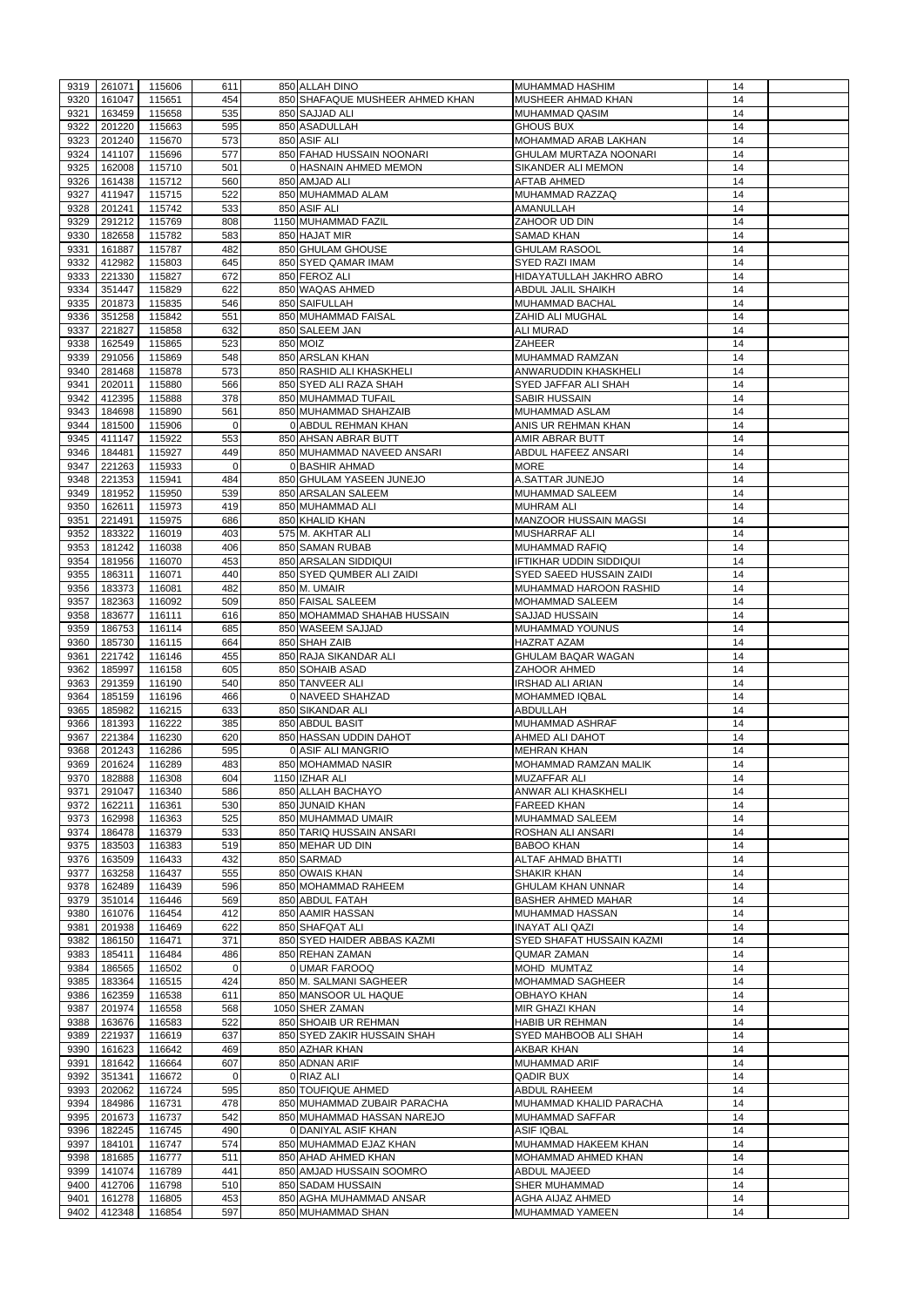| | | | | | | | | |
|---|---|---|---|---|---|---|---|---|
| 9319 | 261071 | 115606 | 611 | 850 | ALLAH DINO | MUHAMMAD HASHIM | 14 | |
| 9320 | 161047 | 115651 | 454 | 850 | SHAFAQUE MUSHEER AHMED KHAN | MUSHEER AHMAD KHAN | 14 | |
| 9321 | 163459 | 115658 | 535 | 850 | SAJJAD ALI | MUHAMMAD QASIM | 14 | |
| 9322 | 201220 | 115663 | 595 | 850 | ASADULLAH | GHOUS BUX | 14 | |
| 9323 | 201240 | 115670 | 573 | 850 | ASIF ALI | MOHAMMAD ARAB LAKHAN | 14 | |
| 9324 | 141107 | 115696 | 577 | 850 | FAHAD HUSSAIN NOONARI | GHULAM MURTAZA NOONARI | 14 | |
| 9325 | 162008 | 115710 | 501 | 0 | HASNAIN AHMED MEMON | SIKANDER ALI MEMON | 14 | |
| 9326 | 161438 | 115712 | 560 | 850 | AMJAD ALI | AFTAB AHMED | 14 | |
| 9327 | 411947 | 115715 | 522 | 850 | MUHAMMAD ALAM | MUHAMMAD RAZZAQ | 14 | |
| 9328 | 201241 | 115742 | 533 | 850 | ASIF ALI | AMANULLAH | 14 | |
| 9329 | 291212 | 115769 | 808 | 1150 | MUHAMMAD FAZIL | ZAHOOR UD DIN | 14 | |
| 9330 | 182658 | 115782 | 583 | 850 | HAJAT MIR | SAMAD KHAN | 14 | |
| 9331 | 161887 | 115787 | 482 | 850 | GHULAM GHOUSE | GHULAM RASOOL | 14 | |
| 9332 | 412982 | 115803 | 645 | 850 | SYED QAMAR IMAM | SYED RAZI IMAM | 14 | |
| 9333 | 221330 | 115827 | 672 | 850 | FEROZ ALI | HIDAYATULLAH JAKHRO ABRO | 14 | |
| 9334 | 351447 | 115829 | 622 | 850 | WAQAS AHMED | ABDUL JALIL SHAIKH | 14 | |
| 9335 | 201873 | 115835 | 546 | 850 | SAIFULLAH | MUHAMMAD BACHAL | 14 | |
| 9336 | 351258 | 115842 | 551 | 850 | MUHAMMAD FAISAL | ZAHID ALI MUGHAL | 14 | |
| 9337 | 221827 | 115858 | 632 | 850 | SALEEM JAN | ALI MURAD | 14 | |
| 9338 | 162549 | 115865 | 523 | 850 | MOIZ | ZAHEER | 14 | |
| 9339 | 291056 | 115869 | 548 | 850 | ARSLAN KHAN | MUHAMMAD RAMZAN | 14 | |
| 9340 | 281468 | 115878 | 573 | 850 | RASHID ALI KHASKHELI | ANWARUDDIN KHASKHELI | 14 | |
| 9341 | 202011 | 115880 | 566 | 850 | SYED ALI RAZA SHAH | SYED JAFFAR ALI SHAH | 14 | |
| 9342 | 412395 | 115888 | 378 | 850 | MUHAMMAD TUFAIL | SABIR HUSSAIN | 14 | |
| 9343 | 184698 | 115890 | 561 | 850 | MUHAMMAD SHAHZAIB | MUHAMMAD ASLAM | 14 | |
| 9344 | 181500 | 115906 | 0 | 0 | ABDUL REHMAN KHAN | ANIS UR REHMAN KHAN | 14 | |
| 9345 | 411147 | 115922 | 553 | 850 | AHSAN ABRAR BUTT | AMIR ABRAR BUTT | 14 | |
| 9346 | 184481 | 115927 | 449 | 850 | MUHAMMAD NAVEED ANSARI | ABDUL HAFEEZ ANSARI | 14 | |
| 9347 | 221263 | 115933 | 0 | 0 | BASHIR AHMAD | MORE | 14 | |
| 9348 | 221353 | 115941 | 484 | 850 | GHULAM YASEEN JUNEJO | A.SATTAR JUNEJO | 14 | |
| 9349 | 181952 | 115950 | 539 | 850 | ARSALAN SALEEM | MUHAMMAD SALEEM | 14 | |
| 9350 | 162611 | 115973 | 419 | 850 | MUHAMMAD ALI | MUHRAM ALI | 14 | |
| 9351 | 221491 | 115975 | 686 | 850 | KHALID KHAN | MANZOOR HUSSAIN MAGSI | 14 | |
| 9352 | 183322 | 116019 | 403 | 575 | M. AKHTAR ALI | MUSHARRAF ALI | 14 | |
| 9353 | 181242 | 116038 | 406 | 850 | SAMAN RUBAB | MUHAMMAD RAFIQ | 14 | |
| 9354 | 181956 | 116070 | 453 | 850 | ARSALAN SIDDIQUI | IFTIKHAR UDDIN SIDDIQUI | 14 | |
| 9355 | 186311 | 116071 | 440 | 850 | SYED QUMBER ALI ZAIDI | SYED SAEED HUSSAIN ZAIDI | 14 | |
| 9356 | 183373 | 116081 | 482 | 850 | M. UMAIR | MUHAMMAD HAROON RASHID | 14 | |
| 9357 | 182363 | 116092 | 509 | 850 | FAISAL SALEEM | MOHAMMAD SALEEM | 14 | |
| 9358 | 183677 | 116111 | 616 | 850 | MOHAMMAD SHAHAB HUSSAIN | SAJJAD HUSSAIN | 14 | |
| 9359 | 186753 | 116114 | 685 | 850 | WASEEM SAJJAD | MUHAMMAD YOUNUS | 14 | |
| 9360 | 185730 | 116115 | 664 | 850 | SHAH ZAIB | HAZRAT AZAM | 14 | |
| 9361 | 221742 | 116146 | 455 | 850 | RAJA SIKANDAR ALI | GHULAM BAQAR WAGAN | 14 | |
| 9362 | 185997 | 116158 | 605 | 850 | SOHAIB ASAD | ZAHOOR AHMED | 14 | |
| 9363 | 291359 | 116190 | 540 | 850 | TANVEER ALI | IRSHAD ALI ARIAN | 14 | |
| 9364 | 185159 | 116196 | 466 | 0 | NAVEED SHAHZAD | MOHAMMED IQBAL | 14 | |
| 9365 | 185982 | 116215 | 633 | 850 | SIKANDAR ALI | ABDULLAH | 14 | |
| 9366 | 181393 | 116222 | 385 | 850 | ABDUL BASIT | MUHAMMAD ASHRAF | 14 | |
| 9367 | 221384 | 116230 | 620 | 850 | HASSAN UDDIN DAHOT | AHMED ALI DAHOT | 14 | |
| 9368 | 201243 | 116286 | 595 | 0 | ASIF ALI MANGRIO | MEHRAN KHAN | 14 | |
| 9369 | 201624 | 116289 | 483 | 850 | MOHAMMAD NASIR | MOHAMMAD RAMZAN MALIK | 14 | |
| 9370 | 182888 | 116308 | 604 | 1150 | IZHAR ALI | MUZAFFAR ALI | 14 | |
| 9371 | 291047 | 116340 | 586 | 850 | ALLAH BACHAYO | ANWAR ALI KHASKHELI | 14 | |
| 9372 | 162211 | 116361 | 530 | 850 | JUNAID KHAN | FAREED KHAN | 14 | |
| 9373 | 162998 | 116363 | 525 | 850 | MUHAMMAD UMAIR | MUHAMMAD SALEEM | 14 | |
| 9374 | 186478 | 116379 | 533 | 850 | TARIQ HUSSAIN ANSARI | ROSHAN ALI ANSARI | 14 | |
| 9375 | 183503 | 116383 | 519 | 850 | MEHAR UD DIN | BABOO KHAN | 14 | |
| 9376 | 163509 | 116433 | 432 | 850 | SARMAD | ALTAF AHMAD BHATTI | 14 | |
| 9377 | 163258 | 116437 | 555 | 850 | OWAIS KHAN | SHAKIR KHAN | 14 | |
| 9378 | 162489 | 116439 | 596 | 850 | MOHAMMAD RAHEEM | GHULAM KHAN UNNAR | 14 | |
| 9379 | 351014 | 116446 | 569 | 850 | ABDUL FATAH | BASHER AHMED MAHAR | 14 | |
| 9380 | 161076 | 116454 | 412 | 850 | AAMIR HASSAN | MUHAMMAD HASSAN | 14 | |
| 9381 | 201938 | 116469 | 622 | 850 | SHAFQAT ALI | INAYAT ALI QAZI | 14 | |
| 9382 | 186150 | 116471 | 371 | 850 | SYED HAIDER ABBAS KAZMI | SYED SHAFAT HUSSAIN KAZMI | 14 | |
| 9383 | 185411 | 116484 | 486 | 850 | REHAN ZAMAN | QUMAR ZAMAN | 14 | |
| 9384 | 186565 | 116502 | 0 | 0 | UMAR FAROOQ | MOHD MUMTAZ | 14 | |
| 9385 | 183364 | 116515 | 424 | 850 | M. SALMANI SAGHEER | MOHAMMAD SAGHEER | 14 | |
| 9386 | 162359 | 116538 | 611 | 850 | MANSOOR UL HAQUE | OBHAYO KHAN | 14 | |
| 9387 | 201974 | 116558 | 568 | 1050 | SHER ZAMAN | MIR GHAZI KHAN | 14 | |
| 9388 | 163676 | 116583 | 522 | 850 | SHOAIB UR REHMAN | HABIB UR REHMAN | 14 | |
| 9389 | 221937 | 116619 | 637 | 850 | SYED ZAKIR HUSSAIN SHAH | SYED MAHBOOB ALI SHAH | 14 | |
| 9390 | 161623 | 116642 | 469 | 850 | AZHAR KHAN | AKBAR KHAN | 14 | |
| 9391 | 181642 | 116664 | 607 | 850 | ADNAN ARIF | MUHAMMAD ARIF | 14 | |
| 9392 | 351341 | 116672 | 0 | 0 | RIAZ ALI | QADIR BUX | 14 | |
| 9393 | 202062 | 116724 | 595 | 850 | TOUFIQUE AHMED | ABDUL RAHEEM | 14 | |
| 9394 | 184986 | 116731 | 478 | 850 | MUHAMMAD ZUBAIR PARACHA | MUHAMMAD KHALID PARACHA | 14 | |
| 9395 | 201673 | 116737 | 542 | 850 | MUHAMMAD HASSAN NAREJO | MUHAMMAD SAFFAR | 14 | |
| 9396 | 182245 | 116745 | 490 | 0 | DANIYAL ASIF KHAN | ASIF IQBAL | 14 | |
| 9397 | 184101 | 116747 | 574 | 850 | MUHAMMAD EJAZ KHAN | MUHAMMAD HAKEEM KHAN | 14 | |
| 9398 | 181685 | 116777 | 511 | 850 | AHAD AHMED KHAN | MOHAMMAD AHMED KHAN | 14 | |
| 9399 | 141074 | 116789 | 441 | 850 | AMJAD HUSSAIN SOOMRO | ABDUL MAJEED | 14 | |
| 9400 | 412706 | 116798 | 510 | 850 | SADAM HUSSAIN | SHER MUHAMMAD | 14 | |
| 9401 | 161278 | 116805 | 453 | 850 | AGHA MUHAMMAD ANSAR | AGHA AIJAZ AHMED | 14 | |
| 9402 | 412348 | 116854 | 597 | 850 | MUHAMMAD SHAN | MUHAMMAD YAMEEN | 14 | |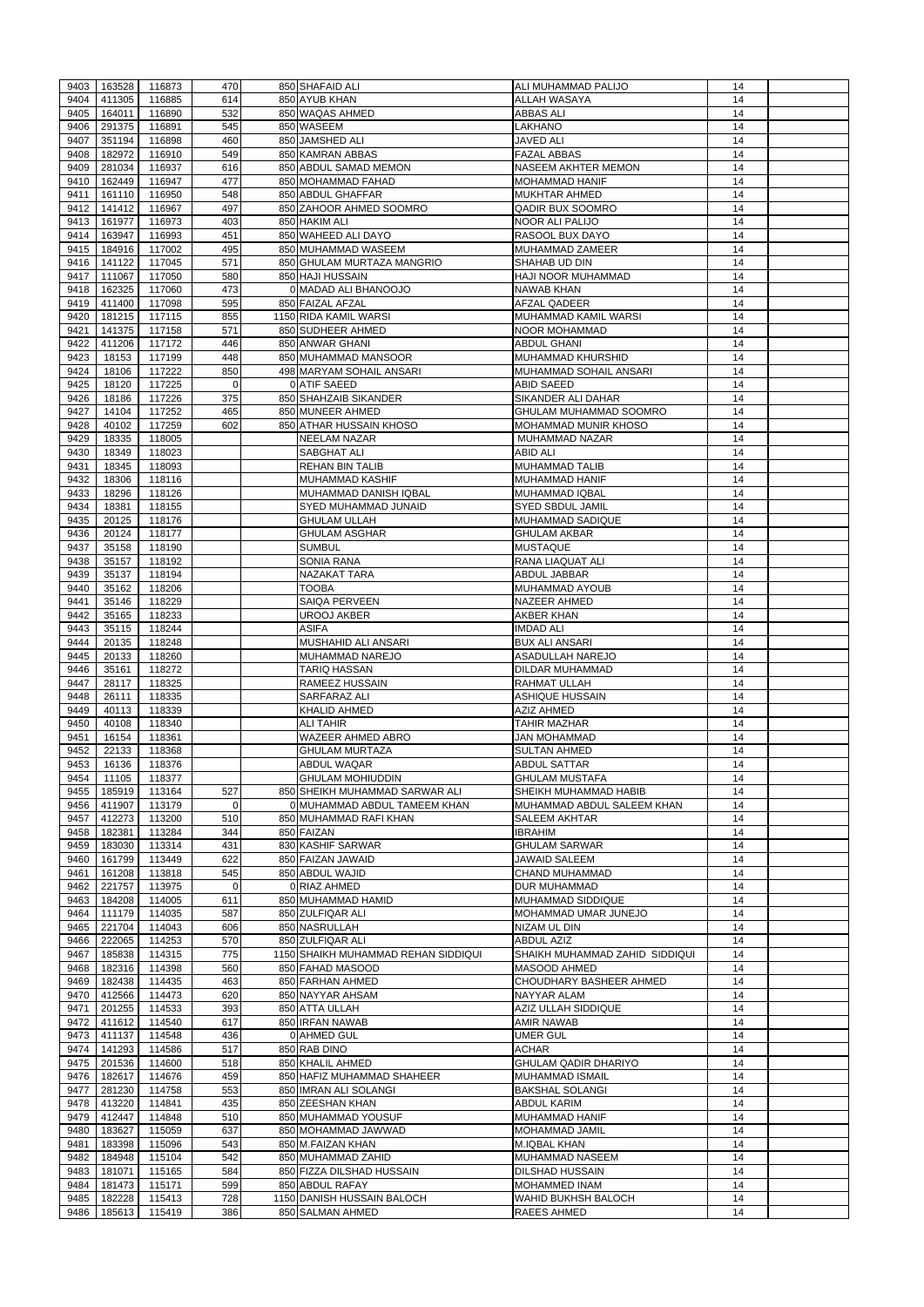| | | | | | | | | |
|---|---|---|---|---|---|---|---|---|
| 9403 | 163528 | 116873 | 470 | 850 | SHAFAID ALI | ALI MUHAMMAD PALIJO | 14 | |
| 9404 | 411305 | 116885 | 614 | 850 | AYUB KHAN | ALLAH WASAYA | 14 | |
| 9405 | 164011 | 116890 | 532 | 850 | WAQAS AHMED | ABBAS ALI | 14 | |
| 9406 | 291375 | 116891 | 545 | 850 | WASEEM | LAKHANO | 14 | |
| 9407 | 351194 | 116898 | 460 | 850 | JAMSHED ALI | JAVED ALI | 14 | |
| 9408 | 182972 | 116910 | 549 | 850 | KAMRAN ABBAS | FAZAL ABBAS | 14 | |
| 9409 | 281034 | 116937 | 616 | 850 | ABDUL SAMAD MEMON | NASEEM AKHTER MEMON | 14 | |
| 9410 | 162449 | 116947 | 477 | 850 | MOHAMMAD FAHAD | MOHAMMAD HANIF | 14 | |
| 9411 | 161110 | 116950 | 548 | 850 | ABDUL GHAFFAR | MUKHTAR AHMED | 14 | |
| 9412 | 141412 | 116967 | 497 | 850 | ZAHOOR AHMED SOOMRO | QADIR BUX SOOMRO | 14 | |
| 9413 | 161977 | 116973 | 403 | 850 | HAKIM ALI | NOOR ALI PALIJO | 14 | |
| 9414 | 163947 | 116993 | 451 | 850 | WAHEED ALI DAYO | RASOOL BUX DAYO | 14 | |
| 9415 | 184916 | 117002 | 495 | 850 | MUHAMMAD WASEEM | MUHAMMAD ZAMEER | 14 | |
| 9416 | 141122 | 117045 | 571 | 850 | GHULAM MURTAZA MANGRIO | SHAHAB UD DIN | 14 | |
| 9417 | 111067 | 117050 | 580 | 850 | HAJI HUSSAIN | HAJI NOOR MUHAMMAD | 14 | |
| 9418 | 162325 | 117060 | 473 | 0 | MADAD ALI BHANOOJO | NAWAB KHAN | 14 | |
| 9419 | 411400 | 117098 | 595 | 850 | FAIZAL AFZAL | AFZAL QADEER | 14 | |
| 9420 | 181215 | 117115 | 855 | 1150 | RIDA KAMIL WARSI | MUHAMMAD KAMIL WARSI | 14 | |
| 9421 | 141375 | 117158 | 571 | 850 | SUDHEER AHMED | NOOR MOHAMMAD | 14 | |
| 9422 | 411206 | 117172 | 446 | 850 | ANWAR GHANI | ABDUL GHANI | 14 | |
| 9423 | 18153 | 117199 | 448 | 850 | MUHAMMAD MANSOOR | MUHAMMAD KHURSHID | 14 | |
| 9424 | 18106 | 117222 | 850 | 498 | MARYAM SOHAIL ANSARI | MUHAMMAD SOHAIL ANSARI | 14 | |
| 9425 | 18120 | 117225 | 0 | 0 | ATIF SAEED | ABID SAEED | 14 | |
| 9426 | 18186 | 117226 | 375 | 850 | SHAHZAIB SIKANDER | SIKANDER ALI DAHAR | 14 | |
| 9427 | 14104 | 117252 | 465 | 850 | MUNEER AHMED | GHULAM MUHAMMAD SOOMRO | 14 | |
| 9428 | 40102 | 117259 | 602 | 850 | ATHAR HUSSAIN KHOSO | MOHAMMAD MUNIR KHOSO | 14 | |
| 9429 | 18335 | 118005 | | | NEELAM NAZAR | MUHAMMAD NAZAR | 14 | |
| 9430 | 18349 | 118023 | | | SABGHAT ALI | ABID ALI | 14 | |
| 9431 | 18345 | 118093 | | | REHAN BIN TALIB | MUHAMMAD TALIB | 14 | |
| 9432 | 18306 | 118116 | | | MUHAMMAD KASHIF | MUHAMMAD HANIF | 14 | |
| 9433 | 18296 | 118126 | | | MUHAMMAD DANISH IQBAL | MUHAMMAD IQBAL | 14 | |
| 9434 | 18381 | 118155 | | | SYED MUHAMMAD JUNAID | SYED SBDUL JAMIL | 14 | |
| 9435 | 20125 | 118176 | | | GHULAM ULLAH | MUHAMMAD SADIQUE | 14 | |
| 9436 | 20124 | 118177 | | | GHULAM ASGHAR | GHULAM AKBAR | 14 | |
| 9437 | 35158 | 118190 | | | SUMBUL | MUSTAQUE | 14 | |
| 9438 | 35157 | 118192 | | | SONIA RANA | RANA LIAQUAT ALI | 14 | |
| 9439 | 35137 | 118194 | | | NAZAKAT TARA | ABDUL JABBAR | 14 | |
| 9440 | 35162 | 118206 | | | TOOBA | MUHAMMAD AYOUB | 14 | |
| 9441 | 35146 | 118229 | | | SAIQA PERVEEN | NAZEER AHMED | 14 | |
| 9442 | 35165 | 118233 | | | UROOJ AKBER | AKBER KHAN | 14 | |
| 9443 | 35115 | 118244 | | | ASIFA | IMDAD ALI | 14 | |
| 9444 | 20135 | 118248 | | | MUSHAHID ALI ANSARI | BUX ALI ANSARI | 14 | |
| 9445 | 20133 | 118260 | | | MUHAMMAD NAREJO | ASADULLAH NAREJO | 14 | |
| 9446 | 35161 | 118272 | | | TARIQ HASSAN | DILDAR MUHAMMAD | 14 | |
| 9447 | 28117 | 118325 | | | RAMEEZ HUSSAIN | RAHMAT ULLAH | 14 | |
| 9448 | 26111 | 118335 | | | SARFARAZ ALI | ASHIQUE HUSSAIN | 14 | |
| 9449 | 40113 | 118339 | | | KHALID AHMED | AZIZ AHMED | 14 | |
| 9450 | 40108 | 118340 | | | ALI TAHIR | TAHIR MAZHAR | 14 | |
| 9451 | 16154 | 118361 | | | WAZEER AHMED ABRO | JAN MOHAMMAD | 14 | |
| 9452 | 22133 | 118368 | | | GHULAM MURTAZA | SULTAN AHMED | 14 | |
| 9453 | 16136 | 118376 | | | ABDUL WAQAR | ABDUL SATTAR | 14 | |
| 9454 | 11105 | 118377 | | | GHULAM MOHIUDDIN | GHULAM MUSTAFA | 14 | |
| 9455 | 185919 | 113164 | 527 | 850 | SHEIKH MUHAMMAD SARWAR ALI | SHEIKH MUHAMMAD HABIB | 14 | |
| 9456 | 411907 | 113179 | 0 | 0 | MUHAMMAD ABDUL TAMEEM KHAN | MUHAMMAD ABDUL SALEEM KHAN | 14 | |
| 9457 | 412273 | 113200 | 510 | 850 | MUHAMMAD RAFI KHAN | SALEEM AKHTAR | 14 | |
| 9458 | 182381 | 113284 | 344 | 850 | FAIZAN | IBRAHIM | 14 | |
| 9459 | 183030 | 113314 | 431 | 830 | KASHIF SARWAR | GHULAM SARWAR | 14 | |
| 9460 | 161799 | 113449 | 622 | 850 | FAIZAN JAWAID | JAWAID SALEEM | 14 | |
| 9461 | 161208 | 113818 | 545 | 850 | ABDUL WAJID | CHAND MUHAMMAD | 14 | |
| 9462 | 221757 | 113975 | 0 | 0 | RIAZ AHMED | DUR MUHAMMAD | 14 | |
| 9463 | 184208 | 114005 | 611 | 850 | MUHAMMAD HAMID | MUHAMMAD SIDDIQUE | 14 | |
| 9464 | 111179 | 114035 | 587 | 850 | ZULFIQAR ALI | MOHAMMAD UMAR JUNEJO | 14 | |
| 9465 | 221704 | 114043 | 606 | 850 | NASRULLAH | NIZAM UL DIN | 14 | |
| 9466 | 222065 | 114253 | 570 | 850 | ZULFIQAR ALI | ABDUL AZIZ | 14 | |
| 9467 | 185838 | 114315 | 775 | 1150 | SHAIKH MUHAMMAD REHAN SIDDIQUI | SHAIKH MUHAMMAD ZAHID SIDDIQUI | 14 | |
| 9468 | 182316 | 114398 | 560 | 850 | FAHAD MASOOD | MASOOD AHMED | 14 | |
| 9469 | 182438 | 114435 | 463 | 850 | FARHAN AHMED | CHOUDHARY BASHEER AHMED | 14 | |
| 9470 | 412566 | 114473 | 620 | 850 | NAYYAR AHSAM | NAYYAR ALAM | 14 | |
| 9471 | 201255 | 114533 | 393 | 850 | ATTA ULLAH | AZIZ ULLAH SIDDIQUE | 14 | |
| 9472 | 411612 | 114540 | 617 | 850 | IRFAN NAWAB | AMIR NAWAB | 14 | |
| 9473 | 411137 | 114548 | 436 | 0 | AHMED GUL | UMER GUL | 14 | |
| 9474 | 141293 | 114586 | 517 | 850 | RAB DINO | ACHAR | 14 | |
| 9475 | 201536 | 114600 | 518 | 850 | KHALIL AHMED | GHULAM QADIR DHARIYO | 14 | |
| 9476 | 182617 | 114676 | 459 | 850 | HAFIZ MUHAMMAD SHAHEER | MUHAMMAD ISMAIL | 14 | |
| 9477 | 281230 | 114758 | 553 | 850 | IMRAN ALI SOLANGI | BAKSHAL SOLANGI | 14 | |
| 9478 | 413220 | 114841 | 435 | 850 | ZEESHAN KHAN | ABDUL KARIM | 14 | |
| 9479 | 412447 | 114848 | 510 | 850 | MUHAMMAD YOUSUF | MUHAMMAD HANIF | 14 | |
| 9480 | 183627 | 115059 | 637 | 850 | MOHAMMAD JAWWAD | MOHAMMAD JAMIL | 14 | |
| 9481 | 183398 | 115096 | 543 | 850 | M.FAIZAN KHAN | M.IQBAL KHAN | 14 | |
| 9482 | 184948 | 115104 | 542 | 850 | MUHAMMAD ZAHID | MUHAMMAD NASEEM | 14 | |
| 9483 | 181071 | 115165 | 584 | 850 | FIZZA DILSHAD HUSSAIN | DILSHAD HUSSAIN | 14 | |
| 9484 | 181473 | 115171 | 599 | 850 | ABDUL RAFAY | MOHAMMED INAM | 14 | |
| 9485 | 182228 | 115413 | 728 | 1150 | DANISH HUSSAIN BALOCH | WAHID BUKHSH BALOCH | 14 | |
| 9486 | 185613 | 115419 | 386 | 850 | SALMAN AHMED | RAEES AHMED | 14 | |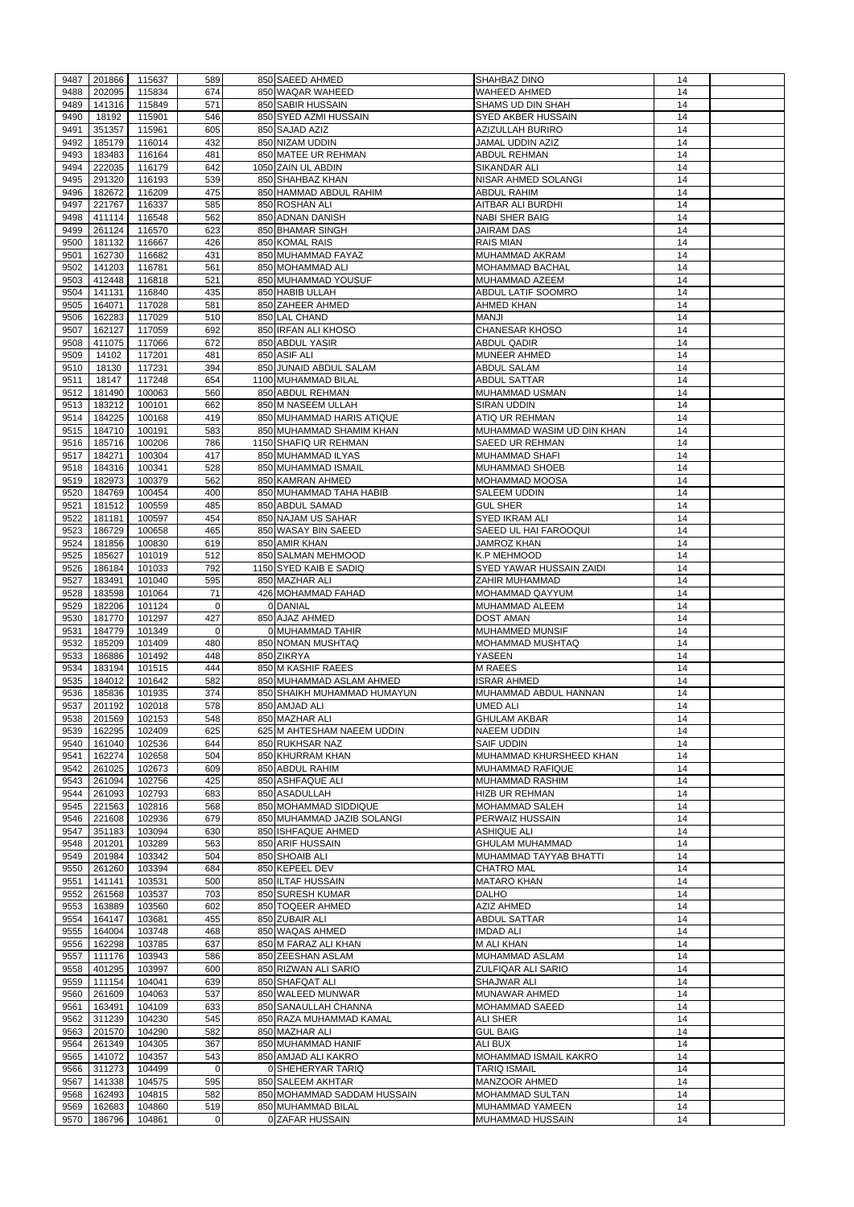| | | | | | | | | |
|---|---|---|---|---|---|---|---|---|
| 9487 | 201866 | 115637 | 589 | 850 | SAEED AHMED | SHAHBAZ DINO | 14 | |
| 9488 | 202095 | 115834 | 674 | 850 | WAQAR WAHEED | WAHEED AHMED | 14 | |
| 9489 | 141316 | 115849 | 571 | 850 | SABIR HUSSAIN | SHAMS UD DIN SHAH | 14 | |
| 9490 | 18192 | 115901 | 546 | 850 | SYED AZMI HUSSAIN | SYED AKBER HUSSAIN | 14 | |
| 9491 | 351357 | 115961 | 605 | 850 | SAJAD AZIZ | AZIZULLAH BURIRO | 14 | |
| 9492 | 185179 | 116014 | 432 | 850 | NIZAM UDDIN | JAMAL UDDIN AZIZ | 14 | |
| 9493 | 183483 | 116164 | 481 | 850 | MATEE UR REHMAN | ABDUL REHMAN | 14 | |
| 9494 | 222035 | 116179 | 642 | 1050 | ZAIN UL ABDIN | SIKANDAR ALI | 14 | |
| 9495 | 291320 | 116193 | 539 | 850 | SHAHBAZ KHAN | NISAR AHMED SOLANGI | 14 | |
| 9496 | 182672 | 116209 | 475 | 850 | HAMMAD ABDUL RAHIM | ABDUL RAHIM | 14 | |
| 9497 | 221767 | 116337 | 585 | 850 | ROSHAN ALI | AITBAR ALI BURDHI | 14 | |
| 9498 | 411114 | 116548 | 562 | 850 | ADNAN DANISH | NABI SHER BAIG | 14 | |
| 9499 | 261124 | 116570 | 623 | 850 | BHAMAR SINGH | JAIRAM DAS | 14 | |
| 9500 | 181132 | 116667 | 426 | 850 | KOMAL RAIS | RAIS MIAN | 14 | |
| 9501 | 162730 | 116682 | 431 | 850 | MUHAMMAD FAYAZ | MUHAMMAD AKRAM | 14 | |
| 9502 | 141203 | 116781 | 561 | 850 | MOHAMMAD ALI | MOHAMMAD BACHAL | 14 | |
| 9503 | 412448 | 116818 | 521 | 850 | MUHAMMAD YOUSUF | MUHAMMAD AZEEM | 14 | |
| 9504 | 141131 | 116840 | 435 | 850 | HABIB ULLAH | ABDUL LATIF SOOMRO | 14 | |
| 9505 | 164071 | 117028 | 581 | 850 | ZAHEER AHMED | AHMED KHAN | 14 | |
| 9506 | 162283 | 117029 | 510 | 850 | LAL CHAND | MANJI | 14 | |
| 9507 | 162127 | 117059 | 692 | 850 | IRFAN ALI KHOSO | CHANESAR KHOSO | 14 | |
| 9508 | 411075 | 117066 | 672 | 850 | ABDUL YASIR | ABDUL QADIR | 14 | |
| 9509 | 14102 | 117201 | 481 | 850 | ASIF ALI | MUNEER AHMED | 14 | |
| 9510 | 18130 | 117231 | 394 | 850 | JUNAID ABDUL SALAM | ABDUL SALAM | 14 | |
| 9511 | 18147 | 117248 | 654 | 1100 | MUHAMMAD BILAL | ABDUL SATTAR | 14 | |
| 9512 | 181490 | 100063 | 560 | 850 | ABDUL REHMAN | MUHAMMAD USMAN | 14 | |
| 9513 | 183212 | 100101 | 662 | 850 | M NASEEM ULLAH | SIRAN UDDIN | 14 | |
| 9514 | 184225 | 100168 | 419 | 850 | MUHAMMAD HARIS ATIQUE | ATIQ UR REHMAN | 14 | |
| 9515 | 184710 | 100191 | 583 | 850 | MUHAMMAD SHAMIM KHAN | MUHAMMAD WASIM UD DIN KHAN | 14 | |
| 9516 | 185716 | 100206 | 786 | 1150 | SHAFIQ UR REHMAN | SAEED UR REHMAN | 14 | |
| 9517 | 184271 | 100304 | 417 | 850 | MUHAMMAD ILYAS | MUHAMMAD SHAFI | 14 | |
| 9518 | 184316 | 100341 | 528 | 850 | MUHAMMAD ISMAIL | MUHAMMAD SHOEB | 14 | |
| 9519 | 182973 | 100379 | 562 | 850 | KAMRAN AHMED | MOHAMMAD MOOSA | 14 | |
| 9520 | 184769 | 100454 | 400 | 850 | MUHAMMAD TAHA HABIB | SALEEM UDDIN | 14 | |
| 9521 | 181512 | 100559 | 485 | 850 | ABDUL SAMAD | GUL SHER | 14 | |
| 9522 | 181181 | 100597 | 454 | 850 | NAJAM US SAHAR | SYED IKRAM ALI | 14 | |
| 9523 | 186729 | 100658 | 465 | 850 | WASAY BIN SAEED | SAEED UL HAI FAROOQUI | 14 | |
| 9524 | 181856 | 100830 | 619 | 850 | AMIR KHAN | JAMROZ KHAN | 14 | |
| 9525 | 185627 | 101019 | 512 | 850 | SALMAN MEHMOOD | K.P MEHMOOD | 14 | |
| 9526 | 186184 | 101033 | 792 | 1150 | SYED KAIB E SADIQ | SYED YAWAR HUSSAIN ZAIDI | 14 | |
| 9527 | 183491 | 101040 | 595 | 850 | MAZHAR ALI | ZAHIR MUHAMMAD | 14 | |
| 9528 | 183598 | 101064 | 71 | 426 | MOHAMMAD FAHAD | MOHAMMAD QAYYUM | 14 | |
| 9529 | 182206 | 101124 | 0 | 0 | DANIAL | MUHAMMAD ALEEM | 14 | |
| 9530 | 181770 | 101297 | 427 | 850 | AJAZ AHMED | DOST AMAN | 14 | |
| 9531 | 184779 | 101349 | 0 | 0 | MUHAMMAD TAHIR | MUHAMMED MUNSIF | 14 | |
| 9532 | 185209 | 101409 | 480 | 850 | NOMAN MUSHTAQ | MOHAMMAD MUSHTAQ | 14 | |
| 9533 | 186886 | 101492 | 448 | 850 | ZIKRYA | YASEEN | 14 | |
| 9534 | 183194 | 101515 | 444 | 850 | M KASHIF RAEES | M RAEES | 14 | |
| 9535 | 184012 | 101642 | 582 | 850 | MUHAMMAD ASLAM AHMED | ISRAR AHMED | 14 | |
| 9536 | 185836 | 101935 | 374 | 850 | SHAIKH MUHAMMAD HUMAYUN | MUHAMMAD ABDUL HANNAN | 14 | |
| 9537 | 201192 | 102018 | 578 | 850 | AMJAD ALI | UMED ALI | 14 | |
| 9538 | 201569 | 102153 | 548 | 850 | MAZHAR ALI | GHULAM AKBAR | 14 | |
| 9539 | 162295 | 102409 | 625 | 625 | M AHTESHAM NAEEM UDDIN | NAEEM UDDIN | 14 | |
| 9540 | 161040 | 102536 | 644 | 850 | RUKHSAR NAZ | SAIF UDDIN | 14 | |
| 9541 | 162274 | 102658 | 504 | 850 | KHURRAM KHAN | MUHAMMAD KHURSHEED KHAN | 14 | |
| 9542 | 261025 | 102673 | 609 | 850 | ABDUL RAHIM | MUHAMMAD RAFIQUE | 14 | |
| 9543 | 261094 | 102756 | 425 | 850 | ASHFAQUE ALI | MUHAMMAD RASHIM | 14 | |
| 9544 | 261093 | 102793 | 683 | 850 | ASADULLAH | HIZB UR REHMAN | 14 | |
| 9545 | 221563 | 102816 | 568 | 850 | MOHAMMAD SIDDIQUE | MOHAMMAD SALEH | 14 | |
| 9546 | 221608 | 102936 | 679 | 850 | MUHAMMAD JAZIB SOLANGI | PERWAIZ HUSSAIN | 14 | |
| 9547 | 351183 | 103094 | 630 | 850 | ISHFAQUE AHMED | ASHIQUE ALI | 14 | |
| 9548 | 201201 | 103289 | 563 | 850 | ARIF HUSSAIN | GHULAM MUHAMMAD | 14 | |
| 9549 | 201984 | 103342 | 504 | 850 | SHOAIB ALI | MUHAMMAD TAYYAB BHATTI | 14 | |
| 9550 | 261260 | 103394 | 684 | 850 | KEPEEL DEV | CHATRO MAL | 14 | |
| 9551 | 141141 | 103531 | 500 | 850 | ILTAF HUSSAIN | MATARO KHAN | 14 | |
| 9552 | 261568 | 103537 | 703 | 850 | SURESH KUMAR | DALHO | 14 | |
| 9553 | 163889 | 103560 | 602 | 850 | TOQEER AHMED | AZIZ AHMED | 14 | |
| 9554 | 164147 | 103681 | 455 | 850 | ZUBAIR ALI | ABDUL SATTAR | 14 | |
| 9555 | 164004 | 103748 | 468 | 850 | WAQAS AHMED | IMDAD ALI | 14 | |
| 9556 | 162298 | 103785 | 637 | 850 | M FARAZ ALI KHAN | M ALI KHAN | 14 | |
| 9557 | 111176 | 103943 | 586 | 850 | ZEESHAN ASLAM | MUHAMMAD ASLAM | 14 | |
| 9558 | 401295 | 103997 | 600 | 850 | RIZWAN ALI SARIO | ZULFIQAR ALI SARIO | 14 | |
| 9559 | 111154 | 104041 | 639 | 850 | SHAFQAT ALI | SHAJWAR ALI | 14 | |
| 9560 | 261609 | 104063 | 537 | 850 | WALEED MUNWAR | MUNAWAR AHMED | 14 | |
| 9561 | 163491 | 104109 | 633 | 850 | SANAULLAH CHANNA | MOHAMMAD SAEED | 14 | |
| 9562 | 311239 | 104230 | 545 | 850 | RAZA MUHAMMAD KAMAL | ALI SHER | 14 | |
| 9563 | 201570 | 104290 | 582 | 850 | MAZHAR ALI | GUL BAIG | 14 | |
| 9564 | 261349 | 104305 | 367 | 850 | MUHAMMAD HANIF | ALI BUX | 14 | |
| 9565 | 141072 | 104357 | 543 | 850 | AMJAD ALI KAKRO | MOHAMMAD ISMAIL KAKRO | 14 | |
| 9566 | 311273 | 104499 | 0 | 0 | SHEHERYAR TARIQ | TARIQ ISMAIL | 14 | |
| 9567 | 141338 | 104575 | 595 | 850 | SALEEM AKHTAR | MANZOOR AHMED | 14 | |
| 9568 | 162493 | 104815 | 582 | 850 | MOHAMMAD SADDAM HUSSAIN | MOHAMMAD SULTAN | 14 | |
| 9569 | 162683 | 104860 | 519 | 850 | MUHAMMAD BILAL | MUHAMMAD YAMEEN | 14 | |
| 9570 | 186796 | 104861 | 0 | 0 | ZAFAR HUSSAIN | MUHAMMAD HUSSAIN | 14 | |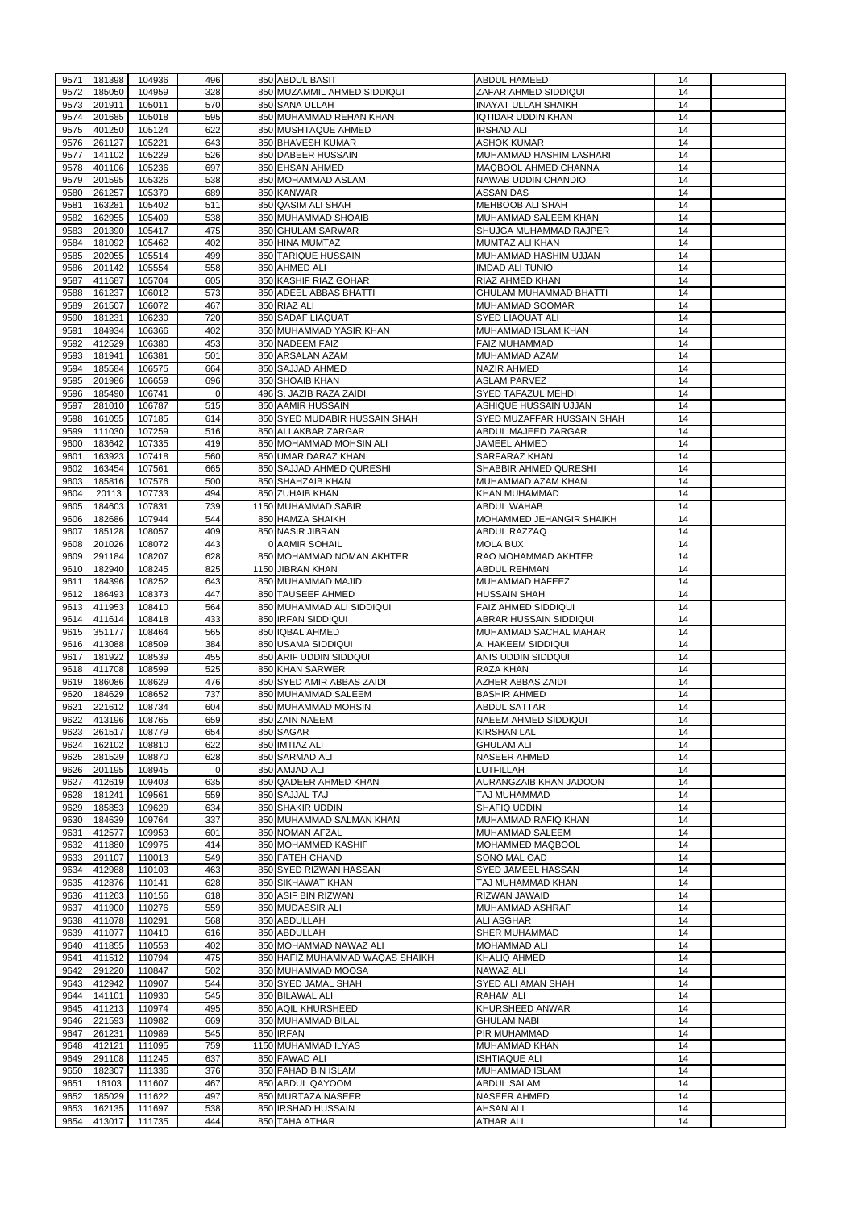| | | | | | | | | |
|---|---|---|---|---|---|---|---|---|
| 9571 | 181398 | 104936 | 496 | 850 | ABDUL BASIT | ABDUL HAMEED | 14 | |
| 9572 | 185050 | 104959 | 328 | 850 | MUZAMMIL AHMED SIDDIQUI | ZAFAR AHMED SIDDIQUI | 14 | |
| 9573 | 201911 | 105011 | 570 | 850 | SANA ULLAH | INAYAT ULLAH SHAIKH | 14 | |
| 9574 | 201685 | 105018 | 595 | 850 | MUHAMMAD REHAN KHAN | IQTIDAR UDDIN KHAN | 14 | |
| 9575 | 401250 | 105124 | 622 | 850 | MUSHTAQUE AHMED | IRSHAD ALI | 14 | |
| 9576 | 261127 | 105221 | 643 | 850 | BHAVESH KUMAR | ASHOK KUMAR | 14 | |
| 9577 | 141102 | 105229 | 526 | 850 | DABEER HUSSAIN | MUHAMMAD HASHIM LASHARI | 14 | |
| 9578 | 401106 | 105236 | 697 | 850 | EHSAN AHMED | MAQBOOL AHMED CHANNA | 14 | |
| 9579 | 201595 | 105326 | 538 | 850 | MOHAMMAD ASLAM | NAWAB UDDIN CHANDIO | 14 | |
| 9580 | 261257 | 105379 | 689 | 850 | KANWAR | ASSAN DAS | 14 | |
| 9581 | 163281 | 105402 | 511 | 850 | QASIM ALI SHAH | MEHBOOB ALI SHAH | 14 | |
| 9582 | 162955 | 105409 | 538 | 850 | MUHAMMAD SHOAIB | MUHAMMAD SALEEM KHAN | 14 | |
| 9583 | 201390 | 105417 | 475 | 850 | GHULAM SARWAR | SHUJGA MUHAMMAD RAJPER | 14 | |
| 9584 | 181092 | 105462 | 402 | 850 | HINA MUMTAZ | MUMTAZ ALI KHAN | 14 | |
| 9585 | 202055 | 105514 | 499 | 850 | TARIQUE HUSSAIN | MUHAMMAD HASHIM UJJAN | 14 | |
| 9586 | 201142 | 105554 | 558 | 850 | AHMED ALI | IMDAD ALI TUNIO | 14 | |
| 9587 | 411687 | 105704 | 605 | 850 | KASHIF RIAZ GOHAR | RIAZ AHMED KHAN | 14 | |
| 9588 | 161237 | 106012 | 573 | 850 | ADEEL ABBAS BHATTI | GHULAM MUHAMMAD BHATTI | 14 | |
| 9589 | 261507 | 106072 | 467 | 850 | RIAZ ALI | MUHAMMAD SOOMAR | 14 | |
| 9590 | 181231 | 106230 | 720 | 850 | SADAF LIAQUAT | SYED LIAQUAT ALI | 14 | |
| 9591 | 184934 | 106366 | 402 | 850 | MUHAMMAD YASIR KHAN | MUHAMMAD ISLAM KHAN | 14 | |
| 9592 | 412529 | 106380 | 453 | 850 | NADEEM FAIZ | FAIZ MUHAMMAD | 14 | |
| 9593 | 181941 | 106381 | 501 | 850 | ARSALAN AZAM | MUHAMMAD AZAM | 14 | |
| 9594 | 185584 | 106575 | 664 | 850 | SAJJAD AHMED | NAZIR AHMED | 14 | |
| 9595 | 201986 | 106659 | 696 | 850 | SHOAIB KHAN | ASLAM PARVEZ | 14 | |
| 9596 | 185490 | 106741 | 0 | 496 | S. JAZIB RAZA ZAIDI | SYED TAFAZUL MEHDI | 14 | |
| 9597 | 281010 | 106787 | 515 | 850 | AAMIR HUSSAIN | ASHIQUE HUSSAIN UJJAN | 14 | |
| 9598 | 161055 | 107185 | 614 | 850 | SYED MUDABIR HUSSAIN SHAH | SYED MUZAFFAR HUSSAIN SHAH | 14 | |
| 9599 | 111030 | 107259 | 516 | 850 | ALI AKBAR ZARGAR | ABDUL MAJEED ZARGAR | 14 | |
| 9600 | 183642 | 107335 | 419 | 850 | MOHAMMAD MOHSIN ALI | JAMEEL AHMED | 14 | |
| 9601 | 163923 | 107418 | 560 | 850 | UMAR DARAZ KHAN | SARFARAZ KHAN | 14 | |
| 9602 | 163454 | 107561 | 665 | 850 | SAJJAD AHMED QURESHI | SHABBIR AHMED QURESHI | 14 | |
| 9603 | 185816 | 107576 | 500 | 850 | SHAHZAIB KHAN | MUHAMMAD AZAM KHAN | 14 | |
| 9604 | 20113 | 107733 | 494 | 850 | ZUHAIB KHAN | KHAN MUHAMMAD | 14 | |
| 9605 | 184603 | 107831 | 739 | 1150 | MUHAMMAD SABIR | ABDUL WAHAB | 14 | |
| 9606 | 182686 | 107944 | 544 | 850 | HAMZA SHAIKH | MOHAMMED JEHANGIR SHAIKH | 14 | |
| 9607 | 185128 | 108057 | 409 | 850 | NASIR JIBRAN | ABDUL RAZZAQ | 14 | |
| 9608 | 201026 | 108072 | 443 | 0 | AAMIR SOHAIL | MOLA BUX | 14 | |
| 9609 | 291184 | 108207 | 628 | 850 | MOHAMMAD NOMAN AKHTER | RAO MOHAMMAD AKHTER | 14 | |
| 9610 | 182940 | 108245 | 825 | 1150 | JIBRAN KHAN | ABDUL REHMAN | 14 | |
| 9611 | 184396 | 108252 | 643 | 850 | MUHAMMAD MAJID | MUHAMMAD HAFEEZ | 14 | |
| 9612 | 186493 | 108373 | 447 | 850 | TAUSEEF AHMED | HUSSAIN SHAH | 14 | |
| 9613 | 411953 | 108410 | 564 | 850 | MUHAMMAD ALI SIDDIQUI | FAIZ AHMED SIDDIQUI | 14 | |
| 9614 | 411614 | 108418 | 433 | 850 | IRFAN SIDDIQUI | ABRAR HUSSAIN SIDDIQUI | 14 | |
| 9615 | 351177 | 108464 | 565 | 850 | IQBAL AHMED | MUHAMMAD SACHAL MAHAR | 14 | |
| 9616 | 413088 | 108509 | 384 | 850 | USAMA SIDDIQUI | A. HAKEEM SIDDIQUI | 14 | |
| 9617 | 181922 | 108539 | 455 | 850 | ARIF UDDIN SIDDQUI | ANIS UDDIN SIDDQUI | 14 | |
| 9618 | 411708 | 108599 | 525 | 850 | KHAN SARWER | RAZA KHAN | 14 | |
| 9619 | 186086 | 108629 | 476 | 850 | SYED AMIR ABBAS ZAIDI | AZHER ABBAS ZAIDI | 14 | |
| 9620 | 184629 | 108652 | 737 | 850 | MUHAMMAD SALEEM | BASHIR AHMED | 14 | |
| 9621 | 221612 | 108734 | 604 | 850 | MUHAMMAD MOHSIN | ABDUL SATTAR | 14 | |
| 9622 | 413196 | 108765 | 659 | 850 | ZAIN NAEEM | NAEEM AHMED SIDDIQUI | 14 | |
| 9623 | 261517 | 108779 | 654 | 850 | SAGAR | KIRSHAN LAL | 14 | |
| 9624 | 162102 | 108810 | 622 | 850 | IMTIAZ ALI | GHULAM ALI | 14 | |
| 9625 | 281529 | 108870 | 628 | 850 | SARMAD ALI | NASEER AHMED | 14 | |
| 9626 | 201195 | 108945 | 0 | 850 | AMJAD ALI | LUTFILLAH | 14 | |
| 9627 | 412619 | 109403 | 635 | 850 | QADEER AHMED KHAN | AURANGZAIB KHAN JADOON | 14 | |
| 9628 | 181241 | 109561 | 559 | 850 | SAJJAL TAJ | TAJ MUHAMMAD | 14 | |
| 9629 | 185853 | 109629 | 634 | 850 | SHAKIR UDDIN | SHAFIQ UDDIN | 14 | |
| 9630 | 184639 | 109764 | 337 | 850 | MUHAMMAD SALMAN KHAN | MUHAMMAD RAFIQ KHAN | 14 | |
| 9631 | 412577 | 109953 | 601 | 850 | NOMAN AFZAL | MUHAMMAD SALEEM | 14 | |
| 9632 | 411880 | 109975 | 414 | 850 | MOHAMMED KASHIF | MOHAMMED MAQBOOL | 14 | |
| 9633 | 291107 | 110013 | 549 | 850 | FATEH CHAND | SONO MAL OAD | 14 | |
| 9634 | 412988 | 110103 | 463 | 850 | SYED RIZWAN HASSAN | SYED JAMEEL HASSAN | 14 | |
| 9635 | 412876 | 110141 | 628 | 850 | SIKHAWAT KHAN | TAJ MUHAMMAD KHAN | 14 | |
| 9636 | 411263 | 110156 | 618 | 850 | ASIF BIN RIZWAN | RIZWAN JAWAID | 14 | |
| 9637 | 411900 | 110276 | 559 | 850 | MUDASSIR ALI | MUHAMMAD ASHRAF | 14 | |
| 9638 | 411078 | 110291 | 568 | 850 | ABDULLAH | ALI ASGHAR | 14 | |
| 9639 | 411077 | 110410 | 616 | 850 | ABDULLAH | SHER MUHAMMAD | 14 | |
| 9640 | 411855 | 110553 | 402 | 850 | MOHAMMAD NAWAZ ALI | MOHAMMAD ALI | 14 | |
| 9641 | 411512 | 110794 | 475 | 850 | HAFIZ MUHAMMAD WAQAS SHAIKH | KHALIQ AHMED | 14 | |
| 9642 | 291220 | 110847 | 502 | 850 | MUHAMMAD MOOSA | NAWAZ ALI | 14 | |
| 9643 | 412942 | 110907 | 544 | 850 | SYED JAMAL SHAH | SYED ALI AMAN SHAH | 14 | |
| 9644 | 141101 | 110930 | 545 | 850 | BILAWAL ALI | RAHAM ALI | 14 | |
| 9645 | 411213 | 110974 | 495 | 850 | AQIL KHURSHEED | KHURSHEED ANWAR | 14 | |
| 9646 | 221593 | 110982 | 669 | 850 | MUHAMMAD BILAL | GHULAM NABI | 14 | |
| 9647 | 261231 | 110989 | 545 | 850 | IRFAN | PIR MUHAMMAD | 14 | |
| 9648 | 412121 | 111095 | 759 | 1150 | MUHAMMAD ILYAS | MUHAMMAD KHAN | 14 | |
| 9649 | 291108 | 111245 | 637 | 850 | FAWAD ALI | ISHTIAQUE ALI | 14 | |
| 9650 | 182307 | 111336 | 376 | 850 | FAHAD BIN ISLAM | MUHAMMAD ISLAM | 14 | |
| 9651 | 16103 | 111607 | 467 | 850 | ABDUL QAYOOM | ABDUL SALAM | 14 | |
| 9652 | 185029 | 111622 | 497 | 850 | MURTAZA NASEER | NASEER AHMED | 14 | |
| 9653 | 162135 | 111697 | 538 | 850 | IRSHAD HUSSAIN | AHSAN ALI | 14 | |
| 9654 | 413017 | 111735 | 444 | 850 | TAHA ATHAR | ATHAR ALI | 14 | |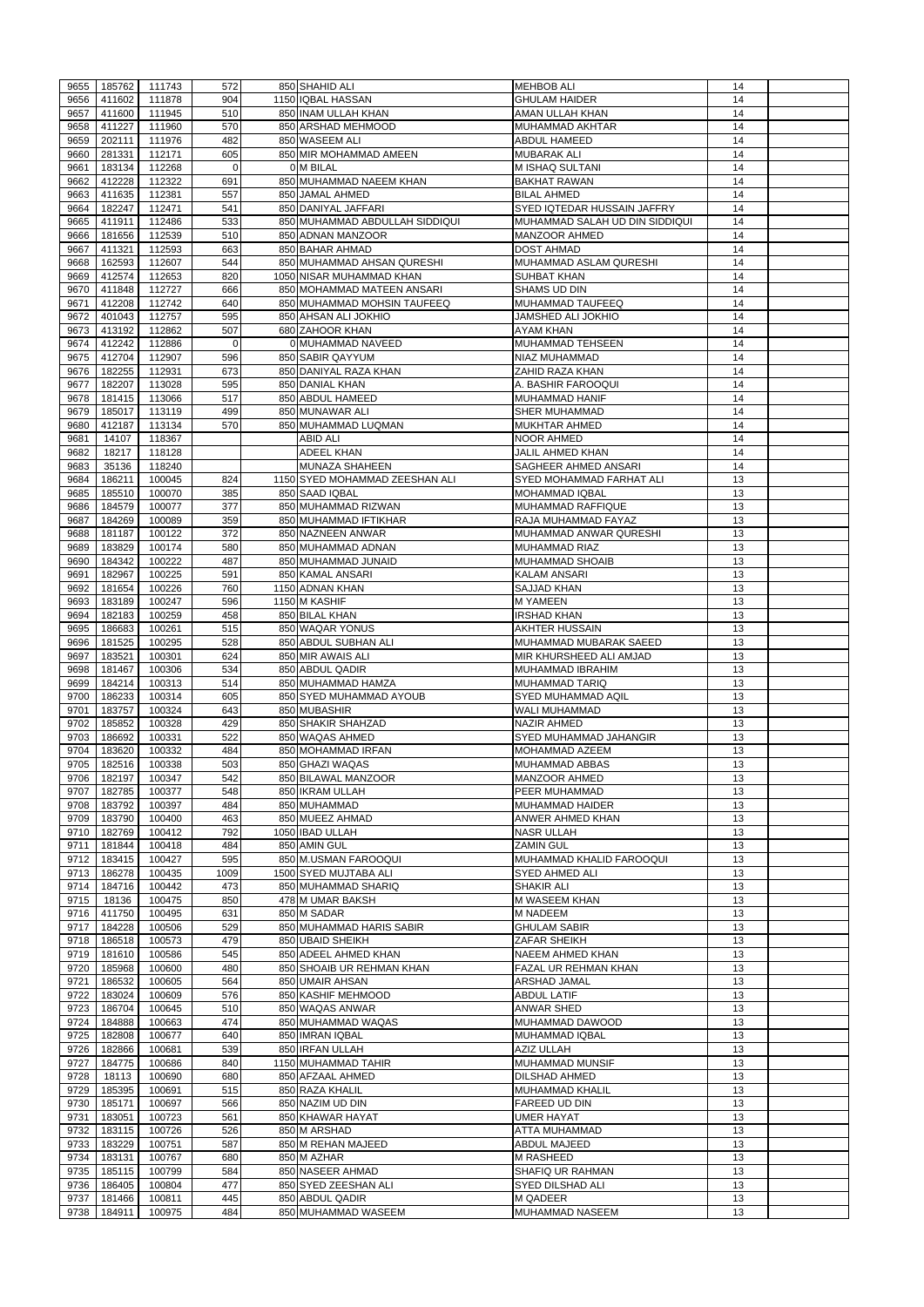| | | | | | | | | |
|---|---|---|---|---|---|---|---|---|
| 9655 | 185762 | 111743 | 572 | 850 | SHAHID ALI | MEHBOB ALI | 14 | |
| 9656 | 411602 | 111878 | 904 | 1150 | IQBAL HASSAN | GHULAM HAIDER | 14 | |
| 9657 | 411600 | 111945 | 510 | 850 | INAM ULLAH KHAN | AMAN ULLAH KHAN | 14 | |
| 9658 | 411227 | 111960 | 570 | 850 | ARSHAD MEHMOOD | MUHAMMAD AKHTAR | 14 | |
| 9659 | 202111 | 111976 | 482 | 850 | WASEEM ALI | ABDUL HAMEED | 14 | |
| 9660 | 281331 | 112171 | 605 | 850 | MIR MOHAMMAD AMEEN | MUBARAK ALI | 14 | |
| 9661 | 183134 | 112268 | 0 | 0 | M BILAL | M ISHAQ SULTANI | 14 | |
| 9662 | 412228 | 112322 | 691 | 850 | MUHAMMAD NAEEM KHAN | BAKHAT RAWAN | 14 | |
| 9663 | 411635 | 112381 | 557 | 850 | JAMAL AHMED | BILAL AHMED | 14 | |
| 9664 | 182247 | 112471 | 541 | 850 | DANIYAL JAFFARI | SYED IQTEDAR HUSSAIN JAFFRY | 14 | |
| 9665 | 411911 | 112486 | 533 | 850 | MUHAMMAD ABDULLAH SIDDIQUI | MUHAMMAD SALAH UD DIN SIDDIQUI | 14 | |
| 9666 | 181656 | 112539 | 510 | 850 | ADNAN MANZOOR | MANZOOR AHMED | 14 | |
| 9667 | 411321 | 112593 | 663 | 850 | BAHAR AHMAD | DOST AHMAD | 14 | |
| 9668 | 162593 | 112607 | 544 | 850 | MUHAMMAD AHSAN QURESHI | MUHAMMAD ASLAM QURESHI | 14 | |
| 9669 | 412574 | 112653 | 820 | 1050 | NISAR MUHAMMAD KHAN | SUHBAT KHAN | 14 | |
| 9670 | 411848 | 112727 | 666 | 850 | MOHAMMAD MATEEN ANSARI | SHAMS UD DIN | 14 | |
| 9671 | 412208 | 112742 | 640 | 850 | MUHAMMAD MOHSIN TAUFEEQ | MUHAMMAD TAUFEEQ | 14 | |
| 9672 | 401043 | 112757 | 595 | 850 | AHSAN ALI JOKHIO | JAMSHED ALI JOKHIO | 14 | |
| 9673 | 413192 | 112862 | 507 | 680 | ZAHOOR KHAN | AYAM KHAN | 14 | |
| 9674 | 412242 | 112886 | 0 | 0 | MUHAMMAD NAVEED | MUHAMMAD TEHSEEN | 14 | |
| 9675 | 412704 | 112907 | 596 | 850 | SABIR QAYYUM | NIAZ MUHAMMAD | 14 | |
| 9676 | 182255 | 112931 | 673 | 850 | DANIYAL RAZA KHAN | ZAHID RAZA KHAN | 14 | |
| 9677 | 182207 | 113028 | 595 | 850 | DANIAL KHAN | A. BASHIR FAROOQUI | 14 | |
| 9678 | 181415 | 113066 | 517 | 850 | ABDUL HAMEED | MUHAMMAD HANIF | 14 | |
| 9679 | 185017 | 113119 | 499 | 850 | MUNAWAR ALI | SHER MUHAMMAD | 14 | |
| 9680 | 412187 | 113134 | 570 | 850 | MUHAMMAD LUQMAN | MUKHTAR AHMED | 14 | |
| 9681 | 14107 | 118367 | | | ABID ALI | NOOR AHMED | 14 | |
| 9682 | 18217 | 118128 | | | ADEEL KHAN | JALIL AHMED KHAN | 14 | |
| 9683 | 35136 | 118240 | | | MUNAZA SHAHEEN | SAGHEER AHMED ANSARI | 14 | |
| 9684 | 186211 | 100045 | 824 | 1150 | SYED MOHAMMAD ZEESHAN ALI | SYED MOHAMMAD FARHAT ALI | 13 | |
| 9685 | 185510 | 100070 | 385 | 850 | SAAD IQBAL | MOHAMMAD IQBAL | 13 | |
| 9686 | 184579 | 100077 | 377 | 850 | MUHAMMAD RIZWAN | MUHAMMAD RAFFIQUE | 13 | |
| 9687 | 184269 | 100089 | 359 | 850 | MUHAMMAD IFTIKHAR | RAJA MUHAMMAD FAYAZ | 13 | |
| 9688 | 181187 | 100122 | 372 | 850 | NAZNEEN ANWAR | MUHAMMAD ANWAR QURESHI | 13 | |
| 9689 | 183829 | 100174 | 580 | 850 | MUHAMMAD ADNAN | MUHAMMAD RIAZ | 13 | |
| 9690 | 184342 | 100222 | 487 | 850 | MUHAMMAD JUNAID | MUHAMMAD SHOAIB | 13 | |
| 9691 | 182967 | 100225 | 591 | 850 | KAMAL ANSARI | KALAM ANSARI | 13 | |
| 9692 | 181654 | 100226 | 760 | 1150 | ADNAN KHAN | SAJJAD KHAN | 13 | |
| 9693 | 183189 | 100247 | 596 | 1150 | M KASHIF | M YAMEEN | 13 | |
| 9694 | 182183 | 100259 | 458 | 850 | BILAL KHAN | IRSHAD KHAN | 13 | |
| 9695 | 186683 | 100261 | 515 | 850 | WAQAR YONUS | AKHTER HUSSAIN | 13 | |
| 9696 | 181525 | 100295 | 528 | 850 | ABDUL SUBHAN ALI | MUHAMMAD MUBARAK SAEED | 13 | |
| 9697 | 183521 | 100301 | 624 | 850 | MIR AWAIS ALI | MIR KHURSHEED ALI AMJAD | 13 | |
| 9698 | 181467 | 100306 | 534 | 850 | ABDUL QADIR | MUHAMMAD IBRAHIM | 13 | |
| 9699 | 184214 | 100313 | 514 | 850 | MUHAMMAD HAMZA | MUHAMMAD TARIQ | 13 | |
| 9700 | 186233 | 100314 | 605 | 850 | SYED MUHAMMAD AYOUB | SYED MUHAMMAD AQIL | 13 | |
| 9701 | 183757 | 100324 | 643 | 850 | MUBASHIR | WALI MUHAMMAD | 13 | |
| 9702 | 185852 | 100328 | 429 | 850 | SHAKIR SHAHZAD | NAZIR AHMED | 13 | |
| 9703 | 186692 | 100331 | 522 | 850 | WAQAS AHMED | SYED MUHAMMAD JAHANGIR | 13 | |
| 9704 | 183620 | 100332 | 484 | 850 | MOHAMMAD IRFAN | MOHAMMAD AZEEM | 13 | |
| 9705 | 182516 | 100338 | 503 | 850 | GHAZI WAQAS | MUHAMMAD ABBAS | 13 | |
| 9706 | 182197 | 100347 | 542 | 850 | BILAWAL MANZOOR | MANZOOR AHMED | 13 | |
| 9707 | 182785 | 100377 | 548 | 850 | IKRAM ULLAH | PEER MUHAMMAD | 13 | |
| 9708 | 183792 | 100397 | 484 | 850 | MUHAMMAD | MUHAMMAD HAIDER | 13 | |
| 9709 | 183790 | 100400 | 463 | 850 | MUEEZ AHMAD | ANWER AHMED KHAN | 13 | |
| 9710 | 182769 | 100412 | 792 | 1050 | IBAD ULLAH | NASR ULLAH | 13 | |
| 9711 | 181844 | 100418 | 484 | 850 | AMIN GUL | ZAMIN GUL | 13 | |
| 9712 | 183415 | 100427 | 595 | 850 | M.USMAN FAROOQUI | MUHAMMAD KHALID FAROOQUI | 13 | |
| 9713 | 186278 | 100435 | 1009 | 1500 | SYED MUJTABA ALI | SYED AHMED ALI | 13 | |
| 9714 | 184716 | 100442 | 473 | 850 | MUHAMMAD SHARIQ | SHAKIR ALI | 13 | |
| 9715 | 18136 | 100475 | 850 | 478 | M UMAR BAKSH | M WASEEM KHAN | 13 | |
| 9716 | 411750 | 100495 | 631 | 850 | M SADAR | M NADEEM | 13 | |
| 9717 | 184228 | 100506 | 529 | 850 | MUHAMMAD HARIS SABIR | GHULAM SABIR | 13 | |
| 9718 | 186518 | 100573 | 479 | 850 | UBAID SHEIKH | ZAFAR SHEIKH | 13 | |
| 9719 | 181610 | 100586 | 545 | 850 | ADEEL AHMED KHAN | NAEEM AHMED KHAN | 13 | |
| 9720 | 185968 | 100600 | 480 | 850 | SHOAIB UR REHMAN KHAN | FAZAL UR REHMAN KHAN | 13 | |
| 9721 | 186532 | 100605 | 564 | 850 | UMAIR AHSAN | ARSHAD JAMAL | 13 | |
| 9722 | 183024 | 100609 | 576 | 850 | KASHIF MEHMOOD | ABDUL LATIF | 13 | |
| 9723 | 186704 | 100645 | 510 | 850 | WAQAS ANWAR | ANWAR SHED | 13 | |
| 9724 | 184888 | 100663 | 474 | 850 | MUHAMMAD WAQAS | MUHAMMAD DAWOOD | 13 | |
| 9725 | 182808 | 100677 | 640 | 850 | IMRAN IQBAL | MUHAMMAD IQBAL | 13 | |
| 9726 | 182866 | 100681 | 539 | 850 | IRFAN ULLAH | AZIZ ULLAH | 13 | |
| 9727 | 184775 | 100686 | 840 | 1150 | MUHAMMAD TAHIR | MUHAMMAD MUNSIF | 13 | |
| 9728 | 18113 | 100690 | 680 | 850 | AFZAAL AHMED | DILSHAD AHMED | 13 | |
| 9729 | 185395 | 100691 | 515 | 850 | RAZA KHALIL | MUHAMMAD KHALIL | 13 | |
| 9730 | 185171 | 100697 | 566 | 850 | NAZIM UD DIN | FAREED UD DIN | 13 | |
| 9731 | 183051 | 100723 | 561 | 850 | KHAWAR HAYAT | UMER HAYAT | 13 | |
| 9732 | 183115 | 100726 | 526 | 850 | M ARSHAD | ATTA MUHAMMAD | 13 | |
| 9733 | 183229 | 100751 | 587 | 850 | M REHAN MAJEED | ABDUL MAJEED | 13 | |
| 9734 | 183131 | 100767 | 680 | 850 | M AZHAR | M RASHEED | 13 | |
| 9735 | 185115 | 100799 | 584 | 850 | NASEER AHMAD | SHAFIQ UR RAHMAN | 13 | |
| 9736 | 186405 | 100804 | 477 | 850 | SYED ZEESHAN ALI | SYED DILSHAD ALI | 13 | |
| 9737 | 181466 | 100811 | 445 | 850 | ABDUL QADIR | M QADEER | 13 | |
| 9738 | 184911 | 100975 | 484 | 850 | MUHAMMAD WASEEM | MUHAMMAD NASEEM | 13 | |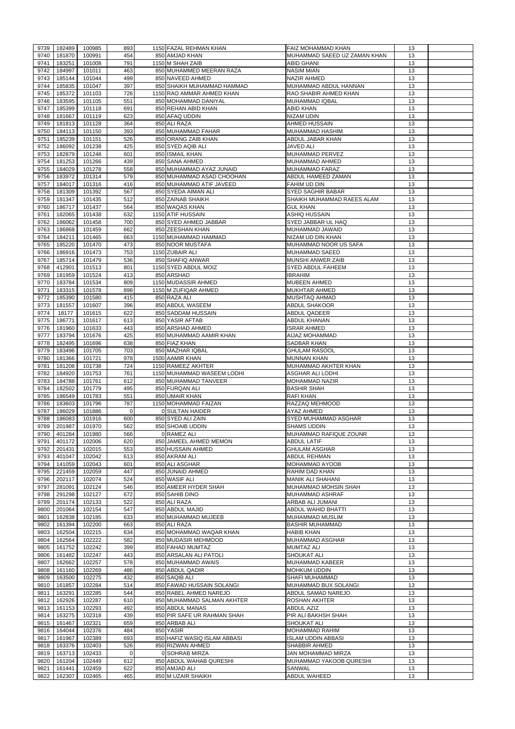| | | | | | | | | |
|---|---|---|---|---|---|---|---|---|
| 9739 | 182489 | 100985 | 893 | 1150 | FAZAL REHMAN KHAN | FAIZ MOHAMMAD KHAN | 13 | |
| 9740 | 181870 | 100991 | 454 | 850 | AMJAD KHAN | MUHAMMAD SAEED UZ ZAMAN KHAN | 13 | |
| 9741 | 183251 | 101008 | 791 | 1150 | M SHAH ZAIB | ABID GHANI | 13 | |
| 9742 | 184997 | 101011 | 463 | 850 | MUHAMMED MEERAN RAZA | NASIM MIAN | 13 | |
| 9743 | 185144 | 101044 | 499 | 850 | NAVEED AHMED | NAZIR AHMED | 13 | |
| 9744 | 185835 | 101047 | 397 | 850 | SHAIKH MUHAMMAD HAMMAD | MUHAMMAD ABDUL HANNAN | 13 | |
| 9745 | 185372 | 101103 | 726 | 1150 | RAO AMMAR AHMED KHAN | RAO SHABIR AHMED KHAN | 13 | |
| 9746 | 183595 | 101105 | 551 | 850 | MOHAMMAD DANIYAL | MUHAMMAD IQBAL | 13 | |
| 9747 | 185399 | 101118 | 691 | 850 | REHAN ABID KHAN | ABID KHAN | 13 | |
| 9748 | 181667 | 101119 | 623 | 850 | AFAQ UDDIN | NIZAM UDIN | 13 | |
| 9749 | 181813 | 101128 | 364 | 850 | ALI RAZA | AHMED HUSSAIN | 13 | |
| 9750 | 184113 | 101150 | 393 | 850 | MUHAMMAD FAHAR | MUHAMMAD HASHIM | 13 | |
| 9751 | 185239 | 101151 | 526 | 850 | ORANG ZAIB KHAN | ABDUL JABAR KHAN | 13 | |
| 9752 | 186092 | 101238 | 425 | 850 | SYED AQIB ALI | JAVED ALI | 13 | |
| 9753 | 182879 | 101248 | 601 | 850 | ISMAIL KHAN | MUHAMMAD PERVEZ | 13 | |
| 9754 | 181253 | 101266 | 439 | 850 | SANA AHMED | MUHAMMAD AHMED | 13 | |
| 9755 | 184029 | 101278 | 558 | 850 | MUHAMMAD AYAZ JUNAID | MUHAMMAD FARAZ | 13 | |
| 9756 | 183972 | 101314 | 579 | 850 | MUHAMMAD ASAD CHOOHAN | ABDUL HAMEED ZAMAN | 13 | |
| 9757 | 184017 | 101316 | 416 | 850 | MUHAMMAD ATIF JAVEED | FAHIM UD DIN | 13 | |
| 9758 | 181309 | 101392 | 567 | 850 | SYEDA AIMAN ALI | SYED SAGHIR BABAR | 13 | |
| 9759 | 181347 | 101435 | 512 | 850 | ZAINAB SHAIKH | SHAIKH MUHAMMAD RAEES ALAM | 13 | |
| 9760 | 186717 | 101437 | 564 | 850 | WAQAS KHAN | GUL KHAN | 13 | |
| 9761 | 182065 | 101438 | 632 | 1150 | ATIF HUSSAIN | ASHIQ HUSSAIN | 13 | |
| 9762 | 186062 | 101458 | 700 | 850 | SYED AHMED JABBAR | SYED JABBAR UL HAQ | 13 | |
| 9763 | 186868 | 101459 | 662 | 850 | ZEESHAN KHAN | MUHAMMAD JAWAID | 13 | |
| 9764 | 184211 | 101465 | 663 | 1150 | MUHAMMAD HAMMAD | NIZAM UD DIN KHAN | 13 | |
| 9765 | 185220 | 101470 | 473 | 850 | NOOR MUSTAFA | MUHAMMAD NOOR US SAFA | 13 | |
| 9766 | 186916 | 101473 | 753 | 1150 | ZUBAIR ALI | MUHAMMAD SAEED | 13 | |
| 9767 | 185714 | 101479 | 536 | 850 | SHAFIQ ANWAR | MUNSHI ANWER ZAIB | 13 | |
| 9768 | 412901 | 101513 | 801 | 1150 | SYED ABDUL MOIZ | SYED ABDUL FAHEEM | 13 | |
| 9769 | 181959 | 101524 | 413 | 850 | ARSHAD | IBRAHIM | 13 | |
| 9770 | 183784 | 101534 | 809 | 1150 | MUDASSIR AHMED | MUBEEN AHMED | 13 | |
| 9771 | 183315 | 101578 | 898 | 1150 | M ZUFIQAR AHMED | MUKHTAR AHMED | 13 | |
| 9772 | 185390 | 101580 | 415 | 850 | RAZA ALI | MUSHTAQ AHMAD | 13 | |
| 9773 | 181557 | 101607 | 396 | 850 | ABDUL WASEEM | ABDUL SHAKOOR | 13 | |
| 9774 | 18177 | 101615 | 622 | 850 | SADDAM HUSSAIN | ABDUL QADEER | 13 | |
| 9775 | 186771 | 101617 | 613 | 850 | YASIR AFTAB | ABDUL KHANAN | 13 | |
| 9776 | 181960 | 101633 | 443 | 850 | ARSHAD AHMED | ISRAR AHMED | 13 | |
| 9777 | 183794 | 101676 | 425 | 850 | MUHAMMAD AAMIR KHAN | AIJAZ MOHAMMAD | 13 | |
| 9778 | 182495 | 101696 | 638 | 850 | FIAZ KHAN | SADBAR KHAN | 13 | |
| 9779 | 183496 | 101705 | 703 | 850 | MAZHAR IQBAL | GHULAM RASOOL | 13 | |
| 9780 | 181366 | 101721 | 978 | 1500 | AAMIR KHAN | MUNNAN KHAN | 13 | |
| 9781 | 181208 | 101738 | 724 | 1150 | RAMEEZ AKHTER | MUHAMMAD AKHTER KHAN | 13 | |
| 9782 | 184920 | 101753 | 761 | 1150 | MUHAMMAD WASEEM LODHI | ASGHAR ALI LODHI | 13 | |
| 9783 | 184788 | 101761 | 612 | 850 | MUHAMMAD TANVEER | MOHAMMAD NAZIR | 13 | |
| 9784 | 182502 | 101779 | 495 | 850 | FURQAN ALI | BASHIR SHAH | 13 | |
| 9785 | 186549 | 101783 | 551 | 850 | UMAIR KHAN | RAFI KHAN | 13 | |
| 9786 | 183603 | 101796 | 787 | 1150 | MOHAMMAD FAIZAN | RAZZAQ MEHMOOD | 13 | |
| 9787 | 186029 | 101886 | 0 | 0 | SULTAN HAIDER | AYAZ AHMED | 13 | |
| 9788 | 186083 | 101916 | 600 | 850 | SYED ALI ZAIN | SYED MUHAMMAD ASGHAR | 13 | |
| 9789 | 201987 | 101970 | 562 | 850 | SHOAIB UDDIN | SHAMS UDDIN | 13 | |
| 9790 | 401284 | 101980 | 566 | 0 | RAMEZ ALI | MUHAMMAD RAFIQUE ZOUNR | 13 | |
| 9791 | 401172 | 102006 | 620 | 850 | JAMEEL AHMED MEMON | ABDUL LATIF | 13 | |
| 9792 | 201431 | 102015 | 553 | 850 | HUSSAIN AHMED | GHULAM ASGHAR | 13 | |
| 9793 | 401047 | 102042 | 613 | 850 | AKRAM ALI | ABDUL REHMAN | 13 | |
| 9794 | 141059 | 102043 | 601 | 850 | ALI ASGHAR | MOHAMMAD AYOOB | 13 | |
| 9795 | 221459 | 102059 | 447 | 850 | JUNAID AHMED | RAHIM DAD KHAN | 13 | |
| 9796 | 202117 | 102074 | 524 | 850 | WASIF ALI | MANIK ALI SHAHANI | 13 | |
| 9797 | 281091 | 102124 | 546 | 850 | AMEER HYDER SHAH | MUHAMMAD MOHSIN SHAH | 13 | |
| 9798 | 291298 | 102127 | 672 | 850 | SAHIB DINO | MUHAMMAD ASHRAF | 13 | |
| 9799 | 201174 | 102133 | 522 | 850 | ALI RAZA | ARBAB ALI JUMANI | 13 | |
| 9800 | 201064 | 102154 | 547 | 850 | ABDUL MAJID | ABDUL WAHID BHATTI | 13 | |
| 9801 | 162838 | 102185 | 633 | 850 | MUHAMMAD MUJEEB | MUHAMMAD MUSLIM | 13 | |
| 9802 | 161394 | 102200 | 663 | 850 | ALI RAZA | BASHIR MUHAMMAD | 13 | |
| 9803 | 162504 | 102215 | 634 | 850 | MOHAMMAD WAQAR KHAN | HABIB KHAN | 13 | |
| 9804 | 162564 | 102222 | 582 | 850 | MUDASIR MEHMOOD | MUHAMMAD ASGHAR | 13 | |
| 9805 | 161752 | 102242 | 399 | 850 | FAHAD MUMTAZ | MUMTAZ ALI | 13 | |
| 9806 | 161482 | 102247 | 443 | 850 | ARSALAN ALI PATOLI | SHOUKAT ALI | 13 | |
| 9807 | 162662 | 102257 | 578 | 850 | MUHAMMAD AWAIS | MUHAMMAD KABEER | 13 | |
| 9808 | 161160 | 102269 | 486 | 850 | ABDUL QADIR | MOHKUM UDDIN | 13 | |
| 9809 | 163500 | 102275 | 432 | 850 | SAQIB ALI | SHAFI MUHAMMAD | 13 | |
| 9810 | 161857 | 102284 | 514 | 850 | FAWAD HUSSAIN SOLANGI | MUHAMMAD BUX SOLANGI | 13 | |
| 9811 | 163291 | 102285 | 544 | 850 | RABEL AHMED NAREJO | ABDUL SAMAD NAREJO | 13 | |
| 9812 | 162926 | 102287 | 610 | 850 | MUHAMMAD SALMAN AKHTER | ROSHAN AKHTER | 13 | |
| 9813 | 161153 | 102293 | 492 | 850 | ABDUL MANAS | ABDUL AZIZ | 13 | |
| 9814 | 163275 | 102318 | 439 | 850 | PIR SAFE UR RAHMAN SHAH | PIR ALI BAKHSH SHAH | 13 | |
| 9815 | 161467 | 102321 | 659 | 850 | ARBAB ALI | SHOUKAT ALI | 13 | |
| 9816 | 164044 | 102376 | 484 | 850 | YASIR | MOHAMMAD RAHIM | 13 | |
| 9817 | 161967 | 102389 | 693 | 850 | HAFIZ WASIQ ISLAM ABBASI | ISLAM UDDIN ABBASI | 13 | |
| 9818 | 163376 | 102403 | 526 | 850 | RIZWAN AHMED | SHABBIR AHMED | 13 | |
| 9819 | 163713 | 102433 | 0 | 0 | SOHRAB MIRZA | JAN MOHAMMAD MIRZA | 13 | |
| 9820 | 161204 | 102449 | 612 | 850 | ABDUL WAHAB QURESHI | MUHAMMAD YAKOOB QURESHI | 13 | |
| 9821 | 161441 | 102459 | 622 | 850 | AMJAD ALI | SANWAL | 13 | |
| 9822 | 162307 | 102465 | 465 | 850 | M UZAIR SHAIKH | ABDUL WAHEED | 13 | |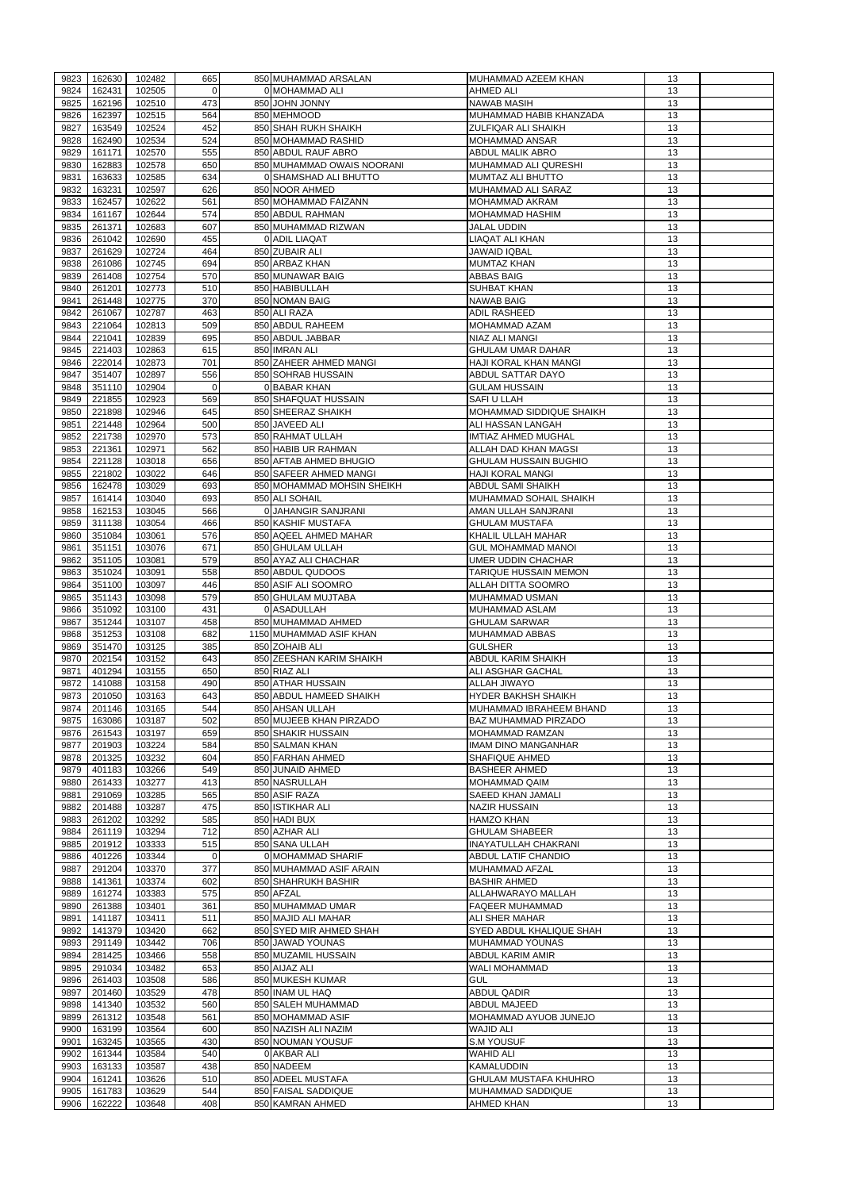| | | | | | | | | |
|---|---|---|---|---|---|---|---|---|
| 9823 | 162630 | 102482 | 665 | 850 | MUHAMMAD ARSALAN | MUHAMMAD AZEEM KHAN | 13 | |
| 9824 | 162431 | 102505 | 0 | 0 | MOHAMMAD ALI | AHMED ALI | 13 | |
| 9825 | 162196 | 102510 | 473 | 850 | JOHN JONNY | NAWAB MASIH | 13 | |
| 9826 | 162397 | 102515 | 564 | 850 | MEHMOOD | MUHAMMAD HABIB KHANZADA | 13 | |
| 9827 | 163549 | 102524 | 452 | 850 | SHAH RUKH SHAIKH | ZULFIQAR ALI SHAIKH | 13 | |
| 9828 | 162490 | 102534 | 524 | 850 | MOHAMMAD RASHID | MOHAMMAD ANSAR | 13 | |
| 9829 | 161171 | 102570 | 555 | 850 | ABDUL RAUF ABRO | ABDUL MALIK ABRO | 13 | |
| 9830 | 162883 | 102578 | 650 | 850 | MUHAMMAD OWAIS NOORANI | MUHAMMAD ALI QURESHI | 13 | |
| 9831 | 163633 | 102585 | 634 | 0 | SHAMSHAD ALI BHUTTO | MUMTAZ ALI BHUTTO | 13 | |
| 9832 | 163231 | 102597 | 626 | 850 | NOOR AHMED | MUHAMMAD ALI SARAZ | 13 | |
| 9833 | 162457 | 102622 | 561 | 850 | MOHAMMAD FAIZANN | MOHAMMAD AKRAM | 13 | |
| 9834 | 161167 | 102644 | 574 | 850 | ABDUL RAHMAN | MOHAMMAD HASHIM | 13 | |
| 9835 | 261371 | 102683 | 607 | 850 | MUHAMMAD RIZWAN | JALAL UDDIN | 13 | |
| 9836 | 261042 | 102690 | 455 | 0 | ADIL LIAQAT | LIAQAT ALI KHAN | 13 | |
| 9837 | 261629 | 102724 | 464 | 850 | ZUBAIR ALI | JAWAID IQBAL | 13 | |
| 9838 | 261086 | 102745 | 694 | 850 | ARBAZ KHAN | MUMTAZ KHAN | 13 | |
| 9839 | 261408 | 102754 | 570 | 850 | MUNAWAR BAIG | ABBAS BAIG | 13 | |
| 9840 | 261201 | 102773 | 510 | 850 | HABIBULLAH | SUHBAT KHAN | 13 | |
| 9841 | 261448 | 102775 | 370 | 850 | NOMAN BAIG | NAWAB BAIG | 13 | |
| 9842 | 261067 | 102787 | 463 | 850 | ALI RAZA | ADIL RASHEED | 13 | |
| 9843 | 221064 | 102813 | 509 | 850 | ABDUL RAHEEM | MOHAMMAD AZAM | 13 | |
| 9844 | 221041 | 102839 | 695 | 850 | ABDUL JABBAR | NIAZ ALI MANGI | 13 | |
| 9845 | 221403 | 102863 | 615 | 850 | IMRAN ALI | GHULAM UMAR DAHAR | 13 | |
| 9846 | 222014 | 102873 | 701 | 850 | ZAHEER AHMED MANGI | HAJI KORAL KHAN MANGI | 13 | |
| 9847 | 351407 | 102897 | 556 | 850 | SOHRAB HUSSAIN | ABDUL SATTAR DAYO | 13 | |
| 9848 | 351110 | 102904 | 0 | 0 | BABAR KHAN | GULAM HUSSAIN | 13 | |
| 9849 | 221855 | 102923 | 569 | 850 | SHAFQUAT HUSSAIN | SAFI U LLAH | 13 | |
| 9850 | 221898 | 102946 | 645 | 850 | SHEERAZ SHAIKH | MOHAMMAD SIDDIQUE SHAIKH | 13 | |
| 9851 | 221448 | 102964 | 500 | 850 | JAVEED ALI | ALI HASSAN LANGAH | 13 | |
| 9852 | 221738 | 102970 | 573 | 850 | RAHMAT ULLAH | IMTIAZ AHMED MUGHAL | 13 | |
| 9853 | 221361 | 102971 | 562 | 850 | HABIB UR RAHMAN | ALLAH DAD KHAN MAGSI | 13 | |
| 9854 | 221128 | 103018 | 656 | 850 | AFTAB AHMED BHUGIO | GHULAM HUSSAIN BUGHIO | 13 | |
| 9855 | 221802 | 103022 | 646 | 850 | SAFEER AHMED MANGI | HAJI KORAL MANGI | 13 | |
| 9856 | 162478 | 103029 | 693 | 850 | MOHAMMAD MOHSIN SHEIKH | ABDUL SAMI SHAIKH | 13 | |
| 9857 | 161414 | 103040 | 693 | 850 | ALI SOHAIL | MUHAMMAD SOHAIL SHAIKH | 13 | |
| 9858 | 162153 | 103045 | 566 | 0 | JAHANGIR SANJRANI | AMAN ULLAH SANJRANI | 13 | |
| 9859 | 311138 | 103054 | 466 | 850 | KASHIF MUSTAFA | GHULAM MUSTAFA | 13 | |
| 9860 | 351084 | 103061 | 576 | 850 | AQEEL AHMED MAHAR | KHALIL ULLAH MAHAR | 13 | |
| 9861 | 351151 | 103076 | 671 | 850 | GHULAM ULLAH | GUL MOHAMMAD MANOI | 13 | |
| 9862 | 351105 | 103081 | 579 | 850 | AYAZ ALI CHACHAR | UMER UDDIN CHACHAR | 13 | |
| 9863 | 351024 | 103091 | 558 | 850 | ABDUL QUDOOS | TARIQUE HUSSAIN MEMON | 13 | |
| 9864 | 351100 | 103097 | 446 | 850 | ASIF ALI SOOMRO | ALLAH DITTA SOOMRO | 13 | |
| 9865 | 351143 | 103098 | 579 | 850 | GHULAM MUJTABA | MUHAMMAD USMAN | 13 | |
| 9866 | 351092 | 103100 | 431 | 0 | ASADULLAH | MUHAMMAD ASLAM | 13 | |
| 9867 | 351244 | 103107 | 458 | 850 | MUHAMMAD AHMED | GHULAM SARWAR | 13 | |
| 9868 | 351253 | 103108 | 682 | 1150 | MUHAMMAD ASIF KHAN | MUHAMMAD ABBAS | 13 | |
| 9869 | 351470 | 103125 | 385 | 850 | ZOHAIB ALI | GULSHER | 13 | |
| 9870 | 202154 | 103152 | 643 | 850 | ZEESHAN KARIM SHAIKH | ABDUL KARIM SHAIKH | 13 | |
| 9871 | 401294 | 103155 | 650 | 850 | RIAZ ALI | ALI ASGHAR GACHAL | 13 | |
| 9872 | 141088 | 103158 | 490 | 850 | ATHAR HUSSAIN | ALLAH JIWAYO | 13 | |
| 9873 | 201050 | 103163 | 643 | 850 | ABDUL HAMEED SHAIKH | HYDER BAKHSH SHAIKH | 13 | |
| 9874 | 201146 | 103165 | 544 | 850 | AHSAN ULLAH | MUHAMMAD IBRAHEEM BHAND | 13 | |
| 9875 | 163086 | 103187 | 502 | 850 | MUJEEB KHAN PIRZADO | BAZ MUHAMMAD PIRZADO | 13 | |
| 9876 | 261543 | 103197 | 659 | 850 | SHAKIR HUSSAIN | MOHAMMAD RAMZAN | 13 | |
| 9877 | 201903 | 103224 | 584 | 850 | SALMAN KHAN | IMAM DINO MANGANHAR | 13 | |
| 9878 | 201325 | 103232 | 604 | 850 | FARHAN AHMED | SHAFIQUE AHMED | 13 | |
| 9879 | 401183 | 103266 | 549 | 850 | JUNAID AHMED | BASHEER AHMED | 13 | |
| 9880 | 261433 | 103277 | 413 | 850 | NASRULLAH | MOHAMMAD QAIM | 13 | |
| 9881 | 291069 | 103285 | 565 | 850 | ASIF RAZA | SAEED KHAN JAMALI | 13 | |
| 9882 | 201488 | 103287 | 475 | 850 | ISTIKHAR ALI | NAZIR HUSSAIN | 13 | |
| 9883 | 261202 | 103292 | 585 | 850 | HADI BUX | HAMZO KHAN | 13 | |
| 9884 | 261119 | 103294 | 712 | 850 | AZHAR ALI | GHULAM SHABEER | 13 | |
| 9885 | 201912 | 103333 | 515 | 850 | SANA ULLAH | INAYATULLAH CHAKRANI | 13 | |
| 9886 | 401226 | 103344 | 0 | 0 | MOHAMMAD SHARIF | ABDUL LATIF CHANDIO | 13 | |
| 9887 | 291204 | 103370 | 377 | 850 | MUHAMMAD ASIF ARAIN | MUHAMMAD AFZAL | 13 | |
| 9888 | 141361 | 103374 | 602 | 850 | SHAHRUKH BASHIR | BASHIR AHMED | 13 | |
| 9889 | 161274 | 103383 | 575 | 850 | AFZAL | ALLAHWARAYO MALLAH | 13 | |
| 9890 | 261388 | 103401 | 361 | 850 | MUHAMMAD UMAR | FAQEER MUHAMMAD | 13 | |
| 9891 | 141187 | 103411 | 511 | 850 | MAJID ALI MAHAR | ALI SHER MAHAR | 13 | |
| 9892 | 141379 | 103420 | 662 | 850 | SYED MIR AHMED SHAH | SYED ABDUL KHALIQUE SHAH | 13 | |
| 9893 | 291149 | 103442 | 706 | 850 | JAWAD YOUNAS | MUHAMMAD YOUNAS | 13 | |
| 9894 | 281425 | 103466 | 558 | 850 | MUZAMIL HUSSAIN | ABDUL KARIM AMIR | 13 | |
| 9895 | 291034 | 103482 | 653 | 850 | AIJAZ ALI | WALI MOHAMMAD | 13 | |
| 9896 | 261403 | 103508 | 586 | 850 | MUKESH KUMAR | GUL | 13 | |
| 9897 | 201460 | 103529 | 478 | 850 | INAM UL HAQ | ABDUL QADIR | 13 | |
| 9898 | 141340 | 103532 | 560 | 850 | SALEH MUHAMMAD | ABDUL MAJEED | 13 | |
| 9899 | 261312 | 103548 | 561 | 850 | MOHAMMAD ASIF | MOHAMMAD AYUOB JUNEJO | 13 | |
| 9900 | 163199 | 103564 | 600 | 850 | NAZISH ALI NAZIM | WAJID ALI | 13 | |
| 9901 | 163245 | 103565 | 430 | 850 | NOUMAN YOUSUF | S.M YOUSUF | 13 | |
| 9902 | 161344 | 103584 | 540 | 0 | AKBAR ALI | WAHID ALI | 13 | |
| 9903 | 163133 | 103587 | 438 | 850 | NADEEM | KAMALUDDIN | 13 | |
| 9904 | 161241 | 103626 | 510 | 850 | ADEEL MUSTAFA | GHULAM MUSTAFA KHUHRO | 13 | |
| 9905 | 161783 | 103629 | 544 | 850 | FAISAL SADDIQUE | MUHAMMAD SADDIQUE | 13 | |
| 9906 | 162222 | 103648 | 408 | 850 | KAMRAN AHMED | AHMED KHAN | 13 | |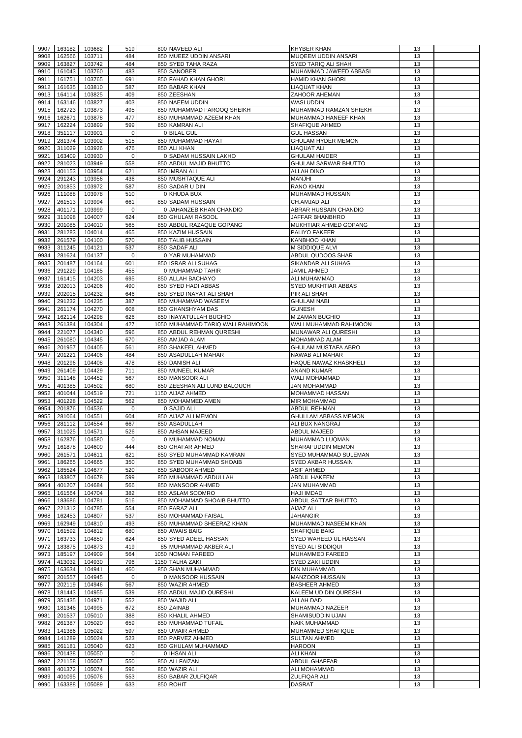| | | | | | | | | |
|---|---|---|---|---|---|---|---|---|
| 9907 | 163182 | 103682 | 519 | 800 | NAVEED ALI | KHYBER KHAN | 13 | |
| 9908 | 162566 | 103711 | 484 | 850 | MUEEZ UDDIN ANSARI | MUQEEM UDDIN ANSARI | 13 | |
| 9909 | 163827 | 103742 | 484 | 850 | SYED TAHA RAZA | SYED TARIQ ALI SHAH | 13 | |
| 9910 | 161043 | 103760 | 483 | 850 | SANOBER | MUHAMMAD JAWEED ABBASI | 13 | |
| 9911 | 161751 | 103765 | 691 | 850 | FAHAD KHAN GHORI | HAMID KHAN GHORI | 13 | |
| 9912 | 161635 | 103810 | 587 | 850 | BABAR KHAN | LIAQAT KHAN | 13 | |
| 9913 | 164114 | 103825 | 409 | 850 | ZEESHAN | ZAHOOR AHEMAN | 13 | |
| 9914 | 163146 | 103827 | 403 | 850 | NAEEM UDDIN | WASI UDDIN | 13 | |
| 9915 | 162723 | 103873 | 495 | 850 | MUHAMMAD FAROOQ SHEIKH | MUHAMMAD RAMZAN SHIEKH | 13 | |
| 9916 | 162671 | 103878 | 477 | 850 | MUHAMMAD AZEEM KHAN | MUHAMMAD HANEEF KHAN | 13 | |
| 9917 | 162224 | 103899 | 599 | 850 | KAMRAN ALI | SHAFIQUE AHMED | 13 | |
| 9918 | 351117 | 103901 | 0 | 0 | BILAL GUL | GUL HASSAN | 13 | |
| 9919 | 281374 | 103902 | 515 | 850 | MUHAMMAD HAYAT | GHULAM HYDER MEMON | 13 | |
| 9920 | 311029 | 103926 | 476 | 850 | ALI KHAN | LIAQUAT ALI | 13 | |
| 9921 | 163409 | 103930 | 0 | 0 | SADAM HUSSAIN LAKHO | GHULAM HAIDER | 13 | |
| 9922 | 281023 | 103949 | 558 | 850 | ABDUL MAJID BHUTTO | GHULAM SARWAR BHUTTO | 13 | |
| 9923 | 401153 | 103954 | 621 | 850 | IMRAN ALI | ALLAH DINO | 13 | |
| 9924 | 291243 | 103956 | 436 | 850 | MUSHTAQUE ALI | MANJHI | 13 | |
| 9925 | 201853 | 103972 | 587 | 850 | SADAR U DIN | RANO KHAN | 13 | |
| 9926 | 111088 | 103978 | 510 | 0 | KHUDA BUX | MUHAMMAD HUSSAIN | 13 | |
| 9927 | 261513 | 103994 | 661 | 850 | SADAM HUSSAIN | CH.AMJAD ALI | 13 | |
| 9928 | 401171 | 103999 | 0 | 0 | JAHANZEB KHAN CHANDIO | ABRAR HUSSAIN CHANDIO | 13 | |
| 9929 | 311098 | 104007 | 624 | 850 | GHULAM RASOOL | JAFFAR BHANBHRO | 13 | |
| 9930 | 201085 | 104010 | 565 | 850 | ABDUL RAZAQUE GOPANG | MUKHTIAR AHMED GOPANG | 13 | |
| 9931 | 281283 | 104014 | 465 | 850 | KAZIM HUSSAIN | PALIYO FAKEER | 13 | |
| 9932 | 261579 | 104100 | 570 | 850 | TALIB HUSSAIN | KANBHOO KHAN | 13 | |
| 9933 | 311245 | 104121 | 537 | 850 | SADAF ALI | M SIDDIQUE ALVI | 13 | |
| 9934 | 281624 | 104137 | 0 | 0 | YAR MUHAMMAD | ABDUL QUDOOS SHAR | 13 | |
| 9935 | 201487 | 104164 | 601 | 850 | ISRAR ALI SUHAG | SIKANDAR ALI SUHAG | 13 | |
| 9936 | 291229 | 104185 | 455 | 0 | MUHAMMAD TAHIR | JAMIL AHMED | 13 | |
| 9937 | 161415 | 104203 | 695 | 850 | ALLAH BACHAYO | ALI MUHAMMAD | 13 | |
| 9938 | 202013 | 104206 | 490 | 850 | SYED HADI ABBAS | SYED MUKHTIAR ABBAS | 13 | |
| 9939 | 202015 | 104232 | 646 | 850 | SYED INAYAT ALI SHAH | PIR ALI SHAH | 13 | |
| 9940 | 291232 | 104235 | 387 | 850 | MUHAMMAD WASEEM | GHULAM NABI | 13 | |
| 9941 | 261174 | 104270 | 608 | 850 | GHANSHYAM DAS | GUNESH | 13 | |
| 9942 | 162114 | 104298 | 626 | 850 | INAYATULLAH BUGHIO | M ZAMAN BUGHIO | 13 | |
| 9943 | 261384 | 104304 | 427 | 1050 | MUHAMMAD TARIQ WALI RAHIMOON | WALI MUHAMMAD RAHIMOON | 13 | |
| 9944 | 221077 | 104340 | 596 | 850 | ABDUL REHMAN QURESHI | MUNAWAR ALI QURESHI | 13 | |
| 9945 | 261080 | 104345 | 670 | 850 | AMJAD ALAM | MOHAMMAD ALAM | 13 | |
| 9946 | 201957 | 104405 | 561 | 850 | SHAKEEL AHMED | GHULAM MUSTAFA ABRO | 13 | |
| 9947 | 201221 | 104406 | 484 | 850 | ASADULLAH MAHAR | NAWAB ALI MAHAR | 13 | |
| 9948 | 201296 | 104408 | 478 | 850 | DANISH ALI | HAQUE NAWAZ KHASKHELI | 13 | |
| 9949 | 261409 | 104429 | 711 | 850 | MUNEEL KUMAR | ANAND KUMAR | 13 | |
| 9950 | 311148 | 104452 | 567 | 850 | MANSOOR ALI | WALI MOHAMMAD | 13 | |
| 9951 | 401385 | 104502 | 680 | 850 | ZEESHAN ALI LUND BALOUCH | JAN MOHAMMAD | 13 | |
| 9952 | 401044 | 104519 | 721 | 1150 | AIJAZ AHMED | MOHAMMAD HASSAN | 13 | |
| 9953 | 401228 | 104522 | 562 | 850 | MOHAMMED AMEN | MIR MOHAMMAD | 13 | |
| 9954 | 201876 | 104536 | 0 | 0 | SAJID ALI | ABDUL REHMAN | 13 | |
| 9955 | 281064 | 104551 | 604 | 850 | AIJAZ ALI MEMON | GHULLAM ABBASS MEMON | 13 | |
| 9956 | 281112 | 104554 | 667 | 850 | ASADULLAH | ALI BUX NANGRAJ | 13 | |
| 9957 | 311025 | 104571 | 526 | 850 | AHSAN MAJEED | ABDUL MAJEED | 13 | |
| 9958 | 162876 | 104580 | 0 | 0 | MUHAMMAD NOMAN | MUHAMMAD LUQMAN | 13 | |
| 9959 | 161878 | 104609 | 444 | 850 | GHAFAR AHMED | SHARAFUDDIN MEMON | 13 | |
| 9960 | 261571 | 104611 | 621 | 850 | SYED MUHAMMAD KAMRAN | SYED MUHAMMAD SULEMAN | 13 | |
| 9961 | 186265 | 104665 | 350 | 850 | SYED MUHAMMAD SHOAIB | SYED AKBAR HUSSAIN | 13 | |
| 9962 | 185524 | 104677 | 520 | 850 | SABOOR AHMED | ASIF AHMED | 13 | |
| 9963 | 183807 | 104678 | 599 | 850 | MUHAMMAD ABDULLAH | ABDUL HAKEEM | 13 | |
| 9964 | 401207 | 104684 | 566 | 850 | MANSOOR AHMED | JAN MUHAMMAD | 13 | |
| 9965 | 161564 | 104704 | 382 | 850 | ASLAM SOOMRO | HAJI IMDAD | 13 | |
| 9966 | 183686 | 104781 | 516 | 850 | MOHAMMAD SHOAIB BHUTTO | ABDUL SATTAR BHUTTO | 13 | |
| 9967 | 221312 | 104785 | 554 | 850 | FARAZ ALI | AIJAZ ALI | 13 | |
| 9968 | 162453 | 104807 | 537 | 850 | MOHAMMAD FAISAL | JAHANGIR | 13 | |
| 9969 | 162949 | 104810 | 493 | 850 | MUHAMMAD SHEERAZ KHAN | MUHAMMAD NASEEM KHAN | 13 | |
| 9970 | 161592 | 104812 | 680 | 850 | AWAIS BAIG | SHAFIQUE BAIG | 13 | |
| 9971 | 163733 | 104850 | 624 | 850 | SYED ADEEL HASSAN | SYED WAHEED UL HASSAN | 13 | |
| 9972 | 183875 | 104873 | 419 | 85 | MUHAMMAD AKBER ALI | SYED ALI SIDDIQUI | 13 | |
| 9973 | 185197 | 104909 | 564 | 1050 | NOMAN FAREED | MUHAMMED FAREED | 13 | |
| 9974 | 413032 | 104930 | 796 | 1150 | TALHA ZAKI | SYED ZAKI UDDIN | 13 | |
| 9975 | 163634 | 104941 | 460 | 850 | SHAN MUHAMMAD | DIN MUHAMMAD | 13 | |
| 9976 | 201557 | 104945 | 0 | 0 | MANSOOR HUSSAIN | MANZOOR HUSSAIN | 13 | |
| 9977 | 202119 | 104946 | 567 | 850 | WAZIR AHMED | BASHEER AHMED | 13 | |
| 9978 | 181443 | 104955 | 539 | 850 | ABDUL MAJID QURESHI | KALEEM UD DIN QURESHI | 13 | |
| 9979 | 351435 | 104971 | 552 | 850 | WAJID ALI | ALLAH DAD | 13 | |
| 9980 | 181346 | 104995 | 672 | 850 | ZAINAB | MUHAMMAD NAZEER | 13 | |
| 9981 | 201537 | 105010 | 388 | 850 | KHALIL AHMED | SHAMISUDDIN UJAN | 13 | |
| 9982 | 261387 | 105020 | 659 | 850 | MUHAMMAD TUFAIL | NAIK MUHAMMAD | 13 | |
| 9983 | 141386 | 105022 | 597 | 850 | UMAIR AHMED | MUHAMMED SHAFIQUE | 13 | |
| 9984 | 141289 | 105024 | 523 | 850 | PARVEZ AHMED | SULTAN AHMED | 13 | |
| 9985 | 261181 | 105040 | 623 | 850 | GHULAM MUHAMMAD | HAROON | 13 | |
| 9986 | 201438 | 105050 | 0 | 0 | IHSAN ALI | ALI KHAN | 13 | |
| 9987 | 221158 | 105067 | 550 | 850 | ALI FAIZAN | ABDUL GHAFFAR | 13 | |
| 9988 | 401372 | 105074 | 596 | 850 | WAZIR ALI | ALI MOHAMMAD | 13 | |
| 9989 | 401095 | 105076 | 553 | 850 | BABAR ZULFIQAR | ZULFIQAR ALI | 13 | |
| 9990 | 163388 | 105089 | 633 | 850 | ROHIT | DASRAT | 13 | |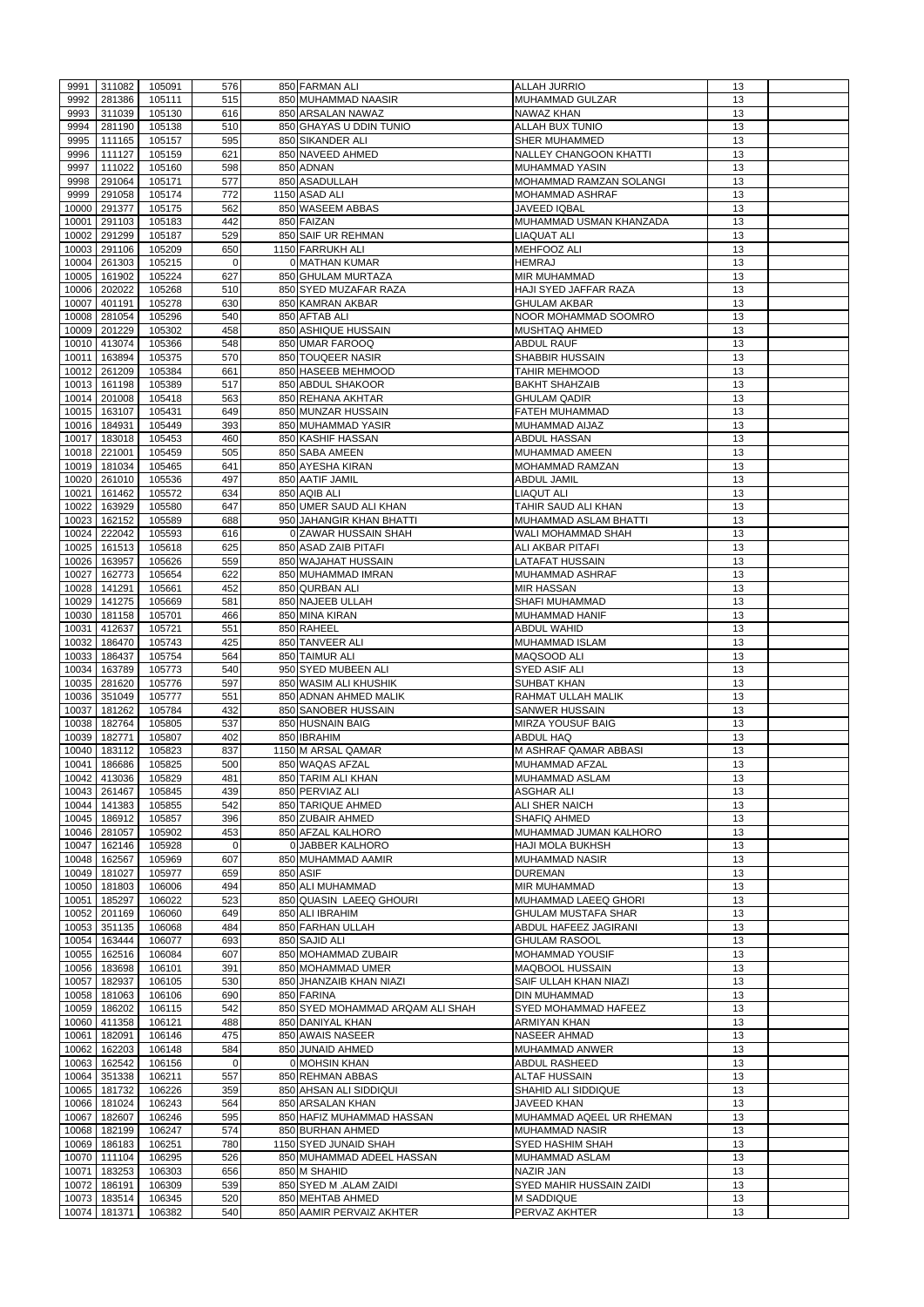| | | | | | | | | |
|---|---|---|---|---|---|---|---|---|
| 9991 | 311082 | 105091 | 576 | 850 | FARMAN ALI | ALLAH JURRIO | 13 | |
| 9992 | 281386 | 105111 | 515 | 850 | MUHAMMAD NAASIR | MUHAMMAD GULZAR | 13 | |
| 9993 | 311039 | 105130 | 616 | 850 | ARSALAN NAWAZ | NAWAZ KHAN | 13 | |
| 9994 | 281190 | 105138 | 510 | 850 | GHAYAS U DDIN TUNIO | ALLAH BUX TUNIO | 13 | |
| 9995 | 111165 | 105157 | 595 | 850 | SIKANDER ALI | SHER MUHAMMED | 13 | |
| 9996 | 111127 | 105159 | 621 | 850 | NAVEED AHMED | NALLEY CHANGOON KHATTI | 13 | |
| 9997 | 111022 | 105160 | 598 | 850 | ADNAN | MUHAMMAD YASIN | 13 | |
| 9998 | 291064 | 105171 | 577 | 850 | ASADULLAH | MOHAMMAD RAMZAN SOLANGI | 13 | |
| 9999 | 291058 | 105174 | 772 | 1150 | ASAD ALI | MOHAMMAD ASHRAF | 13 | |
| 10000 | 291377 | 105175 | 562 | 850 | WASEEM ABBAS | JAVEED IQBAL | 13 | |
| 10001 | 291103 | 105183 | 442 | 850 | FAIZAN | MUHAMMAD USMAN KHANZADA | 13 | |
| 10002 | 291299 | 105187 | 529 | 850 | SAIF UR REHMAN | LIAQUAT ALI | 13 | |
| 10003 | 291106 | 105209 | 650 | 1150 | FARRUKH ALI | MEHFOOZ ALI | 13 | |
| 10004 | 261303 | 105215 | 0 | 0 | MATHAN KUMAR | HEMRAJ | 13 | |
| 10005 | 161902 | 105224 | 627 | 850 | GHULAM MURTAZA | MIR MUHAMMAD | 13 | |
| 10006 | 202022 | 105268 | 510 | 850 | SYED MUZAFAR RAZA | HAJI SYED JAFFAR RAZA | 13 | |
| 10007 | 401191 | 105278 | 630 | 850 | KAMRAN AKBAR | GHULAM AKBAR | 13 | |
| 10008 | 281054 | 105296 | 540 | 850 | AFTAB ALI | NOOR MOHAMMAD SOOMRO | 13 | |
| 10009 | 201229 | 105302 | 458 | 850 | ASHIQUE HUSSAIN | MUSHTAQ AHMED | 13 | |
| 10010 | 413074 | 105366 | 548 | 850 | UMAR FAROOQ | ABDUL RAUF | 13 | |
| 10011 | 163894 | 105375 | 570 | 850 | TOUQEER NASIR | SHABBIR HUSSAIN | 13 | |
| 10012 | 261209 | 105384 | 661 | 850 | HASEEB MEHMOOD | TAHIR MEHMOOD | 13 | |
| 10013 | 161198 | 105389 | 517 | 850 | ABDUL SHAKOOR | BAKHT SHAHZAIB | 13 | |
| 10014 | 201008 | 105418 | 563 | 850 | REHANA AKHTAR | GHULAM QADIR | 13 | |
| 10015 | 163107 | 105431 | 649 | 850 | MUNZAR HUSSAIN | FATEH MUHAMMAD | 13 | |
| 10016 | 184931 | 105449 | 393 | 850 | MUHAMMAD YASIR | MUHAMMAD AIJAZ | 13 | |
| 10017 | 183018 | 105453 | 460 | 850 | KASHIF HASSAN | ABDUL HASSAN | 13 | |
| 10018 | 221001 | 105459 | 505 | 850 | SABA AMEEN | MUHAMMAD AMEEN | 13 | |
| 10019 | 181034 | 105465 | 641 | 850 | AYESHA KIRAN | MOHAMMAD RAMZAN | 13 | |
| 10020 | 261010 | 105536 | 497 | 850 | AATIF JAMIL | ABDUL JAMIL | 13 | |
| 10021 | 161462 | 105572 | 634 | 850 | AQIB ALI | LIAQUT ALI | 13 | |
| 10022 | 163929 | 105580 | 647 | 850 | UMER SAUD ALI KHAN | TAHIR SAUD ALI KHAN | 13 | |
| 10023 | 162152 | 105589 | 688 | 950 | JAHANGIR KHAN BHATTI | MUHAMMAD ASLAM BHATTI | 13 | |
| 10024 | 222042 | 105593 | 616 | 0 | ZAWAR HUSSAIN SHAH | WALI MOHAMMAD SHAH | 13 | |
| 10025 | 161513 | 105618 | 625 | 850 | ASAD ZAIB PITAFI | ALI AKBAR PITAFI | 13 | |
| 10026 | 163957 | 105626 | 559 | 850 | WAJAHAT HUSSAIN | LATAFAT HUSSAIN | 13 | |
| 10027 | 162773 | 105654 | 622 | 850 | MUHAMMAD IMRAN | MUHAMMAD ASHRAF | 13 | |
| 10028 | 141291 | 105661 | 452 | 850 | QURBAN ALI | MIR HASSAN | 13 | |
| 10029 | 141275 | 105669 | 581 | 850 | NAJEEB ULLAH | SHAFI MUHAMMAD | 13 | |
| 10030 | 181158 | 105701 | 466 | 850 | MINA KIRAN | MUHAMMAD HANIF | 13 | |
| 10031 | 412637 | 105721 | 551 | 850 | RAHEEL | ABDUL WAHID | 13 | |
| 10032 | 186470 | 105743 | 425 | 850 | TANVEER ALI | MUHAMMAD ISLAM | 13 | |
| 10033 | 186437 | 105754 | 564 | 850 | TAIMUR ALI | MAQSOOD ALI | 13 | |
| 10034 | 163789 | 105773 | 540 | 950 | SYED MUBEEN ALI | SYED ASIF ALI | 13 | |
| 10035 | 281620 | 105776 | 597 | 850 | WASIM ALI KHUSHIK | SUHBAT KHAN | 13 | |
| 10036 | 351049 | 105777 | 551 | 850 | ADNAN AHMED MALIK | RAHMAT ULLAH MALIK | 13 | |
| 10037 | 181262 | 105784 | 432 | 850 | SANOBER HUSSAIN | SANWER HUSSAIN | 13 | |
| 10038 | 182764 | 105805 | 537 | 850 | HUSNAIN BAIG | MIRZA YOUSUF BAIG | 13 | |
| 10039 | 182771 | 105807 | 402 | 850 | IBRAHIM | ABDUL HAQ | 13 | |
| 10040 | 183112 | 105823 | 837 | 1150 | M ARSAL QAMAR | M ASHRAF QAMAR ABBASI | 13 | |
| 10041 | 186686 | 105825 | 500 | 850 | WAQAS AFZAL | MUHAMMAD AFZAL | 13 | |
| 10042 | 413036 | 105829 | 481 | 850 | TARIM ALI KHAN | MUHAMMAD ASLAM | 13 | |
| 10043 | 261467 | 105845 | 439 | 850 | PERVIAZ ALI | ASGHAR ALI | 13 | |
| 10044 | 141383 | 105855 | 542 | 850 | TARIQUE AHMED | ALI SHER NAICH | 13 | |
| 10045 | 186912 | 105857 | 396 | 850 | ZUBAIR AHMED | SHAFIQ AHMED | 13 | |
| 10046 | 281057 | 105902 | 453 | 850 | AFZAL KALHORO | MUHAMMAD JUMAN KALHORO | 13 | |
| 10047 | 162146 | 105928 | 0 | 0 | JABBER KALHORO | HAJI MOLA BUKHSH | 13 | |
| 10048 | 162567 | 105969 | 607 | 850 | MUHAMMAD AAMIR | MUHAMMAD NASIR | 13 | |
| 10049 | 181027 | 105977 | 659 | 850 | ASIF | DUREMAN | 13 | |
| 10050 | 181803 | 106006 | 494 | 850 | ALI MUHAMMAD | MIR MUHAMMAD | 13 | |
| 10051 | 185297 | 106022 | 523 | 850 | QUASIN LAEEQ GHOURI | MUHAMMAD LAEEQ GHORI | 13 | |
| 10052 | 201169 | 106060 | 649 | 850 | ALI IBRAHIM | GHULAM MUSTAFA SHAR | 13 | |
| 10053 | 351135 | 106068 | 484 | 850 | FARHAN ULLAH | ABDUL HAFEEZ JAGIRANI | 13 | |
| 10054 | 163444 | 106077 | 693 | 850 | SAJID ALI | GHULAM RASOOL | 13 | |
| 10055 | 162516 | 106084 | 607 | 850 | MOHAMMAD ZUBAIR | MOHAMMAD YOUSIF | 13 | |
| 10056 | 183698 | 106101 | 391 | 850 | MOHAMMAD UMER | MAQBOOL HUSSAIN | 13 | |
| 10057 | 182937 | 106105 | 530 | 850 | JHANZAIB KHAN NIAZI | SAIF ULLAH KHAN NIAZI | 13 | |
| 10058 | 181063 | 106106 | 690 | 850 | FARINA | DIN MUHAMMAD | 13 | |
| 10059 | 186202 | 106115 | 542 | 850 | SYED MOHAMMAD ARQAM ALI SHAH | SYED MOHAMMAD HAFEEZ | 13 | |
| 10060 | 411358 | 106121 | 488 | 850 | DANIYAL KHAN | ARMIYAN KHAN | 13 | |
| 10061 | 182091 | 106146 | 475 | 850 | AWAIS NASEER | NASEER AHMAD | 13 | |
| 10062 | 162203 | 106148 | 584 | 850 | JUNAID AHMED | MUHAMMAD ANWER | 13 | |
| 10063 | 162542 | 106156 | 0 | 0 | MOHSIN KHAN | ABDUL RASHEED | 13 | |
| 10064 | 351338 | 106211 | 557 | 850 | REHMAN ABBAS | ALTAF HUSSAIN | 13 | |
| 10065 | 181732 | 106226 | 359 | 850 | AHSAN ALI SIDDIQUI | SHAHID ALI SIDDIQUE | 13 | |
| 10066 | 181024 | 106243 | 564 | 850 | ARSALAN KHAN | JAVEED KHAN | 13 | |
| 10067 | 182607 | 106246 | 595 | 850 | HAFIZ MUHAMMAD HASSAN | MUHAMMAD AQEEL UR RHEMAN | 13 | |
| 10068 | 182199 | 106247 | 574 | 850 | BURHAN AHMED | MUHAMMAD NASIR | 13 | |
| 10069 | 186183 | 106251 | 780 | 1150 | SYED JUNAID SHAH | SYED HASHIM SHAH | 13 | |
| 10070 | 111104 | 106295 | 526 | 850 | MUHAMMAD ADEEL HASSAN | MUHAMMAD ASLAM | 13 | |
| 10071 | 183253 | 106303 | 656 | 850 | M SHAHID | NAZIR JAN | 13 | |
| 10072 | 186191 | 106309 | 539 | 850 | SYED M .ALAM ZAIDI | SYED MAHIR HUSSAIN ZAIDI | 13 | |
| 10073 | 183514 | 106345 | 520 | 850 | MEHTAB AHMED | M SADDIQUE | 13 | |
| 10074 | 181371 | 106382 | 540 | 850 | AAMIR PERVAIZ AKHTER | PERVAZ AKHTER | 13 | |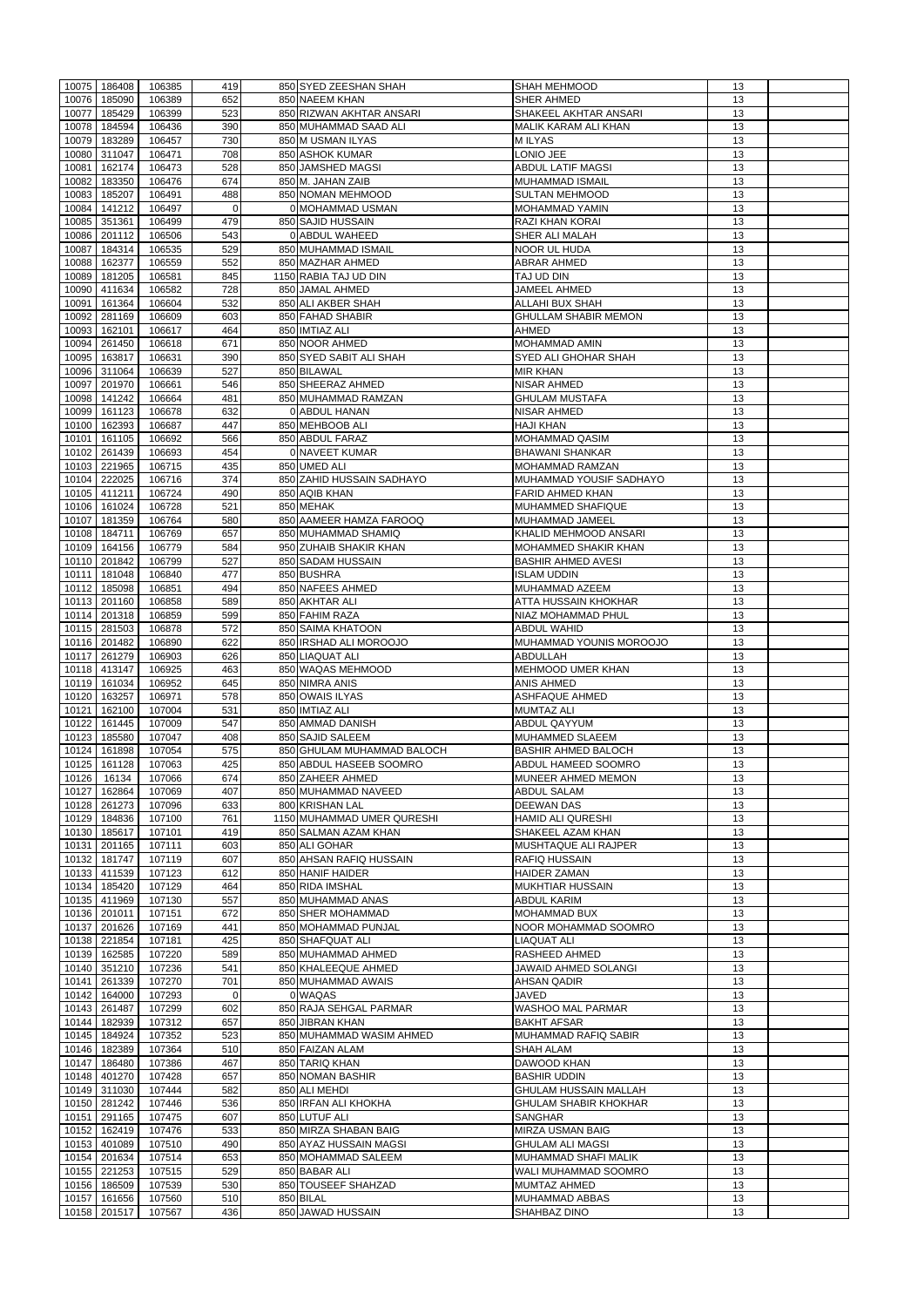| | | | | | | | | |
|---|---|---|---|---|---|---|---|---|
| 10075 | 186408 | 106385 | 419 | 850 | SYED ZEESHAN SHAH | SHAH MEHMOOD | 13 | |
| 10076 | 185090 | 106389 | 652 | 850 | NAEEM KHAN | SHER AHMED | 13 | |
| 10077 | 185429 | 106399 | 523 | 850 | RIZWAN AKHTAR ANSARI | SHAKEEL AKHTAR ANSARI | 13 | |
| 10078 | 184594 | 106436 | 390 | 850 | MUHAMMAD SAAD ALI | MALIK KARAM ALI KHAN | 13 | |
| 10079 | 183289 | 106457 | 730 | 850 | M USMAN ILYAS | M ILYAS | 13 | |
| 10080 | 311047 | 106471 | 708 | 850 | ASHOK KUMAR | LONIO JEE | 13 | |
| 10081 | 162174 | 106473 | 528 | 850 | JAMSHED MAGSI | ABDUL LATIF MAGSI | 13 | |
| 10082 | 183350 | 106476 | 674 | 850 | M. JAHAN ZAIB | MUHAMMAD ISMAIL | 13 | |
| 10083 | 185207 | 106491 | 488 | 850 | NOMAN MEHMOOD | SULTAN MEHMOOD | 13 | |
| 10084 | 141212 | 106497 | 0 | 0 | MOHAMMAD USMAN | MOHAMMAD YAMIN | 13 | |
| 10085 | 351361 | 106499 | 479 | 850 | SAJID HUSSAIN | RAZI KHAN KORAI | 13 | |
| 10086 | 201112 | 106506 | 543 | 0 | ABDUL WAHEED | SHER ALI MALAH | 13 | |
| 10087 | 184314 | 106535 | 529 | 850 | MUHAMMAD ISMAIL | NOOR UL HUDA | 13 | |
| 10088 | 162377 | 106559 | 552 | 850 | MAZHAR AHMED | ABRAR AHMED | 13 | |
| 10089 | 181205 | 106581 | 845 | 1150 | RABIA TAJ UD DIN | TAJ UD DIN | 13 | |
| 10090 | 411634 | 106582 | 728 | 850 | JAMAL AHMED | JAMEEL AHMED | 13 | |
| 10091 | 161364 | 106604 | 532 | 850 | ALI AKBER SHAH | ALLAHI BUX SHAH | 13 | |
| 10092 | 281169 | 106609 | 603 | 850 | FAHAD SHABIR | GHULLAM SHABIR MEMON | 13 | |
| 10093 | 162101 | 106617 | 464 | 850 | IMTIAZ ALI | AHMED | 13 | |
| 10094 | 261450 | 106618 | 671 | 850 | NOOR AHMED | MOHAMMAD AMIN | 13 | |
| 10095 | 163817 | 106631 | 390 | 850 | SYED SABIT ALI SHAH | SYED ALI GHOHAR SHAH | 13 | |
| 10096 | 311064 | 106639 | 527 | 850 | BILAWAL | MIR KHAN | 13 | |
| 10097 | 201970 | 106661 | 546 | 850 | SHEERAZ AHMED | NISAR AHMED | 13 | |
| 10098 | 141242 | 106664 | 481 | 850 | MUHAMMAD RAMZAN | GHULAM MUSTAFA | 13 | |
| 10099 | 161123 | 106678 | 632 | 0 | ABDUL HANAN | NISAR AHMED | 13 | |
| 10100 | 162393 | 106687 | 447 | 850 | MEHBOOB ALI | HAJI KHAN | 13 | |
| 10101 | 161105 | 106692 | 566 | 850 | ABDUL FARAZ | MOHAMMAD QASIM | 13 | |
| 10102 | 261439 | 106693 | 454 | 0 | NAVEET KUMAR | BHAWANI SHANKAR | 13 | |
| 10103 | 221965 | 106715 | 435 | 850 | UMED ALI | MOHAMMAD RAMZAN | 13 | |
| 10104 | 222025 | 106716 | 374 | 850 | ZAHID HUSSAIN SADHAYO | MUHAMMAD YOUSIF SADHAYO | 13 | |
| 10105 | 411211 | 106724 | 490 | 850 | AQIB KHAN | FARID AHMED KHAN | 13 | |
| 10106 | 161024 | 106728 | 521 | 850 | MEHAK | MUHAMMED SHAFIQUE | 13 | |
| 10107 | 181359 | 106764 | 580 | 850 | AAMEER HAMZA FAROOQ | MUHAMMAD JAMEEL | 13 | |
| 10108 | 184711 | 106769 | 657 | 850 | MUHAMMAD SHAMIQ | KHALID MEHMOOD ANSARI | 13 | |
| 10109 | 164156 | 106779 | 584 | 950 | ZUHAIB SHAKIR KHAN | MOHAMMED SHAKIR KHAN | 13 | |
| 10110 | 201842 | 106799 | 527 | 850 | SADAM HUSSAIN | BASHIR AHMED AVESI | 13 | |
| 10111 | 181048 | 106840 | 477 | 850 | BUSHRA | ISLAM UDDIN | 13 | |
| 10112 | 185098 | 106851 | 494 | 850 | NAFEES AHMED | MUHAMMAD AZEEM | 13 | |
| 10113 | 201160 | 106858 | 589 | 850 | AKHTAR ALI | ATTA HUSSAIN KHOKHAR | 13 | |
| 10114 | 201318 | 106859 | 599 | 850 | FAHIM RAZA | NIAZ MOHAMMAD PHUL | 13 | |
| 10115 | 281503 | 106878 | 572 | 850 | SAIMA KHATOON | ABDUL WAHID | 13 | |
| 10116 | 201482 | 106890 | 622 | 850 | IRSHAD ALI MOROOJO | MUHAMMAD YOUNIS MOROOJO | 13 | |
| 10117 | 261279 | 106903 | 626 | 850 | LIAQUAT ALI | ABDULLAH | 13 | |
| 10118 | 413147 | 106925 | 463 | 850 | WAQAS MEHMOOD | MEHMOOD UMER KHAN | 13 | |
| 10119 | 161034 | 106952 | 645 | 850 | NIMRA ANIS | ANIS AHMED | 13 | |
| 10120 | 163257 | 106971 | 578 | 850 | OWAIS ILYAS | ASHFAQUE AHMED | 13 | |
| 10121 | 162100 | 107004 | 531 | 850 | IMTIAZ ALI | MUMTAZ ALI | 13 | |
| 10122 | 161445 | 107009 | 547 | 850 | AMMAD DANISH | ABDUL QAYYUM | 13 | |
| 10123 | 185580 | 107047 | 408 | 850 | SAJID SALEEM | MUHAMMED SLAEEM | 13 | |
| 10124 | 161898 | 107054 | 575 | 850 | GHULAM MUHAMMAD BALOCH | BASHIR AHMED BALOCH | 13 | |
| 10125 | 161128 | 107063 | 425 | 850 | ABDUL HASEEB SOOMRO | ABDUL HAMEED SOOMRO | 13 | |
| 10126 | 16134 | 107066 | 674 | 850 | ZAHEER AHMED | MUNEER AHMED MEMON | 13 | |
| 10127 | 162864 | 107069 | 407 | 850 | MUHAMMAD NAVEED | ABDUL SALAM | 13 | |
| 10128 | 261273 | 107096 | 633 | 800 | KRISHAN LAL | DEEWAN DAS | 13 | |
| 10129 | 184836 | 107100 | 761 | 1150 | MUHAMMAD UMER QURESHI | HAMID ALI QURESHI | 13 | |
| 10130 | 185617 | 107101 | 419 | 850 | SALMAN AZAM KHAN | SHAKEEL AZAM KHAN | 13 | |
| 10131 | 201165 | 107111 | 603 | 850 | ALI GOHAR | MUSHTAQUE ALI RAJPER | 13 | |
| 10132 | 181747 | 107119 | 607 | 850 | AHSAN RAFIQ HUSSAIN | RAFIQ HUSSAIN | 13 | |
| 10133 | 411539 | 107123 | 612 | 850 | HANIF HAIDER | HAIDER ZAMAN | 13 | |
| 10134 | 185420 | 107129 | 464 | 850 | RIDA IMSHAL | MUKHTIAR HUSSAIN | 13 | |
| 10135 | 411969 | 107130 | 557 | 850 | MUHAMMAD ANAS | ABDUL KARIM | 13 | |
| 10136 | 201011 | 107151 | 672 | 850 | SHER MOHAMMAD | MOHAMMAD BUX | 13 | |
| 10137 | 201626 | 107169 | 441 | 850 | MOHAMMAD PUNJAL | NOOR MOHAMMAD SOOMRO | 13 | |
| 10138 | 221854 | 107181 | 425 | 850 | SHAFQUAT ALI | LIAQUAT ALI | 13 | |
| 10139 | 162585 | 107220 | 589 | 850 | MUHAMMAD AHMED | RASHEED AHMED | 13 | |
| 10140 | 351210 | 107236 | 541 | 850 | KHALEEQUE AHMED | JAWAID AHMED SOLANGI | 13 | |
| 10141 | 261339 | 107270 | 701 | 850 | MUHAMMAD AWAIS | AHSAN QADIR | 13 | |
| 10142 | 164000 | 107293 | 0 | 0 | WAQAS | JAVED | 13 | |
| 10143 | 261487 | 107299 | 602 | 850 | RAJA SEHGAL PARMAR | WASHOO MAL PARMAR | 13 | |
| 10144 | 182939 | 107312 | 657 | 850 | JIBRAN KHAN | BAKHT AFSAR | 13 | |
| 10145 | 184924 | 107352 | 523 | 850 | MUHAMMAD WASIM AHMED | MUHAMMAD RAFIQ SABIR | 13 | |
| 10146 | 182389 | 107364 | 510 | 850 | FAIZAN ALAM | SHAH ALAM | 13 | |
| 10147 | 186480 | 107386 | 467 | 850 | TARIQ KHAN | DAWOOD KHAN | 13 | |
| 10148 | 401270 | 107428 | 657 | 850 | NOMAN BASHIR | BASHIR UDDIN | 13 | |
| 10149 | 311030 | 107444 | 582 | 850 | ALI MEHDI | GHULAM HUSSAIN MALLAH | 13 | |
| 10150 | 281242 | 107446 | 536 | 850 | IRFAN ALI KHOKHA | GHULAM SHABIR KHOKHAR | 13 | |
| 10151 | 291165 | 107475 | 607 | 850 | LUTUF ALI | SANGHAR | 13 | |
| 10152 | 162419 | 107476 | 533 | 850 | MIRZA SHABAN BAIG | MIRZA USMAN BAIG | 13 | |
| 10153 | 401089 | 107510 | 490 | 850 | AYAZ HUSSAIN MAGSI | GHULAM ALI MAGSI | 13 | |
| 10154 | 201634 | 107514 | 653 | 850 | MOHAMMAD SALEEM | MUHAMMAD SHAFI MALIK | 13 | |
| 10155 | 221253 | 107515 | 529 | 850 | BABAR ALI | WALI MUHAMMAD SOOMRO | 13 | |
| 10156 | 186509 | 107539 | 530 | 850 | TOUSEEF SHAHZAD | MUMTAZ AHMED | 13 | |
| 10157 | 161656 | 107560 | 510 | 850 | BILAL | MUHAMMAD ABBAS | 13 | |
| 10158 | 201517 | 107567 | 436 | 850 | JAWAD HUSSAIN | SHAHBAZ DINO | 13 | |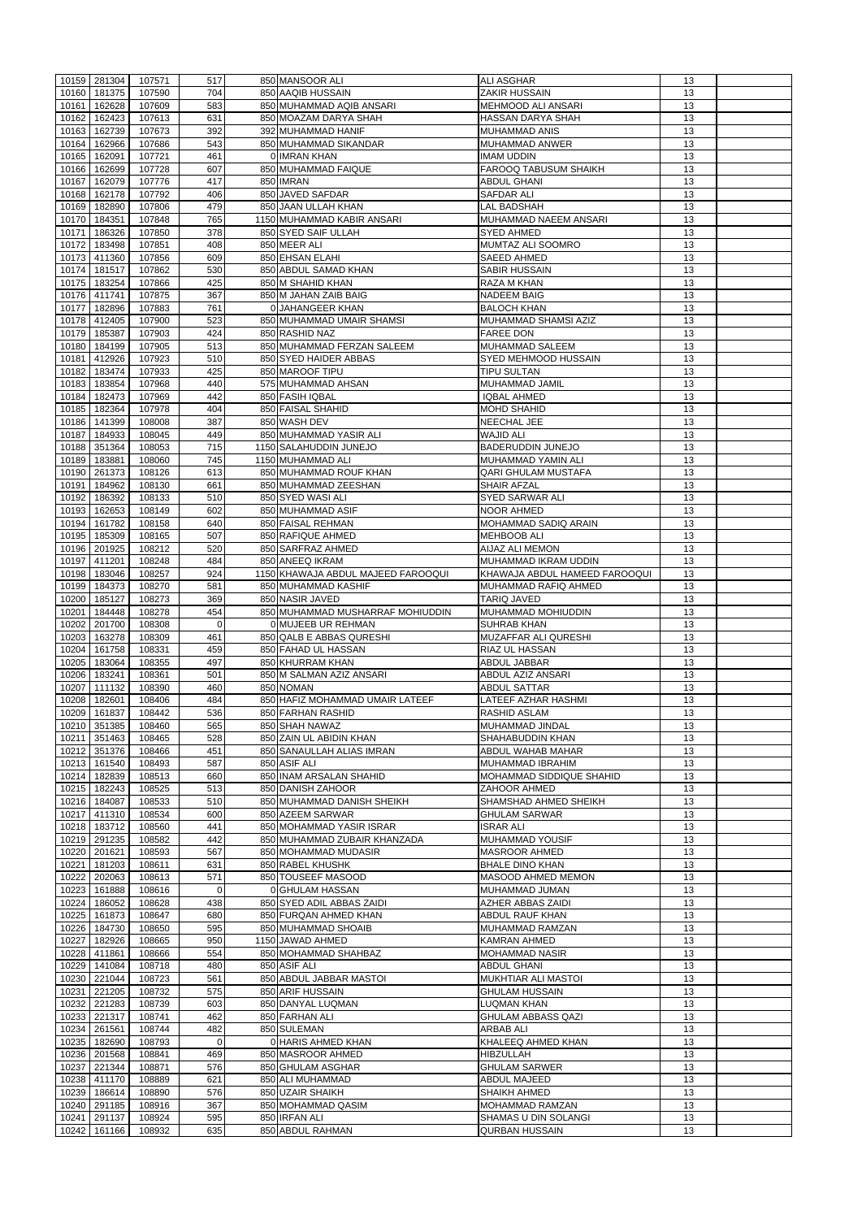| | | | | | | | | |
|---|---|---|---|---|---|---|---|---|
| 10159 | 281304 | 107571 | 517 | 850 | MANSOOR ALI | ALI ASGHAR | 13 | |
| 10160 | 181375 | 107590 | 704 | 850 | AAQIB HUSSAIN | ZAKIR HUSSAIN | 13 | |
| 10161 | 162628 | 107609 | 583 | 850 | MUHAMMAD AQIB ANSARI | MEHMOOD ALI ANSARI | 13 | |
| 10162 | 162423 | 107613 | 631 | 850 | MOAZAM DARYA SHAH | HASSAN DARYA SHAH | 13 | |
| 10163 | 162739 | 107673 | 392 | 392 | MUHAMMAD HANIF | MUHAMMAD ANIS | 13 | |
| 10164 | 162966 | 107686 | 543 | 850 | MUHAMMAD SIKANDAR | MUHAMMAD ANWER | 13 | |
| 10165 | 162091 | 107721 | 461 | 0 | IMRAN KHAN | IMAM UDDIN | 13 | |
| 10166 | 162699 | 107728 | 607 | 850 | MUHAMMAD FAIQUE | FAROOQ TABUSUM SHAIKH | 13 | |
| 10167 | 162079 | 107776 | 417 | 850 | IMRAN | ABDUL GHANI | 13 | |
| 10168 | 162178 | 107792 | 406 | 850 | JAVED SAFDAR | SAFDAR ALI | 13 | |
| 10169 | 182890 | 107806 | 479 | 850 | JAAN ULLAH KHAN | LAL BADSHAH | 13 | |
| 10170 | 184351 | 107848 | 765 | 1150 | MUHAMMAD KABIR ANSARI | MUHAMMAD NAEEM ANSARI | 13 | |
| 10171 | 186326 | 107850 | 378 | 850 | SYED SAIF ULLAH | SYED AHMED | 13 | |
| 10172 | 183498 | 107851 | 408 | 850 | MEER ALI | MUMTAZ ALI SOOMRO | 13 | |
| 10173 | 411360 | 107856 | 609 | 850 | EHSAN ELAHI | SAEED AHMED | 13 | |
| 10174 | 181517 | 107862 | 530 | 850 | ABDUL SAMAD KHAN | SABIR HUSSAIN | 13 | |
| 10175 | 183254 | 107866 | 425 | 850 | M SHAHID KHAN | RAZA M KHAN | 13 | |
| 10176 | 411741 | 107875 | 367 | 850 | M JAHAN ZAIB BAIG | NADEEM BAIG | 13 | |
| 10177 | 182896 | 107883 | 761 | 0 | JAHANGEER KHAN | BALOCH KHAN | 13 | |
| 10178 | 412405 | 107900 | 523 | 850 | MUHAMMAD UMAIR SHAMSI | MUHAMMAD SHAMSI AZIZ | 13 | |
| 10179 | 185387 | 107903 | 424 | 850 | RASHID NAZ | FAREE DON | 13 | |
| 10180 | 184199 | 107905 | 513 | 850 | MUHAMMAD FERZAN SALEEM | MUHAMMAD SALEEM | 13 | |
| 10181 | 412926 | 107923 | 510 | 850 | SYED HAIDER ABBAS | SYED MEHMOOD HUSSAIN | 13 | |
| 10182 | 183474 | 107933 | 425 | 850 | MAROOF TIPU | TIPU SULTAN | 13 | |
| 10183 | 183854 | 107968 | 440 | 575 | MUHAMMAD AHSAN | MUHAMMAD JAMIL | 13 | |
| 10184 | 182473 | 107969 | 442 | 850 | FASIH IQBAL | IQBAL AHMED | 13 | |
| 10185 | 182364 | 107978 | 404 | 850 | FAISAL SHAHID | MOHD SHAHID | 13 | |
| 10186 | 141399 | 108008 | 387 | 850 | WASH DEV | NEECHAL JEE | 13 | |
| 10187 | 184933 | 108045 | 449 | 850 | MUHAMMAD YASIR ALI | WAJID ALI | 13 | |
| 10188 | 351364 | 108053 | 715 | 1150 | SALAHUDDIN JUNEJO | BADERUDDIN JUNEJO | 13 | |
| 10189 | 183881 | 108060 | 745 | 1150 | MUHAMMAD ALI | MUHAMMAD YAMIN ALI | 13 | |
| 10190 | 261373 | 108126 | 613 | 850 | MUHAMMAD ROUF KHAN | QARI GHULAM MUSTAFA | 13 | |
| 10191 | 184962 | 108130 | 661 | 850 | MUHAMMAD ZEESHAN | SHAIR AFZAL | 13 | |
| 10192 | 186392 | 108133 | 510 | 850 | SYED WASI ALI | SYED SARWAR ALI | 13 | |
| 10193 | 162653 | 108149 | 602 | 850 | MUHAMMAD ASIF | NOOR AHMED | 13 | |
| 10194 | 161782 | 108158 | 640 | 850 | FAISAL REHMAN | MOHAMMAD SADIQ ARAIN | 13 | |
| 10195 | 185309 | 108165 | 507 | 850 | RAFIQUE AHMED | MEHBOOB ALI | 13 | |
| 10196 | 201925 | 108212 | 520 | 850 | SARFRAZ AHMED | AIJAZ ALI MEMON | 13 | |
| 10197 | 411201 | 108248 | 484 | 850 | ANEEQ IKRAM | MUHAMMAD IKRAM UDDIN | 13 | |
| 10198 | 183046 | 108257 | 924 | 1150 | KHAWAJA ABDUL MAJEED FAROOQUI | KHAWAJA ABDUL HAMEED FAROOQUI | 13 | |
| 10199 | 184373 | 108270 | 581 | 850 | MUHAMMAD KASHIF | MUHAMMAD RAFIQ AHMED | 13 | |
| 10200 | 185127 | 108273 | 369 | 850 | NASIR JAVED | TARIQ JAVED | 13 | |
| 10201 | 184448 | 108278 | 454 | 850 | MUHAMMAD MUSHARRAF MOHIUDDIN | MUHAMMAD MOHIUDDIN | 13 | |
| 10202 | 201700 | 108308 | 0 | 0 | MUJEEB UR REHMAN | SUHRAB KHAN | 13 | |
| 10203 | 163278 | 108309 | 461 | 850 | QALB E ABBAS QURESHI | MUZAFFAR ALI QURESHI | 13 | |
| 10204 | 161758 | 108331 | 459 | 850 | FAHAD UL HASSAN | RIAZ UL HASSAN | 13 | |
| 10205 | 183064 | 108355 | 497 | 850 | KHURRAM KHAN | ABDUL JABBAR | 13 | |
| 10206 | 183241 | 108361 | 501 | 850 | M SALMAN AZIZ ANSARI | ABDUL AZIZ ANSARI | 13 | |
| 10207 | 111132 | 108390 | 460 | 850 | NOMAN | ABDUL SATTAR | 13 | |
| 10208 | 182601 | 108406 | 484 | 850 | HAFIZ MOHAMMAD UMAIR LATEEF | LATEEF AZHAR HASHMI | 13 | |
| 10209 | 161837 | 108442 | 536 | 850 | FARHAN RASHID | RASHID ASLAM | 13 | |
| 10210 | 351385 | 108460 | 565 | 850 | SHAH NAWAZ | MUHAMMAD JINDAL | 13 | |
| 10211 | 351463 | 108465 | 528 | 850 | ZAIN UL ABIDIN KHAN | SHAHABUDDIN KHAN | 13 | |
| 10212 | 351376 | 108466 | 451 | 850 | SANAULLAH ALIAS IMRAN | ABDUL WAHAB MAHAR | 13 | |
| 10213 | 161540 | 108493 | 587 | 850 | ASIF ALI | MUHAMMAD IBRAHIM | 13 | |
| 10214 | 182839 | 108513 | 660 | 850 | INAM ARSALAN SHAHID | MOHAMMAD SIDDIQUE SHAHID | 13 | |
| 10215 | 182243 | 108525 | 513 | 850 | DANISH ZAHOOR | ZAHOOR AHMED | 13 | |
| 10216 | 184087 | 108533 | 510 | 850 | MUHAMMAD DANISH SHEIKH | SHAMSHAD AHMED SHEIKH | 13 | |
| 10217 | 411310 | 108534 | 600 | 850 | AZEEM SARWAR | GHULAM SARWAR | 13 | |
| 10218 | 183712 | 108560 | 441 | 850 | MOHAMMAD YASIR ISRAR | ISRAR ALI | 13 | |
| 10219 | 291235 | 108582 | 442 | 850 | MUHAMMAD ZUBAIR KHANZADA | MUHAMMAD YOUSIF | 13 | |
| 10220 | 201621 | 108593 | 567 | 850 | MOHAMMAD MUDASIR | MASROOR AHMED | 13 | |
| 10221 | 181203 | 108611 | 631 | 850 | RABEL KHUSHK | BHALE DINO KHAN | 13 | |
| 10222 | 202063 | 108613 | 571 | 850 | TOUSEEF MASOOD | MASOOD AHMED MEMON | 13 | |
| 10223 | 161888 | 108616 | 0 | 0 | GHULAM HASSAN | MUHAMMAD JUMAN | 13 | |
| 10224 | 186052 | 108628 | 438 | 850 | SYED ADIL ABBAS ZAIDI | AZHER ABBAS ZAIDI | 13 | |
| 10225 | 161873 | 108647 | 680 | 850 | FURQAN AHMED KHAN | ABDUL RAUF KHAN | 13 | |
| 10226 | 184730 | 108650 | 595 | 850 | MUHAMMAD SHOAIB | MUHAMMAD RAMZAN | 13 | |
| 10227 | 182926 | 108665 | 950 | 1150 | JAWAD AHMED | KAMRAN AHMED | 13 | |
| 10228 | 411861 | 108666 | 554 | 850 | MOHAMMAD SHAHBAZ | MOHAMMAD NASIR | 13 | |
| 10229 | 141084 | 108718 | 480 | 850 | ASIF ALI | ABDUL GHANI | 13 | |
| 10230 | 221044 | 108723 | 561 | 850 | ABDUL JABBAR MASTOI | MUKHTIAR ALI MASTOI | 13 | |
| 10231 | 221205 | 108732 | 575 | 850 | ARIF HUSSAIN | GHULAM HUSSAIN | 13 | |
| 10232 | 221283 | 108739 | 603 | 850 | DANYAL LUQMAN | LUQMAN KHAN | 13 | |
| 10233 | 221317 | 108741 | 462 | 850 | FARHAN ALI | GHULAM ABBASS QAZI | 13 | |
| 10234 | 261561 | 108744 | 482 | 850 | SULEMAN | ARBAB ALI | 13 | |
| 10235 | 182690 | 108793 | 0 | 0 | HARIS AHMED KHAN | KHALEEQ AHMED KHAN | 13 | |
| 10236 | 201568 | 108841 | 469 | 850 | MASROOR AHMED | HIBZULLAH | 13 | |
| 10237 | 221344 | 108871 | 576 | 850 | GHULAM ASGHAR | GHULAM SARWER | 13 | |
| 10238 | 411170 | 108889 | 621 | 850 | ALI MUHAMMAD | ABDUL MAJEED | 13 | |
| 10239 | 186614 | 108890 | 576 | 850 | UZAIR SHAIKH | SHAIKH AHMED | 13 | |
| 10240 | 291185 | 108916 | 367 | 850 | MOHAMMAD QASIM | MOHAMMAD RAMZAN | 13 | |
| 10241 | 291137 | 108924 | 595 | 850 | IRFAN ALI | SHAMAS U DIN SOLANGI | 13 | |
| 10242 | 161166 | 108932 | 635 | 850 | ABDUL RAHMAN | QURBAN HUSSAIN | 13 | |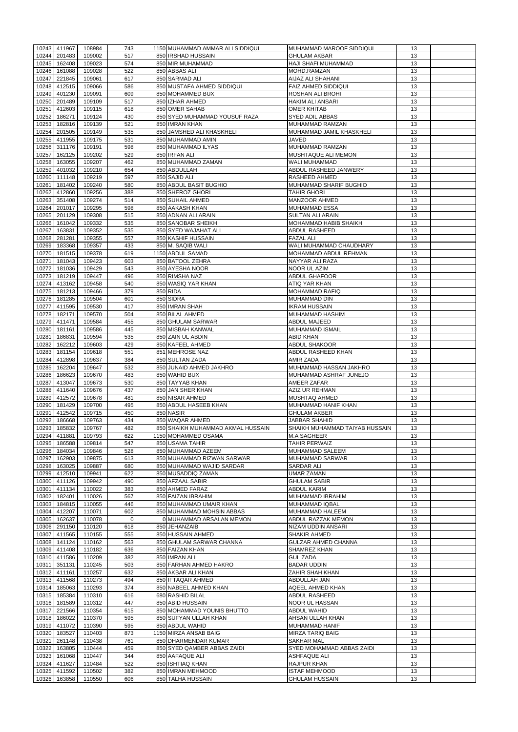| | | | | | | | | |
|---|---|---|---|---|---|---|---|---|
| 10243 | 411967 | 108984 | 743 | 1150 | MUHAMMAD AMMAR ALI SIDDIQUI | MUHAMMAD MAROOF SIDDIQUI | 13 | |
| 10244 | 201483 | 109002 | 517 | 850 | IRSHAD HUSSAIN | GHULAM AKBAR | 13 | |
| 10245 | 162408 | 109023 | 574 | 850 | MIR MUHAMMAD | HAJI SHAFI MUHAMMAD | 13 | |
| 10246 | 161088 | 109028 | 522 | 850 | ABBAS ALI | MOHD.RAMZAN | 13 | |
| 10247 | 221845 | 109061 | 617 | 850 | SARMAD ALI | AIJAZ ALI SHAHANI | 13 | |
| 10248 | 412515 | 109066 | 586 | 850 | MUSTAFA AHMED SIDDIQUI | FAIZ AHMED SIDDIQUI | 13 | |
| 10249 | 401230 | 109091 | 609 | 850 | MOHAMMED BUX | ROSHAN ALI BROHI | 13 | |
| 10250 | 201489 | 109109 | 517 | 850 | IZHAR AHMED | HAKIM ALI ANSARI | 13 | |
| 10251 | 412603 | 109115 | 618 | 850 | OMER SAHAB | OMER KHITAB | 13 | |
| 10252 | 186271 | 109124 | 430 | 850 | SYED MUHAMMAD YOUSUF RAZA | SYED ADIL ABBAS | 13 | |
| 10253 | 182816 | 109139 | 521 | 850 | IMRAN KHAN | MUHAMMAD RAMZAN | 13 | |
| 10254 | 201505 | 109149 | 535 | 850 | JAMSHED ALI KHASKHELI | MUHAMMAD JAMIL KHASKHELI | 13 | |
| 10255 | 411955 | 109175 | 531 | 850 | MUHAMMAD AMIN | JAVED | 13 | |
| 10256 | 311176 | 109191 | 598 | 850 | MUHAMMAD ILYAS | MUHAMMAD RAMZAN | 13 | |
| 10257 | 162125 | 109202 | 529 | 850 | IRFAN ALI | MUSHTAQUE ALI MEMON | 13 | |
| 10258 | 163055 | 109207 | 462 | 850 | MUHAMMAD ZAMAN | WALI MUHAMMAD | 13 | |
| 10259 | 401032 | 109210 | 654 | 850 | ABDULLAH | ABDUL RASHEED JANWERY | 13 | |
| 10260 | 111148 | 109219 | 597 | 850 | SAJID ALI | RASHEED AHMED | 13 | |
| 10261 | 181402 | 109240 | 580 | 850 | ABDUL BASIT BUGHIO | MUHAMMAD SHARIF BUGHIO | 13 | |
| 10262 | 412860 | 109256 | 388 | 850 | SHEROZ GHORI | TAHIR GHORI | 13 | |
| 10263 | 351408 | 109274 | 514 | 850 | SUHAIL AHMED | MANZOOR AHMED | 13 | |
| 10264 | 201017 | 109295 | 598 | 850 | AAKASH KHAN | MUHAMMAD ESSA | 13 | |
| 10265 | 201129 | 109308 | 515 | 850 | ADNAN ALI ARAIN | SULTAN ALI ARAIN | 13 | |
| 10266 | 161042 | 109332 | 535 | 850 | SANOBAR SHEIKH | MOHAMMAD HABIB SHAIKH | 13 | |
| 10267 | 163831 | 109352 | 535 | 850 | SYED WAJAHAT ALI | ABDUL RASHEED | 13 | |
| 10268 | 281281 | 109355 | 557 | 850 | KASHIF HUSSAIN | FAZAL ALI | 13 | |
| 10269 | 183368 | 109357 | 433 | 850 | M. SAQIB WALI | WALI MUHAMMAD CHAUDHARY | 13 | |
| 10270 | 181515 | 109378 | 619 | 1150 | ABDUL SAMAD | MOHAMMAD ABDUL REHMAN | 13 | |
| 10271 | 181043 | 109423 | 603 | 850 | BATOOL ZEHRA | NAYYAR ALI RAZA | 13 | |
| 10272 | 181036 | 109429 | 543 | 850 | AYESHA NOOR | NOOR UL AZIM | 13 | |
| 10273 | 181219 | 109447 | 496 | 850 | RIMSHA NAZ | ABDUL GHAFOOR | 13 | |
| 10274 | 413162 | 109458 | 540 | 850 | WASIQ YAR KHAN | ATIQ YAR KHAN | 13 | |
| 10275 | 181213 | 109466 | 379 | 850 | RIDA | MOHAMMAD RAFIQ | 13 | |
| 10276 | 181285 | 109504 | 601 | 850 | SIDRA | MUHAMMAD DIN | 13 | |
| 10277 | 411595 | 109530 | 417 | 850 | IMRAN SHAH | IKRAM HUSSAIN | 13 | |
| 10278 | 182171 | 109570 | 504 | 850 | BILAL AHMED | MUHAMMAD HASHIM | 13 | |
| 10279 | 411471 | 109584 | 455 | 850 | GHULAM SARWAR | ABDUL MAJEED | 13 | |
| 10280 | 181161 | 109586 | 445 | 850 | MISBAH KANWAL | MUHAMMAD ISMAIL | 13 | |
| 10281 | 186831 | 109594 | 535 | 850 | ZAIN UL ABDIN | ABID KHAN | 13 | |
| 10282 | 162212 | 109603 | 429 | 850 | KAFEEL AHMED | ABDUL SHAKOOR | 13 | |
| 10283 | 181154 | 109618 | 551 | 851 | MEHROSE NAZ | ABDUL RASHEED KHAN | 13 | |
| 10284 | 412898 | 109637 | 384 | 850 | SULTAN ZADA | AMIR ZADA | 13 | |
| 10285 | 162204 | 109647 | 532 | 850 | JUNAID AHMED JAKHRO | MUHAMMAD HASSAN JAKHRO | 13 | |
| 10286 | 186623 | 109670 | 483 | 850 | WAHID BUX | MUHAMMAD ASHRAF JUNEJO | 13 | |
| 10287 | 413047 | 109673 | 530 | 850 | TAYYAB KHAN | AMEER ZAFAR | 13 | |
| 10288 | 411640 | 109676 | 437 | 850 | JAN SHER KHAN | AZIZ UR REHMAN | 13 | |
| 10289 | 412572 | 109678 | 481 | 850 | NISAR AHMED | MUSHTAQ AHMED | 13 | |
| 10290 | 181429 | 109700 | 495 | 850 | ABDUL HASEEB KHAN | MUHAMMAD HANIF KHAN | 13 | |
| 10291 | 412542 | 109715 | 450 | 850 | NASIR | GHULAM AKBER | 13 | |
| 10292 | 186668 | 109763 | 434 | 850 | WAQAR AHMED | JABBAR SHAHID | 13 | |
| 10293 | 185832 | 109767 | 482 | 850 | SHAIKH MUHAMMAD AKMAL HUSSAIN | SHAIKH MUHAMMAD TAIYAB HUSSAIN | 13 | |
| 10294 | 411881 | 109793 | 622 | 1150 | MOHAMMED OSAMA | M.A SAGHEER | 13 | |
| 10295 | 186588 | 109814 | 547 | 850 | USAMA TAHIR | TAHIR PERWAIZ | 13 | |
| 10296 | 184034 | 109846 | 528 | 850 | MUHAMMAD AZEEM | MUHAMMAD SALEEM | 13 | |
| 10297 | 162903 | 109875 | 613 | 850 | MUHAMMAD RIZWAN SARWAR | MUHAMMAD SARWAR | 13 | |
| 10298 | 163025 | 109887 | 680 | 850 | MUHAMMAD WAJID SARDAR | SARDAR ALI | 13 | |
| 10299 | 412510 | 109941 | 622 | 850 | MUSADDIQ ZAMAN | UMAR ZAMAN | 13 | |
| 10300 | 411126 | 109942 | 490 | 850 | AFZAAL SABIR | GHULAM SABIR | 13 | |
| 10301 | 411134 | 110022 | 383 | 850 | AHMED FARAZ | ABDUL KARIM | 13 | |
| 10302 | 182401 | 110026 | 567 | 850 | FAIZAN IBRAHIM | MUHAMMAD IBRAHIM | 13 | |
| 10303 | 184815 | 110055 | 446 | 850 | MUHAMMAD UMAIR KHAN | MUHAMMAD IQBAL | 13 | |
| 10304 | 412207 | 110071 | 602 | 850 | MUHAMMAD MOHSIN ABBAS | MUHAMMAD HALEEM | 13 | |
| 10305 | 162637 | 110078 | 0 | 0 | MUHAMMAD ARSALAN MEMON | ABDUL RAZZAK MEMON | 13 | |
| 10306 | 291150 | 110120 | 618 | 850 | JEHANZAIB | NIZAM UDDIN ANSARI | 13 | |
| 10307 | 411565 | 110155 | 555 | 850 | HUSSAIN AHMED | SHAKIR AHMED | 13 | |
| 10308 | 141124 | 110162 | 563 | 850 | GHULAM SARWAR CHANNA | GULZAR AHMED CHANNA | 13 | |
| 10309 | 411408 | 110182 | 636 | 850 | FAIZAN KHAN | SHAMREZ KHAN | 13 | |
| 10310 | 411586 | 110209 | 382 | 850 | IMRAN ALI | GUL ZADA | 13 | |
| 10311 | 351131 | 110245 | 503 | 850 | FARHAN AHMED HAKRO | BADAR UDDIN | 13 | |
| 10312 | 411161 | 110257 | 632 | 850 | AKBAR ALI KHAN | ZAHIR SHAH KHAN | 13 | |
| 10313 | 411568 | 110273 | 494 | 850 | IFTAQAR AHMED | ABDULLAH JAN | 13 | |
| 10314 | 185063 | 110293 | 374 | 850 | NABEEL AHMED KHAN | AQEEL AHMED KHAN | 13 | |
| 10315 | 185384 | 110310 | 616 | 680 | RASHID BILAL | ABDUL RASHEED | 13 | |
| 10316 | 181589 | 110312 | 447 | 850 | ABID HUSSAIN | NOOR UL HASSAN | 13 | |
| 10317 | 221566 | 110354 | 615 | 850 | MOHAMMAD YOUNIS BHUTTO | ABDUL WAHID | 13 | |
| 10318 | 186022 | 110370 | 595 | 850 | SUFYAN ULLAH KHAN | AHSAN ULLAH KHAN | 13 | |
| 10319 | 411072 | 110390 | 595 | 850 | ABDUL WAHID | MUHAMMAD HANIF | 13 | |
| 10320 | 183527 | 110403 | 873 | 1150 | MIRZA ANSAB BAIG | MIRZA TARIQ BAIG | 13 | |
| 10321 | 261148 | 110438 | 761 | 850 | DHARMENDAR KUMAR | SAKHAR MAL | 13 | |
| 10322 | 163805 | 110444 | 459 | 850 | SYED QAMBER ABBAS ZAIDI | SYED MOHAMMAD ABBAS ZAIDI | 13 | |
| 10323 | 161068 | 110447 | 344 | 850 | AAFAQUE ALI | ASHFAQUE ALI | 13 | |
| 10324 | 411627 | 110484 | 522 | 850 | ISHTIAQ KHAN | RAJPUR KHAN | 13 | |
| 10325 | 411592 | 110502 | 382 | 850 | IMRAN MEHMOOD | ISTAF MEHMOOD | 13 | |
| 10326 | 163858 | 110550 | 606 | 850 | TALHA HUSSAIN | GHULAM HUSSAIN | 13 | |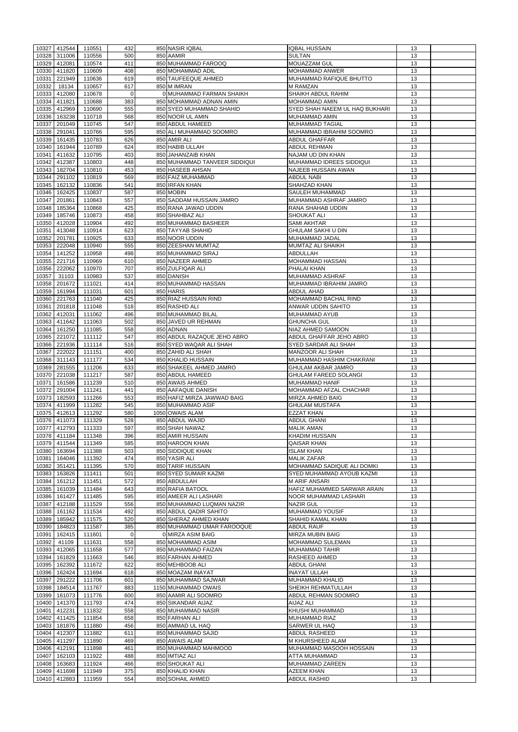| | | | | | | | | |
|---|---|---|---|---|---|---|---|---|
| 10327 | 412544 | 110551 | 432 | 850 | NASIR IQBAL | IQBAL HUSSAIN | 13 | |
| 10328 | 311006 | 110556 | 500 | 850 | AAMIR | SULTAN | 13 | |
| 10329 | 412081 | 110574 | 411 | 850 | MUHAMMAD FAROOQ | MOUAZZAM GUL | 13 | |
| 10330 | 411820 | 110609 | 408 | 850 | MOHAMMAD ADIL | MOHAMMAD ANWER | 13 | |
| 10331 | 221949 | 110636 | 619 | 850 | TAUFEEQUE AHMED | MUHAMMAD RAFIQUE BHUTTO | 13 | |
| 10332 | 18134 | 110657 | 617 | 850 | M IMRAN | M RAMZAN | 13 | |
| 10333 | 412080 | 110678 | 0 | 0 | MUHAMMAD FARMAN SHAIKH | SHAIKH ABDUL RAHIM | 13 | |
| 10334 | 411821 | 110688 | 383 | 850 | MOHAMMAD ADNAN AMIN | MOHAMMAD AMIN | 13 | |
| 10335 | 412969 | 110690 | 555 | 850 | SYED MUHAMMAD SHAHID | SYED SHAH NAEEM UL HAQ BUKHARI | 13 | |
| 10336 | 163238 | 110718 | 568 | 850 | NOOR UL AMIN | MUHAMMAD AMIN | 13 | |
| 10337 | 201049 | 110745 | 547 | 850 | ABDUL HAMEED | MUHAMMAD TAGIAL | 13 | |
| 10338 | 291041 | 110766 | 595 | 850 | ALI MUHAMMAD SOOMRO | MUHAMMAD IBRAHIM SOOMRO | 13 | |
| 10339 | 161435 | 110783 | 626 | 850 | AMIR ALI | ABDUL GHAFFAR | 13 | |
| 10340 | 161944 | 110789 | 624 | 850 | HABIB ULLAH | ABDUL REHMAN | 13 | |
| 10341 | 411632 | 110795 | 403 | 850 | JAHANZAIB KHAN | NAJAM UD DIN KHAN | 13 | |
| 10342 | 412387 | 110803 | 448 | 850 | MUHAMMAD TANVEER SIDDIQUI | MUHAMMAD IDREES SIDDIQUI | 13 | |
| 10343 | 182704 | 110810 | 453 | 850 | HASEEB AHSAN | NAJEEB HUSSAIN AWAN | 13 | |
| 10344 | 291102 | 110819 | 569 | 850 | FAIZ MUHAMMAD | ABDUL NABI | 13 | |
| 10345 | 162132 | 110836 | 541 | 850 | IRFAN KHAN | SHAHZAD KHAN | 13 | |
| 10346 | 162425 | 110837 | 587 | 850 | MOBIN | SAULEH MUHAMMAD | 13 | |
| 10347 | 201861 | 110843 | 557 | 850 | SADDAM HUSSAIN JAMRO | MUHAMMAD ASHRAF JAMRO | 13 | |
| 10348 | 185364 | 110868 | 425 | 850 | RANA JAWAD UDDIN | RANA SHAHAB UDDIN | 13 | |
| 10349 | 185746 | 110873 | 458 | 850 | SHAHBAZ ALI | SHOUKAT ALI | 13 | |
| 10350 | 412028 | 110904 | 492 | 850 | MUHAMMAD BASHEER | SAMI AKHTAR | 13 | |
| 10351 | 413048 | 110914 | 623 | 850 | TAYYAB SHAHID | GHULAM SAKHI U DIN | 13 | |
| 10352 | 201781 | 110925 | 633 | 850 | NOOR UDDIN | MUHAMMAD JADAL | 13 | |
| 10353 | 222048 | 110940 | 555 | 850 | ZEESHAN MUMTAZ | MUMTAZ ALI SHAIKH | 13 | |
| 10354 | 141252 | 110958 | 498 | 850 | MUHAMMAD SIRAJ | ABDULLAH | 13 | |
| 10355 | 221716 | 110969 | 610 | 850 | NAZEER AHMED | MOHAMMAD HASSAN | 13 | |
| 10356 | 222062 | 110970 | 707 | 850 | ZULFIQAR ALI | PHALAI KHAN | 13 | |
| 10357 | 31103 | 110983 | 537 | 850 | DANISH | MUHAMMAD ASHRAF | 13 | |
| 10358 | 201672 | 111021 | 414 | 850 | MUHAMMAD HASSAN | MUHAMMAD IBRAHIM JAMRO | 13 | |
| 10359 | 161994 | 111031 | 601 | 850 | HARIS | ABDUL AHAD | 13 | |
| 10360 | 221763 | 111040 | 425 | 850 | RIAZ HUSSAIN RIND | MOHAMMAD BACHAL RIND | 13 | |
| 10361 | 201818 | 111048 | 518 | 850 | RASHID ALI | ANWAR UDDIN SAHITO | 13 | |
| 10362 | 412031 | 111062 | 496 | 850 | MUHAMMAD BILAL | MUHAMMAD AYUB | 13 | |
| 10363 | 411642 | 111063 | 502 | 850 | JAVED UR REHMAN | GHUNCHA GUL | 13 | |
| 10364 | 161250 | 111085 | 558 | 850 | ADNAN | NIAZ AHMED SAMOON | 13 | |
| 10365 | 221072 | 111112 | 547 | 850 | ABDUL RAZAQUE JEHO ABRO | ABDUL GHAFFAR JEHO ABRO | 13 | |
| 10366 | 221936 | 111114 | 516 | 850 | SYED WAQAR ALI SHAH | SYED SARDAR ALI SHAH | 13 | |
| 10367 | 222022 | 111151 | 400 | 850 | ZAHID ALI SHAH | MANZOOR ALI SHAH | 13 | |
| 10368 | 311143 | 111177 | 534 | 850 | KHALID HUSSAIN | MUHAMMAD HASHIM CHAKRANI | 13 | |
| 10369 | 281555 | 111206 | 633 | 850 | SHAKEEL AHMED JAMRO | GHULAM AKBAR JAMRO | 13 | |
| 10370 | 221038 | 111217 | 587 | 850 | ABDUL HAMEED | GHULAM FAREED SOLANGI | 13 | |
| 10371 | 161586 | 111239 | 510 | 850 | AWAIS AHMED | MUHAMMAD HANIF | 13 | |
| 10372 | 291004 | 111241 | 441 | 850 | AAFAQUE DANISH | MOHAMMAD AFZAL CHACHAR | 13 | |
| 10373 | 182593 | 111266 | 553 | 850 | HAFIZ MIRZA JAWWAD BAIG | MIRZA AHMED BAIG | 13 | |
| 10374 | 411999 | 111282 | 545 | 850 | MUHAMMAD ASIF | GHULAM MUSTAFA | 13 | |
| 10375 | 412613 | 111292 | 580 | 1050 | OWAIS ALAM | EZZAT KHAN | 13 | |
| 10376 | 411073 | 111329 | 528 | 850 | ABDUL WAJID | ABDUL GHANI | 13 | |
| 10377 | 412793 | 111333 | 597 | 850 | SHAH NAWAZ | MALIK AMAN | 13 | |
| 10378 | 411184 | 111348 | 396 | 850 | AMIR HUSSAIN | KHADIM HUSSAIN | 13 | |
| 10379 | 411544 | 111349 | 585 | 850 | HAROON KHAN | QAISAR KHAN | 13 | |
| 10380 | 163694 | 111388 | 503 | 850 | SIDDIQUE KHAN | ISLAM KHAN | 13 | |
| 10381 | 164046 | 111392 | 474 | 850 | YASIR ALI | MALIK ZAFAR | 13 | |
| 10382 | 351421 | 111395 | 570 | 850 | TARIF HUSSAIN | MOHAMMAD SADIQUE ALI DOMKI | 13 | |
| 10383 | 163826 | 111411 | 501 | 850 | SYED SUMAIR KAZMI | SYED MUHAMMAD AYOUB KAZMI | 13 | |
| 10384 | 161212 | 111451 | 572 | 850 | ABDULLAH | M ARIF ANSARI | 13 | |
| 10385 | 161039 | 111484 | 643 | 850 | RAFIA BATOOL | HAFIZ MUHAMMED SARWAR ARAIN | 13 | |
| 10386 | 161427 | 111485 | 595 | 850 | AMEER ALI LASHARI | NOOR MUHAMMAD LASHARI | 13 | |
| 10387 | 412188 | 111529 | 556 | 850 | MUHAMMAD LUQMAN NAZIR | NAZIR GUL | 13 | |
| 10388 | 161162 | 111534 | 492 | 850 | ABDUL QADIR SAHITO | MUHAMMAD YOUSIF | 13 | |
| 10389 | 185942 | 111575 | 520 | 850 | SHERAZ AHMED KHAN | SHAHID KAMAL KHAN | 13 | |
| 10390 | 184823 | 111587 | 385 | 850 | MUHAMMAD UMAR FAROOQUE | ABDUL RAUF | 13 | |
| 10391 | 162415 | 111601 | 0 | 0 | MIRZA ASIM BAIG | MIRZA MUBIN BAIG | 13 | |
| 10392 | 41109 | 111631 | 558 | 850 | MOHAMMAD ASIM | MOHAMMAD SULEMAN | 13 | |
| 10393 | 412065 | 111658 | 577 | 850 | MUHAMMAD FAIZAN | MUHAMMAD TAHIR | 13 | |
| 10394 | 161829 | 111663 | 546 | 850 | FARHAN AHMED | RASHEED AHMED | 13 | |
| 10395 | 162392 | 111672 | 622 | 850 | MEHBOOB ALI | ABDUL GHANI | 13 | |
| 10396 | 162424 | 111694 | 618 | 850 | MOAZAM INAYAT | INAYAT ULLAH | 13 | |
| 10397 | 291222 | 111706 | 601 | 850 | MUHAMMAD SAJWAR | MUHAMMAD KHALID | 13 | |
| 10398 | 184514 | 111767 | 883 | 1150 | MUHAMMAD OWAIS | SHEIKH REHMATULLAH | 13 | |
| 10399 | 161073 | 111776 | 600 | 850 | AAMIR ALI SOOMRO | ABDUL REHMAN SOOMRO | 13 | |
| 10400 | 141370 | 111793 | 474 | 850 | SIKANDAR AIJAZ | AIJAZ ALI | 13 | |
| 10401 | 412231 | 111832 | 558 | 850 | MUHAMMAD NASIR | KHUSHI MUHAMMAD | 13 | |
| 10402 | 411425 | 111854 | 658 | 850 | FARHAN ALI | MUHAMMAD RIAZ | 13 | |
| 10403 | 181876 | 111880 | 456 | 850 | AMMAD UL HAQ | SARWER UL HAQ | 13 | |
| 10404 | 412307 | 111882 | 611 | 850 | MUHAMMAD SAJID | ABDUL RASHEED | 13 | |
| 10405 | 411297 | 111890 | 469 | 850 | AWAIS ALAM | M KHURSHEED ALAM | 13 | |
| 10406 | 412191 | 111898 | 461 | 850 | MUHAMMAD MAHMOOD | MUHAMMAD MASOOH HOSSAIN | 13 | |
| 10407 | 162103 | 111922 | 488 | 850 | IMTIAZ ALI | ATTA MUHAMMAD | 13 | |
| 10408 | 163683 | 111924 | 466 | 850 | SHOUKAT ALI | MUHAMMAD ZAREEN | 13 | |
| 10409 | 411698 | 111949 | 375 | 850 | KHALID KHAN | AZEEM KHAN | 13 | |
| 10410 | 412883 | 111959 | 554 | 850 | SOHAIL AHMED | ABDUL RASHID | 13 | |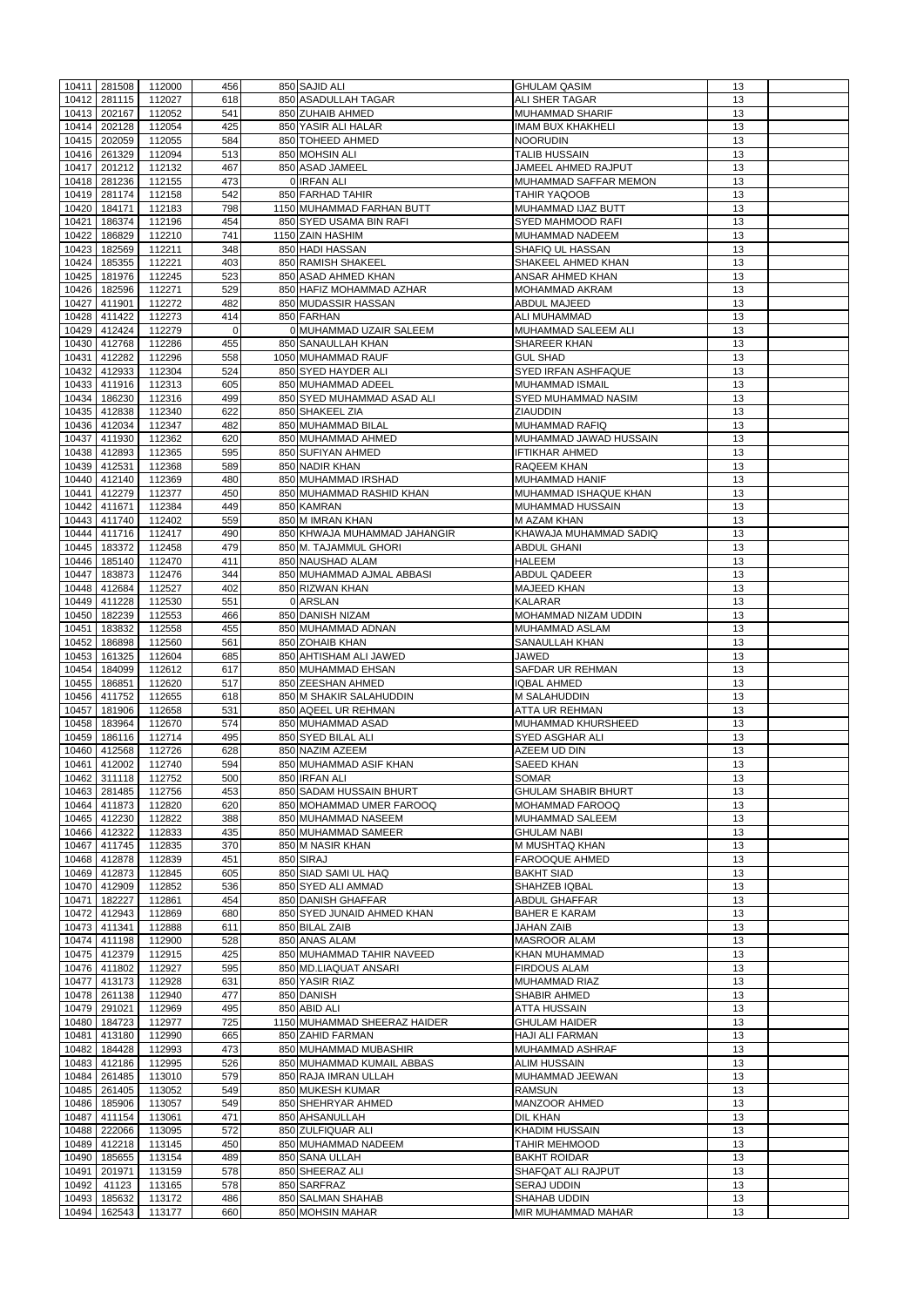| | | | | | | | | |
|---|---|---|---|---|---|---|---|---|
| 10411 | 281508 | 112000 | 456 | 850 | SAJID ALI | GHULAM QASIM | 13 | |
| 10412 | 281115 | 112027 | 618 | 850 | ASADULLAH TAGAR | ALI SHER TAGAR | 13 | |
| 10413 | 202167 | 112052 | 541 | 850 | ZUHAIB AHMED | MUHAMMAD SHARIF | 13 | |
| 10414 | 202128 | 112054 | 425 | 850 | YASIR ALI HALAR | IMAM BUX KHAKHELI | 13 | |
| 10415 | 202059 | 112055 | 584 | 850 | TOHEED AHMED | NOORUDIN | 13 | |
| 10416 | 261329 | 112094 | 513 | 850 | MOHSIN ALI | TALIB HUSSAIN | 13 | |
| 10417 | 201212 | 112132 | 467 | 850 | ASAD JAMEEL | JAMEEL AHMED RAJPUT | 13 | |
| 10418 | 281236 | 112155 | 473 | 0 | IRFAN ALI | MUHAMMAD SAFFAR MEMON | 13 | |
| 10419 | 281174 | 112158 | 542 | 850 | FARHAD TAHIR | TAHIR YAQOOB | 13 | |
| 10420 | 184171 | 112183 | 798 | 1150 | MUHAMMAD FARHAN BUTT | MUHAMMAD IJAZ BUTT | 13 | |
| 10421 | 186374 | 112196 | 454 | 850 | SYED USAMA BIN RAFI | SYED MAHMOOD RAFI | 13 | |
| 10422 | 186829 | 112210 | 741 | 1150 | ZAIN HASHIM | MUHAMMAD NADEEM | 13 | |
| 10423 | 182569 | 112211 | 348 | 850 | HADI HASSAN | SHAFIQ UL HASSAN | 13 | |
| 10424 | 185355 | 112221 | 403 | 850 | RAMISH SHAKEEL | SHAKEEL AHMED KHAN | 13 | |
| 10425 | 181976 | 112245 | 523 | 850 | ASAD AHMED KHAN | ANSAR AHMED KHAN | 13 | |
| 10426 | 182596 | 112271 | 529 | 850 | HAFIZ MOHAMMAD AZHAR | MOHAMMAD AKRAM | 13 | |
| 10427 | 411901 | 112272 | 482 | 850 | MUDASSIR HASSAN | ABDUL MAJEED | 13 | |
| 10428 | 411422 | 112273 | 414 | 850 | FARHAN | ALI MUHAMMAD | 13 | |
| 10429 | 412424 | 112279 | 0 | 0 | MUHAMMAD UZAIR SALEEM | MUHAMMAD SALEEM ALI | 13 | |
| 10430 | 412768 | 112286 | 455 | 850 | SANAULLAH KHAN | SHAREER KHAN | 13 | |
| 10431 | 412282 | 112296 | 558 | 1050 | MUHAMMAD RAUF | GUL SHAD | 13 | |
| 10432 | 412933 | 112304 | 524 | 850 | SYED HAYDER ALI | SYED IRFAN ASHFAQUE | 13 | |
| 10433 | 411916 | 112313 | 605 | 850 | MUHAMMAD ADEEL | MUHAMMAD ISMAIL | 13 | |
| 10434 | 186230 | 112316 | 499 | 850 | SYED MUHAMMAD ASAD ALI | SYED MUHAMMAD NASIM | 13 | |
| 10435 | 412838 | 112340 | 622 | 850 | SHAKEEL ZIA | ZIAUDDIN | 13 | |
| 10436 | 412034 | 112347 | 482 | 850 | MUHAMMAD BILAL | MUHAMMAD RAFIQ | 13 | |
| 10437 | 411930 | 112362 | 620 | 850 | MUHAMMAD AHMED | MUHAMMAD JAWAD HUSSAIN | 13 | |
| 10438 | 412893 | 112365 | 595 | 850 | SUFIYAN AHMED | IFTIKHAR AHMED | 13 | |
| 10439 | 412531 | 112368 | 589 | 850 | NADIR KHAN | RAQEEM KHAN | 13 | |
| 10440 | 412140 | 112369 | 480 | 850 | MUHAMMAD IRSHAD | MUHAMMAD HANIF | 13 | |
| 10441 | 412279 | 112377 | 450 | 850 | MUHAMMAD RASHID KHAN | MUHAMMAD ISHAQUE KHAN | 13 | |
| 10442 | 411671 | 112384 | 449 | 850 | KAMRAN | MUHAMMAD HUSSAIN | 13 | |
| 10443 | 411740 | 112402 | 559 | 850 | M IMRAN KHAN | M AZAM KHAN | 13 | |
| 10444 | 411716 | 112417 | 490 | 850 | KHWAJA MUHAMMAD JAHANGIR | KHAWAJA MUHAMMAD SADIQ | 13 | |
| 10445 | 183372 | 112458 | 479 | 850 | M. TAJAMMUL GHORI | ABDUL GHANI | 13 | |
| 10446 | 185140 | 112470 | 411 | 850 | NAUSHAD ALAM | HALEEM | 13 | |
| 10447 | 183873 | 112476 | 344 | 850 | MUHAMMAD AJMAL ABBASI | ABDUL QADEER | 13 | |
| 10448 | 412684 | 112527 | 402 | 850 | RIZWAN KHAN | MAJEED KHAN | 13 | |
| 10449 | 411228 | 112530 | 551 | 0 | ARSLAN | KALARAR | 13 | |
| 10450 | 182239 | 112553 | 466 | 850 | DANISH NIZAM | MOHAMMAD NIZAM UDDIN | 13 | |
| 10451 | 183832 | 112558 | 455 | 850 | MUHAMMAD ADNAN | MUHAMMAD ASLAM | 13 | |
| 10452 | 186898 | 112560 | 561 | 850 | ZOHAIB KHAN | SANAULLAH KHAN | 13 | |
| 10453 | 161325 | 112604 | 685 | 850 | AHTISHAM ALI JAWED | JAWED | 13 | |
| 10454 | 184099 | 112612 | 617 | 850 | MUHAMMAD EHSAN | SAFDAR UR REHMAN | 13 | |
| 10455 | 186851 | 112620 | 517 | 850 | ZEESHAN AHMED | IQBAL AHMED | 13 | |
| 10456 | 411752 | 112655 | 618 | 850 | M SHAKIR SALAHUDDIN | M SALAHUDDIN | 13 | |
| 10457 | 181906 | 112658 | 531 | 850 | AQEEL UR REHMAN | ATTA UR REHMAN | 13 | |
| 10458 | 183964 | 112670 | 574 | 850 | MUHAMMAD ASAD | MUHAMMAD KHURSHEED | 13 | |
| 10459 | 186116 | 112714 | 495 | 850 | SYED BILAL ALI | SYED ASGHAR ALI | 13 | |
| 10460 | 412568 | 112726 | 628 | 850 | NAZIM AZEEM | AZEEM UD DIN | 13 | |
| 10461 | 412002 | 112740 | 594 | 850 | MUHAMMAD ASIF KHAN | SAEED KHAN | 13 | |
| 10462 | 311118 | 112752 | 500 | 850 | IRFAN ALI | SOMAR | 13 | |
| 10463 | 281485 | 112756 | 453 | 850 | SADAM HUSSAIN BHURT | GHULAM SHABIR BHURT | 13 | |
| 10464 | 411873 | 112820 | 620 | 850 | MOHAMMAD UMER FAROOQ | MOHAMMAD FAROOQ | 13 | |
| 10465 | 412230 | 112822 | 388 | 850 | MUHAMMAD NASEEM | MUHAMMAD SALEEM | 13 | |
| 10466 | 412322 | 112833 | 435 | 850 | MUHAMMAD SAMEER | GHULAM NABI | 13 | |
| 10467 | 411745 | 112835 | 370 | 850 | M NASIR KHAN | M MUSHTAQ KHAN | 13 | |
| 10468 | 412878 | 112839 | 451 | 850 | SIRAJ | FAROOQUE AHMED | 13 | |
| 10469 | 412873 | 112845 | 605 | 850 | SIAD SAMI UL HAQ | BAKHT SIAD | 13 | |
| 10470 | 412909 | 112852 | 536 | 850 | SYED ALI AMMAD | SHAHZEB IQBAL | 13 | |
| 10471 | 182227 | 112861 | 454 | 850 | DANISH GHAFFAR | ABDUL GHAFFAR | 13 | |
| 10472 | 412943 | 112869 | 680 | 850 | SYED JUNAID AHMED KHAN | BAHER E KARAM | 13 | |
| 10473 | 411341 | 112888 | 611 | 850 | BILAL ZAIB | JAHAN ZAIB | 13 | |
| 10474 | 411198 | 112900 | 528 | 850 | ANAS ALAM | MASROOR ALAM | 13 | |
| 10475 | 412379 | 112915 | 425 | 850 | MUHAMMAD TAHIR NAVEED | KHAN MUHAMMAD | 13 | |
| 10476 | 411802 | 112927 | 595 | 850 | MD.LIAQUAT ANSARI | FIRDOUS ALAM | 13 | |
| 10477 | 413173 | 112928 | 631 | 850 | YASIR RIAZ | MUHAMMAD RIAZ | 13 | |
| 10478 | 261138 | 112940 | 477 | 850 | DANISH | SHABIR AHMED | 13 | |
| 10479 | 291021 | 112969 | 495 | 850 | ABID ALI | ATTA HUSSAIN | 13 | |
| 10480 | 184723 | 112977 | 725 | 1150 | MUHAMMAD SHEERAZ HAIDER | GHULAM HAIDER | 13 | |
| 10481 | 413180 | 112990 | 665 | 850 | ZAHID FARMAN | HAJI ALI FARMAN | 13 | |
| 10482 | 184428 | 112993 | 473 | 850 | MUHAMMAD MUBASHIR | MUHAMMAD ASHRAF | 13 | |
| 10483 | 412186 | 112995 | 526 | 850 | MUHAMMAD KUMAIL ABBAS | ALIM HUSSAIN | 13 | |
| 10484 | 261485 | 113010 | 579 | 850 | RAJA IMRAN ULLAH | MUHAMMAD JEEWAN | 13 | |
| 10485 | 261405 | 113052 | 549 | 850 | MUKESH KUMAR | RAMSUN | 13 | |
| 10486 | 185906 | 113057 | 549 | 850 | SHEHRYAR AHMED | MANZOOR AHMED | 13 | |
| 10487 | 411154 | 113061 | 471 | 850 | AHSANULLAH | DIL KHAN | 13 | |
| 10488 | 222066 | 113095 | 572 | 850 | ZULFIQUAR ALI | KHADIM HUSSAIN | 13 | |
| 10489 | 412218 | 113145 | 450 | 850 | MUHAMMAD NADEEM | TAHIR MEHMOOD | 13 | |
| 10490 | 185655 | 113154 | 489 | 850 | SANA ULLAH | BAKHT ROIDAR | 13 | |
| 10491 | 201971 | 113159 | 578 | 850 | SHEERAZ ALI | SHAFQAT ALI RAJPUT | 13 | |
| 10492 | 41123 | 113165 | 578 | 850 | SARFRAZ | SERAJ UDDIN | 13 | |
| 10493 | 185632 | 113172 | 486 | 850 | SALMAN SHAHAB | SHAHAB UDDIN | 13 | |
| 10494 | 162543 | 113177 | 660 | 850 | MOHSIN MAHAR | MIR MUHAMMAD MAHAR | 13 | |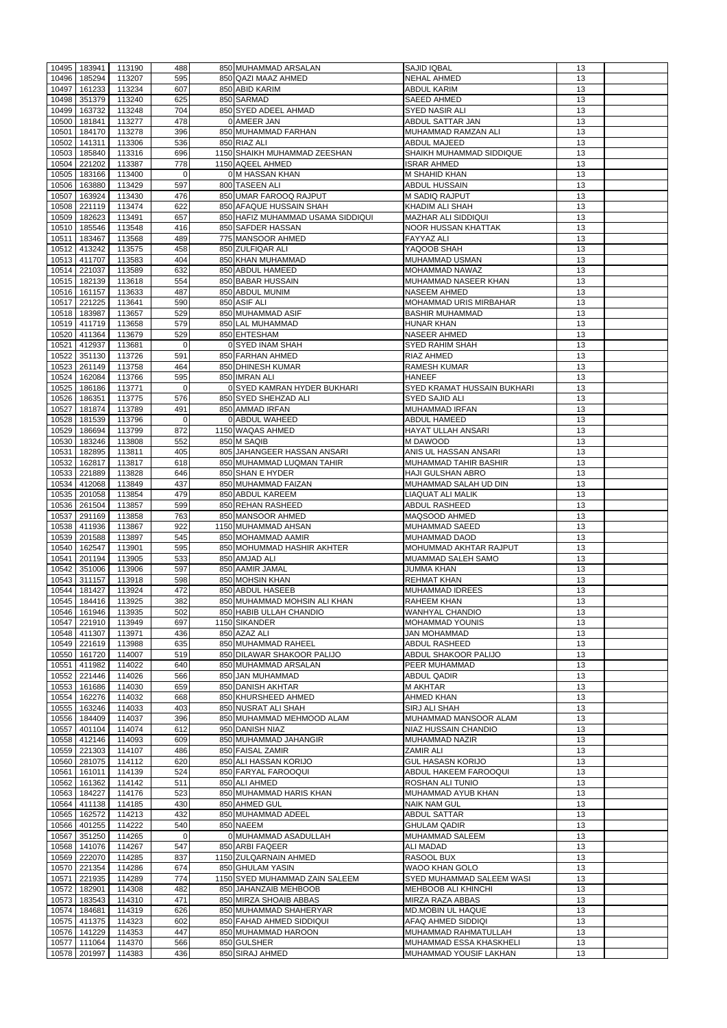| | | | | | | | |
|---|---|---|---|---|---|---|---|
| 10495 | 183941 | 113190 | 488 | 850 | MUHAMMAD ARSALAN | SAJID IQBAL | 13 |
| 10496 | 185294 | 113207 | 595 | 850 | QAZI MAAZ AHMED | NEHAL AHMED | 13 |
| 10497 | 161233 | 113234 | 607 | 850 | ABID KARIM | ABDUL KARIM | 13 |
| 10498 | 351379 | 113240 | 625 | 850 | SARMAD | SAEED AHMED | 13 |
| 10499 | 163732 | 113248 | 704 | 850 | SYED ADEEL AHMAD | SYED NASIR ALI | 13 |
| 10500 | 181841 | 113277 | 478 | 0 | AMEER JAN | ABDUL SATTAR JAN | 13 |
| 10501 | 184170 | 113278 | 396 | 850 | MUHAMMAD FARHAN | MUHAMMAD RAMZAN ALI | 13 |
| 10502 | 141311 | 113306 | 536 | 850 | RIAZ ALI | ABDUL MAJEED | 13 |
| 10503 | 185840 | 113316 | 696 | 1150 | SHAIKH MUHAMMAD ZEESHAN | SHAIKH MUHAMMAD SIDDIQUE | 13 |
| 10504 | 221202 | 113387 | 778 | 1150 | AQEEL AHMED | ISRAR AHMED | 13 |
| 10505 | 183166 | 113400 | 0 | 0 | M HASSAN KHAN | M SHAHID KHAN | 13 |
| 10506 | 163880 | 113429 | 597 | 800 | TASEEN ALI | ABDUL HUSSAIN | 13 |
| 10507 | 163924 | 113430 | 476 | 850 | UMAR FAROOQ RAJPUT | M SADIQ RAJPUT | 13 |
| 10508 | 221119 | 113474 | 622 | 850 | AFAQUE HUSSAIN SHAH | KHADIM ALI SHAH | 13 |
| 10509 | 182623 | 113491 | 657 | 850 | HAFIZ MUHAMMAD USAMA SIDDIQUI | MAZHAR ALI SIDDIQUI | 13 |
| 10510 | 185546 | 113548 | 416 | 850 | SAFDER HASSAN | NOOR HUSSAN KHATTAK | 13 |
| 10511 | 183467 | 113568 | 489 | 775 | MANSOOR AHMED | FAYYAZ ALI | 13 |
| 10512 | 413242 | 113575 | 458 | 850 | ZULFIQAR ALI | YAQOOB SHAH | 13 |
| 10513 | 411707 | 113583 | 404 | 850 | KHAN MUHAMMAD | MUHAMMAD USMAN | 13 |
| 10514 | 221037 | 113589 | 632 | 850 | ABDUL HAMEED | MOHAMMAD NAWAZ | 13 |
| 10515 | 182139 | 113618 | 554 | 850 | BABAR HUSSAIN | MUHAMMAD NASEER KHAN | 13 |
| 10516 | 161157 | 113633 | 487 | 850 | ABDUL MUNIM | NASEEM AHMED | 13 |
| 10517 | 221225 | 113641 | 590 | 850 | ASIF ALI | MOHAMMAD URIS MIRBAHAR | 13 |
| 10518 | 183987 | 113657 | 529 | 850 | MUHAMMAD ASIF | BASHIR MUHAMMAD | 13 |
| 10519 | 411719 | 113658 | 579 | 850 | LAL MUHAMMAD | HUNAR KHAN | 13 |
| 10520 | 411364 | 113679 | 529 | 850 | EHTESHAM | NASEER AHMED | 13 |
| 10521 | 412937 | 113681 | 0 | 0 | SYED INAM SHAH | SYED RAHIM SHAH | 13 |
| 10522 | 351130 | 113726 | 591 | 850 | FARHAN AHMED | RIAZ AHMED | 13 |
| 10523 | 261149 | 113758 | 464 | 850 | DHINESH KUMAR | RAMESH KUMAR | 13 |
| 10524 | 162084 | 113766 | 595 | 850 | IMRAN ALI | HANEEF | 13 |
| 10525 | 186186 | 113771 | 0 | 0 | SYED KAMRAN HYDER BUKHARI | SYED KRAMAT HUSSAIN BUKHARI | 13 |
| 10526 | 186351 | 113775 | 576 | 850 | SYED SHEHZAD ALI | SYED SAJID ALI | 13 |
| 10527 | 181874 | 113789 | 491 | 850 | AMMAD IRFAN | MUHAMMAD IRFAN | 13 |
| 10528 | 181539 | 113796 | 0 | 0 | ABDUL WAHEED | ABDUL HAMEED | 13 |
| 10529 | 186694 | 113799 | 872 | 1150 | WAQAS AHMED | HAYAT ULLAH ANSARI | 13 |
| 10530 | 183246 | 113808 | 552 | 850 | M SAQIB | M DAWOOD | 13 |
| 10531 | 182895 | 113811 | 405 | 805 | JAHANGEER HASSAN ANSARI | ANIS UL HASSAN ANSARI | 13 |
| 10532 | 162817 | 113817 | 618 | 850 | MUHAMMAD LUQMAN TAHIR | MUHAMMAD TAHIR BASHIR | 13 |
| 10533 | 221889 | 113828 | 646 | 850 | SHAN E HYDER | HAJI GULSHAN ABRO | 13 |
| 10534 | 412068 | 113849 | 437 | 850 | MUHAMMAD FAIZAN | MUHAMMAD SALAH UD DIN | 13 |
| 10535 | 201058 | 113854 | 479 | 850 | ABDUL KAREEM | LIAQUAT ALI MALIK | 13 |
| 10536 | 261504 | 113857 | 599 | 850 | REHAN RASHEED | ABDUL RASHEED | 13 |
| 10537 | 291169 | 113858 | 763 | 850 | MANSOOR AHMED | MAQSOOD AHMED | 13 |
| 10538 | 411936 | 113867 | 922 | 1150 | MUHAMMAD AHSAN | MUHAMMAD SAEED | 13 |
| 10539 | 201588 | 113897 | 545 | 850 | MOHAMMAD AAMIR | MUHAMMAD DAOD | 13 |
| 10540 | 162547 | 113901 | 595 | 850 | MOHUMMAD HASHIR AKHTER | MOHUMMAD AKHTAR RAJPUT | 13 |
| 10541 | 201194 | 113905 | 533 | 850 | AMJAD ALI | MUAMMAD SALEH SAMO | 13 |
| 10542 | 351006 | 113906 | 597 | 850 | AAMIR JAMAL | JUMMA KHAN | 13 |
| 10543 | 311157 | 113918 | 598 | 850 | MOHSIN KHAN | REHMAT KHAN | 13 |
| 10544 | 181427 | 113924 | 472 | 850 | ABDUL HASEEB | MUHAMMAD IDREES | 13 |
| 10545 | 184416 | 113925 | 382 | 850 | MUHAMMAD MOHSIN ALI KHAN | RAHEEM KHAN | 13 |
| 10546 | 161946 | 113935 | 502 | 850 | HABIB ULLAH CHANDIO | WANHYAL CHANDIO | 13 |
| 10547 | 221910 | 113949 | 697 | 1150 | SIKANDER | MOHAMMAD YOUNIS | 13 |
| 10548 | 411307 | 113971 | 436 | 850 | AZAZ ALI | JAN MOHAMMAD | 13 |
| 10549 | 221619 | 113988 | 635 | 850 | MUHAMMAD RAHEEL | ABDUL RASHEED | 13 |
| 10550 | 161720 | 114007 | 519 | 850 | DILAWAR SHAKOOR PALIJO | ABDUL SHAKOOR PALIJO | 13 |
| 10551 | 411982 | 114022 | 640 | 850 | MUHAMMAD ARSALAN | PEER MUHAMMAD | 13 |
| 10552 | 221446 | 114026 | 566 | 850 | JAN MUHAMMAD | ABDUL QADIR | 13 |
| 10553 | 161686 | 114030 | 659 | 850 | DANISH AKHTAR | M AKHTAR | 13 |
| 10554 | 162276 | 114032 | 668 | 850 | KHURSHEED AHMED | AHMED KHAN | 13 |
| 10555 | 163246 | 114033 | 403 | 850 | NUSRAT ALI SHAH | SIRJ ALI SHAH | 13 |
| 10556 | 184409 | 114037 | 396 | 850 | MUHAMMAD MEHMOOD ALAM | MUHAMMAD MANSOOR ALAM | 13 |
| 10557 | 401104 | 114074 | 612 | 950 | DANISH NIAZ | NIAZ HUSSAIN CHANDIO | 13 |
| 10558 | 412146 | 114093 | 609 | 850 | MUHAMMAD JAHANGIR | MUHAMMAD NAZIR | 13 |
| 10559 | 221303 | 114107 | 486 | 850 | FAISAL ZAMIR | ZAMIR ALI | 13 |
| 10560 | 281075 | 114112 | 620 | 850 | ALI HASSAN KORIJO | GUL HASASN KORIJO | 13 |
| 10561 | 161011 | 114139 | 524 | 850 | FARYAL FAROOQUI | ABDUL HAKEEM FAROOQUI | 13 |
| 10562 | 161362 | 114142 | 511 | 850 | ALI AHMED | ROSHAN ALI TUNIO | 13 |
| 10563 | 184227 | 114176 | 523 | 850 | MUHAMMAD HARIS KHAN | MUHAMMAD AYUB KHAN | 13 |
| 10564 | 411138 | 114185 | 430 | 850 | AHMED GUL | NAIK NAM GUL | 13 |
| 10565 | 162572 | 114213 | 432 | 850 | MUHAMMAD ADEEL | ABDUL SATTAR | 13 |
| 10566 | 401255 | 114222 | 540 | 850 | NAEEM | GHULAM QADIR | 13 |
| 10567 | 351250 | 114265 | 0 | 0 | MUHAMMAD ASADULLAH | MUHAMMAD SALEEM | 13 |
| 10568 | 141076 | 114267 | 547 | 850 | ARBI FAQEER | ALI MADAD | 13 |
| 10569 | 222070 | 114285 | 837 | 1150 | ZULQARNAIN AHMED | RASOOL BUX | 13 |
| 10570 | 221354 | 114286 | 674 | 850 | GHULAM YASIN | WAOO KHAN GOLO | 13 |
| 10571 | 221935 | 114289 | 774 | 1150 | SYED MUHAMMAD ZAIN SALEEM | SYED MUHAMMAD SALEEM WASI | 13 |
| 10572 | 182901 | 114308 | 482 | 850 | JAHANZAIB MEHBOOB | MEHBOOB ALI KHINCHI | 13 |
| 10573 | 183543 | 114310 | 471 | 850 | MIRZA SHOAIB ABBAS | MIRZA RAZA ABBAS | 13 |
| 10574 | 184681 | 114319 | 626 | 850 | MUHAMMAD SHAHERYAR | MD.MOBIN UL HAQUE | 13 |
| 10575 | 411375 | 114323 | 602 | 850 | FAHAD AHMED SIDDIQUI | AFAQ AHMED SIDDIQI | 13 |
| 10576 | 141229 | 114353 | 447 | 850 | MUHAMMAD HAROON | MUHAMMAD RAHMATULLAH | 13 |
| 10577 | 111064 | 114370 | 566 | 850 | GULSHER | MUHAMMAD ESSA KHASKHELI | 13 |
| 10578 | 201997 | 114383 | 436 | 850 | SIRAJ AHMED | MUHAMMAD YOUSIF LAKHAN | 13 |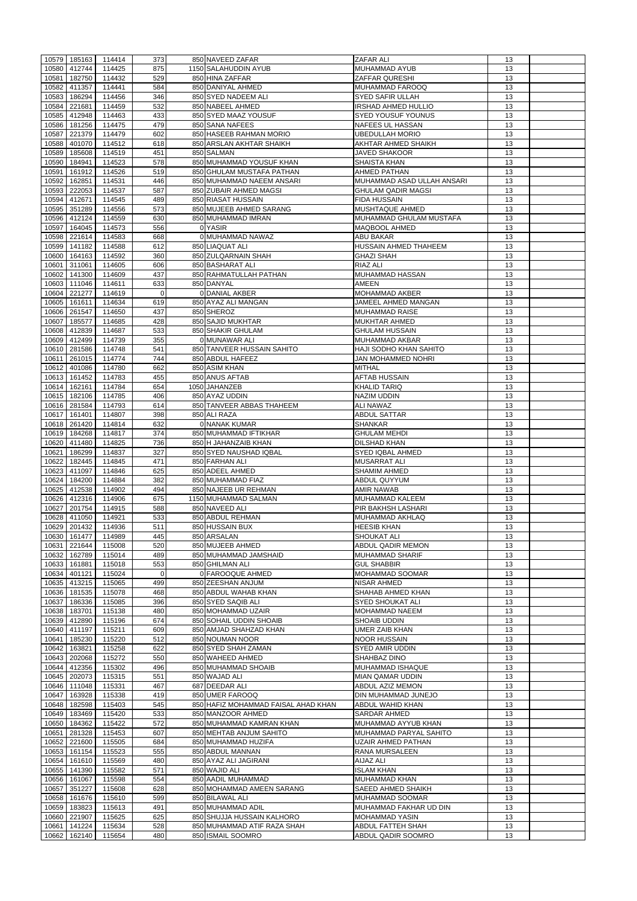| | | | | | | | | |
|---|---|---|---|---|---|---|---|---|
| 10579 | 185163 | 114414 | 373 | 850 | NAVEED ZAFAR | ZAFAR ALI | 13 | |
| 10580 | 412744 | 114425 | 875 | 1150 | SALAHUDDIN AYUB | MUHAMMAD AYUB | 13 | |
| 10581 | 182750 | 114432 | 529 | 850 | HINA ZAFFAR | ZAFFAR QURESHI | 13 | |
| 10582 | 411357 | 114441 | 584 | 850 | DANIYAL AHMED | MUHAMMAD FAROOQ | 13 | |
| 10583 | 186294 | 114456 | 346 | 850 | SYED NADEEM ALI | SYED SAFIR ULLAH | 13 | |
| 10584 | 221681 | 114459 | 532 | 850 | NABEEL AHMED | IRSHAD AHMED HULLIO | 13 | |
| 10585 | 412948 | 114463 | 433 | 850 | SYED MAAZ YOUSUF | SYED YOUSUF YOUNUS | 13 | |
| 10586 | 181256 | 114475 | 479 | 850 | SANA NAFEES | NAFEES UL HASSAN | 13 | |
| 10587 | 221379 | 114479 | 602 | 850 | HASEEB RAHMAN MORIO | UBEDULLAH MORIO | 13 | |
| 10588 | 401070 | 114512 | 618 | 850 | ARSLAN AKHTAR SHAIKH | AKHTAR AHMED SHAIKH | 13 | |
| 10589 | 185608 | 114519 | 451 | 850 | SALMAN | JAVED SHAKOOR | 13 | |
| 10590 | 184941 | 114523 | 578 | 850 | MUHAMMAD YOUSUF KHAN | SHAISTA KHAN | 13 | |
| 10591 | 161912 | 114526 | 519 | 850 | GHULAM MUSTAFA PATHAN | AHMED PATHAN | 13 | |
| 10592 | 162851 | 114531 | 446 | 850 | MUHAMMAD NAEEM ANSARI | MUHAMMAD ASAD ULLAH ANSARI | 13 | |
| 10593 | 222053 | 114537 | 587 | 850 | ZUBAIR AHMED MAGSI | GHULAM QADIR MAGSI | 13 | |
| 10594 | 412671 | 114545 | 489 | 850 | RIASAT HUSSAIN | FIDA HUSSAIN | 13 | |
| 10595 | 351289 | 114556 | 573 | 850 | MUJEEB AHMED SARANG | MUSHTAQUE AHMED | 13 | |
| 10596 | 412124 | 114559 | 630 | 850 | MUHAMMAD IMRAN | MUHAMMAD GHULAM MUSTAFA | 13 | |
| 10597 | 164045 | 114573 | 556 | 0 | YASIR | MAQBOOL AHMED | 13 | |
| 10598 | 221614 | 114583 | 668 | 0 | MUHAMMAD NAWAZ | ABU BAKAR | 13 | |
| 10599 | 141182 | 114588 | 612 | 850 | LIAQUAT ALI | HUSSAIN AHMED THAHEEM | 13 | |
| 10600 | 164163 | 114592 | 360 | 850 | ZULQARNAIN SHAH | GHAZI SHAH | 13 | |
| 10601 | 311061 | 114605 | 606 | 850 | BASHARAT ALI | RIAZ ALI | 13 | |
| 10602 | 141300 | 114609 | 437 | 850 | RAHMATULLAH PATHAN | MUHAMMAD HASSAN | 13 | |
| 10603 | 111046 | 114611 | 633 | 850 | DANYAL | AMEEN | 13 | |
| 10604 | 221277 | 114619 | 0 | 0 | DANIAL AKBER | MOHAMMAD AKBER | 13 | |
| 10605 | 161611 | 114634 | 619 | 850 | AYAZ ALI MANGAN | JAMEEL AHMED MANGAN | 13 | |
| 10606 | 261547 | 114650 | 437 | 850 | SHEROZ | MUHAMMAD RAISE | 13 | |
| 10607 | 185577 | 114685 | 428 | 850 | SAJID MUKHTAR | MUKHTAR AHMED | 13 | |
| 10608 | 412839 | 114687 | 533 | 850 | SHAKIR GHULAM | GHULAM HUSSAIN | 13 | |
| 10609 | 412499 | 114739 | 355 | 0 | MUNAWAR ALI | MUHAMMAD AKBAR | 13 | |
| 10610 | 281586 | 114748 | 541 | 850 | TANVEER HUSSAIN SAHITO | HAJI SODHO KHAN SAHITO | 13 | |
| 10611 | 261015 | 114774 | 744 | 850 | ABDUL HAFEEZ | JAN MOHAMMED NOHRI | 13 | |
| 10612 | 401086 | 114780 | 662 | 850 | ASIM KHAN | MITHAL | 13 | |
| 10613 | 161452 | 114783 | 455 | 850 | ANUS AFTAB | AFTAB HUSSAIN | 13 | |
| 10614 | 162161 | 114784 | 654 | 1050 | JAHANZEB | KHALID TARIQ | 13 | |
| 10615 | 182106 | 114785 | 406 | 850 | AYAZ UDDIN | NAZIM UDDIN | 13 | |
| 10616 | 281584 | 114793 | 614 | 850 | TANVEER ABBAS THAHEEM | ALI NAWAZ | 13 | |
| 10617 | 161401 | 114807 | 398 | 850 | ALI RAZA | ABDUL SATTAR | 13 | |
| 10618 | 261420 | 114814 | 632 | 0 | NANAK KUMAR | SHANKAR | 13 | |
| 10619 | 184268 | 114817 | 374 | 850 | MUHAMMAD IFTIKHAR | GHULAM MEHDI | 13 | |
| 10620 | 411480 | 114825 | 736 | 850 | H JAHANZAIB KHAN | DILSHAD KHAN | 13 | |
| 10621 | 186299 | 114837 | 327 | 850 | SYED NAUSHAD IQBAL | SYED IQBAL AHMED | 13 | |
| 10622 | 182445 | 114845 | 471 | 850 | FARHAN ALI | MUSARRAT ALI | 13 | |
| 10623 | 411097 | 114846 | 625 | 850 | ADEEL AHMED | SHAMIM AHMED | 13 | |
| 10624 | 184200 | 114884 | 382 | 850 | MUHAMMAD FIAZ | ABDUL QUYYUM | 13 | |
| 10625 | 412538 | 114902 | 494 | 850 | NAJEEB UR REHMAN | AMIR NAWAB | 13 | |
| 10626 | 412316 | 114906 | 675 | 1150 | MUHAMMAD SALMAN | MUHAMMAD KALEEM | 13 | |
| 10627 | 201754 | 114915 | 588 | 850 | NAVEED ALI | PIR BAKHSH LASHARI | 13 | |
| 10628 | 411050 | 114921 | 533 | 850 | ABDUL REHMAN | MUHAMMAD AKHLAQ | 13 | |
| 10629 | 201432 | 114936 | 511 | 850 | HUSSAIN BUX | HEESIB KHAN | 13 | |
| 10630 | 161477 | 114989 | 445 | 850 | ARSALAN | SHOUKAT ALI | 13 | |
| 10631 | 221644 | 115008 | 520 | 850 | MUJEEB AHMED | ABDUL QADIR MEMON | 13 | |
| 10632 | 162789 | 115014 | 489 | 850 | MUHAMMAD JAMSHAID | MUHAMMAD SHARIF | 13 | |
| 10633 | 161881 | 115018 | 553 | 850 | GHILMAN ALI | GUL SHABBIR | 13 | |
| 10634 | 401121 | 115024 | 0 | 0 | FAROOQUE AHMED | MOHAMMAD SOOMAR | 13 | |
| 10635 | 413215 | 115065 | 499 | 850 | ZEESHAN ANJUM | NISAR AHMED | 13 | |
| 10636 | 181535 | 115078 | 468 | 850 | ABDUL WAHAB KHAN | SHAHAB AHMED KHAN | 13 | |
| 10637 | 186336 | 115085 | 396 | 850 | SYED SAQIB ALI | SYED SHOUKAT ALI | 13 | |
| 10638 | 183701 | 115138 | 480 | 850 | MOHAMMAD UZAIR | MOHAMMAD NAEEM | 13 | |
| 10639 | 412890 | 115196 | 674 | 850 | SOHAIL UDDIN SHOAIB | SHOAIB UDDIN | 13 | |
| 10640 | 411197 | 115211 | 609 | 850 | AMJAD SHAHZAD KHAN | UMER ZAIB KHAN | 13 | |
| 10641 | 185230 | 115220 | 512 | 850 | NOUMAN NOOR | NOOR HUSSAIN | 13 | |
| 10642 | 163821 | 115258 | 622 | 850 | SYED SHAH ZAMAN | SYED AMIR UDDIN | 13 | |
| 10643 | 202068 | 115272 | 550 | 850 | WAHEED AHMED | SHAHBAZ DINO | 13 | |
| 10644 | 412356 | 115302 | 496 | 850 | MUHAMMAD SHOAIB | MUHAMMAD ISHAQUE | 13 | |
| 10645 | 202073 | 115315 | 551 | 850 | WAJAD ALI | MIAN QAMAR UDDIN | 13 | |
| 10646 | 111048 | 115331 | 467 | 687 | DEEDAR ALI | ABDUL AZIZ MEMON | 13 | |
| 10647 | 163928 | 115338 | 419 | 850 | UMER FAROOQ | DIN MUHAMMAD JUNEJO | 13 | |
| 10648 | 182598 | 115403 | 545 | 850 | HAFIZ MOHAMMAD FAISAL AHAD KHAN | ABDUL WAHID KHAN | 13 | |
| 10649 | 183469 | 115420 | 533 | 850 | MANZOOR AHMED | SARDAR AHMED | 13 | |
| 10650 | 184362 | 115422 | 572 | 850 | MUHAMMAD KAMRAN KHAN | MUHAMMAD AYYUB KHAN | 13 | |
| 10651 | 281328 | 115453 | 607 | 850 | MEHTAB ANJUM SAHITO | MUHAMMAD PARYAL SAHITO | 13 | |
| 10652 | 221600 | 115505 | 684 | 850 | MUHAMMAD HUZIFA | UZAIR AHMED PATHAN | 13 | |
| 10653 | 161154 | 115523 | 555 | 850 | ABDUL MANNAN | RANA MURSALEEN | 13 | |
| 10654 | 161610 | 115569 | 480 | 850 | AYAZ ALI JAGIRANI | AIJAZ ALI | 13 | |
| 10655 | 141390 | 115582 | 571 | 850 | WAJID ALI | ISLAM KHAN | 13 | |
| 10656 | 161067 | 115598 | 554 | 850 | AADIL MUHAMMAD | MUHAMMAD KHAN | 13 | |
| 10657 | 351227 | 115608 | 628 | 850 | MOHAMMAD AMEEN SARANG | SAEED AHMED SHAIKH | 13 | |
| 10658 | 161676 | 115610 | 599 | 850 | BILAWAL ALI | MUHAMMAD SOOMAR | 13 | |
| 10659 | 183823 | 115613 | 491 | 850 | MUHAMMAD ADIL | MUHAMMAD FAKHAR UD DIN | 13 | |
| 10660 | 221907 | 115625 | 625 | 850 | SHUJJA HUSSAIN KALHORO | MOHAMMAD YASIN | 13 | |
| 10661 | 141224 | 115634 | 528 | 850 | MUHAMMAD ATIF RAZA SHAH | ABDUL FATTEH SHAH | 13 | |
| 10662 | 162140 | 115654 | 480 | 850 | ISMAIL SOOMRO | ABDUL QADIR SOOMRO | 13 | |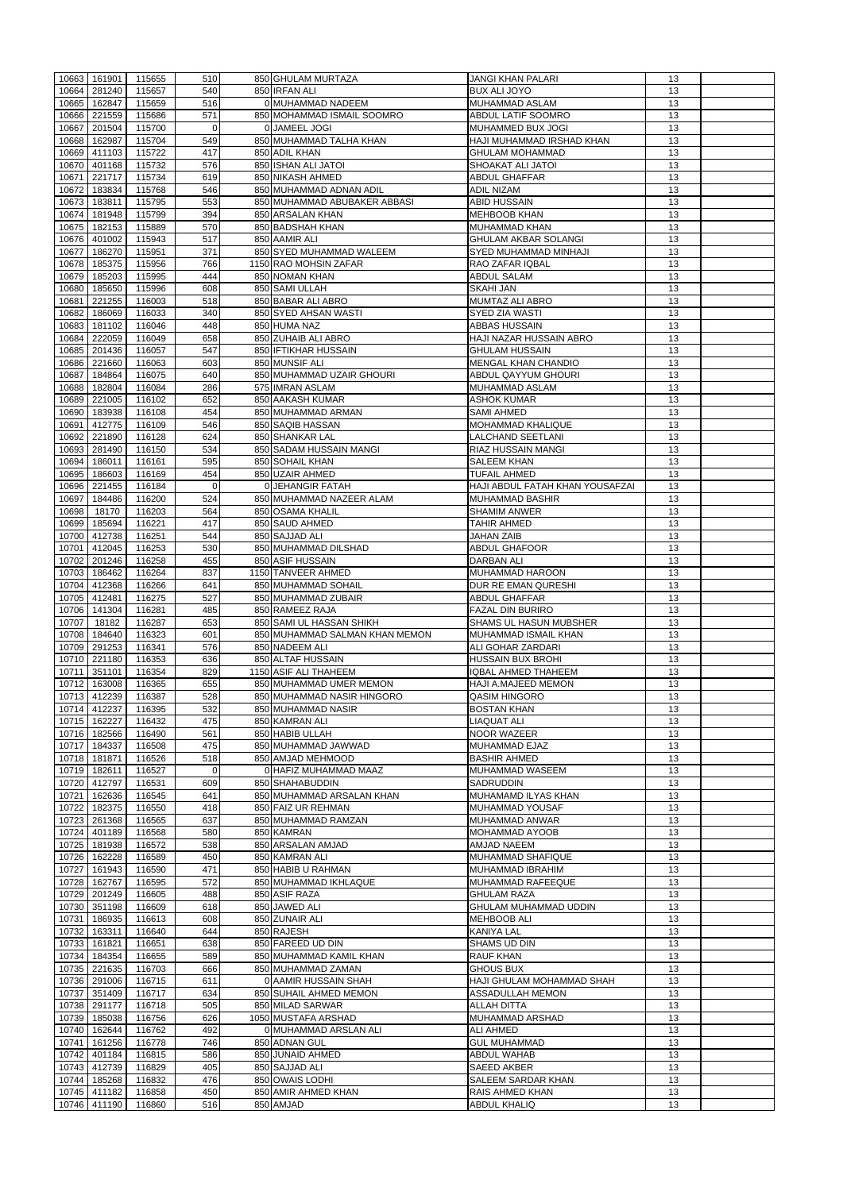| | | | | | | | | |
|---|---|---|---|---|---|---|---|---|
| 10663 | 161901 | 115655 | 510 | 850 | GHULAM MURTAZA | JANGI KHAN PALARI | 13 | |
| 10664 | 281240 | 115657 | 540 | 850 | IRFAN ALI | BUX ALI JOYO | 13 | |
| 10665 | 162847 | 115659 | 516 | 0 | MUHAMMAD NADEEM | MUHAMMAD ASLAM | 13 | |
| 10666 | 221559 | 115686 | 571 | 850 | MOHAMMAD ISMAIL SOOMRO | ABDUL LATIF SOOMRO | 13 | |
| 10667 | 201504 | 115700 | 0 | 0 | JAMEEL JOGI | MUHAMMED BUX JOGI | 13 | |
| 10668 | 162987 | 115704 | 549 | 850 | MUHAMMAD TALHA KHAN | HAJI MUHAMMAD IRSHAD KHAN | 13 | |
| 10669 | 411103 | 115722 | 417 | 850 | ADIL KHAN | GHULAM MOHAMMAD | 13 | |
| 10670 | 401168 | 115732 | 576 | 850 | ISHAN ALI JATOI | SHOAKAT ALI JATOI | 13 | |
| 10671 | 221717 | 115734 | 619 | 850 | NIKASH AHMED | ABDUL GHAFFAR | 13 | |
| 10672 | 183834 | 115768 | 546 | 850 | MUHAMMAD ADNAN ADIL | ADIL NIZAM | 13 | |
| 10673 | 183811 | 115795 | 553 | 850 | MUHAMMAD ABUBAKER ABBASI | ABID HUSSAIN | 13 | |
| 10674 | 181948 | 115799 | 394 | 850 | ARSALAN KHAN | MEHBOOB KHAN | 13 | |
| 10675 | 182153 | 115889 | 570 | 850 | BADSHAH KHAN | MUHAMMAD KHAN | 13 | |
| 10676 | 401002 | 115943 | 517 | 850 | AAMIR ALI | GHULAM AKBAR SOLANGI | 13 | |
| 10677 | 186270 | 115951 | 371 | 850 | SYED MUHAMMAD WALEEM | SYED MUHAMMAD MINHAJI | 13 | |
| 10678 | 185375 | 115956 | 766 | 1150 | RAO MOHSIN ZAFAR | RAO ZAFAR IQBAL | 13 | |
| 10679 | 185203 | 115995 | 444 | 850 | NOMAN KHAN | ABDUL SALAM | 13 | |
| 10680 | 185650 | 115996 | 608 | 850 | SAMI ULLAH | SKAHI JAN | 13 | |
| 10681 | 221255 | 116003 | 518 | 850 | BABAR ALI ABRO | MUMTAZ ALI ABRO | 13 | |
| 10682 | 186069 | 116033 | 340 | 850 | SYED AHSAN WASTI | SYED ZIA WASTI | 13 | |
| 10683 | 181102 | 116046 | 448 | 850 | HUMA NAZ | ABBAS HUSSAIN | 13 | |
| 10684 | 222059 | 116049 | 658 | 850 | ZUHAIB ALI ABRO | HAJI NAZAR HUSSAIN ABRO | 13 | |
| 10685 | 201436 | 116057 | 547 | 850 | IFTIKHAR HUSSAIN | GHULAM HUSSAIN | 13 | |
| 10686 | 221660 | 116063 | 603 | 850 | MUNSIF ALI | MENGAL KHAN CHANDIO | 13 | |
| 10687 | 184864 | 116075 | 640 | 850 | MUHAMMAD UZAIR GHOURI | ABDUL QAYYUM GHOURI | 13 | |
| 10688 | 182804 | 116084 | 286 | 575 | IMRAN ASLAM | MUHAMMAD ASLAM | 13 | |
| 10689 | 221005 | 116102 | 652 | 850 | AAKASH KUMAR | ASHOK KUMAR | 13 | |
| 10690 | 183938 | 116108 | 454 | 850 | MUHAMMAD ARMAN | SAMI AHMED | 13 | |
| 10691 | 412775 | 116109 | 546 | 850 | SAQIB HASSAN | MOHAMMAD KHALIQUE | 13 | |
| 10692 | 221890 | 116128 | 624 | 850 | SHANKAR LAL | LALCHAND SEETLANI | 13 | |
| 10693 | 281490 | 116150 | 534 | 850 | SADAM HUSSAIN MANGI | RIAZ HUSSAIN MANGI | 13 | |
| 10694 | 186011 | 116161 | 595 | 850 | SOHAIL KHAN | SALEEM KHAN | 13 | |
| 10695 | 186603 | 116169 | 454 | 850 | UZAIR AHMED | TUFAIL AHMED | 13 | |
| 10696 | 221455 | 116184 | 0 | 0 | JEHANGIR FATAH | HAJI ABDUL FATAH KHAN YOUSAFZAI | 13 | |
| 10697 | 184486 | 116200 | 524 | 850 | MUHAMMAD NAZEER ALAM | MUHAMMAD BASHIR | 13 | |
| 10698 | 18170 | 116203 | 564 | 850 | OSAMA KHALIL | SHAMIM ANWER | 13 | |
| 10699 | 185694 | 116221 | 417 | 850 | SAUD AHMED | TAHIR AHMED | 13 | |
| 10700 | 412738 | 116251 | 544 | 850 | SAJJAD ALI | JAHAN ZAIB | 13 | |
| 10701 | 412045 | 116253 | 530 | 850 | MUHAMMAD DILSHAD | ABDUL GHAFOOR | 13 | |
| 10702 | 201246 | 116258 | 455 | 850 | ASIF HUSSAIN | DARBAN ALI | 13 | |
| 10703 | 186462 | 116264 | 837 | 1150 | TANVEER AHMED | MUHAMMAD HAROON | 13 | |
| 10704 | 412368 | 116266 | 641 | 850 | MUHAMMAD SOHAIL | DUR RE EMAN QURESHI | 13 | |
| 10705 | 412481 | 116275 | 527 | 850 | MUHAMMAD ZUBAIR | ABDUL GHAFFAR | 13 | |
| 10706 | 141304 | 116281 | 485 | 850 | RAMEEZ RAJA | FAZAL DIN BURIRO | 13 | |
| 10707 | 18182 | 116287 | 653 | 850 | SAMI UL HASSAN SHIKH | SHAMS UL HASUN MUBSHER | 13 | |
| 10708 | 184640 | 116323 | 601 | 850 | MUHAMMAD SALMAN KHAN MEMON | MUHAMMAD ISMAIL KHAN | 13 | |
| 10709 | 291253 | 116341 | 576 | 850 | NADEEM ALI | ALI GOHAR ZARDARI | 13 | |
| 10710 | 221180 | 116353 | 636 | 850 | ALTAF HUSSAIN | HUSSAIN BUX BROHI | 13 | |
| 10711 | 351101 | 116354 | 829 | 1150 | ASIF ALI THAHEEM | IQBAL AHMED THAHEEM | 13 | |
| 10712 | 163008 | 116365 | 655 | 850 | MUHAMMAD UMER MEMON | HAJI A.MAJEED MEMON | 13 | |
| 10713 | 412239 | 116387 | 528 | 850 | MUHAMMAD NASIR HINGORO | QASIM HINGORO | 13 | |
| 10714 | 412237 | 116395 | 532 | 850 | MUHAMMAD NASIR | BOSTAN KHAN | 13 | |
| 10715 | 162227 | 116432 | 475 | 850 | KAMRAN ALI | LIAQUAT ALI | 13 | |
| 10716 | 182566 | 116490 | 561 | 850 | HABIB ULLAH | NOOR WAZEER | 13 | |
| 10717 | 184337 | 116508 | 475 | 850 | MUHAMMAD JAWWAD | MUHAMMAD EJAZ | 13 | |
| 10718 | 181871 | 116526 | 518 | 850 | AMJAD MEHMOOD | BASHIR AHMED | 13 | |
| 10719 | 182611 | 116527 | 0 | 0 | HAFIZ MUHAMMAD MAAZ | MUHAMMAD WASEEM | 13 | |
| 10720 | 412797 | 116531 | 609 | 850 | SHAHABUDDIN | SADRUDDIN | 13 | |
| 10721 | 162636 | 116545 | 641 | 850 | MUHAMMAD ARSALAN KHAN | MUHAMAMD ILYAS KHAN | 13 | |
| 10722 | 182375 | 116550 | 418 | 850 | FAIZ UR REHMAN | MUHAMMAD YOUSAF | 13 | |
| 10723 | 261368 | 116565 | 637 | 850 | MUHAMMAD RAMZAN | MUHAMMAD ANWAR | 13 | |
| 10724 | 401189 | 116568 | 580 | 850 | KAMRAN | MOHAMMAD AYOOB | 13 | |
| 10725 | 181938 | 116572 | 538 | 850 | ARSALAN AMJAD | AMJAD NAEEM | 13 | |
| 10726 | 162228 | 116589 | 450 | 850 | KAMRAN ALI | MUHAMMAD SHAFIQUE | 13 | |
| 10727 | 161943 | 116590 | 471 | 850 | HABIB U RAHMAN | MUHAMMAD IBRAHIM | 13 | |
| 10728 | 162767 | 116595 | 572 | 850 | MUHAMMAD IKHLAQUE | MUHAMMAD RAFEEQUE | 13 | |
| 10729 | 201249 | 116605 | 488 | 850 | ASIF RAZA | GHULAM RAZA | 13 | |
| 10730 | 351198 | 116609 | 618 | 850 | JAWED ALI | GHULAM MUHAMMAD UDDIN | 13 | |
| 10731 | 186935 | 116613 | 608 | 850 | ZUNAIR ALI | MEHBOOB ALI | 13 | |
| 10732 | 163311 | 116640 | 644 | 850 | RAJESH | KANIYA LAL | 13 | |
| 10733 | 161821 | 116651 | 638 | 850 | FAREED UD DIN | SHAMS UD DIN | 13 | |
| 10734 | 184354 | 116655 | 589 | 850 | MUHAMMAD KAMIL KHAN | RAUF KHAN | 13 | |
| 10735 | 221635 | 116703 | 666 | 850 | MUHAMMAD ZAMAN | GHOUS BUX | 13 | |
| 10736 | 291006 | 116715 | 611 | 0 | AAMIR HUSSAIN SHAH | HAJI GHULAM MOHAMMAD SHAH | 13 | |
| 10737 | 351409 | 116717 | 634 | 850 | SUHAIL AHMED MEMON | ASSADULLAH MEMON | 13 | |
| 10738 | 291177 | 116718 | 505 | 850 | MILAD SARWAR | ALLAH DITTA | 13 | |
| 10739 | 185038 | 116756 | 626 | 1050 | MUSTAFA ARSHAD | MUHAMMAD ARSHAD | 13 | |
| 10740 | 162644 | 116762 | 492 | 0 | MUHAMMAD ARSLAN ALI | ALI AHMED | 13 | |
| 10741 | 161256 | 116778 | 746 | 850 | ADNAN GUL | GUL MUHAMMAD | 13 | |
| 10742 | 401184 | 116815 | 586 | 850 | JUNAID AHMED | ABDUL WAHAB | 13 | |
| 10743 | 412739 | 116829 | 405 | 850 | SAJJAD ALI | SAEED AKBER | 13 | |
| 10744 | 185268 | 116832 | 476 | 850 | OWAIS LODHI | SALEEM SARDAR KHAN | 13 | |
| 10745 | 411182 | 116858 | 450 | 850 | AMIR AHMED KHAN | RAIS AHMED KHAN | 13 | |
| 10746 | 411190 | 116860 | 516 | 850 | AMJAD | ABDUL KHALIQ | 13 | |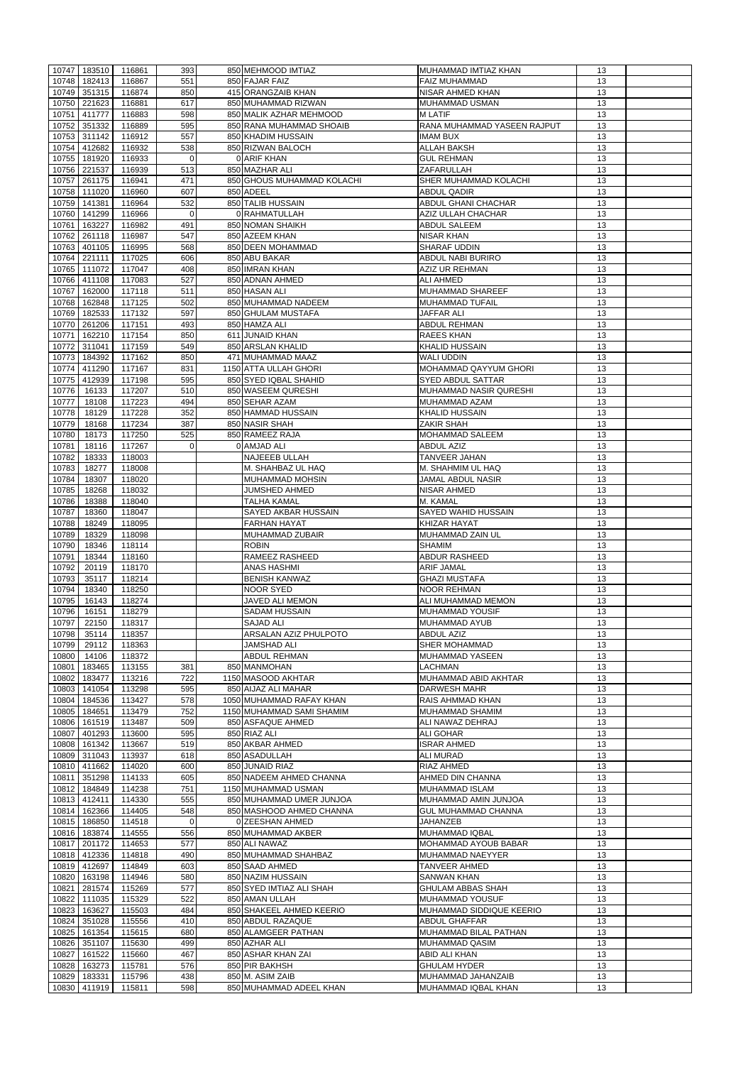| 10747 | 183510 | 116861 | 393 | 850 | MEHMOOD IMTIAZ | MUHAMMAD IMTIAZ KHAN | 13 | |
|---|---|---|---|---|---|---|---|---|
| 10748 | 182413 | 116867 | 551 | 850 | FAJAR FAIZ | FAIZ MUHAMMAD | 13 | |
| 10749 | 351315 | 116874 | 850 | 415 | ORANGZAIB KHAN | NISAR AHMED KHAN | 13 | |
| 10750 | 221623 | 116881 | 617 | 850 | MUHAMMAD RIZWAN | MUHAMMAD USMAN | 13 | |
| 10751 | 411777 | 116883 | 598 | 850 | MALIK AZHAR MEHMOOD | M LATIF | 13 | |
| 10752 | 351332 | 116889 | 595 | 850 | RANA MUHAMMAD SHOAIB | RANA MUHAMMAD YASEEN RAJPUT | 13 | |
| 10753 | 311142 | 116912 | 557 | 850 | KHADIM HUSSAIN | IMAM BUX | 13 | |
| 10754 | 412682 | 116932 | 538 | 850 | RIZWAN BALOCH | ALLAH BAKSH | 13 | |
| 10755 | 181920 | 116933 | 0 | 0 | ARIF KHAN | GUL REHMAN | 13 | |
| 10756 | 221537 | 116939 | 513 | 850 | MAZHAR ALI | ZAFARULLAH | 13 | |
| 10757 | 261175 | 116941 | 471 | 850 | GHOUS MUHAMMAD KOLACHI | SHER MUHAMMAD KOLACHI | 13 | |
| 10758 | 111020 | 116960 | 607 | 850 | ADEEL | ABDUL QADIR | 13 | |
| 10759 | 141381 | 116964 | 532 | 850 | TALIB HUSSAIN | ABDUL GHANI CHACHAR | 13 | |
| 10760 | 141299 | 116966 | 0 | 0 | RAHMATULLAH | AZIZ ULLAH CHACHAR | 13 | |
| 10761 | 163227 | 116982 | 491 | 850 | NOMAN SHAIKH | ABDUL SALEEM | 13 | |
| 10762 | 261118 | 116987 | 547 | 850 | AZEEM KHAN | NISAR KHAN | 13 | |
| 10763 | 401105 | 116995 | 568 | 850 | DEEN MOHAMMAD | SHARAF UDDIN | 13 | |
| 10764 | 221111 | 117025 | 606 | 850 | ABU BAKAR | ABDUL NABI BURIRO | 13 | |
| 10765 | 111072 | 117047 | 408 | 850 | IMRAN KHAN | AZIZ UR REHMAN | 13 | |
| 10766 | 411108 | 117083 | 527 | 850 | ADNAN AHMED | ALI AHMED | 13 | |
| 10767 | 162000 | 117118 | 511 | 850 | HASAN ALI | MUHAMMAD SHAREEF | 13 | |
| 10768 | 162848 | 117125 | 502 | 850 | MUHAMMAD NADEEM | MUHAMMAD TUFAIL | 13 | |
| 10769 | 182533 | 117132 | 597 | 850 | GHULAM MUSTAFA | JAFFAR ALI | 13 | |
| 10770 | 261206 | 117151 | 493 | 850 | HAMZA ALI | ABDUL REHMAN | 13 | |
| 10771 | 162210 | 117154 | 850 | 611 | JUNAID KHAN | RAEES KHAN | 13 | |
| 10772 | 311041 | 117159 | 549 | 850 | ARSLAN KHALID | KHALID HUSSAIN | 13 | |
| 10773 | 184392 | 117162 | 850 | 471 | MUHAMMAD MAAZ | WALI UDDIN | 13 | |
| 10774 | 411290 | 117167 | 831 | 1150 | ATTA ULLAH GHORI | MOHAMMAD QAYYUM GHORI | 13 | |
| 10775 | 412939 | 117198 | 595 | 850 | SYED IQBAL SHAHID | SYED ABDUL SATTAR | 13 | |
| 10776 | 16133 | 117207 | 510 | 850 | WASEEM QURESHI | MUHAMMAD NASIR QURESHI | 13 | |
| 10777 | 18108 | 117223 | 494 | 850 | SEHAR AZAM | MUHAMMAD AZAM | 13 | |
| 10778 | 18129 | 117228 | 352 | 850 | HAMMAD HUSSAIN | KHALID HUSSAIN | 13 | |
| 10779 | 18168 | 117234 | 387 | 850 | NASIR SHAH | ZAKIR SHAH | 13 | |
| 10780 | 18173 | 117250 | 525 | 850 | RAMEEZ RAJA | MOHAMMAD SALEEM | 13 | |
| 10781 | 18116 | 117267 | 0 | 0 | AMJAD ALI | ABDUL AZIZ | 13 | |
| 10782 | 18333 | 118003 | | | NAJEEEB ULLAH | TANVEER JAHAN | 13 | |
| 10783 | 18277 | 118008 | | | M. SHAHBAZ UL HAQ | M. SHAHMIM UL HAQ | 13 | |
| 10784 | 18307 | 118020 | | | MUHAMMAD MOHSIN | JAMAL ABDUL NASIR | 13 | |
| 10785 | 18268 | 118032 | | | JUMSHED AHMED | NISAR AHMED | 13 | |
| 10786 | 18388 | 118040 | | | TALHA KAMAL | M. KAMAL | 13 | |
| 10787 | 18360 | 118047 | | | SAYED AKBAR HUSSAIN | SAYED WAHID HUSSAIN | 13 | |
| 10788 | 18249 | 118095 | | | FARHAN HAYAT | KHIZAR HAYAT | 13 | |
| 10789 | 18329 | 118098 | | | MUHAMMAD ZUBAIR | MUHAMMAD ZAIN UL | 13 | |
| 10790 | 18346 | 118114 | | | ROBIN | SHAMIM | 13 | |
| 10791 | 18344 | 118160 | | | RAMEEZ RASHEED | ABDUR RASHEED | 13 | |
| 10792 | 20119 | 118170 | | | ANAS HASHMI | ARIF JAMAL | 13 | |
| 10793 | 35117 | 118214 | | | BENISH KANWAZ | GHAZI MUSTAFA | 13 | |
| 10794 | 18340 | 118250 | | | NOOR SYED | NOOR REHMAN | 13 | |
| 10795 | 16143 | 118274 | | | JAVED ALI MEMON | ALI MUHAMMAD MEMON | 13 | |
| 10796 | 16151 | 118279 | | | SADAM HUSSAIN | MUHAMMAD YOUSIF | 13 | |
| 10797 | 22150 | 118317 | | | SAJAD ALI | MUHAMMAD AYUB | 13 | |
| 10798 | 35114 | 118357 | | | ARSALAN AZIZ PHULPOTO | ABDUL AZIZ | 13 | |
| 10799 | 29112 | 118363 | | | JAMSHAD ALI | SHER MOHAMMAD | 13 | |
| 10800 | 14106 | 118372 | | | ABDUL REHMAN | MUHAMMAD YASEEN | 13 | |
| 10801 | 183465 | 113155 | 381 | 850 | MANMOHAN | LACHMAN | 13 | |
| 10802 | 183477 | 113216 | 722 | 1150 | MASOOD AKHTAR | MUHAMMAD ABID AKHTAR | 13 | |
| 10803 | 141054 | 113298 | 595 | 850 | AIJAZ ALI MAHAR | DARWESH MAHR | 13 | |
| 10804 | 184536 | 113427 | 578 | 1050 | MUHAMMAD RAFAY KHAN | RAIS AHMMAD KHAN | 13 | |
| 10805 | 184651 | 113479 | 752 | 1150 | MUHAMMAD SAMI SHAMIM | MUHAMMAD SHAMIM | 13 | |
| 10806 | 161519 | 113487 | 509 | 850 | ASFAQUE AHMED | ALI NAWAZ DEHRAJ | 13 | |
| 10807 | 401293 | 113600 | 595 | 850 | RIAZ ALI | ALI GOHAR | 13 | |
| 10808 | 161342 | 113667 | 519 | 850 | AKBAR AHMED | ISRAR AHMED | 13 | |
| 10809 | 311043 | 113937 | 618 | 850 | ASADULLAH | ALI MURAD | 13 | |
| 10810 | 411662 | 114020 | 600 | 850 | JUNAID RIAZ | RIAZ AHMED | 13 | |
| 10811 | 351298 | 114133 | 605 | 850 | NADEEM AHMED CHANNA | AHMED DIN CHANNA | 13 | |
| 10812 | 184849 | 114238 | 751 | 1150 | MUHAMMAD USMAN | MUHAMMAD ISLAM | 13 | |
| 10813 | 412411 | 114330 | 555 | 850 | MUHAMMAD UMER JUNJOA | MUHAMMAD AMIN JUNJOA | 13 | |
| 10814 | 162366 | 114405 | 548 | 850 | MASHOOD AHMED CHANNA | GUL MUHAMMAD CHANNA | 13 | |
| 10815 | 186850 | 114518 | 0 | 0 | ZEESHAN AHMED | JAHANZEB | 13 | |
| 10816 | 183874 | 114555 | 556 | 850 | MUHAMMAD AKBER | MUHAMMAD IQBAL | 13 | |
| 10817 | 201172 | 114653 | 577 | 850 | ALI NAWAZ | MOHAMMAD AYOUB BABAR | 13 | |
| 10818 | 412336 | 114818 | 490 | 850 | MUHAMMAD SHAHBAZ | MUHAMMAD NAEYYER | 13 | |
| 10819 | 412697 | 114849 | 603 | 850 | SAAD AHMED | TANVEER AHMED | 13 | |
| 10820 | 163198 | 114946 | 580 | 850 | NAZIM HUSSAIN | SANWAN KHAN | 13 | |
| 10821 | 281574 | 115269 | 577 | 850 | SYED IMTIAZ ALI SHAH | GHULAM ABBAS SHAH | 13 | |
| 10822 | 111035 | 115329 | 522 | 850 | AMAN ULLAH | MUHAMMAD YOUSUF | 13 | |
| 10823 | 163627 | 115503 | 484 | 850 | SHAKEEL AHMED KEERIO | MUHAMMAD SIDDIQUE KEERIO | 13 | |
| 10824 | 351028 | 115556 | 410 | 850 | ABDUL RAZAQUE | ABDUL GHAFFAR | 13 | |
| 10825 | 161354 | 115615 | 680 | 850 | ALAMGEER PATHAN | MUHAMMAD BILAL PATHAN | 13 | |
| 10826 | 351107 | 115630 | 499 | 850 | AZHAR ALI | MUHAMMAD QASIM | 13 | |
| 10827 | 161522 | 115660 | 467 | 850 | ASHAR KHAN ZAI | ABID ALI KHAN | 13 | |
| 10828 | 163273 | 115781 | 576 | 850 | PIR BAKHSH | GHULAM HYDER | 13 | |
| 10829 | 183331 | 115796 | 438 | 850 | M. ASIM ZAIB | MUHAMMAD JAHANZAIB | 13 | |
| 10830 | 411919 | 115811 | 598 | 850 | MUHAMMAD ADEEL KHAN | MUHAMMAD IQBAL KHAN | 13 | |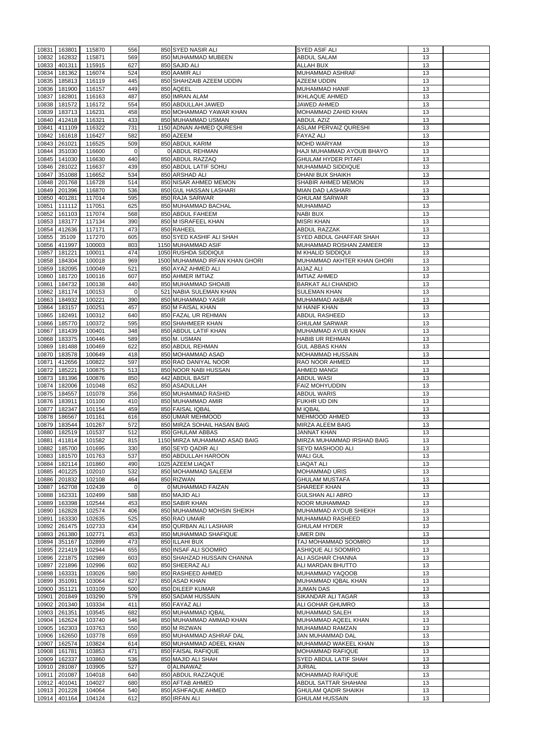| | | | | | | | | |
|---|---|---|---|---|---|---|---|---|
| 10831 | 163801 | 115870 | 556 | 850 | SYED NASIR ALI | SYED ASIF ALI | 13 | |
| 10832 | 162832 | 115871 | 569 | 850 | MUHAMMAD MUBEEN | ABDUL SALAM | 13 | |
| 10833 | 401311 | 115915 | 627 | 850 | SAJID ALI | ALLAH BUX | 13 | |
| 10834 | 181362 | 116074 | 524 | 850 | AAMIR ALI | MUHAMMAD ASHRAF | 13 | |
| 10835 | 185813 | 116119 | 445 | 850 | SHAHZAIB AZEEM UDDIN | AZEEM UDDIN | 13 | |
| 10836 | 181900 | 116157 | 449 | 850 | AQEEL | MUHAMMAD HANIF | 13 | |
| 10837 | 182801 | 116163 | 487 | 850 | IMRAN ALAM | IKHLAQUE AHMED | 13 | |
| 10838 | 181572 | 116172 | 554 | 850 | ABDULLAH JAWED | JAWED AHMED | 13 | |
| 10839 | 183713 | 116231 | 458 | 850 | MOHAMMAD YAWAR KHAN | MOHAMMAD ZAHID KHAN | 13 | |
| 10840 | 412418 | 116321 | 433 | 850 | MUHAMMAD USMAN | ABDUL AZIZ | 13 | |
| 10841 | 411109 | 116322 | 731 | 1150 | ADNAN AHMED QURESHI | ASLAM PERVAIZ QURESHI | 13 | |
| 10842 | 161618 | 116427 | 582 | 850 | AZEEM | FAYAZ ALI | 13 | |
| 10843 | 261021 | 116525 | 509 | 850 | ABDUL KARIM | MOHD WARYAM | 13 | |
| 10844 | 351030 | 116600 | 0 | 0 | ABDUL REHMAN | HAJI MUHAMMAD AYOUB BHAYO | 13 | |
| 10845 | 141030 | 116630 | 440 | 850 | ABDUL RAZZAQ | GHULAM HYDER PITAFI | 13 | |
| 10846 | 281022 | 116637 | 439 | 850 | ABDUL LATIF SOHU | MUHAMMAD SIDDIQUE | 13 | |
| 10847 | 351088 | 116652 | 534 | 850 | ARSHAD ALI | DHANI BUX SHAIKH | 13 | |
| 10848 | 201768 | 116728 | 514 | 850 | NISAR AHMED MEMON | SHABIR AHMED MEMON | 13 | |
| 10849 | 201396 | 116870 | 536 | 850 | GUL HASSAN LASHARI | MIAN DAD LASHARI | 13 | |
| 10850 | 401281 | 117014 | 595 | 850 | RAJA SARWAR | GHULAM SARWAR | 13 | |
| 10851 | 111112 | 117051 | 625 | 850 | MUHAMMAD BACHAL | MUHAMMAD | 13 | |
| 10852 | 161103 | 117074 | 568 | 850 | ABDUL FAHEEM | NABI BUX | 13 | |
| 10853 | 183177 | 117134 | 390 | 850 | M ISRAFEEL KHAN | MISRI KHAN | 13 | |
| 10854 | 412636 | 117171 | 473 | 850 | RAHEEL | ABDUL RAZZAK | 13 | |
| 10855 | 35109 | 117270 | 605 | 850 | SYED KASHIF ALI SHAH | SYED ABDUL GHAFFAR SHAH | 13 | |
| 10856 | 411997 | 100003 | 803 | 1150 | MUHAMMAD ASIF | MUHAMMAD ROSHAN ZAMEER | 13 | |
| 10857 | 181221 | 100011 | 474 | 1050 | RUSHDA SIDDIQUI | M KHALID SIDDIQUI | 13 | |
| 10858 | 184304 | 100018 | 969 | 1500 | MUHAMMAD IRFAN KHAN GHORI | MUHAMMAD AKHTER KHAN GHORI | 13 | |
| 10859 | 182095 | 100049 | 521 | 850 | AYAZ AHMED ALI | AIJAZ ALI | 13 | |
| 10860 | 181720 | 100116 | 607 | 850 | AHMER IMTIAZ | IMTIAZ AHMED | 13 | |
| 10861 | 184732 | 100138 | 440 | 850 | MUHAMMAD SHOAIB | BARKAT ALI CHANDIO | 13 | |
| 10862 | 181174 | 100153 | 0 | 521 | NABIA SULEMAN KHAN | SULEMAN KHAN | 13 | |
| 10863 | 184932 | 100221 | 390 | 850 | MUHAMMAD YASIR | MUHAMMAD AKBAR | 13 | |
| 10864 | 183157 | 100251 | 457 | 850 | M FAISAL KHAN | M HANIF KHAN | 13 | |
| 10865 | 182491 | 100312 | 640 | 850 | FAZAL UR REHMAN | ABDUL RASHEED | 13 | |
| 10866 | 185770 | 100372 | 595 | 850 | SHAHMEER KHAN | GHULAM SARWAR | 13 | |
| 10867 | 181439 | 100401 | 348 | 850 | ABDUL LATIF KHAN | MUHAMMAD AYUB KHAN | 13 | |
| 10868 | 183375 | 100446 | 589 | 850 | M. USMAN | HABIB UR REHMAN | 13 | |
| 10869 | 181488 | 100469 | 622 | 850 | ABDUL REHMAN | GUL ABBAS KHAN | 13 | |
| 10870 | 183578 | 100649 | 418 | 850 | MOHAMMAD ASAD | MOHAMMAD HUSSAIN | 13 | |
| 10871 | 412656 | 100822 | 597 | 850 | RAO DANIYAL NOOR | RAO NOOR AHMED | 13 | |
| 10872 | 185221 | 100875 | 513 | 850 | NOOR NABI HUSSAN | AHMED MANGI | 13 | |
| 10873 | 181396 | 100876 | 850 | 442 | ABDUL BASIT | ABDUL WASI | 13 | |
| 10874 | 182006 | 101048 | 652 | 850 | ASADULLAH | FAIZ MOHYUDDIN | 13 | |
| 10875 | 184557 | 101078 | 356 | 850 | MUHAMMAD RASHID | ABDUL WARIS | 13 | |
| 10876 | 183911 | 101100 | 410 | 850 | MUHAMMAD AMIR | FUKHR UD DIN | 13 | |
| 10877 | 182347 | 101154 | 459 | 850 | FAISAL IQBAL | M IQBAL | 13 | |
| 10878 | 186567 | 101161 | 616 | 850 | UMAR MEHMOOD | MEHMOOD AHMED | 13 | |
| 10879 | 183544 | 101267 | 572 | 850 | MIRZA SOHAIL HASAN BAIG | MIRZA ALEEM BAIG | 13 | |
| 10880 | 182519 | 101537 | 512 | 850 | GHULAM ABBAS | JANNAT KHAN | 13 | |
| 10881 | 411814 | 101582 | 815 | 1150 | MIRZA MUHAMMAD ASAD BAIG | MIRZA MUHAMMAD IRSHAD BAIG | 13 | |
| 10882 | 185700 | 101695 | 330 | 850 | SEYD QADIR ALI | SEYD MASHOOD ALI | 13 | |
| 10883 | 181570 | 101763 | 537 | 850 | ABDULLAH HAROON | WALI GUL | 13 | |
| 10884 | 182114 | 101860 | 490 | 1025 | AZEEM LIAQAT | LIAQAT ALI | 13 | |
| 10885 | 401225 | 102010 | 532 | 850 | MOHAMMAD SALEEM | MOHAMMAD URIS | 13 | |
| 10886 | 201832 | 102108 | 464 | 850 | RIZWAN | GHULAM MUSTAFA | 13 | |
| 10887 | 162708 | 102439 | 0 | 0 | MUHAMMAD FAIZAN | SHAREEF KHAN | 13 | |
| 10888 | 162331 | 102499 | 588 | 850 | MAJID ALI | GULSHAN ALI ABRO | 13 | |
| 10889 | 163398 | 102544 | 453 | 850 | SABIR KHAN | NOOR MUHAMMAD | 13 | |
| 10890 | 162828 | 102574 | 406 | 850 | MUHAMMAD MOHSIN SHEIKH | MUHAMMAD AYOUB SHIEKH | 13 | |
| 10891 | 163330 | 102635 | 525 | 850 | RAO UMAIR | MUHAMMAD RASHEED | 13 | |
| 10892 | 261475 | 102733 | 434 | 850 | QURBAN ALI LASHAIR | GHULAM HYDER | 13 | |
| 10893 | 261380 | 102771 | 453 | 850 | MUHAMMAD SHAFIQUE | UMER DIN | 13 | |
| 10894 | 351167 | 102899 | 473 | 850 | ILLAHI BUX | TAJ MOHAMMAD SOOMRO | 13 | |
| 10895 | 221419 | 102944 | 655 | 850 | INSAF ALI SOOMRO | ASHIQUE ALI SOOMRO | 13 | |
| 10896 | 221875 | 102989 | 603 | 850 | SHAHZAD HUSSAIN CHANNA | ALI ASGHAR CHANNA | 13 | |
| 10897 | 221896 | 102996 | 602 | 850 | SHEERAZ ALI | ALI MARDAN BHUTTO | 13 | |
| 10898 | 163331 | 103026 | 580 | 850 | RASHEED AHMED | MUHAMMAD YAQOOB | 13 | |
| 10899 | 351091 | 103064 | 627 | 850 | ASAD KHAN | MUHAMMAD IQBAL KHAN | 13 | |
| 10900 | 351121 | 103109 | 500 | 850 | DILEEP KUMAR | JUMAN DAS | 13 | |
| 10901 | 201849 | 103290 | 579 | 850 | SADAM HUSSAIN | SIKANDAR ALI TAGAR | 13 | |
| 10902 | 201340 | 103334 | 411 | 850 | FAYAZ ALI | ALI GOHAR GHUMRO | 13 | |
| 10903 | 261351 | 103545 | 682 | 850 | MUHAMMAD IQBAL | MUHAMMAD SALEH | 13 | |
| 10904 | 162624 | 103740 | 546 | 850 | MUHAMMAD AMMAD KHAN | MUHAMMAD AQEEL KHAN | 13 | |
| 10905 | 162303 | 103763 | 550 | 850 | M RIZWAN | MUHAMMAD RAMZAN | 13 | |
| 10906 | 162650 | 103778 | 659 | 850 | MUHAMMAD ASHRAF DAL | JAN MUHAMMAD DAL | 13 | |
| 10907 | 162574 | 103824 | 614 | 850 | MUHAMMAD ADEEL KHAN | MUHAMMAD WAKEEL KHAN | 13 | |
| 10908 | 161781 | 103853 | 471 | 850 | FAISAL RAFIQUE | MOHAMMAD RAFIQUE | 13 | |
| 10909 | 162337 | 103860 | 536 | 850 | MAJID ALI SHAH | SYED ABDUL LATIF SHAH | 13 | |
| 10910 | 281087 | 103905 | 527 | 0 | ALINAWAZ | JURIAL | 13 | |
| 10911 | 201087 | 104018 | 640 | 850 | ABDUL RAZZAQUE | MOHAMMAD RAFIQUE | 13 | |
| 10912 | 401041 | 104027 | 680 | 850 | AFTAB AHMED | ABDUL SATTAR SHAHANI | 13 | |
| 10913 | 201228 | 104064 | 540 | 850 | ASHFAQUE AHMED | GHULAM QADIR SHAIKH | 13 | |
| 10914 | 401164 | 104124 | 612 | 850 | IRFAN ALI | GHULAM HUSSAIN | 13 | |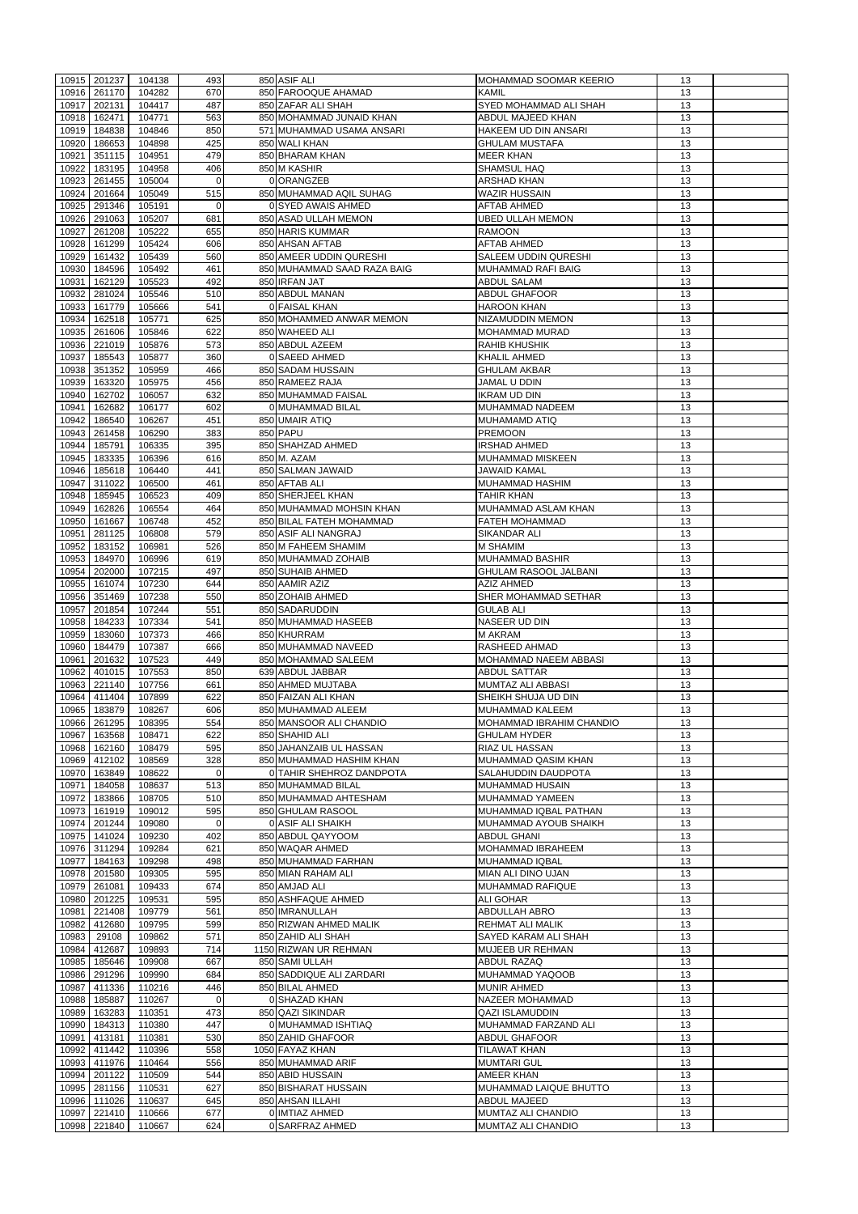| | | | | | | | | |
|---|---|---|---|---|---|---|---|---|
| 10915 | 201237 | 104138 | 493 | 850 | ASIF ALI | MOHAMMAD SOOMAR KEERIO | 13 | |
| 10916 | 261170 | 104282 | 670 | 850 | FAROOQUE AHAMAD | KAMIL | 13 | |
| 10917 | 202131 | 104417 | 487 | 850 | ZAFAR ALI SHAH | SYED MOHAMMAD ALI SHAH | 13 | |
| 10918 | 162471 | 104771 | 563 | 850 | MOHAMMAD JUNAID KHAN | ABDUL MAJEED KHAN | 13 | |
| 10919 | 184838 | 104846 | 850 | 571 | MUHAMMAD USAMA ANSARI | HAKEEM UD DIN ANSARI | 13 | |
| 10920 | 186653 | 104898 | 425 | 850 | WALI KHAN | GHULAM MUSTAFA | 13 | |
| 10921 | 351115 | 104951 | 479 | 850 | BHARAM KHAN | MEER KHAN | 13 | |
| 10922 | 183195 | 104958 | 406 | 850 | M KASHIR | SHAMSUL HAQ | 13 | |
| 10923 | 261455 | 105004 | 0 | 0 | ORANGZEB | ARSHAD KHAN | 13 | |
| 10924 | 201664 | 105049 | 515 | 850 | MUHAMMAD AQIL SUHAG | WAZIR HUSSAIN | 13 | |
| 10925 | 291346 | 105191 | 0 | 0 | SYED AWAIS AHMED | AFTAB AHMED | 13 | |
| 10926 | 291063 | 105207 | 681 | 850 | ASAD ULLAH MEMON | UBED ULLAH MEMON | 13 | |
| 10927 | 261208 | 105222 | 655 | 850 | HARIS KUMMAR | RAMOON | 13 | |
| 10928 | 161299 | 105424 | 606 | 850 | AHSAN AFTAB | AFTAB AHMED | 13 | |
| 10929 | 161432 | 105439 | 560 | 850 | AMEER UDDIN QURESHI | SALEEM UDDIN QURESHI | 13 | |
| 10930 | 184596 | 105492 | 461 | 850 | MUHAMMAD SAAD RAZA BAIG | MUHAMMAD RAFI BAIG | 13 | |
| 10931 | 162129 | 105523 | 492 | 850 | IRFAN JAT | ABDUL SALAM | 13 | |
| 10932 | 281024 | 105546 | 510 | 850 | ABDUL MANAN | ABDUL GHAFOOR | 13 | |
| 10933 | 161779 | 105666 | 541 | 0 | FAISAL KHAN | HAROON KHAN | 13 | |
| 10934 | 162518 | 105771 | 625 | 850 | MOHAMMED ANWAR MEMON | NIZAMUDDIN MEMON | 13 | |
| 10935 | 261606 | 105846 | 622 | 850 | WAHEED ALI | MOHAMMAD MURAD | 13 | |
| 10936 | 221019 | 105876 | 573 | 850 | ABDUL AZEEM | RAHIB KHUSHIK | 13 | |
| 10937 | 185543 | 105877 | 360 | 0 | SAEED AHMED | KHALIL AHMED | 13 | |
| 10938 | 351352 | 105959 | 466 | 850 | SADAM HUSSAIN | GHULAM AKBAR | 13 | |
| 10939 | 163320 | 105975 | 456 | 850 | RAMEEZ RAJA | JAMAL U DDIN | 13 | |
| 10940 | 162702 | 106057 | 632 | 850 | MUHAMMAD FAISAL | IKRAM UD DIN | 13 | |
| 10941 | 162682 | 106177 | 602 | 0 | MUHAMMAD BILAL | MUHAMMAD NADEEM | 13 | |
| 10942 | 186540 | 106267 | 451 | 850 | UMAIR ATIQ | MUHAMAMD ATIQ | 13 | |
| 10943 | 261458 | 106290 | 383 | 850 | PAPU | PREMOON | 13 | |
| 10944 | 185791 | 106335 | 395 | 850 | SHAHZAD AHMED | IRSHAD AHMED | 13 | |
| 10945 | 183335 | 106396 | 616 | 850 | M. AZAM | MUHAMMAD MISKEEN | 13 | |
| 10946 | 185618 | 106440 | 441 | 850 | SALMAN JAWAID | JAWAID KAMAL | 13 | |
| 10947 | 311022 | 106500 | 461 | 850 | AFTAB ALI | MUHAMMAD HASHIM | 13 | |
| 10948 | 185945 | 106523 | 409 | 850 | SHERJEEL KHAN | TAHIR KHAN | 13 | |
| 10949 | 162826 | 106554 | 464 | 850 | MUHAMMAD MOHSIN KHAN | MUHAMMAD ASLAM KHAN | 13 | |
| 10950 | 161667 | 106748 | 452 | 850 | BILAL FATEH MOHAMMAD | FATEH MOHAMMAD | 13 | |
| 10951 | 281125 | 106808 | 579 | 850 | ASIF ALI NANGRAJ | SIKANDAR ALI | 13 | |
| 10952 | 183152 | 106981 | 526 | 850 | M FAHEEM SHAMIM | M SHAMIM | 13 | |
| 10953 | 184970 | 106996 | 619 | 850 | MUHAMMAD ZOHAIB | MUHAMMAD BASHIR | 13 | |
| 10954 | 202000 | 107215 | 497 | 850 | SUHAIB AHMED | GHULAM RASOOL JALBANI | 13 | |
| 10955 | 161074 | 107230 | 644 | 850 | AAMIR AZIZ | AZIZ AHMED | 13 | |
| 10956 | 351469 | 107238 | 550 | 850 | ZOHAIB AHMED | SHER MOHAMMAD SETHAR | 13 | |
| 10957 | 201854 | 107244 | 551 | 850 | SADARUDDIN | GULAB ALI | 13 | |
| 10958 | 184233 | 107334 | 541 | 850 | MUHAMMAD HASEEB | NASEER UD DIN | 13 | |
| 10959 | 183060 | 107373 | 466 | 850 | KHURRAM | M AKRAM | 13 | |
| 10960 | 184479 | 107387 | 666 | 850 | MUHAMMAD NAVEED | RASHEED AHMAD | 13 | |
| 10961 | 201632 | 107523 | 449 | 850 | MOHAMMAD SALEEM | MOHAMMAD NAEEM ABBASI | 13 | |
| 10962 | 401015 | 107553 | 850 | 639 | ABDUL JABBAR | ABDUL SATTAR | 13 | |
| 10963 | 221140 | 107756 | 661 | 850 | AHMED MUJTABA | MUMTAZ ALI ABBASI | 13 | |
| 10964 | 411404 | 107899 | 622 | 850 | FAIZAN ALI KHAN | SHEIKH SHUJA UD DIN | 13 | |
| 10965 | 183879 | 108267 | 606 | 850 | MUHAMMAD ALEEM | MUHAMMAD KALEEM | 13 | |
| 10966 | 261295 | 108395 | 554 | 850 | MANSOOR ALI CHANDIO | MOHAMMAD IBRAHIM CHANDIO | 13 | |
| 10967 | 163568 | 108471 | 622 | 850 | SHAHID ALI | GHULAM HYDER | 13 | |
| 10968 | 162160 | 108479 | 595 | 850 | JAHANZAIB UL HASSAN | RIAZ UL HASSAN | 13 | |
| 10969 | 412102 | 108569 | 328 | 850 | MUHAMMAD HASHIM KHAN | MUHAMMAD QASIM KHAN | 13 | |
| 10970 | 163849 | 108622 | 0 | 0 | TAHIR SHEHROZ DANDPOTA | SALAHUDDIN DAUDPOTA | 13 | |
| 10971 | 184058 | 108637 | 513 | 850 | MUHAMMAD BILAL | MUHAMMAD HUSAIN | 13 | |
| 10972 | 183866 | 108705 | 510 | 850 | MUHAMMAD AHTESHAM | MUHAMMAD YAMEEN | 13 | |
| 10973 | 161919 | 109012 | 595 | 850 | GHULAM RASOOL | MUHAMMAD IQBAL PATHAN | 13 | |
| 10974 | 201244 | 109080 | 0 | 0 | ASIF ALI SHAIKH | MUHAMMAD AYOUB SHAIKH | 13 | |
| 10975 | 141024 | 109230 | 402 | 850 | ABDUL QAYYOOM | ABDUL GHANI | 13 | |
| 10976 | 311294 | 109284 | 621 | 850 | WAQAR AHMED | MOHAMMAD IBRAHEEM | 13 | |
| 10977 | 184163 | 109298 | 498 | 850 | MUHAMMAD FARHAN | MUHAMMAD IQBAL | 13 | |
| 10978 | 201580 | 109305 | 595 | 850 | MIAN RAHAM ALI | MIAN ALI DINO UJAN | 13 | |
| 10979 | 261081 | 109433 | 674 | 850 | AMJAD ALI | MUHAMMAD RAFIQUE | 13 | |
| 10980 | 201225 | 109531 | 595 | 850 | ASHFAQUE AHMED | ALI GOHAR | 13 | |
| 10981 | 221408 | 109779 | 561 | 850 | IMRANULLAH | ABDULLAH ABRO | 13 | |
| 10982 | 412680 | 109795 | 599 | 850 | RIZWAN AHMED MALIK | REHMAT ALI MALIK | 13 | |
| 10983 | 29108 | 109862 | 571 | 850 | ZAHID ALI SHAH | SAYED KARAM ALI SHAH | 13 | |
| 10984 | 412687 | 109893 | 714 | 1150 | RIZWAN UR REHMAN | MUJEEB UR REHMAN | 13 | |
| 10985 | 185646 | 109908 | 667 | 850 | SAMI ULLAH | ABDUL RAZAQ | 13 | |
| 10986 | 291296 | 109990 | 684 | 850 | SADDIQUE ALI ZARDARI | MUHAMMAD YAQOOB | 13 | |
| 10987 | 411336 | 110216 | 446 | 850 | BILAL AHMED | MUNIR AHMED | 13 | |
| 10988 | 185887 | 110267 | 0 | 0 | SHAZAD KHAN | NAZEER MOHAMMAD | 13 | |
| 10989 | 163283 | 110351 | 473 | 850 | QAZI SIKINDAR | QAZI ISLAMUDDIN | 13 | |
| 10990 | 184313 | 110380 | 447 | 0 | MUHAMMAD ISHTIAQ | MUHAMMAD FARZAND ALI | 13 | |
| 10991 | 413181 | 110381 | 530 | 850 | ZAHID GHAFOOR | ABDUL GHAFOOR | 13 | |
| 10992 | 411442 | 110396 | 558 | 1050 | FAYAZ KHAN | TILAWAT KHAN | 13 | |
| 10993 | 411976 | 110464 | 556 | 850 | MUHAMMAD ARIF | MUMTARI GUL | 13 | |
| 10994 | 201122 | 110509 | 544 | 850 | ABID HUSSAIN | AMEER KHAN | 13 | |
| 10995 | 281156 | 110531 | 627 | 850 | BISHARAT HUSSAIN | MUHAMMAD LAIQUE BHUTTO | 13 | |
| 10996 | 111026 | 110637 | 645 | 850 | AHSAN ILLAHI | ABDUL MAJEED | 13 | |
| 10997 | 221410 | 110666 | 677 | 0 | IMTIAZ AHMED | MUMTAZ ALI CHANDIO | 13 | |
| 10998 | 221840 | 110667 | 624 | 0 | SARFRAZ AHMED | MUMTAZ ALI CHANDIO | 13 | |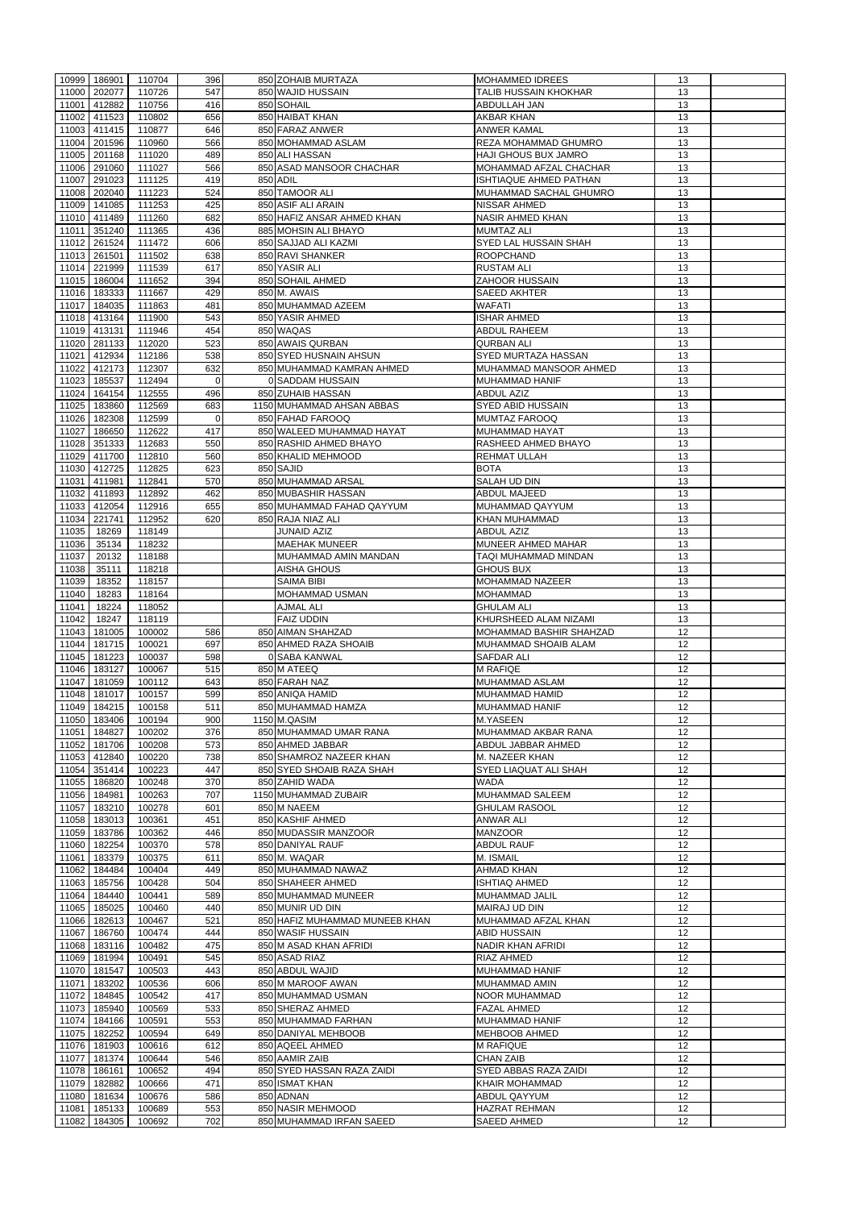| | | | | | | | | |
|---|---|---|---|---|---|---|---|---|
| 10999 | 186901 | 110704 | 396 | 850 | ZOHAIB MURTAZA | MOHAMMED IDREES | 13 | |
| 11000 | 202077 | 110726 | 547 | 850 | WAJID HUSSAIN | TALIB HUSSAIN KHOKHAR | 13 | |
| 11001 | 412882 | 110756 | 416 | 850 | SOHAIL | ABDULLAH JAN | 13 | |
| 11002 | 411523 | 110802 | 656 | 850 | HAIBAT KHAN | AKBAR KHAN | 13 | |
| 11003 | 411415 | 110877 | 646 | 850 | FARAZ ANWER | ANWER KAMAL | 13 | |
| 11004 | 201596 | 110960 | 566 | 850 | MOHAMMAD ASLAM | REZA MOHAMMAD GHUMRO | 13 | |
| 11005 | 201168 | 111020 | 489 | 850 | ALI HASSAN | HAJI GHOUS BUX JAMRO | 13 | |
| 11006 | 291060 | 111027 | 566 | 850 | ASAD MANSOOR CHACHAR | MOHAMMAD AFZAL CHACHAR | 13 | |
| 11007 | 291023 | 111125 | 419 | 850 | ADIL | ISHTIAQUE AHMED PATHAN | 13 | |
| 11008 | 202040 | 111223 | 524 | 850 | TAMOOR ALI | MUHAMMAD SACHAL GHUMRO | 13 | |
| 11009 | 141085 | 111253 | 425 | 850 | ASIF ALI ARAIN | NISSAR AHMED | 13 | |
| 11010 | 411489 | 111260 | 682 | 850 | HAFIZ ANSAR AHMED KHAN | NASIR AHMED KHAN | 13 | |
| 11011 | 351240 | 111365 | 436 | 885 | MOHSIN ALI BHAYO | MUMTAZ ALI | 13 | |
| 11012 | 261524 | 111472 | 606 | 850 | SAJJAD ALI KAZMI | SYED LAL HUSSAIN SHAH | 13 | |
| 11013 | 261501 | 111502 | 638 | 850 | RAVI SHANKER | ROOPCHAND | 13 | |
| 11014 | 221999 | 111539 | 617 | 850 | YASIR ALI | RUSTAM ALI | 13 | |
| 11015 | 186004 | 111652 | 394 | 850 | SOHAIL AHMED | ZAHOOR HUSSAIN | 13 | |
| 11016 | 183333 | 111667 | 429 | 850 | M. AWAIS | SAEED AKHTER | 13 | |
| 11017 | 184035 | 111863 | 481 | 850 | MUHAMMAD AZEEM | WAFATI | 13 | |
| 11018 | 413164 | 111900 | 543 | 850 | YASIR AHMED | ISHAR AHMED | 13 | |
| 11019 | 413131 | 111946 | 454 | 850 | WAQAS | ABDUL RAHEEM | 13 | |
| 11020 | 281133 | 112020 | 523 | 850 | AWAIS QURBAN | QURBAN ALI | 13 | |
| 11021 | 412934 | 112186 | 538 | 850 | SYED HUSNAIN AHSUN | SYED MURTAZA HASSAN | 13 | |
| 11022 | 412173 | 112307 | 632 | 850 | MUHAMMAD KAMRAN AHMED | MUHAMMAD MANSOOR AHMED | 13 | |
| 11023 | 185537 | 112494 | 0 | 0 | SADDAM HUSSAIN | MUHAMMAD HANIF | 13 | |
| 11024 | 164154 | 112555 | 496 | 850 | ZUHAIB HASSAN | ABDUL AZIZ | 13 | |
| 11025 | 183860 | 112569 | 683 | 1150 | MUHAMMAD AHSAN ABBAS | SYED ABID HUSSAIN | 13 | |
| 11026 | 182308 | 112599 | 0 | 850 | FAHAD FAROOQ | MUMTAZ FAROOQ | 13 | |
| 11027 | 186650 | 112622 | 417 | 850 | WALEED MUHAMMAD HAYAT | MUHAMMAD HAYAT | 13 | |
| 11028 | 351333 | 112683 | 550 | 850 | RASHID AHMED BHAYO | RASHEED AHMED BHAYO | 13 | |
| 11029 | 411700 | 112810 | 560 | 850 | KHALID MEHMOOD | REHMAT ULLAH | 13 | |
| 11030 | 412725 | 112825 | 623 | 850 | SAJID | BOTA | 13 | |
| 11031 | 411981 | 112841 | 570 | 850 | MUHAMMAD ARSAL | SALAH UD DIN | 13 | |
| 11032 | 411893 | 112892 | 462 | 850 | MUBASHIR HASSAN | ABDUL MAJEED | 13 | |
| 11033 | 412054 | 112916 | 655 | 850 | MUHAMMAD FAHAD QAYYUM | MUHAMMAD QAYYUM | 13 | |
| 11034 | 221741 | 112952 | 620 | 850 | RAJA NIAZ ALI | KHAN MUHAMMAD | 13 | |
| 11035 | 18269 | 118149 | | | JUNAID AZIZ | ABDUL AZIZ | 13 | |
| 11036 | 35134 | 118232 | | | MAEHAK MUNEER | MUNEER AHMED MAHAR | 13 | |
| 11037 | 20132 | 118188 | | | MUHAMMAD AMIN MANDAN | TAQI MUHAMMAD MINDAN | 13 | |
| 11038 | 35111 | 118218 | | | AISHA GHOUS | GHOUS BUX | 13 | |
| 11039 | 18352 | 118157 | | | SAIMA BIBI | MOHAMMAD NAZEER | 13 | |
| 11040 | 18283 | 118164 | | | MOHAMMAD USMAN | MOHAMMAD | 13 | |
| 11041 | 18224 | 118052 | | | AJMAL ALI | GHULAM ALI | 13 | |
| 11042 | 18247 | 118119 | | | FAIZ UDDIN | KHURSHEED ALAM NIZAMI | 13 | |
| 11043 | 181005 | 100002 | 586 | 850 | AIMAN SHAHZAD | MOHAMMAD BASHIR SHAHZAD | 12 | |
| 11044 | 181715 | 100021 | 697 | 850 | AHMED RAZA SHOAIB | MUHAMMAD SHOAIB ALAM | 12 | |
| 11045 | 181223 | 100037 | 598 | 0 | SABA KANWAL | SAFDAR ALI | 12 | |
| 11046 | 183127 | 100067 | 515 | 850 | M ATEEQ | M RAFIQE | 12 | |
| 11047 | 181059 | 100112 | 643 | 850 | FARAH NAZ | MUHAMMAD ASLAM | 12 | |
| 11048 | 181017 | 100157 | 599 | 850 | ANIQA HAMID | MUHAMMAD HAMID | 12 | |
| 11049 | 184215 | 100158 | 511 | 850 | MUHAMMAD HAMZA | MUHAMMAD HANIF | 12 | |
| 11050 | 183406 | 100194 | 900 | 1150 | M.QASIM | M.YASEEN | 12 | |
| 11051 | 184827 | 100202 | 376 | 850 | MUHAMMAD UMAR RANA | MUHAMMAD AKBAR RANA | 12 | |
| 11052 | 181706 | 100208 | 573 | 850 | AHMED JABBAR | ABDUL JABBAR AHMED | 12 | |
| 11053 | 412840 | 100220 | 738 | 850 | SHAMROZ NAZEER KHAN | M. NAZEER KHAN | 12 | |
| 11054 | 351414 | 100223 | 447 | 850 | SYED SHOAIB RAZA SHAH | SYED LIAQUAT ALI SHAH | 12 | |
| 11055 | 186820 | 100248 | 370 | 850 | ZAHID WADA | WADA | 12 | |
| 11056 | 184981 | 100263 | 707 | 1150 | MUHAMMAD ZUBAIR | MUHAMMAD SALEEM | 12 | |
| 11057 | 183210 | 100278 | 601 | 850 | M NAEEM | GHULAM RASOOL | 12 | |
| 11058 | 183013 | 100361 | 451 | 850 | KASHIF AHMED | ANWAR ALI | 12 | |
| 11059 | 183786 | 100362 | 446 | 850 | MUDASSIR MANZOOR | MANZOOR | 12 | |
| 11060 | 182254 | 100370 | 578 | 850 | DANIYAL RAUF | ABDUL RAUF | 12 | |
| 11061 | 183379 | 100375 | 611 | 850 | M. WAQAR | M. ISMAIL | 12 | |
| 11062 | 184484 | 100404 | 449 | 850 | MUHAMMAD NAWAZ | AHMAD KHAN | 12 | |
| 11063 | 185756 | 100428 | 504 | 850 | SHAHEER AHMED | ISHTIAQ AHMED | 12 | |
| 11064 | 184440 | 100441 | 589 | 850 | MUHAMMAD MUNEER | MUHAMMAD JALIL | 12 | |
| 11065 | 185025 | 100460 | 440 | 850 | MUNIR UD DIN | MAIRAJ UD DIN | 12 | |
| 11066 | 182613 | 100467 | 521 | 850 | HAFIZ MUHAMMAD MUNEEB KHAN | MUHAMMAD AFZAL KHAN | 12 | |
| 11067 | 186760 | 100474 | 444 | 850 | WASIF HUSSAIN | ABID HUSSAIN | 12 | |
| 11068 | 183116 | 100482 | 475 | 850 | M ASAD KHAN AFRIDI | NADIR KHAN AFRIDI | 12 | |
| 11069 | 181994 | 100491 | 545 | 850 | ASAD RIAZ | RIAZ AHMED | 12 | |
| 11070 | 181547 | 100503 | 443 | 850 | ABDUL WAJID | MUHAMMAD HANIF | 12 | |
| 11071 | 183202 | 100536 | 606 | 850 | M MAROOF AWAN | MUHAMMAD AMIN | 12 | |
| 11072 | 184845 | 100542 | 417 | 850 | MUHAMMAD USMAN | NOOR MUHAMMAD | 12 | |
| 11073 | 185940 | 100569 | 533 | 850 | SHERAZ AHMED | FAZAL AHMED | 12 | |
| 11074 | 184166 | 100591 | 553 | 850 | MUHAMMAD FARHAN | MUHAMMAD HANIF | 12 | |
| 11075 | 182252 | 100594 | 649 | 850 | DANIYAL MEHBOOB | MEHBOOB AHMED | 12 | |
| 11076 | 181903 | 100616 | 612 | 850 | AQEEL AHMED | M RAFIQUE | 12 | |
| 11077 | 181374 | 100644 | 546 | 850 | AAMIR ZAIB | CHAN ZAIB | 12 | |
| 11078 | 186161 | 100652 | 494 | 850 | SYED HASSAN RAZA ZAIDI | SYED ABBAS RAZA ZAIDI | 12 | |
| 11079 | 182882 | 100666 | 471 | 850 | ISMAT KHAN | KHAIR MOHAMMAD | 12 | |
| 11080 | 181634 | 100676 | 586 | 850 | ADNAN | ABDUL QAYYUM | 12 | |
| 11081 | 185133 | 100689 | 553 | 850 | NASIR MEHMOOD | HAZRAT REHMAN | 12 | |
| 11082 | 184305 | 100692 | 702 | 850 | MUHAMMAD IRFAN SAEED | SAEED AHMED | 12 | |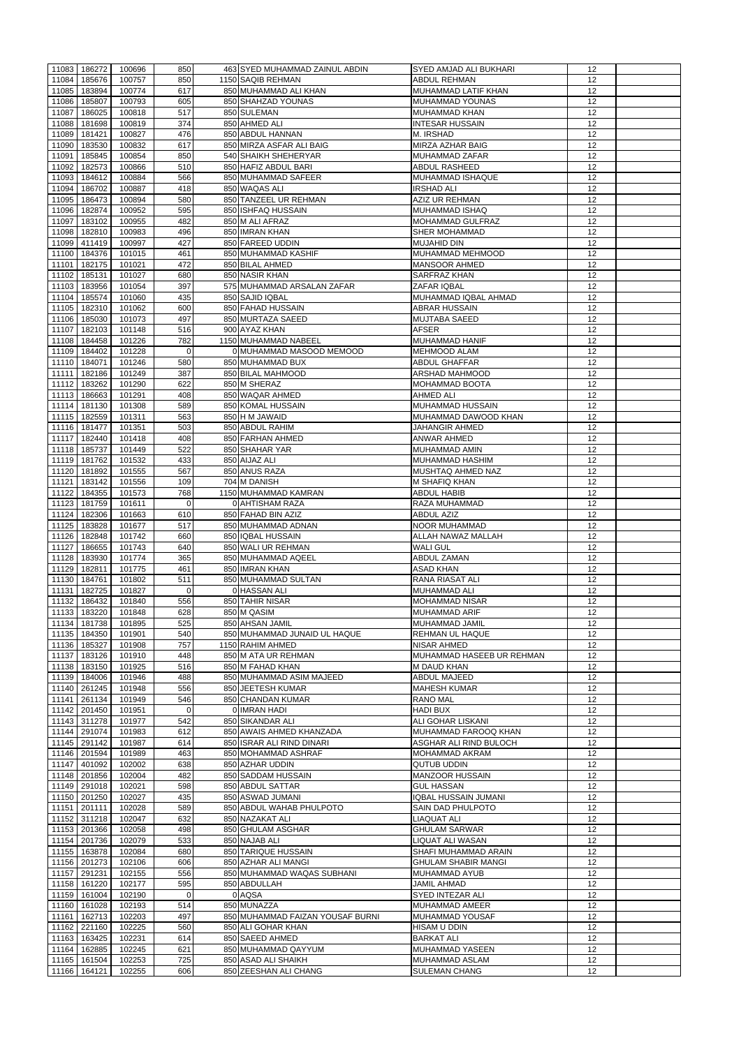| | | | | | | | | |
|---|---|---|---|---|---|---|---|---|
| 11083 | 186272 | 100696 | 850 | 463 | SYED MUHAMMAD ZAINUL ABDIN | SYED AMJAD ALI BUKHARI | 12 | |
| 11084 | 185676 | 100757 | 850 | 1150 | SAQIB REHMAN | ABDUL REHMAN | 12 | |
| 11085 | 183894 | 100774 | 617 | 850 | MUHAMMAD ALI KHAN | MUHAMMAD LATIF KHAN | 12 | |
| 11086 | 185807 | 100793 | 605 | 850 | SHAHZAD YOUNAS | MUHAMMAD YOUNAS | 12 | |
| 11087 | 186025 | 100818 | 517 | 850 | SULEMAN | MUHAMMAD KHAN | 12 | |
| 11088 | 181698 | 100819 | 374 | 850 | AHMED ALI | INTESAR HUSSAIN | 12 | |
| 11089 | 181421 | 100827 | 476 | 850 | ABDUL HANNAN | M. IRSHAD | 12 | |
| 11090 | 183530 | 100832 | 617 | 850 | MIRZA ASFAR ALI BAIG | MIRZA AZHAR BAIG | 12 | |
| 11091 | 185845 | 100854 | 850 | 540 | SHAIKH SHEHERYAR | MUHAMMAD ZAFAR | 12 | |
| 11092 | 182573 | 100866 | 510 | 850 | HAFIZ ABDUL BARI | ABDUL RASHEED | 12 | |
| 11093 | 184612 | 100884 | 566 | 850 | MUHAMMAD SAFEER | MUHAMMAD ISHAQUE | 12 | |
| 11094 | 186702 | 100887 | 418 | 850 | WAQAS ALI | IRSHAD ALI | 12 | |
| 11095 | 186473 | 100894 | 580 | 850 | TANZEEL UR REHMAN | AZIZ UR REHMAN | 12 | |
| 11096 | 182874 | 100952 | 595 | 850 | ISHFAQ HUSSAIN | MUHAMMAD ISHAQ | 12 | |
| 11097 | 183102 | 100955 | 482 | 850 | M ALI AFRAZ | MOHAMMAD GULFRAZ | 12 | |
| 11098 | 182810 | 100983 | 496 | 850 | IMRAN KHAN | SHER MOHAMMAD | 12 | |
| 11099 | 411419 | 100997 | 427 | 850 | FAREED UDDIN | MUJAHID DIN | 12 | |
| 11100 | 184376 | 101015 | 461 | 850 | MUHAMMAD KASHIF | MUHAMMAD MEHMOOD | 12 | |
| 11101 | 182175 | 101021 | 472 | 850 | BILAL AHMED | MANSOOR AHMED | 12 | |
| 11102 | 185131 | 101027 | 680 | 850 | NASIR KHAN | SARFRAZ KHAN | 12 | |
| 11103 | 183956 | 101054 | 397 | 575 | MUHAMMAD ARSALAN ZAFAR | ZAFAR IQBAL | 12 | |
| 11104 | 185574 | 101060 | 435 | 850 | SAJID IQBAL | MUHAMMAD IQBAL AHMAD | 12 | |
| 11105 | 182310 | 101062 | 600 | 850 | FAHAD HUSSAIN | ABRAR HUSSAIN | 12 | |
| 11106 | 185030 | 101073 | 497 | 850 | MURTAZA SAEED | MUJTABA SAEED | 12 | |
| 11107 | 182103 | 101148 | 516 | 900 | AYAZ KHAN | AFSER | 12 | |
| 11108 | 184458 | 101226 | 782 | 1150 | MUHAMMAD NABEEL | MUHAMMAD HANIF | 12 | |
| 11109 | 184402 | 101228 | 0 | 0 | MUHAMMAD MASOOD MEMOOD | MEHMOOD ALAM | 12 | |
| 11110 | 184071 | 101246 | 580 | 850 | MUHAMMAD BUX | ABDUL GHAFFAR | 12 | |
| 11111 | 182186 | 101249 | 387 | 850 | BILAL MAHMOOD | ARSHAD MAHMOOD | 12 | |
| 11112 | 183262 | 101290 | 622 | 850 | M SHERAZ | MOHAMMAD BOOTA | 12 | |
| 11113 | 186663 | 101291 | 408 | 850 | WAQAR AHMED | AHMED ALI | 12 | |
| 11114 | 181130 | 101308 | 589 | 850 | KOMAL HUSSAIN | MUHAMMAD HUSSAIN | 12 | |
| 11115 | 182559 | 101311 | 563 | 850 | H M JAWAID | MUHAMMAD DAWOOD KHAN | 12 | |
| 11116 | 181477 | 101351 | 503 | 850 | ABDUL RAHIM | JAHANGIR AHMED | 12 | |
| 11117 | 182440 | 101418 | 408 | 850 | FARHAN AHMED | ANWAR AHMED | 12 | |
| 11118 | 185737 | 101449 | 522 | 850 | SHAHAR YAR | MUHAMMAD AMIN | 12 | |
| 11119 | 181762 | 101532 | 433 | 850 | AIJAZ ALI | MUHAMMAD HASHIM | 12 | |
| 11120 | 181892 | 101555 | 567 | 850 | ANUS RAZA | MUSHTAQ AHMED NAZ | 12 | |
| 11121 | 183142 | 101556 | 109 | 704 | M DANISH | M SHAFIQ KHAN | 12 | |
| 11122 | 184355 | 101573 | 768 | 1150 | MUHAMMAD KAMRAN | ABDUL HABIB | 12 | |
| 11123 | 181759 | 101611 | 0 | 0 | AHTISHAM RAZA | RAZA MUHAMMAD | 12 | |
| 11124 | 182306 | 101663 | 610 | 850 | FAHAD BIN AZIZ | ABDUL AZIZ | 12 | |
| 11125 | 183828 | 101677 | 517 | 850 | MUHAMMAD ADNAN | NOOR MUHAMMAD | 12 | |
| 11126 | 182848 | 101742 | 660 | 850 | IQBAL HUSSAIN | ALLAH NAWAZ MALLAH | 12 | |
| 11127 | 186655 | 101743 | 640 | 850 | WALI UR REHMAN | WALI GUL | 12 | |
| 11128 | 183930 | 101774 | 365 | 850 | MUHAMMAD AQEEL | ABDUL ZAMAN | 12 | |
| 11129 | 182811 | 101775 | 461 | 850 | IMRAN KHAN | ASAD KHAN | 12 | |
| 11130 | 184761 | 101802 | 511 | 850 | MUHAMMAD SULTAN | RANA RIASAT ALI | 12 | |
| 11131 | 182725 | 101827 | 0 | 0 | HASSAN ALI | MUHAMMAD ALI | 12 | |
| 11132 | 186432 | 101840 | 556 | 850 | TAHIR NISAR | MOHAMMAD NISAR | 12 | |
| 11133 | 183220 | 101848 | 628 | 850 | M QASIM | MUHAMMAD ARIF | 12 | |
| 11134 | 181738 | 101895 | 525 | 850 | AHSAN JAMIL | MUHAMMAD JAMIL | 12 | |
| 11135 | 184350 | 101901 | 540 | 850 | MUHAMMAD JUNAID UL HAQUE | REHMAN UL HAQUE | 12 | |
| 11136 | 185327 | 101908 | 757 | 1150 | RAHIM AHMED | NISAR AHMED | 12 | |
| 11137 | 183126 | 101910 | 448 | 850 | M ATA UR REHMAN | MUHAMMAD HASEEB UR REHMAN | 12 | |
| 11138 | 183150 | 101925 | 516 | 850 | M FAHAD KHAN | M DAUD KHAN | 12 | |
| 11139 | 184006 | 101946 | 488 | 850 | MUHAMMAD ASIM MAJEED | ABDUL MAJEED | 12 | |
| 11140 | 261245 | 101948 | 556 | 850 | JEETESH KUMAR | MAHESH KUMAR | 12 | |
| 11141 | 261134 | 101949 | 546 | 850 | CHANDAN KUMAR | RANO MAL | 12 | |
| 11142 | 201450 | 101951 | 0 | 0 | IMRAN HADI | HADI BUX | 12 | |
| 11143 | 311278 | 101977 | 542 | 850 | SIKANDAR ALI | ALI GOHAR LISKANI | 12 | |
| 11144 | 291074 | 101983 | 612 | 850 | AWAIS AHMED KHANZADA | MUHAMMAD FAROOQ KHAN | 12 | |
| 11145 | 291142 | 101987 | 614 | 850 | ISRAR ALI RIND DINARI | ASGHAR ALI RIND BULOCH | 12 | |
| 11146 | 201594 | 101989 | 463 | 850 | MOHAMMAD ASHRAF | MOHAMMAD AKRAM | 12 | |
| 11147 | 401092 | 102002 | 638 | 850 | AZHAR UDDIN | QUTUB UDDIN | 12 | |
| 11148 | 201856 | 102004 | 482 | 850 | SADDAM HUSSAIN | MANZOOR HUSSAIN | 12 | |
| 11149 | 291018 | 102021 | 598 | 850 | ABDUL SATTAR | GUL HASSAN | 12 | |
| 11150 | 201250 | 102027 | 435 | 850 | ASWAD JUMANI | IQBAL HUSSAIN JUMANI | 12 | |
| 11151 | 201111 | 102028 | 589 | 850 | ABDUL WAHAB PHULPOTO | SAIN DAD PHULPOTO | 12 | |
| 11152 | 311218 | 102047 | 632 | 850 | NAZAKAT ALI | LIAQUAT ALI | 12 | |
| 11153 | 201366 | 102058 | 498 | 850 | GHULAM ASGHAR | GHULAM SARWAR | 12 | |
| 11154 | 201736 | 102079 | 533 | 850 | NAJAB ALI | LIQUAT ALI WASAN | 12 | |
| 11155 | 163878 | 102084 | 680 | 850 | TARIQUE HUSSAIN | SHAFI MUHAMMAD ARAIN | 12 | |
| 11156 | 201273 | 102106 | 606 | 850 | AZHAR ALI MANGI | GHULAM SHABIR MANGI | 12 | |
| 11157 | 291231 | 102155 | 556 | 850 | MUHAMMAD WAQAS SUBHANI | MUHAMMAD AYUB | 12 | |
| 11158 | 161220 | 102177 | 595 | 850 | ABDULLAH | JAMIL AHMAD | 12 | |
| 11159 | 161004 | 102190 | 0 | 0 | AQSA | SYED INTEZAR ALI | 12 | |
| 11160 | 161028 | 102193 | 514 | 850 | MUNAZZA | MUHAMMAD AMEER | 12 | |
| 11161 | 162713 | 102203 | 497 | 850 | MUHAMMAD FAIZAN YOUSAF BURNI | MUHAMMAD YOUSAF | 12 | |
| 11162 | 221160 | 102225 | 560 | 850 | ALI GOHAR KHAN | HISAM U DDIN | 12 | |
| 11163 | 163425 | 102231 | 614 | 850 | SAEED AHMED | BARKAT ALI | 12 | |
| 11164 | 162885 | 102245 | 621 | 850 | MUHAMMAD QAYYUM | MUHAMMAD YASEEN | 12 | |
| 11165 | 161504 | 102253 | 725 | 850 | ASAD ALI SHAIKH | MUHAMMAD ASLAM | 12 | |
| 11166 | 164121 | 102255 | 606 | 850 | ZEESHAN ALI CHANG | SULEMAN CHANG | 12 | |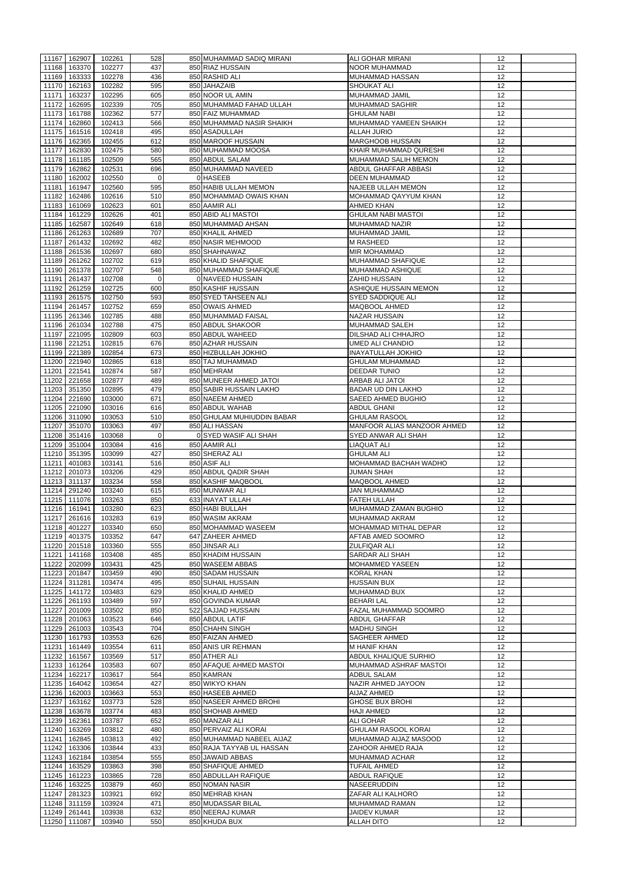| | | | | | | | | |
|---|---|---|---|---|---|---|---|---|
| 11167 | 162907 | 102261 | 528 | 850 | MUHAMMAD SADIQ MIRANI | ALI GOHAR MIRANI | 12 | |
| 11168 | 163370 | 102277 | 437 | 850 | RIAZ HUSSAIN | NOOR MUHAMMAD | 12 | |
| 11169 | 163333 | 102278 | 436 | 850 | RASHID ALI | MUHAMMAD HASSAN | 12 | |
| 11170 | 162163 | 102282 | 595 | 850 | JAHAZAIB | SHOUKAT ALI | 12 | |
| 11171 | 163237 | 102295 | 605 | 850 | NOOR UL AMIN | MUHAMMAD JAMIL | 12 | |
| 11172 | 162695 | 102339 | 705 | 850 | MUHAMMAD FAHAD ULLAH | MUHAMMAD SAGHIR | 12 | |
| 11173 | 161788 | 102362 | 577 | 850 | FAIZ MUHAMMAD | GHULAM NABI | 12 | |
| 11174 | 162860 | 102413 | 566 | 850 | MUHAMMAD NASIR SHAIKH | MUHAMMAD YAMEEN SHAIKH | 12 | |
| 11175 | 161516 | 102418 | 495 | 850 | ASADULLAH | ALLAH JURIO | 12 | |
| 11176 | 162365 | 102455 | 612 | 850 | MAROOF HUSSAIN | MARGHOOB HUSSAIN | 12 | |
| 11177 | 162830 | 102475 | 580 | 850 | MUHAMMAD MOOSA | KHAIR MUHAMMAD QURESHI | 12 | |
| 11178 | 161185 | 102509 | 565 | 850 | ABDUL SALAM | MUHAMMAD SALIH MEMON | 12 | |
| 11179 | 162862 | 102531 | 696 | 850 | MUHAMMAD NAVEED | ABDUL GHAFFAR ABBASI | 12 | |
| 11180 | 162002 | 102550 | 0 | 0 | HASEEB | DEEN MUHAMMAD | 12 | |
| 11181 | 161947 | 102560 | 595 | 850 | HABIB ULLAH MEMON | NAJEEB ULLAH MEMON | 12 | |
| 11182 | 162486 | 102616 | 510 | 850 | MOHAMMAD OWAIS KHAN | MOHAMMAD QAYYUM KHAN | 12 | |
| 11183 | 161069 | 102623 | 601 | 850 | AAMIR ALI | AHMED KHAN | 12 | |
| 11184 | 161229 | 102626 | 401 | 850 | ABID ALI MASTOI | GHULAM NABI MASTOI | 12 | |
| 11185 | 162587 | 102649 | 618 | 850 | MUHAMMAD AHSAN | MUHAMMAD NAZIR | 12 | |
| 11186 | 261263 | 102689 | 707 | 850 | KHALIL AHMED | MUHAMMAD JAMIL | 12 | |
| 11187 | 261432 | 102692 | 482 | 850 | NASIR MEHMOOD | M RASHEED | 12 | |
| 11188 | 261536 | 102697 | 680 | 850 | SHAHNAWAZ | MIR MOHAMMAD | 12 | |
| 11189 | 261262 | 102702 | 619 | 850 | KHALID SHAFIQUE | MUHAMMAD SHAFIQUE | 12 | |
| 11190 | 261378 | 102707 | 548 | 850 | MUHAMMAD SHAFIQUE | MUHAMMAD ASHIQUE | 12 | |
| 11191 | 261437 | 102708 | 0 | 0 | NAVEED HUSSAIN | ZAHID HUSSAIN | 12 | |
| 11192 | 261259 | 102725 | 600 | 850 | KASHIF HUSSAIN | ASHIQUE HUSSAIN MEMON | 12 | |
| 11193 | 261575 | 102750 | 593 | 850 | SYED TAHSEEN ALI | SYED SADDIQUE ALI | 12 | |
| 11194 | 261457 | 102752 | 659 | 850 | OWAIS AHMED | MAQBOOL AHMED | 12 | |
| 11195 | 261346 | 102785 | 488 | 850 | MUHAMMAD FAISAL | NAZAR HUSSAIN | 12 | |
| 11196 | 261034 | 102788 | 475 | 850 | ABDUL SHAKOOR | MUHAMMAD SALEH | 12 | |
| 11197 | 221095 | 102809 | 603 | 850 | ABDUL WAHEED | DILSHAD ALI CHHAJRO | 12 | |
| 11198 | 221251 | 102815 | 676 | 850 | AZHAR HUSSAIN | UMED ALI CHANDIO | 12 | |
| 11199 | 221389 | 102854 | 673 | 850 | HIZBULLAH JOKHIO | INAYATULLAH JOKHIO | 12 | |
| 11200 | 221940 | 102865 | 618 | 850 | TAJ MUHAMMAD | GHULAM MUHAMMAD | 12 | |
| 11201 | 221541 | 102874 | 587 | 850 | MEHRAM | DEEDAR TUNIO | 12 | |
| 11202 | 221658 | 102877 | 489 | 850 | MUNEER AHMED JATOI | ARBAB ALI JATOI | 12 | |
| 11203 | 351350 | 102895 | 479 | 850 | SABIR HUSSAIN LAKHO | BADAR UD DIN LAKHO | 12 | |
| 11204 | 221690 | 103000 | 671 | 850 | NAEEM AHMED | SAEED AHMED BUGHIO | 12 | |
| 11205 | 221090 | 103016 | 616 | 850 | ABDUL WAHAB | ABDUL GHANI | 12 | |
| 11206 | 311090 | 103053 | 510 | 850 | GHULAM MUHIUDDIN BABAR | GHULAM RASOOL | 12 | |
| 11207 | 351070 | 103063 | 497 | 850 | ALI HASSAN | MANFOOR ALIAS MANZOOR AHMED | 12 | |
| 11208 | 351416 | 103068 | 0 | 0 | SYED WASIF ALI SHAH | SYED ANWAR ALI SHAH | 12 | |
| 11209 | 351004 | 103084 | 416 | 850 | AAMIR ALI | LIAQUAT ALI | 12 | |
| 11210 | 351395 | 103099 | 427 | 850 | SHERAZ ALI | GHULAM ALI | 12 | |
| 11211 | 401083 | 103141 | 516 | 850 | ASIF ALI | MOHAMMAD BACHAH WADHO | 12 | |
| 11212 | 201073 | 103206 | 429 | 850 | ABDUL QADIR SHAH | JUMAN SHAH | 12 | |
| 11213 | 311137 | 103234 | 558 | 850 | KASHIF MAQBOOL | MAQBOOL AHMED | 12 | |
| 11214 | 291240 | 103240 | 615 | 850 | MUNWAR ALI | JAN MUHAMMAD | 12 | |
| 11215 | 111076 | 103263 | 850 | 633 | INAYAT ULLAH | FATEH ULLAH | 12 | |
| 11216 | 161941 | 103280 | 623 | 850 | HABI BULLAH | MUHAMMAD ZAMAN BUGHIO | 12 | |
| 11217 | 261616 | 103283 | 619 | 850 | WASIM AKRAM | MUHAMMAD AKRAM | 12 | |
| 11218 | 401227 | 103340 | 650 | 850 | MOHAMMAD WASEEM | MOHAMMAD MITHAL DEPAR | 12 | |
| 11219 | 401375 | 103352 | 647 | 647 | ZAHEER AHMED | AFTAB AMED SOOMRO | 12 | |
| 11220 | 201518 | 103360 | 555 | 850 | JINSAR ALI | ZULFIQAR ALI | 12 | |
| 11221 | 141168 | 103408 | 485 | 850 | KHADIM HUSSAIN | SARDAR ALI SHAH | 12 | |
| 11222 | 202099 | 103431 | 425 | 850 | WASEEM ABBAS | MOHAMMED YASEEN | 12 | |
| 11223 | 201847 | 103459 | 490 | 850 | SADAM HUSSAIN | KORAL KHAN | 12 | |
| 11224 | 311281 | 103474 | 495 | 850 | SUHAIL HUSSAIN | HUSSAIN BUX | 12 | |
| 11225 | 141172 | 103483 | 629 | 850 | KHALID AHMED | MUHAMMAD BUX | 12 | |
| 11226 | 261193 | 103489 | 597 | 850 | GOVINDA KUMAR | BEHARI LAL | 12 | |
| 11227 | 201009 | 103502 | 850 | 522 | SAJJAD HUSSAIN | FAZAL MUHAMMAD SOOMRO | 12 | |
| 11228 | 201063 | 103523 | 646 | 850 | ABDUL LATIF | ABDUL GHAFFAR | 12 | |
| 11229 | 261003 | 103543 | 704 | 850 | CHAHN SINGH | MADHU SINGH | 12 | |
| 11230 | 161793 | 103553 | 626 | 850 | FAIZAN AHMED | SAGHEER AHMED | 12 | |
| 11231 | 161449 | 103554 | 611 | 850 | ANIS UR REHMAN | M HANIF KHAN | 12 | |
| 11232 | 161567 | 103569 | 517 | 850 | ATHER ALI | ABDUL KHALIQUE SURHIO | 12 | |
| 11233 | 161264 | 103583 | 607 | 850 | AFAQUE AHMED MASTOI | MUHAMMAD ASHRAF MASTOI | 12 | |
| 11234 | 162217 | 103617 | 564 | 850 | KAMRAN | ADBUL SALAM | 12 | |
| 11235 | 164042 | 103654 | 427 | 850 | WIKYO KHAN | NAZIR AHMED JAYOON | 12 | |
| 11236 | 162003 | 103663 | 553 | 850 | HASEEB AHMED | AIJAZ AHMED | 12 | |
| 11237 | 163162 | 103773 | 528 | 850 | NASEER AHMED BROHI | GHOSE BUX BROHI | 12 | |
| 11238 | 163678 | 103774 | 483 | 850 | SHOHAB AHMED | HAJI AHMED | 12 | |
| 11239 | 162361 | 103787 | 652 | 850 | MANZAR ALI | ALI GOHAR | 12 | |
| 11240 | 163269 | 103812 | 480 | 850 | PERVAIZ ALI KORAI | GHULAM RASOOL KORAI | 12 | |
| 11241 | 162845 | 103813 | 492 | 850 | MUHAMMAD NABEEL AIJAZ | MUHAMMAD AIJAZ MASOOD | 12 | |
| 11242 | 163306 | 103844 | 433 | 850 | RAJA TAYYAB UL HASSAN | ZAHOOR AHMED RAJA | 12 | |
| 11243 | 162184 | 103854 | 555 | 850 | JAWAID ABBAS | MUHAMMAD ACHAR | 12 | |
| 11244 | 163529 | 103863 | 398 | 850 | SHAFIQUE AHMED | TUFAIL AHMED | 12 | |
| 11245 | 161223 | 103865 | 728 | 850 | ABDULLAH RAFIQUE | ABDUL RAFIQUE | 12 | |
| 11246 | 163225 | 103879 | 460 | 850 | NOMAN NASIR | NASEERUDDIN | 12 | |
| 11247 | 281323 | 103921 | 692 | 850 | MEHRAB KHAN | ZAFAR ALI KALHORO | 12 | |
| 11248 | 311159 | 103924 | 471 | 850 | MUDASSAR BILAL | MUHAMMAD RAMAN | 12 | |
| 11249 | 261441 | 103938 | 632 | 850 | NEERAJ KUMAR | JAIDEV KUMAR | 12 | |
| 11250 | 111087 | 103940 | 550 | 850 | KHUDA BUX | ALLAH DITO | 12 | |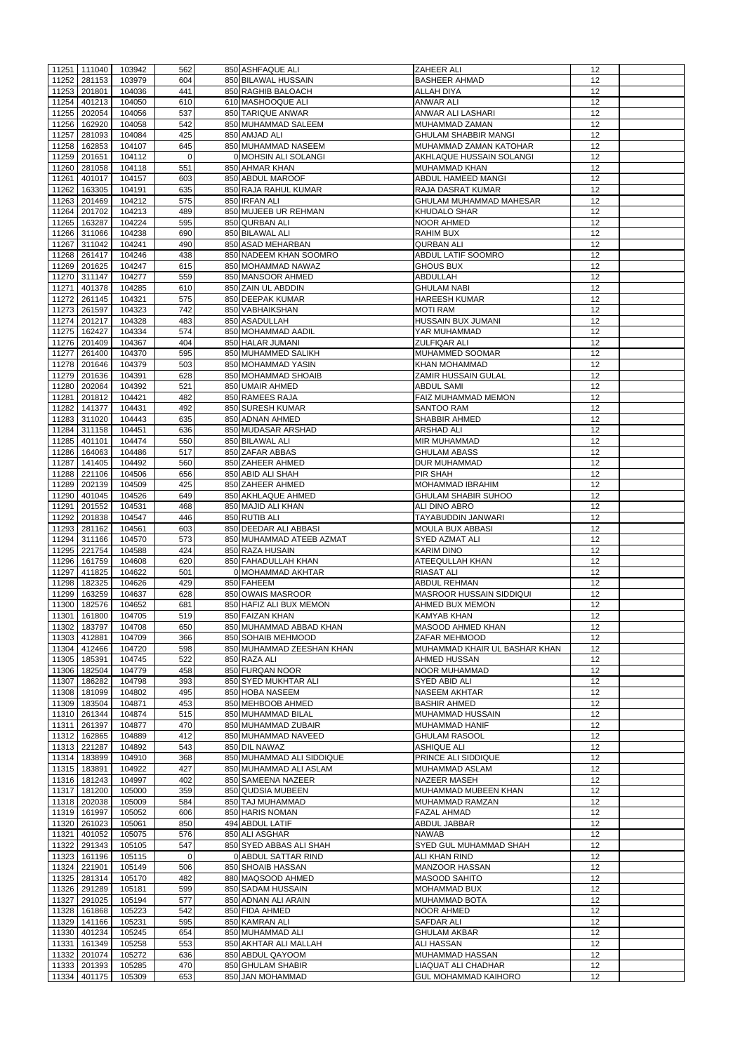| | | | | | | | | |
|---|---|---|---|---|---|---|---|---|
| 11251 | 111040 | 103942 | 562 | 850 | ASHFAQUE ALI | ZAHEER ALI | 12 | |
| 11252 | 281153 | 103979 | 604 | 850 | BILAWAL HUSSAIN | BASHEER AHMAD | 12 | |
| 11253 | 201801 | 104036 | 441 | 850 | RAGHIB BALOACH | ALLAH DIYA | 12 | |
| 11254 | 401213 | 104050 | 610 | 610 | MASHOOQUE ALI | ANWAR ALI | 12 | |
| 11255 | 202054 | 104056 | 537 | 850 | TARIQUE ANWAR | ANWAR ALI LASHARI | 12 | |
| 11256 | 162920 | 104058 | 542 | 850 | MUHAMMAD SALEEM | MUHAMMAD ZAMAN | 12 | |
| 11257 | 281093 | 104084 | 425 | 850 | AMJAD ALI | GHULAM SHABBIR MANGI | 12 | |
| 11258 | 162853 | 104107 | 645 | 850 | MUHAMMAD NASEEM | MUHAMMAD ZAMAN KATOHAR | 12 | |
| 11259 | 201651 | 104112 | 0 | 0 | MOHSIN ALI SOLANGI | AKHLAQUE HUSSAIN SOLANGI | 12 | |
| 11260 | 281058 | 104118 | 551 | 850 | AHMAR KHAN | MUHAMMAD KHAN | 12 | |
| 11261 | 401017 | 104157 | 603 | 850 | ABDUL MAROOF | ABDUL HAMEED MANGI | 12 | |
| 11262 | 163305 | 104191 | 635 | 850 | RAJA RAHUL KUMAR | RAJA DASRAT KUMAR | 12 | |
| 11263 | 201469 | 104212 | 575 | 850 | IRFAN ALI | GHULAM MUHAMMAD MAHESAR | 12 | |
| 11264 | 201702 | 104213 | 489 | 850 | MUJEEB UR REHMAN | KHUDALO SHAR | 12 | |
| 11265 | 163287 | 104224 | 595 | 850 | QURBAN ALI | NOOR AHMED | 12 | |
| 11266 | 311066 | 104238 | 690 | 850 | BILAWAL ALI | RAHIM BUX | 12 | |
| 11267 | 311042 | 104241 | 490 | 850 | ASAD MEHARBAN | QURBAN ALI | 12 | |
| 11268 | 261417 | 104246 | 438 | 850 | NADEEM KHAN SOOMRO | ABDUL LATIF SOOMRO | 12 | |
| 11269 | 201625 | 104247 | 615 | 850 | MOHAMMAD NAWAZ | GHOUS BUX | 12 | |
| 11270 | 311147 | 104277 | 559 | 850 | MANSOOR AHMED | ABDULLAH | 12 | |
| 11271 | 401378 | 104285 | 610 | 850 | ZAIN UL ABDDIN | GHULAM NABI | 12 | |
| 11272 | 261145 | 104321 | 575 | 850 | DEEPAK KUMAR | HAREESH KUMAR | 12 | |
| 11273 | 261597 | 104323 | 742 | 850 | VABHAIKSHAN | MOTI RAM | 12 | |
| 11274 | 201217 | 104328 | 483 | 850 | ASADULLAH | HUSSAIN BUX JUMANI | 12 | |
| 11275 | 162427 | 104334 | 574 | 850 | MOHAMMAD AADIL | YAR MUHAMMAD | 12 | |
| 11276 | 201409 | 104367 | 404 | 850 | HALAR JUMANI | ZULFIQAR ALI | 12 | |
| 11277 | 261400 | 104370 | 595 | 850 | MUHAMMED SALIKH | MUHAMMED SOOMAR | 12 | |
| 11278 | 201646 | 104379 | 503 | 850 | MOHAMMAD YASIN | KHAN MOHAMMAD | 12 | |
| 11279 | 201636 | 104391 | 628 | 850 | MOHAMMAD SHOAIB | ZAMIR HUSSAIN GULAL | 12 | |
| 11280 | 202064 | 104392 | 521 | 850 | UMAIR AHMED | ABDUL SAMI | 12 | |
| 11281 | 201812 | 104421 | 482 | 850 | RAMEES RAJA | FAIZ MUHAMMAD MEMON | 12 | |
| 11282 | 141377 | 104431 | 492 | 850 | SURESH KUMAR | SANTOO RAM | 12 | |
| 11283 | 311020 | 104443 | 635 | 850 | ADNAN AHMED | SHABBIR AHMED | 12 | |
| 11284 | 311158 | 104451 | 636 | 850 | MUDASAR ARSHAD | ARSHAD ALI | 12 | |
| 11285 | 401101 | 104474 | 550 | 850 | BILAWAL ALI | MIR MUHAMMAD | 12 | |
| 11286 | 164063 | 104486 | 517 | 850 | ZAFAR ABBAS | GHULAM ABASS | 12 | |
| 11287 | 141405 | 104492 | 560 | 850 | ZAHEER AHMED | DUR MUHAMMAD | 12 | |
| 11288 | 221106 | 104506 | 656 | 850 | ABID ALI SHAH | PIR SHAH | 12 | |
| 11289 | 202139 | 104509 | 425 | 850 | ZAHEER AHMED | MOHAMMAD IBRAHIM | 12 | |
| 11290 | 401045 | 104526 | 649 | 850 | AKHLAQUE AHMED | GHULAM SHABIR SUHOO | 12 | |
| 11291 | 201552 | 104531 | 468 | 850 | MAJID ALI KHAN | ALI DINO ABRO | 12 | |
| 11292 | 201838 | 104547 | 446 | 850 | RUTIB ALI | TAYABUDDIN JANWARI | 12 | |
| 11293 | 281162 | 104561 | 603 | 850 | DEEDAR ALI ABBASI | MOULA BUX ABBASI | 12 | |
| 11294 | 311166 | 104570 | 573 | 850 | MUHAMMAD ATEEB AZMAT | SYED AZMAT ALI | 12 | |
| 11295 | 221754 | 104588 | 424 | 850 | RAZA HUSAIN | KARIM DINO | 12 | |
| 11296 | 161759 | 104608 | 620 | 850 | FAHADULLAH KHAN | ATEEQULLAH KHAN | 12 | |
| 11297 | 411825 | 104622 | 501 | 0 | MOHAMMAD AKHTAR | RIASAT ALI | 12 | |
| 11298 | 182325 | 104626 | 429 | 850 | FAHEEM | ABDUL REHMAN | 12 | |
| 11299 | 163259 | 104637 | 628 | 850 | OWAIS MASROOR | MASROOR HUSSAIN SIDDIQUI | 12 | |
| 11300 | 182576 | 104652 | 681 | 850 | HAFIZ ALI BUX MEMON | AHMED BUX MEMON | 12 | |
| 11301 | 161800 | 104705 | 519 | 850 | FAIZAN KHAN | KAMYAB KHAN | 12 | |
| 11302 | 183797 | 104708 | 650 | 850 | MUHAMMAD ABBAD KHAN | MASOOD AHMED KHAN | 12 | |
| 11303 | 412881 | 104709 | 366 | 850 | SOHAIB MEHMOOD | ZAFAR MEHMOOD | 12 | |
| 11304 | 412466 | 104720 | 598 | 850 | MUHAMMAD ZEESHAN KHAN | MUHAMMAD KHAIR UL BASHAR KHAN | 12 | |
| 11305 | 185391 | 104745 | 522 | 850 | RAZA ALI | AHMED HUSSAN | 12 | |
| 11306 | 182504 | 104779 | 458 | 850 | FURQAN NOOR | NOOR MUHAMMAD | 12 | |
| 11307 | 186282 | 104798 | 393 | 850 | SYED MUKHTAR ALI | SYED ABID ALI | 12 | |
| 11308 | 181099 | 104802 | 495 | 850 | HOBA NASEEM | NASEEM AKHTAR | 12 | |
| 11309 | 183504 | 104871 | 453 | 850 | MEHBOOB AHMED | BASHIR AHMED | 12 | |
| 11310 | 261344 | 104874 | 515 | 850 | MUHAMMAD BILAL | MUHAMMAD HUSSAIN | 12 | |
| 11311 | 261397 | 104877 | 470 | 850 | MUHAMMAD ZUBAIR | MUHAMMAD HANIF | 12 | |
| 11312 | 162865 | 104889 | 412 | 850 | MUHAMMAD NAVEED | GHULAM RASOOL | 12 | |
| 11313 | 221287 | 104892 | 543 | 850 | DIL NAWAZ | ASHIQUE ALI | 12 | |
| 11314 | 183899 | 104910 | 368 | 850 | MUHAMMAD ALI SIDDIQUE | PRINCE ALI SIDDIQUE | 12 | |
| 11315 | 183891 | 104922 | 427 | 850 | MUHAMMAD ALI ASLAM | MUHAMMAD ASLAM | 12 | |
| 11316 | 181243 | 104997 | 402 | 850 | SAMEENA NAZEER | NAZEER MASEH | 12 | |
| 11317 | 181200 | 105000 | 359 | 850 | QUDSIA MUBEEN | MUHAMMAD MUBEEN KHAN | 12 | |
| 11318 | 202038 | 105009 | 584 | 850 | TAJ MUHAMMAD | MUHAMMAD RAMZAN | 12 | |
| 11319 | 161997 | 105052 | 606 | 850 | HARIS NOMAN | FAZAL AHMAD | 12 | |
| 11320 | 261023 | 105061 | 850 | 494 | ABDUL LATIF | ABDUL JABBAR | 12 | |
| 11321 | 401052 | 105075 | 576 | 850 | ALI ASGHAR | NAWAB | 12 | |
| 11322 | 291343 | 105105 | 547 | 850 | SYED ABBAS ALI SHAH | SYED GUL MUHAMMAD SHAH | 12 | |
| 11323 | 161196 | 105115 | 0 | 0 | ABDUL SATTAR RIND | ALI KHAN RIND | 12 | |
| 11324 | 221901 | 105149 | 506 | 850 | SHOAIB HASSAN | MANZOOR HASSAN | 12 | |
| 11325 | 281314 | 105170 | 482 | 880 | MAQSOOD AHMED | MASOOD SAHITO | 12 | |
| 11326 | 291289 | 105181 | 599 | 850 | SADAM HUSSAIN | MOHAMMAD BUX | 12 | |
| 11327 | 291025 | 105194 | 577 | 850 | ADNAN ALI ARAIN | MUHAMMAD BOTA | 12 | |
| 11328 | 161868 | 105223 | 542 | 850 | FIDA AHMED | NOOR AHMED | 12 | |
| 11329 | 141166 | 105231 | 595 | 850 | KAMRAN ALI | SAFDAR ALI | 12 | |
| 11330 | 401234 | 105245 | 654 | 850 | MUHAMMAD ALI | GHULAM AKBAR | 12 | |
| 11331 | 161349 | 105258 | 553 | 850 | AKHTAR ALI MALLAH | ALI HASSAN | 12 | |
| 11332 | 201074 | 105272 | 636 | 850 | ABDUL QAYOOM | MUHAMMAD HASSAN | 12 | |
| 11333 | 201393 | 105285 | 470 | 850 | GHULAM SHABIR | LIAQUAT ALI CHADHAR | 12 | |
| 11334 | 401175 | 105309 | 653 | 850 | JAN MOHAMMAD | GUL MOHAMMAD KAIHORO | 12 | |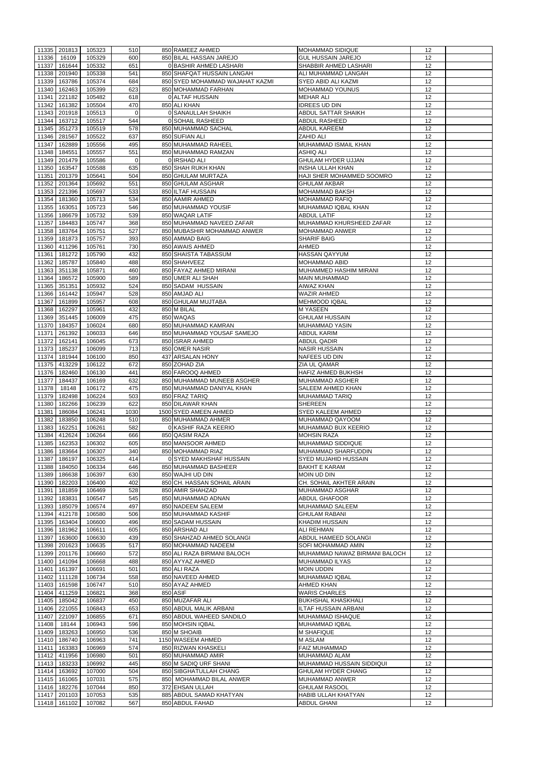| | | | | | | | | |
|---|---|---|---|---|---|---|---|---|
| 11335 | 201813 | 105323 | 510 | 850 | RAMEEZ AHMED | MOHAMMAD SIDIQUE | 12 | |
| 11336 | 16109 | 105329 | 600 | 850 | BILAL HASSAN JAREJO | GUL HUSSAIN JAREJO | 12 | |
| 11337 | 161644 | 105332 | 651 | 0 | BASHIR AHMED LASHARI | SHABBIR AHMED LASHARI | 12 | |
| 11338 | 201940 | 105338 | 541 | 850 | SHAFQAT HUSSAIN LANGAH | ALI MUHAMMAD LANGAH | 12 | |
| 11339 | 163786 | 105374 | 684 | 850 | SYED MOHAMMAD WAJAHAT KAZMI | SYED ABID ALI KAZMI | 12 | |
| 11340 | 162463 | 105399 | 623 | 850 | MOHAMMAD FARHAN | MOHAMMAD YOUNUS | 12 | |
| 11341 | 221182 | 105482 | 618 | 0 | ALTAF HUSSAIN | MEHAR ALI | 12 | |
| 11342 | 161382 | 105504 | 470 | 850 | ALI KHAN | IDREES UD DIN | 12 | |
| 11343 | 201918 | 105513 | 0 | 0 | SANAULLAH SHAIKH | ABDUL SATTAR SHAIKH | 12 | |
| 11344 | 163712 | 105517 | 544 | 0 | SOHAIL RASHEED | ABDUL RASHEED | 12 | |
| 11345 | 351273 | 105519 | 578 | 850 | MUHAMMAD SACHAL | ABDUL KAREEM | 12 | |
| 11346 | 281567 | 105522 | 637 | 850 | SUFIAN ALI | ZAHID ALI | 12 | |
| 11347 | 162889 | 105556 | 495 | 850 | MUHAMMAD RAHEEL | MUHAMMAD ISMAIL KHAN | 12 | |
| 11348 | 184551 | 105557 | 551 | 850 | MUHAMMAD RAMZAN | ASHIQ ALI | 12 | |
| 11349 | 201479 | 105586 | 0 | 0 | IRSHAD ALI | GHULAM HYDER UJJAN | 12 | |
| 11350 | 163547 | 105588 | 635 | 850 | SHAH RUKH KHAN | INSHA ULLAH KHAN | 12 | |
| 11351 | 201379 | 105641 | 504 | 850 | GHULAM MURTAZA | HAJI SHER MOHAMMED SOOMRO | 12 | |
| 11352 | 201364 | 105692 | 551 | 850 | GHULAM ASGHAR | GHULAM AKBAR | 12 | |
| 11353 | 221396 | 105697 | 533 | 850 | ILTAF HUSSAIN | MOHAMMAD BAKSH | 12 | |
| 11354 | 181360 | 105713 | 534 | 850 | AAMIR AHMED | MOHAMMAD RAFIQ | 12 | |
| 11355 | 163051 | 105723 | 546 | 850 | MUHAMMAD YOUSIF | MUHAMMAD IQBAL KHAN | 12 | |
| 11356 | 186679 | 105732 | 539 | 850 | WAQAR LATIF | ABDUL LATIF | 12 | |
| 11357 | 184483 | 105747 | 368 | 850 | MUHAMMAD NAVEED ZAFAR | MUHAMMAD KHURSHEED ZAFAR | 12 | |
| 11358 | 183764 | 105751 | 527 | 850 | MUBASHIR MOHAMMAD ANWER | MOHAMMAD ANWER | 12 | |
| 11359 | 181873 | 105757 | 393 | 850 | AMMAD BAIG | SHARIF BAIG | 12 | |
| 11360 | 411296 | 105761 | 730 | 850 | AWAIS AHMED | AHMED | 12 | |
| 11361 | 181272 | 105790 | 432 | 850 | SHAISTA TABASSUM | HASSAN QAYYUM | 12 | |
| 11362 | 185787 | 105840 | 488 | 850 | SHAHVEEZ | MOHAMMAD ABID | 12 | |
| 11363 | 351138 | 105871 | 460 | 850 | FAYAZ AHMED MIRANI | MUHAMMED HASHIM MIRANI | 12 | |
| 11364 | 186572 | 105900 | 589 | 850 | UMER ALI SHAH | MAIN MUHAMMAD | 12 | |
| 11365 | 351351 | 105932 | 524 | 850 | SADAM HUSSAIN | AIWAZ KHAN | 12 | |
| 11366 | 161442 | 105947 | 528 | 850 | AMJAD ALI | WAZIR AHMED | 12 | |
| 11367 | 161899 | 105957 | 608 | 850 | GHULAM MUJTABA | MEHMOOD IQBAL | 12 | |
| 11368 | 162297 | 105961 | 432 | 850 | M BILAL | M YASEEN | 12 | |
| 11369 | 351445 | 106009 | 475 | 850 | WAQAS | GHULAM HUSSAIN | 12 | |
| 11370 | 184357 | 106024 | 680 | 850 | MUHAMMAD KAMRAN | MUHAMMAD YASIN | 12 | |
| 11371 | 261392 | 106033 | 646 | 850 | MUHAMMAD YOUSAF SAMEJO | ABDUL KARIM | 12 | |
| 11372 | 162141 | 106045 | 673 | 850 | ISRAR AHMED | ABDUL QADIR | 12 | |
| 11373 | 185237 | 106099 | 713 | 850 | OMER NASIR | NASIR HUSSAIN | 12 | |
| 11374 | 181944 | 106100 | 850 | 437 | ARSALAN HONY | NAFEES UD DIN | 12 | |
| 11375 | 413229 | 106122 | 672 | 850 | ZOHAD ZIA | ZIA UL QAMAR | 12 | |
| 11376 | 182460 | 106130 | 441 | 850 | FAROOQ AHMED | HAFIZ AHMED BUKHSH | 12 | |
| 11377 | 184437 | 106169 | 632 | 850 | MUHAMMAD MUNEEB ASGHER | MUHAMMAD ASGHER | 12 | |
| 11378 | 18148 | 106172 | 475 | 850 | MUHAMMAD DANIYAL KHAN | SALEEM AHMED KHAN | 12 | |
| 11379 | 182498 | 106224 | 503 | 850 | FRAZ TARIQ | MUHAMMAD TARIQ | 12 | |
| 11380 | 182266 | 106239 | 622 | 850 | DILAWAR KHAN | SHEREEN | 12 | |
| 11381 | 186084 | 106241 | 1030 | 1500 | SYED AMEEN AHMED | SYED KALEEM AHMED | 12 | |
| 11382 | 183850 | 106248 | 510 | 850 | MUHAMMAD AHMER | MUHAMMAD QAYOOM | 12 | |
| 11383 | 162251 | 106261 | 582 | 0 | KASHIF RAZA KEERIO | MUHAMMAD BUX KEERIO | 12 | |
| 11384 | 412624 | 106264 | 666 | 850 | QASIM RAZA | MOHSIN RAZA | 12 | |
| 11385 | 162353 | 106302 | 605 | 850 | MANSOOR AHMED | MUHAMMAD SIDDIQUE | 12 | |
| 11386 | 183664 | 106307 | 340 | 850 | MOHAMMAD RIAZ | MUHAMMAD SHARFUDDIN | 12 | |
| 11387 | 186197 | 106325 | 414 | 0 | SYED MAKHSHAF HUSSAIN | SYED MUJAHID HUSSAIN | 12 | |
| 11388 | 184050 | 106334 | 646 | 850 | MUHAMMAD BASHEER | BAKHT E KARAM | 12 | |
| 11389 | 186638 | 106397 | 630 | 850 | WAJHI UD DIN | MOIN UD DIN | 12 | |
| 11390 | 182203 | 106400 | 402 | 850 | CH. HASSAN SOHAIL ARAIN | CH. SOHAIL AKHTER ARAIN | 12 | |
| 11391 | 181859 | 106469 | 528 | 850 | AMIR SHAHZAD | MUHAMMAD ASGHAR | 12 | |
| 11392 | 183831 | 106547 | 545 | 850 | MUHAMMAD ADNAN | ABDUL GHAFOOR | 12 | |
| 11393 | 185079 | 106574 | 497 | 850 | NADEEM SALEEM | MUHAMMAD SALEEM | 12 | |
| 11394 | 412178 | 106580 | 506 | 850 | MUHAMMAD KASHIF | GHULAM RABANI | 12 | |
| 11395 | 163404 | 106600 | 496 | 850 | SADAM HUSSAIN | KHADIM HUSSAIN | 12 | |
| 11396 | 181962 | 106611 | 605 | 850 | ARSHAD ALI | ALI REHMAN | 12 | |
| 11397 | 163600 | 106630 | 439 | 850 | SHAHZAD AHMED SOLANGI | ABDUL HAMEED SOLANGI | 12 | |
| 11398 | 201623 | 106635 | 517 | 850 | MOHAMMAD NADEEM | SOFI MOHAMMAD AMIN | 12 | |
| 11399 | 201176 | 106660 | 572 | 850 | ALI RAZA BIRMANI BALOCH | MUHAMMAD NAWAZ BIRMANI BALOCH | 12 | |
| 11400 | 141094 | 106668 | 488 | 850 | AYYAZ AHMED | MUHAMMAD ILYAS | 12 | |
| 11401 | 161397 | 106691 | 501 | 850 | ALI RAZA | MOIN UDDIN | 12 | |
| 11402 | 111128 | 106734 | 558 | 850 | NAVEED AHMED | MUHAMMAD IQBAL | 12 | |
| 11403 | 161598 | 106747 | 510 | 850 | AYAZ AHMED | AHMED KHAN | 12 | |
| 11404 | 411259 | 106821 | 368 | 850 | ASIF | WARIS CHARLES | 12 | |
| 11405 | 185042 | 106837 | 450 | 850 | MUZAFAR ALI | BUKHSHAL KHASKHALI | 12 | |
| 11406 | 221055 | 106843 | 653 | 850 | ABDUL MALIK ARBANI | ILTAF HUSSAIN ARBANI | 12 | |
| 11407 | 221097 | 106855 | 671 | 850 | ABDUL WAHEED SANDILO | MUHAMMAD ISHAQUE | 12 | |
| 11408 | 18144 | 106943 | 596 | 850 | MOHSIN IQBAL | MUHAMMAD IQBAL | 12 | |
| 11409 | 183263 | 106950 | 536 | 850 | M SHOAIB | M SHAFIQUE | 12 | |
| 11410 | 186740 | 106963 | 741 | 1150 | WASEEM AHMED | M ASLAM | 12 | |
| 11411 | 163383 | 106969 | 574 | 850 | RIZWAN KHASKELI | FAIZ MUHAMMAD | 12 | |
| 11412 | 411956 | 106980 | 501 | 850 | MUHAMMAD AMIR | MUHAMMAD ALAM | 12 | |
| 11413 | 183233 | 106992 | 445 | 850 | M SADIQ URF SHANI | MUHAMMAD HUSSAIN SIDDIQUI | 12 | |
| 11414 | 163692 | 107000 | 504 | 850 | SIBGHATULLAH CHANG | GHULAM HYDER CHANG | 12 | |
| 11415 | 161065 | 107031 | 575 | 850 | MOHAMMAD BILAL ANWER | MUHAMMAD ANWER | 12 | |
| 11416 | 182276 | 107044 | 850 | 372 | EHSAN ULLAH | GHULAM RASOOL | 12 | |
| 11417 | 201103 | 107053 | 535 | 885 | ABDUL SAMAD KHATYAN | HABIB ULLAH KHATYAN | 12 | |
| 11418 | 161102 | 107082 | 567 | 850 | ABDUL FAHAD | ABDUL GHANI | 12 | |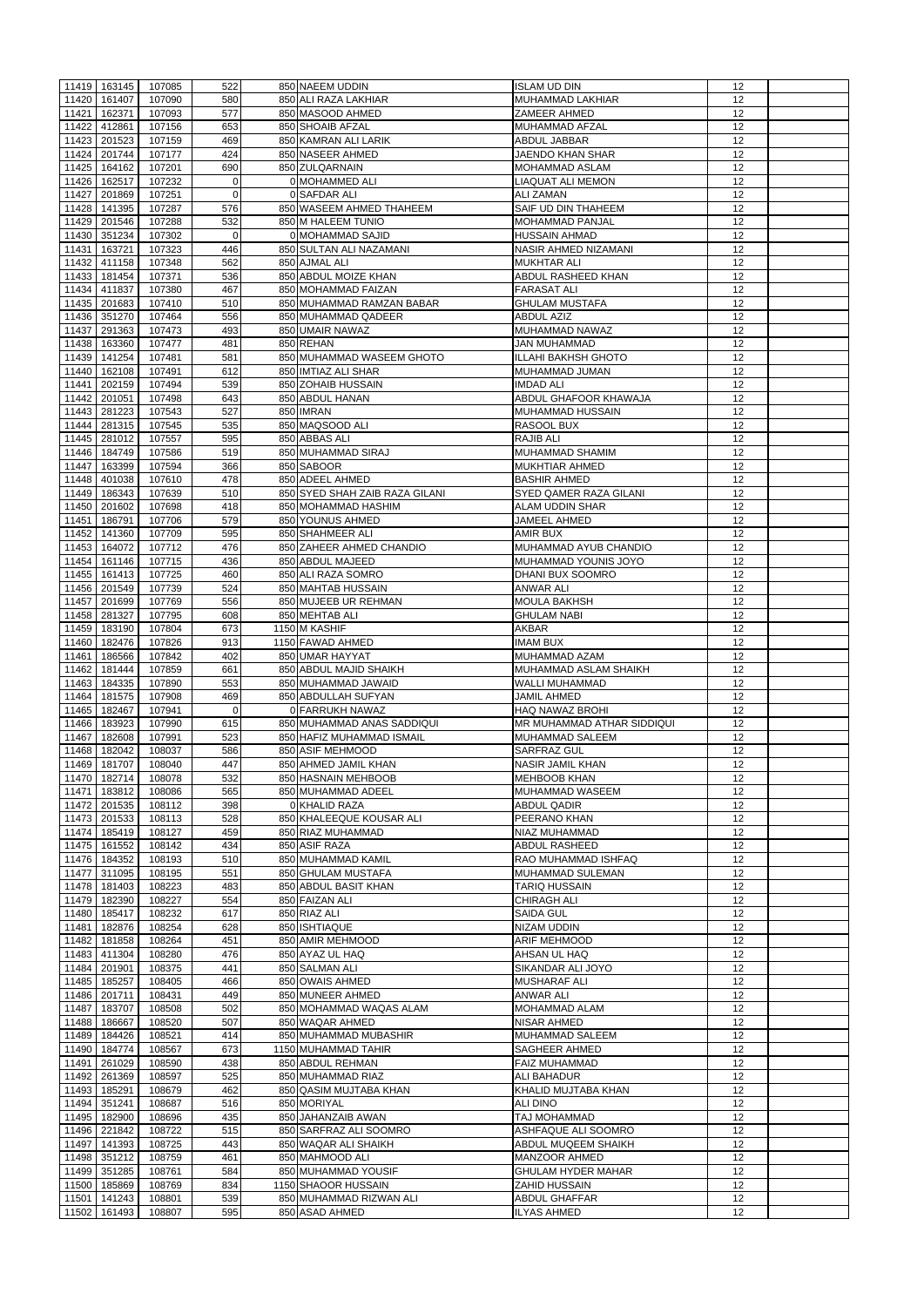| | | | | | | | | |
|---|---|---|---|---|---|---|---|---|
| 11419 | 163145 | 107085 | 522 | 850 | NAEEM UDDIN | ISLAM UD DIN | 12 | |
| 11420 | 161407 | 107090 | 580 | 850 | ALI RAZA LAKHIAR | MUHAMMAD LAKHIAR | 12 | |
| 11421 | 162371 | 107093 | 577 | 850 | MASOOD AHMED | ZAMEER AHMED | 12 | |
| 11422 | 412861 | 107156 | 653 | 850 | SHOAIB AFZAL | MUHAMMAD AFZAL | 12 | |
| 11423 | 201523 | 107159 | 469 | 850 | KAMRAN ALI LARIK | ABDUL JABBAR | 12 | |
| 11424 | 201744 | 107177 | 424 | 850 | NASEER AHMED | JAENDO KHAN SHAR | 12 | |
| 11425 | 164162 | 107201 | 690 | 850 | ZULQARNAIN | MOHAMMAD ASLAM | 12 | |
| 11426 | 162517 | 107232 | 0 | 0 | MOHAMMED ALI | LIAQUAT ALI MEMON | 12 | |
| 11427 | 201869 | 107251 | 0 | 0 | SAFDAR ALI | ALI ZAMAN | 12 | |
| 11428 | 141395 | 107287 | 576 | 850 | WASEEM AHMED THAHEEM | SAIF UD DIN THAHEEM | 12 | |
| 11429 | 201546 | 107288 | 532 | 850 | M HALEEM TUNIO | MOHAMMAD PANJAL | 12 | |
| 11430 | 351234 | 107302 | 0 | 0 | MOHAMMAD SAJID | HUSSAIN AHMAD | 12 | |
| 11431 | 163721 | 107323 | 446 | 850 | SULTAN ALI NAZAMANI | NASIR AHMED NIZAMANI | 12 | |
| 11432 | 411158 | 107348 | 562 | 850 | AJMAL ALI | MUKHTAR ALI | 12 | |
| 11433 | 181454 | 107371 | 536 | 850 | ABDUL MOIZE KHAN | ABDUL RASHEED KHAN | 12 | |
| 11434 | 411837 | 107380 | 467 | 850 | MOHAMMAD FAIZAN | FARASAT ALI | 12 | |
| 11435 | 201683 | 107410 | 510 | 850 | MUHAMMAD RAMZAN BABAR | GHULAM MUSTAFA | 12 | |
| 11436 | 351270 | 107464 | 556 | 850 | MUHAMMAD QADEER | ABDUL AZIZ | 12 | |
| 11437 | 291363 | 107473 | 493 | 850 | UMAIR NAWAZ | MUHAMMAD NAWAZ | 12 | |
| 11438 | 163360 | 107477 | 481 | 850 | REHAN | JAN MUHAMMAD | 12 | |
| 11439 | 141254 | 107481 | 581 | 850 | MUHAMMAD WASEEM GHOTO | ILLAHI BAKHSH GHOTO | 12 | |
| 11440 | 162108 | 107491 | 612 | 850 | IMTIAZ ALI SHAR | MUHAMMAD JUMAN | 12 | |
| 11441 | 202159 | 107494 | 539 | 850 | ZOHAIB HUSSAIN | IMDAD ALI | 12 | |
| 11442 | 201051 | 107498 | 643 | 850 | ABDUL HANAN | ABDUL GHAFOOR KHAWAJA | 12 | |
| 11443 | 281223 | 107543 | 527 | 850 | IMRAN | MUHAMMAD HUSSAIN | 12 | |
| 11444 | 281315 | 107545 | 535 | 850 | MAQSOOD ALI | RASOOL BUX | 12 | |
| 11445 | 281012 | 107557 | 595 | 850 | ABBAS ALI | RAJIB ALI | 12 | |
| 11446 | 184749 | 107586 | 519 | 850 | MUHAMMAD SIRAJ | MUHAMMAD SHAMIM | 12 | |
| 11447 | 163399 | 107594 | 366 | 850 | SABOOR | MUKHTIAR AHMED | 12 | |
| 11448 | 401038 | 107610 | 478 | 850 | ADEEL AHMED | BASHIR AHMED | 12 | |
| 11449 | 186343 | 107639 | 510 | 850 | SYED SHAH ZAIB RAZA GILANI | SYED QAMER RAZA GILANI | 12 | |
| 11450 | 201602 | 107698 | 418 | 850 | MOHAMMAD HASHIM | ALAM UDDIN SHAR | 12 | |
| 11451 | 186791 | 107706 | 579 | 850 | YOUNUS AHMED | JAMEEL AHMED | 12 | |
| 11452 | 141360 | 107709 | 595 | 850 | SHAHMEER ALI | AMIR BUX | 12 | |
| 11453 | 164072 | 107712 | 476 | 850 | ZAHEER AHMED CHANDIO | MUHAMMAD AYUB CHANDIO | 12 | |
| 11454 | 161146 | 107715 | 436 | 850 | ABDUL MAJEED | MUHAMMAD YOUNIS JOYO | 12 | |
| 11455 | 161413 | 107725 | 460 | 850 | ALI RAZA SOMRO | DHANI BUX SOOMRO | 12 | |
| 11456 | 201549 | 107739 | 524 | 850 | MAHTAB HUSSAIN | ANWAR ALI | 12 | |
| 11457 | 201699 | 107769 | 556 | 850 | MUJEEB UR REHMAN | MOULA BAKHSH | 12 | |
| 11458 | 281327 | 107795 | 608 | 850 | MEHTAB ALI | GHULAM NABI | 12 | |
| 11459 | 183190 | 107804 | 673 | 1150 | M KASHIF | AKBAR | 12 | |
| 11460 | 182476 | 107826 | 913 | 1150 | FAWAD AHMED | IMAM BUX | 12 | |
| 11461 | 186566 | 107842 | 402 | 850 | UMAR HAYYAT | MUHAMMAD AZAM | 12 | |
| 11462 | 181444 | 107859 | 661 | 850 | ABDUL MAJID SHAIKH | MUHAMMAD ASLAM SHAIKH | 12 | |
| 11463 | 184335 | 107890 | 553 | 850 | MUHAMMAD JAWAID | WALLI MUHAMMAD | 12 | |
| 11464 | 181575 | 107908 | 469 | 850 | ABDULLAH SUFYAN | JAMIL AHMED | 12 | |
| 11465 | 182467 | 107941 | 0 | 0 | FARRUKH NAWAZ | HAQ NAWAZ BROHI | 12 | |
| 11466 | 183923 | 107990 | 615 | 850 | MUHAMMAD ANAS SADDIQUI | MR MUHAMMAD ATHAR SIDDIQUI | 12 | |
| 11467 | 182608 | 107991 | 523 | 850 | HAFIZ MUHAMMAD ISMAIL | MUHAMMAD SALEEM | 12 | |
| 11468 | 182042 | 108037 | 586 | 850 | ASIF MEHMOOD | SARFRAZ GUL | 12 | |
| 11469 | 181707 | 108040 | 447 | 850 | AHMED JAMIL KHAN | NASIR JAMIL KHAN | 12 | |
| 11470 | 182714 | 108078 | 532 | 850 | HASNAIN MEHBOOB | MEHBOOB KHAN | 12 | |
| 11471 | 183812 | 108086 | 565 | 850 | MUHAMMAD ADEEL | MUHAMMAD WASEEM | 12 | |
| 11472 | 201535 | 108112 | 398 | 0 | KHALID RAZA | ABDUL QADIR | 12 | |
| 11473 | 201533 | 108113 | 528 | 850 | KHALEEQUE KOUSAR ALI | PEERANO KHAN | 12 | |
| 11474 | 185419 | 108127 | 459 | 850 | RIAZ MUHAMMAD | NIAZ MUHAMMAD | 12 | |
| 11475 | 161552 | 108142 | 434 | 850 | ASIF RAZA | ABDUL RASHEED | 12 | |
| 11476 | 184352 | 108193 | 510 | 850 | MUHAMMAD KAMIL | RAO MUHAMMAD ISHFAQ | 12 | |
| 11477 | 311095 | 108195 | 551 | 850 | GHULAM MUSTAFA | MUHAMMAD SULEMAN | 12 | |
| 11478 | 181403 | 108223 | 483 | 850 | ABDUL BASIT KHAN | TARIQ HUSSAIN | 12 | |
| 11479 | 182390 | 108227 | 554 | 850 | FAIZAN ALI | CHIRAGH ALI | 12 | |
| 11480 | 185417 | 108232 | 617 | 850 | RIAZ ALI | SAIDA GUL | 12 | |
| 11481 | 182876 | 108254 | 628 | 850 | ISHTIAQUE | NIZAM UDDIN | 12 | |
| 11482 | 181858 | 108264 | 451 | 850 | AMIR MEHMOOD | ARIF MEHMOOD | 12 | |
| 11483 | 411304 | 108280 | 476 | 850 | AYAZ UL HAQ | AHSAN UL HAQ | 12 | |
| 11484 | 201901 | 108375 | 441 | 850 | SALMAN ALI | SIKANDAR ALI JOYO | 12 | |
| 11485 | 185257 | 108405 | 466 | 850 | OWAIS AHMED | MUSHARAF ALI | 12 | |
| 11486 | 201711 | 108431 | 449 | 850 | MUNEER AHMED | ANWAR ALI | 12 | |
| 11487 | 183707 | 108508 | 502 | 850 | MOHAMMAD WAQAS ALAM | MOHAMMAD ALAM | 12 | |
| 11488 | 186667 | 108520 | 507 | 850 | WAQAR AHMED | NISAR AHMED | 12 | |
| 11489 | 184426 | 108521 | 414 | 850 | MUHAMMAD MUBASHIR | MUHAMMAD SALEEM | 12 | |
| 11490 | 184774 | 108567 | 673 | 1150 | MUHAMMAD TAHIR | SAGHEER AHMED | 12 | |
| 11491 | 261029 | 108590 | 438 | 850 | ABDUL REHMAN | FAIZ MUHAMMAD | 12 | |
| 11492 | 261369 | 108597 | 525 | 850 | MUHAMMAD RIAZ | ALI BAHADUR | 12 | |
| 11493 | 185291 | 108679 | 462 | 850 | QASIM MUJTABA KHAN | KHALID MUJTABA KHAN | 12 | |
| 11494 | 351241 | 108687 | 516 | 850 | MORIYAL | ALI DINO | 12 | |
| 11495 | 182900 | 108696 | 435 | 850 | JAHANZAIB AWAN | TAJ MOHAMMAD | 12 | |
| 11496 | 221842 | 108722 | 515 | 850 | SARFRAZ ALI SOOMRO | ASHFAQUE ALI SOOMRO | 12 | |
| 11497 | 141393 | 108725 | 443 | 850 | WAQAR ALI SHAIKH | ABDUL MUQEEM SHAIKH | 12 | |
| 11498 | 351212 | 108759 | 461 | 850 | MAHMOOD ALI | MANZOOR AHMED | 12 | |
| 11499 | 351285 | 108761 | 584 | 850 | MUHAMMAD YOUSIF | GHULAM HYDER MAHAR | 12 | |
| 11500 | 185869 | 108769 | 834 | 1150 | SHAOOR HUSSAIN | ZAHID HUSSAIN | 12 | |
| 11501 | 141243 | 108801 | 539 | 850 | MUHAMMAD RIZWAN ALI | ABDUL GHAFFAR | 12 | |
| 11502 | 161493 | 108807 | 595 | 850 | ASAD AHMED | ILYAS AHMED | 12 | |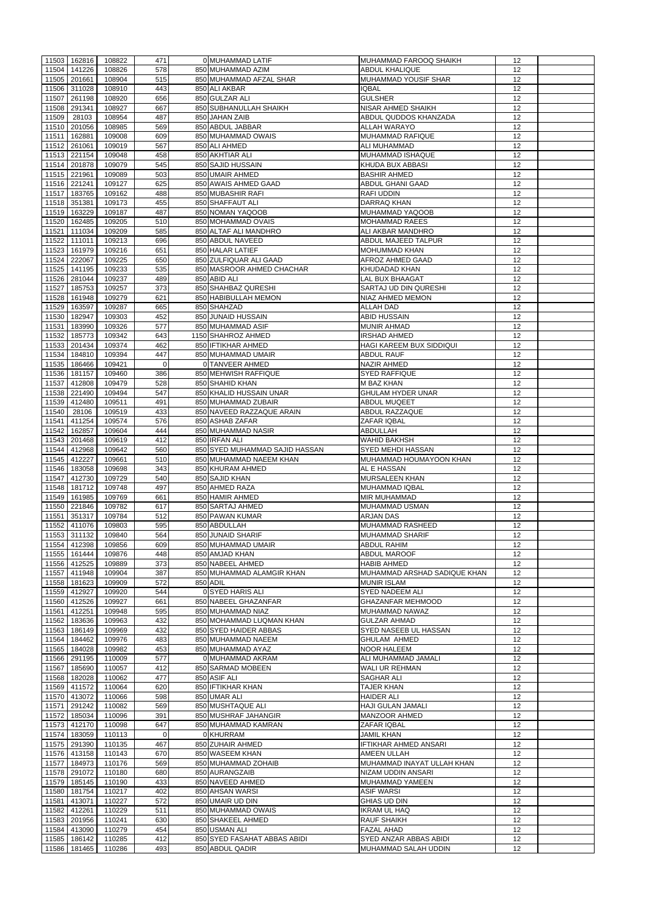| | | | | | | | | |
|---|---|---|---|---|---|---|---|---|
| 11503 | 162816 | 108822 | 471 | 0 | MUHAMMAD LATIF | MUHAMMAD FAROOQ SHAIKH | 12 | |
| 11504 | 141226 | 108826 | 578 | 850 | MUHAMMAD AZIM | ABDUL KHALIQUE | 12 | |
| 11505 | 201661 | 108904 | 515 | 850 | MUHAMMAD AFZAL SHAR | MUHAMMAD YOUSIF SHAR | 12 | |
| 11506 | 311028 | 108910 | 443 | 850 | ALI AKBAR | IQBAL | 12 | |
| 11507 | 261198 | 108920 | 656 | 850 | GULZAR ALI | GULSHER | 12 | |
| 11508 | 291341 | 108927 | 667 | 850 | SUBHANULLAH SHAIKH | NISAR AHMED SHAIKH | 12 | |
| 11509 | 28103 | 108954 | 487 | 850 | JAHAN ZAIB | ABDUL QUDDOS KHANZADA | 12 | |
| 11510 | 201056 | 108985 | 569 | 850 | ABDUL JABBAR | ALLAH WARAYO | 12 | |
| 11511 | 162881 | 109008 | 609 | 850 | MUHAMMAD OWAIS | MUHAMMAD RAFIQUE | 12 | |
| 11512 | 261061 | 109019 | 567 | 850 | ALI AHMED | ALI MUHAMMAD | 12 | |
| 11513 | 221154 | 109048 | 458 | 850 | AKHTIAR ALI | MUHAMMAD ISHAQUE | 12 | |
| 11514 | 201878 | 109079 | 545 | 850 | SAJID HUSSAIN | KHUDA BUX ABBASI | 12 | |
| 11515 | 221961 | 109089 | 503 | 850 | UMAIR AHMED | BASHIR AHMED | 12 | |
| 11516 | 221241 | 109127 | 625 | 850 | AWAIS AHMED GAAD | ABDUL GHANI GAAD | 12 | |
| 11517 | 183765 | 109162 | 488 | 850 | MUBASHIR RAFI | RAFI UDDIN | 12 | |
| 11518 | 351381 | 109173 | 455 | 850 | SHAFFAUT ALI | DARRAQ KHAN | 12 | |
| 11519 | 163229 | 109187 | 487 | 850 | NOMAN YAQOOB | MUHAMMAD YAQOOB | 12 | |
| 11520 | 162485 | 109205 | 510 | 850 | MOHAMMAD OVAIS | MOHAMMAD RAEES | 12 | |
| 11521 | 111034 | 109209 | 585 | 850 | ALTAF ALI MANDHRO | ALI AKBAR MANDHRO | 12 | |
| 11522 | 111011 | 109213 | 696 | 850 | ABDUL NAVEED | ABDUL MAJEED TALPUR | 12 | |
| 11523 | 161979 | 109216 | 651 | 850 | HALAR LATIEF | MOHUMMAD KHAN | 12 | |
| 11524 | 222067 | 109225 | 650 | 850 | ZULFIQUAR ALI GAAD | AFROZ AHMED GAAD | 12 | |
| 11525 | 141195 | 109233 | 535 | 850 | MASROOR AHMED CHACHAR | KHUDADAD KHAN | 12 | |
| 11526 | 281044 | 109237 | 489 | 850 | ABID ALI | LAL BUX BHAAGAT | 12 | |
| 11527 | 185753 | 109257 | 373 | 850 | SHAHBAZ QURESHI | SARTAJ UD DIN QURESHI | 12 | |
| 11528 | 161948 | 109279 | 621 | 850 | HABIBULLAH MEMON | NIAZ AHMED MEMON | 12 | |
| 11529 | 163597 | 109287 | 665 | 850 | SHAHZAD | ALLAH DAD | 12 | |
| 11530 | 182947 | 109303 | 452 | 850 | JUNAID HUSSAIN | ABID HUSSAIN | 12 | |
| 11531 | 183990 | 109326 | 577 | 850 | MUHAMMAD ASIF | MUNIR AHMAD | 12 | |
| 11532 | 185773 | 109342 | 643 | 1150 | SHAHROZ AHMED | IRSHAD AHMED | 12 | |
| 11533 | 201434 | 109374 | 462 | 850 | IFTIKHAR AHMED | HAGI KAREEM BUX SIDDIQUI | 12 | |
| 11534 | 184810 | 109394 | 447 | 850 | MUHAMMAD UMAIR | ABDUL RAUF | 12 | |
| 11535 | 186466 | 109421 | 0 | 0 | TANVEER AHMED | NAZIR AHMED | 12 | |
| 11536 | 181157 | 109460 | 386 | 850 | MEHWISH RAFFIQUE | SYED RAFFIQUE | 12 | |
| 11537 | 412808 | 109479 | 528 | 850 | SHAHID KHAN | M BAZ KHAN | 12 | |
| 11538 | 221490 | 109494 | 547 | 850 | KHALID HUSSAIN UNAR | GHULAM HYDER UNAR | 12 | |
| 11539 | 412480 | 109511 | 491 | 850 | MUHAMMAD ZUBAIR | ABDUL MUQEET | 12 | |
| 11540 | 28106 | 109519 | 433 | 850 | NAVEED RAZZAQUE ARAIN | ABDUL RAZZAQUE | 12 | |
| 11541 | 411254 | 109574 | 576 | 850 | ASHAB ZAFAR | ZAFAR IQBAL | 12 | |
| 11542 | 162857 | 109604 | 444 | 850 | MUHAMMAD NASIR | ABDULLAH | 12 | |
| 11543 | 201468 | 109619 | 412 | 850 | IRFAN ALI | WAHID BAKHSH | 12 | |
| 11544 | 412968 | 109642 | 560 | 850 | SYED MUHAMMAD SAJID HASSAN | SYED MEHDI HASSAN | 12 | |
| 11545 | 412227 | 109661 | 510 | 850 | MUHAMMAD NAEEM KHAN | MUHAMMAD HOUMAYOON KHAN | 12 | |
| 11546 | 183058 | 109698 | 343 | 850 | KHURAM AHMED | AL E HASSAN | 12 | |
| 11547 | 412730 | 109729 | 540 | 850 | SAJID KHAN | MURSALEEN KHAN | 12 | |
| 11548 | 181712 | 109748 | 497 | 850 | AHMED RAZA | MUHAMMAD IQBAL | 12 | |
| 11549 | 161985 | 109769 | 661 | 850 | HAMIR AHMED | MIR MUHAMMAD | 12 | |
| 11550 | 221846 | 109782 | 617 | 850 | SARTAJ AHMED | MUHAMMAD USMAN | 12 | |
| 11551 | 351317 | 109784 | 512 | 850 | PAWAN KUMAR | ARJAN DAS | 12 | |
| 11552 | 411076 | 109803 | 595 | 850 | ABDULLAH | MUHAMMAD RASHEED | 12 | |
| 11553 | 311132 | 109840 | 564 | 850 | JUNAID SHARIF | MUHAMMAD SHARIF | 12 | |
| 11554 | 412398 | 109856 | 609 | 850 | MUHAMMAD UMAIR | ABDUL RAHIM | 12 | |
| 11555 | 161444 | 109876 | 448 | 850 | AMJAD KHAN | ABDUL MAROOF | 12 | |
| 11556 | 412525 | 109889 | 373 | 850 | NABEEL AHMED | HABIB AHMED | 12 | |
| 11557 | 411948 | 109904 | 387 | 850 | MUHAMMAD ALAMGIR KHAN | MUHAMMAD ARSHAD SADIQUE KHAN | 12 | |
| 11558 | 181623 | 109909 | 572 | 850 | ADIL | MUNIR ISLAM | 12 | |
| 11559 | 412927 | 109920 | 544 | 0 | SYED HARIS ALI | SYED NADEEM ALI | 12 | |
| 11560 | 412526 | 109927 | 661 | 850 | NABEEL GHAZANFAR | GHAZANFAR MEHMOOD | 12 | |
| 11561 | 412251 | 109948 | 595 | 850 | MUHAMMAD NIAZ | MUHAMMAD NAWAZ | 12 | |
| 11562 | 183636 | 109963 | 432 | 850 | MOHAMMAD LUQMAN KHAN | GULZAR AHMAD | 12 | |
| 11563 | 186149 | 109969 | 432 | 850 | SYED HAIDER ABBAS | SYED NASEEB UL HASSAN | 12 | |
| 11564 | 184462 | 109976 | 483 | 850 | MUHAMMAD NAEEM | GHULAM AHMED | 12 | |
| 11565 | 184028 | 109982 | 453 | 850 | MUHAMMAD AYAZ | NOOR HALEEM | 12 | |
| 11566 | 291195 | 110009 | 577 | 0 | MUHAMMAD AKRAM | ALI MUHAMMAD JAMALI | 12 | |
| 11567 | 185690 | 110057 | 412 | 850 | SARMAD MOBEEN | WALI UR REHMAN | 12 | |
| 11568 | 182028 | 110062 | 477 | 850 | ASIF ALI | SAGHAR ALI | 12 | |
| 11569 | 411572 | 110064 | 620 | 850 | IFTIKHAR KHAN | TAJER KHAN | 12 | |
| 11570 | 413072 | 110066 | 598 | 850 | UMAR ALI | HAIDER ALI | 12 | |
| 11571 | 291242 | 110082 | 569 | 850 | MUSHTAQUE ALI | HAJI GULAN JAMALI | 12 | |
| 11572 | 185034 | 110096 | 391 | 850 | MUSHRAF JAHANGIR | MANZOOR AHMED | 12 | |
| 11573 | 412170 | 110098 | 647 | 850 | MUHAMMAD KAMRAN | ZAFAR IQBAL | 12 | |
| 11574 | 183059 | 110113 | 0 | 0 | KHURRAM | JAMIL KHAN | 12 | |
| 11575 | 291390 | 110135 | 467 | 850 | ZUHAIR AHMED | IFTIKHAR AHMED ANSARI | 12 | |
| 11576 | 413158 | 110143 | 670 | 850 | WASEEM KHAN | AMEEN ULLAH | 12 | |
| 11577 | 184973 | 110176 | 569 | 850 | MUHAMMAD ZOHAIB | MUHAMMAD INAYAT ULLAH KHAN | 12 | |
| 11578 | 291072 | 110180 | 680 | 850 | AURANGZAIB | NIZAM UDDIN ANSARI | 12 | |
| 11579 | 185145 | 110190 | 433 | 850 | NAVEED AHMED | MUHAMMAD YAMEEN | 12 | |
| 11580 | 181754 | 110217 | 402 | 850 | AHSAN WARSI | ASIF WARSI | 12 | |
| 11581 | 413071 | 110227 | 572 | 850 | UMAIR UD DIN | GHIAS UD DIN | 12 | |
| 11582 | 412261 | 110229 | 511 | 850 | MUHAMMAD OWAIS | IKRAM UL HAQ | 12 | |
| 11583 | 201956 | 110241 | 630 | 850 | SHAKEEL AHMED | RAUF SHAIKH | 12 | |
| 11584 | 413090 | 110279 | 454 | 850 | USMAN ALI | FAZAL AHAD | 12 | |
| 11585 | 186142 | 110285 | 412 | 850 | SYED FASAHAT ABBAS ABIDI | SYED ANZAR ABBAS ABIDI | 12 | |
| 11586 | 181465 | 110286 | 493 | 850 | ABDUL QADIR | MUHAMMAD SALAH UDDIN | 12 | |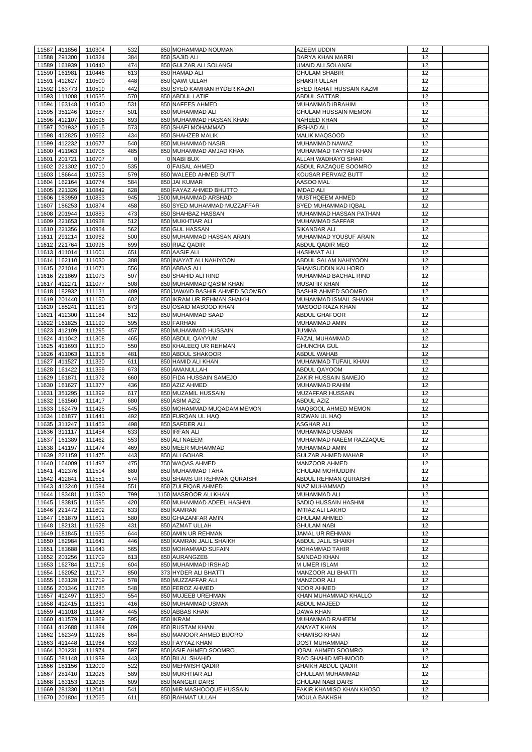| | | | | | | | | |
|---|---|---|---|---|---|---|---|---|
| 11587 | 411856 | 110304 | 532 | 850 | MOHAMMAD NOUMAN | AZEEM UDDIN | 12 | |
| 11588 | 291300 | 110324 | 384 | 850 | SAJID ALI | DARYA KHAN MARRI | 12 | |
| 11589 | 161939 | 110440 | 474 | 850 | GULZAR ALI SOLANGI | UMAID ALI SOLANGI | 12 | |
| 11590 | 161981 | 110446 | 613 | 850 | HAMAD ALI | GHULAM SHABIR | 12 | |
| 11591 | 412627 | 110500 | 448 | 850 | QAWI ULLAH | SHAKIR ULLAH | 12 | |
| 11592 | 163773 | 110519 | 442 | 850 | SYED KAMRAN HYDER KAZMI | SYED RAHAT HUSSAIN KAZMI | 12 | |
| 11593 | 111008 | 110535 | 570 | 850 | ABDUL LATIF | ABDUL SATTAR | 12 | |
| 11594 | 163148 | 110540 | 531 | 850 | NAFEES AHMED | MUHAMMAD IBRAHIM | 12 | |
| 11595 | 351246 | 110557 | 501 | 850 | MUHAMMAD ALI | GHULAM HUSSAIN MEMON | 12 | |
| 11596 | 412107 | 110596 | 693 | 850 | MUHAMMAD HASSAN KHAN | NAHEED KHAN | 12 | |
| 11597 | 201932 | 110615 | 573 | 850 | SHAFI MOHAMMAD | IRSHAD ALI | 12 | |
| 11598 | 412825 | 110662 | 434 | 850 | SHAHZEB MALIK | MALIK MAQSOOD | 12 | |
| 11599 | 412232 | 110677 | 540 | 850 | MUHAMMAD NASIR | MUHAMMAD NAWAZ | 12 | |
| 11600 | 411963 | 110705 | 485 | 850 | MUHAMMAD AMJAD KHAN | MUHAMMAD TAYYAB KHAN | 12 | |
| 11601 | 201721 | 110707 | 0 | 0 | NABI BUX | ALLAH WADHAYO SHAR | 12 | |
| 11602 | 221302 | 110710 | 535 | 0 | FAISAL AHMED | ABDUL RAZAQUE SOOMRO | 12 | |
| 11603 | 186644 | 110753 | 579 | 850 | WALEED AHMED BUTT | KOUSAR PERVAIZ BUTT | 12 | |
| 11604 | 162164 | 110774 | 584 | 850 | JAI KUMAR | AASOO MAL | 12 | |
| 11605 | 221326 | 110842 | 628 | 850 | FAYAZ AHMED BHUTTO | IMDAD ALI | 12 | |
| 11606 | 183959 | 110853 | 945 | 1500 | MUHAMMAD ARSHAD | MUSTHQEEM AHMED | 12 | |
| 11607 | 186253 | 110874 | 458 | 850 | SYED MUHAMMAD MUZZAFFAR | SYED MUHAMMAD IQBAL | 12 | |
| 11608 | 201944 | 110883 | 473 | 850 | SHAHBAZ HASSAN | MUHAMMAD HASSAN PATHAN | 12 | |
| 11609 | 221653 | 110938 | 512 | 850 | MUKHTIAR ALI | MUHAMMAD SAFFAR | 12 | |
| 11610 | 221356 | 110954 | 562 | 850 | GUL HASSAN | SIKANDAR ALI | 12 | |
| 11611 | 291214 | 110962 | 500 | 850 | MUHAMMAD HASSAN ARAIN | MUHAMMAD YOUSUF ARAIN | 12 | |
| 11612 | 221764 | 110996 | 699 | 850 | RIAZ QADIR | ABDUL QADIR MEO | 12 | |
| 11613 | 411014 | 111001 | 651 | 850 | AASIF ALI | HASHMAT ALI | 12 | |
| 11614 | 162110 | 111030 | 388 | 850 | INAYAT ALI NAHIYOON | ABDUL SALAM NAHIYOON | 12 | |
| 11615 | 221014 | 111071 | 556 | 850 | ABBAS ALI | SHAMSUDDIN KALHORO | 12 | |
| 11616 | 221869 | 111073 | 507 | 850 | SHAHID ALI RIND | MUHAMMAD BACHAL RIND | 12 | |
| 11617 | 412271 | 111077 | 508 | 850 | MUHAMMAD QASIM KHAN | MUSAFIR KHAN | 12 | |
| 11618 | 182932 | 111131 | 489 | 850 | JAWAID BASHIR AHMED SOOMRO | BASHIR AHMED SOOMRO | 12 | |
| 11619 | 201440 | 111150 | 602 | 850 | IKRAM UR REHMAN SHAIKH | MUHAMMAD ISMAIL SHAIKH | 12 | |
| 11620 | 185241 | 111181 | 673 | 850 | OSAID MASOOD KHAN | MASOOD RAZA KHAN | 12 | |
| 11621 | 412300 | 111184 | 512 | 850 | MUHAMMAD SAAD | ABDUL GHAFOOR | 12 | |
| 11622 | 161825 | 111190 | 595 | 850 | FARHAN | MUHAMMAD AMIN | 12 | |
| 11623 | 412109 | 111295 | 457 | 850 | MUHAMMAD HUSSAIN | JUMMA | 12 | |
| 11624 | 411042 | 111308 | 465 | 850 | ABDUL QAYYUM | FAZAL MUHAMMAD | 12 | |
| 11625 | 411693 | 111310 | 550 | 850 | KHALEEQ UR REHMAN | GHUNCHA GUL | 12 | |
| 11626 | 411063 | 111318 | 481 | 850 | ABDUL SHAKOOR | ABDUL WAHAB | 12 | |
| 11627 | 411527 | 111330 | 611 | 850 | HAMID ALI KHAN | MUHAMMAD TUFAIL KHAN | 12 | |
| 11628 | 161422 | 111359 | 673 | 850 | AMANULLAH | ABDUL QAYOOM | 12 | |
| 11629 | 161871 | 111372 | 660 | 850 | FIDA HUSSAIN SAMEJO | ZAKIR HUSSAIN SAMEJO | 12 | |
| 11630 | 161627 | 111377 | 436 | 850 | AZIZ AHMED | MUHAMMAD RAHIM | 12 | |
| 11631 | 351295 | 111399 | 617 | 850 | MUZAMIL HUSSAIN | MUZAFFAR HUSSAIN | 12 | |
| 11632 | 161560 | 111417 | 680 | 850 | ASIM AZIZ | ABDUL AZIZ | 12 | |
| 11633 | 162479 | 111425 | 545 | 850 | MOHAMMAD MUQADAM MEMON | MAQBOOL AHMED MEMON | 12 | |
| 11634 | 161877 | 111441 | 492 | 850 | FURQAN UL HAQ | RIZWAN UL HAQ | 12 | |
| 11635 | 311247 | 111453 | 498 | 850 | SAFDER ALI | ASGHAR ALI | 12 | |
| 11636 | 311117 | 111454 | 633 | 850 | IRFAN ALI | MUHAMMAD USMAN | 12 | |
| 11637 | 161389 | 111462 | 553 | 850 | ALI NAEEM | MUHAMMAD NAEEM RAZZAQUE | 12 | |
| 11638 | 141197 | 111474 | 469 | 850 | MEER MUHAMMAD | MUHAMMAD AMIN | 12 | |
| 11639 | 221159 | 111475 | 443 | 850 | ALI GOHAR | GULZAR AHMED MAHAR | 12 | |
| 11640 | 164009 | 111497 | 475 | 750 | WAQAS AHMED | MANZOOR AHMED | 12 | |
| 11641 | 412376 | 111514 | 680 | 850 | MUHAMMAD TAHA | GHULAM MOHIUDDIN | 12 | |
| 11642 | 412841 | 111551 | 574 | 850 | SHAMS UR REHMAN QURAISHI | ABDUL REHMAN QURAISHI | 12 | |
| 11643 | 413240 | 111584 | 551 | 850 | ZULFIQAR AHMED | NIAZ MUHAMMAD | 12 | |
| 11644 | 183481 | 111590 | 799 | 1150 | MASROOR ALI KHAN | MUHAMMAD ALI | 12 | |
| 11645 | 183815 | 111595 | 420 | 850 | MUHAMMAD ADEEL HASHMI | SADIQ HUSSAIN HASHMI | 12 | |
| 11646 | 221472 | 111602 | 633 | 850 | KAMRAN | IMTIAZ ALI LAKHO | 12 | |
| 11647 | 161879 | 111611 | 580 | 850 | GHAZANFAR AMIN | GHULAM AHMED | 12 | |
| 11648 | 182131 | 111628 | 431 | 850 | AZMAT ULLAH | GHULAM NABI | 12 | |
| 11649 | 181845 | 111635 | 644 | 850 | AMIN UR REHMAN | JAMAL UR REHMAN | 12 | |
| 11650 | 182984 | 111641 | 446 | 850 | KAMRAN JALIL SHAIKH | ABDUL JALIL SHAIKH | 12 | |
| 11651 | 183688 | 111643 | 565 | 850 | MOHAMMAD SUFAIN | MOHAMMAD TAHIR | 12 | |
| 11652 | 201256 | 111709 | 613 | 850 | AURANGZEB | SAINDAD KHAN | 12 | |
| 11653 | 162784 | 111716 | 604 | 850 | MUHAMMAD IRSHAD | M UMER ISLAM | 12 | |
| 11654 | 162052 | 111717 | 850 | 373 | HYDER ALI BHATTI | MANZOOR ALI BHATTI | 12 | |
| 11655 | 163128 | 111719 | 578 | 850 | MUZZAFFAR ALI | MANZOOR ALI | 12 | |
| 11656 | 201346 | 111785 | 548 | 850 | FEROZ AHMED | NOOR AHMED | 12 | |
| 11657 | 412497 | 111830 | 554 | 850 | MUJEEB UREHMAN | KHAN MUHAMMAD KHALLO | 12 | |
| 11658 | 412415 | 111831 | 416 | 850 | MUHAMMAD USMAN | ABDUL MAJEED | 12 | |
| 11659 | 411018 | 111847 | 445 | 850 | ABBAS KHAN | DAWA KHAN | 12 | |
| 11660 | 411579 | 111869 | 595 | 850 | IKRAM | MUHAMMAD RAHEEM | 12 | |
| 11661 | 412688 | 111884 | 609 | 850 | RUSTAM KHAN | ANAYAT KHAN | 12 | |
| 11662 | 162349 | 111926 | 664 | 850 | MANOOR AHMED BIJORO | KHAMISO KHAN | 12 | |
| 11663 | 411448 | 111964 | 633 | 850 | FAYYAZ KHAN | DOST MUHAMMAD | 12 | |
| 11664 | 201231 | 111974 | 597 | 850 | ASIF AHMED SOOMRO | IQBAL AHMED SOOMRO | 12 | |
| 11665 | 281148 | 111989 | 443 | 850 | BILAL SHAHID | RAO SHAHID MEHMOOD | 12 | |
| 11666 | 181156 | 112009 | 522 | 850 | MEHWISH QADIR | SHAIKH ABDUL QADIR | 12 | |
| 11667 | 281410 | 112026 | 589 | 850 | MUKHTIAR ALI | GHULLAM MUHAMMAD | 12 | |
| 11668 | 163153 | 112036 | 609 | 850 | NANGER DARS | GHULAM NABI DARS | 12 | |
| 11669 | 281330 | 112041 | 541 | 850 | MIR MASHOOQUE HUSSAIN | FAKIR KHAMISO KHAN KHOSO | 12 | |
| 11670 | 201804 | 112065 | 611 | 850 | RAHMAT ULLAH | MOULA BAKHSH | 12 | |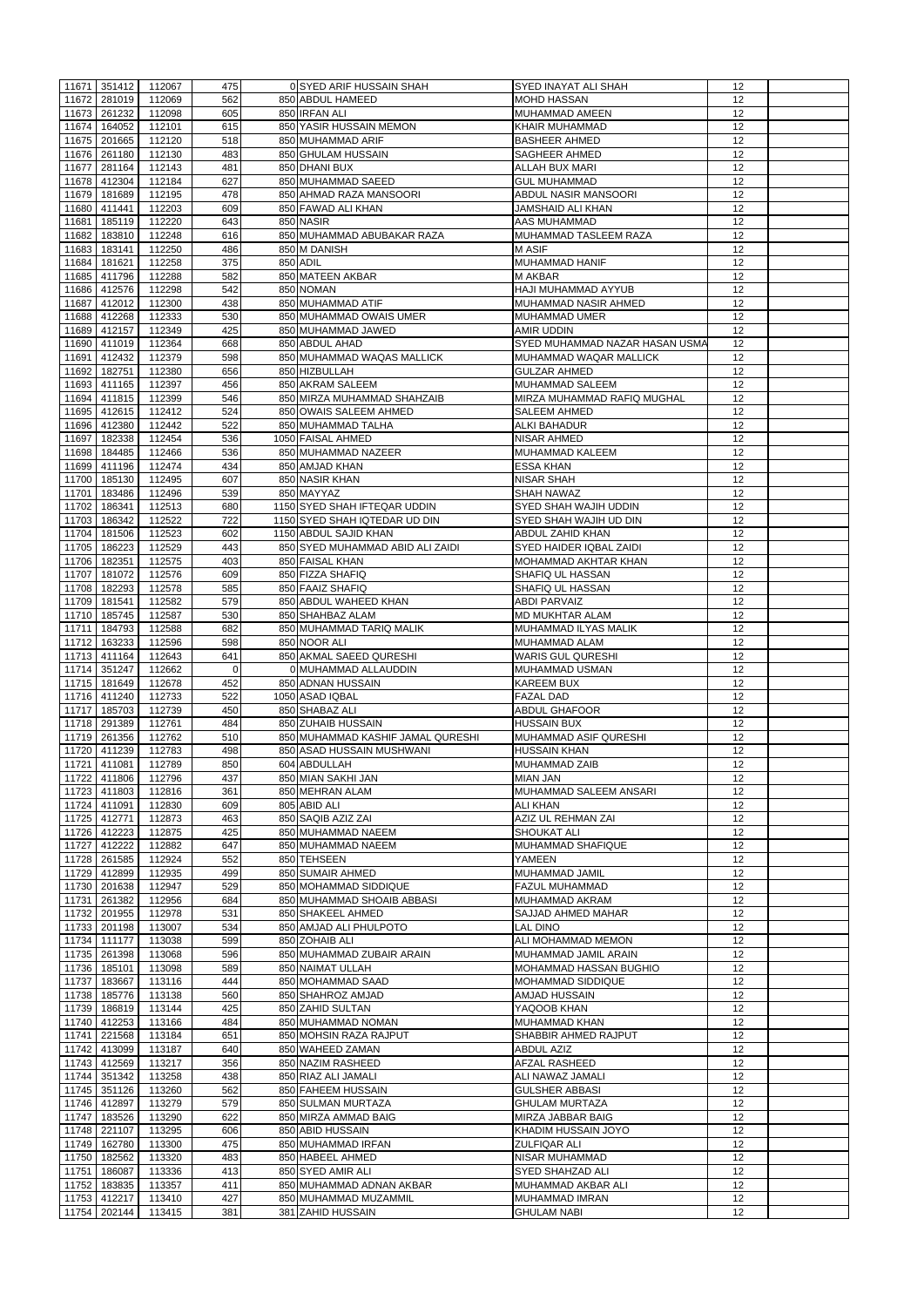| | | | | | | | | |
|---|---|---|---|---|---|---|---|---|
| 11671 | 351412 | 112067 | 475 | 0 | SYED ARIF HUSSAIN SHAH | SYED INAYAT ALI SHAH | 12 | |
| 11672 | 281019 | 112069 | 562 | 850 | ABDUL HAMEED | MOHD HASSAN | 12 | |
| 11673 | 261232 | 112098 | 605 | 850 | IRFAN ALI | MUHAMMAD AMEEN | 12 | |
| 11674 | 164052 | 112101 | 615 | 850 | YASIR HUSSAIN MEMON | KHAIR MUHAMMAD | 12 | |
| 11675 | 201665 | 112120 | 518 | 850 | MUHAMMAD ARIF | BASHEER AHMED | 12 | |
| 11676 | 261180 | 112130 | 483 | 850 | GHULAM HUSSAIN | SAGHEER AHMED | 12 | |
| 11677 | 281164 | 112143 | 481 | 850 | DHANI BUX | ALLAH BUX MARI | 12 | |
| 11678 | 412304 | 112184 | 627 | 850 | MUHAMMAD SAEED | GUL MUHAMMAD | 12 | |
| 11679 | 181689 | 112195 | 478 | 850 | AHMAD RAZA MANSOORI | ABDUL NASIR MANSOORI | 12 | |
| 11680 | 411441 | 112203 | 609 | 850 | FAWAD ALI KHAN | JAMSHAID ALI KHAN | 12 | |
| 11681 | 185119 | 112220 | 643 | 850 | NASIR | AAS MUHAMMAD | 12 | |
| 11682 | 183810 | 112248 | 616 | 850 | MUHAMMAD ABUBAKAR RAZA | MUHAMMAD TASLEEM RAZA | 12 | |
| 11683 | 183141 | 112250 | 486 | 850 | M DANISH | M ASIF | 12 | |
| 11684 | 181621 | 112258 | 375 | 850 | ADIL | MUHAMMAD HANIF | 12 | |
| 11685 | 411796 | 112288 | 582 | 850 | MATEEN AKBAR | M AKBAR | 12 | |
| 11686 | 412576 | 112298 | 542 | 850 | NOMAN | HAJI MUHAMMAD AYYUB | 12 | |
| 11687 | 412012 | 112300 | 438 | 850 | MUHAMMAD ATIF | MUHAMMAD NASIR AHMED | 12 | |
| 11688 | 412268 | 112333 | 530 | 850 | MUHAMMAD OWAIS UMER | MUHAMMAD UMER | 12 | |
| 11689 | 412157 | 112349 | 425 | 850 | MUHAMMAD JAWED | AMIR UDDIN | 12 | |
| 11690 | 411019 | 112364 | 668 | 850 | ABDUL AHAD | SYED MUHAMMAD NAZAR HASAN USMA | 12 | |
| 11691 | 412432 | 112379 | 598 | 850 | MUHAMMAD WAQAS MALLICK | MUHAMMAD WAQAR MALLICK | 12 | |
| 11692 | 182751 | 112380 | 656 | 850 | HIZBULLAH | GULZAR AHMED | 12 | |
| 11693 | 411165 | 112397 | 456 | 850 | AKRAM SALEEM | MUHAMMAD SALEEM | 12 | |
| 11694 | 411815 | 112399 | 546 | 850 | MIRZA MUHAMMAD SHAHZAIB | MIRZA MUHAMMAD RAFIQ MUGHAL | 12 | |
| 11695 | 412615 | 112412 | 524 | 850 | OWAIS SALEEM AHMED | SALEEM AHMED | 12 | |
| 11696 | 412380 | 112442 | 522 | 850 | MUHAMMAD TALHA | ALKI BAHADUR | 12 | |
| 11697 | 182338 | 112454 | 536 | 1050 | FAISAL AHMED | NISAR AHMED | 12 | |
| 11698 | 184485 | 112466 | 536 | 850 | MUHAMMAD NAZEER | MUHAMMAD KALEEM | 12 | |
| 11699 | 411196 | 112474 | 434 | 850 | AMJAD KHAN | ESSA KHAN | 12 | |
| 11700 | 185130 | 112495 | 607 | 850 | NASIR KHAN | NISAR SHAH | 12 | |
| 11701 | 183486 | 112496 | 539 | 850 | MAYYAZ | SHAH NAWAZ | 12 | |
| 11702 | 186341 | 112513 | 680 | 1150 | SYED SHAH IFTEQAR UDDIN | SYED SHAH WAJIH UDDIN | 12 | |
| 11703 | 186342 | 112522 | 722 | 1150 | SYED SHAH IQTEDAR UD DIN | SYED SHAH WAJIH UD DIN | 12 | |
| 11704 | 181506 | 112523 | 602 | 1150 | ABDUL SAJID KHAN | ABDUL ZAHID KHAN | 12 | |
| 11705 | 186223 | 112529 | 443 | 850 | SYED MUHAMMAD ABID ALI ZAIDI | SYED HAIDER IQBAL ZAIDI | 12 | |
| 11706 | 182351 | 112575 | 403 | 850 | FAISAL KHAN | MOHAMMAD AKHTAR KHAN | 12 | |
| 11707 | 181072 | 112576 | 609 | 850 | FIZZA SHAFIQ | SHAFIQ UL HASSAN | 12 | |
| 11708 | 182293 | 112578 | 585 | 850 | FAAIZ SHAFIQ | SHAFIQ UL HASSAN | 12 | |
| 11709 | 181541 | 112582 | 579 | 850 | ABDUL WAHEED KHAN | ABDI PARVAIZ | 12 | |
| 11710 | 185745 | 112587 | 530 | 850 | SHAHBAZ ALAM | MD MUKHTAR ALAM | 12 | |
| 11711 | 184793 | 112588 | 682 | 850 | MUHAMMAD TARIQ MALIK | MUHAMMAD ILYAS MALIK | 12 | |
| 11712 | 163233 | 112596 | 598 | 850 | NOOR ALI | MUHAMMAD ALAM | 12 | |
| 11713 | 411164 | 112643 | 641 | 850 | AKMAL SAEED QURESHI | WARIS GUL QURESHI | 12 | |
| 11714 | 351247 | 112662 | 0 | 0 | MUHAMMAD ALLAUDDIN | MUHAMMAD USMAN | 12 | |
| 11715 | 181649 | 112678 | 452 | 850 | ADNAN HUSSAIN | KAREEM BUX | 12 | |
| 11716 | 411240 | 112733 | 522 | 1050 | ASAD IQBAL | FAZAL DAD | 12 | |
| 11717 | 185703 | 112739 | 450 | 850 | SHABAZ ALI | ABDUL GHAFOOR | 12 | |
| 11718 | 291389 | 112761 | 484 | 850 | ZUHAIB HUSSAIN | HUSSAIN BUX | 12 | |
| 11719 | 261356 | 112762 | 510 | 850 | MUHAMMAD KASHIF JAMAL QURESHI | MUHAMMAD ASIF QURESHI | 12 | |
| 11720 | 411239 | 112783 | 498 | 850 | ASAD HUSSAIN MUSHWANI | HUSSAIN KHAN | 12 | |
| 11721 | 411081 | 112789 | 850 | 604 | ABDULLAH | MUHAMMAD ZAIB | 12 | |
| 11722 | 411806 | 112796 | 437 | 850 | MIAN SAKHI JAN | MIAN JAN | 12 | |
| 11723 | 411803 | 112816 | 361 | 850 | MEHRAN ALAM | MUHAMMAD SALEEM ANSARI | 12 | |
| 11724 | 411091 | 112830 | 609 | 805 | ABID ALI | ALI KHAN | 12 | |
| 11725 | 412771 | 112873 | 463 | 850 | SAQIB AZIZ ZAI | AZIZ UL REHMAN ZAI | 12 | |
| 11726 | 412223 | 112875 | 425 | 850 | MUHAMMAD NAEEM | SHOUKAT ALI | 12 | |
| 11727 | 412222 | 112882 | 647 | 850 | MUHAMMAD NAEEM | MUHAMMAD SHAFIQUE | 12 | |
| 11728 | 261585 | 112924 | 552 | 850 | TEHSEEN | YAMEEN | 12 | |
| 11729 | 412899 | 112935 | 499 | 850 | SUMAIR AHMED | MUHAMMAD JAMIL | 12 | |
| 11730 | 201638 | 112947 | 529 | 850 | MOHAMMAD SIDDIQUE | FAZUL MUHAMMAD | 12 | |
| 11731 | 261382 | 112956 | 684 | 850 | MUHAMMAD SHOAIB ABBASI | MUHAMMAD AKRAM | 12 | |
| 11732 | 201955 | 112978 | 531 | 850 | SHAKEEL AHMED | SAJJAD AHMED MAHAR | 12 | |
| 11733 | 201198 | 113007 | 534 | 850 | AMJAD ALI PHULPOTO | LAL DINO | 12 | |
| 11734 | 111177 | 113038 | 599 | 850 | ZOHAIB ALI | ALI MOHAMMAD MEMON | 12 | |
| 11735 | 261398 | 113068 | 596 | 850 | MUHAMMAD ZUBAIR ARAIN | MUHAMMAD JAMIL ARAIN | 12 | |
| 11736 | 185101 | 113098 | 589 | 850 | NAIMAT ULLAH | MOHAMMAD HASSAN BUGHIO | 12 | |
| 11737 | 183667 | 113116 | 444 | 850 | MOHAMMAD SAAD | MOHAMMAD SIDDIQUE | 12 | |
| 11738 | 185776 | 113138 | 560 | 850 | SHAHROZ AMJAD | AMJAD HUSSAIN | 12 | |
| 11739 | 186819 | 113144 | 425 | 850 | ZAHID SULTAN | YAQOOB KHAN | 12 | |
| 11740 | 412253 | 113166 | 484 | 850 | MUHAMMAD NOMAN | MUHAMMAD KHAN | 12 | |
| 11741 | 221568 | 113184 | 651 | 850 | MOHSIN RAZA RAJPUT | SHABBIR AHMED RAJPUT | 12 | |
| 11742 | 413099 | 113187 | 640 | 850 | WAHEED ZAMAN | ABDUL AZIZ | 12 | |
| 11743 | 412569 | 113217 | 356 | 850 | NAZIM RASHEED | AFZAL RASHEED | 12 | |
| 11744 | 351342 | 113258 | 438 | 850 | RIAZ ALI JAMALI | ALI NAWAZ JAMALI | 12 | |
| 11745 | 351126 | 113260 | 562 | 850 | FAHEEM HUSSAIN | GULSHER ABBASI | 12 | |
| 11746 | 412897 | 113279 | 579 | 850 | SULMAN MURTAZA | GHULAM MURTAZA | 12 | |
| 11747 | 183526 | 113290 | 622 | 850 | MIRZA AMMAD BAIG | MIRZA JABBAR BAIG | 12 | |
| 11748 | 221107 | 113295 | 606 | 850 | ABID HUSSAIN | KHADIM HUSSAIN JOYO | 12 | |
| 11749 | 162780 | 113300 | 475 | 850 | MUHAMMAD IRFAN | ZULFIQAR ALI | 12 | |
| 11750 | 182562 | 113320 | 483 | 850 | HABEEL AHMED | NISAR MUHAMMAD | 12 | |
| 11751 | 186087 | 113336 | 413 | 850 | SYED AMIR ALI | SYED SHAHZAD ALI | 12 | |
| 11752 | 183835 | 113357 | 411 | 850 | MUHAMMAD ADNAN AKBAR | MUHAMMAD AKBAR ALI | 12 | |
| 11753 | 412217 | 113410 | 427 | 850 | MUHAMMAD MUZAMMIL | MUHAMMAD IMRAN | 12 | |
| 11754 | 202144 | 113415 | 381 | 381 | ZAHID HUSSAIN | GHULAM NABI | 12 | |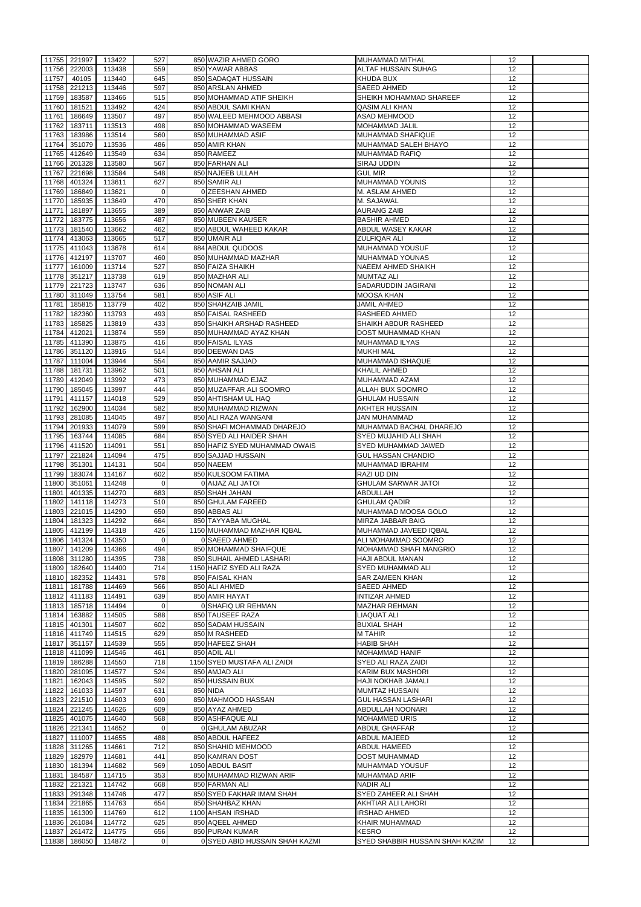| | | | | | | | | |
|---|---|---|---|---|---|---|---|---|
| 11755 | 221997 | 113422 | 527 | 850 | WAZIR AHMED GORO | MUHAMMAD MITHAL | 12 | |
| 11756 | 222003 | 113438 | 559 | 850 | YAWAR ABBAS | ALTAF HUSSAIN SUHAG | 12 | |
| 11757 | 40105 | 113440 | 645 | 850 | SADAQAT HUSSAIN | KHUDA BUX | 12 | |
| 11758 | 221213 | 113446 | 597 | 850 | ARSLAN AHMED | SAEED AHMED | 12 | |
| 11759 | 183587 | 113466 | 515 | 850 | MOHAMMAD ATIF SHEIKH | SHEIKH MOHAMMAD SHAREEF | 12 | |
| 11760 | 181521 | 113492 | 424 | 850 | ABDUL SAMI KHAN | QASIM ALI KHAN | 12 | |
| 11761 | 186649 | 113507 | 497 | 850 | WALEED MEHMOOD ABBASI | ASAD MEHMOOD | 12 | |
| 11762 | 183711 | 113513 | 498 | 850 | MOHAMMAD WASEEM | MOHAMMAD JALIL | 12 | |
| 11763 | 183986 | 113514 | 560 | 850 | MUHAMMAD ASIF | MUHAMMAD SHAFIQUE | 12 | |
| 11764 | 351079 | 113536 | 486 | 850 | AMIR KHAN | MUHAMMAD SALEH BHAYO | 12 | |
| 11765 | 412649 | 113549 | 634 | 850 | RAMEEZ | MUHAMMAD RAFIQ | 12 | |
| 11766 | 201328 | 113580 | 567 | 850 | FARHAN ALI | SIRAJ UDDIN | 12 | |
| 11767 | 221698 | 113584 | 548 | 850 | NAJEEB ULLAH | GUL MIR | 12 | |
| 11768 | 401324 | 113611 | 627 | 850 | SAMIR ALI | MUHAMMAD YOUNIS | 12 | |
| 11769 | 186849 | 113621 | 0 | 0 | ZEESHAN AHMED | M. ASLAM AHMED | 12 | |
| 11770 | 185935 | 113649 | 470 | 850 | SHER KHAN | M. SAJAWAL | 12 | |
| 11771 | 181897 | 113655 | 389 | 850 | ANWAR ZAIB | AURANG ZAIB | 12 | |
| 11772 | 183775 | 113656 | 487 | 850 | MUBEEN KAUSER | BASHIR AHMED | 12 | |
| 11773 | 181540 | 113662 | 462 | 850 | ABDUL WAHEED KAKAR | ABDUL WASEY KAKAR | 12 | |
| 11774 | 413063 | 113665 | 517 | 850 | UMAIR ALI | ZULFIQAR ALI | 12 | |
| 11775 | 411043 | 113678 | 614 | 884 | ABDUL QUDOOS | MUHAMMAD YOUSUF | 12 | |
| 11776 | 412197 | 113707 | 460 | 850 | MUHAMMAD MAZHAR | MUHAMMAD YOUNAS | 12 | |
| 11777 | 161009 | 113714 | 527 | 850 | FAIZA SHAIKH | NAEEM AHMED SHAIKH | 12 | |
| 11778 | 351217 | 113738 | 619 | 850 | MAZHAR ALI | MUMTAZ ALI | 12 | |
| 11779 | 221723 | 113747 | 636 | 850 | NOMAN ALI | SADARUDDIN JAGIRANI | 12 | |
| 11780 | 311049 | 113754 | 581 | 850 | ASIF ALI | MOOSA KHAN | 12 | |
| 11781 | 185815 | 113779 | 402 | 850 | SHAHZAIB JAMIL | JAMIL AHMED | 12 | |
| 11782 | 182360 | 113793 | 493 | 850 | FAISAL RASHEED | RASHEED AHMED | 12 | |
| 11783 | 185825 | 113819 | 433 | 850 | SHAIKH ARSHAD RASHEED | SHAIKH ABDUR RASHEED | 12 | |
| 11784 | 412021 | 113874 | 559 | 850 | MUHAMMAD AYAZ KHAN | DOST MUHAMMAD KHAN | 12 | |
| 11785 | 411390 | 113875 | 416 | 850 | FAISAL ILYAS | MUHAMMAD ILYAS | 12 | |
| 11786 | 351120 | 113916 | 514 | 850 | DEEWAN DAS | MUKHI MAL | 12 | |
| 11787 | 111004 | 113944 | 554 | 850 | AAMIR SAJJAD | MUHAMMAD ISHAQUE | 12 | |
| 11788 | 181731 | 113962 | 501 | 850 | AHSAN ALI | KHALIL AHMED | 12 | |
| 11789 | 412049 | 113992 | 473 | 850 | MUHAMMAD EJAZ | MUHAMMAD AZAM | 12 | |
| 11790 | 185045 | 113997 | 444 | 850 | MUZAFFAR ALI SOOMRO | ALLAH BUX SOOMRO | 12 | |
| 11791 | 411157 | 114018 | 529 | 850 | AHTISHAM UL HAQ | GHULAM HUSSAIN | 12 | |
| 11792 | 162900 | 114034 | 582 | 850 | MUHAMMAD RIZWAN | AKHTER HUSSAIN | 12 | |
| 11793 | 281085 | 114045 | 497 | 850 | ALI RAZA WANGANI | JAN MUHAMMAD | 12 | |
| 11794 | 201933 | 114079 | 599 | 850 | SHAFI MOHAMMAD DHAREJO | MUHAMMAD BACHAL DHAREJO | 12 | |
| 11795 | 163744 | 114085 | 684 | 850 | SYED ALI HAIDER SHAH | SYED MUJAHID ALI SHAH | 12 | |
| 11796 | 411520 | 114091 | 551 | 850 | HAFIZ SYED MUHAMMAD OWAIS | SYED MUHAMMAD JAWED | 12 | |
| 11797 | 221824 | 114094 | 475 | 850 | SAJJAD HUSSAIN | GUL HASSAN CHANDIO | 12 | |
| 11798 | 351301 | 114131 | 504 | 850 | NAEEM | MUHAMMAD IBRAHIM | 12 | |
| 11799 | 183074 | 114167 | 602 | 850 | KULSOOM FATIMA | RAZI UD DIN | 12 | |
| 11800 | 351061 | 114248 | 0 | 0 | AIJAZ ALI JATOI | GHULAM SARWAR JATOI | 12 | |
| 11801 | 401335 | 114270 | 683 | 850 | SHAH JAHAN | ABDULLAH | 12 | |
| 11802 | 141118 | 114273 | 510 | 850 | GHULAM FAREED | GHULAM QADIR | 12 | |
| 11803 | 221015 | 114290 | 650 | 850 | ABBAS ALI | MUHAMMAD MOOSA GOLO | 12 | |
| 11804 | 181323 | 114292 | 664 | 850 | TAYYABA MUGHAL | MIRZA JABBAR BAIG | 12 | |
| 11805 | 412199 | 114318 | 426 | 1150 | MUHAMMAD MAZHAR IQBAL | MUHAMMAD JAVEED IQBAL | 12 | |
| 11806 | 141324 | 114350 | 0 | 0 | SAEED AHMED | ALI MOHAMMAD SOOMRO | 12 | |
| 11807 | 141209 | 114366 | 494 | 850 | MOHAMMAD SHAIFQUE | MOHAMMAD SHAFI MANGRIO | 12 | |
| 11808 | 311280 | 114395 | 738 | 850 | SUHAIL AHMED LASHARI | HAJI ABDUL MANAN | 12 | |
| 11809 | 182640 | 114400 | 714 | 1150 | HAFIZ SYED ALI RAZA | SYED MUHAMMAD ALI | 12 | |
| 11810 | 182352 | 114431 | 578 | 850 | FAISAL KHAN | SAR ZAMEEN KHAN | 12 | |
| 11811 | 181788 | 114469 | 566 | 850 | ALI AHMED | SAEED AHMED | 12 | |
| 11812 | 411183 | 114491 | 639 | 850 | AMIR HAYAT | INTIZAR AHMED | 12 | |
| 11813 | 185718 | 114494 | 0 | 0 | SHAFIQ UR REHMAN | MAZHAR REHMAN | 12 | |
| 11814 | 163882 | 114505 | 588 | 850 | TAUSEEF RAZA | LIAQUAT ALI | 12 | |
| 11815 | 401301 | 114507 | 602 | 850 | SADAM HUSSAIN | BUXIAL SHAH | 12 | |
| 11816 | 411749 | 114515 | 629 | 850 | M RASHEED | M TAHIR | 12 | |
| 11817 | 351157 | 114539 | 555 | 850 | HAFEEZ SHAH | HABIB SHAH | 12 | |
| 11818 | 411099 | 114546 | 461 | 850 | ADIL ALI | MOHAMMAD HANIF | 12 | |
| 11819 | 186288 | 114550 | 718 | 1150 | SYED MUSTAFA ALI ZAIDI | SYED ALI RAZA ZAIDI | 12 | |
| 11820 | 281095 | 114577 | 524 | 850 | AMJAD ALI | KARIM BUX MASHORI | 12 | |
| 11821 | 162043 | 114595 | 592 | 850 | HUSSAIN BUX | HAJI NOKHAB JAMALI | 12 | |
| 11822 | 161033 | 114597 | 631 | 850 | NIDA | MUMTAZ HUSSAIN | 12 | |
| 11823 | 221510 | 114603 | 690 | 850 | MAHMOOD HASSAN | GUL HASSAN LASHARI | 12 | |
| 11824 | 221245 | 114626 | 609 | 850 | AYAZ AHMED | ABDULLAH NOONARI | 12 | |
| 11825 | 401075 | 114640 | 568 | 850 | ASHFAQUE ALI | MOHAMMED URIS | 12 | |
| 11826 | 221341 | 114652 | 0 | 0 | GHULAM ABUZAR | ABDUL GHAFFAR | 12 | |
| 11827 | 111007 | 114655 | 488 | 850 | ABDUL HAFEEZ | ABDUL MAJEED | 12 | |
| 11828 | 311265 | 114661 | 712 | 850 | SHAHID MEHMOOD | ABDUL HAMEED | 12 | |
| 11829 | 182979 | 114681 | 441 | 850 | KAMRAN DOST | DOST MUHAMMAD | 12 | |
| 11830 | 181394 | 114682 | 569 | 1050 | ABDUL BASIT | MUHAMMAD YOUSUF | 12 | |
| 11831 | 184587 | 114715 | 353 | 850 | MUHAMMAD RIZWAN ARIF | MUHAMMAD ARIF | 12 | |
| 11832 | 221321 | 114742 | 668 | 850 | FARMAN ALI | NADIR ALI | 12 | |
| 11833 | 291348 | 114746 | 477 | 850 | SYED FAKHAR IMAM SHAH | SYED ZAHEER ALI SHAH | 12 | |
| 11834 | 221865 | 114763 | 654 | 850 | SHAHBAZ KHAN | AKHTIAR ALI LAHORI | 12 | |
| 11835 | 161309 | 114769 | 612 | 1100 | AHSAN IRSHAD | IRSHAD AHMED | 12 | |
| 11836 | 261084 | 114772 | 625 | 850 | AQEEL AHMED | KHAIR MUHAMMAD | 12 | |
| 11837 | 261472 | 114775 | 656 | 850 | PURAN KUMAR | KESRO | 12 | |
| 11838 | 186050 | 114872 | 0 | 0 | SYED ABID HUSSAIN SHAH KAZMI | SYED SHABBIR HUSSAIN SHAH KAZIM | 12 | |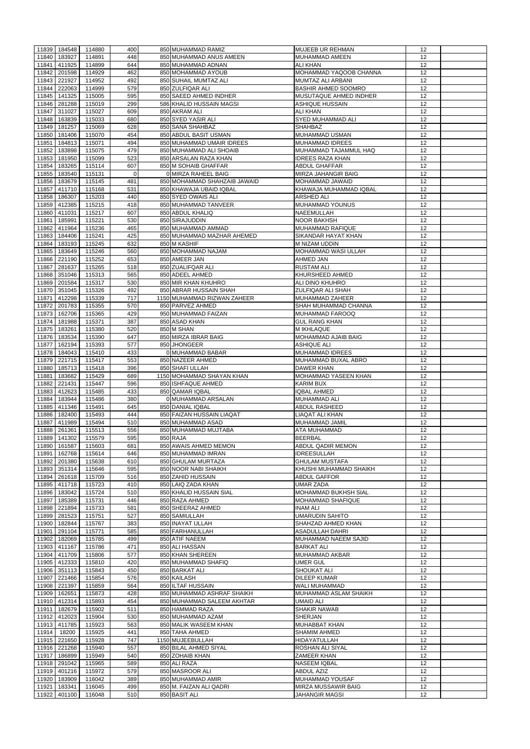| | | | | | | | |
|---|---|---|---|---|---|---|---|
| 11839 | 184548 | 114880 | 400 | 850 | MUHAMMAD RAMIZ | MUJEEB UR REHMAN | 12 |
| 11840 | 183927 | 114891 | 448 | 850 | MUHAMMAD ANUS AMEEN | MUHAMMAD AMEEN | 12 |
| 11841 | 411925 | 114899 | 644 | 850 | MUHAMMAD ADNAN | ALI KHAN | 12 |
| 11842 | 201598 | 114929 | 462 | 850 | MOHAMMAD AYOUB | MOHAMMAD YAQOOB CHANNA | 12 |
| 11843 | 221927 | 114952 | 492 | 850 | SUHAIL MUMTAZ ALI | MUMTAZ ALI ARBANI | 12 |
| 11844 | 222063 | 114999 | 579 | 850 | ZULFIQAR ALI | BASHIR AHMED SOOMRO | 12 |
| 11845 | 141325 | 115005 | 595 | 850 | SAEED AHMED INDHER | MUSUTAQUE AHMED INDHER | 12 |
| 11846 | 281288 | 115019 | 299 | 586 | KHALID HUSSAIN MAGSI | ASHIQUE HUSSAIN | 12 |
| 11847 | 311027 | 115027 | 609 | 850 | AKRAM ALI | ALI KHAN | 12 |
| 11848 | 163839 | 115033 | 680 | 850 | SYED YASIR ALI | SYED MUHAMMAD ALI | 12 |
| 11849 | 181257 | 115069 | 628 | 850 | SANA SHAHBAZ | SHAHBAZ | 12 |
| 11850 | 181406 | 115070 | 454 | 850 | ABDUL BASIT USMAN | MUHAMMAD USMAN | 12 |
| 11851 | 184813 | 115071 | 494 | 850 | MUHAMMAD UMAIR IDREES | MUHAMMAD IDREES | 12 |
| 11852 | 183898 | 115075 | 479 | 850 | MUHAMMAD ALI SHOAIB | MUHAMMAD TAJAMMUL HAQ | 12 |
| 11853 | 181950 | 115099 | 523 | 850 | ARSALAN RAZA KHAN | IDREES RAZA KHAN | 12 |
| 11854 | 183265 | 115114 | 607 | 850 | M SOHAIB GHAFFAR | ABDUL GHAFFAR | 12 |
| 11855 | 183540 | 115131 | 0 | 0 | MIRZA RAHEEL BAIG | MIRZA JAHANGIR BAIG | 12 |
| 11856 | 183679 | 115145 | 481 | 850 | MOHAMMAD SHAHZAIB JAWAID | MOHAMMAD JAWAID | 12 |
| 11857 | 411710 | 115168 | 531 | 850 | KHAWAJA UBAID IQBAL | KHAWAJA MUHAMMAD IQBAL | 12 |
| 11858 | 186307 | 115203 | 440 | 850 | SYED OWAIS ALI | ARSHED ALI | 12 |
| 11859 | 412385 | 115215 | 418 | 850 | MUHAMMAD TANVEER | MUHAMMAD YOUNUS | 12 |
| 11860 | 411031 | 115217 | 607 | 850 | ABDUL KHALIQ | NAEEMULLAH | 12 |
| 11861 | 185991 | 115221 | 530 | 850 | SIRAJUDDIN | NOOR BAKHSH | 12 |
| 11862 | 411964 | 115236 | 465 | 850 | MUHAMMAD AMMAD | MUHAMMAD RAFIQUE | 12 |
| 11863 | 184406 | 115241 | 425 | 850 | MUHAMMAD MAZHAR AHEMED | SIKANDAR HAYAT KHAN | 12 |
| 11864 | 183193 | 115245 | 632 | 850 | M KASHIF | M NIZAM UDDIN | 12 |
| 11865 | 183649 | 115246 | 560 | 850 | MOHAMMAD NAJAM | MOHAMMAD WASI ULLAH | 12 |
| 11866 | 221190 | 115252 | 653 | 850 | AMEER JAN | AHMED JAN | 12 |
| 11867 | 281637 | 115265 | 518 | 850 | ZUALIFQAR ALI | RUSTAM ALI | 12 |
| 11868 | 351046 | 115313 | 565 | 850 | ADEEL AHMED | KHURSHEED AHMED | 12 |
| 11869 | 201584 | 115317 | 530 | 850 | MIR KHAN KHUHRO | ALI DINO KHUHRO | 12 |
| 11870 | 351045 | 115326 | 492 | 850 | ABRAR HUSSAIN SHAH | ZULFIQAR ALI SHAH | 12 |
| 11871 | 412298 | 115339 | 717 | 1150 | MUHAMMAD RIZWAN ZAHEER | MUHAMMAD ZAHEER | 12 |
| 11872 | 201783 | 115355 | 570 | 850 | PARVEZ AHMED | SHAH MUHAMMAD CHANNA | 12 |
| 11873 | 162706 | 115365 | 429 | 950 | MUHAMMAD FAIZAN | MUHAMMAD FAROOQ | 12 |
| 11874 | 181988 | 115371 | 387 | 850 | ASAD KHAN | GUL RANG KHAN | 12 |
| 11875 | 183261 | 115380 | 520 | 850 | M SHAN | M IKHLAQUE | 12 |
| 11876 | 183534 | 115390 | 647 | 850 | MIRZA IBRAR BAIG | MOHAMMAD AJAIB BAIG | 12 |
| 11877 | 162194 | 115393 | 577 | 850 | JHONGEER | ASHIQUE ALI | 12 |
| 11878 | 184043 | 115410 | 433 | 0 | MUHAMMAD BABAR | MUHAMMAD IDREES | 12 |
| 11879 | 221715 | 115417 | 553 | 850 | NAZEER AHMED | MUHAMMAD BUXAL ABRO | 12 |
| 11880 | 185713 | 115418 | 396 | 850 | SHAFI ULLAH | DAWER KHAN | 12 |
| 11881 | 183682 | 115429 | 689 | 1150 | MOHAMMAD SHAYAN KHAN | MOHAMMAD YASEEN KHAN | 12 |
| 11882 | 221431 | 115447 | 596 | 850 | ISHFAQUE AHMED | KARIM BUX | 12 |
| 11883 | 412623 | 115485 | 433 | 850 | QAMAR IQBAL | IQBAL AHMED | 12 |
| 11884 | 183944 | 115486 | 380 | 0 | MUHAMMAD ARSALAN | MUHAMMAD ALI | 12 |
| 11885 | 411346 | 115491 | 645 | 850 | DANIAL IQBAL | ABDUL RASHEED | 12 |
| 11886 | 182400 | 115493 | 444 | 850 | FAIZAN HUSSAIN LIAQAT | LIAQAT ALI KHAN | 12 |
| 11887 | 411989 | 115494 | 510 | 850 | MUHAMMAD ASAD | MUHAMMAD JAMIL | 12 |
| 11888 | 261361 | 115513 | 556 | 850 | MUHAMMAD MUJTABA | ATA MUHAMMAD | 12 |
| 11889 | 141302 | 115579 | 595 | 850 | RAJA | BEERBAL | 12 |
| 11890 | 161587 | 115603 | 681 | 850 | AWAIS AHMED MEMON | ABDUL QADIR MEMON | 12 |
| 11891 | 162768 | 115614 | 646 | 850 | MUHAMMAD IMRAN | IDREESULLAH | 12 |
| 11892 | 201380 | 115638 | 610 | 850 | GHULAM MURTAZA | GHULAM MUSTAFA | 12 |
| 11893 | 351314 | 115646 | 595 | 850 | NOOR NABI SHAIKH | KHUSHI MUHAMMAD SHAIKH | 12 |
| 11894 | 261618 | 115709 | 516 | 850 | ZAHID HUSSAIN | ABDUL GAFFOR | 12 |
| 11895 | 411718 | 115723 | 410 | 850 | LAIQ ZADA KHAN | UMAR ZADA | 12 |
| 11896 | 183042 | 115724 | 510 | 850 | KHALID HUSSAIN SIAL | MOHAMMAD BUKHSH SIAL | 12 |
| 11897 | 185389 | 115731 | 446 | 850 | RAZA AHMED | MOHAMMAD SHAFIQUE | 12 |
| 11898 | 221894 | 115733 | 581 | 850 | SHEERAZ AHMED | INAM ALI | 12 |
| 11899 | 281523 | 115751 | 527 | 850 | SAMIULLAH | UMARUDIN SAHITO | 12 |
| 11900 | 182844 | 115767 | 383 | 850 | INAYAT ULLAH | SHAHZAD AHMED KHAN | 12 |
| 11901 | 291104 | 115771 | 585 | 850 | FARHANULLAH | ASADULLAH DAHRI | 12 |
| 11902 | 182069 | 115785 | 499 | 850 | ATIF NAEEM | MUHAMMAD NAEEM SAJID | 12 |
| 11903 | 411167 | 115786 | 471 | 850 | ALI HASSAN | BARKAT ALI | 12 |
| 11904 | 411709 | 115806 | 577 | 850 | KHAN SHEREEN | MUHAMMAD AKBAR | 12 |
| 11905 | 412333 | 115810 | 420 | 850 | MUHAMMAD SHAFIQ | UMER GUL | 12 |
| 11906 | 351113 | 115843 | 450 | 850 | BARKAT ALI | SHOUKAT ALI | 12 |
| 11907 | 221466 | 115854 | 576 | 850 | KAILASH | DILEEP KUMAR | 12 |
| 11908 | 221397 | 115859 | 564 | 850 | ILTAF HUSSAIN | WALI MUHAMMAD | 12 |
| 11909 | 162651 | 115873 | 428 | 850 | MUHAMMAD ASHRAF SHAIKH | MUHAMMAD ASLAM SHAIKH | 12 |
| 11910 | 412314 | 115893 | 454 | 850 | MUHAMMAD SALEEM AKHTAR | UMAID ALI | 12 |
| 11911 | 182679 | 115902 | 511 | 850 | HAMMAD RAZA | SHAKIR NAWAB | 12 |
| 11912 | 412023 | 115904 | 530 | 850 | MUHAMMAD AZAM | SHERJAN | 12 |
| 11913 | 411785 | 115923 | 563 | 850 | MALIK WASEEM KHAN | MUHABBAT KHAN | 12 |
| 11914 | 18200 | 115925 | 441 | 850 | TAHA AHMED | SHAMIM AHMED | 12 |
| 11915 | 221650 | 115928 | 747 | 1150 | MUJEEBULLAH | HIDAYATULLAH | 12 |
| 11916 | 221268 | 115940 | 557 | 850 | BILAL AHMED SIYAL | ROSHAN ALI SIYAL | 12 |
| 11917 | 186899 | 115949 | 540 | 850 | ZOHAIB KHAN | ZAMEER KHAN | 12 |
| 11918 | 291042 | 115965 | 589 | 850 | ALI RAZA | NASEEM IQBAL | 12 |
| 11919 | 401216 | 115972 | 579 | 850 | MASROOR ALI | ABDUL AZIZ | 12 |
| 11920 | 183909 | 116042 | 389 | 850 | MUHAMMAD AMIR | MUHAMMAD YOUSAF | 12 |
| 11921 | 183341 | 116045 | 499 | 850 | M. FAIZAN ALI QADRI | MIRZA MUSSAWIR BAIG | 12 |
| 11922 | 401100 | 116048 | 510 | 850 | BASIT ALI | JAHANGIR MAGSI | 12 |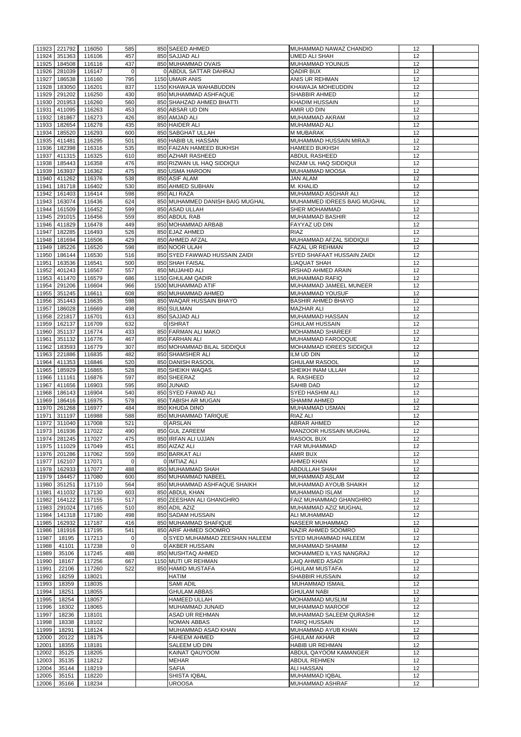| | | | | | | | | |
|---|---|---|---|---|---|---|---|---|
| 11923 | 221792 | 116050 | 585 | 850 | SAEED AHMED | MUHAMMAD NAWAZ CHANDIO | 12 | |
| 11924 | 351363 | 116106 | 457 | 850 | SAJJAD ALI | UMED ALI SHAH | 12 | |
| 11925 | 184508 | 116116 | 437 | 850 | MUHAMMAD OVAIS | MUHAMMAD YOUNUS | 12 | |
| 11926 | 281039 | 116147 | 0 | 0 | ABDUL SATTAR DAHRAJ | QADIR BUX | 12 | |
| 11927 | 186538 | 116160 | 795 | 1150 | UMAIR ANIS | ANIS UR REHMAN | 12 | |
| 11928 | 183050 | 116201 | 837 | 1150 | KHAWAJA WAHABUDDIN | KHAWAJA MOHEUDDIN | 12 | |
| 11929 | 291202 | 116250 | 430 | 850 | MUHAMMAD ASHFAQUE | SHABBIR AHMED | 12 | |
| 11930 | 201953 | 116260 | 560 | 850 | SHAHZAD AHMED BHATTI | KHADIM HUSSAIN | 12 | |
| 11931 | 411095 | 116263 | 453 | 850 | ABSAR UD DIN | AMIR UD DIN | 12 | |
| 11932 | 181867 | 116273 | 426 | 850 | AMJAD ALI | MUHAMMAD AKRAM | 12 | |
| 11933 | 182654 | 116278 | 435 | 850 | HAIDER ALI | MUHAMMAD ALI | 12 | |
| 11934 | 185520 | 116293 | 600 | 850 | SABGHAT ULLAH | M MUBARAK | 12 | |
| 11935 | 411481 | 116295 | 501 | 850 | HABIB UL HASSAN | MUHAMMAD HUSSAIN MIRAJI | 12 | |
| 11936 | 182398 | 116316 | 535 | 850 | FAIZAN HAMEED BUKHSH | HAMEED BUKHSH | 12 | |
| 11937 | 411315 | 116325 | 610 | 850 | AZHAR RASHEED | ABDUL RASHEED | 12 | |
| 11938 | 185443 | 116358 | 476 | 850 | RIZWAN UL HAQ SIDDIQUI | NIZAM UL HAQ SIDDIQUI | 12 | |
| 11939 | 163937 | 116362 | 475 | 850 | USMA HAROON | MUHAMMAD MOOSA | 12 | |
| 11940 | 411262 | 116376 | 538 | 850 | ASIF ALAM | JAN ALAM | 12 | |
| 11941 | 181718 | 116402 | 530 | 850 | AHMED SUBHAN | M. KHALID | 12 | |
| 11942 | 161403 | 116414 | 598 | 850 | ALI RAZA | MUHAMMAD ASGHAR ALI | 12 | |
| 11943 | 163074 | 116436 | 624 | 850 | MUHAMMED DANISH BAIG MUGHAL | MUHAMMED IDREES BAIG MUGHAL | 12 | |
| 11944 | 161509 | 116452 | 599 | 850 | ASAD ULLAH | SHER MOHAMMAD | 12 | |
| 11945 | 291015 | 116456 | 559 | 850 | ABDUL RAB | MUHAMMAD BASHIR | 12 | |
| 11946 | 411829 | 116478 | 449 | 850 | MOHAMMAD ARBAB | FAYYAZ UD DIN | 12 | |
| 11947 | 182285 | 116493 | 526 | 850 | EJAZ AHMED | RIAZ | 12 | |
| 11948 | 181694 | 116506 | 429 | 850 | AHMED AFZAL | MUHAMMAD AFZAL SIDDIQUI | 12 | |
| 11949 | 185226 | 116520 | 598 | 850 | NOOR ULAH | FAZAL UR REHMAN | 12 | |
| 11950 | 186144 | 116530 | 516 | 850 | SYED FAWWAD HUSSAIN ZAIDI | SYED SHAFAAT HUSSAIN ZAIDI | 12 | |
| 11951 | 163536 | 116541 | 500 | 850 | SHAH FAISAL | LIAQUAT SHAH | 12 | |
| 11952 | 401243 | 116567 | 557 | 850 | MUJAHID ALI | IRSHAD AHMED ARAIN | 12 | |
| 11953 | 411470 | 116579 | 686 | 1150 | GHULAM QADIR | MUHAMMAD RAFIQ | 12 | |
| 11954 | 291206 | 116604 | 966 | 1500 | MUHAMMAD ATIF | MUHAMMAD JAMEEL MUNEER | 12 | |
| 11955 | 351245 | 116611 | 608 | 850 | MUHAMMAD AHMED | MUHAMMAD YOUSUF | 12 | |
| 11956 | 351443 | 116635 | 598 | 850 | WAQAR HUSSAIN BHAYO | BASHIR AHMED BHAYO | 12 | |
| 11957 | 186028 | 116669 | 498 | 850 | SULMAN | MAZHAR ALI | 12 | |
| 11958 | 221817 | 116701 | 613 | 850 | SAJJAD ALI | MUHAMMAD HASSAN | 12 | |
| 11959 | 162137 | 116709 | 632 | 0 | ISHRAT | GHULAM HUSSAIN | 12 | |
| 11960 | 351137 | 116774 | 433 | 850 | FARMAN ALI MAKO | MOHAMMAD SHAREEF | 12 | |
| 11961 | 351132 | 116776 | 467 | 850 | FARHAN ALI | MUHAMMAD FAROOQUE | 12 | |
| 11962 | 183593 | 116779 | 307 | 850 | MOHAMMAD BILAL SIDDIQUI | MOHAMMAD IDREES SIDDIQUI | 12 | |
| 11963 | 221886 | 116835 | 482 | 850 | SHAMSHER ALI | ILM UD DIN | 12 | |
| 11964 | 411353 | 116846 | 520 | 850 | DANISH RASOOL | GHULAM RASOOL | 12 | |
| 11965 | 185929 | 116865 | 528 | 850 | SHEIKH WAQAS | SHEIKH INAM ULLAH | 12 | |
| 11966 | 111161 | 116876 | 597 | 850 | SHEERAZ | A. RASHEED | 12 | |
| 11967 | 411656 | 116903 | 595 | 850 | JUNAID | SAHIB DAD | 12 | |
| 11968 | 186143 | 116904 | 540 | 850 | SYED FAWAD ALI | SYED HASHIM ALI | 12 | |
| 11969 | 186416 | 116975 | 578 | 850 | TABISH AR MUGAN | SHAMIM AHMED | 12 | |
| 11970 | 261268 | 116977 | 484 | 850 | KHUDA DINO | MUHAMMAD USMAN | 12 | |
| 11971 | 311197 | 116988 | 588 | 850 | MUHAMMAD TARIQUE | RIAZ ALI | 12 | |
| 11972 | 311040 | 117008 | 521 | 0 | ARSLAN | ABRAR AHMED | 12 | |
| 11973 | 161936 | 117022 | 490 | 850 | GUL ZAREEM | MANZOOR HUSSAIN MUGHAL | 12 | |
| 11974 | 281245 | 117027 | 475 | 850 | IRFAN ALI UJJAN | RASOOL BUX | 12 | |
| 11975 | 111029 | 117049 | 451 | 850 | AIZAZ ALI | YAR MUHAMMAD | 12 | |
| 11976 | 201286 | 117062 | 559 | 850 | BARKAT ALI | AMIR BUX | 12 | |
| 11977 | 162107 | 117071 | 0 | 0 | IMTIAZ ALI | AHMED KHAN | 12 | |
| 11978 | 162933 | 117077 | 488 | 850 | MUHAMMAD SHAH | ABDULLAH SHAH | 12 | |
| 11979 | 184457 | 117080 | 600 | 850 | MUHAMMAD NABEEL | MUHAMMAD ASLAM | 12 | |
| 11980 | 351251 | 117110 | 564 | 850 | MUHAMMAD ASHFAQUE SHAIKH | MUHAMMAD AYOUB SHAIKH | 12 | |
| 11981 | 411032 | 117130 | 603 | 850 | ABDUL KHAN | MUHAMMAD ISLAM | 12 | |
| 11982 | 164122 | 117155 | 517 | 850 | ZEESHAN ALI GHANGHRO | FAIZ MUHAMMAD GHANGHRO | 12 | |
| 11983 | 291024 | 117165 | 510 | 850 | ADIL AZIZ | MUHAMMAD AZIZ MUGHAL | 12 | |
| 11984 | 141318 | 117180 | 498 | 850 | SADAM HUSSAIN | ALI MUHAMMAD | 12 | |
| 11985 | 162932 | 117187 | 416 | 850 | MUHAMMAD SHAFIQUE | NASEER MUHAMMAD | 12 | |
| 11986 | 181916 | 117195 | 541 | 850 | ARIF AHMED SOOMRO | NAZIR AHMED SOOMRO | 12 | |
| 11987 | 18195 | 117213 | 0 | 0 | SYED MUHAMMAD ZEESHAN HALEEM | SYED MUHAMMAD HALEEM | 12 | |
| 11988 | 41101 | 117238 | 0 | 0 | AKBER HUSSAIN | MUHAMMAD SHAMIM | 12 | |
| 11989 | 35106 | 117245 | 488 | 850 | MUSHTAQ AHMED | MOHAMMED ILYAS NANGRAJ | 12 | |
| 11990 | 18167 | 117256 | 667 | 1150 | MUTI UR REHMAN | LAIQ AHMED ASADI | 12 | |
| 11991 | 22106 | 117260 | 522 | 850 | HAMID MUSTAFA | GHULAM MUSTAFA | 12 | |
| 11992 | 18259 | 118021 | | | HATIM | SHABBIR HUSSAIN | 12 | |
| 11993 | 18359 | 118035 | | | SAMI ADIL | MUHAMMAD ISMAIL | 12 | |
| 11994 | 18251 | 118055 | | | GHULAM ABBAS | GHULAM NABI | 12 | |
| 11995 | 18254 | 118057 | | | HAMEED ULLAH | MOHAMMAD MUSLIM | 12 | |
| 11996 | 18302 | 118065 | | | MUHAMMAD JUNAID | MUHAMMAD MAROOF | 12 | |
| 11997 | 18236 | 118101 | | | ASAD UR REHMAN | MUHAMMAD SALEEM QURASHI | 12 | |
| 11998 | 18338 | 118102 | | | NOMAN ABBAS | TARIQ HUSSAIN | 12 | |
| 11999 | 18291 | 118124 | | | MUHAMMAD ASAD KHAN | MUHAMMAD AYUB KHAN | 12 | |
| 12000 | 20122 | 118175 | | | FAHEEM AHMED | GHULAM AKHAR | 12 | |
| 12001 | 18355 | 118181 | | | SALEEM UD DIN | HABIB UR REHMAN | 12 | |
| 12002 | 35125 | 118205 | | | KAINAT QAUYOOM | ABDUL QAYOOM KAMANGER | 12 | |
| 12003 | 35135 | 118212 | | | MEHAR | ABDUL REHMEN | 12 | |
| 12004 | 35144 | 118219 | | | SAFIA | ALI HASSAN | 12 | |
| 12005 | 35151 | 118220 | | | SHISTA IQBAL | MUHAMMAD IQBAL | 12 | |
| 12006 | 35166 | 118234 | | | UROOSA | MUHAMMAD ASHRAF | 12 | |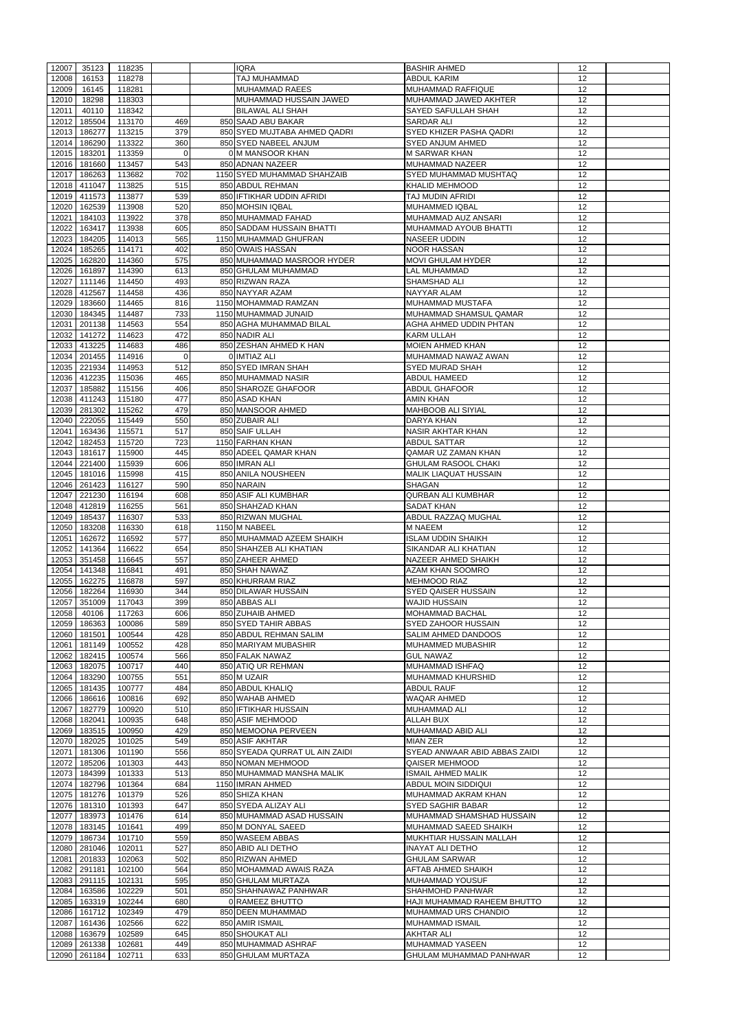| | | | | | | | | |
|---|---|---|---|---|---|---|---|---|
| 12007 | 35123 | 118235 | | | IQRA | BASHIR AHMED | 12 | |
| 12008 | 16153 | 118278 | | | TAJ MUHAMMAD | ABDUL KARIM | 12 | |
| 12009 | 16145 | 118281 | | | MUHAMMAD RAEES | MUHAMMAD RAFFIQUE | 12 | |
| 12010 | 18298 | 118303 | | | MUHAMMAD HUSSAIN JAWED | MUHAMMAD JAWED AKHTER | 12 | |
| 12011 | 40110 | 118342 | | | BILAWAL ALI SHAH | SAYED SAFULLAH SHAH | 12 | |
| 12012 | 185504 | 113170 | 469 | 850 | SAAD ABU BAKAR | SARDAR ALI | 12 | |
| 12013 | 186277 | 113215 | 379 | 850 | SYED MUJTABA AHMED QADRI | SYED KHIZER PASHA QADRI | 12 | |
| 12014 | 186290 | 113322 | 360 | 850 | SYED NABEEL ANJUM | SYED ANJUM AHMED | 12 | |
| 12015 | 183201 | 113359 | 0 | 0 | M MANSOOR KHAN | M SARWAR KHAN | 12 | |
| 12016 | 181660 | 113457 | 543 | 850 | ADNAN NAZEER | MUHAMMAD NAZEER | 12 | |
| 12017 | 186263 | 113682 | 702 | 1150 | SYED MUHAMMAD SHAHZAIB | SYED MUHAMMAD MUSHTAQ | 12 | |
| 12018 | 411047 | 113825 | 515 | 850 | ABDUL REHMAN | KHALID MEHMOOD | 12 | |
| 12019 | 411573 | 113877 | 539 | 850 | IFTIKHAR UDDIN AFRIDI | TAJ MUDIN AFRIDI | 12 | |
| 12020 | 162539 | 113908 | 520 | 850 | MOHSIN IQBAL | MUHAMMED IQBAL | 12 | |
| 12021 | 184103 | 113922 | 378 | 850 | MUHAMMAD FAHAD | MUHAMMAD AUZ ANSARI | 12 | |
| 12022 | 163417 | 113938 | 605 | 850 | SADDAM HUSSAIN BHATTI | MUHAMMAD AYOUB BHATTI | 12 | |
| 12023 | 184205 | 114013 | 565 | 1150 | MUHAMMAD GHUFRAN | NASEER UDDIN | 12 | |
| 12024 | 185265 | 114171 | 402 | 850 | OWAIS HASSAN | NOOR HASSAN | 12 | |
| 12025 | 162820 | 114360 | 575 | 850 | MUHAMMAD MASROOR HYDER | MOVI GHULAM HYDER | 12 | |
| 12026 | 161897 | 114390 | 613 | 850 | GHULAM MUHAMMAD | LAL MUHAMMAD | 12 | |
| 12027 | 111146 | 114450 | 493 | 850 | RIZWAN RAZA | SHAMSHAD ALI | 12 | |
| 12028 | 412567 | 114458 | 436 | 850 | NAYYAR AZAM | NAYYAR ALAM | 12 | |
| 12029 | 183660 | 114465 | 816 | 1150 | MOHAMMAD RAMZAN | MUHAMMAD MUSTAFA | 12 | |
| 12030 | 184345 | 114487 | 733 | 1150 | MUHAMMAD JUNAID | MUHAMMAD SHAMSUL QAMAR | 12 | |
| 12031 | 201138 | 114563 | 554 | 850 | AGHA MUHAMMAD BILAL | AGHA AHMED UDDIN PHTAN | 12 | |
| 12032 | 141272 | 114623 | 472 | 850 | NADIR ALI | KARM ULLAH | 12 | |
| 12033 | 413225 | 114683 | 486 | 850 | ZESHAN AHMED K HAN | MOIEN AHMED KHAN | 12 | |
| 12034 | 201455 | 114916 | 0 | 0 | IMTIAZ ALI | MUHAMMAD NAWAZ AWAN | 12 | |
| 12035 | 221934 | 114953 | 512 | 850 | SYED IMRAN SHAH | SYED MURAD SHAH | 12 | |
| 12036 | 412235 | 115036 | 465 | 850 | MUHAMMAD NASIR | ABDUL HAMEED | 12 | |
| 12037 | 185882 | 115156 | 406 | 850 | SHAROZE GHAFOOR | ABDUL GHAFOOR | 12 | |
| 12038 | 411243 | 115180 | 477 | 850 | ASAD KHAN | AMIN KHAN | 12 | |
| 12039 | 281302 | 115262 | 479 | 850 | MANSOOR AHMED | MAHBOOB ALI SIYIAL | 12 | |
| 12040 | 222055 | 115449 | 550 | 850 | ZUBAIR ALI | DARYA KHAN | 12 | |
| 12041 | 163436 | 115571 | 517 | 850 | SAIF ULLAH | NASIR AKHTAR KHAN | 12 | |
| 12042 | 182453 | 115720 | 723 | 1150 | FARHAN KHAN | ABDUL SATTAR | 12 | |
| 12043 | 181617 | 115900 | 445 | 850 | ADEEL QAMAR KHAN | QAMAR UZ ZAMAN KHAN | 12 | |
| 12044 | 221400 | 115939 | 606 | 850 | IMRAN ALI | GHULAM RASOOL CHAKI | 12 | |
| 12045 | 181016 | 115998 | 415 | 850 | ANILA NOUSHEEN | MALIK LIAQUAT HUSSAIN | 12 | |
| 12046 | 261423 | 116127 | 590 | 850 | NARAIN | SHAGAN | 12 | |
| 12047 | 221230 | 116194 | 608 | 850 | ASIF ALI KUMBHAR | QURBAN ALI KUMBHAR | 12 | |
| 12048 | 412819 | 116255 | 561 | 850 | SHAHZAD KHAN | SADAT KHAN | 12 | |
| 12049 | 185437 | 116307 | 533 | 850 | RIZWAN MUGHAL | ABDUL RAZZAQ MUGHAL | 12 | |
| 12050 | 183208 | 116330 | 618 | 1150 | M NABEEL | M NAEEM | 12 | |
| 12051 | 162672 | 116592 | 577 | 850 | MUHAMMAD AZEEM SHAIKH | ISLAM UDDIN SHAIKH | 12 | |
| 12052 | 141364 | 116622 | 654 | 850 | SHAHZEB ALI KHATIAN | SIKANDAR ALI KHATIAN | 12 | |
| 12053 | 351458 | 116645 | 557 | 850 | ZAHEER AHMED | NAZEER AHMED SHAIKH | 12 | |
| 12054 | 141348 | 116841 | 491 | 850 | SHAH NAWAZ | AZAM KHAN SOOMRO | 12 | |
| 12055 | 162275 | 116878 | 597 | 850 | KHURRAM RIAZ | MEHMOOD RIAZ | 12 | |
| 12056 | 182264 | 116930 | 344 | 850 | DILAWAR HUSSAIN | SYED QAISER HUSSAIN | 12 | |
| 12057 | 351009 | 117043 | 399 | 850 | ABBAS ALI | WAJID HUSSAIN | 12 | |
| 12058 | 40106 | 117263 | 606 | 850 | ZUHAIB AHMED | MOHAMMAD BACHAL | 12 | |
| 12059 | 186363 | 100086 | 589 | 850 | SYED TAHIR ABBAS | SYED ZAHOOR HUSSAIN | 12 | |
| 12060 | 181501 | 100544 | 428 | 850 | ABDUL REHMAN SALIM | SALIM AHMED DANDOOS | 12 | |
| 12061 | 181149 | 100552 | 428 | 850 | MARIYAM MUBASHIR | MUHAMMED MUBASHIR | 12 | |
| 12062 | 182415 | 100574 | 566 | 850 | FALAK NAWAZ | GUL NAWAZ | 12 | |
| 12063 | 182075 | 100717 | 440 | 850 | ATIQ UR REHMAN | MUHAMMAD ISHFAQ | 12 | |
| 12064 | 183290 | 100755 | 551 | 850 | M UZAIR | MUHAMMAD KHURSHID | 12 | |
| 12065 | 181435 | 100777 | 484 | 850 | ABDUL KHALIQ | ABDUL RAUF | 12 | |
| 12066 | 186616 | 100816 | 692 | 850 | WAHAB AHMED | WAQAR AHMED | 12 | |
| 12067 | 182779 | 100920 | 510 | 850 | IFTIKHAR HUSSAIN | MUHAMMAD ALI | 12 | |
| 12068 | 182041 | 100935 | 648 | 850 | ASIF MEHMOOD | ALLAH BUX | 12 | |
| 12069 | 183515 | 100950 | 429 | 850 | MEMOONA PERVEEN | MUHAMMAD ABID ALI | 12 | |
| 12070 | 182025 | 101025 | 549 | 850 | ASIF AKHTAR | MIAN ZER | 12 | |
| 12071 | 181306 | 101190 | 556 | 850 | SYEADA QURRAT UL AIN ZAIDI | SYEAD ANWAAR ABID ABBAS ZAIDI | 12 | |
| 12072 | 185206 | 101303 | 443 | 850 | NOMAN MEHMOOD | QAISER MEHMOOD | 12 | |
| 12073 | 184399 | 101333 | 513 | 850 | MUHAMMAD MANSHA MALIK | ISMAIL AHMED MALIK | 12 | |
| 12074 | 182796 | 101364 | 684 | 1150 | IMRAN AHMED | ABDUL MOIN SIDDIQUI | 12 | |
| 12075 | 181276 | 101379 | 526 | 850 | SHIZA KHAN | MUHAMMAD AKRAM KHAN | 12 | |
| 12076 | 181310 | 101393 | 647 | 850 | SYEDA ALIZAY ALI | SYED SAGHIR BABAR | 12 | |
| 12077 | 183973 | 101476 | 614 | 850 | MUHAMMAD ASAD HUSSAIN | MUHAMMAD SHAMSHAD HUSSAIN | 12 | |
| 12078 | 183145 | 101641 | 499 | 850 | M DONYAL SAEED | MUHAMMAD SAEED SHAIKH | 12 | |
| 12079 | 186734 | 101710 | 559 | 850 | WASEEM ABBAS | MUKHTIAR HUSSAIN MALLAH | 12 | |
| 12080 | 281046 | 102011 | 527 | 850 | ABID ALI DETHO | INAYAT ALI DETHO | 12 | |
| 12081 | 201833 | 102063 | 502 | 850 | RIZWAN AHMED | GHULAM SARWAR | 12 | |
| 12082 | 291181 | 102100 | 564 | 850 | MOHAMMAD AWAIS RAZA | AFTAB AHMED SHAIKH | 12 | |
| 12083 | 291115 | 102131 | 595 | 850 | GHULAM MURTAZA | MUHAMMAD YOUSUF | 12 | |
| 12084 | 163586 | 102229 | 501 | 850 | SHAHNAWAZ PANHWAR | SHAHMOHD PANHWAR | 12 | |
| 12085 | 163319 | 102244 | 680 | 0 | RAMEEZ BHUTTO | HAJI MUHAMMAD RAHEEM BHUTTO | 12 | |
| 12086 | 161712 | 102349 | 479 | 850 | DEEN MUHAMMAD | MUHAMMAD URS CHANDIO | 12 | |
| 12087 | 161436 | 102566 | 622 | 850 | AMIR ISMAIL | MUHAMMAD ISMAIL | 12 | |
| 12088 | 163679 | 102589 | 645 | 850 | SHOUKAT ALI | AKHTAR ALI | 12 | |
| 12089 | 261338 | 102681 | 449 | 850 | MUHAMMAD ASHRAF | MUHAMMAD YASEEN | 12 | |
| 12090 | 261184 | 102711 | 633 | 850 | GHULAM MURTAZA | GHULAM MUHAMMAD PANHWAR | 12 | |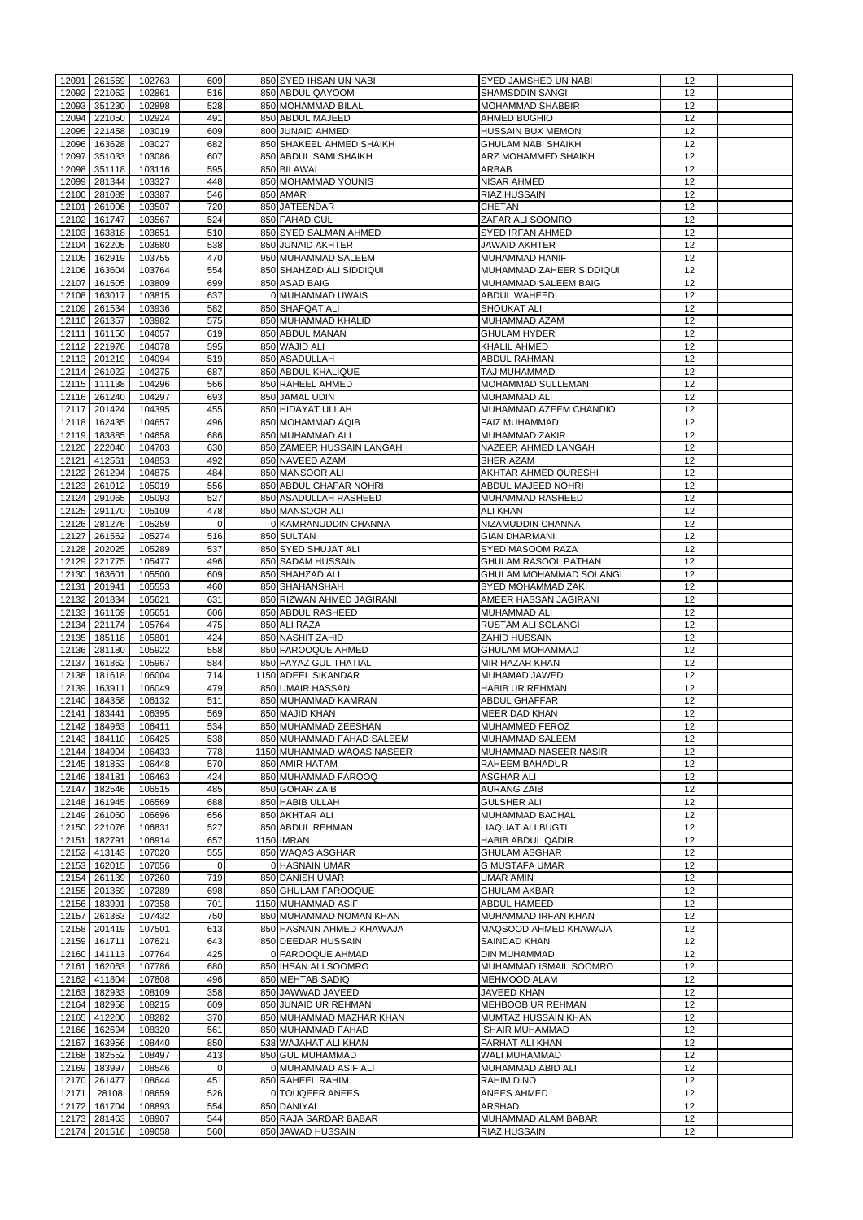| | | | | | | | | |
|---|---|---|---|---|---|---|---|---|
| 12091 | 261569 | 102763 | 609 | 850 | SYED IHSAN UN NABI | SYED JAMSHED UN NABI | 12 | |
| 12092 | 221062 | 102861 | 516 | 850 | ABDUL QAYOOM | SHAMSDDIN SANGI | 12 | |
| 12093 | 351230 | 102898 | 528 | 850 | MOHAMMAD BILAL | MOHAMMAD SHABBIR | 12 | |
| 12094 | 221050 | 102924 | 491 | 850 | ABDUL MAJEED | AHMED BUGHIO | 12 | |
| 12095 | 221458 | 103019 | 609 | 800 | JUNAID AHMED | HUSSAIN BUX MEMON | 12 | |
| 12096 | 163628 | 103027 | 682 | 850 | SHAKEEL AHMED SHAIKH | GHULAM NABI SHAIKH | 12 | |
| 12097 | 351033 | 103086 | 607 | 850 | ABDUL SAMI SHAIKH | ARZ MOHAMMED SHAIKH | 12 | |
| 12098 | 351118 | 103116 | 595 | 850 | BILAWAL | ARBAB | 12 | |
| 12099 | 281344 | 103327 | 448 | 850 | MOHAMMAD YOUNIS | NISAR AHMED | 12 | |
| 12100 | 281089 | 103387 | 546 | 850 | AMAR | RIAZ HUSSAIN | 12 | |
| 12101 | 261006 | 103507 | 720 | 850 | JATEENDAR | CHETAN | 12 | |
| 12102 | 161747 | 103567 | 524 | 850 | FAHAD GUL | ZAFAR ALI SOOMRO | 12 | |
| 12103 | 163818 | 103651 | 510 | 850 | SYED SALMAN AHMED | SYED IRFAN AHMED | 12 | |
| 12104 | 162205 | 103680 | 538 | 850 | JUNAID AKHTER | JAWAID AKHTER | 12 | |
| 12105 | 162919 | 103755 | 470 | 950 | MUHAMMAD SALEEM | MUHAMMAD HANIF | 12 | |
| 12106 | 163604 | 103764 | 554 | 850 | SHAHZAD ALI SIDDIQUI | MUHAMMAD ZAHEER SIDDIQUI | 12 | |
| 12107 | 161505 | 103809 | 699 | 850 | ASAD BAIG | MUHAMMAD SALEEM BAIG | 12 | |
| 12108 | 163017 | 103815 | 637 | 0 | MUHAMMAD UWAIS | ABDUL WAHEED | 12 | |
| 12109 | 261534 | 103936 | 582 | 850 | SHAFQAT ALI | SHOUKAT ALI | 12 | |
| 12110 | 261357 | 103982 | 575 | 850 | MUHAMMAD KHALID | MUHAMMAD AZAM | 12 | |
| 12111 | 161150 | 104057 | 619 | 850 | ABDUL MANAN | GHULAM HYDER | 12 | |
| 12112 | 221976 | 104078 | 595 | 850 | WAJID ALI | KHALIL AHMED | 12 | |
| 12113 | 201219 | 104094 | 519 | 850 | ASADULLAH | ABDUL RAHMAN | 12 | |
| 12114 | 261022 | 104275 | 687 | 850 | ABDUL KHALIQUE | TAJ MUHAMMAD | 12 | |
| 12115 | 111138 | 104296 | 566 | 850 | RAHEEL AHMED | MOHAMMAD SULLEMAN | 12 | |
| 12116 | 261240 | 104297 | 693 | 850 | JAMAL UDIN | MUHAMMAD ALI | 12 | |
| 12117 | 201424 | 104395 | 455 | 850 | HIDAYAT ULLAH | MUHAMMAD AZEEM CHANDIO | 12 | |
| 12118 | 162435 | 104657 | 496 | 850 | MOHAMMAD AQIB | FAIZ MUHAMMAD | 12 | |
| 12119 | 183885 | 104658 | 686 | 850 | MUHAMMAD ALI | MUHAMMAD ZAKIR | 12 | |
| 12120 | 222040 | 104703 | 630 | 850 | ZAMEER HUSSAIN LANGAH | NAZEER AHMED LANGAH | 12 | |
| 12121 | 412561 | 104853 | 492 | 850 | NAVEED AZAM | SHER AZAM | 12 | |
| 12122 | 261294 | 104875 | 484 | 850 | MANSOOR ALI | AKHTAR AHMED QURESHI | 12 | |
| 12123 | 261012 | 105019 | 556 | 850 | ABDUL GHAFAR NOHRI | ABDUL MAJEED NOHRI | 12 | |
| 12124 | 291065 | 105093 | 527 | 850 | ASADULLAH RASHEED | MUHAMMAD RASHEED | 12 | |
| 12125 | 291170 | 105109 | 478 | 850 | MANSOOR ALI | ALI KHAN | 12 | |
| 12126 | 281276 | 105259 | 0 | 0 | KAMRANUDDIN CHANNA | NIZAMUDDIN CHANNA | 12 | |
| 12127 | 261562 | 105274 | 516 | 850 | SULTAN | GIAN DHARMANI | 12 | |
| 12128 | 202025 | 105289 | 537 | 850 | SYED SHUJAT ALI | SYED MASOOM RAZA | 12 | |
| 12129 | 221775 | 105477 | 496 | 850 | SADAM HUSSAIN | GHULAM RASOOL PATHAN | 12 | |
| 12130 | 163601 | 105500 | 609 | 850 | SHAHZAD ALI | GHULAM MOHAMMAD SOLANGI | 12 | |
| 12131 | 201941 | 105553 | 460 | 850 | SHAHANSHAH | SYED MOHAMMAD ZAKI | 12 | |
| 12132 | 201834 | 105621 | 631 | 850 | RIZWAN AHMED JAGIRANI | AMEER HASSAN JAGIRANI | 12 | |
| 12133 | 161169 | 105651 | 606 | 850 | ABDUL RASHEED | MUHAMMAD ALI | 12 | |
| 12134 | 221174 | 105764 | 475 | 850 | ALI RAZA | RUSTAM ALI SOLANGI | 12 | |
| 12135 | 185118 | 105801 | 424 | 850 | NASHIT ZAHID | ZAHID HUSSAIN | 12 | |
| 12136 | 281180 | 105922 | 558 | 850 | FAROOQUE AHMED | GHULAM MOHAMMAD | 12 | |
| 12137 | 161862 | 105967 | 584 | 850 | FAYAZ GUL THATIAL | MIR HAZAR KHAN | 12 | |
| 12138 | 181618 | 106004 | 714 | 1150 | ADEEL SIKANDAR | MUHAMAD JAWED | 12 | |
| 12139 | 163911 | 106049 | 479 | 850 | UMAIR HASSAN | HABIB UR REHMAN | 12 | |
| 12140 | 184358 | 106132 | 511 | 850 | MUHAMMAD KAMRAN | ABDUL GHAFFAR | 12 | |
| 12141 | 183441 | 106395 | 569 | 850 | MAJID KHAN | MEER DAD KHAN | 12 | |
| 12142 | 184963 | 106411 | 534 | 850 | MUHAMMAD ZEESHAN | MUHAMMED FEROZ | 12 | |
| 12143 | 184110 | 106425 | 538 | 850 | MUHAMMAD FAHAD SALEEM | MUHAMMAD SALEEM | 12 | |
| 12144 | 184904 | 106433 | 778 | 1150 | MUHAMMAD WAQAS NASEER | MUHAMMAD NASEER NASIR | 12 | |
| 12145 | 181853 | 106448 | 570 | 850 | AMIR HATAM | RAHEEM BAHADUR | 12 | |
| 12146 | 184181 | 106463 | 424 | 850 | MUHAMMAD FAROOQ | ASGHAR ALI | 12 | |
| 12147 | 182546 | 106515 | 485 | 850 | GOHAR ZAIB | AURANG ZAIB | 12 | |
| 12148 | 161945 | 106569 | 688 | 850 | HABIB ULLAH | GULSHER ALI | 12 | |
| 12149 | 261060 | 106696 | 656 | 850 | AKHTAR ALI | MUHAMMAD BACHAL | 12 | |
| 12150 | 221076 | 106831 | 527 | 850 | ABDUL REHMAN | LIAQUAT ALI BUGTI | 12 | |
| 12151 | 182791 | 106914 | 657 | 1150 | IMRAN | HABIB ABDUL QADIR | 12 | |
| 12152 | 413143 | 107020 | 555 | 850 | WAQAS ASGHAR | GHULAM ASGHAR | 12 | |
| 12153 | 162015 | 107056 | 0 | 0 | HASNAIN UMAR | G MUSTAFA UMAR | 12 | |
| 12154 | 261139 | 107260 | 719 | 850 | DANISH UMAR | UMAR AMIN | 12 | |
| 12155 | 201369 | 107289 | 698 | 850 | GHULAM FAROOQUE | GHULAM AKBAR | 12 | |
| 12156 | 183991 | 107358 | 701 | 1150 | MUHAMMAD ASIF | ABDUL HAMEED | 12 | |
| 12157 | 261363 | 107432 | 750 | 850 | MUHAMMAD NOMAN KHAN | MUHAMMAD IRFAN KHAN | 12 | |
| 12158 | 201419 | 107501 | 613 | 850 | HASNAIN AHMED KHAWAJA | MAQSOOD AHMED KHAWAJA | 12 | |
| 12159 | 161711 | 107621 | 643 | 850 | DEEDAR HUSSAIN | SAINDAD KHAN | 12 | |
| 12160 | 141113 | 107764 | 425 | 0 | FAROOQUE AHMAD | DIN MUHAMMAD | 12 | |
| 12161 | 162063 | 107786 | 680 | 850 | IHSAN ALI SOOMRO | MUHAMMAD ISMAIL SOOMRO | 12 | |
| 12162 | 411804 | 107808 | 496 | 850 | MEHTAB SADIQ | MEHMOOD ALAM | 12 | |
| 12163 | 182933 | 108109 | 358 | 850 | JAWWAD JAVEED | JAVEED KHAN | 12 | |
| 12164 | 182958 | 108215 | 609 | 850 | JUNAID UR REHMAN | MEHBOOB UR REHMAN | 12 | |
| 12165 | 412200 | 108282 | 370 | 850 | MUHAMMAD MAZHAR KHAN | MUMTAZ HUSSAIN KHAN | 12 | |
| 12166 | 162694 | 108320 | 561 | 850 | MUHAMMAD FAHAD | SHAIR MUHAMMAD | 12 | |
| 12167 | 163956 | 108440 | 850 | 538 | WAJAHAT ALI KHAN | FARHAT ALI KHAN | 12 | |
| 12168 | 182552 | 108497 | 413 | 850 | GUL MUHAMMAD | WALI MUHAMMAD | 12 | |
| 12169 | 183997 | 108546 | 0 | 0 | MUHAMMAD ASIF ALI | MUHAMMAD ABID ALI | 12 | |
| 12170 | 261477 | 108644 | 451 | 850 | RAHEEL RAHIM | RAHIM DINO | 12 | |
| 12171 | 28108 | 108659 | 526 | 0 | TOUQEER ANEES | ANEES AHMED | 12 | |
| 12172 | 161704 | 108893 | 554 | 850 | DANIYAL | ARSHAD | 12 | |
| 12173 | 281463 | 108907 | 544 | 850 | RAJA SARDAR BABAR | MUHAMMAD ALAM BABAR | 12 | |
| 12174 | 201516 | 109058 | 560 | 850 | JAWAD HUSSAIN | RIAZ HUSSAIN | 12 | |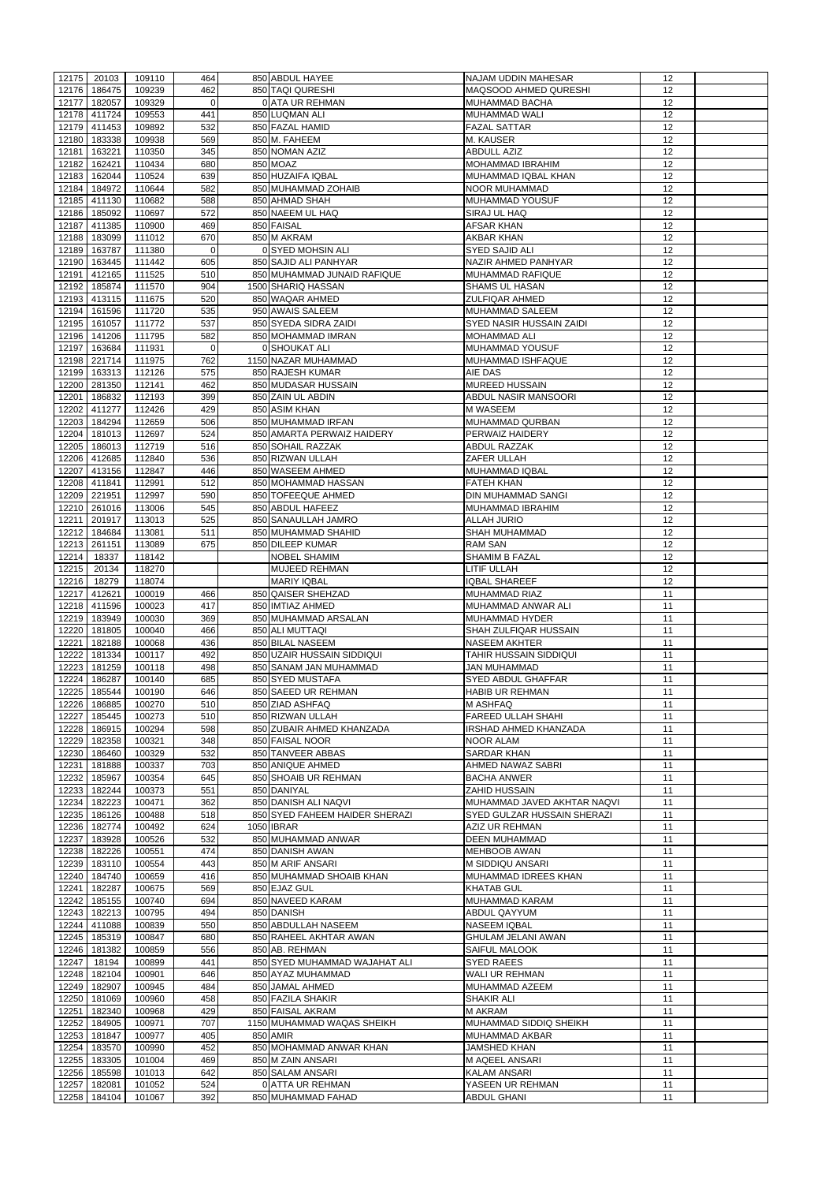| | | | | | | | | |
|---|---|---|---|---|---|---|---|---|
| 12175 | 20103 | 109110 | 464 | 850 | ABDUL HAYEE | NAJAM UDDIN MAHESAR | 12 | |
| 12176 | 186475 | 109239 | 462 | 850 | TAQI QURESHI | MAQSOOD AHMED QURESHI | 12 | |
| 12177 | 182057 | 109329 | 0 | 0 | ATA UR REHMAN | MUHAMMAD BACHA | 12 | |
| 12178 | 411724 | 109553 | 441 | 850 | LUQMAN ALI | MUHAMMAD WALI | 12 | |
| 12179 | 411453 | 109892 | 532 | 850 | FAZAL HAMID | FAZAL SATTAR | 12 | |
| 12180 | 183338 | 109938 | 569 | 850 | M. FAHEEM | M. KAUSER | 12 | |
| 12181 | 163221 | 110350 | 345 | 850 | NOMAN AZIZ | ABDULL AZIZ | 12 | |
| 12182 | 162421 | 110434 | 680 | 850 | MOAZ | MOHAMMAD IBRAHIM | 12 | |
| 12183 | 162044 | 110524 | 639 | 850 | HUZAIFA IQBAL | MUHAMMAD IQBAL KHAN | 12 | |
| 12184 | 184972 | 110644 | 582 | 850 | MUHAMMAD ZOHAIB | NOOR MUHAMMAD | 12 | |
| 12185 | 411130 | 110682 | 588 | 850 | AHMAD SHAH | MUHAMMAD YOUSUF | 12 | |
| 12186 | 185092 | 110697 | 572 | 850 | NAEEM UL HAQ | SIRAJ UL HAQ | 12 | |
| 12187 | 411385 | 110900 | 469 | 850 | FAISAL | AFSAR KHAN | 12 | |
| 12188 | 183099 | 111012 | 670 | 850 | M AKRAM | AKBAR KHAN | 12 | |
| 12189 | 163787 | 111380 | 0 | 0 | SYED MOHSIN ALI | SYED SAJID ALI | 12 | |
| 12190 | 163445 | 111442 | 605 | 850 | SAJID ALI PANHYAR | NAZIR AHMED PANHYAR | 12 | |
| 12191 | 412165 | 111525 | 510 | 850 | MUHAMMAD JUNAID RAFIQUE | MUHAMMAD RAFIQUE | 12 | |
| 12192 | 185874 | 111570 | 904 | 1500 | SHARIQ HASSAN | SHAMS UL HASAN | 12 | |
| 12193 | 413115 | 111675 | 520 | 850 | WAQAR AHMED | ZULFIQAR AHMED | 12 | |
| 12194 | 161596 | 111720 | 535 | 950 | AWAIS SALEEM | MUHAMMAD SALEEM | 12 | |
| 12195 | 161057 | 111772 | 537 | 850 | SYEDA SIDRA ZAIDI | SYED NASIR HUSSAIN ZAIDI | 12 | |
| 12196 | 141206 | 111795 | 582 | 850 | MOHAMMAD IMRAN | MOHAMMAD ALI | 12 | |
| 12197 | 163684 | 111931 | 0 | 0 | SHOUKAT ALI | MUHAMMAD YOUSUF | 12 | |
| 12198 | 221714 | 111975 | 762 | 1150 | NAZAR MUHAMMAD | MUHAMMAD ISHFAQUE | 12 | |
| 12199 | 163313 | 112126 | 575 | 850 | RAJESH KUMAR | AIE DAS | 12 | |
| 12200 | 281350 | 112141 | 462 | 850 | MUDASAR HUSSAIN | MUREED HUSSAIN | 12 | |
| 12201 | 186832 | 112193 | 399 | 850 | ZAIN UL ABDIN | ABDUL NASIR MANSOORI | 12 | |
| 12202 | 411277 | 112426 | 429 | 850 | ASIM KHAN | M WASEEM | 12 | |
| 12203 | 184294 | 112659 | 506 | 850 | MUHAMMAD IRFAN | MUHAMMAD QURBAN | 12 | |
| 12204 | 181013 | 112697 | 524 | 850 | AMARTA PERWAIZ HAIDERY | PERWAIZ HAIDERY | 12 | |
| 12205 | 186013 | 112719 | 516 | 850 | SOHAIL RAZZAK | ABDUL RAZZAK | 12 | |
| 12206 | 412685 | 112840 | 536 | 850 | RIZWAN ULLAH | ZAFER ULLAH | 12 | |
| 12207 | 413156 | 112847 | 446 | 850 | WASEEM AHMED | MUHAMMAD IQBAL | 12 | |
| 12208 | 411841 | 112991 | 512 | 850 | MOHAMMAD HASSAN | FATEH KHAN | 12 | |
| 12209 | 221951 | 112997 | 590 | 850 | TOFEEQUE AHMED | DIN MUHAMMAD SANGI | 12 | |
| 12210 | 261016 | 113006 | 545 | 850 | ABDUL HAFEEZ | MUHAMMAD IBRAHIM | 12 | |
| 12211 | 201917 | 113013 | 525 | 850 | SANAULLAH JAMRO | ALLAH JURIO | 12 | |
| 12212 | 184684 | 113081 | 511 | 850 | MUHAMMAD SHAHID | SHAH MUHAMMAD | 12 | |
| 12213 | 261151 | 113089 | 675 | 850 | DILEEP KUMAR | RAM SAN | 12 | |
| 12214 | 18337 | 118142 | | | NOBEL SHAMIM | SHAMIM B FAZAL | 12 | |
| 12215 | 20134 | 118270 | | | MUJEED REHMAN | LITIF ULLAH | 12 | |
| 12216 | 18279 | 118074 | | | MARIY IQBAL | IQBAL SHAREEF | 12 | |
| 12217 | 412621 | 100019 | 466 | 850 | QAISER SHEHZAD | MUHAMMAD RIAZ | 11 | |
| 12218 | 411596 | 100023 | 417 | 850 | IMTIAZ AHMED | MUHAMMAD ANWAR ALI | 11 | |
| 12219 | 183949 | 100030 | 369 | 850 | MUHAMMAD ARSALAN | MUHAMMAD HYDER | 11 | |
| 12220 | 181805 | 100040 | 466 | 850 | ALI MUTTAQI | SHAH ZULFIQAR HUSSAIN | 11 | |
| 12221 | 182188 | 100068 | 436 | 850 | BILAL NASEEM | NASEEM AKHTER | 11 | |
| 12222 | 181334 | 100117 | 492 | 850 | UZAIR HUSSAIN SIDDIQUI | TAHIR HUSSAIN SIDDIQUI | 11 | |
| 12223 | 181259 | 100118 | 498 | 850 | SANAM JAN MUHAMMAD | JAN MUHAMMAD | 11 | |
| 12224 | 186287 | 100140 | 685 | 850 | SYED MUSTAFA | SYED ABDUL GHAFFAR | 11 | |
| 12225 | 185544 | 100190 | 646 | 850 | SAEED UR REHMAN | HABIB UR REHMAN | 11 | |
| 12226 | 186885 | 100270 | 510 | 850 | ZIAD ASHFAQ | M ASHFAQ | 11 | |
| 12227 | 185445 | 100273 | 510 | 850 | RIZWAN ULLAH | FAREED ULLAH SHAHI | 11 | |
| 12228 | 186915 | 100294 | 598 | 850 | ZUBAIR AHMED KHANZADA | IRSHAD AHMED KHANZADA | 11 | |
| 12229 | 182358 | 100321 | 348 | 850 | FAISAL NOOR | NOOR ALAM | 11 | |
| 12230 | 186460 | 100329 | 532 | 850 | TANVEER ABBAS | SARDAR KHAN | 11 | |
| 12231 | 181888 | 100337 | 703 | 850 | ANIQUE AHMED | AHMED NAWAZ SABRI | 11 | |
| 12232 | 185967 | 100354 | 645 | 850 | SHOAIB UR REHMAN | BACHA ANWER | 11 | |
| 12233 | 182244 | 100373 | 551 | 850 | DANIYAL | ZAHID HUSSAIN | 11 | |
| 12234 | 182223 | 100471 | 362 | 850 | DANISH ALI NAQVI | MUHAMMAD JAVED AKHTAR NAQVI | 11 | |
| 12235 | 186126 | 100488 | 518 | 850 | SYED FAHEEM HAIDER SHERAZI | SYED GULZAR HUSSAIN SHERAZI | 11 | |
| 12236 | 182774 | 100492 | 624 | 1050 | IBRAR | AZIZ UR REHMAN | 11 | |
| 12237 | 183928 | 100526 | 532 | 850 | MUHAMMAD ANWAR | DEEN MUHAMMAD | 11 | |
| 12238 | 182226 | 100551 | 474 | 850 | DANISH AWAN | MEHBOOB AWAN | 11 | |
| 12239 | 183110 | 100554 | 443 | 850 | M ARIF ANSARI | M SIDDIQU ANSARI | 11 | |
| 12240 | 184740 | 100659 | 416 | 850 | MUHAMMAD SHOAIB KHAN | MUHAMMAD IDREES KHAN | 11 | |
| 12241 | 182287 | 100675 | 569 | 850 | EJAZ GUL | KHATAB GUL | 11 | |
| 12242 | 185155 | 100740 | 694 | 850 | NAVEED KARAM | MUHAMMAD KARAM | 11 | |
| 12243 | 182213 | 100795 | 494 | 850 | DANISH | ABDUL QAYYUM | 11 | |
| 12244 | 411088 | 100839 | 550 | 850 | ABDULLAH NASEEM | NASEEM IQBAL | 11 | |
| 12245 | 185319 | 100847 | 680 | 850 | RAHEEL AKHTAR AWAN | GHULAM JELANI AWAN | 11 | |
| 12246 | 181382 | 100859 | 556 | 850 | AB. REHMAN | SAIFUL MALOOK | 11 | |
| 12247 | 18194 | 100899 | 441 | 850 | SYED MUHAMMAD WAJAHAT ALI | SYED RAEES | 11 | |
| 12248 | 182104 | 100901 | 646 | 850 | AYAZ MUHAMMAD | WALI UR REHMAN | 11 | |
| 12249 | 182907 | 100945 | 484 | 850 | JAMAL AHMED | MUHAMMAD AZEEM | 11 | |
| 12250 | 181069 | 100960 | 458 | 850 | FAZILA SHAKIR | SHAKIR ALI | 11 | |
| 12251 | 182340 | 100968 | 429 | 850 | FAISAL AKRAM | M AKRAM | 11 | |
| 12252 | 184905 | 100971 | 707 | 1150 | MUHAMMAD WAQAS SHEIKH | MUHAMMAD SIDDIQ SHEIKH | 11 | |
| 12253 | 181847 | 100977 | 405 | 850 | AMIR | MUHAMMAD AKBAR | 11 | |
| 12254 | 183570 | 100990 | 452 | 850 | MOHAMMAD ANWAR KHAN | JAMSHED KHAN | 11 | |
| 12255 | 183305 | 101004 | 469 | 850 | M ZAIN ANSARI | M AQEEL ANSARI | 11 | |
| 12256 | 185598 | 101013 | 642 | 850 | SALAM ANSARI | KALAM ANSARI | 11 | |
| 12257 | 182081 | 101052 | 524 | 0 | ATTA UR REHMAN | YASEEN UR REHMAN | 11 | |
| 12258 | 184104 | 101067 | 392 | 850 | MUHAMMAD FAHAD | ABDUL GHANI | 11 | |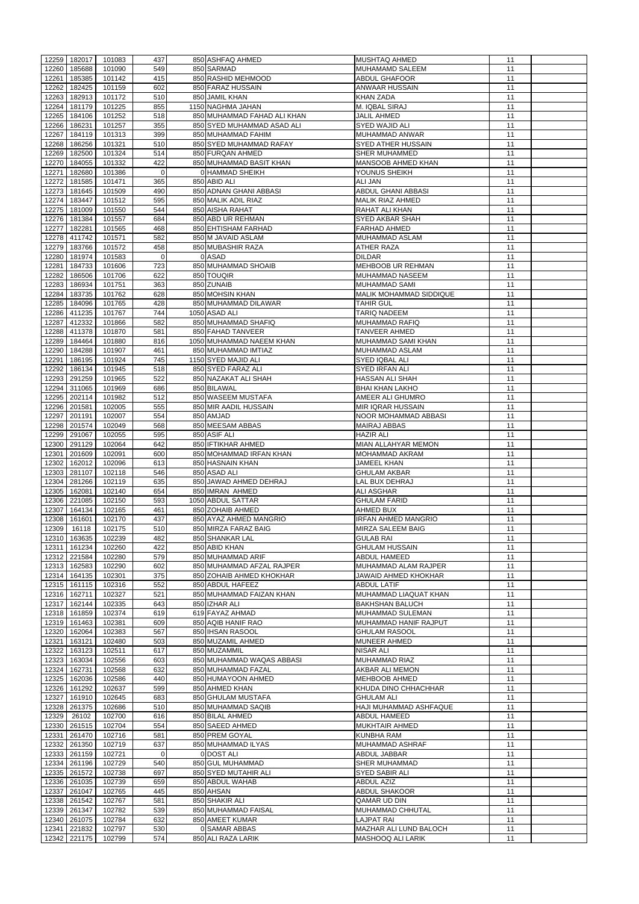| | | | | | | | | |
|---|---|---|---|---|---|---|---|---|
| 12259 | 182017 | 101083 | 437 | 850 | ASHFAQ AHMED | MUSHTAQ AHMED | 11 | |
| 12260 | 185688 | 101090 | 549 | 850 | SARMAD | MUHAMAMD SALEEM | 11 | |
| 12261 | 185385 | 101142 | 415 | 850 | RASHID MEHMOOD | ABDUL GHAFOOR | 11 | |
| 12262 | 182425 | 101159 | 602 | 850 | FARAZ HUSSAIN | ANWAAR HUSSAIN | 11 | |
| 12263 | 182913 | 101172 | 510 | 850 | JAMIL KHAN | KHAN ZADA | 11 | |
| 12264 | 181179 | 101225 | 855 | 1150 | NAGHMA JAHAN | M. IQBAL SIRAJ | 11 | |
| 12265 | 184106 | 101252 | 518 | 850 | MUHAMMAD FAHAD ALI KHAN | JALIL AHMED | 11 | |
| 12266 | 186231 | 101257 | 355 | 850 | SYED MUHAMMAD ASAD ALI | SYED WAJID ALI | 11 | |
| 12267 | 184119 | 101313 | 399 | 850 | MUHAMMAD FAHIM | MUHAMMAD ANWAR | 11 | |
| 12268 | 186256 | 101321 | 510 | 850 | SYED MUHAMMAD RAFAY | SYED ATHER HUSSAIN | 11 | |
| 12269 | 182500 | 101324 | 514 | 850 | FURQAN AHMED | SHER MUHAMMED | 11 | |
| 12270 | 184055 | 101332 | 422 | 850 | MUHAMMAD BASIT KHAN | MANSOOB AHMED KHAN | 11 | |
| 12271 | 182680 | 101386 | 0 | 0 | HAMMAD SHEIKH | YOUNUS SHEIKH | 11 | |
| 12272 | 181585 | 101471 | 365 | 850 | ABID ALI | ALI JAN | 11 | |
| 12273 | 181645 | 101509 | 490 | 850 | ADNAN GHANI ABBASI | ABDUL GHANI ABBASI | 11 | |
| 12274 | 183447 | 101512 | 595 | 850 | MALIK ADIL RIAZ | MALIK RIAZ AHMED | 11 | |
| 12275 | 181009 | 101550 | 544 | 850 | AISHA RAHAT | RAHAT ALI KHAN | 11 | |
| 12276 | 181384 | 101557 | 684 | 850 | ABD UR REHMAN | SYED AKBAR SHAH | 11 | |
| 12277 | 182281 | 101565 | 468 | 850 | EHTISHAM FARHAD | FARHAD AHMED | 11 | |
| 12278 | 411742 | 101571 | 582 | 850 | M JAVAID ASLAM | MUHAMMAD ASLAM | 11 | |
| 12279 | 183766 | 101572 | 458 | 850 | MUBASHIR RAZA | ATHER RAZA | 11 | |
| 12280 | 181974 | 101583 | 0 | 0 | ASAD | DILDAR | 11 | |
| 12281 | 184733 | 101606 | 723 | 850 | MUHAMMAD SHOAIB | MEHBOOB UR REHMAN | 11 | |
| 12282 | 186506 | 101706 | 622 | 850 | TOUQIR | MUHAMMAD NASEEM | 11 | |
| 12283 | 186934 | 101751 | 363 | 850 | ZUNAIB | MUHAMMAD SAMI | 11 | |
| 12284 | 183735 | 101762 | 628 | 850 | MOHSIN KHAN | MALIK MOHAMMAD SIDDIQUE | 11 | |
| 12285 | 184096 | 101765 | 428 | 850 | MUHAMMAD DILAWAR | TAHIR GUL | 11 | |
| 12286 | 411235 | 101767 | 744 | 1050 | ASAD ALI | TARIQ NADEEM | 11 | |
| 12287 | 412332 | 101866 | 582 | 850 | MUHAMMAD SHAFIQ | MUHAMMAD RAFIQ | 11 | |
| 12288 | 411378 | 101870 | 581 | 850 | FAHAD TANVEER | TANVEER AHMED | 11 | |
| 12289 | 184464 | 101880 | 816 | 1050 | MUHAMMAD NAEEM KHAN | MUHAMMAD SAMI KHAN | 11 | |
| 12290 | 184288 | 101907 | 461 | 850 | MUHAMMAD IMTIAZ | MUHAMMAD ASLAM | 11 | |
| 12291 | 186195 | 101924 | 745 | 1150 | SYED MAJID ALI | SYED IQBAL ALI | 11 | |
| 12292 | 186134 | 101945 | 518 | 850 | SYED FARAZ ALI | SYED IRFAN ALI | 11 | |
| 12293 | 291259 | 101965 | 522 | 850 | NAZAKAT ALI SHAH | HASSAN ALI SHAH | 11 | |
| 12294 | 311065 | 101969 | 686 | 850 | BILAWAL | BHAI KHAN LAKHO | 11 | |
| 12295 | 202114 | 101982 | 512 | 850 | WASEEM MUSTAFA | AMEER ALI GHUMRO | 11 | |
| 12296 | 201581 | 102005 | 555 | 850 | MIR AADIL HUSSAIN | MIR IQRAR HUSSAIN | 11 | |
| 12297 | 201191 | 102007 | 554 | 850 | AMJAD | NOOR MOHAMMAD ABBASI | 11 | |
| 12298 | 201574 | 102049 | 568 | 850 | MEESAM ABBAS | MAIRAJ ABBAS | 11 | |
| 12299 | 291067 | 102055 | 595 | 850 | ASIF ALI | HAZIR ALI | 11 | |
| 12300 | 291129 | 102064 | 642 | 850 | IFTIKHAR AHMED | MIAN ALLAHYAR MEMON | 11 | |
| 12301 | 201609 | 102091 | 600 | 850 | MOHAMMAD IRFAN KHAN | MOHAMMAD AKRAM | 11 | |
| 12302 | 162012 | 102096 | 613 | 850 | HASNAIN KHAN | JAMEEL KHAN | 11 | |
| 12303 | 281107 | 102118 | 546 | 850 | ASAD ALI | GHULAM AKBAR | 11 | |
| 12304 | 281266 | 102119 | 635 | 850 | JAWAD AHMED DEHRAJ | LAL BUX DEHRAJ | 11 | |
| 12305 | 162081 | 102140 | 654 | 850 | IMRAN AHMED | ALI ASGHAR | 11 | |
| 12306 | 221085 | 102150 | 593 | 1050 | ABDUL SATTAR | GHULAM FARID | 11 | |
| 12307 | 164134 | 102165 | 461 | 850 | ZOHAIB AHMED | AHMED BUX | 11 | |
| 12308 | 161601 | 102170 | 437 | 850 | AYAZ AHMED MANGRIO | IRFAN AHMED MANGRIO | 11 | |
| 12309 | 16118 | 102175 | 510 | 850 | MIRZA FARAZ BAIG | MIRZA SALEEM BAIG | 11 | |
| 12310 | 163635 | 102239 | 482 | 850 | SHANKAR LAL | GULAB RAI | 11 | |
| 12311 | 161234 | 102260 | 422 | 850 | ABID KHAN | GHULAM HUSSAIN | 11 | |
| 12312 | 221584 | 102280 | 579 | 850 | MUHAMMAD ARIF | ABDUL HAMEED | 11 | |
| 12313 | 162583 | 102290 | 602 | 850 | MUHAMMAD AFZAL RAJPER | MUHAMMAD ALAM RAJPER | 11 | |
| 12314 | 164135 | 102301 | 375 | 850 | ZOHAIB AHMED KHOKHAR | JAWAID AHMED KHOKHAR | 11 | |
| 12315 | 161115 | 102316 | 552 | 850 | ABDUL HAFEEZ | ABDUL LATIF | 11 | |
| 12316 | 162711 | 102327 | 521 | 850 | MUHAMMAD FAIZAN KHAN | MUHAMMAD LIAQUAT KHAN | 11 | |
| 12317 | 162144 | 102335 | 643 | 850 | IZHAR ALI | BAKHSHAN BALUCH | 11 | |
| 12318 | 161859 | 102374 | 619 | 619 | FAYAZ AHMAD | MUHAMMAD SULEMAN | 11 | |
| 12319 | 161463 | 102381 | 609 | 850 | AQIB HANIF RAO | MUHAMMAD HANIF RAJPUT | 11 | |
| 12320 | 162064 | 102383 | 567 | 850 | IHSAN RASOOL | GHULAM RASOOL | 11 | |
| 12321 | 163121 | 102480 | 503 | 850 | MUZAMIL AHMED | MUNEER AHMED | 11 | |
| 12322 | 163123 | 102511 | 617 | 850 | MUZAMMIL | NISAR ALI | 11 | |
| 12323 | 163034 | 102556 | 603 | 850 | MUHAMMAD WAQAS ABBASI | MUHAMMAD RIAZ | 11 | |
| 12324 | 162731 | 102568 | 632 | 850 | MUHAMMAD FAZAL | AKBAR ALI MEMON | 11 | |
| 12325 | 162036 | 102586 | 440 | 850 | HUMAYOON AHMED | MEHBOOB AHMED | 11 | |
| 12326 | 161292 | 102637 | 599 | 850 | AHMED KHAN | KHUDA DINO CHHACHHAR | 11 | |
| 12327 | 161910 | 102645 | 683 | 850 | GHULAM MUSTAFA | GHULAM ALI | 11 | |
| 12328 | 261375 | 102686 | 510 | 850 | MUHAMMAD SAQIB | HAJI MUHAMMAD ASHFAQUE | 11 | |
| 12329 | 26102 | 102700 | 616 | 850 | BILAL AHMEED | ABDUL HAMEED | 11 | |
| 12330 | 261515 | 102704 | 554 | 850 | SAEED AHMED | MUKHTAIR AHMED | 11 | |
| 12331 | 261470 | 102716 | 581 | 850 | PREM GOYAL | KUNBHA RAM | 11 | |
| 12332 | 261350 | 102719 | 637 | 850 | MUHAMMAD ILYAS | MUHAMMAD ASHRAF | 11 | |
| 12333 | 261159 | 102721 | 0 | 0 | DOST ALI | ABDUL JABBAR | 11 | |
| 12334 | 261196 | 102729 | 540 | 850 | GUL MUHAMMAD | SHER MUHAMMAD | 11 | |
| 12335 | 261572 | 102738 | 697 | 850 | SYED MUTAHIR ALI | SYED SABIR ALI | 11 | |
| 12336 | 261035 | 102739 | 659 | 850 | ABDUL WAHAB | ABDUL AZIZ | 11 | |
| 12337 | 261047 | 102765 | 445 | 850 | AHSAN | ABDUL SHAKOOR | 11 | |
| 12338 | 261542 | 102767 | 581 | 850 | SHAKIR ALI | QAMAR UD DIN | 11 | |
| 12339 | 261347 | 102782 | 539 | 850 | MUHAMMAD FAISAL | MUHAMMAD CHHUTAL | 11 | |
| 12340 | 261075 | 102784 | 632 | 850 | AMEET KUMAR | LAJPAT RAI | 11 | |
| 12341 | 221832 | 102797 | 530 | 0 | SAMAR ABBAS | MAZHAR ALI LUND BALOCH | 11 | |
| 12342 | 221175 | 102799 | 574 | 850 | ALI RAZA LARIK | MASHOOQ ALI LARIK | 11 | |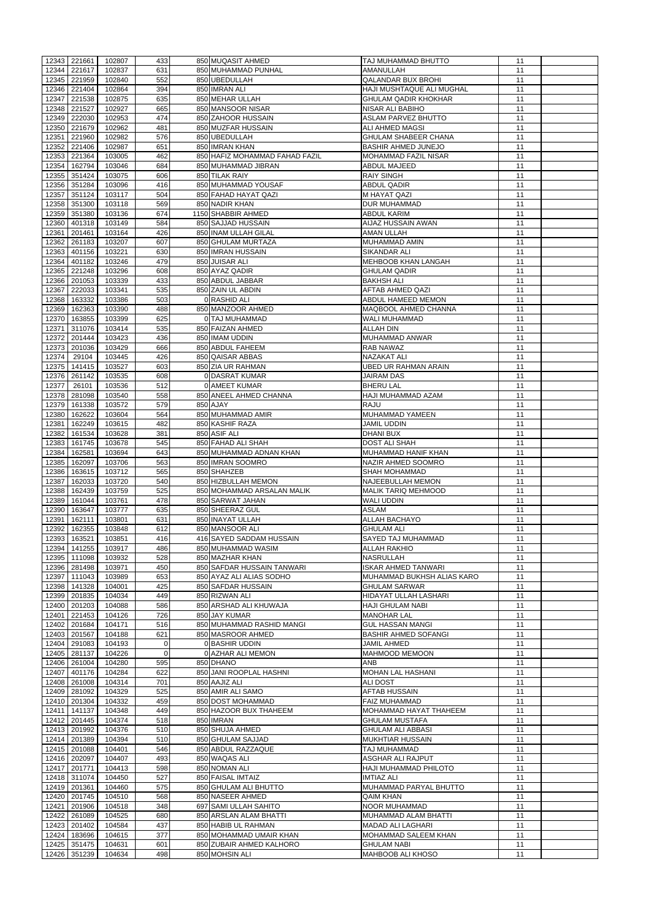| | | | | | | | | |
|---|---|---|---|---|---|---|---|---|
| 12343 | 221661 | 102807 | 433 | 850 | MUQASIT AHMED | TAJ MUHAMMAD BHUTTO | 11 | |
| 12344 | 221617 | 102837 | 631 | 850 | MUHAMMAD PUNHAL | AMANULLAH | 11 | |
| 12345 | 221959 | 102840 | 552 | 850 | UBEDULLAH | QALANDAR BUX BROHI | 11 | |
| 12346 | 221404 | 102864 | 394 | 850 | IMRAN ALI | HAJI MUSHTAQUE ALI MUGHAL | 11 | |
| 12347 | 221538 | 102875 | 635 | 850 | MEHAR ULLAH | GHULAM QADIR KHOKHAR | 11 | |
| 12348 | 221527 | 102927 | 665 | 850 | MANSOOR NISAR | NISAR ALI BABIHO | 11 | |
| 12349 | 222030 | 102953 | 474 | 850 | ZAHOOR HUSSAIN | ASLAM PARVEZ BHUTTO | 11 | |
| 12350 | 221679 | 102962 | 481 | 850 | MUZFAR HUSSAIN | ALI AHMED MAGSI | 11 | |
| 12351 | 221960 | 102982 | 576 | 850 | UBEDULLAH | GHULAM SHABEER CHANA | 11 | |
| 12352 | 221406 | 102987 | 651 | 850 | IMRAN KHAN | BASHIR AHMED JUNEJO | 11 | |
| 12353 | 221364 | 103005 | 462 | 850 | HAFIZ MOHAMMAD FAHAD FAZIL | MOHAMMAD FAZIL NISAR | 11 | |
| 12354 | 162794 | 103046 | 684 | 850 | MUHAMMAD JIBRAN | ABDUL MAJEED | 11 | |
| 12355 | 351424 | 103075 | 606 | 850 | TILAK RAIY | RAIY SINGH | 11 | |
| 12356 | 351284 | 103096 | 416 | 850 | MUHAMMAD YOUSAF | ABDUL QADIR | 11 | |
| 12357 | 351124 | 103117 | 504 | 850 | FAHAD HAYAT QAZI | M HAYAT QAZI | 11 | |
| 12358 | 351300 | 103118 | 569 | 850 | NADIR KHAN | DUR MUHAMMAD | 11 | |
| 12359 | 351380 | 103136 | 674 | 1150 | SHABBIR AHMED | ABDUL KARIM | 11 | |
| 12360 | 401318 | 103149 | 584 | 850 | SAJJAD HUSSAIN | AIJAZ HUSSAIN AWAN | 11 | |
| 12361 | 201461 | 103164 | 426 | 850 | INAM ULLAH GILAL | AMAN ULLAH | 11 | |
| 12362 | 261183 | 103207 | 607 | 850 | GHULAM MURTAZA | MUHAMMAD AMIN | 11 | |
| 12363 | 401156 | 103221 | 630 | 850 | IMRAN HUSSAIN | SIKANDAR ALI | 11 | |
| 12364 | 401182 | 103246 | 479 | 850 | JUISAR ALI | MEHBOOB KHAN LANGAH | 11 | |
| 12365 | 221248 | 103296 | 608 | 850 | AYAZ QADIR | GHULAM QADIR | 11 | |
| 12366 | 201053 | 103339 | 433 | 850 | ABDUL JABBAR | BAKHSH ALI | 11 | |
| 12367 | 222033 | 103341 | 535 | 850 | ZAIN UL ABDIN | AFTAB AHMED QAZI | 11 | |
| 12368 | 163332 | 103386 | 503 | 0 | RASHID ALI | ABDUL HAMEED MEMON | 11 | |
| 12369 | 162363 | 103390 | 488 | 850 | MANZOOR AHMED | MAQBOOL AHMED CHANNA | 11 | |
| 12370 | 163855 | 103399 | 625 | 0 | TAJ MUHAMMAD | WALI MUHAMMAD | 11 | |
| 12371 | 311076 | 103414 | 535 | 850 | FAIZAN AHMED | ALLAH DIN | 11 | |
| 12372 | 201444 | 103423 | 436 | 850 | IMAM UDDIN | MUHAMMAD ANWAR | 11 | |
| 12373 | 201036 | 103429 | 666 | 850 | ABDUL FAHEEM | RAB NAWAZ | 11 | |
| 12374 | 29104 | 103445 | 426 | 850 | QAISAR ABBAS | NAZAKAT ALI | 11 | |
| 12375 | 141415 | 103527 | 603 | 850 | ZIA UR RAHMAN | UBED UR RAHMAN ARAIN | 11 | |
| 12376 | 261142 | 103535 | 608 | 0 | DASRAT KUMAR | JAIRAM DAS | 11 | |
| 12377 | 26101 | 103536 | 512 | 0 | AMEET KUMAR | BHERU LAL | 11 | |
| 12378 | 281098 | 103540 | 558 | 850 | ANEEL AHMED CHANNA | HAJI MUHAMMAD AZAM | 11 | |
| 12379 | 161338 | 103572 | 579 | 850 | AJAY | RAJU | 11 | |
| 12380 | 162622 | 103604 | 564 | 850 | MUHAMMAD AMIR | MUHAMMAD YAMEEN | 11 | |
| 12381 | 162249 | 103615 | 482 | 850 | KASHIF RAZA | JAMIL UDDIN | 11 | |
| 12382 | 161534 | 103628 | 381 | 850 | ASIF ALI | DHANI BUX | 11 | |
| 12383 | 161745 | 103678 | 545 | 850 | FAHAD ALI SHAH | DOST ALI SHAH | 11 | |
| 12384 | 162581 | 103694 | 643 | 850 | MUHAMMAD ADNAN KHAN | MUHAMMAD HANIF KHAN | 11 | |
| 12385 | 162097 | 103706 | 563 | 850 | IMRAN SOOMRO | NAZIR AHMED SOOMRO | 11 | |
| 12386 | 163615 | 103712 | 565 | 850 | SHAHZEB | SHAH MOHAMMAD | 11 | |
| 12387 | 162033 | 103720 | 540 | 850 | HIZBULLAH MEMON | NAJEEBULLAH MEMON | 11 | |
| 12388 | 162439 | 103759 | 525 | 850 | MOHAMMAD ARSALAN MALIK | MALIK TARIQ MEHMOOD | 11 | |
| 12389 | 161044 | 103761 | 478 | 850 | SARWAT JAHAN | WALI UDDIN | 11 | |
| 12390 | 163647 | 103777 | 635 | 850 | SHEERAZ GUL | ASLAM | 11 | |
| 12391 | 162111 | 103801 | 631 | 850 | INAYAT ULLAH | ALLAH BACHAYO | 11 | |
| 12392 | 162355 | 103848 | 612 | 850 | MANSOOR ALI | GHULAM ALI | 11 | |
| 12393 | 163521 | 103851 | 416 | 416 | SAYED SADDAM HUSSAIN | SAYED TAJ MUHAMMAD | 11 | |
| 12394 | 141255 | 103917 | 486 | 850 | MUHAMMAD WASIM | ALLAH RAKHIO | 11 | |
| 12395 | 111098 | 103932 | 528 | 850 | MAZHAR KHAN | NASRULLAH | 11 | |
| 12396 | 281498 | 103971 | 450 | 850 | SAFDAR HUSSAIN TANWARI | ISKAR AHMED TANWARI | 11 | |
| 12397 | 111043 | 103989 | 653 | 850 | AYAZ ALI ALIAS SODHO | MUHAMMAD BUKHSH ALIAS KARO | 11 | |
| 12398 | 141328 | 104001 | 425 | 850 | SAFDAR HUSSAIN | GHULAM SARWAR | 11 | |
| 12399 | 201835 | 104034 | 449 | 850 | RIZWAN ALI | HIDAYAT ULLAH LASHARI | 11 | |
| 12400 | 201203 | 104088 | 586 | 850 | ARSHAD ALI KHUWAJA | HAJI GHULAM NABI | 11 | |
| 12401 | 221453 | 104126 | 726 | 850 | JAY KUMAR | MANOHAR LAL | 11 | |
| 12402 | 201684 | 104171 | 516 | 850 | MUHAMMAD RASHID MANGI | GUL HASSAN MANGI | 11 | |
| 12403 | 201567 | 104188 | 621 | 850 | MASROOR AHMED | BASHIR AHMED SOFANGI | 11 | |
| 12404 | 291083 | 104193 | 0 | 0 | BASHIR UDDIN | JAMIL AHMED | 11 | |
| 12405 | 281137 | 104226 | 0 | 0 | AZHAR ALI MEMON | MAHMOOD MEMOON | 11 | |
| 12406 | 261004 | 104280 | 595 | 850 | DHANO | ANB | 11 | |
| 12407 | 401176 | 104284 | 622 | 850 | JANI ROOPLAL HASHNI | MOHAN LAL HASHANI | 11 | |
| 12408 | 261008 | 104314 | 701 | 850 | AAJIZ ALI | ALI DOST | 11 | |
| 12409 | 281092 | 104329 | 525 | 850 | AMIR ALI SAMO | AFTAB HUSSAIN | 11 | |
| 12410 | 201304 | 104332 | 459 | 850 | DOST MOHAMMAD | FAIZ MUHAMMAD | 11 | |
| 12411 | 141137 | 104348 | 449 | 850 | HAZOOR BUX THAHEEM | MOHAMMAD HAYAT THAHEEM | 11 | |
| 12412 | 201445 | 104374 | 518 | 850 | IMRAN | GHULAM MUSTAFA | 11 | |
| 12413 | 201992 | 104376 | 510 | 850 | SHUJA AHMED | GHULAM ALI ABBASI | 11 | |
| 12414 | 201389 | 104394 | 510 | 850 | GHULAM SAJJAD | MUKHTIAR HUSSAIN | 11 | |
| 12415 | 201088 | 104401 | 546 | 850 | ABDUL RAZZAQUE | TAJ MUHAMMAD | 11 | |
| 12416 | 202097 | 104407 | 493 | 850 | WAQAS ALI | ASGHAR ALI RAJPUT | 11 | |
| 12417 | 201771 | 104413 | 598 | 850 | NOMAN ALI | HAJI MUHAMMAD PHILOTO | 11 | |
| 12418 | 311074 | 104450 | 527 | 850 | FAISAL IMTAIZ | IMTIAZ ALI | 11 | |
| 12419 | 201361 | 104460 | 575 | 850 | GHULAM ALI BHUTTO | MUHAMMAD PARYAL BHUTTO | 11 | |
| 12420 | 201745 | 104510 | 568 | 850 | NASEER AHMED | QAIM KHAN | 11 | |
| 12421 | 201906 | 104518 | 348 | 697 | SAMI ULLAH SAHITO | NOOR MUHAMMAD | 11 | |
| 12422 | 261089 | 104525 | 680 | 850 | ARSLAN ALAM BHATTI | MUHAMMAD ALAM BHATTI | 11 | |
| 12423 | 201402 | 104584 | 437 | 850 | HABIB UL RAHMAN | MADAD ALI LAGHARI | 11 | |
| 12424 | 183696 | 104615 | 377 | 850 | MOHAMMAD UMAIR KHAN | MOHAMMAD SALEEM KHAN | 11 | |
| 12425 | 351475 | 104631 | 601 | 850 | ZUBAIR AHMED KALHORO | GHULAM NABI | 11 | |
| 12426 | 351239 | 104634 | 498 | 850 | MOHSIN ALI | MAHBOOB ALI KHOSO | 11 | |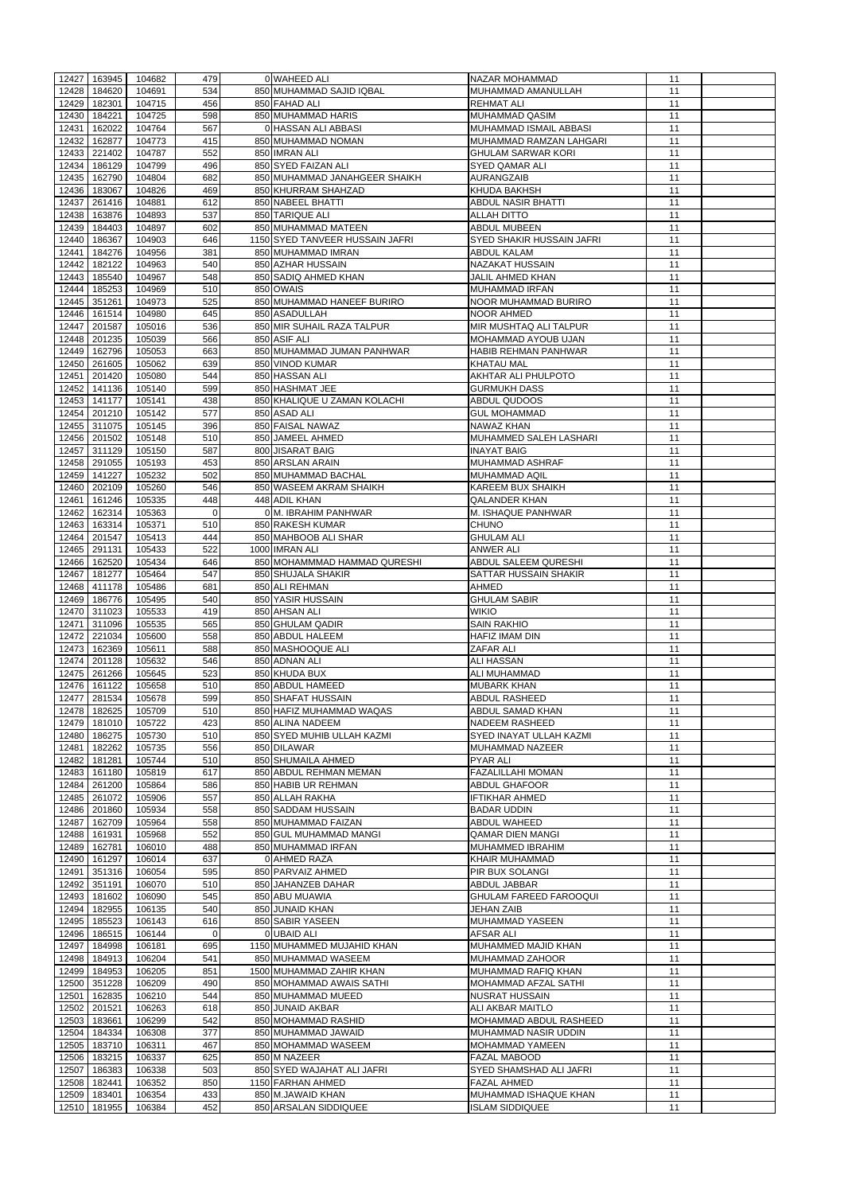| | | | | | | | | |
|---|---|---|---|---|---|---|---|---|
| 12427 | 163945 | 104682 | 479 | 0 | WAHEED ALI | NAZAR MOHAMMAD | 11 | |
| 12428 | 184620 | 104691 | 534 | 850 | MUHAMMAD SAJID IQBAL | MUHAMMAD AMANULLAH | 11 | |
| 12429 | 182301 | 104715 | 456 | 850 | FAHAD ALI | REHMAT ALI | 11 | |
| 12430 | 184221 | 104725 | 598 | 850 | MUHAMMAD HARIS | MUHAMMAD QASIM | 11 | |
| 12431 | 162022 | 104764 | 567 | 0 | HASSAN ALI ABBASI | MUHAMMAD ISMAIL ABBASI | 11 | |
| 12432 | 162877 | 104773 | 415 | 850 | MUHAMMAD NOMAN | MUHAMMAD RAMZAN LAHGARI | 11 | |
| 12433 | 221402 | 104787 | 552 | 850 | IMRAN ALI | GHULAM SARWAR KORI | 11 | |
| 12434 | 186129 | 104799 | 496 | 850 | SYED FAIZAN ALI | SYED QAMAR ALI | 11 | |
| 12435 | 162790 | 104804 | 682 | 850 | MUHAMMAD JANAHGEER SHAIKH | AURANGZAIB | 11 | |
| 12436 | 183067 | 104826 | 469 | 850 | KHURRAM SHAHZAD | KHUDA BAKHSH | 11 | |
| 12437 | 261416 | 104881 | 612 | 850 | NABEEL BHATTI | ABDUL NASIR BHATTI | 11 | |
| 12438 | 163876 | 104893 | 537 | 850 | TARIQUE ALI | ALLAH DITTO | 11 | |
| 12439 | 184403 | 104897 | 602 | 850 | MUHAMMAD MATEEN | ABDUL MUBEEN | 11 | |
| 12440 | 186367 | 104903 | 646 | 1150 | SYED TANVEER HUSSAIN JAFRI | SYED SHAKIR HUSSAIN JAFRI | 11 | |
| 12441 | 184276 | 104956 | 381 | 850 | MUHAMMAD IMRAN | ABDUL KALAM | 11 | |
| 12442 | 182122 | 104963 | 540 | 850 | AZHAR HUSSAIN | NAZAKAT HUSSAIN | 11 | |
| 12443 | 185540 | 104967 | 548 | 850 | SADIQ AHMED KHAN | JALIL AHMED KHAN | 11 | |
| 12444 | 185253 | 104969 | 510 | 850 | OWAIS | MUHAMMAD IRFAN | 11 | |
| 12445 | 351261 | 104973 | 525 | 850 | MUHAMMAD HANEEF BURIRO | NOOR MUHAMMAD BURIRO | 11 | |
| 12446 | 161514 | 104980 | 645 | 850 | ASADULLAH | NOOR AHMED | 11 | |
| 12447 | 201587 | 105016 | 536 | 850 | MIR SUHAIL RAZA TALPUR | MIR MUSHTAQ ALI TALPUR | 11 | |
| 12448 | 201235 | 105039 | 566 | 850 | ASIF ALI | MOHAMMAD AYOUB UJAN | 11 | |
| 12449 | 162796 | 105053 | 663 | 850 | MUHAMMAD JUMAN PANHWAR | HABIB REHMAN PANHWAR | 11 | |
| 12450 | 261605 | 105062 | 639 | 850 | VINOD KUMAR | KHATAU MAL | 11 | |
| 12451 | 201420 | 105080 | 544 | 850 | HASSAN ALI | AKHTAR ALI PHULPOTO | 11 | |
| 12452 | 141136 | 105140 | 599 | 850 | HASHMAT JEE | GURMUKH DASS | 11 | |
| 12453 | 141177 | 105141 | 438 | 850 | KHALIQUE U ZAMAN KOLACHI | ABDUL QUDOOS | 11 | |
| 12454 | 201210 | 105142 | 577 | 850 | ASAD ALI | GUL MOHAMMAD | 11 | |
| 12455 | 311075 | 105145 | 396 | 850 | FAISAL NAWAZ | NAWAZ KHAN | 11 | |
| 12456 | 201502 | 105148 | 510 | 850 | JAMEEL AHMED | MUHAMMED SALEH LASHARI | 11 | |
| 12457 | 311129 | 105150 | 587 | 800 | JISARAT BAIG | INAYAT BAIG | 11 | |
| 12458 | 291055 | 105193 | 453 | 850 | ARSLAN ARAIN | MUHAMMAD ASHRAF | 11 | |
| 12459 | 141227 | 105232 | 502 | 850 | MUHAMMAD BACHAL | MUHAMMAD AQIL | 11 | |
| 12460 | 202109 | 105260 | 546 | 850 | WASEEM AKRAM SHAIKH | KAREEM BUX SHAIKH | 11 | |
| 12461 | 161246 | 105335 | 448 | 448 | ADIL KHAN | QALANDER KHAN | 11 | |
| 12462 | 162314 | 105363 | 0 | 0 | M. IBRAHIM PANHWAR | M. ISHAQUE PANHWAR | 11 | |
| 12463 | 163314 | 105371 | 510 | 850 | RAKESH KUMAR | CHUNO | 11 | |
| 12464 | 201547 | 105413 | 444 | 850 | MAHBOOB ALI SHAR | GHULAM ALI | 11 | |
| 12465 | 291131 | 105433 | 522 | 1000 | IMRAN ALI | ANWER ALI | 11 | |
| 12466 | 162520 | 105434 | 646 | 850 | MOHAMMMAD HAMMAD QURESHI | ABDUL SALEEM QURESHI | 11 | |
| 12467 | 181277 | 105464 | 547 | 850 | SHUJALA SHAKIR | SATTAR HUSSAIN SHAKIR | 11 | |
| 12468 | 411178 | 105486 | 681 | 850 | ALI REHMAN | AHMED | 11 | |
| 12469 | 186776 | 105495 | 540 | 850 | YASIR HUSSAIN | GHULAM SABIR | 11 | |
| 12470 | 311023 | 105533 | 419 | 850 | AHSAN ALI | WIKIO | 11 | |
| 12471 | 311096 | 105535 | 565 | 850 | GHULAM QADIR | SAIN RAKHIO | 11 | |
| 12472 | 221034 | 105600 | 558 | 850 | ABDUL HALEEM | HAFIZ IMAM DIN | 11 | |
| 12473 | 162369 | 105611 | 588 | 850 | MASHOOQUE ALI | ZAFAR ALI | 11 | |
| 12474 | 201128 | 105632 | 546 | 850 | ADNAN ALI | ALI HASSAN | 11 | |
| 12475 | 261266 | 105645 | 523 | 850 | KHUDA BUX | ALI MUHAMMAD | 11 | |
| 12476 | 161122 | 105658 | 510 | 850 | ABDUL HAMEED | MUBARK KHAN | 11 | |
| 12477 | 281534 | 105678 | 599 | 850 | SHAFAT HUSSAIN | ABDUL RASHEED | 11 | |
| 12478 | 182625 | 105709 | 510 | 850 | HAFIZ MUHAMMAD WAQAS | ABDUL SAMAD KHAN | 11 | |
| 12479 | 181010 | 105722 | 423 | 850 | ALINA NADEEM | NADEEM RASHEED | 11 | |
| 12480 | 186275 | 105730 | 510 | 850 | SYED MUHIB ULLAH KAZMI | SYED INAYAT ULLAH KAZMI | 11 | |
| 12481 | 182262 | 105735 | 556 | 850 | DILAWAR | MUHAMMAD NAZEER | 11 | |
| 12482 | 181281 | 105744 | 510 | 850 | SHUMAILA AHMED | PYAR ALI | 11 | |
| 12483 | 161180 | 105819 | 617 | 850 | ABDUL REHMAN MEMAN | FAZALILLAHI MOMAN | 11 | |
| 12484 | 261200 | 105864 | 586 | 850 | HABIB UR REHMAN | ABDUL GHAFOOR | 11 | |
| 12485 | 261072 | 105906 | 557 | 850 | ALLAH RAKHA | IFTIKHAR AHMED | 11 | |
| 12486 | 201860 | 105934 | 558 | 850 | SADDAM HUSSAIN | BADAR UDDIN | 11 | |
| 12487 | 162709 | 105964 | 558 | 850 | MUHAMMAD FAIZAN | ABDUL WAHEED | 11 | |
| 12488 | 161931 | 105968 | 552 | 850 | GUL MUHAMMAD MANGI | QAMAR DIEN MANGI | 11 | |
| 12489 | 162781 | 106010 | 488 | 850 | MUHAMMAD IRFAN | MUHAMMED IBRAHIM | 11 | |
| 12490 | 161297 | 106014 | 637 | 0 | AHMED RAZA | KHAIR MUHAMMAD | 11 | |
| 12491 | 351316 | 106054 | 595 | 850 | PARVAIZ AHMED | PIR BUX SOLANGI | 11 | |
| 12492 | 351191 | 106070 | 510 | 850 | JAHANZEB DAHAR | ABDUL JABBAR | 11 | |
| 12493 | 181602 | 106090 | 545 | 850 | ABU MUAWIA | GHULAM FAREED FAROOQUI | 11 | |
| 12494 | 182955 | 106135 | 540 | 850 | JUNAID KHAN | JEHAN ZAIB | 11 | |
| 12495 | 185523 | 106143 | 616 | 850 | SABIR YASEEN | MUHAMMAD YASEEN | 11 | |
| 12496 | 186515 | 106144 | 0 | 0 | UBAID ALI | AFSAR ALI | 11 | |
| 12497 | 184998 | 106181 | 695 | 1150 | MUHAMMED MUJAHID KHAN | MUHAMMED MAJID KHAN | 11 | |
| 12498 | 184913 | 106204 | 541 | 850 | MUHAMMAD WASEEM | MUHAMMAD ZAHOOR | 11 | |
| 12499 | 184953 | 106205 | 851 | 1500 | MUHAMMAD ZAHIR KHAN | MUHAMMAD RAFIQ KHAN | 11 | |
| 12500 | 351228 | 106209 | 490 | 850 | MOHAMMAD AWAIS SATHI | MOHAMMAD AFZAL SATHI | 11 | |
| 12501 | 162835 | 106210 | 544 | 850 | MUHAMMAD MUEED | NUSRAT HUSSAIN | 11 | |
| 12502 | 201521 | 106263 | 618 | 850 | JUNAID AKBAR | ALI AKBAR MAITLO | 11 | |
| 12503 | 183661 | 106299 | 542 | 850 | MOHAMMAD RASHID | MOHAMMAD ABDUL RASHEED | 11 | |
| 12504 | 184334 | 106308 | 377 | 850 | MUHAMMAD JAWAID | MUHAMMAD NASIR UDDIN | 11 | |
| 12505 | 183710 | 106311 | 467 | 850 | MOHAMMAD WASEEM | MOHAMMAD YAMEEN | 11 | |
| 12506 | 183215 | 106337 | 625 | 850 | M NAZEER | FAZAL MABOOD | 11 | |
| 12507 | 186383 | 106338 | 503 | 850 | SYED WAJAHAT ALI JAFRI | SYED SHAMSHAD ALI JAFRI | 11 | |
| 12508 | 182441 | 106352 | 850 | 1150 | FARHAN AHMED | FAZAL AHMED | 11 | |
| 12509 | 183401 | 106354 | 433 | 850 | M.JAWAID KHAN | MUHAMMAD ISHAQUE KHAN | 11 | |
| 12510 | 181955 | 106384 | 452 | 850 | ARSALAN SIDDIQUEE | ISLAM SIDDIQUEE | 11 | |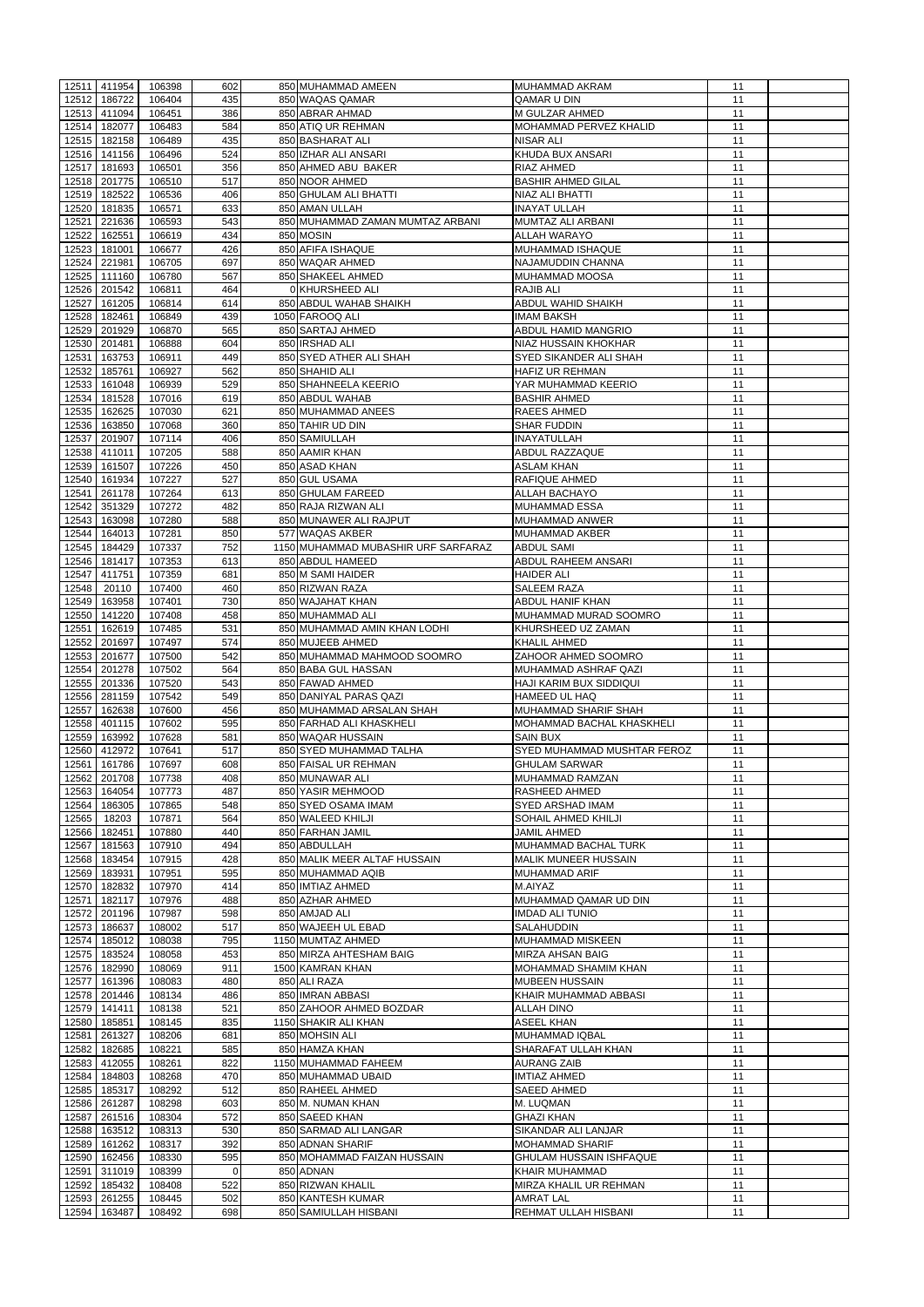| | | | | | | | | |
|---|---|---|---|---|---|---|---|---|
| 12511 | 411954 | 106398 | 602 | 850 | MUHAMMAD AMEEN | MUHAMMAD AKRAM | 11 | |
| 12512 | 186722 | 106404 | 435 | 850 | WAQAS QAMAR | QAMAR U DIN | 11 | |
| 12513 | 411094 | 106451 | 386 | 850 | ABRAR AHMAD | M GULZAR AHMED | 11 | |
| 12514 | 182077 | 106483 | 584 | 850 | ATIQ UR REHMAN | MOHAMMAD PERVEZ KHALID | 11 | |
| 12515 | 182158 | 106489 | 435 | 850 | BASHARAT ALI | NISAR ALI | 11 | |
| 12516 | 141156 | 106496 | 524 | 850 | IZHAR ALI ANSARI | KHUDA BUX ANSARI | 11 | |
| 12517 | 181693 | 106501 | 356 | 850 | AHMED ABU BAKER | RIAZ AHMED | 11 | |
| 12518 | 201775 | 106510 | 517 | 850 | NOOR AHMED | BASHIR AHMED GILAL | 11 | |
| 12519 | 182522 | 106536 | 406 | 850 | GHULAM ALI BHATTI | NIAZ ALI BHATTI | 11 | |
| 12520 | 181835 | 106571 | 633 | 850 | AMAN ULLAH | INAYAT ULLAH | 11 | |
| 12521 | 221636 | 106593 | 543 | 850 | MUHAMMAD ZAMAN MUMTAZ ARBANI | MUMTAZ ALI ARBANI | 11 | |
| 12522 | 162551 | 106619 | 434 | 850 | MOSIN | ALLAH WARAYO | 11 | |
| 12523 | 181001 | 106677 | 426 | 850 | AFIFA ISHAQUE | MUHAMMAD ISHAQUE | 11 | |
| 12524 | 221981 | 106705 | 697 | 850 | WAQAR AHMED | NAJAMUDDIN CHANNA | 11 | |
| 12525 | 111160 | 106780 | 567 | 850 | SHAKEEL AHMED | MUHAMMAD MOOSA | 11 | |
| 12526 | 201542 | 106811 | 464 | 0 | KHURSHEED ALI | RAJIB ALI | 11 | |
| 12527 | 161205 | 106814 | 614 | 850 | ABDUL WAHAB SHAIKH | ABDUL WAHID SHAIKH | 11 | |
| 12528 | 182461 | 106849 | 439 | 1050 | FAROOQ ALI | IMAM BAKSH | 11 | |
| 12529 | 201929 | 106870 | 565 | 850 | SARTAJ AHMED | ABDUL HAMID MANGRIO | 11 | |
| 12530 | 201481 | 106888 | 604 | 850 | IRSHAD ALI | NIAZ HUSSAIN KHOKHAR | 11 | |
| 12531 | 163753 | 106911 | 449 | 850 | SYED ATHER ALI SHAH | SYED SIKANDER ALI SHAH | 11 | |
| 12532 | 185761 | 106927 | 562 | 850 | SHAHID ALI | HAFIZ UR REHMAN | 11 | |
| 12533 | 161048 | 106939 | 529 | 850 | SHAHNEELA KEERIO | YAR MUHAMMAD KEERIO | 11 | |
| 12534 | 181528 | 107016 | 619 | 850 | ABDUL WAHAB | BASHIR AHMED | 11 | |
| 12535 | 162625 | 107030 | 621 | 850 | MUHAMMAD ANEES | RAEES AHMED | 11 | |
| 12536 | 163850 | 107068 | 360 | 850 | TAHIR UD DIN | SHAR FUDDIN | 11 | |
| 12537 | 201907 | 107114 | 406 | 850 | SAMIULLAH | INAYATULLAH | 11 | |
| 12538 | 411011 | 107205 | 588 | 850 | AAMIR KHAN | ABDUL RAZZAQUE | 11 | |
| 12539 | 161507 | 107226 | 450 | 850 | ASAD KHAN | ASLAM KHAN | 11 | |
| 12540 | 161934 | 107227 | 527 | 850 | GUL USAMA | RAFIQUE AHMED | 11 | |
| 12541 | 261178 | 107264 | 613 | 850 | GHULAM FAREED | ALLAH BACHAYO | 11 | |
| 12542 | 351329 | 107272 | 482 | 850 | RAJA RIZWAN ALI | MUHAMMAD ESSA | 11 | |
| 12543 | 163098 | 107280 | 588 | 850 | MUNAWER ALI RAJPUT | MUHAMMAD ANWER | 11 | |
| 12544 | 164013 | 107281 | 850 | 577 | WAQAS AKBER | MUHAMMAD AKBER | 11 | |
| 12545 | 184429 | 107337 | 752 | 1150 | MUHAMMAD MUBASHIR URF SARFARAZ | ABDUL SAMI | 11 | |
| 12546 | 181417 | 107353 | 613 | 850 | ABDUL HAMEED | ABDUL RAHEEM ANSARI | 11 | |
| 12547 | 411751 | 107359 | 681 | 850 | M SAMI HAIDER | HAIDER ALI | 11 | |
| 12548 | 20110 | 107400 | 460 | 850 | RIZWAN RAZA | SALEEM RAZA | 11 | |
| 12549 | 163958 | 107401 | 730 | 850 | WAJAHAT KHAN | ABDUL HANIF KHAN | 11 | |
| 12550 | 141220 | 107408 | 458 | 850 | MUHAMMAD ALI | MUHAMMAD MURAD SOOMRO | 11 | |
| 12551 | 162619 | 107485 | 531 | 850 | MUHAMMAD AMIN KHAN LODHI | KHURSHEED UZ ZAMAN | 11 | |
| 12552 | 201697 | 107497 | 574 | 850 | MUJEEB AHMED | KHALIL AHMED | 11 | |
| 12553 | 201677 | 107500 | 542 | 850 | MUHAMMAD MAHMOOD SOOMRO | ZAHOOR AHMED SOOMRO | 11 | |
| 12554 | 201278 | 107502 | 564 | 850 | BABA GUL HASSAN | MUHAMMAD ASHRAF QAZI | 11 | |
| 12555 | 201336 | 107520 | 543 | 850 | FAWAD AHMED | HAJI KARIM BUX SIDDIQUI | 11 | |
| 12556 | 281159 | 107542 | 549 | 850 | DANIYAL PARAS QAZI | HAMEED UL HAQ | 11 | |
| 12557 | 162638 | 107600 | 456 | 850 | MUHAMMAD ARSALAN SHAH | MUHAMMAD SHARIF SHAH | 11 | |
| 12558 | 401115 | 107602 | 595 | 850 | FARHAD ALI KHASKHELI | MOHAMMAD BACHAL KHASKHELI | 11 | |
| 12559 | 163992 | 107628 | 581 | 850 | WAQAR HUSSAIN | SAIN BUX | 11 | |
| 12560 | 412972 | 107641 | 517 | 850 | SYED MUHAMMAD TALHA | SYED MUHAMMAD MUSHTAR FEROZ | 11 | |
| 12561 | 161786 | 107697 | 608 | 850 | FAISAL UR REHMAN | GHULAM SARWAR | 11 | |
| 12562 | 201708 | 107738 | 408 | 850 | MUNAWAR ALI | MUHAMMAD RAMZAN | 11 | |
| 12563 | 164054 | 107773 | 487 | 850 | YASIR MEHMOOD | RASHEED AHMED | 11 | |
| 12564 | 186305 | 107865 | 548 | 850 | SYED OSAMA IMAM | SYED ARSHAD IMAM | 11 | |
| 12565 | 18203 | 107871 | 564 | 850 | WALEED KHILJI | SOHAIL AHMED KHILJI | 11 | |
| 12566 | 182451 | 107880 | 440 | 850 | FARHAN JAMIL | JAMIL AHMED | 11 | |
| 12567 | 181563 | 107910 | 494 | 850 | ABDULLAH | MUHAMMAD BACHAL TURK | 11 | |
| 12568 | 183454 | 107915 | 428 | 850 | MALIK MEER ALTAF HUSSAIN | MALIK MUNEER HUSSAIN | 11 | |
| 12569 | 183931 | 107951 | 595 | 850 | MUHAMMAD AQIB | MUHAMMAD ARIF | 11 | |
| 12570 | 182832 | 107970 | 414 | 850 | IMTIAZ AHMED | M.AIYAZ | 11 | |
| 12571 | 182117 | 107976 | 488 | 850 | AZHAR AHMED | MUHAMMAD QAMAR UD DIN | 11 | |
| 12572 | 201196 | 107987 | 598 | 850 | AMJAD ALI | IMDAD ALI TUNIO | 11 | |
| 12573 | 186637 | 108002 | 517 | 850 | WAJEEH UL EBAD | SALAHUDDIN | 11 | |
| 12574 | 185012 | 108038 | 795 | 1150 | MUMTAZ AHMED | MUHAMMAD MISKEEN | 11 | |
| 12575 | 183524 | 108058 | 453 | 850 | MIRZA AHTESHAM BAIG | MIRZA AHSAN BAIG | 11 | |
| 12576 | 182990 | 108069 | 911 | 1500 | KAMRAN KHAN | MOHAMMAD SHAMIM KHAN | 11 | |
| 12577 | 161396 | 108083 | 480 | 850 | ALI RAZA | MUBEEN HUSSAIN | 11 | |
| 12578 | 201446 | 108134 | 486 | 850 | IMRAN ABBASI | KHAIR MUHAMMAD ABBASI | 11 | |
| 12579 | 141411 | 108138 | 521 | 850 | ZAHOOR AHMED BOZDAR | ALLAH DINO | 11 | |
| 12580 | 185851 | 108145 | 835 | 1150 | SHAKIR ALI KHAN | ASEEL KHAN | 11 | |
| 12581 | 261327 | 108206 | 681 | 850 | MOHSIN ALI | MUHAMMAD IQBAL | 11 | |
| 12582 | 182685 | 108221 | 585 | 850 | HAMZA KHAN | SHARAFAT ULLAH KHAN | 11 | |
| 12583 | 412055 | 108261 | 822 | 1150 | MUHAMMAD FAHEEM | AURANG ZAIB | 11 | |
| 12584 | 184803 | 108268 | 470 | 850 | MUHAMMAD UBAID | IMTIAZ AHMED | 11 | |
| 12585 | 185317 | 108292 | 512 | 850 | RAHEEL AHMED | SAEED AHMED | 11 | |
| 12586 | 261287 | 108298 | 603 | 850 | M. NUMAN KHAN | M. LUQMAN | 11 | |
| 12587 | 261516 | 108304 | 572 | 850 | SAEED KHAN | GHAZI KHAN | 11 | |
| 12588 | 163512 | 108313 | 530 | 850 | SARMAD ALI LANGAR | SIKANDAR ALI LANJAR | 11 | |
| 12589 | 161262 | 108317 | 392 | 850 | ADNAN SHARIF | MOHAMMAD SHARIF | 11 | |
| 12590 | 162456 | 108330 | 595 | 850 | MOHAMMAD FAIZAN HUSSAIN | GHULAM HUSSAIN ISHFAQUE | 11 | |
| 12591 | 311019 | 108399 | 0 | 850 | ADNAN | KHAIR MUHAMMAD | 11 | |
| 12592 | 185432 | 108408 | 522 | 850 | RIZWAN KHALIL | MIRZA KHALIL UR REHMAN | 11 | |
| 12593 | 261255 | 108445 | 502 | 850 | KANTESH KUMAR | AMRAT LAL | 11 | |
| 12594 | 163487 | 108492 | 698 | 850 | SAMIULLAH HISBANI | REHMAT ULLAH HISBANI | 11 | |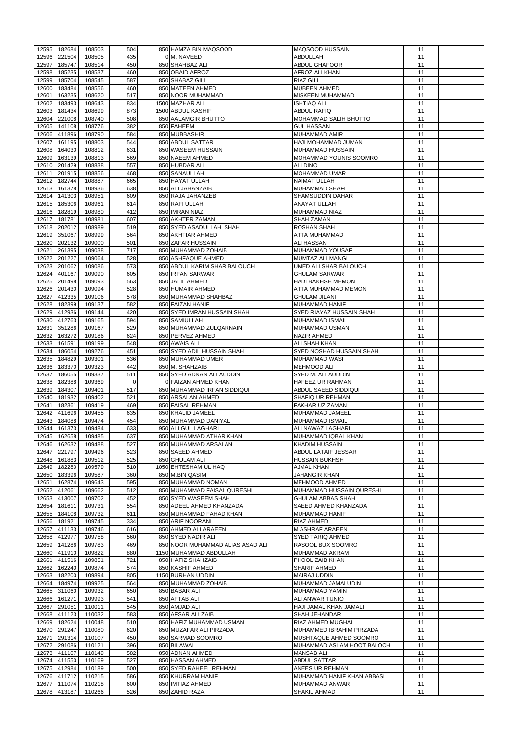| | | | | | | | |
|---|---|---|---|---|---|---|---|
| 12595 | 182684 | 108503 | 504 | 850 | HAMZA BIN MAQSOOD | MAQSOOD HUSSAIN | 11 |
| 12596 | 221504 | 108505 | 435 | 0 | M. NAVEED | ABDULLAH | 11 |
| 12597 | 185747 | 108514 | 450 | 850 | SHAHBAZ ALI | ABDUL GHAFOOR | 11 |
| 12598 | 185235 | 108537 | 460 | 850 | OBAID AFROZ | AFROZ ALI KHAN | 11 |
| 12599 | 185704 | 108545 | 587 | 850 | SHABAZ GILL | RIAZ GILL | 11 |
| 12600 | 183484 | 108556 | 460 | 850 | MATEEN AHMED | MUBEEN AHMED | 11 |
| 12601 | 163235 | 108620 | 517 | 850 | NOOR MUHAMMAD | MISKEEN MUHAMMAD | 11 |
| 12602 | 183493 | 108643 | 834 | 1500 | MAZHAR ALI | ISHTIAQ ALI | 11 |
| 12603 | 181434 | 108699 | 873 | 1500 | ABDUL KASHIF | ABDUL RAFIQ | 11 |
| 12604 | 221008 | 108740 | 508 | 850 | AALAMGIR BHUTTO | MOHAMMAD SALIH BHUTTO | 11 |
| 12605 | 141108 | 108776 | 382 | 850 | FAHEEM | GUL HASSAN | 11 |
| 12606 | 411896 | 108790 | 584 | 850 | MUBBASHIR | MUHAMMAD AMIR | 11 |
| 12607 | 161195 | 108803 | 544 | 850 | ABDUL SATTAR | HAJI MOHAMMAD JUMAN | 11 |
| 12608 | 164030 | 108812 | 631 | 850 | WASEEM HUSSAIN | MUHAMMAD HUSSAIN | 11 |
| 12609 | 163139 | 108813 | 569 | 850 | NAEEM AHMED | MOHAMMAD YOUNIS SOOMRO | 11 |
| 12610 | 201429 | 108838 | 557 | 850 | HUBDAR ALI | ALI DINO | 11 |
| 12611 | 201915 | 108856 | 468 | 850 | SANAULLAH | MOHAMMAD UMAR | 11 |
| 12612 | 182744 | 108887 | 665 | 850 | HAYAT ULLAH | NAIMAT ULLAH | 11 |
| 12613 | 161378 | 108936 | 638 | 850 | ALI JAHANZAIB | MUHAMMAD SHAFI | 11 |
| 12614 | 141303 | 108951 | 609 | 850 | RAJA JAHANZEB | SHAMSUDDIN DAHAR | 11 |
| 12615 | 185306 | 108961 | 614 | 850 | RAFI ULLAH | ANAYAT ULLAH | 11 |
| 12616 | 182819 | 108980 | 412 | 850 | IMRAN NIAZ | MUHAMMAD NIAZ | 11 |
| 12617 | 181781 | 108981 | 607 | 850 | AKHTER ZAMAN | SHAH ZAMAN | 11 |
| 12618 | 202012 | 108989 | 519 | 850 | SYED ASADULLAH SHAH | ROSHAN SHAH | 11 |
| 12619 | 351067 | 108999 | 564 | 850 | AKHTIAR AHMED | ATTA MUHAMMAD | 11 |
| 12620 | 202132 | 109000 | 501 | 850 | ZAFAR HUSSAIN | ALI HASSAN | 11 |
| 12621 | 261395 | 109038 | 717 | 850 | MUHAMMAD ZOHAIB | MUHAMMAD YOUSAF | 11 |
| 12622 | 201227 | 109064 | 528 | 850 | ASHFAQUE AHMED | MUMTAZ ALI MANGI | 11 |
| 12623 | 201062 | 109086 | 573 | 850 | ABDUL KARIM SHAR BALOUCH | UMED ALI SHAR BALOUCH | 11 |
| 12624 | 401167 | 109090 | 605 | 850 | IRFAN SARWAR | GHULAM SARWAR | 11 |
| 12625 | 201498 | 109093 | 563 | 850 | JALIL AHMED | HADI BAKHSH MEMON | 11 |
| 12626 | 201430 | 109094 | 528 | 850 | HUMAIR AHMED | ATTA MUHAMMAD MEMON | 11 |
| 12627 | 412335 | 109106 | 578 | 850 | MUHAMMAD SHAHBAZ | GHULAM JILANI | 11 |
| 12628 | 182399 | 109137 | 582 | 850 | FAIZAN HANIF | MUHAMMAD HANIF | 11 |
| 12629 | 412936 | 109144 | 420 | 850 | SYED IMRAN HUSSAIN SHAH | SYED RIAYAZ HUSSAIN SHAH | 11 |
| 12630 | 412763 | 109165 | 594 | 850 | SAMIULLAH | MUHAMMAD ISMAIL | 11 |
| 12631 | 351286 | 109167 | 529 | 850 | MUHAMMAD ZULQARNAIN | MUHAMMAD USMAN | 11 |
| 12632 | 163272 | 109186 | 624 | 850 | PERVEZ AHMED | NAZIR AHMED | 11 |
| 12633 | 161591 | 109199 | 548 | 850 | AWAIS ALI | ALI SHAH KHAN | 11 |
| 12634 | 186054 | 109276 | 451 | 850 | SYED ADIL HUSSAIN SHAH | SYED NOSHAD HUSSAIN SHAH | 11 |
| 12635 | 184829 | 109301 | 536 | 850 | MUHAMMAD UMER | MUHAMMAD WASI | 11 |
| 12636 | 183370 | 109323 | 442 | 850 | M. SHAHZAIB | MEHMOOD ALI | 11 |
| 12637 | 186055 | 109337 | 511 | 850 | SYED ADNAN ALLAUDDIN | SYED M. ALLAUDDIN | 11 |
| 12638 | 182388 | 109369 | 0 | 0 | FAIZAN AHMED KHAN | HAFEEZ UR RAHMAN | 11 |
| 12639 | 184307 | 109401 | 517 | 850 | MUHAMMAD IRFAN SIDDIQUI | ABDUL SAEED SIDDIQUI | 11 |
| 12640 | 181932 | 109402 | 521 | 850 | ARSALAN AHMED | SHAFIQ UR REHMAN | 11 |
| 12641 | 182361 | 109419 | 469 | 850 | FAISAL REHMAN | FAKHAR UZ ZAMAN | 11 |
| 12642 | 411696 | 109455 | 635 | 850 | KHALID JAMEEL | MUHAMMAD JAMEEL | 11 |
| 12643 | 184088 | 109474 | 454 | 850 | MUHAMMAD DANIYAL | MUHAMMAD ISMAIL | 11 |
| 12644 | 161373 | 109484 | 633 | 950 | ALI GUL LAGHARI | ALI NAWAZ LAGHARI | 11 |
| 12645 | 162658 | 109485 | 637 | 850 | MUHAMMAD ATHAR KHAN | MUHAMMAD IQBAL KHAN | 11 |
| 12646 | 162632 | 109488 | 527 | 850 | MUHAMMAD ARSALAN | KHADIM HUSSAIN | 11 |
| 12647 | 221797 | 109496 | 523 | 850 | SAEED AHMED | ABDUL LATAIF JESSAR | 11 |
| 12648 | 161883 | 109512 | 525 | 850 | GHULAM ALI | HUSSAIN BUKHSH | 11 |
| 12649 | 182280 | 109579 | 510 | 1050 | EHTESHAM UL HAQ | AJMAL KHAN | 11 |
| 12650 | 183396 | 109587 | 360 | 850 | M.BIN QASIM | JAHANGIR KHAN | 11 |
| 12651 | 162874 | 109643 | 595 | 850 | MUHAMMAD NOMAN | MEHMOOD AHMED | 11 |
| 12652 | 412061 | 109662 | 512 | 850 | MUHAMMAD FAISAL QURESHI | MUHAMMAD HUSSAIN QURESHI | 11 |
| 12653 | 413007 | 109702 | 452 | 850 | SYED WASEEM SHAH | GHULAM ABBAS SHAH | 11 |
| 12654 | 181611 | 109731 | 554 | 850 | ADEEL AHMED KHANZADA | SAEED AHMED KHANZADA | 11 |
| 12655 | 184108 | 109732 | 611 | 850 | MUHAMMAD FAHAD KHAN | MUHAMMAD HANIF | 11 |
| 12656 | 181921 | 109745 | 334 | 850 | ARIF NOORANI | RIAZ AHMED | 11 |
| 12657 | 411133 | 109746 | 616 | 850 | AHMED ALI ARAEEN | M ASHRAF ARAEEN | 11 |
| 12658 | 412977 | 109758 | 560 | 850 | SYED NADIR ALI | SYED TARIQ AHMED | 11 |
| 12659 | 141286 | 109783 | 469 | 850 | NOOR MUHAMMAD ALIAS ASAD ALI | RASOOL BUX SOOMRO | 11 |
| 12660 | 411910 | 109822 | 880 | 1150 | MUHAMMAD ABDULLAH | MUHAMMAD AKRAM | 11 |
| 12661 | 411516 | 109851 | 721 | 850 | HAFIZ SHAHZAIB | PHOOL ZAIB KHAN | 11 |
| 12662 | 162240 | 109874 | 574 | 850 | KASHIF AHMED | SHARIF AHMED | 11 |
| 12663 | 182200 | 109894 | 805 | 1150 | BURHAN UDDIN | MAIRAJ UDDIN | 11 |
| 12664 | 184974 | 109925 | 564 | 850 | MUHAMMAD ZOHAIB | MUHAMMAD JAMALUDIN | 11 |
| 12665 | 311060 | 109932 | 650 | 850 | BABAR ALI | MUHAMMAD YAMIN | 11 |
| 12666 | 161271 | 109993 | 541 | 850 | AFTAB ALI | ALI ANWAR TUNIO | 11 |
| 12667 | 291051 | 110011 | 545 | 850 | AMJAD ALI | HAJI JAMAL KHAN JAMALI | 11 |
| 12668 | 411123 | 110032 | 583 | 850 | AFSAR ALI ZAIB | SHAH JEHANDAR | 11 |
| 12669 | 182624 | 110048 | 510 | 850 | HAFIZ MUHAMMAD USMAN | RIAZ AHMED MUGHAL | 11 |
| 12670 | 291247 | 110080 | 620 | 850 | MUZAFAR ALI PIRZADA | MUHAMMED IBRAHIM PIRZADA | 11 |
| 12671 | 291314 | 110107 | 450 | 850 | SARMAD SOOMRO | MUSHTAQUE AHMED SOOMRO | 11 |
| 12672 | 291086 | 110121 | 396 | 850 | BILAWAL | MUHAMMAD ASLAM HOOT BALOCH | 11 |
| 12673 | 411107 | 110149 | 582 | 850 | ADNAN AHMED | MANSAB ALI | 11 |
| 12674 | 411550 | 110169 | 527 | 850 | HASSAN AHMED | ABDUL SATTAR | 11 |
| 12675 | 412984 | 110189 | 500 | 850 | SYED RAHEEL REHMAN | ANEES UR REHMAN | 11 |
| 12676 | 411712 | 110215 | 586 | 850 | KHURRAM HANIF | MUHAMMAD HANIF KHAN ABBASI | 11 |
| 12677 | 111074 | 110218 | 600 | 850 | IMTIAZ AHMED | MUHAMMAD ANWAR | 11 |
| 12678 | 413187 | 110266 | 526 | 850 | ZAHID RAZA | SHAKIL AHMAD | 11 |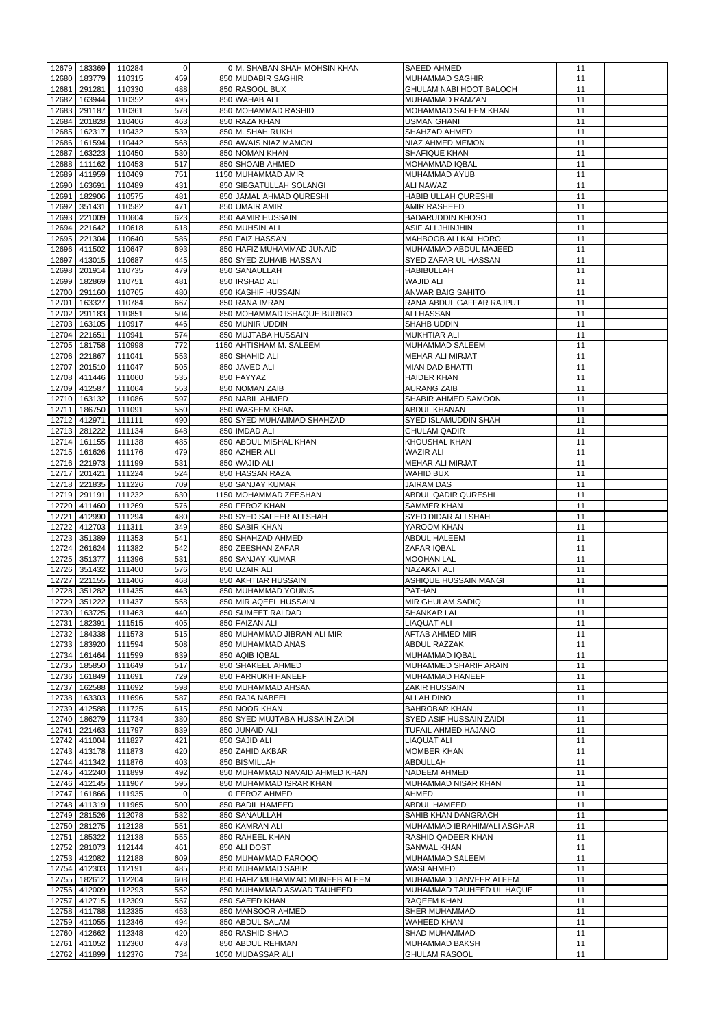| | | | | | | | | |
|---|---|---|---|---|---|---|---|---|
| 12679 | 183369 | 110284 | 0 | 0 | M. SHABAN SHAH MOHSIN KHAN | SAEED AHMED | 11 | |
| 12680 | 183779 | 110315 | 459 | 850 | MUDABIR SAGHIR | MUHAMMAD SAGHIR | 11 | |
| 12681 | 291281 | 110330 | 488 | 850 | RASOOL BUX | GHULAM NABI HOOT BALOCH | 11 | |
| 12682 | 163944 | 110352 | 495 | 850 | WAHAB ALI | MUHAMMAD RAMZAN | 11 | |
| 12683 | 291187 | 110361 | 578 | 850 | MOHAMMAD RASHID | MOHAMMAD SALEEM KHAN | 11 | |
| 12684 | 201828 | 110406 | 463 | 850 | RAZA KHAN | USMAN GHANI | 11 | |
| 12685 | 162317 | 110432 | 539 | 850 | M. SHAH RUKH | SHAHZAD AHMED | 11 | |
| 12686 | 161594 | 110442 | 568 | 850 | AWAIS NIAZ MAMON | NIAZ AHMED MEMON | 11 | |
| 12687 | 163223 | 110450 | 530 | 850 | NOMAN KHAN | SHAFIQUE KHAN | 11 | |
| 12688 | 111162 | 110453 | 517 | 850 | SHOAIB AHMED | MOHAMMAD IQBAL | 11 | |
| 12689 | 411959 | 110469 | 751 | 1150 | MUHAMMAD AMIR | MUHAMMAD AYUB | 11 | |
| 12690 | 163691 | 110489 | 431 | 850 | SIBGATULLAH SOLANGI | ALI NAWAZ | 11 | |
| 12691 | 182906 | 110575 | 481 | 850 | JAMAL AHMAD QURESHI | HABIB ULLAH QURESHI | 11 | |
| 12692 | 351431 | 110582 | 471 | 850 | UMAIR AMIR | AMIR RASHEED | 11 | |
| 12693 | 221009 | 110604 | 623 | 850 | AAMIR HUSSAIN | BADARUDDIN KHOSO | 11 | |
| 12694 | 221642 | 110618 | 618 | 850 | MUHSIN ALI | ASIF ALI JHINJHIN | 11 | |
| 12695 | 221304 | 110640 | 586 | 850 | FAIZ HASSAN | MAHBOOB ALI KAL HORO | 11 | |
| 12696 | 411502 | 110647 | 693 | 850 | HAFIZ MUHAMMAD JUNAID | MUHAMMAD ABDUL MAJEED | 11 | |
| 12697 | 413015 | 110687 | 445 | 850 | SYED ZUHAIB HASSAN | SYED ZAFAR UL HASSAN | 11 | |
| 12698 | 201914 | 110735 | 479 | 850 | SANAULLAH | HABIBULLAH | 11 | |
| 12699 | 182869 | 110751 | 481 | 850 | IRSHAD ALI | WAJID ALI | 11 | |
| 12700 | 291160 | 110765 | 480 | 850 | KASHIF HUSSAIN | ANWAR BAIG SAHITO | 11 | |
| 12701 | 163327 | 110784 | 667 | 850 | RANA IMRAN | RANA ABDUL GAFFAR RAJPUT | 11 | |
| 12702 | 291183 | 110851 | 504 | 850 | MOHAMMAD ISHAQUE BURIRO | ALI HASSAN | 11 | |
| 12703 | 163105 | 110917 | 446 | 850 | MUNIR UDDIN | SHAHB UDDIN | 11 | |
| 12704 | 221651 | 110941 | 574 | 850 | MUJTABA HUSSAIN | MUKHTIAR ALI | 11 | |
| 12705 | 181758 | 110998 | 772 | 1150 | AHTISHAM M. SALEEM | MUHAMMAD SALEEM | 11 | |
| 12706 | 221867 | 111041 | 553 | 850 | SHAHID ALI | MEHAR ALI MIRJAT | 11 | |
| 12707 | 201510 | 111047 | 505 | 850 | JAVED ALI | MIAN DAD BHATTI | 11 | |
| 12708 | 411446 | 111060 | 535 | 850 | FAYYAZ | HAIDER KHAN | 11 | |
| 12709 | 412587 | 111064 | 553 | 850 | NOMAN ZAIB | AURANG ZAIB | 11 | |
| 12710 | 163132 | 111086 | 597 | 850 | NABIL AHMED | SHABIR AHMED SAMOON | 11 | |
| 12711 | 186750 | 111091 | 550 | 850 | WASEEM KHAN | ABDUL KHANAN | 11 | |
| 12712 | 412971 | 111111 | 490 | 850 | SYED MUHAMMAD SHAHZAD | SYED ISLAMUDDIN SHAH | 11 | |
| 12713 | 281222 | 111134 | 648 | 850 | IMDAD ALI | GHULAM QADIR | 11 | |
| 12714 | 161155 | 111138 | 485 | 850 | ABDUL MISHAL KHAN | KHOUSHAL KHAN | 11 | |
| 12715 | 161626 | 111176 | 479 | 850 | AZHER ALI | WAZIR ALI | 11 | |
| 12716 | 221973 | 111199 | 531 | 850 | WAJID ALI | MEHAR ALI MIRJAT | 11 | |
| 12717 | 201421 | 111224 | 524 | 850 | HASSAN RAZA | WAHID BUX | 11 | |
| 12718 | 221835 | 111226 | 709 | 850 | SANJAY KUMAR | JAIRAM DAS | 11 | |
| 12719 | 291191 | 111232 | 630 | 1150 | MOHAMMAD ZEESHAN | ABDUL QADIR QURESHI | 11 | |
| 12720 | 411460 | 111269 | 576 | 850 | FEROZ KHAN | SAMMER KHAN | 11 | |
| 12721 | 412990 | 111294 | 480 | 850 | SYED SAFEER ALI SHAH | SYED DIDAR ALI SHAH | 11 | |
| 12722 | 412703 | 111311 | 349 | 850 | SABIR KHAN | YAROOM KHAN | 11 | |
| 12723 | 351389 | 111353 | 541 | 850 | SHAHZAD AHMED | ABDUL HALEEM | 11 | |
| 12724 | 261624 | 111382 | 542 | 850 | ZEESHAN ZAFAR | ZAFAR IQBAL | 11 | |
| 12725 | 351377 | 111396 | 531 | 850 | SANJAY KUMAR | MOOHAN LAL | 11 | |
| 12726 | 351432 | 111400 | 576 | 850 | UZAIR ALI | NAZAKAT ALI | 11 | |
| 12727 | 221155 | 111406 | 468 | 850 | AKHTIAR HUSSAIN | ASHIQUE HUSSAIN MANGI | 11 | |
| 12728 | 351282 | 111435 | 443 | 850 | MUHAMMAD YOUNIS | PATHAN | 11 | |
| 12729 | 351222 | 111437 | 558 | 850 | MIR AQEEL HUSSAIN | MIR GHULAM SADIQ | 11 | |
| 12730 | 163725 | 111463 | 440 | 850 | SUMEET RAI DAD | SHANKAR LAL | 11 | |
| 12731 | 182391 | 111515 | 405 | 850 | FAIZAN ALI | LIAQUAT ALI | 11 | |
| 12732 | 184338 | 111573 | 515 | 850 | MUHAMMAD JIBRAN ALI MIR | AFTAB AHMED MIR | 11 | |
| 12733 | 183920 | 111594 | 508 | 850 | MUHAMMAD ANAS | ABDUL RAZZAK | 11 | |
| 12734 | 161464 | 111599 | 639 | 850 | AQIB IQBAL | MUHAMMAD IQBAL | 11 | |
| 12735 | 185850 | 111649 | 517 | 850 | SHAKEEL AHMED | MUHAMMED SHARIF ARAIN | 11 | |
| 12736 | 161849 | 111691 | 729 | 850 | FARRUKH HANEEF | MUHAMMAD HANEEF | 11 | |
| 12737 | 162588 | 111692 | 598 | 850 | MUHAMMAD AHSAN | ZAKIR HUSSAIN | 11 | |
| 12738 | 163303 | 111696 | 587 | 850 | RAJA NABEEL | ALLAH DINO | 11 | |
| 12739 | 412588 | 111725 | 615 | 850 | NOOR KHAN | BAHROBAR KHAN | 11 | |
| 12740 | 186279 | 111734 | 380 | 850 | SYED MUJTABA HUSSAIN ZAIDI | SYED ASIF HUSSAIN ZAIDI | 11 | |
| 12741 | 221463 | 111797 | 639 | 850 | JUNAID ALI | TUFAIL AHMED HAJANO | 11 | |
| 12742 | 411004 | 111827 | 421 | 850 | SAJID ALI | LIAQUAT ALI | 11 | |
| 12743 | 413178 | 111873 | 420 | 850 | ZAHID AKBAR | MOMBER KHAN | 11 | |
| 12744 | 411342 | 111876 | 403 | 850 | BISMILLAH | ABDULLAH | 11 | |
| 12745 | 412240 | 111899 | 492 | 850 | MUHAMMAD NAVAID AHMED KHAN | NADEEM AHMED | 11 | |
| 12746 | 412145 | 111907 | 595 | 850 | MUHAMMAD ISRAR KHAN | MUHAMMAD NISAR KHAN | 11 | |
| 12747 | 161866 | 111935 | 0 | 0 | FEROZ AHMED | AHMED | 11 | |
| 12748 | 411319 | 111965 | 500 | 850 | BADIL HAMEED | ABDUL HAMEED | 11 | |
| 12749 | 281526 | 112078 | 532 | 850 | SANAULLAH | SAHIB KHAN DANGRACH | 11 | |
| 12750 | 281275 | 112128 | 551 | 850 | KAMRAN ALI | MUHAMMAD IBRAHIM/ALI ASGHAR | 11 | |
| 12751 | 185322 | 112138 | 555 | 850 | RAHEEL KHAN | RASHID QADEER KHAN | 11 | |
| 12752 | 281073 | 112144 | 461 | 850 | ALI DOST | SANWAL KHAN | 11 | |
| 12753 | 412082 | 112188 | 609 | 850 | MUHAMMAD FAROOQ | MUHAMMAD SALEEM | 11 | |
| 12754 | 412303 | 112191 | 485 | 850 | MUHAMMAD SABIR | WASI AHMED | 11 | |
| 12755 | 182612 | 112204 | 608 | 850 | HAFIZ MUHAMMAD MUNEEB ALEEM | MUHAMMAD TANVEER ALEEM | 11 | |
| 12756 | 412009 | 112293 | 552 | 850 | MUHAMMAD ASWAD TAUHEED | MUHAMMAD TAUHEED UL HAQUE | 11 | |
| 12757 | 412715 | 112309 | 557 | 850 | SAEED KHAN | RAQEEM KHAN | 11 | |
| 12758 | 411788 | 112335 | 453 | 850 | MANSOOR AHMED | SHER MUHAMMAD | 11 | |
| 12759 | 411055 | 112346 | 494 | 850 | ABDUL SALAM | WAHEED KHAN | 11 | |
| 12760 | 412662 | 112348 | 420 | 850 | RASHID SHAD | SHAD MUHAMMAD | 11 | |
| 12761 | 411052 | 112360 | 478 | 850 | ABDUL REHMAN | MUHAMMAD BAKSH | 11 | |
| 12762 | 411899 | 112376 | 734 | 1050 | MUDASSAR ALI | GHULAM RASOOL | 11 | |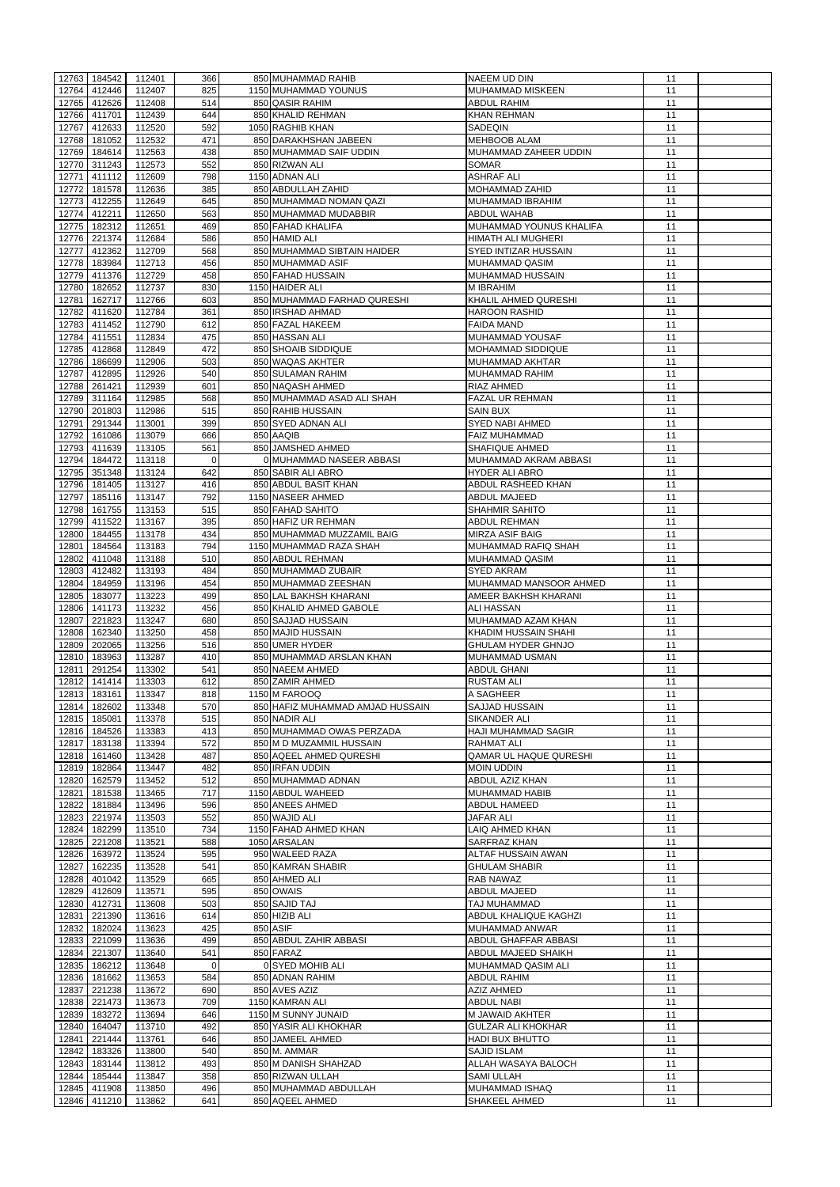| | | | | | | | | |
|---|---|---|---|---|---|---|---|---|
| 12763 | 184542 | 112401 | 366 | 850 | MUHAMMAD RAHIB | NAEEM UD DIN | 11 | |
| 12764 | 412446 | 112407 | 825 | 1150 | MUHAMMAD YOUNUS | MUHAMMAD MISKEEN | 11 | |
| 12765 | 412626 | 112408 | 514 | 850 | QASIR RAHIM | ABDUL RAHIM | 11 | |
| 12766 | 411701 | 112439 | 644 | 850 | KHALID REHMAN | KHAN REHMAN | 11 | |
| 12767 | 412633 | 112520 | 592 | 1050 | RAGHIB KHAN | SADEQIN | 11 | |
| 12768 | 181052 | 112532 | 471 | 850 | DARAKHSHAN JABEEN | MEHBOOB ALAM | 11 | |
| 12769 | 184614 | 112563 | 438 | 850 | MUHAMMAD SAIF UDDIN | MUHAMMAD ZAHEER UDDIN | 11 | |
| 12770 | 311243 | 112573 | 552 | 850 | RIZWAN ALI | SOMAR | 11 | |
| 12771 | 411112 | 112609 | 798 | 1150 | ADNAN ALI | ASHRAF ALI | 11 | |
| 12772 | 181578 | 112636 | 385 | 850 | ABDULLAH ZAHID | MOHAMMAD ZAHID | 11 | |
| 12773 | 412255 | 112649 | 645 | 850 | MUHAMMAD NOMAN QAZI | MUHAMMAD IBRAHIM | 11 | |
| 12774 | 412211 | 112650 | 563 | 850 | MUHAMMAD MUDABBIR | ABDUL WAHAB | 11 | |
| 12775 | 182312 | 112651 | 469 | 850 | FAHAD KHALIFA | MUHAMMAD YOUNUS KHALIFA | 11 | |
| 12776 | 221374 | 112684 | 586 | 850 | HAMID ALI | HIMATH ALI MUGHERI | 11 | |
| 12777 | 412362 | 112709 | 568 | 850 | MUHAMMAD SIBTAIN HAIDER | SYED INTIZAR HUSSAIN | 11 | |
| 12778 | 183984 | 112713 | 456 | 850 | MUHAMMAD ASIF | MUHAMMAD QASIM | 11 | |
| 12779 | 411376 | 112729 | 458 | 850 | FAHAD HUSSAIN | MUHAMMAD HUSSAIN | 11 | |
| 12780 | 182652 | 112737 | 830 | 1150 | HAIDER ALI | M IBRAHIM | 11 | |
| 12781 | 162717 | 112766 | 603 | 850 | MUHAMMAD FARHAD QURESHI | KHALIL AHMED QURESHI | 11 | |
| 12782 | 411620 | 112784 | 361 | 850 | IRSHAD AHMAD | HAROON RASHID | 11 | |
| 12783 | 411452 | 112790 | 612 | 850 | FAZAL HAKEEM | FAIDA MAND | 11 | |
| 12784 | 411551 | 112834 | 475 | 850 | HASSAN ALI | MUHAMMAD YOUSAF | 11 | |
| 12785 | 412868 | 112849 | 472 | 850 | SHOAIB SIDDIQUE | MOHAMMAD SIDDIQUE | 11 | |
| 12786 | 186699 | 112906 | 503 | 850 | WAQAS AKHTER | MUHAMMAD AKHTAR | 11 | |
| 12787 | 412895 | 112926 | 540 | 850 | SULAMAN RAHIM | MUHAMMAD RAHIM | 11 | |
| 12788 | 261421 | 112939 | 601 | 850 | NAQASH AHMED | RIAZ AHMED | 11 | |
| 12789 | 311164 | 112985 | 568 | 850 | MUHAMMAD ASAD ALI SHAH | FAZAL UR REHMAN | 11 | |
| 12790 | 201803 | 112986 | 515 | 850 | RAHIB HUSSAIN | SAIN BUX | 11 | |
| 12791 | 291344 | 113001 | 399 | 850 | SYED ADNAN ALI | SYED NABI AHMED | 11 | |
| 12792 | 161086 | 113079 | 666 | 850 | AAQIB | FAIZ MUHAMMAD | 11 | |
| 12793 | 411639 | 113105 | 561 | 850 | JAMSHED AHMED | SHAFIQUE AHMED | 11 | |
| 12794 | 184472 | 113118 | 0 | 0 | MUHAMMAD NASEER ABBASI | MUHAMMAD AKRAM ABBASI | 11 | |
| 12795 | 351348 | 113124 | 642 | 850 | SABIR ALI ABRO | HYDER ALI ABRO | 11 | |
| 12796 | 181405 | 113127 | 416 | 850 | ABDUL BASIT KHAN | ABDUL RASHEED KHAN | 11 | |
| 12797 | 185116 | 113147 | 792 | 1150 | NASEER AHMED | ABDUL MAJEED | 11 | |
| 12798 | 161755 | 113153 | 515 | 850 | FAHAD SAHITO | SHAHMIR SAHITO | 11 | |
| 12799 | 411522 | 113167 | 395 | 850 | HAFIZ UR REHMAN | ABDUL REHMAN | 11 | |
| 12800 | 184455 | 113178 | 434 | 850 | MUHAMMAD MUZZAMIL BAIG | MIRZA ASIF BAIG | 11 | |
| 12801 | 184564 | 113183 | 794 | 1150 | MUHAMMAD RAZA SHAH | MUHAMMAD RAFIQ SHAH | 11 | |
| 12802 | 411048 | 113188 | 510 | 850 | ABDUL REHMAN | MUHAMMAD QASIM | 11 | |
| 12803 | 412482 | 113193 | 484 | 850 | MUHAMMAD ZUBAIR | SYED AKRAM | 11 | |
| 12804 | 184959 | 113196 | 454 | 850 | MUHAMMAD ZEESHAN | MUHAMMAD MANSOOR AHMED | 11 | |
| 12805 | 183077 | 113223 | 499 | 850 | LAL BAKHSH KHARANI | AMEER BAKHSH KHARANI | 11 | |
| 12806 | 141173 | 113232 | 456 | 850 | KHALID AHMED GABOLE | ALI HASSAN | 11 | |
| 12807 | 221823 | 113247 | 680 | 850 | SAJJAD HUSSAIN | MUHAMMAD AZAM KHAN | 11 | |
| 12808 | 162340 | 113250 | 458 | 850 | MAJID HUSSAIN | KHADIM HUSSAIN SHAHI | 11 | |
| 12809 | 202065 | 113256 | 516 | 850 | UMER HYDER | GHULAM HYDER GHNJO | 11 | |
| 12810 | 183963 | 113287 | 410 | 850 | MUHAMMAD ARSLAN KHAN | MUHAMMAD USMAN | 11 | |
| 12811 | 291254 | 113302 | 541 | 850 | NAEEM AHMED | ABDUL GHANI | 11 | |
| 12812 | 141414 | 113303 | 612 | 850 | ZAMIR AHMED | RUSTAM ALI | 11 | |
| 12813 | 183161 | 113347 | 818 | 1150 | M FAROOQ | A SAGHEER | 11 | |
| 12814 | 182602 | 113348 | 570 | 850 | HAFIZ MUHAMMAD AMJAD HUSSAIN | SAJJAD HUSSAIN | 11 | |
| 12815 | 185081 | 113378 | 515 | 850 | NADIR ALI | SIKANDER ALI | 11 | |
| 12816 | 184526 | 113383 | 413 | 850 | MUHAMMAD OWAS PERZADA | HAJI MUHAMMAD SAGIR | 11 | |
| 12817 | 183138 | 113394 | 572 | 850 | M D MUZAMMIL HUSSAIN | RAHMAT ALI | 11 | |
| 12818 | 161460 | 113428 | 487 | 850 | AQEEL AHMED QURESHI | QAMAR UL HAQUE QURESHI | 11 | |
| 12819 | 182864 | 113447 | 482 | 850 | IRFAN UDDIN | MOIN UDDIN | 11 | |
| 12820 | 162579 | 113452 | 512 | 850 | MUHAMMAD ADNAN | ABDUL AZIZ KHAN | 11 | |
| 12821 | 181538 | 113465 | 717 | 1150 | ABDUL WAHEED | MUHAMMAD HABIB | 11 | |
| 12822 | 181884 | 113496 | 596 | 850 | ANEES AHMED | ABDUL HAMEED | 11 | |
| 12823 | 221974 | 113503 | 552 | 850 | WAJID ALI | JAFAR ALI | 11 | |
| 12824 | 182299 | 113510 | 734 | 1150 | FAHAD AHMED KHAN | LAIQ AHMED KHAN | 11 | |
| 12825 | 221208 | 113521 | 588 | 1050 | ARSALAN | SARFRAZ KHAN | 11 | |
| 12826 | 163972 | 113524 | 595 | 950 | WALEED RAZA | ALTAF HUSSAIN AWAN | 11 | |
| 12827 | 162235 | 113528 | 541 | 850 | KAMRAN SHABIR | GHULAM SHABIR | 11 | |
| 12828 | 401042 | 113529 | 665 | 850 | AHMED ALI | RAB NAWAZ | 11 | |
| 12829 | 412609 | 113571 | 595 | 850 | OWAIS | ABDUL MAJEED | 11 | |
| 12830 | 412731 | 113608 | 503 | 850 | SAJID TAJ | TAJ MUHAMMAD | 11 | |
| 12831 | 221390 | 113616 | 614 | 850 | HIZIB ALI | ABDUL KHALIQUE KAGHZI | 11 | |
| 12832 | 182024 | 113623 | 425 | 850 | ASIF | MUHAMMAD ANWAR | 11 | |
| 12833 | 221099 | 113636 | 499 | 850 | ABDUL ZAHIR ABBASI | ABDUL GHAFFAR ABBASI | 11 | |
| 12834 | 221307 | 113640 | 541 | 850 | FARAZ | ABDUL MAJEED SHAIKH | 11 | |
| 12835 | 186212 | 113648 | 0 | 0 | SYED MOHIB ALI | MUHAMMAD QASIM ALI | 11 | |
| 12836 | 181662 | 113653 | 584 | 850 | ADNAN RAHIM | ABDUL RAHIM | 11 | |
| 12837 | 221238 | 113672 | 690 | 850 | AVES AZIZ | AZIZ AHMED | 11 | |
| 12838 | 221473 | 113673 | 709 | 1150 | KAMRAN ALI | ABDUL NABI | 11 | |
| 12839 | 183272 | 113694 | 646 | 1150 | M SUNNY JUNAID | M JAWAID AKHTER | 11 | |
| 12840 | 164047 | 113710 | 492 | 850 | YASIR ALI KHOKHAR | GULZAR ALI KHOKHAR | 11 | |
| 12841 | 221444 | 113761 | 646 | 850 | JAMEEL AHMED | HADI BUX BHUTTO | 11 | |
| 12842 | 183326 | 113800 | 540 | 850 | M. AMMAR | SAJID ISLAM | 11 | |
| 12843 | 183144 | 113812 | 493 | 850 | M DANISH SHAHZAD | ALLAH WASAYA BALOCH | 11 | |
| 12844 | 185444 | 113847 | 358 | 850 | RIZWAN ULLAH | SAMI ULLAH | 11 | |
| 12845 | 411908 | 113850 | 496 | 850 | MUHAMMAD ABDULLAH | MUHAMMAD ISHAQ | 11 | |
| 12846 | 411210 | 113862 | 641 | 850 | AQEEL AHMED | SHAKEEL AHMED | 11 | |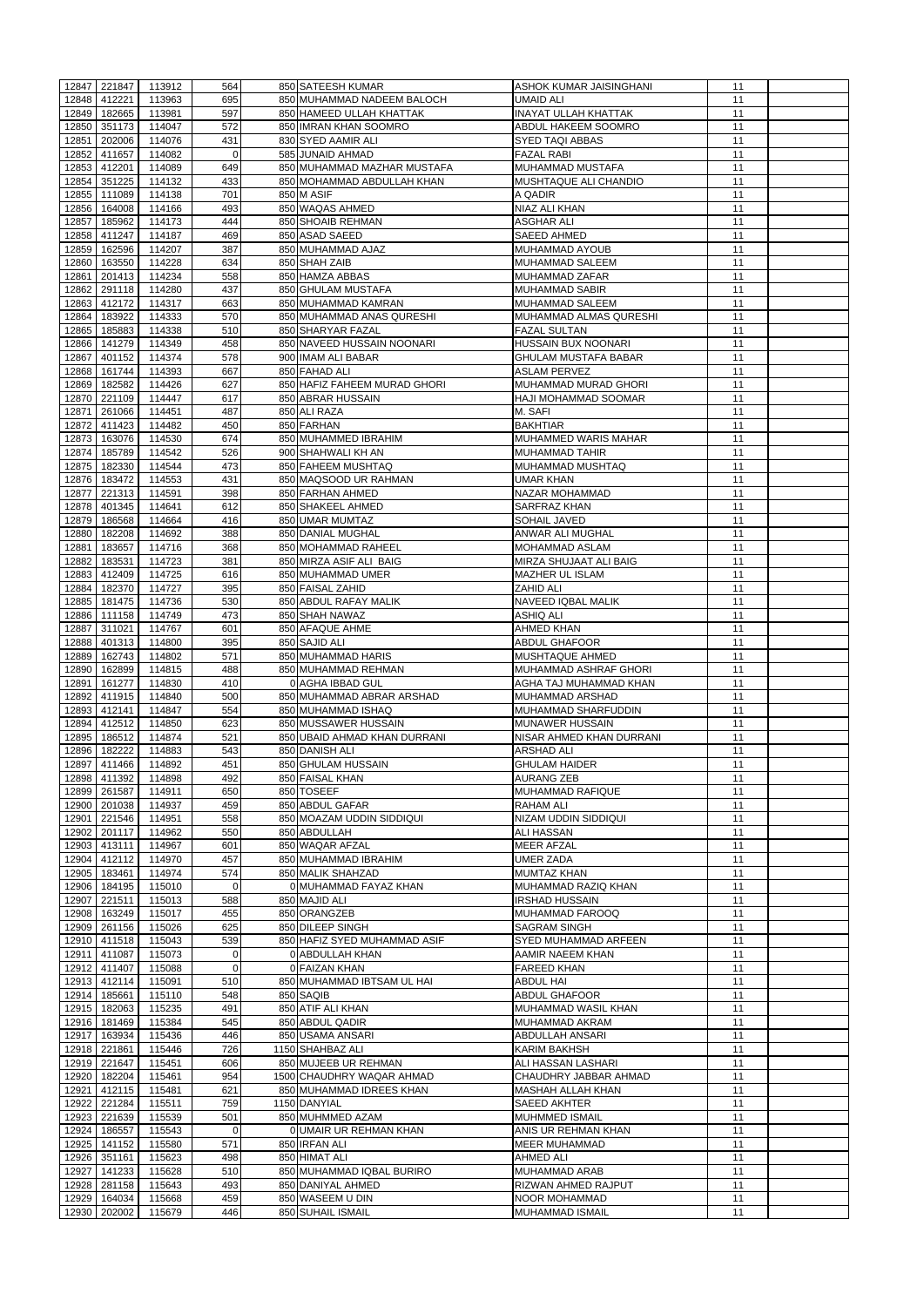| | | | | | | | | |
|---|---|---|---|---|---|---|---|---|
| 12847 | 221847 | 113912 | 564 | 850 | SATEESH KUMAR | ASHOK KUMAR JAISINGHANI | 11 | |
| 12848 | 412221 | 113963 | 695 | 850 | MUHAMMAD NADEEM BALOCH | UMAID ALI | 11 | |
| 12849 | 182665 | 113981 | 597 | 850 | HAMEED ULLAH KHATTAK | INAYAT ULLAH KHATTAK | 11 | |
| 12850 | 351173 | 114047 | 572 | 850 | IMRAN KHAN SOOMRO | ABDUL HAKEEM SOOMRO | 11 | |
| 12851 | 202006 | 114076 | 431 | 830 | SYED AAMIR ALI | SYED TAQI ABBAS | 11 | |
| 12852 | 411657 | 114082 | 0 | 585 | JUNAID AHMAD | FAZAL RABI | 11 | |
| 12853 | 412201 | 114089 | 649 | 850 | MUHAMMAD MAZHAR MUSTAFA | MUHAMMAD MUSTAFA | 11 | |
| 12854 | 351225 | 114132 | 433 | 850 | MOHAMMAD ABDULLAH KHAN | MUSHTAQUE ALI CHANDIO | 11 | |
| 12855 | 111089 | 114138 | 701 | 850 | M ASIF | A QADIR | 11 | |
| 12856 | 164008 | 114166 | 493 | 850 | WAQAS AHMED | NIAZ ALI KHAN | 11 | |
| 12857 | 185962 | 114173 | 444 | 850 | SHOAIB REHMAN | ASGHAR ALI | 11 | |
| 12858 | 411247 | 114187 | 469 | 850 | ASAD SAEED | SAEED AHMED | 11 | |
| 12859 | 162596 | 114207 | 387 | 850 | MUHAMMAD AJAZ | MUHAMMAD AYOUB | 11 | |
| 12860 | 163550 | 114228 | 634 | 850 | SHAH ZAIB | MUHAMMAD SALEEM | 11 | |
| 12861 | 201413 | 114234 | 558 | 850 | HAMZA ABBAS | MUHAMMAD ZAFAR | 11 | |
| 12862 | 291118 | 114280 | 437 | 850 | GHULAM MUSTAFA | MUHAMMAD SABIR | 11 | |
| 12863 | 412172 | 114317 | 663 | 850 | MUHAMMAD KAMRAN | MUHAMMAD SALEEM | 11 | |
| 12864 | 183922 | 114333 | 570 | 850 | MUHAMMAD ANAS QURESHI | MUHAMMAD ALMAS QURESHI | 11 | |
| 12865 | 185883 | 114338 | 510 | 850 | SHARYAR FAZAL | FAZAL SULTAN | 11 | |
| 12866 | 141279 | 114349 | 458 | 850 | NAVEED HUSSAIN NOONARI | HUSSAIN BUX NOONARI | 11 | |
| 12867 | 401152 | 114374 | 578 | 900 | IMAM ALI BABAR | GHULAM MUSTAFA BABAR | 11 | |
| 12868 | 161744 | 114393 | 667 | 850 | FAHAD ALI | ASLAM PERVEZ | 11 | |
| 12869 | 182582 | 114426 | 627 | 850 | HAFIZ FAHEEM MURAD GHORI | MUHAMMAD MURAD GHORI | 11 | |
| 12870 | 221109 | 114447 | 617 | 850 | ABRAR HUSSAIN | HAJI MOHAMMAD SOOMAR | 11 | |
| 12871 | 261066 | 114451 | 487 | 850 | ALI RAZA | M. SAFI | 11 | |
| 12872 | 411423 | 114482 | 450 | 850 | FARHAN | BAKHTIAR | 11 | |
| 12873 | 163076 | 114530 | 674 | 850 | MUHAMMED IBRAHIM | MUHAMMED WARIS MAHAR | 11 | |
| 12874 | 185789 | 114542 | 526 | 900 | SHAHWALI KH AN | MUHAMMAD TAHIR | 11 | |
| 12875 | 182330 | 114544 | 473 | 850 | FAHEEM MUSHTAQ | MUHAMMAD MUSHTAQ | 11 | |
| 12876 | 183472 | 114553 | 431 | 850 | MAQSOOD UR RAHMAN | UMAR KHAN | 11 | |
| 12877 | 221313 | 114591 | 398 | 850 | FARHAN AHMED | NAZAR MOHAMMAD | 11 | |
| 12878 | 401345 | 114641 | 612 | 850 | SHAKEEL AHMED | SARFRAZ KHAN | 11 | |
| 12879 | 186568 | 114664 | 416 | 850 | UMAR MUMTAZ | SOHAIL JAVED | 11 | |
| 12880 | 182208 | 114692 | 388 | 850 | DANIAL MUGHAL | ANWAR ALI MUGHAL | 11 | |
| 12881 | 183657 | 114716 | 368 | 850 | MOHAMMAD RAHEEL | MOHAMMAD ASLAM | 11 | |
| 12882 | 183531 | 114723 | 381 | 850 | MIRZA ASIF ALI BAIG | MIRZA SHUJAAT ALI BAIG | 11 | |
| 12883 | 412409 | 114725 | 616 | 850 | MUHAMMAD UMER | MAZHER UL ISLAM | 11 | |
| 12884 | 182370 | 114727 | 395 | 850 | FAISAL ZAHID | ZAHID ALI | 11 | |
| 12885 | 181475 | 114736 | 530 | 850 | ABDUL RAFAY MALIK | NAVEED IQBAL MALIK | 11 | |
| 12886 | 111158 | 114749 | 473 | 850 | SHAH NAWAZ | ASHIQ ALI | 11 | |
| 12887 | 311021 | 114767 | 601 | 850 | AFAQUE AHME | AHMED KHAN | 11 | |
| 12888 | 401313 | 114800 | 395 | 850 | SAJID ALI | ABDUL GHAFOOR | 11 | |
| 12889 | 162743 | 114802 | 571 | 850 | MUHAMMAD HARIS | MUSHTAQUE AHMED | 11 | |
| 12890 | 162899 | 114815 | 488 | 850 | MUHAMMAD REHMAN | MUHAMMAD ASHRAF GHORI | 11 | |
| 12891 | 161277 | 114830 | 410 | 0 | AGHA IBBAD GUL | AGHA TAJ MUHAMMAD KHAN | 11 | |
| 12892 | 411915 | 114840 | 500 | 850 | MUHAMMAD ABRAR ARSHAD | MUHAMMAD ARSHAD | 11 | |
| 12893 | 412141 | 114847 | 554 | 850 | MUHAMMAD ISHAQ | MUHAMMAD SHARFUDDIN | 11 | |
| 12894 | 412512 | 114850 | 623 | 850 | MUSSAWER HUSSAIN | MUNAWER HUSSAIN | 11 | |
| 12895 | 186512 | 114874 | 521 | 850 | UBAID AHMAD KHAN DURRANI | NISAR AHMED KHAN DURRANI | 11 | |
| 12896 | 182222 | 114883 | 543 | 850 | DANISH ALI | ARSHAD ALI | 11 | |
| 12897 | 411466 | 114892 | 451 | 850 | GHULAM HUSSAIN | GHULAM HAIDER | 11 | |
| 12898 | 411392 | 114898 | 492 | 850 | FAISAL KHAN | AURANG ZEB | 11 | |
| 12899 | 261587 | 114911 | 650 | 850 | TOSEEF | MUHAMMAD RAFIQUE | 11 | |
| 12900 | 201038 | 114937 | 459 | 850 | ABDUL GAFAR | RAHAM ALI | 11 | |
| 12901 | 221546 | 114951 | 558 | 850 | MOAZAM UDDIN SIDDIQUI | NIZAM UDDIN SIDDIQUI | 11 | |
| 12902 | 201117 | 114962 | 550 | 850 | ABDULLAH | ALI HASSAN | 11 | |
| 12903 | 413111 | 114967 | 601 | 850 | WAQAR AFZAL | MEER AFZAL | 11 | |
| 12904 | 412112 | 114970 | 457 | 850 | MUHAMMAD IBRAHIM | UMER ZADA | 11 | |
| 12905 | 183461 | 114974 | 574 | 850 | MALIK SHAHZAD | MUMTAZ KHAN | 11 | |
| 12906 | 184195 | 115010 | 0 | 0 | MUHAMMAD FAYAZ KHAN | MUHAMMAD RAZIQ KHAN | 11 | |
| 12907 | 221511 | 115013 | 588 | 850 | MAJID ALI | IRSHAD HUSSAIN | 11 | |
| 12908 | 163249 | 115017 | 455 | 850 | ORANGZEB | MUHAMMAD FAROOQ | 11 | |
| 12909 | 261156 | 115026 | 625 | 850 | DILEEP SINGH | SAGRAM SINGH | 11 | |
| 12910 | 411518 | 115043 | 539 | 850 | HAFIZ SYED MUHAMMAD ASIF | SYED MUHAMMAD ARFEEN | 11 | |
| 12911 | 411087 | 115073 | 0 | 0 | ABDULLAH KHAN | AAMIR NAEEM KHAN | 11 | |
| 12912 | 411407 | 115088 | 0 | 0 | FAIZAN KHAN | FAREED KHAN | 11 | |
| 12913 | 412114 | 115091 | 510 | 850 | MUHAMMAD IBTSAM UL HAI | ABDUL HAI | 11 | |
| 12914 | 185661 | 115110 | 548 | 850 | SAQIB | ABDUL GHAFOOR | 11 | |
| 12915 | 182063 | 115235 | 491 | 850 | ATIF ALI KHAN | MUHAMMAD WASIL KHAN | 11 | |
| 12916 | 181469 | 115384 | 545 | 850 | ABDUL QADIR | MUHAMMAD AKRAM | 11 | |
| 12917 | 163934 | 115436 | 446 | 850 | USAMA ANSARI | ABDULLAH ANSARI | 11 | |
| 12918 | 221861 | 115446 | 726 | 1150 | SHAHBAZ ALI | KARIM BAKHSH | 11 | |
| 12919 | 221647 | 115451 | 606 | 850 | MUJEEB UR REHMAN | ALI HASSAN LASHARI | 11 | |
| 12920 | 182204 | 115461 | 954 | 1500 | CHAUDHRY WAQAR AHMAD | CHAUDHRY JABBAR AHMAD | 11 | |
| 12921 | 412115 | 115481 | 621 | 850 | MUHAMMAD IDREES KHAN | MASHAH ALLAH KHAN | 11 | |
| 12922 | 221284 | 115511 | 759 | 1150 | DANYIAL | SAEED AKHTER | 11 | |
| 12923 | 221639 | 115539 | 501 | 850 | MUHMMED AZAM | MUHMMED ISMAIL | 11 | |
| 12924 | 186557 | 115543 | 0 | 0 | UMAIR UR REHMAN KHAN | ANIS UR REHMAN KHAN | 11 | |
| 12925 | 141152 | 115580 | 571 | 850 | IRFAN ALI | MEER MUHAMMAD | 11 | |
| 12926 | 351161 | 115623 | 498 | 850 | HIMAT ALI | AHMED ALI | 11 | |
| 12927 | 141233 | 115628 | 510 | 850 | MUHAMMAD IQBAL BURIRO | MUHAMMAD ARAB | 11 | |
| 12928 | 281158 | 115643 | 493 | 850 | DANIYAL AHMED | RIZWAN AHMED RAJPUT | 11 | |
| 12929 | 164034 | 115668 | 459 | 850 | WASEEM U DIN | NOOR MOHAMMAD | 11 | |
| 12930 | 202002 | 115679 | 446 | 850 | SUHAIL ISMAIL | MUHAMMAD ISMAIL | 11 | |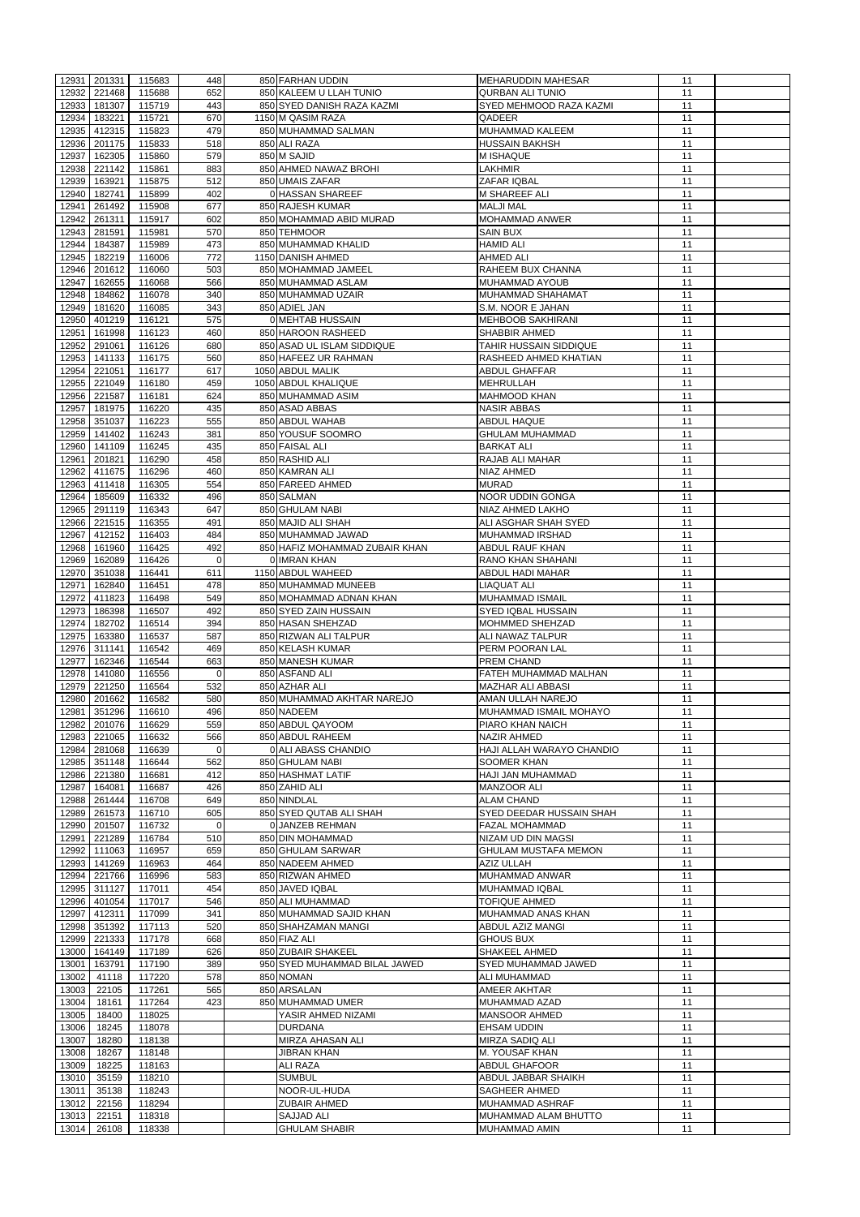| | | | | | | | | |
|---|---|---|---|---|---|---|---|---|
| 12931 | 201331 | 115683 | 448 | 850 | FARHAN UDDIN | MEHARUDDIN MAHESAR | 11 | |
| 12932 | 221468 | 115688 | 652 | 850 | KALEEM U LLAH TUNIO | QURBAN ALI TUNIO | 11 | |
| 12933 | 181307 | 115719 | 443 | 850 | SYED DANISH RAZA KAZMI | SYED MEHMOOD RAZA KAZMI | 11 | |
| 12934 | 183221 | 115721 | 670 | 1150 | M QASIM RAZA | QADEER | 11 | |
| 12935 | 412315 | 115823 | 479 | 850 | MUHAMMAD SALMAN | MUHAMMAD KALEEM | 11 | |
| 12936 | 201175 | 115833 | 518 | 850 | ALI RAZA | HUSSAIN BAKHSH | 11 | |
| 12937 | 162305 | 115860 | 579 | 850 | M SAJID | M ISHAQUE | 11 | |
| 12938 | 221142 | 115861 | 883 | 850 | AHMED NAWAZ BROHI | LAKHMIR | 11 | |
| 12939 | 163921 | 115875 | 512 | 850 | UMAIS ZAFAR | ZAFAR IQBAL | 11 | |
| 12940 | 182741 | 115899 | 402 | 0 | HASSAN SHAREEF | M SHAREEF ALI | 11 | |
| 12941 | 261492 | 115908 | 677 | 850 | RAJESH KUMAR | MALJI MAL | 11 | |
| 12942 | 261311 | 115917 | 602 | 850 | MOHAMMAD ABID MURAD | MOHAMMAD ANWER | 11 | |
| 12943 | 281591 | 115981 | 570 | 850 | TEHMOOR | SAIN BUX | 11 | |
| 12944 | 184387 | 115989 | 473 | 850 | MUHAMMAD KHALID | HAMID ALI | 11 | |
| 12945 | 182219 | 116006 | 772 | 1150 | DANISH AHMED | AHMED ALI | 11 | |
| 12946 | 201612 | 116060 | 503 | 850 | MOHAMMAD JAMEEL | RAHEEM BUX CHANNA | 11 | |
| 12947 | 162655 | 116068 | 566 | 850 | MUHAMMAD ASLAM | MUHAMMAD AYOUB | 11 | |
| 12948 | 184862 | 116078 | 340 | 850 | MUHAMMAD UZAIR | MUHAMMAD SHAHAMAT | 11 | |
| 12949 | 181620 | 116085 | 343 | 850 | ADIEL JAN | S.M. NOOR E JAHAN | 11 | |
| 12950 | 401219 | 116121 | 575 | 0 | MEHTAB HUSSAIN | MEHBOOB SAKHIRANI | 11 | |
| 12951 | 161998 | 116123 | 460 | 850 | HAROON RASHEED | SHABBIR AHMED | 11 | |
| 12952 | 291061 | 116126 | 680 | 850 | ASAD UL ISLAM SIDDIQUE | TAHIR HUSSAIN SIDDIQUE | 11 | |
| 12953 | 141133 | 116175 | 560 | 850 | HAFEEZ UR RAHMAN | RASHEED AHMED KHATIAN | 11 | |
| 12954 | 221051 | 116177 | 617 | 1050 | ABDUL MALIK | ABDUL GHAFFAR | 11 | |
| 12955 | 221049 | 116180 | 459 | 1050 | ABDUL KHALIQUE | MEHRULLAH | 11 | |
| 12956 | 221587 | 116181 | 624 | 850 | MUHAMMAD ASIM | MAHMOOD KHAN | 11 | |
| 12957 | 181975 | 116220 | 435 | 850 | ASAD ABBAS | NASIR ABBAS | 11 | |
| 12958 | 351037 | 116223 | 555 | 850 | ABDUL WAHAB | ABDUL HAQUE | 11 | |
| 12959 | 141402 | 116243 | 381 | 850 | YOUSUF SOOMRO | GHULAM MUHAMMAD | 11 | |
| 12960 | 141109 | 116245 | 435 | 850 | FAISAL ALI | BARKAT ALI | 11 | |
| 12961 | 201821 | 116290 | 458 | 850 | RASHID ALI | RAJAB ALI MAHAR | 11 | |
| 12962 | 411675 | 116296 | 460 | 850 | KAMRAN ALI | NIAZ AHMED | 11 | |
| 12963 | 411418 | 116305 | 554 | 850 | FAREED AHMED | MURAD | 11 | |
| 12964 | 185609 | 116332 | 496 | 850 | SALMAN | NOOR UDDIN GONGA | 11 | |
| 12965 | 291119 | 116343 | 647 | 850 | GHULAM NABI | NIAZ AHMED LAKHO | 11 | |
| 12966 | 221515 | 116355 | 491 | 850 | MAJID ALI SHAH | ALI ASGHAR SHAH SYED | 11 | |
| 12967 | 412152 | 116403 | 484 | 850 | MUHAMMAD JAWAD | MUHAMMAD IRSHAD | 11 | |
| 12968 | 161960 | 116425 | 492 | 850 | HAFIZ MOHAMMAD ZUBAIR KHAN | ABDUL RAUF KHAN | 11 | |
| 12969 | 162089 | 116426 | 0 | 0 | IMRAN KHAN | RANO KHAN SHAHANI | 11 | |
| 12970 | 351038 | 116441 | 611 | 1150 | ABDUL WAHEED | ABDUL HADI MAHAR | 11 | |
| 12971 | 162840 | 116451 | 478 | 850 | MUHAMMAD MUNEEB | LIAQUAT ALI | 11 | |
| 12972 | 411823 | 116498 | 549 | 850 | MOHAMMAD ADNAN KHAN | MUHAMMAD ISMAIL | 11 | |
| 12973 | 186398 | 116507 | 492 | 850 | SYED ZAIN HUSSAIN | SYED IQBAL HUSSAIN | 11 | |
| 12974 | 182702 | 116514 | 394 | 850 | HASAN SHEHZAD | MOHMMED SHEHZAD | 11 | |
| 12975 | 163380 | 116537 | 587 | 850 | RIZWAN ALI TALPUR | ALI NAWAZ TALPUR | 11 | |
| 12976 | 311141 | 116542 | 469 | 850 | KELASH KUMAR | PERM POORAN LAL | 11 | |
| 12977 | 162346 | 116544 | 663 | 850 | MANESH KUMAR | PREM CHAND | 11 | |
| 12978 | 141080 | 116556 | 0 | 850 | ASFAND ALI | FATEH MUHAMMAD MALHAN | 11 | |
| 12979 | 221250 | 116564 | 532 | 850 | AZHAR ALI | MAZHAR ALI ABBASI | 11 | |
| 12980 | 201662 | 116582 | 580 | 850 | MUHAMMAD AKHTAR NAREJO | AMAN ULLAH NAREJO | 11 | |
| 12981 | 351296 | 116610 | 496 | 850 | NADEEM | MUHAMMAD ISMAIL MOHAYO | 11 | |
| 12982 | 201076 | 116629 | 559 | 850 | ABDUL QAYOOM | PIARO KHAN NAICH | 11 | |
| 12983 | 221065 | 116632 | 566 | 850 | ABDUL RAHEEM | NAZIR AHMED | 11 | |
| 12984 | 281068 | 116639 | 0 | 0 | ALI ABASS CHANDIO | HAJI ALLAH WARAYO CHANDIO | 11 | |
| 12985 | 351148 | 116644 | 562 | 850 | GHULAM NABI | SOOMER KHAN | 11 | |
| 12986 | 221380 | 116681 | 412 | 850 | HASHMAT LATIF | HAJI JAN MUHAMMAD | 11 | |
| 12987 | 164081 | 116687 | 426 | 850 | ZAHID ALI | MANZOOR ALI | 11 | |
| 12988 | 261444 | 116708 | 649 | 850 | NINDLAL | ALAM CHAND | 11 | |
| 12989 | 261573 | 116710 | 605 | 850 | SYED QUTAB ALI SHAH | SYED DEEDAR HUSSAIN SHAH | 11 | |
| 12990 | 201507 | 116732 | 0 | 0 | JANZEB REHMAN | FAZAL MOHAMMAD | 11 | |
| 12991 | 221289 | 116784 | 510 | 850 | DIN MOHAMMAD | NIZAM UD DIN MAGSI | 11 | |
| 12992 | 111063 | 116957 | 659 | 850 | GHULAM SARWAR | GHULAM MUSTAFA MEMON | 11 | |
| 12993 | 141269 | 116963 | 464 | 850 | NADEEM AHMED | AZIZ ULLAH | 11 | |
| 12994 | 221766 | 116996 | 583 | 850 | RIZWAN AHMED | MUHAMMAD ANWAR | 11 | |
| 12995 | 311127 | 117011 | 454 | 850 | JAVED IQBAL | MUHAMMAD IQBAL | 11 | |
| 12996 | 401054 | 117017 | 546 | 850 | ALI MUHAMMAD | TOFIQUE AHMED | 11 | |
| 12997 | 412311 | 117099 | 341 | 850 | MUHAMMAD SAJID KHAN | MUHAMMAD ANAS KHAN | 11 | |
| 12998 | 351392 | 117113 | 520 | 850 | SHAHZAMAN MANGI | ABDUL AZIZ MANGI | 11 | |
| 12999 | 221333 | 117178 | 668 | 850 | FIAZ ALI | GHOUS BUX | 11 | |
| 13000 | 164149 | 117189 | 626 | 850 | ZUBAIR SHAKEEL | SHAKEEL AHMED | 11 | |
| 13001 | 163791 | 117190 | 389 | 950 | SYED MUHAMMAD BILAL JAWED | SYED MUHAMMAD JAWED | 11 | |
| 13002 | 41118 | 117220 | 578 | 850 | NOMAN | ALI MUHAMMAD | 11 | |
| 13003 | 22105 | 117261 | 565 | 850 | ARSALAN | AMEER AKHTAR | 11 | |
| 13004 | 18161 | 117264 | 423 | 850 | MUHAMMAD UMER | MUHAMMAD AZAD | 11 | |
| 13005 | 18400 | 118025 | | | YASIR AHMED NIZAMI | MANSOOR AHMED | 11 | |
| 13006 | 18245 | 118078 | | | DURDANA | EHSAM UDDIN | 11 | |
| 13007 | 18280 | 118138 | | | MIRZA AHASAN ALI | MIRZA SADIQ ALI | 11 | |
| 13008 | 18267 | 118148 | | | JIBRAN KHAN | M. YOUSAF KHAN | 11 | |
| 13009 | 18225 | 118163 | | | ALI RAZA | ABDUL GHAFOOR | 11 | |
| 13010 | 35159 | 118210 | | | SUMBUL | ABDUL JABBAR SHAIKH | 11 | |
| 13011 | 35138 | 118243 | | | NOOR-UL-HUDA | SAGHEER AHMED | 11 | |
| 13012 | 22156 | 118294 | | | ZUBAIR AHMED | MUHAMMAD ASHRAF | 11 | |
| 13013 | 22151 | 118318 | | | SAJJAD ALI | MUHAMMAD ALAM BHUTTO | 11 | |
| 13014 | 26108 | 118338 | | | GHULAM SHABIR | MUHAMMAD AMIN | 11 | |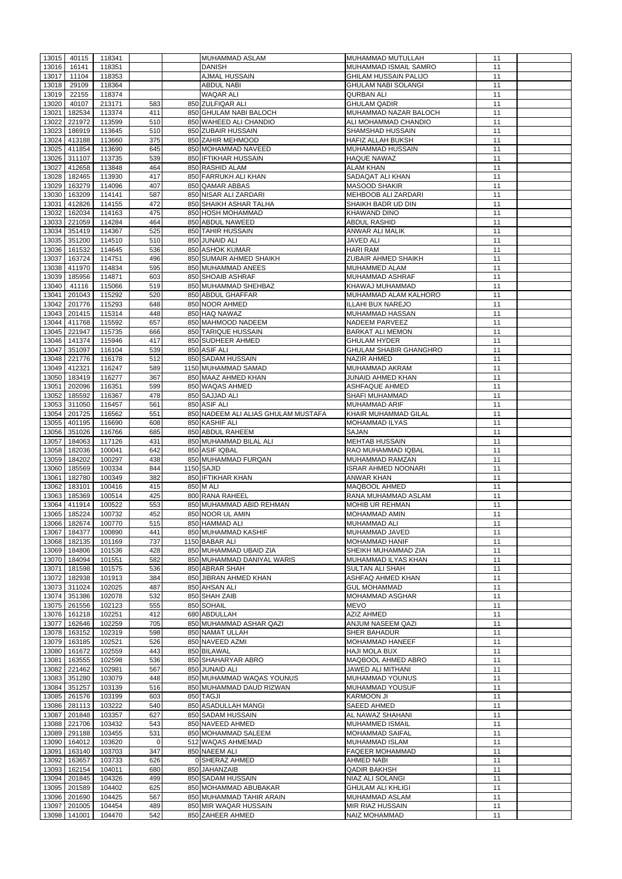| | | | | | | | | |
|---|---|---|---|---|---|---|---|---|
| 13015 | 40115 | 118341 | | | MUHAMMAD ASLAM | MUHAMMAD MUTULLAH | 11 | |
| 13016 | 16141 | 118351 | | | DANISH | MUHAMMAD ISMAIL SAMRO | 11 | |
| 13017 | 11104 | 118353 | | | AJMAL HUSSAIN | GHILAM HUSSAIN PALIJO | 11 | |
| 13018 | 29109 | 118364 | | | ABDUL NABI | GHULAM NABI SOLANGI | 11 | |
| 13019 | 22155 | 118374 | | | WAQAR ALI | QURBAN ALI | 11 | |
| 13020 | 40107 | 213171 | 583 | 850 | ZULFIQAR ALI | GHULAM QADIR | 11 | |
| 13021 | 182534 | 113374 | 411 | 850 | GHULAM NABI BALOCH | MUHAMMAD NAZAR BALOCH | 11 | |
| 13022 | 221972 | 113599 | 510 | 850 | WAHEED ALI CHANDIO | ALI MOHAMMAD CHANDIO | 11 | |
| 13023 | 186919 | 113645 | 510 | 850 | ZUBAIR HUSSAIN | SHAMSHAD HUSSAIN | 11 | |
| 13024 | 413188 | 113660 | 375 | 850 | ZAHIR MEHMOOD | HAFIZ ALLAH BUKSH | 11 | |
| 13025 | 411854 | 113690 | 645 | 850 | MOHAMMAD NAVEED | MUHAMMAD HUSSAIN | 11 | |
| 13026 | 311107 | 113735 | 539 | 850 | IFTIKHAR HUSSAIN | HAQUE NAWAZ | 11 | |
| 13027 | 412658 | 113848 | 464 | 850 | RASHID ALAM | ALAM KHAN | 11 | |
| 13028 | 182465 | 113930 | 417 | 850 | FARRUKH ALI KHAN | SADAQAT ALI KHAN | 11 | |
| 13029 | 163279 | 114096 | 407 | 850 | QAMAR ABBAS | MASOOD SHAKIR | 11 | |
| 13030 | 163209 | 114141 | 587 | 850 | NISAR ALI ZARDARI | MEHBOOB ALI ZARDARI | 11 | |
| 13031 | 412826 | 114155 | 472 | 850 | SHAIKH ASHAR TALHA | SHAIKH BADR UD DIN | 11 | |
| 13032 | 162034 | 114163 | 475 | 850 | HOSH MOHAMMAD | KHAWAND DINO | 11 | |
| 13033 | 221059 | 114284 | 464 | 850 | ABDUL NAWEED | ABDUL RASHID | 11 | |
| 13034 | 351419 | 114367 | 525 | 850 | TAHIR HUSSAIN | ANWAR ALI MALIK | 11 | |
| 13035 | 351200 | 114510 | 510 | 850 | JUNAID ALI | JAVED ALI | 11 | |
| 13036 | 161532 | 114645 | 536 | 850 | ASHOK KUMAR | HARI RAM | 11 | |
| 13037 | 163724 | 114751 | 496 | 850 | SUMAIR AHMED SHAIKH | ZUBAIR AHMED SHAIKH | 11 | |
| 13038 | 411970 | 114834 | 595 | 850 | MUHAMMAD ANEES | MUHAMMED ALAM | 11 | |
| 13039 | 185956 | 114871 | 603 | 850 | SHOAIB ASHRAF | MUHAMMAD ASHRAF | 11 | |
| 13040 | 41116 | 115066 | 519 | 850 | MUHAMMAD SHEHBAZ | KHAWAJ MUHAMMAD | 11 | |
| 13041 | 201043 | 115292 | 520 | 850 | ABDUL GHAFFAR | MUHAMMAD ALAM KALHORO | 11 | |
| 13042 | 201776 | 115293 | 648 | 850 | NOOR AHMED | ILLAHI BUX NAREJO | 11 | |
| 13043 | 201415 | 115314 | 448 | 850 | HAQ NAWAZ | MUHAMMAD HASSAN | 11 | |
| 13044 | 411768 | 115592 | 657 | 850 | MAHMOOD NADEEM | NADEEM PARVEEZ | 11 | |
| 13045 | 221947 | 115735 | 666 | 850 | TARIQUE HUSSAIN | BARKAT ALI MEMON | 11 | |
| 13046 | 141374 | 115946 | 417 | 850 | SUDHEER AHMED | GHULAM HYDER | 11 | |
| 13047 | 351097 | 116104 | 539 | 850 | ASIF ALI | GHULAM SHABIR GHANGHRO | 11 | |
| 13048 | 221776 | 116178 | 512 | 850 | SADAM HUSSAIN | NAZIR AHMED | 11 | |
| 13049 | 412321 | 116247 | 589 | 1150 | MUHAMMAD SAMAD | MUHAMMAD AKRAM | 11 | |
| 13050 | 183419 | 116277 | 367 | 850 | MAAZ AHMED KHAN | JUNAID AHMED KHAN | 11 | |
| 13051 | 202096 | 116351 | 599 | 850 | WAQAS AHMED | ASHFAQUE AHMED | 11 | |
| 13052 | 185592 | 116367 | 478 | 850 | SAJJAD ALI | SHAFI MUHAMMAD | 11 | |
| 13053 | 311050 | 116457 | 561 | 850 | ASIF ALI | MUHAMMAD ARIF | 11 | |
| 13054 | 201725 | 116562 | 551 | 850 | NADEEM ALI ALIAS GHULAM MUSTAFA | KHAIR MUHAMMAD GILAL | 11 | |
| 13055 | 401195 | 116690 | 608 | 850 | KASHIF ALI | MOHAMMAD ILYAS | 11 | |
| 13056 | 351026 | 116766 | 685 | 850 | ABDUL RAHEEM | SAJAN | 11 | |
| 13057 | 184063 | 117126 | 431 | 850 | MUHAMMAD BILAL ALI | MEHTAB HUSSAIN | 11 | |
| 13058 | 182036 | 100041 | 642 | 850 | ASIF IQBAL | RAO MUHAMMAD IQBAL | 11 | |
| 13059 | 184202 | 100297 | 438 | 850 | MUHAMMAD FURQAN | MUHAMMAD RAMZAN | 11 | |
| 13060 | 185569 | 100334 | 844 | 1150 | SAJID | ISRAR AHMED NOONARI | 11 | |
| 13061 | 182780 | 100349 | 382 | 850 | IFTIKHAR KHAN | ANWAR KHAN | 11 | |
| 13062 | 183101 | 100416 | 415 | 850 | M ALI | MAQBOOL AHMED | 11 | |
| 13063 | 185369 | 100514 | 425 | 800 | RANA RAHEEL | RANA MUHAMMAD ASLAM | 11 | |
| 13064 | 411914 | 100522 | 553 | 850 | MUHAMMAD ABID REHMAN | MOHIB UR REHMAN | 11 | |
| 13065 | 185224 | 100732 | 452 | 850 | NOOR UL AMIN | MOHAMMAD AMIN | 11 | |
| 13066 | 182674 | 100770 | 515 | 850 | HAMMAD ALI | MUHAMMAD ALI | 11 | |
| 13067 | 184377 | 100890 | 441 | 850 | MUHAMMAD KASHIF | MUHAMMAD JAVED | 11 | |
| 13068 | 182135 | 101169 | 737 | 1150 | BABAR ALI | MOHAMMAD HANIF | 11 | |
| 13069 | 184806 | 101536 | 428 | 850 | MUHAMMAD UBAID ZIA | SHEIKH MUHAMMAD ZIA | 11 | |
| 13070 | 184094 | 101551 | 582 | 850 | MUHAMMAD DANIYAL WARIS | MUHAMMAD ILYAS KHAN | 11 | |
| 13071 | 181598 | 101575 | 536 | 850 | ABRAR SHAH | SULTAN ALI SHAH | 11 | |
| 13072 | 182938 | 101913 | 384 | 850 | JIBRAN AHMED KHAN | ASHFAQ AHMED KHAN | 11 | |
| 13073 | 311024 | 102025 | 487 | 850 | AHSAN ALI | GUL MOHAMMAD | 11 | |
| 13074 | 351386 | 102078 | 532 | 850 | SHAH ZAIB | MOHAMMAD ASGHAR | 11 | |
| 13075 | 261556 | 102123 | 555 | 850 | SOHAIL | MEVO | 11 | |
| 13076 | 161218 | 102251 | 412 | 680 | ABDULLAH | AZIZ AHMED | 11 | |
| 13077 | 162646 | 102259 | 705 | 850 | MUHAMMAD ASHAR QAZI | ANJUM NASEEM QAZI | 11 | |
| 13078 | 163152 | 102319 | 598 | 850 | NAMAT ULLAH | SHER BAHADUR | 11 | |
| 13079 | 163185 | 102521 | 526 | 850 | NAVEED AZMI | MOHAMMAD HANEEF | 11 | |
| 13080 | 161672 | 102559 | 443 | 850 | BILAWAL | HAJI MOLA BUX | 11 | |
| 13081 | 163555 | 102598 | 536 | 850 | SHAHARYAR ABRO | MAQBOOL AHMED ABRO | 11 | |
| 13082 | 221462 | 102981 | 567 | 850 | JUNAID ALI | JAWED ALI MITHANI | 11 | |
| 13083 | 351280 | 103079 | 448 | 850 | MUHAMMAD WAQAS YOUNUS | MUHAMMAD YOUNUS | 11 | |
| 13084 | 351257 | 103139 | 516 | 850 | MUHAMMAD DAUD RIZWAN | MUHAMMAD YOUSUF | 11 | |
| 13085 | 261576 | 103199 | 603 | 850 | TAGJI | KARMOON JI | 11 | |
| 13086 | 281113 | 103222 | 540 | 850 | ASADULLAH MANGI | SAEED AHMED | 11 | |
| 13087 | 201848 | 103357 | 627 | 850 | SADAM HUSSAIN | AL NAWAZ SHAHANI | 11 | |
| 13088 | 221706 | 103432 | 543 | 850 | NAVEED AHMED | MUHAMMED ISMAIL | 11 | |
| 13089 | 291188 | 103455 | 531 | 850 | MOHAMMAD SALEEM | MOHAMMAD SAIFAL | 11 | |
| 13090 | 164012 | 103620 | 0 | 512 | WAQAS AHMEMAD | MUHAMMAD ISLAM | 11 | |
| 13091 | 163140 | 103703 | 347 | 850 | NAEEM ALI | FAQEER MOHAMMAD | 11 | |
| 13092 | 163657 | 103733 | 626 | 0 | SHERAZ AHMED | AHMED NABI | 11 | |
| 13093 | 162154 | 104011 | 680 | 850 | JAHANZAIB | QADIR BAKHSH | 11 | |
| 13094 | 201845 | 104326 | 499 | 850 | SADAM HUSSAIN | NIAZ ALI SOLANGI | 11 | |
| 13095 | 201589 | 104402 | 625 | 850 | MOHAMMAD ABUBAKAR | GHULAM ALI KHLIGI | 11 | |
| 13096 | 201690 | 104425 | 567 | 850 | MUHAMMAD TAHIR ARAIN | MUHAMMAD ASLAM | 11 | |
| 13097 | 201005 | 104454 | 489 | 850 | MIR WAQAR HUSSAIN | MIR RIAZ HUSSAIN | 11 | |
| 13098 | 141001 | 104470 | 542 | 850 | ZAHEER AHMED | NAIZ MOHAMMAD | 11 | |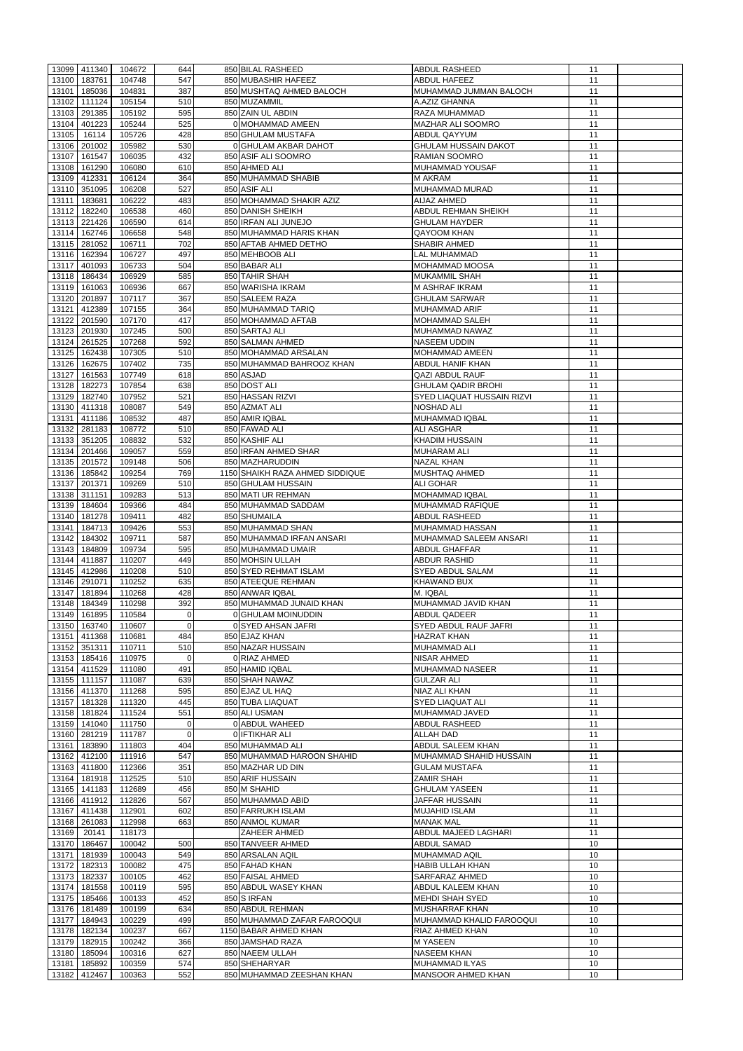| | | | | | | | | |
|---|---|---|---|---|---|---|---|---|
| 13099 | 411340 | 104672 | 644 | 850 | BILAL RASHEED | ABDUL RASHEED | 11 | |
| 13100 | 183761 | 104748 | 547 | 850 | MUBASHIR HAFEEZ | ABDUL HAFEEZ | 11 | |
| 13101 | 185036 | 104831 | 387 | 850 | MUSHTAQ AHMED BALOCH | MUHAMMAD JUMMAN BALOCH | 11 | |
| 13102 | 111124 | 105154 | 510 | 850 | MUZAMMIL | A.AZIZ GHANNA | 11 | |
| 13103 | 291385 | 105192 | 595 | 850 | ZAIN UL ABDIN | RAZA MUHAMMAD | 11 | |
| 13104 | 401223 | 105244 | 525 | 0 | MOHAMMAD AMEEN | MAZHAR ALI SOOMRO | 11 | |
| 13105 | 16114 | 105726 | 428 | 850 | GHULAM MUSTAFA | ABDUL QAYYUM | 11 | |
| 13106 | 201002 | 105982 | 530 | 0 | GHULAM AKBAR DAHOT | GHULAM HUSSAIN DAKOT | 11 | |
| 13107 | 161547 | 106035 | 432 | 850 | ASIF ALI SOOMRO | RAMIAN SOOMRO | 11 | |
| 13108 | 161290 | 106080 | 610 | 850 | AHMED ALI | MUHAMMAD YOUSAF | 11 | |
| 13109 | 412331 | 106124 | 364 | 850 | MUHAMMAD SHABIB | M AKRAM | 11 | |
| 13110 | 351095 | 106208 | 527 | 850 | ASIF ALI | MUHAMMAD MURAD | 11 | |
| 13111 | 183681 | 106222 | 483 | 850 | MOHAMMAD SHAKIR AZIZ | AIJAZ AHMED | 11 | |
| 13112 | 182240 | 106538 | 460 | 850 | DANISH SHEIKH | ABDUL REHMAN SHEIKH | 11 | |
| 13113 | 221426 | 106590 | 614 | 850 | IRFAN ALI JUNEJO | GHULAM HAYDER | 11 | |
| 13114 | 162746 | 106658 | 548 | 850 | MUHAMMAD HARIS KHAN | QAYOOM KHAN | 11 | |
| 13115 | 281052 | 106711 | 702 | 850 | AFTAB AHMED DETHO | SHABIR AHMED | 11 | |
| 13116 | 162394 | 106727 | 497 | 850 | MEHBOOB ALI | LAL MUHAMMAD | 11 | |
| 13117 | 401093 | 106733 | 504 | 850 | BABAR ALI | MOHAMMAD MOOSA | 11 | |
| 13118 | 186434 | 106929 | 585 | 850 | TAHIR SHAH | MUKAMMIL SHAH | 11 | |
| 13119 | 161063 | 106936 | 667 | 850 | WARISHA IKRAM | M ASHRAF IKRAM | 11 | |
| 13120 | 201897 | 107117 | 367 | 850 | SALEEM RAZA | GHULAM SARWAR | 11 | |
| 13121 | 412389 | 107155 | 364 | 850 | MUHAMMAD TARIQ | MUHAMMAD ARIF | 11 | |
| 13122 | 201590 | 107170 | 417 | 850 | MOHAMMAD AFTAB | MOHAMMAD SALEH | 11 | |
| 13123 | 201930 | 107245 | 500 | 850 | SARTAJ ALI | MUHAMMAD NAWAZ | 11 | |
| 13124 | 261525 | 107268 | 592 | 850 | SALMAN AHMED | NASEEM UDDIN | 11 | |
| 13125 | 162438 | 107305 | 510 | 850 | MOHAMMAD ARSALAN | MOHAMMAD AMEEN | 11 | |
| 13126 | 162675 | 107402 | 735 | 850 | MUHAMMAD BAHROOZ KHAN | ABDUL HANIF KHAN | 11 | |
| 13127 | 161563 | 107749 | 618 | 850 | ASJAD | QAZI ABDUL RAUF | 11 | |
| 13128 | 182273 | 107854 | 638 | 850 | DOST ALI | GHULAM QADIR BROHI | 11 | |
| 13129 | 182740 | 107952 | 521 | 850 | HASSAN RIZVI | SYED LIAQUAT HUSSAIN RIZVI | 11 | |
| 13130 | 411318 | 108087 | 549 | 850 | AZMAT ALI | NOSHAD ALI | 11 | |
| 13131 | 411186 | 108532 | 487 | 850 | AMIR IQBAL | MUHAMMAD IQBAL | 11 | |
| 13132 | 281183 | 108772 | 510 | 850 | FAWAD ALI | ALI ASGHAR | 11 | |
| 13133 | 351205 | 108832 | 532 | 850 | KASHIF ALI | KHADIM HUSSAIN | 11 | |
| 13134 | 201466 | 109057 | 559 | 850 | IRFAN AHMED SHAR | MUHARAM ALI | 11 | |
| 13135 | 201572 | 109148 | 506 | 850 | MAZHARUDDIN | NAZAL KHAN | 11 | |
| 13136 | 185842 | 109254 | 769 | 1150 | SHAIKH RAZA AHMED SIDDIQUE | MUSHTAQ AHMED | 11 | |
| 13137 | 201371 | 109269 | 510 | 850 | GHULAM HUSSAIN | ALI GOHAR | 11 | |
| 13138 | 311151 | 109283 | 513 | 850 | MATI UR REHMAN | MOHAMMAD IQBAL | 11 | |
| 13139 | 184604 | 109366 | 484 | 850 | MUHAMMAD SADDAM | MUHAMMAD RAFIQUE | 11 | |
| 13140 | 181278 | 109411 | 482 | 850 | SHUMAILA | ABDUL RASHEED | 11 | |
| 13141 | 184713 | 109426 | 553 | 850 | MUHAMMAD SHAN | MUHAMMAD HASSAN | 11 | |
| 13142 | 184302 | 109711 | 587 | 850 | MUHAMMAD IRFAN ANSARI | MUHAMMAD SALEEM ANSARI | 11 | |
| 13143 | 184809 | 109734 | 595 | 850 | MUHAMMAD UMAIR | ABDUL GHAFFAR | 11 | |
| 13144 | 411887 | 110207 | 449 | 850 | MOHSIN ULLAH | ABDUR RASHID | 11 | |
| 13145 | 412986 | 110208 | 510 | 850 | SYED REHMAT ISLAM | SYED ABDUL SALAM | 11 | |
| 13146 | 291071 | 110252 | 635 | 850 | ATEEQUE REHMAN | KHAWAND BUX | 11 | |
| 13147 | 181894 | 110268 | 428 | 850 | ANWAR IQBAL | M. IQBAL | 11 | |
| 13148 | 184349 | 110298 | 392 | 850 | MUHAMMAD JUNAID KHAN | MUHAMMAD JAVID KHAN | 11 | |
| 13149 | 161895 | 110584 | 0 | 0 | GHULAM MOINUDDIN | ABDUL QADEER | 11 | |
| 13150 | 163740 | 110607 | 0 | 0 | SYED AHSAN JAFRI | SYED ABDUL RAUF JAFRI | 11 | |
| 13151 | 411368 | 110681 | 484 | 850 | EJAZ KHAN | HAZRAT KHAN | 11 | |
| 13152 | 351311 | 110711 | 510 | 850 | NAZAR HUSSAIN | MUHAMMAD ALI | 11 | |
| 13153 | 185416 | 110975 | 0 | 0 | RIAZ AHMED | NISAR AHMED | 11 | |
| 13154 | 411529 | 111080 | 491 | 850 | HAMID IQBAL | MUHAMMAD NASEER | 11 | |
| 13155 | 111157 | 111087 | 639 | 850 | SHAH NAWAZ | GULZAR ALI | 11 | |
| 13156 | 411370 | 111268 | 595 | 850 | EJAZ UL HAQ | NIAZ ALI KHAN | 11 | |
| 13157 | 181328 | 111320 | 445 | 850 | TUBA LIAQUAT | SYED LIAQUAT ALI | 11 | |
| 13158 | 181824 | 111524 | 551 | 850 | ALI USMAN | MUHAMMAD JAVED | 11 | |
| 13159 | 141040 | 111750 | 0 | 0 | ABDUL WAHEED | ABDUL RASHEED | 11 | |
| 13160 | 281219 | 111787 | 0 | 0 | IFTIKHAR ALI | ALLAH DAD | 11 | |
| 13161 | 183890 | 111803 | 404 | 850 | MUHAMMAD ALI | ABDUL SALEEM KHAN | 11 | |
| 13162 | 412100 | 111916 | 547 | 850 | MUHAMMAD HAROON SHAHID | MUHAMMAD SHAHID HUSSAIN | 11 | |
| 13163 | 411800 | 112366 | 351 | 850 | MAZHAR UD DIN | GULAM MUSTAFA | 11 | |
| 13164 | 181918 | 112525 | 510 | 850 | ARIF HUSSAIN | ZAMIR SHAH | 11 | |
| 13165 | 141183 | 112689 | 456 | 850 | M SHAHID | GHULAM YASEEN | 11 | |
| 13166 | 411912 | 112826 | 567 | 850 | MUHAMMAD ABID | JAFFAR HUSSAIN | 11 | |
| 13167 | 411438 | 112901 | 602 | 850 | FARRUKH ISLAM | MUJAHID ISLAM | 11 | |
| 13168 | 261083 | 112998 | 663 | 850 | ANMOL KUMAR | MANAK MAL | 11 | |
| 13169 | 20141 | 118173 | | | ZAHEER AHMED | ABDUL MAJEED LAGHARI | 11 | |
| 13170 | 186467 | 100042 | 500 | 850 | TANVEER AHMED | ABDUL SAMAD | 10 | |
| 13171 | 181939 | 100043 | 549 | 850 | ARSALAN AQIL | MUHAMMAD AQIL | 10 | |
| 13172 | 182313 | 100082 | 475 | 850 | FAHAD KHAN | HABIB ULLAH KHAN | 10 | |
| 13173 | 182337 | 100105 | 462 | 850 | FAISAL AHMED | SARFARAZ AHMED | 10 | |
| 13174 | 181558 | 100119 | 595 | 850 | ABDUL WASEY KHAN | ABDUL KALEEM KHAN | 10 | |
| 13175 | 185466 | 100133 | 452 | 850 | S IRFAN | MEHDI SHAH SYED | 10 | |
| 13176 | 181489 | 100199 | 634 | 850 | ABDUL REHMAN | MUSHARRAF KHAN | 10 | |
| 13177 | 184943 | 100229 | 499 | 850 | MUHAMMAD ZAFAR FAROOQUI | MUHAMMAD KHALID FAROOQUI | 10 | |
| 13178 | 182134 | 100237 | 667 | 1150 | BABAR AHMED KHAN | RIAZ AHMED KHAN | 10 | |
| 13179 | 182915 | 100242 | 366 | 850 | JAMSHAD RAZA | M YASEEN | 10 | |
| 13180 | 185094 | 100316 | 627 | 850 | NAEEM ULLAH | NASEEM KHAN | 10 | |
| 13181 | 185892 | 100359 | 574 | 850 | SHEHARYAR | MUHAMMAD ILYAS | 10 | |
| 13182 | 412467 | 100363 | 552 | 850 | MUHAMMAD ZEESHAN KHAN | MANSOOR AHMED KHAN | 10 | |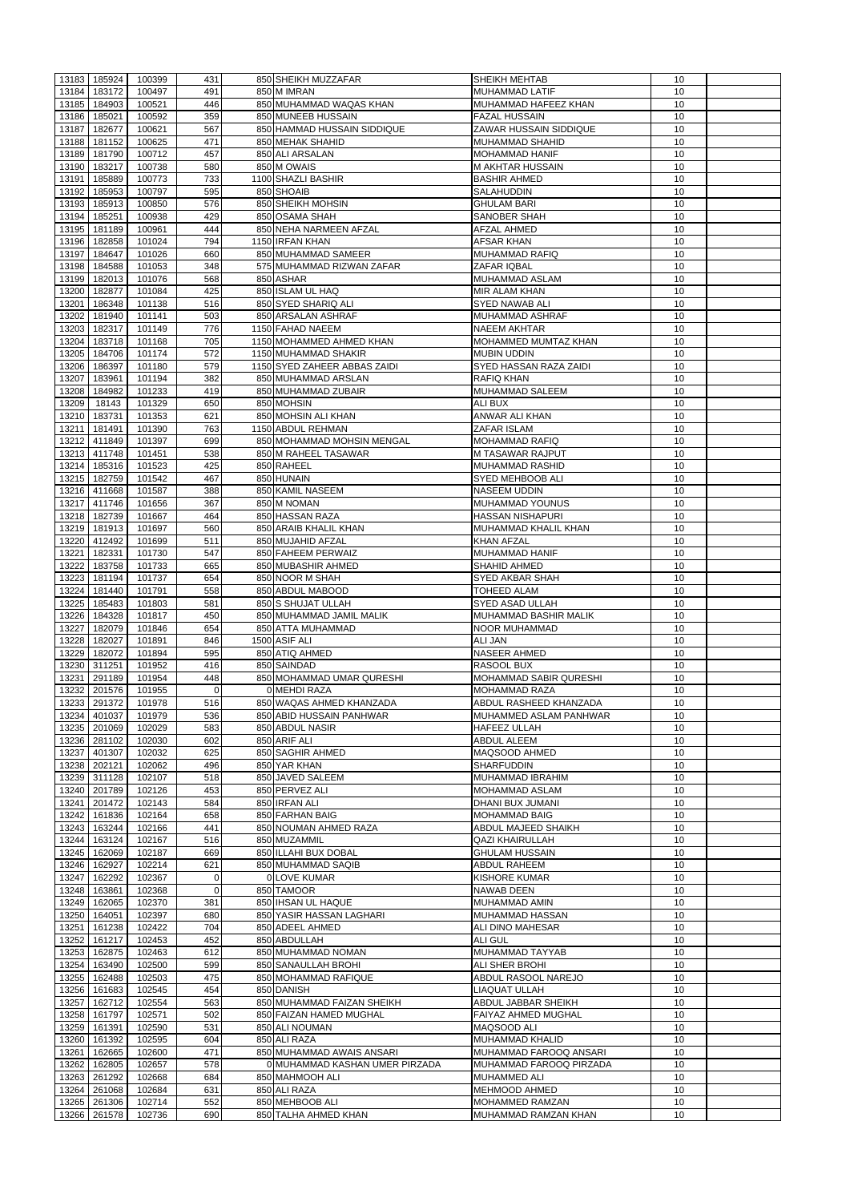| | | | | | | | | |
|---|---|---|---|---|---|---|---|---|
| 13183 | 185924 | 100399 | 431 | 850 | SHEIKH MUZZAFAR | SHEIKH MEHTAB | 10 | |
| 13184 | 183172 | 100497 | 491 | 850 | M IMRAN | MUHAMMAD LATIF | 10 | |
| 13185 | 184903 | 100521 | 446 | 850 | MUHAMMAD WAQAS KHAN | MUHAMMAD HAFEEZ KHAN | 10 | |
| 13186 | 185021 | 100592 | 359 | 850 | MUNEEB HUSSAIN | FAZAL HUSSAIN | 10 | |
| 13187 | 182677 | 100621 | 567 | 850 | HAMMAD HUSSAIN SIDDIQUE | ZAWAR HUSSAIN SIDDIQUE | 10 | |
| 13188 | 181152 | 100625 | 471 | 850 | MEHAK SHAHID | MUHAMMAD SHAHID | 10 | |
| 13189 | 181790 | 100712 | 457 | 850 | ALI ARSALAN | MOHAMMAD HANIF | 10 | |
| 13190 | 183217 | 100738 | 580 | 850 | M OWAIS | M AKHTAR HUSSAIN | 10 | |
| 13191 | 185889 | 100773 | 733 | 1100 | SHAZLI BASHIR | BASHIR AHMED | 10 | |
| 13192 | 185953 | 100797 | 595 | 850 | SHOAIB | SALAHUDDIN | 10 | |
| 13193 | 185913 | 100850 | 576 | 850 | SHEIKH MOHSIN | GHULAM BARI | 10 | |
| 13194 | 185251 | 100938 | 429 | 850 | OSAMA SHAH | SANOBER SHAH | 10 | |
| 13195 | 181189 | 100961 | 444 | 850 | NEHA NARMEEN AFZAL | AFZAL AHMED | 10 | |
| 13196 | 182858 | 101024 | 794 | 1150 | IRFAN KHAN | AFSAR KHAN | 10 | |
| 13197 | 184647 | 101026 | 660 | 850 | MUHAMMAD SAMEER | MUHAMMAD RAFIQ | 10 | |
| 13198 | 184588 | 101053 | 348 | 575 | MUHAMMAD RIZWAN ZAFAR | ZAFAR IQBAL | 10 | |
| 13199 | 182013 | 101076 | 568 | 850 | ASHAR | MUHAMMAD ASLAM | 10 | |
| 13200 | 182877 | 101084 | 425 | 850 | ISLAM UL HAQ | MIR ALAM KHAN | 10 | |
| 13201 | 186348 | 101138 | 516 | 850 | SYED SHARIQ ALI | SYED NAWAB ALI | 10 | |
| 13202 | 181940 | 101141 | 503 | 850 | ARSALAN ASHRAF | MUHAMMAD ASHRAF | 10 | |
| 13203 | 182317 | 101149 | 776 | 1150 | FAHAD NAEEM | NAEEM AKHTAR | 10 | |
| 13204 | 183718 | 101168 | 705 | 1150 | MOHAMMED AHMED KHAN | MOHAMMED MUMTAZ KHAN | 10 | |
| 13205 | 184706 | 101174 | 572 | 1150 | MUHAMMAD SHAKIR | MUBIN UDDIN | 10 | |
| 13206 | 186397 | 101180 | 579 | 1150 | SYED ZAHEER ABBAS ZAIDI | SYED HASSAN RAZA ZAIDI | 10 | |
| 13207 | 183961 | 101194 | 382 | 850 | MUHAMMAD ARSLAN | RAFIQ KHAN | 10 | |
| 13208 | 184982 | 101233 | 419 | 850 | MUHAMMAD ZUBAIR | MUHAMMAD SALEEM | 10 | |
| 13209 | 18143 | 101329 | 650 | 850 | MOHSIN | ALI BUX | 10 | |
| 13210 | 183731 | 101353 | 621 | 850 | MOHSIN ALI KHAN | ANWAR ALI KHAN | 10 | |
| 13211 | 181491 | 101390 | 763 | 1150 | ABDUL REHMAN | ZAFAR ISLAM | 10 | |
| 13212 | 411849 | 101397 | 699 | 850 | MOHAMMAD MOHSIN MENGAL | MOHAMMAD RAFIQ | 10 | |
| 13213 | 411748 | 101451 | 538 | 850 | M RAHEEL TASAWAR | M TASAWAR RAJPUT | 10 | |
| 13214 | 185316 | 101523 | 425 | 850 | RAHEEL | MUHAMMAD RASHID | 10 | |
| 13215 | 182759 | 101542 | 467 | 850 | HUNAIN | SYED MEHBOOB ALI | 10 | |
| 13216 | 411668 | 101587 | 388 | 850 | KAMIL NASEEM | NASEEM UDDIN | 10 | |
| 13217 | 411746 | 101656 | 367 | 850 | M NOMAN | MUHAMMAD YOUNUS | 10 | |
| 13218 | 182739 | 101667 | 464 | 850 | HASSAN RAZA | HASSAN NISHAPURI | 10 | |
| 13219 | 181913 | 101697 | 560 | 850 | ARAIB KHALIL KHAN | MUHAMMAD KHALIL KHAN | 10 | |
| 13220 | 412492 | 101699 | 511 | 850 | MUJAHID AFZAL | KHAN AFZAL | 10 | |
| 13221 | 182331 | 101730 | 547 | 850 | FAHEEM PERWAIZ | MUHAMMAD HANIF | 10 | |
| 13222 | 183758 | 101733 | 665 | 850 | MUBASHIR AHMED | SHAHID AHMED | 10 | |
| 13223 | 181194 | 101737 | 654 | 850 | NOOR M SHAH | SYED AKBAR SHAH | 10 | |
| 13224 | 181440 | 101791 | 558 | 850 | ABDUL MABOOD | TOHEED ALAM | 10 | |
| 13225 | 185483 | 101803 | 581 | 850 | S SHUJAT ULLAH | SYED ASAD ULLAH | 10 | |
| 13226 | 184328 | 101817 | 450 | 850 | MUHAMMAD JAMIL MALIK | MUHAMMAD BASHIR MALIK | 10 | |
| 13227 | 182079 | 101846 | 654 | 850 | ATTA MUHAMMAD | NOOR MUHAMMAD | 10 | |
| 13228 | 182027 | 101891 | 846 | 1500 | ASIF ALI | ALI JAN | 10 | |
| 13229 | 182072 | 101894 | 595 | 850 | ATIQ AHMED | NASEER AHMED | 10 | |
| 13230 | 311251 | 101952 | 416 | 850 | SAINDAD | RASOOL BUX | 10 | |
| 13231 | 291189 | 101954 | 448 | 850 | MOHAMMAD UMAR QURESHI | MOHAMMAD SABIR QURESHI | 10 | |
| 13232 | 201576 | 101955 | 0 | 0 | MEHDI RAZA | MOHAMMAD RAZA | 10 | |
| 13233 | 291372 | 101978 | 516 | 850 | WAQAS AHMED KHANZADA | ABDUL RASHEED KHANZADA | 10 | |
| 13234 | 401037 | 101979 | 536 | 850 | ABID HUSSAIN PANHWAR | MUHAMMED ASLAM PANHWAR | 10 | |
| 13235 | 201069 | 102029 | 583 | 850 | ABDUL NASIR | HAFEEZ ULLAH | 10 | |
| 13236 | 281102 | 102030 | 602 | 850 | ARIF ALI | ABDUL ALEEM | 10 | |
| 13237 | 401307 | 102032 | 625 | 850 | SAGHIR AHMED | MAQSOOD AHMED | 10 | |
| 13238 | 202121 | 102062 | 496 | 850 | YAR KHAN | SHARFUDDIN | 10 | |
| 13239 | 311128 | 102107 | 518 | 850 | JAVED SALEEM | MUHAMMAD IBRAHIM | 10 | |
| 13240 | 201789 | 102126 | 453 | 850 | PERVEZ ALI | MOHAMMAD ASLAM | 10 | |
| 13241 | 201472 | 102143 | 584 | 850 | IRFAN ALI | DHANI BUX JUMANI | 10 | |
| 13242 | 161836 | 102164 | 658 | 850 | FARHAN BAIG | MOHAMMAD BAIG | 10 | |
| 13243 | 163244 | 102166 | 441 | 850 | NOUMAN AHMED RAZA | ABDUL MAJEED SHAIKH | 10 | |
| 13244 | 163124 | 102167 | 516 | 850 | MUZAMMIL | QAZI KHAIRULLAH | 10 | |
| 13245 | 162069 | 102187 | 669 | 850 | ILLAHI BUX DOBAL | GHULAM HUSSAIN | 10 | |
| 13246 | 162927 | 102214 | 621 | 850 | MUHAMMAD SAQIB | ABDUL RAHEEM | 10 | |
| 13247 | 162292 | 102367 | 0 | 0 | LOVE KUMAR | KISHORE KUMAR | 10 | |
| 13248 | 163861 | 102368 | 0 | 850 | TAMOOR | NAWAB DEEN | 10 | |
| 13249 | 162065 | 102370 | 381 | 850 | IHSAN UL HAQUE | MUHAMMAD AMIN | 10 | |
| 13250 | 164051 | 102397 | 680 | 850 | YASIR HASSAN LAGHARI | MUHAMMAD HASSAN | 10 | |
| 13251 | 161238 | 102422 | 704 | 850 | ADEEL AHMED | ALI DINO MAHESAR | 10 | |
| 13252 | 161217 | 102453 | 452 | 850 | ABDULLAH | ALI GUL | 10 | |
| 13253 | 162875 | 102463 | 612 | 850 | MUHAMMAD NOMAN | MUHAMMAD TAYYAB | 10 | |
| 13254 | 163490 | 102500 | 599 | 850 | SANAULLAH BROHI | ALI SHER BROHI | 10 | |
| 13255 | 162488 | 102503 | 475 | 850 | MOHAMMAD RAFIQUE | ABDUL RASOOL NAREJO | 10 | |
| 13256 | 161683 | 102545 | 454 | 850 | DANISH | LIAQUAT ULLAH | 10 | |
| 13257 | 162712 | 102554 | 563 | 850 | MUHAMMAD FAIZAN SHEIKH | ABDUL JABBAR SHEIKH | 10 | |
| 13258 | 161797 | 102571 | 502 | 850 | FAIZAN HAMED MUGHAL | FAIYAZ AHMED MUGHAL | 10 | |
| 13259 | 161391 | 102590 | 531 | 850 | ALI NOUMAN | MAQSOOD ALI | 10 | |
| 13260 | 161392 | 102595 | 604 | 850 | ALI RAZA | MUHAMMAD KHALID | 10 | |
| 13261 | 162665 | 102600 | 471 | 850 | MUHAMMAD AWAIS ANSARI | MUHAMMAD FAROOQ ANSARI | 10 | |
| 13262 | 162805 | 102657 | 578 | 0 | MUHAMMAD KASHAN UMER PIRZADA | MUHAMMAD FAROOQ PIRZADA | 10 | |
| 13263 | 261292 | 102668 | 684 | 850 | MAHMOOH ALI | MUHAMMED ALI | 10 | |
| 13264 | 261068 | 102684 | 631 | 850 | ALI RAZA | MEHMOOD AHMED | 10 | |
| 13265 | 261306 | 102714 | 552 | 850 | MEHBOOB ALI | MOHAMMED RAMZAN | 10 | |
| 13266 | 261578 | 102736 | 690 | 850 | TALHA AHMED KHAN | MUHAMMAD RAMZAN KHAN | 10 | |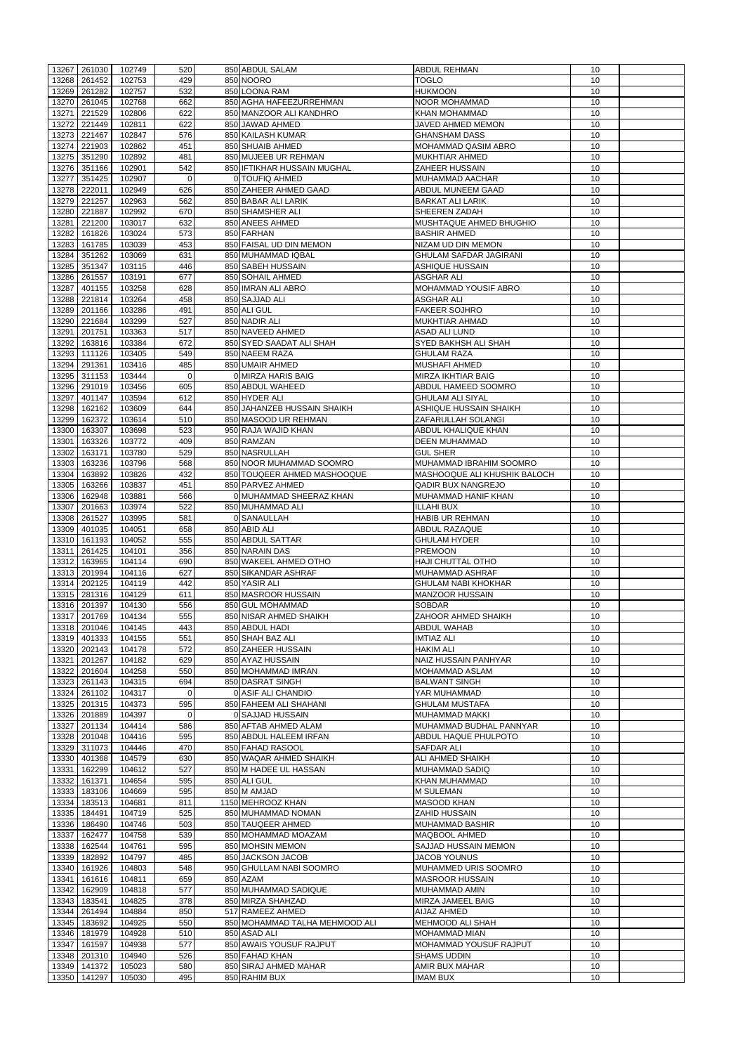| | | | | | | | | |
|---|---|---|---|---|---|---|---|---|
| 13267 | 261030 | 102749 | 520 | 850 | ABDUL SALAM | ABDUL REHMAN | 10 | |
| 13268 | 261452 | 102753 | 429 | 850 | NOORO | TOGLO | 10 | |
| 13269 | 261282 | 102757 | 532 | 850 | LOONA RAM | HUKMOON | 10 | |
| 13270 | 261045 | 102768 | 662 | 850 | AGHA HAFEEZURREHMAN | NOOR MOHAMMAD | 10 | |
| 13271 | 221529 | 102806 | 622 | 850 | MANZOOR ALI KANDHRO | KHAN MOHAMMAD | 10 | |
| 13272 | 221449 | 102811 | 622 | 850 | JAWAD AHMED | JAVED AHMED MEMON | 10 | |
| 13273 | 221467 | 102847 | 576 | 850 | KAILASH KUMAR | GHANSHAM DASS | 10 | |
| 13274 | 221903 | 102862 | 451 | 850 | SHUAIB AHMED | MOHAMMAD QASIM ABRO | 10 | |
| 13275 | 351290 | 102892 | 481 | 850 | MUJEEB UR REHMAN | MUKHTIAR AHMED | 10 | |
| 13276 | 351166 | 102901 | 542 | 850 | IFTIKHAR HUSSAIN MUGHAL | ZAHEER HUSSAIN | 10 | |
| 13277 | 351425 | 102907 | 0 | 0 | TOUFIQ AHMED | MUHAMMAD AACHAR | 10 | |
| 13278 | 222011 | 102949 | 626 | 850 | ZAHEER AHMED GAAD | ABDUL MUNEEM GAAD | 10 | |
| 13279 | 221257 | 102963 | 562 | 850 | BABAR ALI LARIK | BARKAT ALI LARIK | 10 | |
| 13280 | 221887 | 102992 | 670 | 850 | SHAMSHER ALI | SHEEREN ZADAH | 10 | |
| 13281 | 221200 | 103017 | 632 | 850 | ANEES AHMED | MUSHTAQUE AHMED BHUGHIO | 10 | |
| 13282 | 161826 | 103024 | 573 | 850 | FARHAN | BASHIR AHMED | 10 | |
| 13283 | 161785 | 103039 | 453 | 850 | FAISAL UD DIN MEMON | NIZAM UD DIN MEMON | 10 | |
| 13284 | 351262 | 103069 | 631 | 850 | MUHAMMAD IQBAL | GHULAM SAFDAR JAGIRANI | 10 | |
| 13285 | 351347 | 103115 | 446 | 850 | SABEH HUSSAIN | ASHIQUE HUSSAIN | 10 | |
| 13286 | 261557 | 103191 | 677 | 850 | SOHAIL AHMED | ASGHAR ALI | 10 | |
| 13287 | 401155 | 103258 | 628 | 850 | IMRAN ALI ABRO | MOHAMMAD YOUSIF ABRO | 10 | |
| 13288 | 221814 | 103264 | 458 | 850 | SAJJAD ALI | ASGHAR ALI | 10 | |
| 13289 | 201166 | 103286 | 491 | 850 | ALI GUL | FAKEER SOJHRO | 10 | |
| 13290 | 221684 | 103299 | 527 | 850 | NADIR ALI | MUKHTIAR AHMAD | 10 | |
| 13291 | 201751 | 103363 | 517 | 850 | NAVEED AHMED | ASAD ALI LUND | 10 | |
| 13292 | 163816 | 103384 | 672 | 850 | SYED SAADAT ALI SHAH | SYED BAKHSH ALI SHAH | 10 | |
| 13293 | 111126 | 103405 | 549 | 850 | NAEEM RAZA | GHULAM RAZA | 10 | |
| 13294 | 291361 | 103416 | 485 | 850 | UMAIR AHMED | MUSHAFI AHMED | 10 | |
| 13295 | 311153 | 103444 | 0 | 0 | MIRZA HARIS BAIG | MIRZA IKHTIAR BAIG | 10 | |
| 13296 | 291019 | 103456 | 605 | 850 | ABDUL WAHEED | ABDUL HAMEED SOOMRO | 10 | |
| 13297 | 401147 | 103594 | 612 | 850 | HYDER ALI | GHULAM ALI SIYAL | 10 | |
| 13298 | 162162 | 103609 | 644 | 850 | JAHANZEB HUSSAIN SHAIKH | ASHIQUE HUSSAIN SHAIKH | 10 | |
| 13299 | 162372 | 103614 | 510 | 850 | MASOOD UR REHMAN | ZAFARULLAH SOLANGI | 10 | |
| 13300 | 163307 | 103698 | 523 | 950 | RAJA WAJID KHAN | ABDUL KHALIQUE KHAN | 10 | |
| 13301 | 163326 | 103772 | 409 | 850 | RAMZAN | DEEN MUHAMMAD | 10 | |
| 13302 | 163171 | 103780 | 529 | 850 | NASRULLAH | GUL SHER | 10 | |
| 13303 | 163236 | 103796 | 568 | 850 | NOOR MUHAMMAD SOOMRO | MUHAMMAD IBRAHIM SOOMRO | 10 | |
| 13304 | 163892 | 103826 | 432 | 850 | TOUQEER AHMED MASHOOQUE | MASHOOQUE ALI KHUSHIK BALOCH | 10 | |
| 13305 | 163266 | 103837 | 451 | 850 | PARVEZ AHMED | QADIR BUX NANGREJO | 10 | |
| 13306 | 162948 | 103881 | 566 | 0 | MUHAMMAD SHEERAZ KHAN | MUHAMMAD HANIF KHAN | 10 | |
| 13307 | 201663 | 103974 | 522 | 850 | MUHAMMAD ALI | ILLAHI BUX | 10 | |
| 13308 | 261527 | 103995 | 581 | 0 | SANAULLAH | HABIB UR REHMAN | 10 | |
| 13309 | 401035 | 104051 | 658 | 850 | ABID ALI | ABDUL RAZAQUE | 10 | |
| 13310 | 161193 | 104052 | 555 | 850 | ABDUL SATTAR | GHULAM HYDER | 10 | |
| 13311 | 261425 | 104101 | 356 | 850 | NARAIN DAS | PREMOON | 10 | |
| 13312 | 163965 | 104114 | 690 | 850 | WAKEEL AHMED OTHO | HAJI CHUTTAL OTHO | 10 | |
| 13313 | 201994 | 104116 | 627 | 850 | SIKANDAR ASHRAF | MUHAMMAD ASHRAF | 10 | |
| 13314 | 202125 | 104119 | 442 | 850 | YASIR ALI | GHULAM NABI KHOKHAR | 10 | |
| 13315 | 281316 | 104129 | 611 | 850 | MASROOR HUSSAIN | MANZOOR HUSSAIN | 10 | |
| 13316 | 201397 | 104130 | 556 | 850 | GUL MOHAMMAD | SOBDAR | 10 | |
| 13317 | 201769 | 104134 | 555 | 850 | NISAR AHMED SHAIKH | ZAHOOR AHMED SHAIKH | 10 | |
| 13318 | 201046 | 104145 | 443 | 850 | ABDUL HADI | ABDUL WAHAB | 10 | |
| 13319 | 401333 | 104155 | 551 | 850 | SHAH BAZ ALI | IMTIAZ ALI | 10 | |
| 13320 | 202143 | 104178 | 572 | 850 | ZAHEER HUSSAIN | HAKIM ALI | 10 | |
| 13321 | 201267 | 104182 | 629 | 850 | AYAZ HUSSAIN | NAIZ HUSSAIN PANHYAR | 10 | |
| 13322 | 201604 | 104258 | 550 | 850 | MOHAMMAD IMRAN | MOHAMMAD ASLAM | 10 | |
| 13323 | 261143 | 104315 | 694 | 850 | DASRAT SINGH | BALWANT SINGH | 10 | |
| 13324 | 261102 | 104317 | 0 | 0 | ASIF ALI CHANDIO | YAR MUHAMMAD | 10 | |
| 13325 | 201315 | 104373 | 595 | 850 | FAHEEM ALI SHAHANI | GHULAM MUSTAFA | 10 | |
| 13326 | 201889 | 104397 | 0 | 0 | SAJJAD HUSSAIN | MUHAMMAD MAKKI | 10 | |
| 13327 | 201134 | 104414 | 586 | 850 | AFTAB AHMED ALAM | MUHAMMAD BUDHAL PANNYAR | 10 | |
| 13328 | 201048 | 104416 | 595 | 850 | ABDUL HALEEM IRFAN | ABDUL HAQUE PHULPOTO | 10 | |
| 13329 | 311073 | 104446 | 470 | 850 | FAHAD RASOOL | SAFDAR ALI | 10 | |
| 13330 | 401368 | 104579 | 630 | 850 | WAQAR AHMED SHAIKH | ALI AHMED SHAIKH | 10 | |
| 13331 | 162299 | 104612 | 527 | 850 | M HADEE UL HASSAN | MUHAMMAD SADIQ | 10 | |
| 13332 | 161371 | 104654 | 595 | 850 | ALI GUL | KHAN MUHAMMAD | 10 | |
| 13333 | 183106 | 104669 | 595 | 850 | M AMJAD | M SULEMAN | 10 | |
| 13334 | 183513 | 104681 | 811 | 1150 | MEHROOZ KHAN | MASOOD KHAN | 10 | |
| 13335 | 184491 | 104719 | 525 | 850 | MUHAMMAD NOMAN | ZAHID HUSSAIN | 10 | |
| 13336 | 186490 | 104746 | 503 | 850 | TAUQEER AHMED | MUHAMMAD BASHIR | 10 | |
| 13337 | 162477 | 104758 | 539 | 850 | MOHAMMAD MOAZAM | MAQBOOL AHMED | 10 | |
| 13338 | 162544 | 104761 | 595 | 850 | MOHSIN MEMON | SAJJAD HUSSAIN MEMON | 10 | |
| 13339 | 182892 | 104797 | 485 | 850 | JACKSON JACOB | JACOB YOUNUS | 10 | |
| 13340 | 161926 | 104803 | 548 | 950 | GHULLAM NABI SOOMRO | MUHAMMED URIS SOOMRO | 10 | |
| 13341 | 161616 | 104811 | 659 | 850 | AZAM | MASROOR HUSSAIN | 10 | |
| 13342 | 162909 | 104818 | 577 | 850 | MUHAMMAD SADIQUE | MUHAMMAD AMIN | 10 | |
| 13343 | 183541 | 104825 | 378 | 850 | MIRZA SHAHZAD | MIRZA JAMEEL BAIG | 10 | |
| 13344 | 261494 | 104884 | 850 | 517 | RAMEEZ AHMED | AIJAZ AHMED | 10 | |
| 13345 | 183692 | 104925 | 550 | 850 | MOHAMMAD TALHA MEHMOOD ALI | MEHMOOD ALI SHAH | 10 | |
| 13346 | 181979 | 104928 | 510 | 850 | ASAD ALI | MOHAMMAD MIAN | 10 | |
| 13347 | 161597 | 104938 | 577 | 850 | AWAIS YOUSUF RAJPUT | MOHAMMAD YOUSUF RAJPUT | 10 | |
| 13348 | 201310 | 104940 | 526 | 850 | FAHAD KHAN | SHAMS UDDIN | 10 | |
| 13349 | 141372 | 105023 | 580 | 850 | SIRAJ AHMED MAHAR | AMIR BUX MAHAR | 10 | |
| 13350 | 141297 | 105030 | 495 | 850 | RAHIM BUX | IMAM BUX | 10 | |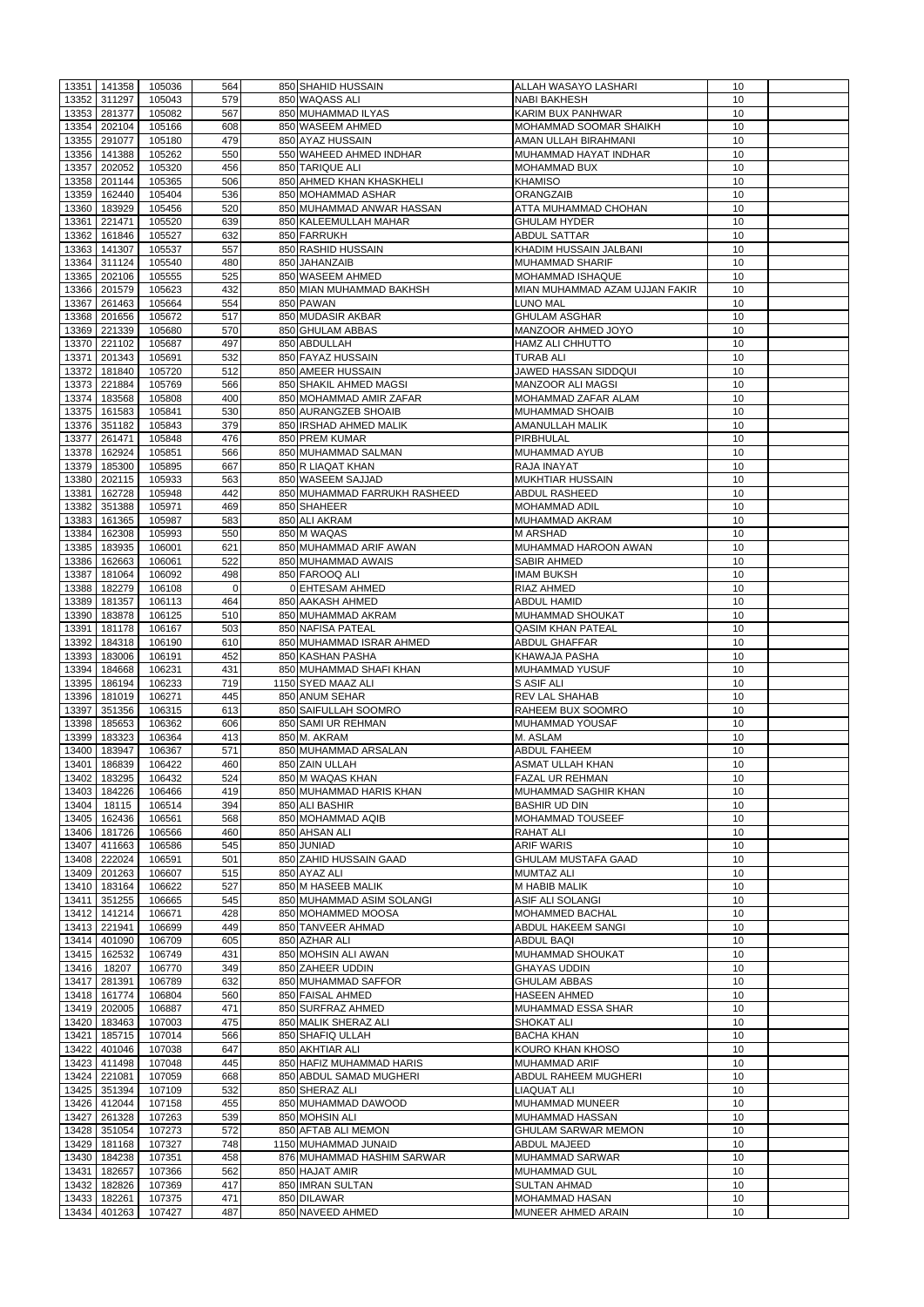| | | | | | | | | |
|---|---|---|---|---|---|---|---|---|
| 13351 | 141358 | 105036 | 564 | 850 | SHAHID HUSSAIN | ALLAH WASAYO LASHARI | 10 | |
| 13352 | 311297 | 105043 | 579 | 850 | WAQASS ALI | NABI BAKHESH | 10 | |
| 13353 | 281377 | 105082 | 567 | 850 | MUHAMMAD ILYAS | KARIM BUX PANHWAR | 10 | |
| 13354 | 202104 | 105166 | 608 | 850 | WASEEM AHMED | MOHAMMAD SOOMAR SHAIKH | 10 | |
| 13355 | 291077 | 105180 | 479 | 850 | AYAZ HUSSAIN | AMAN ULLAH BIRAHMANI | 10 | |
| 13356 | 141388 | 105262 | 550 | 550 | WAHEED AHMED INDHAR | MUHAMMAD HAYAT INDHAR | 10 | |
| 13357 | 202052 | 105320 | 456 | 850 | TARIQUE ALI | MOHAMMAD BUX | 10 | |
| 13358 | 201144 | 105365 | 506 | 850 | AHMED KHAN KHASKHELI | KHAMISO | 10 | |
| 13359 | 162440 | 105404 | 536 | 850 | MOHAMMAD ASHAR | ORANGZAIB | 10 | |
| 13360 | 183929 | 105456 | 520 | 850 | MUHAMMAD ANWAR HASSAN | ATTA MUHAMMAD CHOHAN | 10 | |
| 13361 | 221471 | 105520 | 639 | 850 | KALEEMULLAH MAHAR | GHULAM HYDER | 10 | |
| 13362 | 161846 | 105527 | 632 | 850 | FARRUKH | ABDUL SATTAR | 10 | |
| 13363 | 141307 | 105537 | 557 | 850 | RASHID HUSSAIN | KHADIM HUSSAIN JALBANI | 10 | |
| 13364 | 311124 | 105540 | 480 | 850 | JAHANZAIB | MUHAMMAD SHARIF | 10 | |
| 13365 | 202106 | 105555 | 525 | 850 | WASEEM AHMED | MOHAMMAD ISHAQUE | 10 | |
| 13366 | 201579 | 105623 | 432 | 850 | MIAN MUHAMMAD BAKHSH | MIAN MUHAMMAD AZAM UJJAN FAKIR | 10 | |
| 13367 | 261463 | 105664 | 554 | 850 | PAWAN | LUNO MAL | 10 | |
| 13368 | 201656 | 105672 | 517 | 850 | MUDASIR AKBAR | GHULAM ASGHAR | 10 | |
| 13369 | 221339 | 105680 | 570 | 850 | GHULAM ABBAS | MANZOOR AHMED JOYO | 10 | |
| 13370 | 221102 | 105687 | 497 | 850 | ABDULLAH | HAMZ ALI CHHUTTO | 10 | |
| 13371 | 201343 | 105691 | 532 | 850 | FAYAZ HUSSAIN | TURAB ALI | 10 | |
| 13372 | 181840 | 105720 | 512 | 850 | AMEER HUSSAIN | JAWED HASSAN SIDDQUI | 10 | |
| 13373 | 221884 | 105769 | 566 | 850 | SHAKIL AHMED MAGSI | MANZOOR ALI MAGSI | 10 | |
| 13374 | 183568 | 105808 | 400 | 850 | MOHAMMAD AMIR ZAFAR | MOHAMMAD ZAFAR ALAM | 10 | |
| 13375 | 161583 | 105841 | 530 | 850 | AURANGZEB SHOAIB | MUHAMMAD SHOAIB | 10 | |
| 13376 | 351182 | 105843 | 379 | 850 | IRSHAD AHMED MALIK | AMANULLAH MALIK | 10 | |
| 13377 | 261471 | 105848 | 476 | 850 | PREM KUMAR | PIRBHULAL | 10 | |
| 13378 | 162924 | 105851 | 566 | 850 | MUHAMMAD SALMAN | MUHAMMAD AYUB | 10 | |
| 13379 | 185300 | 105895 | 667 | 850 | R LIAQAT KHAN | RAJA INAYAT | 10 | |
| 13380 | 202115 | 105933 | 563 | 850 | WASEEM SAJJAD | MUKHTIAR HUSSAIN | 10 | |
| 13381 | 162728 | 105948 | 442 | 850 | MUHAMMAD FARRUKH RASHEED | ABDUL RASHEED | 10 | |
| 13382 | 351388 | 105971 | 469 | 850 | SHAHEER | MOHAMMAD ADIL | 10 | |
| 13383 | 161365 | 105987 | 583 | 850 | ALI AKRAM | MUHAMMAD AKRAM | 10 | |
| 13384 | 162308 | 105993 | 550 | 850 | M WAQAS | M ARSHAD | 10 | |
| 13385 | 183935 | 106001 | 621 | 850 | MUHAMMAD ARIF AWAN | MUHAMMAD HAROON AWAN | 10 | |
| 13386 | 162663 | 106061 | 522 | 850 | MUHAMMAD AWAIS | SABIR AHMED | 10 | |
| 13387 | 181064 | 106092 | 498 | 850 | FAROOQ ALI | IMAM BUKSH | 10 | |
| 13388 | 182279 | 106108 | 0 | 0 | EHTESAM AHMED | RIAZ AHMED | 10 | |
| 13389 | 181357 | 106113 | 464 | 850 | AAKASH AHMED | ABDUL HAMID | 10 | |
| 13390 | 183878 | 106125 | 510 | 850 | MUHAMMAD AKRAM | MUHAMMAD SHOUKAT | 10 | |
| 13391 | 181178 | 106167 | 503 | 850 | NAFISA PATEAL | QASIM KHAN PATEAL | 10 | |
| 13392 | 184318 | 106190 | 610 | 850 | MUHAMMAD ISRAR AHMED | ABDUL GHAFFAR | 10 | |
| 13393 | 183006 | 106191 | 452 | 850 | KASHAN PASHA | KHAWAJA PASHA | 10 | |
| 13394 | 184668 | 106231 | 431 | 850 | MUHAMMAD SHAFI KHAN | MUHAMMAD YUSUF | 10 | |
| 13395 | 186194 | 106233 | 719 | 1150 | SYED MAAZ ALI | S ASIF ALI | 10 | |
| 13396 | 181019 | 106271 | 445 | 850 | ANUM SEHAR | REV LAL SHAHAB | 10 | |
| 13397 | 351356 | 106315 | 613 | 850 | SAIFULLAH SOOMRO | RAHEEM BUX SOOMRO | 10 | |
| 13398 | 185653 | 106362 | 606 | 850 | SAMI UR REHMAN | MUHAMMAD YOUSAF | 10 | |
| 13399 | 183323 | 106364 | 413 | 850 | M. AKRAM | M. ASLAM | 10 | |
| 13400 | 183947 | 106367 | 571 | 850 | MUHAMMAD ARSALAN | ABDUL FAHEEM | 10 | |
| 13401 | 186839 | 106422 | 460 | 850 | ZAIN ULLAH | ASMAT ULLAH KHAN | 10 | |
| 13402 | 183295 | 106432 | 524 | 850 | M WAQAS KHAN | FAZAL UR REHMAN | 10 | |
| 13403 | 184226 | 106466 | 419 | 850 | MUHAMMAD HARIS KHAN | MUHAMMAD SAGHIR KHAN | 10 | |
| 13404 | 18115 | 106514 | 394 | 850 | ALI BASHIR | BASHIR UD DIN | 10 | |
| 13405 | 162436 | 106561 | 568 | 850 | MOHAMMAD AQIB | MOHAMMAD TOUSEEF | 10 | |
| 13406 | 181726 | 106566 | 460 | 850 | AHSAN ALI | RAHAT ALI | 10 | |
| 13407 | 411663 | 106586 | 545 | 850 | JUNIAD | ARIF WARIS | 10 | |
| 13408 | 222024 | 106591 | 501 | 850 | ZAHID HUSSAIN GAAD | GHULAM MUSTAFA GAAD | 10 | |
| 13409 | 201263 | 106607 | 515 | 850 | AYAZ ALI | MUMTAZ ALI | 10 | |
| 13410 | 183164 | 106622 | 527 | 850 | M HASEEB MALIK | M HABIB MALIK | 10 | |
| 13411 | 351255 | 106665 | 545 | 850 | MUHAMMAD ASIM SOLANGI | ASIF ALI SOLANGI | 10 | |
| 13412 | 141214 | 106671 | 428 | 850 | MOHAMMED MOOSA | MOHAMMED BACHAL | 10 | |
| 13413 | 221941 | 106699 | 449 | 850 | TANVEER AHMAD | ABDUL HAKEEM SANGI | 10 | |
| 13414 | 401090 | 106709 | 605 | 850 | AZHAR ALI | ABDUL BAQI | 10 | |
| 13415 | 162532 | 106749 | 431 | 850 | MOHSIN ALI AWAN | MUHAMMAD SHOUKAT | 10 | |
| 13416 | 18207 | 106770 | 349 | 850 | ZAHEER UDDIN | GHAYAS UDDIN | 10 | |
| 13417 | 281391 | 106789 | 632 | 850 | MUHAMMAD SAFFOR | GHULAM ABBAS | 10 | |
| 13418 | 161774 | 106804 | 560 | 850 | FAISAL AHMED | HASEEN AHMED | 10 | |
| 13419 | 202005 | 106887 | 471 | 850 | SURFRAZ AHMED | MUHAMMAD ESSA SHAR | 10 | |
| 13420 | 183463 | 107003 | 475 | 850 | MALIK SHERAZ ALI | SHOKAT ALI | 10 | |
| 13421 | 185715 | 107014 | 566 | 850 | SHAFIQ ULLAH | BACHA KHAN | 10 | |
| 13422 | 401046 | 107038 | 647 | 850 | AKHTIAR ALI | KOURO KHAN KHOSO | 10 | |
| 13423 | 411498 | 107048 | 445 | 850 | HAFIZ MUHAMMAD HARIS | MUHAMMAD ARIF | 10 | |
| 13424 | 221081 | 107059 | 668 | 850 | ABDUL SAMAD MUGHERI | ABDUL RAHEEM MUGHERI | 10 | |
| 13425 | 351394 | 107109 | 532 | 850 | SHERAZ ALI | LIAQUAT ALI | 10 | |
| 13426 | 412044 | 107158 | 455 | 850 | MUHAMMAD DAWOOD | MUHAMMAD MUNEER | 10 | |
| 13427 | 261328 | 107263 | 539 | 850 | MOHSIN ALI | MUHAMMAD HASSAN | 10 | |
| 13428 | 351054 | 107273 | 572 | 850 | AFTAB ALI MEMON | GHULAM SARWAR MEMON | 10 | |
| 13429 | 181168 | 107327 | 748 | 1150 | MUHAMMAD JUNAID | ABDUL MAJEED | 10 | |
| 13430 | 184238 | 107351 | 458 | 876 | MUHAMMAD HASHIM SARWAR | MUHAMMAD SARWAR | 10 | |
| 13431 | 182657 | 107366 | 562 | 850 | HAJAT AMIR | MUHAMMAD GUL | 10 | |
| 13432 | 182826 | 107369 | 417 | 850 | IMRAN SULTAN | SULTAN AHMAD | 10 | |
| 13433 | 182261 | 107375 | 471 | 850 | DILAWAR | MOHAMMAD HASAN | 10 | |
| 13434 | 401263 | 107427 | 487 | 850 | NAVEED AHMED | MUNEER AHMED ARAIN | 10 | |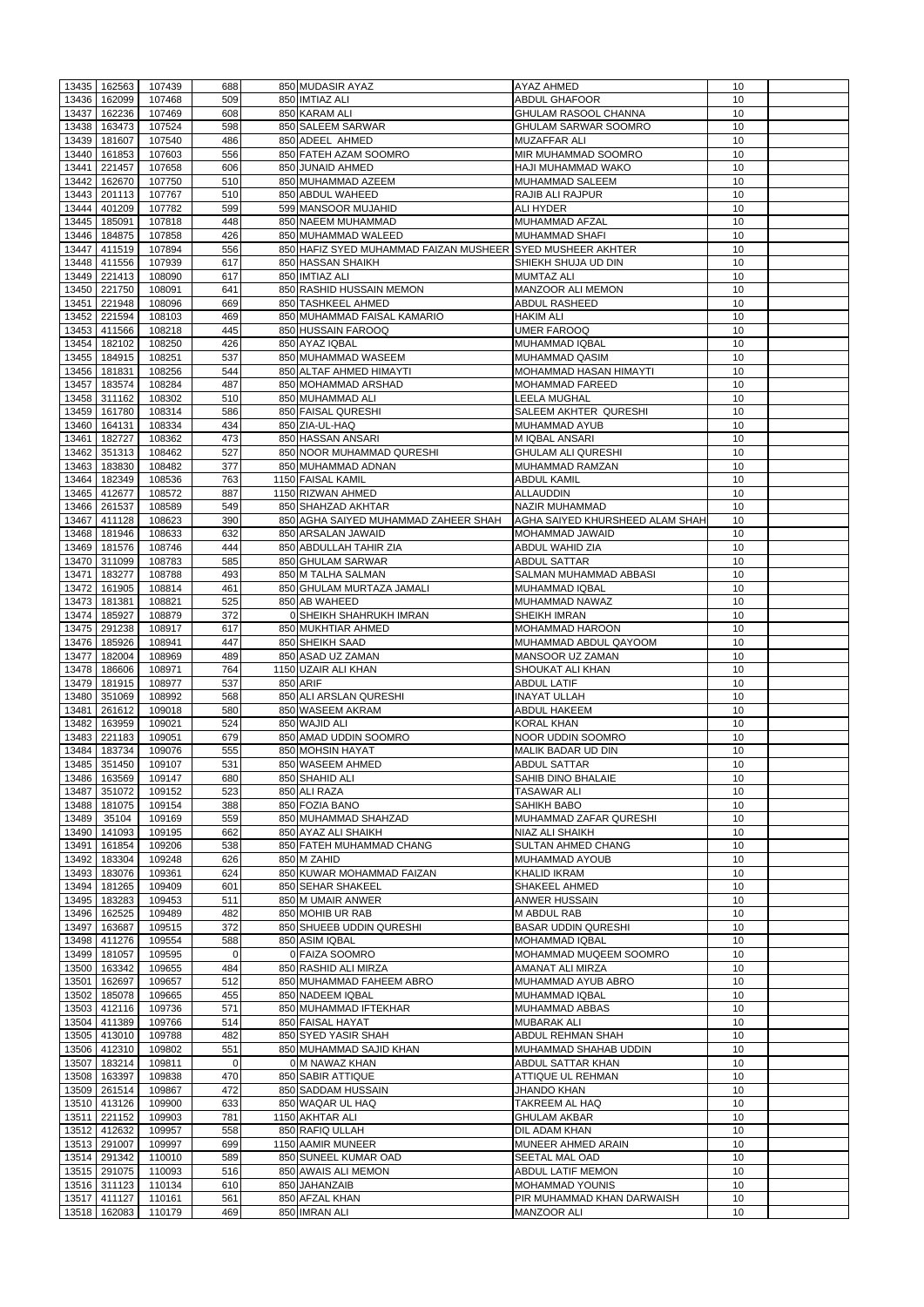| | | | | | | | | |
|---|---|---|---|---|---|---|---|---|
| 13435 | 162563 | 107439 | 688 | 850 | MUDASIR AYAZ | AYAZ AHMED | 10 | |
| 13436 | 162099 | 107468 | 509 | 850 | IMTIAZ ALI | ABDUL GHAFOOR | 10 | |
| 13437 | 162236 | 107469 | 608 | 850 | KARAM ALI | GHULAM RASOOL CHANNA | 10 | |
| 13438 | 163473 | 107524 | 598 | 850 | SALEEM SARWAR | GHULAM SARWAR SOOMRO | 10 | |
| 13439 | 181607 | 107540 | 486 | 850 | ADEEL AHMED | MUZAFFAR ALI | 10 | |
| 13440 | 161853 | 107603 | 556 | 850 | FATEH AZAM SOOMRO | MIR MUHAMMAD SOOMRO | 10 | |
| 13441 | 221457 | 107658 | 606 | 850 | JUNAID AHMED | HAJI MUHAMMAD WAKO | 10 | |
| 13442 | 162670 | 107750 | 510 | 850 | MUHAMMAD AZEEM | MUHAMMAD SALEEM | 10 | |
| 13443 | 201113 | 107767 | 510 | 850 | ABDUL WAHEED | RAJIB ALI RAJPUR | 10 | |
| 13444 | 401209 | 107782 | 599 | 599 | MANSOOR MUJAHID | ALI HYDER | 10 | |
| 13445 | 185091 | 107818 | 448 | 850 | NAEEM MUHAMMAD | MUHAMMAD AFZAL | 10 | |
| 13446 | 184875 | 107858 | 426 | 850 | MUHAMMAD WALEED | MUHAMMAD SHAFI | 10 | |
| 13447 | 411519 | 107894 | 556 | 850 | HAFIZ SYED MUHAMMAD FAIZAN MUSHEER | SYED MUSHEER AKHTER | 10 | |
| 13448 | 411556 | 107939 | 617 | 850 | HASSAN SHAIKH | SHIEKH SHUJA UD DIN | 10 | |
| 13449 | 221413 | 108090 | 617 | 850 | IMTIAZ ALI | MUMTAZ ALI | 10 | |
| 13450 | 221750 | 108091 | 641 | 850 | RASHID HUSSAIN MEMON | MANZOOR ALI MEMON | 10 | |
| 13451 | 221948 | 108096 | 669 | 850 | TASHKEEL AHMED | ABDUL RASHEED | 10 | |
| 13452 | 221594 | 108103 | 469 | 850 | MUHAMMAD FAISAL KAMARIO | HAKIM ALI | 10 | |
| 13453 | 411566 | 108218 | 445 | 850 | HUSSAIN FAROOQ | UMER FAROOQ | 10 | |
| 13454 | 182102 | 108250 | 426 | 850 | AYAZ IQBAL | MUHAMMAD IQBAL | 10 | |
| 13455 | 184915 | 108251 | 537 | 850 | MUHAMMAD WASEEM | MUHAMMAD QASIM | 10 | |
| 13456 | 181831 | 108256 | 544 | 850 | ALTAF AHMED HIMAYTI | MOHAMMAD HASAN HIMAYTI | 10 | |
| 13457 | 183574 | 108284 | 487 | 850 | MOHAMMAD ARSHAD | MOHAMMAD FAREED | 10 | |
| 13458 | 311162 | 108302 | 510 | 850 | MUHAMMAD ALI | LEELA MUGHAL | 10 | |
| 13459 | 161780 | 108314 | 586 | 850 | FAISAL QURESHI | SALEEM AKHTER QURESHI | 10 | |
| 13460 | 164131 | 108334 | 434 | 850 | ZIA-UL-HAQ | MUHAMMAD AYUB | 10 | |
| 13461 | 182727 | 108362 | 473 | 850 | HASSAN ANSARI | M IQBAL ANSARI | 10 | |
| 13462 | 351313 | 108462 | 527 | 850 | NOOR MUHAMMAD QURESHI | GHULAM ALI QURESHI | 10 | |
| 13463 | 183830 | 108482 | 377 | 850 | MUHAMMAD ADNAN | MUHAMMAD RAMZAN | 10 | |
| 13464 | 182349 | 108536 | 763 | 1150 | FAISAL KAMIL | ABDUL KAMIL | 10 | |
| 13465 | 412677 | 108572 | 887 | 1150 | RIZWAN AHMED | ALLAUDDIN | 10 | |
| 13466 | 261537 | 108589 | 549 | 850 | SHAHZAD AKHTAR | NAZIR MUHAMMAD | 10 | |
| 13467 | 411128 | 108623 | 390 | 850 | AGHA SAIYED MUHAMMAD ZAHEER SHAH | AGHA SAIYED KHURSHEED ALAM SHAH | 10 | |
| 13468 | 181946 | 108633 | 632 | 850 | ARSALAN JAWAID | MOHAMMAD JAWAID | 10 | |
| 13469 | 181576 | 108746 | 444 | 850 | ABDULLAH TAHIR ZIA | ABDUL WAHID ZIA | 10 | |
| 13470 | 311099 | 108783 | 585 | 850 | GHULAM SARWAR | ABDUL SATTAR | 10 | |
| 13471 | 183277 | 108788 | 493 | 850 | M TALHA SALMAN | SALMAN MUHAMMAD ABBASI | 10 | |
| 13472 | 161905 | 108814 | 461 | 850 | GHULAM MURTAZA JAMALI | MUHAMMAD IQBAL | 10 | |
| 13473 | 181381 | 108821 | 525 | 850 | AB WAHEED | MUHAMMAD NAWAZ | 10 | |
| 13474 | 185927 | 108879 | 372 | 0 | SHEIKH SHAHRUKH IMRAN | SHEIKH IMRAN | 10 | |
| 13475 | 291238 | 108917 | 617 | 850 | MUKHTIAR AHMED | MOHAMMAD HAROON | 10 | |
| 13476 | 185926 | 108941 | 447 | 850 | SHEIKH SAAD | MUHAMMAD ABDUL QAYOOM | 10 | |
| 13477 | 182004 | 108969 | 489 | 850 | ASAD UZ ZAMAN | MANSOOR UZ ZAMAN | 10 | |
| 13478 | 186606 | 108971 | 764 | 1150 | UZAIR ALI KHAN | SHOUKAT ALI KHAN | 10 | |
| 13479 | 181915 | 108977 | 537 | 850 | ARIF | ABDUL LATIF | 10 | |
| 13480 | 351069 | 108992 | 568 | 850 | ALI ARSLAN QURESHI | INAYAT ULLAH | 10 | |
| 13481 | 261612 | 109018 | 580 | 850 | WASEEM AKRAM | ABDUL HAKEEM | 10 | |
| 13482 | 163959 | 109021 | 524 | 850 | WAJID ALI | KORAL KHAN | 10 | |
| 13483 | 221183 | 109051 | 679 | 850 | AMAD UDDIN SOOMRO | NOOR UDDIN SOOMRO | 10 | |
| 13484 | 183734 | 109076 | 555 | 850 | MOHSIN HAYAT | MALIK BADAR UD DIN | 10 | |
| 13485 | 351450 | 109107 | 531 | 850 | WASEEM AHMED | ABDUL SATTAR | 10 | |
| 13486 | 163569 | 109147 | 680 | 850 | SHAHID ALI | SAHIB DINO BHALAIE | 10 | |
| 13487 | 351072 | 109152 | 523 | 850 | ALI RAZA | TASAWAR ALI | 10 | |
| 13488 | 181075 | 109154 | 388 | 850 | FOZIA BANO | SAHIKH BABO | 10 | |
| 13489 | 35104 | 109169 | 559 | 850 | MUHAMMAD SHAHZAD | MUHAMMAD ZAFAR QURESHI | 10 | |
| 13490 | 141093 | 109195 | 662 | 850 | AYAZ ALI SHAIKH | NIAZ ALI SHAIKH | 10 | |
| 13491 | 161854 | 109206 | 538 | 850 | FATEH MUHAMMAD CHANG | SULTAN AHMED CHANG | 10 | |
| 13492 | 183304 | 109248 | 626 | 850 | M ZAHID | MUHAMMAD AYOUB | 10 | |
| 13493 | 183076 | 109361 | 624 | 850 | KUWAR MOHAMMAD FAIZAN | KHALID IKRAM | 10 | |
| 13494 | 181265 | 109409 | 601 | 850 | SEHAR SHAKEEL | SHAKEEL AHMED | 10 | |
| 13495 | 183283 | 109453 | 511 | 850 | M UMAIR ANWER | ANWER HUSSAIN | 10 | |
| 13496 | 162525 | 109489 | 482 | 850 | MOHIB UR RAB | M ABDUL RAB | 10 | |
| 13497 | 163687 | 109515 | 372 | 850 | SHUEEB UDDIN QURESHI | BASAR UDDIN QURESHI | 10 | |
| 13498 | 411276 | 109554 | 588 | 850 | ASIM IQBAL | MOHAMMAD IQBAL | 10 | |
| 13499 | 181057 | 109595 | 0 | 0 | FAIZA SOOMRO | MOHAMMAD MUQEEM SOOMRO | 10 | |
| 13500 | 163342 | 109655 | 484 | 850 | RASHID ALI MIRZA | AMANAT ALI MIRZA | 10 | |
| 13501 | 162697 | 109657 | 512 | 850 | MUHAMMAD FAHEEM ABRO | MUHAMMAD AYUB ABRO | 10 | |
| 13502 | 185078 | 109665 | 455 | 850 | NADEEM IQBAL | MUHAMMAD IQBAL | 10 | |
| 13503 | 412116 | 109736 | 571 | 850 | MUHAMMAD IFTEKHAR | MUHAMMAD ABBAS | 10 | |
| 13504 | 411389 | 109766 | 514 | 850 | FAISAL HAYAT | MUBARAK ALI | 10 | |
| 13505 | 413010 | 109788 | 482 | 850 | SYED YASIR SHAH | ABDUL REHMAN SHAH | 10 | |
| 13506 | 412310 | 109802 | 551 | 850 | MUHAMMAD SAJID KHAN | MUHAMMAD SHAHAB UDDIN | 10 | |
| 13507 | 183214 | 109811 | 0 | 0 | M NAWAZ KHAN | ABDUL SATTAR KHAN | 10 | |
| 13508 | 163397 | 109838 | 470 | 850 | SABIR ATTIQUE | ATTIQUE UL REHMAN | 10 | |
| 13509 | 261514 | 109867 | 472 | 850 | SADDAM HUSSAIN | JHANDO KHAN | 10 | |
| 13510 | 413126 | 109900 | 633 | 850 | WAQAR UL HAQ | TAKREEM AL HAQ | 10 | |
| 13511 | 221152 | 109903 | 781 | 1150 | AKHTAR ALI | GHULAM AKBAR | 10 | |
| 13512 | 412632 | 109957 | 558 | 850 | RAFIQ ULLAH | DIL ADAM KHAN | 10 | |
| 13513 | 291007 | 109997 | 699 | 1150 | AAMIR MUNEER | MUNEER AHMED ARAIN | 10 | |
| 13514 | 291342 | 110010 | 589 | 850 | SUNEEL KUMAR OAD | SEETAL MAL OAD | 10 | |
| 13515 | 291075 | 110093 | 516 | 850 | AWAIS ALI MEMON | ABDUL LATIF MEMON | 10 | |
| 13516 | 311123 | 110134 | 610 | 850 | JAHANZAIB | MOHAMMAD YOUNIS | 10 | |
| 13517 | 411127 | 110161 | 561 | 850 | AFZAL KHAN | PIR MUHAMMAD KHAN DARWAISH | 10 | |
| 13518 | 162083 | 110179 | 469 | 850 | IMRAN ALI | MANZOOR ALI | 10 | |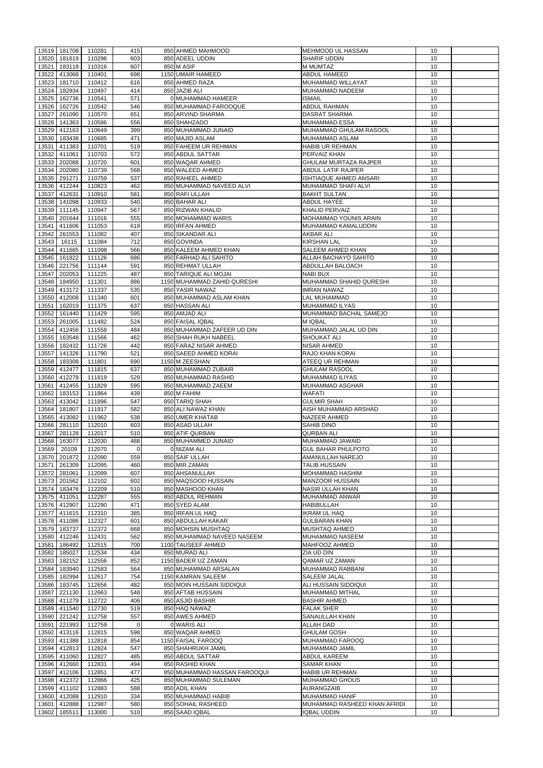| | | | | | | | | |
|---|---|---|---|---|---|---|---|---|
| 13519 | 181708 | 110281 | 415 | 850 | AHMED MAHMOOD | MEHMOOD UL HASSAN | 10 | |
| 13520 | 181619 | 110296 | 603 | 850 | ADEEL UDDIN | SHARIF UDDIN | 10 | |
| 13521 | 183118 | 110316 | 607 | 850 | M ASIF | M MUMTAZ | 10 | |
| 13522 | 413068 | 110401 | 698 | 1150 | UMAIR HAMEED | ABDUL HAMEED | 10 | |
| 13523 | 181710 | 110412 | 616 | 850 | AHMED RAZA | MUHAMMAD WILLAYAT | 10 | |
| 13524 | 182934 | 110497 | 414 | 850 | JAZIB ALI | MUHAMMAD NADEEM | 10 | |
| 13525 | 162736 | 110541 | 571 | 0 | MUHAMMAD HAMEER | ISMAIL | 10 | |
| 13526 | 162726 | 110542 | 546 | 850 | MUHAMMAD FAROOQUE | ABDUL RAHMAN | 10 | |
| 13527 | 261090 | 110570 | 651 | 850 | ARVIND SHARMA | DASRAT SHARMA | 10 | |
| 13528 | 141363 | 110586 | 556 | 850 | SHAHZADO | MUHAMMAD ESSA | 10 | |
| 13529 | 412163 | 110649 | 399 | 850 | MUHAMMAD JUNAID | MUHAMMAD GHULAM RASOOL | 10 | |
| 13530 | 183438 | 110685 | 471 | 850 | MAJID ASLAM | MUHAMMAD ASLAM | 10 | |
| 13531 | 411383 | 110701 | 519 | 850 | FAHEEM UR REHMAN | HABIB UR REHMAN | 10 | |
| 13532 | 411061 | 110703 | 572 | 850 | ABDUL SATTAR | PERVAIZ KHAN | 10 | |
| 13533 | 202088 | 110720 | 601 | 850 | WAQAR AHMED | GHULAM MURTAZA RAJPER | 10 | |
| 13534 | 202080 | 110739 | 568 | 850 | WALEED AHMED | ABDUL LATIF RAJPER | 10 | |
| 13535 | 291271 | 110759 | 537 | 850 | RAHEEL AHMED | ISHTIAQUE AHMED ANSARI | 10 | |
| 13536 | 412244 | 110823 | 462 | 850 | MUHAMMAD NAVEED ALVI | MUHAMMAD SHAFI ALVI | 10 | |
| 13537 | 412631 | 110910 | 581 | 850 | RAFI ULLAH | BAKHT SULTAN | 10 | |
| 13538 | 141098 | 110933 | 540 | 850 | BAHAR ALI | ABDUL HAYEE | 10 | |
| 13539 | 111145 | 110947 | 567 | 850 | RIZWAN KHALID | KHALID PERVAIZ | 10 | |
| 13540 | 201644 | 111016 | 555 | 850 | MOHAMMAD WARIS | MOHAMMAD YOUNIS ARAIN | 10 | |
| 13541 | 411606 | 111053 | 619 | 850 | IRFAN AHMED | MUHAMMAD KAMALUDDIN | 10 | |
| 13542 | 261553 | 111082 | 407 | 850 | SIKANDAR ALI | AKBAR ALI | 10 | |
| 13543 | 16115 | 111084 | 712 | 850 | GOVINDA | KIRSHAN LAL | 10 | |
| 13544 | 411665 | 111098 | 566 | 850 | KALEEM AHMED KHAN | SALEEM AHMED KHAN | 10 | |
| 13545 | 161822 | 111126 | 686 | 850 | FARHAD ALI SAHITO | ALLAH BACHAYO SAHITO | 10 | |
| 13546 | 221756 | 111144 | 591 | 850 | REHMAT ULLAH | ABDULLAH BALOACH | 10 | |
| 13547 | 202053 | 111225 | 487 | 850 | TARIQUE ALI MOJAI | NABI BUX | 10 | |
| 13548 | 184950 | 111301 | 886 | 1150 | MUHAMMAD ZAHID QURESHI | MUHAMMAD SHAHID QURESHI | 10 | |
| 13549 | 413172 | 111337 | 535 | 850 | YASIR NAWAZ | IMRAN NAWAZ | 10 | |
| 13550 | 412008 | 111340 | 601 | 850 | MUHAMMAD ASLAM KHAN | LAL MUHAMMAD | 10 | |
| 13551 | 162019 | 111375 | 637 | 850 | HASSAN ALI | MUHAMMAD ILYAS | 10 | |
| 13552 | 161440 | 111429 | 595 | 850 | AMJAD ALI | MUHAMMAD BACHAL SAMEJO | 10 | |
| 13553 | 261005 | 111482 | 524 | 850 | FAISAL IQBAL | M IQBAL | 10 | |
| 13554 | 412456 | 111558 | 484 | 850 | MUHAMMAD ZAFEER UD DIN | MUHAMMAD JALAL UD DIN | 10 | |
| 13555 | 163548 | 111566 | 462 | 850 | SHAH RUKH NABEEL | SHOUKAT ALI | 10 | |
| 13556 | 182432 | 111726 | 442 | 850 | FARAZ NISAR AHMED | NISAR AHMED | 10 | |
| 13557 | 141326 | 111790 | 521 | 850 | SAEED AHMED KORAI | RAJO KHAN KORAI | 10 | |
| 13558 | 183308 | 111801 | 690 | 1150 | M ZEESHAN | ATEEQ UR REHMAN | 10 | |
| 13559 | 412477 | 111815 | 637 | 850 | MUHAMMAD ZUBAIR | GHULAM RASOOL | 10 | |
| 13560 | 412278 | 111819 | 529 | 850 | MUHAMMAD RASHID | MUHAMMAD ILIYAS | 10 | |
| 13561 | 412455 | 111829 | 595 | 850 | MUHAMMAD ZAEEM | MUHAMMAD ASGHAR | 10 | |
| 13562 | 183153 | 111864 | 439 | 850 | M FAHIM | WAFATI | 10 | |
| 13563 | 413042 | 111896 | 547 | 850 | TARIQ SHAH | GULMIR SHAH | 10 | |
| 13564 | 181807 | 111917 | 582 | 850 | ALI NAWAZ KHAN | AISH MUHAMMAD ARSHAD | 10 | |
| 13565 | 413082 | 111962 | 538 | 850 | UMER KHATAB | NAZEER AHMED | 10 | |
| 13566 | 281110 | 112010 | 603 | 850 | ASAD ULLAH | SAHIB DINO | 10 | |
| 13567 | 281128 | 112017 | 510 | 850 | ATIF QURBAN | QURBAN ALI | 10 | |
| 13568 | 163077 | 112030 | 488 | 850 | MUHAMMED JUNAID | MUHAMMAD JAWAID | 10 | |
| 13569 | 20109 | 112070 | 0 | 0 | NIZAM ALI | GUL BAHAR PHULPOTO | 10 | |
| 13570 | 201872 | 112090 | 559 | 850 | SAIF ULLAH | AMANULLAH NAREJO | 10 | |
| 13571 | 261309 | 112095 | 460 | 850 | MIR ZAMAN | TALIB HUSSAIN | 10 | |
| 13572 | 281061 | 112099 | 607 | 850 | AHSANULLAH | MOHAMMAD HASHIM | 10 | |
| 13573 | 201562 | 112102 | 602 | 850 | MAQSOOD HUSSAIN | MANZOOR HUSSAIN | 10 | |
| 13574 | 183476 | 112209 | 510 | 850 | MASHOOD KHAN | NASIR ULLAH KHAN | 10 | |
| 13575 | 411051 | 112287 | 555 | 850 | ABDUL REHMAN | MUHAMMAD ANWAR | 10 | |
| 13576 | 412907 | 112290 | 471 | 850 | SYED ALAM | HABIBULLAH | 10 | |
| 13577 | 411615 | 112310 | 385 | 850 | IRFAN UL HAQ | IKRAM UL HAQ | 10 | |
| 13578 | 411086 | 112327 | 601 | 850 | ABDULLAH KAKAR | GULBARAN KHAN | 10 | |
| 13579 | 183737 | 112372 | 668 | 850 | MOHSIN MUSHTAQ | MUSHTAQ AHMED | 10 | |
| 13580 | 412246 | 112431 | 562 | 850 | MUHAMMAD NAVEED NASEEM | MUHAMMAD NASEEM | 10 | |
| 13581 | 186492 | 112515 | 700 | 1100 | TAUSEEF AHMED | MAHFOOZ AHMED | 10 | |
| 13582 | 185027 | 112534 | 434 | 850 | MURAD ALI | ZIA UD DIN | 10 | |
| 13583 | 182152 | 112556 | 852 | 1150 | BADER UZ ZAMAN | QAMAR UZ ZAMAN | 10 | |
| 13584 | 183940 | 112583 | 564 | 850 | MUHAMMAD ARSALAN | MUHAMMAD RABBANI | 10 | |
| 13585 | 182994 | 112617 | 754 | 1150 | KAMRAN SALEEM | SALEEM JALAL | 10 | |
| 13586 | 183745 | 112656 | 482 | 850 | MOIN HUSSAIN SIDDIQUI | ALI HUSSAIN SIDDIQUI | 10 | |
| 13587 | 221130 | 112663 | 548 | 850 | AFTAB HUSSAIN | MUHAMMAD MITHAL | 10 | |
| 13588 | 411279 | 112722 | 406 | 850 | ASJID BASHIR | BASHIR AHMED | 10 | |
| 13589 | 411540 | 112730 | 519 | 850 | HAQ NAWAZ | FALAK SHER | 10 | |
| 13590 | 221242 | 112758 | 557 | 850 | AWES AHMED | SANAULLAH KHAN | 10 | |
| 13591 | 221993 | 112759 | 0 | 0 | WARIS ALI | ALLAH DAD | 10 | |
| 13592 | 413116 | 112815 | 598 | 850 | WAQAR AHMED | GHULAM GOSH | 10 | |
| 13593 | 411388 | 112818 | 854 | 1150 | FAISAL FAROOQ | MUHAMMAD FAROOQ | 10 | |
| 13594 | 412813 | 112824 | 547 | 850 | SHAHRUKH JAMIL | MUHAMMAD JAMIL | 10 | |
| 13595 | 411060 | 112827 | 485 | 850 | ABDUL SATTAR | ABDUL KAREEM | 10 | |
| 13596 | 412660 | 112831 | 494 | 850 | RASHID KHAN | SAMAR KHAN | 10 | |
| 13597 | 412106 | 112851 | 477 | 850 | MUHAMMAD HASSAN FAROOQUI | HABIB UR REHMAN | 10 | |
| 13598 | 412372 | 112866 | 425 | 850 | MUHAMMAD SULEMAN | MUHAMMAD GHOUS | 10 | |
| 13599 | 411102 | 112883 | 588 | 850 | ADIL KHAN | AURANGZAIB | 10 | |
| 13600 | 412088 | 112910 | 334 | 850 | MUHAMMAD HABIB | MUHAMMAD HANIF | 10 | |
| 13601 | 412888 | 112987 | 580 | 850 | SOHAIL RASHEED | MUHAMMAD RASHEED KHAN AFRIDI | 10 | |
| 13602 | 185511 | 113000 | 510 | 850 | SAAD IQBAL | IQBAL UDDIN | 10 | |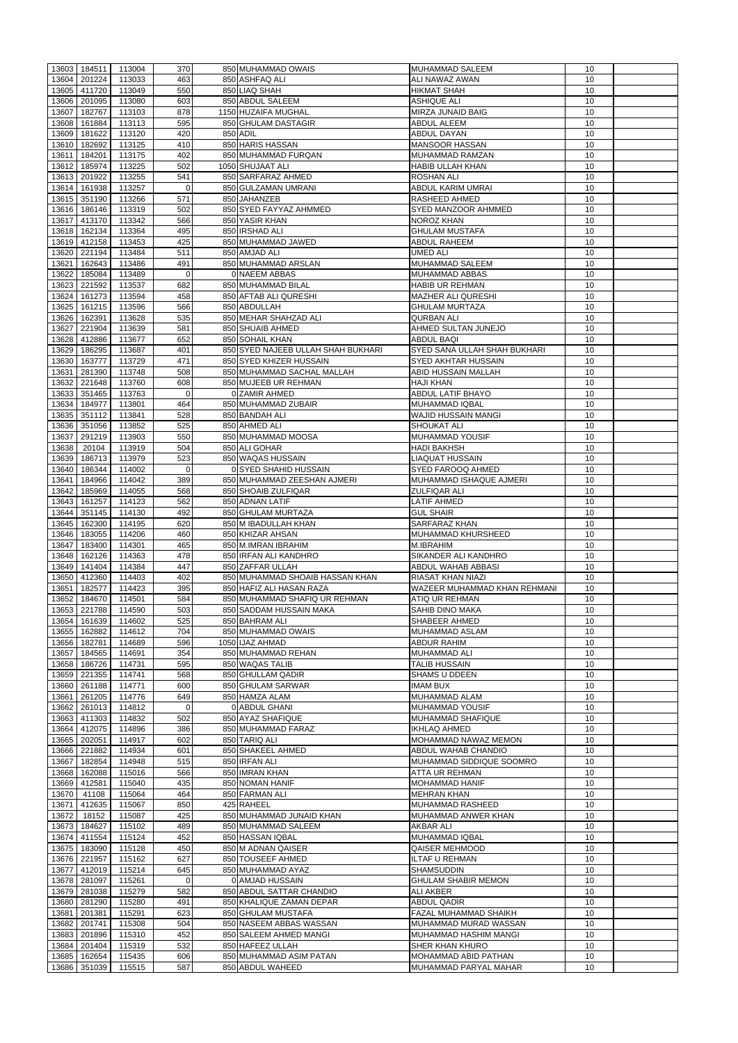| | | | | | | | | |
|---|---|---|---|---|---|---|---|---|
| 13603 | 184511 | 113004 | 370 | 850 | MUHAMMAD OWAIS | MUHAMMAD SALEEM | 10 | |
| 13604 | 201224 | 113033 | 463 | 850 | ASHFAQ ALI | ALI NAWAZ AWAN | 10 | |
| 13605 | 411720 | 113049 | 550 | 850 | LIAQ SHAH | HIKMAT SHAH | 10 | |
| 13606 | 201095 | 113080 | 603 | 850 | ABDUL SALEEM | ASHIQUE ALI | 10 | |
| 13607 | 182767 | 113103 | 878 | 1150 | HUZAIFA MUGHAL | MIRZA JUNAID BAIG | 10 | |
| 13608 | 161884 | 113113 | 595 | 850 | GHULAM DASTAGIR | ABDUL ALEEM | 10 | |
| 13609 | 181622 | 113120 | 420 | 850 | ADIL | ABDUL DAYAN | 10 | |
| 13610 | 182692 | 113125 | 410 | 850 | HARIS HASSAN | MANSOOR HASSAN | 10 | |
| 13611 | 184201 | 113175 | 402 | 850 | MUHAMMAD FURQAN | MUHAMMAD RAMZAN | 10 | |
| 13612 | 185974 | 113225 | 502 | 1050 | SHUJAAT ALI | HABIB ULLAH KHAN | 10 | |
| 13613 | 201922 | 113255 | 541 | 850 | SARFARAZ AHMED | ROSHAN ALI | 10 | |
| 13614 | 161938 | 113257 | 0 | 850 | GULZAMAN UMRANI | ABDUL KARIM UMRAI | 10 | |
| 13615 | 351190 | 113266 | 571 | 850 | JAHANZEB | RASHEED AHMED | 10 | |
| 13616 | 186146 | 113319 | 502 | 850 | SYED FAYYAZ AHMMED | SYED MANZOOR AHMMED | 10 | |
| 13617 | 413170 | 113342 | 566 | 850 | YASIR KHAN | NOROZ KHAN | 10 | |
| 13618 | 162134 | 113364 | 495 | 850 | IRSHAD ALI | GHULAM MUSTAFA | 10 | |
| 13619 | 412158 | 113453 | 425 | 850 | MUHAMMAD JAWED | ABDUL RAHEEM | 10 | |
| 13620 | 221194 | 113484 | 511 | 850 | AMJAD ALI | UMED ALI | 10 | |
| 13621 | 162643 | 113486 | 491 | 850 | MUHAMMAD ARSLAN | MUHAMMAD SALEEM | 10 | |
| 13622 | 185084 | 113489 | 0 | 0 | NAEEM ABBAS | MUHAMMAD ABBAS | 10 | |
| 13623 | 221592 | 113537 | 682 | 850 | MUHAMMAD BILAL | HABIB UR REHMAN | 10 | |
| 13624 | 161273 | 113594 | 458 | 850 | AFTAB ALI QURESHI | MAZHER ALI QURESHI | 10 | |
| 13625 | 161215 | 113596 | 566 | 850 | ABDULLAH | GHULAM MURTAZA | 10 | |
| 13626 | 162391 | 113628 | 535 | 850 | MEHAR SHAHZAD ALI | QURBAN ALI | 10 | |
| 13627 | 221904 | 113639 | 581 | 850 | SHUAIB AHMED | AHMED SULTAN JUNEJO | 10 | |
| 13628 | 412886 | 113677 | 652 | 850 | SOHAIL KHAN | ABDUL BAQI | 10 | |
| 13629 | 186295 | 113687 | 401 | 850 | SYED NAJEEB ULLAH SHAH BUKHARI | SYED SANA ULLAH SHAH BUKHARI | 10 | |
| 13630 | 163777 | 113729 | 471 | 850 | SYED KHIZER HUSSAIN | SYED AKHTAR HUSSAIN | 10 | |
| 13631 | 281390 | 113748 | 508 | 850 | MUHAMMAD SACHAL MALLAH | ABID HUSSAIN MALLAH | 10 | |
| 13632 | 221648 | 113760 | 608 | 850 | MUJEEB UR REHMAN | HAJI KHAN | 10 | |
| 13633 | 351465 | 113763 | 0 | 0 | ZAMIR AHMED | ABDUL LATIF BHAYO | 10 | |
| 13634 | 184977 | 113801 | 464 | 850 | MUHAMMAD ZUBAIR | MUHAMMAD IQBAL | 10 | |
| 13635 | 351112 | 113841 | 528 | 850 | BANDAH ALI | WAJID HUSSAIN MANGI | 10 | |
| 13636 | 351056 | 113852 | 525 | 850 | AHMED ALI | SHOUKAT ALI | 10 | |
| 13637 | 291219 | 113903 | 550 | 850 | MUHAMMAD MOOSA | MUHAMMAD YOUSIF | 10 | |
| 13638 | 20104 | 113919 | 504 | 850 | ALI GOHAR | HADI BAKHSH | 10 | |
| 13639 | 186713 | 113979 | 523 | 850 | WAQAS HUSSAIN | LIAQUAT HUSSAIN | 10 | |
| 13640 | 186344 | 114002 | 0 | 0 | SYED SHAHID HUSSAIN | SYED FAROOQ AHMED | 10 | |
| 13641 | 184966 | 114042 | 389 | 850 | MUHAMMAD ZEESHAN AJMERI | MUHAMMAD ISHAQUE AJMERI | 10 | |
| 13642 | 185969 | 114055 | 568 | 850 | SHOAIB ZULFIQAR | ZULFIQAR ALI | 10 | |
| 13643 | 161257 | 114123 | 562 | 850 | ADNAN LATIF | LATIF AHMED | 10 | |
| 13644 | 351145 | 114130 | 492 | 850 | GHULAM MURTAZA | GUL SHAIR | 10 | |
| 13645 | 162300 | 114195 | 620 | 850 | M IBADULLAH KHAN | SARFARAZ KHAN | 10 | |
| 13646 | 183055 | 114206 | 460 | 850 | KHIZAR AHSAN | MUHAMMAD KHURSHEED | 10 | |
| 13647 | 183400 | 114301 | 465 | 850 | M.IMRAN IBRAHIM | M.IBRAHIM | 10 | |
| 13648 | 162126 | 114363 | 478 | 850 | IRFAN ALI KANDHRO | SIKANDER ALI KANDHRO | 10 | |
| 13649 | 141404 | 114384 | 447 | 850 | ZAFFAR ULLAH | ABDUL WAHAB ABBASI | 10 | |
| 13650 | 412360 | 114403 | 402 | 850 | MUHAMMAD SHOAIB HASSAN KHAN | RIASAT KHAN NIAZI | 10 | |
| 13651 | 182577 | 114423 | 395 | 850 | HAFIZ ALI HASAN RAZA | WAZEER MUHAMMAD KHAN REHMANI | 10 | |
| 13652 | 184670 | 114501 | 584 | 850 | MUHAMMAD SHAFIQ UR REHMAN | ATIQ UR REHMAN | 10 | |
| 13653 | 221788 | 114590 | 503 | 850 | SADDAM HUSSAIN MAKA | SAHIB DINO MAKA | 10 | |
| 13654 | 161639 | 114602 | 525 | 850 | BAHRAM ALI | SHABEER AHMED | 10 | |
| 13655 | 162882 | 114612 | 704 | 850 | MUHAMMAD OWAIS | MUHAMMAD ASLAM | 10 | |
| 13656 | 182781 | 114689 | 596 | 1050 | IJAZ AHMAD | ABDUR RAHIM | 10 | |
| 13657 | 184565 | 114691 | 354 | 850 | MUHAMMAD REHAN | MUHAMMAD ALI | 10 | |
| 13658 | 186726 | 114731 | 595 | 850 | WAQAS TALIB | TALIB HUSSAIN | 10 | |
| 13659 | 221355 | 114741 | 568 | 850 | GHULLAM QADIR | SHAMS U DDEEN | 10 | |
| 13660 | 261188 | 114771 | 600 | 850 | GHULAM SARWAR | IMAM BUX | 10 | |
| 13661 | 261205 | 114776 | 649 | 850 | HAMZA ALAM | MUHAMMAD ALAM | 10 | |
| 13662 | 261013 | 114812 | 0 | 0 | ABDUL GHANI | MUHAMMAD YOUSIF | 10 | |
| 13663 | 411303 | 114832 | 502 | 850 | AYAZ SHAFIQUE | MUHAMMAD SHAFIQUE | 10 | |
| 13664 | 412075 | 114896 | 386 | 850 | MUHAMMAD FARAZ | IKHLAQ AHMED | 10 | |
| 13665 | 202051 | 114917 | 602 | 850 | TARIQ ALI | MOHAMMAD NAWAZ MEMON | 10 | |
| 13666 | 221882 | 114934 | 601 | 850 | SHAKEEL AHMED | ABDUL WAHAB CHANDIO | 10 | |
| 13667 | 182854 | 114948 | 515 | 850 | IRFAN ALI | MUHAMMAD SIDDIQUE SOOMRO | 10 | |
| 13668 | 162088 | 115016 | 566 | 850 | IMRAN KHAN | ATTA UR REHMAN | 10 | |
| 13669 | 412581 | 115040 | 435 | 850 | NOMAN HANIF | MOHAMMAD HANIF | 10 | |
| 13670 | 41108 | 115064 | 464 | 850 | FARMAN ALI | MEHRAN KHAN | 10 | |
| 13671 | 412635 | 115067 | 850 | 425 | RAHEEL | MUHAMMAD RASHEED | 10 | |
| 13672 | 18152 | 115087 | 425 | 850 | MUHAMMAD JUNAID KHAN | MUHAMMAD ANWER KHAN | 10 | |
| 13673 | 184627 | 115102 | 489 | 850 | MUHAMMAD SALEEM | AKBAR ALI | 10 | |
| 13674 | 411554 | 115124 | 452 | 850 | HASSAN IQBAL | MUHAMMAD IQBAL | 10 | |
| 13675 | 183090 | 115128 | 450 | 850 | M ADNAN QAISER | QAISER MEHMOOD | 10 | |
| 13676 | 221957 | 115162 | 627 | 850 | TOUSEEF AHMED | ILTAF U REHMAN | 10 | |
| 13677 | 412019 | 115214 | 645 | 850 | MUHAMMAD AYAZ | SHAMSUDDIN | 10 | |
| 13678 | 281097 | 115261 | 0 | 0 | AMJAD HUSSAIN | GHULAM SHABIR MEMON | 10 | |
| 13679 | 281038 | 115279 | 582 | 850 | ABDUL SATTAR CHANDIO | ALI AKBER | 10 | |
| 13680 | 281290 | 115280 | 491 | 850 | KHALIQUE ZAMAN DEPAR | ABDUL QADIR | 10 | |
| 13681 | 201381 | 115291 | 623 | 850 | GHULAM MUSTAFA | FAZAL MUHAMMAD SHAIKH | 10 | |
| 13682 | 201741 | 115308 | 504 | 850 | NASEEM ABBAS WASSAN | MUHAMMAD MURAD WASSAN | 10 | |
| 13683 | 201896 | 115310 | 452 | 850 | SALEEM AHMED MANGI | MUHAMMAD HASHIM MANGI | 10 | |
| 13684 | 201404 | 115319 | 532 | 850 | HAFEEZ ULLAH | SHER KHAN KHURO | 10 | |
| 13685 | 162654 | 115435 | 606 | 850 | MUHAMMAD ASIM PATAN | MOHAMMAD ABID PATHAN | 10 | |
| 13686 | 351039 | 115515 | 587 | 850 | ABDUL WAHEED | MUHAMMAD PARYAL MAHAR | 10 | |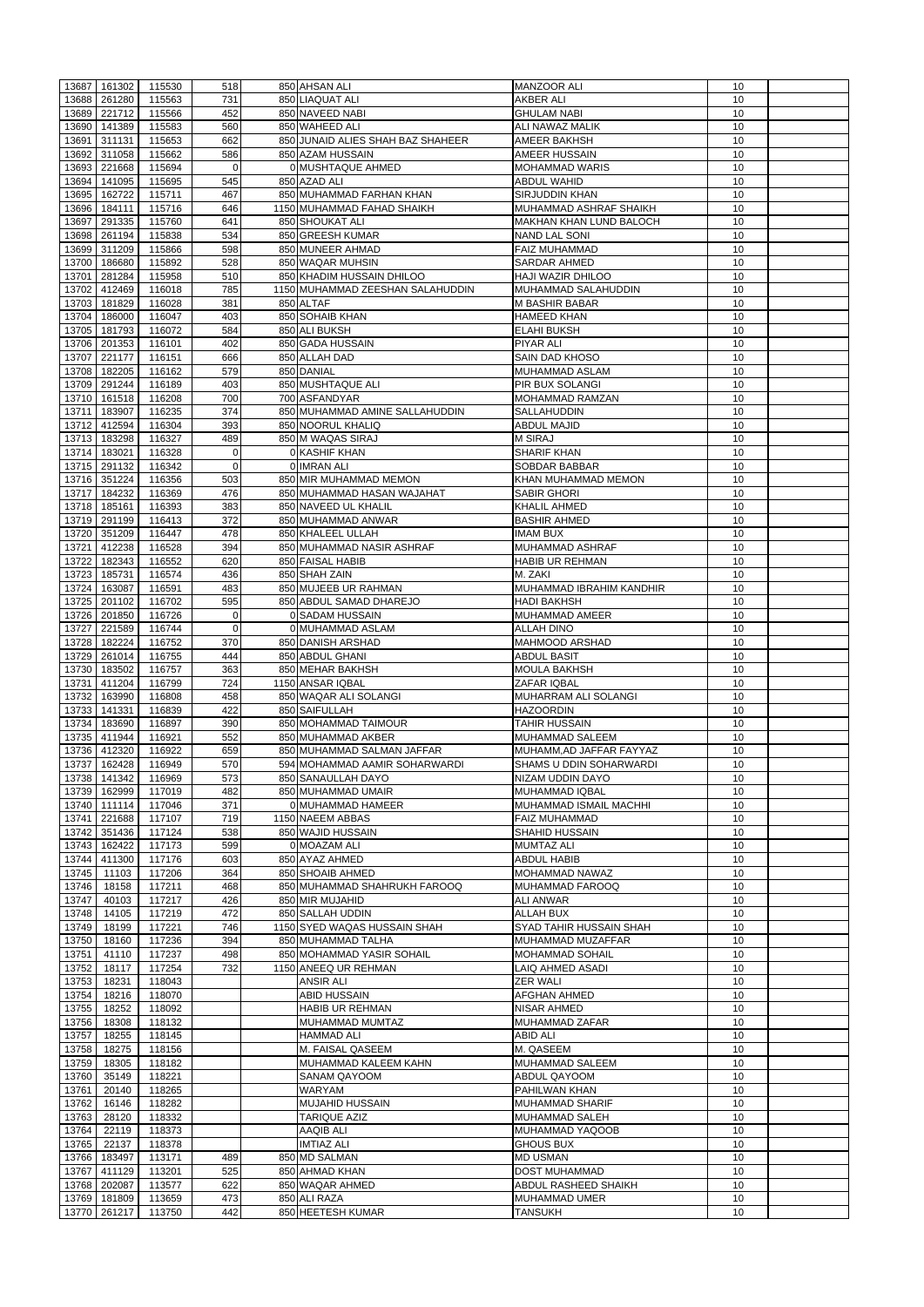| | | | | | | | | |
|---|---|---|---|---|---|---|---|---|
| 13687 | 161302 | 115530 | 518 | 850 | AHSAN ALI | MANZOOR ALI | 10 | |
| 13688 | 261280 | 115563 | 731 | 850 | LIAQUAT ALI | AKBER ALI | 10 | |
| 13689 | 221712 | 115566 | 452 | 850 | NAVEED NABI | GHULAM NABI | 10 | |
| 13690 | 141389 | 115583 | 560 | 850 | WAHEED ALI | ALI NAWAZ MALIK | 10 | |
| 13691 | 311131 | 115653 | 662 | 850 | JUNAID ALIES SHAH BAZ SHAHEER | AMEER BAKHSH | 10 | |
| 13692 | 311058 | 115662 | 586 | 850 | AZAM HUSSAIN | AMEER HUSSAIN | 10 | |
| 13693 | 221668 | 115694 | 0 | 0 | MUSHTAQUE AHMED | MOHAMMAD WARIS | 10 | |
| 13694 | 141095 | 115695 | 545 | 850 | AZAD ALI | ABDUL WAHID | 10 | |
| 13695 | 162722 | 115711 | 467 | 850 | MUHAMMAD FARHAN KHAN | SIRJUDDIN KHAN | 10 | |
| 13696 | 184111 | 115716 | 646 | 1150 | MUHAMMAD FAHAD SHAIKH | MUHAMMAD ASHRAF SHAIKH | 10 | |
| 13697 | 291335 | 115760 | 641 | 850 | SHOUKAT ALI | MAKHAN KHAN LUND BALOCH | 10 | |
| 13698 | 261194 | 115838 | 534 | 850 | GREESH KUMAR | NAND LAL SONI | 10 | |
| 13699 | 311209 | 115866 | 598 | 850 | MUNEER AHMAD | FAIZ MUHAMMAD | 10 | |
| 13700 | 186680 | 115892 | 528 | 850 | WAQAR MUHSIN | SARDAR AHMED | 10 | |
| 13701 | 281284 | 115958 | 510 | 850 | KHADIM HUSSAIN DHILOO | HAJI WAZIR DHILOO | 10 | |
| 13702 | 412469 | 116018 | 785 | 1150 | MUHAMMAD ZEESHAN SALAHUDDIN | MUHAMMAD SALAHUDDIN | 10 | |
| 13703 | 181829 | 116028 | 381 | 850 | ALTAF | M BASHIR BABAR | 10 | |
| 13704 | 186000 | 116047 | 403 | 850 | SOHAIB KHAN | HAMEED KHAN | 10 | |
| 13705 | 181793 | 116072 | 584 | 850 | ALI BUKSH | ELAHI BUKSH | 10 | |
| 13706 | 201353 | 116101 | 402 | 850 | GADA HUSSAIN | PIYAR ALI | 10 | |
| 13707 | 221177 | 116151 | 666 | 850 | ALLAH DAD | SAIN DAD KHOSO | 10 | |
| 13708 | 182205 | 116162 | 579 | 850 | DANIAL | MUHAMMAD ASLAM | 10 | |
| 13709 | 291244 | 116189 | 403 | 850 | MUSHTAQUE ALI | PIR BUX SOLANGI | 10 | |
| 13710 | 161518 | 116208 | 700 | 700 | ASFANDYAR | MOHAMMAD RAMZAN | 10 | |
| 13711 | 183907 | 116235 | 374 | 850 | MUHAMMAD AMINE SALLAHUDDIN | SALLAHUDDIN | 10 | |
| 13712 | 412594 | 116304 | 393 | 850 | NOORUL KHALIQ | ABDUL MAJID | 10 | |
| 13713 | 183298 | 116327 | 489 | 850 | M WAQAS SIRAJ | M SIRAJ | 10 | |
| 13714 | 183021 | 116328 | 0 | 0 | KASHIF KHAN | SHARIF KHAN | 10 | |
| 13715 | 291132 | 116342 | 0 | 0 | IMRAN ALI | SOBDAR BABBAR | 10 | |
| 13716 | 351224 | 116356 | 503 | 850 | MIR MUHAMMAD MEMON | KHAN MUHAMMAD MEMON | 10 | |
| 13717 | 184232 | 116369 | 476 | 850 | MUHAMMAD HASAN WAJAHAT | SABIR GHORI | 10 | |
| 13718 | 185161 | 116393 | 383 | 850 | NAVEED UL KHALIL | KHALIL AHMED | 10 | |
| 13719 | 291199 | 116413 | 372 | 850 | MUHAMMAD ANWAR | BASHIR AHMED | 10 | |
| 13720 | 351209 | 116447 | 478 | 850 | KHALEEL ULLAH | IMAM BUX | 10 | |
| 13721 | 412238 | 116528 | 394 | 850 | MUHAMMAD NASIR ASHRAF | MUHAMMAD ASHRAF | 10 | |
| 13722 | 182343 | 116552 | 620 | 850 | FAISAL HABIB | HABIB UR REHMAN | 10 | |
| 13723 | 185731 | 116574 | 436 | 850 | SHAH ZAIN | M. ZAKI | 10 | |
| 13724 | 163087 | 116591 | 483 | 850 | MUJEEB UR RAHMAN | MUHAMMAD IBRAHIM KANDHIR | 10 | |
| 13725 | 201102 | 116702 | 595 | 850 | ABDUL SAMAD DHAREJO | HADI BAKHSH | 10 | |
| 13726 | 201850 | 116726 | 0 | 0 | SADAM HUSSAIN | MUHAMMAD AMEER | 10 | |
| 13727 | 221589 | 116744 | 0 | 0 | MUHAMMAD ASLAM | ALLAH DINO | 10 | |
| 13728 | 182224 | 116752 | 370 | 850 | DANISH ARSHAD | MAHMOOD ARSHAD | 10 | |
| 13729 | 261014 | 116755 | 444 | 850 | ABDUL GHANI | ABDUL BASIT | 10 | |
| 13730 | 183502 | 116757 | 363 | 850 | MEHAR BAKHSH | MOULA BAKHSH | 10 | |
| 13731 | 411204 | 116799 | 724 | 1150 | ANSAR IQBAL | ZAFAR IQBAL | 10 | |
| 13732 | 163990 | 116808 | 458 | 850 | WAQAR ALI SOLANGI | MUHARRAM ALI SOLANGI | 10 | |
| 13733 | 141331 | 116839 | 422 | 850 | SAIFULLAH | HAZOORDIN | 10 | |
| 13734 | 183690 | 116897 | 390 | 850 | MOHAMMAD TAIMOUR | TAHIR HUSSAIN | 10 | |
| 13735 | 411944 | 116921 | 552 | 850 | MUHAMMAD AKBER | MUHAMMAD SALEEM | 10 | |
| 13736 | 412320 | 116922 | 659 | 850 | MUHAMMAD SALMAN JAFFAR | MUHAMM,AD JAFFAR FAYYAZ | 10 | |
| 13737 | 162428 | 116949 | 570 | 594 | MOHAMMAD AAMIR SOHARWARDI | SHAMS U DDIN SOHARWARDI | 10 | |
| 13738 | 141342 | 116969 | 573 | 850 | SANAULLAH DAYO | NIZAM UDDIN DAYO | 10 | |
| 13739 | 162999 | 117019 | 482 | 850 | MUHAMMAD UMAIR | MUHAMMAD IQBAL | 10 | |
| 13740 | 111114 | 117046 | 371 | 0 | MUHAMMAD HAMEER | MUHAMMAD ISMAIL MACHHI | 10 | |
| 13741 | 221688 | 117107 | 719 | 1150 | NAEEM ABBAS | FAIZ MUHAMMAD | 10 | |
| 13742 | 351436 | 117124 | 538 | 850 | WAJID HUSSAIN | SHAHID HUSSAIN | 10 | |
| 13743 | 162422 | 117173 | 599 | 0 | MOAZAM ALI | MUMTAZ ALI | 10 | |
| 13744 | 411300 | 117176 | 603 | 850 | AYAZ AHMED | ABDUL HABIB | 10 | |
| 13745 | 11103 | 117206 | 364 | 850 | SHOAIB AHMED | MOHAMMAD NAWAZ | 10 | |
| 13746 | 18158 | 117211 | 468 | 850 | MUHAMMAD SHAHRUKH FAROOQ | MUHAMMAD FAROOQ | 10 | |
| 13747 | 40103 | 117217 | 426 | 850 | MIR MUJAHID | ALI ANWAR | 10 | |
| 13748 | 14105 | 117219 | 472 | 850 | SALLAH UDDIN | ALLAH BUX | 10 | |
| 13749 | 18199 | 117221 | 746 | 1150 | SYED WAQAS HUSSAIN SHAH | SYAD TAHIR HUSSAIN SHAH | 10 | |
| 13750 | 18160 | 117236 | 394 | 850 | MUHAMMAD TALHA | MUHAMMAD MUZAFFAR | 10 | |
| 13751 | 41110 | 117237 | 498 | 850 | MOHAMMAD YASIR SOHAIL | MOHAMMAD SOHAIL | 10 | |
| 13752 | 18117 | 117254 | 732 | 1150 | ANEEQ UR REHMAN | LAIQ AHMED ASADI | 10 | |
| 13753 | 18231 | 118043 | | | ANSIR ALI | ZER WALI | 10 | |
| 13754 | 18216 | 118070 | | | ABID HUSSAIN | AFGHAN AHMED | 10 | |
| 13755 | 18252 | 118092 | | | HABIB UR REHMAN | NISAR AHMED | 10 | |
| 13756 | 18308 | 118132 | | | MUHAMMAD MUMTAZ | MUHAMMAD ZAFAR | 10 | |
| 13757 | 18255 | 118145 | | | HAMMAD ALI | ABID ALI | 10 | |
| 13758 | 18275 | 118156 | | | M. FAISAL QASEEM | M. QASEEM | 10 | |
| 13759 | 18305 | 118182 | | | MUHAMMAD KALEEM KAHN | MUHAMMAD SALEEM | 10 | |
| 13760 | 35149 | 118221 | | | SANAM QAYOOM | ABDUL QAYOOM | 10 | |
| 13761 | 20140 | 118265 | | | WARYAM | PAHILWAN KHAN | 10 | |
| 13762 | 16146 | 118282 | | | MUJAHID HUSSAIN | MUHAMMAD SHARIF | 10 | |
| 13763 | 28120 | 118332 | | | TARIQUE AZIZ | MUHAMMAD SALEH | 10 | |
| 13764 | 22119 | 118373 | | | AAQIB ALI | MUHAMMAD YAQOOB | 10 | |
| 13765 | 22137 | 118378 | | | IMTIAZ ALI | GHOUS BUX | 10 | |
| 13766 | 183497 | 113171 | 489 | 850 | MD SALMAN | MD USMAN | 10 | |
| 13767 | 411129 | 113201 | 525 | 850 | AHMAD KHAN | DOST MUHAMMAD | 10 | |
| 13768 | 202087 | 113577 | 622 | 850 | WAQAR AHMED | ABDUL RASHEED SHAIKH | 10 | |
| 13769 | 181809 | 113659 | 473 | 850 | ALI RAZA | MUHAMMAD UMER | 10 | |
| 13770 | 261217 | 113750 | 442 | 850 | HEETESH KUMAR | TANSUKH | 10 | |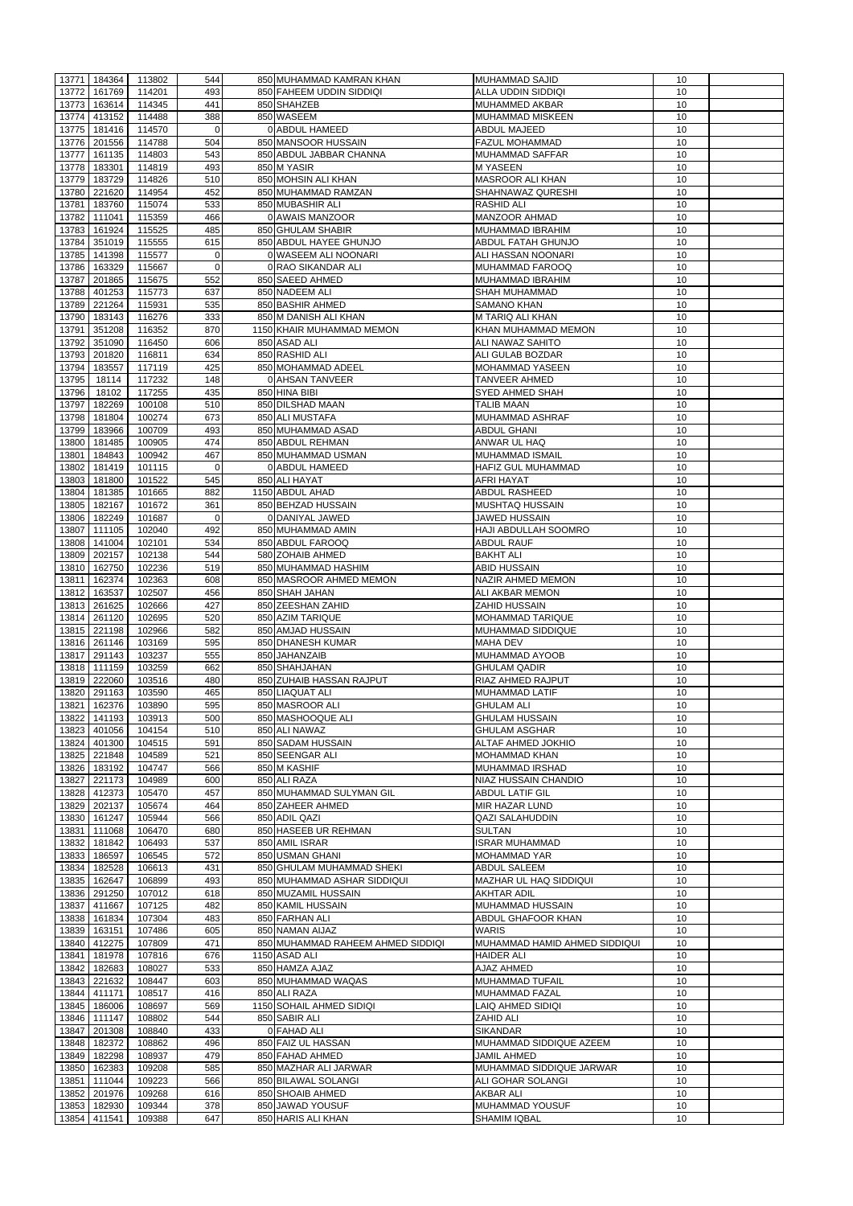| | | | | | | | | |
|---|---|---|---|---|---|---|---|---|
| 13771 | 184364 | 113802 | 544 | 850 | MUHAMMAD KAMRAN KHAN | MUHAMMAD SAJID | 10 | |
| 13772 | 161769 | 114201 | 493 | 850 | FAHEEM UDDIN SIDDIQI | ALLA UDDIN SIDDIQI | 10 | |
| 13773 | 163614 | 114345 | 441 | 850 | SHAHZEB | MUHAMMED AKBAR | 10 | |
| 13774 | 413152 | 114488 | 388 | 850 | WASEEM | MUHAMMAD MISKEEN | 10 | |
| 13775 | 181416 | 114570 | 0 | 0 | ABDUL HAMEED | ABDUL MAJEED | 10 | |
| 13776 | 201556 | 114788 | 504 | 850 | MANSOOR HUSSAIN | FAZUL MOHAMMAD | 10 | |
| 13777 | 161135 | 114803 | 543 | 850 | ABDUL JABBAR CHANNA | MUHAMMAD SAFFAR | 10 | |
| 13778 | 183301 | 114819 | 493 | 850 | M YASIR | M YASEEN | 10 | |
| 13779 | 183729 | 114826 | 510 | 850 | MOHSIN ALI KHAN | MASROOR ALI KHAN | 10 | |
| 13780 | 221620 | 114954 | 452 | 850 | MUHAMMAD RAMZAN | SHAHNAWAZ QURESHI | 10 | |
| 13781 | 183760 | 115074 | 533 | 850 | MUBASHIR ALI | RASHID ALI | 10 | |
| 13782 | 111041 | 115359 | 466 | 0 | AWAIS MANZOOR | MANZOOR AHMAD | 10 | |
| 13783 | 161924 | 115525 | 485 | 850 | GHULAM SHABIR | MUHAMMAD IBRAHIM | 10 | |
| 13784 | 351019 | 115555 | 615 | 850 | ABDUL HAYEE GHUNJO | ABDUL FATAH GHUNJO | 10 | |
| 13785 | 141398 | 115577 | 0 | 0 | WASEEM ALI NOONARI | ALI HASSAN NOONARI | 10 | |
| 13786 | 163329 | 115667 | 0 | 0 | RAO SIKANDAR ALI | MUHAMMAD FAROOQ | 10 | |
| 13787 | 201865 | 115675 | 552 | 850 | SAEED AHMED | MUHAMMAD IBRAHIM | 10 | |
| 13788 | 401253 | 115773 | 637 | 850 | NADEEM ALI | SHAH MUHAMMAD | 10 | |
| 13789 | 221264 | 115931 | 535 | 850 | BASHIR AHMED | SAMANO KHAN | 10 | |
| 13790 | 183143 | 116276 | 333 | 850 | M DANISH ALI KHAN | M TARIQ ALI KHAN | 10 | |
| 13791 | 351208 | 116352 | 870 | 1150 | KHAIR MUHAMMAD MEMON | KHAN MUHAMMAD MEMON | 10 | |
| 13792 | 351090 | 116450 | 606 | 850 | ASAD ALI | ALI NAWAZ SAHITO | 10 | |
| 13793 | 201820 | 116811 | 634 | 850 | RASHID ALI | ALI GULAB BOZDAR | 10 | |
| 13794 | 183557 | 117119 | 425 | 850 | MOHAMMAD ADEEL | MOHAMMAD YASEEN | 10 | |
| 13795 | 18114 | 117232 | 148 | 0 | AHSAN TANVEER | TANVEER AHMED | 10 | |
| 13796 | 18102 | 117255 | 435 | 850 | HINA BIBI | SYED AHMED SHAH | 10 | |
| 13797 | 182269 | 100108 | 510 | 850 | DILSHAD MAAN | TALIB MAAN | 10 | |
| 13798 | 181804 | 100274 | 673 | 850 | ALI MUSTAFA | MUHAMMAD ASHRAF | 10 | |
| 13799 | 183966 | 100709 | 493 | 850 | MUHAMMAD ASAD | ABDUL GHANI | 10 | |
| 13800 | 181485 | 100905 | 474 | 850 | ABDUL REHMAN | ANWAR UL HAQ | 10 | |
| 13801 | 184843 | 100942 | 467 | 850 | MUHAMMAD USMAN | MUHAMMAD ISMAIL | 10 | |
| 13802 | 181419 | 101115 | 0 | 0 | ABDUL HAMEED | HAFIZ GUL MUHAMMAD | 10 | |
| 13803 | 181800 | 101522 | 545 | 850 | ALI HAYAT | AFRI HAYAT | 10 | |
| 13804 | 181385 | 101665 | 882 | 1150 | ABDUL AHAD | ABDUL RASHEED | 10 | |
| 13805 | 182167 | 101672 | 361 | 850 | BEHZAD HUSSAIN | MUSHTAQ HUSSAIN | 10 | |
| 13806 | 182249 | 101687 | 0 | 0 | DANIYAL JAWED | JAWED HUSSAIN | 10 | |
| 13807 | 111105 | 102040 | 492 | 850 | MUHAMMAD AMIN | HAJI ABDULLAH SOOMRO | 10 | |
| 13808 | 141004 | 102101 | 534 | 850 | ABDUL FAROOQ | ABDUL RAUF | 10 | |
| 13809 | 202157 | 102138 | 544 | 580 | ZOHAIB AHMED | BAKHT ALI | 10 | |
| 13810 | 162750 | 102236 | 519 | 850 | MUHAMMAD HASHIM | ABID HUSSAIN | 10 | |
| 13811 | 162374 | 102363 | 608 | 850 | MASROOR AHMED MEMON | NAZIR AHMED MEMON | 10 | |
| 13812 | 163537 | 102507 | 456 | 850 | SHAH JAHAN | ALI AKBAR MEMON | 10 | |
| 13813 | 261625 | 102666 | 427 | 850 | ZEESHAN ZAHID | ZAHID HUSSAIN | 10 | |
| 13814 | 261120 | 102695 | 520 | 850 | AZIM TARIQUE | MOHAMMAD TARIQUE | 10 | |
| 13815 | 221198 | 102966 | 582 | 850 | AMJAD HUSSAIN | MUHAMMAD SIDDIQUE | 10 | |
| 13816 | 261146 | 103169 | 595 | 850 | DHANESH KUMAR | MAHA DEV | 10 | |
| 13817 | 291143 | 103237 | 555 | 850 | JAHANZAIB | MUHAMMAD AYOOB | 10 | |
| 13818 | 111159 | 103259 | 662 | 850 | SHAHJAHAN | GHULAM QADIR | 10 | |
| 13819 | 222060 | 103516 | 480 | 850 | ZUHAIB HASSAN RAJPUT | RIAZ AHMED RAJPUT | 10 | |
| 13820 | 291163 | 103590 | 465 | 850 | LIAQUAT ALI | MUHAMMAD LATIF | 10 | |
| 13821 | 162376 | 103890 | 595 | 850 | MASROOR ALI | GHULAM ALI | 10 | |
| 13822 | 141193 | 103913 | 500 | 850 | MASHOOQUE ALI | GHULAM HUSSAIN | 10 | |
| 13823 | 401056 | 104154 | 510 | 850 | ALI NAWAZ | GHULAM ASGHAR | 10 | |
| 13824 | 401300 | 104515 | 591 | 850 | SADAM HUSSAIN | ALTAF AHMED JOKHIO | 10 | |
| 13825 | 221848 | 104589 | 521 | 850 | SEENGAR ALI | MOHAMMAD KHAN | 10 | |
| 13826 | 183192 | 104747 | 566 | 850 | M KASHIF | MUHAMMAD IRSHAD | 10 | |
| 13827 | 221173 | 104989 | 600 | 850 | ALI RAZA | NIAZ HUSSAIN CHANDIO | 10 | |
| 13828 | 412373 | 105470 | 457 | 850 | MUHAMMAD SULYMAN GIL | ABDUL LATIF GIL | 10 | |
| 13829 | 202137 | 105674 | 464 | 850 | ZAHEER AHMED | MIR HAZAR LUND | 10 | |
| 13830 | 161247 | 105944 | 566 | 850 | ADIL QAZI | QAZI SALAHUDDIN | 10 | |
| 13831 | 111068 | 106470 | 680 | 850 | HASEEB UR REHMAN | SULTAN | 10 | |
| 13832 | 181842 | 106493 | 537 | 850 | AMIL ISRAR | ISRAR MUHAMMAD | 10 | |
| 13833 | 186597 | 106545 | 572 | 850 | USMAN GHANI | MOHAMMAD YAR | 10 | |
| 13834 | 182528 | 106613 | 431 | 850 | GHULAM MUHAMMAD SHEKI | ABDUL SALEEM | 10 | |
| 13835 | 162647 | 106899 | 493 | 850 | MUHAMMAD ASHAR SIDDIQUI | MAZHAR UL HAQ SIDDIQUI | 10 | |
| 13836 | 291250 | 107012 | 618 | 850 | MUZAMIL HUSSAIN | AKHTAR ADIL | 10 | |
| 13837 | 411667 | 107125 | 482 | 850 | KAMIL HUSSAIN | MUHAMMAD HUSSAIN | 10 | |
| 13838 | 161834 | 107304 | 483 | 850 | FARHAN ALI | ABDUL GHAFOOR KHAN | 10 | |
| 13839 | 163151 | 107486 | 605 | 850 | NAMAN AIJAZ | WARIS | 10 | |
| 13840 | 412275 | 107809 | 471 | 850 | MUHAMMAD RAHEEM AHMED SIDDIQI | MUHAMMAD HAMID AHMED SIDDIQUI | 10 | |
| 13841 | 181978 | 107816 | 676 | 1150 | ASAD ALI | HAIDER ALI | 10 | |
| 13842 | 182683 | 108027 | 533 | 850 | HAMZA AJAZ | AJAZ AHMED | 10 | |
| 13843 | 221632 | 108447 | 603 | 850 | MUHAMMAD WAQAS | MUHAMMAD TUFAIL | 10 | |
| 13844 | 411171 | 108517 | 416 | 850 | ALI RAZA | MUHAMMAD FAZAL | 10 | |
| 13845 | 186006 | 108697 | 569 | 1150 | SOHAIL AHMED SIDIQI | LAIQ AHMED SIDIQI | 10 | |
| 13846 | 111147 | 108802 | 544 | 850 | SABIR ALI | ZAHID ALI | 10 | |
| 13847 | 201308 | 108840 | 433 | 0 | FAHAD ALI | SIKANDAR | 10 | |
| 13848 | 182372 | 108862 | 496 | 850 | FAIZ UL HASSAN | MUHAMMAD SIDDIQUE AZEEM | 10 | |
| 13849 | 182298 | 108937 | 479 | 850 | FAHAD AHMED | JAMIL AHMED | 10 | |
| 13850 | 162383 | 109208 | 585 | 850 | MAZHAR ALI JARWAR | MUHAMMAD SIDDIQUE JARWAR | 10 | |
| 13851 | 111044 | 109223 | 566 | 850 | BILAWAL SOLANGI | ALI GOHAR SOLANGI | 10 | |
| 13852 | 201976 | 109268 | 616 | 850 | SHOAIB AHMED | AKBAR ALI | 10 | |
| 13853 | 182930 | 109344 | 378 | 850 | JAWAD YOUSUF | MUHAMMAD YOUSUF | 10 | |
| 13854 | 411541 | 109388 | 647 | 850 | HARIS ALI KHAN | SHAMIM IQBAL | 10 | |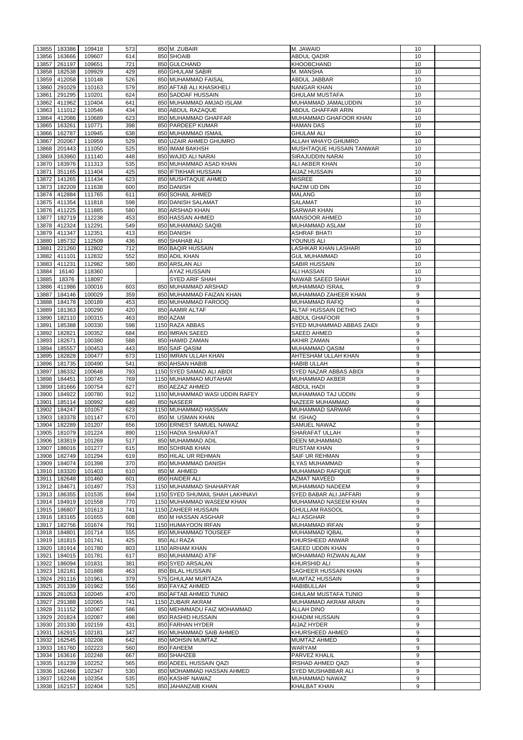| | | | | | | | | |
|---|---|---|---|---|---|---|---|---|
| 13855 | 183386 | 109418 | 573 | 850 | M. ZUBAIR | M. JAWAID | 10 | |
| 13856 | 163666 | 109607 | 614 | 850 | SHOAIB | ABDUL QADIR | 10 | |
| 13857 | 261197 | 109651 | 721 | 850 | GULCHAND | KHOOBCHAND | 10 | |
| 13858 | 182538 | 109929 | 429 | 850 | GHULAM SABIR | M. MANSHA | 10 | |
| 13859 | 412058 | 110148 | 526 | 850 | MUHAMMAD FAISAL | ABDUL JABBAR | 10 | |
| 13860 | 291029 | 110163 | 579 | 850 | AFTAB ALI KHASKHELI | NANGAR KHAN | 10 | |
| 13861 | 291295 | 110201 | 624 | 850 | SADDAF HUSSAIN | GHULAM MUSTAFA | 10 | |
| 13862 | 411962 | 110404 | 641 | 850 | MUHAMMAD AMJAD ISLAM | MUHAMMAD JAMALUDDIN | 10 | |
| 13863 | 111012 | 110546 | 434 | 850 | ABDUL RAZAQUE | ABDUL GHAFFAR ARIN | 10 | |
| 13864 | 412086 | 110689 | 623 | 850 | MUHAMMAD GHAFFAR | MUHAMMAD GHAFOOR KHAN | 10 | |
| 13865 | 163261 | 110771 | 398 | 850 | PARDEEP KUMAR | HAMAN DAS | 10 | |
| 13866 | 162787 | 110945 | 638 | 850 | MUHAMMAD ISMAIL | GHULAM ALI | 10 | |
| 13867 | 202067 | 110959 | 529 | 850 | UZAIR AHMED GHUMRO | ALLAH WHAYO GHUMRO | 10 | |
| 13868 | 201443 | 111050 | 525 | 850 | IMAM BAKHSH | MUSHTAQUE HUSSAIN TANWAR | 10 | |
| 13869 | 163960 | 111140 | 448 | 850 | WAJID ALI NARAI | SIRAJUDDIN NARAI | 10 | |
| 13870 | 183976 | 111313 | 535 | 850 | MUHAMMAD ASAD KHAN | ALI AKBER KHAN | 10 | |
| 13871 | 351165 | 111404 | 425 | 850 | IFTIKHAR HUSSAIN | AIJAZ HUSSAIN | 10 | |
| 13872 | 141265 | 111434 | 623 | 850 | MUSHTAQUE AHMED | MISREE | 10 | |
| 13873 | 182209 | 111638 | 600 | 850 | DANISH | NAZIM UD DIN | 10 | |
| 13874 | 412884 | 111765 | 611 | 850 | SOHAIL AHMED | MALANG | 10 | |
| 13875 | 411354 | 111818 | 598 | 850 | DANISH SALAMAT | SALAMAT | 10 | |
| 13876 | 411225 | 111885 | 580 | 850 | ARSHAD KHAN | SARWAR KHAN | 10 | |
| 13877 | 182719 | 112238 | 453 | 850 | HASSAN AHMED | MANSOOR AHMED | 10 | |
| 13878 | 412324 | 112291 | 549 | 850 | MUHAMMAD SAQIB | MUHAMMAD ASLAM | 10 | |
| 13879 | 411347 | 112351 | 413 | 850 | DANISH | ASHRAF BHATI | 10 | |
| 13880 | 185732 | 112509 | 436 | 850 | SHAHAB ALI | YOUNUS ALI | 10 | |
| 13881 | 221260 | 112802 | 712 | 850 | BAQIR HUSSAIN | LASHKAR KHAN LASHARI | 10 | |
| 13882 | 411101 | 112832 | 552 | 850 | ADIL KHAN | GUL MUHAMMAD | 10 | |
| 13883 | 411231 | 112982 | 580 | 850 | ARSLAN ALI | SABIR HUSSAIN | 10 | |
| 13884 | 16140 | 118360 | | | AYAZ HUSSAIN | ALI HASSAN | 10 | |
| 13885 | 18376 | 118097 | | | SYED ARIF SHAH | NAWAB SAEED SHAH | 10 | |
| 13886 | 411986 | 100016 | 603 | 850 | MUHAMMAD ARSHAD | MUHAMMAD ISRAIL | 9 | |
| 13887 | 184146 | 100029 | 359 | 850 | MUHAMMAD FAIZAN KHAN | MUHAMMAD ZAHEER KHAN | 9 | |
| 13888 | 184178 | 100189 | 453 | 850 | MUHAMMAD FAROOQ | MUHAMMAD RAFIQ | 9 | |
| 13889 | 181363 | 100290 | 420 | 850 | AAMIR ALTAF | ALTAF HUSSAIN DETHO | 9 | |
| 13890 | 182110 | 100315 | 463 | 850 | AZAM | ABDUL GHAFOOR | 9 | |
| 13891 | 185388 | 100330 | 598 | 1150 | RAZA ABBAS | SYED MUHAMMAD ABBAS ZAIDI | 9 | |
| 13892 | 182821 | 100352 | 684 | 850 | IMRAN SAEED | SAEED AHMED | 9 | |
| 13893 | 182671 | 100380 | 588 | 850 | HAMID ZAMAN | AKHIR ZAMAN | 9 | |
| 13894 | 185557 | 100453 | 443 | 850 | SAIF QASIM | MUHAMMAD QASIM | 9 | |
| 13895 | 182828 | 100477 | 673 | 1150 | IMRAN ULLAH KHAN | AHTESHAM ULLAH KHAN | 9 | |
| 13896 | 181735 | 100490 | 541 | 850 | AHSAN HABIB | HABIB ULLAH | 9 | |
| 13897 | 186332 | 100648 | 793 | 1150 | SYED SAMAD ALI ABIDI | SYED NAZAR ABBAS ABIDI | 9 | |
| 13898 | 184451 | 100745 | 769 | 1150 | MUHAMMAD MUTAHAR | MUHAMMAD AKBER | 9 | |
| 13899 | 181666 | 100754 | 627 | 850 | AEZAZ AHMED | ABDUL HADI | 9 | |
| 13900 | 184922 | 100780 | 912 | 1150 | MUHAMMAD WASI UDDIN RAFEY | MUHAMMAD TAJ UDDIN | 9 | |
| 13901 | 185114 | 100992 | 640 | 850 | NASEER | NAZEER MUHAMMAD | 9 | |
| 13902 | 184247 | 101057 | 623 | 1150 | MUHAMMAD HASSAN | MUHAMMAD SARWAR | 9 | |
| 13903 | 183378 | 101147 | 670 | 850 | M. USMAN KHAN | M. ISHAQ | 9 | |
| 13904 | 182289 | 101207 | 656 | 1050 | ERNEST SAMUEL NAWAZ | SAMUEL NAWAZ | 9 | |
| 13905 | 181079 | 101224 | 890 | 1150 | HADIA SHARAFAT | SHARAFAT ULLAH | 9 | |
| 13906 | 183819 | 101269 | 517 | 850 | MUHAMMAD ADIL | DEEN MUHAMMAD | 9 | |
| 13907 | 186016 | 101277 | 615 | 850 | SOHRAB KHAN | RUSTAM KHAN | 9 | |
| 13908 | 182749 | 101294 | 619 | 850 | HILAL UR REHMAN | SAIF UR REHMAN | 9 | |
| 13909 | 184074 | 101398 | 370 | 850 | MUHAMMAD DANISH | ILYAS MUHAMMAD | 9 | |
| 13910 | 183320 | 101403 | 610 | 850 | M. AHMED | MUHAMMAD RAFIQUE | 9 | |
| 13911 | 182648 | 101460 | 601 | 850 | HAIDER ALI | AZMAT NAVEED | 9 | |
| 13912 | 184671 | 101497 | 753 | 1150 | MUHAMMAD SHAHARYAR | MUHAMMAD NADEEM | 9 | |
| 13913 | 186355 | 101535 | 694 | 1150 | SYED SHUMAIL SHAH LAKHNAVI | SYED BABAR ALI JAFFARI | 9 | |
| 13914 | 184919 | 101558 | 770 | 1150 | MUHAMMAD WASEEM KHAN | MUHAMMAD NASEEM KHAN | 9 | |
| 13915 | 186807 | 101613 | 741 | 1150 | ZAHEER HUSSAIN | GHULLAM RASOOL | 9 | |
| 13916 | 183165 | 101655 | 608 | 850 | M HASSAN ASGHAR | ALI ASGHAR | 9 | |
| 13917 | 182756 | 101674 | 791 | 1150 | HUMAYOON IRFAN | MUHAMMAD IRFAN | 9 | |
| 13918 | 184801 | 101714 | 555 | 850 | MUHAMMAD TOUSEEF | MUHAMMAD IQBAL | 9 | |
| 13919 | 181815 | 101741 | 425 | 850 | ALI RAZA | KHURSHEED ANWAR | 9 | |
| 13920 | 181914 | 101780 | 803 | 1150 | ARHAM KHAN | SAEED UDDIN KHAN | 9 | |
| 13921 | 184015 | 101781 | 617 | 850 | MUHAMMAD ATIF | MOHAMMAD RIZWAN ALAM | 9 | |
| 13922 | 186094 | 101831 | 381 | 850 | SYED ARSALAN | KHURSHID ALI | 9 | |
| 13923 | 182181 | 101888 | 463 | 850 | BILAL HUSSAIN | SAGHEER HUSSAIN KHAN | 9 | |
| 13924 | 291116 | 101961 | 379 | 575 | GHULAM MURTAZA | MUMTAZ HUSSAIN | 9 | |
| 13925 | 201339 | 101962 | 556 | 850 | FAYAZ AHMED | HABIBULLAH | 9 | |
| 13926 | 281053 | 102045 | 470 | 850 | AFTAB AHMED TUNIO | GHULAM MUSTAFA TUNIO | 9 | |
| 13927 | 291388 | 102065 | 741 | 1150 | ZUBAIR AKRAM | MUHAMMAD AKRAM ARAIN | 9 | |
| 13928 | 311152 | 102067 | 586 | 850 | MEHMMADU FAIZ MOHAMMAD | ALLAH DINO | 9 | |
| 13929 | 201824 | 102087 | 498 | 850 | RASHID HUSSAIN | KHADIM HUSSAIN | 9 | |
| 13930 | 201330 | 102159 | 431 | 850 | FARHAN HYDER | AIJAZ HYDER | 9 | |
| 13931 | 162915 | 102181 | 347 | 850 | MUHAMMAD SAIB AHMED | KHURSHEED AHMED | 9 | |
| 13932 | 162545 | 102208 | 642 | 850 | MOHSIN MUMTAZ | MUMTAZ AHMED | 9 | |
| 13933 | 161760 | 102223 | 560 | 850 | FAHEEM | WARYAM | 9 | |
| 13934 | 163616 | 102248 | 667 | 850 | SHAHZEB | PARVEZ KHALIL | 9 | |
| 13935 | 161239 | 102252 | 565 | 850 | ADEEL HUSSAIN QAZI | IRSHAD AHMED QAZI | 9 | |
| 13936 | 162466 | 102347 | 530 | 850 | MOHAMMAD HASSAN AHMED | SYED MUSHABBAR ALI | 9 | |
| 13937 | 162248 | 102354 | 535 | 850 | KASHIF NAWAZ | MUHAMMAD NAWAZ | 9 | |
| 13938 | 162157 | 102404 | 525 | 850 | JAHANZAIB KHAN | KHALBAT KHAN | 9 | |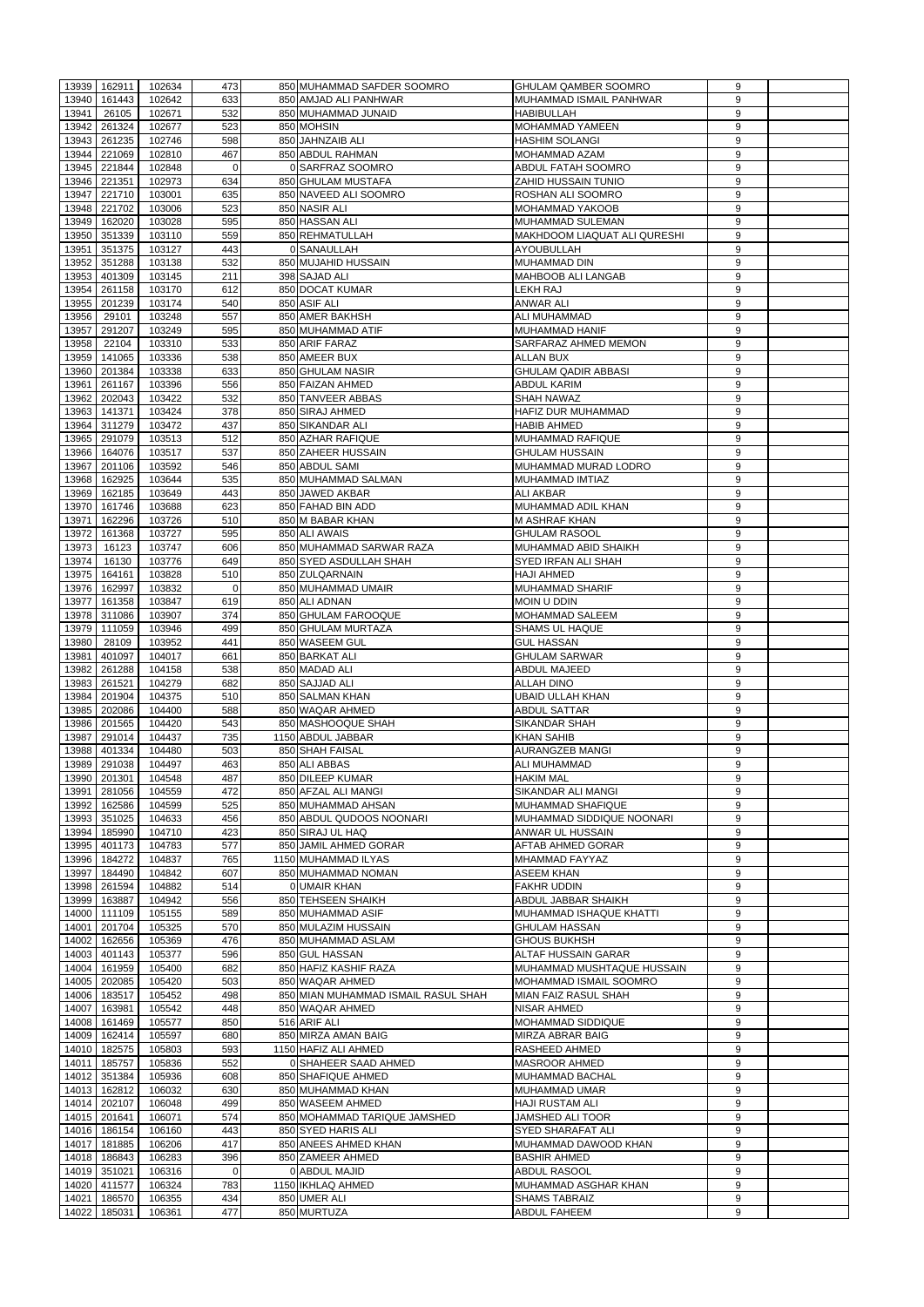| | | | | | | | | |
|---|---|---|---|---|---|---|---|---|
| 13939 | 162911 | 102634 | 473 | 850 | MUHAMMAD SAFDER SOOMRO | GHULAM QAMBER SOOMRO | 9 | |
| 13940 | 161443 | 102642 | 633 | 850 | AMJAD ALI PANHWAR | MUHAMMAD ISMAIL PANHWAR | 9 | |
| 13941 | 26105 | 102671 | 532 | 850 | MUHAMMAD JUNAID | HABIBULLAH | 9 | |
| 13942 | 261324 | 102677 | 523 | 850 | MOHSIN | MOHAMMAD YAMEEN | 9 | |
| 13943 | 261235 | 102746 | 598 | 850 | JAHNZAIB ALI | HASHIM SOLANGI | 9 | |
| 13944 | 221069 | 102810 | 467 | 850 | ABDUL RAHMAN | MOHAMMAD AZAM | 9 | |
| 13945 | 221844 | 102848 | 0 | 0 | SARFRAZ SOOMRO | ABDUL FATAH SOOMRO | 9 | |
| 13946 | 221351 | 102973 | 634 | 850 | GHULAM MUSTAFA | ZAHID HUSSAIN TUNIO | 9 | |
| 13947 | 221710 | 103001 | 635 | 850 | NAVEED ALI SOOMRO | ROSHAN ALI SOOMRO | 9 | |
| 13948 | 221702 | 103006 | 523 | 850 | NASIR ALI | MOHAMMAD YAKOOB | 9 | |
| 13949 | 162020 | 103028 | 595 | 850 | HASSAN ALI | MUHAMMAD SULEMAN | 9 | |
| 13950 | 351339 | 103110 | 559 | 850 | REHMATULLAH | MAKHDOOM LIAQUAT ALI QURESHI | 9 | |
| 13951 | 351375 | 103127 | 443 | 0 | SANAULLAH | AYOUBULLAH | 9 | |
| 13952 | 351288 | 103138 | 532 | 850 | MUJAHID HUSSAIN | MUHAMMAD DIN | 9 | |
| 13953 | 401309 | 103145 | 211 | 398 | SAJAD ALI | MAHBOOB ALI LANGAB | 9 | |
| 13954 | 261158 | 103170 | 612 | 850 | DOCAT KUMAR | LEKH RAJ | 9 | |
| 13955 | 201239 | 103174 | 540 | 850 | ASIF ALI | ANWAR ALI | 9 | |
| 13956 | 29101 | 103248 | 557 | 850 | AMER BAKHSH | ALI MUHAMMAD | 9 | |
| 13957 | 291207 | 103249 | 595 | 850 | MUHAMMAD ATIF | MUHAMMAD HANIF | 9 | |
| 13958 | 22104 | 103310 | 533 | 850 | ARIF FARAZ | SARFARAZ AHMED MEMON | 9 | |
| 13959 | 141065 | 103336 | 538 | 850 | AMEER BUX | ALLAN BUX | 9 | |
| 13960 | 201384 | 103338 | 633 | 850 | GHULAM NASIR | GHULAM QADIR ABBASI | 9 | |
| 13961 | 261167 | 103396 | 556 | 850 | FAIZAN AHMED | ABDUL KARIM | 9 | |
| 13962 | 202043 | 103422 | 532 | 850 | TANVEER ABBAS | SHAH NAWAZ | 9 | |
| 13963 | 141371 | 103424 | 378 | 850 | SIRAJ AHMED | HAFIZ DUR MUHAMMAD | 9 | |
| 13964 | 311279 | 103472 | 437 | 850 | SIKANDAR ALI | HABIB AHMED | 9 | |
| 13965 | 291079 | 103513 | 512 | 850 | AZHAR RAFIQUE | MUHAMMAD RAFIQUE | 9 | |
| 13966 | 164076 | 103517 | 537 | 850 | ZAHEER HUSSAIN | GHULAM HUSSAIN | 9 | |
| 13967 | 201106 | 103592 | 546 | 850 | ABDUL SAMI | MUHAMMAD MURAD LODRO | 9 | |
| 13968 | 162925 | 103644 | 535 | 850 | MUHAMMAD SALMAN | MUHAMMAD IMTIAZ | 9 | |
| 13969 | 162185 | 103649 | 443 | 850 | JAWED AKBAR | ALI AKBAR | 9 | |
| 13970 | 161746 | 103688 | 623 | 850 | FAHAD BIN ADD | MUHAMMAD ADIL KHAN | 9 | |
| 13971 | 162296 | 103726 | 510 | 850 | M BABAR KHAN | M ASHRAF KHAN | 9 | |
| 13972 | 161368 | 103727 | 595 | 850 | ALI AWAIS | GHULAM RASOOL | 9 | |
| 13973 | 16123 | 103747 | 606 | 850 | MUHAMMAD SARWAR RAZA | MUHAMMAD ABID SHAIKH | 9 | |
| 13974 | 16130 | 103776 | 649 | 850 | SYED ASDULLAH SHAH | SYED IRFAN ALI SHAH | 9 | |
| 13975 | 164161 | 103828 | 510 | 850 | ZULQARNAIN | HAJI AHMED | 9 | |
| 13976 | 162997 | 103832 | 0 | 850 | MUHAMMAD UMAIR | MUHAMMAD SHARIF | 9 | |
| 13977 | 161358 | 103847 | 619 | 850 | ALI ADNAN | MOIN U DDIN | 9 | |
| 13978 | 311086 | 103907 | 374 | 850 | GHULAM FAROOQUE | MOHAMMAD SALEEM | 9 | |
| 13979 | 111059 | 103946 | 499 | 850 | GHULAM MURTAZA | SHAMS UL HAQUE | 9 | |
| 13980 | 28109 | 103952 | 441 | 850 | WASEEM GUL | GUL HASSAN | 9 | |
| 13981 | 401097 | 104017 | 661 | 850 | BARKAT ALI | GHULAM SARWAR | 9 | |
| 13982 | 261288 | 104158 | 538 | 850 | MADAD ALI | ABDUL MAJEED | 9 | |
| 13983 | 261521 | 104279 | 682 | 850 | SAJJAD ALI | ALLAH DINO | 9 | |
| 13984 | 201904 | 104375 | 510 | 850 | SALMAN KHAN | UBAID ULLAH KHAN | 9 | |
| 13985 | 202086 | 104400 | 588 | 850 | WAQAR AHMED | ABDUL SATTAR | 9 | |
| 13986 | 201565 | 104420 | 543 | 850 | MASHOOQUE SHAH | SIKANDAR SHAH | 9 | |
| 13987 | 291014 | 104437 | 735 | 1150 | ABDUL JABBAR | KHAN SAHIB | 9 | |
| 13988 | 401334 | 104480 | 503 | 850 | SHAH FAISAL | AURANGZEB MANGI | 9 | |
| 13989 | 291038 | 104497 | 463 | 850 | ALI ABBAS | ALI MUHAMMAD | 9 | |
| 13990 | 201301 | 104548 | 487 | 850 | DILEEP KUMAR | HAKIM MAL | 9 | |
| 13991 | 281056 | 104559 | 472 | 850 | AFZAL ALI MANGI | SIKANDAR ALI MANGI | 9 | |
| 13992 | 162586 | 104599 | 525 | 850 | MUHAMMAD AHSAN | MUHAMMAD SHAFIQUE | 9 | |
| 13993 | 351025 | 104633 | 456 | 850 | ABDUL QUDOOS NOONARI | MUHAMMAD SIDDIQUE NOONARI | 9 | |
| 13994 | 185990 | 104710 | 423 | 850 | SIRAJ UL HAQ | ANWAR UL HUSSAIN | 9 | |
| 13995 | 401173 | 104783 | 577 | 850 | JAMIL AHMED GORAR | AFTAB AHMED GORAR | 9 | |
| 13996 | 184272 | 104837 | 765 | 1150 | MUHAMMAD ILYAS | MHAMMAD FAYYAZ | 9 | |
| 13997 | 184490 | 104842 | 607 | 850 | MUHAMMAD NOMAN | ASEEM KHAN | 9 | |
| 13998 | 261594 | 104882 | 514 | 0 | UMAIR KHAN | FAKHR UDDIN | 9 | |
| 13999 | 163887 | 104942 | 556 | 850 | TEHSEEN SHAIKH | ABDUL JABBAR SHAIKH | 9 | |
| 14000 | 111109 | 105155 | 589 | 850 | MUHAMMAD ASIF | MUHAMMAD ISHAQUE KHATTI | 9 | |
| 14001 | 201704 | 105325 | 570 | 850 | MULAZIM HUSSAIN | GHULAM HASSAN | 9 | |
| 14002 | 162656 | 105369 | 476 | 850 | MUHAMMAD ASLAM | GHOUS BUKHSH | 9 | |
| 14003 | 401143 | 105377 | 596 | 850 | GUL HASSAN | ALTAF HUSSAIN GARAR | 9 | |
| 14004 | 161959 | 105400 | 682 | 850 | HAFIZ KASHIF RAZA | MUHAMMAD MUSHTAQUE HUSSAIN | 9 | |
| 14005 | 202085 | 105420 | 503 | 850 | WAQAR AHMED | MOHAMMAD ISMAIL SOOMRO | 9 | |
| 14006 | 183517 | 105452 | 498 | 850 | MIAN MUHAMMAD ISMAIL RASUL SHAH | MIAN FAIZ RASUL SHAH | 9 | |
| 14007 | 163981 | 105542 | 448 | 850 | WAQAR AHMED | NISAR AHMED | 9 | |
| 14008 | 161469 | 105577 | 850 | 516 | ARIF ALI | MOHAMMAD SIDDIQUE | 9 | |
| 14009 | 162414 | 105597 | 680 | 850 | MIRZA AMAN BAIG | MIRZA ABRAR BAIG | 9 | |
| 14010 | 182575 | 105803 | 593 | 1150 | HAFIZ ALI AHMED | RASHEED AHMED | 9 | |
| 14011 | 185757 | 105836 | 552 | 0 | SHAHEER SAAD AHMED | MASROOR AHMED | 9 | |
| 14012 | 351384 | 105936 | 608 | 850 | SHAFIQUE AHMED | MUHAMMAD BACHAL | 9 | |
| 14013 | 162812 | 106032 | 630 | 850 | MUHAMMAD KHAN | MUHAMMAD UMAR | 9 | |
| 14014 | 202107 | 106048 | 499 | 850 | WASEEM AHMED | HAJI RUSTAM ALI | 9 | |
| 14015 | 201641 | 106071 | 574 | 850 | MOHAMMAD TARIQUE JAMSHED | JAMSHED ALI TOOR | 9 | |
| 14016 | 186154 | 106160 | 443 | 850 | SYED HARIS ALI | SYED SHARAFAT ALI | 9 | |
| 14017 | 181885 | 106206 | 417 | 850 | ANEES AHMED KHAN | MUHAMMAD DAWOOD KHAN | 9 | |
| 14018 | 186843 | 106283 | 396 | 850 | ZAMEER AHMED | BASHIR AHMED | 9 | |
| 14019 | 351021 | 106316 | 0 | 0 | ABDUL MAJID | ABDUL RASOOL | 9 | |
| 14020 | 411577 | 106324 | 783 | 1150 | IKHLAQ AHMED | MUHAMMAD ASGHAR KHAN | 9 | |
| 14021 | 186570 | 106355 | 434 | 850 | UMER ALI | SHAMS TABRAIZ | 9 | |
| 14022 | 185031 | 106361 | 477 | 850 | MURTUZA | ABDUL FAHEEM | 9 | |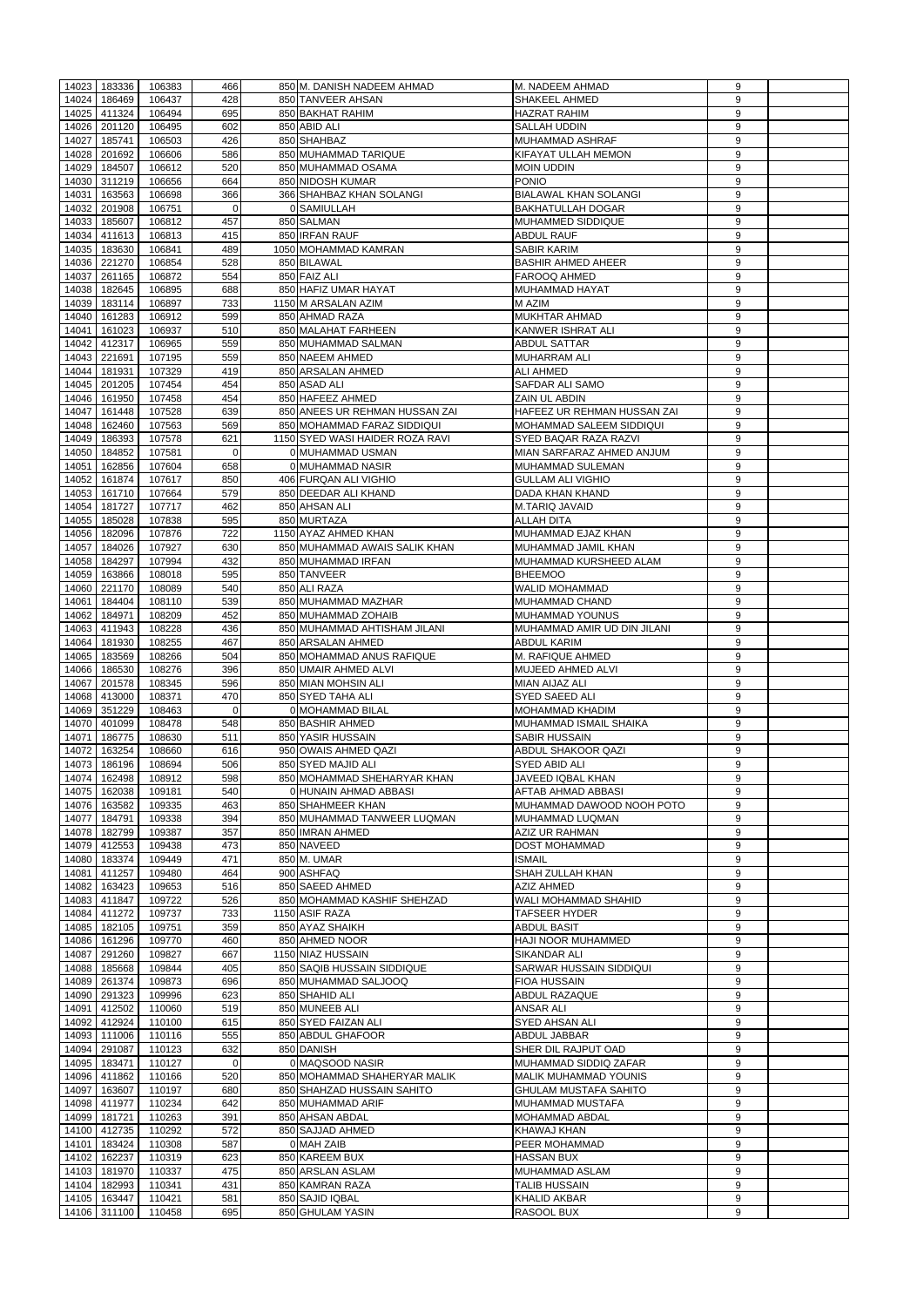| | | | | | | | | |
|---|---|---|---|---|---|---|---|---|
| 14023 | 183336 | 106383 | 466 | 850 | M. DANISH NADEEM AHMAD | M. NADEEM AHMAD | 9 | |
| 14024 | 186469 | 106437 | 428 | 850 | TANVEER AHSAN | SHAKEEL AHMED | 9 | |
| 14025 | 411324 | 106494 | 695 | 850 | BAKHAT RAHIM | HAZRAT RAHIM | 9 | |
| 14026 | 201120 | 106495 | 602 | 850 | ABID ALI | SALLAH UDDIN | 9 | |
| 14027 | 185741 | 106503 | 426 | 850 | SHAHBAZ | MUHAMMAD ASHRAF | 9 | |
| 14028 | 201692 | 106606 | 586 | 850 | MUHAMMAD TARIQUE | KIFAYAT ULLAH MEMON | 9 | |
| 14029 | 184507 | 106612 | 520 | 850 | MUHAMMAD OSAMA | MOIN UDDIN | 9 | |
| 14030 | 311219 | 106656 | 664 | 850 | NIDOSH KUMAR | PONIO | 9 | |
| 14031 | 163563 | 106698 | 366 | 366 | SHAHBAZ KHAN SOLANGI | BIALAWAL KHAN SOLANGI | 9 | |
| 14032 | 201908 | 106751 | 0 | 0 | SAMIULLAH | BAKHATULLAH DOGAR | 9 | |
| 14033 | 185607 | 106812 | 457 | 850 | SALMAN | MUHAMMED SIDDIQUE | 9 | |
| 14034 | 411613 | 106813 | 415 | 850 | IRFAN RAUF | ABDUL RAUF | 9 | |
| 14035 | 183630 | 106841 | 489 | 1050 | MOHAMMAD KAMRAN | SABIR KARIM | 9 | |
| 14036 | 221270 | 106854 | 528 | 850 | BILAWAL | BASHIR AHMED AHEER | 9 | |
| 14037 | 261165 | 106872 | 554 | 850 | FAIZ ALI | FAROOQ AHMED | 9 | |
| 14038 | 182645 | 106895 | 688 | 850 | HAFIZ UMAR HAYAT | MUHAMMAD HAYAT | 9 | |
| 14039 | 183114 | 106897 | 733 | 1150 | M ARSALAN AZIM | M AZIM | 9 | |
| 14040 | 161283 | 106912 | 599 | 850 | AHMAD RAZA | MUKHTAR AHMAD | 9 | |
| 14041 | 161023 | 106937 | 510 | 850 | MALAHAT FARHEEN | KANWER ISHRAT ALI | 9 | |
| 14042 | 412317 | 106965 | 559 | 850 | MUHAMMAD SALMAN | ABDUL SATTAR | 9 | |
| 14043 | 221691 | 107195 | 559 | 850 | NAEEM AHMED | MUHARRAM ALI | 9 | |
| 14044 | 181931 | 107329 | 419 | 850 | ARSALAN AHMED | ALI AHMED | 9 | |
| 14045 | 201205 | 107454 | 454 | 850 | ASAD ALI | SAFDAR ALI SAMO | 9 | |
| 14046 | 161950 | 107458 | 454 | 850 | HAFEEZ AHMED | ZAIN UL ABDIN | 9 | |
| 14047 | 161448 | 107528 | 639 | 850 | ANEES UR REHMAN HUSSAN ZAI | HAFEEZ UR REHMAN HUSSAN ZAI | 9 | |
| 14048 | 162460 | 107563 | 569 | 850 | MOHAMMAD FARAZ SIDDIQUI | MOHAMMAD SALEEM SIDDIQUI | 9 | |
| 14049 | 186393 | 107578 | 621 | 1150 | SYED WASI HAIDER ROZA RAVI | SYED BAQAR RAZA RAZVI | 9 | |
| 14050 | 184852 | 107581 | 0 | 0 | MUHAMMAD USMAN | MIAN SARFARAZ AHMED ANJUM | 9 | |
| 14051 | 162856 | 107604 | 658 | 0 | MUHAMMAD NASIR | MUHAMMAD SULEMAN | 9 | |
| 14052 | 161874 | 107617 | 850 | 406 | FURQAN ALI VIGHIO | GULLAM ALI VIGHIO | 9 | |
| 14053 | 161710 | 107664 | 579 | 850 | DEEDAR ALI KHAND | DADA KHAN KHAND | 9 | |
| 14054 | 181727 | 107717 | 462 | 850 | AHSAN ALI | M.TARIQ JAVAID | 9 | |
| 14055 | 185028 | 107838 | 595 | 850 | MURTAZA | ALLAH DITA | 9 | |
| 14056 | 182096 | 107876 | 722 | 1150 | AYAZ AHMED KHAN | MUHAMMAD EJAZ KHAN | 9 | |
| 14057 | 184026 | 107927 | 630 | 850 | MUHAMMAD AWAIS SALIK KHAN | MUHAMMAD JAMIL KHAN | 9 | |
| 14058 | 184297 | 107994 | 432 | 850 | MUHAMMAD IRFAN | MUHAMMAD KURSHEED ALAM | 9 | |
| 14059 | 163866 | 108018 | 595 | 850 | TANVEER | BHEEMOO | 9 | |
| 14060 | 221170 | 108089 | 540 | 850 | ALI RAZA | WALID MOHAMMAD | 9 | |
| 14061 | 184404 | 108110 | 539 | 850 | MUHAMMAD MAZHAR | MUHAMMAD CHAND | 9 | |
| 14062 | 184971 | 108209 | 452 | 850 | MUHAMMAD ZOHAIB | MUHAMMAD YOUNUS | 9 | |
| 14063 | 411943 | 108228 | 436 | 850 | MUHAMMAD AHTISHAM JILANI | MUHAMMAD AMIR UD DIN JILANI | 9 | |
| 14064 | 181930 | 108255 | 467 | 850 | ARSALAN AHMED | ABDUL KARIM | 9 | |
| 14065 | 183569 | 108266 | 504 | 850 | MOHAMMAD ANUS RAFIQUE | M. RAFIQUE AHMED | 9 | |
| 14066 | 186530 | 108276 | 396 | 850 | UMAIR AHMED ALVI | MUJEED AHMED ALVI | 9 | |
| 14067 | 201578 | 108345 | 596 | 850 | MIAN MOHSIN ALI | MIAN AIJAZ ALI | 9 | |
| 14068 | 413000 | 108371 | 470 | 850 | SYED TAHA ALI | SYED SAEED ALI | 9 | |
| 14069 | 351229 | 108463 | 0 | 0 | MOHAMMAD BILAL | MOHAMMAD KHADIM | 9 | |
| 14070 | 401099 | 108478 | 548 | 850 | BASHIR AHMED | MUHAMMAD ISMAIL SHAIKA | 9 | |
| 14071 | 186775 | 108630 | 511 | 850 | YASIR HUSSAIN | SABIR HUSSAIN | 9 | |
| 14072 | 163254 | 108660 | 616 | 950 | OWAIS AHMED QAZI | ABDUL SHAKOOR QAZI | 9 | |
| 14073 | 186196 | 108694 | 506 | 850 | SYED MAJID ALI | SYED ABID ALI | 9 | |
| 14074 | 162498 | 108912 | 598 | 850 | MOHAMMAD SHEHARYAR KHAN | JAVEED IQBAL KHAN | 9 | |
| 14075 | 162038 | 109181 | 540 | 0 | HUNAIN AHMAD ABBASI | AFTAB AHMAD ABBASI | 9 | |
| 14076 | 163582 | 109335 | 463 | 850 | SHAHMEER KHAN | MUHAMMAD DAWOOD NOOH POTO | 9 | |
| 14077 | 184791 | 109338 | 394 | 850 | MUHAMMAD TANWEER LUQMAN | MUHAMMAD LUQMAN | 9 | |
| 14078 | 182799 | 109387 | 357 | 850 | IMRAN AHMED | AZIZ UR RAHMAN | 9 | |
| 14079 | 412553 | 109438 | 473 | 850 | NAVEED | DOST MOHAMMAD | 9 | |
| 14080 | 183374 | 109449 | 471 | 850 | M. UMAR | ISMAIL | 9 | |
| 14081 | 411257 | 109480 | 464 | 900 | ASHFAQ | SHAH ZULLAH KHAN | 9 | |
| 14082 | 163423 | 109653 | 516 | 850 | SAEED AHMED | AZIZ AHMED | 9 | |
| 14083 | 411847 | 109722 | 526 | 850 | MOHAMMAD KASHIF SHEHZAD | WALI MOHAMMAD SHAHID | 9 | |
| 14084 | 411272 | 109737 | 733 | 1150 | ASIF RAZA | TAFSEER HYDER | 9 | |
| 14085 | 182105 | 109751 | 359 | 850 | AYAZ SHAIKH | ABDUL BASIT | 9 | |
| 14086 | 161296 | 109770 | 460 | 850 | AHMED NOOR | HAJI NOOR MUHAMMED | 9 | |
| 14087 | 291260 | 109827 | 667 | 1150 | NIAZ HUSSAIN | SIKANDAR ALI | 9 | |
| 14088 | 185668 | 109844 | 405 | 850 | SAQIB HUSSAIN SIDDIQUE | SARWAR HUSSAIN SIDDIQUI | 9 | |
| 14089 | 261374 | 109873 | 696 | 850 | MUHAMMAD SALJOOQ | FIOA HUSSAIN | 9 | |
| 14090 | 291323 | 109996 | 623 | 850 | SHAHID ALI | ABDUL RAZAQUE | 9 | |
| 14091 | 412502 | 110060 | 519 | 850 | MUNEEB ALI | ANSAR ALI | 9 | |
| 14092 | 412924 | 110100 | 615 | 850 | SYED FAIZAN ALI | SYED AHSAN ALI | 9 | |
| 14093 | 111006 | 110116 | 555 | 850 | ABDUL GHAFOOR | ABDUL JABBAR | 9 | |
| 14094 | 291087 | 110123 | 632 | 850 | DANISH | SHER DIL RAJPUT OAD | 9 | |
| 14095 | 183471 | 110127 | 0 | 0 | MAQSOOD NASIR | MUHAMMAD SIDDIQ ZAFAR | 9 | |
| 14096 | 411862 | 110166 | 520 | 850 | MOHAMMAD SHAHERYAR MALIK | MALIK MUHAMMAD YOUNIS | 9 | |
| 14097 | 163607 | 110197 | 680 | 850 | SHAHZAD HUSSAIN SAHITO | GHULAM MUSTAFA SAHITO | 9 | |
| 14098 | 411977 | 110234 | 642 | 850 | MUHAMMAD ARIF | MUHAMMAD MUSTAFA | 9 | |
| 14099 | 181721 | 110263 | 391 | 850 | AHSAN ABDAL | MOHAMMAD ABDAL | 9 | |
| 14100 | 412735 | 110292 | 572 | 850 | SAJJAD AHMED | KHAWAJ KHAN | 9 | |
| 14101 | 183424 | 110308 | 587 | 0 | MAH ZAIB | PEER MOHAMMAD | 9 | |
| 14102 | 162237 | 110319 | 623 | 850 | KAREEM BUX | HASSAN BUX | 9 | |
| 14103 | 181970 | 110337 | 475 | 850 | ARSLAN ASLAM | MUHAMMAD ASLAM | 9 | |
| 14104 | 182993 | 110341 | 431 | 850 | KAMRAN RAZA | TALIB HUSSAIN | 9 | |
| 14105 | 163447 | 110421 | 581 | 850 | SAJID IQBAL | KHALID AKBAR | 9 | |
| 14106 | 311100 | 110458 | 695 | 850 | GHULAM YASIN | RASOOL BUX | 9 | |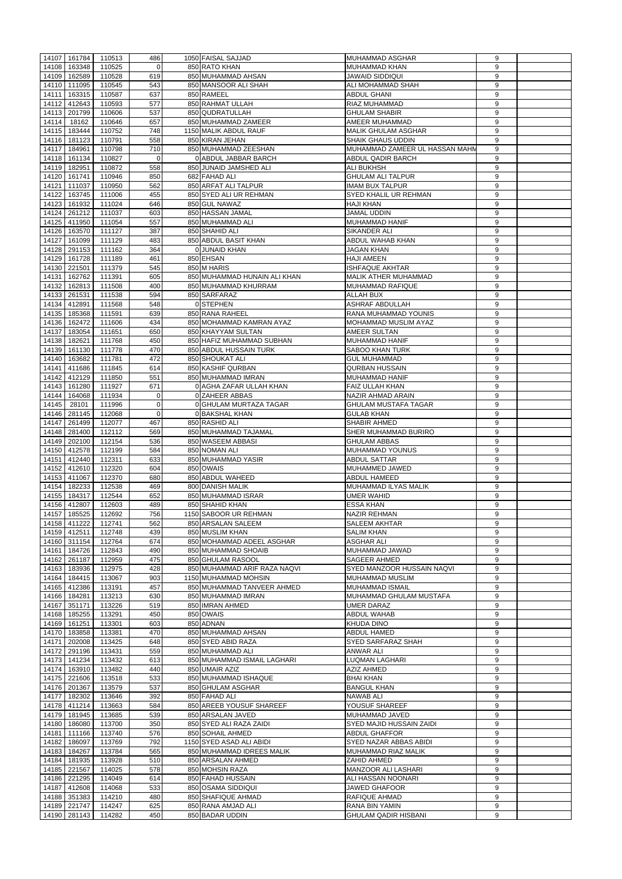| | | | | | | | | |
|---|---|---|---|---|---|---|---|---|
| 14107 | 161784 | 110513 | 486 | 1050 | FAISAL SAJJAD | MUHAMMAD ASGHAR | 9 | |
| 14108 | 163348 | 110525 | 0 | 850 | RATO KHAN | MUHAMMAD KHAN | 9 | |
| 14109 | 162589 | 110528 | 619 | 850 | MUHAMMAD AHSAN | JAWAID SIDDIQUI | 9 | |
| 14110 | 111095 | 110545 | 543 | 850 | MANSOOR ALI SHAH | ALI MOHAMMAD SHAH | 9 | |
| 14111 | 163315 | 110587 | 637 | 850 | RAMEEL | ABDUL GHANI | 9 | |
| 14112 | 412643 | 110593 | 577 | 850 | RAHMAT ULLAH | RIAZ MUHAMMAD | 9 | |
| 14113 | 201799 | 110606 | 537 | 850 | QUDRATULLAH | GHULAM SHABIR | 9 | |
| 14114 | 18162 | 110646 | 657 | 850 | MUHAMMAD ZAMEER | AMEER MUHAMMAD | 9 | |
| 14115 | 183444 | 110752 | 748 | 1150 | MALIK ABDUL RAUF | MALIK GHULAM ASGHAR | 9 | |
| 14116 | 181123 | 110791 | 558 | 850 | KIRAN JEHAN | SHAIK GHAUS UDDIN | 9 | |
| 14117 | 184961 | 110798 | 710 | 850 | MUHAMMAD ZEESHAN | MUHAMMAD ZAMEER UL HASSAN MAHM | 9 | |
| 14118 | 161134 | 110827 | 0 | 0 | ABDUL JABBAR BARCH | ABDUL QADIR BARCH | 9 | |
| 14119 | 182951 | 110872 | 558 | 850 | JUNAID JAMSHED ALI | ALI BUKHSH | 9 | |
| 14120 | 161741 | 110946 | 850 | 682 | FAHAD ALI | GHULAM ALI TALPUR | 9 | |
| 14121 | 111037 | 110950 | 562 | 850 | ARFAT ALI TALPUR | IMAM BUX TALPUR | 9 | |
| 14122 | 163745 | 111006 | 455 | 850 | SYED ALI UR REHMAN | SYED KHALIL UR REHMAN | 9 | |
| 14123 | 161932 | 111024 | 646 | 850 | GUL NAWAZ | HAJI KHAN | 9 | |
| 14124 | 261212 | 111037 | 603 | 850 | HASSAN JAMAL | JAMAL UDDIN | 9 | |
| 14125 | 411950 | 111054 | 557 | 850 | MUHAMMAD ALI | MUHAMMAD HANIF | 9 | |
| 14126 | 163570 | 111127 | 387 | 850 | SHAHID ALI | SIKANDER ALI | 9 | |
| 14127 | 161099 | 111129 | 483 | 850 | ABDUL BASIT KHAN | ABDUL WAHAB KHAN | 9 | |
| 14128 | 291153 | 111162 | 364 | 0 | JUNAID KHAN | JAGAN KHAN | 9 | |
| 14129 | 161728 | 111189 | 461 | 850 | EHSAN | HAJI AMEEN | 9 | |
| 14130 | 221501 | 111379 | 545 | 850 | M HARIS | ISHFAQUE AKHTAR | 9 | |
| 14131 | 162762 | 111391 | 605 | 850 | MUHAMMAD HUNAIN ALI KHAN | MALIK ATHER MUHAMMAD | 9 | |
| 14132 | 162813 | 111508 | 400 | 850 | MUHAMMAD KHURRAM | MUHAMMAD RAFIQUE | 9 | |
| 14133 | 261531 | 111538 | 594 | 850 | SARFARAZ | ALLAH BUX | 9 | |
| 14134 | 412891 | 111568 | 548 | 0 | STEPHEN | ASHRAF ABDULLAH | 9 | |
| 14135 | 185368 | 111591 | 639 | 850 | RANA RAHEEL | RANA MUHAMMAD YOUNIS | 9 | |
| 14136 | 162472 | 111606 | 434 | 850 | MOHAMMAD KAMRAN AYAZ | MOHAMMAD MUSLIM AYAZ | 9 | |
| 14137 | 183054 | 111651 | 650 | 850 | KHAYYAM SULTAN | AMEER SULTAN | 9 | |
| 14138 | 182621 | 111768 | 450 | 850 | HAFIZ MUHAMMAD SUBHAN | MUHAMMAD HANIF | 9 | |
| 14139 | 161130 | 111778 | 470 | 850 | ABDUL HUSSAIN TURK | SABOO KHAN TURK | 9 | |
| 14140 | 163682 | 111781 | 472 | 850 | SHOUKAT ALI | GUL MUHAMMAD | 9 | |
| 14141 | 411686 | 111845 | 614 | 850 | KASHIF QURBAN | QURBAN HUSSAIN | 9 | |
| 14142 | 412129 | 111850 | 551 | 850 | MUHAMMAD IMRAN | MUHAMMAD HANIF | 9 | |
| 14143 | 161280 | 111927 | 671 | 0 | AGHA ZAFAR ULLAH KHAN | FAIZ ULLAH KHAN | 9 | |
| 14144 | 164068 | 111934 | 0 | 0 | ZAHEER ABBAS | NAZIR AHMAD ARAIN | 9 | |
| 14145 | 28101 | 111996 | 0 | 0 | GHULAM MURTAZA TAGAR | GHULAM MUSTAFA TAGAR | 9 | |
| 14146 | 281145 | 112068 | 0 | 0 | BAKSHAL KHAN | GULAB KHAN | 9 | |
| 14147 | 261499 | 112077 | 467 | 850 | RASHID ALI | SHABIR AHMED | 9 | |
| 14148 | 281400 | 112112 | 569 | 850 | MUHAMMAD TAJAMAL | SHER MUHAMMAD BURIRO | 9 | |
| 14149 | 202100 | 112154 | 536 | 850 | WASEEM ABBASI | GHULAM ABBAS | 9 | |
| 14150 | 412578 | 112199 | 584 | 850 | NOMAN ALI | MUHAMMAD YOUNUS | 9 | |
| 14151 | 412440 | 112311 | 633 | 850 | MUHAMMAD YASIR | ABDUL SATTAR | 9 | |
| 14152 | 412610 | 112320 | 604 | 850 | OWAIS | MUHAMMED JAWED | 9 | |
| 14153 | 411067 | 112370 | 680 | 850 | ABDUL WAHEED | ABDUL HAMEED | 9 | |
| 14154 | 182233 | 112538 | 469 | 800 | DANISH MALIK | MUHAMMAD ILYAS MALIK | 9 | |
| 14155 | 184317 | 112544 | 652 | 850 | MUHAMMAD ISRAR | UMER WAHID | 9 | |
| 14156 | 412807 | 112603 | 489 | 850 | SHAHID KHAN | ESSA KHAN | 9 | |
| 14157 | 185525 | 112692 | 756 | 1150 | SABOOR UR REHMAN | NAZIR REHMAN | 9 | |
| 14158 | 411222 | 112741 | 562 | 850 | ARSALAN SALEEM | SALEEM AKHTAR | 9 | |
| 14159 | 412511 | 112748 | 439 | 850 | MUSLIM KHAN | SALIM KHAN | 9 | |
| 14160 | 311154 | 112764 | 674 | 850 | MOHAMMAD ADEEL ASGHAR | ASGHAR ALI | 9 | |
| 14161 | 184726 | 112843 | 490 | 850 | MUHAMMAD SHOAIB | MUHAMMAD JAWAD | 9 | |
| 14162 | 261187 | 112959 | 475 | 850 | GHULAM RASOOL | SAGEER AHMED | 9 | |
| 14163 | 183936 | 112975 | 428 | 850 | MUHAMMAD ARIF RAZA NAQVI | SYED MANZOOR HUSSAIN NAQVI | 9 | |
| 14164 | 184415 | 113067 | 903 | 1150 | MUHAMMAD MOHSIN | MUHAMMAD MUSLIM | 9 | |
| 14165 | 412386 | 113191 | 457 | 850 | MUHAMMAD TANVEER AHMED | MUHAMMAD ISMAIL | 9 | |
| 14166 | 184281 | 113213 | 630 | 850 | MUHAMMAD IMRAN | MUHAMMAD GHULAM MUSTAFA | 9 | |
| 14167 | 351171 | 113226 | 519 | 850 | IMRAN AHMED | UMER DARAZ | 9 | |
| 14168 | 185255 | 113291 | 450 | 850 | OWAIS | ABDUL WAHAB | 9 | |
| 14169 | 161251 | 113301 | 603 | 850 | ADNAN | KHUDA DINO | 9 | |
| 14170 | 183858 | 113381 | 470 | 850 | MUHAMMAD AHSAN | ABDUL HAMED | 9 | |
| 14171 | 202008 | 113425 | 648 | 850 | SYED ABID RAZA | SYED SARFARAZ SHAH | 9 | |
| 14172 | 291196 | 113431 | 559 | 850 | MUHAMMAD ALI | ANWAR ALI | 9 | |
| 14173 | 141234 | 113432 | 613 | 850 | MUHAMMAD ISMAIL LAGHARI | LUQMAN LAGHARI | 9 | |
| 14174 | 163910 | 113482 | 440 | 850 | UMAIR AZIZ | AZIZ AHMED | 9 | |
| 14175 | 221606 | 113518 | 533 | 850 | MUHAMMAD ISHAQUE | BHAI KHAN | 9 | |
| 14176 | 201367 | 113579 | 537 | 850 | GHULAM ASGHAR | BANGUL KHAN | 9 | |
| 14177 | 182302 | 113646 | 392 | 850 | FAHAD ALI | NAWAB ALI | 9 | |
| 14178 | 411214 | 113663 | 584 | 850 | AREEB YOUSUF SHAREEF | YOUSUF SHAREEF | 9 | |
| 14179 | 181945 | 113685 | 539 | 850 | ARSALAN JAVED | MUHAMMAD JAVED | 9 | |
| 14180 | 186080 | 113700 | 350 | 850 | SYED ALI RAZA ZAIDI | SYED MAJID HUSSAIN ZAIDI | 9 | |
| 14181 | 111166 | 113740 | 576 | 850 | SOHAIL AHMED | ABDUL GHAFFOR | 9 | |
| 14182 | 186097 | 113769 | 792 | 1150 | SYED ASAD ALI ABIDI | SYED NAZAR ABBAS ABIDI | 9 | |
| 14183 | 184267 | 113784 | 565 | 850 | MUHAMMAD IDREES MALIK | MUHAMMAD RIAZ MALIK | 9 | |
| 14184 | 181935 | 113928 | 510 | 850 | ARSALAN AHMED | ZAHID AHMED | 9 | |
| 14185 | 221567 | 114025 | 578 | 850 | MOHSIN RAZA | MANZOOR ALI LASHARI | 9 | |
| 14186 | 221295 | 114049 | 614 | 850 | FAHAD HUSSAIN | ALI HASSAN NOONARI | 9 | |
| 14187 | 412608 | 114068 | 533 | 850 | OSAMA SIDDIQUI | JAWED GHAFOOR | 9 | |
| 14188 | 351383 | 114210 | 480 | 850 | SHAFIQUE AHMAD | RAFIQUE AHMAD | 9 | |
| 14189 | 221747 | 114247 | 625 | 850 | RANA AMJAD ALI | RANA BIN YAMIN | 9 | |
| 14190 | 281143 | 114282 | 450 | 850 | BADAR UDDIN | GHULAM QADIR HISBANI | 9 | |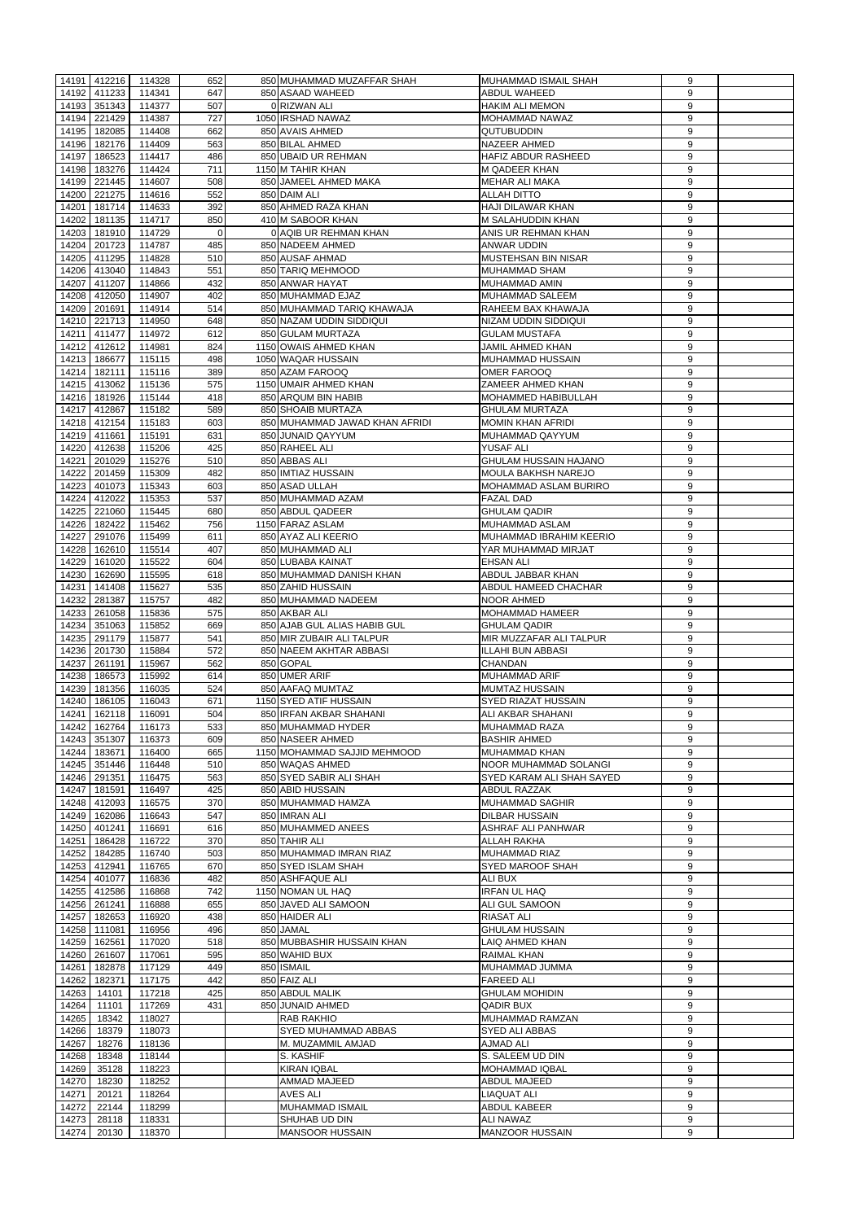| | | | | | | | | |
|---|---|---|---|---|---|---|---|---|
| 14191 | 412216 | 114328 | 652 | 850 | MUHAMMAD MUZAFFAR SHAH | MUHAMMAD ISMAIL SHAH | 9 | |
| 14192 | 411233 | 114341 | 647 | 850 | ASAAD WAHEED | ABDUL WAHEED | 9 | |
| 14193 | 351343 | 114377 | 507 | 0 | RIZWAN ALI | HAKIM ALI MEMON | 9 | |
| 14194 | 221429 | 114387 | 727 | 1050 | IRSHAD NAWAZ | MOHAMMAD NAWAZ | 9 | |
| 14195 | 182085 | 114408 | 662 | 850 | AVAIS AHMED | QUTUBUDDIN | 9 | |
| 14196 | 182176 | 114409 | 563 | 850 | BILAL AHMED | NAZEER AHMED | 9 | |
| 14197 | 186523 | 114417 | 486 | 850 | UBAID UR REHMAN | HAFIZ ABDUR RASHEED | 9 | |
| 14198 | 183276 | 114424 | 711 | 1150 | M TAHIR KHAN | M QADEER KHAN | 9 | |
| 14199 | 221445 | 114607 | 508 | 850 | JAMEEL AHMED MAKA | MEHAR ALI MAKA | 9 | |
| 14200 | 221275 | 114616 | 552 | 850 | DAIM ALI | ALLAH DITTO | 9 | |
| 14201 | 181714 | 114633 | 392 | 850 | AHMED RAZA KHAN | HAJI DILAWAR KHAN | 9 | |
| 14202 | 181135 | 114717 | 850 | 410 | M SABOOR KHAN | M SALAHUDDIN KHAN | 9 | |
| 14203 | 181910 | 114729 | 0 | 0 | AQIB UR REHMAN KHAN | ANIS UR REHMAN KHAN | 9 | |
| 14204 | 201723 | 114787 | 485 | 850 | NADEEM AHMED | ANWAR UDDIN | 9 | |
| 14205 | 411295 | 114828 | 510 | 850 | AUSAF AHMAD | MUSTEHSAN BIN NISAR | 9 | |
| 14206 | 413040 | 114843 | 551 | 850 | TARIQ MEHMOOD | MUHAMMAD SHAM | 9 | |
| 14207 | 411207 | 114866 | 432 | 850 | ANWAR HAYAT | MUHAMMAD AMIN | 9 | |
| 14208 | 412050 | 114907 | 402 | 850 | MUHAMMAD EJAZ | MUHAMMAD SALEEM | 9 | |
| 14209 | 201691 | 114914 | 514 | 850 | MUHAMMAD TARIQ KHAWAJA | RAHEEM BAX KHAWAJA | 9 | |
| 14210 | 221713 | 114950 | 648 | 850 | NAZAM UDDIN SIDDIQUI | NIZAM UDDIN SIDDIQUI | 9 | |
| 14211 | 411477 | 114972 | 612 | 850 | GULAM MURTAZA | GULAM MUSTAFA | 9 | |
| 14212 | 412612 | 114981 | 824 | 1150 | OWAIS AHMED KHAN | JAMIL AHMED KHAN | 9 | |
| 14213 | 186677 | 115115 | 498 | 1050 | WAQAR HUSSAIN | MUHAMMAD HUSSAIN | 9 | |
| 14214 | 182111 | 115116 | 389 | 850 | AZAM FAROOQ | OMER FAROOQ | 9 | |
| 14215 | 413062 | 115136 | 575 | 1150 | UMAIR AHMED KHAN | ZAMEER AHMED KHAN | 9 | |
| 14216 | 181926 | 115144 | 418 | 850 | ARQUM BIN HABIB | MOHAMMED HABIBULLAH | 9 | |
| 14217 | 412867 | 115182 | 589 | 850 | SHOAIB MURTAZA | GHULAM MURTAZA | 9 | |
| 14218 | 412154 | 115183 | 603 | 850 | MUHAMMAD JAWAD KHAN AFRIDI | MOMIN KHAN AFRIDI | 9 | |
| 14219 | 411661 | 115191 | 631 | 850 | JUNAID QAYYUM | MUHAMMAD QAYYUM | 9 | |
| 14220 | 412638 | 115206 | 425 | 850 | RAHEEL ALI | YUSAF ALI | 9 | |
| 14221 | 201029 | 115276 | 510 | 850 | ABBAS ALI | GHULAM HUSSAIN HAJANO | 9 | |
| 14222 | 201459 | 115309 | 482 | 850 | IMTIAZ HUSSAIN | MOULA BAKHSH NAREJO | 9 | |
| 14223 | 401073 | 115343 | 603 | 850 | ASAD ULLAH | MOHAMMAD ASLAM BURIRO | 9 | |
| 14224 | 412022 | 115353 | 537 | 850 | MUHAMMAD AZAM | FAZAL DAD | 9 | |
| 14225 | 221060 | 115445 | 680 | 850 | ABDUL QADEER | GHULAM QADIR | 9 | |
| 14226 | 182422 | 115462 | 756 | 1150 | FARAZ ASLAM | MUHAMMAD ASLAM | 9 | |
| 14227 | 291076 | 115499 | 611 | 850 | AYAZ ALI KEERIO | MUHAMMAD IBRAHIM KEERIO | 9 | |
| 14228 | 162610 | 115514 | 407 | 850 | MUHAMMAD ALI | YAR MUHAMMAD MIRJAT | 9 | |
| 14229 | 161020 | 115522 | 604 | 850 | LUBABA KAINAT | EHSAN ALI | 9 | |
| 14230 | 162690 | 115595 | 618 | 850 | MUHAMMAD DANISH KHAN | ABDUL JABBAR KHAN | 9 | |
| 14231 | 141408 | 115627 | 535 | 850 | ZAHID HUSSAIN | ABDUL HAMEED CHACHAR | 9 | |
| 14232 | 281387 | 115757 | 482 | 850 | MUHAMMAD NADEEM | NOOR AHMED | 9 | |
| 14233 | 261058 | 115836 | 575 | 850 | AKBAR ALI | MOHAMMAD HAMEER | 9 | |
| 14234 | 351063 | 115852 | 669 | 850 | AJAB GUL ALIAS HABIB GUL | GHULAM QADIR | 9 | |
| 14235 | 291179 | 115877 | 541 | 850 | MIR ZUBAIR ALI TALPUR | MIR MUZZAFAR ALI TALPUR | 9 | |
| 14236 | 201730 | 115884 | 572 | 850 | NAEEM AKHTAR ABBASI | ILLAHI BUN ABBASI | 9 | |
| 14237 | 261191 | 115967 | 562 | 850 | GOPAL | CHANDAN | 9 | |
| 14238 | 186573 | 115992 | 614 | 850 | UMER ARIF | MUHAMMAD ARIF | 9 | |
| 14239 | 181356 | 116035 | 524 | 850 | AAFAQ MUMTAZ | MUMTAZ HUSSAIN | 9 | |
| 14240 | 186105 | 116043 | 671 | 1150 | SYED ATIF HUSSAIN | SYED RIAZAT HUSSAIN | 9 | |
| 14241 | 162118 | 116091 | 504 | 850 | IRFAN AKBAR SHAHANI | ALI AKBAR SHAHANI | 9 | |
| 14242 | 162764 | 116173 | 533 | 850 | MUHAMMAD HYDER | MUHAMMAD RAZA | 9 | |
| 14243 | 351307 | 116373 | 609 | 850 | NASEER AHMED | BASHIR AHMED | 9 | |
| 14244 | 183671 | 116400 | 665 | 1150 | MOHAMMAD SAJJID MEHMOOD | MUHAMMAD KHAN | 9 | |
| 14245 | 351446 | 116448 | 510 | 850 | WAQAS AHMED | NOOR MUHAMMAD SOLANGI | 9 | |
| 14246 | 291351 | 116475 | 563 | 850 | SYED SABIR ALI SHAH | SYED KARAM ALI SHAH SAYED | 9 | |
| 14247 | 181591 | 116497 | 425 | 850 | ABID HUSSAIN | ABDUL RAZZAK | 9 | |
| 14248 | 412093 | 116575 | 370 | 850 | MUHAMMAD HAMZA | MUHAMMAD SAGHIR | 9 | |
| 14249 | 162086 | 116643 | 547 | 850 | IMRAN ALI | DILBAR HUSSAIN | 9 | |
| 14250 | 401241 | 116691 | 616 | 850 | MUHAMMED ANEES | ASHRAF ALI PANHWAR | 9 | |
| 14251 | 186428 | 116722 | 370 | 850 | TAHIR ALI | ALLAH RAKHA | 9 | |
| 14252 | 184285 | 116740 | 503 | 850 | MUHAMMAD IMRAN RIAZ | MUHAMMAD RIAZ | 9 | |
| 14253 | 412941 | 116765 | 670 | 850 | SYED ISLAM SHAH | SYED MAROOF SHAH | 9 | |
| 14254 | 401077 | 116836 | 482 | 850 | ASHFAQUE ALI | ALI BUX | 9 | |
| 14255 | 412586 | 116868 | 742 | 1150 | NOMAN UL HAQ | IRFAN UL HAQ | 9 | |
| 14256 | 261241 | 116888 | 655 | 850 | JAVED ALI SAMOON | ALI GUL SAMOON | 9 | |
| 14257 | 182653 | 116920 | 438 | 850 | HAIDER ALI | RIASAT ALI | 9 | |
| 14258 | 111081 | 116956 | 496 | 850 | JAMAL | GHULAM HUSSAIN | 9 | |
| 14259 | 162561 | 117020 | 518 | 850 | MUBBASHIR HUSSAIN KHAN | LAIQ AHMED KHAN | 9 | |
| 14260 | 261607 | 117061 | 595 | 850 | WAHID BUX | RAIMAL KHAN | 9 | |
| 14261 | 182878 | 117129 | 449 | 850 | ISMAIL | MUHAMMAD JUMMA | 9 | |
| 14262 | 182371 | 117175 | 442 | 850 | FAIZ ALI | FAREED ALI | 9 | |
| 14263 | 14101 | 117218 | 425 | 850 | ABDUL MALIK | GHULAM MOHIDIN | 9 | |
| 14264 | 11101 | 117269 | 431 | 850 | JUNAID AHMED | QADIR BUX | 9 | |
| 14265 | 18342 | 118027 | | | RAB RAKHIO | MUHAMMAD RAMZAN | 9 | |
| 14266 | 18379 | 118073 | | | SYED MUHAMMAD ABBAS | SYED ALI ABBAS | 9 | |
| 14267 | 18276 | 118136 | | | M. MUZAMMIL AMJAD | AJMAD ALI | 9 | |
| 14268 | 18348 | 118144 | | | S. KASHIF | S. SALEEM UD DIN | 9 | |
| 14269 | 35128 | 118223 | | | KIRAN IQBAL | MOHAMMAD IQBAL | 9 | |
| 14270 | 18230 | 118252 | | | AMMAD MAJEED | ABDUL MAJEED | 9 | |
| 14271 | 20121 | 118264 | | | AVES ALI | LIAQUAT ALI | 9 | |
| 14272 | 22144 | 118299 | | | MUHAMMAD ISMAIL | ABDUL KABEER | 9 | |
| 14273 | 28118 | 118331 | | | SHUHAB UD DIN | ALI NAWAZ | 9 | |
| 14274 | 20130 | 118370 | | | MANSOOR HUSSAIN | MANZOOR HUSSAIN | 9 | |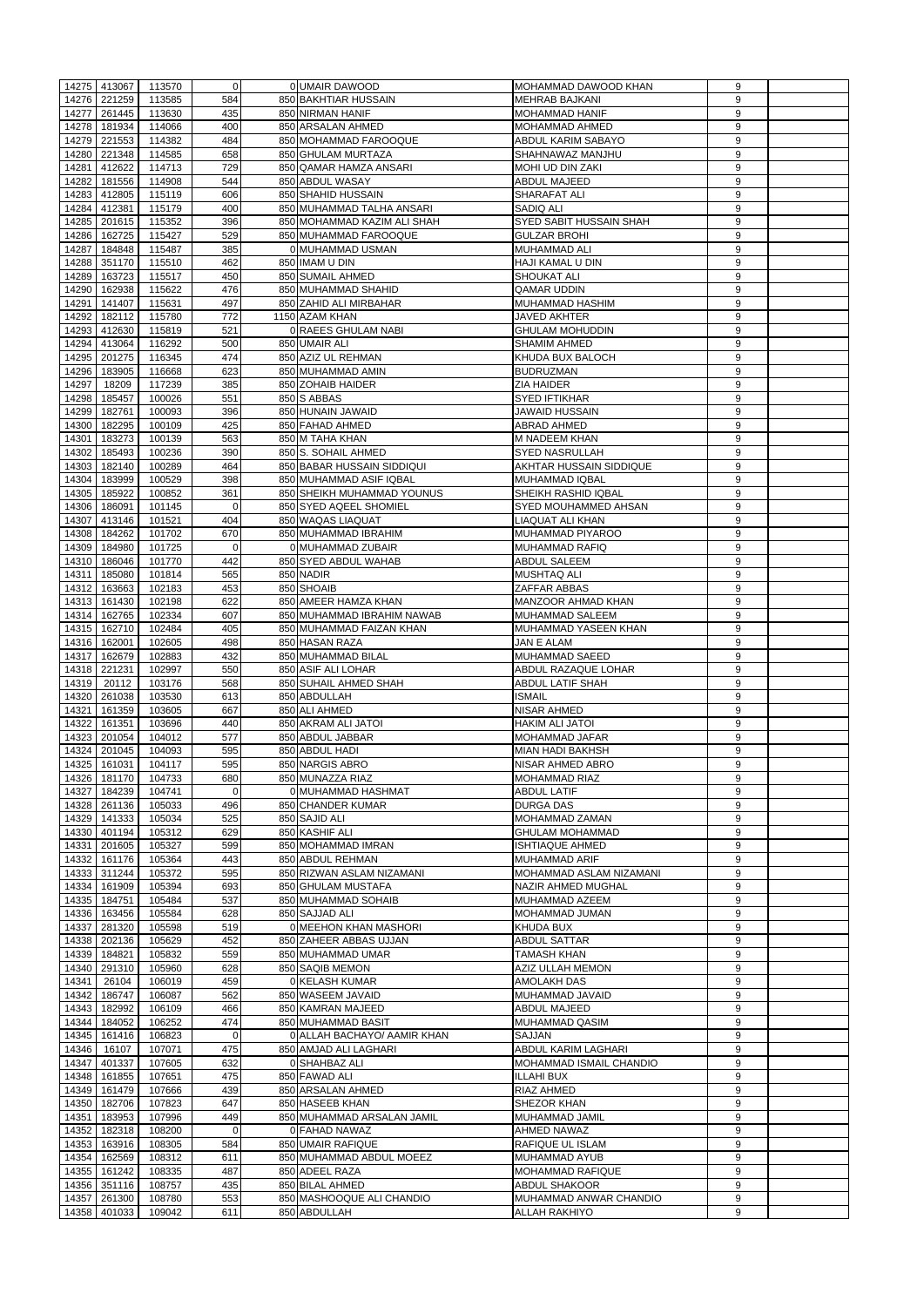| | | | | | | | | |
|---|---|---|---|---|---|---|---|---|
| 14275 | 413067 | 113570 | 0 | 0 | UMAIR DAWOOD | MOHAMMAD DAWOOD KHAN | 9 | |
| 14276 | 221259 | 113585 | 584 | 850 | BAKHTIAR HUSSAIN | MEHRAB BAJKANI | 9 | |
| 14277 | 261445 | 113630 | 435 | 850 | NIRMAN HANIF | MOHAMMAD HANIF | 9 | |
| 14278 | 181934 | 114066 | 400 | 850 | ARSALAN AHMED | MOHAMMAD AHMED | 9 | |
| 14279 | 221553 | 114382 | 484 | 850 | MOHAMMAD FAROOQUE | ABDUL KARIM SABAYO | 9 | |
| 14280 | 221348 | 114585 | 658 | 850 | GHULAM MURTAZA | SHAHNAWAZ MANJHU | 9 | |
| 14281 | 412622 | 114713 | 729 | 850 | QAMAR HAMZA ANSARI | MOHI UD DIN ZAKI | 9 | |
| 14282 | 181556 | 114908 | 544 | 850 | ABDUL WASAY | ABDUL MAJEED | 9 | |
| 14283 | 412805 | 115119 | 606 | 850 | SHAHID HUSSAIN | SHARAFAT ALI | 9 | |
| 14284 | 412381 | 115179 | 400 | 850 | MUHAMMAD TALHA ANSARI | SADIQ ALI | 9 | |
| 14285 | 201615 | 115352 | 396 | 850 | MOHAMMAD KAZIM ALI SHAH | SYED SABIT HUSSAIN SHAH | 9 | |
| 14286 | 162725 | 115427 | 529 | 850 | MUHAMMAD FAROOQUE | GULZAR BROHI | 9 | |
| 14287 | 184848 | 115487 | 385 | 0 | MUHAMMAD USMAN | MUHAMMAD ALI | 9 | |
| 14288 | 351170 | 115510 | 462 | 850 | IMAM U DIN | HAJI KAMAL U DIN | 9 | |
| 14289 | 163723 | 115517 | 450 | 850 | SUMAIL AHMED | SHOUKAT ALI | 9 | |
| 14290 | 162938 | 115622 | 476 | 850 | MUHAMMAD SHAHID | QAMAR UDDIN | 9 | |
| 14291 | 141407 | 115631 | 497 | 850 | ZAHID ALI MIRBAHAR | MUHAMMAD HASHIM | 9 | |
| 14292 | 182112 | 115780 | 772 | 1150 | AZAM KHAN | JAVED AKHTER | 9 | |
| 14293 | 412630 | 115819 | 521 | 0 | RAEES GHULAM NABI | GHULAM MOHUDDIN | 9 | |
| 14294 | 413064 | 116292 | 500 | 850 | UMAIR ALI | SHAMIM AHMED | 9 | |
| 14295 | 201275 | 116345 | 474 | 850 | AZIZ UL REHMAN | KHUDA BUX BALOCH | 9 | |
| 14296 | 183905 | 116668 | 623 | 850 | MUHAMMAD AMIN | BUDRUZMAN | 9 | |
| 14297 | 18209 | 117239 | 385 | 850 | ZOHAIB HAIDER | ZIA HAIDER | 9 | |
| 14298 | 185457 | 100026 | 551 | 850 | S ABBAS | SYED IFTIKHAR | 9 | |
| 14299 | 182761 | 100093 | 396 | 850 | HUNAIN JAWAID | JAWAID HUSSAIN | 9 | |
| 14300 | 182295 | 100109 | 425 | 850 | FAHAD AHMED | ABRAD AHMED | 9 | |
| 14301 | 183273 | 100139 | 563 | 850 | M TAHA KHAN | M NADEEM KHAN | 9 | |
| 14302 | 185493 | 100236 | 390 | 850 | S. SOHAIL AHMED | SYED NASRULLAH | 9 | |
| 14303 | 182140 | 100289 | 464 | 850 | BABAR HUSSAIN SIDDIQUI | AKHTAR HUSSAIN SIDDIQUE | 9 | |
| 14304 | 183999 | 100529 | 398 | 850 | MUHAMMAD ASIF IQBAL | MUHAMMAD IQBAL | 9 | |
| 14305 | 185922 | 100852 | 361 | 850 | SHEIKH MUHAMMAD YOUNUS | SHEIKH RASHID IQBAL | 9 | |
| 14306 | 186091 | 101145 | 0 | 850 | SYED AQEEL SHOMIEL | SYED MOUHAMMED AHSAN | 9 | |
| 14307 | 413146 | 101521 | 404 | 850 | WAQAS LIAQUAT | LIAQUAT ALI KHAN | 9 | |
| 14308 | 184262 | 101702 | 670 | 850 | MUHAMMAD IBRAHIM | MUHAMMAD PIYAROO | 9 | |
| 14309 | 184980 | 101725 | 0 | 0 | MUHAMMAD ZUBAIR | MUHAMMAD RAFIQ | 9 | |
| 14310 | 186046 | 101770 | 442 | 850 | SYED ABDUL WAHAB | ABDUL SALEEM | 9 | |
| 14311 | 185080 | 101814 | 565 | 850 | NADIR | MUSHTAQ ALI | 9 | |
| 14312 | 163663 | 102183 | 453 | 850 | SHOAIB | ZAFFAR ABBAS | 9 | |
| 14313 | 161430 | 102198 | 622 | 850 | AMEER HAMZA KHAN | MANZOOR AHMAD KHAN | 9 | |
| 14314 | 162765 | 102334 | 607 | 850 | MUHAMMAD IBRAHIM NAWAB | MUHAMMAD SALEEM | 9 | |
| 14315 | 162710 | 102484 | 405 | 850 | MUHAMMAD FAIZAN KHAN | MUHAMMAD YASEEN KHAN | 9 | |
| 14316 | 162001 | 102605 | 498 | 850 | HASAN RAZA | JAN E ALAM | 9 | |
| 14317 | 162679 | 102883 | 432 | 850 | MUHAMMAD BILAL | MUHAMMAD SAEED | 9 | |
| 14318 | 221231 | 102997 | 550 | 850 | ASIF ALI LOHAR | ABDUL RAZAQUE LOHAR | 9 | |
| 14319 | 20112 | 103176 | 568 | 850 | SUHAIL AHMED SHAH | ABDUL LATIF SHAH | 9 | |
| 14320 | 261038 | 103530 | 613 | 850 | ABDULLAH | ISMAIL | 9 | |
| 14321 | 161359 | 103605 | 667 | 850 | ALI AHMED | NISAR AHMED | 9 | |
| 14322 | 161351 | 103696 | 440 | 850 | AKRAM ALI JATOI | HAKIM ALI JATOI | 9 | |
| 14323 | 201054 | 104012 | 577 | 850 | ABDUL JABBAR | MOHAMMAD JAFAR | 9 | |
| 14324 | 201045 | 104093 | 595 | 850 | ABDUL HADI | MIAN HADI BAKHSH | 9 | |
| 14325 | 161031 | 104117 | 595 | 850 | NARGIS ABRO | NISAR AHMED ABRO | 9 | |
| 14326 | 181170 | 104733 | 680 | 850 | MUNAZZA RIAZ | MOHAMMAD RIAZ | 9 | |
| 14327 | 184239 | 104741 | 0 | 0 | MUHAMMAD HASHMAT | ABDUL LATIF | 9 | |
| 14328 | 261136 | 105033 | 496 | 850 | CHANDER KUMAR | DURGA DAS | 9 | |
| 14329 | 141333 | 105034 | 525 | 850 | SAJID ALI | MOHAMMAD ZAMAN | 9 | |
| 14330 | 401194 | 105312 | 629 | 850 | KASHIF ALI | GHULAM MOHAMMAD | 9 | |
| 14331 | 201605 | 105327 | 599 | 850 | MOHAMMAD IMRAN | ISHTIAQUE AHMED | 9 | |
| 14332 | 161176 | 105364 | 443 | 850 | ABDUL REHMAN | MUHAMMAD ARIF | 9 | |
| 14333 | 311244 | 105372 | 595 | 850 | RIZWAN ASLAM NIZAMANI | MOHAMMAD ASLAM NIZAMANI | 9 | |
| 14334 | 161909 | 105394 | 693 | 850 | GHULAM MUSTAFA | NAZIR AHMED MUGHAL | 9 | |
| 14335 | 184751 | 105484 | 537 | 850 | MUHAMMAD SOHAIB | MUHAMMAD AZEEM | 9 | |
| 14336 | 163456 | 105584 | 628 | 850 | SAJJAD ALI | MOHAMMAD JUMAN | 9 | |
| 14337 | 281320 | 105598 | 519 | 0 | MEEHON KHAN MASHORI | KHUDA BUX | 9 | |
| 14338 | 202136 | 105629 | 452 | 850 | ZAHEER ABBAS UJJAN | ABDUL SATTAR | 9 | |
| 14339 | 184821 | 105832 | 559 | 850 | MUHAMMAD UMAR | TAMASH KHAN | 9 | |
| 14340 | 291310 | 105960 | 628 | 850 | SAQIB MEMON | AZIZ ULLAH MEMON | 9 | |
| 14341 | 26104 | 106019 | 459 | 0 | KELASH KUMAR | AMOLAKH DAS | 9 | |
| 14342 | 186747 | 106087 | 562 | 850 | WASEEM JAVAID | MUHAMMAD JAVAID | 9 | |
| 14343 | 182992 | 106109 | 466 | 850 | KAMRAN MAJEED | ABDUL MAJEED | 9 | |
| 14344 | 184052 | 106252 | 474 | 850 | MUHAMMAD BASIT | MUHAMMAD QASIM | 9 | |
| 14345 | 161416 | 106823 | 0 | 0 | ALLAH BACHAYO/ AAMIR KHAN | SAJJAN | 9 | |
| 14346 | 16107 | 107071 | 475 | 850 | AMJAD ALI LAGHARI | ABDUL KARIM LAGHARI | 9 | |
| 14347 | 401337 | 107605 | 632 | 0 | SHAHBAZ ALI | MOHAMMAD ISMAIL CHANDIO | 9 | |
| 14348 | 161855 | 107651 | 475 | 850 | FAWAD ALI | ILLAHI BUX | 9 | |
| 14349 | 161479 | 107666 | 439 | 850 | ARSALAN AHMED | RIAZ AHMED | 9 | |
| 14350 | 182706 | 107823 | 647 | 850 | HASEEB KHAN | SHEZOR KHAN | 9 | |
| 14351 | 183953 | 107996 | 449 | 850 | MUHAMMAD ARSALAN JAMIL | MUHAMMAD JAMIL | 9 | |
| 14352 | 182318 | 108200 | 0 | 0 | FAHAD NAWAZ | AHMED NAWAZ | 9 | |
| 14353 | 163916 | 108305 | 584 | 850 | UMAIR RAFIQUE | RAFIQUE UL ISLAM | 9 | |
| 14354 | 162569 | 108312 | 611 | 850 | MUHAMMAD ABDUL MOEEZ | MUHAMMAD AYUB | 9 | |
| 14355 | 161242 | 108335 | 487 | 850 | ADEEL RAZA | MOHAMMAD RAFIQUE | 9 | |
| 14356 | 351116 | 108757 | 435 | 850 | BILAL AHMED | ABDUL SHAKOOR | 9 | |
| 14357 | 261300 | 108780 | 553 | 850 | MASHOOQUE ALI CHANDIO | MUHAMMAD ANWAR CHANDIO | 9 | |
| 14358 | 401033 | 109042 | 611 | 850 | ABDULLAH | ALLAH RAKHIYO | 9 | |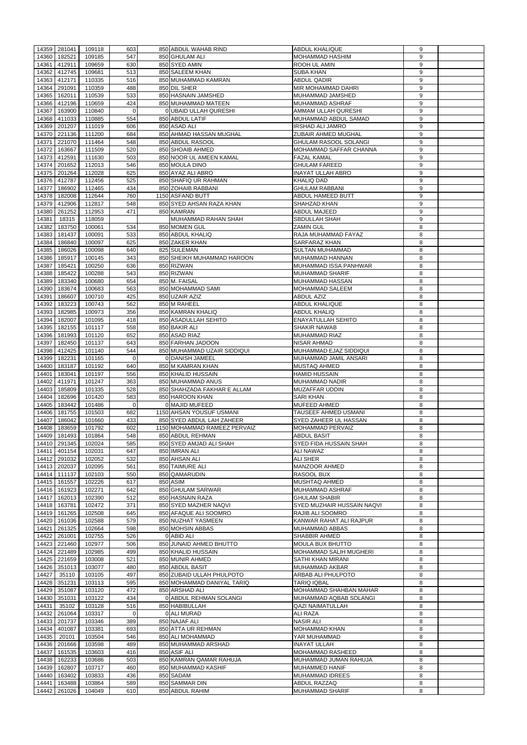| | | | | | | | | |
|---|---|---|---|---|---|---|---|---|
| 14359 | 281041 | 109118 | 603 | 850 | ABDUL WAHAB RIND | ABDUL KHALIQUE | 9 | |
| 14360 | 182521 | 109185 | 547 | 850 | GHULAM ALI | MOHAMMAD HASHIM | 9 | |
| 14361 | 412911 | 109659 | 630 | 850 | SYED AMIN | ROOH UL AMIN | 9 | |
| 14362 | 412745 | 109681 | 513 | 850 | SALEEM KHAN | SUBA KHAN | 9 | |
| 14363 | 412171 | 110335 | 516 | 850 | MUHAMMAD KAMRAN | ABDUL QADIR | 9 | |
| 14364 | 291091 | 110359 | 488 | 850 | DIL SHER | MIR MOHAMMAD DAHRI | 9 | |
| 14365 | 162011 | 110539 | 533 | 850 | HASNAIN JAMSHED | MUHAMMAD JAMSHED | 9 | |
| 14366 | 412196 | 110659 | 424 | 850 | MUHAMMAD MATEEN | MUHAMMAD ASHRAF | 9 | |
| 14367 | 163900 | 110840 | 0 | 0 | UBAID ULLAH QURESHI | AMMAM ULLAH QURESHI | 9 | |
| 14368 | 411033 | 110885 | 554 | 850 | ABDUL LATIF | MUHAMMAD ABDUL SAMAD | 9 | |
| 14369 | 201207 | 111019 | 606 | 850 | ASAD ALI | IRSHAD ALI JAMRO | 9 | |
| 14370 | 221136 | 111200 | 684 | 850 | AHMAD HASSAN MUGHAL | ZUBAIR AHMED MUGHAL | 9 | |
| 14371 | 221070 | 111464 | 548 | 850 | ABDUL RASOOL | GHULAM RASOOL SOLANGI | 9 | |
| 14372 | 163667 | 111509 | 520 | 850 | SHOAIB AHMED | MOHAMMAD SAFFAR CHANNA | 9 | |
| 14373 | 412591 | 111630 | 503 | 850 | NOOR UL AMEEN KAMAL | FAZAL KAMAL | 9 | |
| 14374 | 201652 | 112013 | 546 | 850 | MOULA DINO | GHULAM FAREED | 9 | |
| 14375 | 201264 | 112028 | 625 | 850 | AYAZ ALI ABRO | INAYAT ULLAH ABRO | 9 | |
| 14376 | 412787 | 112456 | 525 | 850 | SHAFIQ UR RAHMAN | KHALIQ DAD | 9 | |
| 14377 | 186902 | 112465 | 434 | 850 | ZOHAIB RABBANI | GHULAM RABBANI | 9 | |
| 14378 | 182008 | 112644 | 760 | 1150 | ASFAND BUTT | ABDUL HAMEED BUTT | 9 | |
| 14379 | 412906 | 112817 | 548 | 850 | SYED AHSAN RAZA KHAN | SHAHZAD KHAN | 9 | |
| 14380 | 261252 | 112953 | 471 | 850 | KAMRAN | ABDUL MAJEED | 9 | |
| 14381 | 18315 | 118059 | | | MUHAMMAD RAHAN SHAH | SBDULLAH SHAH | 9 | |
| 14382 | 183750 | 100061 | 534 | 850 | MOMEN GUL | ZAMIN GUL | 8 | |
| 14383 | 181437 | 100091 | 533 | 850 | ABDUL KHALIQ | RAJA MUHAMMAD FAYAZ | 8 | |
| 14384 | 186840 | 100097 | 625 | 850 | ZAKER KHAN | SARFARAZ KHAN | 8 | |
| 14385 | 186026 | 100098 | 640 | 825 | SULEMAN | SULTAN MUHAMMAD | 8 | |
| 14386 | 185917 | 100145 | 343 | 850 | SHEIKH MUHAMMAD HAROON | MUHAMMAD HANNAN | 8 | |
| 14387 | 185421 | 100250 | 636 | 850 | RIZWAN | MUHAMMAD ISSA PANHWAR | 8 | |
| 14388 | 185422 | 100288 | 543 | 850 | RIZWAN | MUHAMMAD SHARIF | 8 | |
| 14389 | 183340 | 100680 | 654 | 850 | M. FAISAL | MUHAMMAD HASSAN | 8 | |
| 14390 | 183674 | 100683 | 563 | 850 | MOHAMMAD SAMI | MOHAMMAD SALEEM | 8 | |
| 14391 | 186607 | 100710 | 425 | 850 | UZAIR AZIZ | ABDUL AZIZ | 8 | |
| 14392 | 183223 | 100743 | 562 | 850 | M RAHEEL | ABDUL KHALIQUE | 8 | |
| 14393 | 182985 | 100973 | 356 | 850 | KAMRAN KHALIQ | ABDUL KHALIQ | 8 | |
| 14394 | 182007 | 101095 | 418 | 850 | ASADULLAH SEHITO | ENAYATULLAH SEHITO | 8 | |
| 14395 | 182155 | 101117 | 558 | 850 | BAKIR ALI | SHAKIR NAWAB | 8 | |
| 14396 | 181993 | 101120 | 652 | 850 | ASAD RIAZ | MUHAMMAD RIAZ | 8 | |
| 14397 | 182450 | 101137 | 643 | 850 | FARHAN JADOON | NISAR AHMAD | 8 | |
| 14398 | 412425 | 101140 | 544 | 850 | MUHAMMAD UZAIR SIDDIQUI | MUHAMMAD EJAZ SIDDIQUI | 8 | |
| 14399 | 182231 | 101165 | 0 | 0 | DANISH JAMEEL | MUHAMMAD JAMIL ANSARI | 8 | |
| 14400 | 183187 | 101192 | 640 | 850 | M KAMRAN KHAN | MUSTAQ AHMED | 8 | |
| 14401 | 183041 | 101197 | 556 | 850 | KHALID HUSSAIN | HAMID HUSSAIN | 8 | |
| 14402 | 411971 | 101247 | 363 | 850 | MUHAMMAD ANUS | MUHAMMAD NADIR | 8 | |
| 14403 | 185809 | 101335 | 528 | 850 | SHAHZADA FAKHAR E ALLAM | MUZAFFAR UDDIN | 8 | |
| 14404 | 182696 | 101420 | 583 | 850 | HAROON KHAN | SARI KHAN | 8 | |
| 14405 | 183442 | 101486 | 0 | 0 | MAJID MUFEED | MUFEED AHMED | 8 | |
| 14406 | 181755 | 101503 | 682 | 1150 | AHSAN YOUSUF USMANI | TAUSEEF AHMED USMANI | 8 | |
| 14407 | 186042 | 101660 | 433 | 850 | SYED ABDUL LAH ZAHEER | SYED ZAHEER UL HASSAN | 8 | |
| 14408 | 183659 | 101792 | 602 | 1150 | MOHAMMAD RAMEEZ PERVAIZ | MOHAMMAD PERVAIZ | 8 | |
| 14409 | 181493 | 101864 | 548 | 850 | ABDUL REHMAN | ABDUL BASIT | 8 | |
| 14410 | 291345 | 102024 | 585 | 850 | SYED AMJAD ALI SHAH | SYED FIDA HUSSAIN SHAH | 8 | |
| 14411 | 401154 | 102031 | 647 | 850 | IMRAN ALI | ALI NAWAZ | 8 | |
| 14412 | 291032 | 102052 | 532 | 850 | AHSAN ALI | ALI SHER | 8 | |
| 14413 | 202037 | 102095 | 561 | 850 | TAIMURE ALI | MANZOOR AHMED | 8 | |
| 14414 | 111137 | 102103 | 550 | 850 | QAMARUDIN | RASOOL BUX | 8 | |
| 14415 | 161557 | 102226 | 617 | 850 | ASIM | MUSHTAQ AHMED | 8 | |
| 14416 | 161923 | 102271 | 642 | 850 | GHULAM SARWAR | MUHAMMAD ASHRAF | 8 | |
| 14417 | 162013 | 102390 | 512 | 850 | HASNAIN RAZA | GHULAM SHABIR | 8 | |
| 14418 | 163781 | 102472 | 371 | 850 | SYED MAZHER NAQVI | SYED MUZHAIR HUSSAIN NAQVI | 8 | |
| 14419 | 161265 | 102508 | 645 | 850 | AFAQUE ALI SOOMRO | RAJIB ALI SOOMRO | 8 | |
| 14420 | 161036 | 102588 | 579 | 850 | NUZHAT YASMEEN | KANWAR RAHAT ALI RAJPUR | 8 | |
| 14421 | 261325 | 102664 | 598 | 850 | MOHSIN ABBAS | MUHAMMAD ABBAS | 8 | |
| 14422 | 261001 | 102755 | 526 | 0 | ABID ALI | SHABBIR AHMED | 8 | |
| 14423 | 221460 | 102977 | 506 | 850 | JUNAID AHMED BHUTTO | MOULA BUX BHUTTO | 8 | |
| 14424 | 221489 | 102985 | 499 | 850 | KHALID HUSSAIN | MOHAMMAD SALIH MUGHERI | 8 | |
| 14425 | 221659 | 103008 | 521 | 850 | MUNIR AHMED | SATHI KHAN MIRANI | 8 | |
| 14426 | 351013 | 103077 | 480 | 850 | ABDUL BASIT | MUHAMMAD AKBAR | 8 | |
| 14427 | 35110 | 103105 | 497 | 850 | ZUBAID ULLAH PHULPOTO | ARBAB ALI PHULPOTO | 8 | |
| 14428 | 351231 | 103113 | 595 | 850 | MOHAMMAD DANIYAL TARIQ | TARIQ IQBAL | 8 | |
| 14429 | 351087 | 103120 | 472 | 850 | ARSHAD ALI | MOHAMMAD SHAHBAN MAHAR | 8 | |
| 14430 | 351031 | 103122 | 434 | 0 | ABDUL REHMAN SOLANGI | MUHAMMAD AQBAB SOLANGI | 8 | |
| 14431 | 35102 | 103128 | 516 | 850 | HABIBULLAH | QAZI NAIMATULLAH | 8 | |
| 14432 | 261064 | 103317 | 0 | 0 | ALI MURAD | ALI RAZA | 8 | |
| 14433 | 201737 | 103346 | 389 | 850 | NAJAF ALI | NASIR ALI | 8 | |
| 14434 | 401087 | 103381 | 693 | 850 | ATTA UR REHMAN | MOHAMMAD KHAN | 8 | |
| 14435 | 20101 | 103504 | 546 | 850 | ALI MOHAMMAD | YAR MUHAMMAD | 8 | |
| 14436 | 201666 | 103598 | 489 | 850 | MUHAMMAD ARSHAD | INAYAT ULLAH | 8 | |
| 14437 | 161535 | 103603 | 416 | 850 | ASIF ALI | MOHAMMAD RASHEED | 8 | |
| 14438 | 162233 | 103686 | 503 | 850 | KAMRAN QAMAR RAHUJA | MUHAMMAD JUMAN RAHUJA | 8 | |
| 14439 | 162807 | 103717 | 460 | 850 | MUHAMMAD KASHIF | MUHAMMED HANIF | 8 | |
| 14440 | 163402 | 103833 | 436 | 850 | SADAM | MUHAMMAD IDREES | 8 | |
| 14441 | 163488 | 103864 | 589 | 850 | SAMMAR DIN | ABDUL RAZZAQ | 8 | |
| 14442 | 261026 | 104049 | 610 | 850 | ABDUL RAHIM | MUHAMMAD SHARIF | 8 | |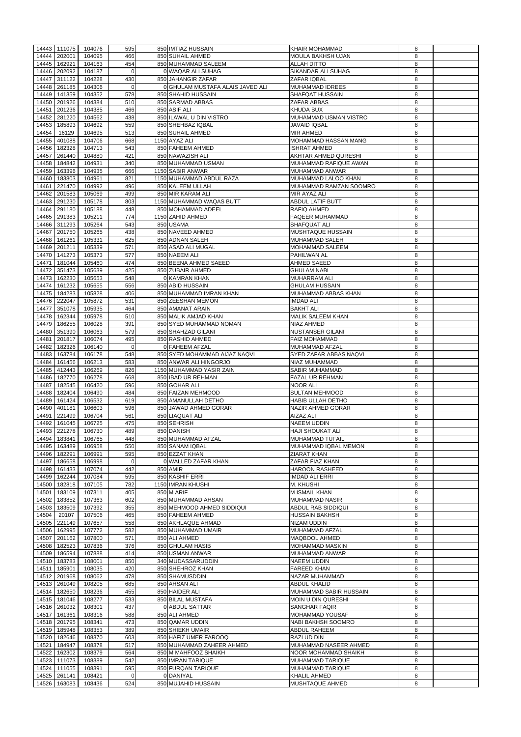| | | | | | | | | |
|---|---|---|---|---|---|---|---|---|
| 14443 | 111075 | 104076 | 595 | 850 | IMTIAZ HUSSAIN | KHAIR MOHAMMAD | 8 | |
| 14444 | 202001 | 104095 | 466 | 850 | SUHAIL AHMED | MOULA BAKHSH UJAN | 8 | |
| 14445 | 162921 | 104163 | 454 | 850 | MUHAMMAD SALEEM | ALLAH DITTO | 8 | |
| 14446 | 202092 | 104187 | 0 | 0 | WAQAR ALI SUHAG | SIKANDAR ALI SUHAG | 8 | |
| 14447 | 311122 | 104228 | 430 | 850 | JAHANGIR ZAFAR | ZAFAR IQBAL | 8 | |
| 14448 | 261185 | 104306 | 0 | 0 | GHULAM MUSTAFA ALAIS JAVED ALI | MUHAMMAD IDREES | 8 | |
| 14449 | 141359 | 104352 | 578 | 850 | SHAHID HUSSAIN | SHAFQAT HUSSAIN | 8 | |
| 14450 | 201926 | 104384 | 510 | 850 | SARMAD ABBAS | ZAFAR ABBAS | 8 | |
| 14451 | 201236 | 104385 | 466 | 850 | ASIF ALI | KHUDA BUX | 8 | |
| 14452 | 281220 | 104562 | 438 | 850 | ILAWAL U DIN VISTRO | MUHAMMAD USMAN VISTRO | 8 | |
| 14453 | 185893 | 104692 | 559 | 850 | SHEHBAZ IQBAL | JAVAID IQBAL | 8 | |
| 14454 | 16129 | 104695 | 513 | 850 | SUHAIL AHMED | MIR AHMED | 8 | |
| 14455 | 401088 | 104706 | 668 | 1150 | AYAZ ALI | MOHAMMAD HASSAN MANG | 8 | |
| 14456 | 182328 | 104713 | 543 | 850 | FAHEEM AHMED | ISHRAT AHMED | 8 | |
| 14457 | 261440 | 104880 | 421 | 850 | NAWAZISH ALI | AKHTAR AHMED QURESHI | 8 | |
| 14458 | 184842 | 104931 | 340 | 850 | MUHAMMAD USMAN | MUHAMMAD RAFIQUE AWAN | 8 | |
| 14459 | 163396 | 104935 | 666 | 1150 | SABIR ANWAR | MUHAMMAD ANWAR | 8 | |
| 14460 | 183803 | 104961 | 821 | 1150 | MUHAMMAD ABDUL RAZA | MUHAMMAD LALOO KHAN | 8 | |
| 14461 | 221470 | 104992 | 496 | 850 | KALEEM ULLAH | MUHAMMAD RAMZAN SOOMRO | 8 | |
| 14462 | 201583 | 105069 | 499 | 850 | MIR KARAM ALI | MIR AYAZ ALI | 8 | |
| 14463 | 291230 | 105178 | 803 | 1150 | MUHAMMAD WAQAS BUTT | ABDUL LATIF BUTT | 8 | |
| 14464 | 291180 | 105188 | 448 | 850 | MOHAMMAD ADEEL | RAFIQ AHMED | 8 | |
| 14465 | 291383 | 105211 | 774 | 1150 | ZAHID AHMED | FAQEER MUHAMMAD | 8 | |
| 14466 | 311293 | 105264 | 543 | 850 | USAMA | SHAFQUAT ALI | 8 | |
| 14467 | 201750 | 105265 | 438 | 850 | NAVEED AHMED | MUSHTAQUE HUSSAIN | 8 | |
| 14468 | 161261 | 105331 | 625 | 850 | ADNAN SALEH | MUHAMMAD SALEH | 8 | |
| 14469 | 201211 | 105339 | 571 | 850 | ASAD ALI MUGAL | MOHAMMAD SALEEM | 8 | |
| 14470 | 141273 | 105373 | 577 | 850 | NAEEM ALI | PAHILWAN AL | 8 | |
| 14471 | 181044 | 105460 | 474 | 850 | BEENA AHMED SAEED | AHMED SAEED | 8 | |
| 14472 | 351473 | 105639 | 425 | 850 | ZUBAIR AHMED | GHULAM NABI | 8 | |
| 14473 | 162230 | 105653 | 548 | 0 | KAMRAN KHAN | MUHARRAM ALI | 8 | |
| 14474 | 161232 | 105655 | 556 | 850 | ABID HUSSAIN | GHULAM HUSSAIN | 8 | |
| 14475 | 184283 | 105828 | 406 | 850 | MUHAMMAD IMRAN KHAN | MUHAMMAD ABBAS KHAN | 8 | |
| 14476 | 222047 | 105872 | 531 | 850 | ZEESHAN MEMON | IMDAD ALI | 8 | |
| 14477 | 351078 | 105935 | 464 | 850 | AMANAT ARAIN | BAKHT ALI | 8 | |
| 14478 | 162344 | 105978 | 510 | 850 | MALIK AMJAD KHAN | MALIK SALEEM KHAN | 8 | |
| 14479 | 186255 | 106028 | 391 | 850 | SYED MUHAMMAD NOMAN | NIAZ AHMED | 8 | |
| 14480 | 351390 | 106063 | 579 | 850 | SHAHZAD GILANI | NUSTANSER GILANI | 8 | |
| 14481 | 201817 | 106074 | 495 | 850 | RASHID AHMED | FAIZ MOHAMMAD | 8 | |
| 14482 | 182326 | 106140 | 0 | 0 | FAHEEM AFZAL | MUHAMMAD AFZAL | 8 | |
| 14483 | 163784 | 106178 | 548 | 850 | SYED MOHAMMAD AIJAZ NAQVI | SYED ZAFAR ABBAS NAQVI | 8 | |
| 14484 | 161456 | 106213 | 583 | 850 | ANWAR ALI HINGORJO | NIAZ MUHAMMAD | 8 | |
| 14485 | 412443 | 106269 | 826 | 1150 | MUHAMMAD YASIR ZAIN | SABIR MUHAMMAD | 8 | |
| 14486 | 182770 | 106278 | 668 | 850 | IBAD UR REHMAN | FAZAL UR REHMAN | 8 | |
| 14487 | 182545 | 106420 | 596 | 850 | GOHAR ALI | NOOR ALI | 8 | |
| 14488 | 182404 | 106490 | 484 | 850 | FAIZAN MEHMOOD | SULTAN MEHMOOD | 8 | |
| 14489 | 161424 | 106532 | 619 | 850 | AMANULLAH DETHO | HABIB ULLAH DETHO | 8 | |
| 14490 | 401181 | 106603 | 596 | 850 | JAWAD AHMED GORAR | NAZIR AHMED GORAR | 8 | |
| 14491 | 221499 | 106704 | 561 | 850 | LIAQUAT ALI | AIZAZ ALI | 8 | |
| 14492 | 161045 | 106725 | 475 | 850 | SEHRISH | NAEEM UDDIN | 8 | |
| 14493 | 221278 | 106730 | 489 | 850 | DANISH | HAJI SHOUKAT ALI | 8 | |
| 14494 | 183841 | 106765 | 448 | 850 | MUHAMMAD AFZAL | MUHAMMAD TUFAIL | 8 | |
| 14495 | 163489 | 106958 | 550 | 850 | SANAM IQBAL | MUHAMMAD IQBAL MEMON | 8 | |
| 14496 | 182291 | 106991 | 595 | 850 | EZZAT KHAN | ZIARAT KHAN | 8 | |
| 14497 | 186658 | 106998 | 0 | 0 | WALLED ZAFAR KHAN | ZAFAR FIAZ KHAN | 8 | |
| 14498 | 161433 | 107074 | 442 | 850 | AMIR | HAROON RASHEED | 8 | |
| 14499 | 162244 | 107084 | 595 | 850 | KASHIF ERRI | IMDAD ALI ERRI | 8 | |
| 14500 | 182818 | 107105 | 782 | 1150 | IMRAN KHUSHI | M. KHUSHI | 8 | |
| 14501 | 183109 | 107311 | 405 | 850 | M ARIF | M ISMAIL KHAN | 8 | |
| 14502 | 183852 | 107363 | 602 | 850 | MUHAMMAD AHSAN | MUHAMMAD NASIR | 8 | |
| 14503 | 183509 | 107392 | 355 | 850 | MEHMOOD AHMED SIDDIQUI | ABDUL RAB SIDDIQUI | 8 | |
| 14504 | 20107 | 107506 | 465 | 850 | FAHEEM AHMED | HUSSAIN BAKHSH | 8 | |
| 14505 | 221149 | 107657 | 558 | 850 | AKHLAQUE AHMAD | NIZAM UDDIN | 8 | |
| 14506 | 162995 | 107772 | 582 | 850 | MUHAMMAD UMAIR | MUHAMMAD AFZAL | 8 | |
| 14507 | 201162 | 107800 | 571 | 850 | ALI AHMED | MAQBOOL AHMED | 8 | |
| 14508 | 182523 | 107836 | 376 | 850 | GHULAM HASIB | MOHAMMAD MASKIN | 8 | |
| 14509 | 186594 | 107888 | 414 | 850 | USMAN ANWAR | MUHAMMAD ANWAR | 8 | |
| 14510 | 183783 | 108001 | 850 | 340 | MUDASSARUDDIN | NAEEM UDDIN | 8 | |
| 14511 | 185901 | 108035 | 420 | 850 | SHEHROZ KHAN | FAREED KHAN | 8 | |
| 14512 | 201968 | 108062 | 478 | 850 | SHAMUSDDIN | NAZAR MUHAMMAD | 8 | |
| 14513 | 261049 | 108205 | 685 | 850 | AHSAN ALI | ABDUL KHALID | 8 | |
| 14514 | 182650 | 108236 | 455 | 850 | HAIDER ALI | MUHAMMAD SABIR HUSSAIN | 8 | |
| 14515 | 181046 | 108277 | 533 | 850 | BILAL MUSTAFA | MOIN U DIN QURESHI | 8 | |
| 14516 | 261032 | 108301 | 437 | 0 | ABDUL SATTAR | SANGHAR FAQIR | 8 | |
| 14517 | 161361 | 108316 | 588 | 850 | ALI AHMED | MOHAMMAD YOUSAF | 8 | |
| 14518 | 201795 | 108341 | 473 | 850 | QAMAR UDDIN | NABI BAKHSH SOOMRO | 8 | |
| 14519 | 185948 | 108353 | 389 | 850 | SHIEKH UMAIR | ABDUL RAHEEM | 8 | |
| 14520 | 182646 | 108370 | 603 | 850 | HAFIZ UMER FAROOQ | RAZI UD DIN | 8 | |
| 14521 | 184947 | 108378 | 517 | 850 | MUHAMMAD ZAHEER AHMED | MUHAMMAD NASEER AHMED | 8 | |
| 14522 | 162302 | 108379 | 564 | 850 | M MAHFOOZ SHAIKH | NOOR MOHAMMAD SHAIKH | 8 | |
| 14523 | 111073 | 108389 | 542 | 850 | IMRAN TARIQUE | MUHAMMAD TARIQUE | 8 | |
| 14524 | 111055 | 108391 | 595 | 850 | FURQAN TARIQUE | MUHAMMAD TARIQUE | 8 | |
| 14525 | 261141 | 108421 | 0 | 0 | DANIYAL | KHALIL AHMED | 8 | |
| 14526 | 163083 | 108436 | 524 | 850 | MUJAHID HUSSAIN | MUSHTAQUE AHMED | 8 | |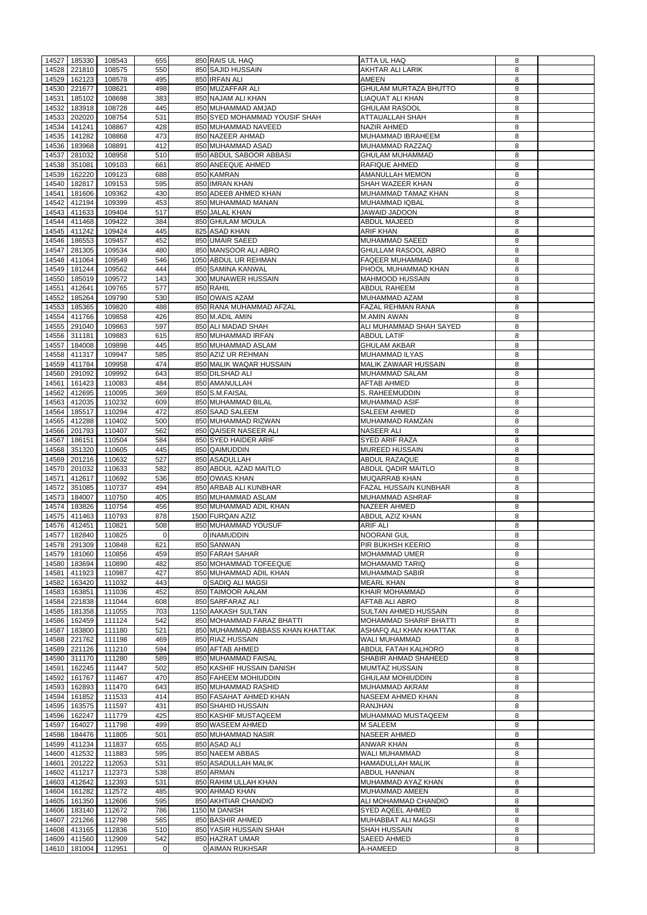| | | | | | | | | |
|---|---|---|---|---|---|---|---|---|
| 14527 | 185330 | 108543 | 655 | 850 | RAIS UL HAQ | ATTA UL HAQ | 8 | |
| 14528 | 221810 | 108575 | 550 | 850 | SAJID HUSSAIN | AKHTAR ALI LARIK | 8 | |
| 14529 | 162123 | 108578 | 495 | 850 | IRFAN ALI | AMEEN | 8 | |
| 14530 | 221677 | 108621 | 498 | 850 | MUZAFFAR ALI | GHULAM MURTAZA BHUTTO | 8 | |
| 14531 | 185102 | 108698 | 383 | 850 | NAJAM ALI KHAN | LIAQUAT ALI KHAN | 8 | |
| 14532 | 183918 | 108728 | 445 | 850 | MUHAMMAD AMJAD | GHULAM RASOOL | 8 | |
| 14533 | 202020 | 108754 | 531 | 850 | SYED MOHAMMAD YOUSIF SHAH | ATTAUALLAH SHAH | 8 | |
| 14534 | 141241 | 108867 | 428 | 850 | MUHAMMAD NAVEED | NAZIR AHMED | 8 | |
| 14535 | 141282 | 108868 | 473 | 850 | NAZEER AHMAD | MUHAMMAD IBRAHEEM | 8 | |
| 14536 | 183968 | 108891 | 412 | 850 | MUHAMMAD ASAD | MUHAMMAD RAZZAQ | 8 | |
| 14537 | 281032 | 108958 | 510 | 850 | ABDUL SABOOR ABBASI | GHULAM MUHAMMAD | 8 | |
| 14538 | 351081 | 109103 | 661 | 850 | ANEEQUE AHMED | RAFIQUE AHMED | 8 | |
| 14539 | 162220 | 109123 | 688 | 850 | KAMRAN | AMANULLAH MEMON | 8 | |
| 14540 | 182817 | 109153 | 595 | 850 | IMRAN KHAN | SHAH WAZEER KHAN | 8 | |
| 14541 | 181606 | 109362 | 430 | 850 | ADEEB AHMED KHAN | MUHAMMAD TAMAZ KHAN | 8 | |
| 14542 | 412194 | 109399 | 453 | 850 | MUHAMMAD MANAN | MUHAMMAD IQBAL | 8 | |
| 14543 | 411633 | 109404 | 517 | 850 | JALAL KHAN | JAWAID JADOON | 8 | |
| 14544 | 411468 | 109422 | 384 | 850 | GHULAM MOULA | ABDUL MAJEED | 8 | |
| 14545 | 411242 | 109424 | 445 | 825 | ASAD KHAN | ARIF KHAN | 8 | |
| 14546 | 186553 | 109457 | 452 | 850 | UMAIR SAEED | MUHAMMAD SAEED | 8 | |
| 14547 | 281305 | 109534 | 480 | 850 | MANSOOR ALI ABRO | GHULLAM RASOOL ABRO | 8 | |
| 14548 | 411064 | 109549 | 546 | 1050 | ABDUL UR REHMAN | FAQEER MUHAMMAD | 8 | |
| 14549 | 181244 | 109562 | 444 | 850 | SAMINA KANWAL | PHOOL MUHAMMAD KHAN | 8 | |
| 14550 | 185019 | 109572 | 143 | 300 | MUNAWER HUSSAIN | MAHMOOD HUSSAIN | 8 | |
| 14551 | 412641 | 109765 | 577 | 850 | RAHIL | ABDUL RAHEEM | 8 | |
| 14552 | 185264 | 109790 | 530 | 850 | OWAIS AZAM | MUHAMMAD AZAM | 8 | |
| 14553 | 185365 | 109820 | 488 | 850 | RANA MUHAMMAD AFZAL | FAZAL REHMAN RANA | 8 | |
| 14554 | 411766 | 109858 | 426 | 850 | M.ADIL AMIN | M.AMIN AWAN | 8 | |
| 14555 | 291040 | 109863 | 597 | 850 | ALI MADAD SHAH | ALI MUHAMMAD SHAH SAYED | 8 | |
| 14556 | 311181 | 109883 | 615 | 850 | MUHAMMAD IRFAN | ABDUL LATIF | 8 | |
| 14557 | 184008 | 109898 | 445 | 850 | MUHAMMAD ASLAM | GHULAM AKBAR | 8 | |
| 14558 | 411317 | 109947 | 585 | 850 | AZIZ UR REHMAN | MUHAMMAD ILYAS | 8 | |
| 14559 | 411784 | 109958 | 474 | 850 | MALIK WAQAR HUSSAIN | MALIK ZAWAAR HUSSAIN | 8 | |
| 14560 | 291092 | 109992 | 643 | 850 | DILSHAD ALI | MUHAMMAD SALAM | 8 | |
| 14561 | 161423 | 110083 | 484 | 850 | AMANULLAH | AFTAB AHMED | 8 | |
| 14562 | 412695 | 110095 | 369 | 850 | S.M.FAISAL | S. RAHEEMUDDIN | 8 | |
| 14563 | 412035 | 110232 | 609 | 850 | MUHAMMAD BILAL | MUHAMMAD ASIF | 8 | |
| 14564 | 185517 | 110294 | 472 | 850 | SAAD SALEEM | SALEEM AHMED | 8 | |
| 14565 | 412288 | 110402 | 500 | 850 | MUHAMMAD RIZWAN | MUHAMMAD RAMZAN | 8 | |
| 14566 | 201793 | 110407 | 562 | 850 | QAISER NASEER ALI | NASEER ALI | 8 | |
| 14567 | 186151 | 110504 | 584 | 850 | SYED HAIDER ARIF | SYED ARIF RAZA | 8 | |
| 14568 | 351320 | 110605 | 445 | 850 | QAIMUDDIN | MUREED HUSSAIN | 8 | |
| 14569 | 201216 | 110632 | 527 | 850 | ASADULLAH | ABDUL RAZAQUE | 8 | |
| 14570 | 201032 | 110633 | 582 | 850 | ABDUL AZAD MAITLO | ABDUL QADIR MAITLO | 8 | |
| 14571 | 412617 | 110692 | 536 | 850 | OWIAS KHAN | MUQARRAB KHAN | 8 | |
| 14572 | 351085 | 110737 | 494 | 850 | ARBAB ALI KUNBHAR | FAZAL HUSSAIN KUNBHAR | 8 | |
| 14573 | 184007 | 110750 | 405 | 850 | MUHAMMAD ASLAM | MUHAMMAD ASHRAF | 8 | |
| 14574 | 183826 | 110754 | 456 | 850 | MUHAMMAD ADIL KHAN | NAZEER AHMED | 8 | |
| 14575 | 411463 | 110793 | 878 | 1500 | FURQAN AZIZ | ABDUL AZIZ KHAN | 8 | |
| 14576 | 412451 | 110821 | 508 | 850 | MUHAMMAD YOUSUF | ARIF ALI | 8 | |
| 14577 | 182840 | 110825 | 0 | 0 | INAMUDDIN | NOORANI GUL | 8 | |
| 14578 | 291309 | 110848 | 621 | 850 | SANWAN | PIR BUKHSH KEERIO | 8 | |
| 14579 | 181060 | 110856 | 459 | 850 | FARAH SAHAR | MOHAMMAD UMER | 8 | |
| 14580 | 183694 | 110890 | 482 | 850 | MOHAMMAD TOFEEQUE | MOHAMAMD TARIQ | 8 | |
| 14581 | 411923 | 110987 | 427 | 850 | MUHAMMAD ADIL KHAN | MUHAMMAD SABIR | 8 | |
| 14582 | 163420 | 111032 | 443 | 0 | SADIQ ALI MAGSI | MEARL KHAN | 8 | |
| 14583 | 163851 | 111036 | 452 | 850 | TAIMOOR AALAM | KHAIR MOHAMMAD | 8 | |
| 14584 | 221838 | 111044 | 608 | 850 | SARFARAZ ALI | AFTAB ALI ABRO | 8 | |
| 14585 | 181358 | 111055 | 703 | 1150 | AAKASH SULTAN | SULTAN AHMED HUSSAIN | 8 | |
| 14586 | 162459 | 111124 | 542 | 850 | MOHAMMAD FARAZ BHATTI | MOHAMMAD SHARIF BHATTI | 8 | |
| 14587 | 183800 | 111180 | 521 | 850 | MUHAMMAD ABBASS KHAN KHATTAK | ASHAFQ ALI KHAN KHATTAK | 8 | |
| 14588 | 221762 | 111198 | 469 | 850 | RIAZ HUSSAIN | WALI MUHAMMAD | 8 | |
| 14589 | 221126 | 111210 | 594 | 850 | AFTAB AHMED | ABDUL FATAH KALHORO | 8 | |
| 14590 | 311170 | 111280 | 589 | 850 | MUHAMMAD FAISAL | SHABIR AHMAD SHAHEED | 8 | |
| 14591 | 162245 | 111447 | 502 | 850 | KASHIF HUSSAIN DANISH | MUMTAZ HUSSAIN | 8 | |
| 14592 | 161767 | 111467 | 470 | 850 | FAHEEM MOHIUDDIN | GHULAM MOHIUDDIN | 8 | |
| 14593 | 162893 | 111470 | 643 | 850 | MUHAMMAD RASHID | MUHAMMAD AKRAM | 8 | |
| 14594 | 161852 | 111533 | 414 | 850 | FASAHAT AHMED KHAN | NASEEM AHMED KHAN | 8 | |
| 14595 | 163575 | 111597 | 431 | 850 | SHAHID HUSSAIN | RANJHAN | 8 | |
| 14596 | 162247 | 111779 | 425 | 850 | KASHIF MUSTAQEEM | MUHAMMAD MUSTAQEEM | 8 | |
| 14597 | 164027 | 111798 | 499 | 850 | WASEEM AHMED | M SALEEM | 8 | |
| 14598 | 184476 | 111805 | 501 | 850 | MUHAMMAD NASIR | NASEER AHMED | 8 | |
| 14599 | 411234 | 111837 | 655 | 850 | ASAD ALI | ANWAR KHAN | 8 | |
| 14600 | 412532 | 111883 | 595 | 850 | NAEEM ABBAS | WALI MUHAMMAD | 8 | |
| 14601 | 201222 | 112053 | 531 | 850 | ASADULLAH MALIK | HAMADULLAH MALIK | 8 | |
| 14602 | 411217 | 112373 | 538 | 850 | ARMAN | ABDUL HANNAN | 8 | |
| 14603 | 412642 | 112393 | 531 | 850 | RAHIM ULLAH KHAN | MUHAMMAD AYAZ KHAN | 8 | |
| 14604 | 161282 | 112572 | 485 | 900 | AHMAD KHAN | MUHAMMAD AMEEN | 8 | |
| 14605 | 161350 | 112606 | 595 | 850 | AKHTIAR CHANDIO | ALI MOHAMMAD CHANDIO | 8 | |
| 14606 | 183140 | 112672 | 786 | 1150 | M DANISH | SYED AQEEL AHMED | 8 | |
| 14607 | 221266 | 112798 | 565 | 850 | BASHIR AHMED | MUHABBAT ALI MAGSI | 8 | |
| 14608 | 413165 | 112836 | 510 | 850 | YASIR HUSSAIN SHAH | SHAH HUSSAIN | 8 | |
| 14609 | 411560 | 112909 | 542 | 850 | HAZRAT UMAR | SAEED AHMED | 8 | |
| 14610 | 181004 | 112951 | 0 | 0 | AIMAN RUKHSAR | A-HAMEED | 8 | |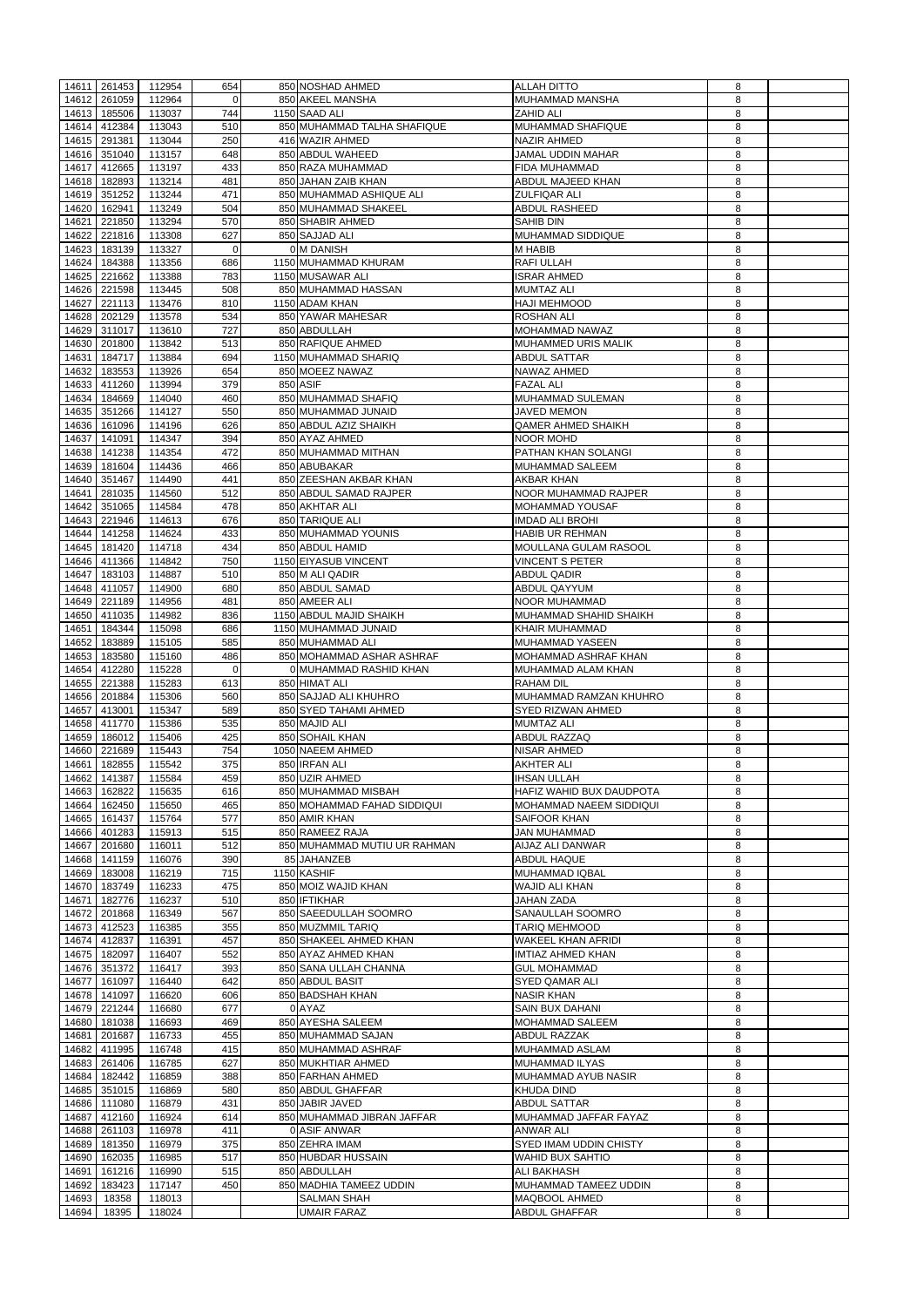| | | | | | | | | |
|---|---|---|---|---|---|---|---|---|
| 14611 | 261453 | 112954 | 654 | 850 | NOSHAD AHMED | ALLAH DITTO | 8 | |
| 14612 | 261059 | 112964 | 0 | 850 | AKEEL MANSHA | MUHAMMAD MANSHA | 8 | |
| 14613 | 185506 | 113037 | 744 | 1150 | SAAD ALI | ZAHID ALI | 8 | |
| 14614 | 412384 | 113043 | 510 | 850 | MUHAMMAD TALHA SHAFIQUE | MUHAMMAD SHAFIQUE | 8 | |
| 14615 | 291381 | 113044 | 250 | 416 | WAZIR AHMED | NAZIR AHMED | 8 | |
| 14616 | 351040 | 113157 | 648 | 850 | ABDUL WAHEED | JAMAL UDDIN MAHAR | 8 | |
| 14617 | 412665 | 113197 | 433 | 850 | RAZA MUHAMMAD | FIDA MUHAMMAD | 8 | |
| 14618 | 182893 | 113214 | 481 | 850 | JAHAN ZAIB KHAN | ABDUL MAJEED KHAN | 8 | |
| 14619 | 351252 | 113244 | 471 | 850 | MUHAMMAD ASHIQUE ALI | ZULFIQAR ALI | 8 | |
| 14620 | 162941 | 113249 | 504 | 850 | MUHAMMAD SHAKEEL | ABDUL RASHEED | 8 | |
| 14621 | 221850 | 113294 | 570 | 850 | SHABIR AHMED | SAHIB DIN | 8 | |
| 14622 | 221816 | 113308 | 627 | 850 | SAJJAD ALI | MUHAMMAD SIDDIQUE | 8 | |
| 14623 | 183139 | 113327 | 0 | 0 | M DANISH | M HABIB | 8 | |
| 14624 | 184388 | 113356 | 686 | 1150 | MUHAMMAD KHURAM | RAFI ULLAH | 8 | |
| 14625 | 221662 | 113388 | 783 | 1150 | MUSAWAR ALI | ISRAR AHMED | 8 | |
| 14626 | 221598 | 113445 | 508 | 850 | MUHAMMAD HASSAN | MUMTAZ ALI | 8 | |
| 14627 | 221113 | 113476 | 810 | 1150 | ADAM KHAN | HAJI MEHMOOD | 8 | |
| 14628 | 202129 | 113578 | 534 | 850 | YAWAR MAHESAR | ROSHAN ALI | 8 | |
| 14629 | 311017 | 113610 | 727 | 850 | ABDULLAH | MOHAMMAD NAWAZ | 8 | |
| 14630 | 201800 | 113842 | 513 | 850 | RAFIQUE AHMED | MUHAMMED URIS MALIK | 8 | |
| 14631 | 184717 | 113884 | 694 | 1150 | MUHAMMAD SHARIQ | ABDUL SATTAR | 8 | |
| 14632 | 183553 | 113926 | 654 | 850 | MOEEZ NAWAZ | NAWAZ AHMED | 8 | |
| 14633 | 411260 | 113994 | 379 | 850 | ASIF | FAZAL ALI | 8 | |
| 14634 | 184669 | 114040 | 460 | 850 | MUHAMMAD SHAFIQ | MUHAMMAD SULEMAN | 8 | |
| 14635 | 351266 | 114127 | 550 | 850 | MUHAMMAD JUNAID | JAVED MEMON | 8 | |
| 14636 | 161096 | 114196 | 626 | 850 | ABDUL AZIZ SHAIKH | QAMER AHMED SHAIKH | 8 | |
| 14637 | 141091 | 114347 | 394 | 850 | AYAZ AHMED | NOOR MOHD | 8 | |
| 14638 | 141238 | 114354 | 472 | 850 | MUHAMMAD MITHAN | PATHAN KHAN SOLANGI | 8 | |
| 14639 | 181604 | 114436 | 466 | 850 | ABUBAKAR | MUHAMMAD SALEEM | 8 | |
| 14640 | 351467 | 114490 | 441 | 850 | ZEESHAN AKBAR KHAN | AKBAR KHAN | 8 | |
| 14641 | 281035 | 114560 | 512 | 850 | ABDUL SAMAD RAJPER | NOOR MUHAMMAD RAJPER | 8 | |
| 14642 | 351065 | 114584 | 478 | 850 | AKHTAR ALI | MOHAMMAD YOUSAF | 8 | |
| 14643 | 221946 | 114613 | 676 | 850 | TARIQUE ALI | IMDAD ALI BROHI | 8 | |
| 14644 | 141258 | 114624 | 433 | 850 | MUHAMMAD YOUNIS | HABIB UR REHMAN | 8 | |
| 14645 | 181420 | 114718 | 434 | 850 | ABDUL HAMID | MOULLANA GULAM RASOOL | 8 | |
| 14646 | 411366 | 114842 | 750 | 1150 | EIYASUB VINCENT | VINCENT S PETER | 8 | |
| 14647 | 183103 | 114887 | 510 | 850 | M ALI QADIR | ABDUL QADIR | 8 | |
| 14648 | 411057 | 114900 | 680 | 850 | ABDUL SAMAD | ABDUL QAYYUM | 8 | |
| 14649 | 221189 | 114956 | 481 | 850 | AMEER ALI | NOOR MUHAMMAD | 8 | |
| 14650 | 411035 | 114982 | 836 | 1150 | ABDUL MAJID SHAIKH | MUHAMMAD SHAHID SHAIKH | 8 | |
| 14651 | 184344 | 115098 | 686 | 1150 | MUHAMMAD JUNAID | KHAIR MUHAMMAD | 8 | |
| 14652 | 183889 | 115105 | 585 | 850 | MUHAMMAD ALI | MUHAMMAD YASEEN | 8 | |
| 14653 | 183580 | 115160 | 486 | 850 | MOHAMMAD ASHAR ASHRAF | MOHAMMAD ASHRAF KHAN | 8 | |
| 14654 | 412280 | 115228 | 0 | 0 | MUHAMMAD RASHID KHAN | MUHAMMAD ALAM KHAN | 8 | |
| 14655 | 221388 | 115283 | 613 | 850 | HIMAT ALI | RAHAM DIL | 8 | |
| 14656 | 201884 | 115306 | 560 | 850 | SAJJAD ALI KHUHRO | MUHAMMAD RAMZAN KHUHRO | 8 | |
| 14657 | 413001 | 115347 | 589 | 850 | SYED TAHAMI AHMED | SYED RIZWAN AHMED | 8 | |
| 14658 | 411770 | 115386 | 535 | 850 | MAJID ALI | MUMTAZ ALI | 8 | |
| 14659 | 186012 | 115406 | 425 | 850 | SOHAIL KHAN | ABDUL RAZZAQ | 8 | |
| 14660 | 221689 | 115443 | 754 | 1050 | NAEEM AHMED | NISAR AHMED | 8 | |
| 14661 | 182855 | 115542 | 375 | 850 | IRFAN ALI | AKHTER ALI | 8 | |
| 14662 | 141387 | 115584 | 459 | 850 | UZIR AHMED | IHSAN ULLAH | 8 | |
| 14663 | 162822 | 115635 | 616 | 850 | MUHAMMAD MISBAH | HAFIZ WAHID BUX DAUDPOTA | 8 | |
| 14664 | 162450 | 115650 | 465 | 850 | MOHAMMAD FAHAD SIDDIQUI | MOHAMMAD NAEEM SIDDIQUI | 8 | |
| 14665 | 161437 | 115764 | 577 | 850 | AMIR KHAN | SAIFOOR KHAN | 8 | |
| 14666 | 401283 | 115913 | 515 | 850 | RAMEEZ RAJA | JAN MUHAMMAD | 8 | |
| 14667 | 201680 | 116011 | 512 | 850 | MUHAMMAD MUTIU UR RAHMAN | AIJAZ ALI DANWAR | 8 | |
| 14668 | 141159 | 116076 | 390 | 85 | JAHANZEB | ABDUL HAQUE | 8 | |
| 14669 | 183008 | 116219 | 715 | 1150 | KASHIF | MUHAMMAD IQBAL | 8 | |
| 14670 | 183749 | 116233 | 475 | 850 | MOIZ WAJID KHAN | WAJID ALI KHAN | 8 | |
| 14671 | 182776 | 116237 | 510 | 850 | IFTIKHAR | JAHAN ZADA | 8 | |
| 14672 | 201868 | 116349 | 567 | 850 | SAEEDULLAH SOOMRO | SANAULLAH SOOMRO | 8 | |
| 14673 | 412523 | 116385 | 355 | 850 | MUZMMIL TARIQ | TARIQ MEHMOOD | 8 | |
| 14674 | 412837 | 116391 | 457 | 850 | SHAKEEL AHMED KHAN | WAKEEL KHAN AFRIDI | 8 | |
| 14675 | 182097 | 116407 | 552 | 850 | AYAZ AHMED KHAN | IMTIAZ AHMED KHAN | 8 | |
| 14676 | 351372 | 116417 | 393 | 850 | SANA ULLAH CHANNA | GUL MOHAMMAD | 8 | |
| 14677 | 161097 | 116440 | 642 | 850 | ABDUL BASIT | SYED QAMAR ALI | 8 | |
| 14678 | 141097 | 116620 | 606 | 850 | BADSHAH KHAN | NASIR KHAN | 8 | |
| 14679 | 221244 | 116680 | 677 | 0 | AYAZ | SAIN BUX DAHANI | 8 | |
| 14680 | 181038 | 116693 | 469 | 850 | AYESHA SALEEM | MOHAMMAD SALEEM | 8 | |
| 14681 | 201687 | 116733 | 455 | 850 | MUHAMMAD SAJAN | ABDUL RAZZAK | 8 | |
| 14682 | 411995 | 116748 | 415 | 850 | MUHAMMAD ASHRAF | MUHAMMAD ASLAM | 8 | |
| 14683 | 261406 | 116785 | 627 | 850 | MUKHTIAR AHMED | MUHAMMAD ILYAS | 8 | |
| 14684 | 182442 | 116859 | 388 | 850 | FARHAN AHMED | MUHAMMAD AYUB NASIR | 8 | |
| 14685 | 351015 | 116869 | 580 | 850 | ABDUL GHAFFAR | KHUDA DIND | 8 | |
| 14686 | 111080 | 116879 | 431 | 850 | JABIR JAVED | ABDUL SATTAR | 8 | |
| 14687 | 412160 | 116924 | 614 | 850 | MUHAMMAD JIBRAN JAFFAR | MUHAMMAD JAFFAR FAYAZ | 8 | |
| 14688 | 261103 | 116978 | 411 | 0 | ASIF ANWAR | ANWAR ALI | 8 | |
| 14689 | 181350 | 116979 | 375 | 850 | ZEHRA IMAM | SYED IMAM UDDIN CHISTY | 8 | |
| 14690 | 162035 | 116985 | 517 | 850 | HUBDAR HUSSAIN | WAHID BUX SAHTIO | 8 | |
| 14691 | 161216 | 116990 | 515 | 850 | ABDULLAH | ALI BAKHASH | 8 | |
| 14692 | 183423 | 117147 | 450 | 850 | MADHIA TAMEEZ UDDIN | MUHAMMAD TAMEEZ UDDIN | 8 | |
| 14693 | 18358 | 118013 | | | SALMAN SHAH | MAQBOOL AHMED | 8 | |
| 14694 | 18395 | 118024 | | | UMAIR FARAZ | ABDUL GHAFFAR | 8 | |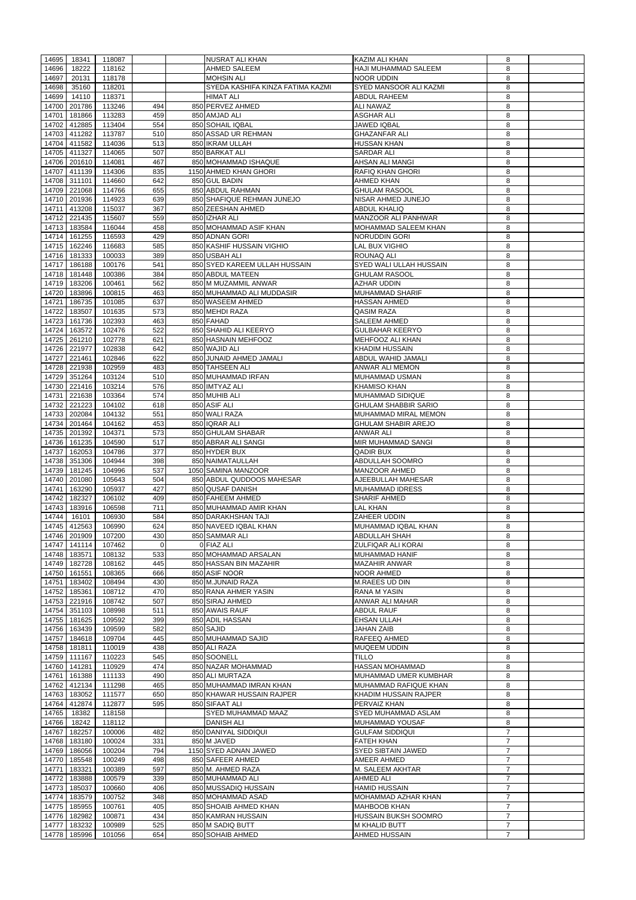| | | | | | | | | |
|---|---|---|---|---|---|---|---|---|
| 14695 | 18341 | 118087 | | | NUSRAT ALI KHAN | KAZIM ALI KHAN | 8 | |
| 14696 | 18222 | 118162 | | | AHMED SALEEM | HAJI MUHAMMAD SALEEM | 8 | |
| 14697 | 20131 | 118178 | | | MOHSIN ALI | NOOR UDDIN | 8 | |
| 14698 | 35160 | 118201 | | | SYEDA KASHIFA KINZA FATIMA KAZMI | SYED MANSOOR ALI KAZMI | 8 | |
| 14699 | 14110 | 118371 | | | HIMAT ALI | ABDUL RAHEEM | 8 | |
| 14700 | 201786 | 113246 | 494 | 850 | PERVEZ AHMED | ALI NAWAZ | 8 | |
| 14701 | 181866 | 113283 | 459 | 850 | AMJAD ALI | ASGHAR ALI | 8 | |
| 14702 | 412885 | 113404 | 554 | 850 | SOHAIL IQBAL | JAWED IQBAL | 8 | |
| 14703 | 411282 | 113787 | 510 | 850 | ASSAD UR REHMAN | GHAZANFAR ALI | 8 | |
| 14704 | 411582 | 114036 | 513 | 850 | IKRAM ULLAH | HUSSAN KHAN | 8 | |
| 14705 | 411327 | 114065 | 507 | 850 | BARKAT ALI | SARDAR ALI | 8 | |
| 14706 | 201610 | 114081 | 467 | 850 | MOHAMMAD ISHAQUE | AHSAN ALI MANGI | 8 | |
| 14707 | 411139 | 114306 | 835 | 1150 | AHMED KHAN GHORI | RAFIQ KHAN GHORI | 8 | |
| 14708 | 311101 | 114660 | 642 | 850 | GUL BADIN | AHMED KHAN | 8 | |
| 14709 | 221068 | 114766 | 655 | 850 | ABDUL RAHMAN | GHULAM RASOOL | 8 | |
| 14710 | 201936 | 114923 | 639 | 850 | SHAFIQUE REHMAN JUNEJO | NISAR AHMED JUNEJO | 8 | |
| 14711 | 413208 | 115037 | 367 | 850 | ZEESHAN AHMED | ABDUL KHALIQ | 8 | |
| 14712 | 221435 | 115607 | 559 | 850 | IZHAR ALI | MANZOOR ALI PANHWAR | 8 | |
| 14713 | 183584 | 116044 | 458 | 850 | MOHAMMAD ASIF KHAN | MOHAMMAD SALEEM KHAN | 8 | |
| 14714 | 161255 | 116593 | 429 | 850 | ADNAN GORI | NORUDDIN GORI | 8 | |
| 14715 | 162246 | 116683 | 585 | 850 | KASHIF HUSSAIN VIGHIO | LAL BUX VIGHIO | 8 | |
| 14716 | 181333 | 100033 | 389 | 850 | USBAH ALI | ROUNAQ ALI | 8 | |
| 14717 | 186188 | 100176 | 541 | 850 | SYED KAREEM ULLAH HUSSAIN | SYED WALI ULLAH HUSSAIN | 8 | |
| 14718 | 181448 | 100386 | 384 | 850 | ABDUL MATEEN | GHULAM RASOOL | 8 | |
| 14719 | 183206 | 100461 | 562 | 850 | M MUZAMMIL ANWAR | AZHAR UDDIN | 8 | |
| 14720 | 183896 | 100815 | 463 | 850 | MUHAMMAD ALI MUDDASIR | MUHAMMAD SHARIF | 8 | |
| 14721 | 186735 | 101085 | 637 | 850 | WASEEM AHMED | HASSAN AHMED | 8 | |
| 14722 | 183507 | 101635 | 573 | 850 | MEHDI RAZA | QASIM RAZA | 8 | |
| 14723 | 161736 | 102393 | 463 | 850 | FAHAD | SALEEM AHMED | 8 | |
| 14724 | 163572 | 102476 | 522 | 850 | SHAHID ALI KEERYO | GULBAHAR KEERYO | 8 | |
| 14725 | 261210 | 102778 | 621 | 850 | HASNAIN MEHFOOZ | MEHFOOZ ALI KHAN | 8 | |
| 14726 | 221977 | 102838 | 642 | 850 | WAJID ALI | KHADIM HUSSAIN | 8 | |
| 14727 | 221461 | 102846 | 622 | 850 | JUNAID AHMED JAMALI | ABDUL WAHID JAMALI | 8 | |
| 14728 | 221938 | 102959 | 483 | 850 | TAHSEEN ALI | ANWAR ALI MEMON | 8 | |
| 14729 | 351264 | 103124 | 510 | 850 | MUHAMMAD IRFAN | MUHAMMAD USMAN | 8 | |
| 14730 | 221416 | 103214 | 576 | 850 | IMTYAZ ALI | KHAMISO KHAN | 8 | |
| 14731 | 221638 | 103364 | 574 | 850 | MUHIB ALI | MUHAMMAD SIDIQUE | 8 | |
| 14732 | 221223 | 104102 | 618 | 850 | ASIF ALI | GHULAM SHABBIR SARIO | 8 | |
| 14733 | 202084 | 104132 | 551 | 850 | WALI RAZA | MUHAMMAD MIRAL MEMON | 8 | |
| 14734 | 201464 | 104162 | 453 | 850 | IQRAR ALI | GHULAM SHABIR AREJO | 8 | |
| 14735 | 201392 | 104371 | 573 | 850 | GHULAM SHABAR | ANWAR ALI | 8 | |
| 14736 | 161235 | 104590 | 517 | 850 | ABRAR ALI SANGI | MIR MUHAMMAD SANGI | 8 | |
| 14737 | 162053 | 104786 | 377 | 850 | HYDER BUX | QADIR BUX | 8 | |
| 14738 | 351306 | 104944 | 398 | 850 | NAIMATAULLAH | ABDULLAH SOOMRO | 8 | |
| 14739 | 181245 | 104996 | 537 | 1050 | SAMINA MANZOOR | MANZOOR AHMED | 8 | |
| 14740 | 201080 | 105643 | 504 | 850 | ABDUL QUDDOOS MAHESAR | AJEEBULLAH MAHESAR | 8 | |
| 14741 | 163290 | 105937 | 427 | 850 | QUSAF DANISH | MUHAMMAD IDRESS | 8 | |
| 14742 | 182327 | 106102 | 409 | 850 | FAHEEM AHMED | SHARIF AHMED | 8 | |
| 14743 | 183916 | 106598 | 711 | 850 | MUHAMMAD AMIR KHAN | LAL KHAN | 8 | |
| 14744 | 16101 | 106930 | 584 | 850 | DARAKHSHAN TAJI | ZAHEER UDDIN | 8 | |
| 14745 | 412563 | 106990 | 624 | 850 | NAVEED IQBAL KHAN | MUHAMMAD IQBAL KHAN | 8 | |
| 14746 | 201909 | 107200 | 430 | 850 | SAMMAR ALI | ABDULLAH SHAH | 8 | |
| 14747 | 141114 | 107462 | 0 | 0 | FIAZ ALI | ZULFIQAR ALI KORAI | 8 | |
| 14748 | 183571 | 108132 | 533 | 850 | MOHAMMAD ARSALAN | MUHAMMAD HANIF | 8 | |
| 14749 | 182728 | 108162 | 445 | 850 | HASSAN BIN MAZAHIR | MAZAHIR ANWAR | 8 | |
| 14750 | 161551 | 108365 | 666 | 850 | ASIF NOOR | NOOR AHMED | 8 | |
| 14751 | 183402 | 108494 | 430 | 850 | M.JUNAID RAZA | M.RAEES UD DIN | 8 | |
| 14752 | 185361 | 108712 | 470 | 850 | RANA AHMER YASIN | RANA M YASIN | 8 | |
| 14753 | 221916 | 108742 | 507 | 850 | SIRAJ AHMED | ANWAR ALI MAHAR | 8 | |
| 14754 | 351103 | 108998 | 511 | 850 | AWAIS RAUF | ABDUL RAUF | 8 | |
| 14755 | 181625 | 109592 | 399 | 850 | ADIL HASSAN | EHSAN ULLAH | 8 | |
| 14756 | 163439 | 109599 | 582 | 850 | SAJID | JAHAN ZAIB | 8 | |
| 14757 | 184618 | 109704 | 445 | 850 | MUHAMMAD SAJID | RAFEEQ AHMED | 8 | |
| 14758 | 181811 | 110019 | 438 | 850 | ALI RAZA | MUQEEM UDDIN | 8 | |
| 14759 | 111167 | 110223 | 545 | 850 | SOONELL | TILLO | 8 | |
| 14760 | 141281 | 110929 | 474 | 850 | NAZAR MOHAMMAD | HASSAN MOHAMMAD | 8 | |
| 14761 | 161388 | 111133 | 490 | 850 | ALI MURTAZA | MUHAMMAD UMER KUMBHAR | 8 | |
| 14762 | 412134 | 111298 | 465 | 850 | MUHAMMAD IMRAN KHAN | MUHAMMAD RAFIQUE KHAN | 8 | |
| 14763 | 183052 | 111577 | 650 | 850 | KHAWAR HUSSAIN RAJPER | KHADIM HUSSAIN RAJPER | 8 | |
| 14764 | 412874 | 112877 | 595 | 850 | SIFAAT ALI | PERVAIZ KHAN | 8 | |
| 14765 | 18382 | 118158 | | | SYED MUHAMMAD MAAZ | SYED MUHAMMAD ASLAM | 8 | |
| 14766 | 18242 | 118112 | | | DANISH ALI | MUHAMMAD YOUSAF | 8 | |
| 14767 | 182257 | 100006 | 482 | 850 | DANIYAL SIDDIQUI | GULFAM SIDDIQUI | 7 | |
| 14768 | 183180 | 100024 | 331 | 850 | M JAVED | FATEH KHAN | 7 | |
| 14769 | 186056 | 100204 | 794 | 1150 | SYED ADNAN JAWED | SYED SIBTAIN JAWED | 7 | |
| 14770 | 185548 | 100249 | 498 | 850 | SAFEER AHMED | AMEER AHMED | 7 | |
| 14771 | 183321 | 100389 | 597 | 850 | M. AHMED RAZA | M. SALEEM AKHTAR | 7 | |
| 14772 | 183888 | 100579 | 339 | 850 | MUHAMMAD ALI | AHMED ALI | 7 | |
| 14773 | 185037 | 100660 | 406 | 850 | MUSSADIQ HUSSAIN | HAMID HUSSAIN | 7 | |
| 14774 | 183579 | 100752 | 348 | 850 | MOHAMMAD ASAD | MOHAMMAD AZHAR KHAN | 7 | |
| 14775 | 185955 | 100761 | 405 | 850 | SHOAIB AHMED KHAN | MAHBOOB KHAN | 7 | |
| 14776 | 182982 | 100871 | 434 | 850 | KAMRAN HUSSAIN | HUSSAIN BUKSH SOOMRO | 7 | |
| 14777 | 183232 | 100989 | 525 | 850 | M SADIQ BUTT | M KHALID BUTT | 7 | |
| 14778 | 185996 | 101056 | 654 | 850 | SOHAIB AHMED | AHMED HUSSAIN | 7 | |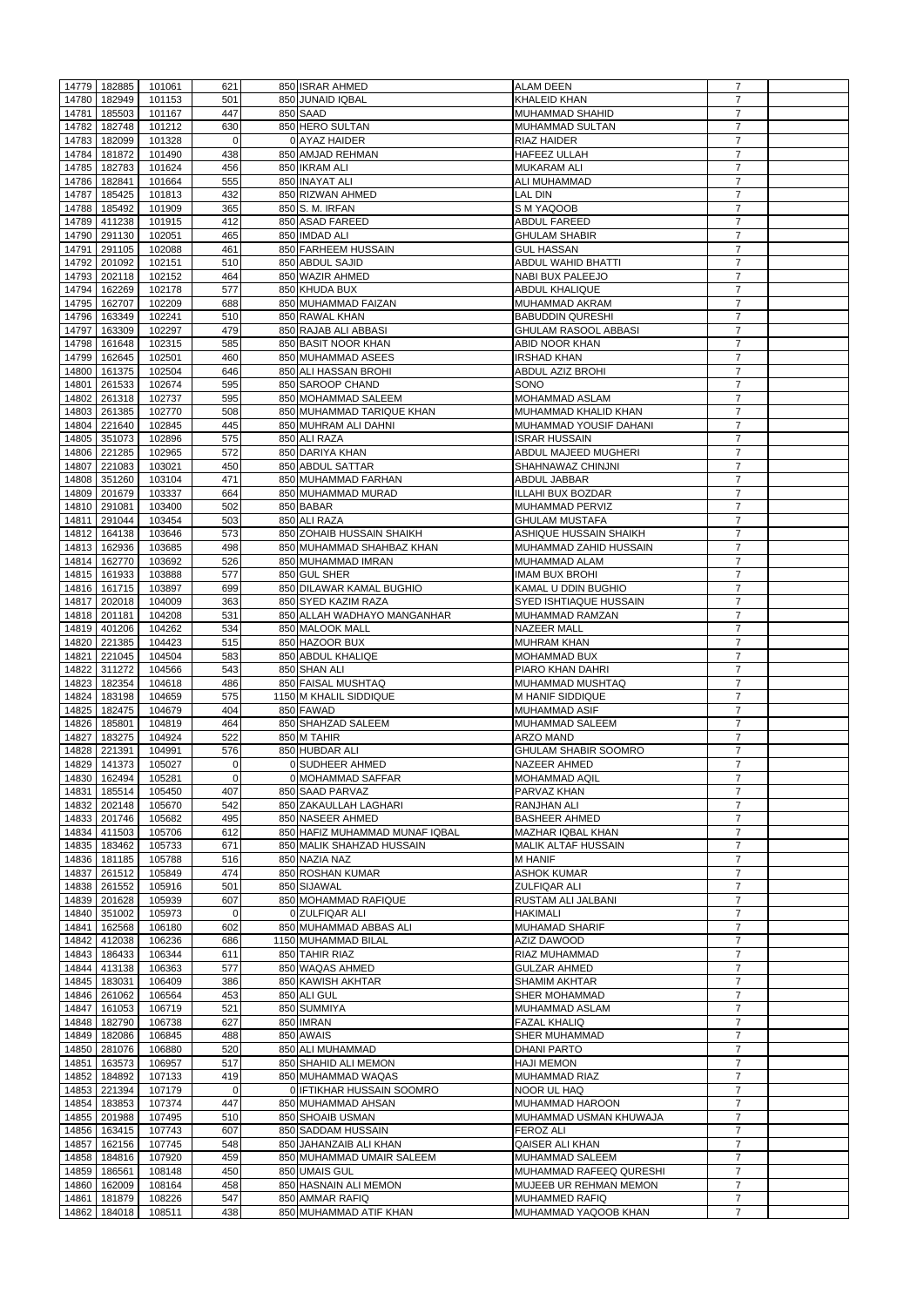| | | | | | | | | |
|---|---|---|---|---|---|---|---|---|
| 14779 | 182885 | 101061 | 621 | 850 | ISRAR AHMED | ALAM DEEN | 7 | |
| 14780 | 182949 | 101153 | 501 | 850 | JUNAID IQBAL | KHALEID KHAN | 7 | |
| 14781 | 185503 | 101167 | 447 | 850 | SAAD | MUHAMMAD SHAHID | 7 | |
| 14782 | 182748 | 101212 | 630 | 850 | HERO SULTAN | MUHAMMAD SULTAN | 7 | |
| 14783 | 182099 | 101328 | 0 | 0 | AYAZ HAIDER | RIAZ HAIDER | 7 | |
| 14784 | 181872 | 101490 | 438 | 850 | AMJAD REHMAN | HAFEEZ ULLAH | 7 | |
| 14785 | 182783 | 101624 | 456 | 850 | IKRAM ALI | MUKARAM ALI | 7 | |
| 14786 | 182841 | 101664 | 555 | 850 | INAYAT ALI | ALI MUHAMMAD | 7 | |
| 14787 | 185425 | 101813 | 432 | 850 | RIZWAN AHMED | LAL DIN | 7 | |
| 14788 | 185492 | 101909 | 365 | 850 | S. M. IRFAN | S M YAQOOB | 7 | |
| 14789 | 411238 | 101915 | 412 | 850 | ASAD FAREED | ABDUL FAREED | 7 | |
| 14790 | 291130 | 102051 | 465 | 850 | IMDAD ALI | GHULAM SHABIR | 7 | |
| 14791 | 291105 | 102088 | 461 | 850 | FARHEEM HUSSAIN | GUL HASSAN | 7 | |
| 14792 | 201092 | 102151 | 510 | 850 | ABDUL SAJID | ABDUL WAHID BHATTI | 7 | |
| 14793 | 202118 | 102152 | 464 | 850 | WAZIR AHMED | NABI BUX PALEEJO | 7 | |
| 14794 | 162269 | 102178 | 577 | 850 | KHUDA BUX | ABDUL KHALIQUE | 7 | |
| 14795 | 162707 | 102209 | 688 | 850 | MUHAMMAD FAIZAN | MUHAMMAD AKRAM | 7 | |
| 14796 | 163349 | 102241 | 510 | 850 | RAWAL KHAN | BABUDDIN QURESHI | 7 | |
| 14797 | 163309 | 102297 | 479 | 850 | RAJAB ALI ABBASI | GHULAM RASOOL ABBASI | 7 | |
| 14798 | 161648 | 102315 | 585 | 850 | BASIT NOOR KHAN | ABID NOOR KHAN | 7 | |
| 14799 | 162645 | 102501 | 460 | 850 | MUHAMMAD ASEES | IRSHAD KHAN | 7 | |
| 14800 | 161375 | 102504 | 646 | 850 | ALI HASSAN BROHI | ABDUL AZIZ BROHI | 7 | |
| 14801 | 261533 | 102674 | 595 | 850 | SAROOP CHAND | SONO | 7 | |
| 14802 | 261318 | 102737 | 595 | 850 | MOHAMMAD SALEEM | MOHAMMAD ASLAM | 7 | |
| 14803 | 261385 | 102770 | 508 | 850 | MUHAMMAD TARIQUE KHAN | MUHAMMAD KHALID KHAN | 7 | |
| 14804 | 221640 | 102845 | 445 | 850 | MUHRAM ALI DAHNI | MUHAMMAD YOUSIF DAHANI | 7 | |
| 14805 | 351073 | 102896 | 575 | 850 | ALI RAZA | ISRAR HUSSAIN | 7 | |
| 14806 | 221285 | 102965 | 572 | 850 | DARIYA KHAN | ABDUL MAJEED MUGHERI | 7 | |
| 14807 | 221083 | 103021 | 450 | 850 | ABDUL SATTAR | SHAHNAWAZ CHINJNI | 7 | |
| 14808 | 351260 | 103104 | 471 | 850 | MUHAMMAD FARHAN | ABDUL JABBAR | 7 | |
| 14809 | 201679 | 103337 | 664 | 850 | MUHAMMAD MURAD | ILLAHI BUX BOZDAR | 7 | |
| 14810 | 291081 | 103400 | 502 | 850 | BABAR | MUHAMMAD PERVIZ | 7 | |
| 14811 | 291044 | 103454 | 503 | 850 | ALI RAZA | GHULAM MUSTAFA | 7 | |
| 14812 | 164138 | 103646 | 573 | 850 | ZOHAIB HUSSAIN SHAIKH | ASHIQUE HUSSAIN SHAIKH | 7 | |
| 14813 | 162936 | 103685 | 498 | 850 | MUHAMMAD SHAHBAZ KHAN | MUHAMMAD ZAHID HUSSAIN | 7 | |
| 14814 | 162770 | 103692 | 526 | 850 | MUHAMMAD IMRAN | MUHAMMAD ALAM | 7 | |
| 14815 | 161933 | 103888 | 577 | 850 | GUL SHER | IMAM BUX BROHI | 7 | |
| 14816 | 161715 | 103897 | 699 | 850 | DILAWAR KAMAL BUGHIO | KAMAL U DDIN BUGHIO | 7 | |
| 14817 | 202018 | 104009 | 363 | 850 | SYED KAZIM RAZA | SYED ISHTIAQUE HUSSAIN | 7 | |
| 14818 | 201181 | 104208 | 531 | 850 | ALLAH WADHAYO MANGANHAR | MUHAMMAD RAMZAN | 7 | |
| 14819 | 401206 | 104262 | 534 | 850 | MALOOK MALL | NAZEER MALL | 7 | |
| 14820 | 221385 | 104423 | 515 | 850 | HAZOOR BUX | MUHRAM KHAN | 7 | |
| 14821 | 221045 | 104504 | 583 | 850 | ABDUL KHALIQE | MOHAMMAD BUX | 7 | |
| 14822 | 311272 | 104566 | 543 | 850 | SHAN ALI | PIARO KHAN DAHRI | 7 | |
| 14823 | 182354 | 104618 | 486 | 850 | FAISAL MUSHTAQ | MUHAMMAD MUSHTAQ | 7 | |
| 14824 | 183198 | 104659 | 575 | 1150 | M KHALIL SIDDIQUE | M HANIF SIDDIQUE | 7 | |
| 14825 | 182475 | 104679 | 404 | 850 | FAWAD | MUHAMMAD ASIF | 7 | |
| 14826 | 185801 | 104819 | 464 | 850 | SHAHZAD SALEEM | MUHAMMAD SALEEM | 7 | |
| 14827 | 183275 | 104924 | 522 | 850 | M TAHIR | ARZO MAND | 7 | |
| 14828 | 221391 | 104991 | 576 | 850 | HUBDAR ALI | GHULAM SHABIR SOOMRO | 7 | |
| 14829 | 141373 | 105027 | 0 | 0 | SUDHEER AHMED | NAZEER AHMED | 7 | |
| 14830 | 162494 | 105281 | 0 | 0 | MOHAMMAD SAFFAR | MOHAMMAD AQIL | 7 | |
| 14831 | 185514 | 105450 | 407 | 850 | SAAD PARVAZ | PARVAZ KHAN | 7 | |
| 14832 | 202148 | 105670 | 542 | 850 | ZAKAULLAH LAGHARI | RANJHAN ALI | 7 | |
| 14833 | 201746 | 105682 | 495 | 850 | NASEER AHMED | BASHEER AHMED | 7 | |
| 14834 | 411503 | 105706 | 612 | 850 | HAFIZ MUHAMMAD MUNAF IQBAL | MAZHAR IQBAL KHAN | 7 | |
| 14835 | 183462 | 105733 | 671 | 850 | MALIK SHAHZAD HUSSAIN | MALIK ALTAF HUSSAIN | 7 | |
| 14836 | 181185 | 105788 | 516 | 850 | NAZIA NAZ | M HANIF | 7 | |
| 14837 | 261512 | 105849 | 474 | 850 | ROSHAN KUMAR | ASHOK KUMAR | 7 | |
| 14838 | 261552 | 105916 | 501 | 850 | SIJAWAL | ZULFIQAR ALI | 7 | |
| 14839 | 201628 | 105939 | 607 | 850 | MOHAMMAD RAFIQUE | RUSTAM ALI JALBANI | 7 | |
| 14840 | 351002 | 105973 | 0 | 0 | ZULFIQAR ALI | HAKIMALI | 7 | |
| 14841 | 162568 | 106180 | 602 | 850 | MUHAMMAD ABBAS ALI | MUHAMAD SHARIF | 7 | |
| 14842 | 412038 | 106236 | 686 | 1150 | MUHAMMAD BILAL | AZIZ DAWOOD | 7 | |
| 14843 | 186433 | 106344 | 611 | 850 | TAHIR RIAZ | RIAZ MUHAMMAD | 7 | |
| 14844 | 413138 | 106363 | 577 | 850 | WAQAS AHMED | GULZAR AHMED | 7 | |
| 14845 | 183031 | 106409 | 386 | 850 | KAWISH AKHTAR | SHAMIM AKHTAR | 7 | |
| 14846 | 261062 | 106564 | 453 | 850 | ALI GUL | SHER MOHAMMAD | 7 | |
| 14847 | 161053 | 106719 | 521 | 850 | SUMMIYA | MUHAMMAD ASLAM | 7 | |
| 14848 | 182790 | 106738 | 627 | 850 | IMRAN | FAZAL KHALIQ | 7 | |
| 14849 | 182086 | 106845 | 488 | 850 | AWAIS | SHER MUHAMMAD | 7 | |
| 14850 | 281076 | 106880 | 520 | 850 | ALI MUHAMMAD | DHANI PARTO | 7 | |
| 14851 | 163573 | 106957 | 517 | 850 | SHAHID ALI MEMON | HAJI MEMON | 7 | |
| 14852 | 184892 | 107133 | 419 | 850 | MUHAMMAD WAQAS | MUHAMMAD RIAZ | 7 | |
| 14853 | 221394 | 107179 | 0 | 0 | IFTIKHAR HUSSAIN SOOMRO | NOOR UL HAQ | 7 | |
| 14854 | 183853 | 107374 | 447 | 850 | MUHAMMAD AHSAN | MUHAMMAD HAROON | 7 | |
| 14855 | 201988 | 107495 | 510 | 850 | SHOAIB USMAN | MUHAMMAD USMAN KHUWAJA | 7 | |
| 14856 | 163415 | 107743 | 607 | 850 | SADDAM HUSSAIN | FEROZ ALI | 7 | |
| 14857 | 162156 | 107745 | 548 | 850 | JAHANZAIB ALI KHAN | QAISER ALI KHAN | 7 | |
| 14858 | 184816 | 107920 | 459 | 850 | MUHAMMAD UMAIR SALEEM | MUHAMMAD SALEEM | 7 | |
| 14859 | 186561 | 108148 | 450 | 850 | UMAIS GUL | MUHAMMAD RAFEEQ QURESHI | 7 | |
| 14860 | 162009 | 108164 | 458 | 850 | HASNAIN ALI MEMON | MUJEEB UR REHMAN MEMON | 7 | |
| 14861 | 181879 | 108226 | 547 | 850 | AMMAR RAFIQ | MUHAMMED RAFIQ | 7 | |
| 14862 | 184018 | 108511 | 438 | 850 | MUHAMMAD ATIF KHAN | MUHAMMAD YAQOOB KHAN | 7 | |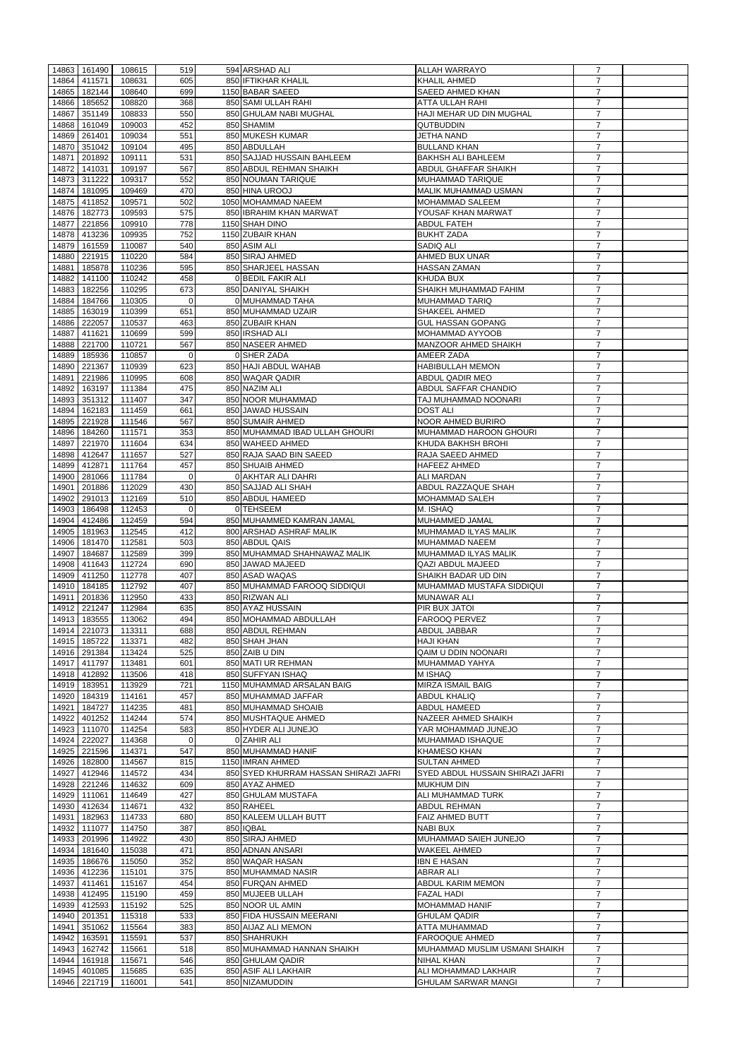| | | | | | | | | |
|---|---|---|---|---|---|---|---|---|
| 14863 | 161490 | 108615 | 519 | 594 | ARSHAD ALI | ALLAH WARRAYO | 7 | |
| 14864 | 411571 | 108631 | 605 | 850 | IFTIKHAR KHALIL | KHALIL AHMED | 7 | |
| 14865 | 182144 | 108640 | 699 | 1150 | BABAR SAEED | SAEED AHMED KHAN | 7 | |
| 14866 | 185652 | 108820 | 368 | 850 | SAMI ULLAH RAHI | ATTA ULLAH RAHI | 7 | |
| 14867 | 351149 | 108833 | 550 | 850 | GHULAM NABI MUGHAL | HAJI MEHAR UD DIN MUGHAL | 7 | |
| 14868 | 161049 | 109003 | 452 | 850 | SHAMIM | QUTBUDDIN | 7 | |
| 14869 | 261401 | 109034 | 551 | 850 | MUKESH KUMAR | JETHA NAND | 7 | |
| 14870 | 351042 | 109104 | 495 | 850 | ABDULLAH | BULLAND KHAN | 7 | |
| 14871 | 201892 | 109111 | 531 | 850 | SAJJAD HUSSAIN BAHLEEM | BAKHSH ALI BAHLEEM | 7 | |
| 14872 | 141031 | 109197 | 567 | 850 | ABDUL REHMAN SHAIKH | ABDUL GHAFFAR SHAIKH | 7 | |
| 14873 | 311222 | 109317 | 552 | 850 | NOUMAN TARIQUE | MUHAMMAD TARIQUE | 7 | |
| 14874 | 181095 | 109469 | 470 | 850 | HINA UROOJ | MALIK MUHAMMAD USMAN | 7 | |
| 14875 | 411852 | 109571 | 502 | 1050 | MOHAMMAD NAEEM | MOHAMMAD SALEEM | 7 | |
| 14876 | 182773 | 109593 | 575 | 850 | IBRAHIM KHAN MARWAT | YOUSAF KHAN MARWAT | 7 | |
| 14877 | 221856 | 109910 | 778 | 1150 | SHAH DINO | ABDUL FATEH | 7 | |
| 14878 | 413236 | 109935 | 752 | 1150 | ZUBAIR KHAN | BUKHT ZADA | 7 | |
| 14879 | 161559 | 110087 | 540 | 850 | ASIM ALI | SADIQ ALI | 7 | |
| 14880 | 221915 | 110220 | 584 | 850 | SIRAJ AHMED | AHMED BUX UNAR | 7 | |
| 14881 | 185878 | 110236 | 595 | 850 | SHARJEEL HASSAN | HASSAN ZAMAN | 7 | |
| 14882 | 141100 | 110242 | 458 | 0 | BEDIL FAKIR ALI | KHUDA BUX | 7 | |
| 14883 | 182256 | 110295 | 673 | 850 | DANIYAL SHAIKH | SHAIKH MUHAMMAD FAHIM | 7 | |
| 14884 | 184766 | 110305 | 0 | 0 | MUHAMMAD TAHA | MUHAMMAD TARIQ | 7 | |
| 14885 | 163019 | 110399 | 651 | 850 | MUHAMMAD UZAIR | SHAKEEL AHMED | 7 | |
| 14886 | 222057 | 110537 | 463 | 850 | ZUBAIR KHAN | GUL HASSAN GOPANG | 7 | |
| 14887 | 411621 | 110699 | 599 | 850 | IRSHAD ALI | MOHAMMAD AYYOOB | 7 | |
| 14888 | 221700 | 110721 | 567 | 850 | NASEER AHMED | MANZOOR AHMED SHAIKH | 7 | |
| 14889 | 185936 | 110857 | 0 | 0 | SHER ZADA | AMEER ZADA | 7 | |
| 14890 | 221367 | 110939 | 623 | 850 | HAJI ABDUL WAHAB | HABIBULLAH MEMON | 7 | |
| 14891 | 221986 | 110995 | 608 | 850 | WAQAR QADIR | ABDUL QADIR MEO | 7 | |
| 14892 | 163197 | 111384 | 475 | 850 | NAZIM ALI | ABDUL SAFFAR CHANDIO | 7 | |
| 14893 | 351312 | 111407 | 347 | 850 | NOOR MUHAMMAD | TAJ MUHAMMAD NOONARI | 7 | |
| 14894 | 162183 | 111459 | 661 | 850 | JAWAD HUSSAIN | DOST ALI | 7 | |
| 14895 | 221928 | 111546 | 567 | 850 | SUMAIR AHMED | NOOR AHMED BURIRO | 7 | |
| 14896 | 184260 | 111571 | 353 | 850 | MUHAMMAD IBAD ULLAH GHOURI | MUHAMMAD HAROON GHOURI | 7 | |
| 14897 | 221970 | 111604 | 634 | 850 | WAHEED AHMED | KHUDA BAKHSH BROHI | 7 | |
| 14898 | 412647 | 111657 | 527 | 850 | RAJA SAAD BIN SAEED | RAJA SAEED AHMED | 7 | |
| 14899 | 412871 | 111764 | 457 | 850 | SHUAIB AHMED | HAFEEZ AHMED | 7 | |
| 14900 | 281066 | 111784 | 0 | 0 | AKHTAR ALI DAHRI | ALI MARDAN | 7 | |
| 14901 | 201886 | 112029 | 430 | 850 | SAJJAD ALI SHAH | ABDUL RAZZAQUE SHAH | 7 | |
| 14902 | 291013 | 112169 | 510 | 850 | ABDUL HAMEED | MOHAMMAD SALEH | 7 | |
| 14903 | 186498 | 112453 | 0 | 0 | TEHSEEM | M. ISHAQ | 7 | |
| 14904 | 412486 | 112459 | 594 | 850 | MUHAMMED KAMRAN JAMAL | MUHAMMED JAMAL | 7 | |
| 14905 | 181963 | 112545 | 412 | 800 | ARSHAD ASHRAF MALIK | MUHMAMAD ILYAS MALIK | 7 | |
| 14906 | 181470 | 112581 | 503 | 850 | ABDUL QAIS | MUHAMMAD NAEEM | 7 | |
| 14907 | 184687 | 112589 | 399 | 850 | MUHAMMAD SHAHNAWAZ MALIK | MUHAMMAD ILYAS MALIK | 7 | |
| 14908 | 411643 | 112724 | 690 | 850 | JAWAD MAJEED | QAZI ABDUL MAJEED | 7 | |
| 14909 | 411250 | 112778 | 407 | 850 | ASAD WAQAS | SHAIKH BADAR UD DIN | 7 | |
| 14910 | 184185 | 112792 | 407 | 850 | MUHAMMAD FAROOQ SIDDIQUI | MUHAMMAD MUSTAFA SIDDIQUI | 7 | |
| 14911 | 201836 | 112950 | 433 | 850 | RIZWAN ALI | MUNAWAR ALI | 7 | |
| 14912 | 221247 | 112984 | 635 | 850 | AYAZ HUSSAIN | PIR BUX JATOI | 7 | |
| 14913 | 183555 | 113062 | 494 | 850 | MOHAMMAD ABDULLAH | FAROOQ PERVEZ | 7 | |
| 14914 | 221073 | 113311 | 688 | 850 | ABDUL REHMAN | ABDUL JABBAR | 7 | |
| 14915 | 185722 | 113371 | 482 | 850 | SHAH JHAN | HAJI KHAN | 7 | |
| 14916 | 291384 | 113424 | 525 | 850 | ZAIB U DIN | QAIM U DDIN NOONARI | 7 | |
| 14917 | 411797 | 113481 | 601 | 850 | MATI UR REHMAN | MUHAMMAD YAHYA | 7 | |
| 14918 | 412892 | 113506 | 418 | 850 | SUFFYAN ISHAQ | M ISHAQ | 7 | |
| 14919 | 183951 | 113929 | 721 | 1150 | MUHAMMAD ARSALAN BAIG | MIRZA ISMAIL BAIG | 7 | |
| 14920 | 184319 | 114161 | 457 | 850 | MUHAMMAD JAFFAR | ABDUL KHALIQ | 7 | |
| 14921 | 184727 | 114235 | 481 | 850 | MUHAMMAD SHOAIB | ABDUL HAMEED | 7 | |
| 14922 | 401252 | 114244 | 574 | 850 | MUSHTAQUE AHMED | NAZEER AHMED SHAIKH | 7 | |
| 14923 | 111070 | 114254 | 583 | 850 | HYDER ALI JUNEJO | YAR MOHAMMAD JUNEJO | 7 | |
| 14924 | 222027 | 114368 | 0 | 0 | ZAHIR ALI | MUHAMMAD ISHAQUE | 7 | |
| 14925 | 221596 | 114371 | 547 | 850 | MUHAMMAD HANIF | KHAMESO KHAN | 7 | |
| 14926 | 182800 | 114567 | 815 | 1150 | IMRAN AHMED | SULTAN AHMED | 7 | |
| 14927 | 412946 | 114572 | 434 | 850 | SYED KHURRAM HASSAN SHIRAZI JAFRI | SYED ABDUL HUSSAIN SHIRAZI JAFRI | 7 | |
| 14928 | 221246 | 114632 | 609 | 850 | AYAZ AHMED | MUKHUM DIN | 7 | |
| 14929 | 111061 | 114649 | 427 | 850 | GHULAM MUSTAFA | ALI MUHAMMAD TURK | 7 | |
| 14930 | 412634 | 114671 | 432 | 850 | RAHEEL | ABDUL REHMAN | 7 | |
| 14931 | 182963 | 114733 | 680 | 850 | KALEEM ULLAH BUTT | FAIZ AHMED BUTT | 7 | |
| 14932 | 111077 | 114750 | 387 | 850 | IQBAL | NABI BUX | 7 | |
| 14933 | 201996 | 114922 | 430 | 850 | SIRAJ AHMED | MUHAMMAD SAIEH JUNEJO | 7 | |
| 14934 | 181640 | 115038 | 471 | 850 | ADNAN ANSARI | WAKEEL AHMED | 7 | |
| 14935 | 186676 | 115050 | 352 | 850 | WAQAR HASAN | IBN E HASAN | 7 | |
| 14936 | 412236 | 115101 | 375 | 850 | MUHAMMAD NASIR | ABRAR ALI | 7 | |
| 14937 | 411461 | 115167 | 454 | 850 | FURQAN AHMED | ABDUL KARIM MEMON | 7 | |
| 14938 | 412495 | 115190 | 459 | 850 | MUJEEB ULLAH | FAZAL HADI | 7 | |
| 14939 | 412593 | 115192 | 525 | 850 | NOOR UL AMIN | MOHAMMAD HANIF | 7 | |
| 14940 | 201351 | 115318 | 533 | 850 | FIDA HUSSAIN MEERANI | GHULAM QADIR | 7 | |
| 14941 | 351062 | 115564 | 383 | 850 | AIJAZ ALI MEMON | ATTA MUHAMMAD | 7 | |
| 14942 | 163591 | 115591 | 537 | 850 | SHAHRUKH | FAROOQUE AHMED | 7 | |
| 14943 | 162742 | 115661 | 518 | 850 | MUHAMMAD HANNAN SHAIKH | MUHAMMAD MUSLIM USMANI SHAIKH | 7 | |
| 14944 | 161918 | 115671 | 546 | 850 | GHULAM QADIR | NIHAL KHAN | 7 | |
| 14945 | 401085 | 115685 | 635 | 850 | ASIF ALI LAKHAIR | ALI MOHAMMAD LAKHAIR | 7 | |
| 14946 | 221719 | 116001 | 541 | 850 | NIZAMUDDIN | GHULAM SARWAR MANGI | 7 | |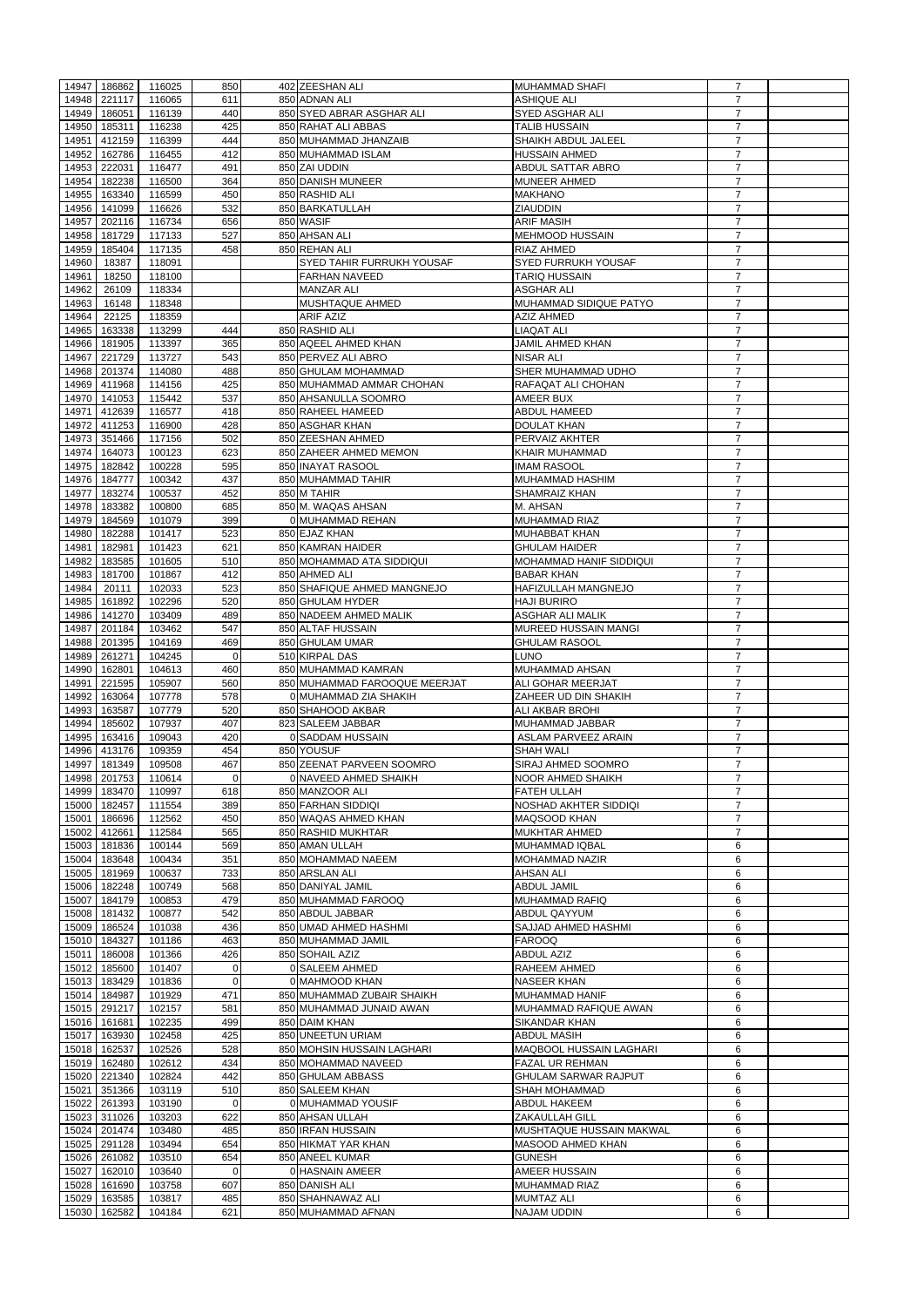| | | | | | | | | |
|---|---|---|---|---|---|---|---|---|
| 14947 | 186862 | 116025 | 850 | 402 | ZEESHAN ALI | MUHAMMAD SHAFI | 7 | |
| 14948 | 221117 | 116065 | 611 | 850 | ADNAN ALI | ASHIQUE ALI | 7 | |
| 14949 | 186051 | 116139 | 440 | 850 | SYED ABRAR ASGHAR ALI | SYED ASGHAR ALI | 7 | |
| 14950 | 185311 | 116238 | 425 | 850 | RAHAT ALI ABBAS | TALIB HUSSAIN | 7 | |
| 14951 | 412159 | 116399 | 444 | 850 | MUHAMMAD JHANZAIB | SHAIKH ABDUL JALEEL | 7 | |
| 14952 | 162786 | 116455 | 412 | 850 | MUHAMMAD ISLAM | HUSSAIN AHMED | 7 | |
| 14953 | 222031 | 116477 | 491 | 850 | ZAI UDDIN | ABDUL SATTAR ABRO | 7 | |
| 14954 | 182238 | 116500 | 364 | 850 | DANISH MUNEER | MUNEER AHMED | 7 | |
| 14955 | 163340 | 116599 | 450 | 850 | RASHID ALI | MAKHANO | 7 | |
| 14956 | 141099 | 116626 | 532 | 850 | BARKATULLAH | ZIAUDDIN | 7 | |
| 14957 | 202116 | 116734 | 656 | 850 | WASIF | ARIF MASIH | 7 | |
| 14958 | 181729 | 117133 | 527 | 850 | AHSAN ALI | MEHMOOD HUSSAIN | 7 | |
| 14959 | 185404 | 117135 | 458 | 850 | REHAN ALI | RIAZ AHMED | 7 | |
| 14960 | 18387 | 118091 | | | SYED TAHIR FURRUKH YOUSAF | SYED FURRUKH YOUSAF | 7 | |
| 14961 | 18250 | 118100 | | | FARHAN NAVEED | TARIQ HUSSAIN | 7 | |
| 14962 | 26109 | 118334 | | | MANZAR ALI | ASGHAR ALI | 7 | |
| 14963 | 16148 | 118348 | | | MUSHTAQUE AHMED | MUHAMMAD SIDIQUE PATYO | 7 | |
| 14964 | 22125 | 118359 | | | ARIF AZIZ | AZIZ AHMED | 7 | |
| 14965 | 163338 | 113299 | 444 | 850 | RASHID ALI | LIAQAT ALI | 7 | |
| 14966 | 181905 | 113397 | 365 | 850 | AQEEL AHMED KHAN | JAMIL AHMED KHAN | 7 | |
| 14967 | 221729 | 113727 | 543 | 850 | PERVEZ ALI ABRO | NISAR ALI | 7 | |
| 14968 | 201374 | 114080 | 488 | 850 | GHULAM MOHAMMAD | SHER MUHAMMAD UDHO | 7 | |
| 14969 | 411968 | 114156 | 425 | 850 | MUHAMMAD AMMAR CHOHAN | RAFAQAT ALI CHOHAN | 7 | |
| 14970 | 141053 | 115442 | 537 | 850 | AHSANULLA SOOMRO | AMEER BUX | 7 | |
| 14971 | 412639 | 116577 | 418 | 850 | RAHEEL HAMEED | ABDUL HAMEED | 7 | |
| 14972 | 411253 | 116900 | 428 | 850 | ASGHAR KHAN | DOULAT KHAN | 7 | |
| 14973 | 351466 | 117156 | 502 | 850 | ZEESHAN AHMED | PERVAIZ AKHTER | 7 | |
| 14974 | 164073 | 100123 | 623 | 850 | ZAHEER AHMED MEMON | KHAIR MUHAMMAD | 7 | |
| 14975 | 182842 | 100228 | 595 | 850 | INAYAT RASOOL | IMAM RASOOL | 7 | |
| 14976 | 184777 | 100342 | 437 | 850 | MUHAMMAD TAHIR | MUHAMMAD HASHIM | 7 | |
| 14977 | 183274 | 100537 | 452 | 850 | M TAHIR | SHAMRAIZ KHAN | 7 | |
| 14978 | 183382 | 100800 | 685 | 850 | M. WAQAS AHSAN | M. AHSAN | 7 | |
| 14979 | 184569 | 101079 | 399 | 0 | MUHAMMAD REHAN | MUHAMMAD RIAZ | 7 | |
| 14980 | 182288 | 101417 | 523 | 850 | EJAZ KHAN | MUHABBAT KHAN | 7 | |
| 14981 | 182981 | 101423 | 621 | 850 | KAMRAN HAIDER | GHULAM HAIDER | 7 | |
| 14982 | 183585 | 101605 | 510 | 850 | MOHAMMAD ATA SIDDIQUI | MOHAMMAD HANIF SIDDIQUI | 7 | |
| 14983 | 181700 | 101867 | 412 | 850 | AHMED ALI | BABAR KHAN | 7 | |
| 14984 | 20111 | 102033 | 523 | 850 | SHAFIQUE AHMED MANGNEJO | HAFIZULLAH MANGNEJO | 7 | |
| 14985 | 161892 | 102296 | 520 | 850 | GHULAM HYDER | HAJI BURIRO | 7 | |
| 14986 | 141270 | 103409 | 489 | 850 | NADEEM AHMED MALIK | ASGHAR ALI MALIK | 7 | |
| 14987 | 201184 | 103462 | 547 | 850 | ALTAF HUSSAIN | MUREED HUSSAIN MANGI | 7 | |
| 14988 | 201395 | 104169 | 469 | 850 | GHULAM UMAR | GHULAM RASOOL | 7 | |
| 14989 | 261271 | 104245 | 0 | 510 | KIRPAL DAS | LUNO | 7 | |
| 14990 | 162801 | 104613 | 460 | 850 | MUHAMMAD KAMRAN | MUHAMMAD AHSAN | 7 | |
| 14991 | 221595 | 105907 | 560 | 850 | MUHAMMAD FAROOQUE MEERJAT | ALI GOHAR MEERJAT | 7 | |
| 14992 | 163064 | 107778 | 578 | 0 | MUHAMMAD ZIA SHAKIH | ZAHEER UD DIN SHAKIH | 7 | |
| 14993 | 163587 | 107779 | 520 | 850 | SHAHOOD AKBAR | ALI AKBAR BROHI | 7 | |
| 14994 | 185602 | 107937 | 407 | 823 | SALEEM JABBAR | MUHAMMAD JABBAR | 7 | |
| 14995 | 163416 | 109043 | 420 | 0 | SADDAM HUSSAIN | ASLAM PARVEEZ ARAIN | 7 | |
| 14996 | 413176 | 109359 | 454 | 850 | YOUSUF | SHAH WALI | 7 | |
| 14997 | 181349 | 109508 | 467 | 850 | ZEENAT PARVEEN SOOMRO | SIRAJ AHMED SOOMRO | 7 | |
| 14998 | 201753 | 110614 | 0 | 0 | NAVEED AHMED SHAIKH | NOOR AHMED SHAIKH | 7 | |
| 14999 | 183470 | 110997 | 618 | 850 | MANZOOR ALI | FATEH ULLAH | 7 | |
| 15000 | 182457 | 111554 | 389 | 850 | FARHAN SIDDIQI | NOSHAD AKHTER SIDDIQI | 7 | |
| 15001 | 186696 | 112562 | 450 | 850 | WAQAS AHMED KHAN | MAQSOOD KHAN | 7 | |
| 15002 | 412661 | 112584 | 565 | 850 | RASHID MUKHTAR | MUKHTAR AHMED | 7 | |
| 15003 | 181836 | 100144 | 569 | 850 | AMAN ULLAH | MUHAMMAD IQBAL | 6 | |
| 15004 | 183648 | 100434 | 351 | 850 | MOHAMMAD NAEEM | MOHAMMAD NAZIR | 6 | |
| 15005 | 181969 | 100637 | 733 | 850 | ARSLAN ALI | AHSAN ALI | 6 | |
| 15006 | 182248 | 100749 | 568 | 850 | DANIYAL JAMIL | ABDUL JAMIL | 6 | |
| 15007 | 184179 | 100853 | 479 | 850 | MUHAMMAD FAROOQ | MUHAMMAD RAFIQ | 6 | |
| 15008 | 181432 | 100877 | 542 | 850 | ABDUL JABBAR | ABDUL QAYYUM | 6 | |
| 15009 | 186524 | 101038 | 436 | 850 | UMAD AHMED HASHMI | SAJJAD AHMED HASHMI | 6 | |
| 15010 | 184327 | 101186 | 463 | 850 | MUHAMMAD JAMIL | FAROOQ | 6 | |
| 15011 | 186008 | 101366 | 426 | 850 | SOHAIL AZIZ | ABDUL AZIZ | 6 | |
| 15012 | 185600 | 101407 | 0 | 0 | SALEEM AHMED | RAHEEM AHMED | 6 | |
| 15013 | 183429 | 101836 | 0 | 0 | MAHMOOD KHAN | NASEER KHAN | 6 | |
| 15014 | 184987 | 101929 | 471 | 850 | MUHAMMAD ZUBAIR SHAIKH | MUHAMMAD HANIF | 6 | |
| 15015 | 291217 | 102157 | 581 | 850 | MUHAMMAD JUNAID AWAN | MUHAMMAD RAFIQUE AWAN | 6 | |
| 15016 | 161681 | 102235 | 499 | 850 | DAIM KHAN | SIKANDAR KHAN | 6 | |
| 15017 | 163930 | 102458 | 425 | 850 | UNEETUN URIAM | ABDUL MASIH | 6 | |
| 15018 | 162537 | 102526 | 528 | 850 | MOHSIN HUSSAIN LAGHARI | MAQBOOL HUSSAIN LAGHARI | 6 | |
| 15019 | 162480 | 102612 | 434 | 850 | MOHAMMAD NAVEED | FAZAL UR REHMAN | 6 | |
| 15020 | 221340 | 102824 | 442 | 850 | GHULAM ABBASS | GHULAM SARWAR RAJPUT | 6 | |
| 15021 | 351366 | 103119 | 510 | 850 | SALEEM KHAN | SHAH MOHAMMAD | 6 | |
| 15022 | 261393 | 103190 | 0 | 0 | MUHAMMAD YOUSIF | ABDUL HAKEEM | 6 | |
| 15023 | 311026 | 103203 | 622 | 850 | AHSAN ULLAH | ZAKAULLAH GILL | 6 | |
| 15024 | 201474 | 103480 | 485 | 850 | IRFAN HUSSAIN | MUSHTAQUE HUSSAIN MAKWAL | 6 | |
| 15025 | 291128 | 103494 | 654 | 850 | HIKMAT YAR KHAN | MASOOD AHMED KHAN | 6 | |
| 15026 | 261082 | 103510 | 654 | 850 | ANEEL KUMAR | GUNESH | 6 | |
| 15027 | 162010 | 103640 | 0 | 0 | HASNAIN AMEER | AMEER HUSSAIN | 6 | |
| 15028 | 161690 | 103758 | 607 | 850 | DANISH ALI | MUHAMMAD RIAZ | 6 | |
| 15029 | 163585 | 103817 | 485 | 850 | SHAHNAWAZ ALI | MUMTAZ ALI | 6 | |
| 15030 | 162582 | 104184 | 621 | 850 | MUHAMMAD AFNAN | NAJAM UDDIN | 6 | |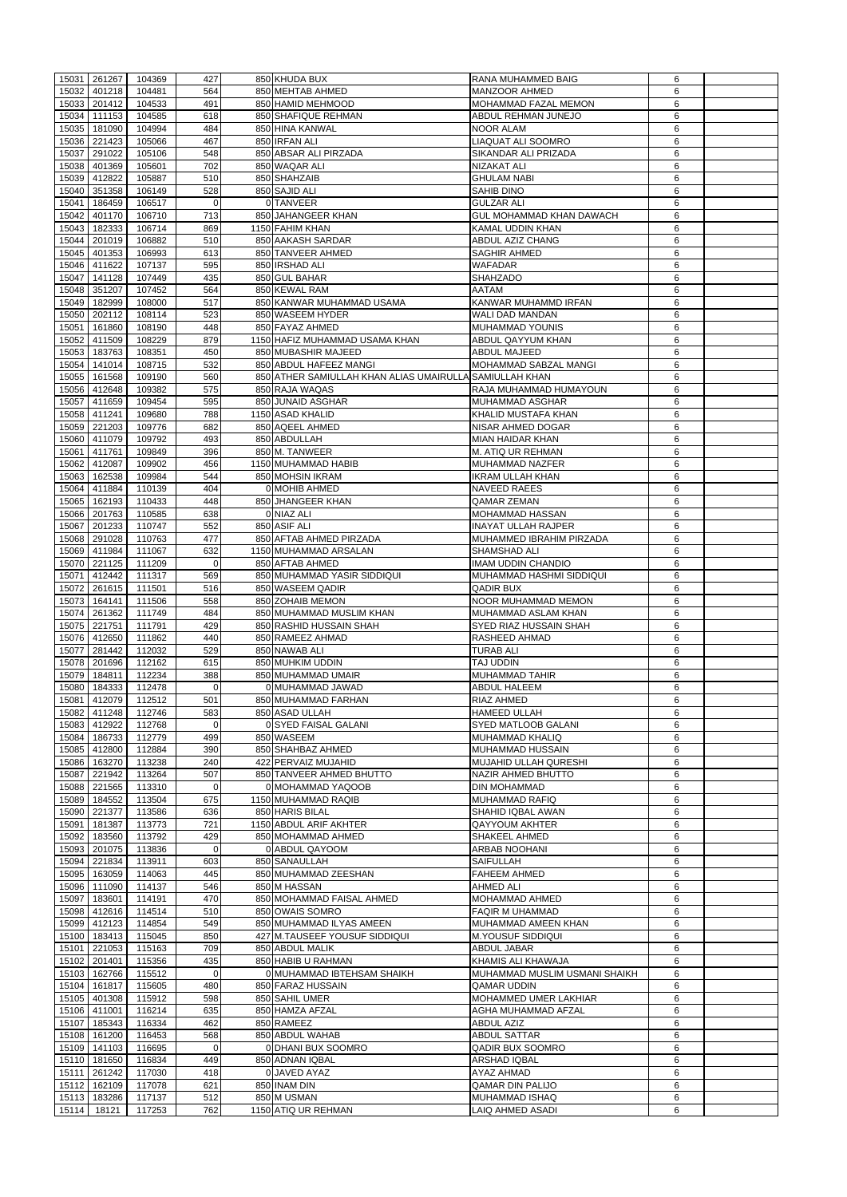| | | | | | | | | |
|---|---|---|---|---|---|---|---|---|
| 15031 | 261267 | 104369 | 427 | 850 | KHUDA BUX | RANA MUHAMMED BAIG | 6 | |
| 15032 | 401218 | 104481 | 564 | 850 | MEHTAB AHMED | MANZOOR AHMED | 6 | |
| 15033 | 201412 | 104533 | 491 | 850 | HAMID MEHMOOD | MOHAMMAD FAZAL MEMON | 6 | |
| 15034 | 111153 | 104585 | 618 | 850 | SHAFIQUE REHMAN | ABDUL REHMAN JUNEJO | 6 | |
| 15035 | 181090 | 104994 | 484 | 850 | HINA KANWAL | NOOR ALAM | 6 | |
| 15036 | 221423 | 105066 | 467 | 850 | IRFAN ALI | LIAQUAT ALI SOOMRO | 6 | |
| 15037 | 291022 | 105106 | 548 | 850 | ABSAR ALI PIRZADA | SIKANDAR ALI PRIZADA | 6 | |
| 15038 | 401369 | 105601 | 702 | 850 | WAQAR ALI | NIZAKAT ALI | 6 | |
| 15039 | 412822 | 105887 | 510 | 850 | SHAHZAIB | GHULAM NABI | 6 | |
| 15040 | 351358 | 106149 | 528 | 850 | SAJID ALI | SAHIB DINO | 6 | |
| 15041 | 186459 | 106517 | 0 | 0 | TANVEER | GULZAR ALI | 6 | |
| 15042 | 401170 | 106710 | 713 | 850 | JAHANGEER KHAN | GUL MOHAMMAD KHAN DAWACH | 6 | |
| 15043 | 182333 | 106714 | 869 | 1150 | FAHIM KHAN | KAMAL UDDIN KHAN | 6 | |
| 15044 | 201019 | 106882 | 510 | 850 | AAKASH SARDAR | ABDUL AZIZ CHANG | 6 | |
| 15045 | 401353 | 106993 | 613 | 850 | TANVEER AHMED | SAGHIR AHMED | 6 | |
| 15046 | 411622 | 107137 | 595 | 850 | IRSHAD ALI | WAFADAR | 6 | |
| 15047 | 141128 | 107449 | 435 | 850 | GUL BAHAR | SHAHZADO | 6 | |
| 15048 | 351207 | 107452 | 564 | 850 | KEWAL RAM | AATAM | 6 | |
| 15049 | 182999 | 108000 | 517 | 850 | KANWAR MUHAMMAD USAMA | KANWAR MUHAMMD IRFAN | 6 | |
| 15050 | 202112 | 108114 | 523 | 850 | WASEEM HYDER | WALI DAD MANDAN | 6 | |
| 15051 | 161860 | 108190 | 448 | 850 | FAYAZ AHMED | MUHAMMAD YOUNIS | 6 | |
| 15052 | 411509 | 108229 | 879 | 1150 | HAFIZ MUHAMMAD USAMA KHAN | ABDUL QAYYUM KHAN | 6 | |
| 15053 | 183763 | 108351 | 450 | 850 | MUBASHIR MAJEED | ABDUL MAJEED | 6 | |
| 15054 | 141014 | 108715 | 532 | 850 | ABDUL HAFEEZ MANGI | MOHAMMAD SABZAL MANGI | 6 | |
| 15055 | 161568 | 109190 | 560 | 850 | ATHER SAMIULLAH KHAN ALIAS UMAIRULLA | SAMIULLAH KHAN | 6 | |
| 15056 | 412648 | 109382 | 575 | 850 | RAJA WAQAS | RAJA MUHAMMAD HUMAYOUN | 6 | |
| 15057 | 411659 | 109454 | 595 | 850 | JUNAID ASGHAR | MUHAMMAD ASGHAR | 6 | |
| 15058 | 411241 | 109680 | 788 | 1150 | ASAD KHALID | KHALID MUSTAFA KHAN | 6 | |
| 15059 | 221203 | 109776 | 682 | 850 | AQEEL AHMED | NISAR AHMED DOGAR | 6 | |
| 15060 | 411079 | 109792 | 493 | 850 | ABDULLAH | MIAN HAIDAR KHAN | 6 | |
| 15061 | 411761 | 109849 | 396 | 850 | M. TANWEER | M. ATIQ UR REHMAN | 6 | |
| 15062 | 412087 | 109902 | 456 | 1150 | MUHAMMAD HABIB | MUHAMMAD NAZFER | 6 | |
| 15063 | 162538 | 109984 | 544 | 850 | MOHSIN IKRAM | IKRAM ULLAH KHAN | 6 | |
| 15064 | 411884 | 110139 | 404 | 0 | MOHIB AHMED | NAVEED RAEES | 6 | |
| 15065 | 162193 | 110433 | 448 | 850 | JHANGEER KHAN | QAMAR ZEMAN | 6 | |
| 15066 | 201763 | 110585 | 638 | 0 | NIAZ ALI | MOHAMMAD HASSAN | 6 | |
| 15067 | 201233 | 110747 | 552 | 850 | ASIF ALI | INAYAT ULLAH RAJPER | 6 | |
| 15068 | 291028 | 110763 | 477 | 850 | AFTAB AHMED PIRZADA | MUHAMMED IBRAHIM PIRZADA | 6 | |
| 15069 | 411984 | 111067 | 632 | 1150 | MUHAMMAD ARSALAN | SHAMSHAD ALI | 6 | |
| 15070 | 221125 | 111209 | 0 | 850 | AFTAB AHMED | IMAM UDDIN CHANDIO | 6 | |
| 15071 | 412442 | 111317 | 569 | 850 | MUHAMMAD YASIR SIDDIQUI | MUHAMMAD HASHMI SIDDIQUI | 6 | |
| 15072 | 261615 | 111501 | 516 | 850 | WASEEM QADIR | QADIR BUX | 6 | |
| 15073 | 164141 | 111506 | 558 | 850 | ZOHAIB MEMON | NOOR MUHAMMAD MEMON | 6 | |
| 15074 | 261362 | 111749 | 484 | 850 | MUHAMMAD MUSLIM KHAN | MUHAMMAD ASLAM KHAN | 6 | |
| 15075 | 221751 | 111791 | 429 | 850 | RASHID HUSSAIN SHAH | SYED RIAZ HUSSAIN SHAH | 6 | |
| 15076 | 412650 | 111862 | 440 | 850 | RAMEEZ AHMAD | RASHEED AHMAD | 6 | |
| 15077 | 281442 | 112032 | 529 | 850 | NAWAB ALI | TURAB ALI | 6 | |
| 15078 | 201696 | 112162 | 615 | 850 | MUHKIM UDDIN | TAJ UDDIN | 6 | |
| 15079 | 184811 | 112234 | 388 | 850 | MUHAMMAD UMAIR | MUHAMMAD TAHIR | 6 | |
| 15080 | 184333 | 112478 | 0 | 0 | MUHAMMAD JAWAD | ABDUL HALEEM | 6 | |
| 15081 | 412079 | 112512 | 501 | 850 | MUHAMMAD FARHAN | RIAZ AHMED | 6 | |
| 15082 | 411248 | 112746 | 583 | 850 | ASAD ULLAH | HAMEED ULLAH | 6 | |
| 15083 | 412922 | 112768 | 0 | 0 | SYED FAISAL GALANI | SYED MATLOOB GALANI | 6 | |
| 15084 | 186733 | 112779 | 499 | 850 | WASEEM | MUHAMMAD KHALIQ | 6 | |
| 15085 | 412800 | 112884 | 390 | 850 | SHAHBAZ AHMED | MUHAMMAD HUSSAIN | 6 | |
| 15086 | 163270 | 113238 | 240 | 422 | PERVAIZ MUJAHID | MUJAHID ULLAH QURESHI | 6 | |
| 15087 | 221942 | 113264 | 507 | 850 | TANVEER AHMED BHUTTO | NAZIR AHMED BHUTTO | 6 | |
| 15088 | 221565 | 113310 | 0 | 0 | MOHAMMAD YAQOOB | DIN MOHAMMAD | 6 | |
| 15089 | 184552 | 113504 | 675 | 1150 | MUHAMMAD RAQIB | MUHAMMAD RAFIQ | 6 | |
| 15090 | 221377 | 113586 | 636 | 850 | HARIS BILAL | SHAHID IQBAL AWAN | 6 | |
| 15091 | 181387 | 113773 | 721 | 1150 | ABDUL ARIF AKHTER | QAYYOUM AKHTER | 6 | |
| 15092 | 183560 | 113792 | 429 | 850 | MOHAMMAD AHMED | SHAKEEL AHMED | 6 | |
| 15093 | 201075 | 113836 | 0 | 0 | ABDUL QAYOOM | ARBAB NOOHANI | 6 | |
| 15094 | 221834 | 113911 | 603 | 850 | SANAULLAH | SAIFULLAH | 6 | |
| 15095 | 163059 | 114063 | 445 | 850 | MUHAMMAD ZEESHAN | FAHEEM AHMED | 6 | |
| 15096 | 111090 | 114137 | 546 | 850 | M HASSAN | AHMED ALI | 6 | |
| 15097 | 183601 | 114191 | 470 | 850 | MOHAMMAD FAISAL AHMED | MOHAMMAD AHMED | 6 | |
| 15098 | 412616 | 114514 | 510 | 850 | OWAIS SOMRO | FAQIR M UHAMMAD | 6 | |
| 15099 | 412123 | 114854 | 549 | 850 | MUHAMMAD ILYAS AMEEN | MUHAMMAD AMEEN KHAN | 6 | |
| 15100 | 183413 | 115045 | 850 | 427 | M.TAUSEEF YOUSUF SIDDIQUI | M.YOUSUF SIDDIQUI | 6 | |
| 15101 | 221053 | 115163 | 709 | 850 | ABDUL MALIK | ABDUL JABAR | 6 | |
| 15102 | 201401 | 115356 | 435 | 850 | HABIB U RAHMAN | KHAMIS ALI KHAWAJA | 6 | |
| 15103 | 162766 | 115512 | 0 | 0 | MUHAMMAD IBTEHSAM SHAIKH | MUHAMMAD MUSLIM USMANI SHAIKH | 6 | |
| 15104 | 161817 | 115605 | 480 | 850 | FARAZ HUSSAIN | QAMAR UDDIN | 6 | |
| 15105 | 401308 | 115912 | 598 | 850 | SAHIL UMER | MOHAMMED UMER LAKHIAR | 6 | |
| 15106 | 411001 | 116214 | 635 | 850 | HAMZA AFZAL | AGHA MUHAMMAD AFZAL | 6 | |
| 15107 | 185343 | 116334 | 462 | 850 | RAMEEZ | ABDUL AZIZ | 6 | |
| 15108 | 161200 | 116453 | 568 | 850 | ABDUL WAHAB | ABDUL SATTAR | 6 | |
| 15109 | 141103 | 116695 | 0 | 0 | DHANI BUX SOOMRO | QADIR BUX SOOMRO | 6 | |
| 15110 | 181650 | 116834 | 449 | 850 | ADNAN IQBAL | ARSHAD IQBAL | 6 | |
| 15111 | 261242 | 117030 | 418 | 0 | JAVED AYAZ | AYAZ AHMAD | 6 | |
| 15112 | 162109 | 117078 | 621 | 850 | INAM DIN | QAMAR DIN PALIJO | 6 | |
| 15113 | 183286 | 117137 | 512 | 850 | M USMAN | MUHAMMAD ISHAQ | 6 | |
| 15114 | 18121 | 117253 | 762 | 1150 | ATIQ UR REHMAN | LAIQ AHMED ASADI | 6 | |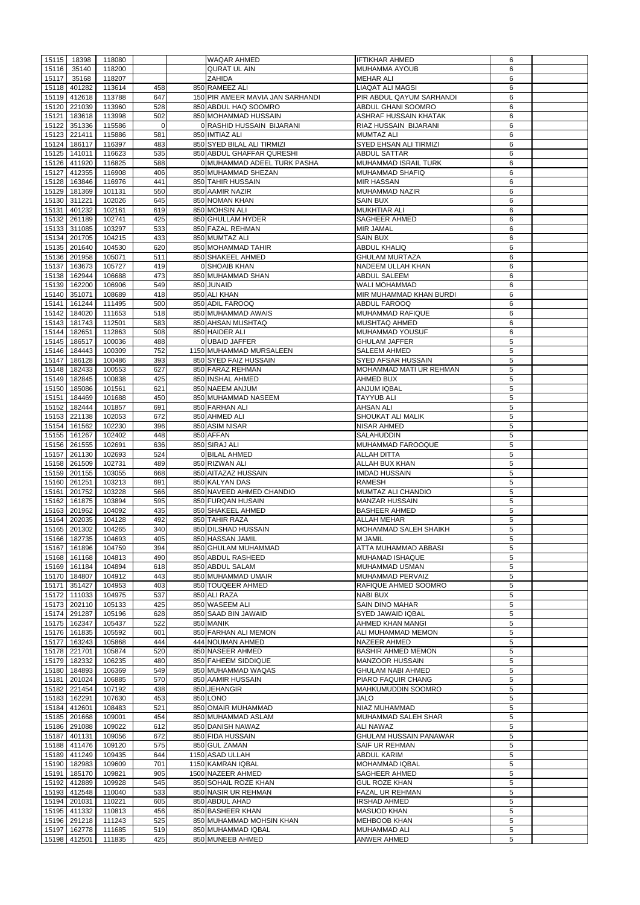| | | | | | | | | |
|---|---|---|---|---|---|---|---|---|
| 15115 | 18398 | 118080 | | | WAQAR AHMED | IFTIKHAR AHMED | 6 | |
| 15116 | 35140 | 118200 | | | QURAT UL AIN | MUHAMMA AYOUB | 6 | |
| 15117 | 35168 | 118207 | | | ZAHIDA | MEHAR ALI | 6 | |
| 15118 | 401282 | 113614 | 458 | 850 | RAMEEZ ALI | LIAQAT ALI MAGSI | 6 | |
| 15119 | 412618 | 113788 | 647 | 150 | PIR AMEER MAVIA JAN SARHANDI | PIR ABDUL QAYUM SARHANDI | 6 | |
| 15120 | 221039 | 113960 | 528 | 850 | ABDUL HAQ SOOMRO | ABDUL GHANI SOOMRO | 6 | |
| 15121 | 183618 | 113998 | 502 | 850 | MOHAMMAD HUSSAIN | ASHRAF HUSSAIN KHATAK | 6 | |
| 15122 | 351336 | 115586 | 0 | 0 | RASHID HUSSAIN BIJARANI | RIAZ HUSSAIN BIJARANI | 6 | |
| 15123 | 221411 | 115886 | 581 | 850 | IMTIAZ ALI | MUMTAZ ALI | 6 | |
| 15124 | 186117 | 116397 | 483 | 850 | SYED BILAL ALI TIRMIZI | SYED EHSAN ALI TIRMIZI | 6 | |
| 15125 | 141011 | 116623 | 535 | 850 | ABDUL GHAFFAR QURESHI | ABDUL SATTAR | 6 | |
| 15126 | 411920 | 116825 | 588 | 0 | MUHAMMAD ADEEL TURK PASHA | MUHAMMAD ISRAIL TURK | 6 | |
| 15127 | 412355 | 116908 | 406 | 850 | MUHAMMAD SHEZAN | MUHAMMAD SHAFIQ | 6 | |
| 15128 | 163846 | 116976 | 441 | 850 | TAHIR HUSSAIN | MIR HASSAN | 6 | |
| 15129 | 181369 | 101131 | 550 | 850 | AAMIR NAZIR | MUHAMMAD NAZIR | 6 | |
| 15130 | 311221 | 102026 | 645 | 850 | NOMAN KHAN | SAIN BUX | 6 | |
| 15131 | 401232 | 102161 | 619 | 850 | MOHSIN ALI | MUKHTIAR ALI | 6 | |
| 15132 | 261189 | 102741 | 425 | 850 | GHULLAM HYDER | SAGHEER AHMED | 6 | |
| 15133 | 311085 | 103297 | 533 | 850 | FAZAL REHMAN | MIR JAMAL | 6 | |
| 15134 | 201705 | 104215 | 433 | 850 | MUMTAZ ALI | SAIN BUX | 6 | |
| 15135 | 201640 | 104530 | 620 | 850 | MOHAMMAD TAHIR | ABDUL KHALIQ | 6 | |
| 15136 | 201958 | 105071 | 511 | 850 | SHAKEEL AHMED | GHULAM MURTAZA | 6 | |
| 15137 | 163673 | 105727 | 419 | 0 | SHOAIB KHAN | NADEEM ULLAH KHAN | 6 | |
| 15138 | 162944 | 106688 | 473 | 850 | MUHAMMAD SHAN | ABDUL SALEEM | 6 | |
| 15139 | 162200 | 106906 | 549 | 850 | JUNAID | WALI MOHAMMAD | 6 | |
| 15140 | 351071 | 108689 | 418 | 850 | ALI KHAN | MIR MUHAMMAD KHAN BURDI | 6 | |
| 15141 | 161244 | 111495 | 500 | 850 | ADIL FAROOQ | ABDUL FAROOQ | 6 | |
| 15142 | 184020 | 111653 | 518 | 850 | MUHAMMAD AWAIS | MUHAMMAD RAFIQUE | 6 | |
| 15143 | 181743 | 112501 | 583 | 850 | AHSAN MUSHTAQ | MUSHTAQ AHMED | 6 | |
| 15144 | 182651 | 112863 | 508 | 850 | HAIDER ALI | MUHAMMAD YOUSUF | 6 | |
| 15145 | 186517 | 100036 | 488 | 0 | UBAID JAFFER | GHULAM JAFFER | 5 | |
| 15146 | 184443 | 100309 | 752 | 1150 | MUHAMMAD MURSALEEN | SALEEM AHMED | 5 | |
| 15147 | 186128 | 100486 | 393 | 850 | SYED FAIZ HUSSAIN | SYED AFSAR HUSSAIN | 5 | |
| 15148 | 182433 | 100553 | 627 | 850 | FARAZ REHMAN | MOHAMMAD MATI UR REHMAN | 5 | |
| 15149 | 182845 | 100838 | 425 | 850 | INSHAL AHMED | AHMED BUX | 5 | |
| 15150 | 185086 | 101561 | 621 | 850 | NAEEM ANJUM | ANJUM IQBAL | 5 | |
| 15151 | 184469 | 101688 | 450 | 850 | MUHAMMAD NASEEM | TAYYUB ALI | 5 | |
| 15152 | 182444 | 101857 | 691 | 850 | FARHAN ALI | AHSAN ALI | 5 | |
| 15153 | 221138 | 102053 | 672 | 850 | AHMED ALI | SHOUKAT ALI MALIK | 5 | |
| 15154 | 161562 | 102230 | 396 | 850 | ASIM NISAR | NISAR AHMED | 5 | |
| 15155 | 161267 | 102402 | 448 | 850 | AFFAN | SALAHUDDIN | 5 | |
| 15156 | 261555 | 102691 | 636 | 850 | SIRAJ ALI | MUHAMMAD FAROOQUE | 5 | |
| 15157 | 261130 | 102693 | 524 | 0 | BILAL AHMED | ALLAH DITTA | 5 | |
| 15158 | 261509 | 102731 | 489 | 850 | RIZWAN ALI | ALLAH BUX KHAN | 5 | |
| 15159 | 201155 | 103055 | 668 | 850 | AITAZAZ HUSSAIN | IMDAD HUSSAIN | 5 | |
| 15160 | 261251 | 103213 | 691 | 850 | KALYAN DAS | RAMESH | 5 | |
| 15161 | 201752 | 103228 | 566 | 850 | NAVEED AHMED CHANDIO | MUMTAZ ALI CHANDIO | 5 | |
| 15162 | 161875 | 103894 | 595 | 850 | FURQAN HUSAIN | MANZAR HUSSAIN | 5 | |
| 15163 | 201962 | 104092 | 435 | 850 | SHAKEEL AHMED | BASHEER AHMED | 5 | |
| 15164 | 202035 | 104128 | 492 | 850 | TAHIR RAZA | ALLAH MEHAR | 5 | |
| 15165 | 201302 | 104265 | 340 | 850 | DILSHAD HUSSAIN | MOHAMMAD SALEH SHAIKH | 5 | |
| 15166 | 182735 | 104693 | 405 | 850 | HASSAN JAMIL | M JAMIL | 5 | |
| 15167 | 161896 | 104759 | 394 | 850 | GHULAM MUHAMMAD | ATTA MUHAMMAD ABBASI | 5 | |
| 15168 | 161168 | 104813 | 490 | 850 | ABDUL RASHEED | MUHAMAD ISHAQUE | 5 | |
| 15169 | 161184 | 104894 | 618 | 850 | ABDUL SALAM | MUHAMMAD USMAN | 5 | |
| 15170 | 184807 | 104912 | 443 | 850 | MUHAMMAD UMAIR | MUHAMMAD PERVAIZ | 5 | |
| 15171 | 351427 | 104953 | 403 | 850 | TOUQEER AHMED | RAFIQUE AHMED SOOMRO | 5 | |
| 15172 | 111033 | 104975 | 537 | 850 | ALI RAZA | NABI BUX | 5 | |
| 15173 | 202110 | 105133 | 425 | 850 | WASEEM ALI | SAIN DINO MAHAR | 5 | |
| 15174 | 291287 | 105196 | 628 | 850 | SAAD BIN JAWAID | SYED JAWAID IQBAL | 5 | |
| 15175 | 162347 | 105437 | 522 | 850 | MANIK | AHMED KHAN MANGI | 5 | |
| 15176 | 161835 | 105592 | 601 | 850 | FARHAN ALI MEMON | ALI MUHAMMAD MEMON | 5 | |
| 15177 | 163243 | 105868 | 444 | 444 | NOUMAN AHMED | NAZEER AHMED | 5 | |
| 15178 | 221701 | 105874 | 520 | 850 | NASEER AHMED | BASHIR AHMED MEMON | 5 | |
| 15179 | 182332 | 106235 | 480 | 850 | FAHEEM SIDDIQUE | MANZOOR HUSSAIN | 5 | |
| 15180 | 184893 | 106369 | 549 | 850 | MUHAMMAD WAQAS | GHULAM NABI AHMED | 5 | |
| 15181 | 201024 | 106885 | 570 | 850 | AAMIR HUSSAIN | PIARO FAQUIR CHANG | 5 | |
| 15182 | 221454 | 107192 | 438 | 850 | JEHANGIR | MAHKUMUDDIN SOOMRO | 5 | |
| 15183 | 162291 | 107630 | 453 | 850 | LONO | JALO | 5 | |
| 15184 | 412601 | 108483 | 521 | 850 | OMAIR MUHAMMAD | NIAZ MUHAMMAD | 5 | |
| 15185 | 201668 | 109001 | 454 | 850 | MUHAMMAD ASLAM | MUHAMMAD SALEH SHAR | 5 | |
| 15186 | 291088 | 109022 | 612 | 850 | DANISH NAWAZ | ALI NAWAZ | 5 | |
| 15187 | 401131 | 109056 | 672 | 850 | FIDA HUSSAIN | GHULAM HUSSAIN PANAWAR | 5 | |
| 15188 | 411476 | 109120 | 575 | 850 | GUL ZAMAN | SAIF UR REHMAN | 5 | |
| 15189 | 411249 | 109435 | 644 | 1150 | ASAD ULLAH | ABDUL KARIM | 5 | |
| 15190 | 182983 | 109609 | 701 | 1150 | KAMRAN IQBAL | MOHAMMAD IQBAL | 5 | |
| 15191 | 185170 | 109821 | 905 | 1500 | NAZEER AHMED | SAGHEER AHMED | 5 | |
| 15192 | 412889 | 109928 | 545 | 850 | SOHAIL ROZE KHAN | GUL ROZE KHAN | 5 | |
| 15193 | 412548 | 110040 | 533 | 850 | NASIR UR REHMAN | FAZAL UR REHMAN | 5 | |
| 15194 | 201031 | 110221 | 605 | 850 | ABDUL AHAD | IRSHAD AHMED | 5 | |
| 15195 | 411332 | 110813 | 456 | 850 | BASHEER KHAN | MASUOD KHAN | 5 | |
| 15196 | 291218 | 111243 | 525 | 850 | MUHAMMAD MOHSIN KHAN | MEHBOOB KHAN | 5 | |
| 15197 | 162778 | 111685 | 519 | 850 | MUHAMMAD IQBAL | MUHAMMAD ALI | 5 | |
| 15198 | 412501 | 111835 | 425 | 850 | MUNEEB AHMED | ANWER AHMED | 5 | |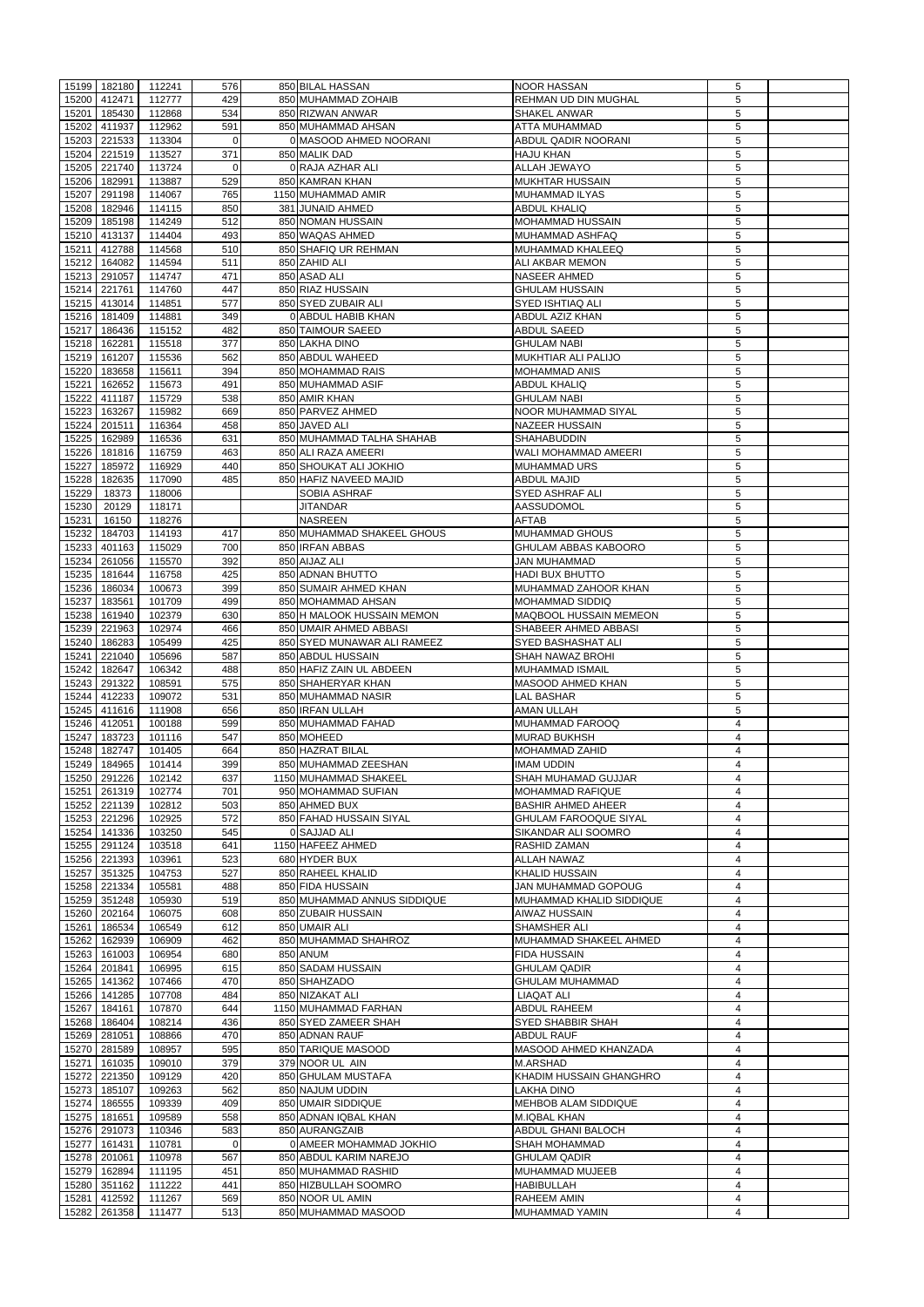| | | | | | | | | |
|---|---|---|---|---|---|---|---|---|
| 15199 | 182180 | 112241 | 576 | 850 | BILAL HASSAN | NOOR HASSAN | 5 | |
| 15200 | 412471 | 112777 | 429 | 850 | MUHAMMAD ZOHAIB | REHMAN UD DIN MUGHAL | 5 | |
| 15201 | 185430 | 112868 | 534 | 850 | RIZWAN ANWAR | SHAKEL ANWAR | 5 | |
| 15202 | 411937 | 112962 | 591 | 850 | MUHAMMAD AHSAN | ATTA MUHAMMAD | 5 | |
| 15203 | 221533 | 113304 | 0 | 0 | MASOOD AHMED NOORANI | ABDUL QADIR NOORANI | 5 | |
| 15204 | 221519 | 113527 | 371 | 850 | MALIK DAD | HAJU KHAN | 5 | |
| 15205 | 221740 | 113724 | 0 | 0 | RAJA AZHAR ALI | ALLAH JEWAYO | 5 | |
| 15206 | 182991 | 113887 | 529 | 850 | KAMRAN KHAN | MUKHTAR HUSSAIN | 5 | |
| 15207 | 291198 | 114067 | 765 | 1150 | MUHAMMAD AMIR | MUHAMMAD ILYAS | 5 | |
| 15208 | 182946 | 114115 | 850 | 381 | JUNAID AHMED | ABDUL KHALIQ | 5 | |
| 15209 | 185198 | 114249 | 512 | 850 | NOMAN HUSSAIN | MOHAMMAD HUSSAIN | 5 | |
| 15210 | 413137 | 114404 | 493 | 850 | WAQAS AHMED | MUHAMMAD ASHFAQ | 5 | |
| 15211 | 412788 | 114568 | 510 | 850 | SHAFIQ UR REHMAN | MUHAMMAD KHALEEQ | 5 | |
| 15212 | 164082 | 114594 | 511 | 850 | ZAHID ALI | ALI AKBAR MEMON | 5 | |
| 15213 | 291057 | 114747 | 471 | 850 | ASAD ALI | NASEER AHMED | 5 | |
| 15214 | 221761 | 114760 | 447 | 850 | RIAZ HUSSAIN | GHULAM HUSSAIN | 5 | |
| 15215 | 413014 | 114851 | 577 | 850 | SYED ZUBAIR ALI | SYED ISHTIAQ ALI | 5 | |
| 15216 | 181409 | 114881 | 349 | 0 | ABDUL HABIB KHAN | ABDUL AZIZ KHAN | 5 | |
| 15217 | 186436 | 115152 | 482 | 850 | TAIMOUR SAEED | ABDUL SAEED | 5 | |
| 15218 | 162281 | 115518 | 377 | 850 | LAKHA DINO | GHULAM NABI | 5 | |
| 15219 | 161207 | 115536 | 562 | 850 | ABDUL WAHEED | MUKHTIAR ALI PALIJO | 5 | |
| 15220 | 183658 | 115611 | 394 | 850 | MOHAMMAD RAIS | MOHAMMAD ANIS | 5 | |
| 15221 | 162652 | 115673 | 491 | 850 | MUHAMMAD ASIF | ABDUL KHALIQ | 5 | |
| 15222 | 411187 | 115729 | 538 | 850 | AMIR KHAN | GHULAM NABI | 5 | |
| 15223 | 163267 | 115982 | 669 | 850 | PARVEZ AHMED | NOOR MUHAMMAD SIYAL | 5 | |
| 15224 | 201511 | 116364 | 458 | 850 | JAVED ALI | NAZEER HUSSAIN | 5 | |
| 15225 | 162989 | 116536 | 631 | 850 | MUHAMMAD TALHA SHAHAB | SHAHABUDDIN | 5 | |
| 15226 | 181816 | 116759 | 463 | 850 | ALI RAZA AMEERI | WALI MOHAMMAD AMEERI | 5 | |
| 15227 | 185972 | 116929 | 440 | 850 | SHOUKAT ALI JOKHIO | MUHAMMAD URS | 5 | |
| 15228 | 182635 | 117090 | 485 | 850 | HAFIZ NAVEED MAJID | ABDUL MAJID | 5 | |
| 15229 | 18373 | 118006 | | | SOBIA ASHRAF | SYED ASHRAF ALI | 5 | |
| 15230 | 20129 | 118171 | | | JITANDAR | AASSUDOMOL | 5 | |
| 15231 | 16150 | 118276 | | | NASREEN | AFTAB | 5 | |
| 15232 | 184703 | 114193 | 417 | 850 | MUHAMMAD SHAKEEL GHOUS | MUHAMMAD GHOUS | 5 | |
| 15233 | 401163 | 115029 | 700 | 850 | IRFAN ABBAS | GHULAM ABBAS KABOORO | 5 | |
| 15234 | 261056 | 115570 | 392 | 850 | AIJAZ ALI | JAN MUHAMMAD | 5 | |
| 15235 | 181644 | 116758 | 425 | 850 | ADNAN BHUTTO | HADI BUX BHUTTO | 5 | |
| 15236 | 186034 | 100673 | 399 | 850 | SUMAIR AHMED KHAN | MUHAMMAD ZAHOOR KHAN | 5 | |
| 15237 | 183561 | 101709 | 499 | 850 | MOHAMMAD AHSAN | MOHAMMAD SIDDIQ | 5 | |
| 15238 | 161940 | 102379 | 630 | 850 | H MALOOK HUSSAIN MEMON | MAQBOOL HUSSAIN MEMEON | 5 | |
| 15239 | 221963 | 102974 | 466 | 850 | UMAIR AHMED ABBASI | SHABEER AHMED ABBASI | 5 | |
| 15240 | 186283 | 105499 | 425 | 850 | SYED MUNAWAR ALI RAMEEZ | SYED BASHASHAT ALI | 5 | |
| 15241 | 221040 | 105696 | 587 | 850 | ABDUL HUSSAIN | SHAH NAWAZ BROHI | 5 | |
| 15242 | 182647 | 106342 | 488 | 850 | HAFIZ ZAIN UL ABDEEN | MUHAMMAD ISMAIL | 5 | |
| 15243 | 291322 | 108591 | 575 | 850 | SHAHERYAR KHAN | MASOOD AHMED KHAN | 5 | |
| 15244 | 412233 | 109072 | 531 | 850 | MUHAMMAD NASIR | LAL BASHAR | 5 | |
| 15245 | 411616 | 111908 | 656 | 850 | IRFAN ULLAH | AMAN ULLAH | 5 | |
| 15246 | 412051 | 100188 | 599 | 850 | MUHAMMAD FAHAD | MUHAMMAD FAROOQ | 4 | |
| 15247 | 183723 | 101116 | 547 | 850 | MOHEED | MURAD BUKHSH | 4 | |
| 15248 | 182747 | 101405 | 664 | 850 | HAZRAT BILAL | MOHAMMAD ZAHID | 4 | |
| 15249 | 184965 | 101414 | 399 | 850 | MUHAMMAD ZEESHAN | IMAM UDDIN | 4 | |
| 15250 | 291226 | 102142 | 637 | 1150 | MUHAMMAD SHAKEEL | SHAH MUHAMAD GUJJAR | 4 | |
| 15251 | 261319 | 102774 | 701 | 950 | MOHAMMAD SUFIAN | MOHAMMAD RAFIQUE | 4 | |
| 15252 | 221139 | 102812 | 503 | 850 | AHMED BUX | BASHIR AHMED AHEER | 4 | |
| 15253 | 221296 | 102925 | 572 | 850 | FAHAD HUSSAIN SIYAL | GHULAM FAROOQUE SIYAL | 4 | |
| 15254 | 141336 | 103250 | 545 | 0 | SAJJAD ALI | SIKANDAR ALI SOOMRO | 4 | |
| 15255 | 291124 | 103518 | 641 | 1150 | HAFEEZ AHMED | RASHID ZAMAN | 4 | |
| 15256 | 221393 | 103961 | 523 | 680 | HYDER BUX | ALLAH NAWAZ | 4 | |
| 15257 | 351325 | 104753 | 527 | 850 | RAHEEL KHALID | KHALID HUSSAIN | 4 | |
| 15258 | 221334 | 105581 | 488 | 850 | FIDA HUSSAIN | JAN MUHAMMAD GOPOUG | 4 | |
| 15259 | 351248 | 105930 | 519 | 850 | MUHAMMAD ANNUS SIDDIQUE | MUHAMMAD KHALID SIDDIQUE | 4 | |
| 15260 | 202164 | 106075 | 608 | 850 | ZUBAIR HUSSAIN | AIWAZ HUSSAIN | 4 | |
| 15261 | 186534 | 106549 | 612 | 850 | UMAIR ALI | SHAMSHER ALI | 4 | |
| 15262 | 162939 | 106909 | 462 | 850 | MUHAMMAD SHAHROZ | MUHAMMAD SHAKEEL AHMED | 4 | |
| 15263 | 161003 | 106954 | 680 | 850 | ANUM | FIDA HUSSAIN | 4 | |
| 15264 | 201841 | 106995 | 615 | 850 | SADAM HUSSAIN | GHULAM QADIR | 4 | |
| 15265 | 141362 | 107466 | 470 | 850 | SHAHZADO | GHULAM MUHAMMAD | 4 | |
| 15266 | 141285 | 107708 | 484 | 850 | NIZAKAT ALI | LIAQAT ALI | 4 | |
| 15267 | 184161 | 107870 | 644 | 1150 | MUHAMMAD FARHAN | ABDUL RAHEEM | 4 | |
| 15268 | 186404 | 108214 | 436 | 850 | SYED ZAMEER SHAH | SYED SHABBIR SHAH | 4 | |
| 15269 | 281051 | 108866 | 470 | 850 | ADNAN RAUF | ABDUL RAUF | 4 | |
| 15270 | 281589 | 108957 | 595 | 850 | TARIQUE MASOOD | MASOOD AHMED KHANZADA | 4 | |
| 15271 | 161035 | 109010 | 379 | 379 | NOOR UL AIN | M.ARSHAD | 4 | |
| 15272 | 221350 | 109129 | 420 | 850 | GHULAM MUSTAFA | KHADIM HUSSAIN GHANGHRO | 4 | |
| 15273 | 185107 | 109263 | 562 | 850 | NAJUM UDDIN | LAKHA DINO | 4 | |
| 15274 | 186555 | 109339 | 409 | 850 | UMAIR SIDDIQUE | MEHBOB ALAM SIDDIQUE | 4 | |
| 15275 | 181651 | 109589 | 558 | 850 | ADNAN IQBAL KHAN | M.IQBAL KHAN | 4 | |
| 15276 | 291073 | 110346 | 583 | 850 | AURANGZAIB | ABDUL GHANI BALOCH | 4 | |
| 15277 | 161431 | 110781 | 0 | 0 | AMEER MOHAMMAD JOKHIO | SHAH MOHAMMAD | 4 | |
| 15278 | 201061 | 110978 | 567 | 850 | ABDUL KARIM NAREJO | GHULAM QADIR | 4 | |
| 15279 | 162894 | 111195 | 451 | 850 | MUHAMMAD RASHID | MUHAMMAD MUJEEB | 4 | |
| 15280 | 351162 | 111222 | 441 | 850 | HIZBULLAH SOOMRO | HABIBULLAH | 4 | |
| 15281 | 412592 | 111267 | 569 | 850 | NOOR UL AMIN | RAHEEM AMIN | 4 | |
| 15282 | 261358 | 111477 | 513 | 850 | MUHAMMAD MASOOD | MUHAMMAD YAMIN | 4 | |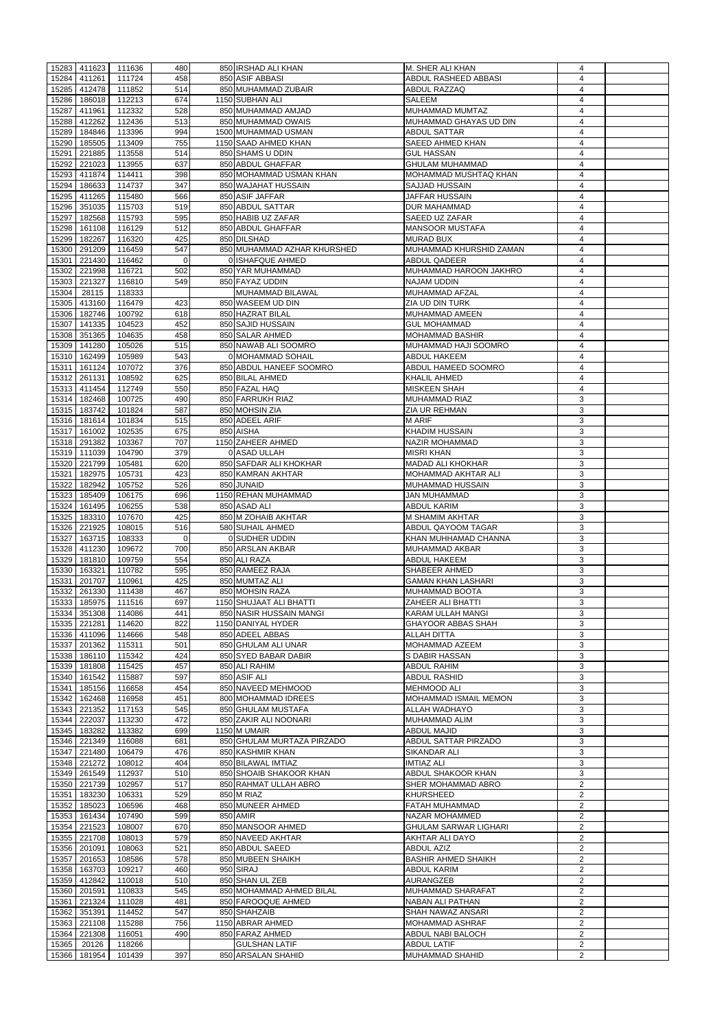| | | | | | | | | |
|---|---|---|---|---|---|---|---|---|
| 15283 | 411623 | 111636 | 480 | 850 | IRSHAD ALI KHAN | M. SHER ALI KHAN | 4 | |
| 15284 | 411261 | 111724 | 458 | 850 | ASIF ABBASI | ABDUL RASHEED ABBASI | 4 | |
| 15285 | 412478 | 111852 | 514 | 850 | MUHAMMAD ZUBAIR | ABDUL RAZZAQ | 4 | |
| 15286 | 186018 | 112213 | 674 | 1150 | SUBHAN ALI | SALEEM | 4 | |
| 15287 | 411961 | 112332 | 528 | 850 | MUHAMMAD AMJAD | MUHAMMAD MUMTAZ | 4 | |
| 15288 | 412262 | 112436 | 513 | 850 | MUHAMMAD OWAIS | MUHAMMAD GHAYAS UD DIN | 4 | |
| 15289 | 184846 | 113396 | 994 | 1500 | MUHAMMAD USMAN | ABDUL SATTAR | 4 | |
| 15290 | 185505 | 113409 | 755 | 1150 | SAAD AHMED KHAN | SAEED AHMED KHAN | 4 | |
| 15291 | 221885 | 113558 | 514 | 850 | SHAMS U DDIN | GUL HASSAN | 4 | |
| 15292 | 221023 | 113955 | 637 | 850 | ABDUL GHAFFAR | GHULAM MUHAMMAD | 4 | |
| 15293 | 411874 | 114411 | 398 | 850 | MOHAMMAD USMAN KHAN | MOHAMMAD MUSHTAQ KHAN | 4 | |
| 15294 | 186633 | 114737 | 347 | 850 | WAJAHAT HUSSAIN | SAJJAD HUSSAIN | 4 | |
| 15295 | 411265 | 115480 | 566 | 850 | ASIF JAFFAR | JAFFAR HUSSAIN | 4 | |
| 15296 | 351035 | 115703 | 519 | 850 | ABDUL SATTAR | DUR MAHAMMAD | 4 | |
| 15297 | 182568 | 115793 | 595 | 850 | HABIB UZ ZAFAR | SAEED UZ ZAFAR | 4 | |
| 15298 | 161108 | 116129 | 512 | 850 | ABDUL GHAFFAR | MANSOOR MUSTAFA | 4 | |
| 15299 | 182267 | 116320 | 425 | 850 | DILSHAD | MURAD BUX | 4 | |
| 15300 | 291209 | 116459 | 547 | 850 | MUHAMMAD AZHAR KHURSHED | MUHAMMAD KHURSHID ZAMAN | 4 | |
| 15301 | 221430 | 116462 | 0 | 0 | ISHAFQUE AHMED | ABDUL QADEER | 4 | |
| 15302 | 221998 | 116721 | 502 | 850 | YAR MUHAMMAD | MUHAMMAD HAROON JAKHRO | 4 | |
| 15303 | 221327 | 116810 | 549 | 850 | FAYAZ UDDIN | NAJAM UDDIN | 4 | |
| 15304 | 28115 | 118333 | | | MUHAMMAD BILAWAL | MUHAMMAD AFZAL | 4 | |
| 15305 | 413160 | 116479 | 423 | 850 | WASEEM UD DIN | ZIA UD DIN TURK | 4 | |
| 15306 | 182746 | 100792 | 618 | 850 | HAZRAT BILAL | MUHAMMAD AMEEN | 4 | |
| 15307 | 141335 | 104523 | 452 | 850 | SAJID HUSSAIN | GUL MOHAMMAD | 4 | |
| 15308 | 351365 | 104635 | 458 | 850 | SALAR AHMED | MOHAMMAD BASHIR | 4 | |
| 15309 | 141280 | 105026 | 515 | 850 | NAWAB ALI SOOMRO | MUHAMMAD HAJI SOOMRO | 4 | |
| 15310 | 162499 | 105989 | 543 | 0 | MOHAMMAD SOHAIL | ABDUL HAKEEM | 4 | |
| 15311 | 161124 | 107072 | 376 | 850 | ABDUL HANEEF SOOMRO | ABDUL HAMEED SOOMRO | 4 | |
| 15312 | 261131 | 108592 | 625 | 850 | BILAL AHMED | KHALIL AHMED | 4 | |
| 15313 | 411454 | 112749 | 550 | 850 | FAZAL HAQ | MISKEEN SHAH | 4 | |
| 15314 | 182468 | 100725 | 490 | 850 | FARRUKH RIAZ | MUHAMMAD RIAZ | 3 | |
| 15315 | 183742 | 101824 | 587 | 850 | MOHSIN ZIA | ZIA UR REHMAN | 3 | |
| 15316 | 181614 | 101834 | 515 | 850 | ADEEL ARIF | M ARIF | 3 | |
| 15317 | 161002 | 102535 | 675 | 850 | AISHA | KHADIM HUSSAIN | 3 | |
| 15318 | 291382 | 103367 | 707 | 1150 | ZAHEER AHMED | NAZIR MOHAMMAD | 3 | |
| 15319 | 111039 | 104790 | 379 | 0 | ASAD ULLAH | MISRI KHAN | 3 | |
| 15320 | 221799 | 105481 | 620 | 850 | SAFDAR ALI KHOKHAR | MADAD ALI KHOKHAR | 3 | |
| 15321 | 182975 | 105731 | 423 | 850 | KAMRAN AKHTAR | MOHAMMAD AKHTAR ALI | 3 | |
| 15322 | 182942 | 105752 | 526 | 850 | JUNAID | MUHAMMAD HUSSAIN | 3 | |
| 15323 | 185409 | 106175 | 696 | 1150 | REHAN MUHAMMAD | JAN MUHAMMAD | 3 | |
| 15324 | 161495 | 106255 | 538 | 850 | ASAD ALI | ABDUL KARIM | 3 | |
| 15325 | 183310 | 107670 | 425 | 850 | M ZOHAIB AKHTAR | M SHAMIM AKHTAR | 3 | |
| 15326 | 221925 | 108015 | 516 | 580 | SUHAIL AHMED | ABDUL QAYOOM TAGAR | 3 | |
| 15327 | 163715 | 108333 | 0 | 0 | SUDHER UDDIN | KHAN MUHHAMAD CHANNA | 3 | |
| 15328 | 411230 | 109672 | 700 | 850 | ARSLAN AKBAR | MUHAMMAD AKBAR | 3 | |
| 15329 | 181810 | 109759 | 554 | 850 | ALI RAZA | ABDUL HAKEEM | 3 | |
| 15330 | 163321 | 110782 | 595 | 850 | RAMEEZ RAJA | SHABEER AHMED | 3 | |
| 15331 | 201707 | 110961 | 425 | 850 | MUMTAZ ALI | GAMAN KHAN LASHARI | 3 | |
| 15332 | 261330 | 111438 | 467 | 850 | MOHSIN RAZA | MUHAMMAD BOOTA | 3 | |
| 15333 | 185975 | 111516 | 697 | 1150 | SHUJAAT ALI BHATTI | ZAHEER ALI BHATTI | 3 | |
| 15334 | 351308 | 114086 | 441 | 850 | NASIR HUSSAIN MANGI | KARAM ULLAH MANGI | 3 | |
| 15335 | 221281 | 114620 | 822 | 1150 | DANIYAL HYDER | GHAYOOR ABBAS SHAH | 3 | |
| 15336 | 411096 | 114666 | 548 | 850 | ADEEL ABBAS | ALLAH DITTA | 3 | |
| 15337 | 201362 | 115311 | 501 | 850 | GHULAM ALI UNAR | MOHAMMAD AZEEM | 3 | |
| 15338 | 186110 | 115342 | 424 | 850 | SYED BABAR DABIR | S DABIR HASSAN | 3 | |
| 15339 | 181808 | 115425 | 457 | 850 | ALI RAHIM | ABDUL RAHIM | 3 | |
| 15340 | 161542 | 115887 | 597 | 850 | ASIF ALI | ABDUL RASHID | 3 | |
| 15341 | 185156 | 116658 | 454 | 850 | NAVEED MEHMOOD | MEHMOOD ALI | 3 | |
| 15342 | 162468 | 116958 | 451 | 800 | MOHAMMAD IDREES | MOHAMMAD ISMAIL MEMON | 3 | |
| 15343 | 221352 | 117153 | 545 | 850 | GHULAM MUSTAFA | ALLAH WADHAYO | 3 | |
| 15344 | 222037 | 113230 | 472 | 850 | ZAKIR ALI NOONARI | MUHAMMAD ALIM | 3 | |
| 15345 | 183282 | 113382 | 699 | 1150 | M UMAIR | ABDUL MAJID | 3 | |
| 15346 | 221349 | 116088 | 681 | 850 | GHULAM MURTAZA PIRZADO | ABDUL SATTAR PIRZADO | 3 | |
| 15347 | 221480 | 106479 | 476 | 850 | KASHMIR KHAN | SIKANDAR ALI | 3 | |
| 15348 | 221272 | 108012 | 404 | 850 | BILAWAL IMTIAZ | IMTIAZ ALI | 3 | |
| 15349 | 261549 | 112937 | 510 | 850 | SHOAIB SHAKOOR KHAN | ABDUL SHAKOOR KHAN | 3 | |
| 15350 | 221739 | 102957 | 517 | 850 | RAHMAT ULLAH ABRO | SHER MOHAMMAD ABRO | 2 | |
| 15351 | 183230 | 106331 | 529 | 850 | M RIAZ | KHURSHEED | 2 | |
| 15352 | 185023 | 106596 | 468 | 850 | MUNEER AHMED | FATAH MUHAMMAD | 2 | |
| 15353 | 161434 | 107490 | 599 | 850 | AMIR | NAZAR MOHAMMED | 2 | |
| 15354 | 221523 | 108007 | 670 | 850 | MANSOOR AHMED | GHULAM SARWAR LIGHARI | 2 | |
| 15355 | 221708 | 108013 | 579 | 850 | NAVEED AKHTAR | AKHTAR ALI DAYO | 2 | |
| 15356 | 201091 | 108063 | 521 | 850 | ABDUL SAEED | ABDUL AZIZ | 2 | |
| 15357 | 201653 | 108586 | 578 | 850 | MUBEEN SHAIKH | BASHIR AHMED SHAIKH | 2 | |
| 15358 | 163703 | 109217 | 460 | 950 | SIRAJ | ABDUL KARIM | 2 | |
| 15359 | 412842 | 110018 | 510 | 850 | SHAN UL ZEB | AURANGZEB | 2 | |
| 15360 | 201591 | 110833 | 545 | 850 | MOHAMMAD AHMED BILAL | MUHAMMAD SHARAFAT | 2 | |
| 15361 | 221324 | 111028 | 481 | 850 | FAROOQUE AHMED | NABAN ALI PATHAN | 2 | |
| 15362 | 351391 | 114452 | 547 | 850 | SHAHZAIB | SHAH NAWAZ ANSARI | 2 | |
| 15363 | 221108 | 115288 | 756 | 1150 | ABRAR AHMED | MOHAMMAD ASHRAF | 2 | |
| 15364 | 221308 | 116051 | 490 | 850 | FARAZ AHMED | ABDUL NABI BALOCH | 2 | |
| 15365 | 20126 | 118266 | | | GULSHAN LATIF | ABDUL LATIF | 2 | |
| 15366 | 181954 | 101439 | 397 | 850 | ARSALAN SHAHID | MUHAMMAD SHAHID | 2 | |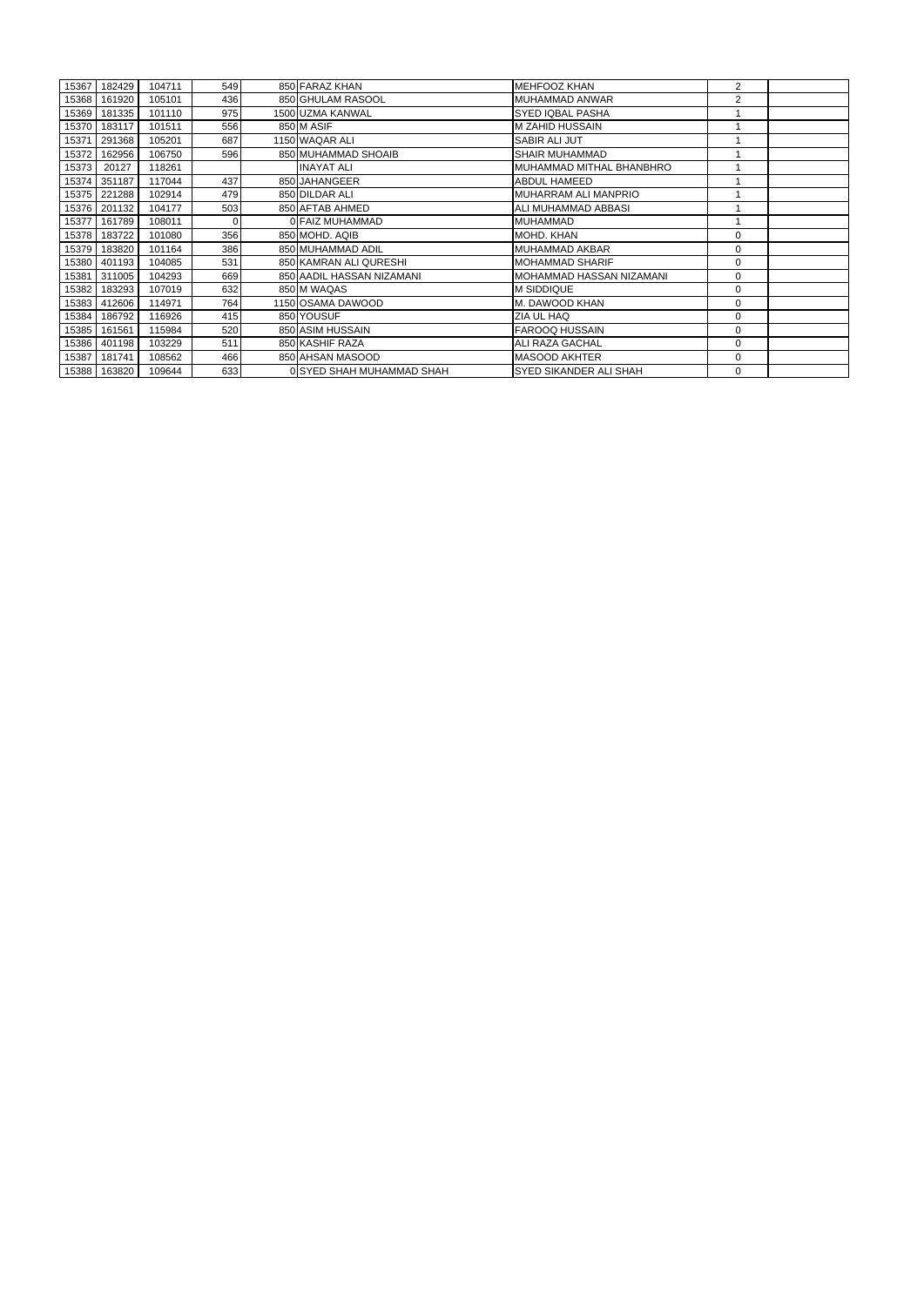| | | | | | | | | |
|---|---|---|---|---|---|---|---|---|
| 15367 | 182429 | 104711 | 549 | 850 | FARAZ KHAN | MEHFOOZ KHAN | 2 | |
| 15368 | 161920 | 105101 | 436 | 850 | GHULAM RASOOL | MUHAMMAD ANWAR | 2 | |
| 15369 | 181335 | 101110 | 975 | 1500 | UZMA KANWAL | SYED IQBAL PASHA | 1 | |
| 15370 | 183117 | 101511 | 556 | 850 | M ASIF | M ZAHID HUSSAIN | 1 | |
| 15371 | 291368 | 105201 | 687 | 1150 | WAQAR ALI | SABIR ALI JUT | 1 | |
| 15372 | 162956 | 106750 | 596 | 850 | MUHAMMAD SHOAIB | SHAIR MUHAMMAD | 1 | |
| 15373 | 20127 | 118261 | | | INAYAT ALI | MUHAMMAD MITHAL BHANBHRO | 1 | |
| 15374 | 351187 | 117044 | 437 | 850 | JAHANGEER | ABDUL HAMEED | 1 | |
| 15375 | 221288 | 102914 | 479 | 850 | DILDAR ALI | MUHARRAM ALI MANPRIO | 1 | |
| 15376 | 201132 | 104177 | 503 | 850 | AFTAB AHMED | ALI MUHAMMAD ABBASI | 1 | |
| 15377 | 161789 | 108011 | 0 | 0 | FAIZ MUHAMMAD | MUHAMMAD | 1 | |
| 15378 | 183722 | 101080 | 356 | 850 | MOHD. AQIB | MOHD. KHAN | 0 | |
| 15379 | 183820 | 101164 | 386 | 850 | MUHAMMAD ADIL | MUHAMMAD AKBAR | 0 | |
| 15380 | 401193 | 104085 | 531 | 850 | KAMRAN ALI QURESHI | MOHAMMAD SHARIF | 0 | |
| 15381 | 311005 | 104293 | 669 | 850 | AADIL HASSAN NIZAMANI | MOHAMMAD HASSAN NIZAMANI | 0 | |
| 15382 | 183293 | 107019 | 632 | 850 | M WAQAS | M SIDDIQUE | 0 | |
| 15383 | 412606 | 114971 | 764 | 1150 | OSAMA DAWOOD | M. DAWOOD KHAN | 0 | |
| 15384 | 186792 | 116926 | 415 | 850 | YOUSUF | ZIA UL HAQ | 0 | |
| 15385 | 161561 | 115984 | 520 | 850 | ASIM HUSSAIN | FAROOQ HUSSAIN | 0 | |
| 15386 | 401198 | 103229 | 511 | 850 | KASHIF RAZA | ALI RAZA GACHAL | 0 | |
| 15387 | 181741 | 108562 | 466 | 850 | AHSAN MASOOD | MASOOD AKHTER | 0 | |
| 15388 | 163820 | 109644 | 633 | 0 | SYED SHAH MUHAMMAD SHAH | SYED SIKANDER ALI SHAH | 0 | |